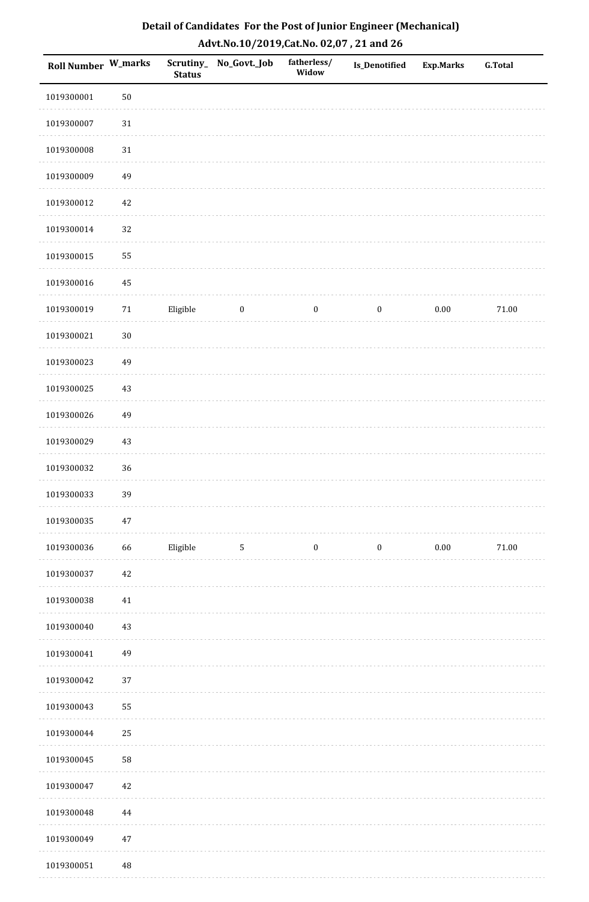## Detail of Candidates For the Post of Junior Engineer (Mechanical)

### Advt.No.10/2019,Cat.No. 02,07 , 21 and 26

| Roll Number | W_marks | Scrutiny_Status | No_Govt._Job | fatherless/Widow | Is_Denotified | Exp.Marks | G.Total |
|---|---|---|---|---|---|---|---|
| 1019300001 | 50 | | | | | | |
| 1019300007 | 31 | | | | | | |
| 1019300008 | 31 | | | | | | |
| 1019300009 | 49 | | | | | | |
| 1019300012 | 42 | | | | | | |
| 1019300014 | 32 | | | | | | |
| 1019300015 | 55 | | | | | | |
| 1019300016 | 45 | | | | | | |
| 1019300019 | 71 | Eligible | 0 | 0 | 0 | 0.00 | 71.00 |
| 1019300021 | 30 | | | | | | |
| 1019300023 | 49 | | | | | | |
| 1019300025 | 43 | | | | | | |
| 1019300026 | 49 | | | | | | |
| 1019300029 | 43 | | | | | | |
| 1019300032 | 36 | | | | | | |
| 1019300033 | 39 | | | | | | |
| 1019300035 | 47 | | | | | | |
| 1019300036 | 66 | Eligible | 5 | 0 | 0 | 0.00 | 71.00 |
| 1019300037 | 42 | | | | | | |
| 1019300038 | 41 | | | | | | |
| 1019300040 | 43 | | | | | | |
| 1019300041 | 49 | | | | | | |
| 1019300042 | 37 | | | | | | |
| 1019300043 | 55 | | | | | | |
| 1019300044 | 25 | | | | | | |
| 1019300045 | 58 | | | | | | |
| 1019300047 | 42 | | | | | | |
| 1019300048 | 44 | | | | | | |
| 1019300049 | 47 | | | | | | |
| 1019300051 | 48 | | | | | | |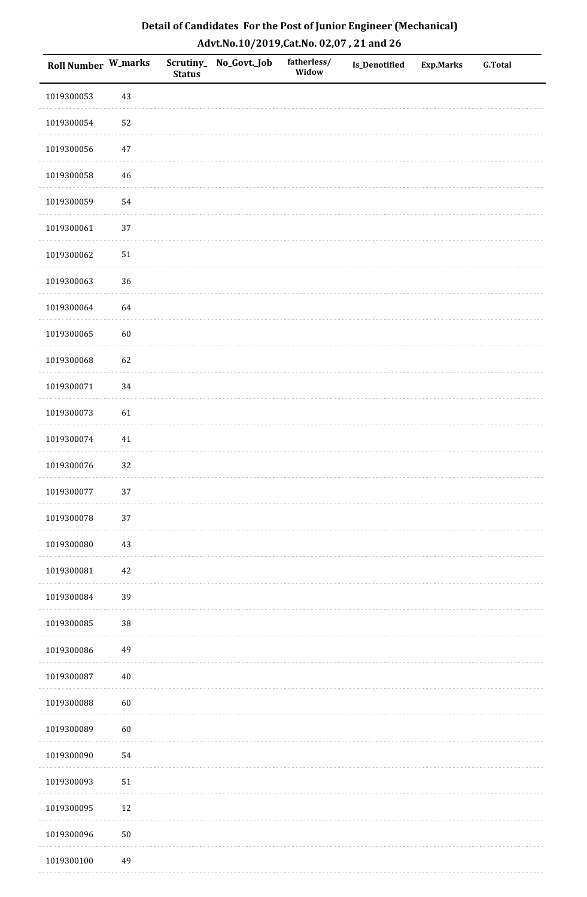## Detail of Candidates For the Post of Junior Engineer (Mechanical)
## Advt.No.10/2019,Cat.No. 02,07 , 21 and 26

| Roll Number | W_marks | Scrutiny_Status | No_Govt._Job | fatherless/Widow | Is_Denotified | Exp.Marks | G.Total |
|---|---|---|---|---|---|---|---|
| 1019300053 | 43 | | | | | | |
| 1019300054 | 52 | | | | | | |
| 1019300056 | 47 | | | | | | |
| 1019300058 | 46 | | | | | | |
| 1019300059 | 54 | | | | | | |
| 1019300061 | 37 | | | | | | |
| 1019300062 | 51 | | | | | | |
| 1019300063 | 36 | | | | | | |
| 1019300064 | 64 | | | | | | |
| 1019300065 | 60 | | | | | | |
| 1019300068 | 62 | | | | | | |
| 1019300071 | 34 | | | | | | |
| 1019300073 | 61 | | | | | | |
| 1019300074 | 41 | | | | | | |
| 1019300076 | 32 | | | | | | |
| 1019300077 | 37 | | | | | | |
| 1019300078 | 37 | | | | | | |
| 1019300080 | 43 | | | | | | |
| 1019300081 | 42 | | | | | | |
| 1019300084 | 39 | | | | | | |
| 1019300085 | 38 | | | | | | |
| 1019300086 | 49 | | | | | | |
| 1019300087 | 40 | | | | | | |
| 1019300088 | 60 | | | | | | |
| 1019300089 | 60 | | | | | | |
| 1019300090 | 54 | | | | | | |
| 1019300093 | 51 | | | | | | |
| 1019300095 | 12 | | | | | | |
| 1019300096 | 50 | | | | | | |
| 1019300100 | 49 | | | | | | |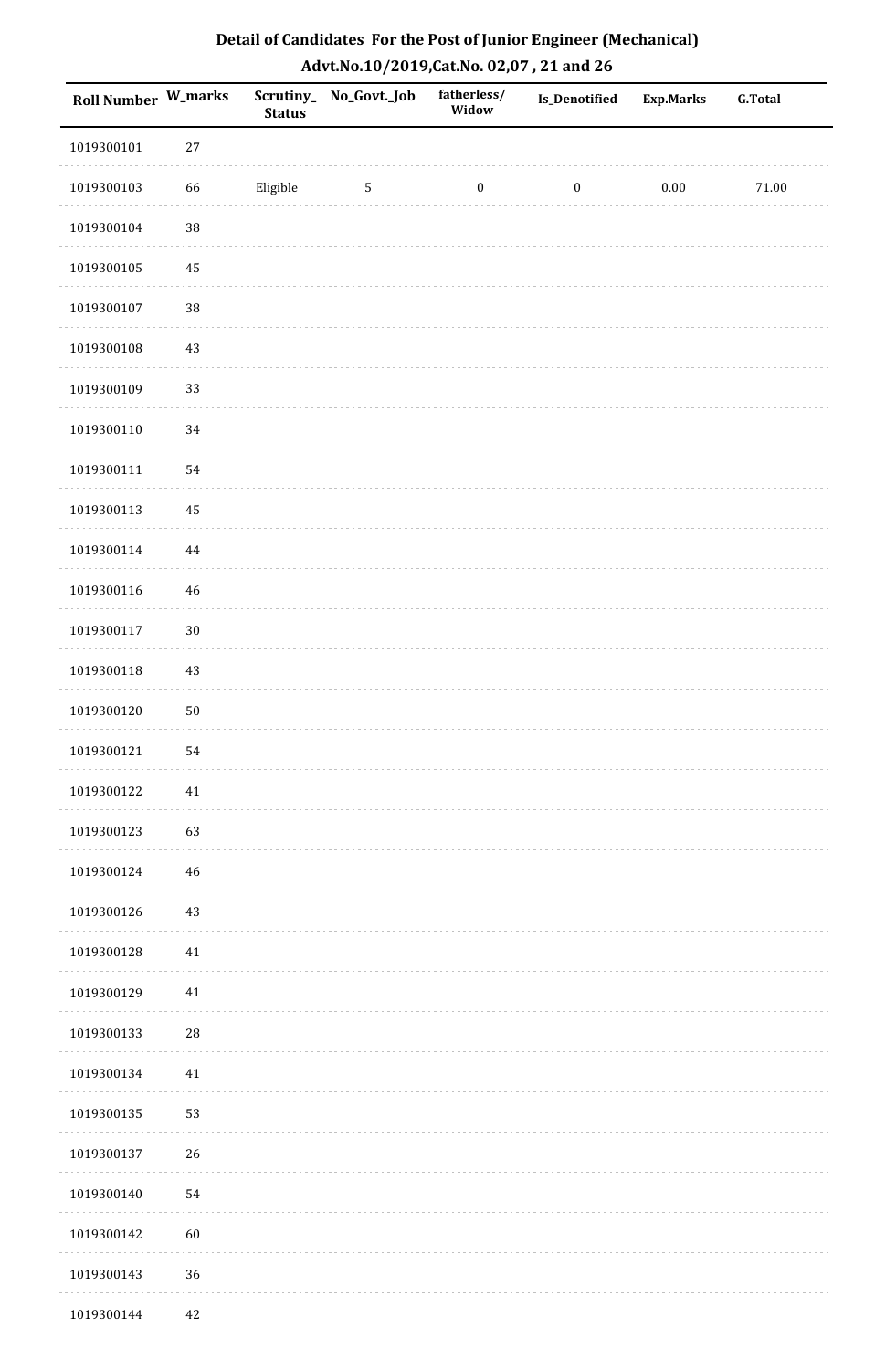# Detail of Candidates For the Post of Junior Engineer (Mechanical)

## Advt.No.10/2019,Cat.No. 02,07 , 21 and 26

| Roll Number | W_marks | Scrutiny_Status | No_Govt._Job | fatherless/Widow | Is_Denotified | Exp.Marks | G.Total |
|---|---|---|---|---|---|---|---|
| 1019300101 | 27 | | | | | | |
| 1019300103 | 66 | Eligible | 5 | 0 | 0 | 0.00 | 71.00 |
| 1019300104 | 38 | | | | | | |
| 1019300105 | 45 | | | | | | |
| 1019300107 | 38 | | | | | | |
| 1019300108 | 43 | | | | | | |
| 1019300109 | 33 | | | | | | |
| 1019300110 | 34 | | | | | | |
| 1019300111 | 54 | | | | | | |
| 1019300113 | 45 | | | | | | |
| 1019300114 | 44 | | | | | | |
| 1019300116 | 46 | | | | | | |
| 1019300117 | 30 | | | | | | |
| 1019300118 | 43 | | | | | | |
| 1019300120 | 50 | | | | | | |
| 1019300121 | 54 | | | | | | |
| 1019300122 | 41 | | | | | | |
| 1019300123 | 63 | | | | | | |
| 1019300124 | 46 | | | | | | |
| 1019300126 | 43 | | | | | | |
| 1019300128 | 41 | | | | | | |
| 1019300129 | 41 | | | | | | |
| 1019300133 | 28 | | | | | | |
| 1019300134 | 41 | | | | | | |
| 1019300135 | 53 | | | | | | |
| 1019300137 | 26 | | | | | | |
| 1019300140 | 54 | | | | | | |
| 1019300142 | 60 | | | | | | |
| 1019300143 | 36 | | | | | | |
| 1019300144 | 42 | | | | | | |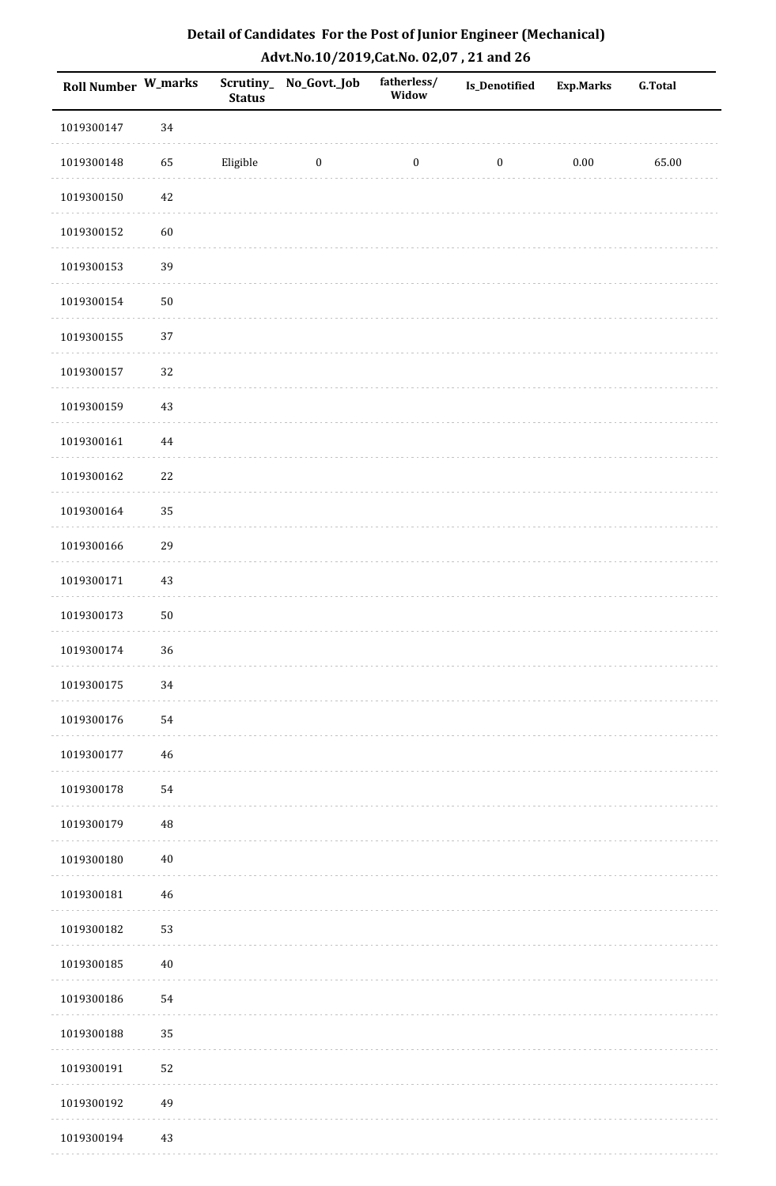# Detail of Candidates For the Post of Junior Engineer (Mechanical)

## Advt.No.10/2019,Cat.No. 02,07 , 21 and 26

| Roll Number | W_marks | Scrutiny_Status | No_Govt._Job | fatherless/Widow | Is_Denotified | Exp.Marks | G.Total |
|---|---|---|---|---|---|---|---|
| 1019300147 | 34 | | | | | | |
| 1019300148 | 65 | Eligible | 0 | 0 | 0 | 0.00 | 65.00 |
| 1019300150 | 42 | | | | | | |
| 1019300152 | 60 | | | | | | |
| 1019300153 | 39 | | | | | | |
| 1019300154 | 50 | | | | | | |
| 1019300155 | 37 | | | | | | |
| 1019300157 | 32 | | | | | | |
| 1019300159 | 43 | | | | | | |
| 1019300161 | 44 | | | | | | |
| 1019300162 | 22 | | | | | | |
| 1019300164 | 35 | | | | | | |
| 1019300166 | 29 | | | | | | |
| 1019300171 | 43 | | | | | | |
| 1019300173 | 50 | | | | | | |
| 1019300174 | 36 | | | | | | |
| 1019300175 | 34 | | | | | | |
| 1019300176 | 54 | | | | | | |
| 1019300177 | 46 | | | | | | |
| 1019300178 | 54 | | | | | | |
| 1019300179 | 48 | | | | | | |
| 1019300180 | 40 | | | | | | |
| 1019300181 | 46 | | | | | | |
| 1019300182 | 53 | | | | | | |
| 1019300185 | 40 | | | | | | |
| 1019300186 | 54 | | | | | | |
| 1019300188 | 35 | | | | | | |
| 1019300191 | 52 | | | | | | |
| 1019300192 | 49 | | | | | | |
| 1019300194 | 43 | | | | | | |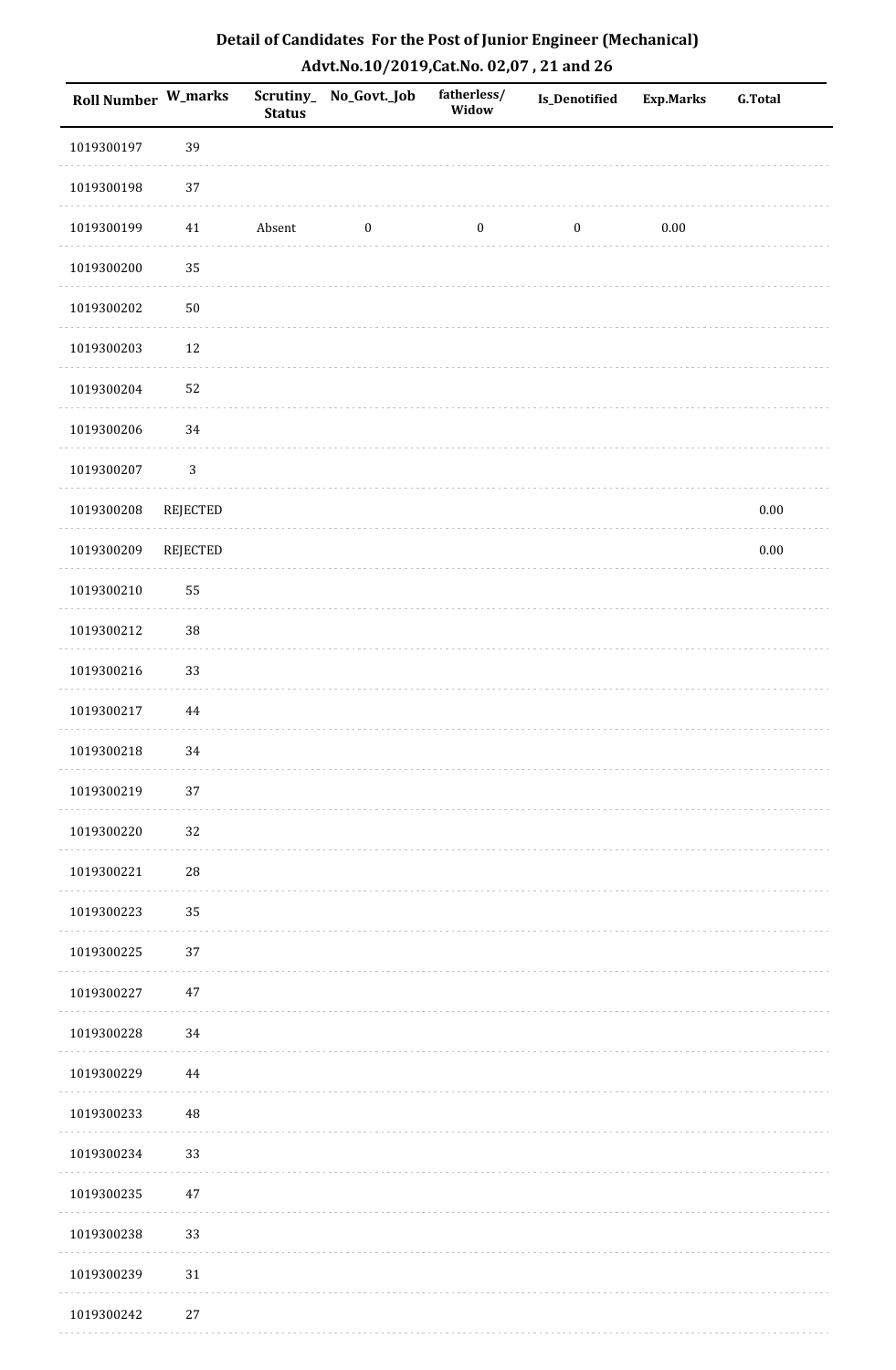# Detail of Candidates For the Post of Junior Engineer (Mechanical)

## Advt.No.10/2019,Cat.No. 02,07 , 21 and 26

| Roll Number | W_marks | Scrutiny_ Status | No_Govt._Job | fatherless/ Widow | Is_Denotified | Exp.Marks | G.Total |
|---|---|---|---|---|---|---|---|
| 1019300197 | 39 | | | | | | |
| 1019300198 | 37 | | | | | | |
| 1019300199 | 41 | Absent | 0 | 0 | 0 | 0.00 | |
| 1019300200 | 35 | | | | | | |
| 1019300202 | 50 | | | | | | |
| 1019300203 | 12 | | | | | | |
| 1019300204 | 52 | | | | | | |
| 1019300206 | 34 | | | | | | |
| 1019300207 | 3 | | | | | | |
| 1019300208 | REJECTED | | | | | | 0.00 |
| 1019300209 | REJECTED | | | | | | 0.00 |
| 1019300210 | 55 | | | | | | |
| 1019300212 | 38 | | | | | | |
| 1019300216 | 33 | | | | | | |
| 1019300217 | 44 | | | | | | |
| 1019300218 | 34 | | | | | | |
| 1019300219 | 37 | | | | | | |
| 1019300220 | 32 | | | | | | |
| 1019300221 | 28 | | | | | | |
| 1019300223 | 35 | | | | | | |
| 1019300225 | 37 | | | | | | |
| 1019300227 | 47 | | | | | | |
| 1019300228 | 34 | | | | | | |
| 1019300229 | 44 | | | | | | |
| 1019300233 | 48 | | | | | | |
| 1019300234 | 33 | | | | | | |
| 1019300235 | 47 | | | | | | |
| 1019300238 | 33 | | | | | | |
| 1019300239 | 31 | | | | | | |
| 1019300242 | 27 | | | | | | |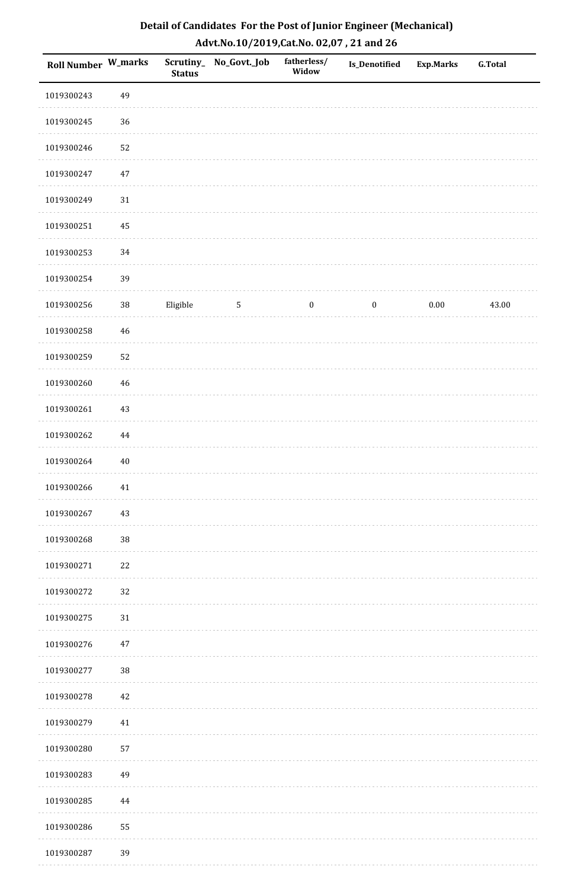## Detail of Candidates For the Post of Junior Engineer (Mechanical)

### Advt.No.10/2019,Cat.No. 02,07 , 21 and 26

| Roll Number | W_marks | Scrutiny_ Status | No_Govt._Job | fatherless/ Widow | Is_Denotified | Exp.Marks | G.Total |
|---|---|---|---|---|---|---|---|
| 1019300243 | 49 | | | | | | |
| 1019300245 | 36 | | | | | | |
| 1019300246 | 52 | | | | | | |
| 1019300247 | 47 | | | | | | |
| 1019300249 | 31 | | | | | | |
| 1019300251 | 45 | | | | | | |
| 1019300253 | 34 | | | | | | |
| 1019300254 | 39 | | | | | | |
| 1019300256 | 38 | Eligible | 5 | 0 | 0 | 0.00 | 43.00 |
| 1019300258 | 46 | | | | | | |
| 1019300259 | 52 | | | | | | |
| 1019300260 | 46 | | | | | | |
| 1019300261 | 43 | | | | | | |
| 1019300262 | 44 | | | | | | |
| 1019300264 | 40 | | | | | | |
| 1019300266 | 41 | | | | | | |
| 1019300267 | 43 | | | | | | |
| 1019300268 | 38 | | | | | | |
| 1019300271 | 22 | | | | | | |
| 1019300272 | 32 | | | | | | |
| 1019300275 | 31 | | | | | | |
| 1019300276 | 47 | | | | | | |
| 1019300277 | 38 | | | | | | |
| 1019300278 | 42 | | | | | | |
| 1019300279 | 41 | | | | | | |
| 1019300280 | 57 | | | | | | |
| 1019300283 | 49 | | | | | | |
| 1019300285 | 44 | | | | | | |
| 1019300286 | 55 | | | | | | |
| 1019300287 | 39 | | | | | | |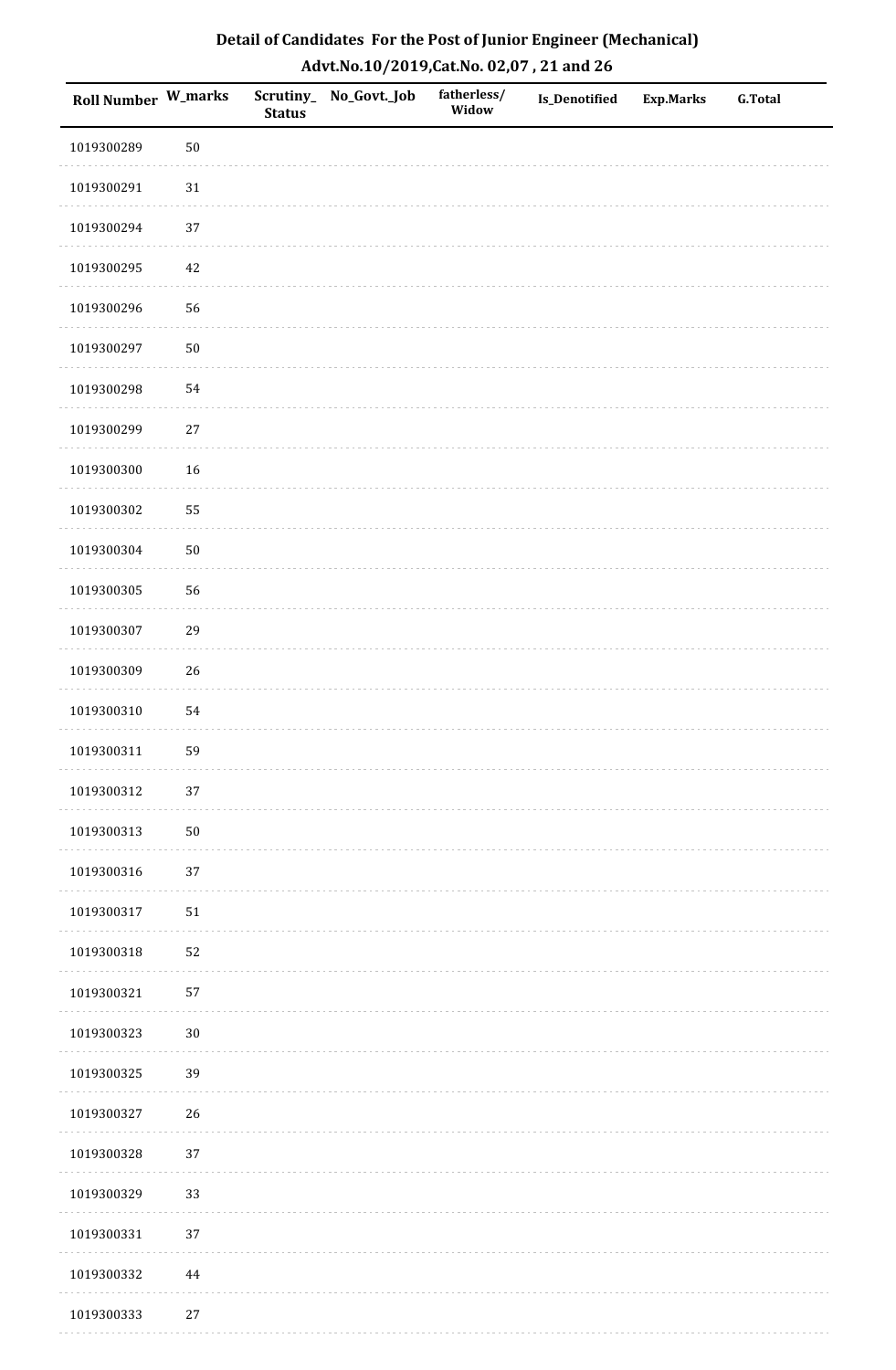# Detail of Candidates For the Post of Junior Engineer (Mechanical)

## Advt.No.10/2019,Cat.No. 02,07 , 21 and 26

| Roll Number | W_marks | Scrutiny_Status | No_Govt._Job | fatherless/Widow | Is_Denotified | Exp.Marks | G.Total |
|---|---|---|---|---|---|---|---|
| 1019300289 | 50 | | | | | | |
| 1019300291 | 31 | | | | | | |
| 1019300294 | 37 | | | | | | |
| 1019300295 | 42 | | | | | | |
| 1019300296 | 56 | | | | | | |
| 1019300297 | 50 | | | | | | |
| 1019300298 | 54 | | | | | | |
| 1019300299 | 27 | | | | | | |
| 1019300300 | 16 | | | | | | |
| 1019300302 | 55 | | | | | | |
| 1019300304 | 50 | | | | | | |
| 1019300305 | 56 | | | | | | |
| 1019300307 | 29 | | | | | | |
| 1019300309 | 26 | | | | | | |
| 1019300310 | 54 | | | | | | |
| 1019300311 | 59 | | | | | | |
| 1019300312 | 37 | | | | | | |
| 1019300313 | 50 | | | | | | |
| 1019300316 | 37 | | | | | | |
| 1019300317 | 51 | | | | | | |
| 1019300318 | 52 | | | | | | |
| 1019300321 | 57 | | | | | | |
| 1019300323 | 30 | | | | | | |
| 1019300325 | 39 | | | | | | |
| 1019300327 | 26 | | | | | | |
| 1019300328 | 37 | | | | | | |
| 1019300329 | 33 | | | | | | |
| 1019300331 | 37 | | | | | | |
| 1019300332 | 44 | | | | | | |
| 1019300333 | 27 | | | | | | |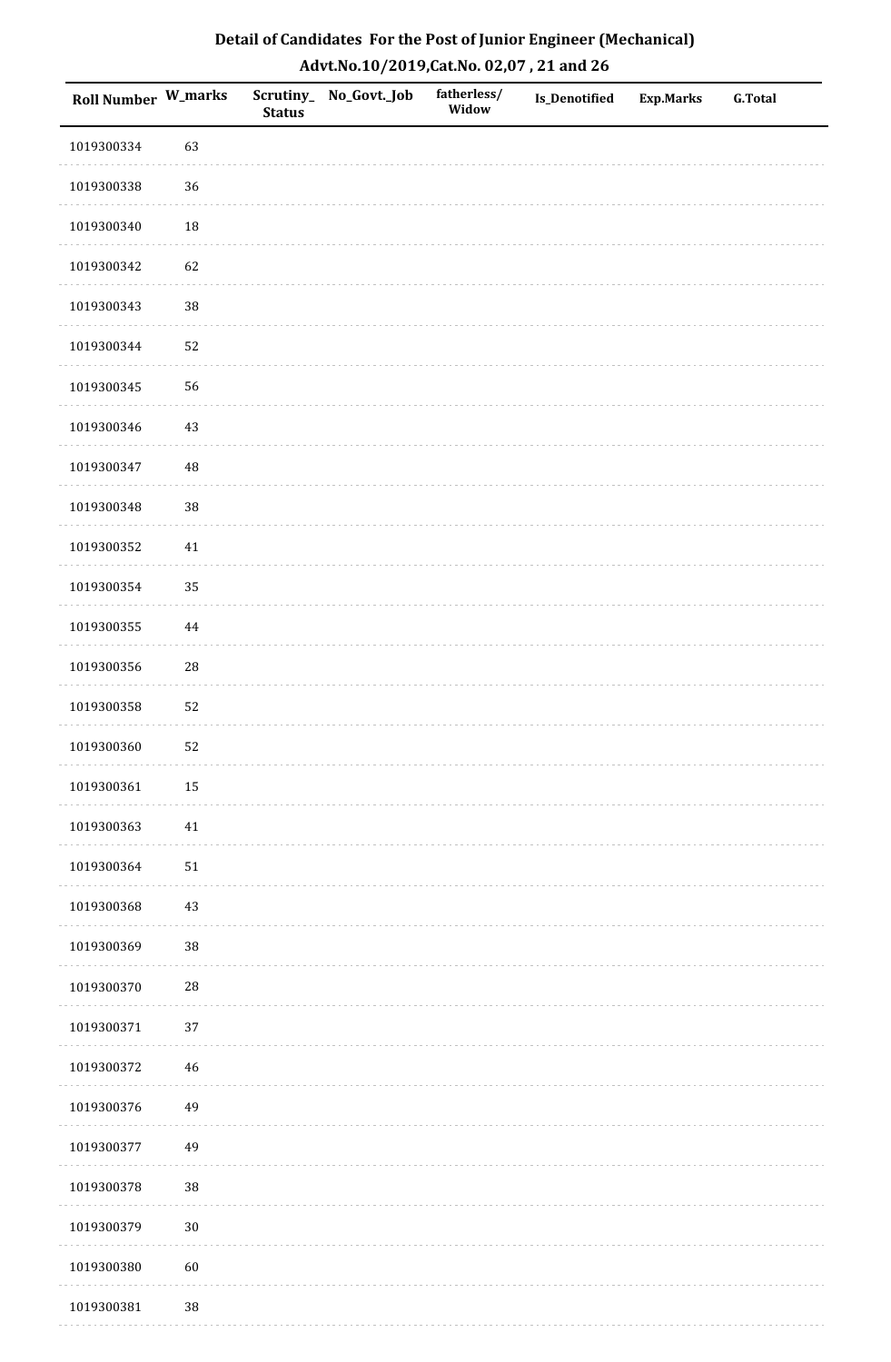## Detail of Candidates For the Post of Junior Engineer (Mechanical)

### Advt.No.10/2019,Cat.No. 02,07 , 21 and 26

| Roll Number | W_marks | Scrutiny_Status | No_Govt._Job | fatherless/Widow | Is_Denotified | Exp.Marks | G.Total |
|---|---|---|---|---|---|---|---|
| 1019300334 | 63 | | | | | | |
| 1019300338 | 36 | | | | | | |
| 1019300340 | 18 | | | | | | |
| 1019300342 | 62 | | | | | | |
| 1019300343 | 38 | | | | | | |
| 1019300344 | 52 | | | | | | |
| 1019300345 | 56 | | | | | | |
| 1019300346 | 43 | | | | | | |
| 1019300347 | 48 | | | | | | |
| 1019300348 | 38 | | | | | | |
| 1019300352 | 41 | | | | | | |
| 1019300354 | 35 | | | | | | |
| 1019300355 | 44 | | | | | | |
| 1019300356 | 28 | | | | | | |
| 1019300358 | 52 | | | | | | |
| 1019300360 | 52 | | | | | | |
| 1019300361 | 15 | | | | | | |
| 1019300363 | 41 | | | | | | |
| 1019300364 | 51 | | | | | | |
| 1019300368 | 43 | | | | | | |
| 1019300369 | 38 | | | | | | |
| 1019300370 | 28 | | | | | | |
| 1019300371 | 37 | | | | | | |
| 1019300372 | 46 | | | | | | |
| 1019300376 | 49 | | | | | | |
| 1019300377 | 49 | | | | | | |
| 1019300378 | 38 | | | | | | |
| 1019300379 | 30 | | | | | | |
| 1019300380 | 60 | | | | | | |
| 1019300381 | 38 | | | | | | |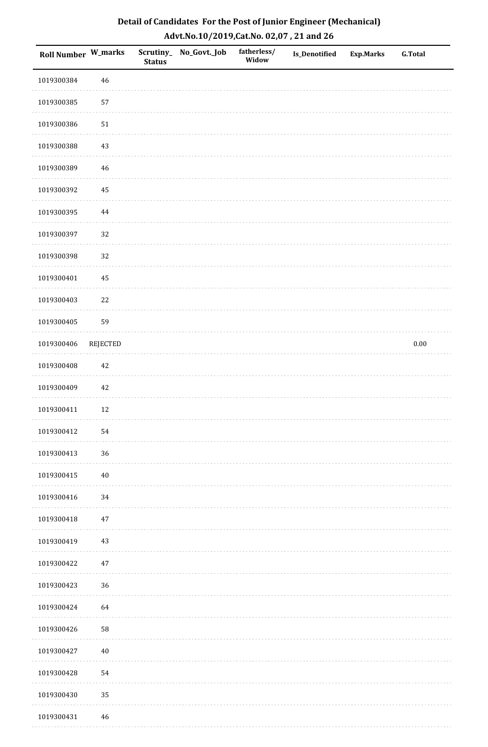# Detail of Candidates For the Post of Junior Engineer (Mechanical)

## Advt.No.10/2019,Cat.No. 02,07 , 21 and 26

| Roll Number | W_marks | Scrutiny_Status | No_Govt._Job | fatherless/Widow | Is_Denotified | Exp.Marks | G.Total |
|---|---|---|---|---|---|---|---|
| 1019300384 | 46 | | | | | | |
| 1019300385 | 57 | | | | | | |
| 1019300386 | 51 | | | | | | |
| 1019300388 | 43 | | | | | | |
| 1019300389 | 46 | | | | | | |
| 1019300392 | 45 | | | | | | |
| 1019300395 | 44 | | | | | | |
| 1019300397 | 32 | | | | | | |
| 1019300398 | 32 | | | | | | |
| 1019300401 | 45 | | | | | | |
| 1019300403 | 22 | | | | | | |
| 1019300405 | 59 | | | | | | |
| 1019300406 | REJECTED | | | | | | 0.00 |
| 1019300408 | 42 | | | | | | |
| 1019300409 | 42 | | | | | | |
| 1019300411 | 12 | | | | | | |
| 1019300412 | 54 | | | | | | |
| 1019300413 | 36 | | | | | | |
| 1019300415 | 40 | | | | | | |
| 1019300416 | 34 | | | | | | |
| 1019300418 | 47 | | | | | | |
| 1019300419 | 43 | | | | | | |
| 1019300422 | 47 | | | | | | |
| 1019300423 | 36 | | | | | | |
| 1019300424 | 64 | | | | | | |
| 1019300426 | 58 | | | | | | |
| 1019300427 | 40 | | | | | | |
| 1019300428 | 54 | | | | | | |
| 1019300430 | 35 | | | | | | |
| 1019300431 | 46 | | | | | | |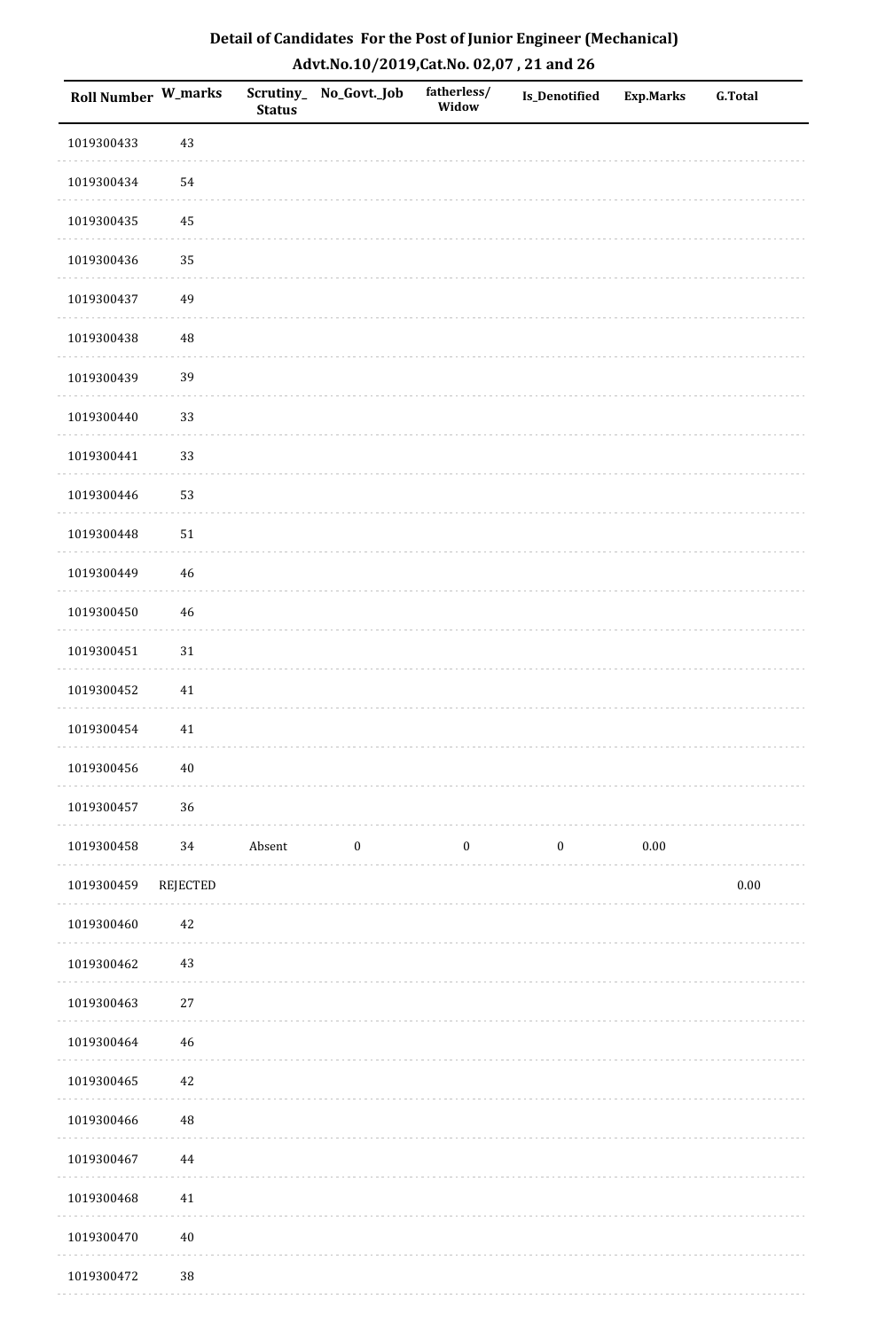## Detail of Candidates For the Post of Junior Engineer (Mechanical)

## Advt.No.10/2019,Cat.No. 02,07 , 21 and 26

| Roll Number | W_marks | Scrutiny_ Status | No_Govt._Job | fatherless/ Widow | Is_Denotified | Exp.Marks | G.Total |
|---|---|---|---|---|---|---|---|
| 1019300433 | 43 | | | | | | |
| 1019300434 | 54 | | | | | | |
| 1019300435 | 45 | | | | | | |
| 1019300436 | 35 | | | | | | |
| 1019300437 | 49 | | | | | | |
| 1019300438 | 48 | | | | | | |
| 1019300439 | 39 | | | | | | |
| 1019300440 | 33 | | | | | | |
| 1019300441 | 33 | | | | | | |
| 1019300446 | 53 | | | | | | |
| 1019300448 | 51 | | | | | | |
| 1019300449 | 46 | | | | | | |
| 1019300450 | 46 | | | | | | |
| 1019300451 | 31 | | | | | | |
| 1019300452 | 41 | | | | | | |
| 1019300454 | 41 | | | | | | |
| 1019300456 | 40 | | | | | | |
| 1019300457 | 36 | | | | | | |
| 1019300458 | 34 | Absent | 0 | 0 | 0 | 0.00 | |
| 1019300459 | REJECTED | | | | | | 0.00 |
| 1019300460 | 42 | | | | | | |
| 1019300462 | 43 | | | | | | |
| 1019300463 | 27 | | | | | | |
| 1019300464 | 46 | | | | | | |
| 1019300465 | 42 | | | | | | |
| 1019300466 | 48 | | | | | | |
| 1019300467 | 44 | | | | | | |
| 1019300468 | 41 | | | | | | |
| 1019300470 | 40 | | | | | | |
| 1019300472 | 38 | | | | | | |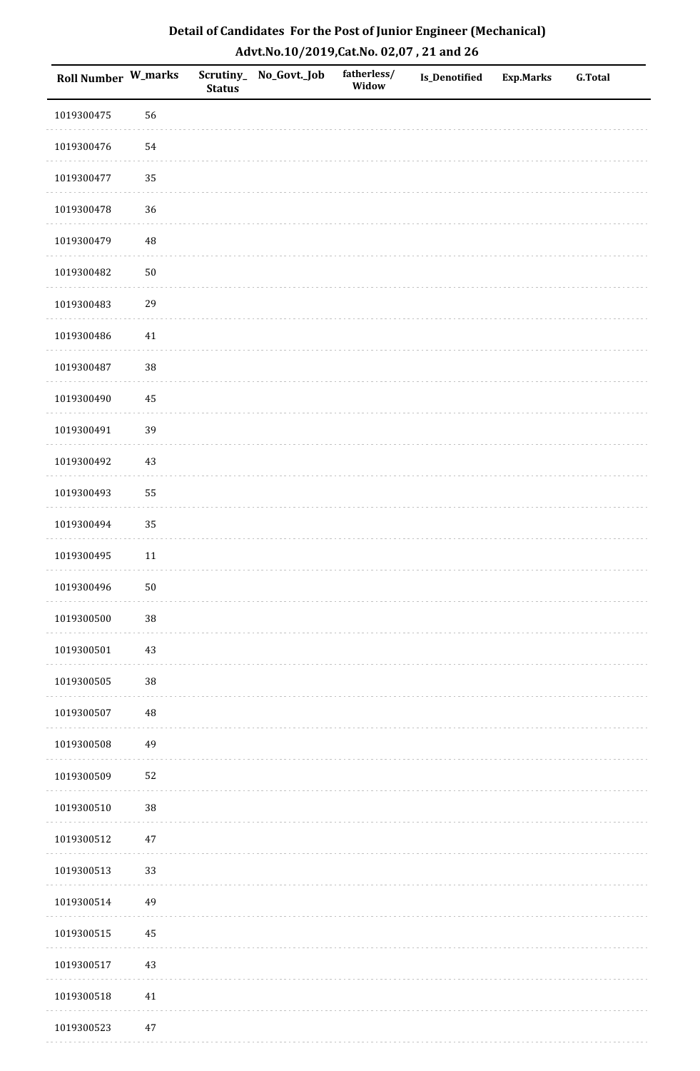## Detail of Candidates For the Post of Junior Engineer (Mechanical)

## Advt.No.10/2019,Cat.No. 02,07 , 21 and 26

| Roll Number | W_marks | Scrutiny_Status | No_Govt._Job | fatherless/Widow | Is_Denotified | Exp.Marks | G.Total |
|---|---|---|---|---|---|---|---|
| 1019300475 | 56 | | | | | | |
| 1019300476 | 54 | | | | | | |
| 1019300477 | 35 | | | | | | |
| 1019300478 | 36 | | | | | | |
| 1019300479 | 48 | | | | | | |
| 1019300482 | 50 | | | | | | |
| 1019300483 | 29 | | | | | | |
| 1019300486 | 41 | | | | | | |
| 1019300487 | 38 | | | | | | |
| 1019300490 | 45 | | | | | | |
| 1019300491 | 39 | | | | | | |
| 1019300492 | 43 | | | | | | |
| 1019300493 | 55 | | | | | | |
| 1019300494 | 35 | | | | | | |
| 1019300495 | 11 | | | | | | |
| 1019300496 | 50 | | | | | | |
| 1019300500 | 38 | | | | | | |
| 1019300501 | 43 | | | | | | |
| 1019300505 | 38 | | | | | | |
| 1019300507 | 48 | | | | | | |
| 1019300508 | 49 | | | | | | |
| 1019300509 | 52 | | | | | | |
| 1019300510 | 38 | | | | | | |
| 1019300512 | 47 | | | | | | |
| 1019300513 | 33 | | | | | | |
| 1019300514 | 49 | | | | | | |
| 1019300515 | 45 | | | | | | |
| 1019300517 | 43 | | | | | | |
| 1019300518 | 41 | | | | | | |
| 1019300523 | 47 | | | | | | |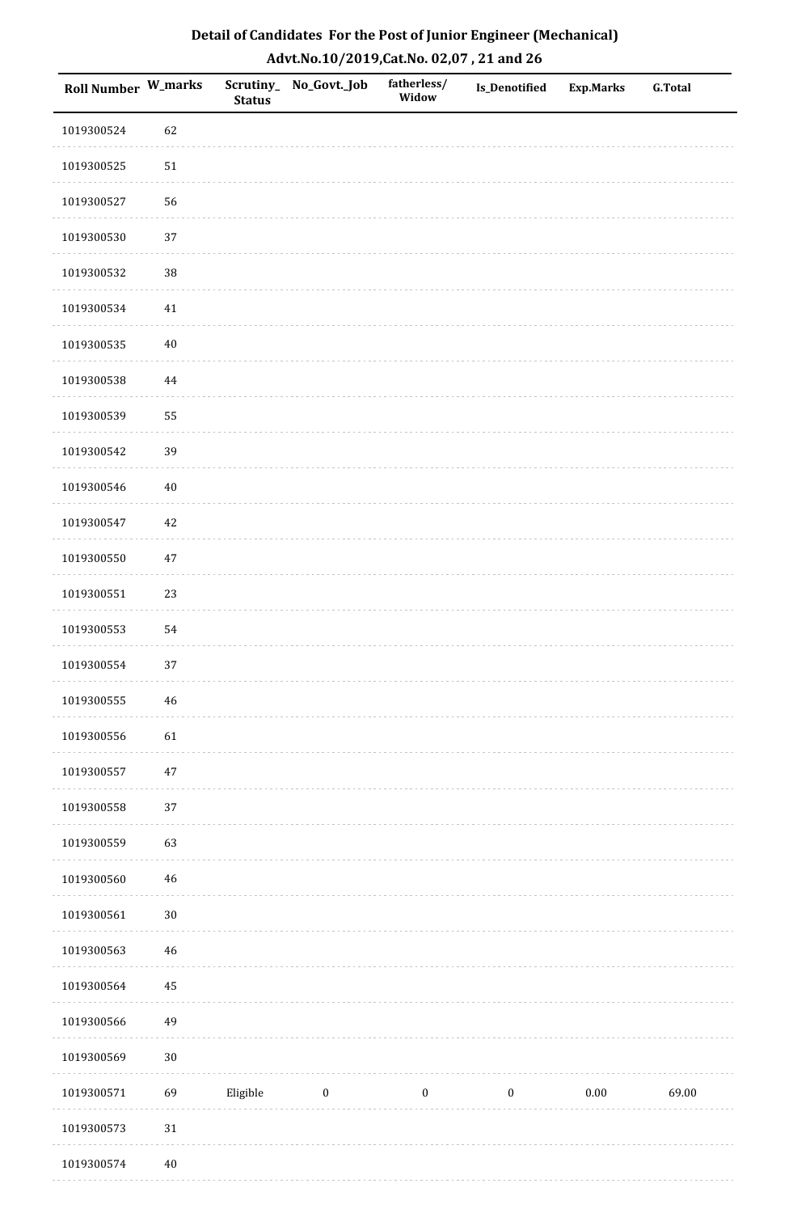## Detail of Candidates For the Post of Junior Engineer (Mechanical)

## Advt.No.10/2019,Cat.No. 02,07 , 21 and 26

| Roll Number | W_marks | Scrutiny_Status | No_Govt._Job | fatherless/Widow | Is_Denotified | Exp.Marks | G.Total |
|---|---|---|---|---|---|---|---|
| 1019300524 | 62 | | | | | | |
| 1019300525 | 51 | | | | | | |
| 1019300527 | 56 | | | | | | |
| 1019300530 | 37 | | | | | | |
| 1019300532 | 38 | | | | | | |
| 1019300534 | 41 | | | | | | |
| 1019300535 | 40 | | | | | | |
| 1019300538 | 44 | | | | | | |
| 1019300539 | 55 | | | | | | |
| 1019300542 | 39 | | | | | | |
| 1019300546 | 40 | | | | | | |
| 1019300547 | 42 | | | | | | |
| 1019300550 | 47 | | | | | | |
| 1019300551 | 23 | | | | | | |
| 1019300553 | 54 | | | | | | |
| 1019300554 | 37 | | | | | | |
| 1019300555 | 46 | | | | | | |
| 1019300556 | 61 | | | | | | |
| 1019300557 | 47 | | | | | | |
| 1019300558 | 37 | | | | | | |
| 1019300559 | 63 | | | | | | |
| 1019300560 | 46 | | | | | | |
| 1019300561 | 30 | | | | | | |
| 1019300563 | 46 | | | | | | |
| 1019300564 | 45 | | | | | | |
| 1019300566 | 49 | | | | | | |
| 1019300569 | 30 | | | | | | |
| 1019300571 | 69 | Eligible | 0 | 0 | 0 | 0.00 | 69.00 |
| 1019300573 | 31 | | | | | | |
| 1019300574 | 40 | | | | | | |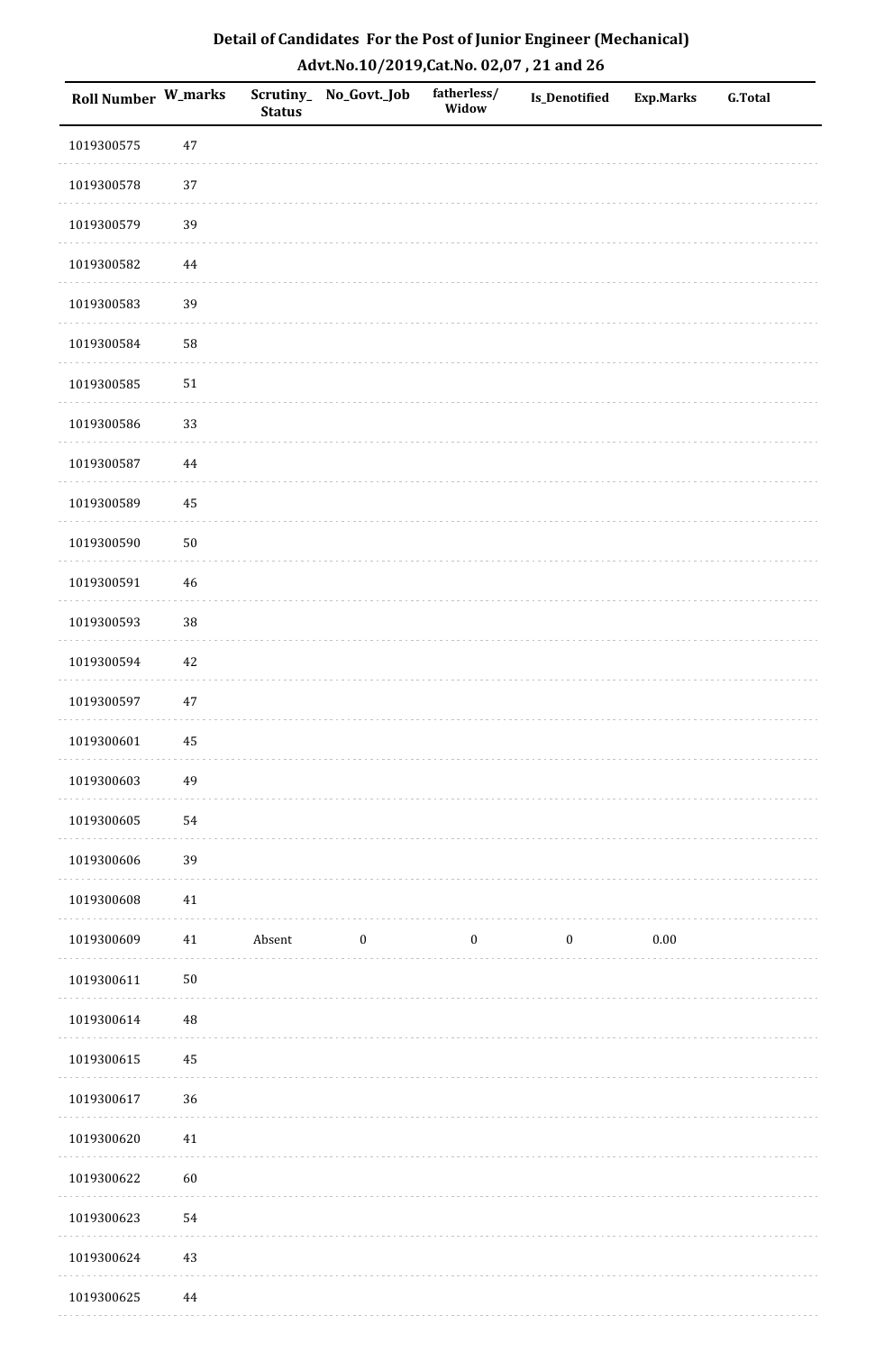# Detail of Candidates For the Post of Junior Engineer (Mechanical)

## Advt.No.10/2019,Cat.No. 02,07 , 21 and 26

| Roll Number | W_marks | Scrutiny_Status | No_Govt._Job | fatherless/Widow | Is_Denotified | Exp.Marks | G.Total |
|---|---|---|---|---|---|---|---|
| 1019300575 | 47 | | | | | | |
| 1019300578 | 37 | | | | | | |
| 1019300579 | 39 | | | | | | |
| 1019300582 | 44 | | | | | | |
| 1019300583 | 39 | | | | | | |
| 1019300584 | 58 | | | | | | |
| 1019300585 | 51 | | | | | | |
| 1019300586 | 33 | | | | | | |
| 1019300587 | 44 | | | | | | |
| 1019300589 | 45 | | | | | | |
| 1019300590 | 50 | | | | | | |
| 1019300591 | 46 | | | | | | |
| 1019300593 | 38 | | | | | | |
| 1019300594 | 42 | | | | | | |
| 1019300597 | 47 | | | | | | |
| 1019300601 | 45 | | | | | | |
| 1019300603 | 49 | | | | | | |
| 1019300605 | 54 | | | | | | |
| 1019300606 | 39 | | | | | | |
| 1019300608 | 41 | | | | | | |
| 1019300609 | 41 | Absent | 0 | 0 | 0 | 0.00 | |
| 1019300611 | 50 | | | | | | |
| 1019300614 | 48 | | | | | | |
| 1019300615 | 45 | | | | | | |
| 1019300617 | 36 | | | | | | |
| 1019300620 | 41 | | | | | | |
| 1019300622 | 60 | | | | | | |
| 1019300623 | 54 | | | | | | |
| 1019300624 | 43 | | | | | | |
| 1019300625 | 44 | | | | | | |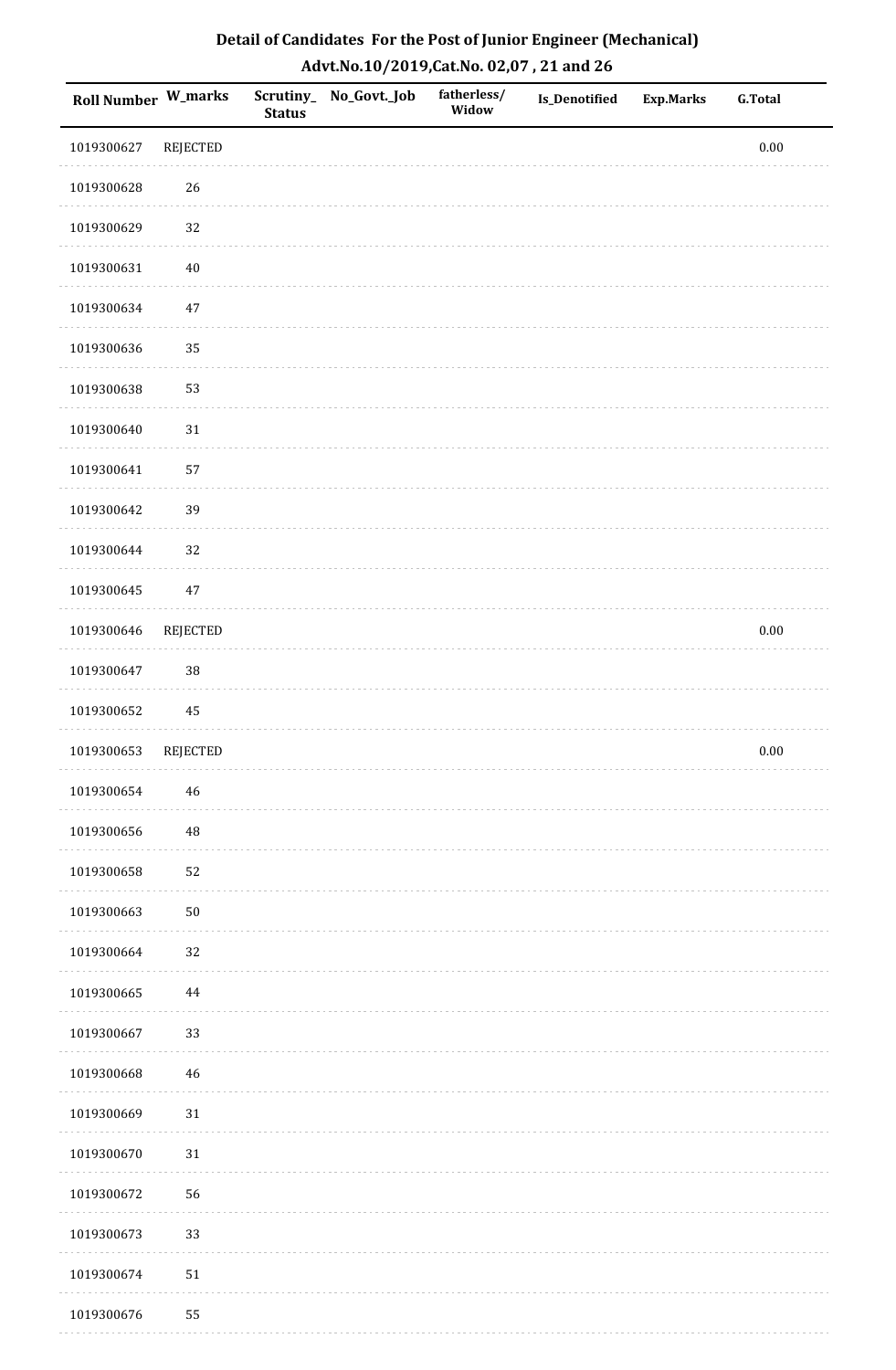## Detail of Candidates For the Post of Junior Engineer (Mechanical)
## Advt.No.10/2019,Cat.No. 02,07 , 21 and 26

| Roll Number | W_marks | Scrutiny_Status | No_Govt._Job | fatherless/Widow | Is_Denotified | Exp.Marks | G.Total |
|---|---|---|---|---|---|---|---|
| 1019300627 | REJECTED | | | | | | 0.00 |
| 1019300628 | 26 | | | | | | |
| 1019300629 | 32 | | | | | | |
| 1019300631 | 40 | | | | | | |
| 1019300634 | 47 | | | | | | |
| 1019300636 | 35 | | | | | | |
| 1019300638 | 53 | | | | | | |
| 1019300640 | 31 | | | | | | |
| 1019300641 | 57 | | | | | | |
| 1019300642 | 39 | | | | | | |
| 1019300644 | 32 | | | | | | |
| 1019300645 | 47 | | | | | | |
| 1019300646 | REJECTED | | | | | | 0.00 |
| 1019300647 | 38 | | | | | | |
| 1019300652 | 45 | | | | | | |
| 1019300653 | REJECTED | | | | | | 0.00 |
| 1019300654 | 46 | | | | | | |
| 1019300656 | 48 | | | | | | |
| 1019300658 | 52 | | | | | | |
| 1019300663 | 50 | | | | | | |
| 1019300664 | 32 | | | | | | |
| 1019300665 | 44 | | | | | | |
| 1019300667 | 33 | | | | | | |
| 1019300668 | 46 | | | | | | |
| 1019300669 | 31 | | | | | | |
| 1019300670 | 31 | | | | | | |
| 1019300672 | 56 | | | | | | |
| 1019300673 | 33 | | | | | | |
| 1019300674 | 51 | | | | | | |
| 1019300676 | 55 | | | | | | |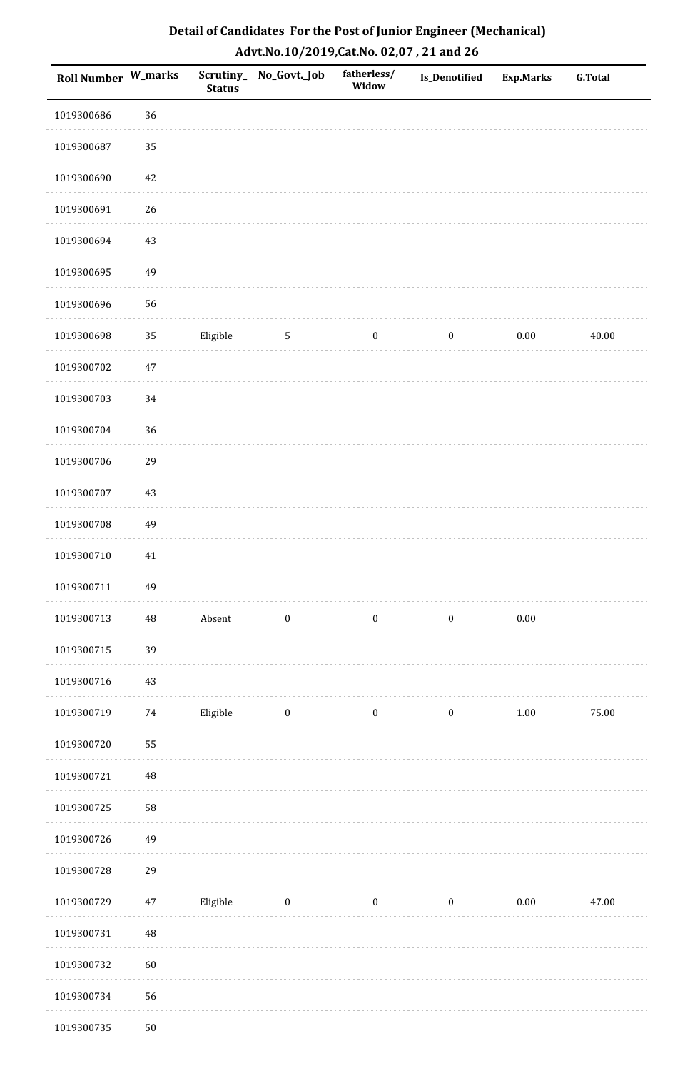# Detail of Candidates For the Post of Junior Engineer (Mechanical)

## Advt.No.10/2019,Cat.No. 02,07 , 21 and 26

| Roll Number | W_marks | Scrutiny_Status | No_Govt._Job | fatherless/Widow | Is_Denotified | Exp.Marks | G.Total |
|---|---|---|---|---|---|---|---|
| 1019300686 | 36 | | | | | | |
| 1019300687 | 35 | | | | | | |
| 1019300690 | 42 | | | | | | |
| 1019300691 | 26 | | | | | | |
| 1019300694 | 43 | | | | | | |
| 1019300695 | 49 | | | | | | |
| 1019300696 | 56 | | | | | | |
| 1019300698 | 35 | Eligible | 5 | 0 | 0 | 0.00 | 40.00 |
| 1019300702 | 47 | | | | | | |
| 1019300703 | 34 | | | | | | |
| 1019300704 | 36 | | | | | | |
| 1019300706 | 29 | | | | | | |
| 1019300707 | 43 | | | | | | |
| 1019300708 | 49 | | | | | | |
| 1019300710 | 41 | | | | | | |
| 1019300711 | 49 | | | | | | |
| 1019300713 | 48 | Absent | 0 | 0 | 0 | 0.00 | |
| 1019300715 | 39 | | | | | | |
| 1019300716 | 43 | | | | | | |
| 1019300719 | 74 | Eligible | 0 | 0 | 0 | 1.00 | 75.00 |
| 1019300720 | 55 | | | | | | |
| 1019300721 | 48 | | | | | | |
| 1019300725 | 58 | | | | | | |
| 1019300726 | 49 | | | | | | |
| 1019300728 | 29 | | | | | | |
| 1019300729 | 47 | Eligible | 0 | 0 | 0 | 0.00 | 47.00 |
| 1019300731 | 48 | | | | | | |
| 1019300732 | 60 | | | | | | |
| 1019300734 | 56 | | | | | | |
| 1019300735 | 50 | | | | | | |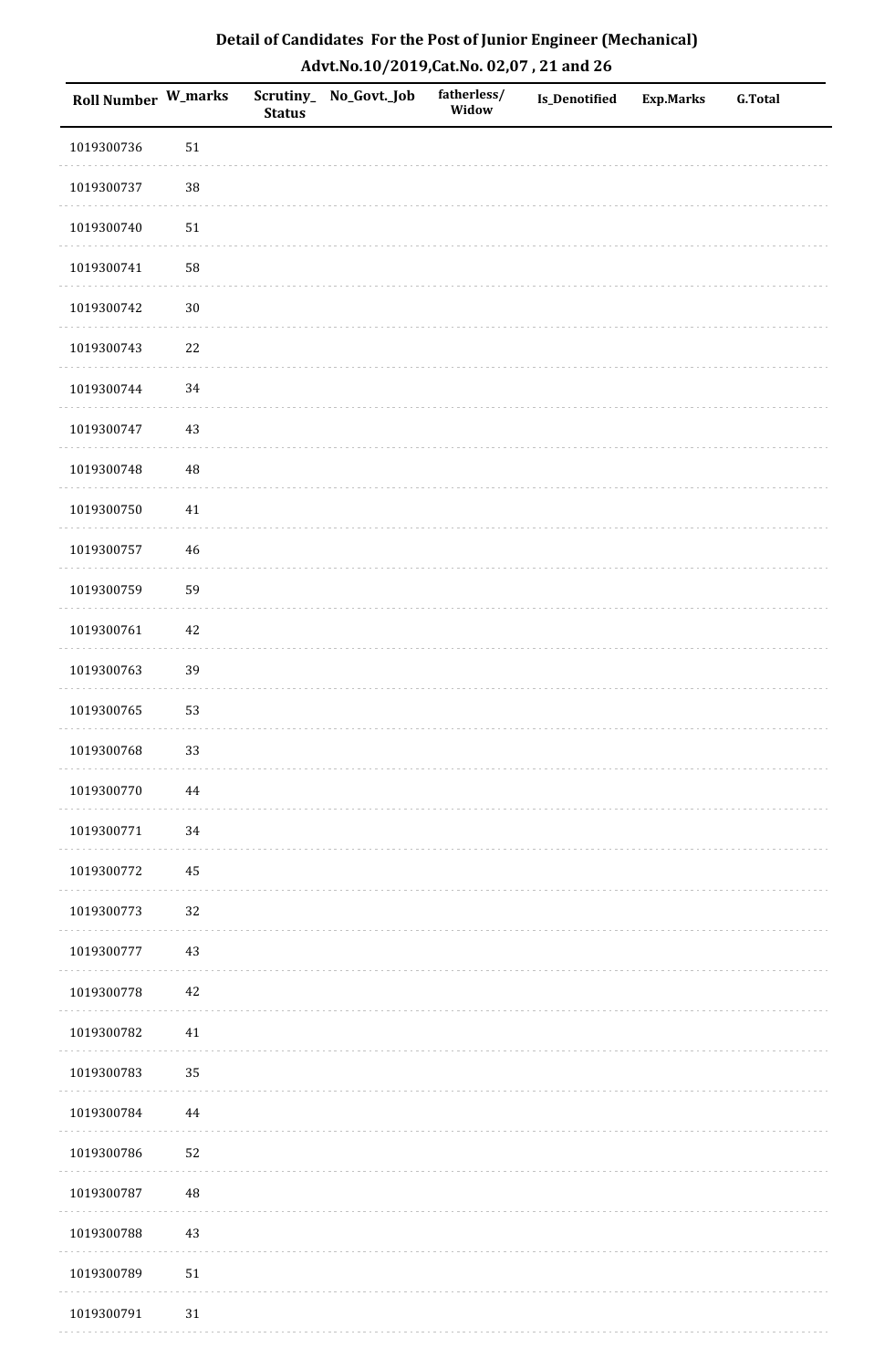# Detail of Candidates For the Post of Junior Engineer (Mechanical)

## Advt.No.10/2019,Cat.No. 02,07 , 21 and 26

| Roll Number | W_marks | Scrutiny_Status | No_Govt._Job | fatherless/Widow | Is_Denotified | Exp.Marks | G.Total |
|---|---|---|---|---|---|---|---|
| 1019300736 | 51 | | | | | | |
| 1019300737 | 38 | | | | | | |
| 1019300740 | 51 | | | | | | |
| 1019300741 | 58 | | | | | | |
| 1019300742 | 30 | | | | | | |
| 1019300743 | 22 | | | | | | |
| 1019300744 | 34 | | | | | | |
| 1019300747 | 43 | | | | | | |
| 1019300748 | 48 | | | | | | |
| 1019300750 | 41 | | | | | | |
| 1019300757 | 46 | | | | | | |
| 1019300759 | 59 | | | | | | |
| 1019300761 | 42 | | | | | | |
| 1019300763 | 39 | | | | | | |
| 1019300765 | 53 | | | | | | |
| 1019300768 | 33 | | | | | | |
| 1019300770 | 44 | | | | | | |
| 1019300771 | 34 | | | | | | |
| 1019300772 | 45 | | | | | | |
| 1019300773 | 32 | | | | | | |
| 1019300777 | 43 | | | | | | |
| 1019300778 | 42 | | | | | | |
| 1019300782 | 41 | | | | | | |
| 1019300783 | 35 | | | | | | |
| 1019300784 | 44 | | | | | | |
| 1019300786 | 52 | | | | | | |
| 1019300787 | 48 | | | | | | |
| 1019300788 | 43 | | | | | | |
| 1019300789 | 51 | | | | | | |
| 1019300791 | 31 | | | | | | |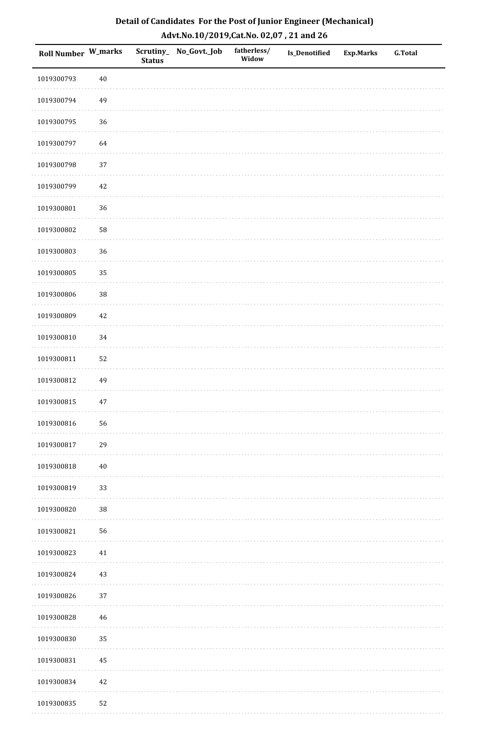# Detail of Candidates For the Post of Junior Engineer (Mechanical)

## Advt.No.10/2019,Cat.No. 02,07 , 21 and 26

| Roll Number | W_marks | Scrutiny_Status | No_Govt._Job | fatherless/Widow | Is_Denotified | Exp.Marks | G.Total |
|---|---|---|---|---|---|---|---|
| 1019300793 | 40 | | | | | | |
| 1019300794 | 49 | | | | | | |
| 1019300795 | 36 | | | | | | |
| 1019300797 | 64 | | | | | | |
| 1019300798 | 37 | | | | | | |
| 1019300799 | 42 | | | | | | |
| 1019300801 | 36 | | | | | | |
| 1019300802 | 58 | | | | | | |
| 1019300803 | 36 | | | | | | |
| 1019300805 | 35 | | | | | | |
| 1019300806 | 38 | | | | | | |
| 1019300809 | 42 | | | | | | |
| 1019300810 | 34 | | | | | | |
| 1019300811 | 52 | | | | | | |
| 1019300812 | 49 | | | | | | |
| 1019300815 | 47 | | | | | | |
| 1019300816 | 56 | | | | | | |
| 1019300817 | 29 | | | | | | |
| 1019300818 | 40 | | | | | | |
| 1019300819 | 33 | | | | | | |
| 1019300820 | 38 | | | | | | |
| 1019300821 | 56 | | | | | | |
| 1019300823 | 41 | | | | | | |
| 1019300824 | 43 | | | | | | |
| 1019300826 | 37 | | | | | | |
| 1019300828 | 46 | | | | | | |
| 1019300830 | 35 | | | | | | |
| 1019300831 | 45 | | | | | | |
| 1019300834 | 42 | | | | | | |
| 1019300835 | 52 | | | | | | |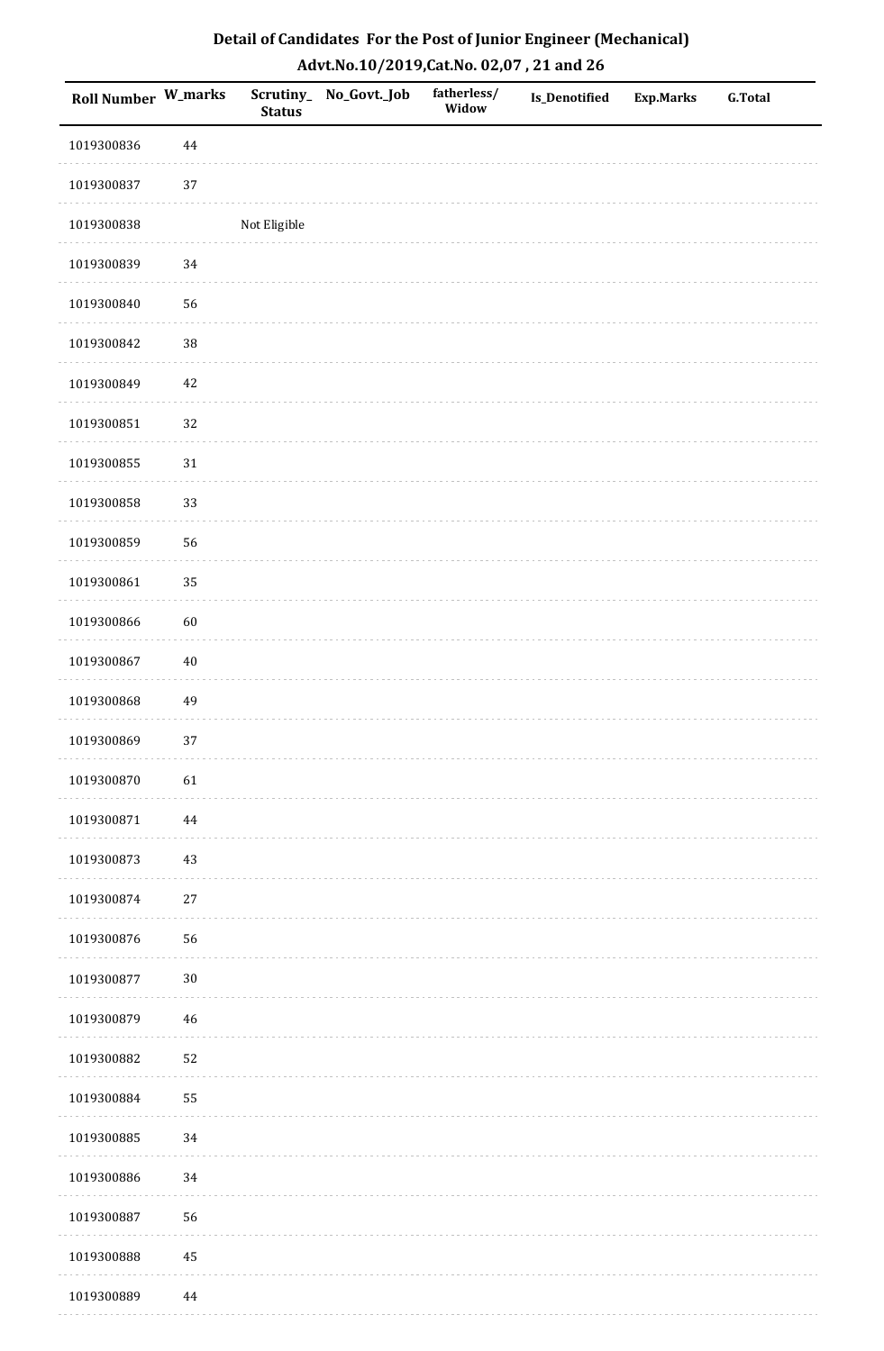## Detail of Candidates For the Post of Junior Engineer (Mechanical)
## Advt.No.10/2019,Cat.No. 02,07 , 21 and 26

| Roll Number | W_marks | Scrutiny_ Status | No_Govt._Job | fatherless/ Widow | Is_Denotified | Exp.Marks | G.Total |
|---|---|---|---|---|---|---|---|
| 1019300836 | 44 | | | | | | |
| 1019300837 | 37 | | | | | | |
| 1019300838 | | Not Eligible | | | | | |
| 1019300839 | 34 | | | | | | |
| 1019300840 | 56 | | | | | | |
| 1019300842 | 38 | | | | | | |
| 1019300849 | 42 | | | | | | |
| 1019300851 | 32 | | | | | | |
| 1019300855 | 31 | | | | | | |
| 1019300858 | 33 | | | | | | |
| 1019300859 | 56 | | | | | | |
| 1019300861 | 35 | | | | | | |
| 1019300866 | 60 | | | | | | |
| 1019300867 | 40 | | | | | | |
| 1019300868 | 49 | | | | | | |
| 1019300869 | 37 | | | | | | |
| 1019300870 | 61 | | | | | | |
| 1019300871 | 44 | | | | | | |
| 1019300873 | 43 | | | | | | |
| 1019300874 | 27 | | | | | | |
| 1019300876 | 56 | | | | | | |
| 1019300877 | 30 | | | | | | |
| 1019300879 | 46 | | | | | | |
| 1019300882 | 52 | | | | | | |
| 1019300884 | 55 | | | | | | |
| 1019300885 | 34 | | | | | | |
| 1019300886 | 34 | | | | | | |
| 1019300887 | 56 | | | | | | |
| 1019300888 | 45 | | | | | | |
| 1019300889 | 44 | | | | | | |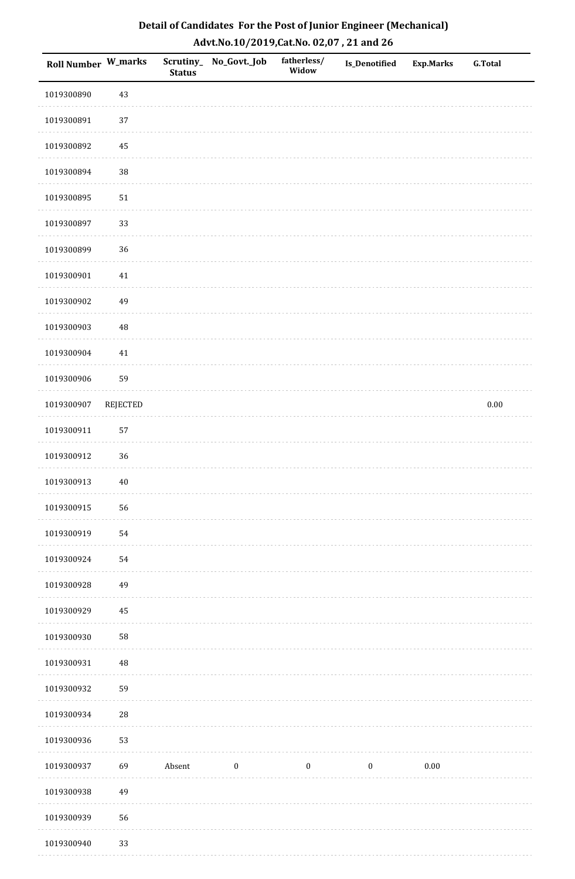## Detail of Candidates For the Post of Junior Engineer (Mechanical)
## Advt.No.10/2019,Cat.No. 02,07 , 21 and 26

| Roll Number | W_marks | Scrutiny_Status | No_Govt._Job | fatherless/Widow | Is_Denotified | Exp.Marks | G.Total |
|---|---|---|---|---|---|---|---|
| 1019300890 | 43 | | | | | | |
| 1019300891 | 37 | | | | | | |
| 1019300892 | 45 | | | | | | |
| 1019300894 | 38 | | | | | | |
| 1019300895 | 51 | | | | | | |
| 1019300897 | 33 | | | | | | |
| 1019300899 | 36 | | | | | | |
| 1019300901 | 41 | | | | | | |
| 1019300902 | 49 | | | | | | |
| 1019300903 | 48 | | | | | | |
| 1019300904 | 41 | | | | | | |
| 1019300906 | 59 | | | | | | |
| 1019300907 | REJECTED | | | | | | 0.00 |
| 1019300911 | 57 | | | | | | |
| 1019300912 | 36 | | | | | | |
| 1019300913 | 40 | | | | | | |
| 1019300915 | 56 | | | | | | |
| 1019300919 | 54 | | | | | | |
| 1019300924 | 54 | | | | | | |
| 1019300928 | 49 | | | | | | |
| 1019300929 | 45 | | | | | | |
| 1019300930 | 58 | | | | | | |
| 1019300931 | 48 | | | | | | |
| 1019300932 | 59 | | | | | | |
| 1019300934 | 28 | | | | | | |
| 1019300936 | 53 | | | | | | |
| 1019300937 | 69 | Absent | 0 | 0 | 0 | 0.00 | |
| 1019300938 | 49 | | | | | | |
| 1019300939 | 56 | | | | | | |
| 1019300940 | 33 | | | | | | |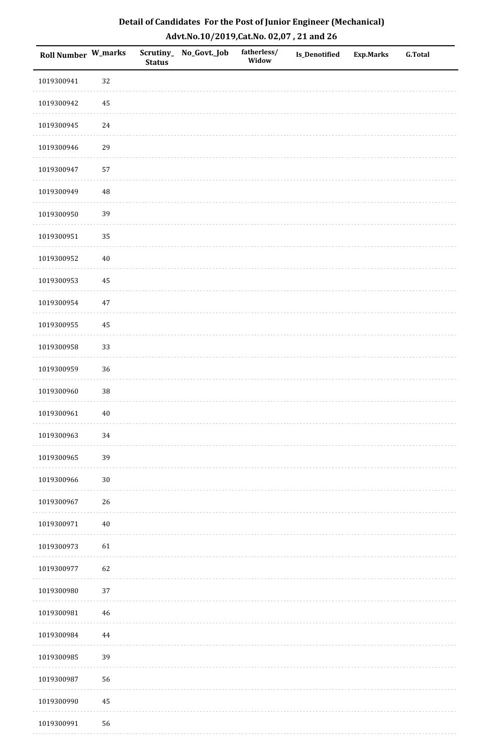## Detail of Candidates For the Post of Junior Engineer (Mechanical)

## Advt.No.10/2019,Cat.No. 02,07 , 21 and 26

| Roll Number | W_marks | Scrutiny_Status | No_Govt._Job | fatherless/Widow | Is_Denotified | Exp.Marks | G.Total |
|---|---|---|---|---|---|---|---|
| 1019300941 | 32 | | | | | | |
| 1019300942 | 45 | | | | | | |
| 1019300945 | 24 | | | | | | |
| 1019300946 | 29 | | | | | | |
| 1019300947 | 57 | | | | | | |
| 1019300949 | 48 | | | | | | |
| 1019300950 | 39 | | | | | | |
| 1019300951 | 35 | | | | | | |
| 1019300952 | 40 | | | | | | |
| 1019300953 | 45 | | | | | | |
| 1019300954 | 47 | | | | | | |
| 1019300955 | 45 | | | | | | |
| 1019300958 | 33 | | | | | | |
| 1019300959 | 36 | | | | | | |
| 1019300960 | 38 | | | | | | |
| 1019300961 | 40 | | | | | | |
| 1019300963 | 34 | | | | | | |
| 1019300965 | 39 | | | | | | |
| 1019300966 | 30 | | | | | | |
| 1019300967 | 26 | | | | | | |
| 1019300971 | 40 | | | | | | |
| 1019300973 | 61 | | | | | | |
| 1019300977 | 62 | | | | | | |
| 1019300980 | 37 | | | | | | |
| 1019300981 | 46 | | | | | | |
| 1019300984 | 44 | | | | | | |
| 1019300985 | 39 | | | | | | |
| 1019300987 | 56 | | | | | | |
| 1019300990 | 45 | | | | | | |
| 1019300991 | 56 | | | | | | |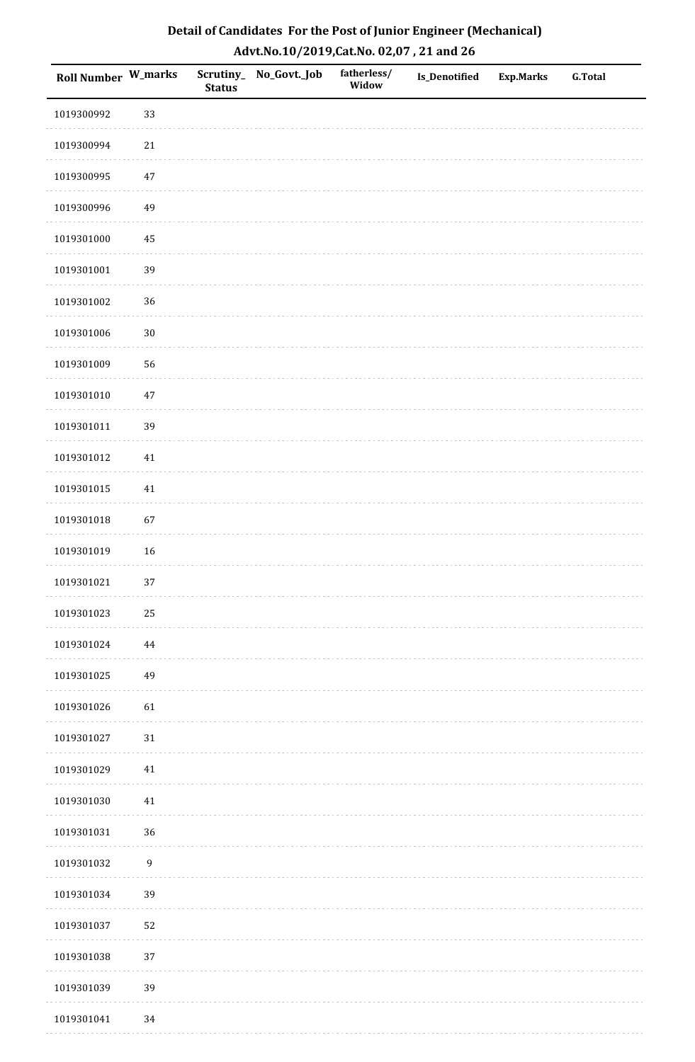# Detail of Candidates For the Post of Junior Engineer (Mechanical)

## Advt.No.10/2019,Cat.No. 02,07 , 21 and 26

| Roll Number | W_marks | Scrutiny_ Status | No_Govt._Job | fatherless/ Widow | Is_Denotified | Exp.Marks | G.Total |
|---|---|---|---|---|---|---|---|
| 1019300992 | 33 | | | | | | |
| 1019300994 | 21 | | | | | | |
| 1019300995 | 47 | | | | | | |
| 1019300996 | 49 | | | | | | |
| 1019301000 | 45 | | | | | | |
| 1019301001 | 39 | | | | | | |
| 1019301002 | 36 | | | | | | |
| 1019301006 | 30 | | | | | | |
| 1019301009 | 56 | | | | | | |
| 1019301010 | 47 | | | | | | |
| 1019301011 | 39 | | | | | | |
| 1019301012 | 41 | | | | | | |
| 1019301015 | 41 | | | | | | |
| 1019301018 | 67 | | | | | | |
| 1019301019 | 16 | | | | | | |
| 1019301021 | 37 | | | | | | |
| 1019301023 | 25 | | | | | | |
| 1019301024 | 44 | | | | | | |
| 1019301025 | 49 | | | | | | |
| 1019301026 | 61 | | | | | | |
| 1019301027 | 31 | | | | | | |
| 1019301029 | 41 | | | | | | |
| 1019301030 | 41 | | | | | | |
| 1019301031 | 36 | | | | | | |
| 1019301032 | 9 | | | | | | |
| 1019301034 | 39 | | | | | | |
| 1019301037 | 52 | | | | | | |
| 1019301038 | 37 | | | | | | |
| 1019301039 | 39 | | | | | | |
| 1019301041 | 34 | | | | | | |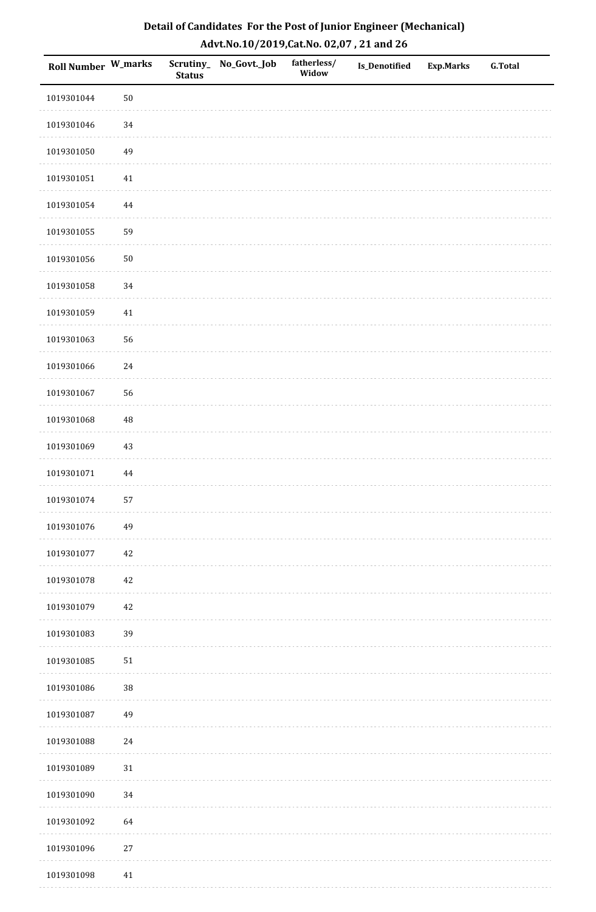# Detail of Candidates For the Post of Junior Engineer (Mechanical)

## Advt.No.10/2019,Cat.No. 02,07 , 21 and 26

| Roll Number | W_marks | Scrutiny_Status | No_Govt._Job | fatherless/Widow | Is_Denotified | Exp.Marks | G.Total |
|---|---|---|---|---|---|---|---|
| 1019301044 | 50 | | | | | | |
| 1019301046 | 34 | | | | | | |
| 1019301050 | 49 | | | | | | |
| 1019301051 | 41 | | | | | | |
| 1019301054 | 44 | | | | | | |
| 1019301055 | 59 | | | | | | |
| 1019301056 | 50 | | | | | | |
| 1019301058 | 34 | | | | | | |
| 1019301059 | 41 | | | | | | |
| 1019301063 | 56 | | | | | | |
| 1019301066 | 24 | | | | | | |
| 1019301067 | 56 | | | | | | |
| 1019301068 | 48 | | | | | | |
| 1019301069 | 43 | | | | | | |
| 1019301071 | 44 | | | | | | |
| 1019301074 | 57 | | | | | | |
| 1019301076 | 49 | | | | | | |
| 1019301077 | 42 | | | | | | |
| 1019301078 | 42 | | | | | | |
| 1019301079 | 42 | | | | | | |
| 1019301083 | 39 | | | | | | |
| 1019301085 | 51 | | | | | | |
| 1019301086 | 38 | | | | | | |
| 1019301087 | 49 | | | | | | |
| 1019301088 | 24 | | | | | | |
| 1019301089 | 31 | | | | | | |
| 1019301090 | 34 | | | | | | |
| 1019301092 | 64 | | | | | | |
| 1019301096 | 27 | | | | | | |
| 1019301098 | 41 | | | | | | |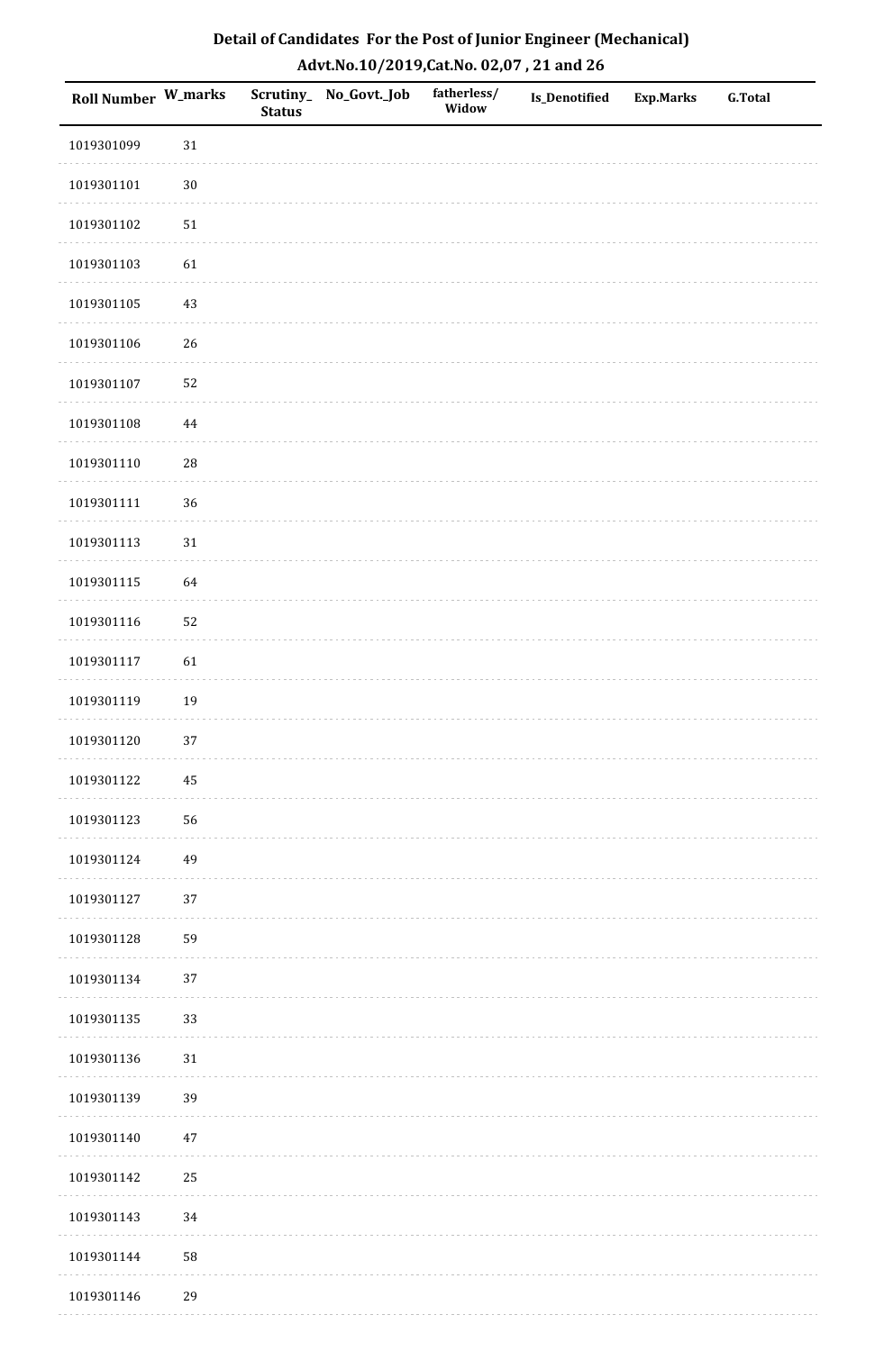**Detail of Candidates For the Post of Junior Engineer (Mechanical)**

**Advt.No.10/2019,Cat.No. 02,07 , 21 and 26**

| Roll Number | W_marks | Scrutiny_ Status | No_Govt._Job | fatherless/ Widow | Is_Denotified | Exp.Marks | G.Total |
|---|---|---|---|---|---|---|---|
| 1019301099 | 31 | | | | | | |
| 1019301101 | 30 | | | | | | |
| 1019301102 | 51 | | | | | | |
| 1019301103 | 61 | | | | | | |
| 1019301105 | 43 | | | | | | |
| 1019301106 | 26 | | | | | | |
| 1019301107 | 52 | | | | | | |
| 1019301108 | 44 | | | | | | |
| 1019301110 | 28 | | | | | | |
| 1019301111 | 36 | | | | | | |
| 1019301113 | 31 | | | | | | |
| 1019301115 | 64 | | | | | | |
| 1019301116 | 52 | | | | | | |
| 1019301117 | 61 | | | | | | |
| 1019301119 | 19 | | | | | | |
| 1019301120 | 37 | | | | | | |
| 1019301122 | 45 | | | | | | |
| 1019301123 | 56 | | | | | | |
| 1019301124 | 49 | | | | | | |
| 1019301127 | 37 | | | | | | |
| 1019301128 | 59 | | | | | | |
| 1019301134 | 37 | | | | | | |
| 1019301135 | 33 | | | | | | |
| 1019301136 | 31 | | | | | | |
| 1019301139 | 39 | | | | | | |
| 1019301140 | 47 | | | | | | |
| 1019301142 | 25 | | | | | | |
| 1019301143 | 34 | | | | | | |
| 1019301144 | 58 | | | | | | |
| 1019301146 | 29 | | | | | | |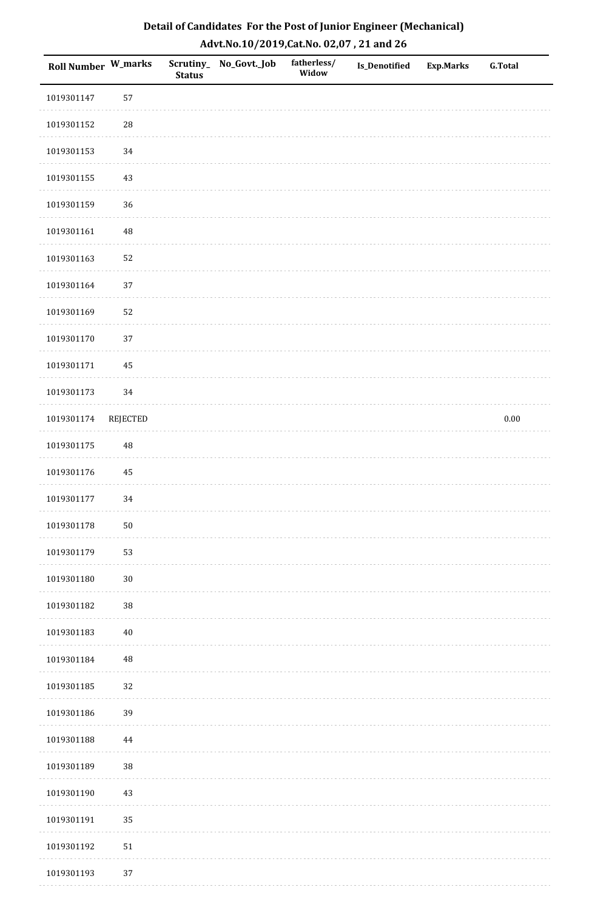# Detail of Candidates For the Post of Junior Engineer (Mechanical)

## Advt.No.10/2019,Cat.No. 02,07 , 21 and 26

| Roll Number | W_marks | Scrutiny_ Status | No_Govt._Job | fatherless/ Widow | Is_Denotified | Exp.Marks | G.Total |
|---|---|---|---|---|---|---|---|
| 1019301147 | 57 | | | | | | |
| 1019301152 | 28 | | | | | | |
| 1019301153 | 34 | | | | | | |
| 1019301155 | 43 | | | | | | |
| 1019301159 | 36 | | | | | | |
| 1019301161 | 48 | | | | | | |
| 1019301163 | 52 | | | | | | |
| 1019301164 | 37 | | | | | | |
| 1019301169 | 52 | | | | | | |
| 1019301170 | 37 | | | | | | |
| 1019301171 | 45 | | | | | | |
| 1019301173 | 34 | | | | | | |
| 1019301174 | REJECTED | | | | | | 0.00 |
| 1019301175 | 48 | | | | | | |
| 1019301176 | 45 | | | | | | |
| 1019301177 | 34 | | | | | | |
| 1019301178 | 50 | | | | | | |
| 1019301179 | 53 | | | | | | |
| 1019301180 | 30 | | | | | | |
| 1019301182 | 38 | | | | | | |
| 1019301183 | 40 | | | | | | |
| 1019301184 | 48 | | | | | | |
| 1019301185 | 32 | | | | | | |
| 1019301186 | 39 | | | | | | |
| 1019301188 | 44 | | | | | | |
| 1019301189 | 38 | | | | | | |
| 1019301190 | 43 | | | | | | |
| 1019301191 | 35 | | | | | | |
| 1019301192 | 51 | | | | | | |
| 1019301193 | 37 | | | | | | |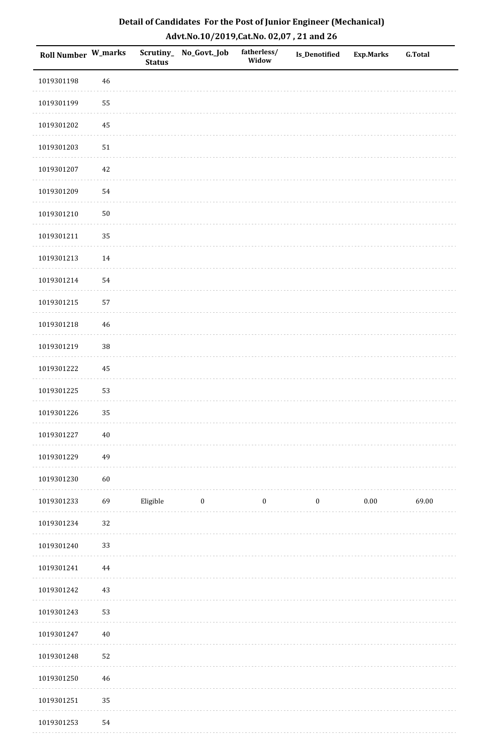## Detail of Candidates For the Post of Junior Engineer (Mechanical)
## Advt.No.10/2019,Cat.No. 02,07 , 21 and 26

| Roll Number | W_marks | Scrutiny_Status | No_Govt._Job | fatherless/Widow | Is_Denotified | Exp.Marks | G.Total |
|---|---|---|---|---|---|---|---|
| 1019301198 | 46 | | | | | | |
| 1019301199 | 55 | | | | | | |
| 1019301202 | 45 | | | | | | |
| 1019301203 | 51 | | | | | | |
| 1019301207 | 42 | | | | | | |
| 1019301209 | 54 | | | | | | |
| 1019301210 | 50 | | | | | | |
| 1019301211 | 35 | | | | | | |
| 1019301213 | 14 | | | | | | |
| 1019301214 | 54 | | | | | | |
| 1019301215 | 57 | | | | | | |
| 1019301218 | 46 | | | | | | |
| 1019301219 | 38 | | | | | | |
| 1019301222 | 45 | | | | | | |
| 1019301225 | 53 | | | | | | |
| 1019301226 | 35 | | | | | | |
| 1019301227 | 40 | | | | | | |
| 1019301229 | 49 | | | | | | |
| 1019301230 | 60 | | | | | | |
| 1019301233 | 69 | Eligible | 0 | 0 | 0 | 0.00 | 69.00 |
| 1019301234 | 32 | | | | | | |
| 1019301240 | 33 | | | | | | |
| 1019301241 | 44 | | | | | | |
| 1019301242 | 43 | | | | | | |
| 1019301243 | 53 | | | | | | |
| 1019301247 | 40 | | | | | | |
| 1019301248 | 52 | | | | | | |
| 1019301250 | 46 | | | | | | |
| 1019301251 | 35 | | | | | | |
| 1019301253 | 54 | | | | | | |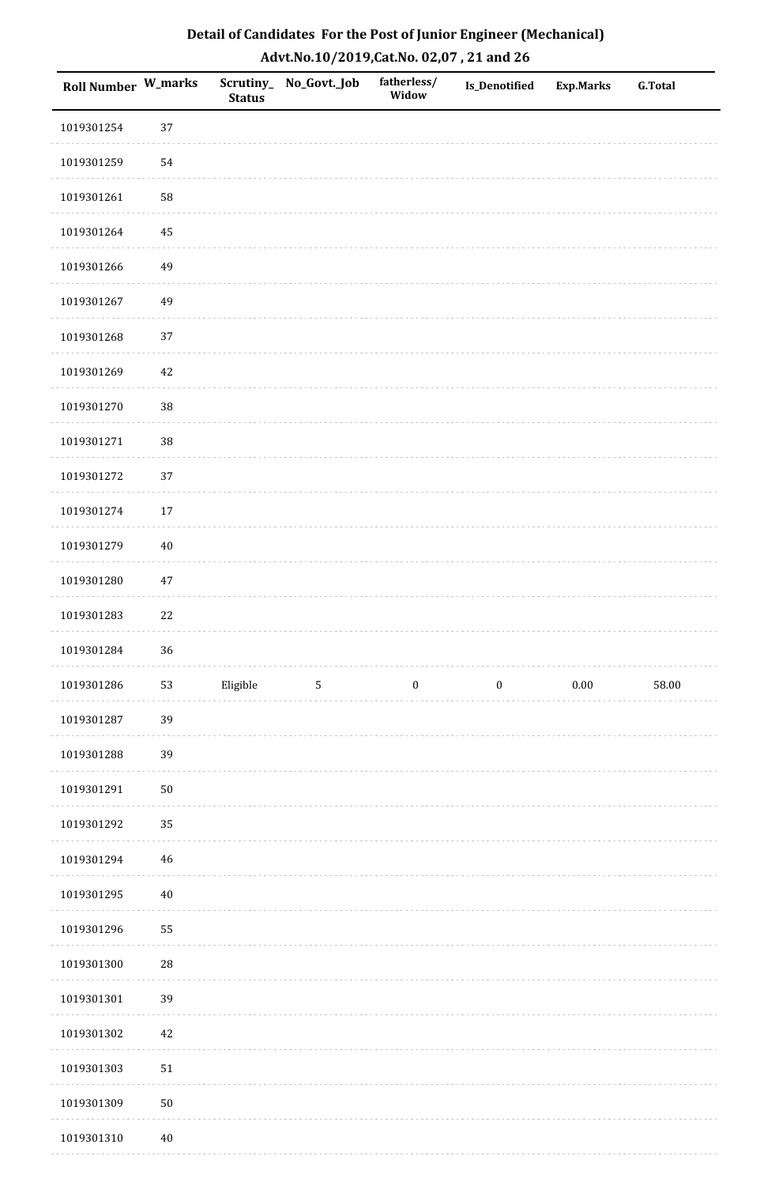## Detail of Candidates For the Post of Junior Engineer (Mechanical)

### Advt.No.10/2019,Cat.No. 02,07 , 21 and 26

| Roll Number | W_marks | Scrutiny_Status | No_Govt._Job | fatherless/Widow | Is_Denotified | Exp.Marks | G.Total |
|---|---|---|---|---|---|---|---|
| 1019301254 | 37 | | | | | | |
| 1019301259 | 54 | | | | | | |
| 1019301261 | 58 | | | | | | |
| 1019301264 | 45 | | | | | | |
| 1019301266 | 49 | | | | | | |
| 1019301267 | 49 | | | | | | |
| 1019301268 | 37 | | | | | | |
| 1019301269 | 42 | | | | | | |
| 1019301270 | 38 | | | | | | |
| 1019301271 | 38 | | | | | | |
| 1019301272 | 37 | | | | | | |
| 1019301274 | 17 | | | | | | |
| 1019301279 | 40 | | | | | | |
| 1019301280 | 47 | | | | | | |
| 1019301283 | 22 | | | | | | |
| 1019301284 | 36 | | | | | | |
| 1019301286 | 53 | Eligible | 5 | 0 | 0 | 0.00 | 58.00 |
| 1019301287 | 39 | | | | | | |
| 1019301288 | 39 | | | | | | |
| 1019301291 | 50 | | | | | | |
| 1019301292 | 35 | | | | | | |
| 1019301294 | 46 | | | | | | |
| 1019301295 | 40 | | | | | | |
| 1019301296 | 55 | | | | | | |
| 1019301300 | 28 | | | | | | |
| 1019301301 | 39 | | | | | | |
| 1019301302 | 42 | | | | | | |
| 1019301303 | 51 | | | | | | |
| 1019301309 | 50 | | | | | | |
| 1019301310 | 40 | | | | | | |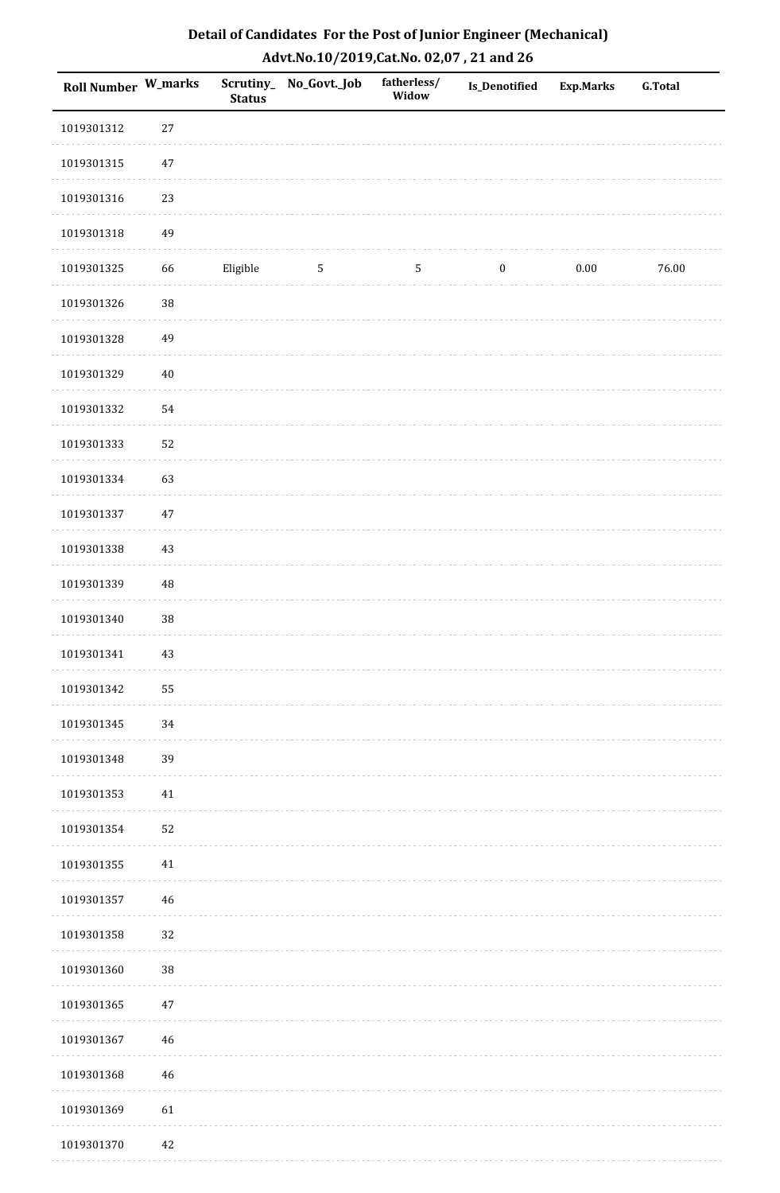# Detail of Candidates For the Post of Junior Engineer (Mechanical)

## Advt.No.10/2019,Cat.No. 02,07 , 21 and 26

| Roll Number | W_marks | Scrutiny_ Status | No_Govt._Job | fatherless/ Widow | Is_Denotified | Exp.Marks | G.Total |
|---|---|---|---|---|---|---|---|
| 1019301312 | 27 | | | | | | |
| 1019301315 | 47 | | | | | | |
| 1019301316 | 23 | | | | | | |
| 1019301318 | 49 | | | | | | |
| 1019301325 | 66 | Eligible | 5 | 5 | 0 | 0.00 | 76.00 |
| 1019301326 | 38 | | | | | | |
| 1019301328 | 49 | | | | | | |
| 1019301329 | 40 | | | | | | |
| 1019301332 | 54 | | | | | | |
| 1019301333 | 52 | | | | | | |
| 1019301334 | 63 | | | | | | |
| 1019301337 | 47 | | | | | | |
| 1019301338 | 43 | | | | | | |
| 1019301339 | 48 | | | | | | |
| 1019301340 | 38 | | | | | | |
| 1019301341 | 43 | | | | | | |
| 1019301342 | 55 | | | | | | |
| 1019301345 | 34 | | | | | | |
| 1019301348 | 39 | | | | | | |
| 1019301353 | 41 | | | | | | |
| 1019301354 | 52 | | | | | | |
| 1019301355 | 41 | | | | | | |
| 1019301357 | 46 | | | | | | |
| 1019301358 | 32 | | | | | | |
| 1019301360 | 38 | | | | | | |
| 1019301365 | 47 | | | | | | |
| 1019301367 | 46 | | | | | | |
| 1019301368 | 46 | | | | | | |
| 1019301369 | 61 | | | | | | |
| 1019301370 | 42 | | | | | | |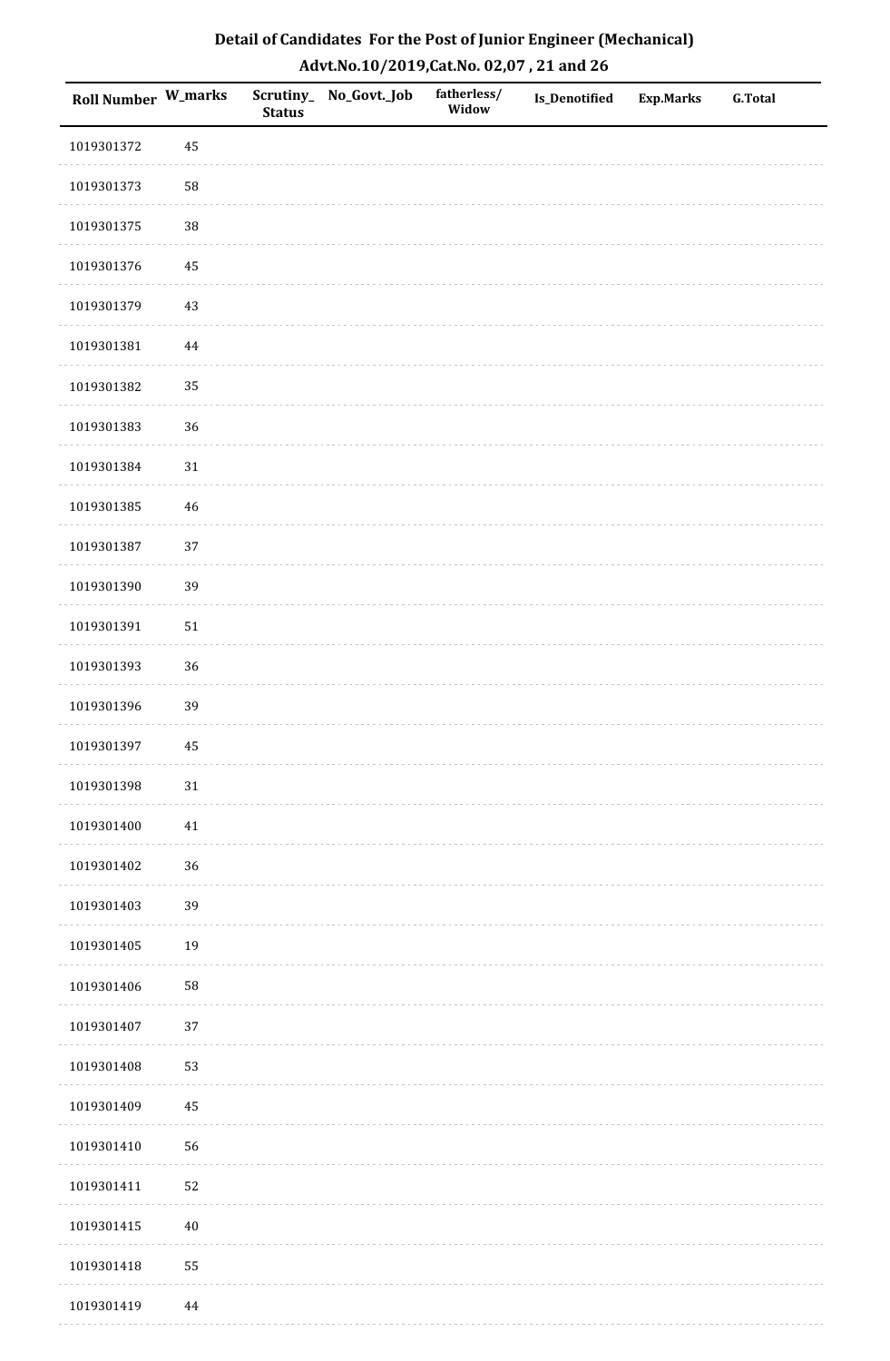# Detail of Candidates For the Post of Junior Engineer (Mechanical)

## Advt.No.10/2019,Cat.No. 02,07 , 21 and 26

| Roll Number | W_marks | Scrutiny_Status | No_Govt._Job | fatherless/Widow | Is_Denotified | Exp.Marks | G.Total |
|---|---|---|---|---|---|---|---|
| 1019301372 | 45 | | | | | | |
| 1019301373 | 58 | | | | | | |
| 1019301375 | 38 | | | | | | |
| 1019301376 | 45 | | | | | | |
| 1019301379 | 43 | | | | | | |
| 1019301381 | 44 | | | | | | |
| 1019301382 | 35 | | | | | | |
| 1019301383 | 36 | | | | | | |
| 1019301384 | 31 | | | | | | |
| 1019301385 | 46 | | | | | | |
| 1019301387 | 37 | | | | | | |
| 1019301390 | 39 | | | | | | |
| 1019301391 | 51 | | | | | | |
| 1019301393 | 36 | | | | | | |
| 1019301396 | 39 | | | | | | |
| 1019301397 | 45 | | | | | | |
| 1019301398 | 31 | | | | | | |
| 1019301400 | 41 | | | | | | |
| 1019301402 | 36 | | | | | | |
| 1019301403 | 39 | | | | | | |
| 1019301405 | 19 | | | | | | |
| 1019301406 | 58 | | | | | | |
| 1019301407 | 37 | | | | | | |
| 1019301408 | 53 | | | | | | |
| 1019301409 | 45 | | | | | | |
| 1019301410 | 56 | | | | | | |
| 1019301411 | 52 | | | | | | |
| 1019301415 | 40 | | | | | | |
| 1019301418 | 55 | | | | | | |
| 1019301419 | 44 | | | | | | |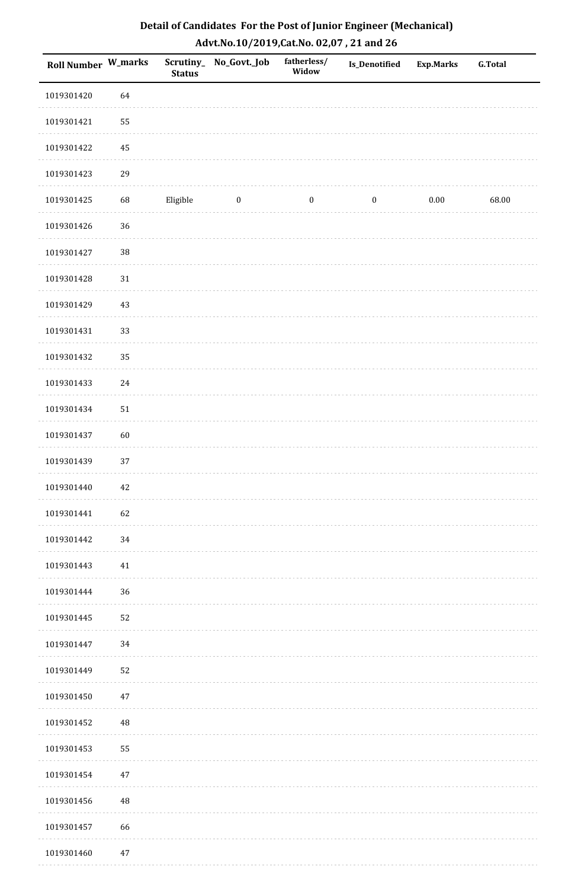## Detail of Candidates For the Post of Junior Engineer (Mechanical)
## Advt.No.10/2019,Cat.No. 02,07 , 21 and 26

| Roll Number | W_marks | Scrutiny_ Status | No_Govt._Job | fatherless/ Widow | Is_Denotified | Exp.Marks | G.Total |
|---|---|---|---|---|---|---|---|
| 1019301420 | 64 | | | | | | |
| 1019301421 | 55 | | | | | | |
| 1019301422 | 45 | | | | | | |
| 1019301423 | 29 | | | | | | |
| 1019301425 | 68 | Eligible | 0 | 0 | 0 | 0.00 | 68.00 |
| 1019301426 | 36 | | | | | | |
| 1019301427 | 38 | | | | | | |
| 1019301428 | 31 | | | | | | |
| 1019301429 | 43 | | | | | | |
| 1019301431 | 33 | | | | | | |
| 1019301432 | 35 | | | | | | |
| 1019301433 | 24 | | | | | | |
| 1019301434 | 51 | | | | | | |
| 1019301437 | 60 | | | | | | |
| 1019301439 | 37 | | | | | | |
| 1019301440 | 42 | | | | | | |
| 1019301441 | 62 | | | | | | |
| 1019301442 | 34 | | | | | | |
| 1019301443 | 41 | | | | | | |
| 1019301444 | 36 | | | | | | |
| 1019301445 | 52 | | | | | | |
| 1019301447 | 34 | | | | | | |
| 1019301449 | 52 | | | | | | |
| 1019301450 | 47 | | | | | | |
| 1019301452 | 48 | | | | | | |
| 1019301453 | 55 | | | | | | |
| 1019301454 | 47 | | | | | | |
| 1019301456 | 48 | | | | | | |
| 1019301457 | 66 | | | | | | |
| 1019301460 | 47 | | | | | | |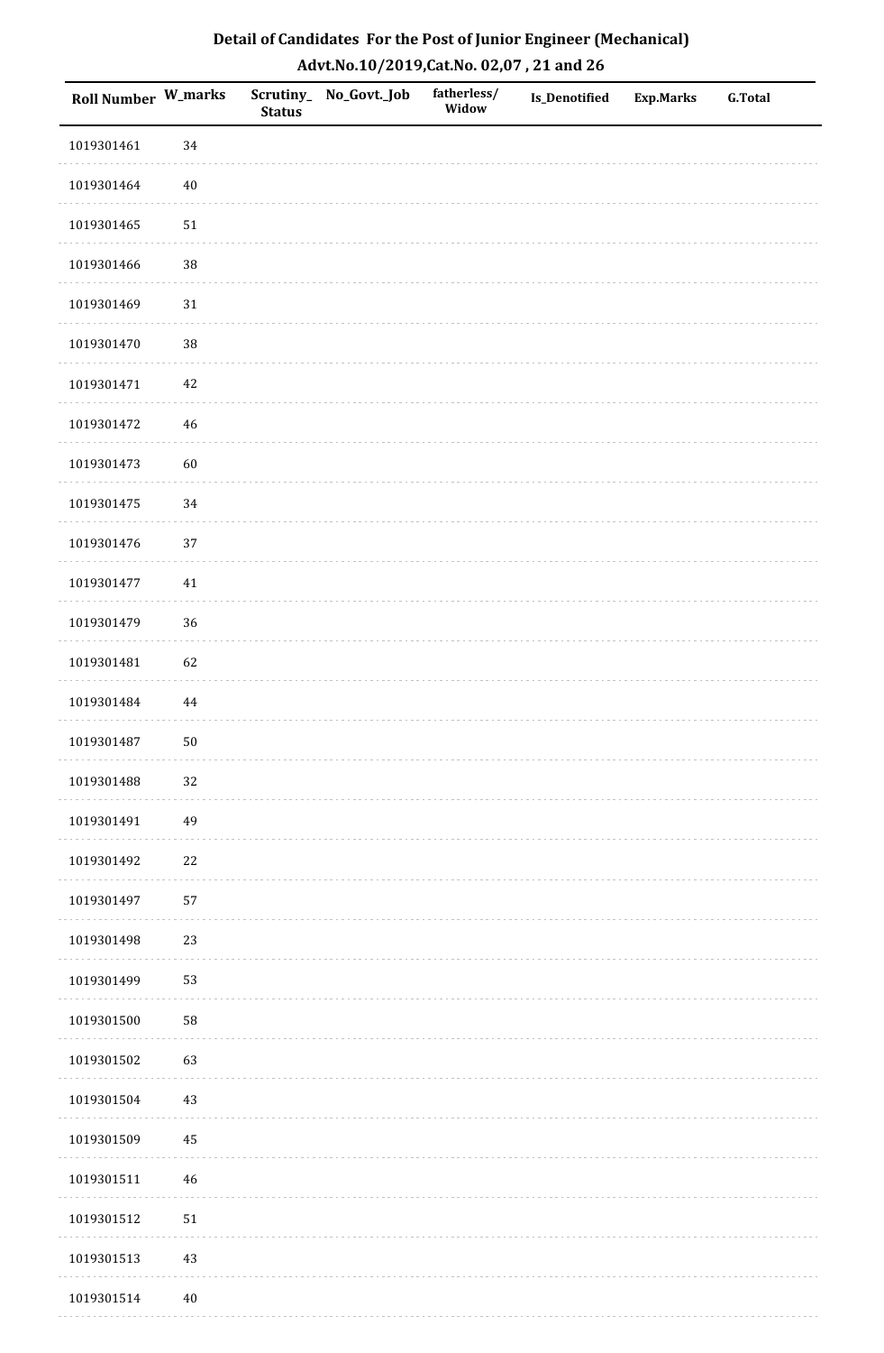# Detail of Candidates For the Post of Junior Engineer (Mechanical)

## Advt.No.10/2019,Cat.No. 02,07 , 21 and 26

| Roll Number | W_marks | Scrutiny_Status | No_Govt._Job | fatherless/Widow | Is_Denotified | Exp.Marks | G.Total |
|---|---|---|---|---|---|---|---|
| 1019301461 | 34 | | | | | | |
| 1019301464 | 40 | | | | | | |
| 1019301465 | 51 | | | | | | |
| 1019301466 | 38 | | | | | | |
| 1019301469 | 31 | | | | | | |
| 1019301470 | 38 | | | | | | |
| 1019301471 | 42 | | | | | | |
| 1019301472 | 46 | | | | | | |
| 1019301473 | 60 | | | | | | |
| 1019301475 | 34 | | | | | | |
| 1019301476 | 37 | | | | | | |
| 1019301477 | 41 | | | | | | |
| 1019301479 | 36 | | | | | | |
| 1019301481 | 62 | | | | | | |
| 1019301484 | 44 | | | | | | |
| 1019301487 | 50 | | | | | | |
| 1019301488 | 32 | | | | | | |
| 1019301491 | 49 | | | | | | |
| 1019301492 | 22 | | | | | | |
| 1019301497 | 57 | | | | | | |
| 1019301498 | 23 | | | | | | |
| 1019301499 | 53 | | | | | | |
| 1019301500 | 58 | | | | | | |
| 1019301502 | 63 | | | | | | |
| 1019301504 | 43 | | | | | | |
| 1019301509 | 45 | | | | | | |
| 1019301511 | 46 | | | | | | |
| 1019301512 | 51 | | | | | | |
| 1019301513 | 43 | | | | | | |
| 1019301514 | 40 | | | | | | |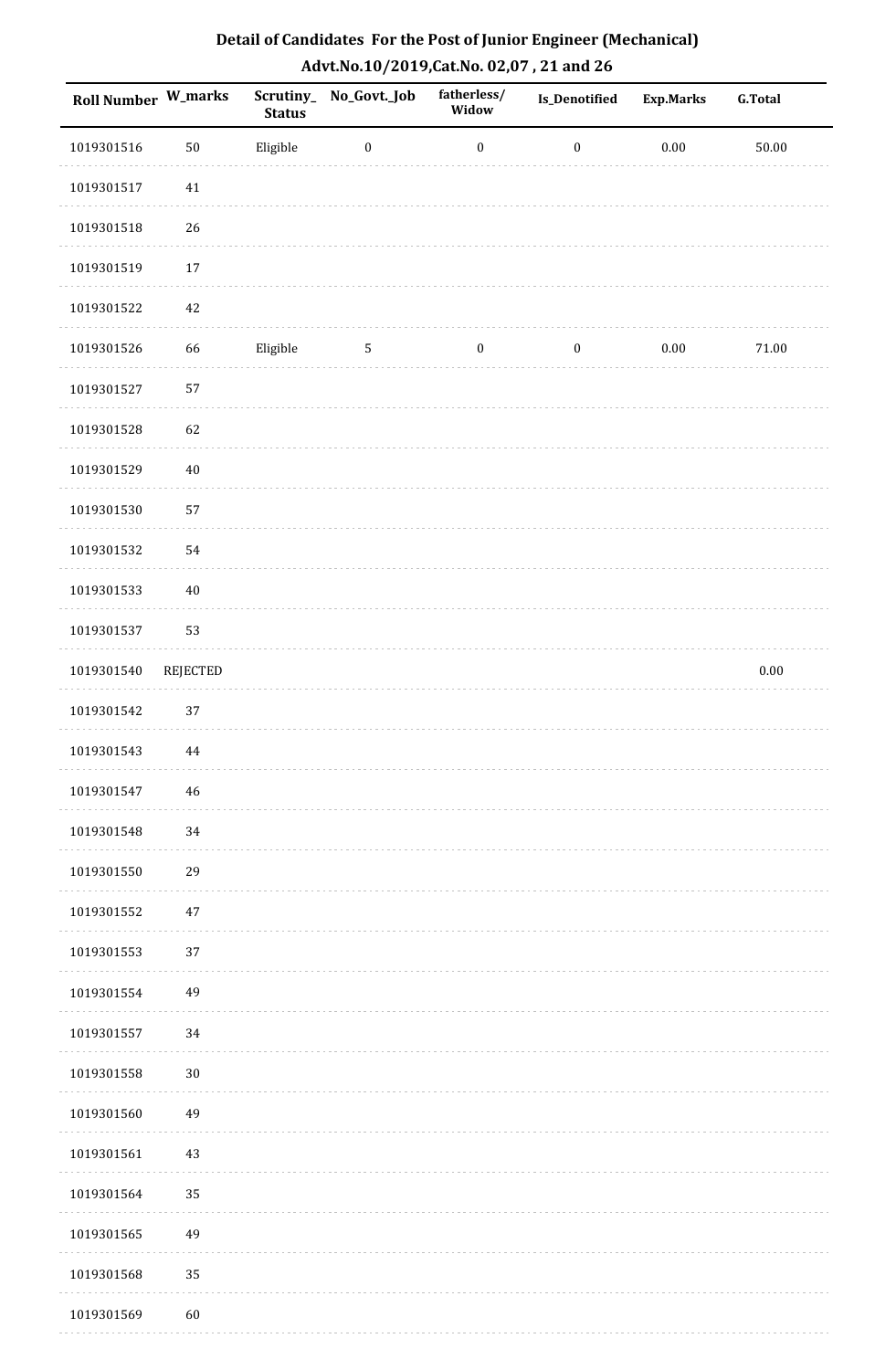# Detail of Candidates For the Post of Junior Engineer (Mechanical)

## Advt.No.10/2019,Cat.No. 02,07 , 21 and 26

| Roll Number | W_marks | Scrutiny_Status | No_Govt._Job | fatherless/Widow | Is_Denotified | Exp.Marks | G.Total |
|---|---|---|---|---|---|---|---|
| 1019301516 | 50 | Eligible | 0 | 0 | 0 | 0.00 | 50.00 |
| 1019301517 | 41 | | | | | | |
| 1019301518 | 26 | | | | | | |
| 1019301519 | 17 | | | | | | |
| 1019301522 | 42 | | | | | | |
| 1019301526 | 66 | Eligible | 5 | 0 | 0 | 0.00 | 71.00 |
| 1019301527 | 57 | | | | | | |
| 1019301528 | 62 | | | | | | |
| 1019301529 | 40 | | | | | | |
| 1019301530 | 57 | | | | | | |
| 1019301532 | 54 | | | | | | |
| 1019301533 | 40 | | | | | | |
| 1019301537 | 53 | | | | | | |
| 1019301540 | REJECTED | | | | | | 0.00 |
| 1019301542 | 37 | | | | | | |
| 1019301543 | 44 | | | | | | |
| 1019301547 | 46 | | | | | | |
| 1019301548 | 34 | | | | | | |
| 1019301550 | 29 | | | | | | |
| 1019301552 | 47 | | | | | | |
| 1019301553 | 37 | | | | | | |
| 1019301554 | 49 | | | | | | |
| 1019301557 | 34 | | | | | | |
| 1019301558 | 30 | | | | | | |
| 1019301560 | 49 | | | | | | |
| 1019301561 | 43 | | | | | | |
| 1019301564 | 35 | | | | | | |
| 1019301565 | 49 | | | | | | |
| 1019301568 | 35 | | | | | | |
| 1019301569 | 60 | | | | | | |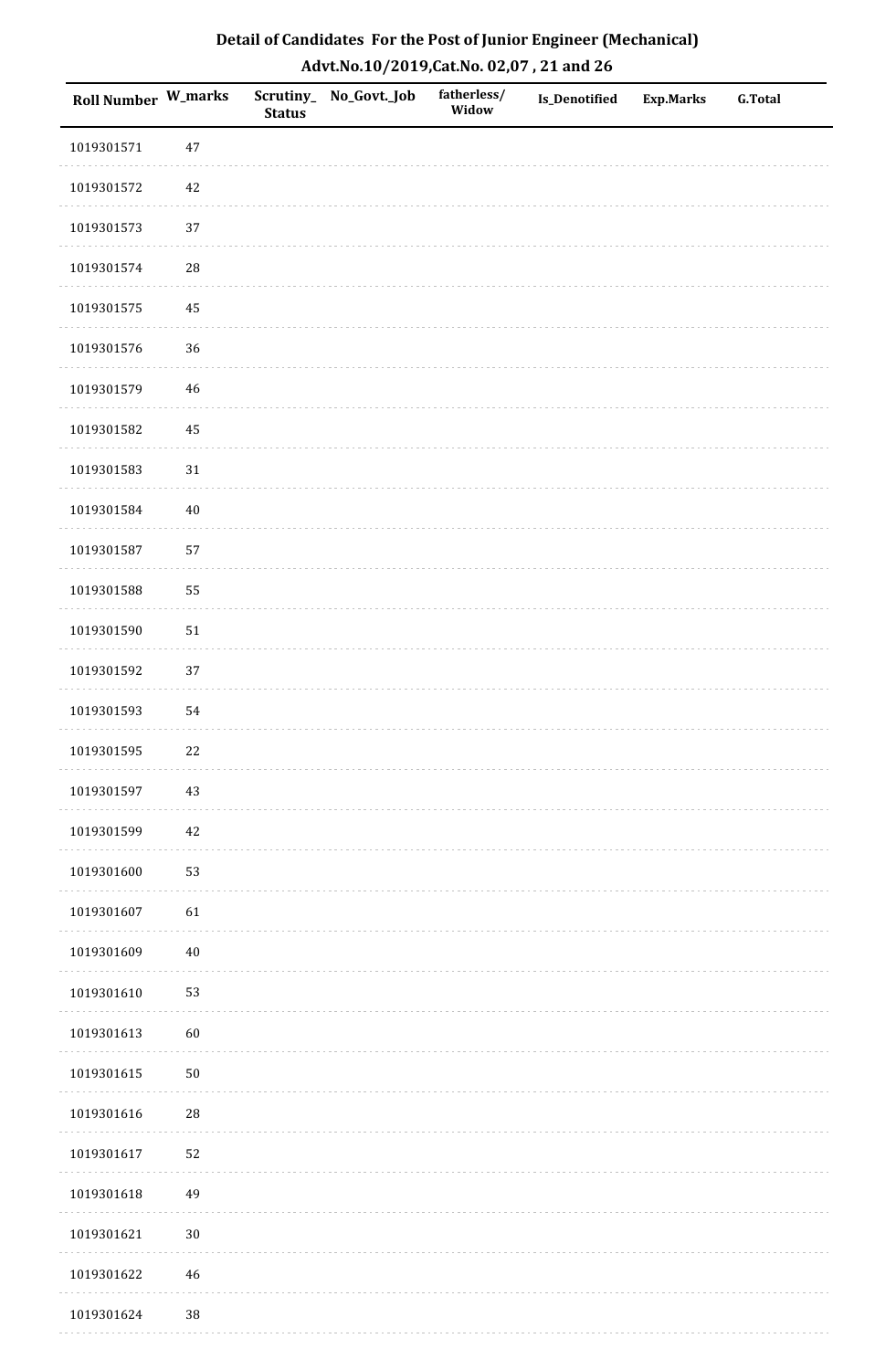## Detail of Candidates For the Post of Junior Engineer (Mechanical)

## Advt.No.10/2019,Cat.No. 02,07 , 21 and 26

| Roll Number | W_marks | Scrutiny_Status | No_Govt._Job | fatherless/Widow | Is_Denotified | Exp.Marks | G.Total |
|---|---|---|---|---|---|---|---|
| 1019301571 | 47 | | | | | | |
| 1019301572 | 42 | | | | | | |
| 1019301573 | 37 | | | | | | |
| 1019301574 | 28 | | | | | | |
| 1019301575 | 45 | | | | | | |
| 1019301576 | 36 | | | | | | |
| 1019301579 | 46 | | | | | | |
| 1019301582 | 45 | | | | | | |
| 1019301583 | 31 | | | | | | |
| 1019301584 | 40 | | | | | | |
| 1019301587 | 57 | | | | | | |
| 1019301588 | 55 | | | | | | |
| 1019301590 | 51 | | | | | | |
| 1019301592 | 37 | | | | | | |
| 1019301593 | 54 | | | | | | |
| 1019301595 | 22 | | | | | | |
| 1019301597 | 43 | | | | | | |
| 1019301599 | 42 | | | | | | |
| 1019301600 | 53 | | | | | | |
| 1019301607 | 61 | | | | | | |
| 1019301609 | 40 | | | | | | |
| 1019301610 | 53 | | | | | | |
| 1019301613 | 60 | | | | | | |
| 1019301615 | 50 | | | | | | |
| 1019301616 | 28 | | | | | | |
| 1019301617 | 52 | | | | | | |
| 1019301618 | 49 | | | | | | |
| 1019301621 | 30 | | | | | | |
| 1019301622 | 46 | | | | | | |
| 1019301624 | 38 | | | | | | |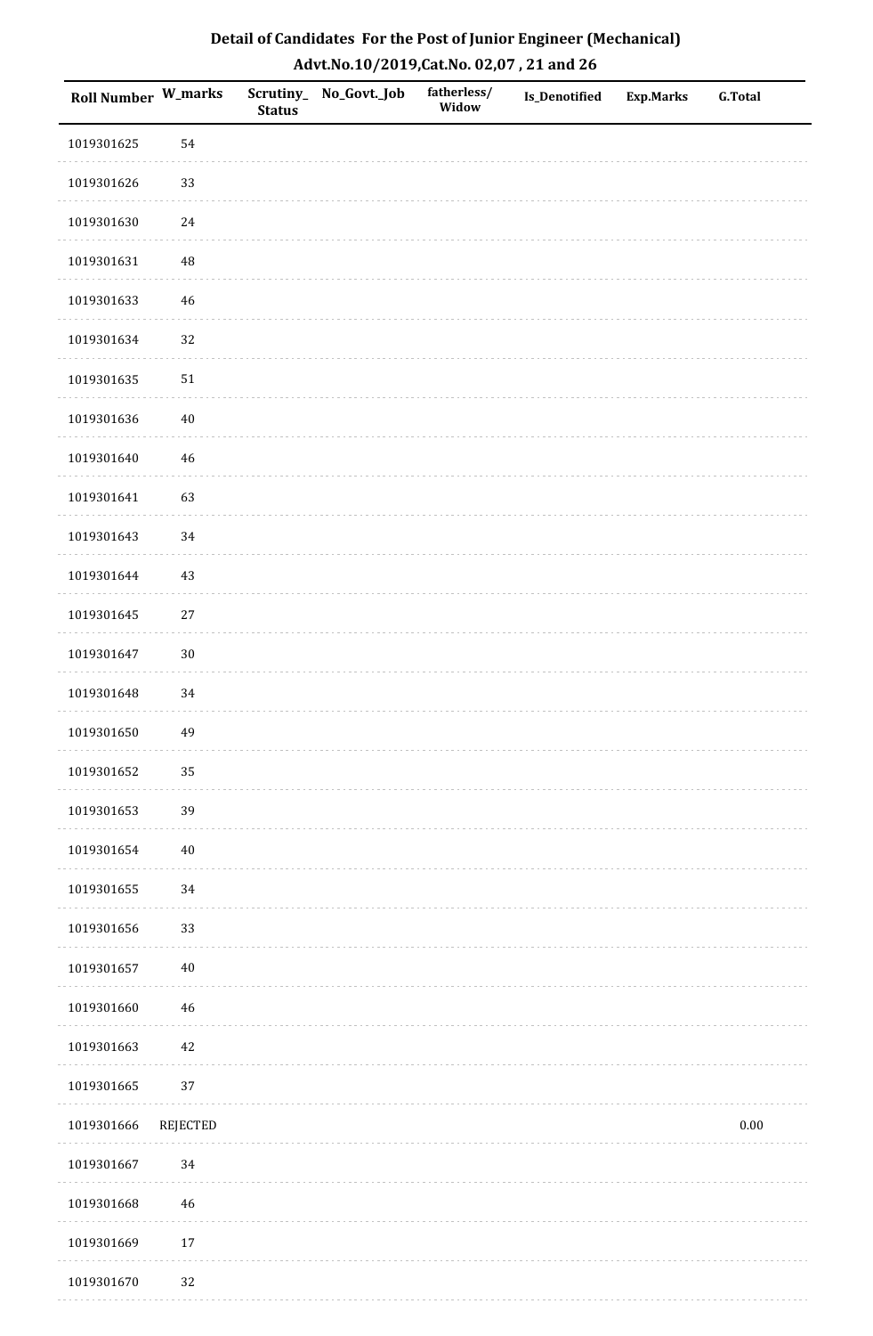# Detail of Candidates For the Post of Junior Engineer (Mechanical)

## Advt.No.10/2019,Cat.No. 02,07 , 21 and 26

| Roll Number | W_marks | Scrutiny_Status | No_Govt._Job | fatherless/Widow | Is_Denotified | Exp.Marks | G.Total |
|---|---|---|---|---|---|---|---|
| 1019301625 | 54 | | | | | | |
| 1019301626 | 33 | | | | | | |
| 1019301630 | 24 | | | | | | |
| 1019301631 | 48 | | | | | | |
| 1019301633 | 46 | | | | | | |
| 1019301634 | 32 | | | | | | |
| 1019301635 | 51 | | | | | | |
| 1019301636 | 40 | | | | | | |
| 1019301640 | 46 | | | | | | |
| 1019301641 | 63 | | | | | | |
| 1019301643 | 34 | | | | | | |
| 1019301644 | 43 | | | | | | |
| 1019301645 | 27 | | | | | | |
| 1019301647 | 30 | | | | | | |
| 1019301648 | 34 | | | | | | |
| 1019301650 | 49 | | | | | | |
| 1019301652 | 35 | | | | | | |
| 1019301653 | 39 | | | | | | |
| 1019301654 | 40 | | | | | | |
| 1019301655 | 34 | | | | | | |
| 1019301656 | 33 | | | | | | |
| 1019301657 | 40 | | | | | | |
| 1019301660 | 46 | | | | | | |
| 1019301663 | 42 | | | | | | |
| 1019301665 | 37 | | | | | | |
| 1019301666 | REJECTED | | | | | | 0.00 |
| 1019301667 | 34 | | | | | | |
| 1019301668 | 46 | | | | | | |
| 1019301669 | 17 | | | | | | |
| 1019301670 | 32 | | | | | | |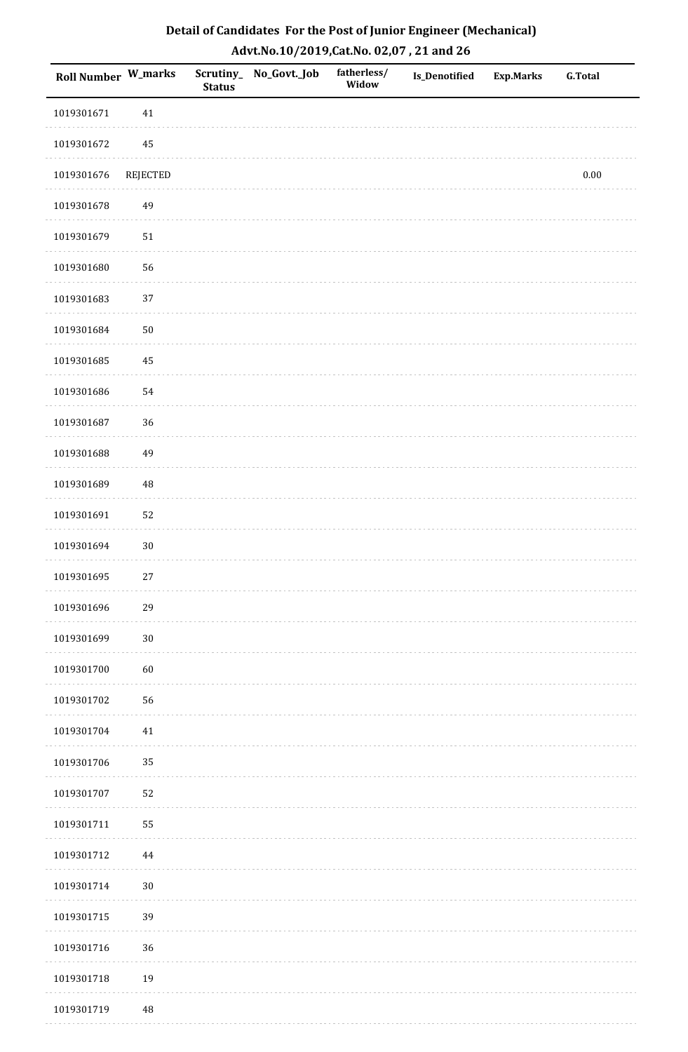# Detail of Candidates For the Post of Junior Engineer (Mechanical)

## Advt.No.10/2019,Cat.No. 02,07 , 21 and 26

| Roll Number | W_marks | Scrutiny_ Status | No_Govt._Job | fatherless/ Widow | Is_Denotified | Exp.Marks | G.Total |
|---|---|---|---|---|---|---|---|
| 1019301671 | 41 | | | | | | |
| 1019301672 | 45 | | | | | | |
| 1019301676 | REJECTED | | | | | | 0.00 |
| 1019301678 | 49 | | | | | | |
| 1019301679 | 51 | | | | | | |
| 1019301680 | 56 | | | | | | |
| 1019301683 | 37 | | | | | | |
| 1019301684 | 50 | | | | | | |
| 1019301685 | 45 | | | | | | |
| 1019301686 | 54 | | | | | | |
| 1019301687 | 36 | | | | | | |
| 1019301688 | 49 | | | | | | |
| 1019301689 | 48 | | | | | | |
| 1019301691 | 52 | | | | | | |
| 1019301694 | 30 | | | | | | |
| 1019301695 | 27 | | | | | | |
| 1019301696 | 29 | | | | | | |
| 1019301699 | 30 | | | | | | |
| 1019301700 | 60 | | | | | | |
| 1019301702 | 56 | | | | | | |
| 1019301704 | 41 | | | | | | |
| 1019301706 | 35 | | | | | | |
| 1019301707 | 52 | | | | | | |
| 1019301711 | 55 | | | | | | |
| 1019301712 | 44 | | | | | | |
| 1019301714 | 30 | | | | | | |
| 1019301715 | 39 | | | | | | |
| 1019301716 | 36 | | | | | | |
| 1019301718 | 19 | | | | | | |
| 1019301719 | 48 | | | | | | |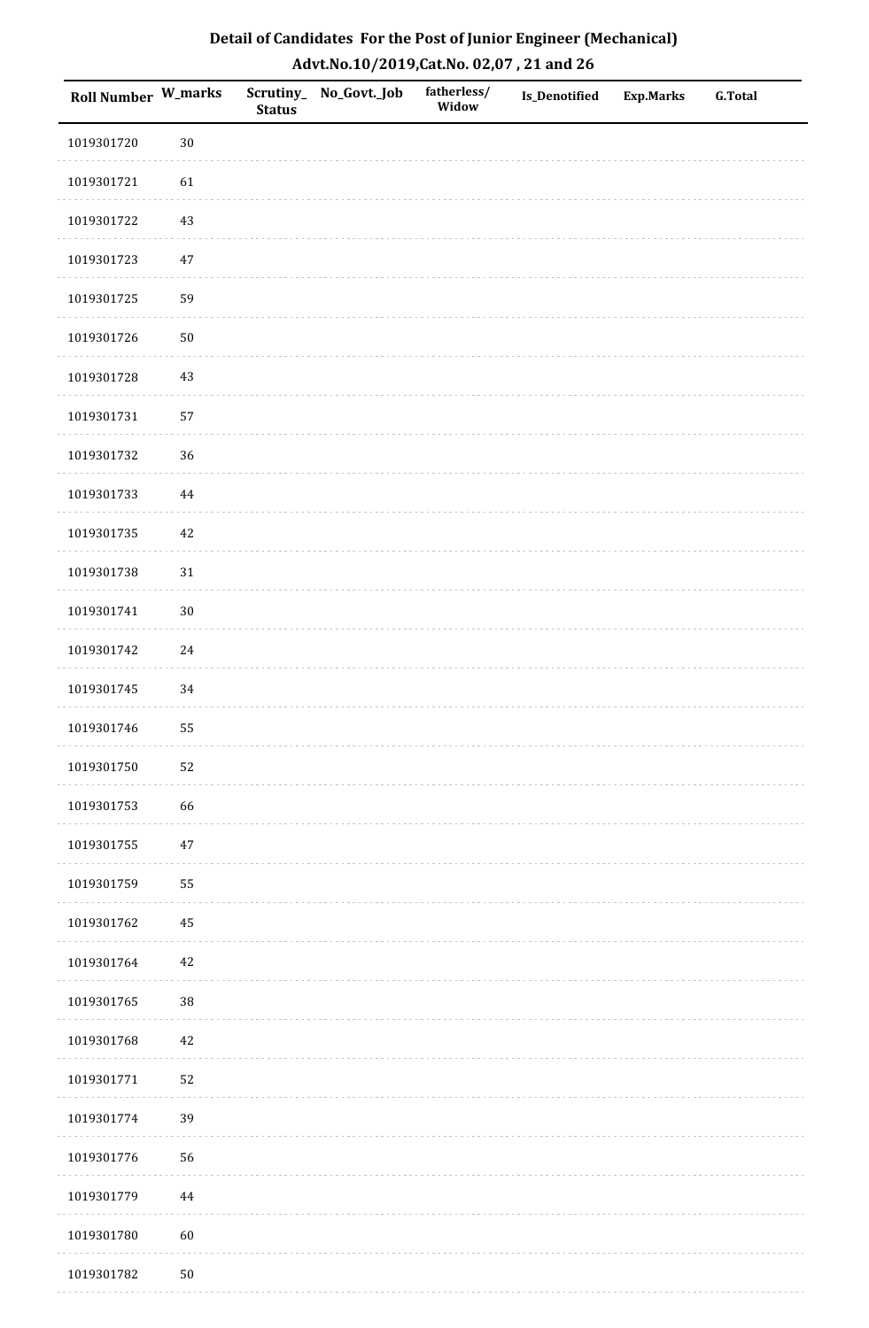## Detail of Candidates For the Post of Junior Engineer (Mechanical)
### Advt.No.10/2019,Cat.No. 02,07 , 21 and 26

| Roll Number | W_marks | Scrutiny_ Status | No_Govt._Job | fatherless/ Widow | Is_Denotified | Exp.Marks | G.Total |
|---|---|---|---|---|---|---|---|
| 1019301720 | 30 | | | | | | |
| 1019301721 | 61 | | | | | | |
| 1019301722 | 43 | | | | | | |
| 1019301723 | 47 | | | | | | |
| 1019301725 | 59 | | | | | | |
| 1019301726 | 50 | | | | | | |
| 1019301728 | 43 | | | | | | |
| 1019301731 | 57 | | | | | | |
| 1019301732 | 36 | | | | | | |
| 1019301733 | 44 | | | | | | |
| 1019301735 | 42 | | | | | | |
| 1019301738 | 31 | | | | | | |
| 1019301741 | 30 | | | | | | |
| 1019301742 | 24 | | | | | | |
| 1019301745 | 34 | | | | | | |
| 1019301746 | 55 | | | | | | |
| 1019301750 | 52 | | | | | | |
| 1019301753 | 66 | | | | | | |
| 1019301755 | 47 | | | | | | |
| 1019301759 | 55 | | | | | | |
| 1019301762 | 45 | | | | | | |
| 1019301764 | 42 | | | | | | |
| 1019301765 | 38 | | | | | | |
| 1019301768 | 42 | | | | | | |
| 1019301771 | 52 | | | | | | |
| 1019301774 | 39 | | | | | | |
| 1019301776 | 56 | | | | | | |
| 1019301779 | 44 | | | | | | |
| 1019301780 | 60 | | | | | | |
| 1019301782 | 50 | | | | | | |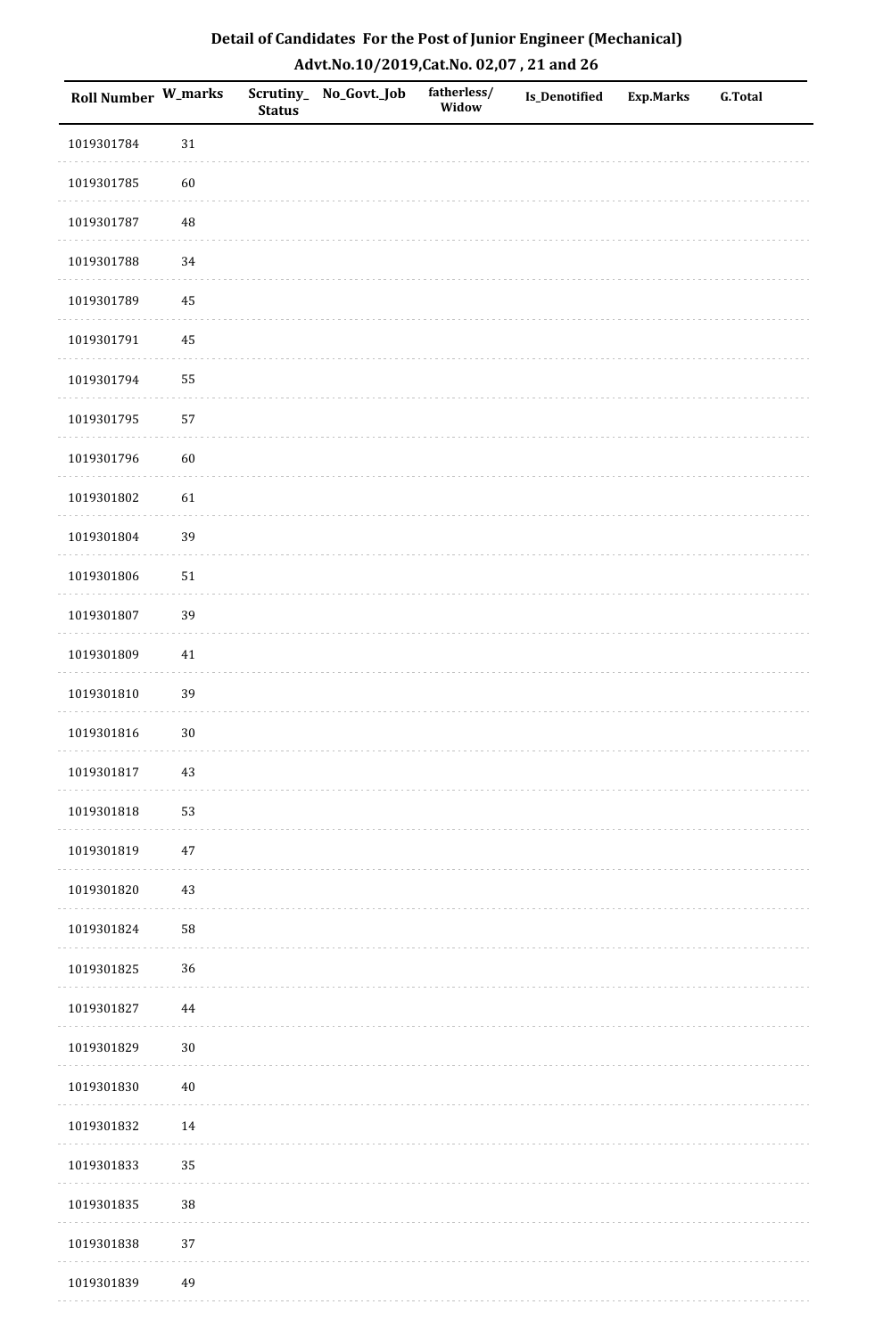# Detail of Candidates For the Post of Junior Engineer (Mechanical)

## Advt.No.10/2019,Cat.No. 02,07 , 21 and 26

| Roll Number | W_marks | Scrutiny_Status | No_Govt._Job | fatherless/Widow | Is_Denotified | Exp.Marks | G.Total |
|---|---|---|---|---|---|---|---|
| 1019301784 | 31 | | | | | | |
| 1019301785 | 60 | | | | | | |
| 1019301787 | 48 | | | | | | |
| 1019301788 | 34 | | | | | | |
| 1019301789 | 45 | | | | | | |
| 1019301791 | 45 | | | | | | |
| 1019301794 | 55 | | | | | | |
| 1019301795 | 57 | | | | | | |
| 1019301796 | 60 | | | | | | |
| 1019301802 | 61 | | | | | | |
| 1019301804 | 39 | | | | | | |
| 1019301806 | 51 | | | | | | |
| 1019301807 | 39 | | | | | | |
| 1019301809 | 41 | | | | | | |
| 1019301810 | 39 | | | | | | |
| 1019301816 | 30 | | | | | | |
| 1019301817 | 43 | | | | | | |
| 1019301818 | 53 | | | | | | |
| 1019301819 | 47 | | | | | | |
| 1019301820 | 43 | | | | | | |
| 1019301824 | 58 | | | | | | |
| 1019301825 | 36 | | | | | | |
| 1019301827 | 44 | | | | | | |
| 1019301829 | 30 | | | | | | |
| 1019301830 | 40 | | | | | | |
| 1019301832 | 14 | | | | | | |
| 1019301833 | 35 | | | | | | |
| 1019301835 | 38 | | | | | | |
| 1019301838 | 37 | | | | | | |
| 1019301839 | 49 | | | | | | |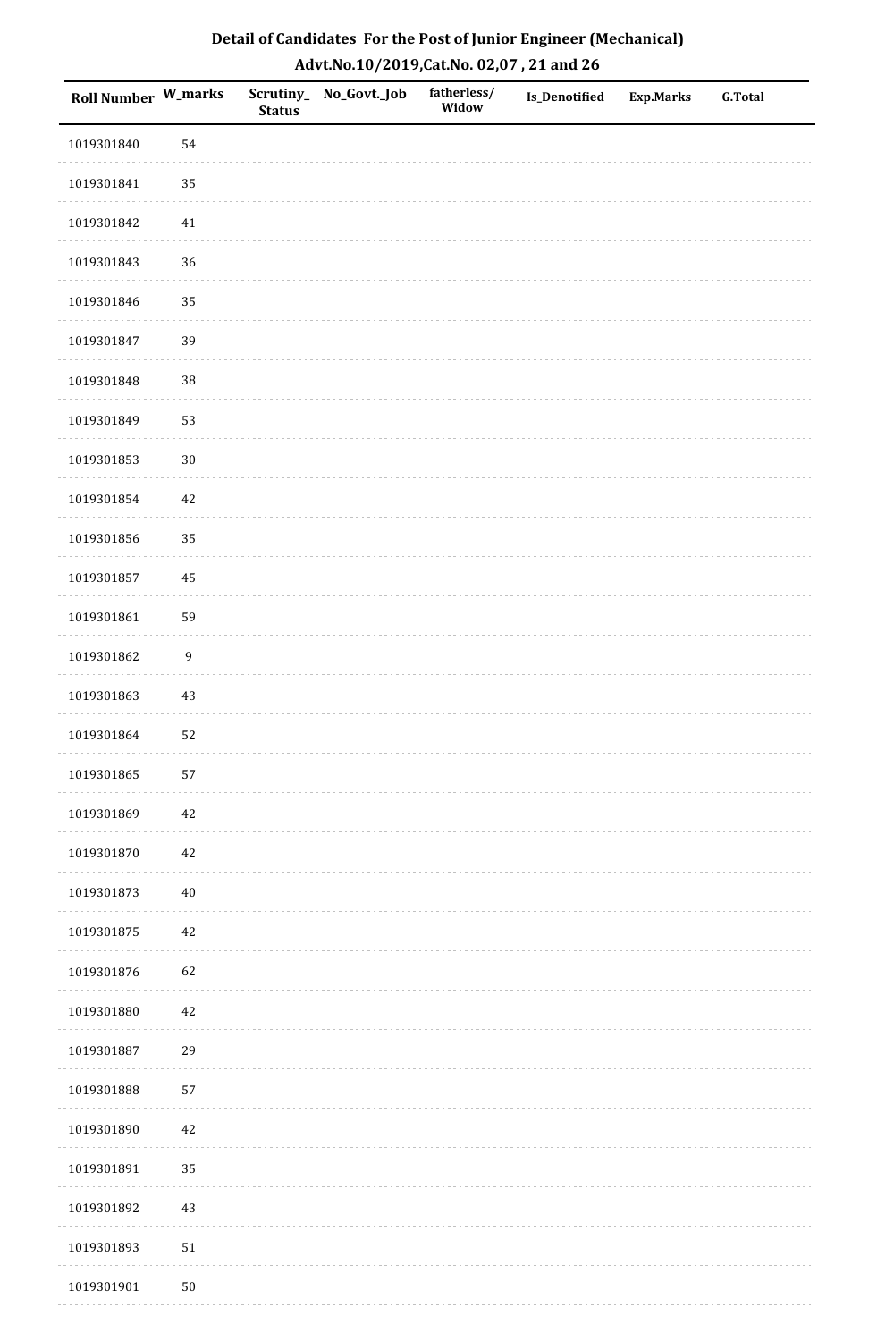**Detail of Candidates For the Post of Junior Engineer (Mechanical)**

**Advt.No.10/2019,Cat.No. 02,07 , 21 and 26**

| Roll Number | W_marks | Scrutiny_Status | No_Govt._Job | fatherless/Widow | Is_Denotified | Exp.Marks | G.Total |
|---|---|---|---|---|---|---|---|
| 1019301840 | 54 | | | | | | |
| 1019301841 | 35 | | | | | | |
| 1019301842 | 41 | | | | | | |
| 1019301843 | 36 | | | | | | |
| 1019301846 | 35 | | | | | | |
| 1019301847 | 39 | | | | | | |
| 1019301848 | 38 | | | | | | |
| 1019301849 | 53 | | | | | | |
| 1019301853 | 30 | | | | | | |
| 1019301854 | 42 | | | | | | |
| 1019301856 | 35 | | | | | | |
| 1019301857 | 45 | | | | | | |
| 1019301861 | 59 | | | | | | |
| 1019301862 | 9 | | | | | | |
| 1019301863 | 43 | | | | | | |
| 1019301864 | 52 | | | | | | |
| 1019301865 | 57 | | | | | | |
| 1019301869 | 42 | | | | | | |
| 1019301870 | 42 | | | | | | |
| 1019301873 | 40 | | | | | | |
| 1019301875 | 42 | | | | | | |
| 1019301876 | 62 | | | | | | |
| 1019301880 | 42 | | | | | | |
| 1019301887 | 29 | | | | | | |
| 1019301888 | 57 | | | | | | |
| 1019301890 | 42 | | | | | | |
| 1019301891 | 35 | | | | | | |
| 1019301892 | 43 | | | | | | |
| 1019301893 | 51 | | | | | | |
| 1019301901 | 50 | | | | | | |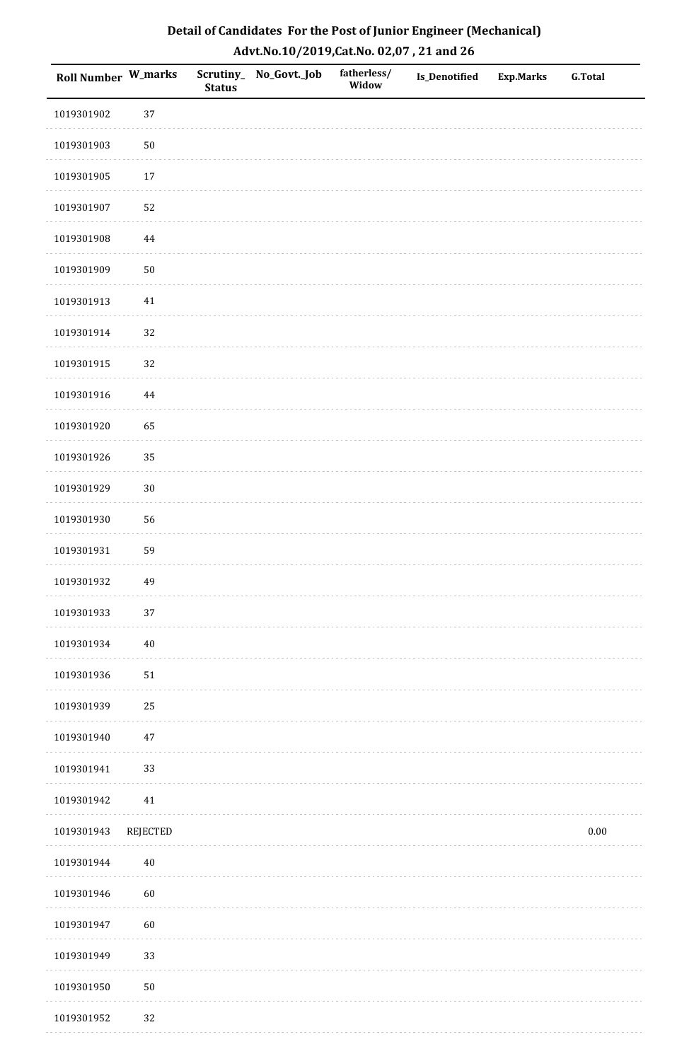## Detail of Candidates For the Post of Junior Engineer (Mechanical)
## Advt.No.10/2019,Cat.No. 02,07 , 21 and 26

| Roll Number | W_marks | Scrutiny_Status | No_Govt._Job | fatherless/Widow | Is_Denotified | Exp.Marks | G.Total |
|---|---|---|---|---|---|---|---|
| 1019301902 | 37 | | | | | | |
| 1019301903 | 50 | | | | | | |
| 1019301905 | 17 | | | | | | |
| 1019301907 | 52 | | | | | | |
| 1019301908 | 44 | | | | | | |
| 1019301909 | 50 | | | | | | |
| 1019301913 | 41 | | | | | | |
| 1019301914 | 32 | | | | | | |
| 1019301915 | 32 | | | | | | |
| 1019301916 | 44 | | | | | | |
| 1019301920 | 65 | | | | | | |
| 1019301926 | 35 | | | | | | |
| 1019301929 | 30 | | | | | | |
| 1019301930 | 56 | | | | | | |
| 1019301931 | 59 | | | | | | |
| 1019301932 | 49 | | | | | | |
| 1019301933 | 37 | | | | | | |
| 1019301934 | 40 | | | | | | |
| 1019301936 | 51 | | | | | | |
| 1019301939 | 25 | | | | | | |
| 1019301940 | 47 | | | | | | |
| 1019301941 | 33 | | | | | | |
| 1019301942 | 41 | | | | | | |
| 1019301943 | REJECTED | | | | | | 0.00 |
| 1019301944 | 40 | | | | | | |
| 1019301946 | 60 | | | | | | |
| 1019301947 | 60 | | | | | | |
| 1019301949 | 33 | | | | | | |
| 1019301950 | 50 | | | | | | |
| 1019301952 | 32 | | | | | | |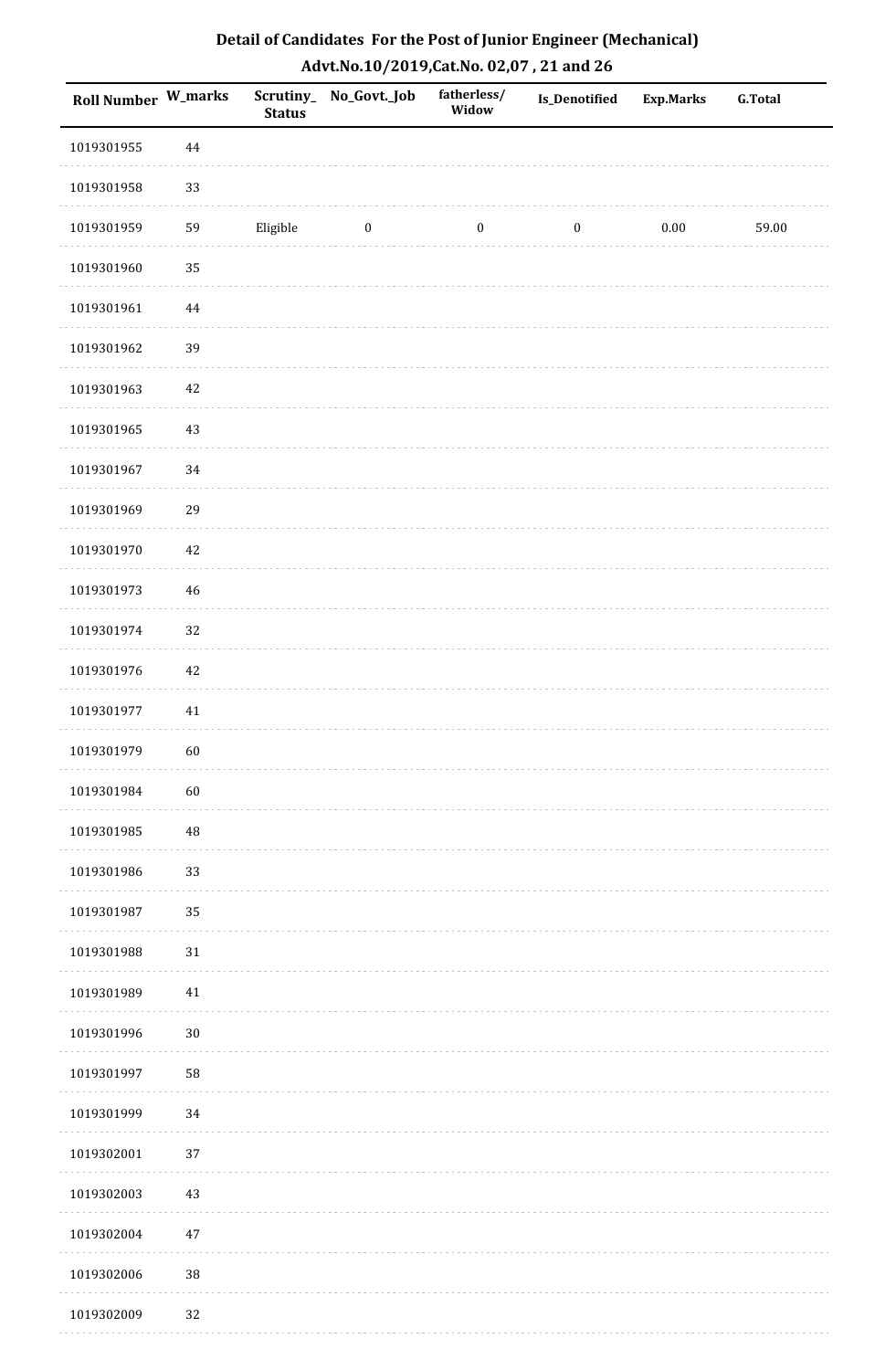## Detail of Candidates For the Post of Junior Engineer (Mechanical)

### Advt.No.10/2019,Cat.No. 02,07 , 21 and 26

| Roll Number | W_marks | Scrutiny_ Status | No_Govt._Job | fatherless/ Widow | Is_Denotified | Exp.Marks | G.Total |
|---|---|---|---|---|---|---|---|
| 1019301955 | 44 | | | | | | |
| 1019301958 | 33 | | | | | | |
| 1019301959 | 59 | Eligible | 0 | 0 | 0 | 0.00 | 59.00 |
| 1019301960 | 35 | | | | | | |
| 1019301961 | 44 | | | | | | |
| 1019301962 | 39 | | | | | | |
| 1019301963 | 42 | | | | | | |
| 1019301965 | 43 | | | | | | |
| 1019301967 | 34 | | | | | | |
| 1019301969 | 29 | | | | | | |
| 1019301970 | 42 | | | | | | |
| 1019301973 | 46 | | | | | | |
| 1019301974 | 32 | | | | | | |
| 1019301976 | 42 | | | | | | |
| 1019301977 | 41 | | | | | | |
| 1019301979 | 60 | | | | | | |
| 1019301984 | 60 | | | | | | |
| 1019301985 | 48 | | | | | | |
| 1019301986 | 33 | | | | | | |
| 1019301987 | 35 | | | | | | |
| 1019301988 | 31 | | | | | | |
| 1019301989 | 41 | | | | | | |
| 1019301996 | 30 | | | | | | |
| 1019301997 | 58 | | | | | | |
| 1019301999 | 34 | | | | | | |
| 1019302001 | 37 | | | | | | |
| 1019302003 | 43 | | | | | | |
| 1019302004 | 47 | | | | | | |
| 1019302006 | 38 | | | | | | |
| 1019302009 | 32 | | | | | | |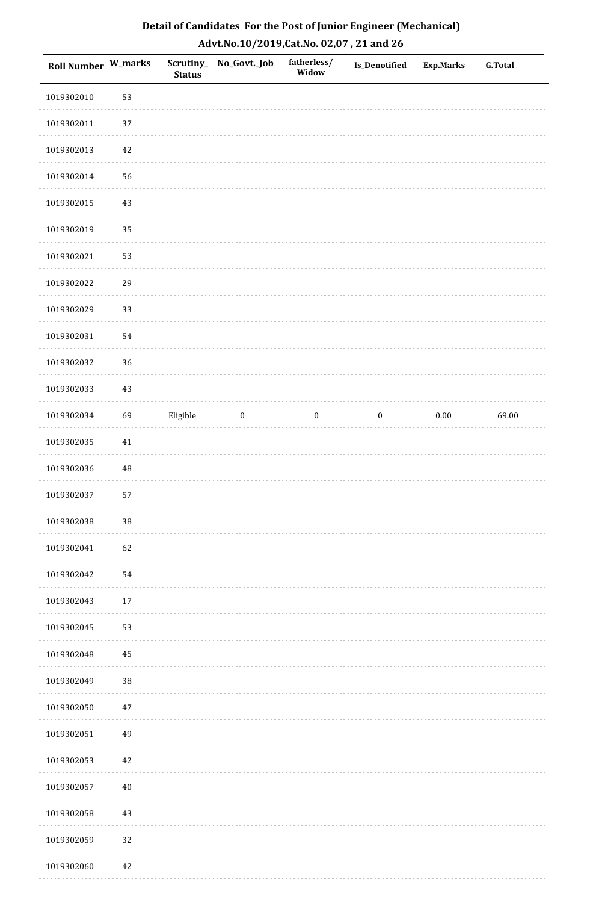# Detail of Candidates For the Post of Junior Engineer (Mechanical)

## Advt.No.10/2019,Cat.No. 02,07 , 21 and 26

| Roll Number | W_marks | Scrutiny_Status | No_Govt._Job | fatherless/Widow | Is_Denotified | Exp.Marks | G.Total |
|---|---|---|---|---|---|---|---|
| 1019302010 | 53 | | | | | | |
| 1019302011 | 37 | | | | | | |
| 1019302013 | 42 | | | | | | |
| 1019302014 | 56 | | | | | | |
| 1019302015 | 43 | | | | | | |
| 1019302019 | 35 | | | | | | |
| 1019302021 | 53 | | | | | | |
| 1019302022 | 29 | | | | | | |
| 1019302029 | 33 | | | | | | |
| 1019302031 | 54 | | | | | | |
| 1019302032 | 36 | | | | | | |
| 1019302033 | 43 | | | | | | |
| 1019302034 | 69 | Eligible | 0 | 0 | 0 | 0.00 | 69.00 |
| 1019302035 | 41 | | | | | | |
| 1019302036 | 48 | | | | | | |
| 1019302037 | 57 | | | | | | |
| 1019302038 | 38 | | | | | | |
| 1019302041 | 62 | | | | | | |
| 1019302042 | 54 | | | | | | |
| 1019302043 | 17 | | | | | | |
| 1019302045 | 53 | | | | | | |
| 1019302048 | 45 | | | | | | |
| 1019302049 | 38 | | | | | | |
| 1019302050 | 47 | | | | | | |
| 1019302051 | 49 | | | | | | |
| 1019302053 | 42 | | | | | | |
| 1019302057 | 40 | | | | | | |
| 1019302058 | 43 | | | | | | |
| 1019302059 | 32 | | | | | | |
| 1019302060 | 42 | | | | | | |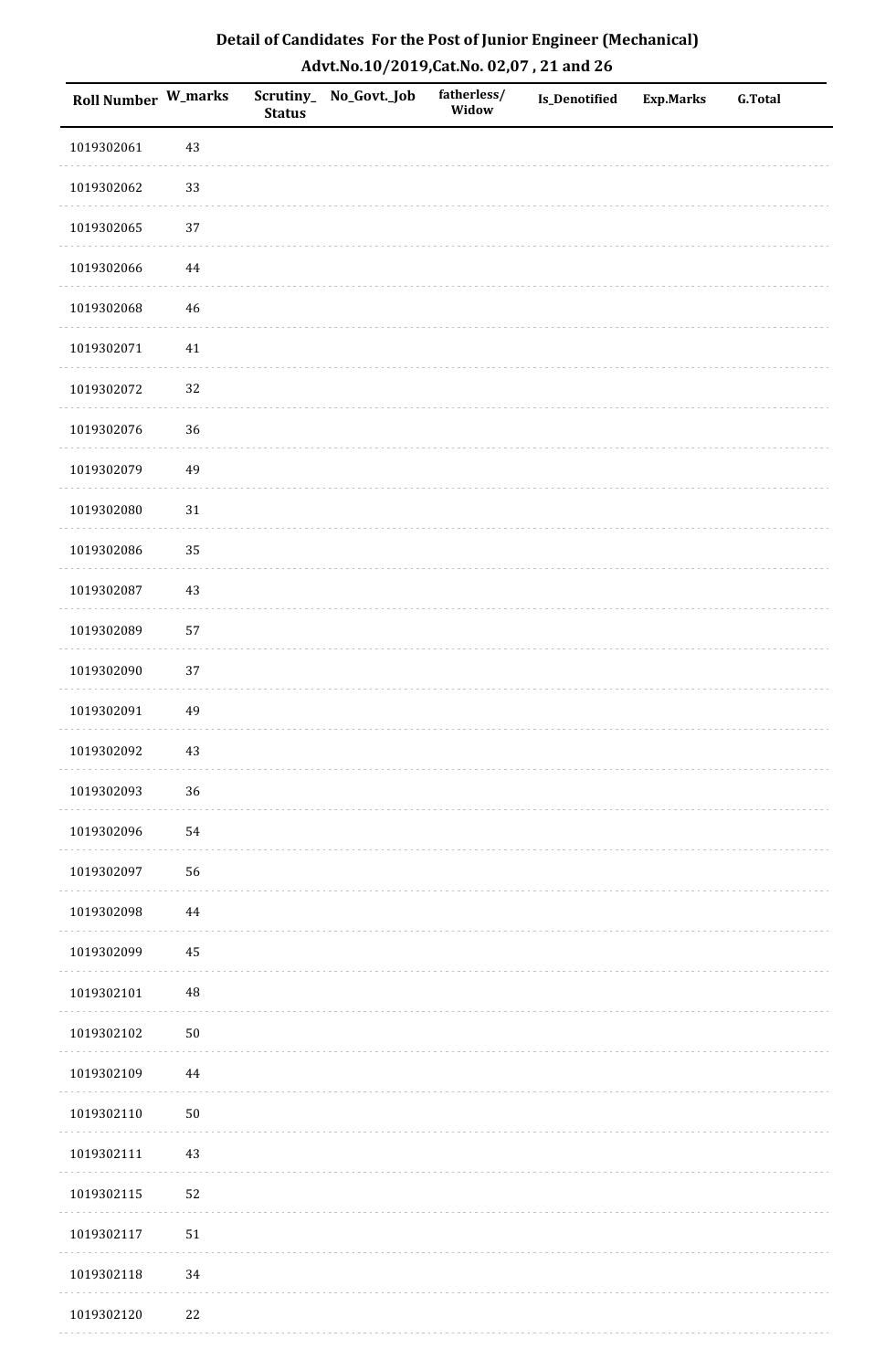# Detail of Candidates For the Post of Junior Engineer (Mechanical)
## Advt.No.10/2019,Cat.No. 02,07 , 21 and 26

| Roll Number | W_marks | Scrutiny_Status | No_Govt._Job | fatherless/Widow | Is_Denotified | Exp.Marks | G.Total |
|---|---|---|---|---|---|---|---|
| 1019302061 | 43 | | | | | | |
| 1019302062 | 33 | | | | | | |
| 1019302065 | 37 | | | | | | |
| 1019302066 | 44 | | | | | | |
| 1019302068 | 46 | | | | | | |
| 1019302071 | 41 | | | | | | |
| 1019302072 | 32 | | | | | | |
| 1019302076 | 36 | | | | | | |
| 1019302079 | 49 | | | | | | |
| 1019302080 | 31 | | | | | | |
| 1019302086 | 35 | | | | | | |
| 1019302087 | 43 | | | | | | |
| 1019302089 | 57 | | | | | | |
| 1019302090 | 37 | | | | | | |
| 1019302091 | 49 | | | | | | |
| 1019302092 | 43 | | | | | | |
| 1019302093 | 36 | | | | | | |
| 1019302096 | 54 | | | | | | |
| 1019302097 | 56 | | | | | | |
| 1019302098 | 44 | | | | | | |
| 1019302099 | 45 | | | | | | |
| 1019302101 | 48 | | | | | | |
| 1019302102 | 50 | | | | | | |
| 1019302109 | 44 | | | | | | |
| 1019302110 | 50 | | | | | | |
| 1019302111 | 43 | | | | | | |
| 1019302115 | 52 | | | | | | |
| 1019302117 | 51 | | | | | | |
| 1019302118 | 34 | | | | | | |
| 1019302120 | 22 | | | | | | |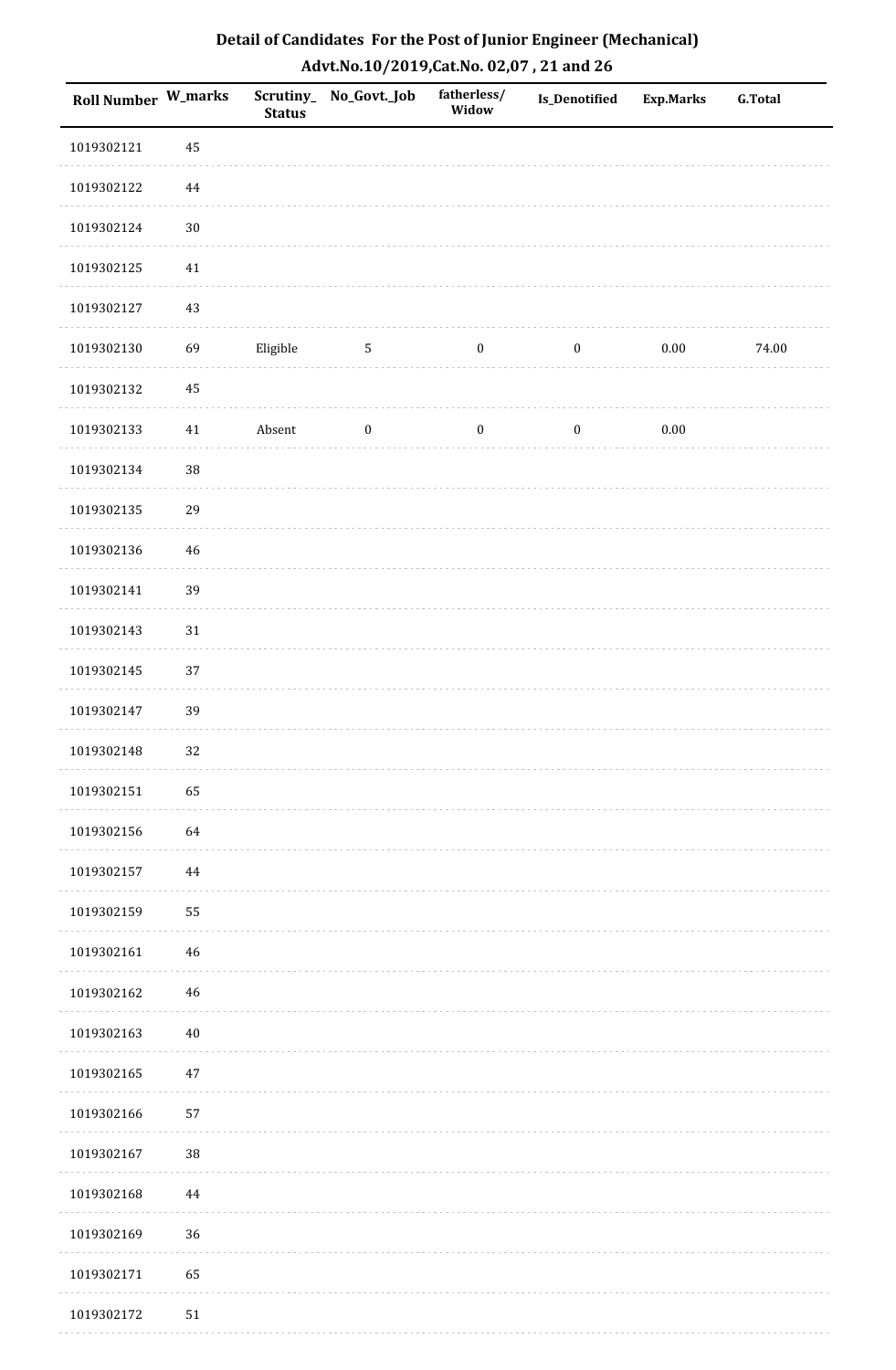## Detail of Candidates For the Post of Junior Engineer (Mechanical)

### Advt.No.10/2019,Cat.No. 02,07 , 21 and 26

| Roll Number | W_marks | Scrutiny_Status | No_Govt._Job | fatherless/Widow | Is_Denotified | Exp.Marks | G.Total |
|---|---|---|---|---|---|---|---|
| 1019302121 | 45 | | | | | | |
| 1019302122 | 44 | | | | | | |
| 1019302124 | 30 | | | | | | |
| 1019302125 | 41 | | | | | | |
| 1019302127 | 43 | | | | | | |
| 1019302130 | 69 | Eligible | 5 | 0 | 0 | 0.00 | 74.00 |
| 1019302132 | 45 | | | | | | |
| 1019302133 | 41 | Absent | 0 | 0 | 0 | 0.00 | |
| 1019302134 | 38 | | | | | | |
| 1019302135 | 29 | | | | | | |
| 1019302136 | 46 | | | | | | |
| 1019302141 | 39 | | | | | | |
| 1019302143 | 31 | | | | | | |
| 1019302145 | 37 | | | | | | |
| 1019302147 | 39 | | | | | | |
| 1019302148 | 32 | | | | | | |
| 1019302151 | 65 | | | | | | |
| 1019302156 | 64 | | | | | | |
| 1019302157 | 44 | | | | | | |
| 1019302159 | 55 | | | | | | |
| 1019302161 | 46 | | | | | | |
| 1019302162 | 46 | | | | | | |
| 1019302163 | 40 | | | | | | |
| 1019302165 | 47 | | | | | | |
| 1019302166 | 57 | | | | | | |
| 1019302167 | 38 | | | | | | |
| 1019302168 | 44 | | | | | | |
| 1019302169 | 36 | | | | | | |
| 1019302171 | 65 | | | | | | |
| 1019302172 | 51 | | | | | | |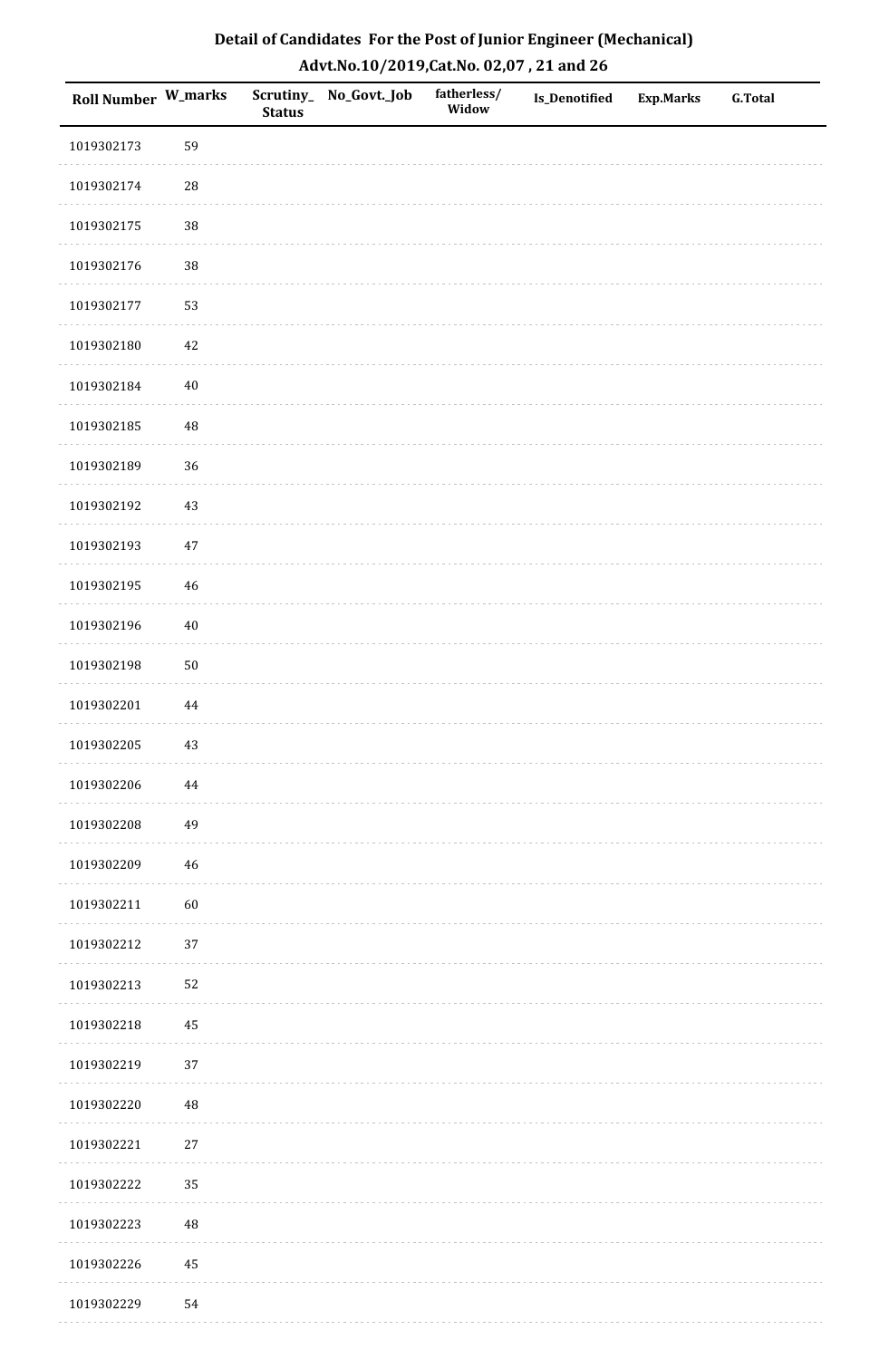# Detail of Candidates For the Post of Junior Engineer (Mechanical)

## Advt.No.10/2019,Cat.No. 02,07 , 21 and 26

| Roll Number | W_marks | Scrutiny_ Status | No_Govt._Job | fatherless/ Widow | Is_Denotified | Exp.Marks | G.Total |
|---|---|---|---|---|---|---|---|
| 1019302173 | 59 | | | | | | |
| 1019302174 | 28 | | | | | | |
| 1019302175 | 38 | | | | | | |
| 1019302176 | 38 | | | | | | |
| 1019302177 | 53 | | | | | | |
| 1019302180 | 42 | | | | | | |
| 1019302184 | 40 | | | | | | |
| 1019302185 | 48 | | | | | | |
| 1019302189 | 36 | | | | | | |
| 1019302192 | 43 | | | | | | |
| 1019302193 | 47 | | | | | | |
| 1019302195 | 46 | | | | | | |
| 1019302196 | 40 | | | | | | |
| 1019302198 | 50 | | | | | | |
| 1019302201 | 44 | | | | | | |
| 1019302205 | 43 | | | | | | |
| 1019302206 | 44 | | | | | | |
| 1019302208 | 49 | | | | | | |
| 1019302209 | 46 | | | | | | |
| 1019302211 | 60 | | | | | | |
| 1019302212 | 37 | | | | | | |
| 1019302213 | 52 | | | | | | |
| 1019302218 | 45 | | | | | | |
| 1019302219 | 37 | | | | | | |
| 1019302220 | 48 | | | | | | |
| 1019302221 | 27 | | | | | | |
| 1019302222 | 35 | | | | | | |
| 1019302223 | 48 | | | | | | |
| 1019302226 | 45 | | | | | | |
| 1019302229 | 54 | | | | | | |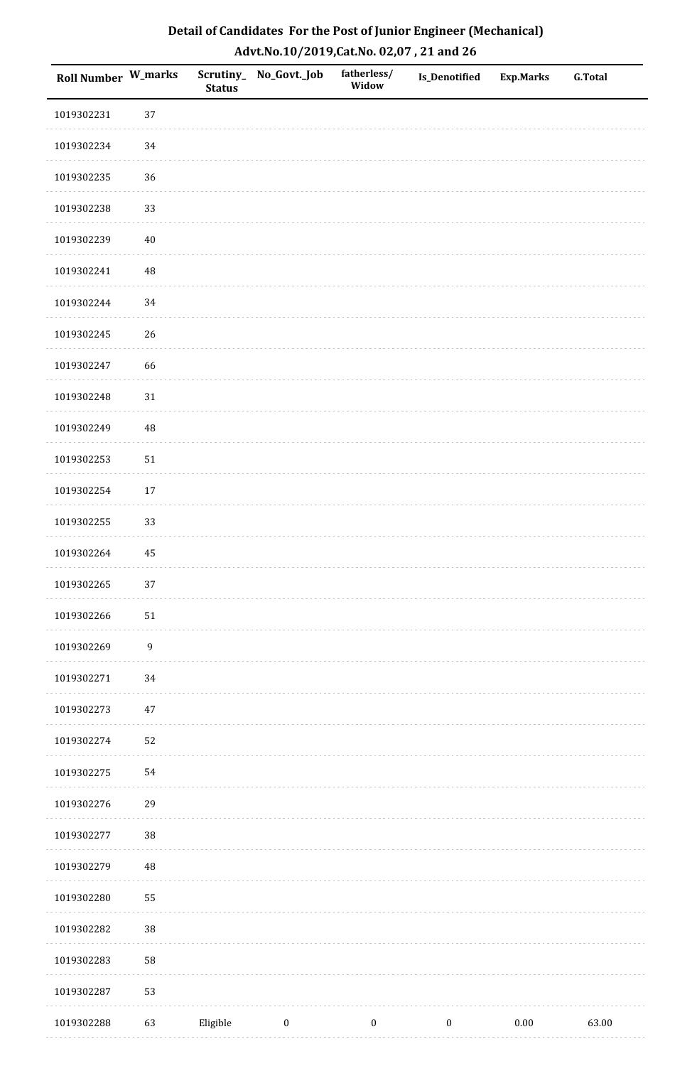# Detail of Candidates For the Post of Junior Engineer (Mechanical)

## Advt.No.10/2019,Cat.No. 02,07 , 21 and 26

| Roll Number | W_marks | Scrutiny_Status | No_Govt._Job | fatherless/Widow | Is_Denotified | Exp.Marks | G.Total |
|---|---|---|---|---|---|---|---|
| 1019302231 | 37 | | | | | | |
| 1019302234 | 34 | | | | | | |
| 1019302235 | 36 | | | | | | |
| 1019302238 | 33 | | | | | | |
| 1019302239 | 40 | | | | | | |
| 1019302241 | 48 | | | | | | |
| 1019302244 | 34 | | | | | | |
| 1019302245 | 26 | | | | | | |
| 1019302247 | 66 | | | | | | |
| 1019302248 | 31 | | | | | | |
| 1019302249 | 48 | | | | | | |
| 1019302253 | 51 | | | | | | |
| 1019302254 | 17 | | | | | | |
| 1019302255 | 33 | | | | | | |
| 1019302264 | 45 | | | | | | |
| 1019302265 | 37 | | | | | | |
| 1019302266 | 51 | | | | | | |
| 1019302269 | 9 | | | | | | |
| 1019302271 | 34 | | | | | | |
| 1019302273 | 47 | | | | | | |
| 1019302274 | 52 | | | | | | |
| 1019302275 | 54 | | | | | | |
| 1019302276 | 29 | | | | | | |
| 1019302277 | 38 | | | | | | |
| 1019302279 | 48 | | | | | | |
| 1019302280 | 55 | | | | | | |
| 1019302282 | 38 | | | | | | |
| 1019302283 | 58 | | | | | | |
| 1019302287 | 53 | | | | | | |
| 1019302288 | 63 | Eligible | 0 | 0 | 0 | 0.00 | 63.00 |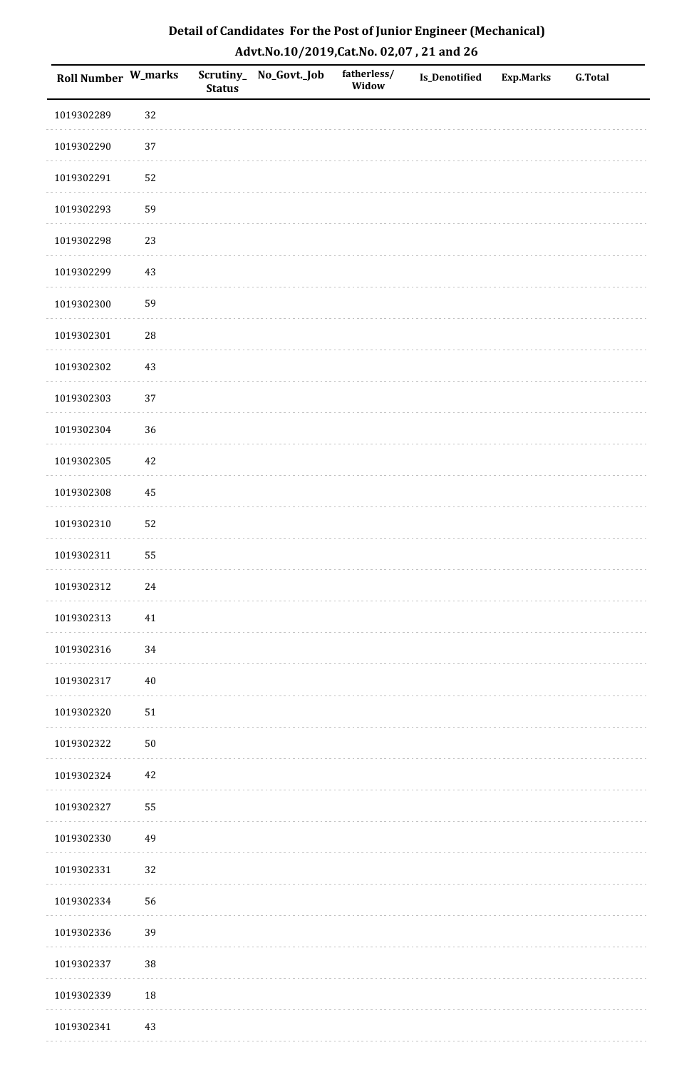# Detail of Candidates For the Post of Junior Engineer (Mechanical)
## Advt.No.10/2019,Cat.No. 02,07 , 21 and 26

| Roll Number | W_marks | Scrutiny_Status | No_Govt._Job | fatherless/Widow | Is_Denotified | Exp.Marks | G.Total |
|---|---|---|---|---|---|---|---|
| 1019302289 | 32 | | | | | | |
| 1019302290 | 37 | | | | | | |
| 1019302291 | 52 | | | | | | |
| 1019302293 | 59 | | | | | | |
| 1019302298 | 23 | | | | | | |
| 1019302299 | 43 | | | | | | |
| 1019302300 | 59 | | | | | | |
| 1019302301 | 28 | | | | | | |
| 1019302302 | 43 | | | | | | |
| 1019302303 | 37 | | | | | | |
| 1019302304 | 36 | | | | | | |
| 1019302305 | 42 | | | | | | |
| 1019302308 | 45 | | | | | | |
| 1019302310 | 52 | | | | | | |
| 1019302311 | 55 | | | | | | |
| 1019302312 | 24 | | | | | | |
| 1019302313 | 41 | | | | | | |
| 1019302316 | 34 | | | | | | |
| 1019302317 | 40 | | | | | | |
| 1019302320 | 51 | | | | | | |
| 1019302322 | 50 | | | | | | |
| 1019302324 | 42 | | | | | | |
| 1019302327 | 55 | | | | | | |
| 1019302330 | 49 | | | | | | |
| 1019302331 | 32 | | | | | | |
| 1019302334 | 56 | | | | | | |
| 1019302336 | 39 | | | | | | |
| 1019302337 | 38 | | | | | | |
| 1019302339 | 18 | | | | | | |
| 1019302341 | 43 | | | | | | |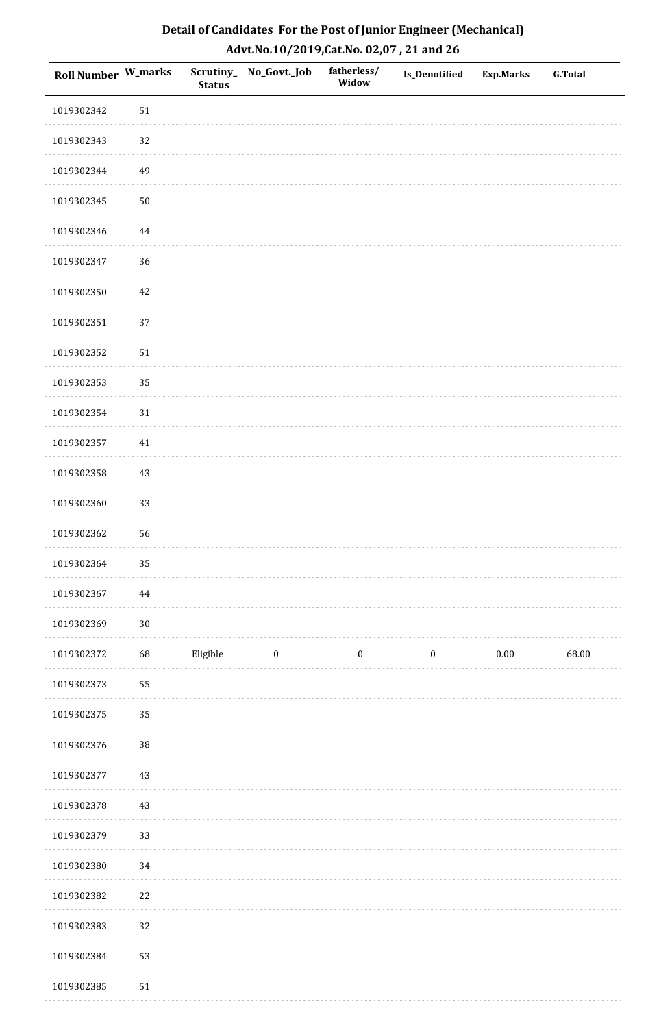## Detail of Candidates For the Post of Junior Engineer (Mechanical)
## Advt.No.10/2019,Cat.No. 02,07 , 21 and 26

| Roll Number | W_marks | Scrutiny_Status | No_Govt._Job | fatherless/Widow | Is_Denotified | Exp.Marks | G.Total |
|---|---|---|---|---|---|---|---|
| 1019302342 | 51 | | | | | | |
| 1019302343 | 32 | | | | | | |
| 1019302344 | 49 | | | | | | |
| 1019302345 | 50 | | | | | | |
| 1019302346 | 44 | | | | | | |
| 1019302347 | 36 | | | | | | |
| 1019302350 | 42 | | | | | | |
| 1019302351 | 37 | | | | | | |
| 1019302352 | 51 | | | | | | |
| 1019302353 | 35 | | | | | | |
| 1019302354 | 31 | | | | | | |
| 1019302357 | 41 | | | | | | |
| 1019302358 | 43 | | | | | | |
| 1019302360 | 33 | | | | | | |
| 1019302362 | 56 | | | | | | |
| 1019302364 | 35 | | | | | | |
| 1019302367 | 44 | | | | | | |
| 1019302369 | 30 | | | | | | |
| 1019302372 | 68 | Eligible | 0 | 0 | 0 | 0.00 | 68.00 |
| 1019302373 | 55 | | | | | | |
| 1019302375 | 35 | | | | | | |
| 1019302376 | 38 | | | | | | |
| 1019302377 | 43 | | | | | | |
| 1019302378 | 43 | | | | | | |
| 1019302379 | 33 | | | | | | |
| 1019302380 | 34 | | | | | | |
| 1019302382 | 22 | | | | | | |
| 1019302383 | 32 | | | | | | |
| 1019302384 | 53 | | | | | | |
| 1019302385 | 51 | | | | | | |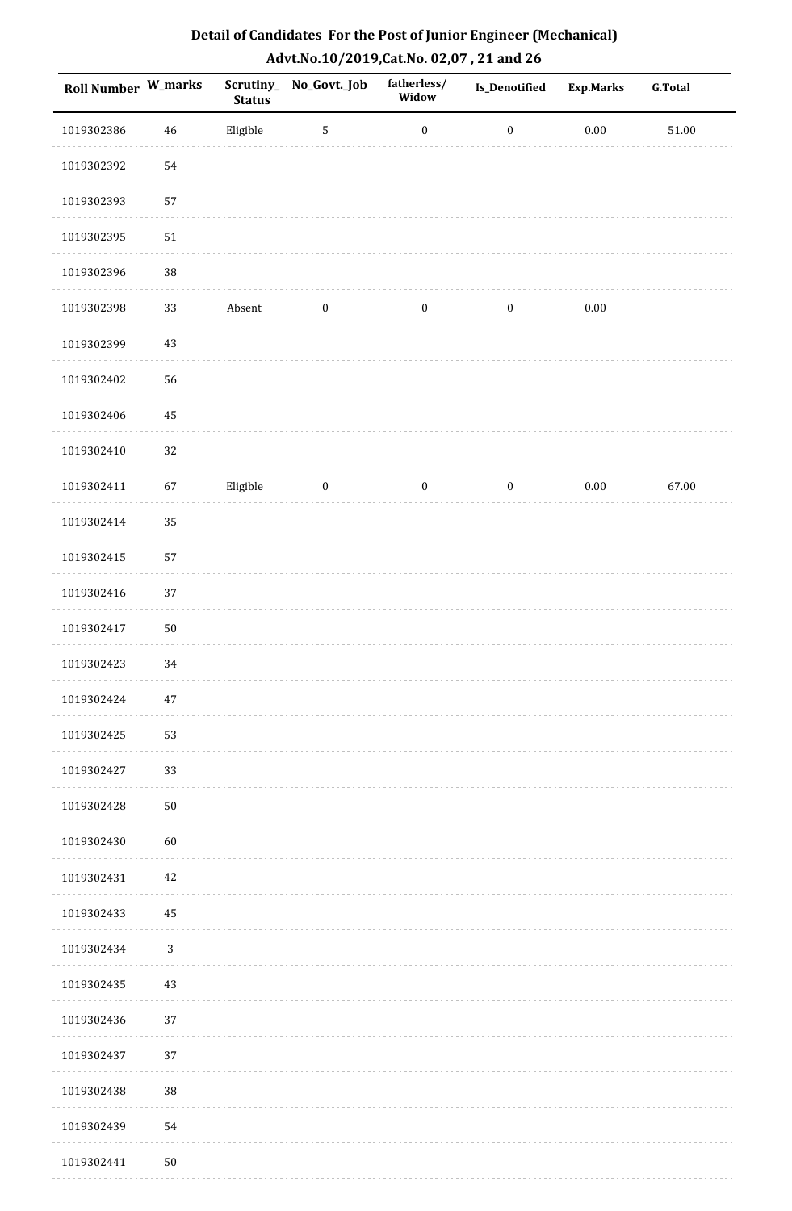## Detail of Candidates For the Post of Junior Engineer (Mechanical)

## Advt.No.10/2019,Cat.No. 02,07 , 21 and 26

| Roll Number | W_marks | Scrutiny_ Status | No_Govt._Job | fatherless/ Widow | Is_Denotified | Exp.Marks | G.Total |
|---|---|---|---|---|---|---|---|
| 1019302386 | 46 | Eligible | 5 | 0 | 0 | 0.00 | 51.00 |
| 1019302392 | 54 | | | | | | |
| 1019302393 | 57 | | | | | | |
| 1019302395 | 51 | | | | | | |
| 1019302396 | 38 | | | | | | |
| 1019302398 | 33 | Absent | 0 | 0 | 0 | 0.00 | |
| 1019302399 | 43 | | | | | | |
| 1019302402 | 56 | | | | | | |
| 1019302406 | 45 | | | | | | |
| 1019302410 | 32 | | | | | | |
| 1019302411 | 67 | Eligible | 0 | 0 | 0 | 0.00 | 67.00 |
| 1019302414 | 35 | | | | | | |
| 1019302415 | 57 | | | | | | |
| 1019302416 | 37 | | | | | | |
| 1019302417 | 50 | | | | | | |
| 1019302423 | 34 | | | | | | |
| 1019302424 | 47 | | | | | | |
| 1019302425 | 53 | | | | | | |
| 1019302427 | 33 | | | | | | |
| 1019302428 | 50 | | | | | | |
| 1019302430 | 60 | | | | | | |
| 1019302431 | 42 | | | | | | |
| 1019302433 | 45 | | | | | | |
| 1019302434 | 3 | | | | | | |
| 1019302435 | 43 | | | | | | |
| 1019302436 | 37 | | | | | | |
| 1019302437 | 37 | | | | | | |
| 1019302438 | 38 | | | | | | |
| 1019302439 | 54 | | | | | | |
| 1019302441 | 50 | | | | | | |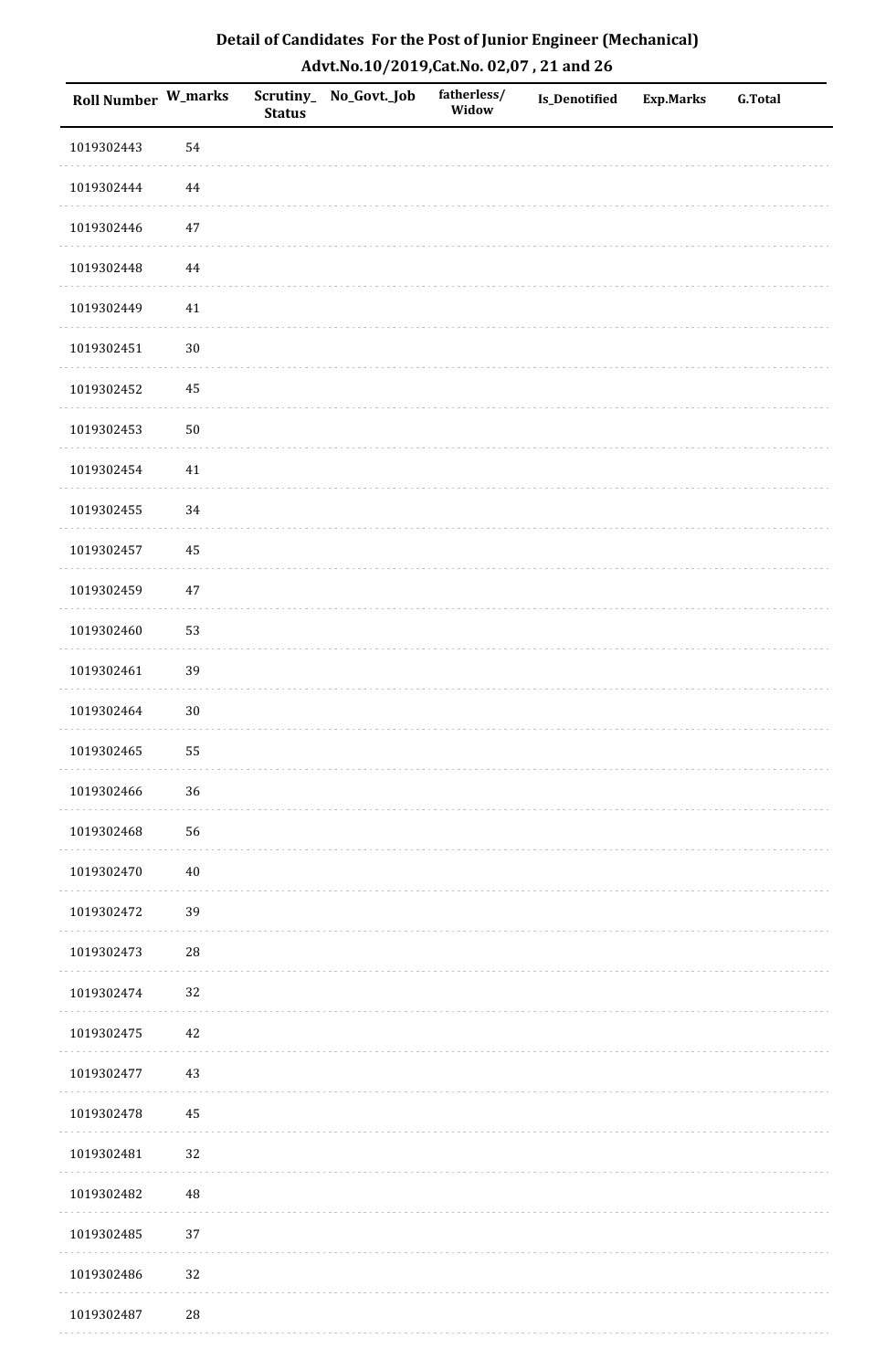## Detail of Candidates For the Post of Junior Engineer (Mechanical)
## Advt.No.10/2019,Cat.No. 02,07 , 21 and 26

| Roll Number | W_marks | Scrutiny_Status | No_Govt._Job | fatherless/Widow | Is_Denotified | Exp.Marks | G.Total |
|---|---|---|---|---|---|---|---|
| 1019302443 | 54 | | | | | | |
| 1019302444 | 44 | | | | | | |
| 1019302446 | 47 | | | | | | |
| 1019302448 | 44 | | | | | | |
| 1019302449 | 41 | | | | | | |
| 1019302451 | 30 | | | | | | |
| 1019302452 | 45 | | | | | | |
| 1019302453 | 50 | | | | | | |
| 1019302454 | 41 | | | | | | |
| 1019302455 | 34 | | | | | | |
| 1019302457 | 45 | | | | | | |
| 1019302459 | 47 | | | | | | |
| 1019302460 | 53 | | | | | | |
| 1019302461 | 39 | | | | | | |
| 1019302464 | 30 | | | | | | |
| 1019302465 | 55 | | | | | | |
| 1019302466 | 36 | | | | | | |
| 1019302468 | 56 | | | | | | |
| 1019302470 | 40 | | | | | | |
| 1019302472 | 39 | | | | | | |
| 1019302473 | 28 | | | | | | |
| 1019302474 | 32 | | | | | | |
| 1019302475 | 42 | | | | | | |
| 1019302477 | 43 | | | | | | |
| 1019302478 | 45 | | | | | | |
| 1019302481 | 32 | | | | | | |
| 1019302482 | 48 | | | | | | |
| 1019302485 | 37 | | | | | | |
| 1019302486 | 32 | | | | | | |
| 1019302487 | 28 | | | | | | |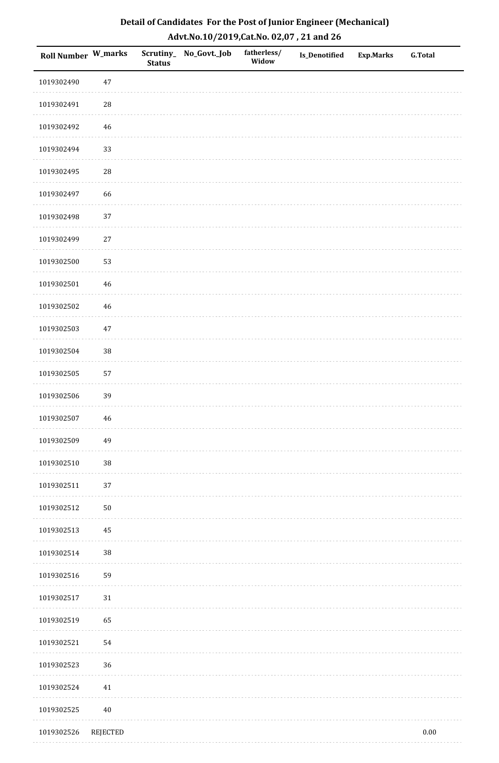# Detail of Candidates For the Post of Junior Engineer (Mechanical)

## Advt.No.10/2019,Cat.No. 02,07 , 21 and 26

| Roll Number | W_marks | Scrutiny_Status | No_Govt._Job | fatherless/ Widow | Is_Denotified | Exp.Marks | G.Total |
|---|---|---|---|---|---|---|---|
| 1019302490 | 47 | | | | | | |
| 1019302491 | 28 | | | | | | |
| 1019302492 | 46 | | | | | | |
| 1019302494 | 33 | | | | | | |
| 1019302495 | 28 | | | | | | |
| 1019302497 | 66 | | | | | | |
| 1019302498 | 37 | | | | | | |
| 1019302499 | 27 | | | | | | |
| 1019302500 | 53 | | | | | | |
| 1019302501 | 46 | | | | | | |
| 1019302502 | 46 | | | | | | |
| 1019302503 | 47 | | | | | | |
| 1019302504 | 38 | | | | | | |
| 1019302505 | 57 | | | | | | |
| 1019302506 | 39 | | | | | | |
| 1019302507 | 46 | | | | | | |
| 1019302509 | 49 | | | | | | |
| 1019302510 | 38 | | | | | | |
| 1019302511 | 37 | | | | | | |
| 1019302512 | 50 | | | | | | |
| 1019302513 | 45 | | | | | | |
| 1019302514 | 38 | | | | | | |
| 1019302516 | 59 | | | | | | |
| 1019302517 | 31 | | | | | | |
| 1019302519 | 65 | | | | | | |
| 1019302521 | 54 | | | | | | |
| 1019302523 | 36 | | | | | | |
| 1019302524 | 41 | | | | | | |
| 1019302525 | 40 | | | | | | |
| 1019302526 | REJECTED | | | | | | 0.00 |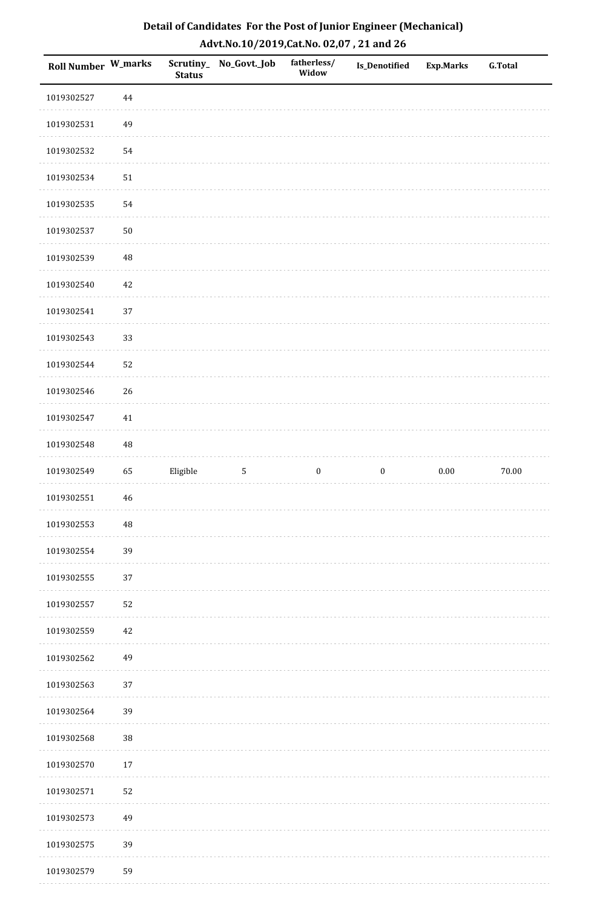# Detail of Candidates For the Post of Junior Engineer (Mechanical)

## Advt.No.10/2019,Cat.No. 02,07 , 21 and 26

| Roll Number | W_marks | Scrutiny_Status | No_Govt._Job | fatherless/Widow | Is_Denotified | Exp.Marks | G.Total |
|---|---|---|---|---|---|---|---|
| 1019302527 | 44 | | | | | | |
| 1019302531 | 49 | | | | | | |
| 1019302532 | 54 | | | | | | |
| 1019302534 | 51 | | | | | | |
| 1019302535 | 54 | | | | | | |
| 1019302537 | 50 | | | | | | |
| 1019302539 | 48 | | | | | | |
| 1019302540 | 42 | | | | | | |
| 1019302541 | 37 | | | | | | |
| 1019302543 | 33 | | | | | | |
| 1019302544 | 52 | | | | | | |
| 1019302546 | 26 | | | | | | |
| 1019302547 | 41 | | | | | | |
| 1019302548 | 48 | | | | | | |
| 1019302549 | 65 | Eligible | 5 | 0 | 0 | 0.00 | 70.00 |
| 1019302551 | 46 | | | | | | |
| 1019302553 | 48 | | | | | | |
| 1019302554 | 39 | | | | | | |
| 1019302555 | 37 | | | | | | |
| 1019302557 | 52 | | | | | | |
| 1019302559 | 42 | | | | | | |
| 1019302562 | 49 | | | | | | |
| 1019302563 | 37 | | | | | | |
| 1019302564 | 39 | | | | | | |
| 1019302568 | 38 | | | | | | |
| 1019302570 | 17 | | | | | | |
| 1019302571 | 52 | | | | | | |
| 1019302573 | 49 | | | | | | |
| 1019302575 | 39 | | | | | | |
| 1019302579 | 59 | | | | | | |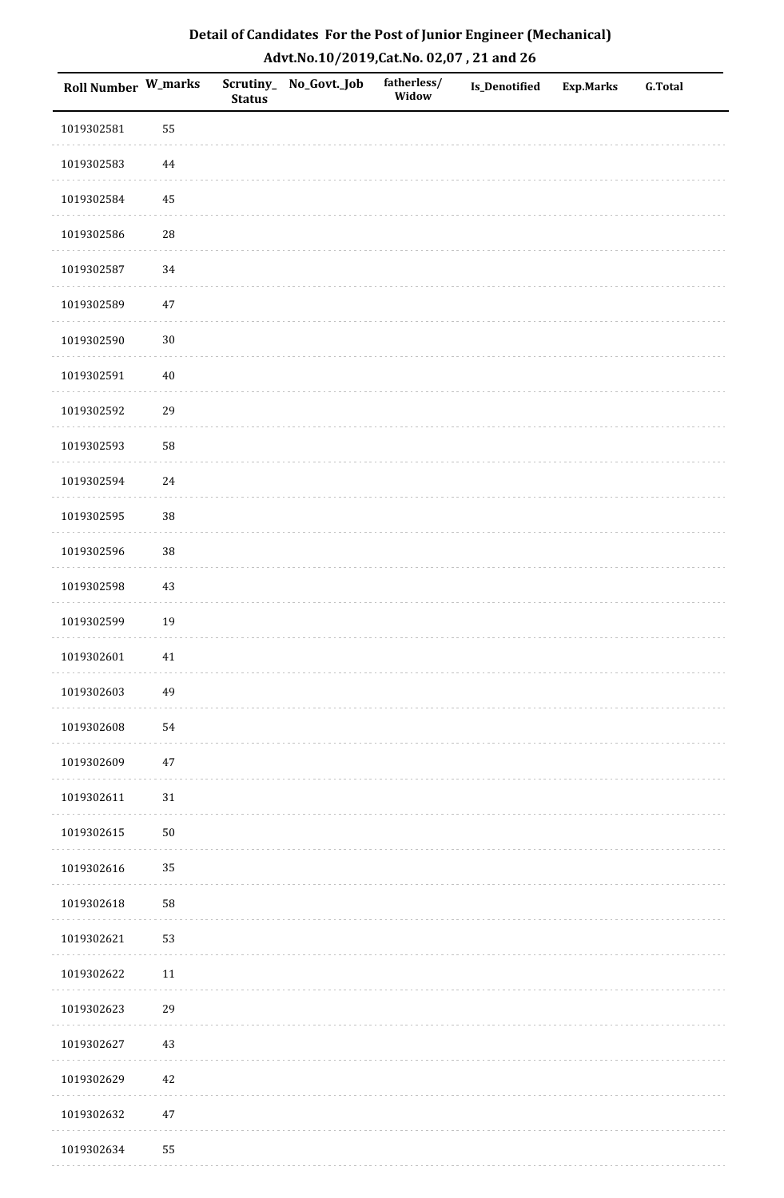## Detail of Candidates For the Post of Junior Engineer (Mechanical)
## Advt.No.10/2019,Cat.No. 02,07 , 21 and 26

| Roll Number | W_marks | Scrutiny_ Status | No_Govt._Job | fatherless/ Widow | Is_Denotified | Exp.Marks | G.Total |
|---|---|---|---|---|---|---|---|
| 1019302581 | 55 | | | | | | |
| 1019302583 | 44 | | | | | | |
| 1019302584 | 45 | | | | | | |
| 1019302586 | 28 | | | | | | |
| 1019302587 | 34 | | | | | | |
| 1019302589 | 47 | | | | | | |
| 1019302590 | 30 | | | | | | |
| 1019302591 | 40 | | | | | | |
| 1019302592 | 29 | | | | | | |
| 1019302593 | 58 | | | | | | |
| 1019302594 | 24 | | | | | | |
| 1019302595 | 38 | | | | | | |
| 1019302596 | 38 | | | | | | |
| 1019302598 | 43 | | | | | | |
| 1019302599 | 19 | | | | | | |
| 1019302601 | 41 | | | | | | |
| 1019302603 | 49 | | | | | | |
| 1019302608 | 54 | | | | | | |
| 1019302609 | 47 | | | | | | |
| 1019302611 | 31 | | | | | | |
| 1019302615 | 50 | | | | | | |
| 1019302616 | 35 | | | | | | |
| 1019302618 | 58 | | | | | | |
| 1019302621 | 53 | | | | | | |
| 1019302622 | 11 | | | | | | |
| 1019302623 | 29 | | | | | | |
| 1019302627 | 43 | | | | | | |
| 1019302629 | 42 | | | | | | |
| 1019302632 | 47 | | | | | | |
| 1019302634 | 55 | | | | | | |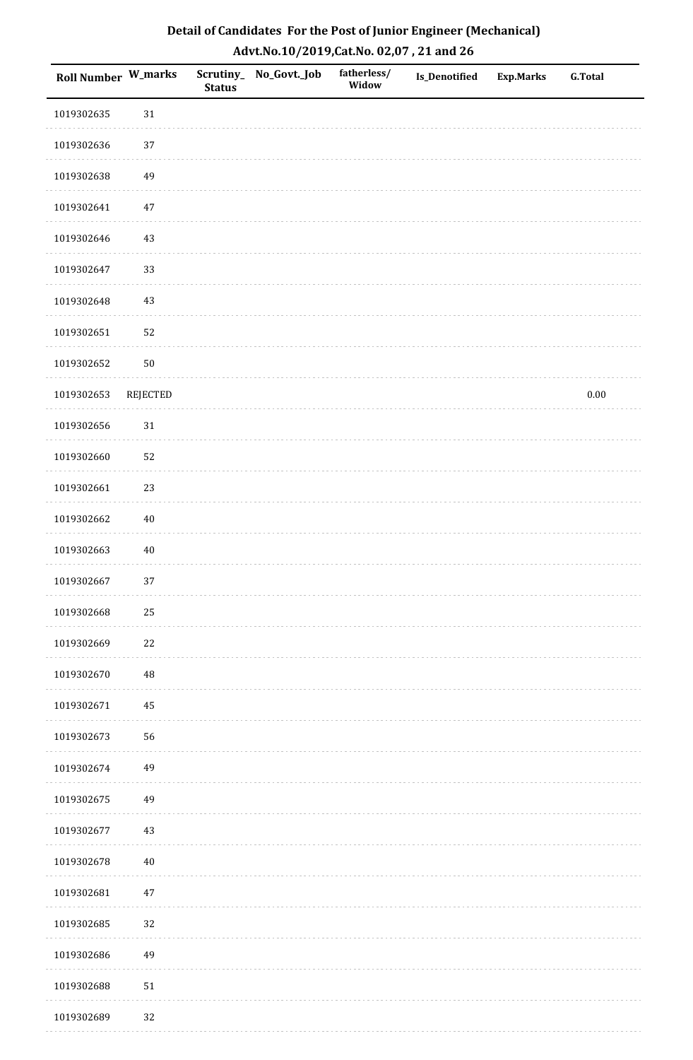## Detail of Candidates For the Post of Junior Engineer (Mechanical)
## Advt.No.10/2019,Cat.No. 02,07 , 21 and 26

| Roll Number | W_marks | Scrutiny_ Status | No_Govt._Job | fatherless/ Widow | Is_Denotified | Exp.Marks | G.Total |
|---|---|---|---|---|---|---|---|
| 1019302635 | 31 | | | | | | |
| 1019302636 | 37 | | | | | | |
| 1019302638 | 49 | | | | | | |
| 1019302641 | 47 | | | | | | |
| 1019302646 | 43 | | | | | | |
| 1019302647 | 33 | | | | | | |
| 1019302648 | 43 | | | | | | |
| 1019302651 | 52 | | | | | | |
| 1019302652 | 50 | | | | | | |
| 1019302653 | REJECTED | | | | | | 0.00 |
| 1019302656 | 31 | | | | | | |
| 1019302660 | 52 | | | | | | |
| 1019302661 | 23 | | | | | | |
| 1019302662 | 40 | | | | | | |
| 1019302663 | 40 | | | | | | |
| 1019302667 | 37 | | | | | | |
| 1019302668 | 25 | | | | | | |
| 1019302669 | 22 | | | | | | |
| 1019302670 | 48 | | | | | | |
| 1019302671 | 45 | | | | | | |
| 1019302673 | 56 | | | | | | |
| 1019302674 | 49 | | | | | | |
| 1019302675 | 49 | | | | | | |
| 1019302677 | 43 | | | | | | |
| 1019302678 | 40 | | | | | | |
| 1019302681 | 47 | | | | | | |
| 1019302685 | 32 | | | | | | |
| 1019302686 | 49 | | | | | | |
| 1019302688 | 51 | | | | | | |
| 1019302689 | 32 | | | | | | |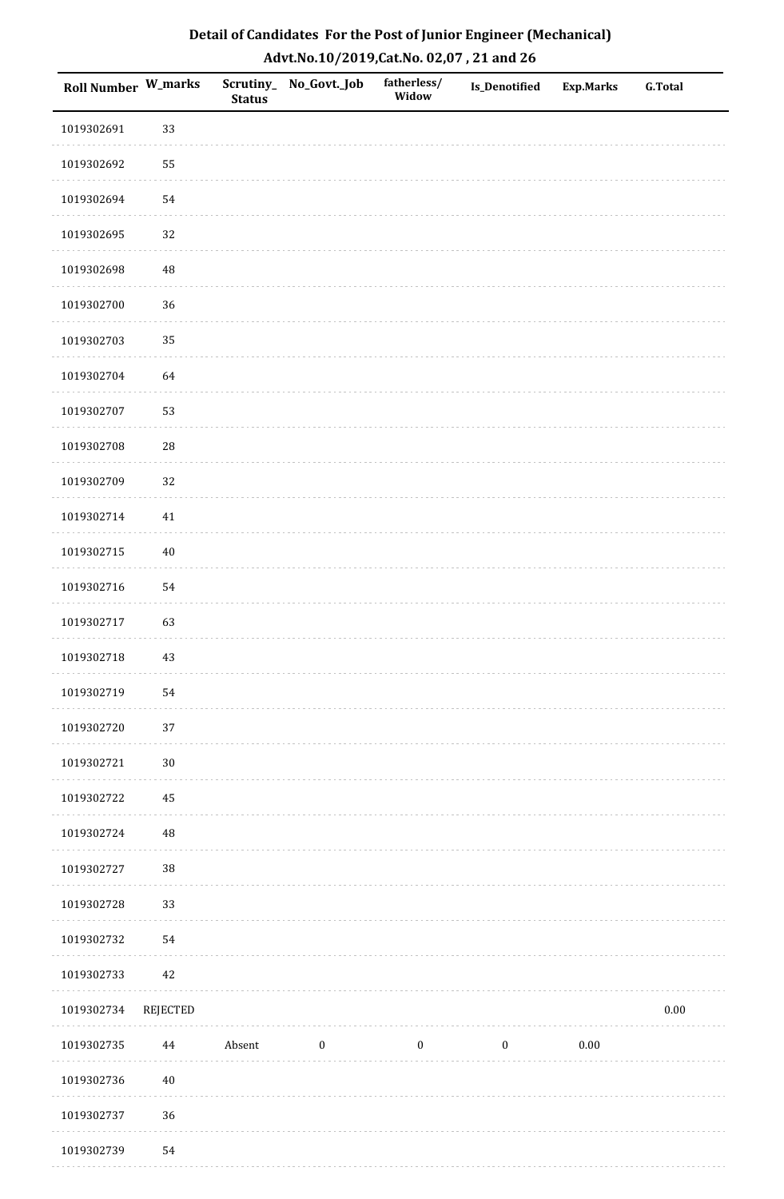# Detail of Candidates For the Post of Junior Engineer (Mechanical)

## Advt.No.10/2019,Cat.No. 02,07 , 21 and 26

| Roll Number | W_marks | Scrutiny_ Status | No_Govt._Job | fatherless/ Widow | Is_Denotified | Exp.Marks | G.Total |
|---|---|---|---|---|---|---|---|
| 1019302691 | 33 | | | | | | |
| 1019302692 | 55 | | | | | | |
| 1019302694 | 54 | | | | | | |
| 1019302695 | 32 | | | | | | |
| 1019302698 | 48 | | | | | | |
| 1019302700 | 36 | | | | | | |
| 1019302703 | 35 | | | | | | |
| 1019302704 | 64 | | | | | | |
| 1019302707 | 53 | | | | | | |
| 1019302708 | 28 | | | | | | |
| 1019302709 | 32 | | | | | | |
| 1019302714 | 41 | | | | | | |
| 1019302715 | 40 | | | | | | |
| 1019302716 | 54 | | | | | | |
| 1019302717 | 63 | | | | | | |
| 1019302718 | 43 | | | | | | |
| 1019302719 | 54 | | | | | | |
| 1019302720 | 37 | | | | | | |
| 1019302721 | 30 | | | | | | |
| 1019302722 | 45 | | | | | | |
| 1019302724 | 48 | | | | | | |
| 1019302727 | 38 | | | | | | |
| 1019302728 | 33 | | | | | | |
| 1019302732 | 54 | | | | | | |
| 1019302733 | 42 | | | | | | |
| 1019302734 | REJECTED | | | | | | 0.00 |
| 1019302735 | 44 | Absent | 0 | 0 | 0 | 0.00 | |
| 1019302736 | 40 | | | | | | |
| 1019302737 | 36 | | | | | | |
| 1019302739 | 54 | | | | | | |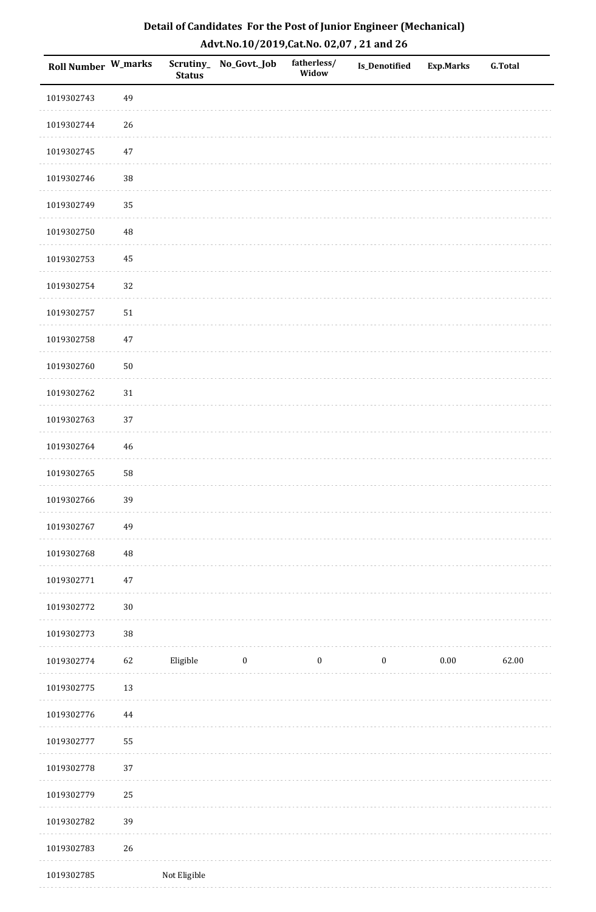## Detail of Candidates For the Post of Junior Engineer (Mechanical)

## Advt.No.10/2019,Cat.No. 02,07 , 21 and 26

| Roll Number | W_marks | Scrutiny_ Status | No_Govt._Job | fatherless/ Widow | Is_Denotified | Exp.Marks | G.Total |
|---|---|---|---|---|---|---|---|
| 1019302743 | 49 | | | | | | |
| 1019302744 | 26 | | | | | | |
| 1019302745 | 47 | | | | | | |
| 1019302746 | 38 | | | | | | |
| 1019302749 | 35 | | | | | | |
| 1019302750 | 48 | | | | | | |
| 1019302753 | 45 | | | | | | |
| 1019302754 | 32 | | | | | | |
| 1019302757 | 51 | | | | | | |
| 1019302758 | 47 | | | | | | |
| 1019302760 | 50 | | | | | | |
| 1019302762 | 31 | | | | | | |
| 1019302763 | 37 | | | | | | |
| 1019302764 | 46 | | | | | | |
| 1019302765 | 58 | | | | | | |
| 1019302766 | 39 | | | | | | |
| 1019302767 | 49 | | | | | | |
| 1019302768 | 48 | | | | | | |
| 1019302771 | 47 | | | | | | |
| 1019302772 | 30 | | | | | | |
| 1019302773 | 38 | | | | | | |
| 1019302774 | 62 | Eligible | 0 | 0 | 0 | 0.00 | 62.00 |
| 1019302775 | 13 | | | | | | |
| 1019302776 | 44 | | | | | | |
| 1019302777 | 55 | | | | | | |
| 1019302778 | 37 | | | | | | |
| 1019302779 | 25 | | | | | | |
| 1019302782 | 39 | | | | | | |
| 1019302783 | 26 | | | | | | |
| 1019302785 | | Not Eligible | | | | | |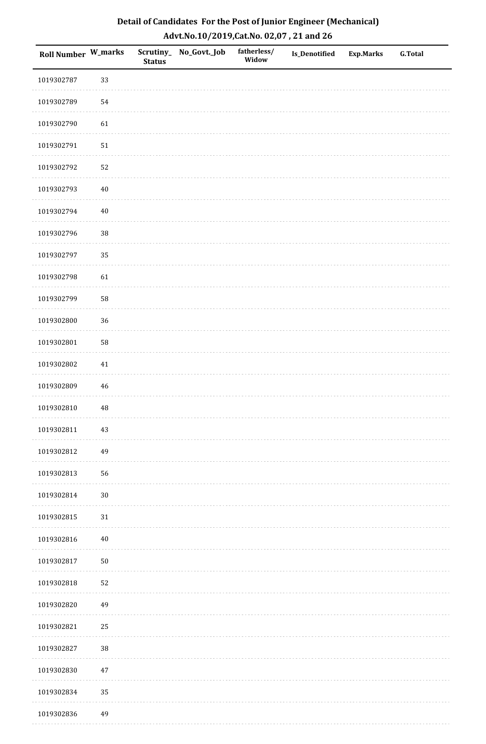## Detail of Candidates For the Post of Junior Engineer (Mechanical)
## Advt.No.10/2019,Cat.No. 02,07 , 21 and 26

| Roll Number | W_marks | Scrutiny_Status | No_Govt._Job | fatherless/Widow | Is_Denotified | Exp.Marks | G.Total |
|---|---|---|---|---|---|---|---|
| 1019302787 | 33 | | | | | | |
| 1019302789 | 54 | | | | | | |
| 1019302790 | 61 | | | | | | |
| 1019302791 | 51 | | | | | | |
| 1019302792 | 52 | | | | | | |
| 1019302793 | 40 | | | | | | |
| 1019302794 | 40 | | | | | | |
| 1019302796 | 38 | | | | | | |
| 1019302797 | 35 | | | | | | |
| 1019302798 | 61 | | | | | | |
| 1019302799 | 58 | | | | | | |
| 1019302800 | 36 | | | | | | |
| 1019302801 | 58 | | | | | | |
| 1019302802 | 41 | | | | | | |
| 1019302809 | 46 | | | | | | |
| 1019302810 | 48 | | | | | | |
| 1019302811 | 43 | | | | | | |
| 1019302812 | 49 | | | | | | |
| 1019302813 | 56 | | | | | | |
| 1019302814 | 30 | | | | | | |
| 1019302815 | 31 | | | | | | |
| 1019302816 | 40 | | | | | | |
| 1019302817 | 50 | | | | | | |
| 1019302818 | 52 | | | | | | |
| 1019302820 | 49 | | | | | | |
| 1019302821 | 25 | | | | | | |
| 1019302827 | 38 | | | | | | |
| 1019302830 | 47 | | | | | | |
| 1019302834 | 35 | | | | | | |
| 1019302836 | 49 | | | | | | |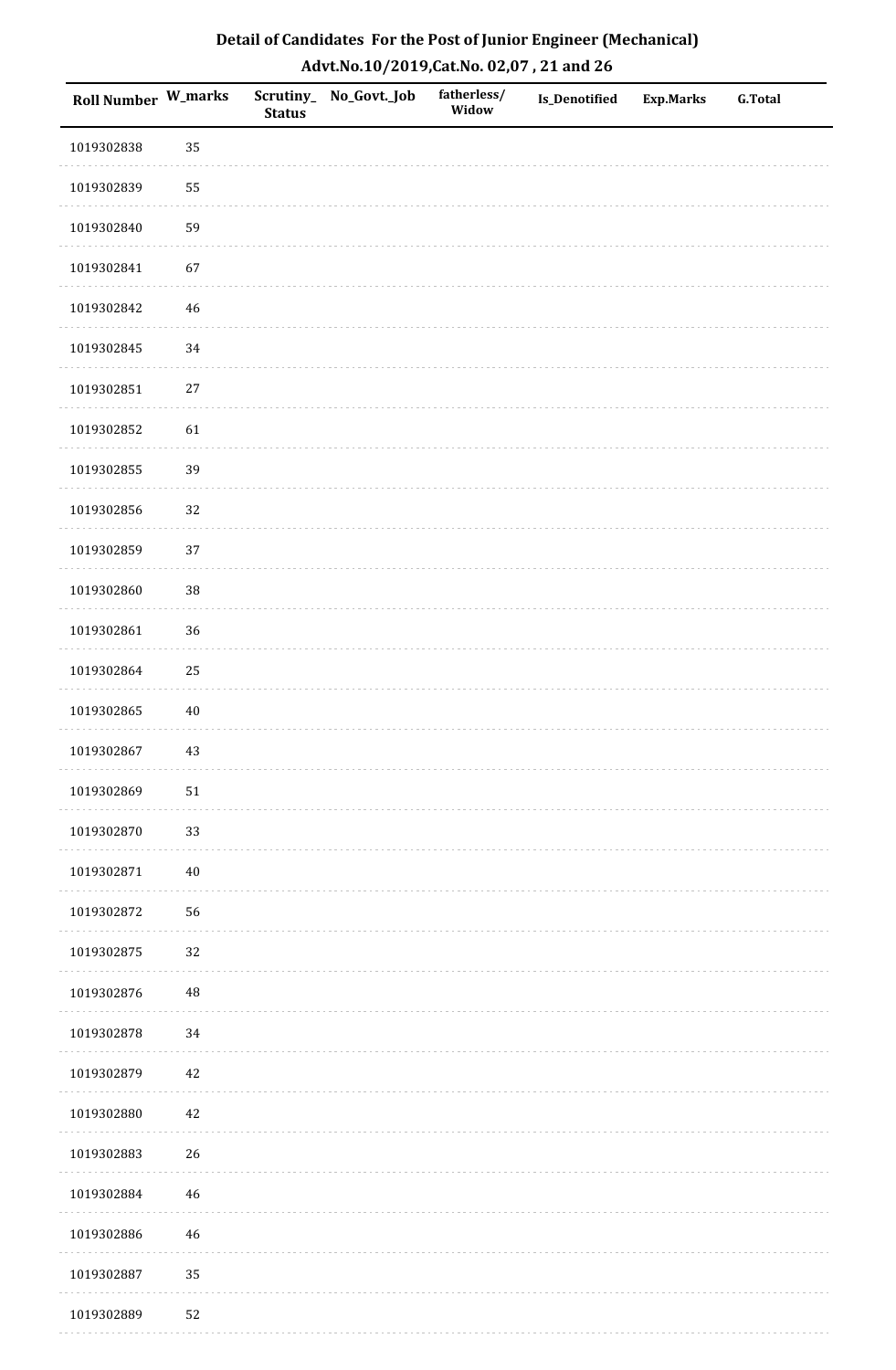# Detail of Candidates For the Post of Junior Engineer (Mechanical)

## Advt.No.10/2019,Cat.No. 02,07 , 21 and 26

| Roll Number | W_marks | Scrutiny_Status | No_Govt._Job | fatherless/Widow | Is_Denotified | Exp.Marks | G.Total |
|---|---|---|---|---|---|---|---|
| 1019302838 | 35 | | | | | | |
| 1019302839 | 55 | | | | | | |
| 1019302840 | 59 | | | | | | |
| 1019302841 | 67 | | | | | | |
| 1019302842 | 46 | | | | | | |
| 1019302845 | 34 | | | | | | |
| 1019302851 | 27 | | | | | | |
| 1019302852 | 61 | | | | | | |
| 1019302855 | 39 | | | | | | |
| 1019302856 | 32 | | | | | | |
| 1019302859 | 37 | | | | | | |
| 1019302860 | 38 | | | | | | |
| 1019302861 | 36 | | | | | | |
| 1019302864 | 25 | | | | | | |
| 1019302865 | 40 | | | | | | |
| 1019302867 | 43 | | | | | | |
| 1019302869 | 51 | | | | | | |
| 1019302870 | 33 | | | | | | |
| 1019302871 | 40 | | | | | | |
| 1019302872 | 56 | | | | | | |
| 1019302875 | 32 | | | | | | |
| 1019302876 | 48 | | | | | | |
| 1019302878 | 34 | | | | | | |
| 1019302879 | 42 | | | | | | |
| 1019302880 | 42 | | | | | | |
| 1019302883 | 26 | | | | | | |
| 1019302884 | 46 | | | | | | |
| 1019302886 | 46 | | | | | | |
| 1019302887 | 35 | | | | | | |
| 1019302889 | 52 | | | | | | |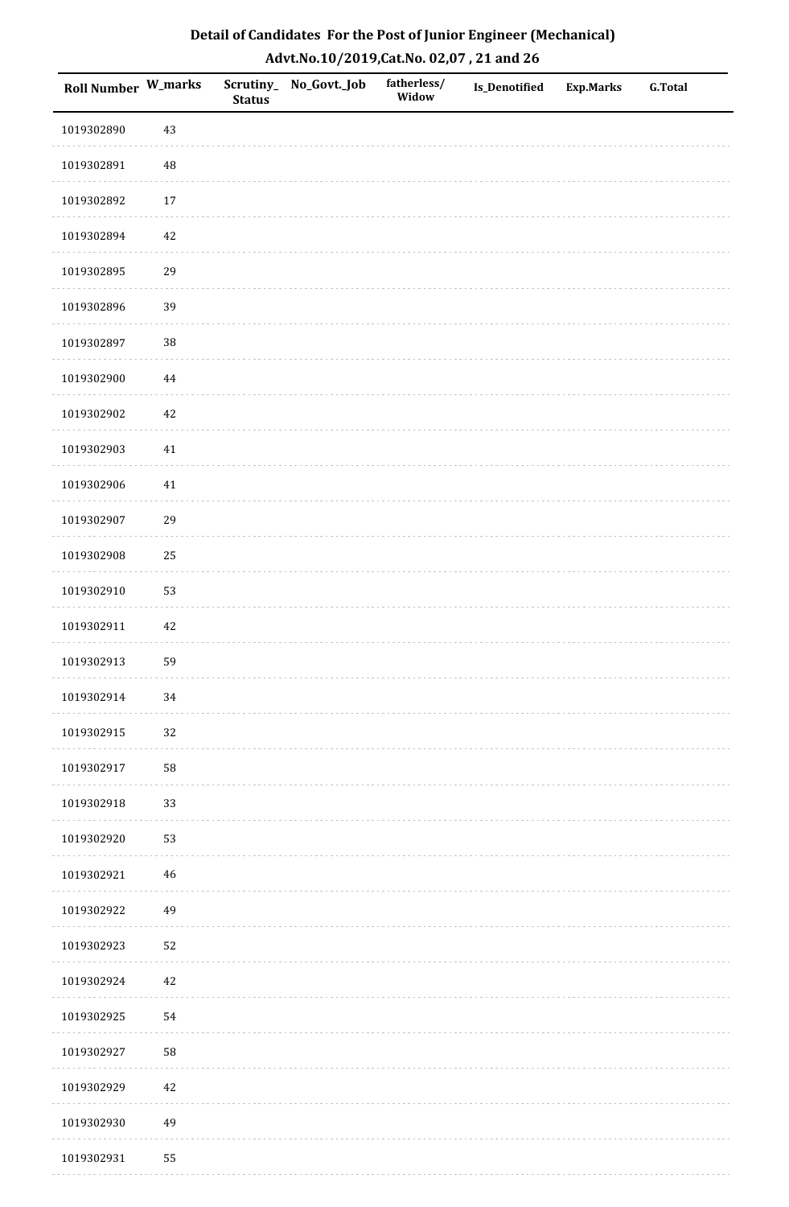# Detail of Candidates For the Post of Junior Engineer (Mechanical)

## Advt.No.10/2019,Cat.No. 02,07 , 21 and 26

| Roll Number | W_marks | Scrutiny_Status | No_Govt._Job | fatherless/Widow | Is_Denotified | Exp.Marks | G.Total |
|---|---|---|---|---|---|---|---|
| 1019302890 | 43 | | | | | | |
| 1019302891 | 48 | | | | | | |
| 1019302892 | 17 | | | | | | |
| 1019302894 | 42 | | | | | | |
| 1019302895 | 29 | | | | | | |
| 1019302896 | 39 | | | | | | |
| 1019302897 | 38 | | | | | | |
| 1019302900 | 44 | | | | | | |
| 1019302902 | 42 | | | | | | |
| 1019302903 | 41 | | | | | | |
| 1019302906 | 41 | | | | | | |
| 1019302907 | 29 | | | | | | |
| 1019302908 | 25 | | | | | | |
| 1019302910 | 53 | | | | | | |
| 1019302911 | 42 | | | | | | |
| 1019302913 | 59 | | | | | | |
| 1019302914 | 34 | | | | | | |
| 1019302915 | 32 | | | | | | |
| 1019302917 | 58 | | | | | | |
| 1019302918 | 33 | | | | | | |
| 1019302920 | 53 | | | | | | |
| 1019302921 | 46 | | | | | | |
| 1019302922 | 49 | | | | | | |
| 1019302923 | 52 | | | | | | |
| 1019302924 | 42 | | | | | | |
| 1019302925 | 54 | | | | | | |
| 1019302927 | 58 | | | | | | |
| 1019302929 | 42 | | | | | | |
| 1019302930 | 49 | | | | | | |
| 1019302931 | 55 | | | | | | |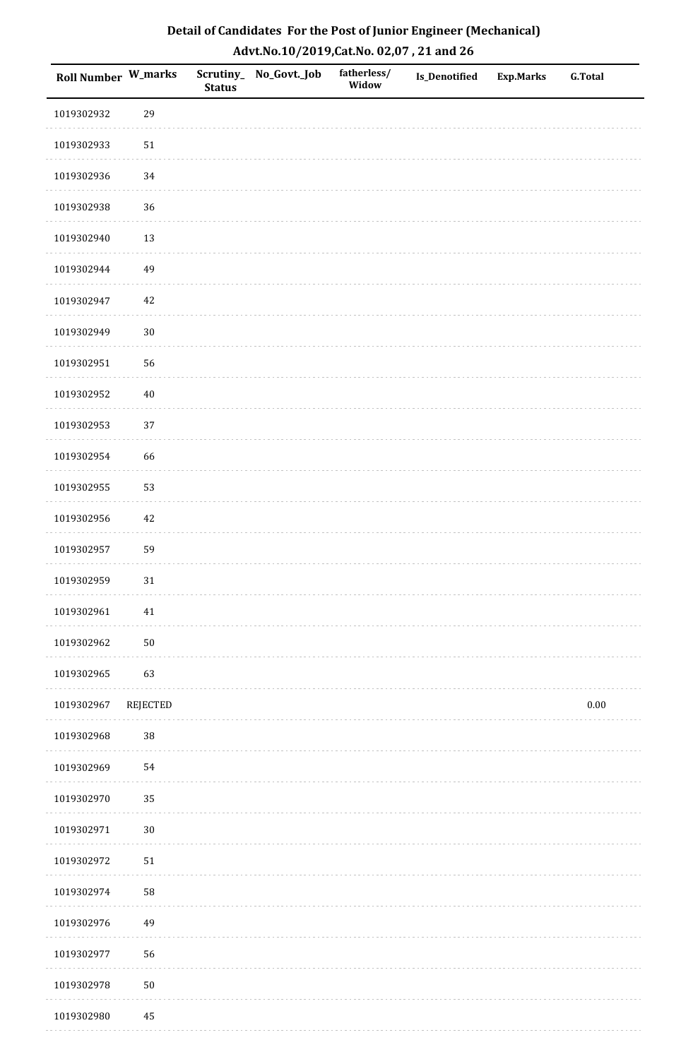# Detail of Candidates For the Post of Junior Engineer (Mechanical)

## Advt.No.10/2019,Cat.No. 02,07 , 21 and 26

| Roll Number | W_marks | Scrutiny_Status | No_Govt._Job | fatherless/Widow | Is_Denotified | Exp.Marks | G.Total |
|---|---|---|---|---|---|---|---|
| 1019302932 | 29 | | | | | | |
| 1019302933 | 51 | | | | | | |
| 1019302936 | 34 | | | | | | |
| 1019302938 | 36 | | | | | | |
| 1019302940 | 13 | | | | | | |
| 1019302944 | 49 | | | | | | |
| 1019302947 | 42 | | | | | | |
| 1019302949 | 30 | | | | | | |
| 1019302951 | 56 | | | | | | |
| 1019302952 | 40 | | | | | | |
| 1019302953 | 37 | | | | | | |
| 1019302954 | 66 | | | | | | |
| 1019302955 | 53 | | | | | | |
| 1019302956 | 42 | | | | | | |
| 1019302957 | 59 | | | | | | |
| 1019302959 | 31 | | | | | | |
| 1019302961 | 41 | | | | | | |
| 1019302962 | 50 | | | | | | |
| 1019302965 | 63 | | | | | | |
| 1019302967 | REJECTED | | | | | | 0.00 |
| 1019302968 | 38 | | | | | | |
| 1019302969 | 54 | | | | | | |
| 1019302970 | 35 | | | | | | |
| 1019302971 | 30 | | | | | | |
| 1019302972 | 51 | | | | | | |
| 1019302974 | 58 | | | | | | |
| 1019302976 | 49 | | | | | | |
| 1019302977 | 56 | | | | | | |
| 1019302978 | 50 | | | | | | |
| 1019302980 | 45 | | | | | | |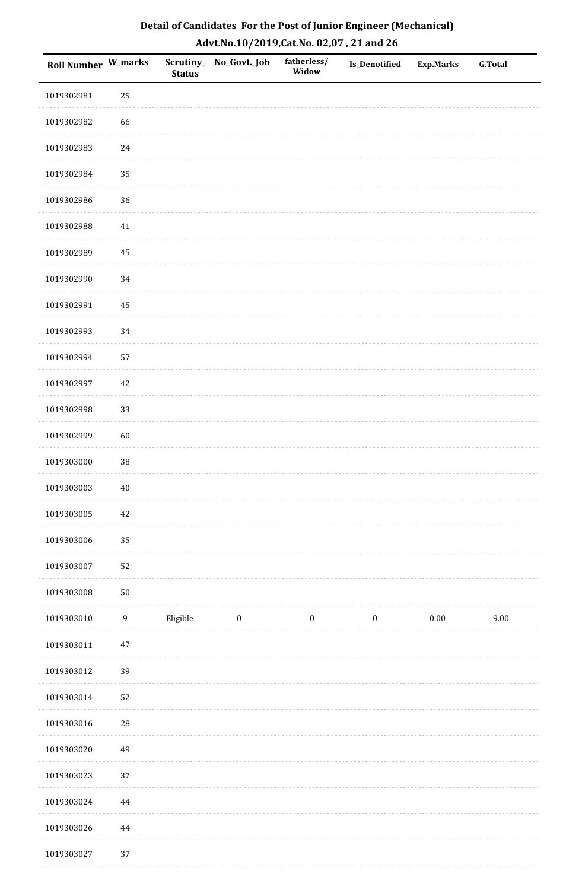# Detail of Candidates For the Post of Junior Engineer (Mechanical)

## Advt.No.10/2019,Cat.No. 02,07 , 21 and 26

| Roll Number | W_marks | Scrutiny_ Status | No_Govt._Job | fatherless/ Widow | Is_Denotified | Exp.Marks | G.Total |
|---|---|---|---|---|---|---|---|
| 1019302981 | 25 | | | | | | |
| 1019302982 | 66 | | | | | | |
| 1019302983 | 24 | | | | | | |
| 1019302984 | 35 | | | | | | |
| 1019302986 | 36 | | | | | | |
| 1019302988 | 41 | | | | | | |
| 1019302989 | 45 | | | | | | |
| 1019302990 | 34 | | | | | | |
| 1019302991 | 45 | | | | | | |
| 1019302993 | 34 | | | | | | |
| 1019302994 | 57 | | | | | | |
| 1019302997 | 42 | | | | | | |
| 1019302998 | 33 | | | | | | |
| 1019302999 | 60 | | | | | | |
| 1019303000 | 38 | | | | | | |
| 1019303003 | 40 | | | | | | |
| 1019303005 | 42 | | | | | | |
| 1019303006 | 35 | | | | | | |
| 1019303007 | 52 | | | | | | |
| 1019303008 | 50 | | | | | | |
| 1019303010 | 9 | Eligible | 0 | 0 | 0 | 0.00 | 9.00 |
| 1019303011 | 47 | | | | | | |
| 1019303012 | 39 | | | | | | |
| 1019303014 | 52 | | | | | | |
| 1019303016 | 28 | | | | | | |
| 1019303020 | 49 | | | | | | |
| 1019303023 | 37 | | | | | | |
| 1019303024 | 44 | | | | | | |
| 1019303026 | 44 | | | | | | |
| 1019303027 | 37 | | | | | | |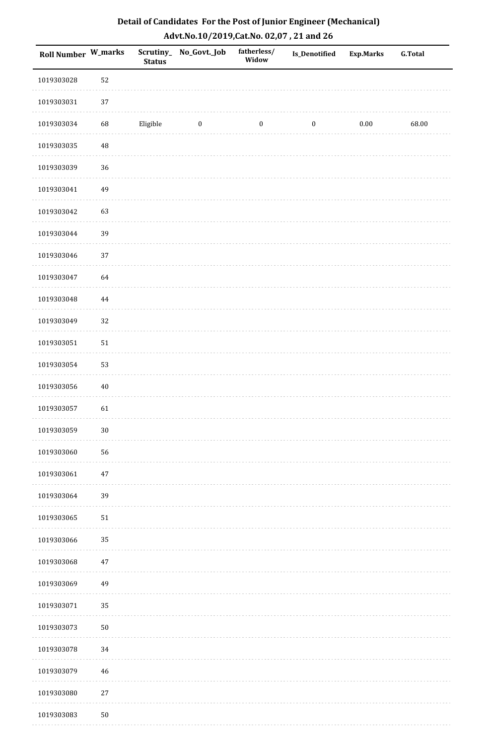## Detail of Candidates For the Post of Junior Engineer (Mechanical)

## Advt.No.10/2019,Cat.No. 02,07 , 21 and 26

| Roll Number | W_marks | Scrutiny_Status | No_Govt._Job | fatherless/Widow | Is_Denotified | Exp.Marks | G.Total |
|---|---|---|---|---|---|---|---|
| 1019303028 | 52 | | | | | | |
| 1019303031 | 37 | | | | | | |
| 1019303034 | 68 | Eligible | 0 | 0 | 0 | 0.00 | 68.00 |
| 1019303035 | 48 | | | | | | |
| 1019303039 | 36 | | | | | | |
| 1019303041 | 49 | | | | | | |
| 1019303042 | 63 | | | | | | |
| 1019303044 | 39 | | | | | | |
| 1019303046 | 37 | | | | | | |
| 1019303047 | 64 | | | | | | |
| 1019303048 | 44 | | | | | | |
| 1019303049 | 32 | | | | | | |
| 1019303051 | 51 | | | | | | |
| 1019303054 | 53 | | | | | | |
| 1019303056 | 40 | | | | | | |
| 1019303057 | 61 | | | | | | |
| 1019303059 | 30 | | | | | | |
| 1019303060 | 56 | | | | | | |
| 1019303061 | 47 | | | | | | |
| 1019303064 | 39 | | | | | | |
| 1019303065 | 51 | | | | | | |
| 1019303066 | 35 | | | | | | |
| 1019303068 | 47 | | | | | | |
| 1019303069 | 49 | | | | | | |
| 1019303071 | 35 | | | | | | |
| 1019303073 | 50 | | | | | | |
| 1019303078 | 34 | | | | | | |
| 1019303079 | 46 | | | | | | |
| 1019303080 | 27 | | | | | | |
| 1019303083 | 50 | | | | | | |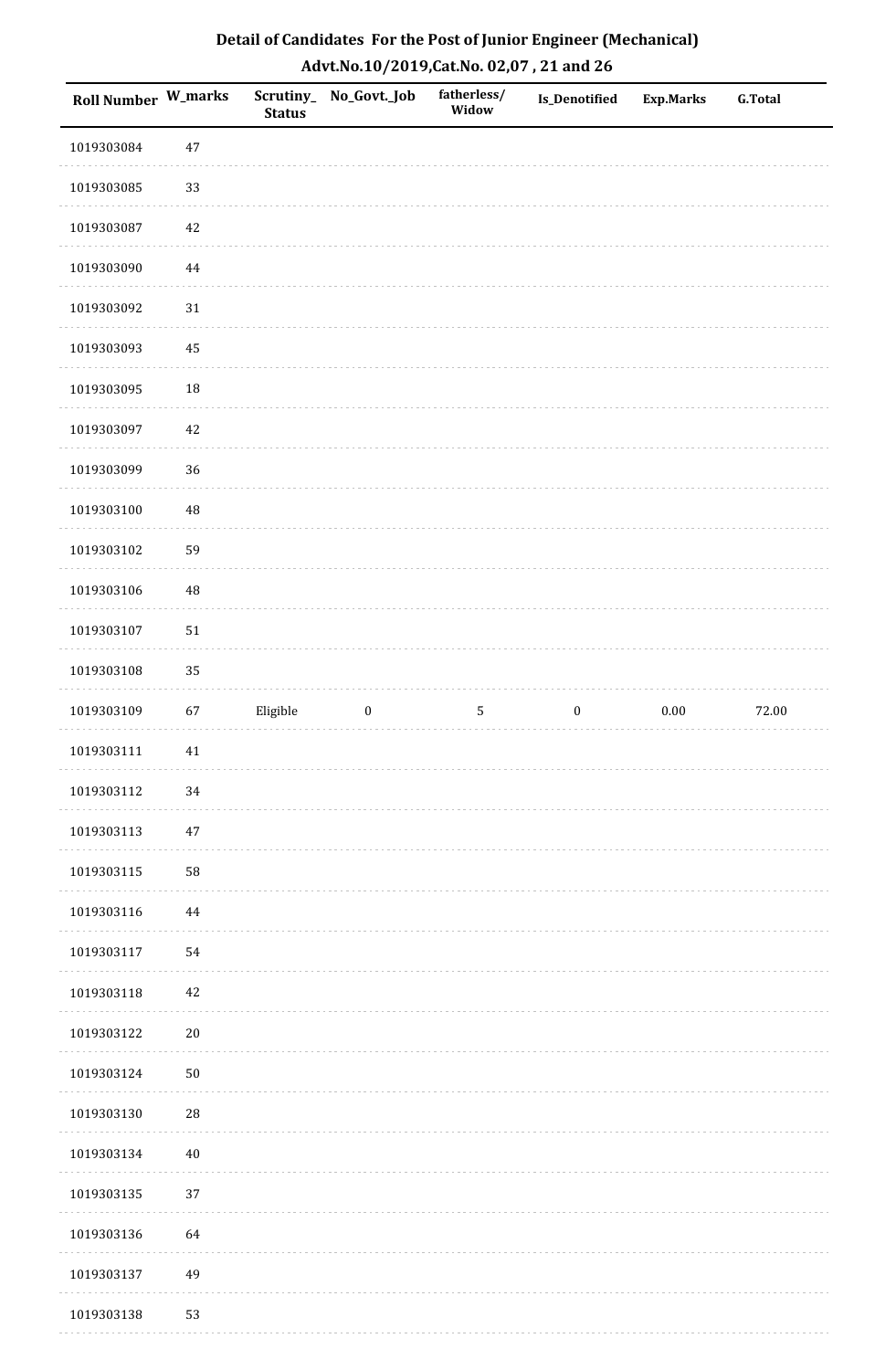## Detail of Candidates For the Post of Junior Engineer (Mechanical)

## Advt.No.10/2019,Cat.No. 02,07 , 21 and 26

| Roll Number | W_marks | Scrutiny_Status | No_Govt._Job | fatherless/Widow | Is_Denotified | Exp.Marks | G.Total |
|---|---|---|---|---|---|---|---|
| 1019303084 | 47 | | | | | | |
| 1019303085 | 33 | | | | | | |
| 1019303087 | 42 | | | | | | |
| 1019303090 | 44 | | | | | | |
| 1019303092 | 31 | | | | | | |
| 1019303093 | 45 | | | | | | |
| 1019303095 | 18 | | | | | | |
| 1019303097 | 42 | | | | | | |
| 1019303099 | 36 | | | | | | |
| 1019303100 | 48 | | | | | | |
| 1019303102 | 59 | | | | | | |
| 1019303106 | 48 | | | | | | |
| 1019303107 | 51 | | | | | | |
| 1019303108 | 35 | | | | | | |
| 1019303109 | 67 | Eligible | 0 | 5 | 0 | 0.00 | 72.00 |
| 1019303111 | 41 | | | | | | |
| 1019303112 | 34 | | | | | | |
| 1019303113 | 47 | | | | | | |
| 1019303115 | 58 | | | | | | |
| 1019303116 | 44 | | | | | | |
| 1019303117 | 54 | | | | | | |
| 1019303118 | 42 | | | | | | |
| 1019303122 | 20 | | | | | | |
| 1019303124 | 50 | | | | | | |
| 1019303130 | 28 | | | | | | |
| 1019303134 | 40 | | | | | | |
| 1019303135 | 37 | | | | | | |
| 1019303136 | 64 | | | | | | |
| 1019303137 | 49 | | | | | | |
| 1019303138 | 53 | | | | | | |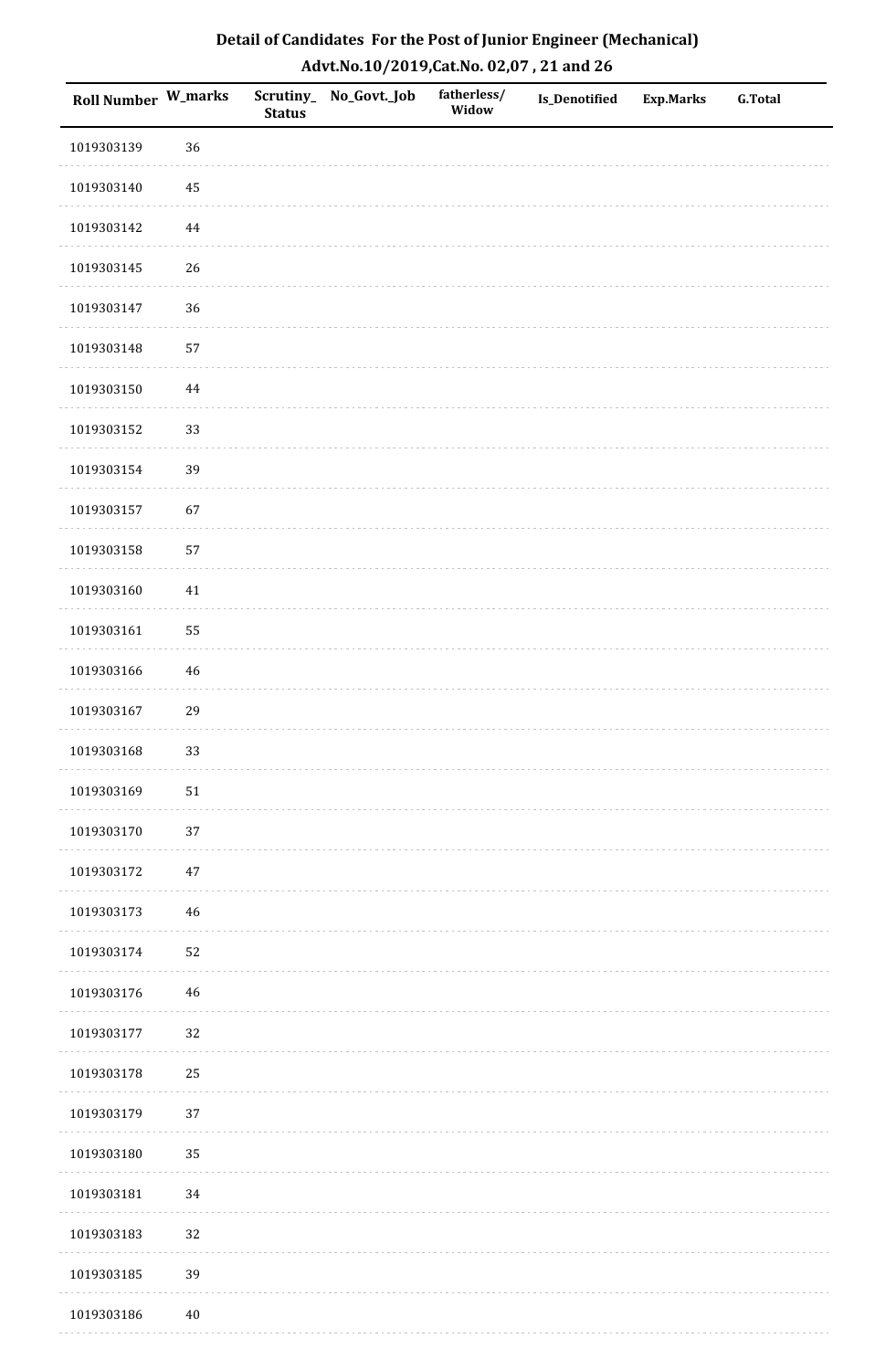## Detail of Candidates For the Post of Junior Engineer (Mechanical)
## Advt.No.10/2019,Cat.No. 02,07 , 21 and 26

| Roll Number | W_marks | Scrutiny_ Status | No_Govt._Job | fatherless/ Widow | Is_Denotified | Exp.Marks | G.Total |
|---|---|---|---|---|---|---|---|
| 1019303139 | 36 | | | | | | |
| 1019303140 | 45 | | | | | | |
| 1019303142 | 44 | | | | | | |
| 1019303145 | 26 | | | | | | |
| 1019303147 | 36 | | | | | | |
| 1019303148 | 57 | | | | | | |
| 1019303150 | 44 | | | | | | |
| 1019303152 | 33 | | | | | | |
| 1019303154 | 39 | | | | | | |
| 1019303157 | 67 | | | | | | |
| 1019303158 | 57 | | | | | | |
| 1019303160 | 41 | | | | | | |
| 1019303161 | 55 | | | | | | |
| 1019303166 | 46 | | | | | | |
| 1019303167 | 29 | | | | | | |
| 1019303168 | 33 | | | | | | |
| 1019303169 | 51 | | | | | | |
| 1019303170 | 37 | | | | | | |
| 1019303172 | 47 | | | | | | |
| 1019303173 | 46 | | | | | | |
| 1019303174 | 52 | | | | | | |
| 1019303176 | 46 | | | | | | |
| 1019303177 | 32 | | | | | | |
| 1019303178 | 25 | | | | | | |
| 1019303179 | 37 | | | | | | |
| 1019303180 | 35 | | | | | | |
| 1019303181 | 34 | | | | | | |
| 1019303183 | 32 | | | | | | |
| 1019303185 | 39 | | | | | | |
| 1019303186 | 40 | | | | | | |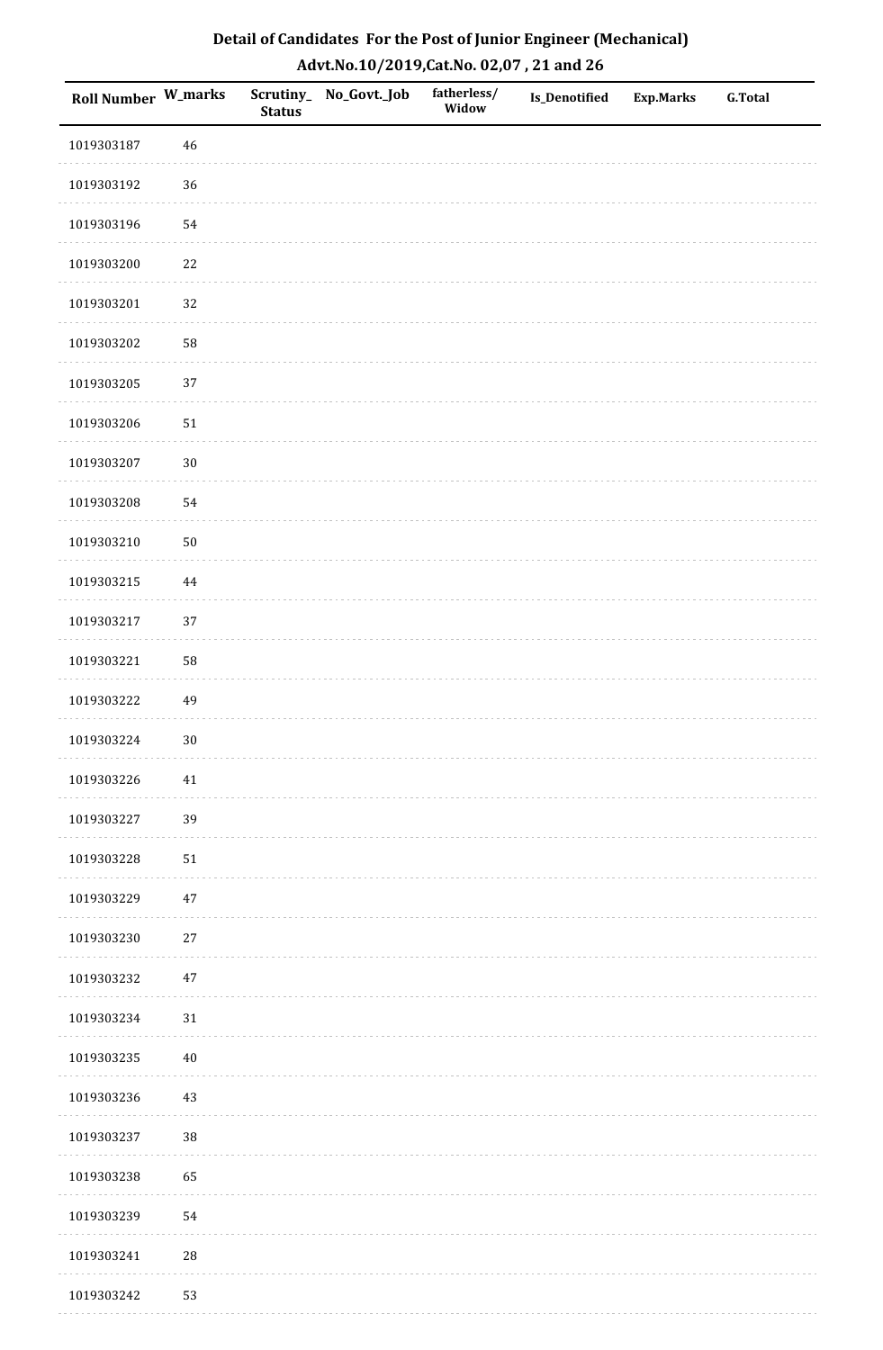# Detail of Candidates For the Post of Junior Engineer (Mechanical)

## Advt.No.10/2019,Cat.No. 02,07 , 21 and 26

| Roll Number | W_marks | Scrutiny_ Status | No_Govt._Job | fatherless/ Widow | Is_Denotified | Exp.Marks | G.Total |
|---|---|---|---|---|---|---|---|
| 1019303187 | 46 | | | | | | |
| 1019303192 | 36 | | | | | | |
| 1019303196 | 54 | | | | | | |
| 1019303200 | 22 | | | | | | |
| 1019303201 | 32 | | | | | | |
| 1019303202 | 58 | | | | | | |
| 1019303205 | 37 | | | | | | |
| 1019303206 | 51 | | | | | | |
| 1019303207 | 30 | | | | | | |
| 1019303208 | 54 | | | | | | |
| 1019303210 | 50 | | | | | | |
| 1019303215 | 44 | | | | | | |
| 1019303217 | 37 | | | | | | |
| 1019303221 | 58 | | | | | | |
| 1019303222 | 49 | | | | | | |
| 1019303224 | 30 | | | | | | |
| 1019303226 | 41 | | | | | | |
| 1019303227 | 39 | | | | | | |
| 1019303228 | 51 | | | | | | |
| 1019303229 | 47 | | | | | | |
| 1019303230 | 27 | | | | | | |
| 1019303232 | 47 | | | | | | |
| 1019303234 | 31 | | | | | | |
| 1019303235 | 40 | | | | | | |
| 1019303236 | 43 | | | | | | |
| 1019303237 | 38 | | | | | | |
| 1019303238 | 65 | | | | | | |
| 1019303239 | 54 | | | | | | |
| 1019303241 | 28 | | | | | | |
| 1019303242 | 53 | | | | | | |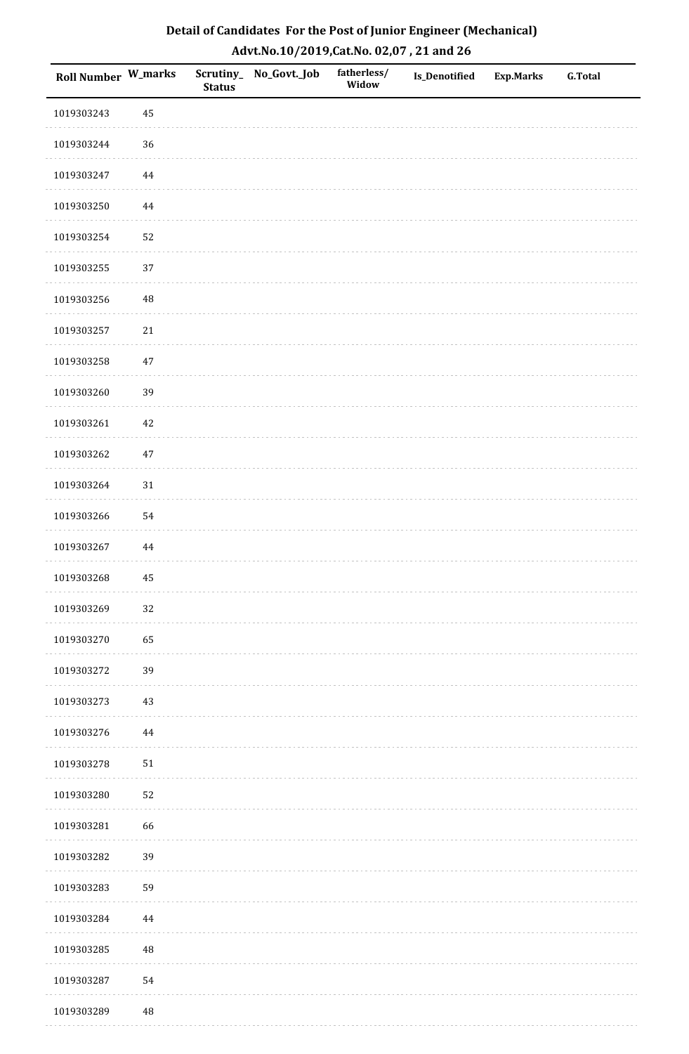## Detail of Candidates For the Post of Junior Engineer (Mechanical)
## Advt.No.10/2019,Cat.No. 02,07 , 21 and 26

| Roll Number | W_marks | Scrutiny_ Status | No_Govt._Job | fatherless/ Widow | Is_Denotified | Exp.Marks | G.Total |
|---|---|---|---|---|---|---|---|
| 1019303243 | 45 | | | | | | |
| 1019303244 | 36 | | | | | | |
| 1019303247 | 44 | | | | | | |
| 1019303250 | 44 | | | | | | |
| 1019303254 | 52 | | | | | | |
| 1019303255 | 37 | | | | | | |
| 1019303256 | 48 | | | | | | |
| 1019303257 | 21 | | | | | | |
| 1019303258 | 47 | | | | | | |
| 1019303260 | 39 | | | | | | |
| 1019303261 | 42 | | | | | | |
| 1019303262 | 47 | | | | | | |
| 1019303264 | 31 | | | | | | |
| 1019303266 | 54 | | | | | | |
| 1019303267 | 44 | | | | | | |
| 1019303268 | 45 | | | | | | |
| 1019303269 | 32 | | | | | | |
| 1019303270 | 65 | | | | | | |
| 1019303272 | 39 | | | | | | |
| 1019303273 | 43 | | | | | | |
| 1019303276 | 44 | | | | | | |
| 1019303278 | 51 | | | | | | |
| 1019303280 | 52 | | | | | | |
| 1019303281 | 66 | | | | | | |
| 1019303282 | 39 | | | | | | |
| 1019303283 | 59 | | | | | | |
| 1019303284 | 44 | | | | | | |
| 1019303285 | 48 | | | | | | |
| 1019303287 | 54 | | | | | | |
| 1019303289 | 48 | | | | | | |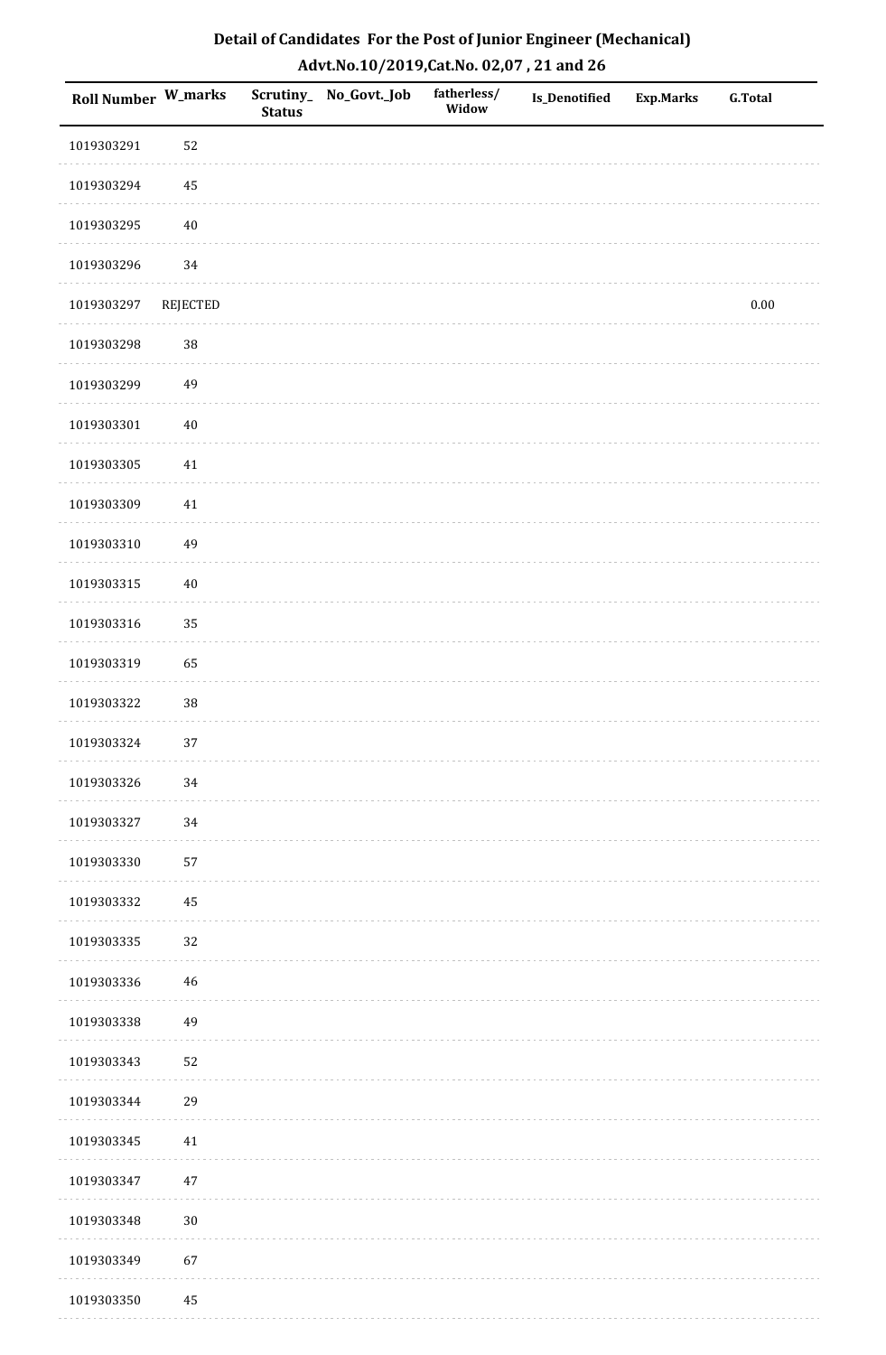# Detail of Candidates For the Post of Junior Engineer (Mechanical)

## Advt.No.10/2019,Cat.No. 02,07 , 21 and 26

| Roll Number | W_marks | Scrutiny_Status | No_Govt._Job | fatherless/Widow | Is_Denotified | Exp.Marks | G.Total |
|---|---|---|---|---|---|---|---|
| 1019303291 | 52 | | | | | | |
| 1019303294 | 45 | | | | | | |
| 1019303295 | 40 | | | | | | |
| 1019303296 | 34 | | | | | | |
| 1019303297 | REJECTED | | | | | | 0.00 |
| 1019303298 | 38 | | | | | | |
| 1019303299 | 49 | | | | | | |
| 1019303301 | 40 | | | | | | |
| 1019303305 | 41 | | | | | | |
| 1019303309 | 41 | | | | | | |
| 1019303310 | 49 | | | | | | |
| 1019303315 | 40 | | | | | | |
| 1019303316 | 35 | | | | | | |
| 1019303319 | 65 | | | | | | |
| 1019303322 | 38 | | | | | | |
| 1019303324 | 37 | | | | | | |
| 1019303326 | 34 | | | | | | |
| 1019303327 | 34 | | | | | | |
| 1019303330 | 57 | | | | | | |
| 1019303332 | 45 | | | | | | |
| 1019303335 | 32 | | | | | | |
| 1019303336 | 46 | | | | | | |
| 1019303338 | 49 | | | | | | |
| 1019303343 | 52 | | | | | | |
| 1019303344 | 29 | | | | | | |
| 1019303345 | 41 | | | | | | |
| 1019303347 | 47 | | | | | | |
| 1019303348 | 30 | | | | | | |
| 1019303349 | 67 | | | | | | |
| 1019303350 | 45 | | | | | | |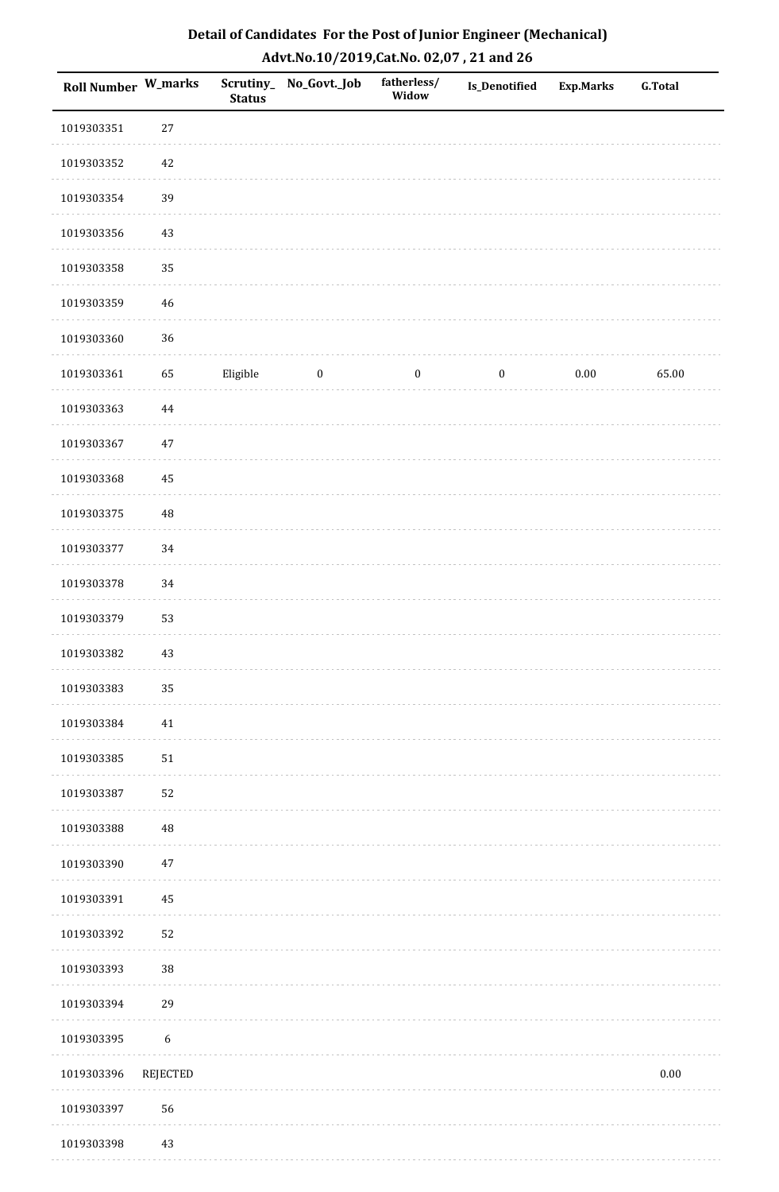## Detail of Candidates For the Post of Junior Engineer (Mechanical)

### Advt.No.10/2019,Cat.No. 02,07 , 21 and 26

| Roll Number | W_marks | Scrutiny_ Status | No_Govt._Job | fatherless/ Widow | Is_Denotified | Exp.Marks | G.Total |
|---|---|---|---|---|---|---|---|
| 1019303351 | 27 | | | | | | |
| 1019303352 | 42 | | | | | | |
| 1019303354 | 39 | | | | | | |
| 1019303356 | 43 | | | | | | |
| 1019303358 | 35 | | | | | | |
| 1019303359 | 46 | | | | | | |
| 1019303360 | 36 | | | | | | |
| 1019303361 | 65 | Eligible | 0 | 0 | 0 | 0.00 | 65.00 |
| 1019303363 | 44 | | | | | | |
| 1019303367 | 47 | | | | | | |
| 1019303368 | 45 | | | | | | |
| 1019303375 | 48 | | | | | | |
| 1019303377 | 34 | | | | | | |
| 1019303378 | 34 | | | | | | |
| 1019303379 | 53 | | | | | | |
| 1019303382 | 43 | | | | | | |
| 1019303383 | 35 | | | | | | |
| 1019303384 | 41 | | | | | | |
| 1019303385 | 51 | | | | | | |
| 1019303387 | 52 | | | | | | |
| 1019303388 | 48 | | | | | | |
| 1019303390 | 47 | | | | | | |
| 1019303391 | 45 | | | | | | |
| 1019303392 | 52 | | | | | | |
| 1019303393 | 38 | | | | | | |
| 1019303394 | 29 | | | | | | |
| 1019303395 | 6 | | | | | | |
| 1019303396 | REJECTED | | | | | | 0.00 |
| 1019303397 | 56 | | | | | | |
| 1019303398 | 43 | | | | | | |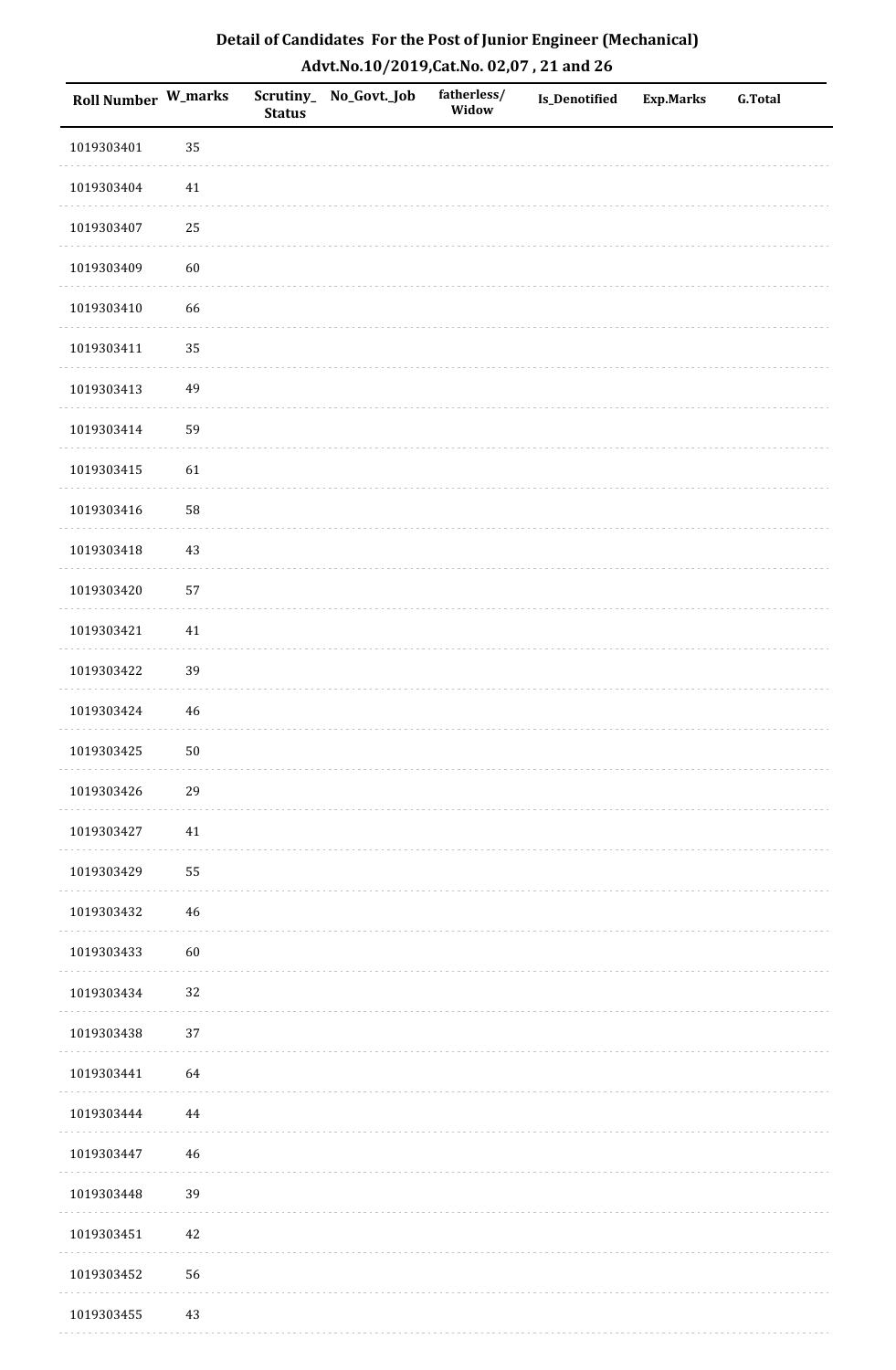# Detail of Candidates For the Post of Junior Engineer (Mechanical)

## Advt.No.10/2019,Cat.No. 02,07 , 21 and 26

| Roll Number | W_marks | Scrutiny_Status | No_Govt._Job | fatherless/Widow | Is_Denotified | Exp.Marks | G.Total |
|---|---|---|---|---|---|---|---|
| 1019303401 | 35 | | | | | | |
| 1019303404 | 41 | | | | | | |
| 1019303407 | 25 | | | | | | |
| 1019303409 | 60 | | | | | | |
| 1019303410 | 66 | | | | | | |
| 1019303411 | 35 | | | | | | |
| 1019303413 | 49 | | | | | | |
| 1019303414 | 59 | | | | | | |
| 1019303415 | 61 | | | | | | |
| 1019303416 | 58 | | | | | | |
| 1019303418 | 43 | | | | | | |
| 1019303420 | 57 | | | | | | |
| 1019303421 | 41 | | | | | | |
| 1019303422 | 39 | | | | | | |
| 1019303424 | 46 | | | | | | |
| 1019303425 | 50 | | | | | | |
| 1019303426 | 29 | | | | | | |
| 1019303427 | 41 | | | | | | |
| 1019303429 | 55 | | | | | | |
| 1019303432 | 46 | | | | | | |
| 1019303433 | 60 | | | | | | |
| 1019303434 | 32 | | | | | | |
| 1019303438 | 37 | | | | | | |
| 1019303441 | 64 | | | | | | |
| 1019303444 | 44 | | | | | | |
| 1019303447 | 46 | | | | | | |
| 1019303448 | 39 | | | | | | |
| 1019303451 | 42 | | | | | | |
| 1019303452 | 56 | | | | | | |
| 1019303455 | 43 | | | | | | |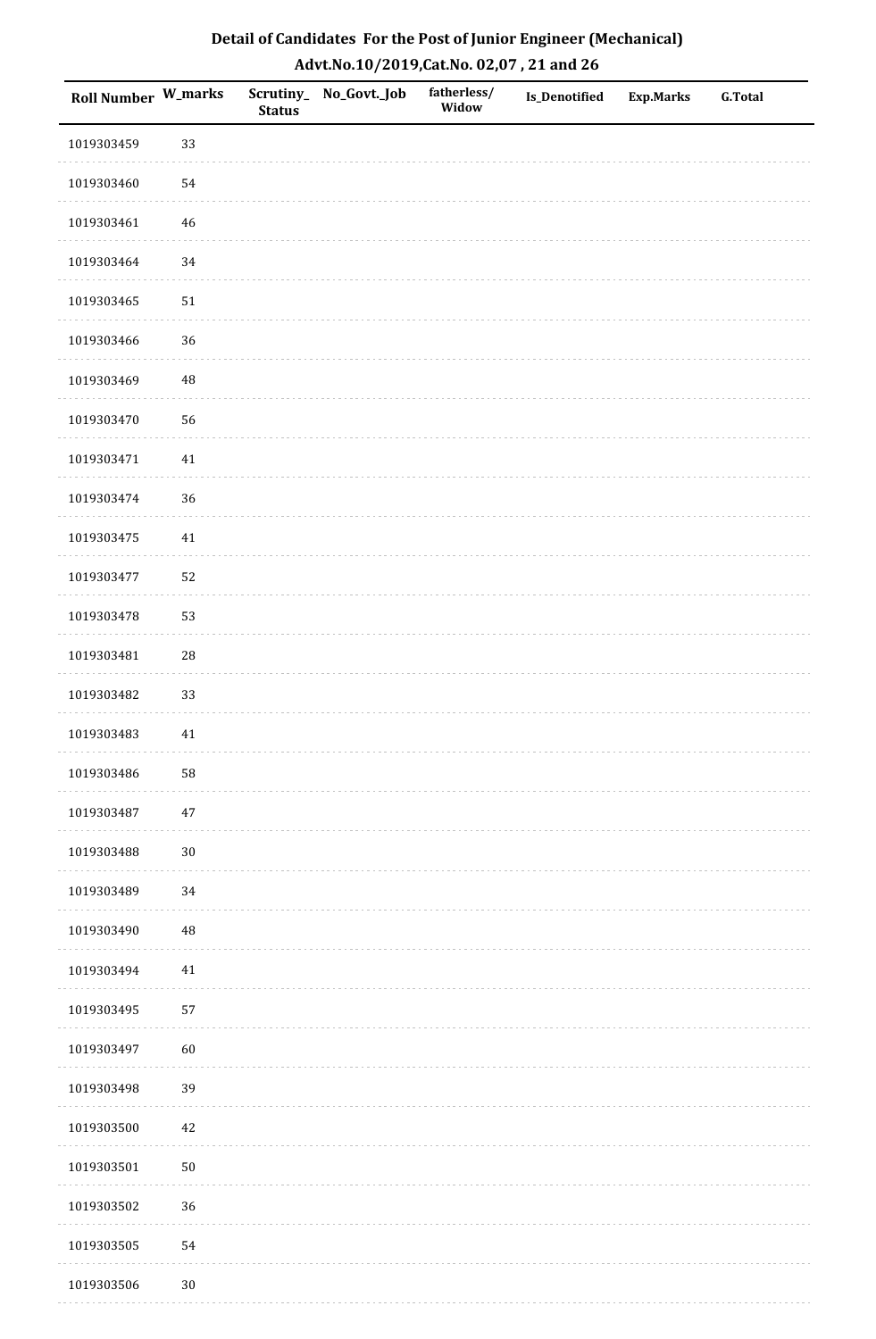# Detail of Candidates For the Post of Junior Engineer (Mechanical)

## Advt.No.10/2019,Cat.No. 02,07 , 21 and 26

| Roll Number | W_marks | Scrutiny_ Status | No_Govt._Job | fatherless/ Widow | Is_Denotified | Exp.Marks | G.Total |
|---|---|---|---|---|---|---|---|
| 1019303459 | 33 | | | | | | |
| 1019303460 | 54 | | | | | | |
| 1019303461 | 46 | | | | | | |
| 1019303464 | 34 | | | | | | |
| 1019303465 | 51 | | | | | | |
| 1019303466 | 36 | | | | | | |
| 1019303469 | 48 | | | | | | |
| 1019303470 | 56 | | | | | | |
| 1019303471 | 41 | | | | | | |
| 1019303474 | 36 | | | | | | |
| 1019303475 | 41 | | | | | | |
| 1019303477 | 52 | | | | | | |
| 1019303478 | 53 | | | | | | |
| 1019303481 | 28 | | | | | | |
| 1019303482 | 33 | | | | | | |
| 1019303483 | 41 | | | | | | |
| 1019303486 | 58 | | | | | | |
| 1019303487 | 47 | | | | | | |
| 1019303488 | 30 | | | | | | |
| 1019303489 | 34 | | | | | | |
| 1019303490 | 48 | | | | | | |
| 1019303494 | 41 | | | | | | |
| 1019303495 | 57 | | | | | | |
| 1019303497 | 60 | | | | | | |
| 1019303498 | 39 | | | | | | |
| 1019303500 | 42 | | | | | | |
| 1019303501 | 50 | | | | | | |
| 1019303502 | 36 | | | | | | |
| 1019303505 | 54 | | | | | | |
| 1019303506 | 30 | | | | | | |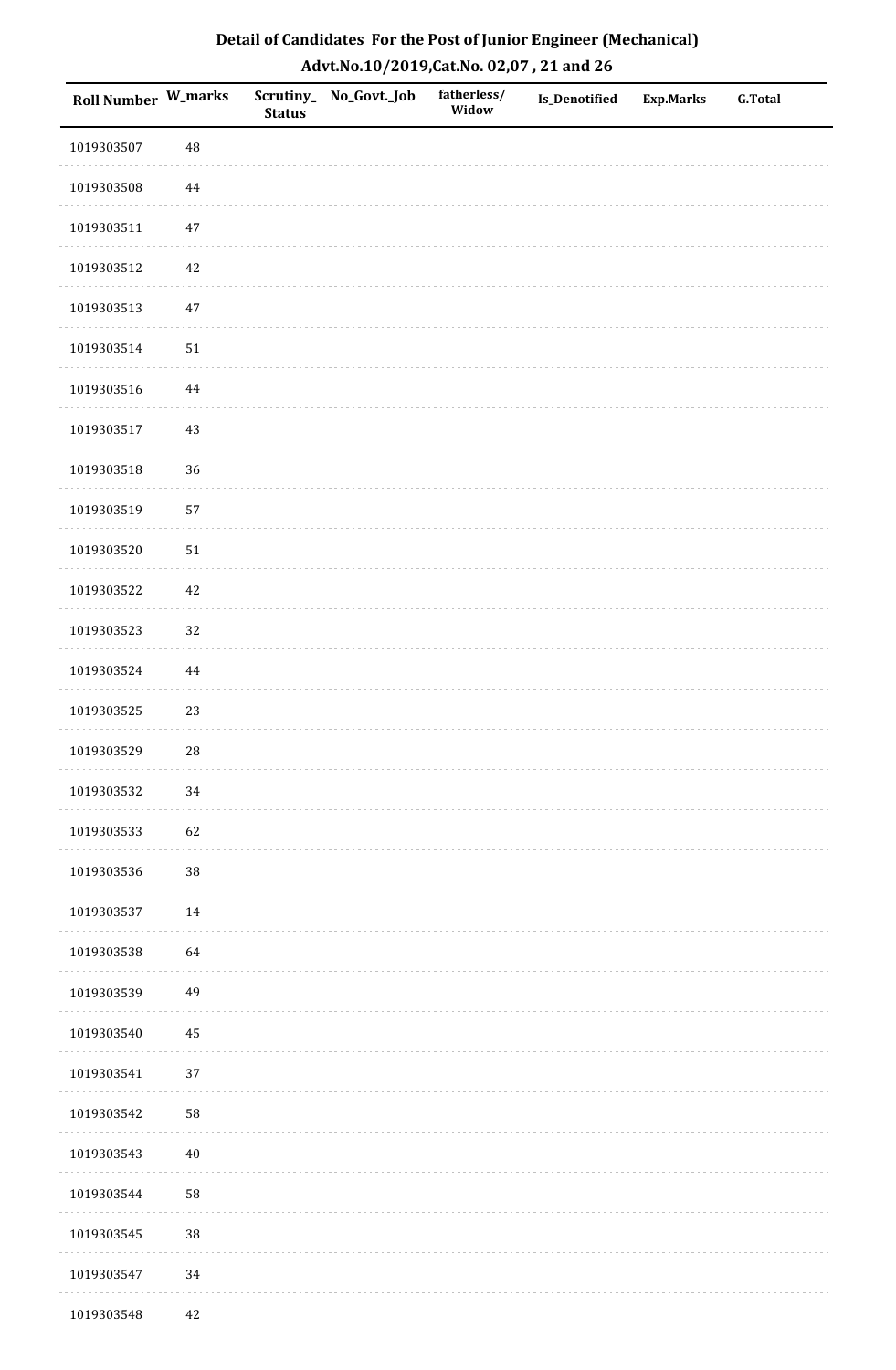## Detail of Candidates For the Post of Junior Engineer (Mechanical)
### Advt.No.10/2019,Cat.No. 02,07 , 21 and 26

| Roll Number | W_marks | Scrutiny_ Status | No_Govt._Job | fatherless/ Widow | Is_Denotified | Exp.Marks | G.Total |
|---|---|---|---|---|---|---|---|
| 1019303507 | 48 | | | | | | |
| 1019303508 | 44 | | | | | | |
| 1019303511 | 47 | | | | | | |
| 1019303512 | 42 | | | | | | |
| 1019303513 | 47 | | | | | | |
| 1019303514 | 51 | | | | | | |
| 1019303516 | 44 | | | | | | |
| 1019303517 | 43 | | | | | | |
| 1019303518 | 36 | | | | | | |
| 1019303519 | 57 | | | | | | |
| 1019303520 | 51 | | | | | | |
| 1019303522 | 42 | | | | | | |
| 1019303523 | 32 | | | | | | |
| 1019303524 | 44 | | | | | | |
| 1019303525 | 23 | | | | | | |
| 1019303529 | 28 | | | | | | |
| 1019303532 | 34 | | | | | | |
| 1019303533 | 62 | | | | | | |
| 1019303536 | 38 | | | | | | |
| 1019303537 | 14 | | | | | | |
| 1019303538 | 64 | | | | | | |
| 1019303539 | 49 | | | | | | |
| 1019303540 | 45 | | | | | | |
| 1019303541 | 37 | | | | | | |
| 1019303542 | 58 | | | | | | |
| 1019303543 | 40 | | | | | | |
| 1019303544 | 58 | | | | | | |
| 1019303545 | 38 | | | | | | |
| 1019303547 | 34 | | | | | | |
| 1019303548 | 42 | | | | | | |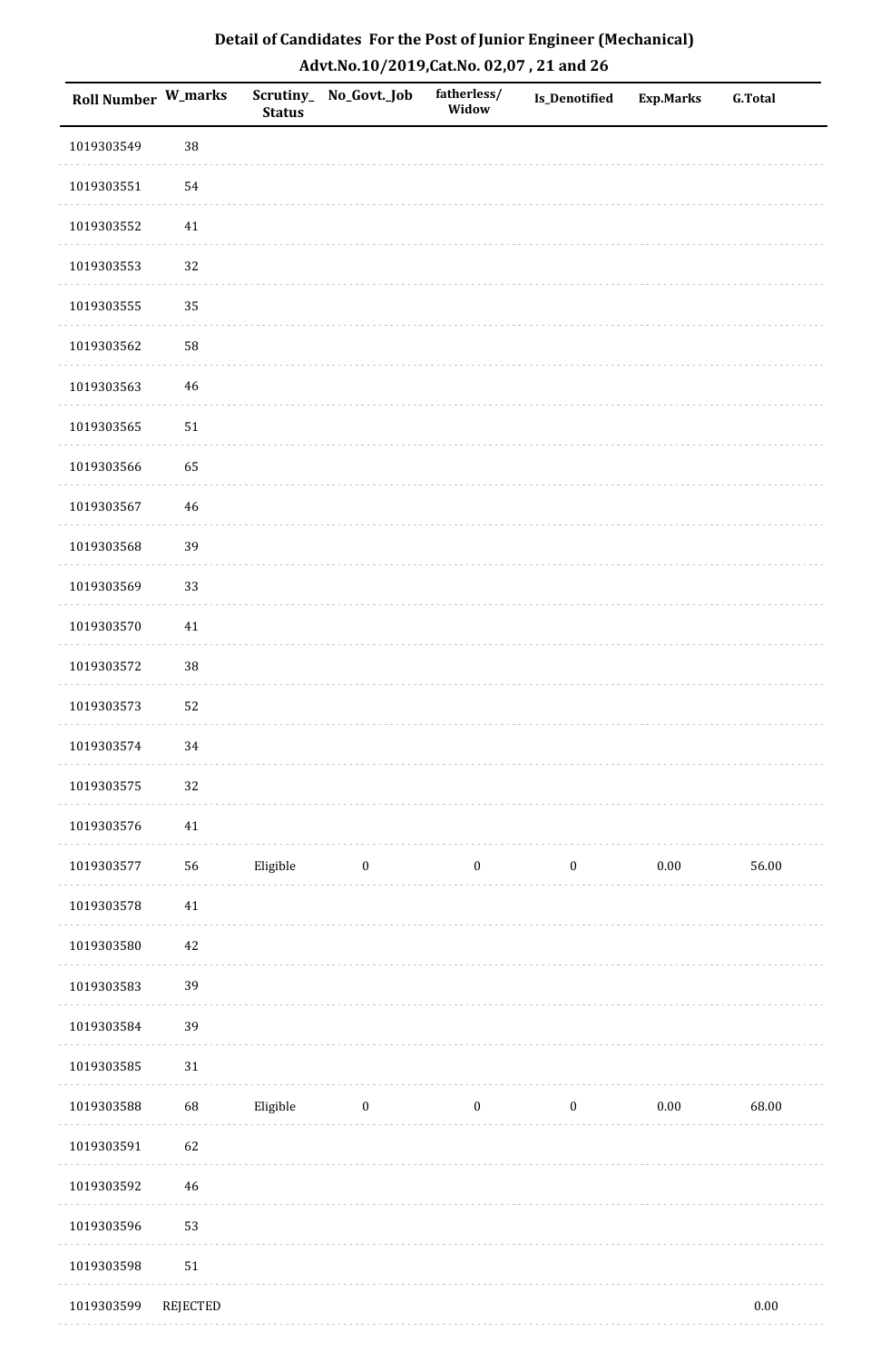# Detail of Candidates For the Post of Junior Engineer (Mechanical)

## Advt.No.10/2019,Cat.No. 02,07 , 21 and 26

| Roll Number | W_marks | Scrutiny_Status | No_Govt._Job | fatherless/Widow | Is_Denotified | Exp.Marks | G.Total |
|---|---|---|---|---|---|---|---|
| 1019303549 | 38 | | | | | | |
| 1019303551 | 54 | | | | | | |
| 1019303552 | 41 | | | | | | |
| 1019303553 | 32 | | | | | | |
| 1019303555 | 35 | | | | | | |
| 1019303562 | 58 | | | | | | |
| 1019303563 | 46 | | | | | | |
| 1019303565 | 51 | | | | | | |
| 1019303566 | 65 | | | | | | |
| 1019303567 | 46 | | | | | | |
| 1019303568 | 39 | | | | | | |
| 1019303569 | 33 | | | | | | |
| 1019303570 | 41 | | | | | | |
| 1019303572 | 38 | | | | | | |
| 1019303573 | 52 | | | | | | |
| 1019303574 | 34 | | | | | | |
| 1019303575 | 32 | | | | | | |
| 1019303576 | 41 | | | | | | |
| 1019303577 | 56 | Eligible | 0 | 0 | 0 | 0.00 | 56.00 |
| 1019303578 | 41 | | | | | | |
| 1019303580 | 42 | | | | | | |
| 1019303583 | 39 | | | | | | |
| 1019303584 | 39 | | | | | | |
| 1019303585 | 31 | | | | | | |
| 1019303588 | 68 | Eligible | 0 | 0 | 0 | 0.00 | 68.00 |
| 1019303591 | 62 | | | | | | |
| 1019303592 | 46 | | | | | | |
| 1019303596 | 53 | | | | | | |
| 1019303598 | 51 | | | | | | |
| 1019303599 | REJECTED | | | | | | 0.00 |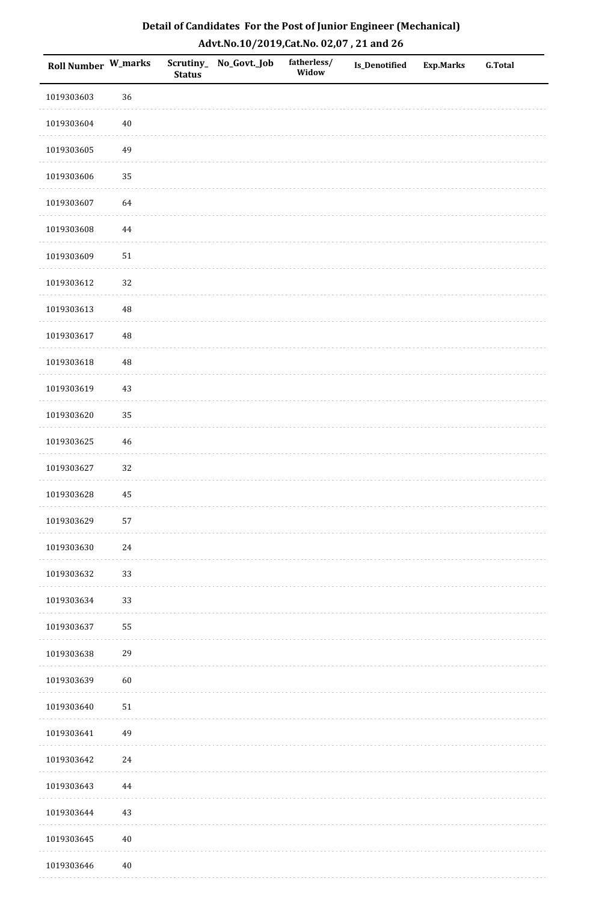## Detail of Candidates For the Post of Junior Engineer (Mechanical)

### Advt.No.10/2019,Cat.No. 02,07 , 21 and 26

| Roll Number | W_marks | Scrutiny_Status | No_Govt._Job | fatherless/Widow | Is_Denotified | Exp.Marks | G.Total |
|---|---|---|---|---|---|---|---|
| 1019303603 | 36 | | | | | | |
| 1019303604 | 40 | | | | | | |
| 1019303605 | 49 | | | | | | |
| 1019303606 | 35 | | | | | | |
| 1019303607 | 64 | | | | | | |
| 1019303608 | 44 | | | | | | |
| 1019303609 | 51 | | | | | | |
| 1019303612 | 32 | | | | | | |
| 1019303613 | 48 | | | | | | |
| 1019303617 | 48 | | | | | | |
| 1019303618 | 48 | | | | | | |
| 1019303619 | 43 | | | | | | |
| 1019303620 | 35 | | | | | | |
| 1019303625 | 46 | | | | | | |
| 1019303627 | 32 | | | | | | |
| 1019303628 | 45 | | | | | | |
| 1019303629 | 57 | | | | | | |
| 1019303630 | 24 | | | | | | |
| 1019303632 | 33 | | | | | | |
| 1019303634 | 33 | | | | | | |
| 1019303637 | 55 | | | | | | |
| 1019303638 | 29 | | | | | | |
| 1019303639 | 60 | | | | | | |
| 1019303640 | 51 | | | | | | |
| 1019303641 | 49 | | | | | | |
| 1019303642 | 24 | | | | | | |
| 1019303643 | 44 | | | | | | |
| 1019303644 | 43 | | | | | | |
| 1019303645 | 40 | | | | | | |
| 1019303646 | 40 | | | | | | |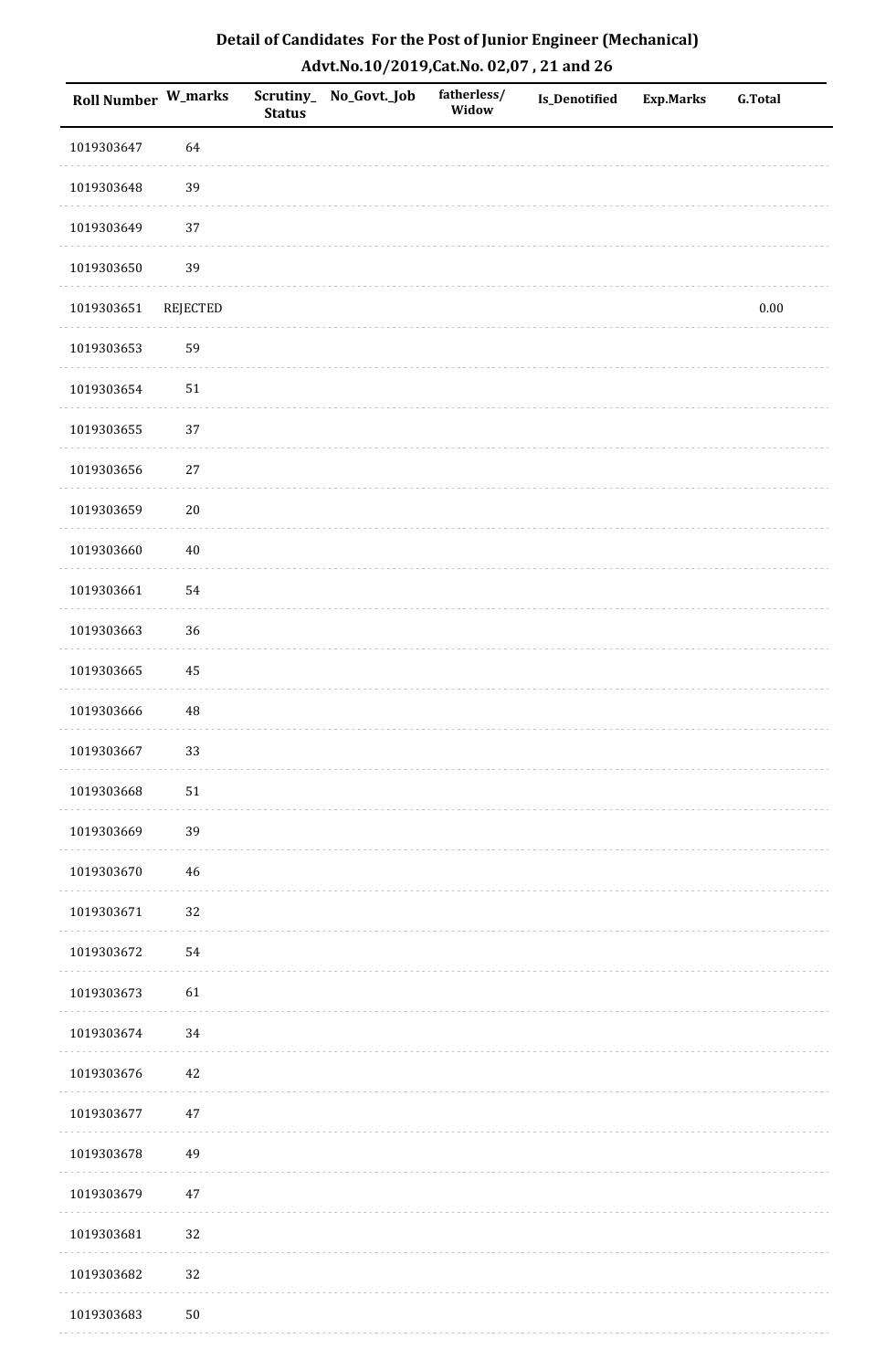# Detail of Candidates For the Post of Junior Engineer (Mechanical)

## Advt.No.10/2019,Cat.No. 02,07 , 21 and 26

| Roll Number | W_marks | Scrutiny_ Status | No_Govt._Job | fatherless/ Widow | Is_Denotified | Exp.Marks | G.Total |
|---|---|---|---|---|---|---|---|
| 1019303647 | 64 | | | | | | |
| 1019303648 | 39 | | | | | | |
| 1019303649 | 37 | | | | | | |
| 1019303650 | 39 | | | | | | |
| 1019303651 | REJECTED | | | | | | 0.00 |
| 1019303653 | 59 | | | | | | |
| 1019303654 | 51 | | | | | | |
| 1019303655 | 37 | | | | | | |
| 1019303656 | 27 | | | | | | |
| 1019303659 | 20 | | | | | | |
| 1019303660 | 40 | | | | | | |
| 1019303661 | 54 | | | | | | |
| 1019303663 | 36 | | | | | | |
| 1019303665 | 45 | | | | | | |
| 1019303666 | 48 | | | | | | |
| 1019303667 | 33 | | | | | | |
| 1019303668 | 51 | | | | | | |
| 1019303669 | 39 | | | | | | |
| 1019303670 | 46 | | | | | | |
| 1019303671 | 32 | | | | | | |
| 1019303672 | 54 | | | | | | |
| 1019303673 | 61 | | | | | | |
| 1019303674 | 34 | | | | | | |
| 1019303676 | 42 | | | | | | |
| 1019303677 | 47 | | | | | | |
| 1019303678 | 49 | | | | | | |
| 1019303679 | 47 | | | | | | |
| 1019303681 | 32 | | | | | | |
| 1019303682 | 32 | | | | | | |
| 1019303683 | 50 | | | | | | |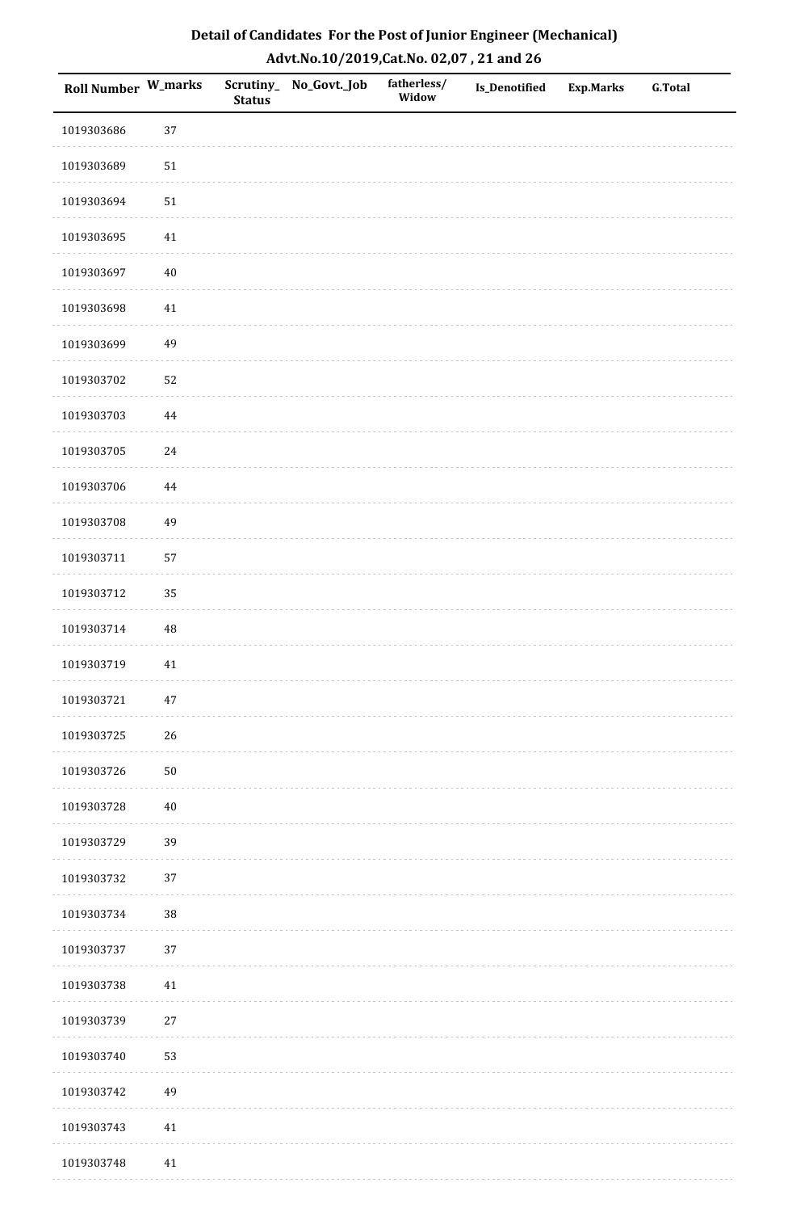# Detail of Candidates For the Post of Junior Engineer (Mechanical)

## Advt.No.10/2019,Cat.No. 02,07 , 21 and 26

| Roll Number | W_marks | Scrutiny_ Status | No_Govt._Job | fatherless/ Widow | Is_Denotified | Exp.Marks | G.Total |
|---|---|---|---|---|---|---|---|
| 1019303686 | 37 | | | | | | |
| 1019303689 | 51 | | | | | | |
| 1019303694 | 51 | | | | | | |
| 1019303695 | 41 | | | | | | |
| 1019303697 | 40 | | | | | | |
| 1019303698 | 41 | | | | | | |
| 1019303699 | 49 | | | | | | |
| 1019303702 | 52 | | | | | | |
| 1019303703 | 44 | | | | | | |
| 1019303705 | 24 | | | | | | |
| 1019303706 | 44 | | | | | | |
| 1019303708 | 49 | | | | | | |
| 1019303711 | 57 | | | | | | |
| 1019303712 | 35 | | | | | | |
| 1019303714 | 48 | | | | | | |
| 1019303719 | 41 | | | | | | |
| 1019303721 | 47 | | | | | | |
| 1019303725 | 26 | | | | | | |
| 1019303726 | 50 | | | | | | |
| 1019303728 | 40 | | | | | | |
| 1019303729 | 39 | | | | | | |
| 1019303732 | 37 | | | | | | |
| 1019303734 | 38 | | | | | | |
| 1019303737 | 37 | | | | | | |
| 1019303738 | 41 | | | | | | |
| 1019303739 | 27 | | | | | | |
| 1019303740 | 53 | | | | | | |
| 1019303742 | 49 | | | | | | |
| 1019303743 | 41 | | | | | | |
| 1019303748 | 41 | | | | | | |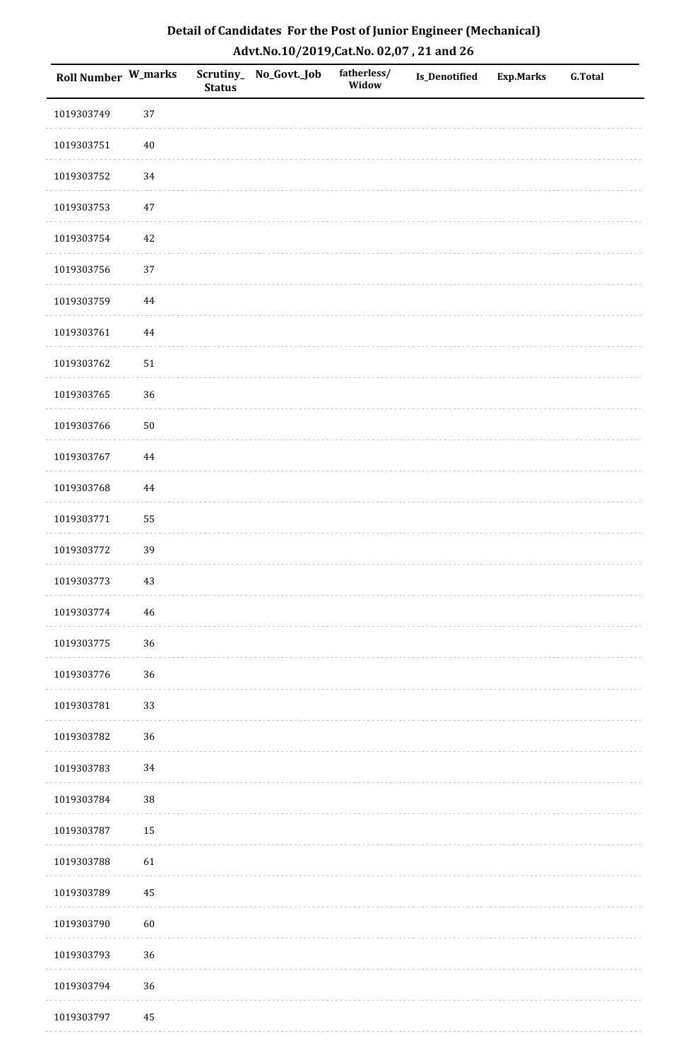# Detail of Candidates For the Post of Junior Engineer (Mechanical)
## Advt.No.10/2019,Cat.No. 02,07 , 21 and 26

| Roll Number | W_marks | Scrutiny_Status | No_Govt._Job | fatherless/Widow | Is_Denotified | Exp.Marks | G.Total |
|---|---|---|---|---|---|---|---|
| 1019303749 | 37 | | | | | | |
| 1019303751 | 40 | | | | | | |
| 1019303752 | 34 | | | | | | |
| 1019303753 | 47 | | | | | | |
| 1019303754 | 42 | | | | | | |
| 1019303756 | 37 | | | | | | |
| 1019303759 | 44 | | | | | | |
| 1019303761 | 44 | | | | | | |
| 1019303762 | 51 | | | | | | |
| 1019303765 | 36 | | | | | | |
| 1019303766 | 50 | | | | | | |
| 1019303767 | 44 | | | | | | |
| 1019303768 | 44 | | | | | | |
| 1019303771 | 55 | | | | | | |
| 1019303772 | 39 | | | | | | |
| 1019303773 | 43 | | | | | | |
| 1019303774 | 46 | | | | | | |
| 1019303775 | 36 | | | | | | |
| 1019303776 | 36 | | | | | | |
| 1019303781 | 33 | | | | | | |
| 1019303782 | 36 | | | | | | |
| 1019303783 | 34 | | | | | | |
| 1019303784 | 38 | | | | | | |
| 1019303787 | 15 | | | | | | |
| 1019303788 | 61 | | | | | | |
| 1019303789 | 45 | | | | | | |
| 1019303790 | 60 | | | | | | |
| 1019303793 | 36 | | | | | | |
| 1019303794 | 36 | | | | | | |
| 1019303797 | 45 | | | | | | |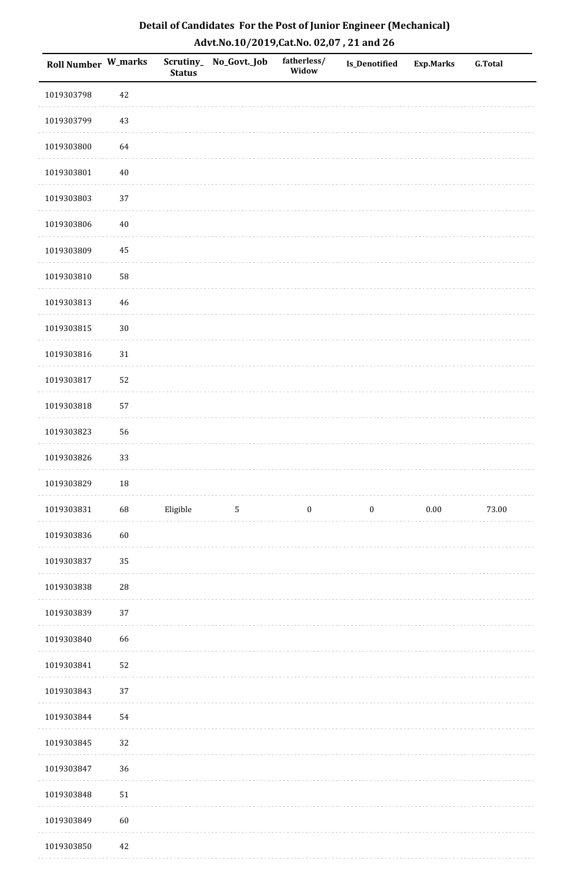## Detail of Candidates For the Post of Junior Engineer (Mechanical)

### Advt.No.10/2019,Cat.No. 02,07 , 21 and 26

| Roll Number | W_marks | Scrutiny_Status | No_Govt._Job | fatherless/Widow | Is_Denotified | Exp.Marks | G.Total |
|---|---|---|---|---|---|---|---|
| 1019303798 | 42 | | | | | | |
| 1019303799 | 43 | | | | | | |
| 1019303800 | 64 | | | | | | |
| 1019303801 | 40 | | | | | | |
| 1019303803 | 37 | | | | | | |
| 1019303806 | 40 | | | | | | |
| 1019303809 | 45 | | | | | | |
| 1019303810 | 58 | | | | | | |
| 1019303813 | 46 | | | | | | |
| 1019303815 | 30 | | | | | | |
| 1019303816 | 31 | | | | | | |
| 1019303817 | 52 | | | | | | |
| 1019303818 | 57 | | | | | | |
| 1019303823 | 56 | | | | | | |
| 1019303826 | 33 | | | | | | |
| 1019303829 | 18 | | | | | | |
| 1019303831 | 68 | Eligible | 5 | 0 | 0 | 0.00 | 73.00 |
| 1019303836 | 60 | | | | | | |
| 1019303837 | 35 | | | | | | |
| 1019303838 | 28 | | | | | | |
| 1019303839 | 37 | | | | | | |
| 1019303840 | 66 | | | | | | |
| 1019303841 | 52 | | | | | | |
| 1019303843 | 37 | | | | | | |
| 1019303844 | 54 | | | | | | |
| 1019303845 | 32 | | | | | | |
| 1019303847 | 36 | | | | | | |
| 1019303848 | 51 | | | | | | |
| 1019303849 | 60 | | | | | | |
| 1019303850 | 42 | | | | | | |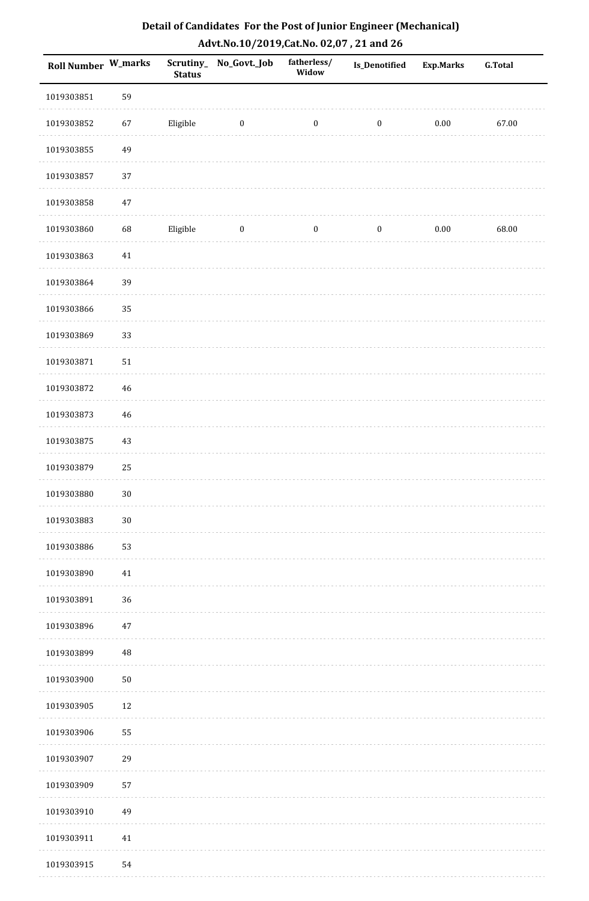# Detail of Candidates For the Post of Junior Engineer (Mechanical)

## Advt.No.10/2019,Cat.No. 02,07 , 21 and 26

| Roll Number | W_marks | Scrutiny_Status | No_Govt._Job | fatherless/Widow | Is_Denotified | Exp.Marks | G.Total |
|---|---|---|---|---|---|---|---|
| 1019303851 | 59 | | | | | | |
| 1019303852 | 67 | Eligible | 0 | 0 | 0 | 0.00 | 67.00 |
| 1019303855 | 49 | | | | | | |
| 1019303857 | 37 | | | | | | |
| 1019303858 | 47 | | | | | | |
| 1019303860 | 68 | Eligible | 0 | 0 | 0 | 0.00 | 68.00 |
| 1019303863 | 41 | | | | | | |
| 1019303864 | 39 | | | | | | |
| 1019303866 | 35 | | | | | | |
| 1019303869 | 33 | | | | | | |
| 1019303871 | 51 | | | | | | |
| 1019303872 | 46 | | | | | | |
| 1019303873 | 46 | | | | | | |
| 1019303875 | 43 | | | | | | |
| 1019303879 | 25 | | | | | | |
| 1019303880 | 30 | | | | | | |
| 1019303883 | 30 | | | | | | |
| 1019303886 | 53 | | | | | | |
| 1019303890 | 41 | | | | | | |
| 1019303891 | 36 | | | | | | |
| 1019303896 | 47 | | | | | | |
| 1019303899 | 48 | | | | | | |
| 1019303900 | 50 | | | | | | |
| 1019303905 | 12 | | | | | | |
| 1019303906 | 55 | | | | | | |
| 1019303907 | 29 | | | | | | |
| 1019303909 | 57 | | | | | | |
| 1019303910 | 49 | | | | | | |
| 1019303911 | 41 | | | | | | |
| 1019303915 | 54 | | | | | | |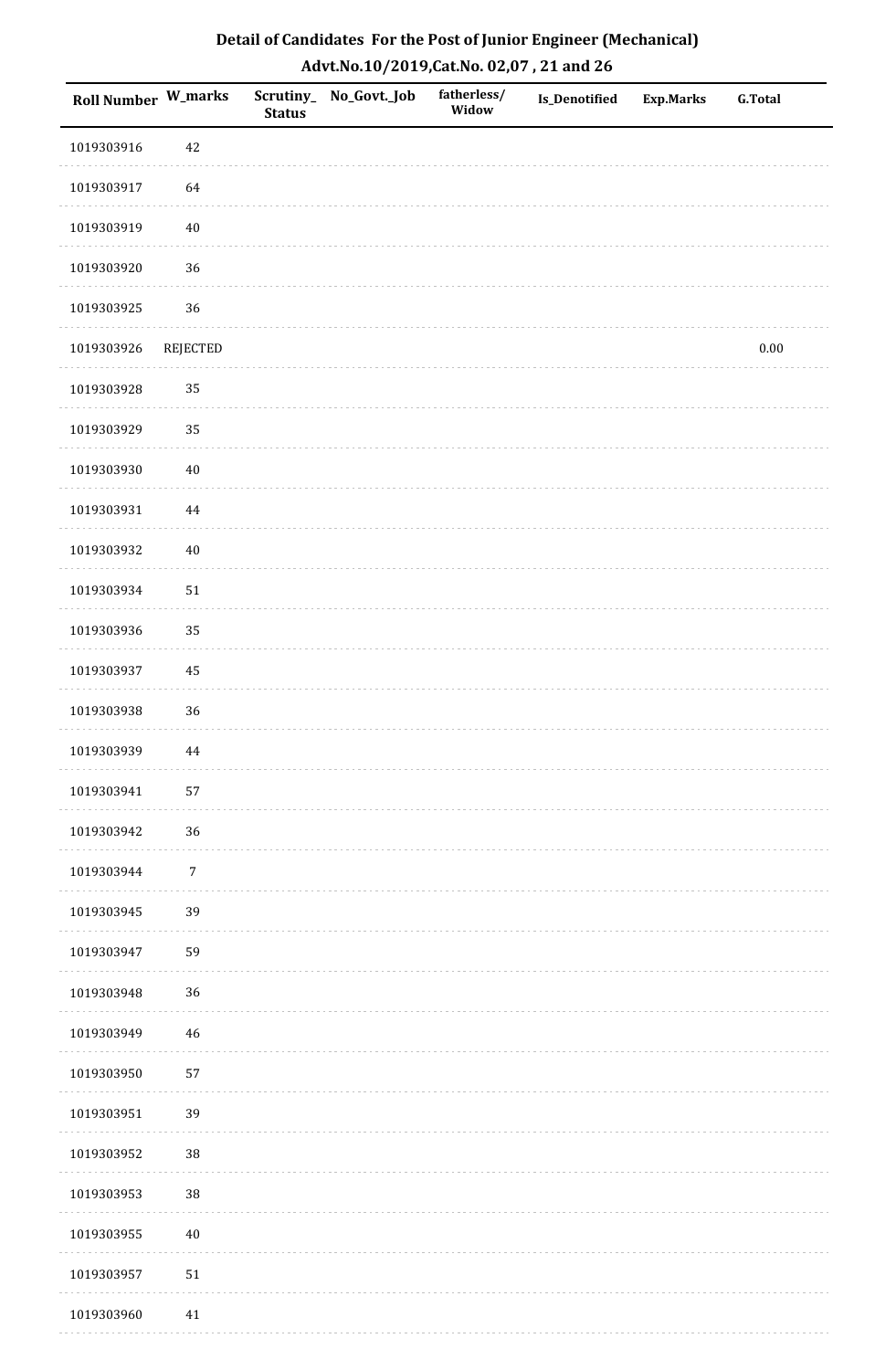## Detail of Candidates For the Post of Junior Engineer (Mechanical)

### Advt.No.10/2019,Cat.No. 02,07 , 21 and 26

| Roll Number | W_marks | Scrutiny_Status | No_Govt._Job | fatherless/Widow | Is_Denotified | Exp.Marks | G.Total |
|---|---|---|---|---|---|---|---|
| 1019303916 | 42 | | | | | | |
| 1019303917 | 64 | | | | | | |
| 1019303919 | 40 | | | | | | |
| 1019303920 | 36 | | | | | | |
| 1019303925 | 36 | | | | | | |
| 1019303926 | REJECTED | | | | | | 0.00 |
| 1019303928 | 35 | | | | | | |
| 1019303929 | 35 | | | | | | |
| 1019303930 | 40 | | | | | | |
| 1019303931 | 44 | | | | | | |
| 1019303932 | 40 | | | | | | |
| 1019303934 | 51 | | | | | | |
| 1019303936 | 35 | | | | | | |
| 1019303937 | 45 | | | | | | |
| 1019303938 | 36 | | | | | | |
| 1019303939 | 44 | | | | | | |
| 1019303941 | 57 | | | | | | |
| 1019303942 | 36 | | | | | | |
| 1019303944 | 7 | | | | | | |
| 1019303945 | 39 | | | | | | |
| 1019303947 | 59 | | | | | | |
| 1019303948 | 36 | | | | | | |
| 1019303949 | 46 | | | | | | |
| 1019303950 | 57 | | | | | | |
| 1019303951 | 39 | | | | | | |
| 1019303952 | 38 | | | | | | |
| 1019303953 | 38 | | | | | | |
| 1019303955 | 40 | | | | | | |
| 1019303957 | 51 | | | | | | |
| 1019303960 | 41 | | | | | | |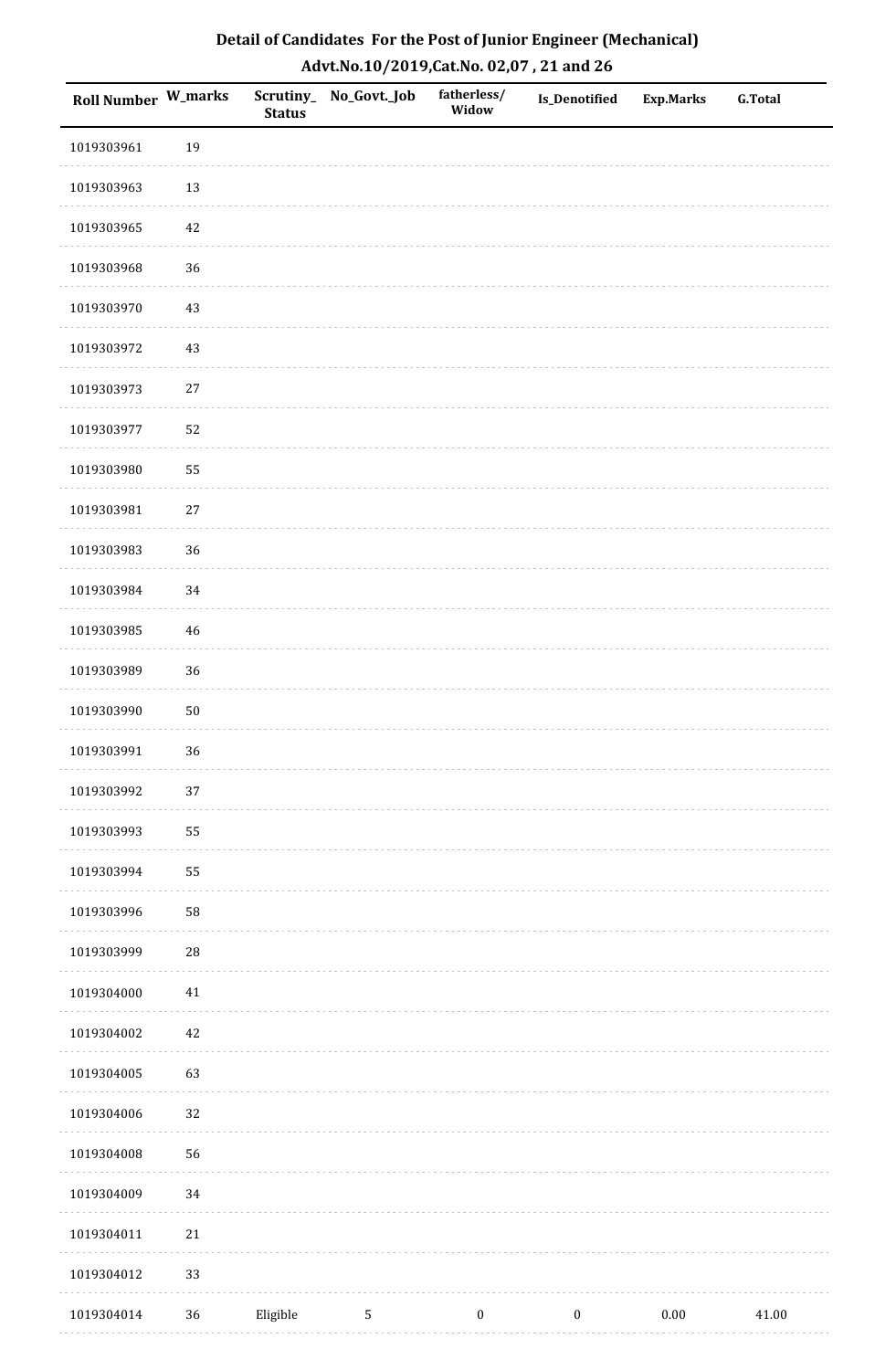## Detail of Candidates For the Post of Junior Engineer (Mechanical)

### Advt.No.10/2019,Cat.No. 02,07 , 21 and 26

| Roll Number | W_marks | Scrutiny_Status | No_Govt._Job | fatherless/Widow | Is_Denotified | Exp.Marks | G.Total |
|---|---|---|---|---|---|---|---|
| 1019303961 | 19 | | | | | | |
| 1019303963 | 13 | | | | | | |
| 1019303965 | 42 | | | | | | |
| 1019303968 | 36 | | | | | | |
| 1019303970 | 43 | | | | | | |
| 1019303972 | 43 | | | | | | |
| 1019303973 | 27 | | | | | | |
| 1019303977 | 52 | | | | | | |
| 1019303980 | 55 | | | | | | |
| 1019303981 | 27 | | | | | | |
| 1019303983 | 36 | | | | | | |
| 1019303984 | 34 | | | | | | |
| 1019303985 | 46 | | | | | | |
| 1019303989 | 36 | | | | | | |
| 1019303990 | 50 | | | | | | |
| 1019303991 | 36 | | | | | | |
| 1019303992 | 37 | | | | | | |
| 1019303993 | 55 | | | | | | |
| 1019303994 | 55 | | | | | | |
| 1019303996 | 58 | | | | | | |
| 1019303999 | 28 | | | | | | |
| 1019304000 | 41 | | | | | | |
| 1019304002 | 42 | | | | | | |
| 1019304005 | 63 | | | | | | |
| 1019304006 | 32 | | | | | | |
| 1019304008 | 56 | | | | | | |
| 1019304009 | 34 | | | | | | |
| 1019304011 | 21 | | | | | | |
| 1019304012 | 33 | | | | | | |
| 1019304014 | 36 | Eligible | 5 | 0 | 0 | 0.00 | 41.00 |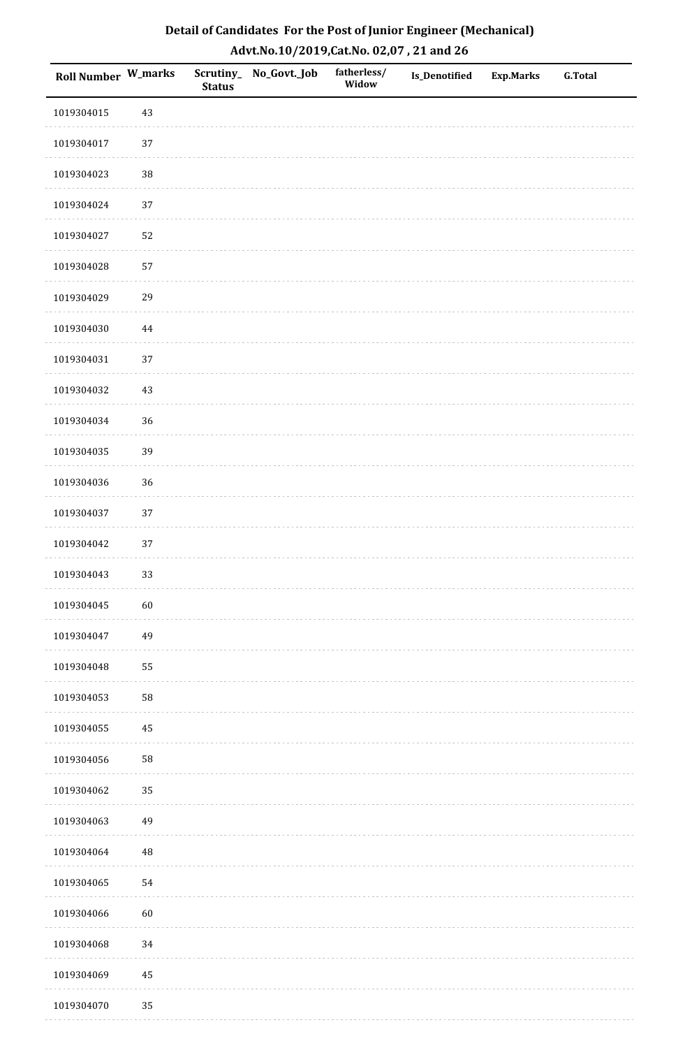# Detail of Candidates For the Post of Junior Engineer (Mechanical)

## Advt.No.10/2019,Cat.No. 02,07 , 21 and 26

| Roll Number | W_marks | Scrutiny_Status | No_Govt._Job | fatherless/Widow | Is_Denotified | Exp.Marks | G.Total |
|---|---|---|---|---|---|---|---|
| 1019304015 | 43 | | | | | | |
| 1019304017 | 37 | | | | | | |
| 1019304023 | 38 | | | | | | |
| 1019304024 | 37 | | | | | | |
| 1019304027 | 52 | | | | | | |
| 1019304028 | 57 | | | | | | |
| 1019304029 | 29 | | | | | | |
| 1019304030 | 44 | | | | | | |
| 1019304031 | 37 | | | | | | |
| 1019304032 | 43 | | | | | | |
| 1019304034 | 36 | | | | | | |
| 1019304035 | 39 | | | | | | |
| 1019304036 | 36 | | | | | | |
| 1019304037 | 37 | | | | | | |
| 1019304042 | 37 | | | | | | |
| 1019304043 | 33 | | | | | | |
| 1019304045 | 60 | | | | | | |
| 1019304047 | 49 | | | | | | |
| 1019304048 | 55 | | | | | | |
| 1019304053 | 58 | | | | | | |
| 1019304055 | 45 | | | | | | |
| 1019304056 | 58 | | | | | | |
| 1019304062 | 35 | | | | | | |
| 1019304063 | 49 | | | | | | |
| 1019304064 | 48 | | | | | | |
| 1019304065 | 54 | | | | | | |
| 1019304066 | 60 | | | | | | |
| 1019304068 | 34 | | | | | | |
| 1019304069 | 45 | | | | | | |
| 1019304070 | 35 | | | | | | |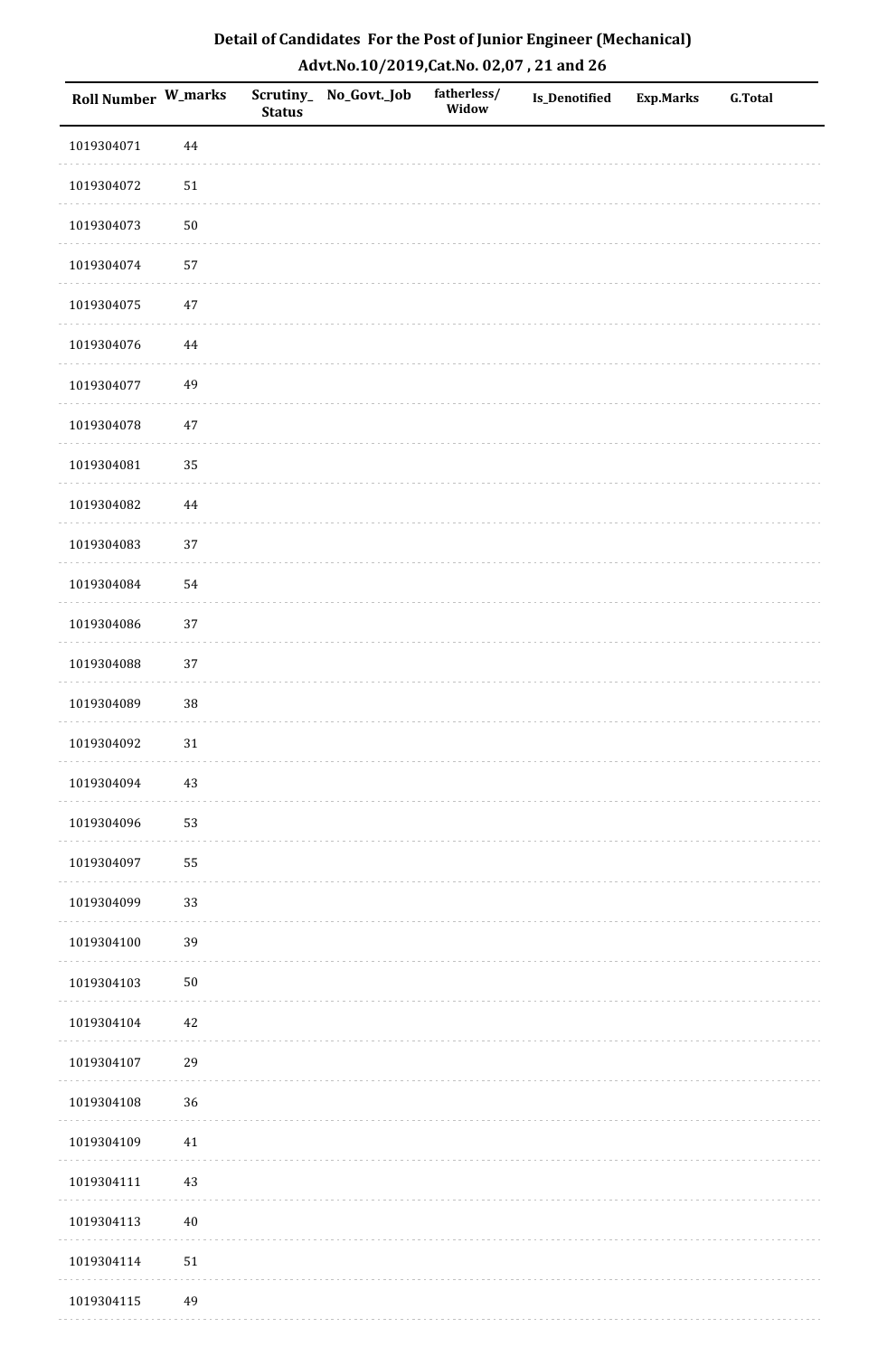# Detail of Candidates For the Post of Junior Engineer (Mechanical)

## Advt.No.10/2019,Cat.No. 02,07 , 21 and 26

| Roll Number | W_marks | Scrutiny_Status | No_Govt._Job | fatherless/Widow | Is_Denotified | Exp.Marks | G.Total |
|---|---|---|---|---|---|---|---|
| 1019304071 | 44 | | | | | | |
| 1019304072 | 51 | | | | | | |
| 1019304073 | 50 | | | | | | |
| 1019304074 | 57 | | | | | | |
| 1019304075 | 47 | | | | | | |
| 1019304076 | 44 | | | | | | |
| 1019304077 | 49 | | | | | | |
| 1019304078 | 47 | | | | | | |
| 1019304081 | 35 | | | | | | |
| 1019304082 | 44 | | | | | | |
| 1019304083 | 37 | | | | | | |
| 1019304084 | 54 | | | | | | |
| 1019304086 | 37 | | | | | | |
| 1019304088 | 37 | | | | | | |
| 1019304089 | 38 | | | | | | |
| 1019304092 | 31 | | | | | | |
| 1019304094 | 43 | | | | | | |
| 1019304096 | 53 | | | | | | |
| 1019304097 | 55 | | | | | | |
| 1019304099 | 33 | | | | | | |
| 1019304100 | 39 | | | | | | |
| 1019304103 | 50 | | | | | | |
| 1019304104 | 42 | | | | | | |
| 1019304107 | 29 | | | | | | |
| 1019304108 | 36 | | | | | | |
| 1019304109 | 41 | | | | | | |
| 1019304111 | 43 | | | | | | |
| 1019304113 | 40 | | | | | | |
| 1019304114 | 51 | | | | | | |
| 1019304115 | 49 | | | | | | |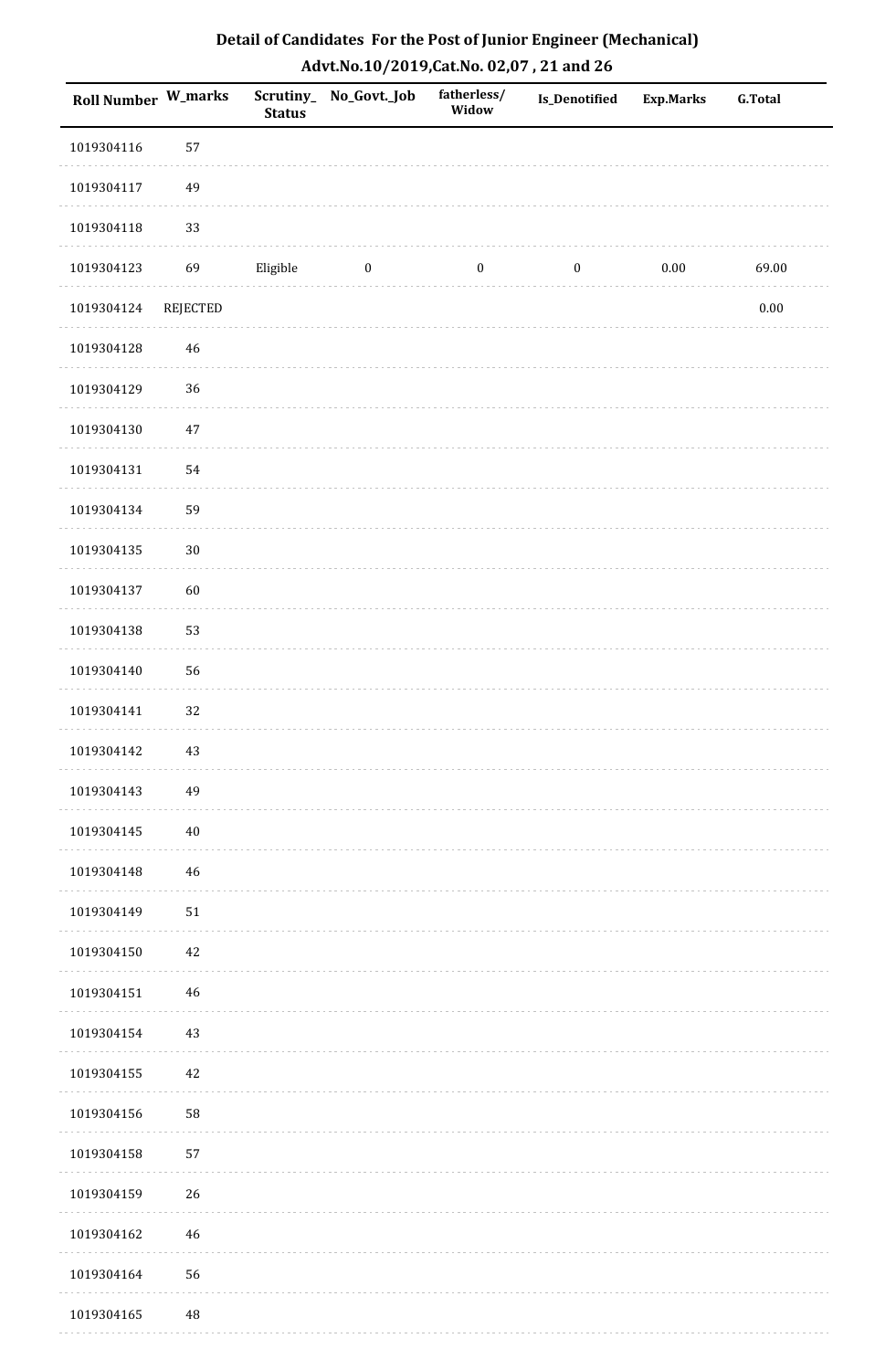## Detail of Candidates For the Post of Junior Engineer (Mechanical)

### Advt.No.10/2019,Cat.No. 02,07 , 21 and 26

| Roll Number | W_marks | Scrutiny_Status | No_Govt._Job | fatherless/Widow | Is_Denotified | Exp.Marks | G.Total |
|---|---|---|---|---|---|---|---|
| 1019304116 | 57 | | | | | | |
| 1019304117 | 49 | | | | | | |
| 1019304118 | 33 | | | | | | |
| 1019304123 | 69 | Eligible | 0 | 0 | 0 | 0.00 | 69.00 |
| 1019304124 | REJECTED | | | | | | 0.00 |
| 1019304128 | 46 | | | | | | |
| 1019304129 | 36 | | | | | | |
| 1019304130 | 47 | | | | | | |
| 1019304131 | 54 | | | | | | |
| 1019304134 | 59 | | | | | | |
| 1019304135 | 30 | | | | | | |
| 1019304137 | 60 | | | | | | |
| 1019304138 | 53 | | | | | | |
| 1019304140 | 56 | | | | | | |
| 1019304141 | 32 | | | | | | |
| 1019304142 | 43 | | | | | | |
| 1019304143 | 49 | | | | | | |
| 1019304145 | 40 | | | | | | |
| 1019304148 | 46 | | | | | | |
| 1019304149 | 51 | | | | | | |
| 1019304150 | 42 | | | | | | |
| 1019304151 | 46 | | | | | | |
| 1019304154 | 43 | | | | | | |
| 1019304155 | 42 | | | | | | |
| 1019304156 | 58 | | | | | | |
| 1019304158 | 57 | | | | | | |
| 1019304159 | 26 | | | | | | |
| 1019304162 | 46 | | | | | | |
| 1019304164 | 56 | | | | | | |
| 1019304165 | 48 | | | | | | |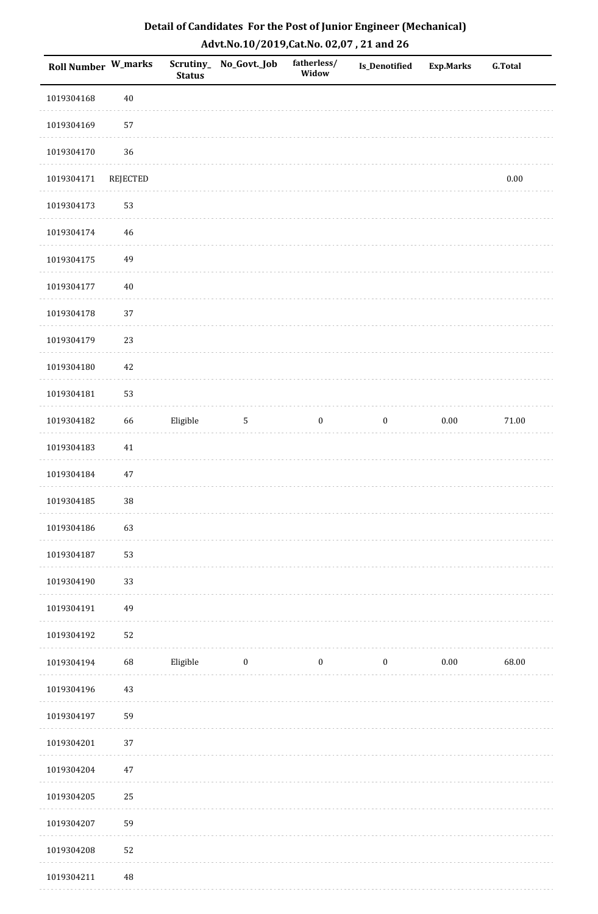# Detail of Candidates For the Post of Junior Engineer (Mechanical)

## Advt.No.10/2019,Cat.No. 02,07 , 21 and 26

| Roll Number | W_marks | Scrutiny_Status | No_Govt._Job | fatherless/Widow | Is_Denotified | Exp.Marks | G.Total |
|---|---|---|---|---|---|---|---|
| 1019304168 | 40 | | | | | | |
| 1019304169 | 57 | | | | | | |
| 1019304170 | 36 | | | | | | |
| 1019304171 | REJECTED | | | | | | 0.00 |
| 1019304173 | 53 | | | | | | |
| 1019304174 | 46 | | | | | | |
| 1019304175 | 49 | | | | | | |
| 1019304177 | 40 | | | | | | |
| 1019304178 | 37 | | | | | | |
| 1019304179 | 23 | | | | | | |
| 1019304180 | 42 | | | | | | |
| 1019304181 | 53 | | | | | | |
| 1019304182 | 66 | Eligible | 5 | 0 | 0 | 0.00 | 71.00 |
| 1019304183 | 41 | | | | | | |
| 1019304184 | 47 | | | | | | |
| 1019304185 | 38 | | | | | | |
| 1019304186 | 63 | | | | | | |
| 1019304187 | 53 | | | | | | |
| 1019304190 | 33 | | | | | | |
| 1019304191 | 49 | | | | | | |
| 1019304192 | 52 | | | | | | |
| 1019304194 | 68 | Eligible | 0 | 0 | 0 | 0.00 | 68.00 |
| 1019304196 | 43 | | | | | | |
| 1019304197 | 59 | | | | | | |
| 1019304201 | 37 | | | | | | |
| 1019304204 | 47 | | | | | | |
| 1019304205 | 25 | | | | | | |
| 1019304207 | 59 | | | | | | |
| 1019304208 | 52 | | | | | | |
| 1019304211 | 48 | | | | | | |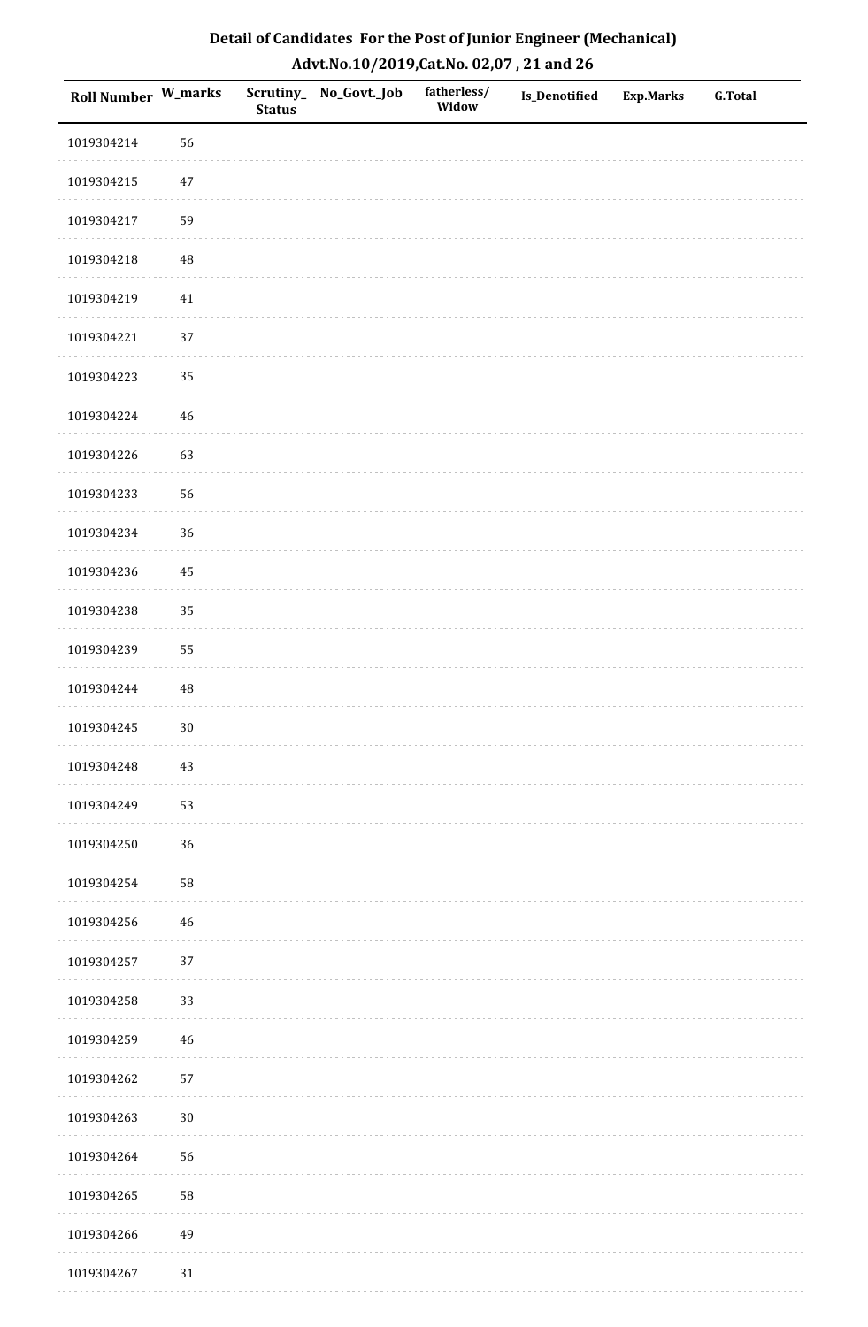# Detail of Candidates For the Post of Junior Engineer (Mechanical)

## Advt.No.10/2019,Cat.No. 02,07 , 21 and 26

| Roll Number | W_marks | Scrutiny_Status | No_Govt._Job | fatherless/Widow | Is_Denotified | Exp.Marks | G.Total |
|---|---|---|---|---|---|---|---|
| 1019304214 | 56 | | | | | | |
| 1019304215 | 47 | | | | | | |
| 1019304217 | 59 | | | | | | |
| 1019304218 | 48 | | | | | | |
| 1019304219 | 41 | | | | | | |
| 1019304221 | 37 | | | | | | |
| 1019304223 | 35 | | | | | | |
| 1019304224 | 46 | | | | | | |
| 1019304226 | 63 | | | | | | |
| 1019304233 | 56 | | | | | | |
| 1019304234 | 36 | | | | | | |
| 1019304236 | 45 | | | | | | |
| 1019304238 | 35 | | | | | | |
| 1019304239 | 55 | | | | | | |
| 1019304244 | 48 | | | | | | |
| 1019304245 | 30 | | | | | | |
| 1019304248 | 43 | | | | | | |
| 1019304249 | 53 | | | | | | |
| 1019304250 | 36 | | | | | | |
| 1019304254 | 58 | | | | | | |
| 1019304256 | 46 | | | | | | |
| 1019304257 | 37 | | | | | | |
| 1019304258 | 33 | | | | | | |
| 1019304259 | 46 | | | | | | |
| 1019304262 | 57 | | | | | | |
| 1019304263 | 30 | | | | | | |
| 1019304264 | 56 | | | | | | |
| 1019304265 | 58 | | | | | | |
| 1019304266 | 49 | | | | | | |
| 1019304267 | 31 | | | | | | |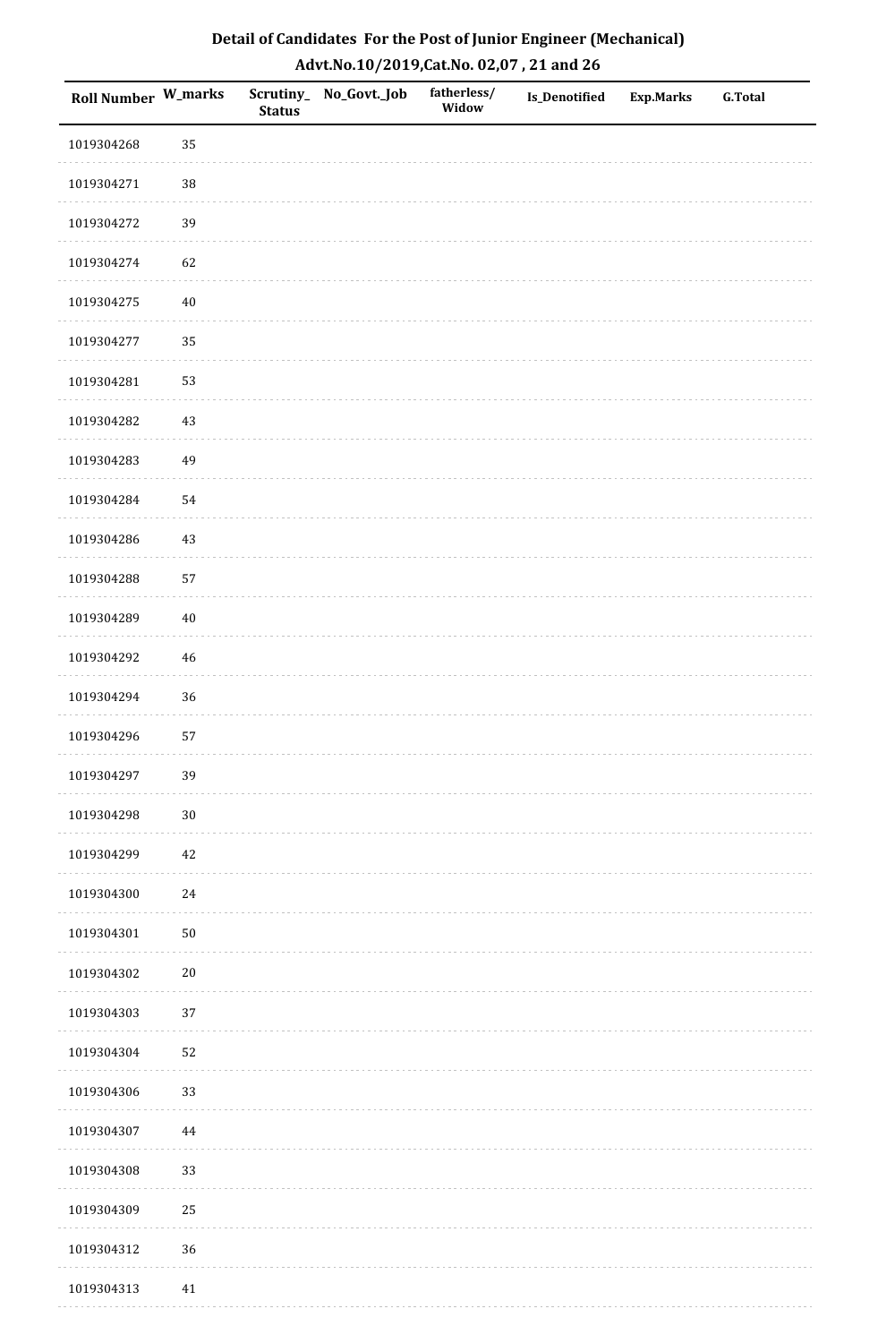# Detail of Candidates For the Post of Junior Engineer (Mechanical)

## Advt.No.10/2019,Cat.No. 02,07 , 21 and 26

| Roll Number | W_marks | Scrutiny_Status | No_Govt._Job | fatherless/Widow | Is_Denotified | Exp.Marks | G.Total |
|---|---|---|---|---|---|---|---|
| 1019304268 | 35 | | | | | | |
| 1019304271 | 38 | | | | | | |
| 1019304272 | 39 | | | | | | |
| 1019304274 | 62 | | | | | | |
| 1019304275 | 40 | | | | | | |
| 1019304277 | 35 | | | | | | |
| 1019304281 | 53 | | | | | | |
| 1019304282 | 43 | | | | | | |
| 1019304283 | 49 | | | | | | |
| 1019304284 | 54 | | | | | | |
| 1019304286 | 43 | | | | | | |
| 1019304288 | 57 | | | | | | |
| 1019304289 | 40 | | | | | | |
| 1019304292 | 46 | | | | | | |
| 1019304294 | 36 | | | | | | |
| 1019304296 | 57 | | | | | | |
| 1019304297 | 39 | | | | | | |
| 1019304298 | 30 | | | | | | |
| 1019304299 | 42 | | | | | | |
| 1019304300 | 24 | | | | | | |
| 1019304301 | 50 | | | | | | |
| 1019304302 | 20 | | | | | | |
| 1019304303 | 37 | | | | | | |
| 1019304304 | 52 | | | | | | |
| 1019304306 | 33 | | | | | | |
| 1019304307 | 44 | | | | | | |
| 1019304308 | 33 | | | | | | |
| 1019304309 | 25 | | | | | | |
| 1019304312 | 36 | | | | | | |
| 1019304313 | 41 | | | | | | |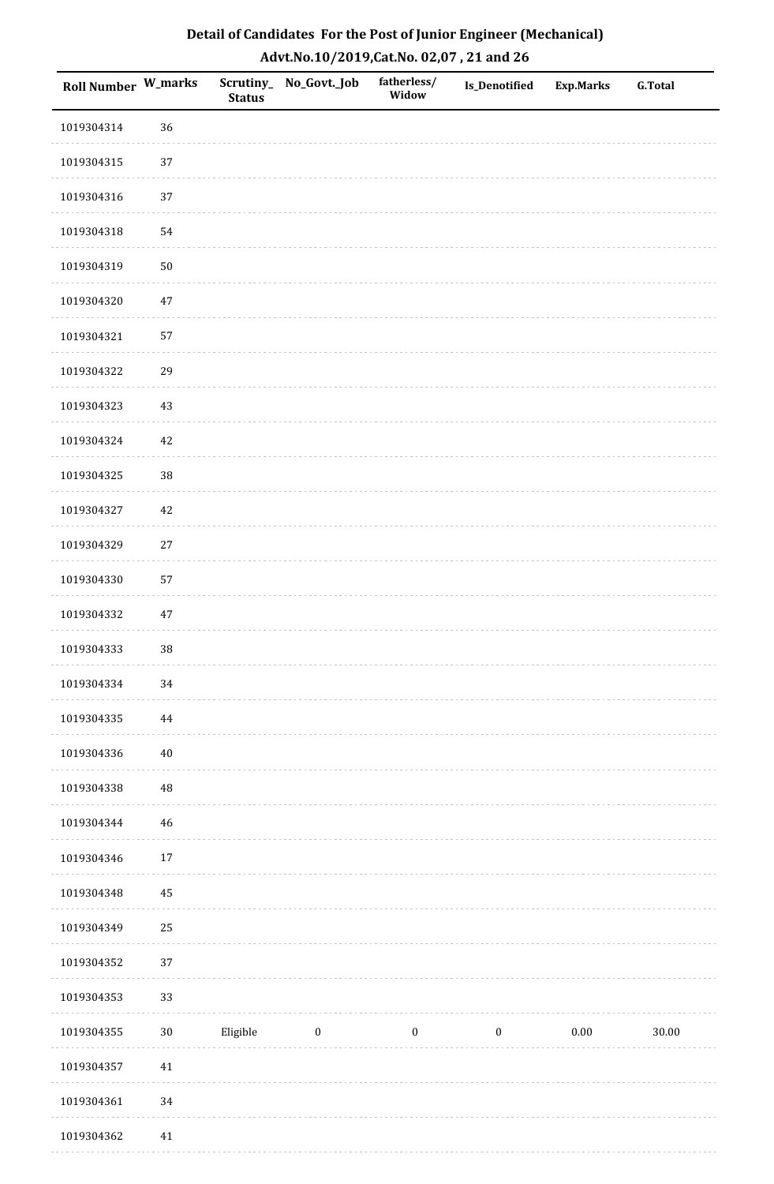# Detail of Candidates For the Post of Junior Engineer (Mechanical)

## Advt.No.10/2019,Cat.No. 02,07 , 21 and 26

| Roll Number | W_marks | Scrutiny_Status | No_Govt._Job | fatherless/Widow | Is_Denotified | Exp.Marks | G.Total |
|---|---|---|---|---|---|---|---|
| 1019304314 | 36 | | | | | | |
| 1019304315 | 37 | | | | | | |
| 1019304316 | 37 | | | | | | |
| 1019304318 | 54 | | | | | | |
| 1019304319 | 50 | | | | | | |
| 1019304320 | 47 | | | | | | |
| 1019304321 | 57 | | | | | | |
| 1019304322 | 29 | | | | | | |
| 1019304323 | 43 | | | | | | |
| 1019304324 | 42 | | | | | | |
| 1019304325 | 38 | | | | | | |
| 1019304327 | 42 | | | | | | |
| 1019304329 | 27 | | | | | | |
| 1019304330 | 57 | | | | | | |
| 1019304332 | 47 | | | | | | |
| 1019304333 | 38 | | | | | | |
| 1019304334 | 34 | | | | | | |
| 1019304335 | 44 | | | | | | |
| 1019304336 | 40 | | | | | | |
| 1019304338 | 48 | | | | | | |
| 1019304344 | 46 | | | | | | |
| 1019304346 | 17 | | | | | | |
| 1019304348 | 45 | | | | | | |
| 1019304349 | 25 | | | | | | |
| 1019304352 | 37 | | | | | | |
| 1019304353 | 33 | | | | | | |
| 1019304355 | 30 | Eligible | 0 | 0 | 0 | 0.00 | 30.00 |
| 1019304357 | 41 | | | | | | |
| 1019304361 | 34 | | | | | | |
| 1019304362 | 41 | | | | | | |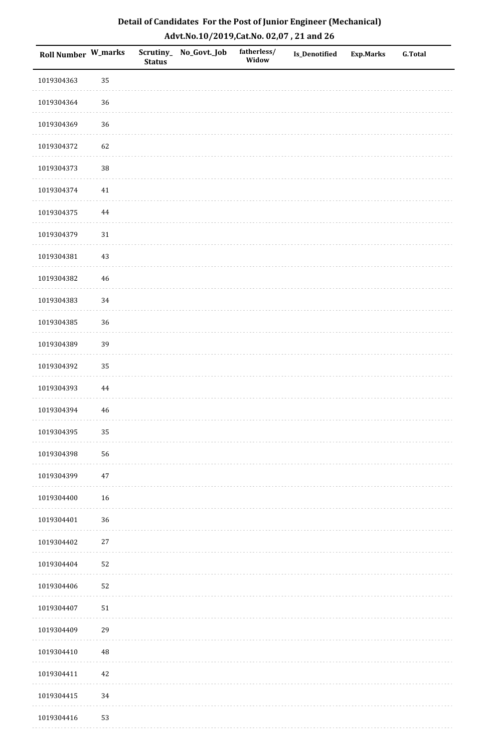# Detail of Candidates For the Post of Junior Engineer (Mechanical)

## Advt.No.10/2019,Cat.No. 02,07 , 21 and 26

| Roll Number | W_marks | Scrutiny_Status | No_Govt._Job | fatherless/Widow | Is_Denotified | Exp.Marks | G.Total |
|---|---|---|---|---|---|---|---|
| 1019304363 | 35 | | | | | | |
| 1019304364 | 36 | | | | | | |
| 1019304369 | 36 | | | | | | |
| 1019304372 | 62 | | | | | | |
| 1019304373 | 38 | | | | | | |
| 1019304374 | 41 | | | | | | |
| 1019304375 | 44 | | | | | | |
| 1019304379 | 31 | | | | | | |
| 1019304381 | 43 | | | | | | |
| 1019304382 | 46 | | | | | | |
| 1019304383 | 34 | | | | | | |
| 1019304385 | 36 | | | | | | |
| 1019304389 | 39 | | | | | | |
| 1019304392 | 35 | | | | | | |
| 1019304393 | 44 | | | | | | |
| 1019304394 | 46 | | | | | | |
| 1019304395 | 35 | | | | | | |
| 1019304398 | 56 | | | | | | |
| 1019304399 | 47 | | | | | | |
| 1019304400 | 16 | | | | | | |
| 1019304401 | 36 | | | | | | |
| 1019304402 | 27 | | | | | | |
| 1019304404 | 52 | | | | | | |
| 1019304406 | 52 | | | | | | |
| 1019304407 | 51 | | | | | | |
| 1019304409 | 29 | | | | | | |
| 1019304410 | 48 | | | | | | |
| 1019304411 | 42 | | | | | | |
| 1019304415 | 34 | | | | | | |
| 1019304416 | 53 | | | | | | |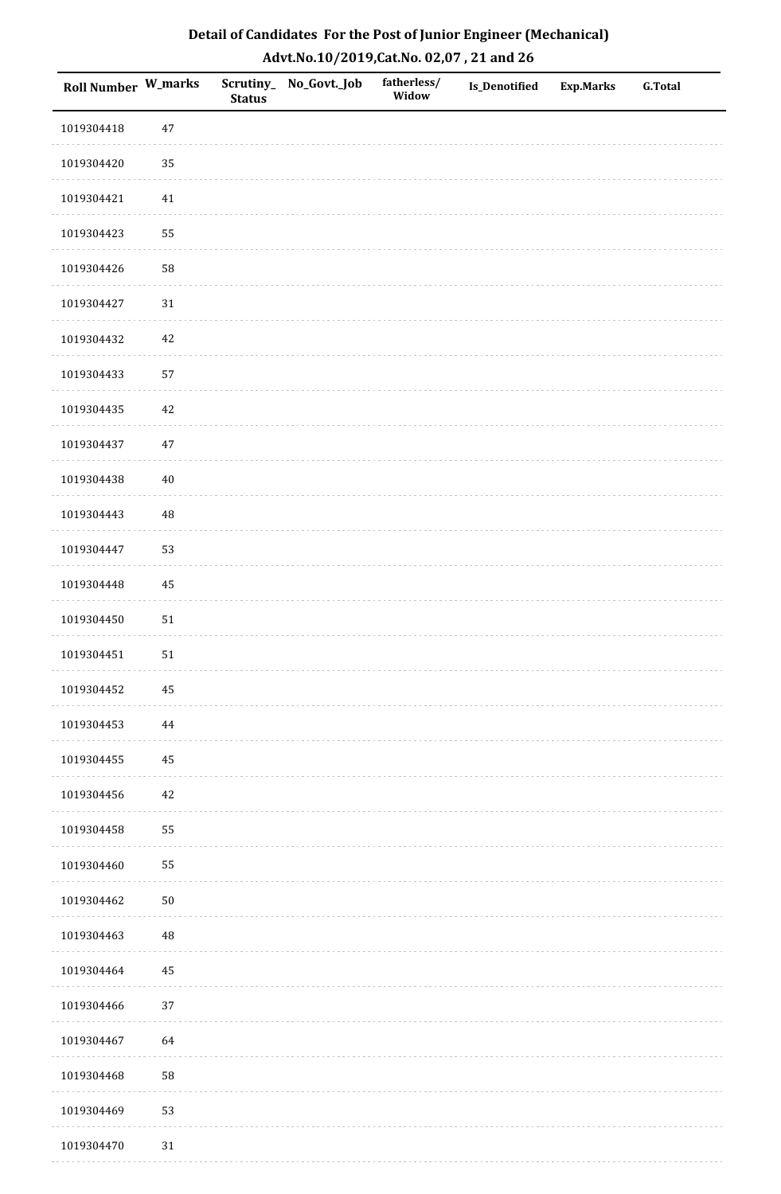# Detail of Candidates For the Post of Junior Engineer (Mechanical)

## Advt.No.10/2019,Cat.No. 02,07 , 21 and 26

| Roll Number | W_marks | Scrutiny_Status | No_Govt._Job | fatherless/Widow | Is_Denotified | Exp.Marks | G.Total |
|---|---|---|---|---|---|---|---|
| 1019304418 | 47 | | | | | | |
| 1019304420 | 35 | | | | | | |
| 1019304421 | 41 | | | | | | |
| 1019304423 | 55 | | | | | | |
| 1019304426 | 58 | | | | | | |
| 1019304427 | 31 | | | | | | |
| 1019304432 | 42 | | | | | | |
| 1019304433 | 57 | | | | | | |
| 1019304435 | 42 | | | | | | |
| 1019304437 | 47 | | | | | | |
| 1019304438 | 40 | | | | | | |
| 1019304443 | 48 | | | | | | |
| 1019304447 | 53 | | | | | | |
| 1019304448 | 45 | | | | | | |
| 1019304450 | 51 | | | | | | |
| 1019304451 | 51 | | | | | | |
| 1019304452 | 45 | | | | | | |
| 1019304453 | 44 | | | | | | |
| 1019304455 | 45 | | | | | | |
| 1019304456 | 42 | | | | | | |
| 1019304458 | 55 | | | | | | |
| 1019304460 | 55 | | | | | | |
| 1019304462 | 50 | | | | | | |
| 1019304463 | 48 | | | | | | |
| 1019304464 | 45 | | | | | | |
| 1019304466 | 37 | | | | | | |
| 1019304467 | 64 | | | | | | |
| 1019304468 | 58 | | | | | | |
| 1019304469 | 53 | | | | | | |
| 1019304470 | 31 | | | | | | |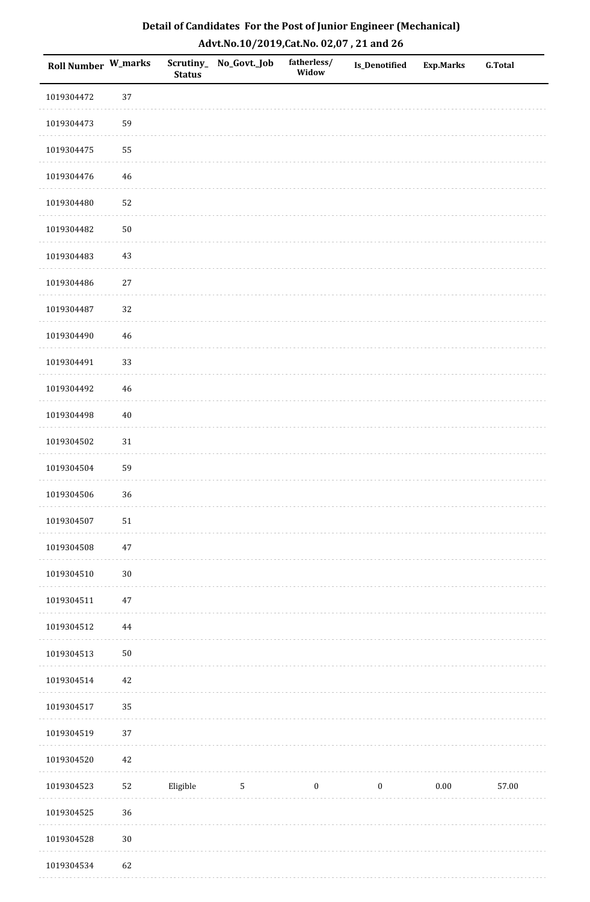**Detail of Candidates For the Post of Junior Engineer (Mechanical)**
**Advt.No.10/2019,Cat.No. 02,07 , 21 and 26**

| Roll Number | W_marks | Scrutiny_Status | No_Govt._Job | fatherless/Widow | Is_Denotified | Exp.Marks | G.Total |
|---|---|---|---|---|---|---|---|
| 1019304472 | 37 | | | | | | |
| 1019304473 | 59 | | | | | | |
| 1019304475 | 55 | | | | | | |
| 1019304476 | 46 | | | | | | |
| 1019304480 | 52 | | | | | | |
| 1019304482 | 50 | | | | | | |
| 1019304483 | 43 | | | | | | |
| 1019304486 | 27 | | | | | | |
| 1019304487 | 32 | | | | | | |
| 1019304490 | 46 | | | | | | |
| 1019304491 | 33 | | | | | | |
| 1019304492 | 46 | | | | | | |
| 1019304498 | 40 | | | | | | |
| 1019304502 | 31 | | | | | | |
| 1019304504 | 59 | | | | | | |
| 1019304506 | 36 | | | | | | |
| 1019304507 | 51 | | | | | | |
| 1019304508 | 47 | | | | | | |
| 1019304510 | 30 | | | | | | |
| 1019304511 | 47 | | | | | | |
| 1019304512 | 44 | | | | | | |
| 1019304513 | 50 | | | | | | |
| 1019304514 | 42 | | | | | | |
| 1019304517 | 35 | | | | | | |
| 1019304519 | 37 | | | | | | |
| 1019304520 | 42 | | | | | | |
| 1019304523 | 52 | Eligible | 5 | 0 | 0 | 0.00 | 57.00 |
| 1019304525 | 36 | | | | | | |
| 1019304528 | 30 | | | | | | |
| 1019304534 | 62 | | | | | | |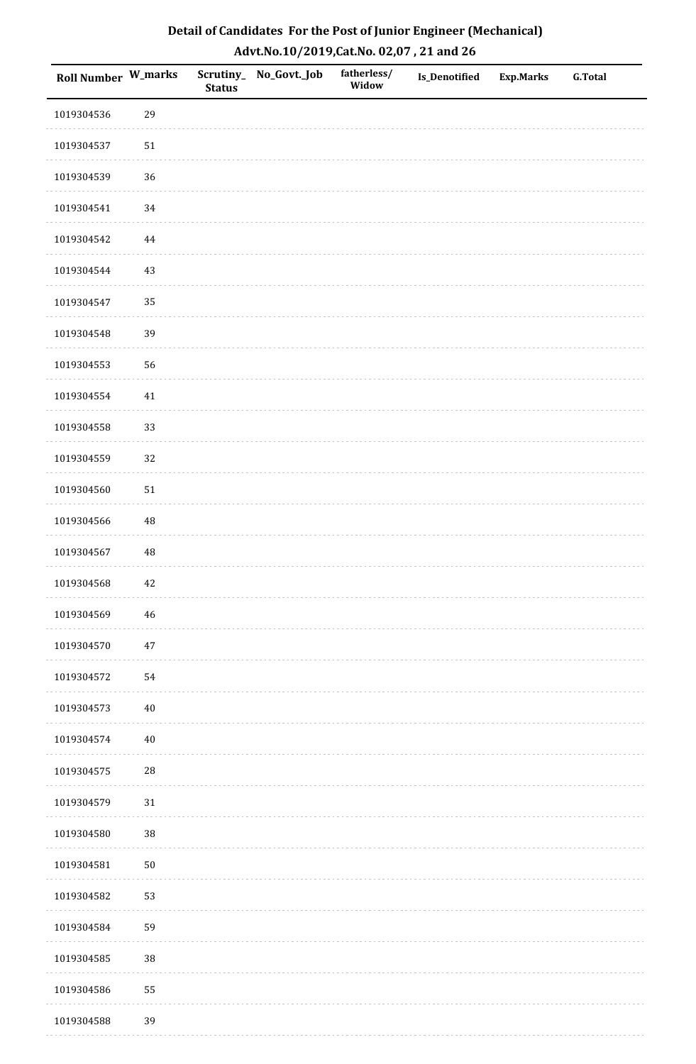# Detail of Candidates For the Post of Junior Engineer (Mechanical)

## Advt.No.10/2019,Cat.No. 02,07 , 21 and 26

| Roll Number | W_marks | Scrutiny_Status | No_Govt._Job | fatherless/Widow | Is_Denotified | Exp.Marks | G.Total |
|---|---|---|---|---|---|---|---|
| 1019304536 | 29 | | | | | | |
| 1019304537 | 51 | | | | | | |
| 1019304539 | 36 | | | | | | |
| 1019304541 | 34 | | | | | | |
| 1019304542 | 44 | | | | | | |
| 1019304544 | 43 | | | | | | |
| 1019304547 | 35 | | | | | | |
| 1019304548 | 39 | | | | | | |
| 1019304553 | 56 | | | | | | |
| 1019304554 | 41 | | | | | | |
| 1019304558 | 33 | | | | | | |
| 1019304559 | 32 | | | | | | |
| 1019304560 | 51 | | | | | | |
| 1019304566 | 48 | | | | | | |
| 1019304567 | 48 | | | | | | |
| 1019304568 | 42 | | | | | | |
| 1019304569 | 46 | | | | | | |
| 1019304570 | 47 | | | | | | |
| 1019304572 | 54 | | | | | | |
| 1019304573 | 40 | | | | | | |
| 1019304574 | 40 | | | | | | |
| 1019304575 | 28 | | | | | | |
| 1019304579 | 31 | | | | | | |
| 1019304580 | 38 | | | | | | |
| 1019304581 | 50 | | | | | | |
| 1019304582 | 53 | | | | | | |
| 1019304584 | 59 | | | | | | |
| 1019304585 | 38 | | | | | | |
| 1019304586 | 55 | | | | | | |
| 1019304588 | 39 | | | | | | |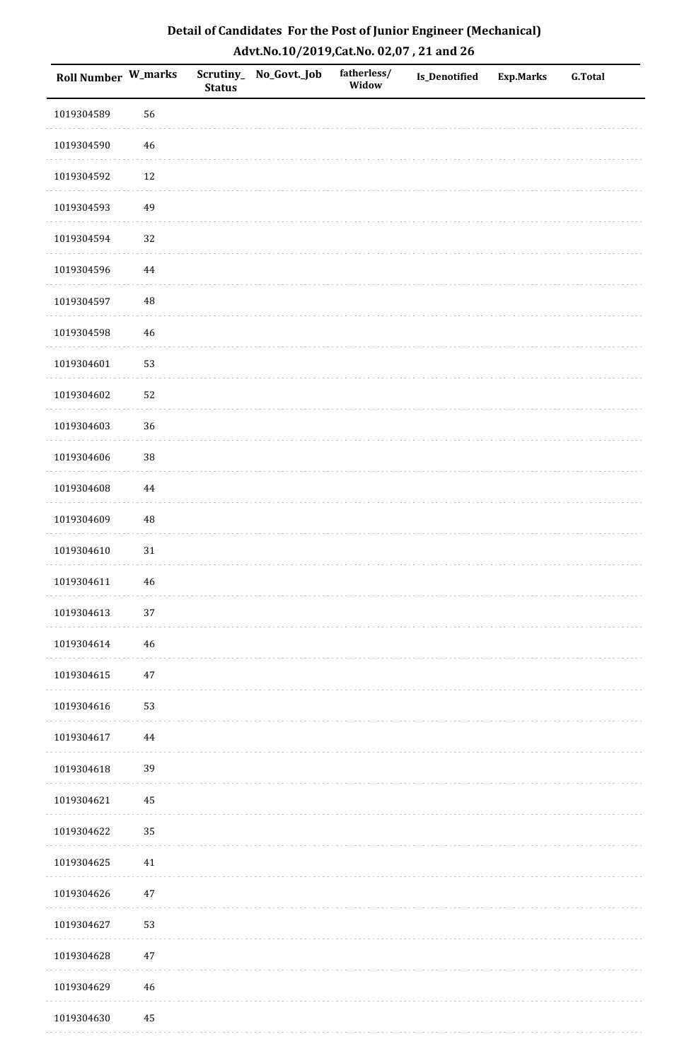# Detail of Candidates For the Post of Junior Engineer (Mechanical)

## Advt.No.10/2019,Cat.No. 02,07 , 21 and 26

| Roll Number | W_marks | Scrutiny_ Status | No_Govt._Job | fatherless/ Widow | Is_Denotified | Exp.Marks | G.Total |
|---|---|---|---|---|---|---|---|
| 1019304589 | 56 | | | | | | |
| 1019304590 | 46 | | | | | | |
| 1019304592 | 12 | | | | | | |
| 1019304593 | 49 | | | | | | |
| 1019304594 | 32 | | | | | | |
| 1019304596 | 44 | | | | | | |
| 1019304597 | 48 | | | | | | |
| 1019304598 | 46 | | | | | | |
| 1019304601 | 53 | | | | | | |
| 1019304602 | 52 | | | | | | |
| 1019304603 | 36 | | | | | | |
| 1019304606 | 38 | | | | | | |
| 1019304608 | 44 | | | | | | |
| 1019304609 | 48 | | | | | | |
| 1019304610 | 31 | | | | | | |
| 1019304611 | 46 | | | | | | |
| 1019304613 | 37 | | | | | | |
| 1019304614 | 46 | | | | | | |
| 1019304615 | 47 | | | | | | |
| 1019304616 | 53 | | | | | | |
| 1019304617 | 44 | | | | | | |
| 1019304618 | 39 | | | | | | |
| 1019304621 | 45 | | | | | | |
| 1019304622 | 35 | | | | | | |
| 1019304625 | 41 | | | | | | |
| 1019304626 | 47 | | | | | | |
| 1019304627 | 53 | | | | | | |
| 1019304628 | 47 | | | | | | |
| 1019304629 | 46 | | | | | | |
| 1019304630 | 45 | | | | | | |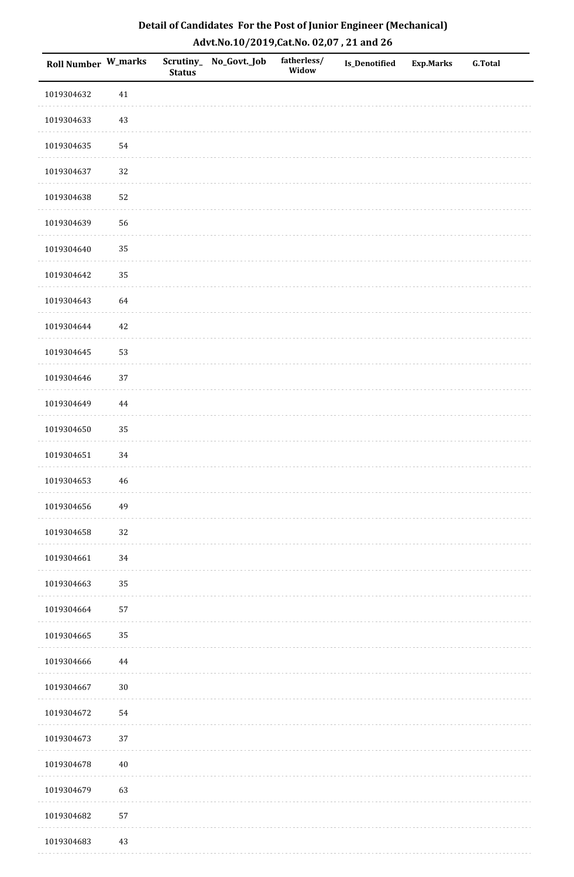# Detail of Candidates For the Post of Junior Engineer (Mechanical)

## Advt.No.10/2019,Cat.No. 02,07 , 21 and 26

| Roll Number | W_marks | Scrutiny_ Status | No_Govt._Job | fatherless/ Widow | Is_Denotified | Exp.Marks | G.Total |
|---|---|---|---|---|---|---|---|
| 1019304632 | 41 | | | | | | |
| 1019304633 | 43 | | | | | | |
| 1019304635 | 54 | | | | | | |
| 1019304637 | 32 | | | | | | |
| 1019304638 | 52 | | | | | | |
| 1019304639 | 56 | | | | | | |
| 1019304640 | 35 | | | | | | |
| 1019304642 | 35 | | | | | | |
| 1019304643 | 64 | | | | | | |
| 1019304644 | 42 | | | | | | |
| 1019304645 | 53 | | | | | | |
| 1019304646 | 37 | | | | | | |
| 1019304649 | 44 | | | | | | |
| 1019304650 | 35 | | | | | | |
| 1019304651 | 34 | | | | | | |
| 1019304653 | 46 | | | | | | |
| 1019304656 | 49 | | | | | | |
| 1019304658 | 32 | | | | | | |
| 1019304661 | 34 | | | | | | |
| 1019304663 | 35 | | | | | | |
| 1019304664 | 57 | | | | | | |
| 1019304665 | 35 | | | | | | |
| 1019304666 | 44 | | | | | | |
| 1019304667 | 30 | | | | | | |
| 1019304672 | 54 | | | | | | |
| 1019304673 | 37 | | | | | | |
| 1019304678 | 40 | | | | | | |
| 1019304679 | 63 | | | | | | |
| 1019304682 | 57 | | | | | | |
| 1019304683 | 43 | | | | | | |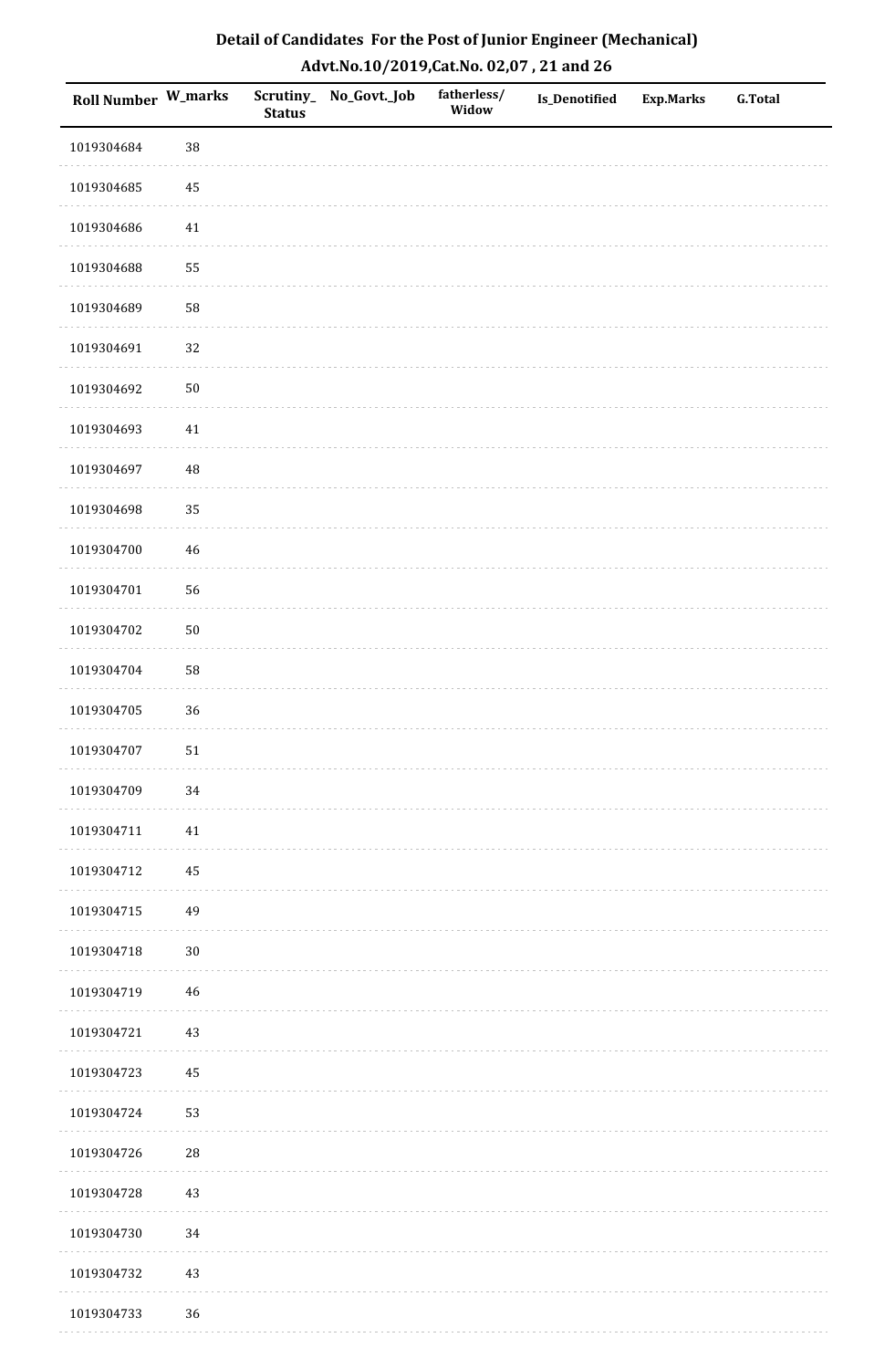# Detail of Candidates For the Post of Junior Engineer (Mechanical)

## Advt.No.10/2019,Cat.No. 02,07 , 21 and 26

| Roll Number | W_marks | Scrutiny_Status | No_Govt._Job | fatherless/Widow | Is_Denotified | Exp.Marks | G.Total |
|---|---|---|---|---|---|---|---|
| 1019304684 | 38 | | | | | | |
| 1019304685 | 45 | | | | | | |
| 1019304686 | 41 | | | | | | |
| 1019304688 | 55 | | | | | | |
| 1019304689 | 58 | | | | | | |
| 1019304691 | 32 | | | | | | |
| 1019304692 | 50 | | | | | | |
| 1019304693 | 41 | | | | | | |
| 1019304697 | 48 | | | | | | |
| 1019304698 | 35 | | | | | | |
| 1019304700 | 46 | | | | | | |
| 1019304701 | 56 | | | | | | |
| 1019304702 | 50 | | | | | | |
| 1019304704 | 58 | | | | | | |
| 1019304705 | 36 | | | | | | |
| 1019304707 | 51 | | | | | | |
| 1019304709 | 34 | | | | | | |
| 1019304711 | 41 | | | | | | |
| 1019304712 | 45 | | | | | | |
| 1019304715 | 49 | | | | | | |
| 1019304718 | 30 | | | | | | |
| 1019304719 | 46 | | | | | | |
| 1019304721 | 43 | | | | | | |
| 1019304723 | 45 | | | | | | |
| 1019304724 | 53 | | | | | | |
| 1019304726 | 28 | | | | | | |
| 1019304728 | 43 | | | | | | |
| 1019304730 | 34 | | | | | | |
| 1019304732 | 43 | | | | | | |
| 1019304733 | 36 | | | | | | |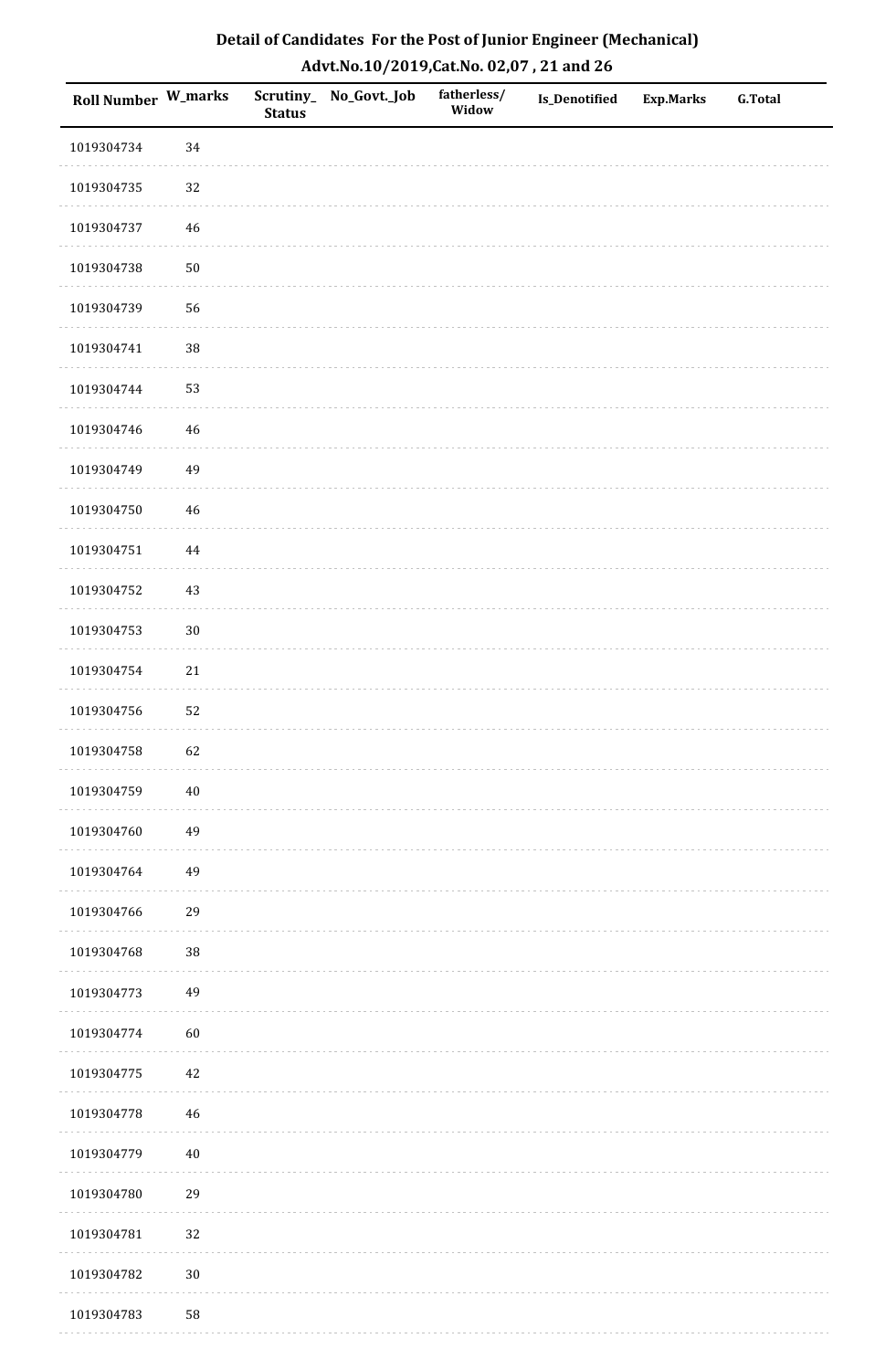# Detail of Candidates For the Post of Junior Engineer (Mechanical)

## Advt.No.10/2019,Cat.No. 02,07 , 21 and 26

| Roll Number | W_marks | Scrutiny_Status | No_Govt._Job | fatherless/Widow | Is_Denotified | Exp.Marks | G.Total |
|---|---|---|---|---|---|---|---|
| 1019304734 | 34 | | | | | | |
| 1019304735 | 32 | | | | | | |
| 1019304737 | 46 | | | | | | |
| 1019304738 | 50 | | | | | | |
| 1019304739 | 56 | | | | | | |
| 1019304741 | 38 | | | | | | |
| 1019304744 | 53 | | | | | | |
| 1019304746 | 46 | | | | | | |
| 1019304749 | 49 | | | | | | |
| 1019304750 | 46 | | | | | | |
| 1019304751 | 44 | | | | | | |
| 1019304752 | 43 | | | | | | |
| 1019304753 | 30 | | | | | | |
| 1019304754 | 21 | | | | | | |
| 1019304756 | 52 | | | | | | |
| 1019304758 | 62 | | | | | | |
| 1019304759 | 40 | | | | | | |
| 1019304760 | 49 | | | | | | |
| 1019304764 | 49 | | | | | | |
| 1019304766 | 29 | | | | | | |
| 1019304768 | 38 | | | | | | |
| 1019304773 | 49 | | | | | | |
| 1019304774 | 60 | | | | | | |
| 1019304775 | 42 | | | | | | |
| 1019304778 | 46 | | | | | | |
| 1019304779 | 40 | | | | | | |
| 1019304780 | 29 | | | | | | |
| 1019304781 | 32 | | | | | | |
| 1019304782 | 30 | | | | | | |
| 1019304783 | 58 | | | | | | |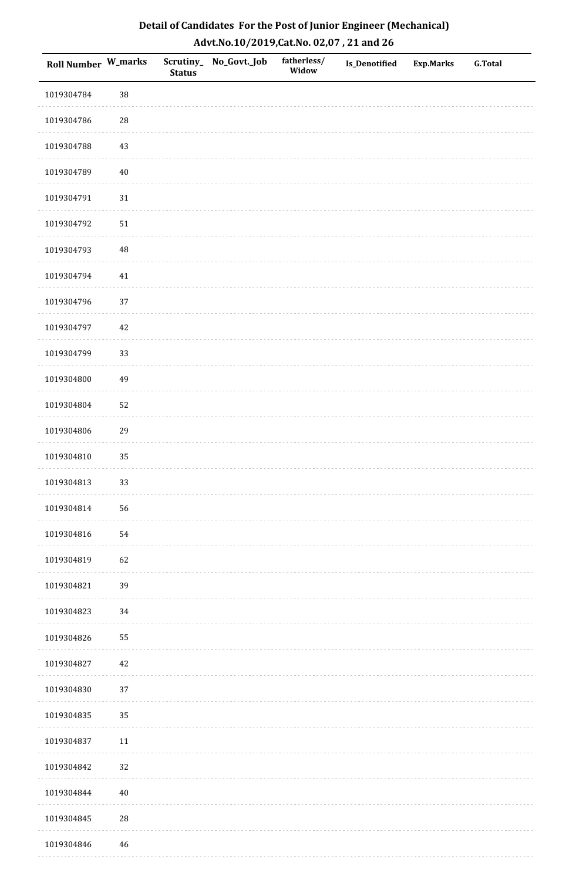**Detail of Candidates For the Post of Junior Engineer (Mechanical)**

**Advt.No.10/2019,Cat.No. 02,07 , 21 and 26**

| Roll Number | W_marks | Scrutiny_ Status | No_Govt._Job | fatherless/ Widow | Is_Denotified | Exp.Marks | G.Total |
|---|---|---|---|---|---|---|---|
| 1019304784 | 38 | | | | | | |
| 1019304786 | 28 | | | | | | |
| 1019304788 | 43 | | | | | | |
| 1019304789 | 40 | | | | | | |
| 1019304791 | 31 | | | | | | |
| 1019304792 | 51 | | | | | | |
| 1019304793 | 48 | | | | | | |
| 1019304794 | 41 | | | | | | |
| 1019304796 | 37 | | | | | | |
| 1019304797 | 42 | | | | | | |
| 1019304799 | 33 | | | | | | |
| 1019304800 | 49 | | | | | | |
| 1019304804 | 52 | | | | | | |
| 1019304806 | 29 | | | | | | |
| 1019304810 | 35 | | | | | | |
| 1019304813 | 33 | | | | | | |
| 1019304814 | 56 | | | | | | |
| 1019304816 | 54 | | | | | | |
| 1019304819 | 62 | | | | | | |
| 1019304821 | 39 | | | | | | |
| 1019304823 | 34 | | | | | | |
| 1019304826 | 55 | | | | | | |
| 1019304827 | 42 | | | | | | |
| 1019304830 | 37 | | | | | | |
| 1019304835 | 35 | | | | | | |
| 1019304837 | 11 | | | | | | |
| 1019304842 | 32 | | | | | | |
| 1019304844 | 40 | | | | | | |
| 1019304845 | 28 | | | | | | |
| 1019304846 | 46 | | | | | | |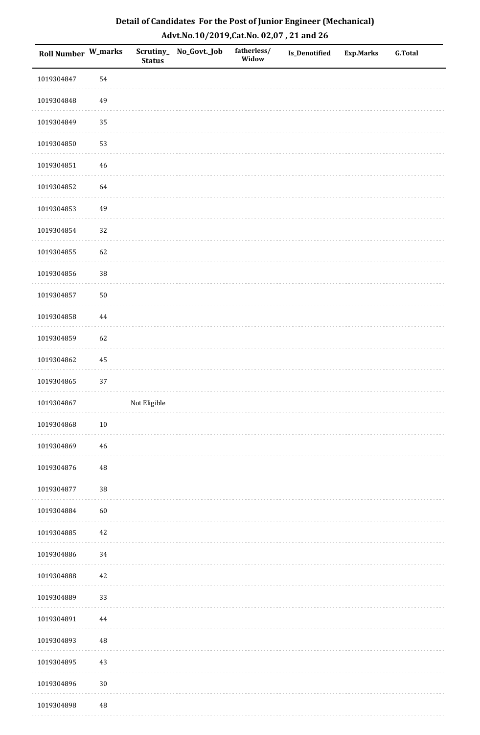# Detail of Candidates For the Post of Junior Engineer (Mechanical)

## Advt.No.10/2019,Cat.No. 02,07 , 21 and 26

| Roll Number | W_marks | Scrutiny_Status | No_Govt._Job | fatherless/Widow | Is_Denotified | Exp.Marks | G.Total |
|---|---|---|---|---|---|---|---|
| 1019304847 | 54 | | | | | | |
| 1019304848 | 49 | | | | | | |
| 1019304849 | 35 | | | | | | |
| 1019304850 | 53 | | | | | | |
| 1019304851 | 46 | | | | | | |
| 1019304852 | 64 | | | | | | |
| 1019304853 | 49 | | | | | | |
| 1019304854 | 32 | | | | | | |
| 1019304855 | 62 | | | | | | |
| 1019304856 | 38 | | | | | | |
| 1019304857 | 50 | | | | | | |
| 1019304858 | 44 | | | | | | |
| 1019304859 | 62 | | | | | | |
| 1019304862 | 45 | | | | | | |
| 1019304865 | 37 | | | | | | |
| 1019304867 | | Not Eligible | | | | | |
| 1019304868 | 10 | | | | | | |
| 1019304869 | 46 | | | | | | |
| 1019304876 | 48 | | | | | | |
| 1019304877 | 38 | | | | | | |
| 1019304884 | 60 | | | | | | |
| 1019304885 | 42 | | | | | | |
| 1019304886 | 34 | | | | | | |
| 1019304888 | 42 | | | | | | |
| 1019304889 | 33 | | | | | | |
| 1019304891 | 44 | | | | | | |
| 1019304893 | 48 | | | | | | |
| 1019304895 | 43 | | | | | | |
| 1019304896 | 30 | | | | | | |
| 1019304898 | 48 | | | | | | |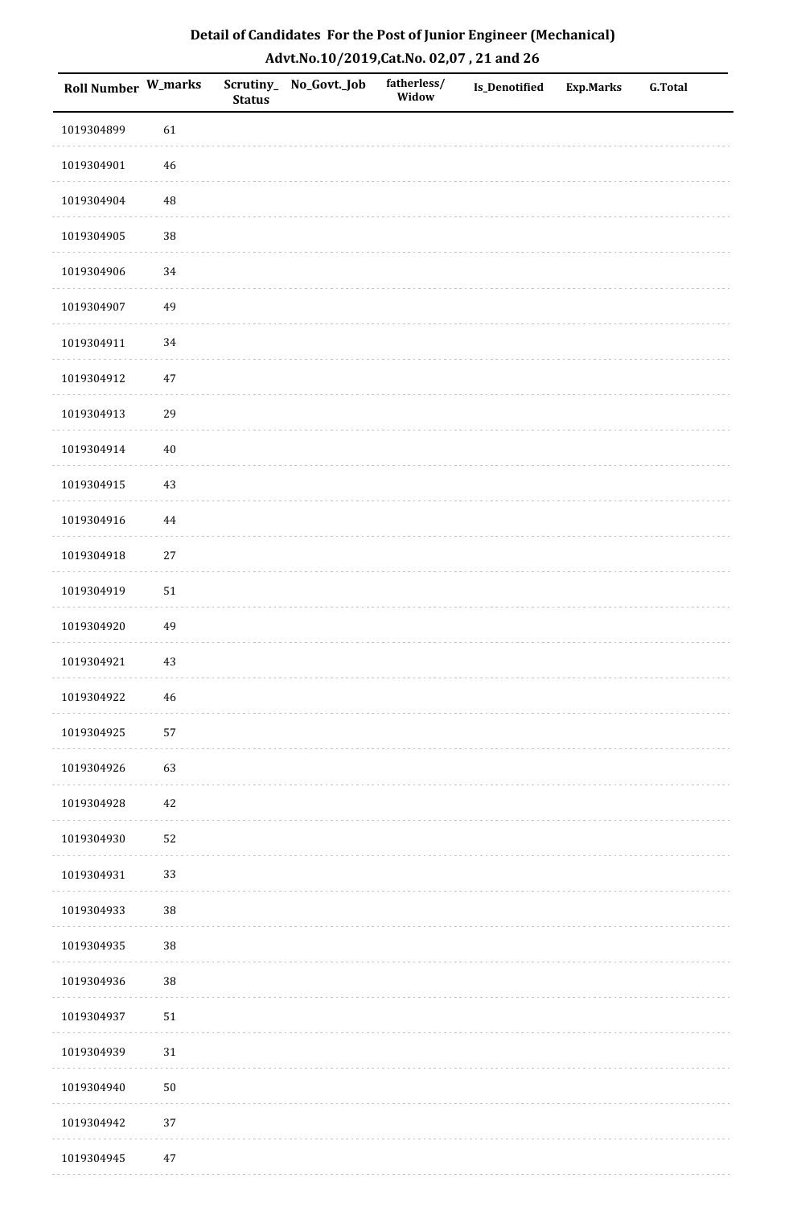## Detail of Candidates For the Post of Junior Engineer (Mechanical)
### Advt.No.10/2019,Cat.No. 02,07 , 21 and 26

| Roll Number | W_marks | Scrutiny_Status | No_Govt._Job | fatherless/Widow | Is_Denotified | Exp.Marks | G.Total |
|---|---|---|---|---|---|---|---|
| 1019304899 | 61 | | | | | | |
| 1019304901 | 46 | | | | | | |
| 1019304904 | 48 | | | | | | |
| 1019304905 | 38 | | | | | | |
| 1019304906 | 34 | | | | | | |
| 1019304907 | 49 | | | | | | |
| 1019304911 | 34 | | | | | | |
| 1019304912 | 47 | | | | | | |
| 1019304913 | 29 | | | | | | |
| 1019304914 | 40 | | | | | | |
| 1019304915 | 43 | | | | | | |
| 1019304916 | 44 | | | | | | |
| 1019304918 | 27 | | | | | | |
| 1019304919 | 51 | | | | | | |
| 1019304920 | 49 | | | | | | |
| 1019304921 | 43 | | | | | | |
| 1019304922 | 46 | | | | | | |
| 1019304925 | 57 | | | | | | |
| 1019304926 | 63 | | | | | | |
| 1019304928 | 42 | | | | | | |
| 1019304930 | 52 | | | | | | |
| 1019304931 | 33 | | | | | | |
| 1019304933 | 38 | | | | | | |
| 1019304935 | 38 | | | | | | |
| 1019304936 | 38 | | | | | | |
| 1019304937 | 51 | | | | | | |
| 1019304939 | 31 | | | | | | |
| 1019304940 | 50 | | | | | | |
| 1019304942 | 37 | | | | | | |
| 1019304945 | 47 | | | | | | |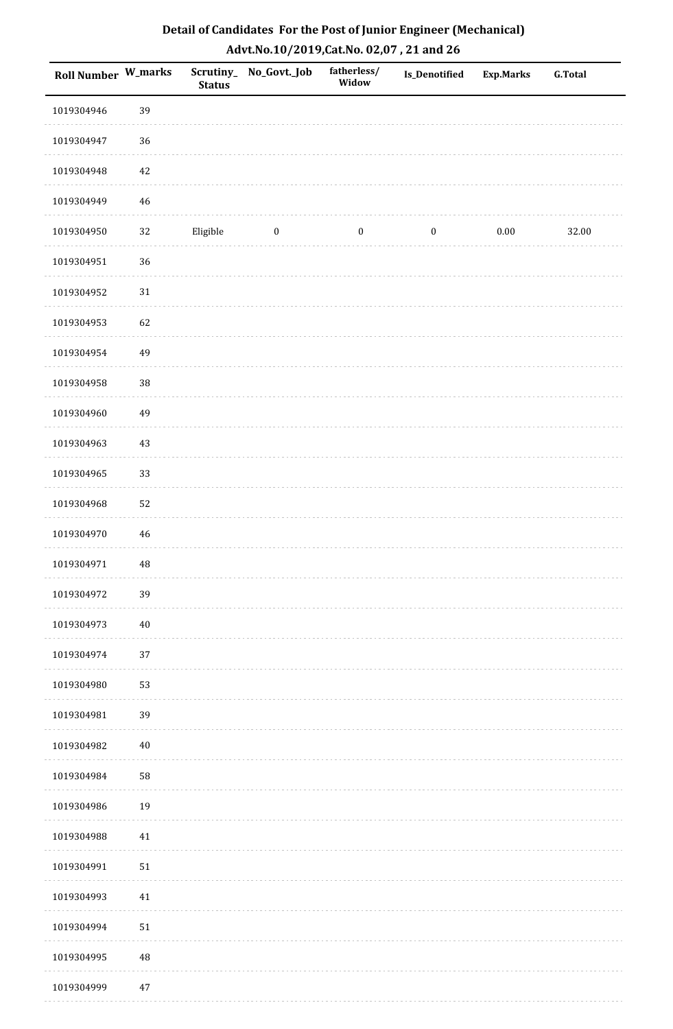## Detail of Candidates For the Post of Junior Engineer (Mechanical)
## Advt.No.10/2019,Cat.No. 02,07 , 21 and 26

| Roll Number | W_marks | Scrutiny_Status | No_Govt._Job | fatherless/Widow | Is_Denotified | Exp.Marks | G.Total |
|---|---|---|---|---|---|---|---|
| 1019304946 | 39 | | | | | | |
| 1019304947 | 36 | | | | | | |
| 1019304948 | 42 | | | | | | |
| 1019304949 | 46 | | | | | | |
| 1019304950 | 32 | Eligible | 0 | 0 | 0 | 0.00 | 32.00 |
| 1019304951 | 36 | | | | | | |
| 1019304952 | 31 | | | | | | |
| 1019304953 | 62 | | | | | | |
| 1019304954 | 49 | | | | | | |
| 1019304958 | 38 | | | | | | |
| 1019304960 | 49 | | | | | | |
| 1019304963 | 43 | | | | | | |
| 1019304965 | 33 | | | | | | |
| 1019304968 | 52 | | | | | | |
| 1019304970 | 46 | | | | | | |
| 1019304971 | 48 | | | | | | |
| 1019304972 | 39 | | | | | | |
| 1019304973 | 40 | | | | | | |
| 1019304974 | 37 | | | | | | |
| 1019304980 | 53 | | | | | | |
| 1019304981 | 39 | | | | | | |
| 1019304982 | 40 | | | | | | |
| 1019304984 | 58 | | | | | | |
| 1019304986 | 19 | | | | | | |
| 1019304988 | 41 | | | | | | |
| 1019304991 | 51 | | | | | | |
| 1019304993 | 41 | | | | | | |
| 1019304994 | 51 | | | | | | |
| 1019304995 | 48 | | | | | | |
| 1019304999 | 47 | | | | | | |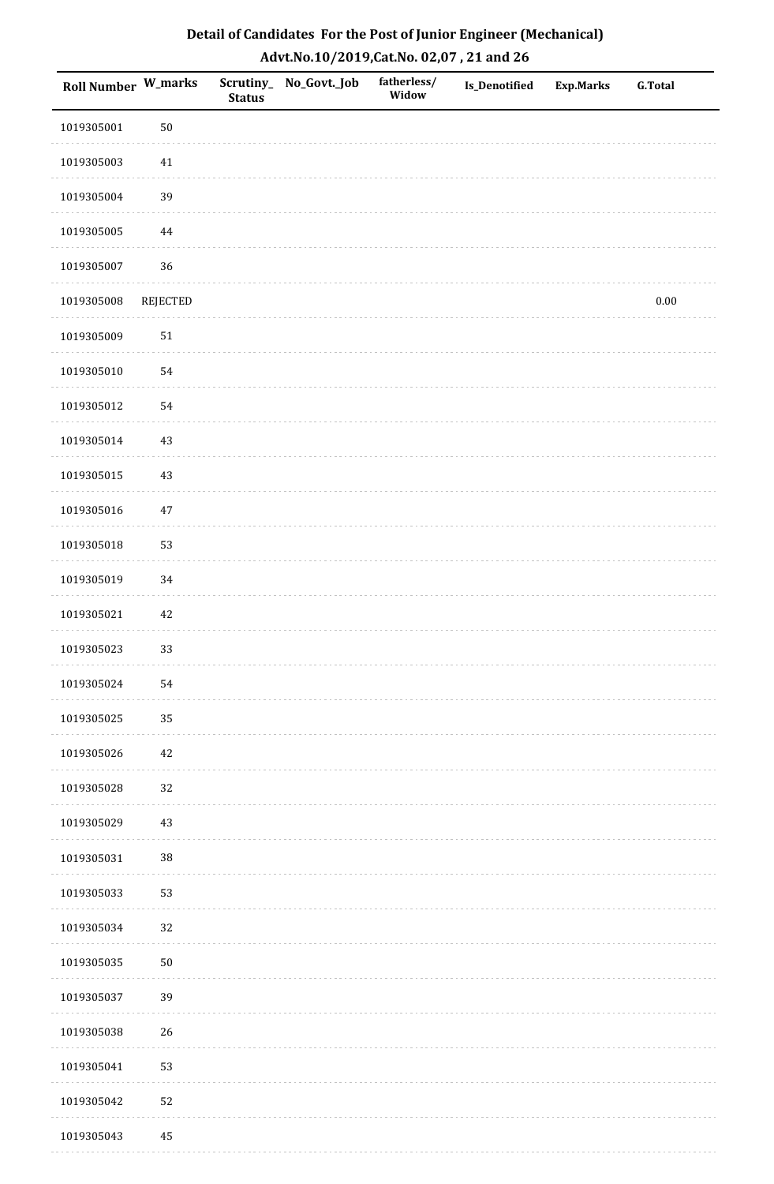## Detail of Candidates For the Post of Junior Engineer (Mechanical)
## Advt.No.10/2019,Cat.No. 02,07 , 21 and 26

| Roll Number | W_marks | Scrutiny_Status | No_Govt._Job | fatherless/Widow | Is_Denotified | Exp.Marks | G.Total |
|---|---|---|---|---|---|---|---|
| 1019305001 | 50 | | | | | | |
| 1019305003 | 41 | | | | | | |
| 1019305004 | 39 | | | | | | |
| 1019305005 | 44 | | | | | | |
| 1019305007 | 36 | | | | | | |
| 1019305008 | REJECTED | | | | | | 0.00 |
| 1019305009 | 51 | | | | | | |
| 1019305010 | 54 | | | | | | |
| 1019305012 | 54 | | | | | | |
| 1019305014 | 43 | | | | | | |
| 1019305015 | 43 | | | | | | |
| 1019305016 | 47 | | | | | | |
| 1019305018 | 53 | | | | | | |
| 1019305019 | 34 | | | | | | |
| 1019305021 | 42 | | | | | | |
| 1019305023 | 33 | | | | | | |
| 1019305024 | 54 | | | | | | |
| 1019305025 | 35 | | | | | | |
| 1019305026 | 42 | | | | | | |
| 1019305028 | 32 | | | | | | |
| 1019305029 | 43 | | | | | | |
| 1019305031 | 38 | | | | | | |
| 1019305033 | 53 | | | | | | |
| 1019305034 | 32 | | | | | | |
| 1019305035 | 50 | | | | | | |
| 1019305037 | 39 | | | | | | |
| 1019305038 | 26 | | | | | | |
| 1019305041 | 53 | | | | | | |
| 1019305042 | 52 | | | | | | |
| 1019305043 | 45 | | | | | | |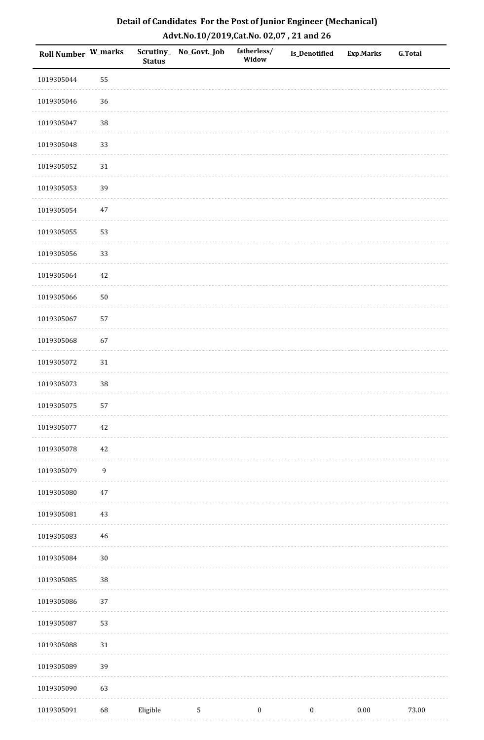# Detail of Candidates For the Post of Junior Engineer (Mechanical)

## Advt.No.10/2019,Cat.No. 02,07 , 21 and 26

| Roll Number | W_marks | Scrutiny_Status | No_Govt._Job | fatherless/Widow | Is_Denotified | Exp.Marks | G.Total |
|---|---|---|---|---|---|---|---|
| 1019305044 | 55 | | | | | | |
| 1019305046 | 36 | | | | | | |
| 1019305047 | 38 | | | | | | |
| 1019305048 | 33 | | | | | | |
| 1019305052 | 31 | | | | | | |
| 1019305053 | 39 | | | | | | |
| 1019305054 | 47 | | | | | | |
| 1019305055 | 53 | | | | | | |
| 1019305056 | 33 | | | | | | |
| 1019305064 | 42 | | | | | | |
| 1019305066 | 50 | | | | | | |
| 1019305067 | 57 | | | | | | |
| 1019305068 | 67 | | | | | | |
| 1019305072 | 31 | | | | | | |
| 1019305073 | 38 | | | | | | |
| 1019305075 | 57 | | | | | | |
| 1019305077 | 42 | | | | | | |
| 1019305078 | 42 | | | | | | |
| 1019305079 | 9 | | | | | | |
| 1019305080 | 47 | | | | | | |
| 1019305081 | 43 | | | | | | |
| 1019305083 | 46 | | | | | | |
| 1019305084 | 30 | | | | | | |
| 1019305085 | 38 | | | | | | |
| 1019305086 | 37 | | | | | | |
| 1019305087 | 53 | | | | | | |
| 1019305088 | 31 | | | | | | |
| 1019305089 | 39 | | | | | | |
| 1019305090 | 63 | | | | | | |
| 1019305091 | 68 | Eligible | 5 | 0 | 0 | 0.00 | 73.00 |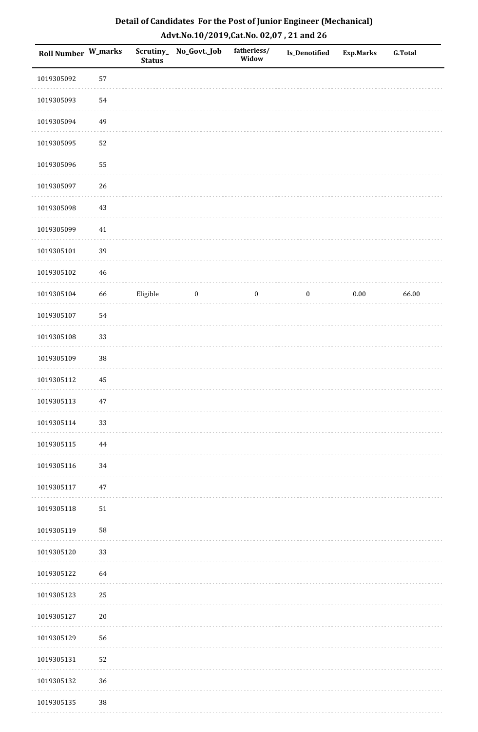## Detail of Candidates For the Post of Junior Engineer (Mechanical)

## Advt.No.10/2019,Cat.No. 02,07 , 21 and 26

| Roll Number | W_marks | Scrutiny_Status | No_Govt._Job | fatherless/Widow | Is_Denotified | Exp.Marks | G.Total |
|---|---|---|---|---|---|---|---|
| 1019305092 | 57 | | | | | | |
| 1019305093 | 54 | | | | | | |
| 1019305094 | 49 | | | | | | |
| 1019305095 | 52 | | | | | | |
| 1019305096 | 55 | | | | | | |
| 1019305097 | 26 | | | | | | |
| 1019305098 | 43 | | | | | | |
| 1019305099 | 41 | | | | | | |
| 1019305101 | 39 | | | | | | |
| 1019305102 | 46 | | | | | | |
| 1019305104 | 66 | Eligible | 0 | 0 | 0 | 0.00 | 66.00 |
| 1019305107 | 54 | | | | | | |
| 1019305108 | 33 | | | | | | |
| 1019305109 | 38 | | | | | | |
| 1019305112 | 45 | | | | | | |
| 1019305113 | 47 | | | | | | |
| 1019305114 | 33 | | | | | | |
| 1019305115 | 44 | | | | | | |
| 1019305116 | 34 | | | | | | |
| 1019305117 | 47 | | | | | | |
| 1019305118 | 51 | | | | | | |
| 1019305119 | 58 | | | | | | |
| 1019305120 | 33 | | | | | | |
| 1019305122 | 64 | | | | | | |
| 1019305123 | 25 | | | | | | |
| 1019305127 | 20 | | | | | | |
| 1019305129 | 56 | | | | | | |
| 1019305131 | 52 | | | | | | |
| 1019305132 | 36 | | | | | | |
| 1019305135 | 38 | | | | | | |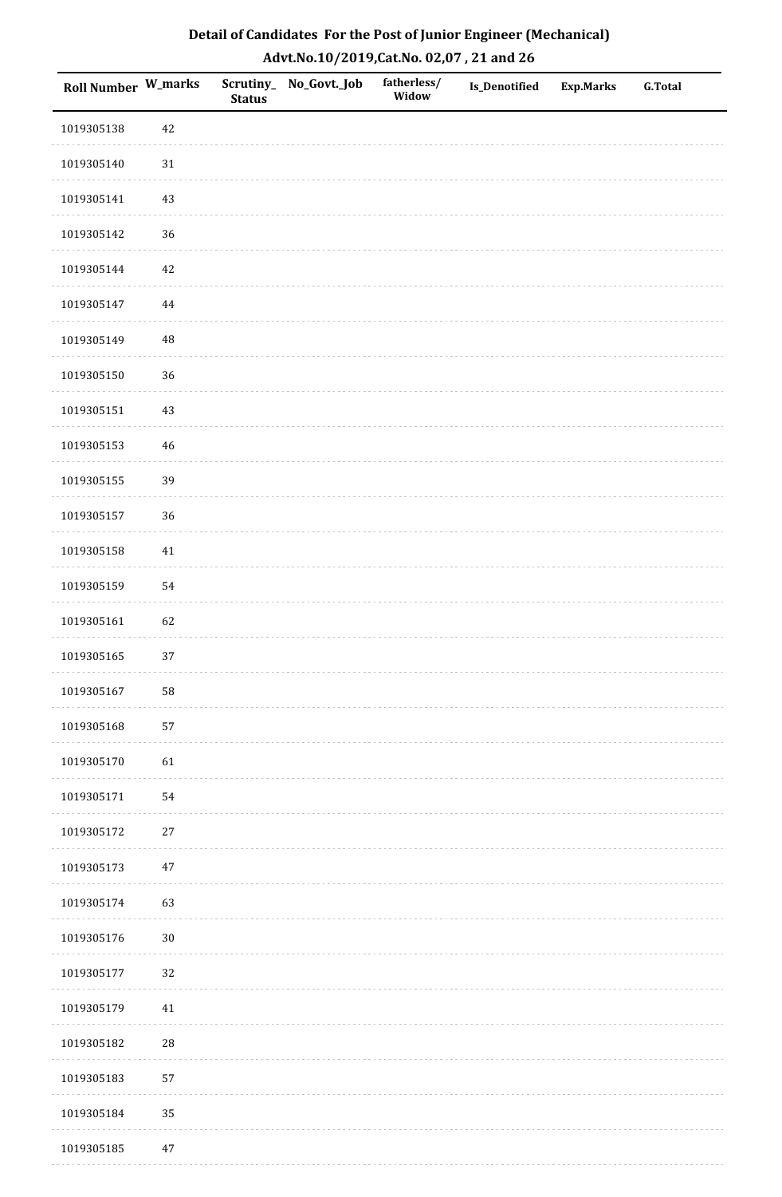# Detail of Candidates For the Post of Junior Engineer (Mechanical)

## Advt.No.10/2019,Cat.No. 02,07 , 21 and 26

| Roll Number | W_marks | Scrutiny_Status | No_Govt._Job | fatherless/Widow | Is_Denotified | Exp.Marks | G.Total |
|---|---|---|---|---|---|---|---|
| 1019305138 | 42 | | | | | | |
| 1019305140 | 31 | | | | | | |
| 1019305141 | 43 | | | | | | |
| 1019305142 | 36 | | | | | | |
| 1019305144 | 42 | | | | | | |
| 1019305147 | 44 | | | | | | |
| 1019305149 | 48 | | | | | | |
| 1019305150 | 36 | | | | | | |
| 1019305151 | 43 | | | | | | |
| 1019305153 | 46 | | | | | | |
| 1019305155 | 39 | | | | | | |
| 1019305157 | 36 | | | | | | |
| 1019305158 | 41 | | | | | | |
| 1019305159 | 54 | | | | | | |
| 1019305161 | 62 | | | | | | |
| 1019305165 | 37 | | | | | | |
| 1019305167 | 58 | | | | | | |
| 1019305168 | 57 | | | | | | |
| 1019305170 | 61 | | | | | | |
| 1019305171 | 54 | | | | | | |
| 1019305172 | 27 | | | | | | |
| 1019305173 | 47 | | | | | | |
| 1019305174 | 63 | | | | | | |
| 1019305176 | 30 | | | | | | |
| 1019305177 | 32 | | | | | | |
| 1019305179 | 41 | | | | | | |
| 1019305182 | 28 | | | | | | |
| 1019305183 | 57 | | | | | | |
| 1019305184 | 35 | | | | | | |
| 1019305185 | 47 | | | | | | |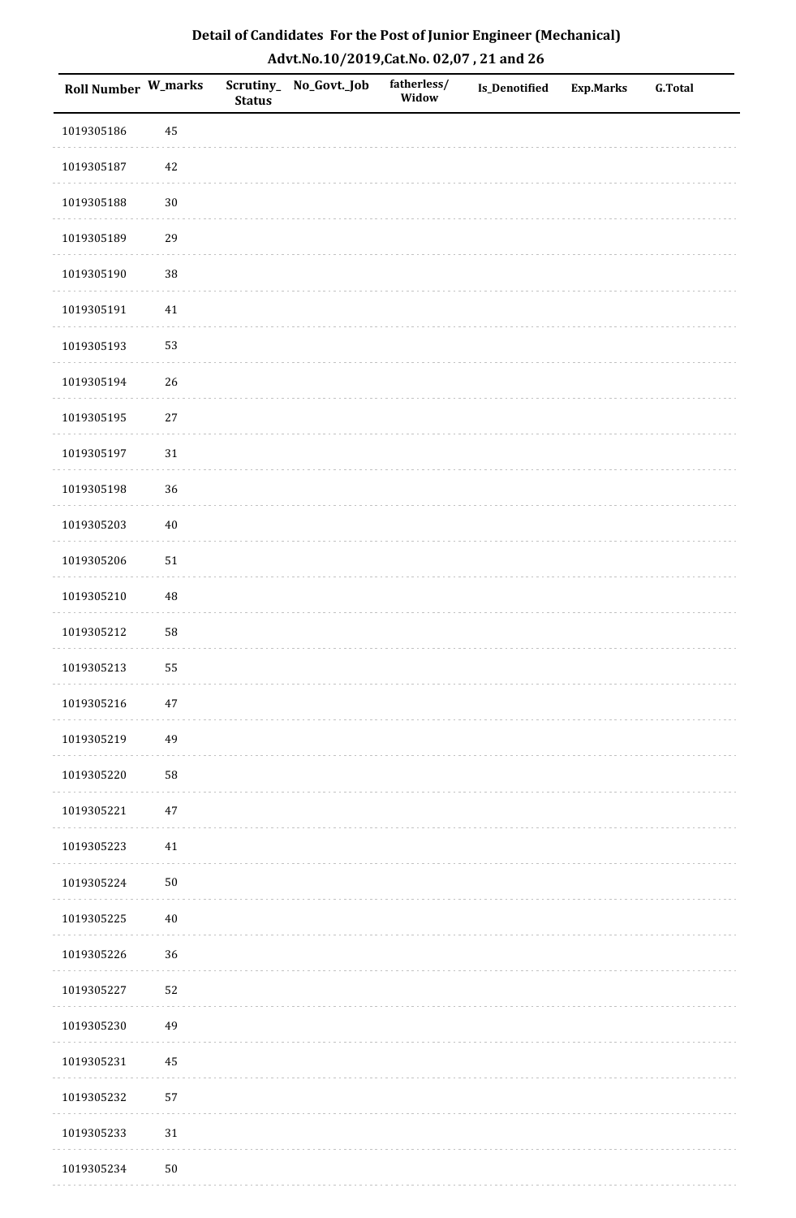# Detail of Candidates For the Post of Junior Engineer (Mechanical)

## Advt.No.10/2019,Cat.No. 02,07 , 21 and 26

| Roll Number | W_marks | Scrutiny_ Status | No_Govt._Job | fatherless/ Widow | Is_Denotified | Exp.Marks | G.Total |
|---|---|---|---|---|---|---|---|
| 1019305186 | 45 | | | | | | |
| 1019305187 | 42 | | | | | | |
| 1019305188 | 30 | | | | | | |
| 1019305189 | 29 | | | | | | |
| 1019305190 | 38 | | | | | | |
| 1019305191 | 41 | | | | | | |
| 1019305193 | 53 | | | | | | |
| 1019305194 | 26 | | | | | | |
| 1019305195 | 27 | | | | | | |
| 1019305197 | 31 | | | | | | |
| 1019305198 | 36 | | | | | | |
| 1019305203 | 40 | | | | | | |
| 1019305206 | 51 | | | | | | |
| 1019305210 | 48 | | | | | | |
| 1019305212 | 58 | | | | | | |
| 1019305213 | 55 | | | | | | |
| 1019305216 | 47 | | | | | | |
| 1019305219 | 49 | | | | | | |
| 1019305220 | 58 | | | | | | |
| 1019305221 | 47 | | | | | | |
| 1019305223 | 41 | | | | | | |
| 1019305224 | 50 | | | | | | |
| 1019305225 | 40 | | | | | | |
| 1019305226 | 36 | | | | | | |
| 1019305227 | 52 | | | | | | |
| 1019305230 | 49 | | | | | | |
| 1019305231 | 45 | | | | | | |
| 1019305232 | 57 | | | | | | |
| 1019305233 | 31 | | | | | | |
| 1019305234 | 50 | | | | | | |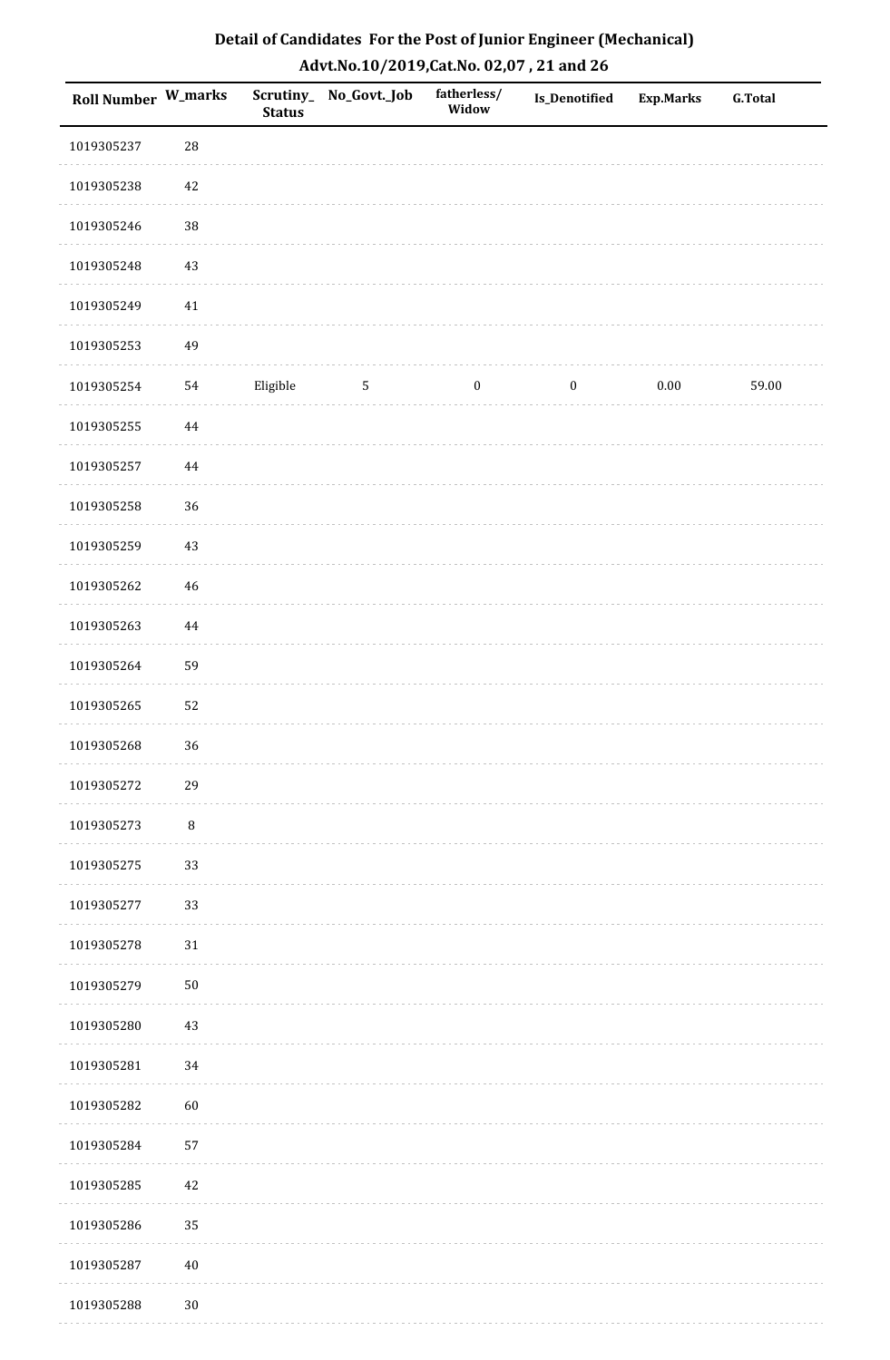## Detail of Candidates For the Post of Junior Engineer (Mechanical)

## Advt.No.10/2019,Cat.No. 02,07 , 21 and 26

| Roll Number | W_marks | Scrutiny_ Status | No_Govt._Job | fatherless/ Widow | Is_Denotified | Exp.Marks | G.Total |
|---|---|---|---|---|---|---|---|
| 1019305237 | 28 | | | | | | |
| 1019305238 | 42 | | | | | | |
| 1019305246 | 38 | | | | | | |
| 1019305248 | 43 | | | | | | |
| 1019305249 | 41 | | | | | | |
| 1019305253 | 49 | | | | | | |
| 1019305254 | 54 | Eligible | 5 | 0 | 0 | 0.00 | 59.00 |
| 1019305255 | 44 | | | | | | |
| 1019305257 | 44 | | | | | | |
| 1019305258 | 36 | | | | | | |
| 1019305259 | 43 | | | | | | |
| 1019305262 | 46 | | | | | | |
| 1019305263 | 44 | | | | | | |
| 1019305264 | 59 | | | | | | |
| 1019305265 | 52 | | | | | | |
| 1019305268 | 36 | | | | | | |
| 1019305272 | 29 | | | | | | |
| 1019305273 | 8 | | | | | | |
| 1019305275 | 33 | | | | | | |
| 1019305277 | 33 | | | | | | |
| 1019305278 | 31 | | | | | | |
| 1019305279 | 50 | | | | | | |
| 1019305280 | 43 | | | | | | |
| 1019305281 | 34 | | | | | | |
| 1019305282 | 60 | | | | | | |
| 1019305284 | 57 | | | | | | |
| 1019305285 | 42 | | | | | | |
| 1019305286 | 35 | | | | | | |
| 1019305287 | 40 | | | | | | |
| 1019305288 | 30 | | | | | | |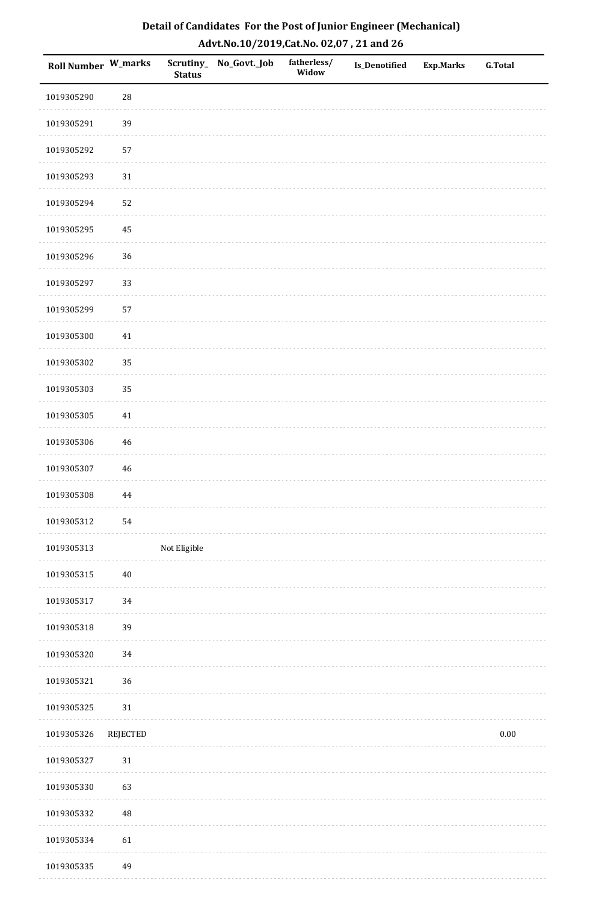# Detail of Candidates For the Post of Junior Engineer (Mechanical)

## Advt.No.10/2019,Cat.No. 02,07 , 21 and 26

| Roll Number | W_marks | Scrutiny_Status | No_Govt._Job | fatherless/Widow | Is_Denotified | Exp.Marks | G.Total |
|---|---|---|---|---|---|---|---|
| 1019305290 | 28 | | | | | | |
| 1019305291 | 39 | | | | | | |
| 1019305292 | 57 | | | | | | |
| 1019305293 | 31 | | | | | | |
| 1019305294 | 52 | | | | | | |
| 1019305295 | 45 | | | | | | |
| 1019305296 | 36 | | | | | | |
| 1019305297 | 33 | | | | | | |
| 1019305299 | 57 | | | | | | |
| 1019305300 | 41 | | | | | | |
| 1019305302 | 35 | | | | | | |
| 1019305303 | 35 | | | | | | |
| 1019305305 | 41 | | | | | | |
| 1019305306 | 46 | | | | | | |
| 1019305307 | 46 | | | | | | |
| 1019305308 | 44 | | | | | | |
| 1019305312 | 54 | | | | | | |
| 1019305313 | | Not Eligible | | | | | |
| 1019305315 | 40 | | | | | | |
| 1019305317 | 34 | | | | | | |
| 1019305318 | 39 | | | | | | |
| 1019305320 | 34 | | | | | | |
| 1019305321 | 36 | | | | | | |
| 1019305325 | 31 | | | | | | |
| 1019305326 | REJECTED | | | | | | 0.00 |
| 1019305327 | 31 | | | | | | |
| 1019305330 | 63 | | | | | | |
| 1019305332 | 48 | | | | | | |
| 1019305334 | 61 | | | | | | |
| 1019305335 | 49 | | | | | | |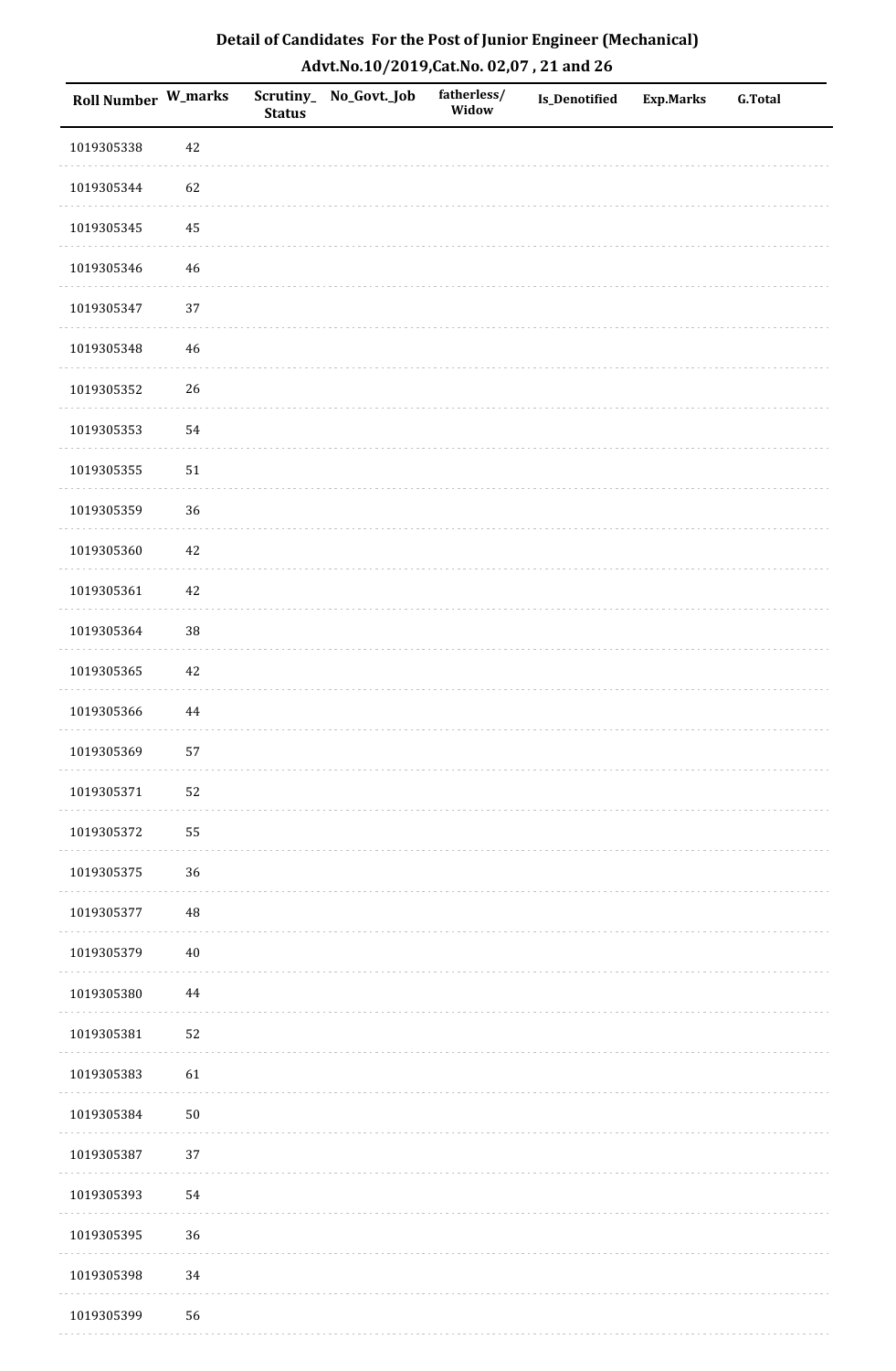## Detail of Candidates For the Post of Junior Engineer (Mechanical)
## Advt.No.10/2019,Cat.No. 02,07 , 21 and 26

| Roll Number | W_marks | Scrutiny_Status | No_Govt._Job | fatherless/Widow | Is_Denotified | Exp.Marks | G.Total |
|---|---|---|---|---|---|---|---|
| 1019305338 | 42 | | | | | | |
| 1019305344 | 62 | | | | | | |
| 1019305345 | 45 | | | | | | |
| 1019305346 | 46 | | | | | | |
| 1019305347 | 37 | | | | | | |
| 1019305348 | 46 | | | | | | |
| 1019305352 | 26 | | | | | | |
| 1019305353 | 54 | | | | | | |
| 1019305355 | 51 | | | | | | |
| 1019305359 | 36 | | | | | | |
| 1019305360 | 42 | | | | | | |
| 1019305361 | 42 | | | | | | |
| 1019305364 | 38 | | | | | | |
| 1019305365 | 42 | | | | | | |
| 1019305366 | 44 | | | | | | |
| 1019305369 | 57 | | | | | | |
| 1019305371 | 52 | | | | | | |
| 1019305372 | 55 | | | | | | |
| 1019305375 | 36 | | | | | | |
| 1019305377 | 48 | | | | | | |
| 1019305379 | 40 | | | | | | |
| 1019305380 | 44 | | | | | | |
| 1019305381 | 52 | | | | | | |
| 1019305383 | 61 | | | | | | |
| 1019305384 | 50 | | | | | | |
| 1019305387 | 37 | | | | | | |
| 1019305393 | 54 | | | | | | |
| 1019305395 | 36 | | | | | | |
| 1019305398 | 34 | | | | | | |
| 1019305399 | 56 | | | | | | |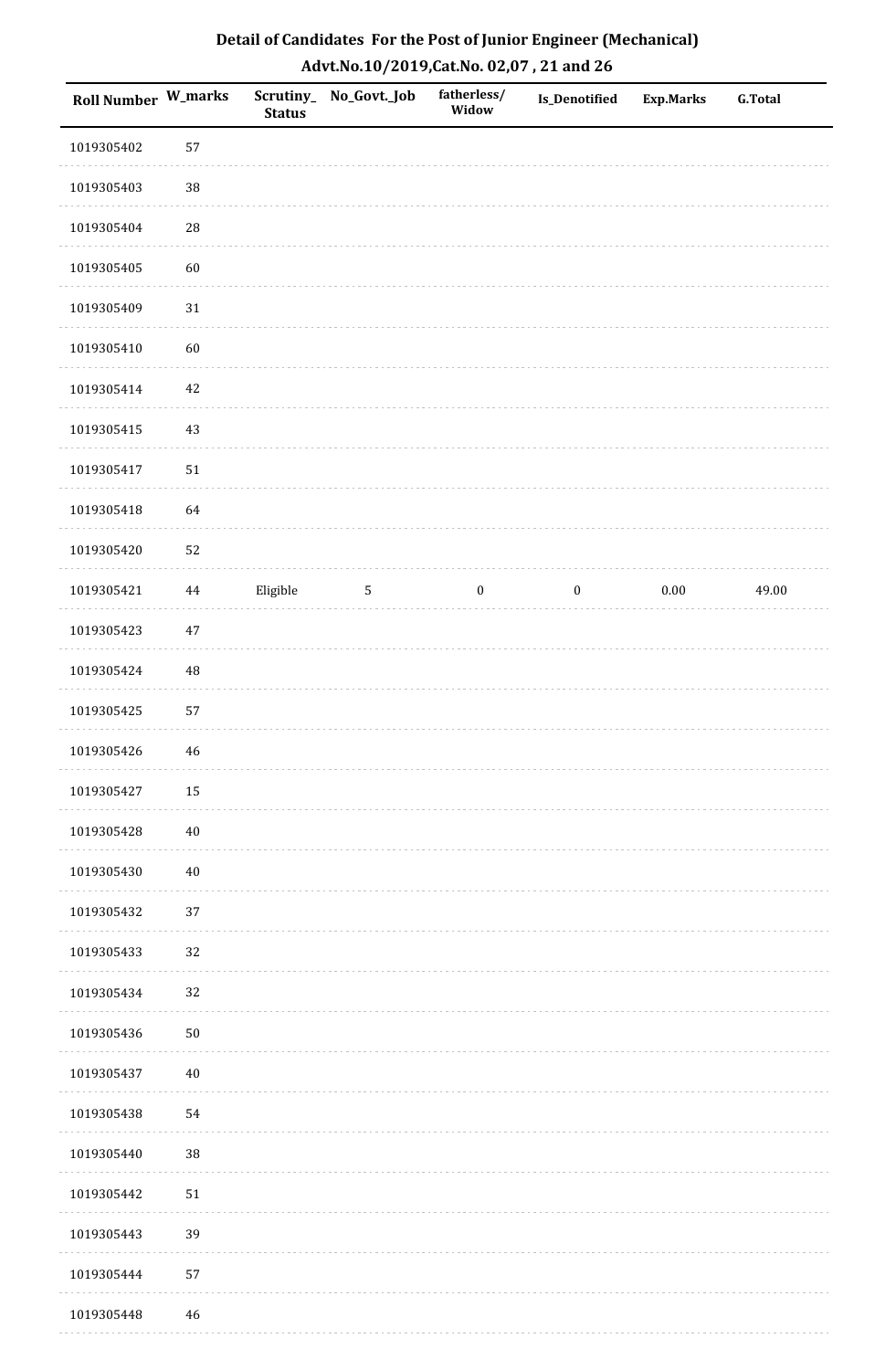# Detail of Candidates For the Post of Junior Engineer (Mechanical)

## Advt.No.10/2019,Cat.No. 02,07 , 21 and 26

| Roll Number | W_marks | Scrutiny_Status | No_Govt._Job | fatherless/Widow | Is_Denotified | Exp.Marks | G.Total |
|---|---|---|---|---|---|---|---|
| 1019305402 | 57 | | | | | | |
| 1019305403 | 38 | | | | | | |
| 1019305404 | 28 | | | | | | |
| 1019305405 | 60 | | | | | | |
| 1019305409 | 31 | | | | | | |
| 1019305410 | 60 | | | | | | |
| 1019305414 | 42 | | | | | | |
| 1019305415 | 43 | | | | | | |
| 1019305417 | 51 | | | | | | |
| 1019305418 | 64 | | | | | | |
| 1019305420 | 52 | | | | | | |
| 1019305421 | 44 | Eligible | 5 | 0 | 0 | 0.00 | 49.00 |
| 1019305423 | 47 | | | | | | |
| 1019305424 | 48 | | | | | | |
| 1019305425 | 57 | | | | | | |
| 1019305426 | 46 | | | | | | |
| 1019305427 | 15 | | | | | | |
| 1019305428 | 40 | | | | | | |
| 1019305430 | 40 | | | | | | |
| 1019305432 | 37 | | | | | | |
| 1019305433 | 32 | | | | | | |
| 1019305434 | 32 | | | | | | |
| 1019305436 | 50 | | | | | | |
| 1019305437 | 40 | | | | | | |
| 1019305438 | 54 | | | | | | |
| 1019305440 | 38 | | | | | | |
| 1019305442 | 51 | | | | | | |
| 1019305443 | 39 | | | | | | |
| 1019305444 | 57 | | | | | | |
| 1019305448 | 46 | | | | | | |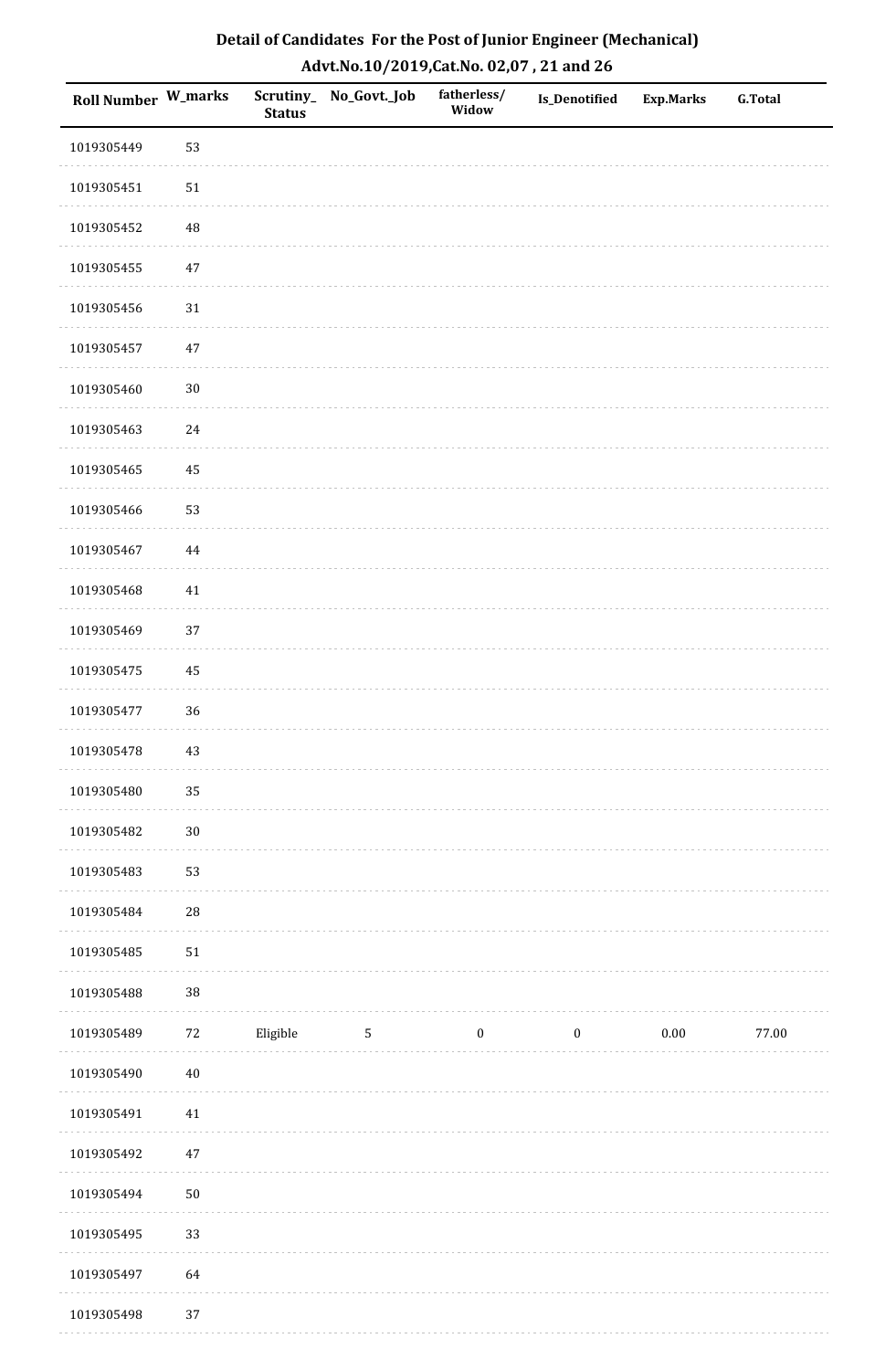# Detail of Candidates For the Post of Junior Engineer (Mechanical)

## Advt.No.10/2019,Cat.No. 02,07 , 21 and 26

| Roll Number | W_marks | Scrutiny_Status | No_Govt._Job | fatherless/Widow | Is_Denotified | Exp.Marks | G.Total |
|---|---|---|---|---|---|---|---|
| 1019305449 | 53 | | | | | | |
| 1019305451 | 51 | | | | | | |
| 1019305452 | 48 | | | | | | |
| 1019305455 | 47 | | | | | | |
| 1019305456 | 31 | | | | | | |
| 1019305457 | 47 | | | | | | |
| 1019305460 | 30 | | | | | | |
| 1019305463 | 24 | | | | | | |
| 1019305465 | 45 | | | | | | |
| 1019305466 | 53 | | | | | | |
| 1019305467 | 44 | | | | | | |
| 1019305468 | 41 | | | | | | |
| 1019305469 | 37 | | | | | | |
| 1019305475 | 45 | | | | | | |
| 1019305477 | 36 | | | | | | |
| 1019305478 | 43 | | | | | | |
| 1019305480 | 35 | | | | | | |
| 1019305482 | 30 | | | | | | |
| 1019305483 | 53 | | | | | | |
| 1019305484 | 28 | | | | | | |
| 1019305485 | 51 | | | | | | |
| 1019305488 | 38 | | | | | | |
| 1019305489 | 72 | Eligible | 5 | 0 | 0 | 0.00 | 77.00 |
| 1019305490 | 40 | | | | | | |
| 1019305491 | 41 | | | | | | |
| 1019305492 | 47 | | | | | | |
| 1019305494 | 50 | | | | | | |
| 1019305495 | 33 | | | | | | |
| 1019305497 | 64 | | | | | | |
| 1019305498 | 37 | | | | | | |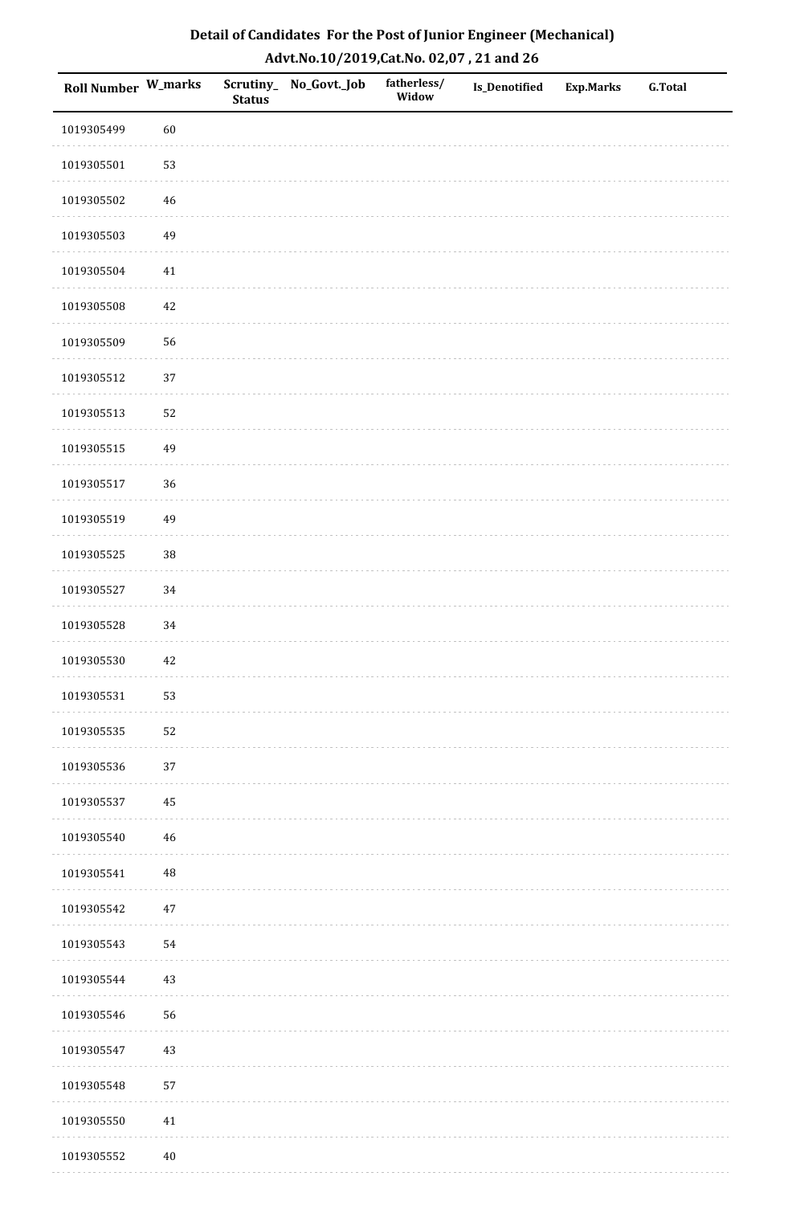# Detail of Candidates For the Post of Junior Engineer (Mechanical)

## Advt.No.10/2019,Cat.No. 02,07 , 21 and 26

| Roll Number | W_marks | Scrutiny_Status | No_Govt._Job | fatherless/Widow | Is_Denotified | Exp.Marks | G.Total |
|---|---|---|---|---|---|---|---|
| 1019305499 | 60 | | | | | | |
| 1019305501 | 53 | | | | | | |
| 1019305502 | 46 | | | | | | |
| 1019305503 | 49 | | | | | | |
| 1019305504 | 41 | | | | | | |
| 1019305508 | 42 | | | | | | |
| 1019305509 | 56 | | | | | | |
| 1019305512 | 37 | | | | | | |
| 1019305513 | 52 | | | | | | |
| 1019305515 | 49 | | | | | | |
| 1019305517 | 36 | | | | | | |
| 1019305519 | 49 | | | | | | |
| 1019305525 | 38 | | | | | | |
| 1019305527 | 34 | | | | | | |
| 1019305528 | 34 | | | | | | |
| 1019305530 | 42 | | | | | | |
| 1019305531 | 53 | | | | | | |
| 1019305535 | 52 | | | | | | |
| 1019305536 | 37 | | | | | | |
| 1019305537 | 45 | | | | | | |
| 1019305540 | 46 | | | | | | |
| 1019305541 | 48 | | | | | | |
| 1019305542 | 47 | | | | | | |
| 1019305543 | 54 | | | | | | |
| 1019305544 | 43 | | | | | | |
| 1019305546 | 56 | | | | | | |
| 1019305547 | 43 | | | | | | |
| 1019305548 | 57 | | | | | | |
| 1019305550 | 41 | | | | | | |
| 1019305552 | 40 | | | | | | |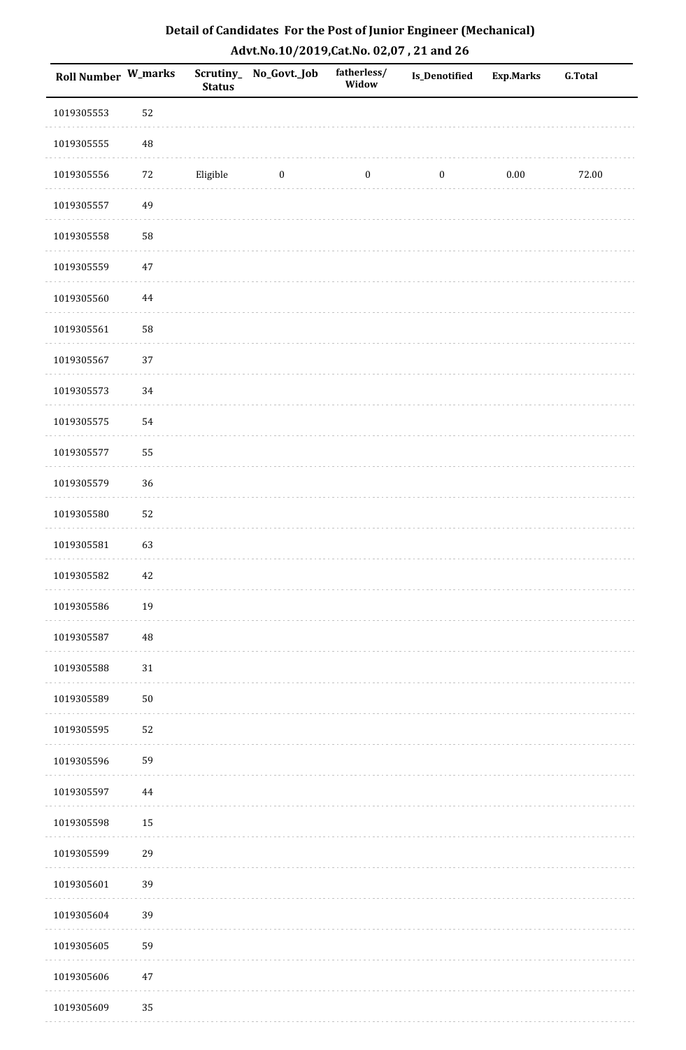## Detail of Candidates For the Post of Junior Engineer (Mechanical)
## Advt.No.10/2019,Cat.No. 02,07 , 21 and 26

| Roll Number | W_marks | Scrutiny_Status | No_Govt._Job | fatherless/ Widow | Is_Denotified | Exp.Marks | G.Total |
|---|---|---|---|---|---|---|---|
| 1019305553 | 52 | | | | | | |
| 1019305555 | 48 | | | | | | |
| 1019305556 | 72 | Eligible | 0 | 0 | 0 | 0.00 | 72.00 |
| 1019305557 | 49 | | | | | | |
| 1019305558 | 58 | | | | | | |
| 1019305559 | 47 | | | | | | |
| 1019305560 | 44 | | | | | | |
| 1019305561 | 58 | | | | | | |
| 1019305567 | 37 | | | | | | |
| 1019305573 | 34 | | | | | | |
| 1019305575 | 54 | | | | | | |
| 1019305577 | 55 | | | | | | |
| 1019305579 | 36 | | | | | | |
| 1019305580 | 52 | | | | | | |
| 1019305581 | 63 | | | | | | |
| 1019305582 | 42 | | | | | | |
| 1019305586 | 19 | | | | | | |
| 1019305587 | 48 | | | | | | |
| 1019305588 | 31 | | | | | | |
| 1019305589 | 50 | | | | | | |
| 1019305595 | 52 | | | | | | |
| 1019305596 | 59 | | | | | | |
| 1019305597 | 44 | | | | | | |
| 1019305598 | 15 | | | | | | |
| 1019305599 | 29 | | | | | | |
| 1019305601 | 39 | | | | | | |
| 1019305604 | 39 | | | | | | |
| 1019305605 | 59 | | | | | | |
| 1019305606 | 47 | | | | | | |
| 1019305609 | 35 | | | | | | |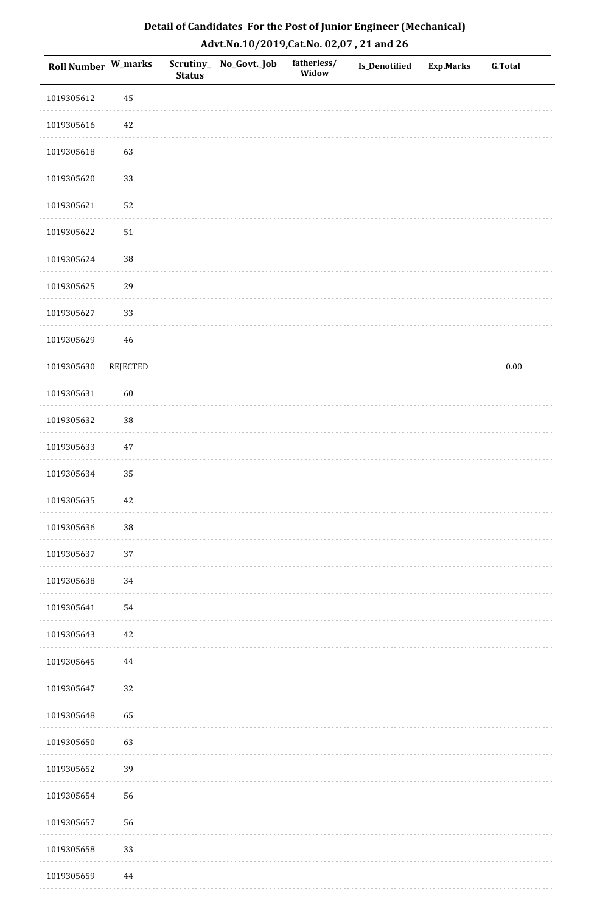**Detail of Candidates For the Post of Junior Engineer (Mechanical)**

**Advt.No.10/2019,Cat.No. 02,07 , 21 and 26**

| Roll Number | W_marks | Scrutiny_Status | No_Govt._Job | fatherless/Widow | Is_Denotified | Exp.Marks | G.Total |
|---|---|---|---|---|---|---|---|
| 1019305612 | 45 | | | | | | |
| 1019305616 | 42 | | | | | | |
| 1019305618 | 63 | | | | | | |
| 1019305620 | 33 | | | | | | |
| 1019305621 | 52 | | | | | | |
| 1019305622 | 51 | | | | | | |
| 1019305624 | 38 | | | | | | |
| 1019305625 | 29 | | | | | | |
| 1019305627 | 33 | | | | | | |
| 1019305629 | 46 | | | | | | |
| 1019305630 | REJECTED | | | | | | 0.00 |
| 1019305631 | 60 | | | | | | |
| 1019305632 | 38 | | | | | | |
| 1019305633 | 47 | | | | | | |
| 1019305634 | 35 | | | | | | |
| 1019305635 | 42 | | | | | | |
| 1019305636 | 38 | | | | | | |
| 1019305637 | 37 | | | | | | |
| 1019305638 | 34 | | | | | | |
| 1019305641 | 54 | | | | | | |
| 1019305643 | 42 | | | | | | |
| 1019305645 | 44 | | | | | | |
| 1019305647 | 32 | | | | | | |
| 1019305648 | 65 | | | | | | |
| 1019305650 | 63 | | | | | | |
| 1019305652 | 39 | | | | | | |
| 1019305654 | 56 | | | | | | |
| 1019305657 | 56 | | | | | | |
| 1019305658 | 33 | | | | | | |
| 1019305659 | 44 | | | | | | |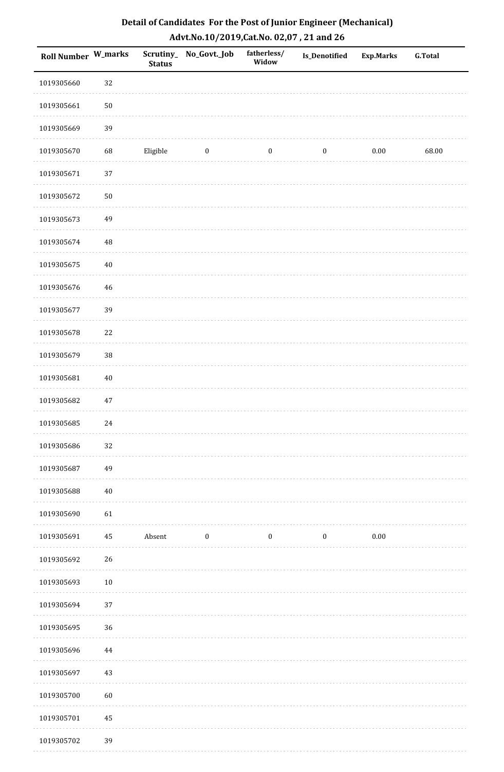## Detail of Candidates For the Post of Junior Engineer (Mechanical)
## Advt.No.10/2019,Cat.No. 02,07 , 21 and 26

| Roll Number | W_marks | Scrutiny_Status | No_Govt._Job | fatherless/Widow | Is_Denotified | Exp.Marks | G.Total |
|---|---|---|---|---|---|---|---|
| 1019305660 | 32 | | | | | | |
| 1019305661 | 50 | | | | | | |
| 1019305669 | 39 | | | | | | |
| 1019305670 | 68 | Eligible | 0 | 0 | 0 | 0.00 | 68.00 |
| 1019305671 | 37 | | | | | | |
| 1019305672 | 50 | | | | | | |
| 1019305673 | 49 | | | | | | |
| 1019305674 | 48 | | | | | | |
| 1019305675 | 40 | | | | | | |
| 1019305676 | 46 | | | | | | |
| 1019305677 | 39 | | | | | | |
| 1019305678 | 22 | | | | | | |
| 1019305679 | 38 | | | | | | |
| 1019305681 | 40 | | | | | | |
| 1019305682 | 47 | | | | | | |
| 1019305685 | 24 | | | | | | |
| 1019305686 | 32 | | | | | | |
| 1019305687 | 49 | | | | | | |
| 1019305688 | 40 | | | | | | |
| 1019305690 | 61 | | | | | | |
| 1019305691 | 45 | Absent | 0 | 0 | 0 | 0.00 | |
| 1019305692 | 26 | | | | | | |
| 1019305693 | 10 | | | | | | |
| 1019305694 | 37 | | | | | | |
| 1019305695 | 36 | | | | | | |
| 1019305696 | 44 | | | | | | |
| 1019305697 | 43 | | | | | | |
| 1019305700 | 60 | | | | | | |
| 1019305701 | 45 | | | | | | |
| 1019305702 | 39 | | | | | | |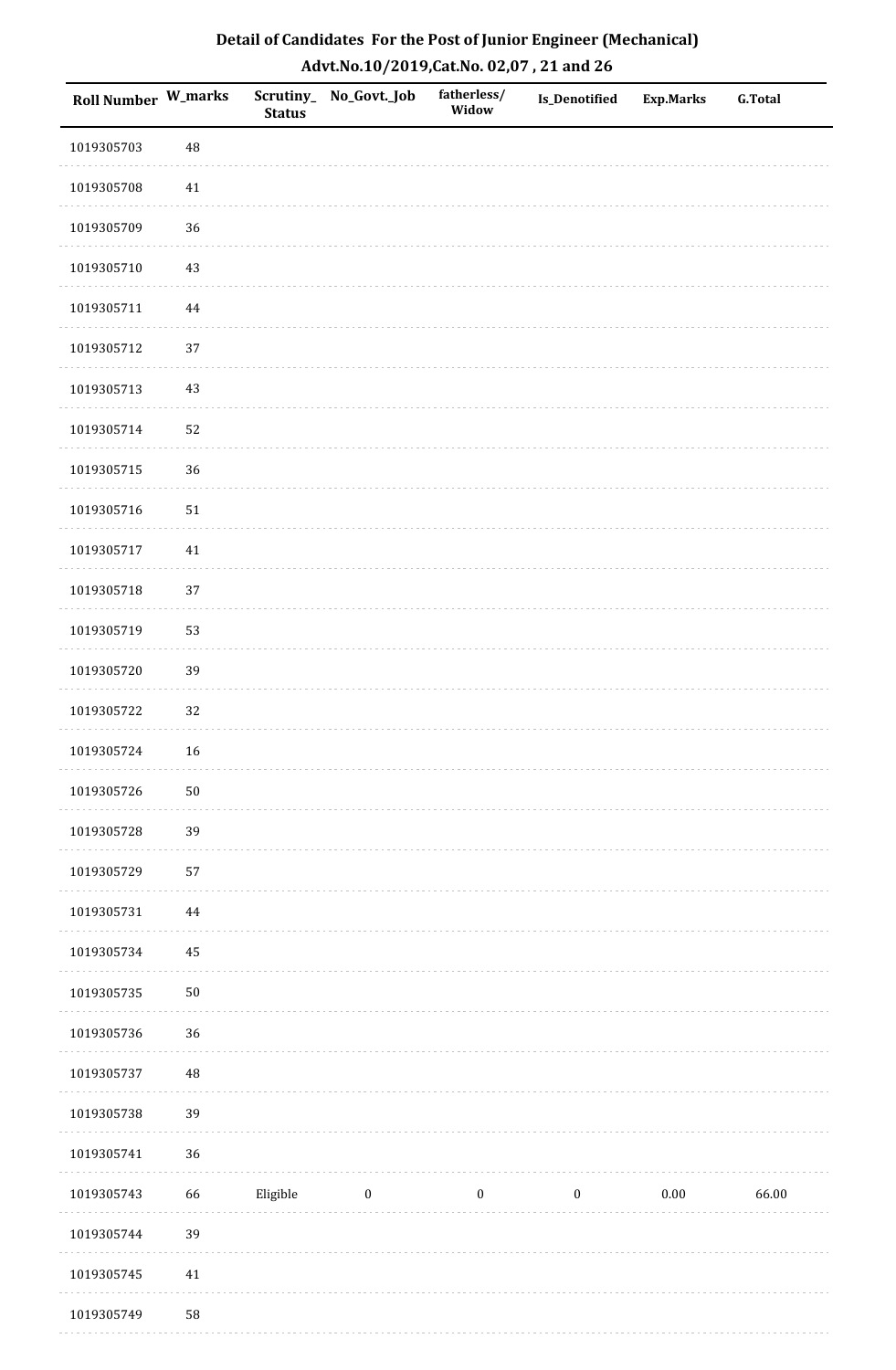## Detail of Candidates For the Post of Junior Engineer (Mechanical)

### Advt.No.10/2019,Cat.No. 02,07 , 21 and 26

| Roll Number | W_marks | Scrutiny_Status | No_Govt._Job | fatherless/Widow | Is_Denotified | Exp.Marks | G.Total |
|---|---|---|---|---|---|---|---|
| 1019305703 | 48 | | | | | | |
| 1019305708 | 41 | | | | | | |
| 1019305709 | 36 | | | | | | |
| 1019305710 | 43 | | | | | | |
| 1019305711 | 44 | | | | | | |
| 1019305712 | 37 | | | | | | |
| 1019305713 | 43 | | | | | | |
| 1019305714 | 52 | | | | | | |
| 1019305715 | 36 | | | | | | |
| 1019305716 | 51 | | | | | | |
| 1019305717 | 41 | | | | | | |
| 1019305718 | 37 | | | | | | |
| 1019305719 | 53 | | | | | | |
| 1019305720 | 39 | | | | | | |
| 1019305722 | 32 | | | | | | |
| 1019305724 | 16 | | | | | | |
| 1019305726 | 50 | | | | | | |
| 1019305728 | 39 | | | | | | |
| 1019305729 | 57 | | | | | | |
| 1019305731 | 44 | | | | | | |
| 1019305734 | 45 | | | | | | |
| 1019305735 | 50 | | | | | | |
| 1019305736 | 36 | | | | | | |
| 1019305737 | 48 | | | | | | |
| 1019305738 | 39 | | | | | | |
| 1019305741 | 36 | | | | | | |
| 1019305743 | 66 | Eligible | 0 | 0 | 0 | 0.00 | 66.00 |
| 1019305744 | 39 | | | | | | |
| 1019305745 | 41 | | | | | | |
| 1019305749 | 58 | | | | | | |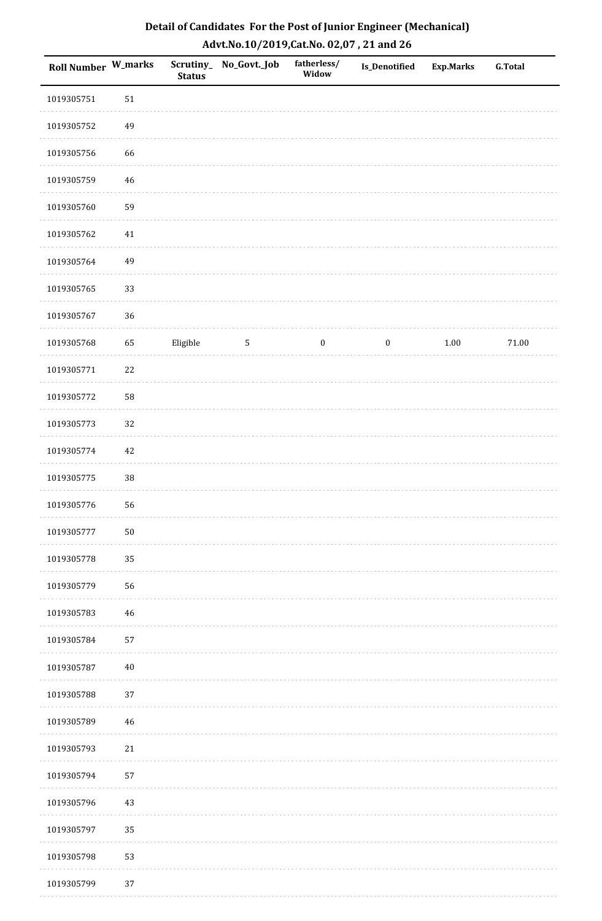# Detail of Candidates For the Post of Junior Engineer (Mechanical)

## Advt.No.10/2019,Cat.No. 02,07 , 21 and 26

| Roll Number | W_marks | Scrutiny_Status | No_Govt._Job | fatherless/Widow | Is_Denotified | Exp.Marks | G.Total |
|---|---|---|---|---|---|---|---|
| 1019305751 | 51 | | | | | | |
| 1019305752 | 49 | | | | | | |
| 1019305756 | 66 | | | | | | |
| 1019305759 | 46 | | | | | | |
| 1019305760 | 59 | | | | | | |
| 1019305762 | 41 | | | | | | |
| 1019305764 | 49 | | | | | | |
| 1019305765 | 33 | | | | | | |
| 1019305767 | 36 | | | | | | |
| 1019305768 | 65 | Eligible | 5 | 0 | 0 | 1.00 | 71.00 |
| 1019305771 | 22 | | | | | | |
| 1019305772 | 58 | | | | | | |
| 1019305773 | 32 | | | | | | |
| 1019305774 | 42 | | | | | | |
| 1019305775 | 38 | | | | | | |
| 1019305776 | 56 | | | | | | |
| 1019305777 | 50 | | | | | | |
| 1019305778 | 35 | | | | | | |
| 1019305779 | 56 | | | | | | |
| 1019305783 | 46 | | | | | | |
| 1019305784 | 57 | | | | | | |
| 1019305787 | 40 | | | | | | |
| 1019305788 | 37 | | | | | | |
| 1019305789 | 46 | | | | | | |
| 1019305793 | 21 | | | | | | |
| 1019305794 | 57 | | | | | | |
| 1019305796 | 43 | | | | | | |
| 1019305797 | 35 | | | | | | |
| 1019305798 | 53 | | | | | | |
| 1019305799 | 37 | | | | | | |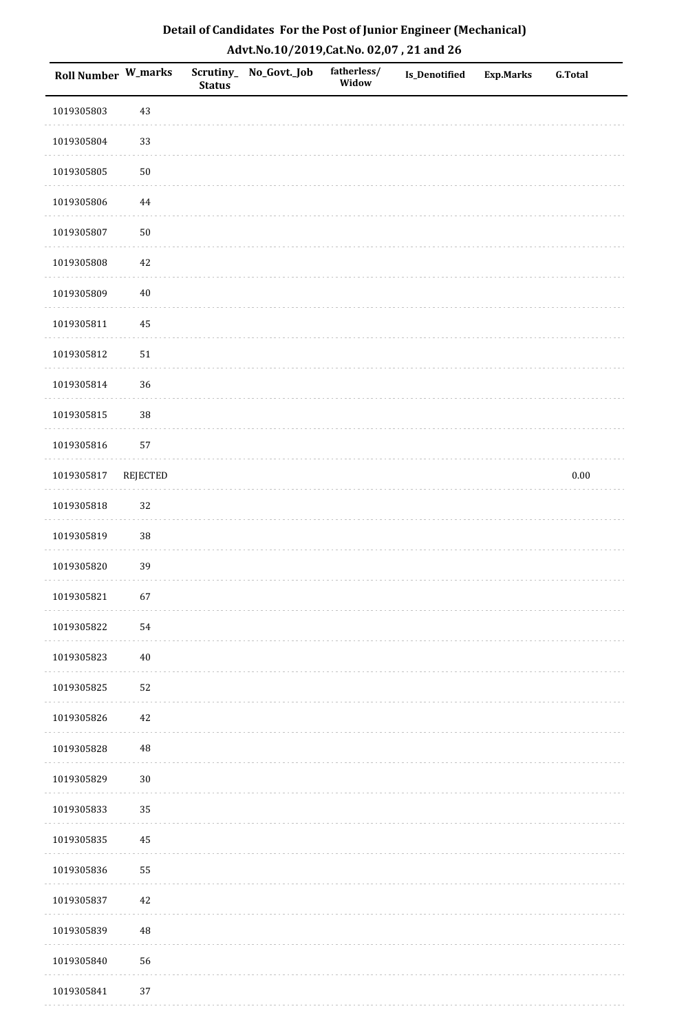# Detail of Candidates For the Post of Junior Engineer (Mechanical)

## Advt.No.10/2019,Cat.No. 02,07 , 21 and 26

| Roll Number | W_marks | Scrutiny_Status | No_Govt._Job | fatherless/Widow | Is_Denotified | Exp.Marks | G.Total |
|---|---|---|---|---|---|---|---|
| 1019305803 | 43 | | | | | | |
| 1019305804 | 33 | | | | | | |
| 1019305805 | 50 | | | | | | |
| 1019305806 | 44 | | | | | | |
| 1019305807 | 50 | | | | | | |
| 1019305808 | 42 | | | | | | |
| 1019305809 | 40 | | | | | | |
| 1019305811 | 45 | | | | | | |
| 1019305812 | 51 | | | | | | |
| 1019305814 | 36 | | | | | | |
| 1019305815 | 38 | | | | | | |
| 1019305816 | 57 | | | | | | |
| 1019305817 | REJECTED | | | | | | 0.00 |
| 1019305818 | 32 | | | | | | |
| 1019305819 | 38 | | | | | | |
| 1019305820 | 39 | | | | | | |
| 1019305821 | 67 | | | | | | |
| 1019305822 | 54 | | | | | | |
| 1019305823 | 40 | | | | | | |
| 1019305825 | 52 | | | | | | |
| 1019305826 | 42 | | | | | | |
| 1019305828 | 48 | | | | | | |
| 1019305829 | 30 | | | | | | |
| 1019305833 | 35 | | | | | | |
| 1019305835 | 45 | | | | | | |
| 1019305836 | 55 | | | | | | |
| 1019305837 | 42 | | | | | | |
| 1019305839 | 48 | | | | | | |
| 1019305840 | 56 | | | | | | |
| 1019305841 | 37 | | | | | | |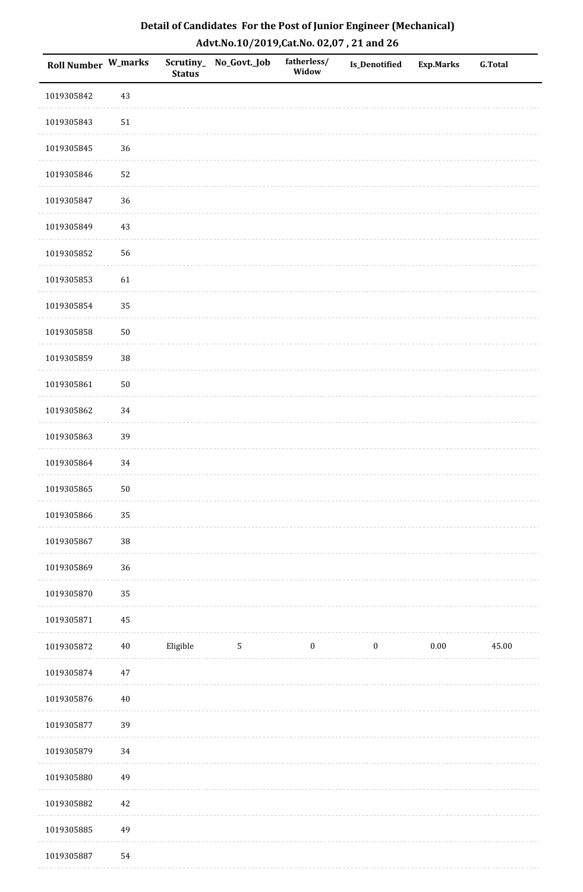## Detail of Candidates For the Post of Junior Engineer (Mechanical)

### Advt.No.10/2019,Cat.No. 02,07 , 21 and 26

| Roll Number | W_marks | Scrutiny_Status | No_Govt._Job | fatherless/ Widow | Is_Denotified | Exp.Marks | G.Total |
|---|---|---|---|---|---|---|---|
| 1019305842 | 43 | | | | | | |
| 1019305843 | 51 | | | | | | |
| 1019305845 | 36 | | | | | | |
| 1019305846 | 52 | | | | | | |
| 1019305847 | 36 | | | | | | |
| 1019305849 | 43 | | | | | | |
| 1019305852 | 56 | | | | | | |
| 1019305853 | 61 | | | | | | |
| 1019305854 | 35 | | | | | | |
| 1019305858 | 50 | | | | | | |
| 1019305859 | 38 | | | | | | |
| 1019305861 | 50 | | | | | | |
| 1019305862 | 34 | | | | | | |
| 1019305863 | 39 | | | | | | |
| 1019305864 | 34 | | | | | | |
| 1019305865 | 50 | | | | | | |
| 1019305866 | 35 | | | | | | |
| 1019305867 | 38 | | | | | | |
| 1019305869 | 36 | | | | | | |
| 1019305870 | 35 | | | | | | |
| 1019305871 | 45 | | | | | | |
| 1019305872 | 40 | Eligible | 5 | 0 | 0 | 0.00 | 45.00 |
| 1019305874 | 47 | | | | | | |
| 1019305876 | 40 | | | | | | |
| 1019305877 | 39 | | | | | | |
| 1019305879 | 34 | | | | | | |
| 1019305880 | 49 | | | | | | |
| 1019305882 | 42 | | | | | | |
| 1019305885 | 49 | | | | | | |
| 1019305887 | 54 | | | | | | |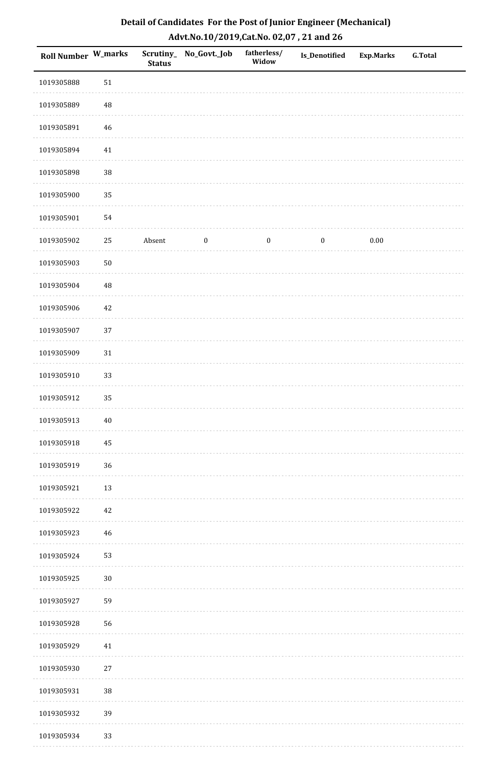# Detail of Candidates For the Post of Junior Engineer (Mechanical)

## Advt.No.10/2019,Cat.No. 02,07 , 21 and 26

| Roll Number | W_marks | Scrutiny_Status | No_Govt._Job | fatherless/Widow | Is_Denotified | Exp.Marks | G.Total |
|---|---|---|---|---|---|---|---|
| 1019305888 | 51 | | | | | | |
| 1019305889 | 48 | | | | | | |
| 1019305891 | 46 | | | | | | |
| 1019305894 | 41 | | | | | | |
| 1019305898 | 38 | | | | | | |
| 1019305900 | 35 | | | | | | |
| 1019305901 | 54 | | | | | | |
| 1019305902 | 25 | Absent | 0 | 0 | 0 | 0.00 | |
| 1019305903 | 50 | | | | | | |
| 1019305904 | 48 | | | | | | |
| 1019305906 | 42 | | | | | | |
| 1019305907 | 37 | | | | | | |
| 1019305909 | 31 | | | | | | |
| 1019305910 | 33 | | | | | | |
| 1019305912 | 35 | | | | | | |
| 1019305913 | 40 | | | | | | |
| 1019305918 | 45 | | | | | | |
| 1019305919 | 36 | | | | | | |
| 1019305921 | 13 | | | | | | |
| 1019305922 | 42 | | | | | | |
| 1019305923 | 46 | | | | | | |
| 1019305924 | 53 | | | | | | |
| 1019305925 | 30 | | | | | | |
| 1019305927 | 59 | | | | | | |
| 1019305928 | 56 | | | | | | |
| 1019305929 | 41 | | | | | | |
| 1019305930 | 27 | | | | | | |
| 1019305931 | 38 | | | | | | |
| 1019305932 | 39 | | | | | | |
| 1019305934 | 33 | | | | | | |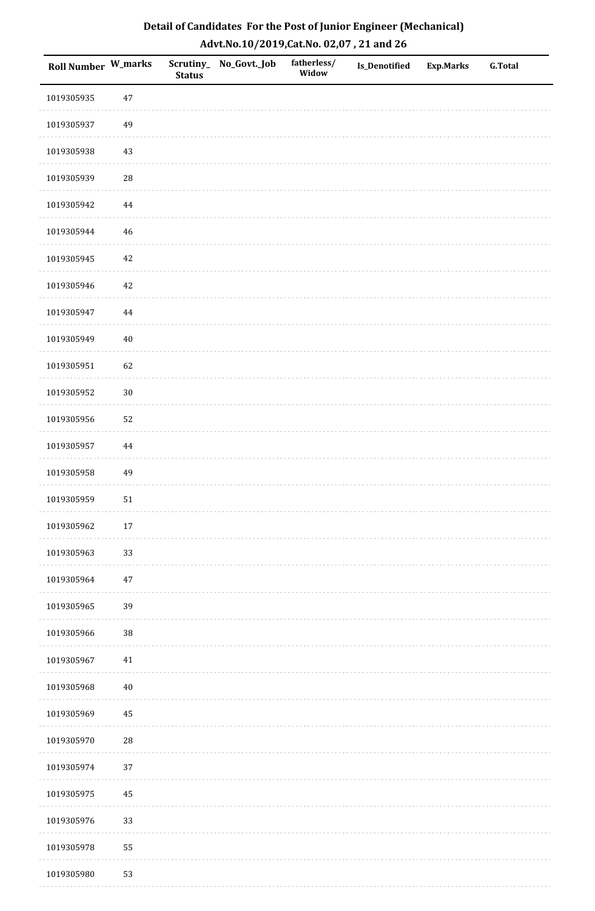# Detail of Candidates For the Post of Junior Engineer (Mechanical)

## Advt.No.10/2019,Cat.No. 02,07 , 21 and 26

| Roll Number | W_marks | Scrutiny_Status | No_Govt._Job | fatherless/Widow | Is_Denotified | Exp.Marks | G.Total |
|---|---|---|---|---|---|---|---|
| 1019305935 | 47 | | | | | | |
| 1019305937 | 49 | | | | | | |
| 1019305938 | 43 | | | | | | |
| 1019305939 | 28 | | | | | | |
| 1019305942 | 44 | | | | | | |
| 1019305944 | 46 | | | | | | |
| 1019305945 | 42 | | | | | | |
| 1019305946 | 42 | | | | | | |
| 1019305947 | 44 | | | | | | |
| 1019305949 | 40 | | | | | | |
| 1019305951 | 62 | | | | | | |
| 1019305952 | 30 | | | | | | |
| 1019305956 | 52 | | | | | | |
| 1019305957 | 44 | | | | | | |
| 1019305958 | 49 | | | | | | |
| 1019305959 | 51 | | | | | | |
| 1019305962 | 17 | | | | | | |
| 1019305963 | 33 | | | | | | |
| 1019305964 | 47 | | | | | | |
| 1019305965 | 39 | | | | | | |
| 1019305966 | 38 | | | | | | |
| 1019305967 | 41 | | | | | | |
| 1019305968 | 40 | | | | | | |
| 1019305969 | 45 | | | | | | |
| 1019305970 | 28 | | | | | | |
| 1019305974 | 37 | | | | | | |
| 1019305975 | 45 | | | | | | |
| 1019305976 | 33 | | | | | | |
| 1019305978 | 55 | | | | | | |
| 1019305980 | 53 | | | | | | |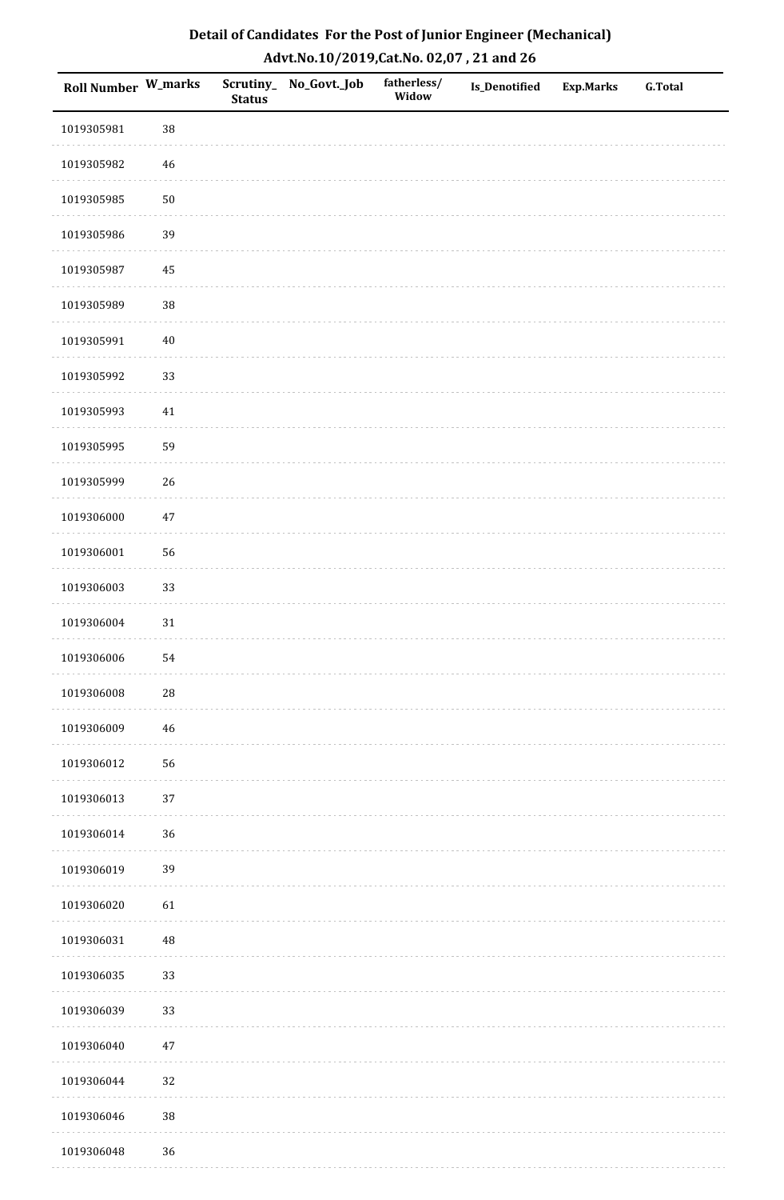# Detail of Candidates For the Post of Junior Engineer (Mechanical)

## Advt.No.10/2019,Cat.No. 02,07 , 21 and 26

| Roll Number | W_marks | Scrutiny_Status | No_Govt._Job | fatherless/Widow | Is_Denotified | Exp.Marks | G.Total |
|---|---|---|---|---|---|---|---|
| 1019305981 | 38 | | | | | | |
| 1019305982 | 46 | | | | | | |
| 1019305985 | 50 | | | | | | |
| 1019305986 | 39 | | | | | | |
| 1019305987 | 45 | | | | | | |
| 1019305989 | 38 | | | | | | |
| 1019305991 | 40 | | | | | | |
| 1019305992 | 33 | | | | | | |
| 1019305993 | 41 | | | | | | |
| 1019305995 | 59 | | | | | | |
| 1019305999 | 26 | | | | | | |
| 1019306000 | 47 | | | | | | |
| 1019306001 | 56 | | | | | | |
| 1019306003 | 33 | | | | | | |
| 1019306004 | 31 | | | | | | |
| 1019306006 | 54 | | | | | | |
| 1019306008 | 28 | | | | | | |
| 1019306009 | 46 | | | | | | |
| 1019306012 | 56 | | | | | | |
| 1019306013 | 37 | | | | | | |
| 1019306014 | 36 | | | | | | |
| 1019306019 | 39 | | | | | | |
| 1019306020 | 61 | | | | | | |
| 1019306031 | 48 | | | | | | |
| 1019306035 | 33 | | | | | | |
| 1019306039 | 33 | | | | | | |
| 1019306040 | 47 | | | | | | |
| 1019306044 | 32 | | | | | | |
| 1019306046 | 38 | | | | | | |
| 1019306048 | 36 | | | | | | |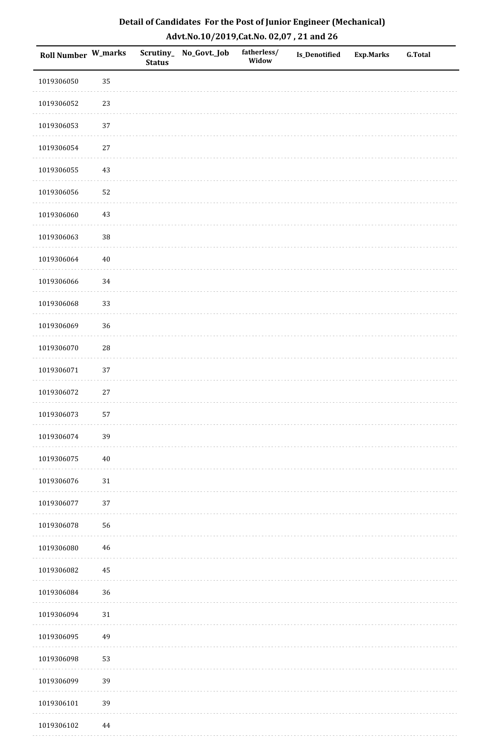# Detail of Candidates For the Post of Junior Engineer (Mechanical)

## Advt.No.10/2019,Cat.No. 02,07 , 21 and 26

| Roll Number | W_marks | Scrutiny_Status | No_Govt._Job | fatherless/Widow | Is_Denotified | Exp.Marks | G.Total |
|---|---|---|---|---|---|---|---|
| 1019306050 | 35 | | | | | | |
| 1019306052 | 23 | | | | | | |
| 1019306053 | 37 | | | | | | |
| 1019306054 | 27 | | | | | | |
| 1019306055 | 43 | | | | | | |
| 1019306056 | 52 | | | | | | |
| 1019306060 | 43 | | | | | | |
| 1019306063 | 38 | | | | | | |
| 1019306064 | 40 | | | | | | |
| 1019306066 | 34 | | | | | | |
| 1019306068 | 33 | | | | | | |
| 1019306069 | 36 | | | | | | |
| 1019306070 | 28 | | | | | | |
| 1019306071 | 37 | | | | | | |
| 1019306072 | 27 | | | | | | |
| 1019306073 | 57 | | | | | | |
| 1019306074 | 39 | | | | | | |
| 1019306075 | 40 | | | | | | |
| 1019306076 | 31 | | | | | | |
| 1019306077 | 37 | | | | | | |
| 1019306078 | 56 | | | | | | |
| 1019306080 | 46 | | | | | | |
| 1019306082 | 45 | | | | | | |
| 1019306084 | 36 | | | | | | |
| 1019306094 | 31 | | | | | | |
| 1019306095 | 49 | | | | | | |
| 1019306098 | 53 | | | | | | |
| 1019306099 | 39 | | | | | | |
| 1019306101 | 39 | | | | | | |
| 1019306102 | 44 | | | | | | |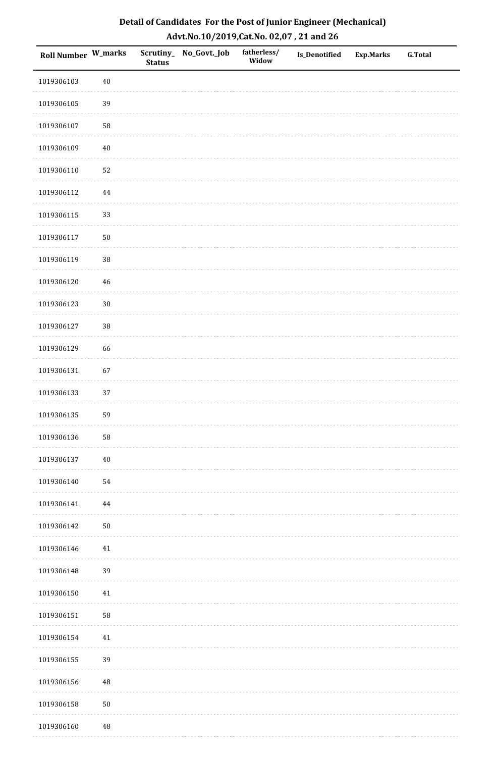## Detail of Candidates For the Post of Junior Engineer (Mechanical)
### Advt.No.10/2019,Cat.No. 02,07 , 21 and 26

| Roll Number | W_marks | Scrutiny_Status | No_Govt._Job | fatherless/Widow | Is_Denotified | Exp.Marks | G.Total |
|---|---|---|---|---|---|---|---|
| 1019306103 | 40 | | | | | | |
| 1019306105 | 39 | | | | | | |
| 1019306107 | 58 | | | | | | |
| 1019306109 | 40 | | | | | | |
| 1019306110 | 52 | | | | | | |
| 1019306112 | 44 | | | | | | |
| 1019306115 | 33 | | | | | | |
| 1019306117 | 50 | | | | | | |
| 1019306119 | 38 | | | | | | |
| 1019306120 | 46 | | | | | | |
| 1019306123 | 30 | | | | | | |
| 1019306127 | 38 | | | | | | |
| 1019306129 | 66 | | | | | | |
| 1019306131 | 67 | | | | | | |
| 1019306133 | 37 | | | | | | |
| 1019306135 | 59 | | | | | | |
| 1019306136 | 58 | | | | | | |
| 1019306137 | 40 | | | | | | |
| 1019306140 | 54 | | | | | | |
| 1019306141 | 44 | | | | | | |
| 1019306142 | 50 | | | | | | |
| 1019306146 | 41 | | | | | | |
| 1019306148 | 39 | | | | | | |
| 1019306150 | 41 | | | | | | |
| 1019306151 | 58 | | | | | | |
| 1019306154 | 41 | | | | | | |
| 1019306155 | 39 | | | | | | |
| 1019306156 | 48 | | | | | | |
| 1019306158 | 50 | | | | | | |
| 1019306160 | 48 | | | | | | |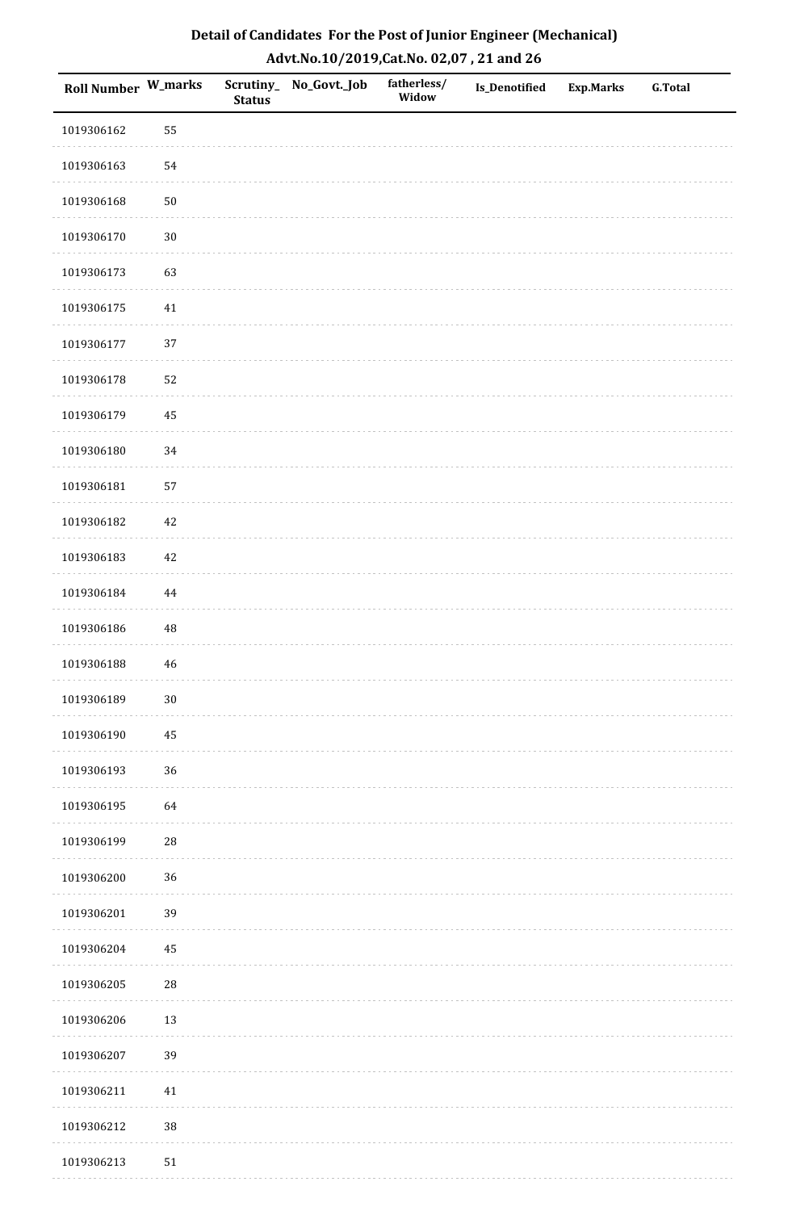# Detail of Candidates For the Post of Junior Engineer (Mechanical)

## Advt.No.10/2019,Cat.No. 02,07 , 21 and 26

| Roll Number | W_marks | Scrutiny_ Status | No_Govt._Job | fatherless/ Widow | Is_Denotified | Exp.Marks | G.Total |
|---|---|---|---|---|---|---|---|
| 1019306162 | 55 | | | | | | |
| 1019306163 | 54 | | | | | | |
| 1019306168 | 50 | | | | | | |
| 1019306170 | 30 | | | | | | |
| 1019306173 | 63 | | | | | | |
| 1019306175 | 41 | | | | | | |
| 1019306177 | 37 | | | | | | |
| 1019306178 | 52 | | | | | | |
| 1019306179 | 45 | | | | | | |
| 1019306180 | 34 | | | | | | |
| 1019306181 | 57 | | | | | | |
| 1019306182 | 42 | | | | | | |
| 1019306183 | 42 | | | | | | |
| 1019306184 | 44 | | | | | | |
| 1019306186 | 48 | | | | | | |
| 1019306188 | 46 | | | | | | |
| 1019306189 | 30 | | | | | | |
| 1019306190 | 45 | | | | | | |
| 1019306193 | 36 | | | | | | |
| 1019306195 | 64 | | | | | | |
| 1019306199 | 28 | | | | | | |
| 1019306200 | 36 | | | | | | |
| 1019306201 | 39 | | | | | | |
| 1019306204 | 45 | | | | | | |
| 1019306205 | 28 | | | | | | |
| 1019306206 | 13 | | | | | | |
| 1019306207 | 39 | | | | | | |
| 1019306211 | 41 | | | | | | |
| 1019306212 | 38 | | | | | | |
| 1019306213 | 51 | | | | | | |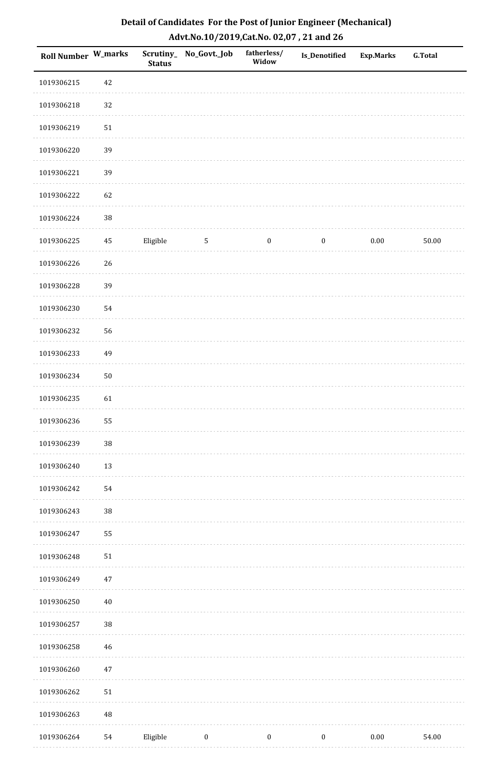## Detail of Candidates For the Post of Junior Engineer (Mechanical)

### Advt.No.10/2019,Cat.No. 02,07 , 21 and 26

| Roll Number | W_marks | Scrutiny_Status | No_Govt._Job | fatherless/Widow | Is_Denotified | Exp.Marks | G.Total |
|---|---|---|---|---|---|---|---|
| 1019306215 | 42 | | | | | | |
| 1019306218 | 32 | | | | | | |
| 1019306219 | 51 | | | | | | |
| 1019306220 | 39 | | | | | | |
| 1019306221 | 39 | | | | | | |
| 1019306222 | 62 | | | | | | |
| 1019306224 | 38 | | | | | | |
| 1019306225 | 45 | Eligible | 5 | 0 | 0 | 0.00 | 50.00 |
| 1019306226 | 26 | | | | | | |
| 1019306228 | 39 | | | | | | |
| 1019306230 | 54 | | | | | | |
| 1019306232 | 56 | | | | | | |
| 1019306233 | 49 | | | | | | |
| 1019306234 | 50 | | | | | | |
| 1019306235 | 61 | | | | | | |
| 1019306236 | 55 | | | | | | |
| 1019306239 | 38 | | | | | | |
| 1019306240 | 13 | | | | | | |
| 1019306242 | 54 | | | | | | |
| 1019306243 | 38 | | | | | | |
| 1019306247 | 55 | | | | | | |
| 1019306248 | 51 | | | | | | |
| 1019306249 | 47 | | | | | | |
| 1019306250 | 40 | | | | | | |
| 1019306257 | 38 | | | | | | |
| 1019306258 | 46 | | | | | | |
| 1019306260 | 47 | | | | | | |
| 1019306262 | 51 | | | | | | |
| 1019306263 | 48 | | | | | | |
| 1019306264 | 54 | Eligible | 0 | 0 | 0 | 0.00 | 54.00 |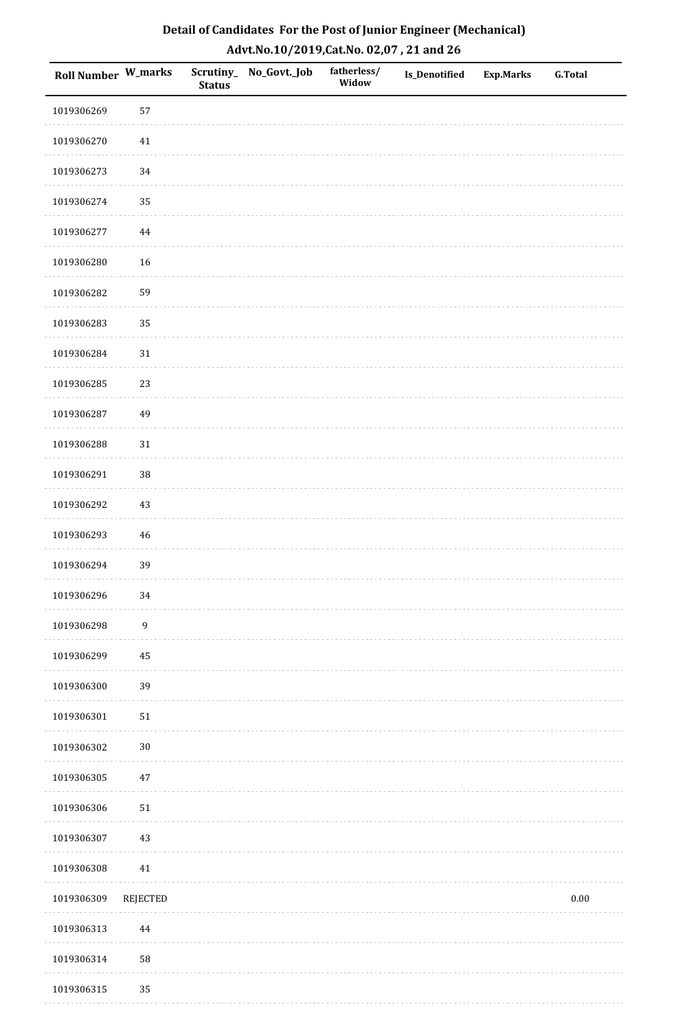# Detail of Candidates For the Post of Junior Engineer (Mechanical)

## Advt.No.10/2019,Cat.No. 02,07 , 21 and 26

| Roll Number | W_marks | Scrutiny_Status | No_Govt._Job | fatherless/Widow | Is_Denotified | Exp.Marks | G.Total |
|---|---|---|---|---|---|---|---|
| 1019306269 | 57 | | | | | | |
| 1019306270 | 41 | | | | | | |
| 1019306273 | 34 | | | | | | |
| 1019306274 | 35 | | | | | | |
| 1019306277 | 44 | | | | | | |
| 1019306280 | 16 | | | | | | |
| 1019306282 | 59 | | | | | | |
| 1019306283 | 35 | | | | | | |
| 1019306284 | 31 | | | | | | |
| 1019306285 | 23 | | | | | | |
| 1019306287 | 49 | | | | | | |
| 1019306288 | 31 | | | | | | |
| 1019306291 | 38 | | | | | | |
| 1019306292 | 43 | | | | | | |
| 1019306293 | 46 | | | | | | |
| 1019306294 | 39 | | | | | | |
| 1019306296 | 34 | | | | | | |
| 1019306298 | 9 | | | | | | |
| 1019306299 | 45 | | | | | | |
| 1019306300 | 39 | | | | | | |
| 1019306301 | 51 | | | | | | |
| 1019306302 | 30 | | | | | | |
| 1019306305 | 47 | | | | | | |
| 1019306306 | 51 | | | | | | |
| 1019306307 | 43 | | | | | | |
| 1019306308 | 41 | | | | | | |
| 1019306309 | REJECTED | | | | | | 0.00 |
| 1019306313 | 44 | | | | | | |
| 1019306314 | 58 | | | | | | |
| 1019306315 | 35 | | | | | | |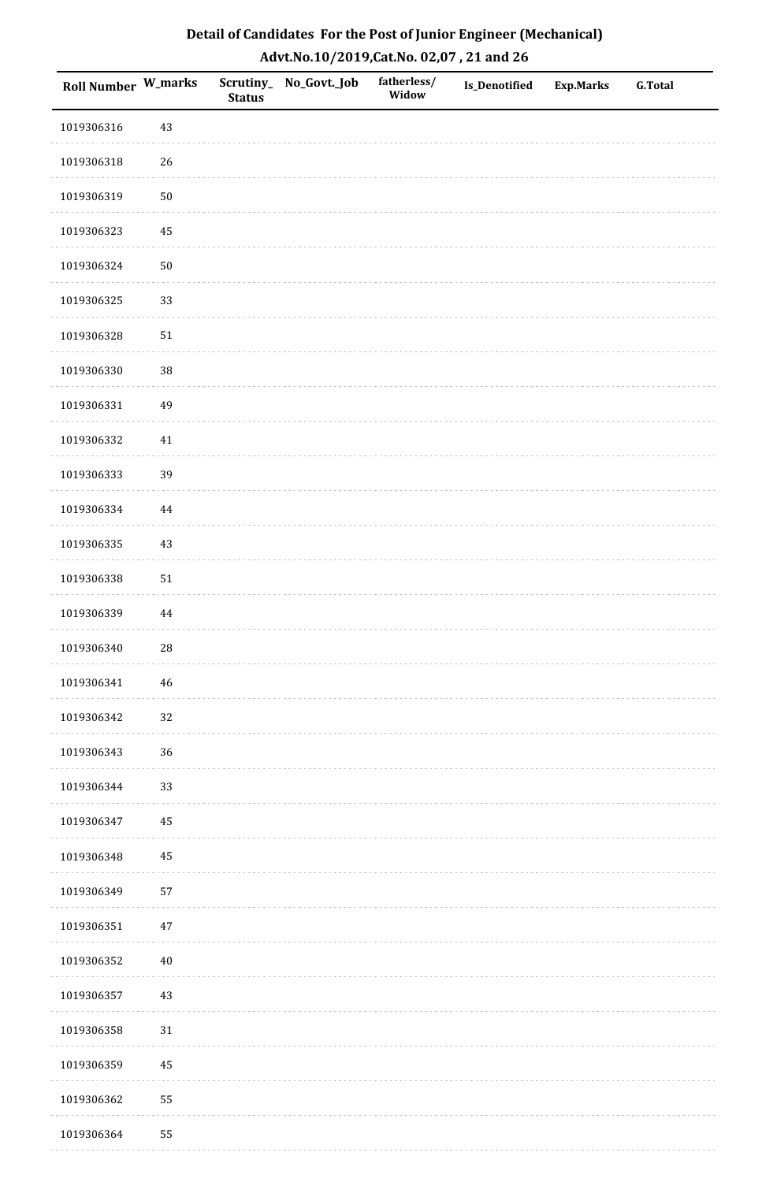## Detail of Candidates For the Post of Junior Engineer (Mechanical)
### Advt.No.10/2019,Cat.No. 02,07 , 21 and 26

| Roll Number | W_marks | Scrutiny_Status | No_Govt._Job | fatherless/Widow | Is_Denotified | Exp.Marks | G.Total |
|---|---|---|---|---|---|---|---|
| 1019306316 | 43 | | | | | | |
| 1019306318 | 26 | | | | | | |
| 1019306319 | 50 | | | | | | |
| 1019306323 | 45 | | | | | | |
| 1019306324 | 50 | | | | | | |
| 1019306325 | 33 | | | | | | |
| 1019306328 | 51 | | | | | | |
| 1019306330 | 38 | | | | | | |
| 1019306331 | 49 | | | | | | |
| 1019306332 | 41 | | | | | | |
| 1019306333 | 39 | | | | | | |
| 1019306334 | 44 | | | | | | |
| 1019306335 | 43 | | | | | | |
| 1019306338 | 51 | | | | | | |
| 1019306339 | 44 | | | | | | |
| 1019306340 | 28 | | | | | | |
| 1019306341 | 46 | | | | | | |
| 1019306342 | 32 | | | | | | |
| 1019306343 | 36 | | | | | | |
| 1019306344 | 33 | | | | | | |
| 1019306347 | 45 | | | | | | |
| 1019306348 | 45 | | | | | | |
| 1019306349 | 57 | | | | | | |
| 1019306351 | 47 | | | | | | |
| 1019306352 | 40 | | | | | | |
| 1019306357 | 43 | | | | | | |
| 1019306358 | 31 | | | | | | |
| 1019306359 | 45 | | | | | | |
| 1019306362 | 55 | | | | | | |
| 1019306364 | 55 | | | | | | |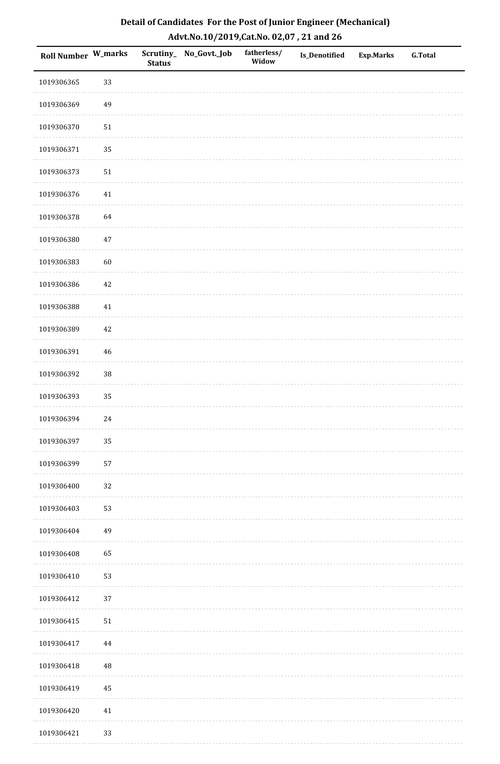# Detail of Candidates For the Post of Junior Engineer (Mechanical)

## Advt.No.10/2019,Cat.No. 02,07 , 21 and 26

| Roll Number | W_marks | Scrutiny_Status | No_Govt._Job | fatherless/Widow | Is_Denotified | Exp.Marks | G.Total |
|---|---|---|---|---|---|---|---|
| 1019306365 | 33 | | | | | | |
| 1019306369 | 49 | | | | | | |
| 1019306370 | 51 | | | | | | |
| 1019306371 | 35 | | | | | | |
| 1019306373 | 51 | | | | | | |
| 1019306376 | 41 | | | | | | |
| 1019306378 | 64 | | | | | | |
| 1019306380 | 47 | | | | | | |
| 1019306383 | 60 | | | | | | |
| 1019306386 | 42 | | | | | | |
| 1019306388 | 41 | | | | | | |
| 1019306389 | 42 | | | | | | |
| 1019306391 | 46 | | | | | | |
| 1019306392 | 38 | | | | | | |
| 1019306393 | 35 | | | | | | |
| 1019306394 | 24 | | | | | | |
| 1019306397 | 35 | | | | | | |
| 1019306399 | 57 | | | | | | |
| 1019306400 | 32 | | | | | | |
| 1019306403 | 53 | | | | | | |
| 1019306404 | 49 | | | | | | |
| 1019306408 | 65 | | | | | | |
| 1019306410 | 53 | | | | | | |
| 1019306412 | 37 | | | | | | |
| 1019306415 | 51 | | | | | | |
| 1019306417 | 44 | | | | | | |
| 1019306418 | 48 | | | | | | |
| 1019306419 | 45 | | | | | | |
| 1019306420 | 41 | | | | | | |
| 1019306421 | 33 | | | | | | |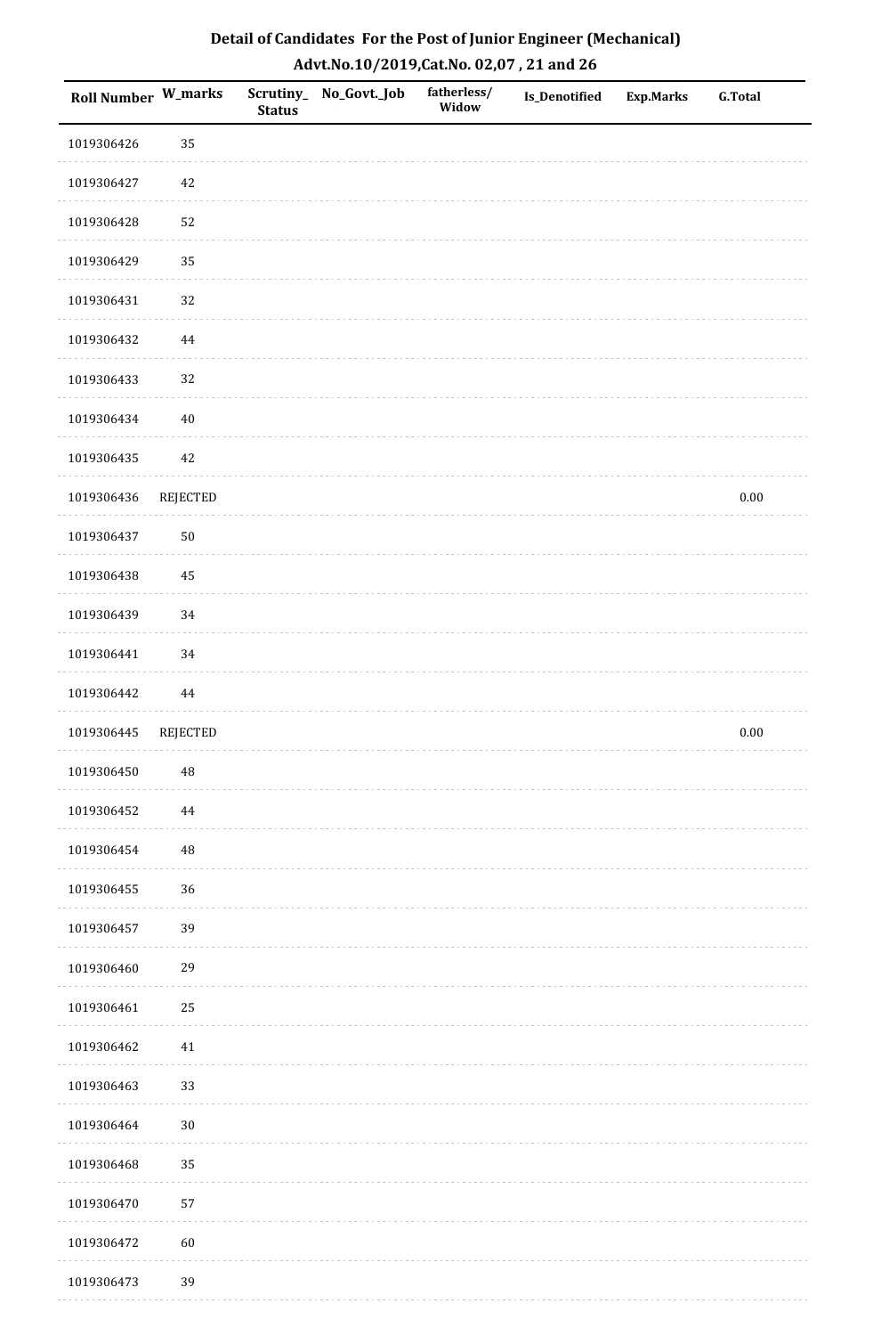# Detail of Candidates For the Post of Junior Engineer (Mechanical)

## Advt.No.10/2019,Cat.No. 02,07 , 21 and 26

| Roll Number | W_marks | Scrutiny_Status | No_Govt._Job | fatherless/Widow | Is_Denotified | Exp.Marks | G.Total |
|---|---|---|---|---|---|---|---|
| 1019306426 | 35 | | | | | | |
| 1019306427 | 42 | | | | | | |
| 1019306428 | 52 | | | | | | |
| 1019306429 | 35 | | | | | | |
| 1019306431 | 32 | | | | | | |
| 1019306432 | 44 | | | | | | |
| 1019306433 | 32 | | | | | | |
| 1019306434 | 40 | | | | | | |
| 1019306435 | 42 | | | | | | |
| 1019306436 | REJECTED | | | | | | 0.00 |
| 1019306437 | 50 | | | | | | |
| 1019306438 | 45 | | | | | | |
| 1019306439 | 34 | | | | | | |
| 1019306441 | 34 | | | | | | |
| 1019306442 | 44 | | | | | | |
| 1019306445 | REJECTED | | | | | | 0.00 |
| 1019306450 | 48 | | | | | | |
| 1019306452 | 44 | | | | | | |
| 1019306454 | 48 | | | | | | |
| 1019306455 | 36 | | | | | | |
| 1019306457 | 39 | | | | | | |
| 1019306460 | 29 | | | | | | |
| 1019306461 | 25 | | | | | | |
| 1019306462 | 41 | | | | | | |
| 1019306463 | 33 | | | | | | |
| 1019306464 | 30 | | | | | | |
| 1019306468 | 35 | | | | | | |
| 1019306470 | 57 | | | | | | |
| 1019306472 | 60 | | | | | | |
| 1019306473 | 39 | | | | | | |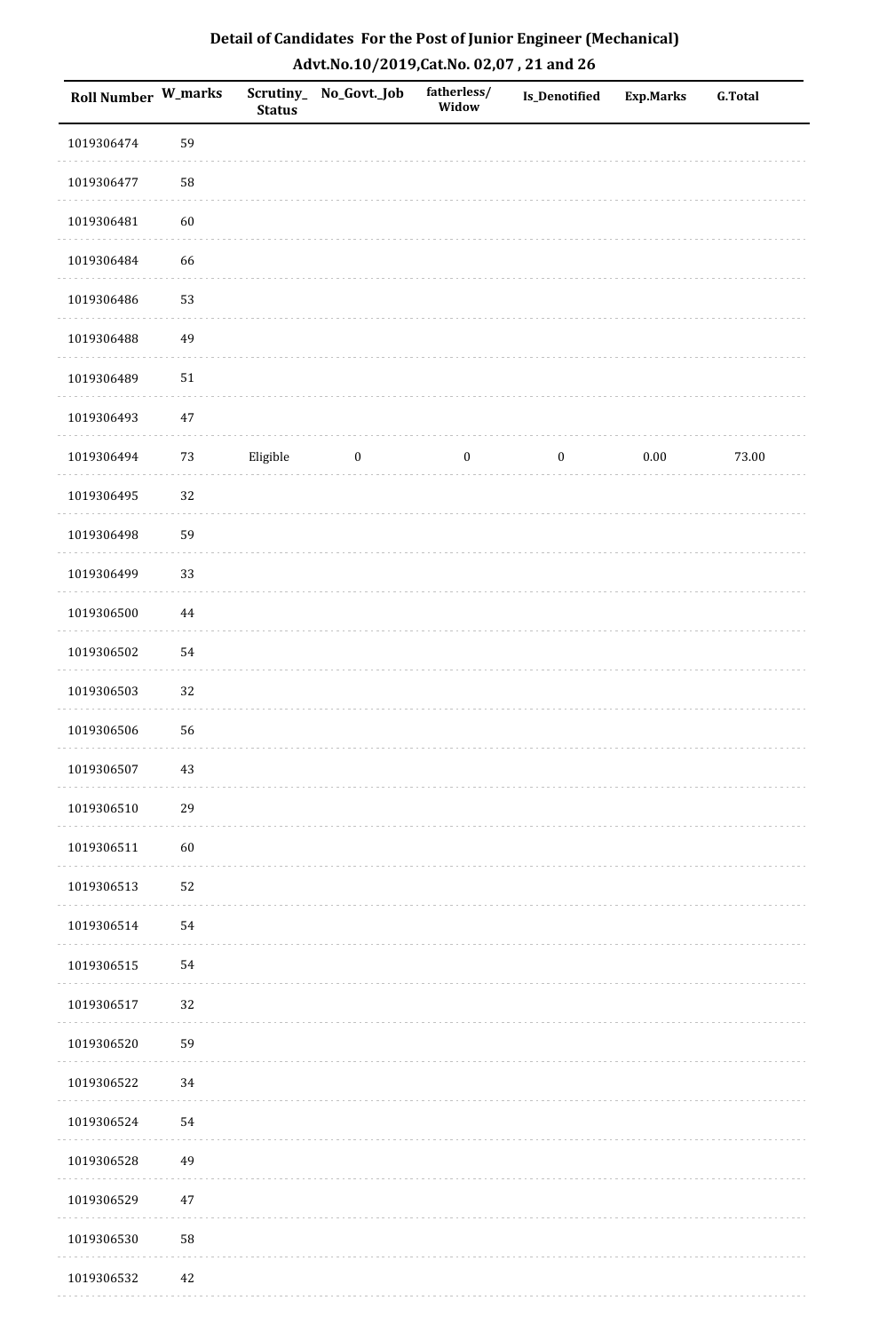# Detail of Candidates For the Post of Junior Engineer (Mechanical)

## Advt.No.10/2019,Cat.No. 02,07 , 21 and 26

| Roll Number | W_marks | Scrutiny_Status | No_Govt._Job | fatherless/Widow | Is_Denotified | Exp.Marks | G.Total |
|---|---|---|---|---|---|---|---|
| 1019306474 | 59 | | | | | | |
| 1019306477 | 58 | | | | | | |
| 1019306481 | 60 | | | | | | |
| 1019306484 | 66 | | | | | | |
| 1019306486 | 53 | | | | | | |
| 1019306488 | 49 | | | | | | |
| 1019306489 | 51 | | | | | | |
| 1019306493 | 47 | | | | | | |
| 1019306494 | 73 | Eligible | 0 | 0 | 0 | 0.00 | 73.00 |
| 1019306495 | 32 | | | | | | |
| 1019306498 | 59 | | | | | | |
| 1019306499 | 33 | | | | | | |
| 1019306500 | 44 | | | | | | |
| 1019306502 | 54 | | | | | | |
| 1019306503 | 32 | | | | | | |
| 1019306506 | 56 | | | | | | |
| 1019306507 | 43 | | | | | | |
| 1019306510 | 29 | | | | | | |
| 1019306511 | 60 | | | | | | |
| 1019306513 | 52 | | | | | | |
| 1019306514 | 54 | | | | | | |
| 1019306515 | 54 | | | | | | |
| 1019306517 | 32 | | | | | | |
| 1019306520 | 59 | | | | | | |
| 1019306522 | 34 | | | | | | |
| 1019306524 | 54 | | | | | | |
| 1019306528 | 49 | | | | | | |
| 1019306529 | 47 | | | | | | |
| 1019306530 | 58 | | | | | | |
| 1019306532 | 42 | | | | | | |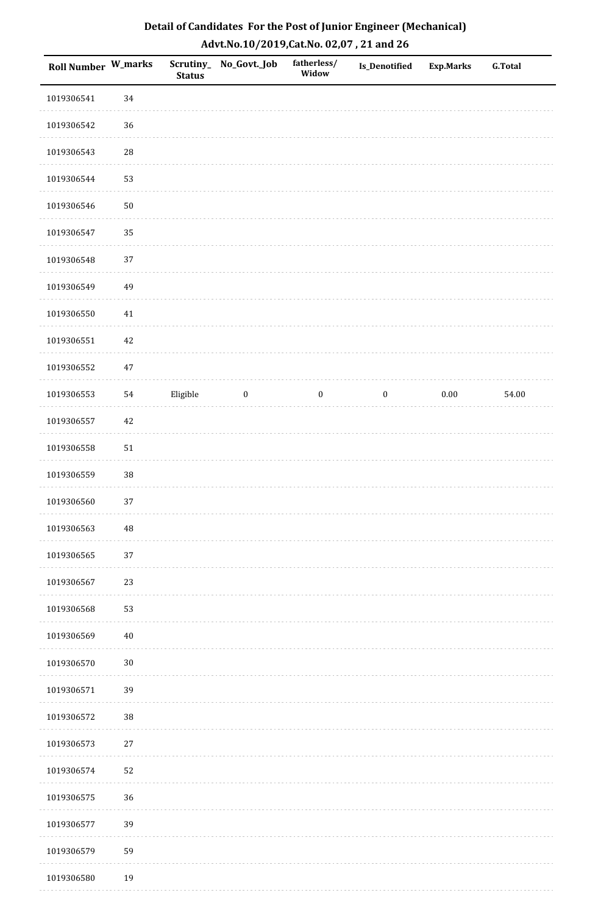# Detail of Candidates For the Post of Junior Engineer (Mechanical)

## Advt.No.10/2019,Cat.No. 02,07 , 21 and 26

| Roll Number | W_marks | Scrutiny_Status | No_Govt._Job | fatherless/Widow | Is_Denotified | Exp.Marks | G.Total |
|---|---|---|---|---|---|---|---|
| 1019306541 | 34 | | | | | | |
| 1019306542 | 36 | | | | | | |
| 1019306543 | 28 | | | | | | |
| 1019306544 | 53 | | | | | | |
| 1019306546 | 50 | | | | | | |
| 1019306547 | 35 | | | | | | |
| 1019306548 | 37 | | | | | | |
| 1019306549 | 49 | | | | | | |
| 1019306550 | 41 | | | | | | |
| 1019306551 | 42 | | | | | | |
| 1019306552 | 47 | | | | | | |
| 1019306553 | 54 | Eligible | 0 | 0 | 0 | 0.00 | 54.00 |
| 1019306557 | 42 | | | | | | |
| 1019306558 | 51 | | | | | | |
| 1019306559 | 38 | | | | | | |
| 1019306560 | 37 | | | | | | |
| 1019306563 | 48 | | | | | | |
| 1019306565 | 37 | | | | | | |
| 1019306567 | 23 | | | | | | |
| 1019306568 | 53 | | | | | | |
| 1019306569 | 40 | | | | | | |
| 1019306570 | 30 | | | | | | |
| 1019306571 | 39 | | | | | | |
| 1019306572 | 38 | | | | | | |
| 1019306573 | 27 | | | | | | |
| 1019306574 | 52 | | | | | | |
| 1019306575 | 36 | | | | | | |
| 1019306577 | 39 | | | | | | |
| 1019306579 | 59 | | | | | | |
| 1019306580 | 19 | | | | | | |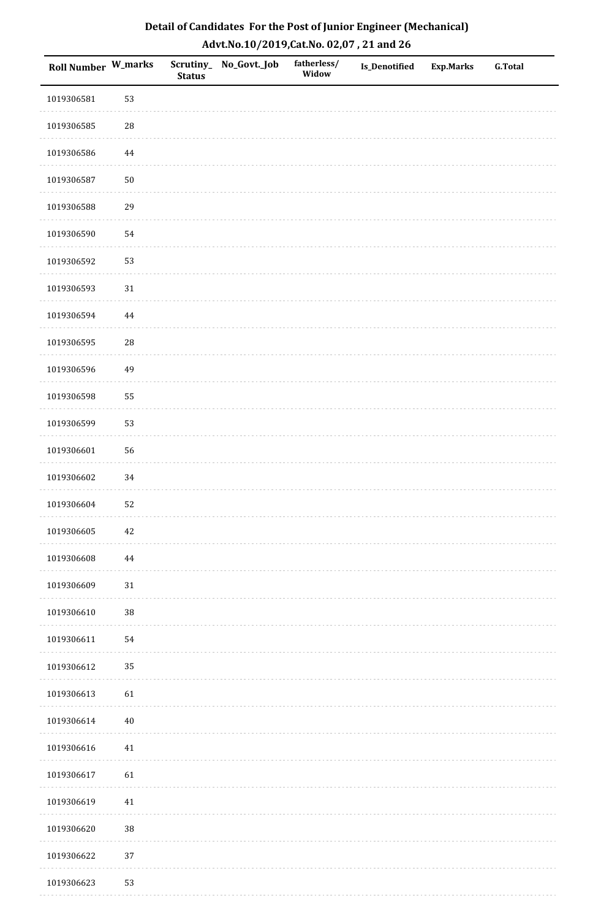**Detail of Candidates For the Post of Junior Engineer (Mechanical)**
**Advt.No.10/2019,Cat.No. 02,07 , 21 and 26**

| Roll Number | W_marks | Scrutiny_Status | No_Govt._Job | fatherless/Widow | Is_Denotified | Exp.Marks | G.Total |
|---|---|---|---|---|---|---|---|
| 1019306581 | 53 | | | | | | |
| 1019306585 | 28 | | | | | | |
| 1019306586 | 44 | | | | | | |
| 1019306587 | 50 | | | | | | |
| 1019306588 | 29 | | | | | | |
| 1019306590 | 54 | | | | | | |
| 1019306592 | 53 | | | | | | |
| 1019306593 | 31 | | | | | | |
| 1019306594 | 44 | | | | | | |
| 1019306595 | 28 | | | | | | |
| 1019306596 | 49 | | | | | | |
| 1019306598 | 55 | | | | | | |
| 1019306599 | 53 | | | | | | |
| 1019306601 | 56 | | | | | | |
| 1019306602 | 34 | | | | | | |
| 1019306604 | 52 | | | | | | |
| 1019306605 | 42 | | | | | | |
| 1019306608 | 44 | | | | | | |
| 1019306609 | 31 | | | | | | |
| 1019306610 | 38 | | | | | | |
| 1019306611 | 54 | | | | | | |
| 1019306612 | 35 | | | | | | |
| 1019306613 | 61 | | | | | | |
| 1019306614 | 40 | | | | | | |
| 1019306616 | 41 | | | | | | |
| 1019306617 | 61 | | | | | | |
| 1019306619 | 41 | | | | | | |
| 1019306620 | 38 | | | | | | |
| 1019306622 | 37 | | | | | | |
| 1019306623 | 53 | | | | | | |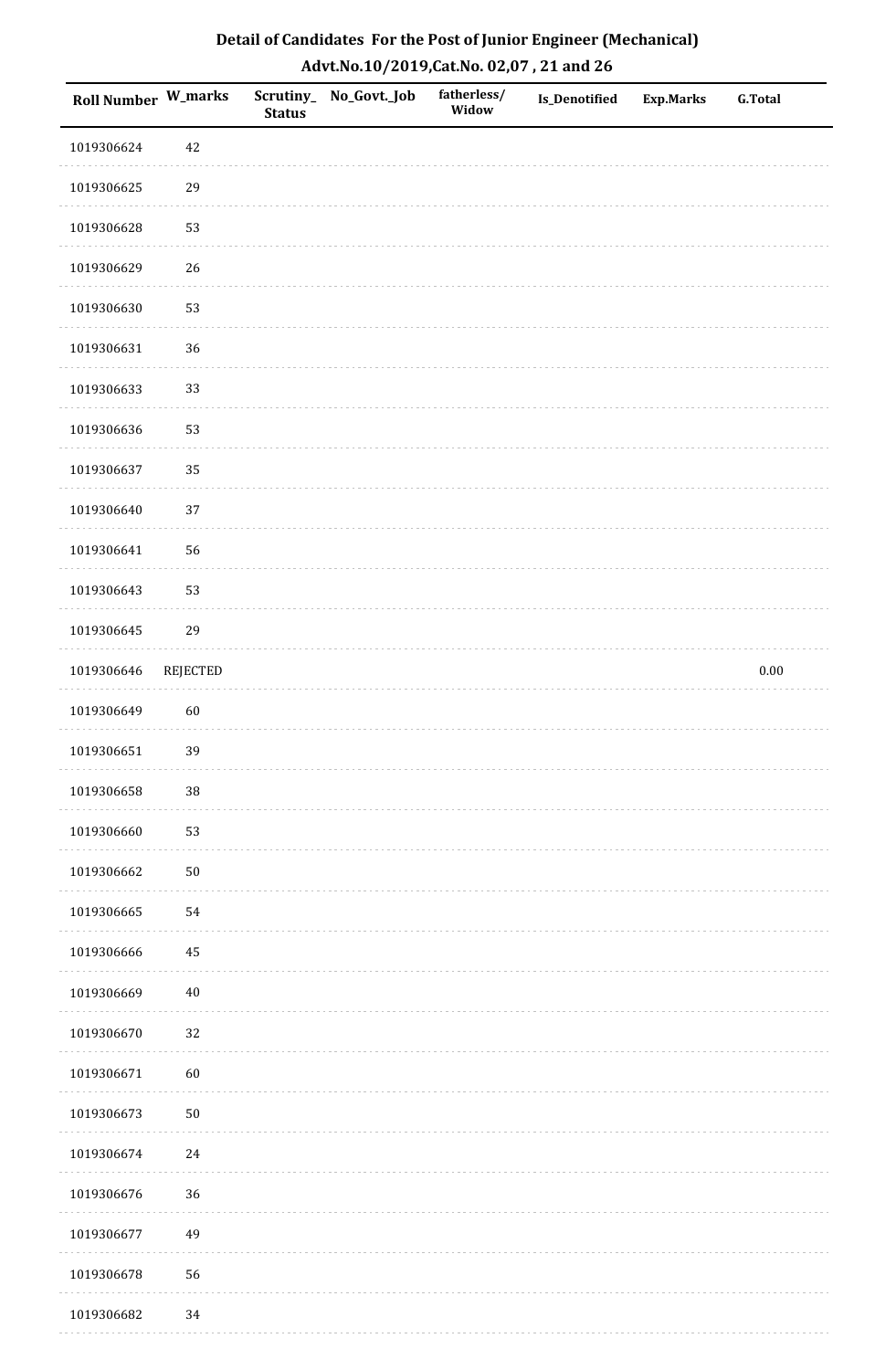**Detail of Candidates For the Post of Junior Engineer (Mechanical)**
**Advt.No.10/2019,Cat.No. 02,07 , 21 and 26**

| Roll Number | W_marks | Scrutiny_ Status | No_Govt._Job | fatherless/ Widow | Is_Denotified | Exp.Marks | G.Total |
|---|---|---|---|---|---|---|---|
| 1019306624 | 42 | | | | | | |
| 1019306625 | 29 | | | | | | |
| 1019306628 | 53 | | | | | | |
| 1019306629 | 26 | | | | | | |
| 1019306630 | 53 | | | | | | |
| 1019306631 | 36 | | | | | | |
| 1019306633 | 33 | | | | | | |
| 1019306636 | 53 | | | | | | |
| 1019306637 | 35 | | | | | | |
| 1019306640 | 37 | | | | | | |
| 1019306641 | 56 | | | | | | |
| 1019306643 | 53 | | | | | | |
| 1019306645 | 29 | | | | | | |
| 1019306646 | REJECTED | | | | | | 0.00 |
| 1019306649 | 60 | | | | | | |
| 1019306651 | 39 | | | | | | |
| 1019306658 | 38 | | | | | | |
| 1019306660 | 53 | | | | | | |
| 1019306662 | 50 | | | | | | |
| 1019306665 | 54 | | | | | | |
| 1019306666 | 45 | | | | | | |
| 1019306669 | 40 | | | | | | |
| 1019306670 | 32 | | | | | | |
| 1019306671 | 60 | | | | | | |
| 1019306673 | 50 | | | | | | |
| 1019306674 | 24 | | | | | | |
| 1019306676 | 36 | | | | | | |
| 1019306677 | 49 | | | | | | |
| 1019306678 | 56 | | | | | | |
| 1019306682 | 34 | | | | | | |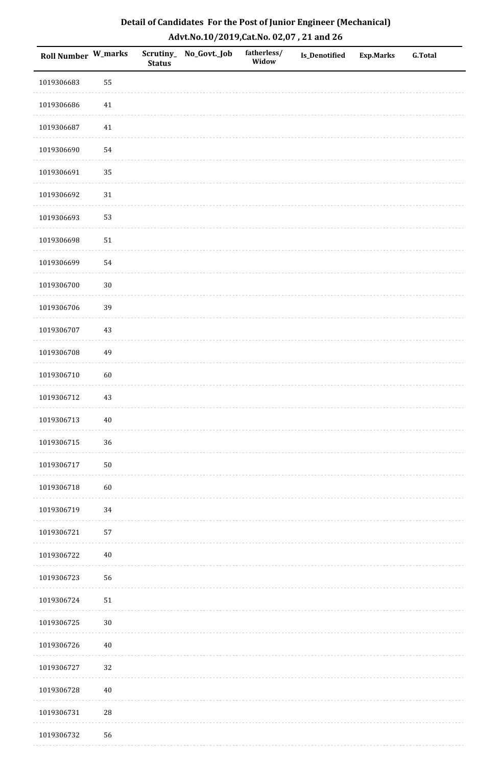# Detail of Candidates For the Post of Junior Engineer (Mechanical)

## Advt.No.10/2019,Cat.No. 02,07 , 21 and 26

| Roll Number | W_marks | Scrutiny_Status | No_Govt._Job | fatherless/Widow | Is_Denotified | Exp.Marks | G.Total |
|---|---|---|---|---|---|---|---|
| 1019306683 | 55 | | | | | | |
| 1019306686 | 41 | | | | | | |
| 1019306687 | 41 | | | | | | |
| 1019306690 | 54 | | | | | | |
| 1019306691 | 35 | | | | | | |
| 1019306692 | 31 | | | | | | |
| 1019306693 | 53 | | | | | | |
| 1019306698 | 51 | | | | | | |
| 1019306699 | 54 | | | | | | |
| 1019306700 | 30 | | | | | | |
| 1019306706 | 39 | | | | | | |
| 1019306707 | 43 | | | | | | |
| 1019306708 | 49 | | | | | | |
| 1019306710 | 60 | | | | | | |
| 1019306712 | 43 | | | | | | |
| 1019306713 | 40 | | | | | | |
| 1019306715 | 36 | | | | | | |
| 1019306717 | 50 | | | | | | |
| 1019306718 | 60 | | | | | | |
| 1019306719 | 34 | | | | | | |
| 1019306721 | 57 | | | | | | |
| 1019306722 | 40 | | | | | | |
| 1019306723 | 56 | | | | | | |
| 1019306724 | 51 | | | | | | |
| 1019306725 | 30 | | | | | | |
| 1019306726 | 40 | | | | | | |
| 1019306727 | 32 | | | | | | |
| 1019306728 | 40 | | | | | | |
| 1019306731 | 28 | | | | | | |
| 1019306732 | 56 | | | | | | |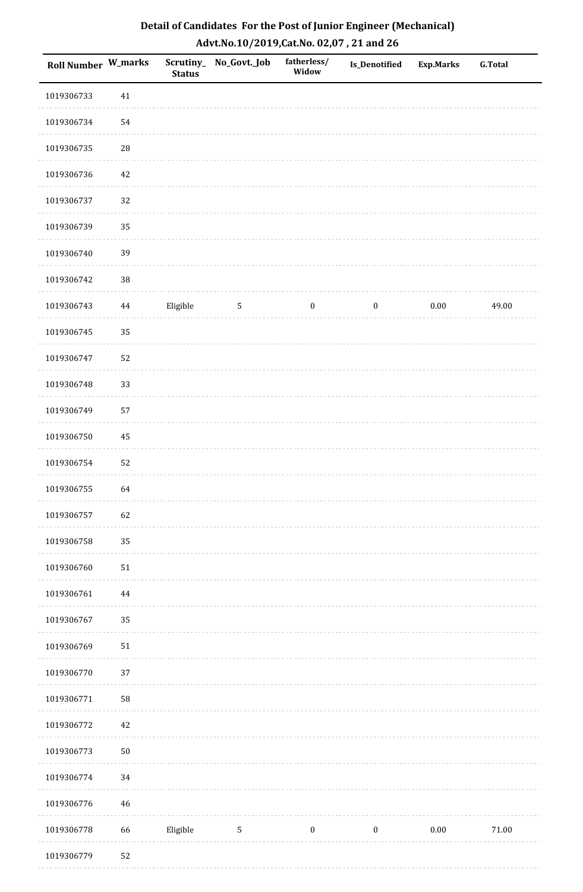# Detail of Candidates For the Post of Junior Engineer (Mechanical)

## Advt.No.10/2019,Cat.No. 02,07 , 21 and 26

| Roll Number | W_marks | Scrutiny_Status | No_Govt._Job | fatherless/Widow | Is_Denotified | Exp.Marks | G.Total |
|---|---|---|---|---|---|---|---|
| 1019306733 | 41 | | | | | | |
| 1019306734 | 54 | | | | | | |
| 1019306735 | 28 | | | | | | |
| 1019306736 | 42 | | | | | | |
| 1019306737 | 32 | | | | | | |
| 1019306739 | 35 | | | | | | |
| 1019306740 | 39 | | | | | | |
| 1019306742 | 38 | | | | | | |
| 1019306743 | 44 | Eligible | 5 | 0 | 0 | 0.00 | 49.00 |
| 1019306745 | 35 | | | | | | |
| 1019306747 | 52 | | | | | | |
| 1019306748 | 33 | | | | | | |
| 1019306749 | 57 | | | | | | |
| 1019306750 | 45 | | | | | | |
| 1019306754 | 52 | | | | | | |
| 1019306755 | 64 | | | | | | |
| 1019306757 | 62 | | | | | | |
| 1019306758 | 35 | | | | | | |
| 1019306760 | 51 | | | | | | |
| 1019306761 | 44 | | | | | | |
| 1019306767 | 35 | | | | | | |
| 1019306769 | 51 | | | | | | |
| 1019306770 | 37 | | | | | | |
| 1019306771 | 58 | | | | | | |
| 1019306772 | 42 | | | | | | |
| 1019306773 | 50 | | | | | | |
| 1019306774 | 34 | | | | | | |
| 1019306776 | 46 | | | | | | |
| 1019306778 | 66 | Eligible | 5 | 0 | 0 | 0.00 | 71.00 |
| 1019306779 | 52 | | | | | | |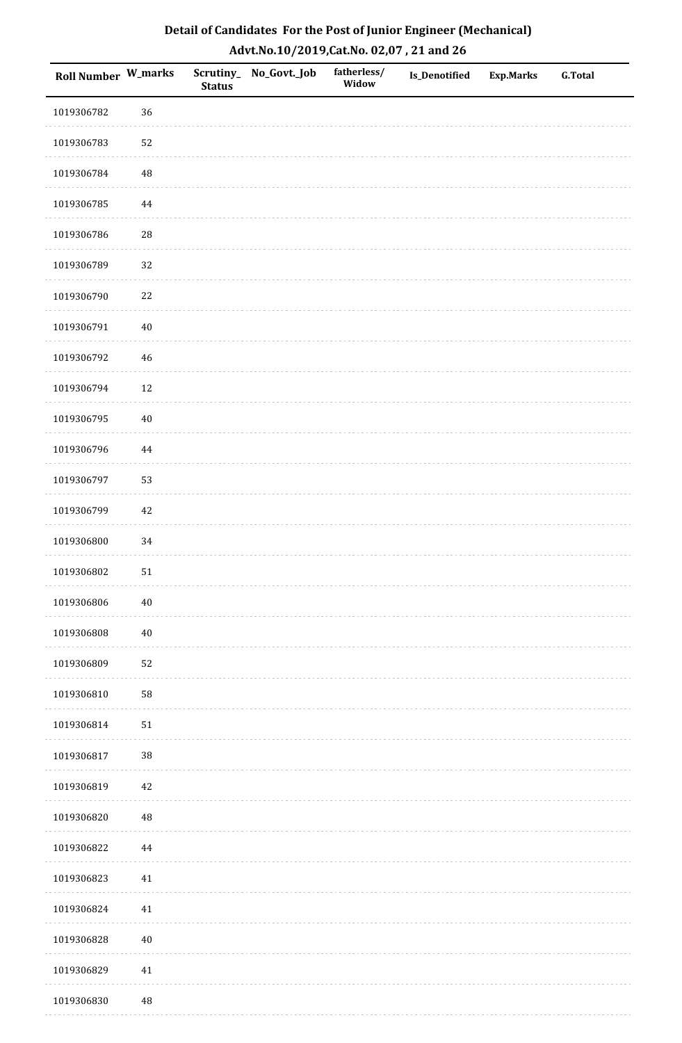## Detail of Candidates For the Post of Junior Engineer (Mechanical)

## Advt.No.10/2019,Cat.No. 02,07 , 21 and 26

| Roll Number | W_marks | Scrutiny_Status | No_Govt._Job | fatherless/Widow | Is_Denotified | Exp.Marks | G.Total |
|---|---|---|---|---|---|---|---|
| 1019306782 | 36 | | | | | | |
| 1019306783 | 52 | | | | | | |
| 1019306784 | 48 | | | | | | |
| 1019306785 | 44 | | | | | | |
| 1019306786 | 28 | | | | | | |
| 1019306789 | 32 | | | | | | |
| 1019306790 | 22 | | | | | | |
| 1019306791 | 40 | | | | | | |
| 1019306792 | 46 | | | | | | |
| 1019306794 | 12 | | | | | | |
| 1019306795 | 40 | | | | | | |
| 1019306796 | 44 | | | | | | |
| 1019306797 | 53 | | | | | | |
| 1019306799 | 42 | | | | | | |
| 1019306800 | 34 | | | | | | |
| 1019306802 | 51 | | | | | | |
| 1019306806 | 40 | | | | | | |
| 1019306808 | 40 | | | | | | |
| 1019306809 | 52 | | | | | | |
| 1019306810 | 58 | | | | | | |
| 1019306814 | 51 | | | | | | |
| 1019306817 | 38 | | | | | | |
| 1019306819 | 42 | | | | | | |
| 1019306820 | 48 | | | | | | |
| 1019306822 | 44 | | | | | | |
| 1019306823 | 41 | | | | | | |
| 1019306824 | 41 | | | | | | |
| 1019306828 | 40 | | | | | | |
| 1019306829 | 41 | | | | | | |
| 1019306830 | 48 | | | | | | |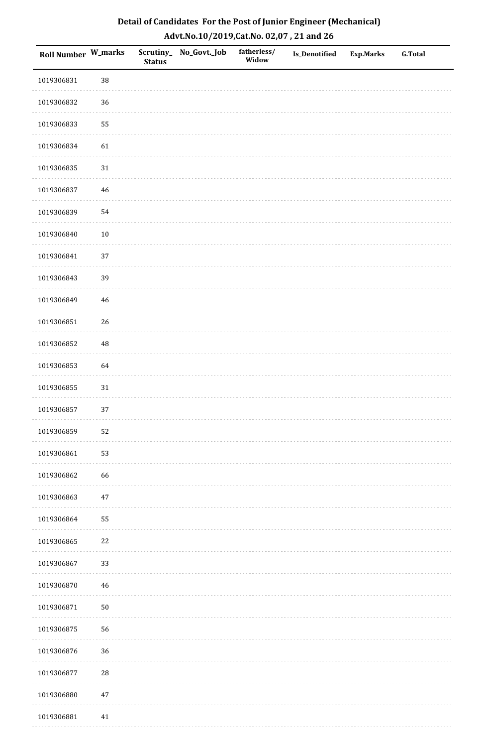## Detail of Candidates For the Post of Junior Engineer (Mechanical)
## Advt.No.10/2019,Cat.No. 02,07 , 21 and 26

| Roll Number | W_marks | Scrutiny_Status | No_Govt._Job | fatherless/Widow | Is_Denotified | Exp.Marks | G.Total |
|---|---|---|---|---|---|---|---|
| 1019306831 | 38 | | | | | | |
| 1019306832 | 36 | | | | | | |
| 1019306833 | 55 | | | | | | |
| 1019306834 | 61 | | | | | | |
| 1019306835 | 31 | | | | | | |
| 1019306837 | 46 | | | | | | |
| 1019306839 | 54 | | | | | | |
| 1019306840 | 10 | | | | | | |
| 1019306841 | 37 | | | | | | |
| 1019306843 | 39 | | | | | | |
| 1019306849 | 46 | | | | | | |
| 1019306851 | 26 | | | | | | |
| 1019306852 | 48 | | | | | | |
| 1019306853 | 64 | | | | | | |
| 1019306855 | 31 | | | | | | |
| 1019306857 | 37 | | | | | | |
| 1019306859 | 52 | | | | | | |
| 1019306861 | 53 | | | | | | |
| 1019306862 | 66 | | | | | | |
| 1019306863 | 47 | | | | | | |
| 1019306864 | 55 | | | | | | |
| 1019306865 | 22 | | | | | | |
| 1019306867 | 33 | | | | | | |
| 1019306870 | 46 | | | | | | |
| 1019306871 | 50 | | | | | | |
| 1019306875 | 56 | | | | | | |
| 1019306876 | 36 | | | | | | |
| 1019306877 | 28 | | | | | | |
| 1019306880 | 47 | | | | | | |
| 1019306881 | 41 | | | | | | |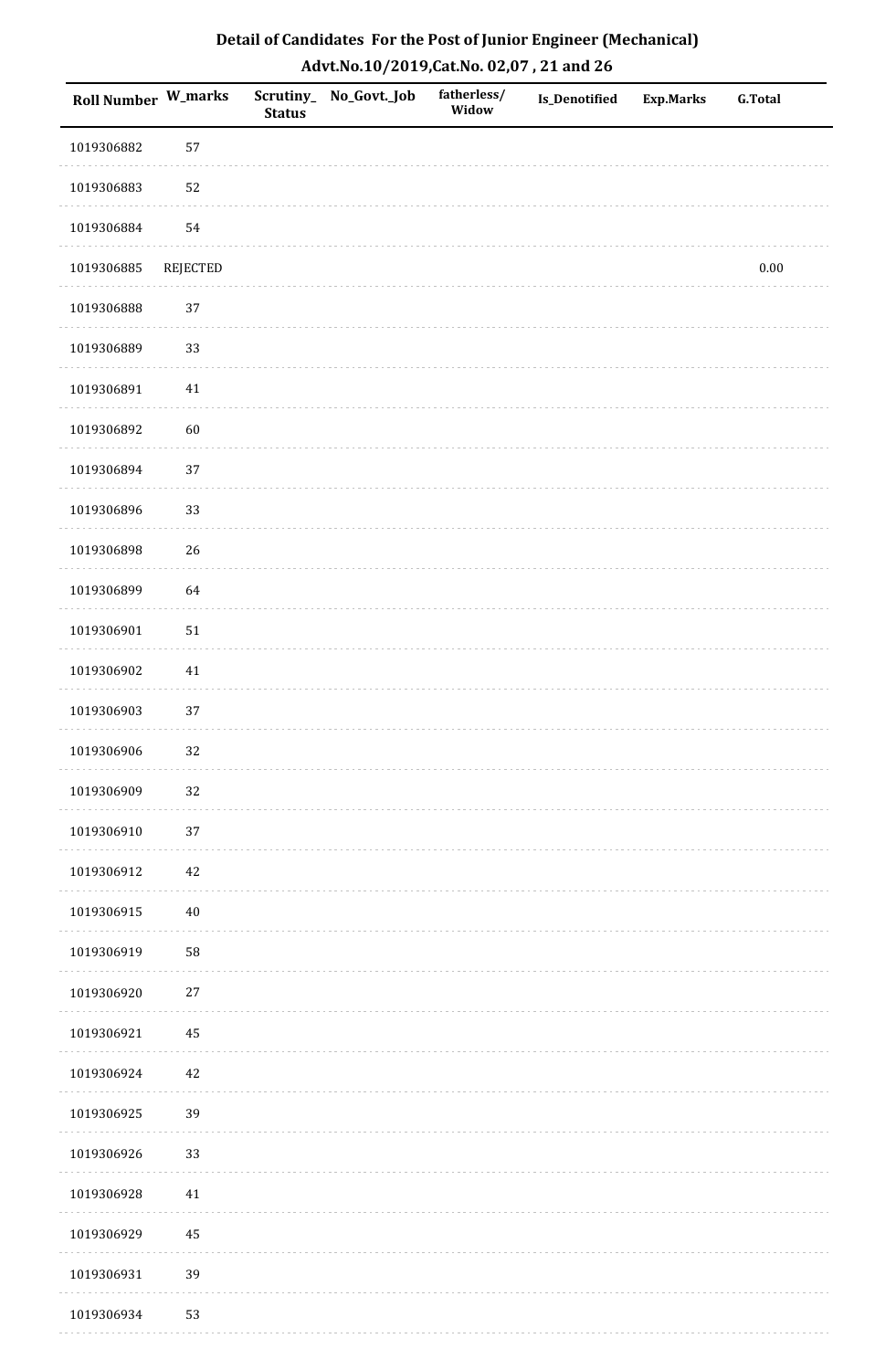# Detail of Candidates For the Post of Junior Engineer (Mechanical)

## Advt.No.10/2019,Cat.No. 02,07 , 21 and 26

| Roll Number | W_marks | Scrutiny_Status | No_Govt._Job | fatherless/ Widow | Is_Denotified | Exp.Marks | G.Total |
|---|---|---|---|---|---|---|---|
| 1019306882 | 57 | | | | | | |
| 1019306883 | 52 | | | | | | |
| 1019306884 | 54 | | | | | | |
| 1019306885 | REJECTED | | | | | | 0.00 |
| 1019306888 | 37 | | | | | | |
| 1019306889 | 33 | | | | | | |
| 1019306891 | 41 | | | | | | |
| 1019306892 | 60 | | | | | | |
| 1019306894 | 37 | | | | | | |
| 1019306896 | 33 | | | | | | |
| 1019306898 | 26 | | | | | | |
| 1019306899 | 64 | | | | | | |
| 1019306901 | 51 | | | | | | |
| 1019306902 | 41 | | | | | | |
| 1019306903 | 37 | | | | | | |
| 1019306906 | 32 | | | | | | |
| 1019306909 | 32 | | | | | | |
| 1019306910 | 37 | | | | | | |
| 1019306912 | 42 | | | | | | |
| 1019306915 | 40 | | | | | | |
| 1019306919 | 58 | | | | | | |
| 1019306920 | 27 | | | | | | |
| 1019306921 | 45 | | | | | | |
| 1019306924 | 42 | | | | | | |
| 1019306925 | 39 | | | | | | |
| 1019306926 | 33 | | | | | | |
| 1019306928 | 41 | | | | | | |
| 1019306929 | 45 | | | | | | |
| 1019306931 | 39 | | | | | | |
| 1019306934 | 53 | | | | | | |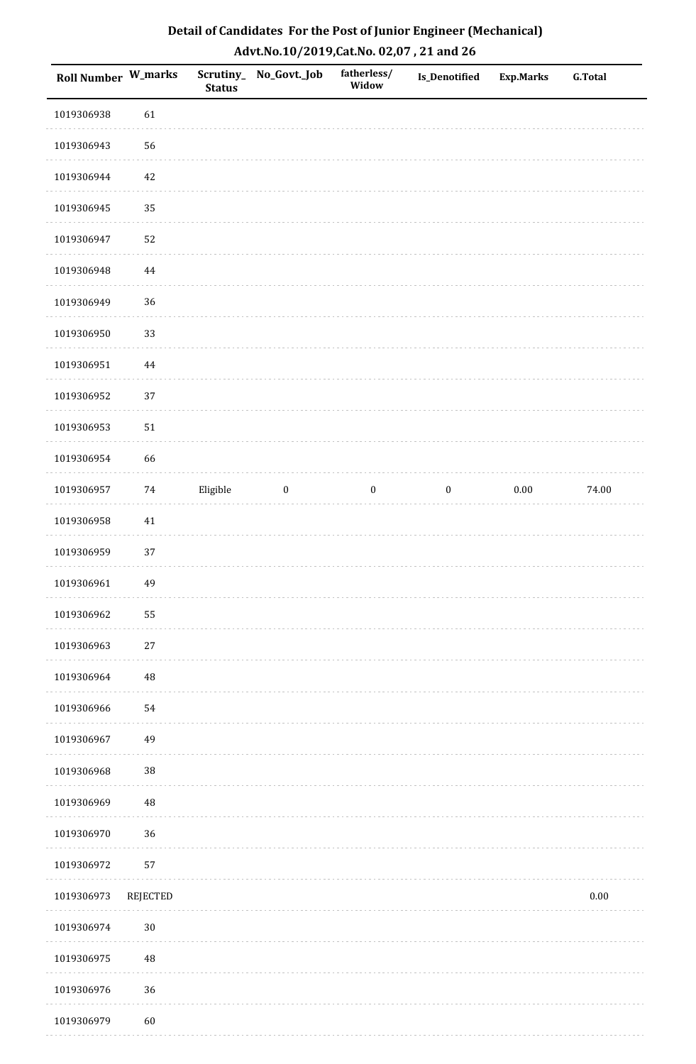# Detail of Candidates For the Post of Junior Engineer (Mechanical)

## Advt.No.10/2019,Cat.No. 02,07 , 21 and 26

| Roll Number | W_marks | Scrutiny_Status | No_Govt._Job | fatherless/Widow | Is_Denotified | Exp.Marks | G.Total |
|---|---|---|---|---|---|---|---|
| 1019306938 | 61 | | | | | | |
| 1019306943 | 56 | | | | | | |
| 1019306944 | 42 | | | | | | |
| 1019306945 | 35 | | | | | | |
| 1019306947 | 52 | | | | | | |
| 1019306948 | 44 | | | | | | |
| 1019306949 | 36 | | | | | | |
| 1019306950 | 33 | | | | | | |
| 1019306951 | 44 | | | | | | |
| 1019306952 | 37 | | | | | | |
| 1019306953 | 51 | | | | | | |
| 1019306954 | 66 | | | | | | |
| 1019306957 | 74 | Eligible | 0 | 0 | 0 | 0.00 | 74.00 |
| 1019306958 | 41 | | | | | | |
| 1019306959 | 37 | | | | | | |
| 1019306961 | 49 | | | | | | |
| 1019306962 | 55 | | | | | | |
| 1019306963 | 27 | | | | | | |
| 1019306964 | 48 | | | | | | |
| 1019306966 | 54 | | | | | | |
| 1019306967 | 49 | | | | | | |
| 1019306968 | 38 | | | | | | |
| 1019306969 | 48 | | | | | | |
| 1019306970 | 36 | | | | | | |
| 1019306972 | 57 | | | | | | |
| 1019306973 | REJECTED | | | | | | 0.00 |
| 1019306974 | 30 | | | | | | |
| 1019306975 | 48 | | | | | | |
| 1019306976 | 36 | | | | | | |
| 1019306979 | 60 | | | | | | |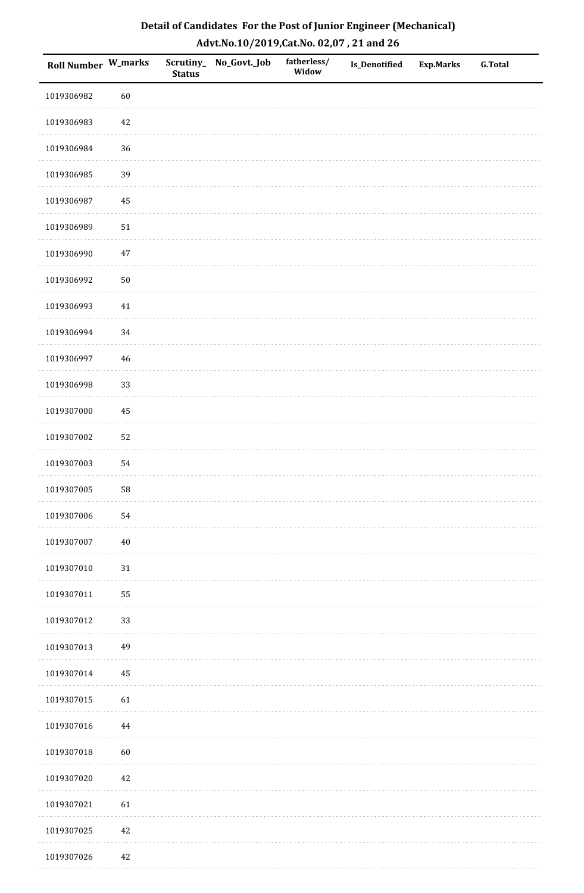# Detail of Candidates For the Post of Junior Engineer (Mechanical)

## Advt.No.10/2019,Cat.No. 02,07 , 21 and 26

| Roll Number | W_marks | Scrutiny_Status | No_Govt._Job | fatherless/Widow | Is_Denotified | Exp.Marks | G.Total |
|---|---|---|---|---|---|---|---|
| 1019306982 | 60 | | | | | | |
| 1019306983 | 42 | | | | | | |
| 1019306984 | 36 | | | | | | |
| 1019306985 | 39 | | | | | | |
| 1019306987 | 45 | | | | | | |
| 1019306989 | 51 | | | | | | |
| 1019306990 | 47 | | | | | | |
| 1019306992 | 50 | | | | | | |
| 1019306993 | 41 | | | | | | |
| 1019306994 | 34 | | | | | | |
| 1019306997 | 46 | | | | | | |
| 1019306998 | 33 | | | | | | |
| 1019307000 | 45 | | | | | | |
| 1019307002 | 52 | | | | | | |
| 1019307003 | 54 | | | | | | |
| 1019307005 | 58 | | | | | | |
| 1019307006 | 54 | | | | | | |
| 1019307007 | 40 | | | | | | |
| 1019307010 | 31 | | | | | | |
| 1019307011 | 55 | | | | | | |
| 1019307012 | 33 | | | | | | |
| 1019307013 | 49 | | | | | | |
| 1019307014 | 45 | | | | | | |
| 1019307015 | 61 | | | | | | |
| 1019307016 | 44 | | | | | | |
| 1019307018 | 60 | | | | | | |
| 1019307020 | 42 | | | | | | |
| 1019307021 | 61 | | | | | | |
| 1019307025 | 42 | | | | | | |
| 1019307026 | 42 | | | | | | |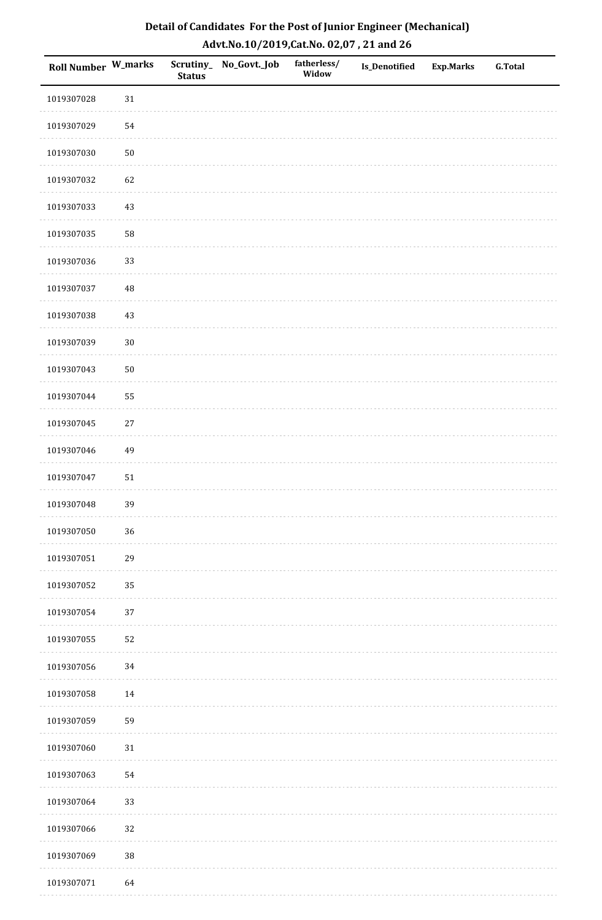## Detail of Candidates For the Post of Junior Engineer (Mechanical)
## Advt.No.10/2019,Cat.No. 02,07 , 21 and 26

| Roll Number | W_marks | Scrutiny_ Status | No_Govt._Job | fatherless/ Widow | Is_Denotified | Exp.Marks | G.Total |
|---|---|---|---|---|---|---|---|
| 1019307028 | 31 | | | | | | |
| 1019307029 | 54 | | | | | | |
| 1019307030 | 50 | | | | | | |
| 1019307032 | 62 | | | | | | |
| 1019307033 | 43 | | | | | | |
| 1019307035 | 58 | | | | | | |
| 1019307036 | 33 | | | | | | |
| 1019307037 | 48 | | | | | | |
| 1019307038 | 43 | | | | | | |
| 1019307039 | 30 | | | | | | |
| 1019307043 | 50 | | | | | | |
| 1019307044 | 55 | | | | | | |
| 1019307045 | 27 | | | | | | |
| 1019307046 | 49 | | | | | | |
| 1019307047 | 51 | | | | | | |
| 1019307048 | 39 | | | | | | |
| 1019307050 | 36 | | | | | | |
| 1019307051 | 29 | | | | | | |
| 1019307052 | 35 | | | | | | |
| 1019307054 | 37 | | | | | | |
| 1019307055 | 52 | | | | | | |
| 1019307056 | 34 | | | | | | |
| 1019307058 | 14 | | | | | | |
| 1019307059 | 59 | | | | | | |
| 1019307060 | 31 | | | | | | |
| 1019307063 | 54 | | | | | | |
| 1019307064 | 33 | | | | | | |
| 1019307066 | 32 | | | | | | |
| 1019307069 | 38 | | | | | | |
| 1019307071 | 64 | | | | | | |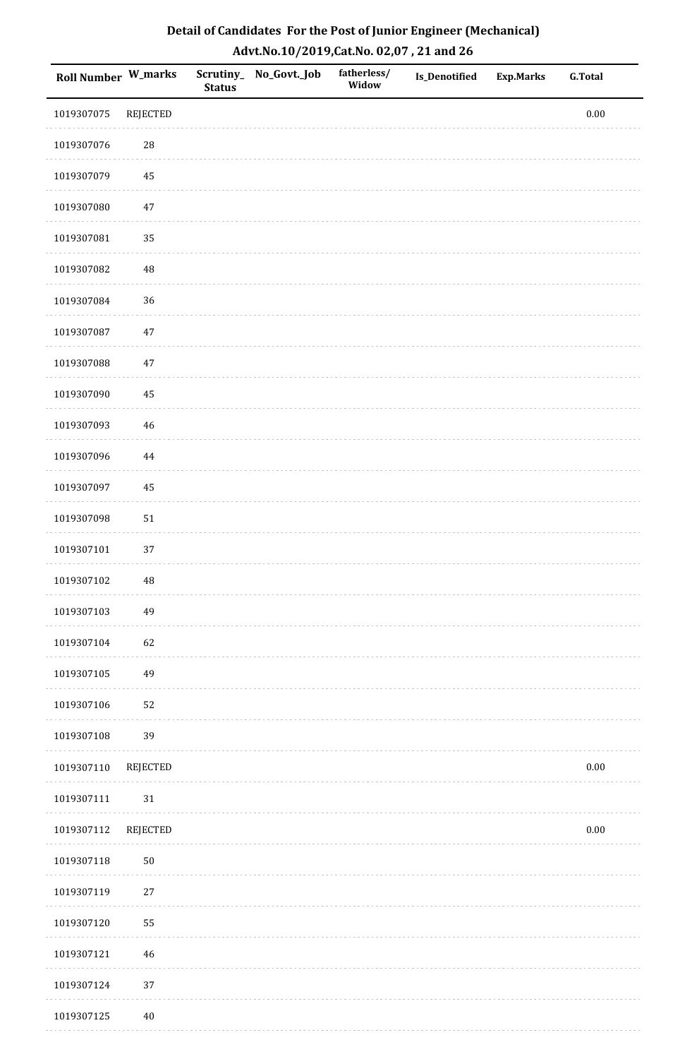**Detail of Candidates For the Post of Junior Engineer (Mechanical)**
**Advt.No.10/2019,Cat.No. 02,07 , 21 and 26**

| Roll Number | W_marks | Scrutiny_ Status | No_Govt._Job | fatherless/ Widow | Is_Denotified | Exp.Marks | G.Total |
|---|---|---|---|---|---|---|---|
| 1019307075 | REJECTED | | | | | | 0.00 |
| 1019307076 | 28 | | | | | | |
| 1019307079 | 45 | | | | | | |
| 1019307080 | 47 | | | | | | |
| 1019307081 | 35 | | | | | | |
| 1019307082 | 48 | | | | | | |
| 1019307084 | 36 | | | | | | |
| 1019307087 | 47 | | | | | | |
| 1019307088 | 47 | | | | | | |
| 1019307090 | 45 | | | | | | |
| 1019307093 | 46 | | | | | | |
| 1019307096 | 44 | | | | | | |
| 1019307097 | 45 | | | | | | |
| 1019307098 | 51 | | | | | | |
| 1019307101 | 37 | | | | | | |
| 1019307102 | 48 | | | | | | |
| 1019307103 | 49 | | | | | | |
| 1019307104 | 62 | | | | | | |
| 1019307105 | 49 | | | | | | |
| 1019307106 | 52 | | | | | | |
| 1019307108 | 39 | | | | | | |
| 1019307110 | REJECTED | | | | | | 0.00 |
| 1019307111 | 31 | | | | | | |
| 1019307112 | REJECTED | | | | | | 0.00 |
| 1019307118 | 50 | | | | | | |
| 1019307119 | 27 | | | | | | |
| 1019307120 | 55 | | | | | | |
| 1019307121 | 46 | | | | | | |
| 1019307124 | 37 | | | | | | |
| 1019307125 | 40 | | | | | | |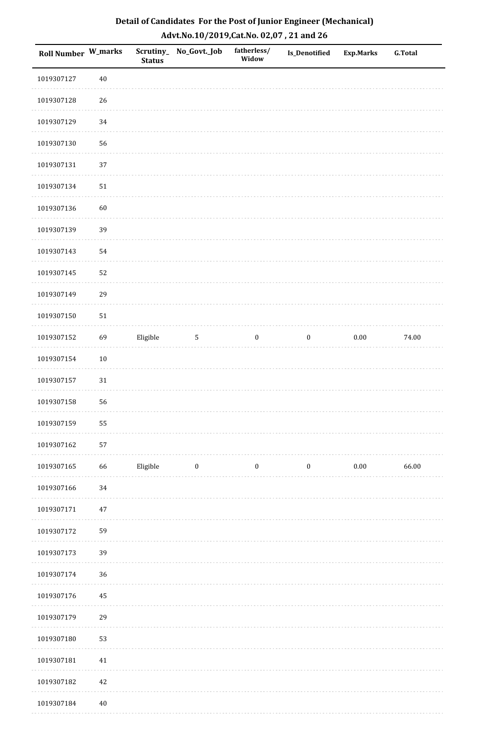# Detail of Candidates For the Post of Junior Engineer (Mechanical)

## Advt.No.10/2019,Cat.No. 02,07 , 21 and 26

| Roll Number | W_marks | Scrutiny_ Status | No_Govt._Job | fatherless/ Widow | Is_Denotified | Exp.Marks | G.Total |
|---|---|---|---|---|---|---|---|
| 1019307127 | 40 | | | | | | |
| 1019307128 | 26 | | | | | | |
| 1019307129 | 34 | | | | | | |
| 1019307130 | 56 | | | | | | |
| 1019307131 | 37 | | | | | | |
| 1019307134 | 51 | | | | | | |
| 1019307136 | 60 | | | | | | |
| 1019307139 | 39 | | | | | | |
| 1019307143 | 54 | | | | | | |
| 1019307145 | 52 | | | | | | |
| 1019307149 | 29 | | | | | | |
| 1019307150 | 51 | | | | | | |
| 1019307152 | 69 | Eligible | 5 | 0 | 0 | 0.00 | 74.00 |
| 1019307154 | 10 | | | | | | |
| 1019307157 | 31 | | | | | | |
| 1019307158 | 56 | | | | | | |
| 1019307159 | 55 | | | | | | |
| 1019307162 | 57 | | | | | | |
| 1019307165 | 66 | Eligible | 0 | 0 | 0 | 0.00 | 66.00 |
| 1019307166 | 34 | | | | | | |
| 1019307171 | 47 | | | | | | |
| 1019307172 | 59 | | | | | | |
| 1019307173 | 39 | | | | | | |
| 1019307174 | 36 | | | | | | |
| 1019307176 | 45 | | | | | | |
| 1019307179 | 29 | | | | | | |
| 1019307180 | 53 | | | | | | |
| 1019307181 | 41 | | | | | | |
| 1019307182 | 42 | | | | | | |
| 1019307184 | 40 | | | | | | |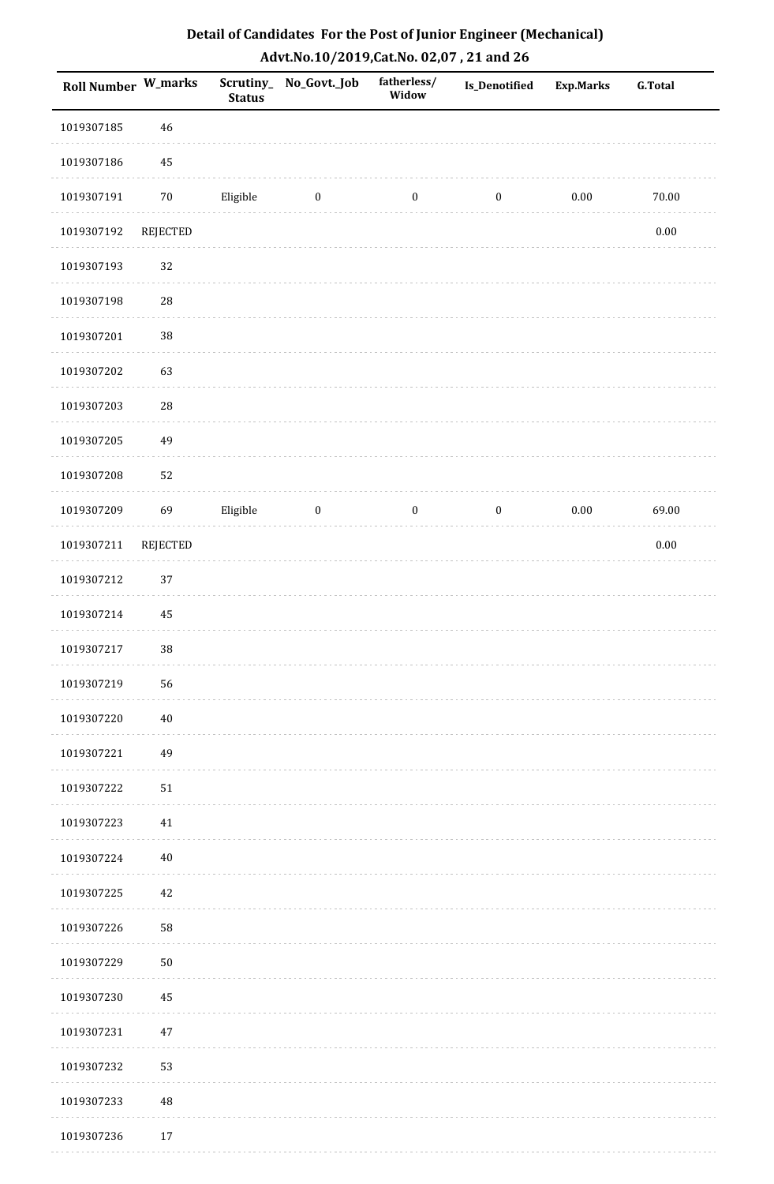# Detail of Candidates For the Post of Junior Engineer (Mechanical)

## Advt.No.10/2019,Cat.No. 02,07 , 21 and 26

| Roll Number | W_marks | Scrutiny_Status | No_Govt._Job | fatherless/Widow | Is_Denotified | Exp.Marks | G.Total |
|---|---|---|---|---|---|---|---|
| 1019307185 | 46 | | | | | | |
| 1019307186 | 45 | | | | | | |
| 1019307191 | 70 | Eligible | 0 | 0 | 0 | 0.00 | 70.00 |
| 1019307192 | REJECTED | | | | | | 0.00 |
| 1019307193 | 32 | | | | | | |
| 1019307198 | 28 | | | | | | |
| 1019307201 | 38 | | | | | | |
| 1019307202 | 63 | | | | | | |
| 1019307203 | 28 | | | | | | |
| 1019307205 | 49 | | | | | | |
| 1019307208 | 52 | | | | | | |
| 1019307209 | 69 | Eligible | 0 | 0 | 0 | 0.00 | 69.00 |
| 1019307211 | REJECTED | | | | | | 0.00 |
| 1019307212 | 37 | | | | | | |
| 1019307214 | 45 | | | | | | |
| 1019307217 | 38 | | | | | | |
| 1019307219 | 56 | | | | | | |
| 1019307220 | 40 | | | | | | |
| 1019307221 | 49 | | | | | | |
| 1019307222 | 51 | | | | | | |
| 1019307223 | 41 | | | | | | |
| 1019307224 | 40 | | | | | | |
| 1019307225 | 42 | | | | | | |
| 1019307226 | 58 | | | | | | |
| 1019307229 | 50 | | | | | | |
| 1019307230 | 45 | | | | | | |
| 1019307231 | 47 | | | | | | |
| 1019307232 | 53 | | | | | | |
| 1019307233 | 48 | | | | | | |
| 1019307236 | 17 | | | | | | |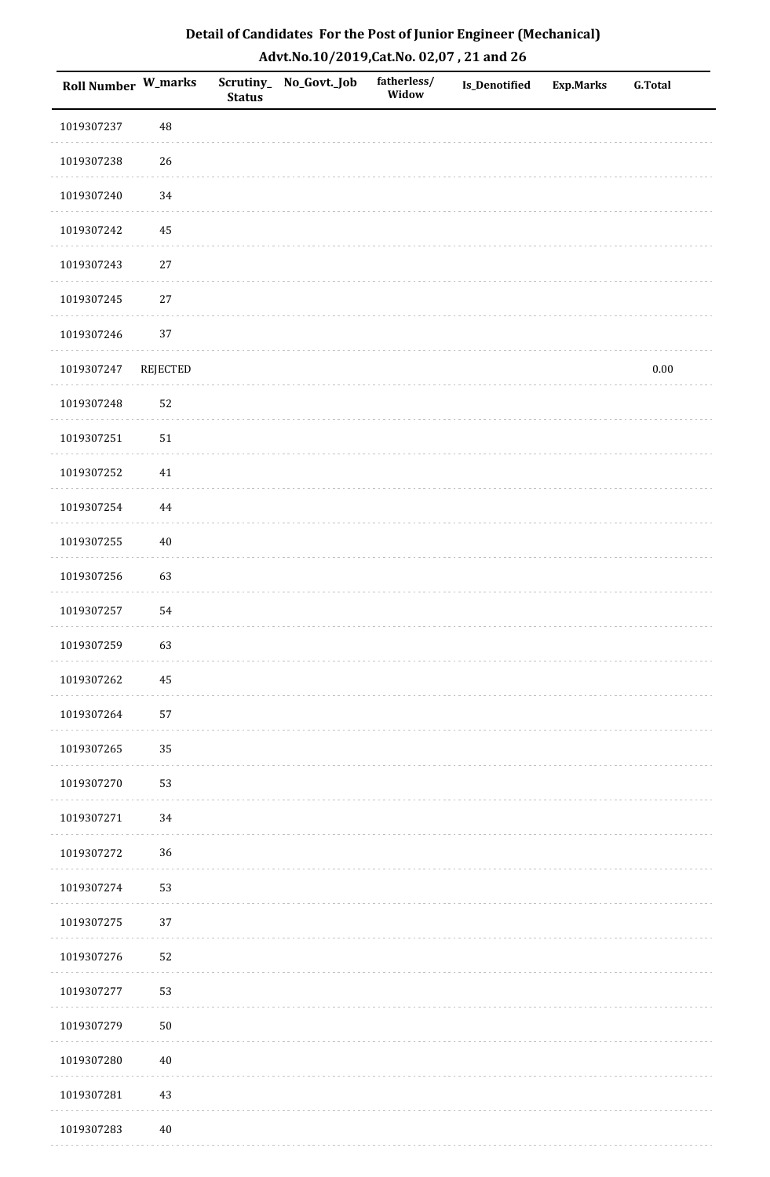# Detail of Candidates For the Post of Junior Engineer (Mechanical)

## Advt.No.10/2019,Cat.No. 02,07 , 21 and 26

| Roll Number | W_marks | Scrutiny_Status | No_Govt._Job | fatherless/Widow | Is_Denotified | Exp.Marks | G.Total |
|---|---|---|---|---|---|---|---|
| 1019307237 | 48 | | | | | | |
| 1019307238 | 26 | | | | | | |
| 1019307240 | 34 | | | | | | |
| 1019307242 | 45 | | | | | | |
| 1019307243 | 27 | | | | | | |
| 1019307245 | 27 | | | | | | |
| 1019307246 | 37 | | | | | | |
| 1019307247 | REJECTED | | | | | | 0.00 |
| 1019307248 | 52 | | | | | | |
| 1019307251 | 51 | | | | | | |
| 1019307252 | 41 | | | | | | |
| 1019307254 | 44 | | | | | | |
| 1019307255 | 40 | | | | | | |
| 1019307256 | 63 | | | | | | |
| 1019307257 | 54 | | | | | | |
| 1019307259 | 63 | | | | | | |
| 1019307262 | 45 | | | | | | |
| 1019307264 | 57 | | | | | | |
| 1019307265 | 35 | | | | | | |
| 1019307270 | 53 | | | | | | |
| 1019307271 | 34 | | | | | | |
| 1019307272 | 36 | | | | | | |
| 1019307274 | 53 | | | | | | |
| 1019307275 | 37 | | | | | | |
| 1019307276 | 52 | | | | | | |
| 1019307277 | 53 | | | | | | |
| 1019307279 | 50 | | | | | | |
| 1019307280 | 40 | | | | | | |
| 1019307281 | 43 | | | | | | |
| 1019307283 | 40 | | | | | | |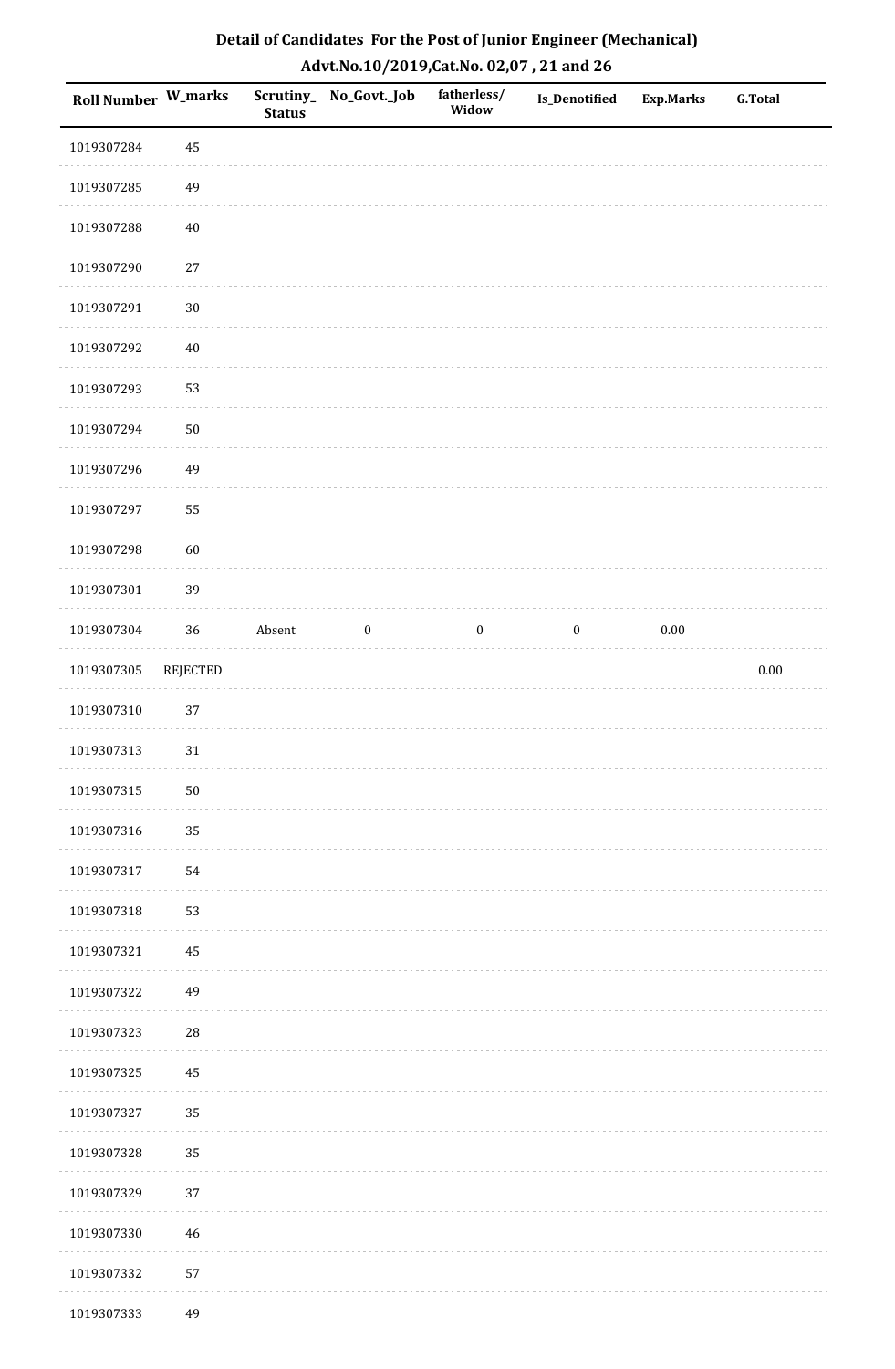## Detail of Candidates For the Post of Junior Engineer (Mechanical)

### Advt.No.10/2019,Cat.No. 02,07 , 21 and 26

| Roll Number | W_marks | Scrutiny_ Status | No_Govt._Job | fatherless/ Widow | Is_Denotified | Exp.Marks | G.Total |
|---|---|---|---|---|---|---|---|
| 1019307284 | 45 | | | | | | |
| 1019307285 | 49 | | | | | | |
| 1019307288 | 40 | | | | | | |
| 1019307290 | 27 | | | | | | |
| 1019307291 | 30 | | | | | | |
| 1019307292 | 40 | | | | | | |
| 1019307293 | 53 | | | | | | |
| 1019307294 | 50 | | | | | | |
| 1019307296 | 49 | | | | | | |
| 1019307297 | 55 | | | | | | |
| 1019307298 | 60 | | | | | | |
| 1019307301 | 39 | | | | | | |
| 1019307304 | 36 | Absent | 0 | 0 | 0 | 0.00 | |
| 1019307305 | REJECTED | | | | | | 0.00 |
| 1019307310 | 37 | | | | | | |
| 1019307313 | 31 | | | | | | |
| 1019307315 | 50 | | | | | | |
| 1019307316 | 35 | | | | | | |
| 1019307317 | 54 | | | | | | |
| 1019307318 | 53 | | | | | | |
| 1019307321 | 45 | | | | | | |
| 1019307322 | 49 | | | | | | |
| 1019307323 | 28 | | | | | | |
| 1019307325 | 45 | | | | | | |
| 1019307327 | 35 | | | | | | |
| 1019307328 | 35 | | | | | | |
| 1019307329 | 37 | | | | | | |
| 1019307330 | 46 | | | | | | |
| 1019307332 | 57 | | | | | | |
| 1019307333 | 49 | | | | | | |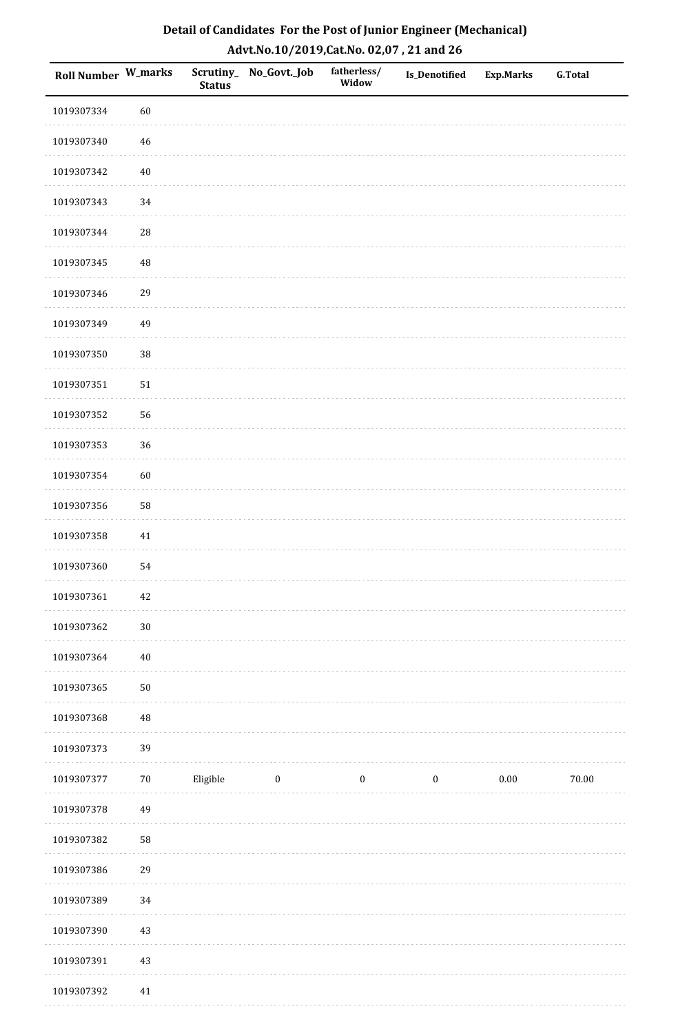# Detail of Candidates For the Post of Junior Engineer (Mechanical)

## Advt.No.10/2019,Cat.No. 02,07 , 21 and 26

| Roll Number | W_marks | Scrutiny_Status | No_Govt._Job | fatherless/Widow | Is_Denotified | Exp.Marks | G.Total |
|---|---|---|---|---|---|---|---|
| 1019307334 | 60 | | | | | | |
| 1019307340 | 46 | | | | | | |
| 1019307342 | 40 | | | | | | |
| 1019307343 | 34 | | | | | | |
| 1019307344 | 28 | | | | | | |
| 1019307345 | 48 | | | | | | |
| 1019307346 | 29 | | | | | | |
| 1019307349 | 49 | | | | | | |
| 1019307350 | 38 | | | | | | |
| 1019307351 | 51 | | | | | | |
| 1019307352 | 56 | | | | | | |
| 1019307353 | 36 | | | | | | |
| 1019307354 | 60 | | | | | | |
| 1019307356 | 58 | | | | | | |
| 1019307358 | 41 | | | | | | |
| 1019307360 | 54 | | | | | | |
| 1019307361 | 42 | | | | | | |
| 1019307362 | 30 | | | | | | |
| 1019307364 | 40 | | | | | | |
| 1019307365 | 50 | | | | | | |
| 1019307368 | 48 | | | | | | |
| 1019307373 | 39 | | | | | | |
| 1019307377 | 70 | Eligible | 0 | 0 | 0 | 0.00 | 70.00 |
| 1019307378 | 49 | | | | | | |
| 1019307382 | 58 | | | | | | |
| 1019307386 | 29 | | | | | | |
| 1019307389 | 34 | | | | | | |
| 1019307390 | 43 | | | | | | |
| 1019307391 | 43 | | | | | | |
| 1019307392 | 41 | | | | | | |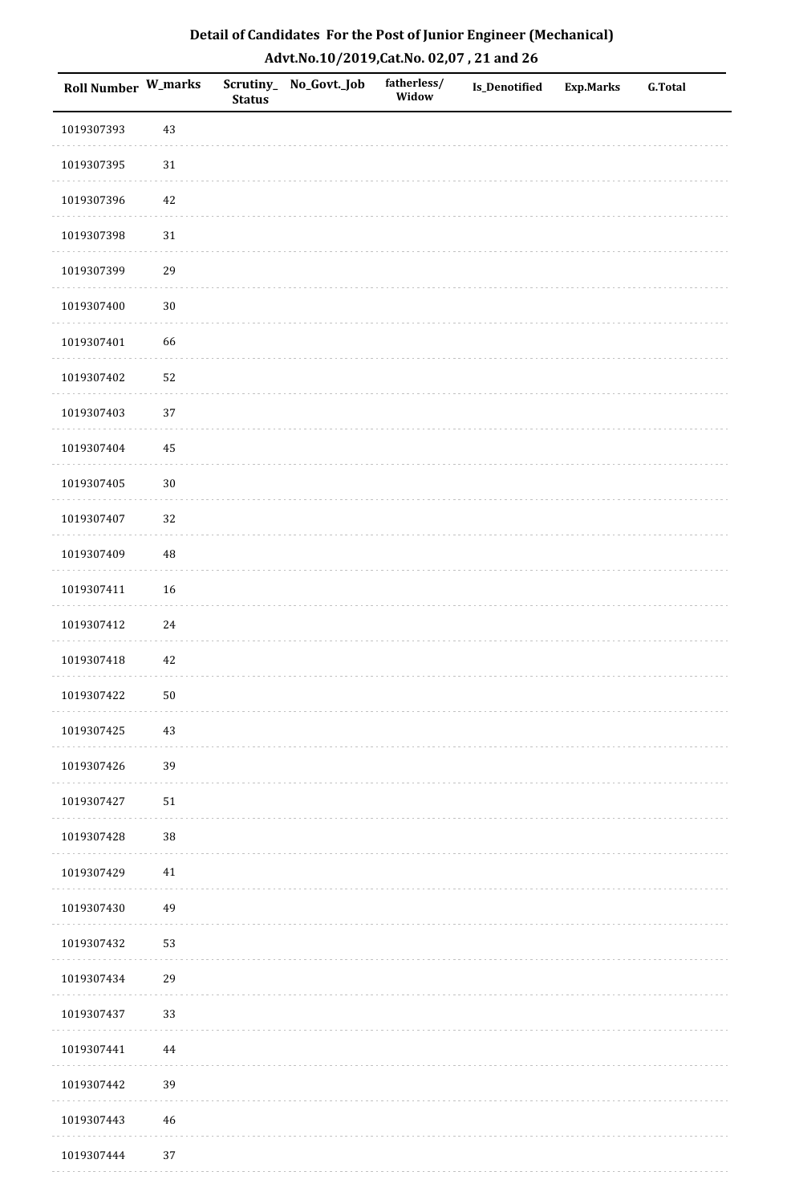# Detail of Candidates For the Post of Junior Engineer (Mechanical)

## Advt.No.10/2019,Cat.No. 02,07 , 21 and 26

| Roll Number | W_marks | Scrutiny_Status | No_Govt._Job | fatherless/Widow | Is_Denotified | Exp.Marks | G.Total |
|---|---|---|---|---|---|---|---|
| 1019307393 | 43 | | | | | | |
| 1019307395 | 31 | | | | | | |
| 1019307396 | 42 | | | | | | |
| 1019307398 | 31 | | | | | | |
| 1019307399 | 29 | | | | | | |
| 1019307400 | 30 | | | | | | |
| 1019307401 | 66 | | | | | | |
| 1019307402 | 52 | | | | | | |
| 1019307403 | 37 | | | | | | |
| 1019307404 | 45 | | | | | | |
| 1019307405 | 30 | | | | | | |
| 1019307407 | 32 | | | | | | |
| 1019307409 | 48 | | | | | | |
| 1019307411 | 16 | | | | | | |
| 1019307412 | 24 | | | | | | |
| 1019307418 | 42 | | | | | | |
| 1019307422 | 50 | | | | | | |
| 1019307425 | 43 | | | | | | |
| 1019307426 | 39 | | | | | | |
| 1019307427 | 51 | | | | | | |
| 1019307428 | 38 | | | | | | |
| 1019307429 | 41 | | | | | | |
| 1019307430 | 49 | | | | | | |
| 1019307432 | 53 | | | | | | |
| 1019307434 | 29 | | | | | | |
| 1019307437 | 33 | | | | | | |
| 1019307441 | 44 | | | | | | |
| 1019307442 | 39 | | | | | | |
| 1019307443 | 46 | | | | | | |
| 1019307444 | 37 | | | | | | |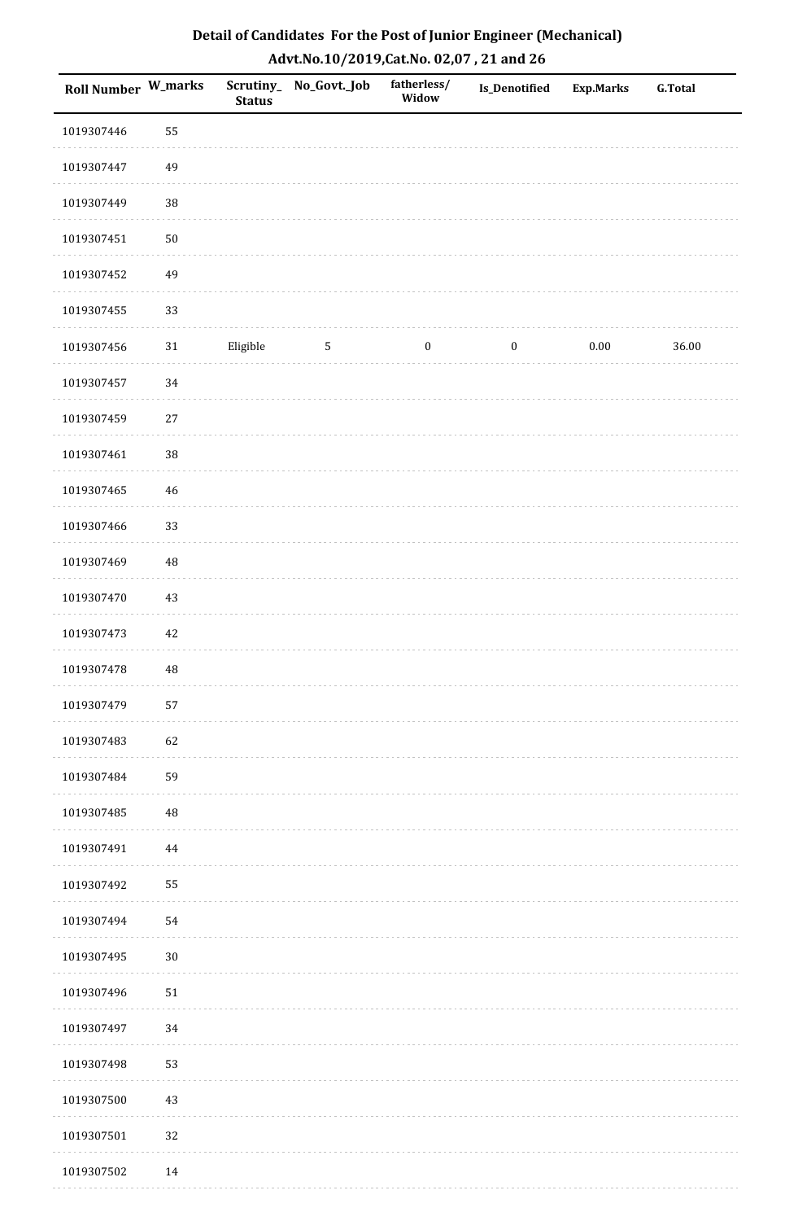## Detail of Candidates For the Post of Junior Engineer (Mechanical)

## Advt.No.10/2019,Cat.No. 02,07 , 21 and 26

| Roll Number | W_marks | Scrutiny_ Status | No_Govt._Job | fatherless/ Widow | Is_Denotified | Exp.Marks | G.Total |
|---|---|---|---|---|---|---|---|
| 1019307446 | 55 | | | | | | |
| 1019307447 | 49 | | | | | | |
| 1019307449 | 38 | | | | | | |
| 1019307451 | 50 | | | | | | |
| 1019307452 | 49 | | | | | | |
| 1019307455 | 33 | | | | | | |
| 1019307456 | 31 | Eligible | 5 | 0 | 0 | 0.00 | 36.00 |
| 1019307457 | 34 | | | | | | |
| 1019307459 | 27 | | | | | | |
| 1019307461 | 38 | | | | | | |
| 1019307465 | 46 | | | | | | |
| 1019307466 | 33 | | | | | | |
| 1019307469 | 48 | | | | | | |
| 1019307470 | 43 | | | | | | |
| 1019307473 | 42 | | | | | | |
| 1019307478 | 48 | | | | | | |
| 1019307479 | 57 | | | | | | |
| 1019307483 | 62 | | | | | | |
| 1019307484 | 59 | | | | | | |
| 1019307485 | 48 | | | | | | |
| 1019307491 | 44 | | | | | | |
| 1019307492 | 55 | | | | | | |
| 1019307494 | 54 | | | | | | |
| 1019307495 | 30 | | | | | | |
| 1019307496 | 51 | | | | | | |
| 1019307497 | 34 | | | | | | |
| 1019307498 | 53 | | | | | | |
| 1019307500 | 43 | | | | | | |
| 1019307501 | 32 | | | | | | |
| 1019307502 | 14 | | | | | | |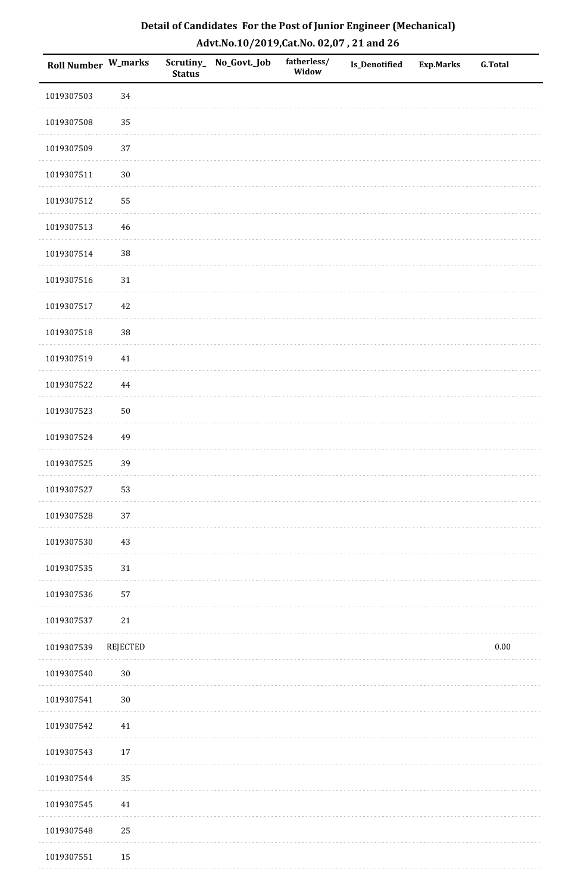# Detail of Candidates For the Post of Junior Engineer (Mechanical)

## Advt.No.10/2019,Cat.No. 02,07 , 21 and 26

| Roll Number | W_marks | Scrutiny_ Status | No_Govt._Job | fatherless/ Widow | Is_Denotified | Exp.Marks | G.Total |
|---|---|---|---|---|---|---|---|
| 1019307503 | 34 | | | | | | |
| 1019307508 | 35 | | | | | | |
| 1019307509 | 37 | | | | | | |
| 1019307511 | 30 | | | | | | |
| 1019307512 | 55 | | | | | | |
| 1019307513 | 46 | | | | | | |
| 1019307514 | 38 | | | | | | |
| 1019307516 | 31 | | | | | | |
| 1019307517 | 42 | | | | | | |
| 1019307518 | 38 | | | | | | |
| 1019307519 | 41 | | | | | | |
| 1019307522 | 44 | | | | | | |
| 1019307523 | 50 | | | | | | |
| 1019307524 | 49 | | | | | | |
| 1019307525 | 39 | | | | | | |
| 1019307527 | 53 | | | | | | |
| 1019307528 | 37 | | | | | | |
| 1019307530 | 43 | | | | | | |
| 1019307535 | 31 | | | | | | |
| 1019307536 | 57 | | | | | | |
| 1019307537 | 21 | | | | | | |
| 1019307539 | REJECTED | | | | | | 0.00 |
| 1019307540 | 30 | | | | | | |
| 1019307541 | 30 | | | | | | |
| 1019307542 | 41 | | | | | | |
| 1019307543 | 17 | | | | | | |
| 1019307544 | 35 | | | | | | |
| 1019307545 | 41 | | | | | | |
| 1019307548 | 25 | | | | | | |
| 1019307551 | 15 | | | | | | |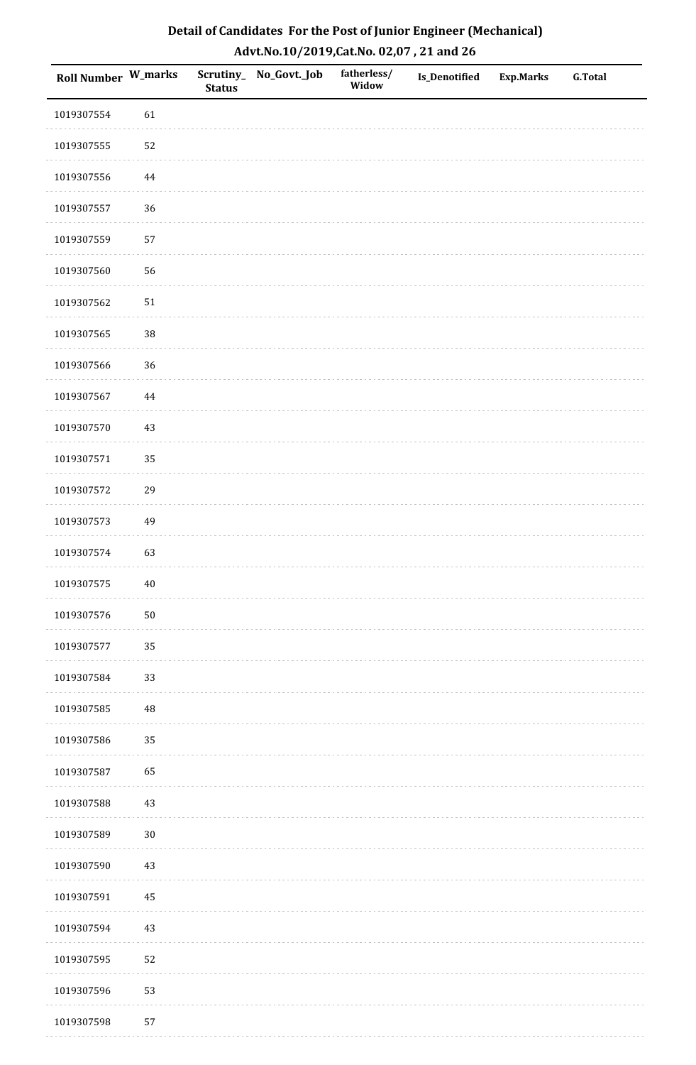# Detail of Candidates For the Post of Junior Engineer (Mechanical)

## Advt.No.10/2019,Cat.No. 02,07 , 21 and 26

| Roll Number | W_marks | Scrutiny_ Status | No_Govt._Job | fatherless/ Widow | Is_Denotified | Exp.Marks | G.Total |
|---|---|---|---|---|---|---|---|
| 1019307554 | 61 | | | | | | |
| 1019307555 | 52 | | | | | | |
| 1019307556 | 44 | | | | | | |
| 1019307557 | 36 | | | | | | |
| 1019307559 | 57 | | | | | | |
| 1019307560 | 56 | | | | | | |
| 1019307562 | 51 | | | | | | |
| 1019307565 | 38 | | | | | | |
| 1019307566 | 36 | | | | | | |
| 1019307567 | 44 | | | | | | |
| 1019307570 | 43 | | | | | | |
| 1019307571 | 35 | | | | | | |
| 1019307572 | 29 | | | | | | |
| 1019307573 | 49 | | | | | | |
| 1019307574 | 63 | | | | | | |
| 1019307575 | 40 | | | | | | |
| 1019307576 | 50 | | | | | | |
| 1019307577 | 35 | | | | | | |
| 1019307584 | 33 | | | | | | |
| 1019307585 | 48 | | | | | | |
| 1019307586 | 35 | | | | | | |
| 1019307587 | 65 | | | | | | |
| 1019307588 | 43 | | | | | | |
| 1019307589 | 30 | | | | | | |
| 1019307590 | 43 | | | | | | |
| 1019307591 | 45 | | | | | | |
| 1019307594 | 43 | | | | | | |
| 1019307595 | 52 | | | | | | |
| 1019307596 | 53 | | | | | | |
| 1019307598 | 57 | | | | | | |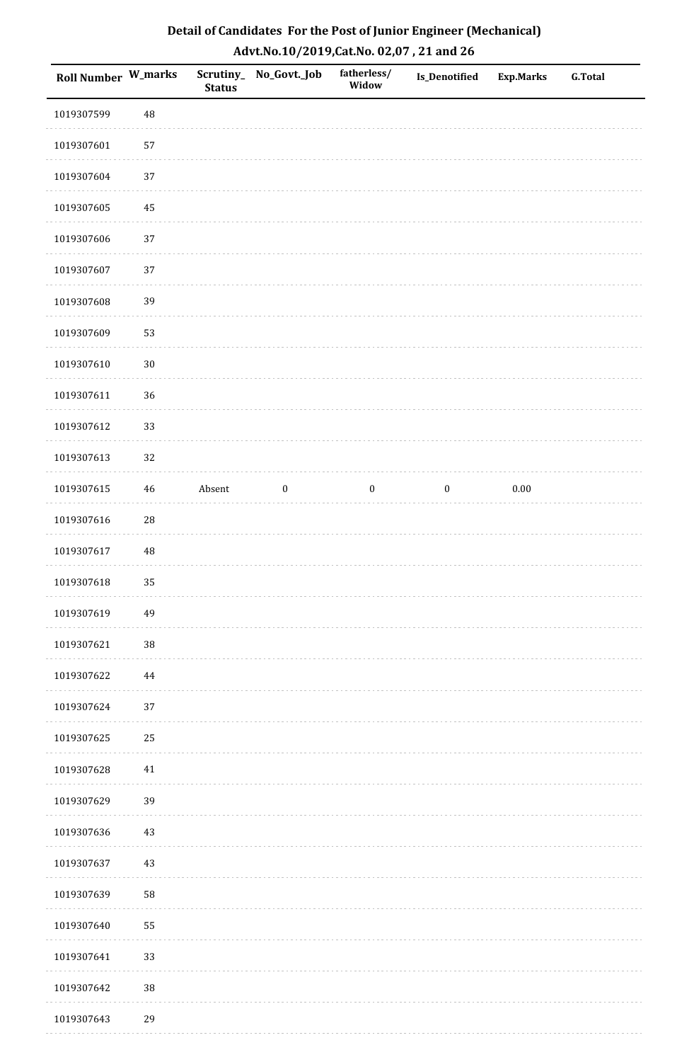**Detail of Candidates For the Post of Junior Engineer (Mechanical)**
**Advt.No.10/2019,Cat.No. 02,07 , 21 and 26**

| Roll Number | W_marks | Scrutiny_Status | No_Govt._Job | fatherless/Widow | Is_Denotified | Exp.Marks | G.Total |
|---|---|---|---|---|---|---|---|
| 1019307599 | 48 | | | | | | |
| 1019307601 | 57 | | | | | | |
| 1019307604 | 37 | | | | | | |
| 1019307605 | 45 | | | | | | |
| 1019307606 | 37 | | | | | | |
| 1019307607 | 37 | | | | | | |
| 1019307608 | 39 | | | | | | |
| 1019307609 | 53 | | | | | | |
| 1019307610 | 30 | | | | | | |
| 1019307611 | 36 | | | | | | |
| 1019307612 | 33 | | | | | | |
| 1019307613 | 32 | | | | | | |
| 1019307615 | 46 | Absent | 0 | 0 | 0 | 0.00 | |
| 1019307616 | 28 | | | | | | |
| 1019307617 | 48 | | | | | | |
| 1019307618 | 35 | | | | | | |
| 1019307619 | 49 | | | | | | |
| 1019307621 | 38 | | | | | | |
| 1019307622 | 44 | | | | | | |
| 1019307624 | 37 | | | | | | |
| 1019307625 | 25 | | | | | | |
| 1019307628 | 41 | | | | | | |
| 1019307629 | 39 | | | | | | |
| 1019307636 | 43 | | | | | | |
| 1019307637 | 43 | | | | | | |
| 1019307639 | 58 | | | | | | |
| 1019307640 | 55 | | | | | | |
| 1019307641 | 33 | | | | | | |
| 1019307642 | 38 | | | | | | |
| 1019307643 | 29 | | | | | | |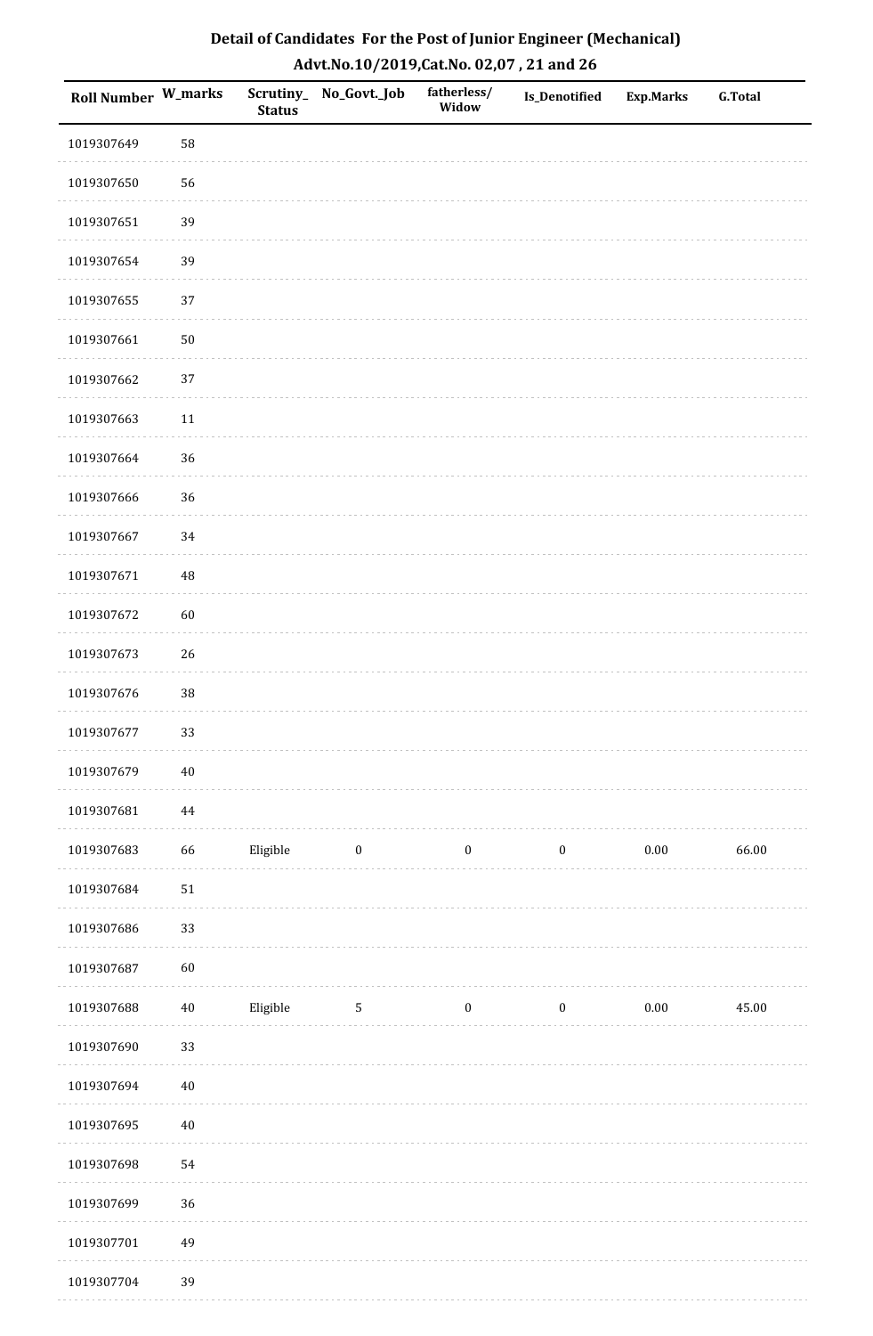# Detail of Candidates For the Post of Junior Engineer (Mechanical)

## Advt.No.10/2019,Cat.No. 02,07 , 21 and 26

| Roll Number | W_marks | Scrutiny_ Status | No_Govt._Job | fatherless/ Widow | Is_Denotified | Exp.Marks | G.Total |
|---|---|---|---|---|---|---|---|
| 1019307649 | 58 | | | | | | |
| 1019307650 | 56 | | | | | | |
| 1019307651 | 39 | | | | | | |
| 1019307654 | 39 | | | | | | |
| 1019307655 | 37 | | | | | | |
| 1019307661 | 50 | | | | | | |
| 1019307662 | 37 | | | | | | |
| 1019307663 | 11 | | | | | | |
| 1019307664 | 36 | | | | | | |
| 1019307666 | 36 | | | | | | |
| 1019307667 | 34 | | | | | | |
| 1019307671 | 48 | | | | | | |
| 1019307672 | 60 | | | | | | |
| 1019307673 | 26 | | | | | | |
| 1019307676 | 38 | | | | | | |
| 1019307677 | 33 | | | | | | |
| 1019307679 | 40 | | | | | | |
| 1019307681 | 44 | | | | | | |
| 1019307683 | 66 | Eligible | 0 | 0 | 0 | 0.00 | 66.00 |
| 1019307684 | 51 | | | | | | |
| 1019307686 | 33 | | | | | | |
| 1019307687 | 60 | | | | | | |
| 1019307688 | 40 | Eligible | 5 | 0 | 0 | 0.00 | 45.00 |
| 1019307690 | 33 | | | | | | |
| 1019307694 | 40 | | | | | | |
| 1019307695 | 40 | | | | | | |
| 1019307698 | 54 | | | | | | |
| 1019307699 | 36 | | | | | | |
| 1019307701 | 49 | | | | | | |
| 1019307704 | 39 | | | | | | |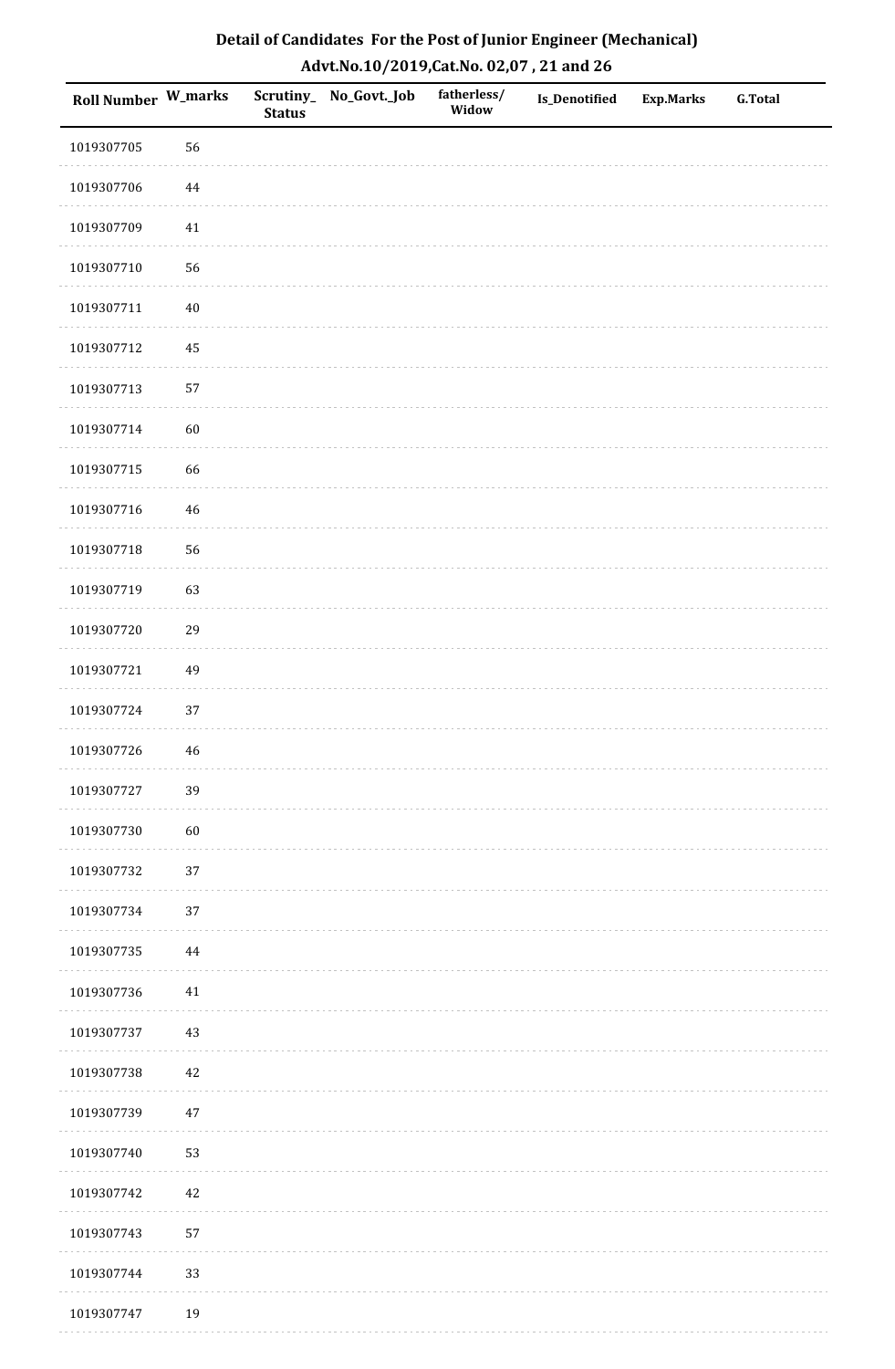## Detail of Candidates For the Post of Junior Engineer (Mechanical)

### Advt.No.10/2019,Cat.No. 02,07 , 21 and 26

| Roll Number | W_marks | Scrutiny_Status | No_Govt._Job | fatherless/Widow | Is_Denotified | Exp.Marks | G.Total |
|---|---|---|---|---|---|---|---|
| 1019307705 | 56 | | | | | | |
| 1019307706 | 44 | | | | | | |
| 1019307709 | 41 | | | | | | |
| 1019307710 | 56 | | | | | | |
| 1019307711 | 40 | | | | | | |
| 1019307712 | 45 | | | | | | |
| 1019307713 | 57 | | | | | | |
| 1019307714 | 60 | | | | | | |
| 1019307715 | 66 | | | | | | |
| 1019307716 | 46 | | | | | | |
| 1019307718 | 56 | | | | | | |
| 1019307719 | 63 | | | | | | |
| 1019307720 | 29 | | | | | | |
| 1019307721 | 49 | | | | | | |
| 1019307724 | 37 | | | | | | |
| 1019307726 | 46 | | | | | | |
| 1019307727 | 39 | | | | | | |
| 1019307730 | 60 | | | | | | |
| 1019307732 | 37 | | | | | | |
| 1019307734 | 37 | | | | | | |
| 1019307735 | 44 | | | | | | |
| 1019307736 | 41 | | | | | | |
| 1019307737 | 43 | | | | | | |
| 1019307738 | 42 | | | | | | |
| 1019307739 | 47 | | | | | | |
| 1019307740 | 53 | | | | | | |
| 1019307742 | 42 | | | | | | |
| 1019307743 | 57 | | | | | | |
| 1019307744 | 33 | | | | | | |
| 1019307747 | 19 | | | | | | |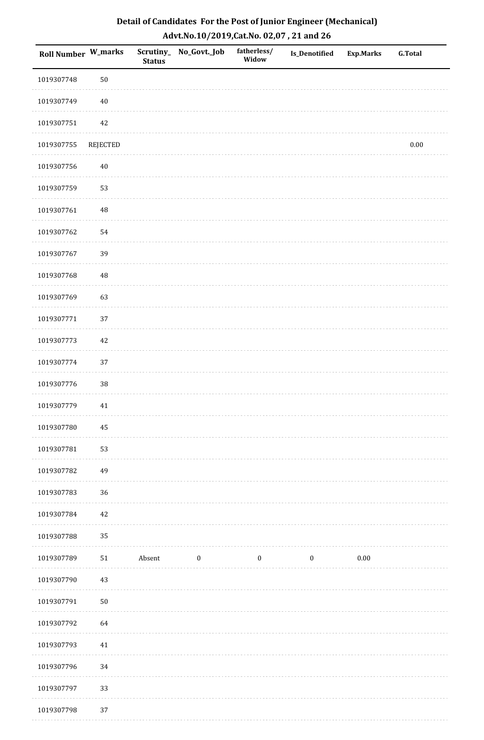# Detail of Candidates For the Post of Junior Engineer (Mechanical)

## Advt.No.10/2019,Cat.No. 02,07 , 21 and 26

| Roll Number | W_marks | Scrutiny_ Status | No_Govt._Job | fatherless/ Widow | Is_Denotified | Exp.Marks | G.Total |
|---|---|---|---|---|---|---|---|
| 1019307748 | 50 | | | | | | |
| 1019307749 | 40 | | | | | | |
| 1019307751 | 42 | | | | | | |
| 1019307755 | REJECTED | | | | | | 0.00 |
| 1019307756 | 40 | | | | | | |
| 1019307759 | 53 | | | | | | |
| 1019307761 | 48 | | | | | | |
| 1019307762 | 54 | | | | | | |
| 1019307767 | 39 | | | | | | |
| 1019307768 | 48 | | | | | | |
| 1019307769 | 63 | | | | | | |
| 1019307771 | 37 | | | | | | |
| 1019307773 | 42 | | | | | | |
| 1019307774 | 37 | | | | | | |
| 1019307776 | 38 | | | | | | |
| 1019307779 | 41 | | | | | | |
| 1019307780 | 45 | | | | | | |
| 1019307781 | 53 | | | | | | |
| 1019307782 | 49 | | | | | | |
| 1019307783 | 36 | | | | | | |
| 1019307784 | 42 | | | | | | |
| 1019307788 | 35 | | | | | | |
| 1019307789 | 51 | Absent | 0 | 0 | 0 | 0.00 | |
| 1019307790 | 43 | | | | | | |
| 1019307791 | 50 | | | | | | |
| 1019307792 | 64 | | | | | | |
| 1019307793 | 41 | | | | | | |
| 1019307796 | 34 | | | | | | |
| 1019307797 | 33 | | | | | | |
| 1019307798 | 37 | | | | | | |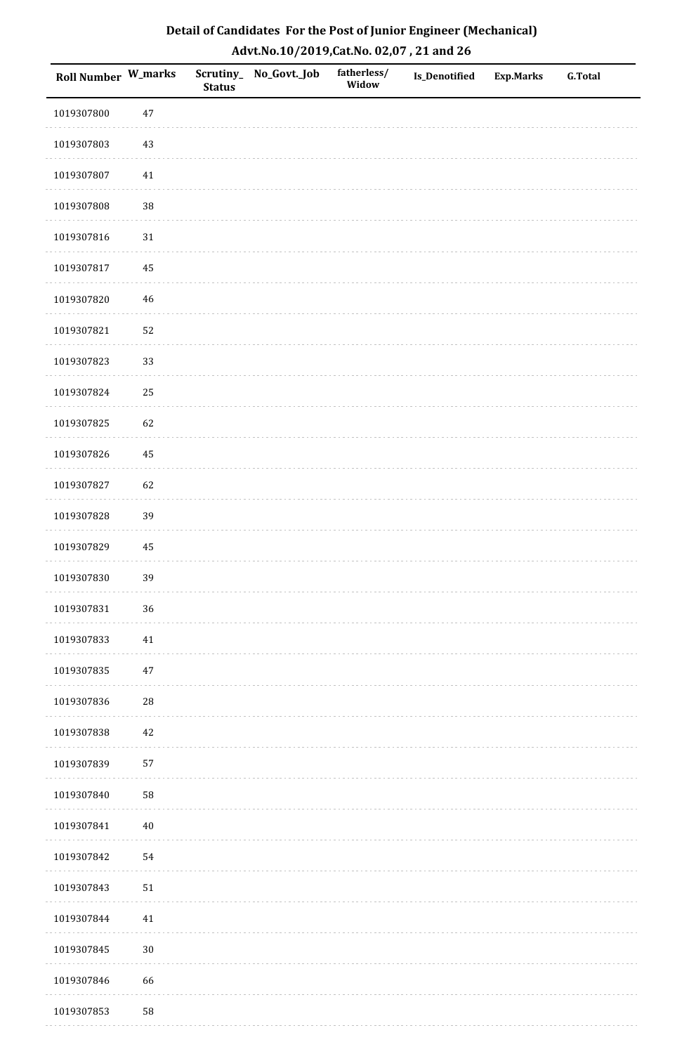## Detail of Candidates For the Post of Junior Engineer (Mechanical)
## Advt.No.10/2019,Cat.No. 02,07 , 21 and 26

| Roll Number | W_marks | Scrutiny_Status | No_Govt._Job | fatherless/Widow | Is_Denotified | Exp.Marks | G.Total |
|---|---|---|---|---|---|---|---|
| 1019307800 | 47 | | | | | | |
| 1019307803 | 43 | | | | | | |
| 1019307807 | 41 | | | | | | |
| 1019307808 | 38 | | | | | | |
| 1019307816 | 31 | | | | | | |
| 1019307817 | 45 | | | | | | |
| 1019307820 | 46 | | | | | | |
| 1019307821 | 52 | | | | | | |
| 1019307823 | 33 | | | | | | |
| 1019307824 | 25 | | | | | | |
| 1019307825 | 62 | | | | | | |
| 1019307826 | 45 | | | | | | |
| 1019307827 | 62 | | | | | | |
| 1019307828 | 39 | | | | | | |
| 1019307829 | 45 | | | | | | |
| 1019307830 | 39 | | | | | | |
| 1019307831 | 36 | | | | | | |
| 1019307833 | 41 | | | | | | |
| 1019307835 | 47 | | | | | | |
| 1019307836 | 28 | | | | | | |
| 1019307838 | 42 | | | | | | |
| 1019307839 | 57 | | | | | | |
| 1019307840 | 58 | | | | | | |
| 1019307841 | 40 | | | | | | |
| 1019307842 | 54 | | | | | | |
| 1019307843 | 51 | | | | | | |
| 1019307844 | 41 | | | | | | |
| 1019307845 | 30 | | | | | | |
| 1019307846 | 66 | | | | | | |
| 1019307853 | 58 | | | | | | |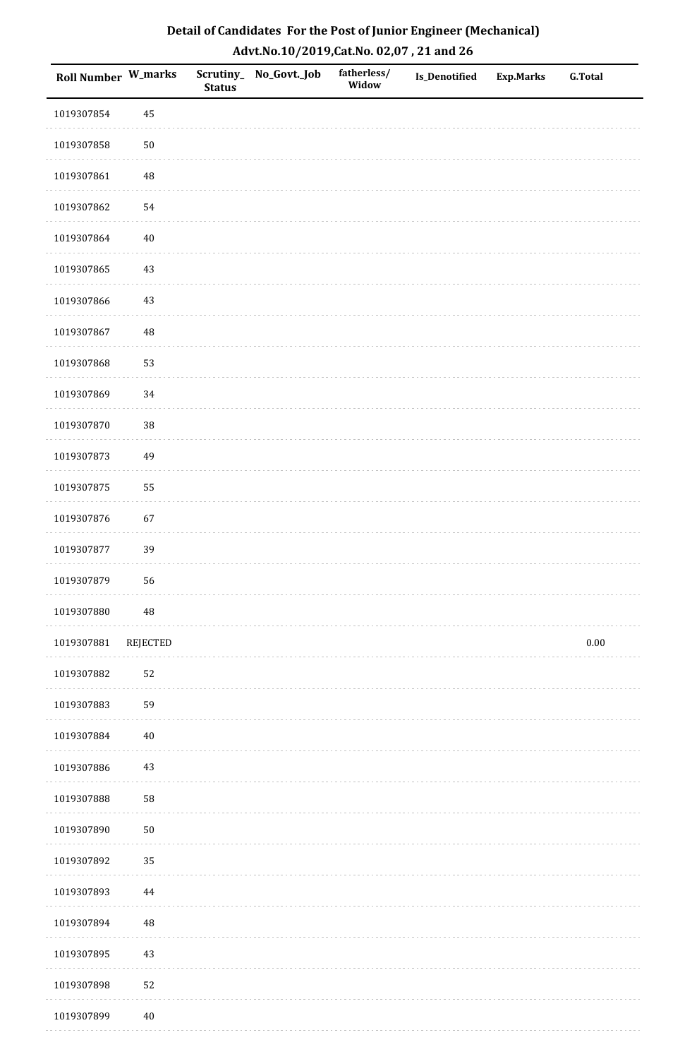## Detail of Candidates For the Post of Junior Engineer (Mechanical)

### Advt.No.10/2019,Cat.No. 02,07 , 21 and 26

| Roll Number | W_marks | Scrutiny_ Status | No_Govt._Job | fatherless/ Widow | Is_Denotified | Exp.Marks | G.Total |
|---|---|---|---|---|---|---|---|
| 1019307854 | 45 | | | | | | |
| 1019307858 | 50 | | | | | | |
| 1019307861 | 48 | | | | | | |
| 1019307862 | 54 | | | | | | |
| 1019307864 | 40 | | | | | | |
| 1019307865 | 43 | | | | | | |
| 1019307866 | 43 | | | | | | |
| 1019307867 | 48 | | | | | | |
| 1019307868 | 53 | | | | | | |
| 1019307869 | 34 | | | | | | |
| 1019307870 | 38 | | | | | | |
| 1019307873 | 49 | | | | | | |
| 1019307875 | 55 | | | | | | |
| 1019307876 | 67 | | | | | | |
| 1019307877 | 39 | | | | | | |
| 1019307879 | 56 | | | | | | |
| 1019307880 | 48 | | | | | | |
| 1019307881 | REJECTED | | | | | | 0.00 |
| 1019307882 | 52 | | | | | | |
| 1019307883 | 59 | | | | | | |
| 1019307884 | 40 | | | | | | |
| 1019307886 | 43 | | | | | | |
| 1019307888 | 58 | | | | | | |
| 1019307890 | 50 | | | | | | |
| 1019307892 | 35 | | | | | | |
| 1019307893 | 44 | | | | | | |
| 1019307894 | 48 | | | | | | |
| 1019307895 | 43 | | | | | | |
| 1019307898 | 52 | | | | | | |
| 1019307899 | 40 | | | | | | |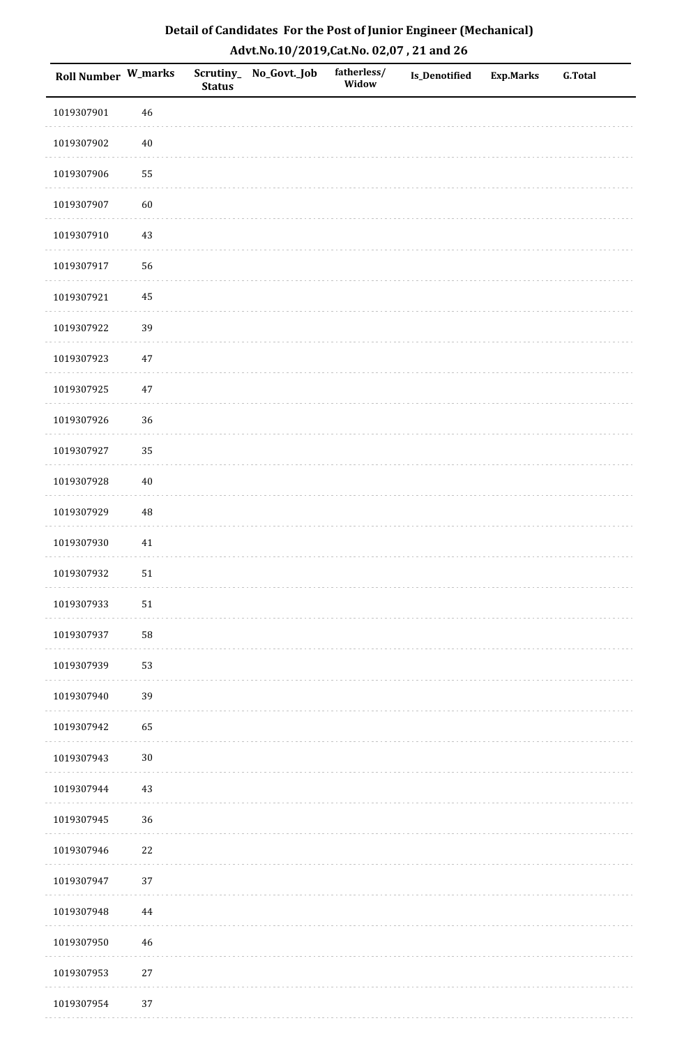## Detail of Candidates For the Post of Junior Engineer (Mechanical)

### Advt.No.10/2019,Cat.No. 02,07 , 21 and 26

| Roll Number | W_marks | Scrutiny_Status | No_Govt._Job | fatherless/Widow | Is_Denotified | Exp.Marks | G.Total |
|---|---|---|---|---|---|---|---|
| 1019307901 | 46 | | | | | | |
| 1019307902 | 40 | | | | | | |
| 1019307906 | 55 | | | | | | |
| 1019307907 | 60 | | | | | | |
| 1019307910 | 43 | | | | | | |
| 1019307917 | 56 | | | | | | |
| 1019307921 | 45 | | | | | | |
| 1019307922 | 39 | | | | | | |
| 1019307923 | 47 | | | | | | |
| 1019307925 | 47 | | | | | | |
| 1019307926 | 36 | | | | | | |
| 1019307927 | 35 | | | | | | |
| 1019307928 | 40 | | | | | | |
| 1019307929 | 48 | | | | | | |
| 1019307930 | 41 | | | | | | |
| 1019307932 | 51 | | | | | | |
| 1019307933 | 51 | | | | | | |
| 1019307937 | 58 | | | | | | |
| 1019307939 | 53 | | | | | | |
| 1019307940 | 39 | | | | | | |
| 1019307942 | 65 | | | | | | |
| 1019307943 | 30 | | | | | | |
| 1019307944 | 43 | | | | | | |
| 1019307945 | 36 | | | | | | |
| 1019307946 | 22 | | | | | | |
| 1019307947 | 37 | | | | | | |
| 1019307948 | 44 | | | | | | |
| 1019307950 | 46 | | | | | | |
| 1019307953 | 27 | | | | | | |
| 1019307954 | 37 | | | | | | |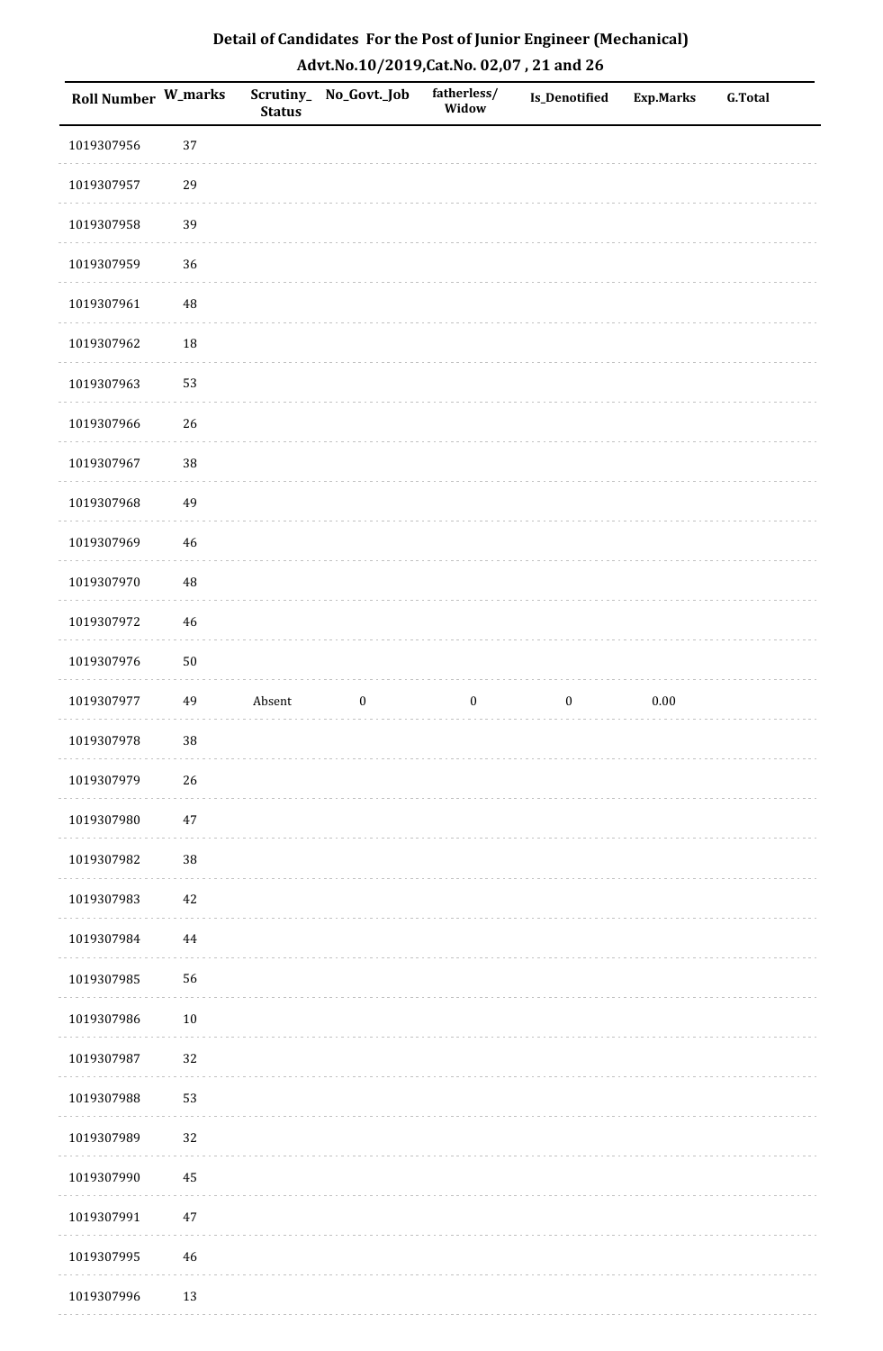**Detail of Candidates For the Post of Junior Engineer (Mechanical)**

**Advt.No.10/2019,Cat.No. 02,07 , 21 and 26**

| Roll Number | W_marks | Scrutiny_Status | No_Govt._Job | fatherless/Widow | Is_Denotified | Exp.Marks | G.Total |
|---|---|---|---|---|---|---|---|
| 1019307956 | 37 | | | | | | |
| 1019307957 | 29 | | | | | | |
| 1019307958 | 39 | | | | | | |
| 1019307959 | 36 | | | | | | |
| 1019307961 | 48 | | | | | | |
| 1019307962 | 18 | | | | | | |
| 1019307963 | 53 | | | | | | |
| 1019307966 | 26 | | | | | | |
| 1019307967 | 38 | | | | | | |
| 1019307968 | 49 | | | | | | |
| 1019307969 | 46 | | | | | | |
| 1019307970 | 48 | | | | | | |
| 1019307972 | 46 | | | | | | |
| 1019307976 | 50 | | | | | | |
| 1019307977 | 49 | Absent | 0 | 0 | 0 | 0.00 | |
| 1019307978 | 38 | | | | | | |
| 1019307979 | 26 | | | | | | |
| 1019307980 | 47 | | | | | | |
| 1019307982 | 38 | | | | | | |
| 1019307983 | 42 | | | | | | |
| 1019307984 | 44 | | | | | | |
| 1019307985 | 56 | | | | | | |
| 1019307986 | 10 | | | | | | |
| 1019307987 | 32 | | | | | | |
| 1019307988 | 53 | | | | | | |
| 1019307989 | 32 | | | | | | |
| 1019307990 | 45 | | | | | | |
| 1019307991 | 47 | | | | | | |
| 1019307995 | 46 | | | | | | |
| 1019307996 | 13 | | | | | | |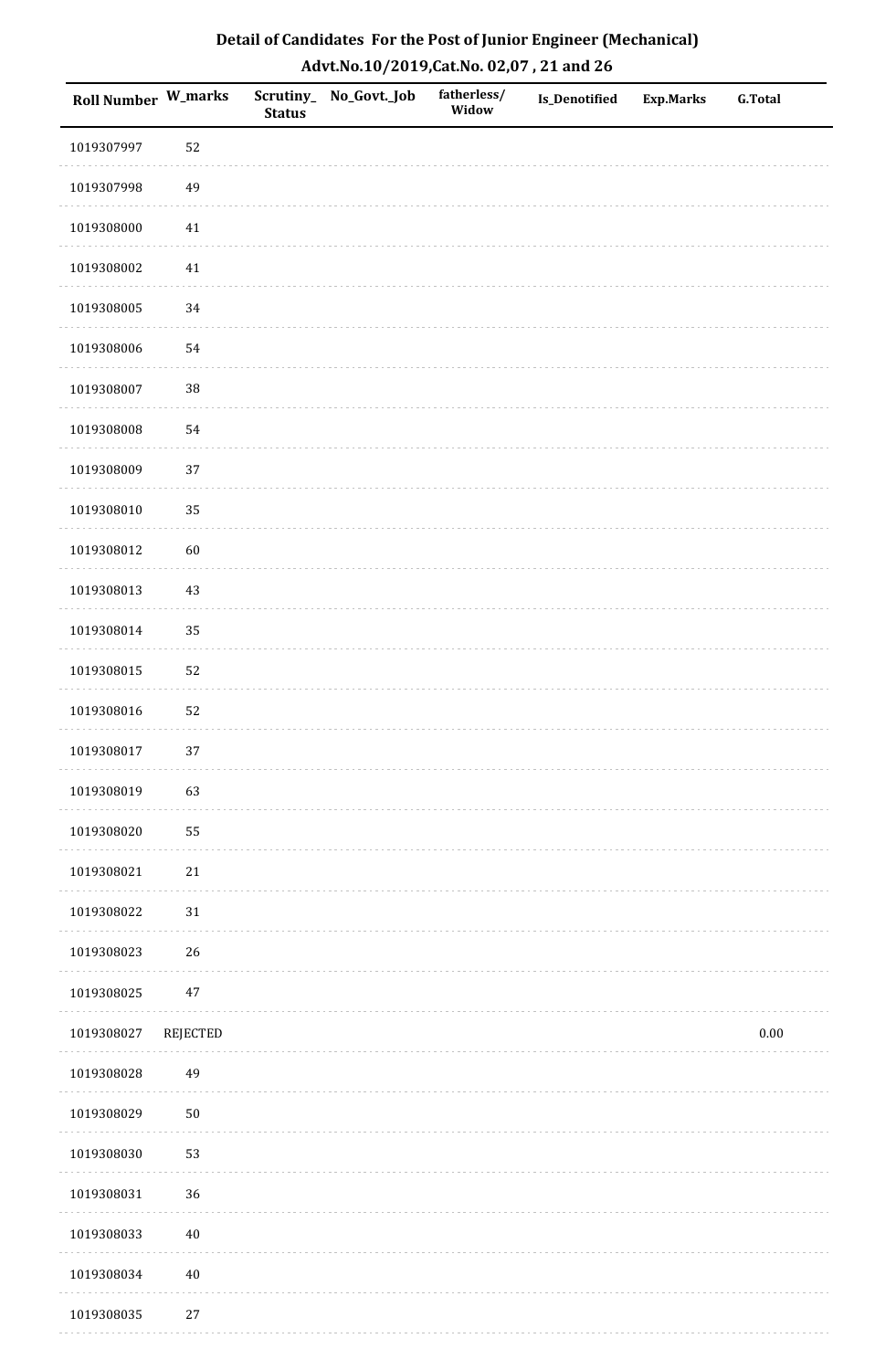## Detail of Candidates For the Post of Junior Engineer (Mechanical)

## Advt.No.10/2019,Cat.No. 02,07 , 21 and 26

| Roll Number | W_marks | Scrutiny_ Status | No_Govt._Job | fatherless/ Widow | Is_Denotified | Exp.Marks | G.Total |
|---|---|---|---|---|---|---|---|
| 1019307997 | 52 | | | | | | |
| 1019307998 | 49 | | | | | | |
| 1019308000 | 41 | | | | | | |
| 1019308002 | 41 | | | | | | |
| 1019308005 | 34 | | | | | | |
| 1019308006 | 54 | | | | | | |
| 1019308007 | 38 | | | | | | |
| 1019308008 | 54 | | | | | | |
| 1019308009 | 37 | | | | | | |
| 1019308010 | 35 | | | | | | |
| 1019308012 | 60 | | | | | | |
| 1019308013 | 43 | | | | | | |
| 1019308014 | 35 | | | | | | |
| 1019308015 | 52 | | | | | | |
| 1019308016 | 52 | | | | | | |
| 1019308017 | 37 | | | | | | |
| 1019308019 | 63 | | | | | | |
| 1019308020 | 55 | | | | | | |
| 1019308021 | 21 | | | | | | |
| 1019308022 | 31 | | | | | | |
| 1019308023 | 26 | | | | | | |
| 1019308025 | 47 | | | | | | |
| 1019308027 | REJECTED | | | | | | 0.00 |
| 1019308028 | 49 | | | | | | |
| 1019308029 | 50 | | | | | | |
| 1019308030 | 53 | | | | | | |
| 1019308031 | 36 | | | | | | |
| 1019308033 | 40 | | | | | | |
| 1019308034 | 40 | | | | | | |
| 1019308035 | 27 | | | | | | |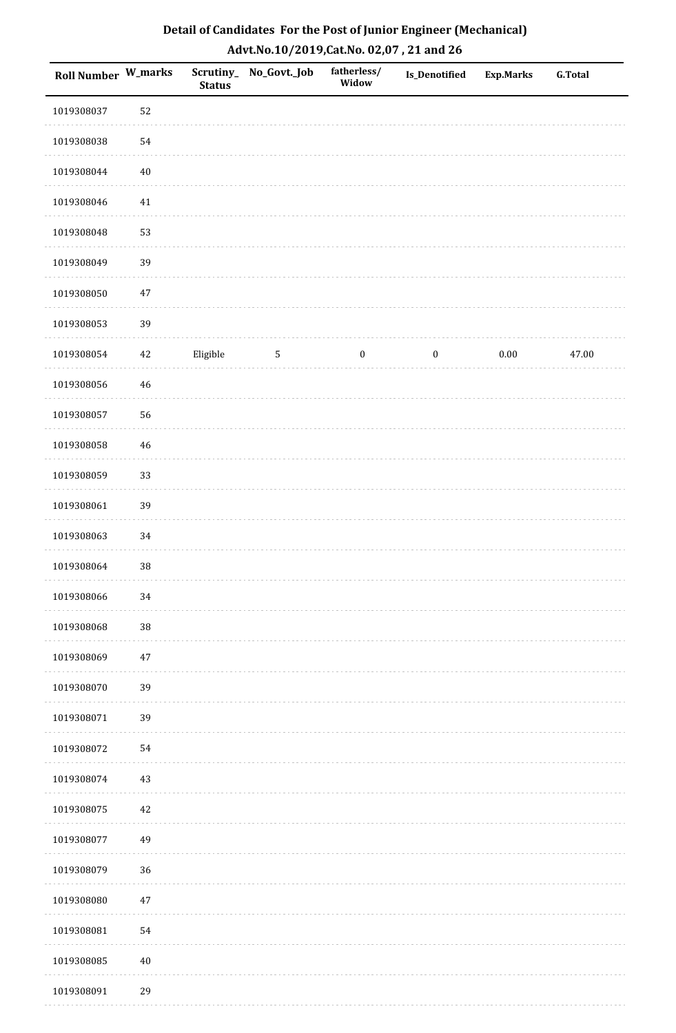## Detail of Candidates For the Post of Junior Engineer (Mechanical)

## Advt.No.10/2019,Cat.No. 02,07 , 21 and 26

| Roll Number | W_marks | Scrutiny_Status | No_Govt._Job | fatherless/Widow | Is_Denotified | Exp.Marks | G.Total |
|---|---|---|---|---|---|---|---|
| 1019308037 | 52 | | | | | | |
| 1019308038 | 54 | | | | | | |
| 1019308044 | 40 | | | | | | |
| 1019308046 | 41 | | | | | | |
| 1019308048 | 53 | | | | | | |
| 1019308049 | 39 | | | | | | |
| 1019308050 | 47 | | | | | | |
| 1019308053 | 39 | | | | | | |
| 1019308054 | 42 | Eligible | 5 | 0 | 0 | 0.00 | 47.00 |
| 1019308056 | 46 | | | | | | |
| 1019308057 | 56 | | | | | | |
| 1019308058 | 46 | | | | | | |
| 1019308059 | 33 | | | | | | |
| 1019308061 | 39 | | | | | | |
| 1019308063 | 34 | | | | | | |
| 1019308064 | 38 | | | | | | |
| 1019308066 | 34 | | | | | | |
| 1019308068 | 38 | | | | | | |
| 1019308069 | 47 | | | | | | |
| 1019308070 | 39 | | | | | | |
| 1019308071 | 39 | | | | | | |
| 1019308072 | 54 | | | | | | |
| 1019308074 | 43 | | | | | | |
| 1019308075 | 42 | | | | | | |
| 1019308077 | 49 | | | | | | |
| 1019308079 | 36 | | | | | | |
| 1019308080 | 47 | | | | | | |
| 1019308081 | 54 | | | | | | |
| 1019308085 | 40 | | | | | | |
| 1019308091 | 29 | | | | | | |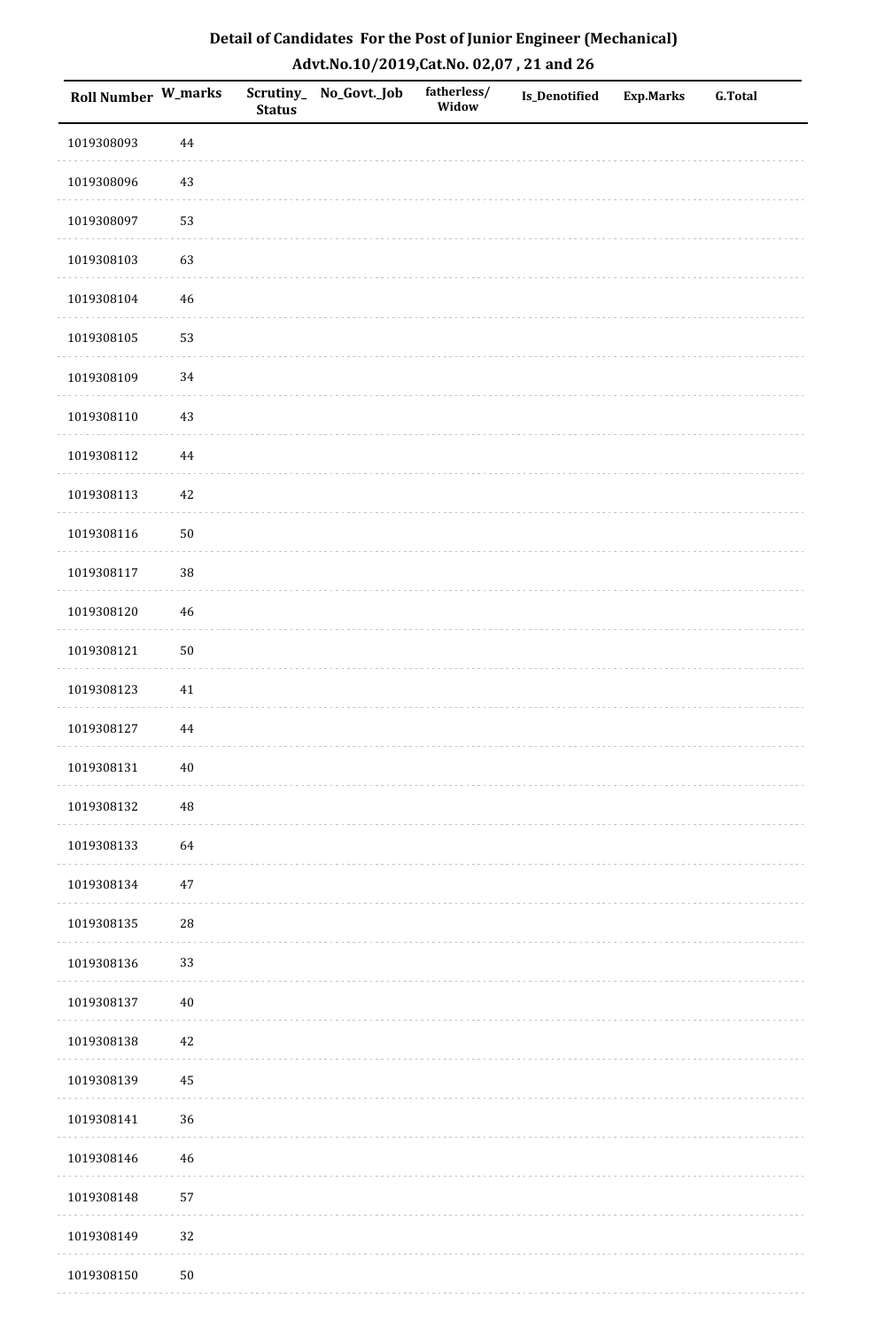# Detail of Candidates For the Post of Junior Engineer (Mechanical)

## Advt.No.10/2019,Cat.No. 02,07 , 21 and 26

| Roll Number | W_marks | Scrutiny_Status | No_Govt._Job | fatherless/Widow | Is_Denotified | Exp.Marks | G.Total |
|---|---|---|---|---|---|---|---|
| 1019308093 | 44 | | | | | | |
| 1019308096 | 43 | | | | | | |
| 1019308097 | 53 | | | | | | |
| 1019308103 | 63 | | | | | | |
| 1019308104 | 46 | | | | | | |
| 1019308105 | 53 | | | | | | |
| 1019308109 | 34 | | | | | | |
| 1019308110 | 43 | | | | | | |
| 1019308112 | 44 | | | | | | |
| 1019308113 | 42 | | | | | | |
| 1019308116 | 50 | | | | | | |
| 1019308117 | 38 | | | | | | |
| 1019308120 | 46 | | | | | | |
| 1019308121 | 50 | | | | | | |
| 1019308123 | 41 | | | | | | |
| 1019308127 | 44 | | | | | | |
| 1019308131 | 40 | | | | | | |
| 1019308132 | 48 | | | | | | |
| 1019308133 | 64 | | | | | | |
| 1019308134 | 47 | | | | | | |
| 1019308135 | 28 | | | | | | |
| 1019308136 | 33 | | | | | | |
| 1019308137 | 40 | | | | | | |
| 1019308138 | 42 | | | | | | |
| 1019308139 | 45 | | | | | | |
| 1019308141 | 36 | | | | | | |
| 1019308146 | 46 | | | | | | |
| 1019308148 | 57 | | | | | | |
| 1019308149 | 32 | | | | | | |
| 1019308150 | 50 | | | | | | |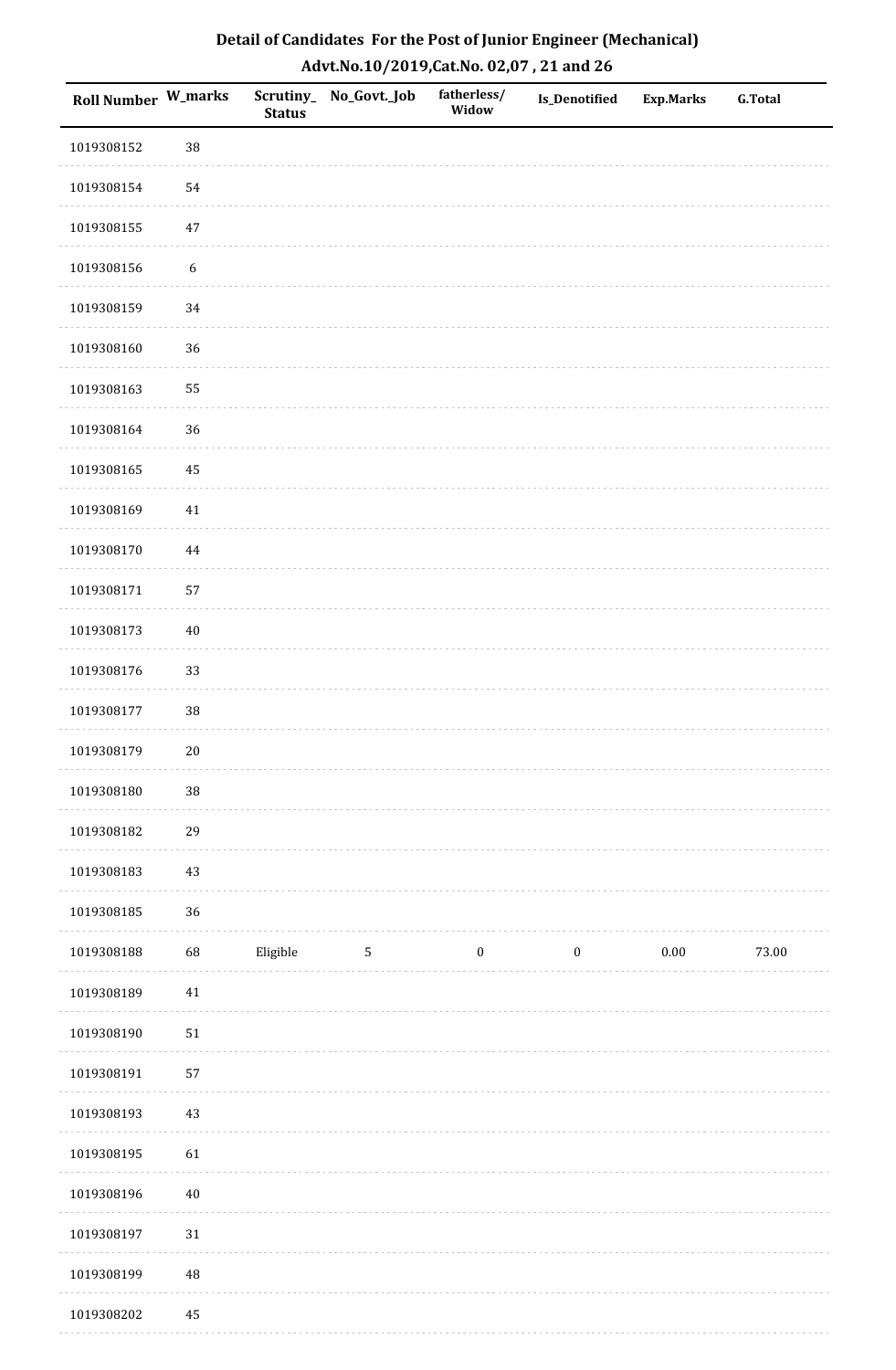# Detail of Candidates For the Post of Junior Engineer (Mechanical)

## Advt.No.10/2019,Cat.No. 02,07 , 21 and 26

| Roll Number | W_marks | Scrutiny_Status | No_Govt._Job | fatherless/Widow | Is_Denotified | Exp.Marks | G.Total |
|---|---|---|---|---|---|---|---|
| 1019308152 | 38 | | | | | | |
| 1019308154 | 54 | | | | | | |
| 1019308155 | 47 | | | | | | |
| 1019308156 | 6 | | | | | | |
| 1019308159 | 34 | | | | | | |
| 1019308160 | 36 | | | | | | |
| 1019308163 | 55 | | | | | | |
| 1019308164 | 36 | | | | | | |
| 1019308165 | 45 | | | | | | |
| 1019308169 | 41 | | | | | | |
| 1019308170 | 44 | | | | | | |
| 1019308171 | 57 | | | | | | |
| 1019308173 | 40 | | | | | | |
| 1019308176 | 33 | | | | | | |
| 1019308177 | 38 | | | | | | |
| 1019308179 | 20 | | | | | | |
| 1019308180 | 38 | | | | | | |
| 1019308182 | 29 | | | | | | |
| 1019308183 | 43 | | | | | | |
| 1019308185 | 36 | | | | | | |
| 1019308188 | 68 | Eligible | 5 | 0 | 0 | 0.00 | 73.00 |
| 1019308189 | 41 | | | | | | |
| 1019308190 | 51 | | | | | | |
| 1019308191 | 57 | | | | | | |
| 1019308193 | 43 | | | | | | |
| 1019308195 | 61 | | | | | | |
| 1019308196 | 40 | | | | | | |
| 1019308197 | 31 | | | | | | |
| 1019308199 | 48 | | | | | | |
| 1019308202 | 45 | | | | | | |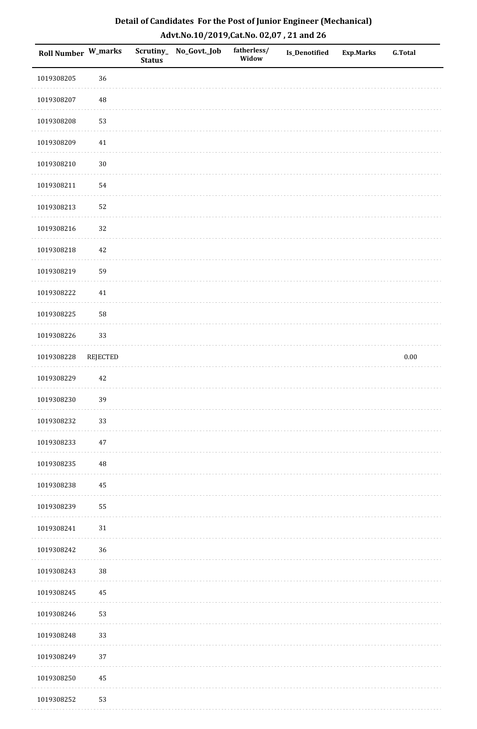# Detail of Candidates For the Post of Junior Engineer (Mechanical)

## Advt.No.10/2019,Cat.No. 02,07 , 21 and 26

| Roll Number | W_marks | Scrutiny_Status | No_Govt._Job | fatherless/Widow | Is_Denotified | Exp.Marks | G.Total |
|---|---|---|---|---|---|---|---|
| 1019308205 | 36 | | | | | | |
| 1019308207 | 48 | | | | | | |
| 1019308208 | 53 | | | | | | |
| 1019308209 | 41 | | | | | | |
| 1019308210 | 30 | | | | | | |
| 1019308211 | 54 | | | | | | |
| 1019308213 | 52 | | | | | | |
| 1019308216 | 32 | | | | | | |
| 1019308218 | 42 | | | | | | |
| 1019308219 | 59 | | | | | | |
| 1019308222 | 41 | | | | | | |
| 1019308225 | 58 | | | | | | |
| 1019308226 | 33 | | | | | | |
| 1019308228 | REJECTED | | | | | | 0.00 |
| 1019308229 | 42 | | | | | | |
| 1019308230 | 39 | | | | | | |
| 1019308232 | 33 | | | | | | |
| 1019308233 | 47 | | | | | | |
| 1019308235 | 48 | | | | | | |
| 1019308238 | 45 | | | | | | |
| 1019308239 | 55 | | | | | | |
| 1019308241 | 31 | | | | | | |
| 1019308242 | 36 | | | | | | |
| 1019308243 | 38 | | | | | | |
| 1019308245 | 45 | | | | | | |
| 1019308246 | 53 | | | | | | |
| 1019308248 | 33 | | | | | | |
| 1019308249 | 37 | | | | | | |
| 1019308250 | 45 | | | | | | |
| 1019308252 | 53 | | | | | | |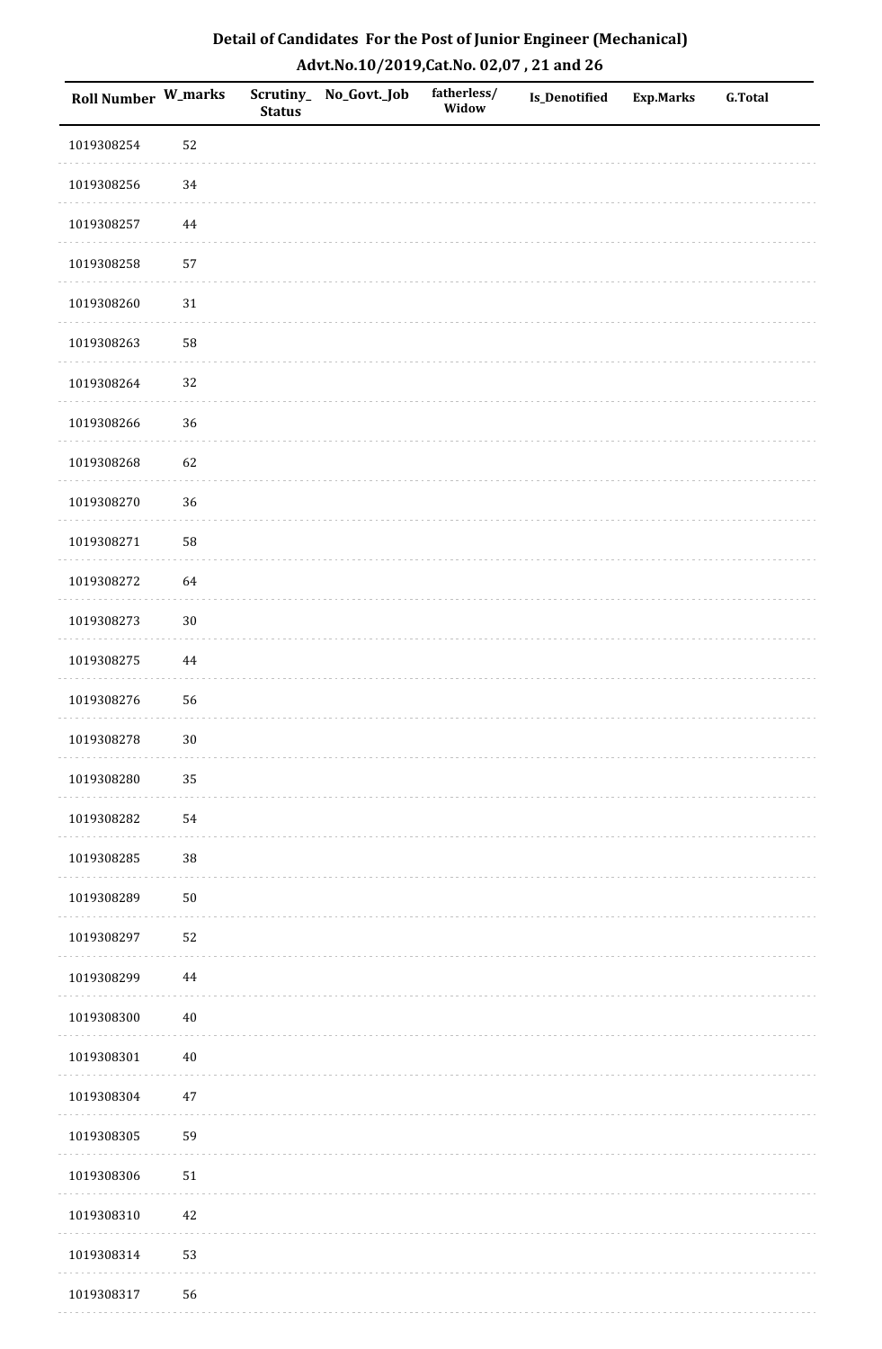# Detail of Candidates For the Post of Junior Engineer (Mechanical)

## Advt.No.10/2019,Cat.No. 02,07 , 21 and 26

| Roll Number | W_marks | Scrutiny_Status | No_Govt._Job | fatherless/Widow | Is_Denotified | Exp.Marks | G.Total |
|---|---|---|---|---|---|---|---|
| 1019308254 | 52 | | | | | | |
| 1019308256 | 34 | | | | | | |
| 1019308257 | 44 | | | | | | |
| 1019308258 | 57 | | | | | | |
| 1019308260 | 31 | | | | | | |
| 1019308263 | 58 | | | | | | |
| 1019308264 | 32 | | | | | | |
| 1019308266 | 36 | | | | | | |
| 1019308268 | 62 | | | | | | |
| 1019308270 | 36 | | | | | | |
| 1019308271 | 58 | | | | | | |
| 1019308272 | 64 | | | | | | |
| 1019308273 | 30 | | | | | | |
| 1019308275 | 44 | | | | | | |
| 1019308276 | 56 | | | | | | |
| 1019308278 | 30 | | | | | | |
| 1019308280 | 35 | | | | | | |
| 1019308282 | 54 | | | | | | |
| 1019308285 | 38 | | | | | | |
| 1019308289 | 50 | | | | | | |
| 1019308297 | 52 | | | | | | |
| 1019308299 | 44 | | | | | | |
| 1019308300 | 40 | | | | | | |
| 1019308301 | 40 | | | | | | |
| 1019308304 | 47 | | | | | | |
| 1019308305 | 59 | | | | | | |
| 1019308306 | 51 | | | | | | |
| 1019308310 | 42 | | | | | | |
| 1019308314 | 53 | | | | | | |
| 1019308317 | 56 | | | | | | |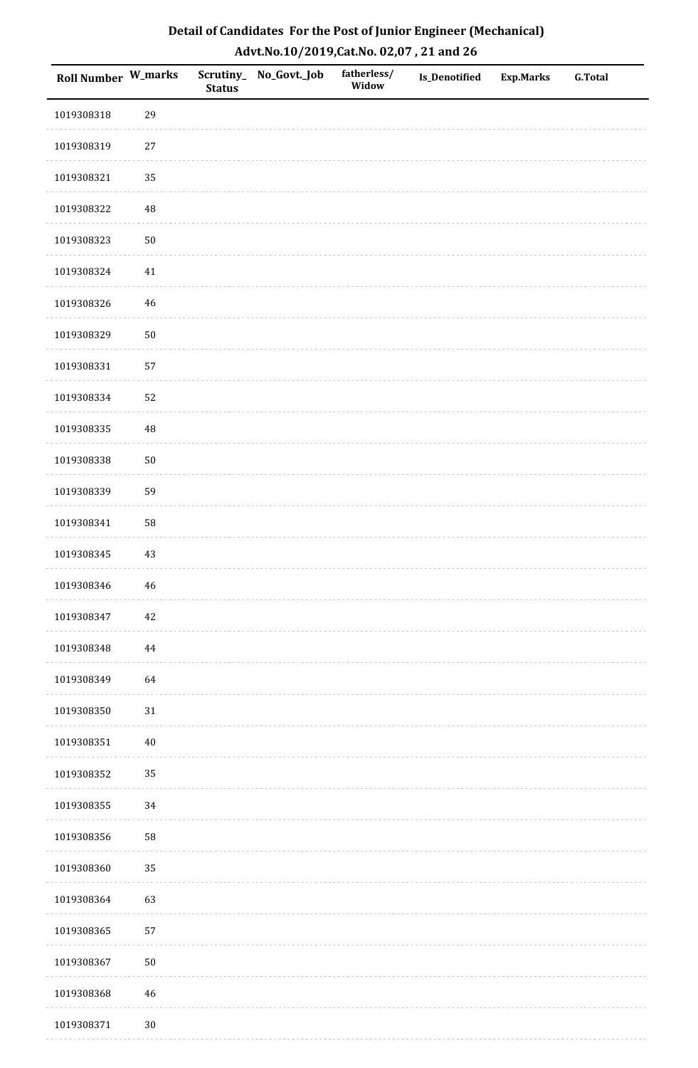# Detail of Candidates For the Post of Junior Engineer (Mechanical)

## Advt.No.10/2019,Cat.No. 02,07 , 21 and 26

| Roll Number | W_marks | Scrutiny_ Status | No_Govt._Job | fatherless/ Widow | Is_Denotified | Exp.Marks | G.Total |
|---|---|---|---|---|---|---|---|
| 1019308318 | 29 | | | | | | |
| 1019308319 | 27 | | | | | | |
| 1019308321 | 35 | | | | | | |
| 1019308322 | 48 | | | | | | |
| 1019308323 | 50 | | | | | | |
| 1019308324 | 41 | | | | | | |
| 1019308326 | 46 | | | | | | |
| 1019308329 | 50 | | | | | | |
| 1019308331 | 57 | | | | | | |
| 1019308334 | 52 | | | | | | |
| 1019308335 | 48 | | | | | | |
| 1019308338 | 50 | | | | | | |
| 1019308339 | 59 | | | | | | |
| 1019308341 | 58 | | | | | | |
| 1019308345 | 43 | | | | | | |
| 1019308346 | 46 | | | | | | |
| 1019308347 | 42 | | | | | | |
| 1019308348 | 44 | | | | | | |
| 1019308349 | 64 | | | | | | |
| 1019308350 | 31 | | | | | | |
| 1019308351 | 40 | | | | | | |
| 1019308352 | 35 | | | | | | |
| 1019308355 | 34 | | | | | | |
| 1019308356 | 58 | | | | | | |
| 1019308360 | 35 | | | | | | |
| 1019308364 | 63 | | | | | | |
| 1019308365 | 57 | | | | | | |
| 1019308367 | 50 | | | | | | |
| 1019308368 | 46 | | | | | | |
| 1019308371 | 30 | | | | | | |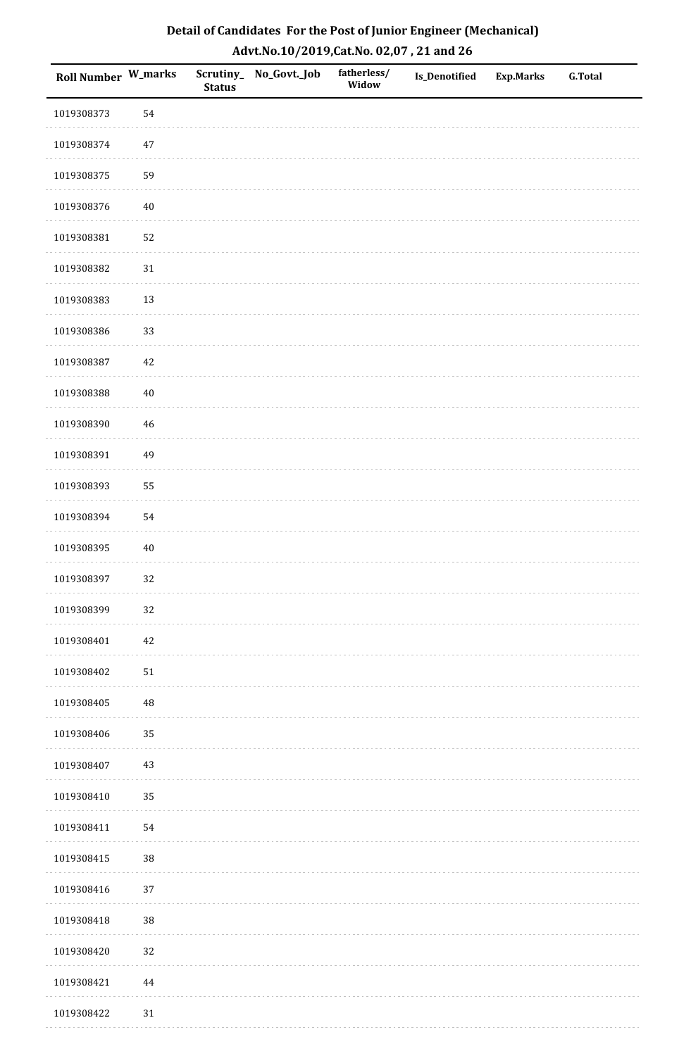## Detail of Candidates For the Post of Junior Engineer (Mechanical)
## Advt.No.10/2019,Cat.No. 02,07 , 21 and 26

| Roll Number | W_marks | Scrutiny_ Status | No_Govt._Job | fatherless/ Widow | Is_Denotified | Exp.Marks | G.Total |
|---|---|---|---|---|---|---|---|
| 1019308373 | 54 | | | | | | |
| 1019308374 | 47 | | | | | | |
| 1019308375 | 59 | | | | | | |
| 1019308376 | 40 | | | | | | |
| 1019308381 | 52 | | | | | | |
| 1019308382 | 31 | | | | | | |
| 1019308383 | 13 | | | | | | |
| 1019308386 | 33 | | | | | | |
| 1019308387 | 42 | | | | | | |
| 1019308388 | 40 | | | | | | |
| 1019308390 | 46 | | | | | | |
| 1019308391 | 49 | | | | | | |
| 1019308393 | 55 | | | | | | |
| 1019308394 | 54 | | | | | | |
| 1019308395 | 40 | | | | | | |
| 1019308397 | 32 | | | | | | |
| 1019308399 | 32 | | | | | | |
| 1019308401 | 42 | | | | | | |
| 1019308402 | 51 | | | | | | |
| 1019308405 | 48 | | | | | | |
| 1019308406 | 35 | | | | | | |
| 1019308407 | 43 | | | | | | |
| 1019308410 | 35 | | | | | | |
| 1019308411 | 54 | | | | | | |
| 1019308415 | 38 | | | | | | |
| 1019308416 | 37 | | | | | | |
| 1019308418 | 38 | | | | | | |
| 1019308420 | 32 | | | | | | |
| 1019308421 | 44 | | | | | | |
| 1019308422 | 31 | | | | | | |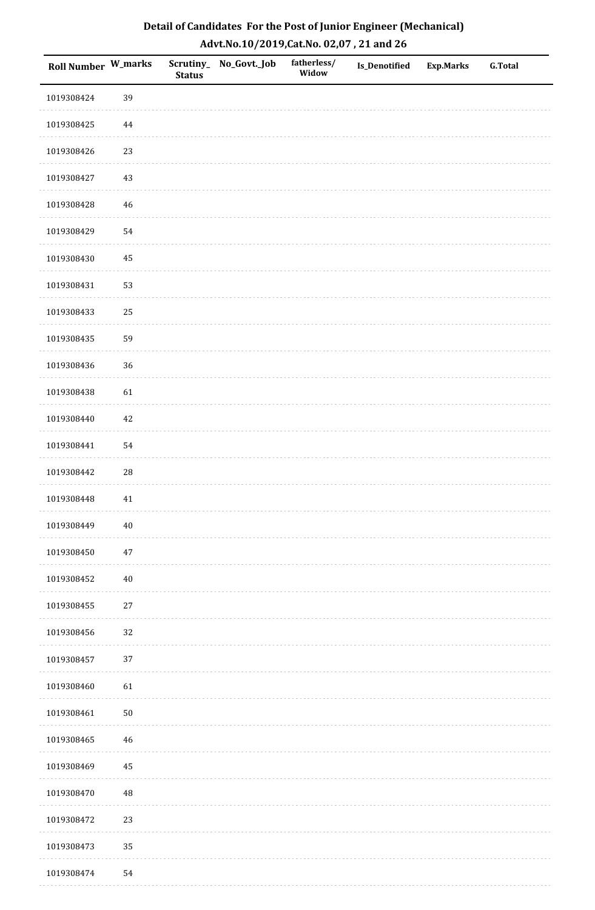# Detail of Candidates For the Post of Junior Engineer (Mechanical)

## Advt.No.10/2019,Cat.No. 02,07 , 21 and 26

| Roll Number | W_marks | Scrutiny_Status | No_Govt._Job | fatherless/Widow | Is_Denotified | Exp.Marks | G.Total |
|---|---|---|---|---|---|---|---|
| 1019308424 | 39 | | | | | | |
| 1019308425 | 44 | | | | | | |
| 1019308426 | 23 | | | | | | |
| 1019308427 | 43 | | | | | | |
| 1019308428 | 46 | | | | | | |
| 1019308429 | 54 | | | | | | |
| 1019308430 | 45 | | | | | | |
| 1019308431 | 53 | | | | | | |
| 1019308433 | 25 | | | | | | |
| 1019308435 | 59 | | | | | | |
| 1019308436 | 36 | | | | | | |
| 1019308438 | 61 | | | | | | |
| 1019308440 | 42 | | | | | | |
| 1019308441 | 54 | | | | | | |
| 1019308442 | 28 | | | | | | |
| 1019308448 | 41 | | | | | | |
| 1019308449 | 40 | | | | | | |
| 1019308450 | 47 | | | | | | |
| 1019308452 | 40 | | | | | | |
| 1019308455 | 27 | | | | | | |
| 1019308456 | 32 | | | | | | |
| 1019308457 | 37 | | | | | | |
| 1019308460 | 61 | | | | | | |
| 1019308461 | 50 | | | | | | |
| 1019308465 | 46 | | | | | | |
| 1019308469 | 45 | | | | | | |
| 1019308470 | 48 | | | | | | |
| 1019308472 | 23 | | | | | | |
| 1019308473 | 35 | | | | | | |
| 1019308474 | 54 | | | | | | |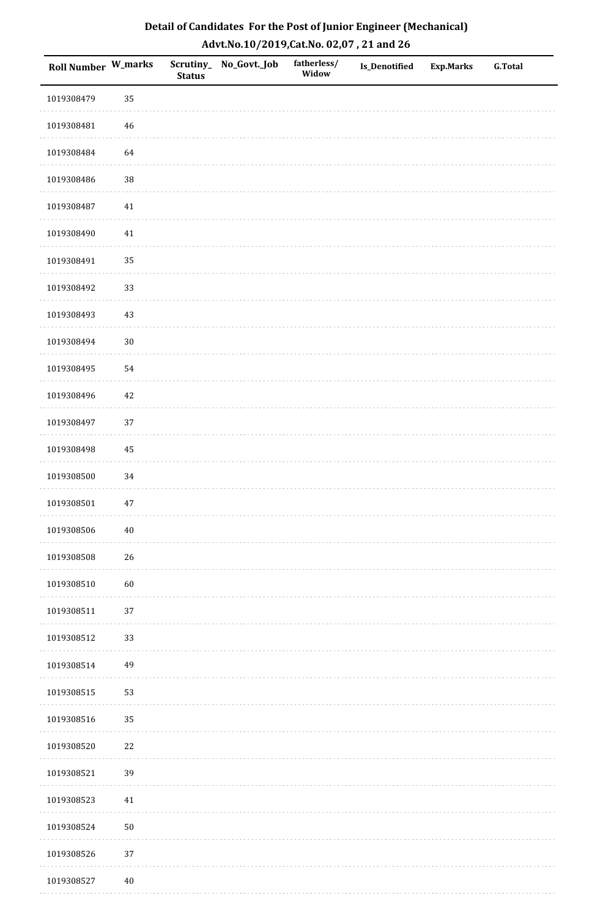# Detail of Candidates For the Post of Junior Engineer (Mechanical)

## Advt.No.10/2019,Cat.No. 02,07 , 21 and 26

| Roll Number | W_marks | Scrutiny_ Status | No_Govt._Job | fatherless/ Widow | Is_Denotified | Exp.Marks | G.Total |
|---|---|---|---|---|---|---|---|
| 1019308479 | 35 | | | | | | |
| 1019308481 | 46 | | | | | | |
| 1019308484 | 64 | | | | | | |
| 1019308486 | 38 | | | | | | |
| 1019308487 | 41 | | | | | | |
| 1019308490 | 41 | | | | | | |
| 1019308491 | 35 | | | | | | |
| 1019308492 | 33 | | | | | | |
| 1019308493 | 43 | | | | | | |
| 1019308494 | 30 | | | | | | |
| 1019308495 | 54 | | | | | | |
| 1019308496 | 42 | | | | | | |
| 1019308497 | 37 | | | | | | |
| 1019308498 | 45 | | | | | | |
| 1019308500 | 34 | | | | | | |
| 1019308501 | 47 | | | | | | |
| 1019308506 | 40 | | | | | | |
| 1019308508 | 26 | | | | | | |
| 1019308510 | 60 | | | | | | |
| 1019308511 | 37 | | | | | | |
| 1019308512 | 33 | | | | | | |
| 1019308514 | 49 | | | | | | |
| 1019308515 | 53 | | | | | | |
| 1019308516 | 35 | | | | | | |
| 1019308520 | 22 | | | | | | |
| 1019308521 | 39 | | | | | | |
| 1019308523 | 41 | | | | | | |
| 1019308524 | 50 | | | | | | |
| 1019308526 | 37 | | | | | | |
| 1019308527 | 40 | | | | | | |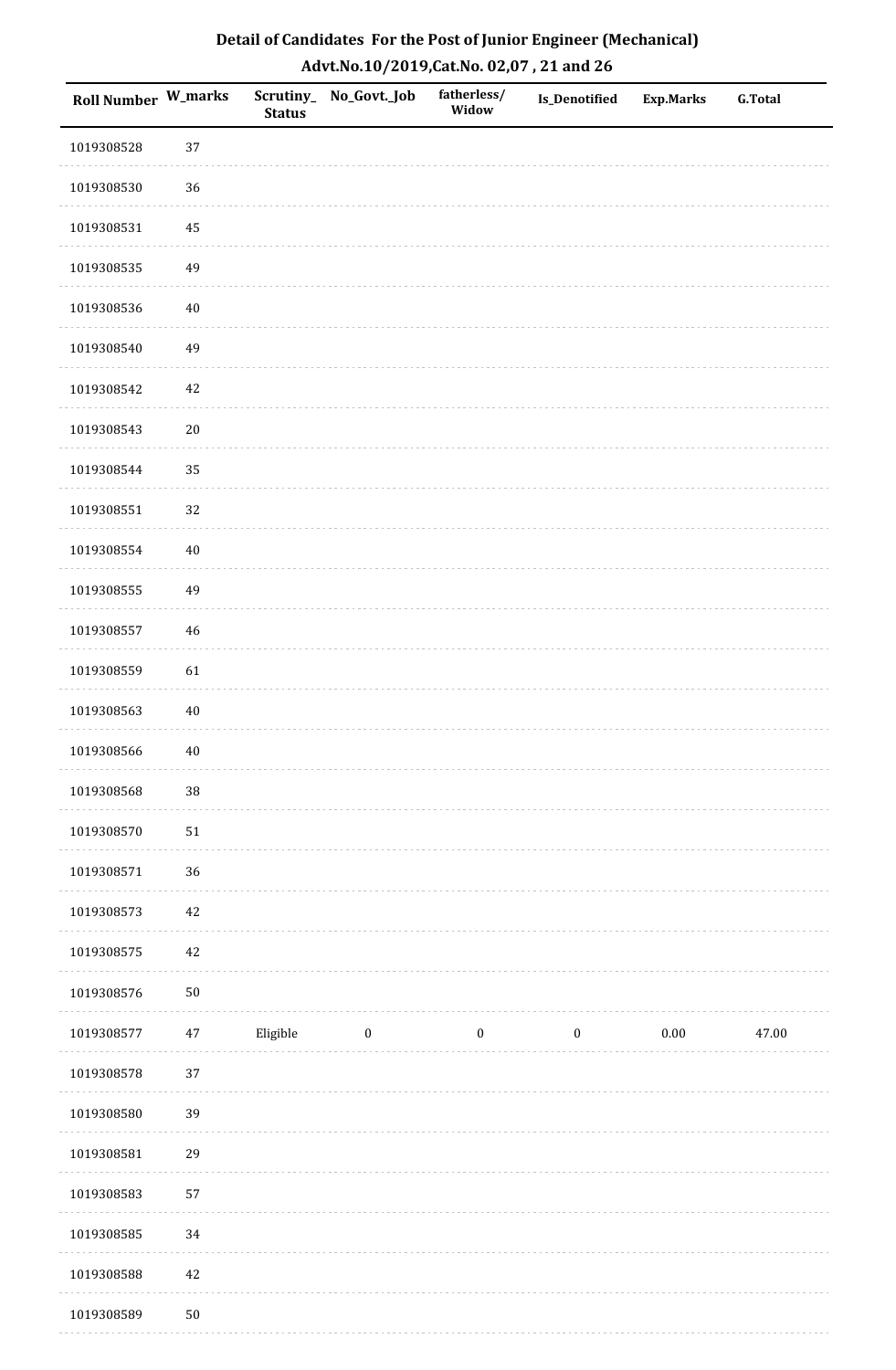**Detail of Candidates For the Post of Junior Engineer (Mechanical)**

**Advt.No.10/2019,Cat.No. 02,07 , 21 and 26**

| Roll Number | W_marks | Scrutiny_Status | No_Govt._Job | fatherless/Widow | Is_Denotified | Exp.Marks | G.Total |
|---|---|---|---|---|---|---|---|
| 1019308528 | 37 | | | | | | |
| 1019308530 | 36 | | | | | | |
| 1019308531 | 45 | | | | | | |
| 1019308535 | 49 | | | | | | |
| 1019308536 | 40 | | | | | | |
| 1019308540 | 49 | | | | | | |
| 1019308542 | 42 | | | | | | |
| 1019308543 | 20 | | | | | | |
| 1019308544 | 35 | | | | | | |
| 1019308551 | 32 | | | | | | |
| 1019308554 | 40 | | | | | | |
| 1019308555 | 49 | | | | | | |
| 1019308557 | 46 | | | | | | |
| 1019308559 | 61 | | | | | | |
| 1019308563 | 40 | | | | | | |
| 1019308566 | 40 | | | | | | |
| 1019308568 | 38 | | | | | | |
| 1019308570 | 51 | | | | | | |
| 1019308571 | 36 | | | | | | |
| 1019308573 | 42 | | | | | | |
| 1019308575 | 42 | | | | | | |
| 1019308576 | 50 | | | | | | |
| 1019308577 | 47 | Eligible | 0 | 0 | 0 | 0.00 | 47.00 |
| 1019308578 | 37 | | | | | | |
| 1019308580 | 39 | | | | | | |
| 1019308581 | 29 | | | | | | |
| 1019308583 | 57 | | | | | | |
| 1019308585 | 34 | | | | | | |
| 1019308588 | 42 | | | | | | |
| 1019308589 | 50 | | | | | | |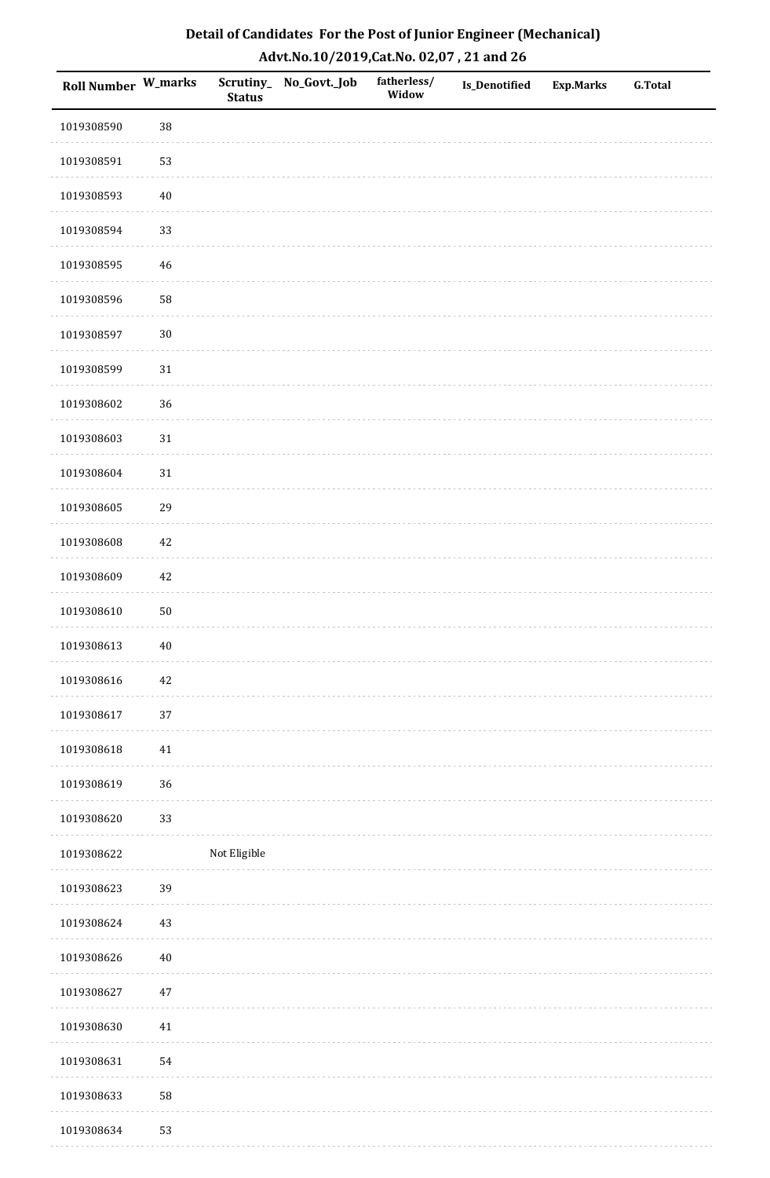## Detail of Candidates For the Post of Junior Engineer (Mechanical)

### Advt.No.10/2019,Cat.No. 02,07 , 21 and 26

| Roll Number | W_marks | Scrutiny_Status | No_Govt._Job | fatherless/Widow | Is_Denotified | Exp.Marks | G.Total |
|---|---|---|---|---|---|---|---|
| 1019308590 | 38 | | | | | | |
| 1019308591 | 53 | | | | | | |
| 1019308593 | 40 | | | | | | |
| 1019308594 | 33 | | | | | | |
| 1019308595 | 46 | | | | | | |
| 1019308596 | 58 | | | | | | |
| 1019308597 | 30 | | | | | | |
| 1019308599 | 31 | | | | | | |
| 1019308602 | 36 | | | | | | |
| 1019308603 | 31 | | | | | | |
| 1019308604 | 31 | | | | | | |
| 1019308605 | 29 | | | | | | |
| 1019308608 | 42 | | | | | | |
| 1019308609 | 42 | | | | | | |
| 1019308610 | 50 | | | | | | |
| 1019308613 | 40 | | | | | | |
| 1019308616 | 42 | | | | | | |
| 1019308617 | 37 | | | | | | |
| 1019308618 | 41 | | | | | | |
| 1019308619 | 36 | | | | | | |
| 1019308620 | 33 | | | | | | |
| 1019308622 | | Not Eligible | | | | | |
| 1019308623 | 39 | | | | | | |
| 1019308624 | 43 | | | | | | |
| 1019308626 | 40 | | | | | | |
| 1019308627 | 47 | | | | | | |
| 1019308630 | 41 | | | | | | |
| 1019308631 | 54 | | | | | | |
| 1019308633 | 58 | | | | | | |
| 1019308634 | 53 | | | | | | |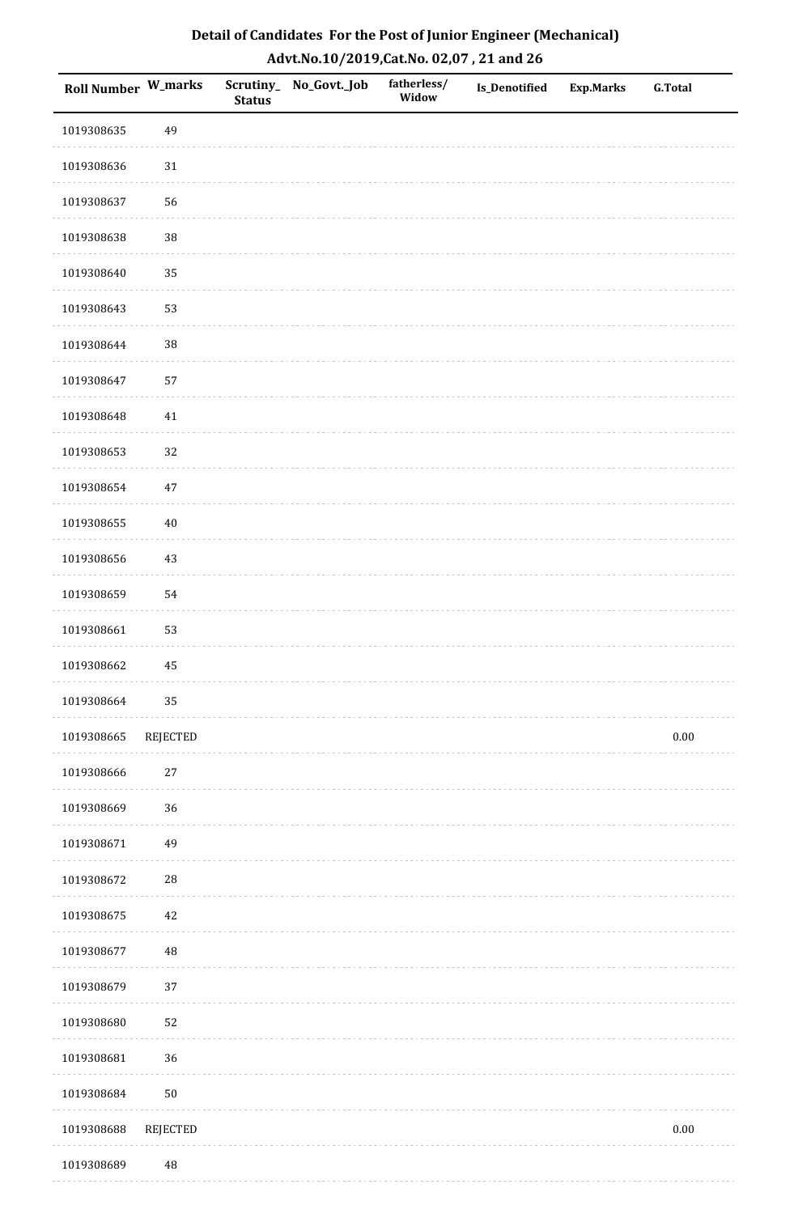## Detail of Candidates For the Post of Junior Engineer (Mechanical)
## Advt.No.10/2019,Cat.No. 02,07 , 21 and 26

| Roll Number | W_marks | Scrutiny_Status | No_Govt._Job | fatherless/Widow | Is_Denotified | Exp.Marks | G.Total |
|---|---|---|---|---|---|---|---|
| 1019308635 | 49 | | | | | | |
| 1019308636 | 31 | | | | | | |
| 1019308637 | 56 | | | | | | |
| 1019308638 | 38 | | | | | | |
| 1019308640 | 35 | | | | | | |
| 1019308643 | 53 | | | | | | |
| 1019308644 | 38 | | | | | | |
| 1019308647 | 57 | | | | | | |
| 1019308648 | 41 | | | | | | |
| 1019308653 | 32 | | | | | | |
| 1019308654 | 47 | | | | | | |
| 1019308655 | 40 | | | | | | |
| 1019308656 | 43 | | | | | | |
| 1019308659 | 54 | | | | | | |
| 1019308661 | 53 | | | | | | |
| 1019308662 | 45 | | | | | | |
| 1019308664 | 35 | | | | | | |
| 1019308665 | REJECTED | | | | | | 0.00 |
| 1019308666 | 27 | | | | | | |
| 1019308669 | 36 | | | | | | |
| 1019308671 | 49 | | | | | | |
| 1019308672 | 28 | | | | | | |
| 1019308675 | 42 | | | | | | |
| 1019308677 | 48 | | | | | | |
| 1019308679 | 37 | | | | | | |
| 1019308680 | 52 | | | | | | |
| 1019308681 | 36 | | | | | | |
| 1019308684 | 50 | | | | | | |
| 1019308688 | REJECTED | | | | | | 0.00 |
| 1019308689 | 48 | | | | | | |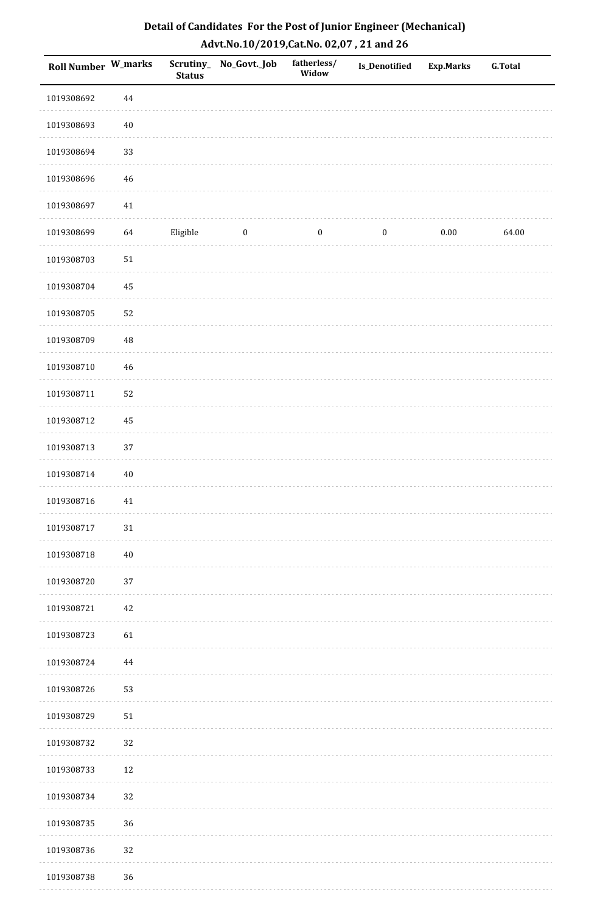## Detail of Candidates For the Post of Junior Engineer (Mechanical)

## Advt.No.10/2019,Cat.No. 02,07 , 21 and 26

| Roll Number | W_marks | Scrutiny_Status | No_Govt._Job | fatherless/Widow | Is_Denotified | Exp.Marks | G.Total |
|---|---|---|---|---|---|---|---|
| 1019308692 | 44 | | | | | | |
| 1019308693 | 40 | | | | | | |
| 1019308694 | 33 | | | | | | |
| 1019308696 | 46 | | | | | | |
| 1019308697 | 41 | | | | | | |
| 1019308699 | 64 | Eligible | 0 | 0 | 0 | 0.00 | 64.00 |
| 1019308703 | 51 | | | | | | |
| 1019308704 | 45 | | | | | | |
| 1019308705 | 52 | | | | | | |
| 1019308709 | 48 | | | | | | |
| 1019308710 | 46 | | | | | | |
| 1019308711 | 52 | | | | | | |
| 1019308712 | 45 | | | | | | |
| 1019308713 | 37 | | | | | | |
| 1019308714 | 40 | | | | | | |
| 1019308716 | 41 | | | | | | |
| 1019308717 | 31 | | | | | | |
| 1019308718 | 40 | | | | | | |
| 1019308720 | 37 | | | | | | |
| 1019308721 | 42 | | | | | | |
| 1019308723 | 61 | | | | | | |
| 1019308724 | 44 | | | | | | |
| 1019308726 | 53 | | | | | | |
| 1019308729 | 51 | | | | | | |
| 1019308732 | 32 | | | | | | |
| 1019308733 | 12 | | | | | | |
| 1019308734 | 32 | | | | | | |
| 1019308735 | 36 | | | | | | |
| 1019308736 | 32 | | | | | | |
| 1019308738 | 36 | | | | | | |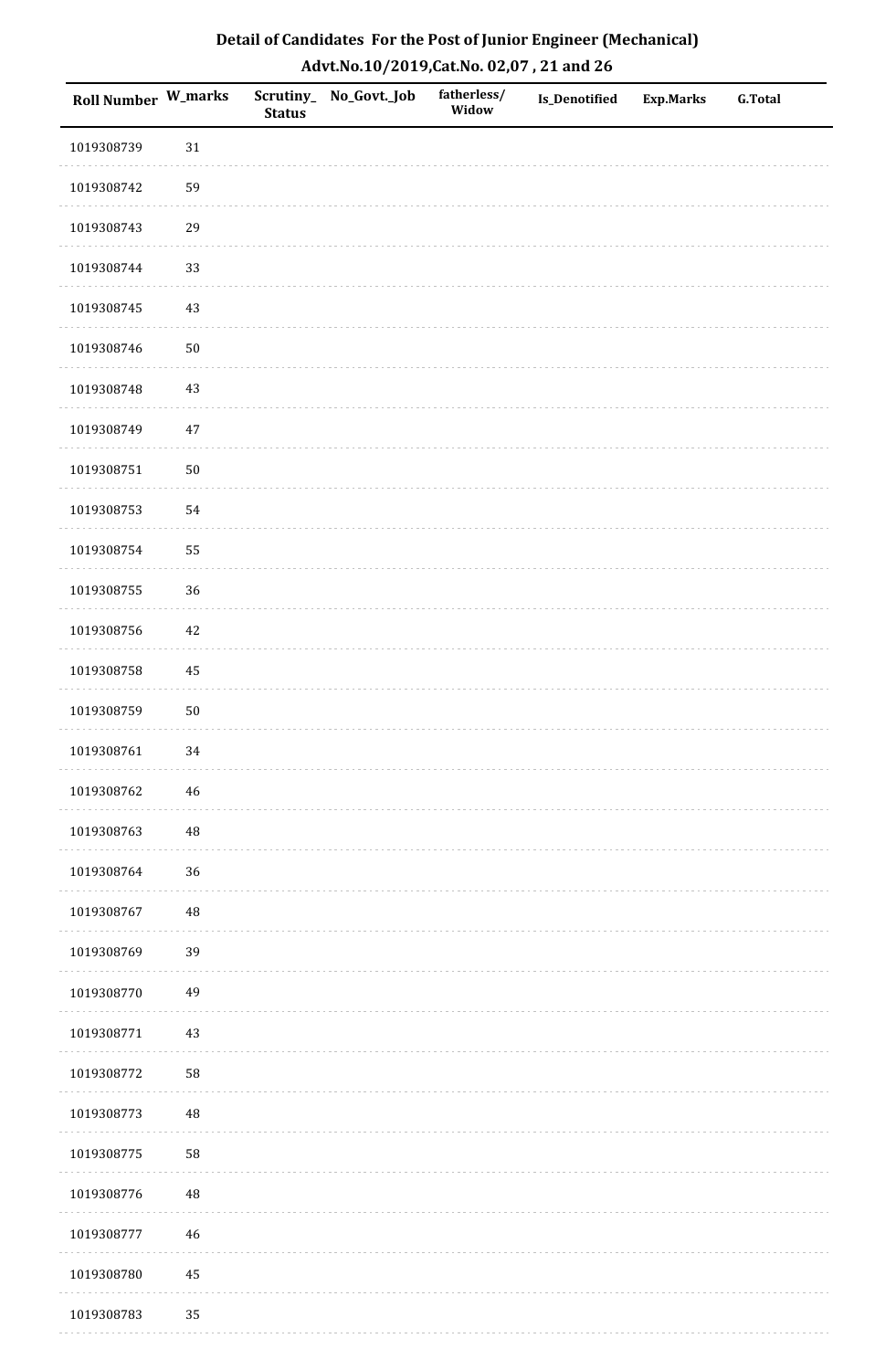## Detail of Candidates For the Post of Junior Engineer (Mechanical)
### Advt.No.10/2019,Cat.No. 02,07 , 21 and 26

| Roll Number | W_marks | Scrutiny_Status | No_Govt._Job | fatherless/Widow | Is_Denotified | Exp.Marks | G.Total |
|---|---|---|---|---|---|---|---|
| 1019308739 | 31 | | | | | | |
| 1019308742 | 59 | | | | | | |
| 1019308743 | 29 | | | | | | |
| 1019308744 | 33 | | | | | | |
| 1019308745 | 43 | | | | | | |
| 1019308746 | 50 | | | | | | |
| 1019308748 | 43 | | | | | | |
| 1019308749 | 47 | | | | | | |
| 1019308751 | 50 | | | | | | |
| 1019308753 | 54 | | | | | | |
| 1019308754 | 55 | | | | | | |
| 1019308755 | 36 | | | | | | |
| 1019308756 | 42 | | | | | | |
| 1019308758 | 45 | | | | | | |
| 1019308759 | 50 | | | | | | |
| 1019308761 | 34 | | | | | | |
| 1019308762 | 46 | | | | | | |
| 1019308763 | 48 | | | | | | |
| 1019308764 | 36 | | | | | | |
| 1019308767 | 48 | | | | | | |
| 1019308769 | 39 | | | | | | |
| 1019308770 | 49 | | | | | | |
| 1019308771 | 43 | | | | | | |
| 1019308772 | 58 | | | | | | |
| 1019308773 | 48 | | | | | | |
| 1019308775 | 58 | | | | | | |
| 1019308776 | 48 | | | | | | |
| 1019308777 | 46 | | | | | | |
| 1019308780 | 45 | | | | | | |
| 1019308783 | 35 | | | | | | |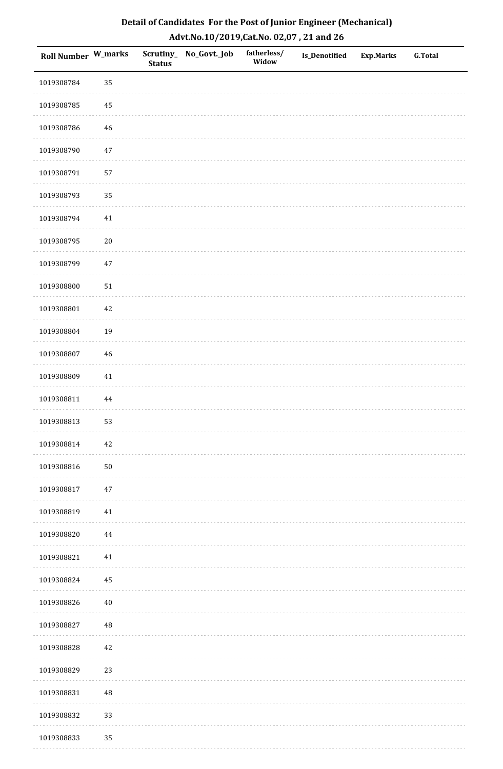# Detail of Candidates For the Post of Junior Engineer (Mechanical)

## Advt.No.10/2019,Cat.No. 02,07 , 21 and 26

| Roll Number | W_marks | Scrutiny_Status | No_Govt._Job | fatherless/Widow | Is_Denotified | Exp.Marks | G.Total |
|---|---|---|---|---|---|---|---|
| 1019308784 | 35 | | | | | | |
| 1019308785 | 45 | | | | | | |
| 1019308786 | 46 | | | | | | |
| 1019308790 | 47 | | | | | | |
| 1019308791 | 57 | | | | | | |
| 1019308793 | 35 | | | | | | |
| 1019308794 | 41 | | | | | | |
| 1019308795 | 20 | | | | | | |
| 1019308799 | 47 | | | | | | |
| 1019308800 | 51 | | | | | | |
| 1019308801 | 42 | | | | | | |
| 1019308804 | 19 | | | | | | |
| 1019308807 | 46 | | | | | | |
| 1019308809 | 41 | | | | | | |
| 1019308811 | 44 | | | | | | |
| 1019308813 | 53 | | | | | | |
| 1019308814 | 42 | | | | | | |
| 1019308816 | 50 | | | | | | |
| 1019308817 | 47 | | | | | | |
| 1019308819 | 41 | | | | | | |
| 1019308820 | 44 | | | | | | |
| 1019308821 | 41 | | | | | | |
| 1019308824 | 45 | | | | | | |
| 1019308826 | 40 | | | | | | |
| 1019308827 | 48 | | | | | | |
| 1019308828 | 42 | | | | | | |
| 1019308829 | 23 | | | | | | |
| 1019308831 | 48 | | | | | | |
| 1019308832 | 33 | | | | | | |
| 1019308833 | 35 | | | | | | |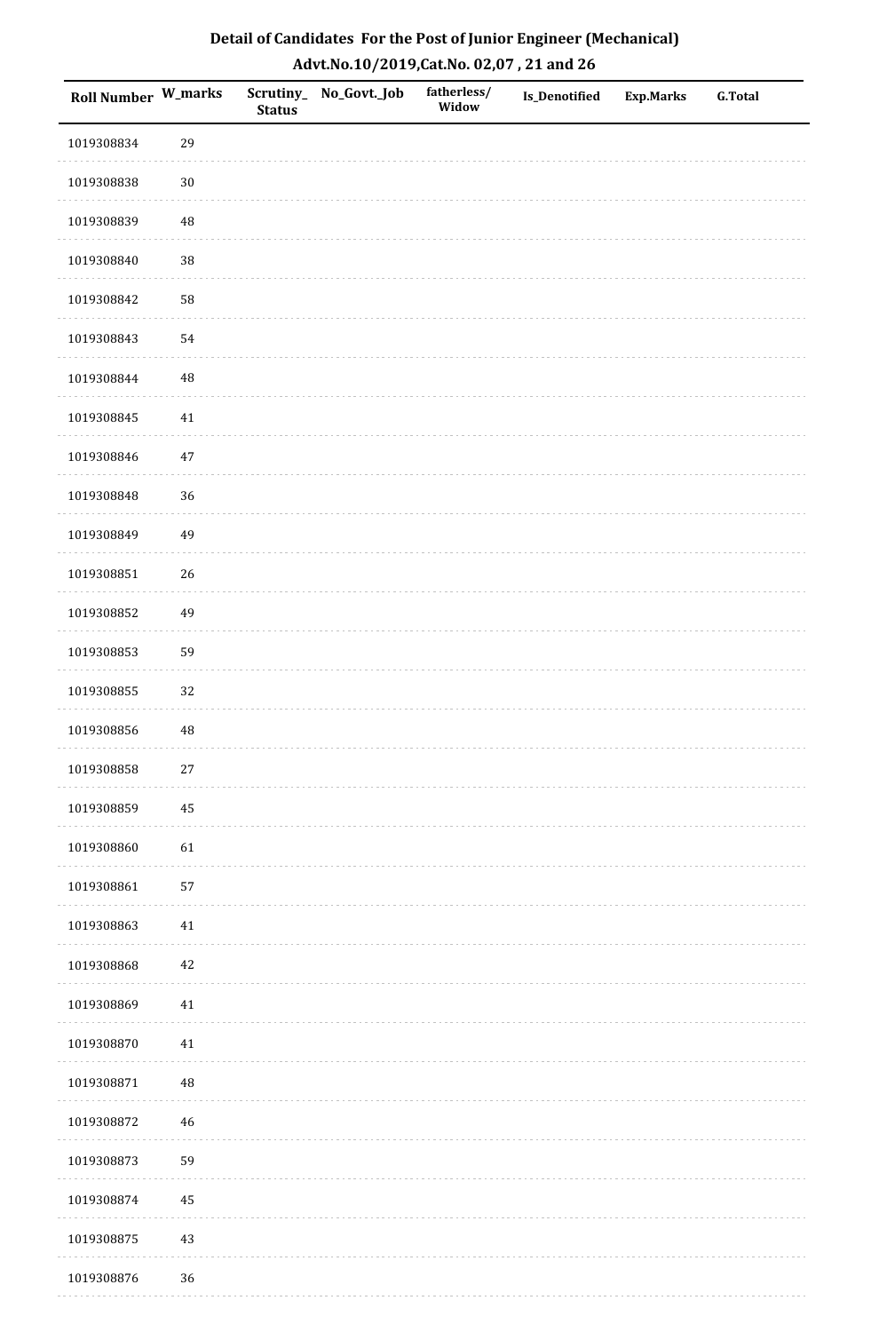# Detail of Candidates For the Post of Junior Engineer (Mechanical)

## Advt.No.10/2019,Cat.No. 02,07 , 21 and 26

| Roll Number | W_marks | Scrutiny_ Status | No_Govt._Job | fatherless/ Widow | Is_Denotified | Exp.Marks | G.Total |
|---|---|---|---|---|---|---|---|
| 1019308834 | 29 | | | | | | |
| 1019308838 | 30 | | | | | | |
| 1019308839 | 48 | | | | | | |
| 1019308840 | 38 | | | | | | |
| 1019308842 | 58 | | | | | | |
| 1019308843 | 54 | | | | | | |
| 1019308844 | 48 | | | | | | |
| 1019308845 | 41 | | | | | | |
| 1019308846 | 47 | | | | | | |
| 1019308848 | 36 | | | | | | |
| 1019308849 | 49 | | | | | | |
| 1019308851 | 26 | | | | | | |
| 1019308852 | 49 | | | | | | |
| 1019308853 | 59 | | | | | | |
| 1019308855 | 32 | | | | | | |
| 1019308856 | 48 | | | | | | |
| 1019308858 | 27 | | | | | | |
| 1019308859 | 45 | | | | | | |
| 1019308860 | 61 | | | | | | |
| 1019308861 | 57 | | | | | | |
| 1019308863 | 41 | | | | | | |
| 1019308868 | 42 | | | | | | |
| 1019308869 | 41 | | | | | | |
| 1019308870 | 41 | | | | | | |
| 1019308871 | 48 | | | | | | |
| 1019308872 | 46 | | | | | | |
| 1019308873 | 59 | | | | | | |
| 1019308874 | 45 | | | | | | |
| 1019308875 | 43 | | | | | | |
| 1019308876 | 36 | | | | | | |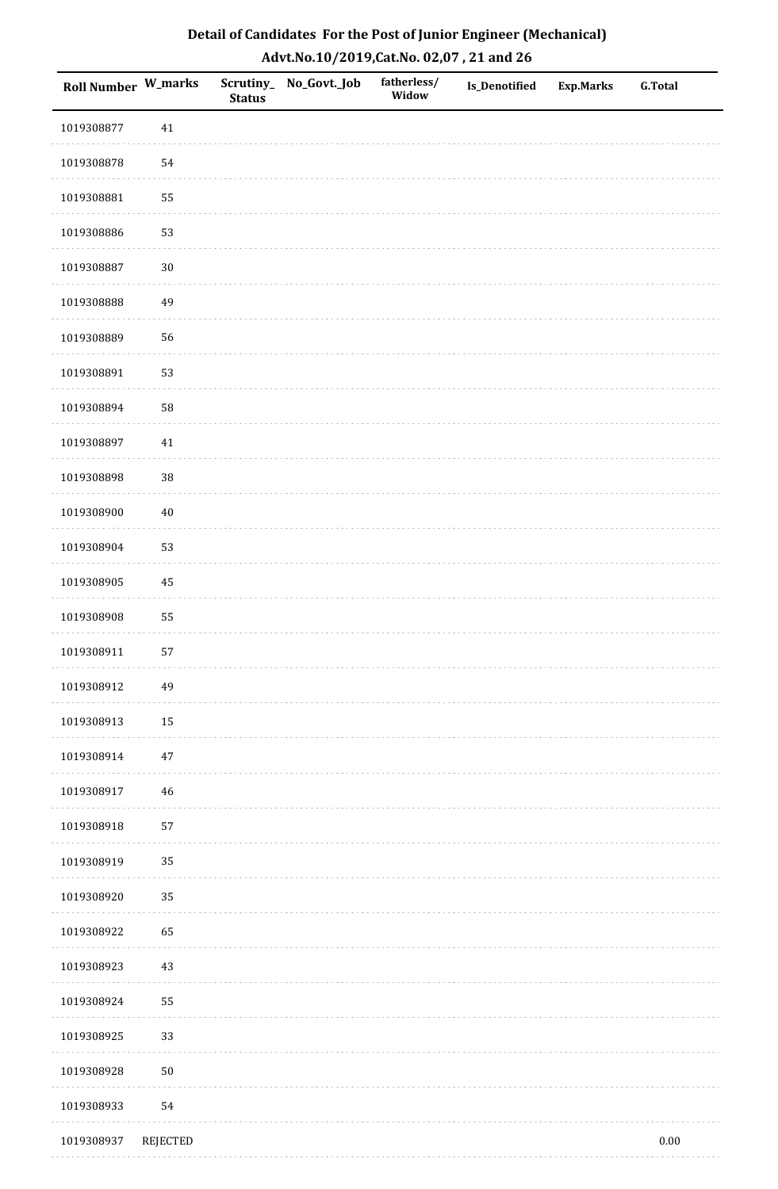# Detail of Candidates For the Post of Junior Engineer (Mechanical)

## Advt.No.10/2019,Cat.No. 02,07 , 21 and 26

| Roll Number | W_marks | Scrutiny_Status | No_Govt._Job | fatherless/Widow | Is_Denotified | Exp.Marks | G.Total |
|---|---|---|---|---|---|---|---|
| 1019308877 | 41 | | | | | | |
| 1019308878 | 54 | | | | | | |
| 1019308881 | 55 | | | | | | |
| 1019308886 | 53 | | | | | | |
| 1019308887 | 30 | | | | | | |
| 1019308888 | 49 | | | | | | |
| 1019308889 | 56 | | | | | | |
| 1019308891 | 53 | | | | | | |
| 1019308894 | 58 | | | | | | |
| 1019308897 | 41 | | | | | | |
| 1019308898 | 38 | | | | | | |
| 1019308900 | 40 | | | | | | |
| 1019308904 | 53 | | | | | | |
| 1019308905 | 45 | | | | | | |
| 1019308908 | 55 | | | | | | |
| 1019308911 | 57 | | | | | | |
| 1019308912 | 49 | | | | | | |
| 1019308913 | 15 | | | | | | |
| 1019308914 | 47 | | | | | | |
| 1019308917 | 46 | | | | | | |
| 1019308918 | 57 | | | | | | |
| 1019308919 | 35 | | | | | | |
| 1019308920 | 35 | | | | | | |
| 1019308922 | 65 | | | | | | |
| 1019308923 | 43 | | | | | | |
| 1019308924 | 55 | | | | | | |
| 1019308925 | 33 | | | | | | |
| 1019308928 | 50 | | | | | | |
| 1019308933 | 54 | | | | | | |
| 1019308937 | REJECTED | | | | | | 0.00 |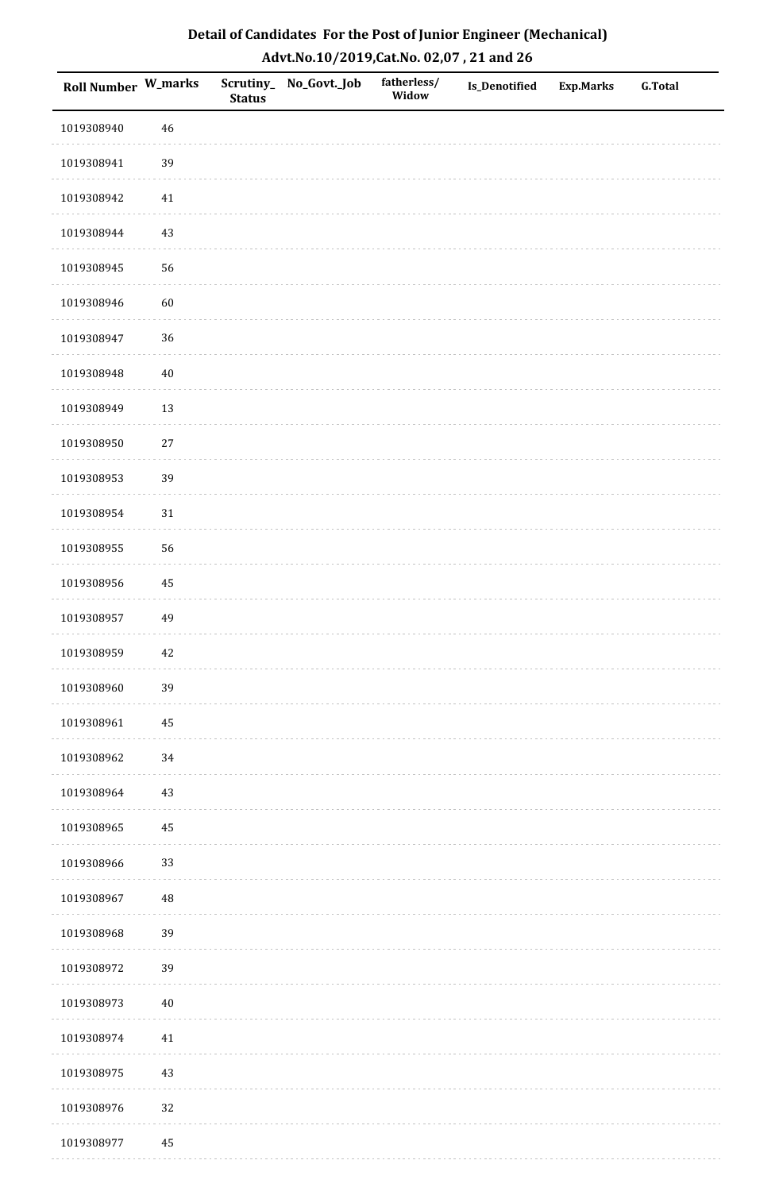**Detail of Candidates For the Post of Junior Engineer (Mechanical)**

**Advt.No.10/2019,Cat.No. 02,07 , 21 and 26**

| Roll Number | W_marks | Scrutiny_Status | No_Govt._Job | fatherless/Widow | Is_Denotified | Exp.Marks | G.Total |
|---|---|---|---|---|---|---|---|
| 1019308940 | 46 | | | | | | |
| 1019308941 | 39 | | | | | | |
| 1019308942 | 41 | | | | | | |
| 1019308944 | 43 | | | | | | |
| 1019308945 | 56 | | | | | | |
| 1019308946 | 60 | | | | | | |
| 1019308947 | 36 | | | | | | |
| 1019308948 | 40 | | | | | | |
| 1019308949 | 13 | | | | | | |
| 1019308950 | 27 | | | | | | |
| 1019308953 | 39 | | | | | | |
| 1019308954 | 31 | | | | | | |
| 1019308955 | 56 | | | | | | |
| 1019308956 | 45 | | | | | | |
| 1019308957 | 49 | | | | | | |
| 1019308959 | 42 | | | | | | |
| 1019308960 | 39 | | | | | | |
| 1019308961 | 45 | | | | | | |
| 1019308962 | 34 | | | | | | |
| 1019308964 | 43 | | | | | | |
| 1019308965 | 45 | | | | | | |
| 1019308966 | 33 | | | | | | |
| 1019308967 | 48 | | | | | | |
| 1019308968 | 39 | | | | | | |
| 1019308972 | 39 | | | | | | |
| 1019308973 | 40 | | | | | | |
| 1019308974 | 41 | | | | | | |
| 1019308975 | 43 | | | | | | |
| 1019308976 | 32 | | | | | | |
| 1019308977 | 45 | | | | | | |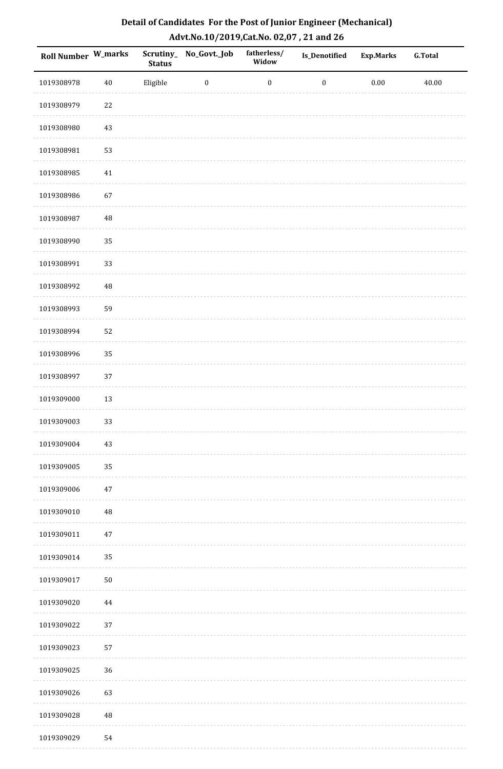**Detail of Candidates For the Post of Junior Engineer (Mechanical)**

**Advt.No.10/2019,Cat.No. 02,07 , 21 and 26**

| Roll Number | W_marks | Scrutiny_Status | No_Govt._Job | fatherless/Widow | Is_Denotified | Exp.Marks | G.Total |
|---|---|---|---|---|---|---|---|
| 1019308978 | 40 | Eligible | 0 | 0 | 0 | 0.00 | 40.00 |
| 1019308979 | 22 | | | | | | |
| 1019308980 | 43 | | | | | | |
| 1019308981 | 53 | | | | | | |
| 1019308985 | 41 | | | | | | |
| 1019308986 | 67 | | | | | | |
| 1019308987 | 48 | | | | | | |
| 1019308990 | 35 | | | | | | |
| 1019308991 | 33 | | | | | | |
| 1019308992 | 48 | | | | | | |
| 1019308993 | 59 | | | | | | |
| 1019308994 | 52 | | | | | | |
| 1019308996 | 35 | | | | | | |
| 1019308997 | 37 | | | | | | |
| 1019309000 | 13 | | | | | | |
| 1019309003 | 33 | | | | | | |
| 1019309004 | 43 | | | | | | |
| 1019309005 | 35 | | | | | | |
| 1019309006 | 47 | | | | | | |
| 1019309010 | 48 | | | | | | |
| 1019309011 | 47 | | | | | | |
| 1019309014 | 35 | | | | | | |
| 1019309017 | 50 | | | | | | |
| 1019309020 | 44 | | | | | | |
| 1019309022 | 37 | | | | | | |
| 1019309023 | 57 | | | | | | |
| 1019309025 | 36 | | | | | | |
| 1019309026 | 63 | | | | | | |
| 1019309028 | 48 | | | | | | |
| 1019309029 | 54 | | | | | | |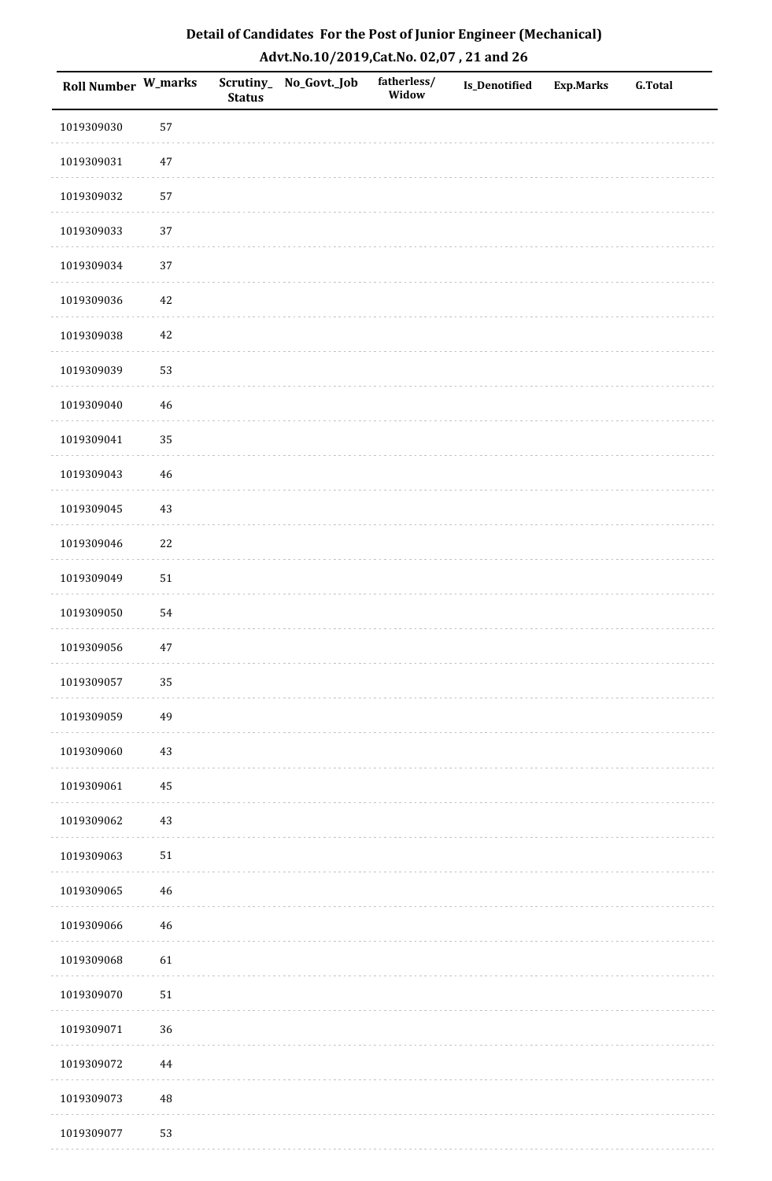# Detail of Candidates For the Post of Junior Engineer (Mechanical)

## Advt.No.10/2019,Cat.No. 02,07 , 21 and 26

| Roll Number | W_marks | Scrutiny_Status | No_Govt._Job | fatherless/Widow | Is_Denotified | Exp.Marks | G.Total |
|---|---|---|---|---|---|---|---|
| 1019309030 | 57 | | | | | | |
| 1019309031 | 47 | | | | | | |
| 1019309032 | 57 | | | | | | |
| 1019309033 | 37 | | | | | | |
| 1019309034 | 37 | | | | | | |
| 1019309036 | 42 | | | | | | |
| 1019309038 | 42 | | | | | | |
| 1019309039 | 53 | | | | | | |
| 1019309040 | 46 | | | | | | |
| 1019309041 | 35 | | | | | | |
| 1019309043 | 46 | | | | | | |
| 1019309045 | 43 | | | | | | |
| 1019309046 | 22 | | | | | | |
| 1019309049 | 51 | | | | | | |
| 1019309050 | 54 | | | | | | |
| 1019309056 | 47 | | | | | | |
| 1019309057 | 35 | | | | | | |
| 1019309059 | 49 | | | | | | |
| 1019309060 | 43 | | | | | | |
| 1019309061 | 45 | | | | | | |
| 1019309062 | 43 | | | | | | |
| 1019309063 | 51 | | | | | | |
| 1019309065 | 46 | | | | | | |
| 1019309066 | 46 | | | | | | |
| 1019309068 | 61 | | | | | | |
| 1019309070 | 51 | | | | | | |
| 1019309071 | 36 | | | | | | |
| 1019309072 | 44 | | | | | | |
| 1019309073 | 48 | | | | | | |
| 1019309077 | 53 | | | | | | |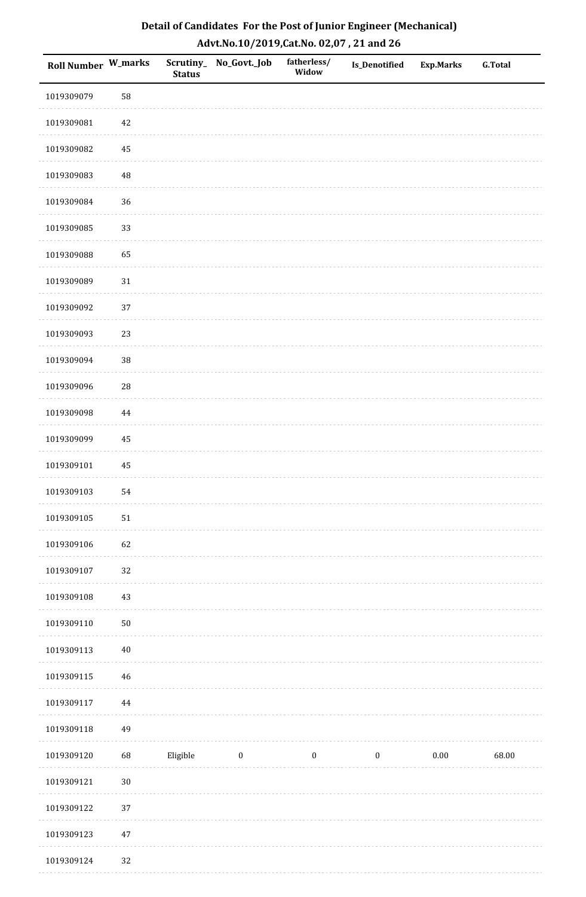# Detail of Candidates For the Post of Junior Engineer (Mechanical)

## Advt.No.10/2019,Cat.No. 02,07 , 21 and 26

| Roll Number | W_marks | Scrutiny_Status | No_Govt._Job | fatherless/Widow | Is_Denotified | Exp.Marks | G.Total |
|---|---|---|---|---|---|---|---|
| 1019309079 | 58 | | | | | | |
| 1019309081 | 42 | | | | | | |
| 1019309082 | 45 | | | | | | |
| 1019309083 | 48 | | | | | | |
| 1019309084 | 36 | | | | | | |
| 1019309085 | 33 | | | | | | |
| 1019309088 | 65 | | | | | | |
| 1019309089 | 31 | | | | | | |
| 1019309092 | 37 | | | | | | |
| 1019309093 | 23 | | | | | | |
| 1019309094 | 38 | | | | | | |
| 1019309096 | 28 | | | | | | |
| 1019309098 | 44 | | | | | | |
| 1019309099 | 45 | | | | | | |
| 1019309101 | 45 | | | | | | |
| 1019309103 | 54 | | | | | | |
| 1019309105 | 51 | | | | | | |
| 1019309106 | 62 | | | | | | |
| 1019309107 | 32 | | | | | | |
| 1019309108 | 43 | | | | | | |
| 1019309110 | 50 | | | | | | |
| 1019309113 | 40 | | | | | | |
| 1019309115 | 46 | | | | | | |
| 1019309117 | 44 | | | | | | |
| 1019309118 | 49 | | | | | | |
| 1019309120 | 68 | Eligible | 0 | 0 | 0 | 0.00 | 68.00 |
| 1019309121 | 30 | | | | | | |
| 1019309122 | 37 | | | | | | |
| 1019309123 | 47 | | | | | | |
| 1019309124 | 32 | | | | | | |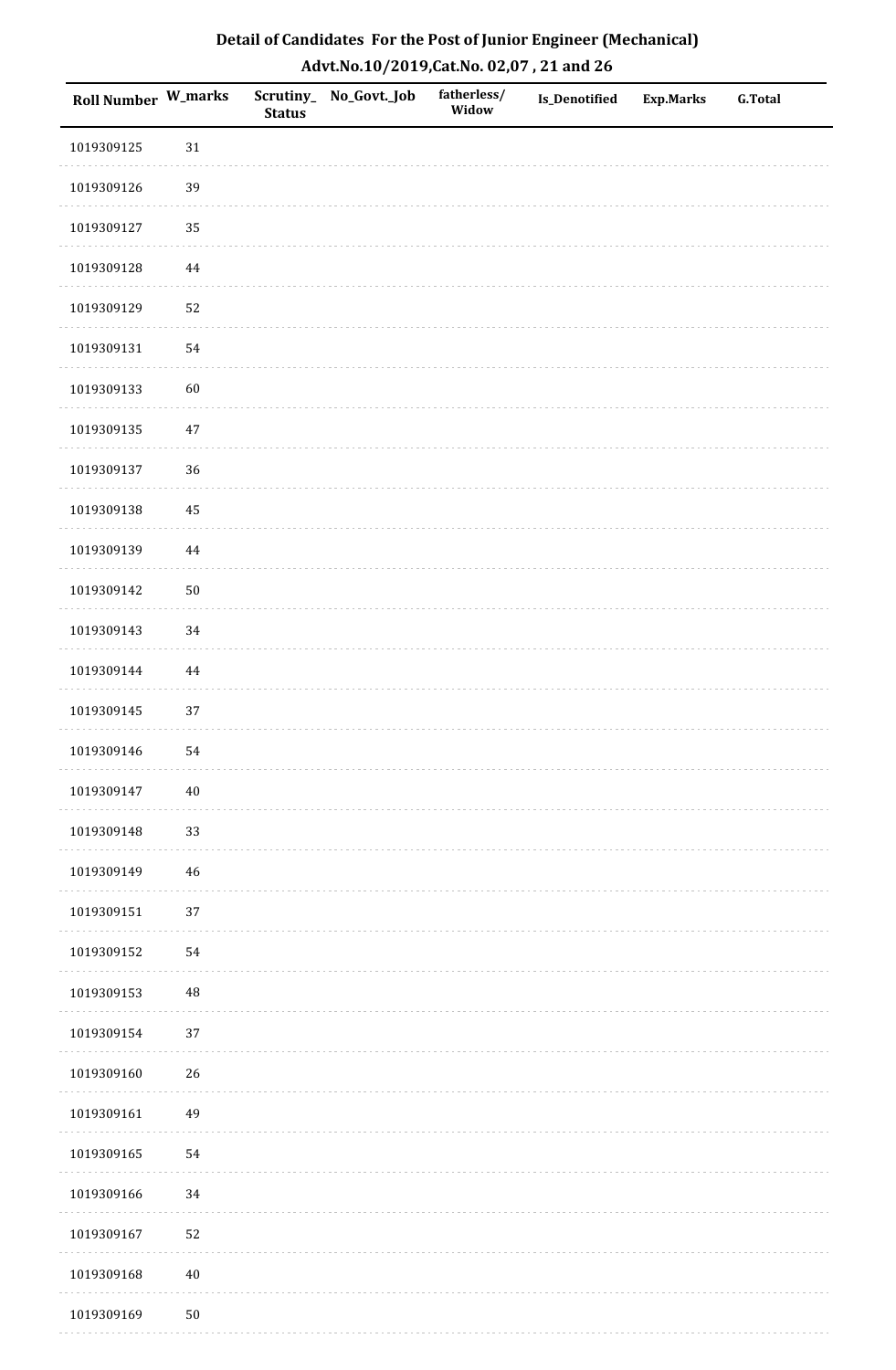## Detail of Candidates For the Post of Junior Engineer (Mechanical)

### Advt.No.10/2019,Cat.No. 02,07 , 21 and 26

| Roll Number | W_marks | Scrutiny_Status | No_Govt._Job | fatherless/Widow | Is_Denotified | Exp.Marks | G.Total |
|---|---|---|---|---|---|---|---|
| 1019309125 | 31 | | | | | | |
| 1019309126 | 39 | | | | | | |
| 1019309127 | 35 | | | | | | |
| 1019309128 | 44 | | | | | | |
| 1019309129 | 52 | | | | | | |
| 1019309131 | 54 | | | | | | |
| 1019309133 | 60 | | | | | | |
| 1019309135 | 47 | | | | | | |
| 1019309137 | 36 | | | | | | |
| 1019309138 | 45 | | | | | | |
| 1019309139 | 44 | | | | | | |
| 1019309142 | 50 | | | | | | |
| 1019309143 | 34 | | | | | | |
| 1019309144 | 44 | | | | | | |
| 1019309145 | 37 | | | | | | |
| 1019309146 | 54 | | | | | | |
| 1019309147 | 40 | | | | | | |
| 1019309148 | 33 | | | | | | |
| 1019309149 | 46 | | | | | | |
| 1019309151 | 37 | | | | | | |
| 1019309152 | 54 | | | | | | |
| 1019309153 | 48 | | | | | | |
| 1019309154 | 37 | | | | | | |
| 1019309160 | 26 | | | | | | |
| 1019309161 | 49 | | | | | | |
| 1019309165 | 54 | | | | | | |
| 1019309166 | 34 | | | | | | |
| 1019309167 | 52 | | | | | | |
| 1019309168 | 40 | | | | | | |
| 1019309169 | 50 | | | | | | |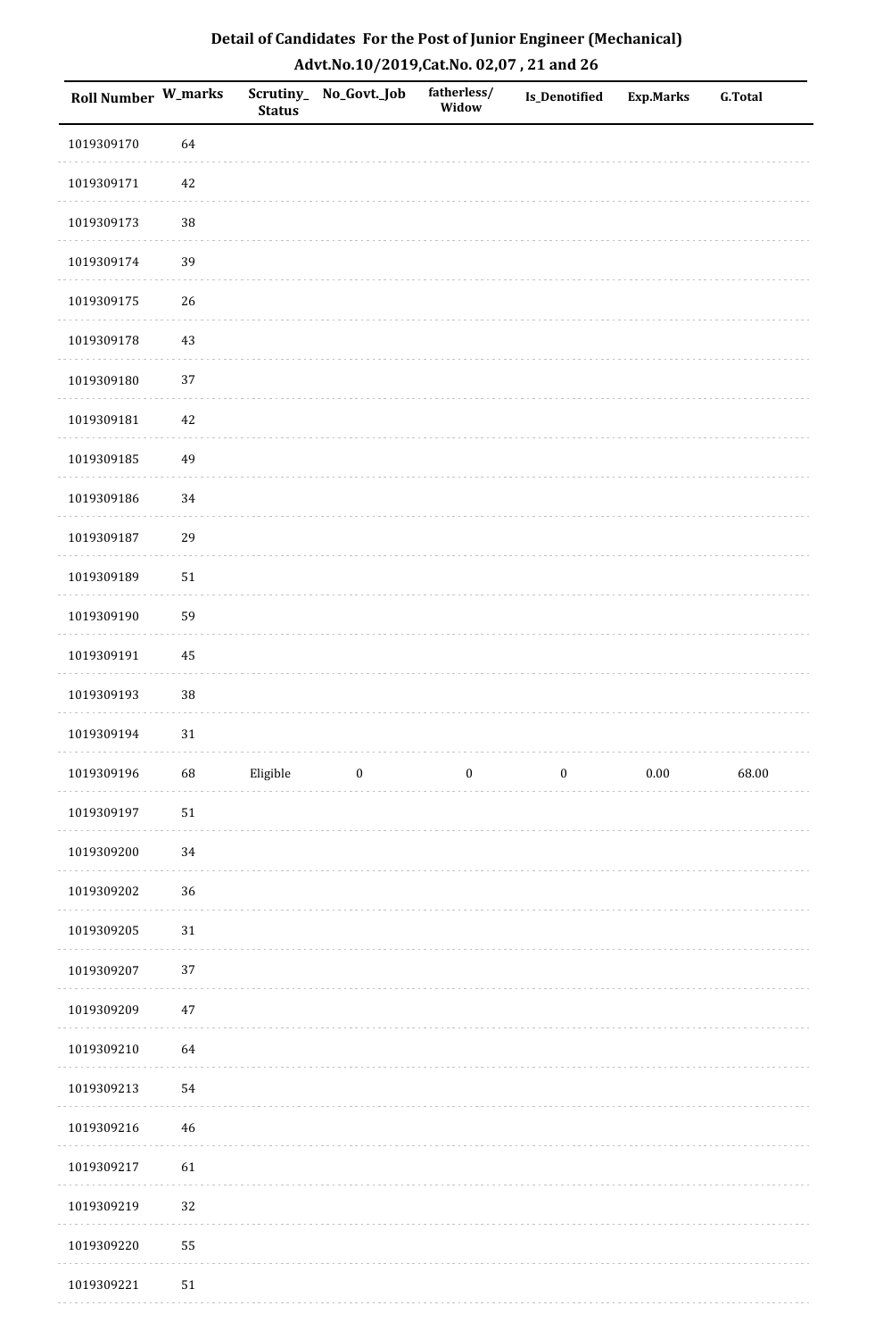# Detail of Candidates For the Post of Junior Engineer (Mechanical)

## Advt.No.10/2019,Cat.No. 02,07 , 21 and 26

| Roll Number | W_marks | Scrutiny_Status | No_Govt._Job | fatherless/Widow | Is_Denotified | Exp.Marks | G.Total |
|---|---|---|---|---|---|---|---|
| 1019309170 | 64 | | | | | | |
| 1019309171 | 42 | | | | | | |
| 1019309173 | 38 | | | | | | |
| 1019309174 | 39 | | | | | | |
| 1019309175 | 26 | | | | | | |
| 1019309178 | 43 | | | | | | |
| 1019309180 | 37 | | | | | | |
| 1019309181 | 42 | | | | | | |
| 1019309185 | 49 | | | | | | |
| 1019309186 | 34 | | | | | | |
| 1019309187 | 29 | | | | | | |
| 1019309189 | 51 | | | | | | |
| 1019309190 | 59 | | | | | | |
| 1019309191 | 45 | | | | | | |
| 1019309193 | 38 | | | | | | |
| 1019309194 | 31 | | | | | | |
| 1019309196 | 68 | Eligible | 0 | 0 | 0 | 0.00 | 68.00 |
| 1019309197 | 51 | | | | | | |
| 1019309200 | 34 | | | | | | |
| 1019309202 | 36 | | | | | | |
| 1019309205 | 31 | | | | | | |
| 1019309207 | 37 | | | | | | |
| 1019309209 | 47 | | | | | | |
| 1019309210 | 64 | | | | | | |
| 1019309213 | 54 | | | | | | |
| 1019309216 | 46 | | | | | | |
| 1019309217 | 61 | | | | | | |
| 1019309219 | 32 | | | | | | |
| 1019309220 | 55 | | | | | | |
| 1019309221 | 51 | | | | | | |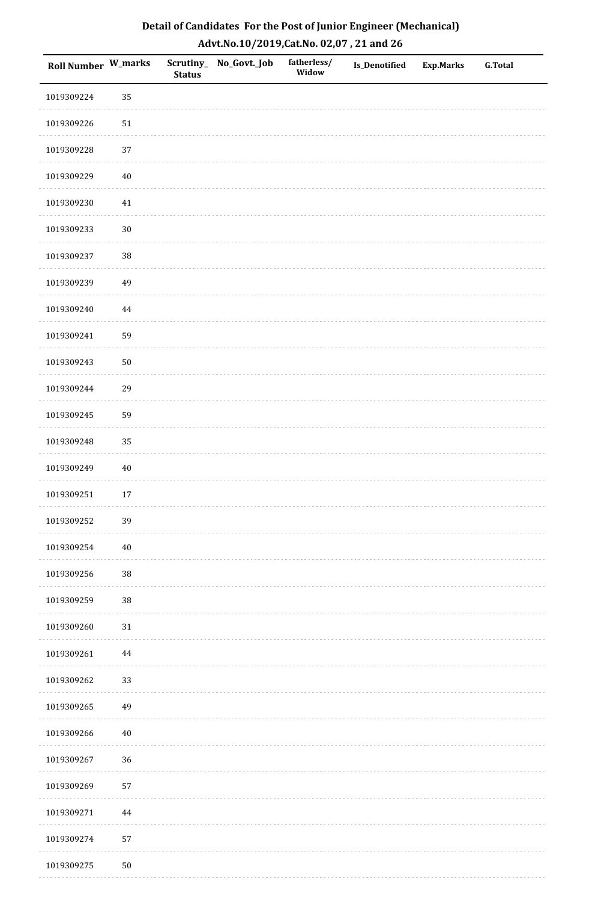# Detail of Candidates For the Post of Junior Engineer (Mechanical)

## Advt.No.10/2019,Cat.No. 02,07 , 21 and 26

| Roll Number | W_marks | Scrutiny_Status | No_Govt._Job | fatherless/Widow | Is_Denotified | Exp.Marks | G.Total |
|---|---|---|---|---|---|---|---|
| 1019309224 | 35 | | | | | | |
| 1019309226 | 51 | | | | | | |
| 1019309228 | 37 | | | | | | |
| 1019309229 | 40 | | | | | | |
| 1019309230 | 41 | | | | | | |
| 1019309233 | 30 | | | | | | |
| 1019309237 | 38 | | | | | | |
| 1019309239 | 49 | | | | | | |
| 1019309240 | 44 | | | | | | |
| 1019309241 | 59 | | | | | | |
| 1019309243 | 50 | | | | | | |
| 1019309244 | 29 | | | | | | |
| 1019309245 | 59 | | | | | | |
| 1019309248 | 35 | | | | | | |
| 1019309249 | 40 | | | | | | |
| 1019309251 | 17 | | | | | | |
| 1019309252 | 39 | | | | | | |
| 1019309254 | 40 | | | | | | |
| 1019309256 | 38 | | | | | | |
| 1019309259 | 38 | | | | | | |
| 1019309260 | 31 | | | | | | |
| 1019309261 | 44 | | | | | | |
| 1019309262 | 33 | | | | | | |
| 1019309265 | 49 | | | | | | |
| 1019309266 | 40 | | | | | | |
| 1019309267 | 36 | | | | | | |
| 1019309269 | 57 | | | | | | |
| 1019309271 | 44 | | | | | | |
| 1019309274 | 57 | | | | | | |
| 1019309275 | 50 | | | | | | |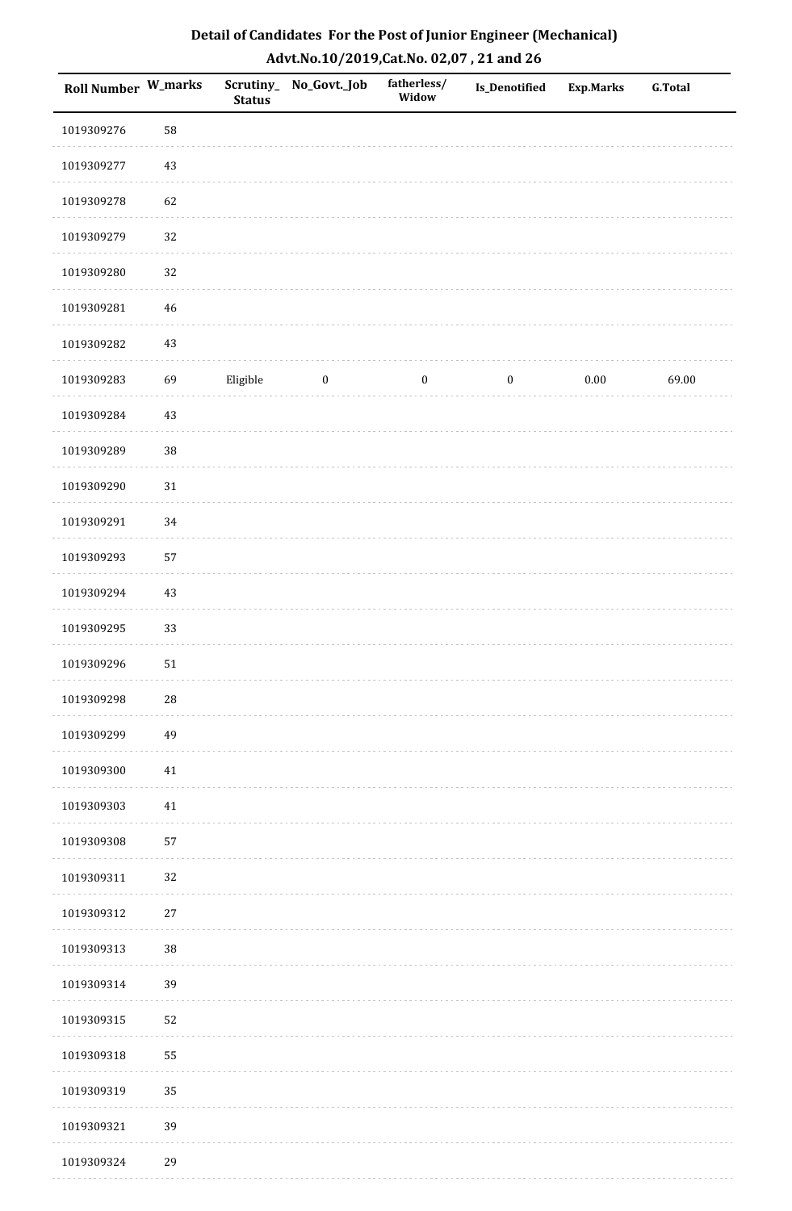# Detail of Candidates For the Post of Junior Engineer (Mechanical)

## Advt.No.10/2019,Cat.No. 02,07 , 21 and 26

| Roll Number | W_marks | Scrutiny_Status | No_Govt._Job | fatherless/Widow | Is_Denotified | Exp.Marks | G.Total |
|---|---|---|---|---|---|---|---|
| 1019309276 | 58 | | | | | | |
| 1019309277 | 43 | | | | | | |
| 1019309278 | 62 | | | | | | |
| 1019309279 | 32 | | | | | | |
| 1019309280 | 32 | | | | | | |
| 1019309281 | 46 | | | | | | |
| 1019309282 | 43 | | | | | | |
| 1019309283 | 69 | Eligible | 0 | 0 | 0 | 0.00 | 69.00 |
| 1019309284 | 43 | | | | | | |
| 1019309289 | 38 | | | | | | |
| 1019309290 | 31 | | | | | | |
| 1019309291 | 34 | | | | | | |
| 1019309293 | 57 | | | | | | |
| 1019309294 | 43 | | | | | | |
| 1019309295 | 33 | | | | | | |
| 1019309296 | 51 | | | | | | |
| 1019309298 | 28 | | | | | | |
| 1019309299 | 49 | | | | | | |
| 1019309300 | 41 | | | | | | |
| 1019309303 | 41 | | | | | | |
| 1019309308 | 57 | | | | | | |
| 1019309311 | 32 | | | | | | |
| 1019309312 | 27 | | | | | | |
| 1019309313 | 38 | | | | | | |
| 1019309314 | 39 | | | | | | |
| 1019309315 | 52 | | | | | | |
| 1019309318 | 55 | | | | | | |
| 1019309319 | 35 | | | | | | |
| 1019309321 | 39 | | | | | | |
| 1019309324 | 29 | | | | | | |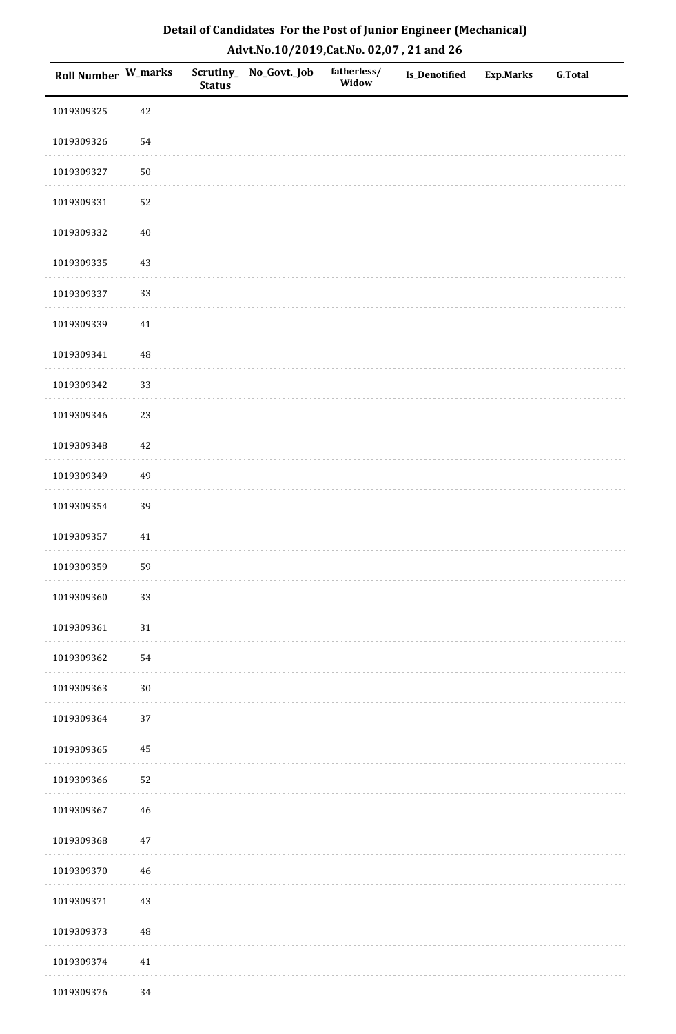# Detail of Candidates For the Post of Junior Engineer (Mechanical)

## Advt.No.10/2019,Cat.No. 02,07 , 21 and 26

| Roll Number | W_marks | Scrutiny_Status | No_Govt._Job | fatherless/Widow | Is_Denotified | Exp.Marks | G.Total |
|---|---|---|---|---|---|---|---|
| 1019309325 | 42 | | | | | | |
| 1019309326 | 54 | | | | | | |
| 1019309327 | 50 | | | | | | |
| 1019309331 | 52 | | | | | | |
| 1019309332 | 40 | | | | | | |
| 1019309335 | 43 | | | | | | |
| 1019309337 | 33 | | | | | | |
| 1019309339 | 41 | | | | | | |
| 1019309341 | 48 | | | | | | |
| 1019309342 | 33 | | | | | | |
| 1019309346 | 23 | | | | | | |
| 1019309348 | 42 | | | | | | |
| 1019309349 | 49 | | | | | | |
| 1019309354 | 39 | | | | | | |
| 1019309357 | 41 | | | | | | |
| 1019309359 | 59 | | | | | | |
| 1019309360 | 33 | | | | | | |
| 1019309361 | 31 | | | | | | |
| 1019309362 | 54 | | | | | | |
| 1019309363 | 30 | | | | | | |
| 1019309364 | 37 | | | | | | |
| 1019309365 | 45 | | | | | | |
| 1019309366 | 52 | | | | | | |
| 1019309367 | 46 | | | | | | |
| 1019309368 | 47 | | | | | | |
| 1019309370 | 46 | | | | | | |
| 1019309371 | 43 | | | | | | |
| 1019309373 | 48 | | | | | | |
| 1019309374 | 41 | | | | | | |
| 1019309376 | 34 | | | | | | |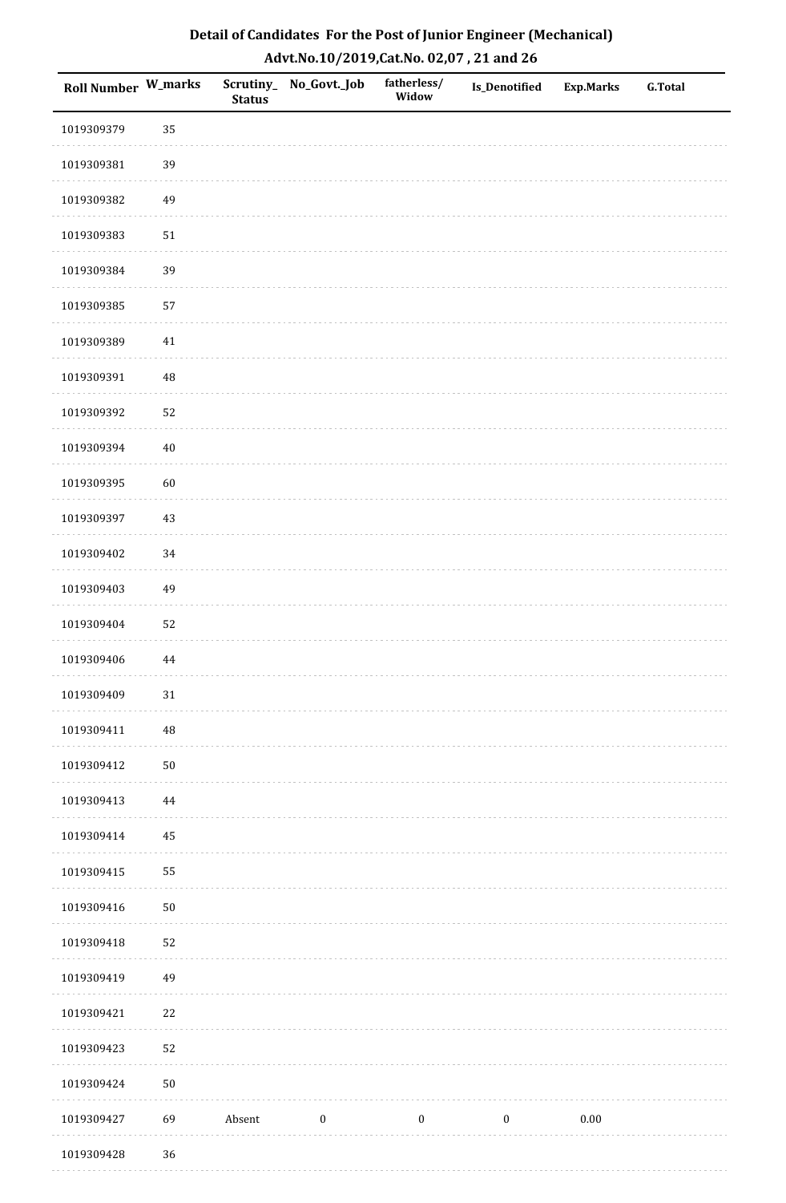# Detail of Candidates For the Post of Junior Engineer (Mechanical)

## Advt.No.10/2019,Cat.No. 02,07 , 21 and 26

| Roll Number | W_marks | Scrutiny_Status | No_Govt._Job | fatherless/Widow | Is_Denotified | Exp.Marks | G.Total |
|---|---|---|---|---|---|---|---|
| 1019309379 | 35 | | | | | | |
| 1019309381 | 39 | | | | | | |
| 1019309382 | 49 | | | | | | |
| 1019309383 | 51 | | | | | | |
| 1019309384 | 39 | | | | | | |
| 1019309385 | 57 | | | | | | |
| 1019309389 | 41 | | | | | | |
| 1019309391 | 48 | | | | | | |
| 1019309392 | 52 | | | | | | |
| 1019309394 | 40 | | | | | | |
| 1019309395 | 60 | | | | | | |
| 1019309397 | 43 | | | | | | |
| 1019309402 | 34 | | | | | | |
| 1019309403 | 49 | | | | | | |
| 1019309404 | 52 | | | | | | |
| 1019309406 | 44 | | | | | | |
| 1019309409 | 31 | | | | | | |
| 1019309411 | 48 | | | | | | |
| 1019309412 | 50 | | | | | | |
| 1019309413 | 44 | | | | | | |
| 1019309414 | 45 | | | | | | |
| 1019309415 | 55 | | | | | | |
| 1019309416 | 50 | | | | | | |
| 1019309418 | 52 | | | | | | |
| 1019309419 | 49 | | | | | | |
| 1019309421 | 22 | | | | | | |
| 1019309423 | 52 | | | | | | |
| 1019309424 | 50 | | | | | | |
| 1019309427 | 69 | Absent | 0 | 0 | 0 | 0.00 | |
| 1019309428 | 36 | | | | | | |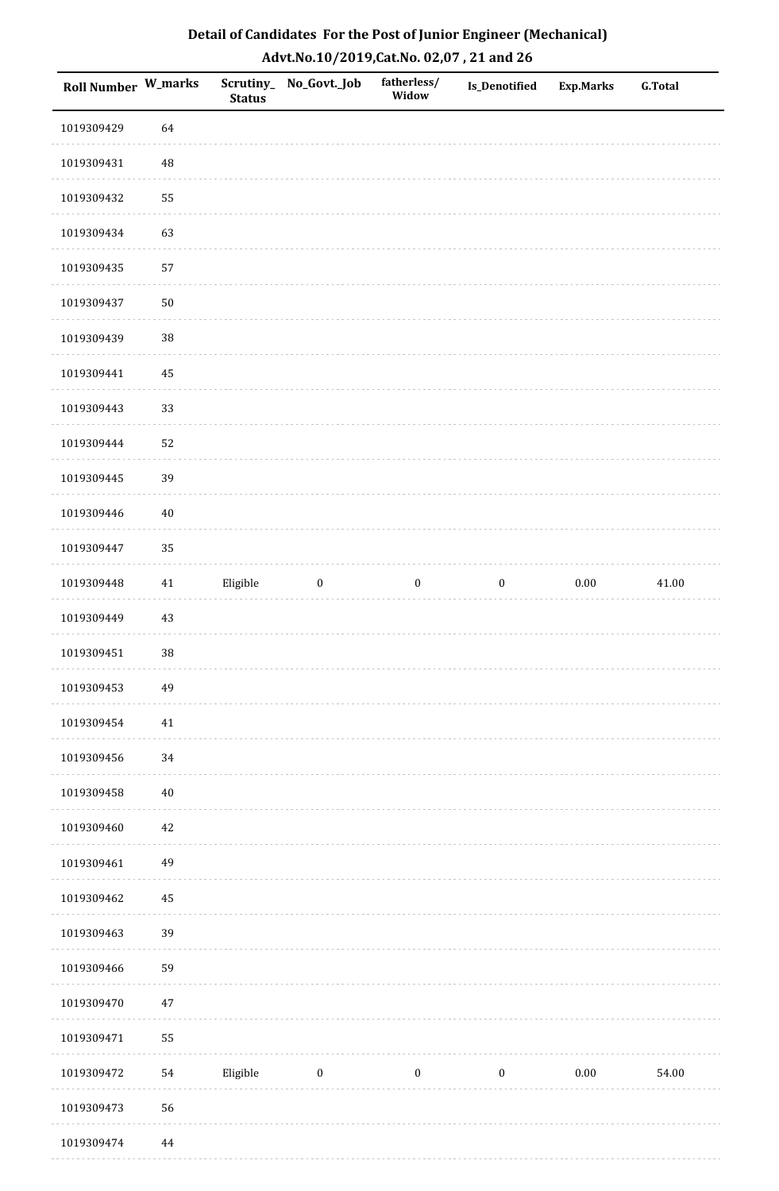## Detail of Candidates For the Post of Junior Engineer (Mechanical)

## Advt.No.10/2019,Cat.No. 02,07 , 21 and 26

| Roll Number | W_marks | Scrutiny_ Status | No_Govt._Job | fatherless/ Widow | Is_Denotified | Exp.Marks | G.Total |
|---|---|---|---|---|---|---|---|
| 1019309429 | 64 | | | | | | |
| 1019309431 | 48 | | | | | | |
| 1019309432 | 55 | | | | | | |
| 1019309434 | 63 | | | | | | |
| 1019309435 | 57 | | | | | | |
| 1019309437 | 50 | | | | | | |
| 1019309439 | 38 | | | | | | |
| 1019309441 | 45 | | | | | | |
| 1019309443 | 33 | | | | | | |
| 1019309444 | 52 | | | | | | |
| 1019309445 | 39 | | | | | | |
| 1019309446 | 40 | | | | | | |
| 1019309447 | 35 | | | | | | |
| 1019309448 | 41 | Eligible | 0 | 0 | 0 | 0.00 | 41.00 |
| 1019309449 | 43 | | | | | | |
| 1019309451 | 38 | | | | | | |
| 1019309453 | 49 | | | | | | |
| 1019309454 | 41 | | | | | | |
| 1019309456 | 34 | | | | | | |
| 1019309458 | 40 | | | | | | |
| 1019309460 | 42 | | | | | | |
| 1019309461 | 49 | | | | | | |
| 1019309462 | 45 | | | | | | |
| 1019309463 | 39 | | | | | | |
| 1019309466 | 59 | | | | | | |
| 1019309470 | 47 | | | | | | |
| 1019309471 | 55 | | | | | | |
| 1019309472 | 54 | Eligible | 0 | 0 | 0 | 0.00 | 54.00 |
| 1019309473 | 56 | | | | | | |
| 1019309474 | 44 | | | | | | |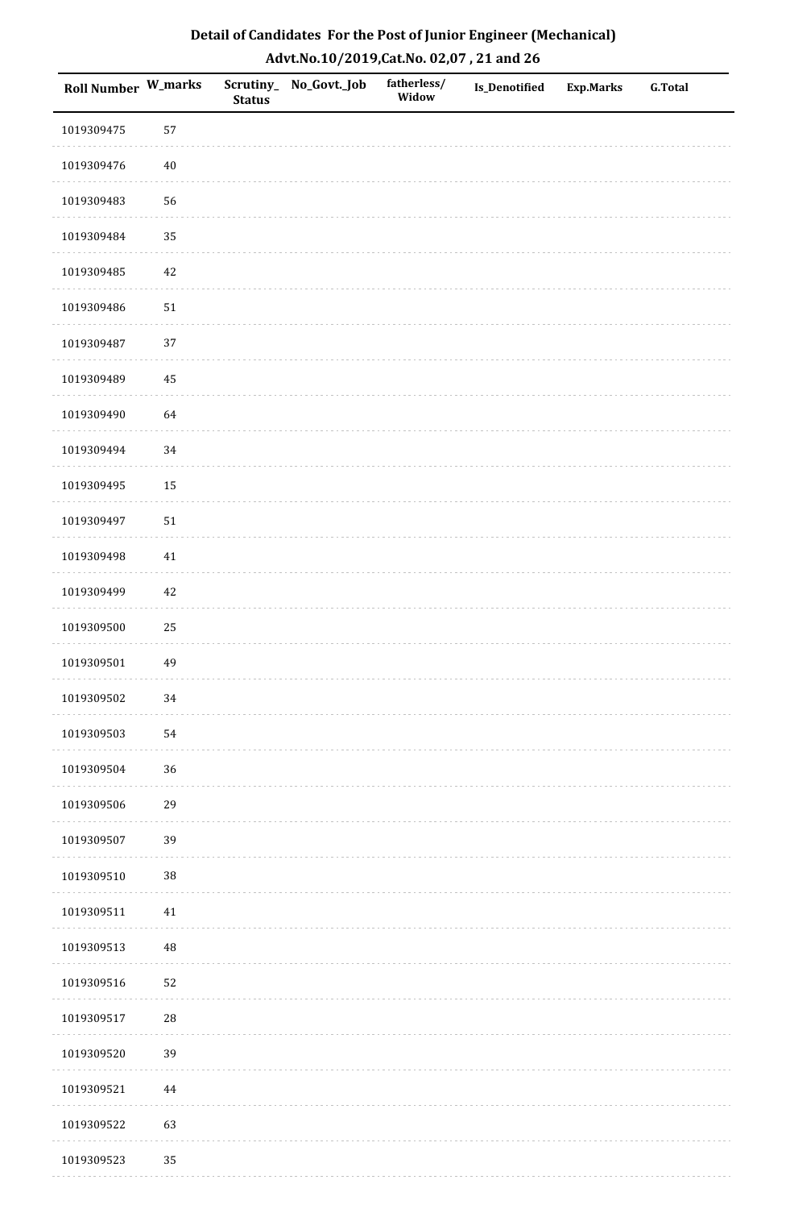## Detail of Candidates For the Post of Junior Engineer (Mechanical)

## Advt.No.10/2019,Cat.No. 02,07 , 21 and 26

| Roll Number | W_marks | Scrutiny_Status | No_Govt._Job | fatherless/Widow | Is_Denotified | Exp.Marks | G.Total |
|---|---|---|---|---|---|---|---|
| 1019309475 | 57 | | | | | | |
| 1019309476 | 40 | | | | | | |
| 1019309483 | 56 | | | | | | |
| 1019309484 | 35 | | | | | | |
| 1019309485 | 42 | | | | | | |
| 1019309486 | 51 | | | | | | |
| 1019309487 | 37 | | | | | | |
| 1019309489 | 45 | | | | | | |
| 1019309490 | 64 | | | | | | |
| 1019309494 | 34 | | | | | | |
| 1019309495 | 15 | | | | | | |
| 1019309497 | 51 | | | | | | |
| 1019309498 | 41 | | | | | | |
| 1019309499 | 42 | | | | | | |
| 1019309500 | 25 | | | | | | |
| 1019309501 | 49 | | | | | | |
| 1019309502 | 34 | | | | | | |
| 1019309503 | 54 | | | | | | |
| 1019309504 | 36 | | | | | | |
| 1019309506 | 29 | | | | | | |
| 1019309507 | 39 | | | | | | |
| 1019309510 | 38 | | | | | | |
| 1019309511 | 41 | | | | | | |
| 1019309513 | 48 | | | | | | |
| 1019309516 | 52 | | | | | | |
| 1019309517 | 28 | | | | | | |
| 1019309520 | 39 | | | | | | |
| 1019309521 | 44 | | | | | | |
| 1019309522 | 63 | | | | | | |
| 1019309523 | 35 | | | | | | |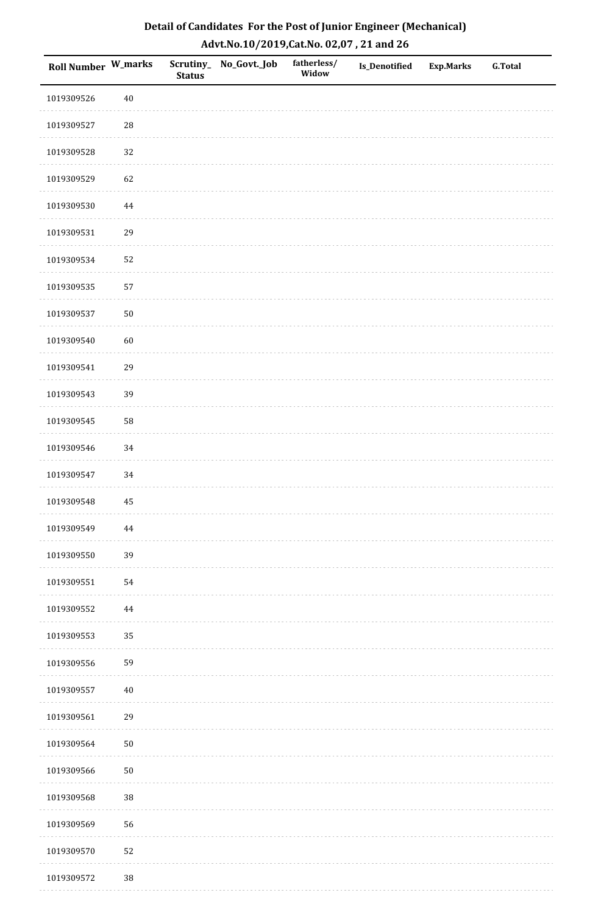# Detail of Candidates For the Post of Junior Engineer (Mechanical)

## Advt.No.10/2019,Cat.No. 02,07 , 21 and 26

| Roll Number | W_marks | Scrutiny_Status | No_Govt._Job | fatherless/Widow | Is_Denotified | Exp.Marks | G.Total |
|---|---|---|---|---|---|---|---|
| 1019309526 | 40 | | | | | | |
| 1019309527 | 28 | | | | | | |
| 1019309528 | 32 | | | | | | |
| 1019309529 | 62 | | | | | | |
| 1019309530 | 44 | | | | | | |
| 1019309531 | 29 | | | | | | |
| 1019309534 | 52 | | | | | | |
| 1019309535 | 57 | | | | | | |
| 1019309537 | 50 | | | | | | |
| 1019309540 | 60 | | | | | | |
| 1019309541 | 29 | | | | | | |
| 1019309543 | 39 | | | | | | |
| 1019309545 | 58 | | | | | | |
| 1019309546 | 34 | | | | | | |
| 1019309547 | 34 | | | | | | |
| 1019309548 | 45 | | | | | | |
| 1019309549 | 44 | | | | | | |
| 1019309550 | 39 | | | | | | |
| 1019309551 | 54 | | | | | | |
| 1019309552 | 44 | | | | | | |
| 1019309553 | 35 | | | | | | |
| 1019309556 | 59 | | | | | | |
| 1019309557 | 40 | | | | | | |
| 1019309561 | 29 | | | | | | |
| 1019309564 | 50 | | | | | | |
| 1019309566 | 50 | | | | | | |
| 1019309568 | 38 | | | | | | |
| 1019309569 | 56 | | | | | | |
| 1019309570 | 52 | | | | | | |
| 1019309572 | 38 | | | | | | |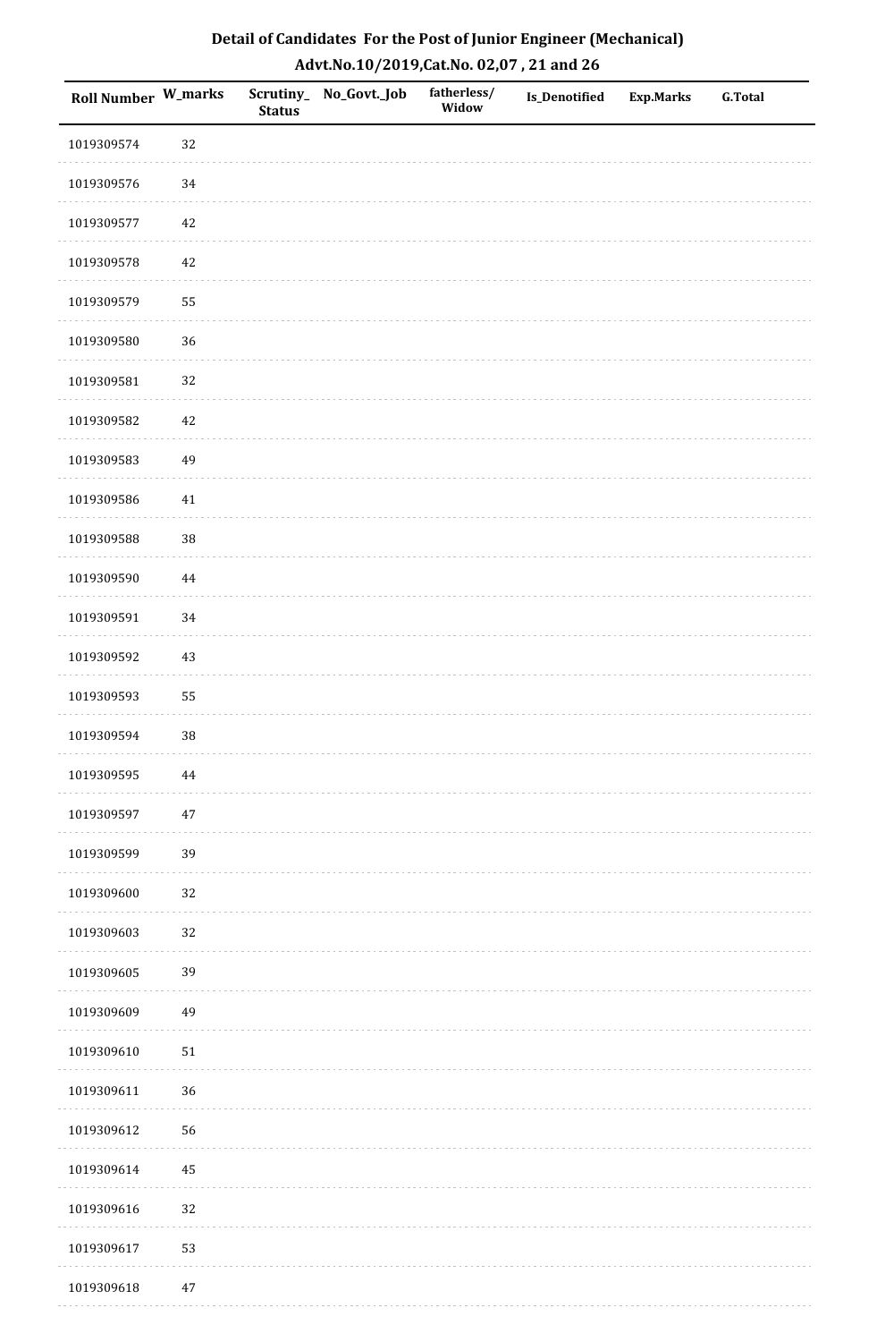# Detail of Candidates For the Post of Junior Engineer (Mechanical)

## Advt.No.10/2019,Cat.No. 02,07 , 21 and 26

| Roll Number | W_marks | Scrutiny_Status | No_Govt._Job | fatherless/Widow | Is_Denotified | Exp.Marks | G.Total |
|---|---|---|---|---|---|---|---|
| 1019309574 | 32 | | | | | | |
| 1019309576 | 34 | | | | | | |
| 1019309577 | 42 | | | | | | |
| 1019309578 | 42 | | | | | | |
| 1019309579 | 55 | | | | | | |
| 1019309580 | 36 | | | | | | |
| 1019309581 | 32 | | | | | | |
| 1019309582 | 42 | | | | | | |
| 1019309583 | 49 | | | | | | |
| 1019309586 | 41 | | | | | | |
| 1019309588 | 38 | | | | | | |
| 1019309590 | 44 | | | | | | |
| 1019309591 | 34 | | | | | | |
| 1019309592 | 43 | | | | | | |
| 1019309593 | 55 | | | | | | |
| 1019309594 | 38 | | | | | | |
| 1019309595 | 44 | | | | | | |
| 1019309597 | 47 | | | | | | |
| 1019309599 | 39 | | | | | | |
| 1019309600 | 32 | | | | | | |
| 1019309603 | 32 | | | | | | |
| 1019309605 | 39 | | | | | | |
| 1019309609 | 49 | | | | | | |
| 1019309610 | 51 | | | | | | |
| 1019309611 | 36 | | | | | | |
| 1019309612 | 56 | | | | | | |
| 1019309614 | 45 | | | | | | |
| 1019309616 | 32 | | | | | | |
| 1019309617 | 53 | | | | | | |
| 1019309618 | 47 | | | | | | |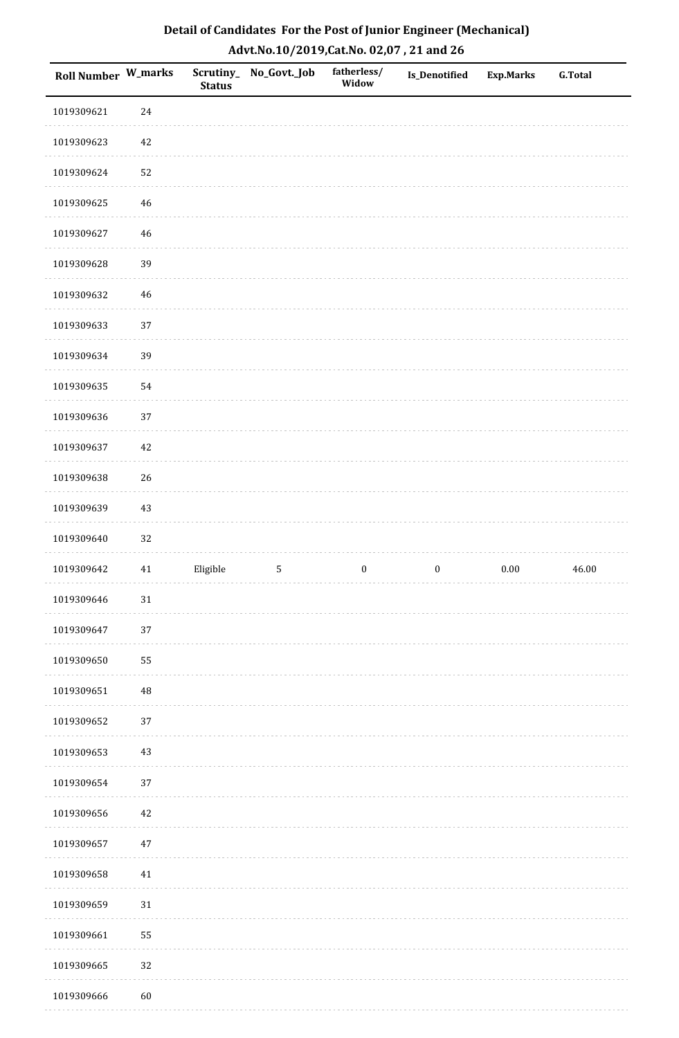## Detail of Candidates For the Post of Junior Engineer (Mechanical)

### Advt.No.10/2019,Cat.No. 02,07 , 21 and 26

| Roll Number | W_marks | Scrutiny_Status | No_Govt._Job | fatherless/Widow | Is_Denotified | Exp.Marks | G.Total |
|---|---|---|---|---|---|---|---|
| 1019309621 | 24 | | | | | | |
| 1019309623 | 42 | | | | | | |
| 1019309624 | 52 | | | | | | |
| 1019309625 | 46 | | | | | | |
| 1019309627 | 46 | | | | | | |
| 1019309628 | 39 | | | | | | |
| 1019309632 | 46 | | | | | | |
| 1019309633 | 37 | | | | | | |
| 1019309634 | 39 | | | | | | |
| 1019309635 | 54 | | | | | | |
| 1019309636 | 37 | | | | | | |
| 1019309637 | 42 | | | | | | |
| 1019309638 | 26 | | | | | | |
| 1019309639 | 43 | | | | | | |
| 1019309640 | 32 | | | | | | |
| 1019309642 | 41 | Eligible | 5 | 0 | 0 | 0.00 | 46.00 |
| 1019309646 | 31 | | | | | | |
| 1019309647 | 37 | | | | | | |
| 1019309650 | 55 | | | | | | |
| 1019309651 | 48 | | | | | | |
| 1019309652 | 37 | | | | | | |
| 1019309653 | 43 | | | | | | |
| 1019309654 | 37 | | | | | | |
| 1019309656 | 42 | | | | | | |
| 1019309657 | 47 | | | | | | |
| 1019309658 | 41 | | | | | | |
| 1019309659 | 31 | | | | | | |
| 1019309661 | 55 | | | | | | |
| 1019309665 | 32 | | | | | | |
| 1019309666 | 60 | | | | | | |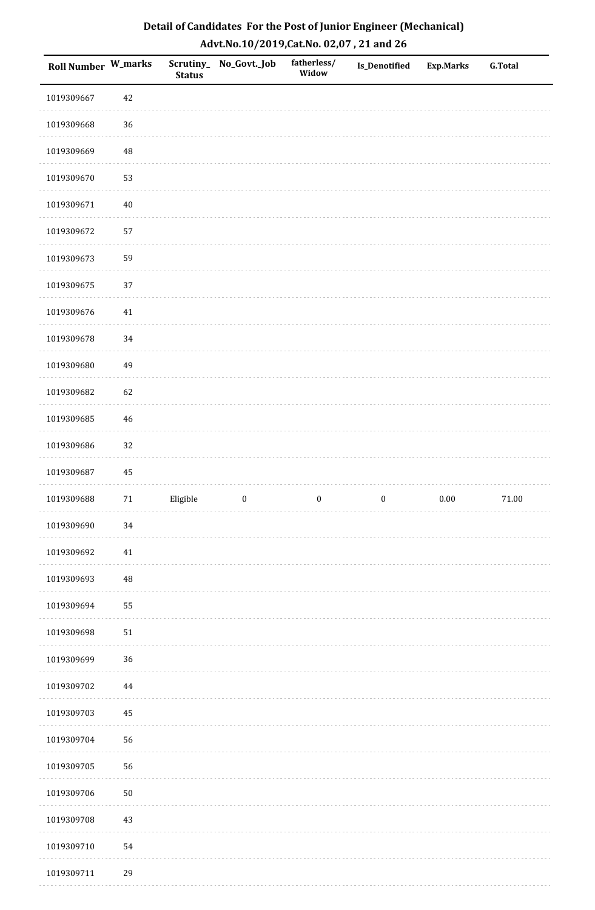## Detail of Candidates For the Post of Junior Engineer (Mechanical)

### Advt.No.10/2019,Cat.No. 02,07 , 21 and 26

| Roll Number | W_marks | Scrutiny_Status | No_Govt._Job | fatherless/Widow | Is_Denotified | Exp.Marks | G.Total |
|---|---|---|---|---|---|---|---|
| 1019309667 | 42 | | | | | | |
| 1019309668 | 36 | | | | | | |
| 1019309669 | 48 | | | | | | |
| 1019309670 | 53 | | | | | | |
| 1019309671 | 40 | | | | | | |
| 1019309672 | 57 | | | | | | |
| 1019309673 | 59 | | | | | | |
| 1019309675 | 37 | | | | | | |
| 1019309676 | 41 | | | | | | |
| 1019309678 | 34 | | | | | | |
| 1019309680 | 49 | | | | | | |
| 1019309682 | 62 | | | | | | |
| 1019309685 | 46 | | | | | | |
| 1019309686 | 32 | | | | | | |
| 1019309687 | 45 | | | | | | |
| 1019309688 | 71 | Eligible | 0 | 0 | 0 | 0.00 | 71.00 |
| 1019309690 | 34 | | | | | | |
| 1019309692 | 41 | | | | | | |
| 1019309693 | 48 | | | | | | |
| 1019309694 | 55 | | | | | | |
| 1019309698 | 51 | | | | | | |
| 1019309699 | 36 | | | | | | |
| 1019309702 | 44 | | | | | | |
| 1019309703 | 45 | | | | | | |
| 1019309704 | 56 | | | | | | |
| 1019309705 | 56 | | | | | | |
| 1019309706 | 50 | | | | | | |
| 1019309708 | 43 | | | | | | |
| 1019309710 | 54 | | | | | | |
| 1019309711 | 29 | | | | | | |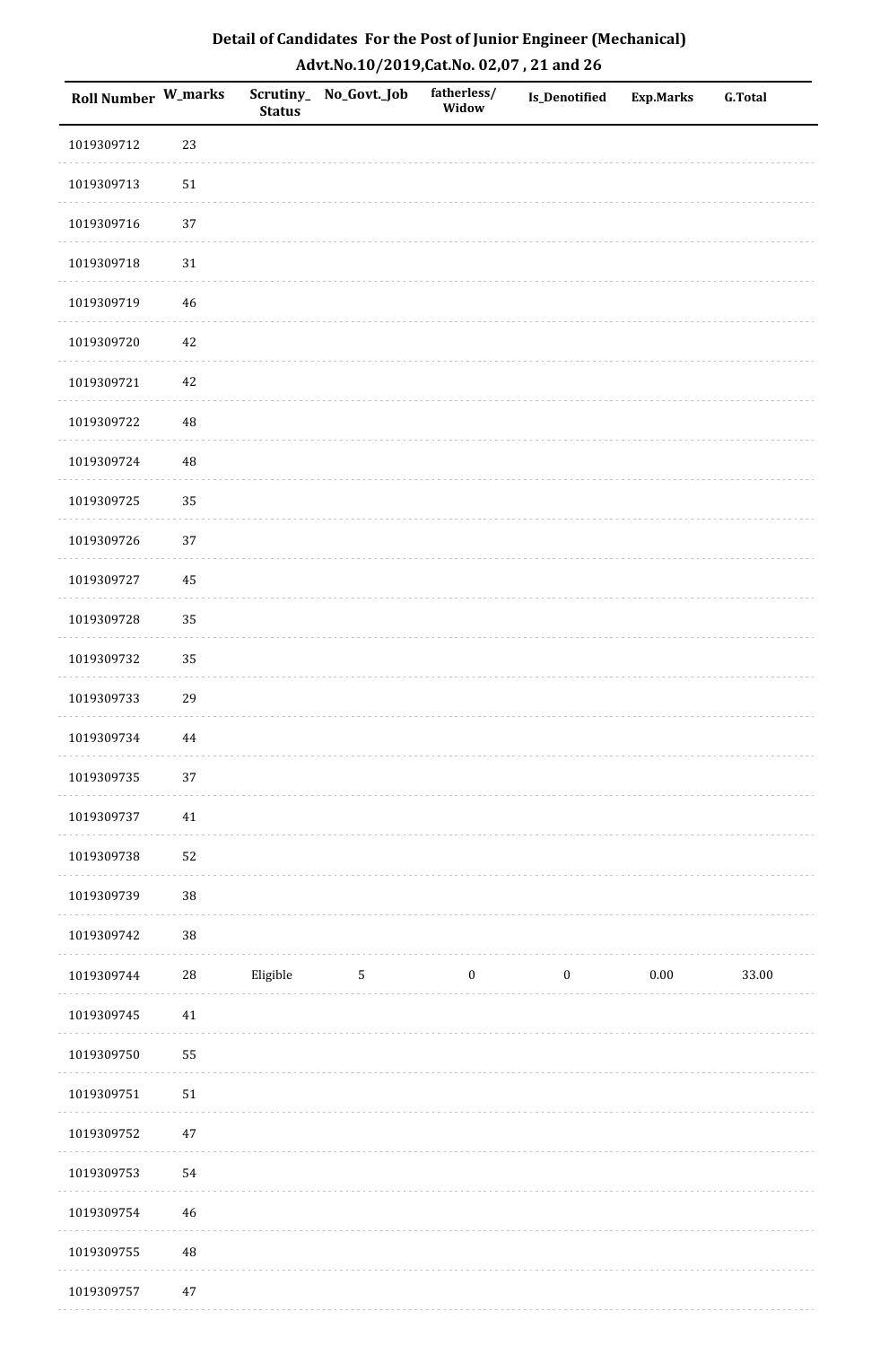## Detail of Candidates For the Post of Junior Engineer (Mechanical)

## Advt.No.10/2019,Cat.No. 02,07 , 21 and 26

| Roll Number | W_marks | Scrutiny_ Status | No_Govt._Job | fatherless/ Widow | Is_Denotified | Exp.Marks | G.Total |
|---|---|---|---|---|---|---|---|
| 1019309712 | 23 | | | | | | |
| 1019309713 | 51 | | | | | | |
| 1019309716 | 37 | | | | | | |
| 1019309718 | 31 | | | | | | |
| 1019309719 | 46 | | | | | | |
| 1019309720 | 42 | | | | | | |
| 1019309721 | 42 | | | | | | |
| 1019309722 | 48 | | | | | | |
| 1019309724 | 48 | | | | | | |
| 1019309725 | 35 | | | | | | |
| 1019309726 | 37 | | | | | | |
| 1019309727 | 45 | | | | | | |
| 1019309728 | 35 | | | | | | |
| 1019309732 | 35 | | | | | | |
| 1019309733 | 29 | | | | | | |
| 1019309734 | 44 | | | | | | |
| 1019309735 | 37 | | | | | | |
| 1019309737 | 41 | | | | | | |
| 1019309738 | 52 | | | | | | |
| 1019309739 | 38 | | | | | | |
| 1019309742 | 38 | | | | | | |
| 1019309744 | 28 | Eligible | 5 | 0 | 0 | 0.00 | 33.00 |
| 1019309745 | 41 | | | | | | |
| 1019309750 | 55 | | | | | | |
| 1019309751 | 51 | | | | | | |
| 1019309752 | 47 | | | | | | |
| 1019309753 | 54 | | | | | | |
| 1019309754 | 46 | | | | | | |
| 1019309755 | 48 | | | | | | |
| 1019309757 | 47 | | | | | | |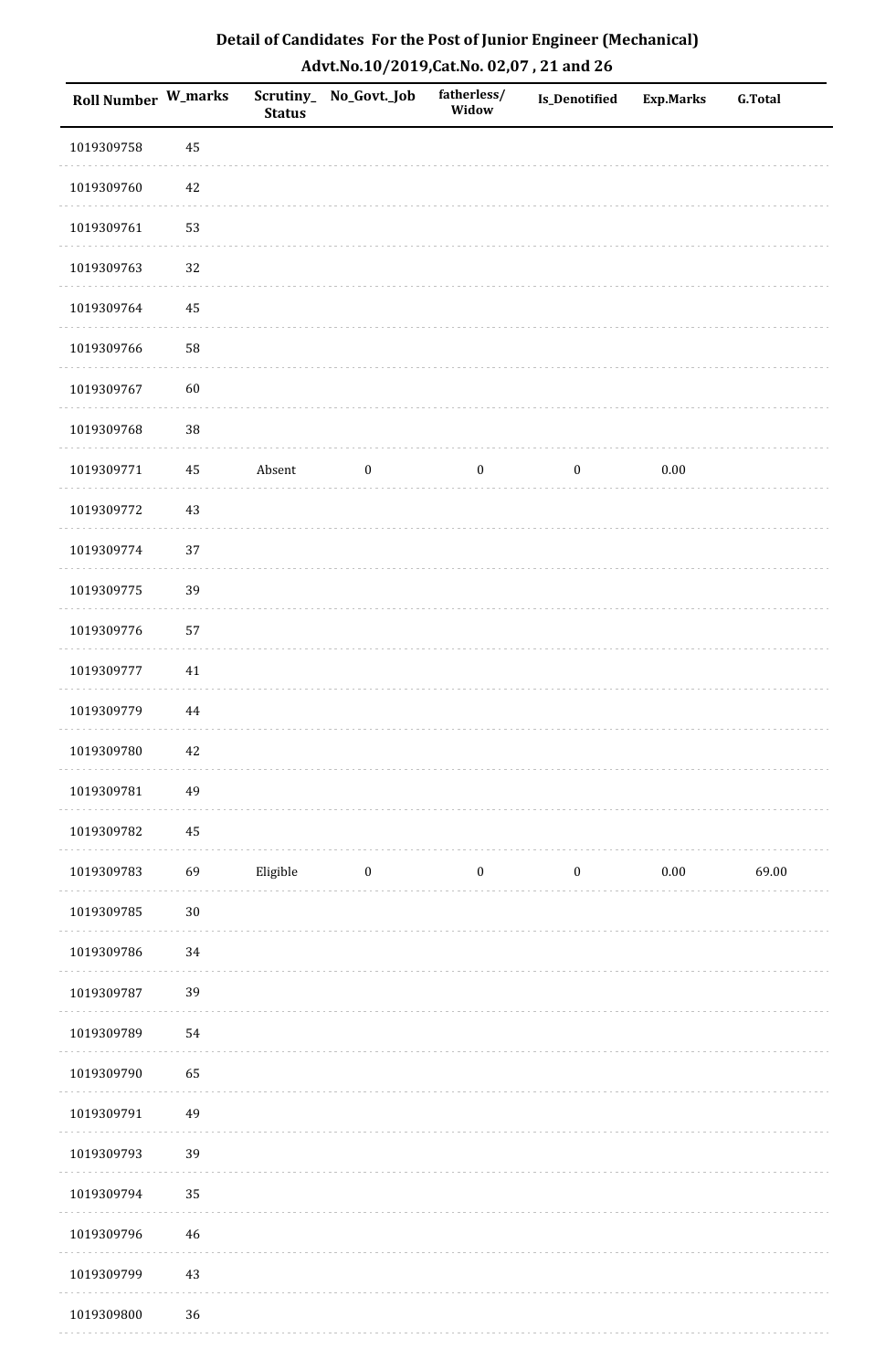# Detail of Candidates For the Post of Junior Engineer (Mechanical)

## Advt.No.10/2019,Cat.No. 02,07 , 21 and 26

| Roll Number | W_marks | Scrutiny_Status | No_Govt._Job | fatherless/Widow | Is_Denotified | Exp.Marks | G.Total |
|---|---|---|---|---|---|---|---|
| 1019309758 | 45 | | | | | | |
| 1019309760 | 42 | | | | | | |
| 1019309761 | 53 | | | | | | |
| 1019309763 | 32 | | | | | | |
| 1019309764 | 45 | | | | | | |
| 1019309766 | 58 | | | | | | |
| 1019309767 | 60 | | | | | | |
| 1019309768 | 38 | | | | | | |
| 1019309771 | 45 | Absent | 0 | 0 | 0 | 0.00 | |
| 1019309772 | 43 | | | | | | |
| 1019309774 | 37 | | | | | | |
| 1019309775 | 39 | | | | | | |
| 1019309776 | 57 | | | | | | |
| 1019309777 | 41 | | | | | | |
| 1019309779 | 44 | | | | | | |
| 1019309780 | 42 | | | | | | |
| 1019309781 | 49 | | | | | | |
| 1019309782 | 45 | | | | | | |
| 1019309783 | 69 | Eligible | 0 | 0 | 0 | 0.00 | 69.00 |
| 1019309785 | 30 | | | | | | |
| 1019309786 | 34 | | | | | | |
| 1019309787 | 39 | | | | | | |
| 1019309789 | 54 | | | | | | |
| 1019309790 | 65 | | | | | | |
| 1019309791 | 49 | | | | | | |
| 1019309793 | 39 | | | | | | |
| 1019309794 | 35 | | | | | | |
| 1019309796 | 46 | | | | | | |
| 1019309799 | 43 | | | | | | |
| 1019309800 | 36 | | | | | | |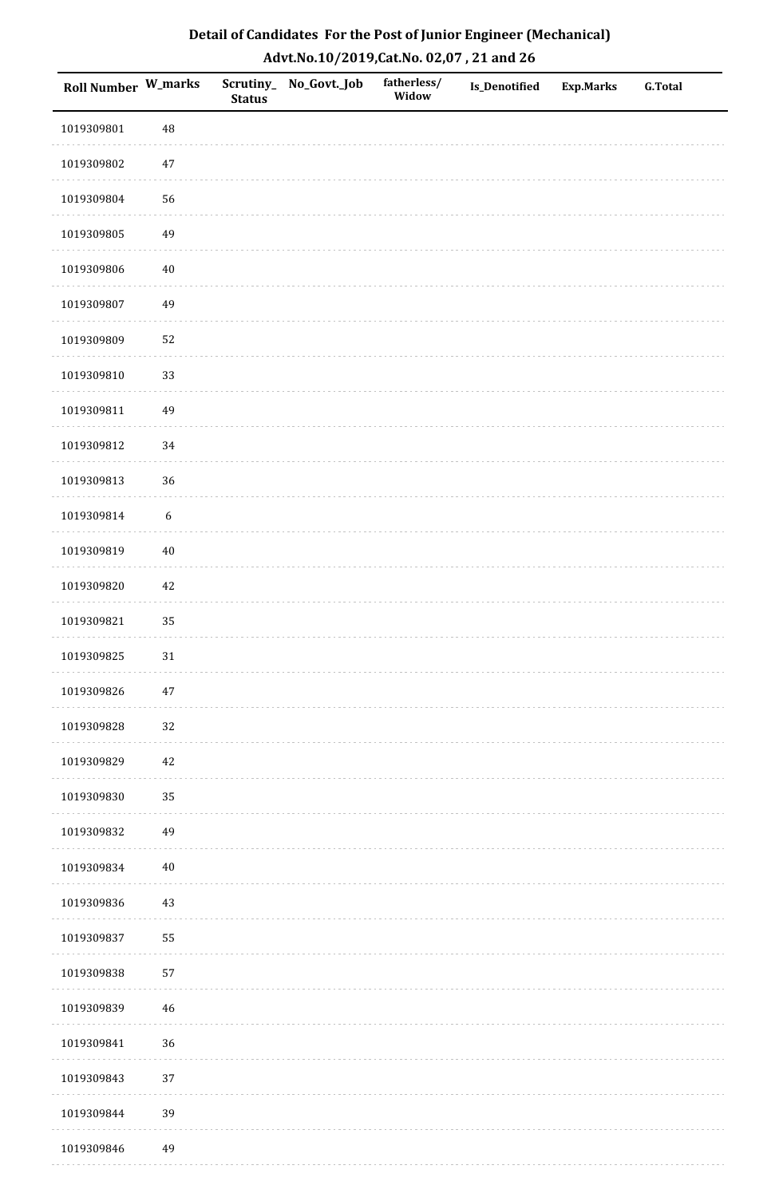# Detail of Candidates For the Post of Junior Engineer (Mechanical)

## Advt.No.10/2019,Cat.No. 02,07 , 21 and 26

| Roll Number | W_marks | Scrutiny_Status | No_Govt._Job | fatherless/Widow | Is_Denotified | Exp.Marks | G.Total |
|---|---|---|---|---|---|---|---|
| 1019309801 | 48 | | | | | | |
| 1019309802 | 47 | | | | | | |
| 1019309804 | 56 | | | | | | |
| 1019309805 | 49 | | | | | | |
| 1019309806 | 40 | | | | | | |
| 1019309807 | 49 | | | | | | |
| 1019309809 | 52 | | | | | | |
| 1019309810 | 33 | | | | | | |
| 1019309811 | 49 | | | | | | |
| 1019309812 | 34 | | | | | | |
| 1019309813 | 36 | | | | | | |
| 1019309814 | 6 | | | | | | |
| 1019309819 | 40 | | | | | | |
| 1019309820 | 42 | | | | | | |
| 1019309821 | 35 | | | | | | |
| 1019309825 | 31 | | | | | | |
| 1019309826 | 47 | | | | | | |
| 1019309828 | 32 | | | | | | |
| 1019309829 | 42 | | | | | | |
| 1019309830 | 35 | | | | | | |
| 1019309832 | 49 | | | | | | |
| 1019309834 | 40 | | | | | | |
| 1019309836 | 43 | | | | | | |
| 1019309837 | 55 | | | | | | |
| 1019309838 | 57 | | | | | | |
| 1019309839 | 46 | | | | | | |
| 1019309841 | 36 | | | | | | |
| 1019309843 | 37 | | | | | | |
| 1019309844 | 39 | | | | | | |
| 1019309846 | 49 | | | | | | |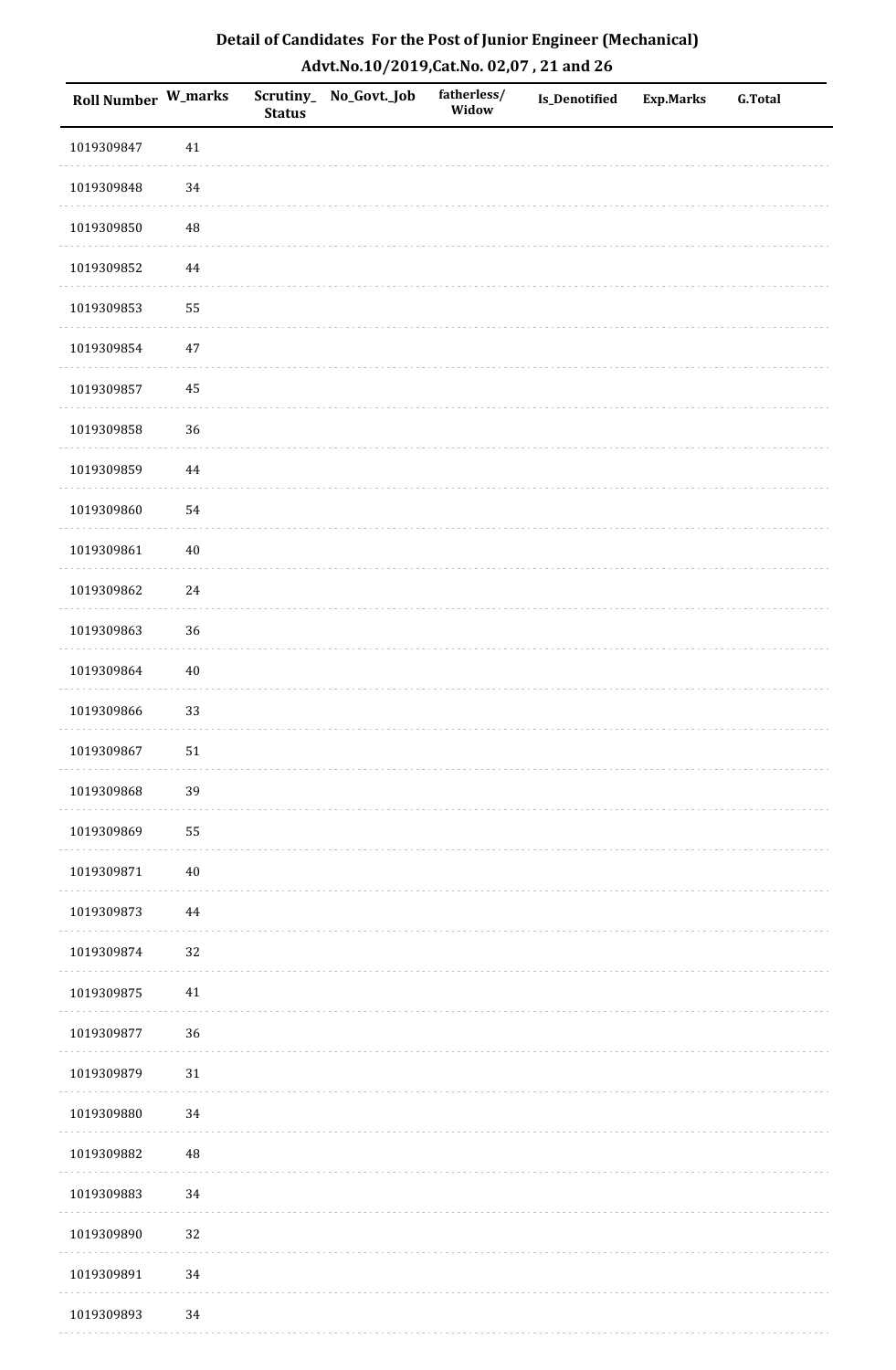## Detail of Candidates For the Post of Junior Engineer (Mechanical)
## Advt.No.10/2019,Cat.No. 02,07 , 21 and 26

| Roll Number | W_marks | Scrutiny_Status | No_Govt._Job | fatherless/Widow | Is_Denotified | Exp.Marks | G.Total |
|---|---|---|---|---|---|---|---|
| 1019309847 | 41 | | | | | | |
| 1019309848 | 34 | | | | | | |
| 1019309850 | 48 | | | | | | |
| 1019309852 | 44 | | | | | | |
| 1019309853 | 55 | | | | | | |
| 1019309854 | 47 | | | | | | |
| 1019309857 | 45 | | | | | | |
| 1019309858 | 36 | | | | | | |
| 1019309859 | 44 | | | | | | |
| 1019309860 | 54 | | | | | | |
| 1019309861 | 40 | | | | | | |
| 1019309862 | 24 | | | | | | |
| 1019309863 | 36 | | | | | | |
| 1019309864 | 40 | | | | | | |
| 1019309866 | 33 | | | | | | |
| 1019309867 | 51 | | | | | | |
| 1019309868 | 39 | | | | | | |
| 1019309869 | 55 | | | | | | |
| 1019309871 | 40 | | | | | | |
| 1019309873 | 44 | | | | | | |
| 1019309874 | 32 | | | | | | |
| 1019309875 | 41 | | | | | | |
| 1019309877 | 36 | | | | | | |
| 1019309879 | 31 | | | | | | |
| 1019309880 | 34 | | | | | | |
| 1019309882 | 48 | | | | | | |
| 1019309883 | 34 | | | | | | |
| 1019309890 | 32 | | | | | | |
| 1019309891 | 34 | | | | | | |
| 1019309893 | 34 | | | | | | |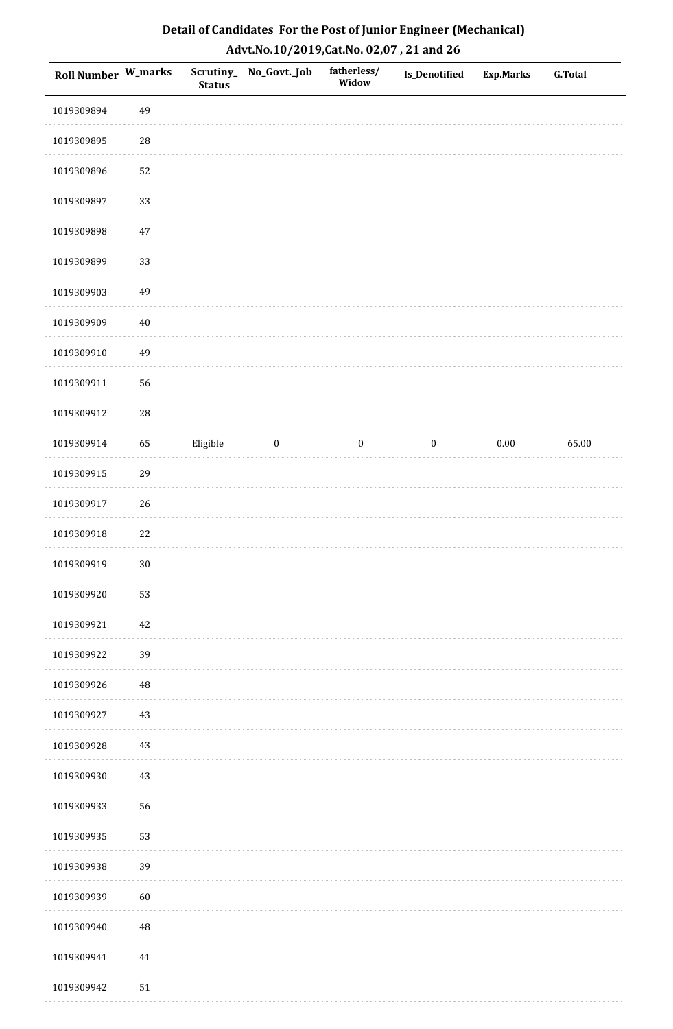# Detail of Candidates For the Post of Junior Engineer (Mechanical)

## Advt.No.10/2019,Cat.No. 02,07 , 21 and 26

| Roll Number | W_marks | Scrutiny_Status | No_Govt._Job | fatherless/Widow | Is_Denotified | Exp.Marks | G.Total |
|---|---|---|---|---|---|---|---|
| 1019309894 | 49 | | | | | | |
| 1019309895 | 28 | | | | | | |
| 1019309896 | 52 | | | | | | |
| 1019309897 | 33 | | | | | | |
| 1019309898 | 47 | | | | | | |
| 1019309899 | 33 | | | | | | |
| 1019309903 | 49 | | | | | | |
| 1019309909 | 40 | | | | | | |
| 1019309910 | 49 | | | | | | |
| 1019309911 | 56 | | | | | | |
| 1019309912 | 28 | | | | | | |
| 1019309914 | 65 | Eligible | 0 | 0 | 0 | 0.00 | 65.00 |
| 1019309915 | 29 | | | | | | |
| 1019309917 | 26 | | | | | | |
| 1019309918 | 22 | | | | | | |
| 1019309919 | 30 | | | | | | |
| 1019309920 | 53 | | | | | | |
| 1019309921 | 42 | | | | | | |
| 1019309922 | 39 | | | | | | |
| 1019309926 | 48 | | | | | | |
| 1019309927 | 43 | | | | | | |
| 1019309928 | 43 | | | | | | |
| 1019309930 | 43 | | | | | | |
| 1019309933 | 56 | | | | | | |
| 1019309935 | 53 | | | | | | |
| 1019309938 | 39 | | | | | | |
| 1019309939 | 60 | | | | | | |
| 1019309940 | 48 | | | | | | |
| 1019309941 | 41 | | | | | | |
| 1019309942 | 51 | | | | | | |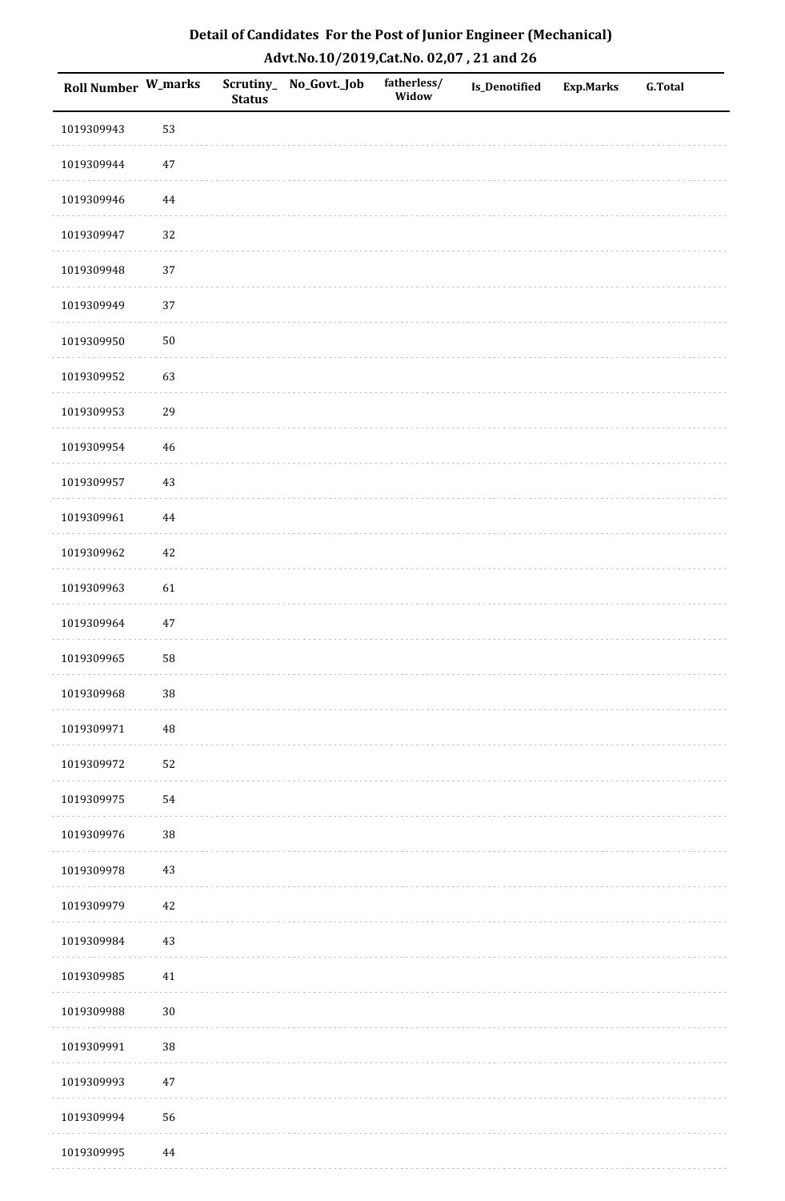## Detail of Candidates For the Post of Junior Engineer (Mechanical)

## Advt.No.10/2019,Cat.No. 02,07 , 21 and 26

| Roll Number | W_marks | Scrutiny_Status | No_Govt._Job | fatherless/Widow | Is_Denotified | Exp.Marks | G.Total |
|---|---|---|---|---|---|---|---|
| 1019309943 | 53 | | | | | | |
| 1019309944 | 47 | | | | | | |
| 1019309946 | 44 | | | | | | |
| 1019309947 | 32 | | | | | | |
| 1019309948 | 37 | | | | | | |
| 1019309949 | 37 | | | | | | |
| 1019309950 | 50 | | | | | | |
| 1019309952 | 63 | | | | | | |
| 1019309953 | 29 | | | | | | |
| 1019309954 | 46 | | | | | | |
| 1019309957 | 43 | | | | | | |
| 1019309961 | 44 | | | | | | |
| 1019309962 | 42 | | | | | | |
| 1019309963 | 61 | | | | | | |
| 1019309964 | 47 | | | | | | |
| 1019309965 | 58 | | | | | | |
| 1019309968 | 38 | | | | | | |
| 1019309971 | 48 | | | | | | |
| 1019309972 | 52 | | | | | | |
| 1019309975 | 54 | | | | | | |
| 1019309976 | 38 | | | | | | |
| 1019309978 | 43 | | | | | | |
| 1019309979 | 42 | | | | | | |
| 1019309984 | 43 | | | | | | |
| 1019309985 | 41 | | | | | | |
| 1019309988 | 30 | | | | | | |
| 1019309991 | 38 | | | | | | |
| 1019309993 | 47 | | | | | | |
| 1019309994 | 56 | | | | | | |
| 1019309995 | 44 | | | | | | |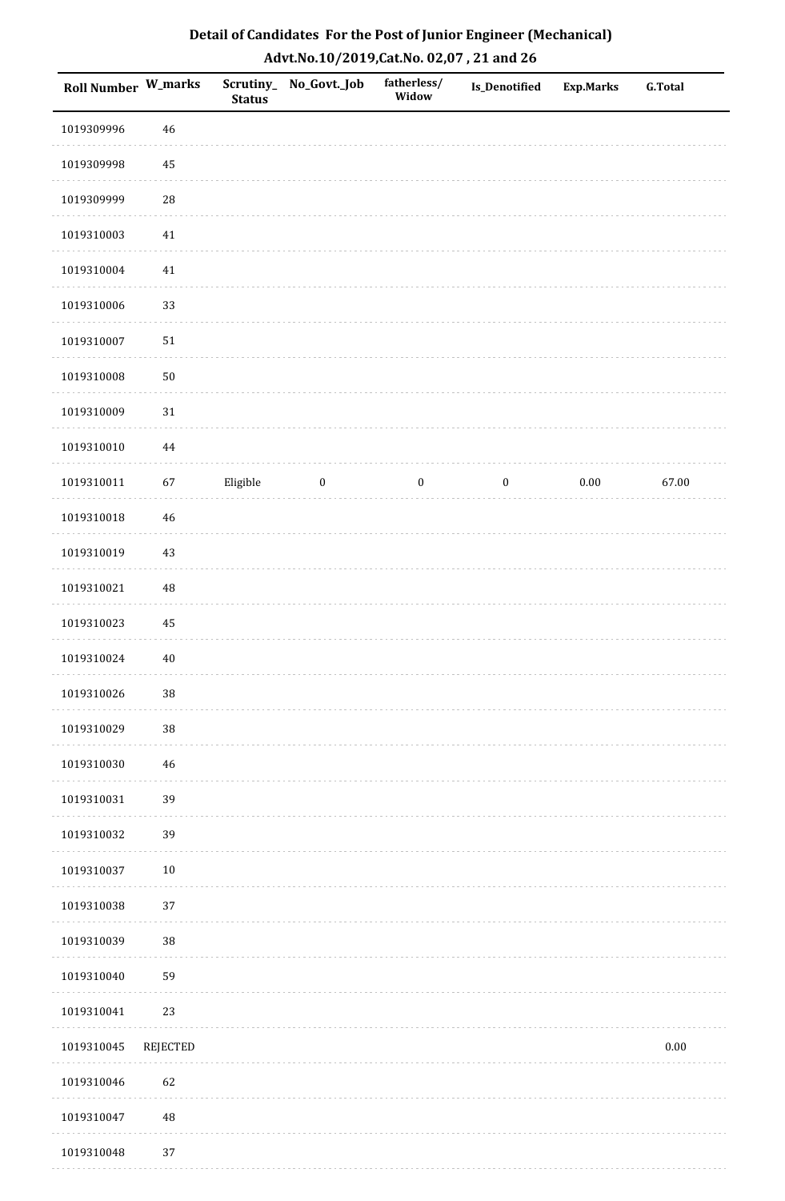# Detail of Candidates For the Post of Junior Engineer (Mechanical)

## Advt.No.10/2019,Cat.No. 02,07 , 21 and 26

| Roll Number | W_marks | Scrutiny_Status | No_Govt._Job | fatherless/Widow | Is_Denotified | Exp.Marks | G.Total |
|---|---|---|---|---|---|---|---|
| 1019309996 | 46 | | | | | | |
| 1019309998 | 45 | | | | | | |
| 1019309999 | 28 | | | | | | |
| 1019310003 | 41 | | | | | | |
| 1019310004 | 41 | | | | | | |
| 1019310006 | 33 | | | | | | |
| 1019310007 | 51 | | | | | | |
| 1019310008 | 50 | | | | | | |
| 1019310009 | 31 | | | | | | |
| 1019310010 | 44 | | | | | | |
| 1019310011 | 67 | Eligible | 0 | 0 | 0 | 0.00 | 67.00 |
| 1019310018 | 46 | | | | | | |
| 1019310019 | 43 | | | | | | |
| 1019310021 | 48 | | | | | | |
| 1019310023 | 45 | | | | | | |
| 1019310024 | 40 | | | | | | |
| 1019310026 | 38 | | | | | | |
| 1019310029 | 38 | | | | | | |
| 1019310030 | 46 | | | | | | |
| 1019310031 | 39 | | | | | | |
| 1019310032 | 39 | | | | | | |
| 1019310037 | 10 | | | | | | |
| 1019310038 | 37 | | | | | | |
| 1019310039 | 38 | | | | | | |
| 1019310040 | 59 | | | | | | |
| 1019310041 | 23 | | | | | | |
| 1019310045 | REJECTED | | | | | | 0.00 |
| 1019310046 | 62 | | | | | | |
| 1019310047 | 48 | | | | | | |
| 1019310048 | 37 | | | | | | |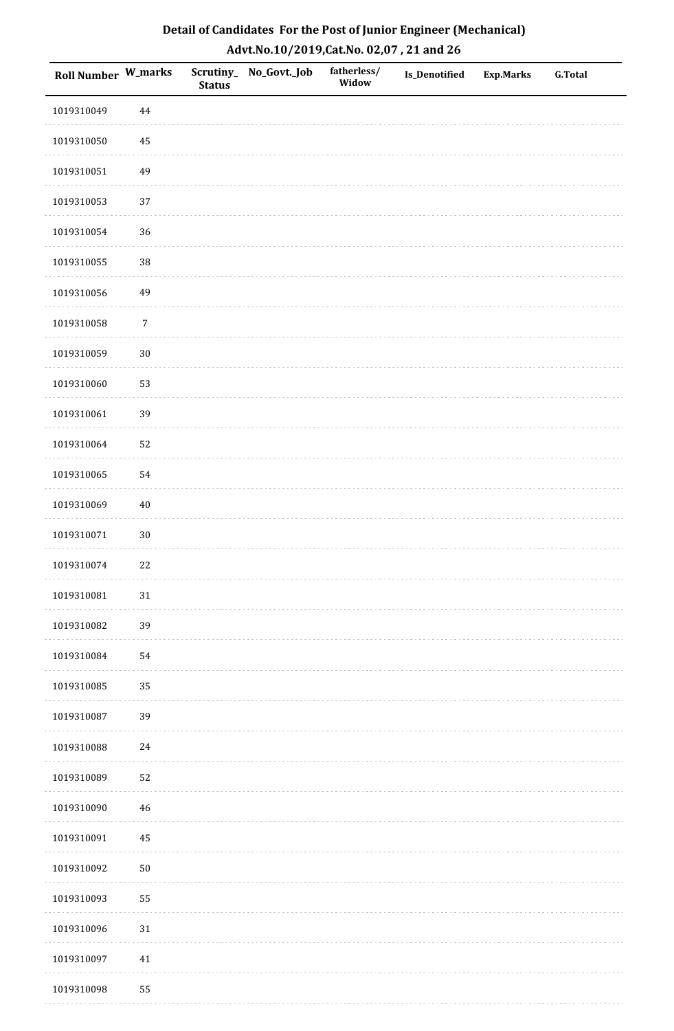## Detail of Candidates For the Post of Junior Engineer (Mechanical)
## Advt.No.10/2019,Cat.No. 02,07 , 21 and 26

| Roll Number | W_marks | Scrutiny_ Status | No_Govt._Job | fatherless/ Widow | Is_Denotified | Exp.Marks | G.Total |
|---|---|---|---|---|---|---|---|
| 1019310049 | 44 | | | | | | |
| 1019310050 | 45 | | | | | | |
| 1019310051 | 49 | | | | | | |
| 1019310053 | 37 | | | | | | |
| 1019310054 | 36 | | | | | | |
| 1019310055 | 38 | | | | | | |
| 1019310056 | 49 | | | | | | |
| 1019310058 | 7 | | | | | | |
| 1019310059 | 30 | | | | | | |
| 1019310060 | 53 | | | | | | |
| 1019310061 | 39 | | | | | | |
| 1019310064 | 52 | | | | | | |
| 1019310065 | 54 | | | | | | |
| 1019310069 | 40 | | | | | | |
| 1019310071 | 30 | | | | | | |
| 1019310074 | 22 | | | | | | |
| 1019310081 | 31 | | | | | | |
| 1019310082 | 39 | | | | | | |
| 1019310084 | 54 | | | | | | |
| 1019310085 | 35 | | | | | | |
| 1019310087 | 39 | | | | | | |
| 1019310088 | 24 | | | | | | |
| 1019310089 | 52 | | | | | | |
| 1019310090 | 46 | | | | | | |
| 1019310091 | 45 | | | | | | |
| 1019310092 | 50 | | | | | | |
| 1019310093 | 55 | | | | | | |
| 1019310096 | 31 | | | | | | |
| 1019310097 | 41 | | | | | | |
| 1019310098 | 55 | | | | | | |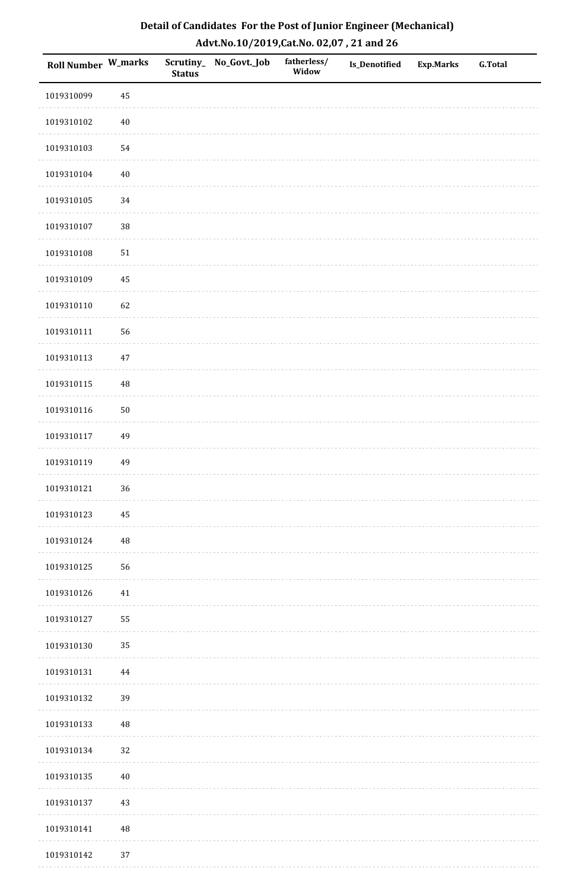# Detail of Candidates For the Post of Junior Engineer (Mechanical)

## Advt.No.10/2019,Cat.No. 02,07 , 21 and 26

| Roll Number | W_marks | Scrutiny_Status | No_Govt._Job | fatherless/Widow | Is_Denotified | Exp.Marks | G.Total |
|---|---|---|---|---|---|---|---|
| 1019310099 | 45 | | | | | | |
| 1019310102 | 40 | | | | | | |
| 1019310103 | 54 | | | | | | |
| 1019310104 | 40 | | | | | | |
| 1019310105 | 34 | | | | | | |
| 1019310107 | 38 | | | | | | |
| 1019310108 | 51 | | | | | | |
| 1019310109 | 45 | | | | | | |
| 1019310110 | 62 | | | | | | |
| 1019310111 | 56 | | | | | | |
| 1019310113 | 47 | | | | | | |
| 1019310115 | 48 | | | | | | |
| 1019310116 | 50 | | | | | | |
| 1019310117 | 49 | | | | | | |
| 1019310119 | 49 | | | | | | |
| 1019310121 | 36 | | | | | | |
| 1019310123 | 45 | | | | | | |
| 1019310124 | 48 | | | | | | |
| 1019310125 | 56 | | | | | | |
| 1019310126 | 41 | | | | | | |
| 1019310127 | 55 | | | | | | |
| 1019310130 | 35 | | | | | | |
| 1019310131 | 44 | | | | | | |
| 1019310132 | 39 | | | | | | |
| 1019310133 | 48 | | | | | | |
| 1019310134 | 32 | | | | | | |
| 1019310135 | 40 | | | | | | |
| 1019310137 | 43 | | | | | | |
| 1019310141 | 48 | | | | | | |
| 1019310142 | 37 | | | | | | |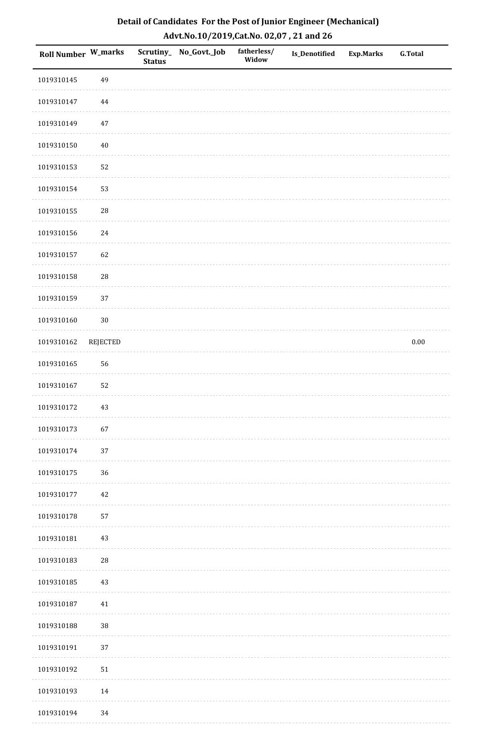## Detail of Candidates For the Post of Junior Engineer (Mechanical)
## Advt.No.10/2019,Cat.No. 02,07 , 21 and 26

| Roll Number | W_marks | Scrutiny_ Status | No_Govt._Job | fatherless/ Widow | Is_Denotified | Exp.Marks | G.Total |
|---|---|---|---|---|---|---|---|
| 1019310145 | 49 | | | | | | |
| 1019310147 | 44 | | | | | | |
| 1019310149 | 47 | | | | | | |
| 1019310150 | 40 | | | | | | |
| 1019310153 | 52 | | | | | | |
| 1019310154 | 53 | | | | | | |
| 1019310155 | 28 | | | | | | |
| 1019310156 | 24 | | | | | | |
| 1019310157 | 62 | | | | | | |
| 1019310158 | 28 | | | | | | |
| 1019310159 | 37 | | | | | | |
| 1019310160 | 30 | | | | | | |
| 1019310162 | REJECTED | | | | | | 0.00 |
| 1019310165 | 56 | | | | | | |
| 1019310167 | 52 | | | | | | |
| 1019310172 | 43 | | | | | | |
| 1019310173 | 67 | | | | | | |
| 1019310174 | 37 | | | | | | |
| 1019310175 | 36 | | | | | | |
| 1019310177 | 42 | | | | | | |
| 1019310178 | 57 | | | | | | |
| 1019310181 | 43 | | | | | | |
| 1019310183 | 28 | | | | | | |
| 1019310185 | 43 | | | | | | |
| 1019310187 | 41 | | | | | | |
| 1019310188 | 38 | | | | | | |
| 1019310191 | 37 | | | | | | |
| 1019310192 | 51 | | | | | | |
| 1019310193 | 14 | | | | | | |
| 1019310194 | 34 | | | | | | |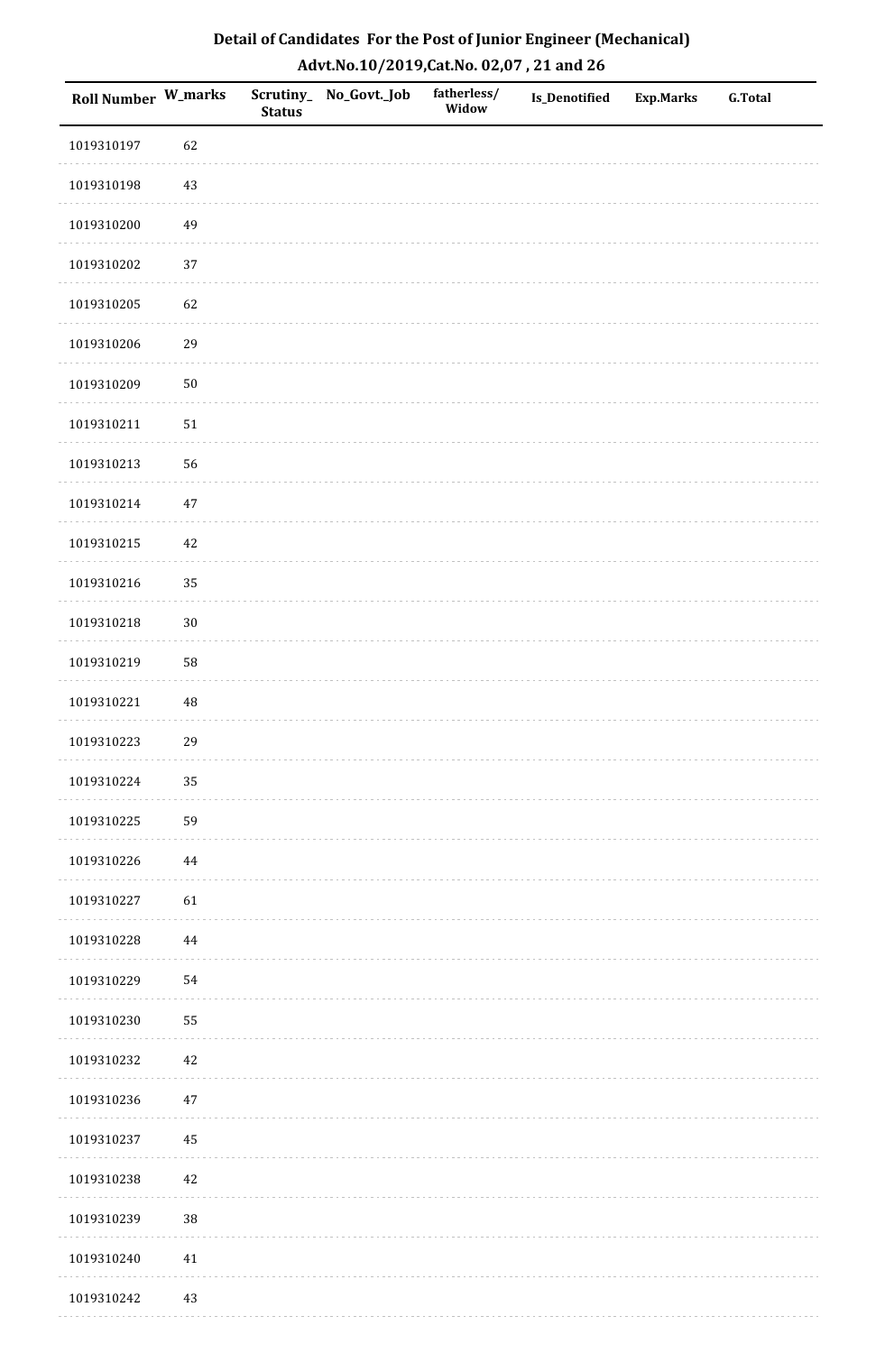## Detail of Candidates For the Post of Junior Engineer (Mechanical)
## Advt.No.10/2019,Cat.No. 02,07 , 21 and 26

| Roll Number | W_marks | Scrutiny_ Status | No_Govt._Job | fatherless/ Widow | Is_Denotified | Exp.Marks | G.Total |
|---|---|---|---|---|---|---|---|
| 1019310197 | 62 | | | | | | |
| 1019310198 | 43 | | | | | | |
| 1019310200 | 49 | | | | | | |
| 1019310202 | 37 | | | | | | |
| 1019310205 | 62 | | | | | | |
| 1019310206 | 29 | | | | | | |
| 1019310209 | 50 | | | | | | |
| 1019310211 | 51 | | | | | | |
| 1019310213 | 56 | | | | | | |
| 1019310214 | 47 | | | | | | |
| 1019310215 | 42 | | | | | | |
| 1019310216 | 35 | | | | | | |
| 1019310218 | 30 | | | | | | |
| 1019310219 | 58 | | | | | | |
| 1019310221 | 48 | | | | | | |
| 1019310223 | 29 | | | | | | |
| 1019310224 | 35 | | | | | | |
| 1019310225 | 59 | | | | | | |
| 1019310226 | 44 | | | | | | |
| 1019310227 | 61 | | | | | | |
| 1019310228 | 44 | | | | | | |
| 1019310229 | 54 | | | | | | |
| 1019310230 | 55 | | | | | | |
| 1019310232 | 42 | | | | | | |
| 1019310236 | 47 | | | | | | |
| 1019310237 | 45 | | | | | | |
| 1019310238 | 42 | | | | | | |
| 1019310239 | 38 | | | | | | |
| 1019310240 | 41 | | | | | | |
| 1019310242 | 43 | | | | | | |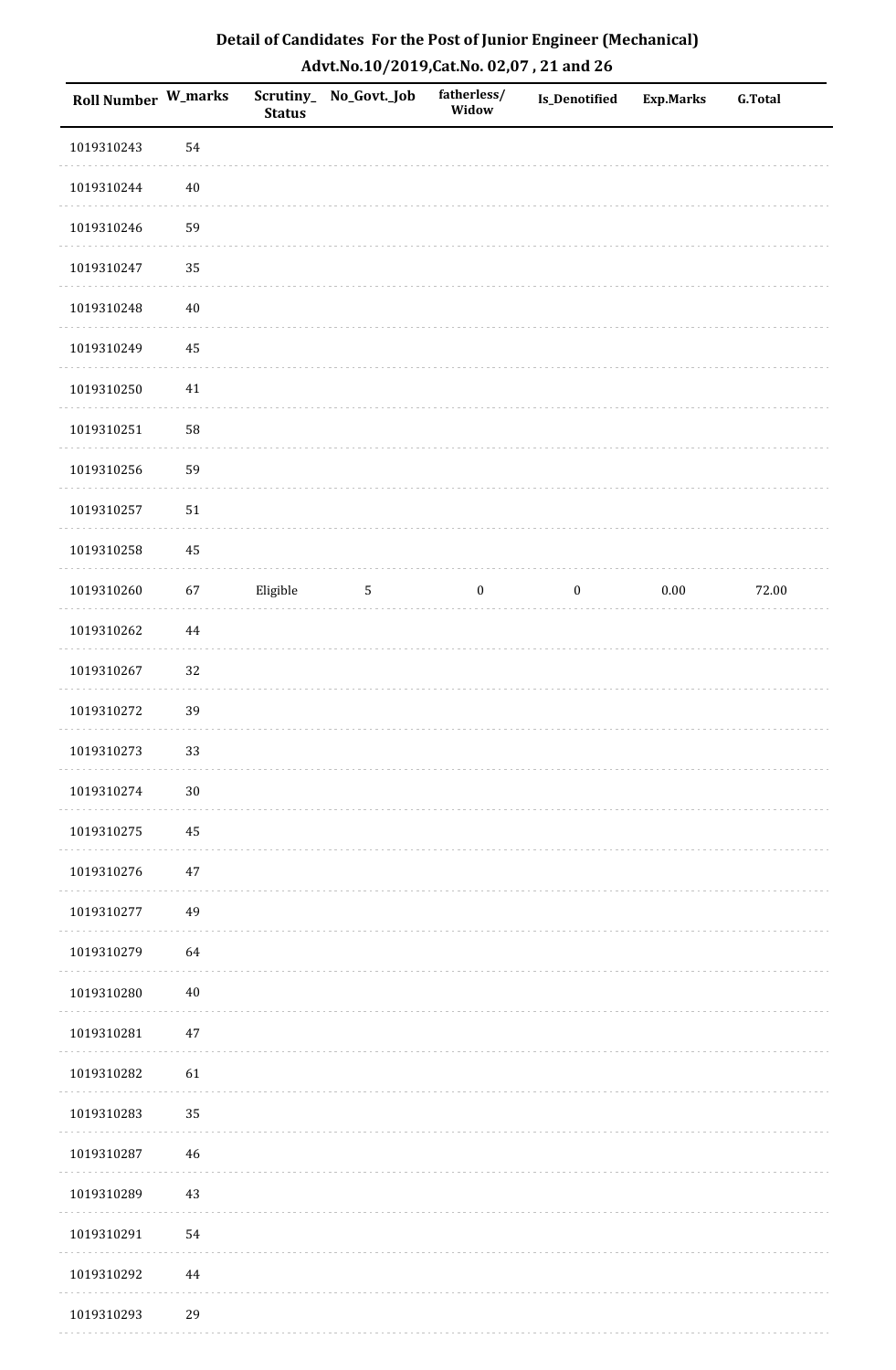# Detail of Candidates For the Post of Junior Engineer (Mechanical)

## Advt.No.10/2019,Cat.No. 02,07 , 21 and 26

| Roll Number | W_marks | Scrutiny_Status | No_Govt._Job | fatherless/Widow | Is_Denotified | Exp.Marks | G.Total |
|---|---|---|---|---|---|---|---|
| 1019310243 | 54 | | | | | | |
| 1019310244 | 40 | | | | | | |
| 1019310246 | 59 | | | | | | |
| 1019310247 | 35 | | | | | | |
| 1019310248 | 40 | | | | | | |
| 1019310249 | 45 | | | | | | |
| 1019310250 | 41 | | | | | | |
| 1019310251 | 58 | | | | | | |
| 1019310256 | 59 | | | | | | |
| 1019310257 | 51 | | | | | | |
| 1019310258 | 45 | | | | | | |
| 1019310260 | 67 | Eligible | 5 | 0 | 0 | 0.00 | 72.00 |
| 1019310262 | 44 | | | | | | |
| 1019310267 | 32 | | | | | | |
| 1019310272 | 39 | | | | | | |
| 1019310273 | 33 | | | | | | |
| 1019310274 | 30 | | | | | | |
| 1019310275 | 45 | | | | | | |
| 1019310276 | 47 | | | | | | |
| 1019310277 | 49 | | | | | | |
| 1019310279 | 64 | | | | | | |
| 1019310280 | 40 | | | | | | |
| 1019310281 | 47 | | | | | | |
| 1019310282 | 61 | | | | | | |
| 1019310283 | 35 | | | | | | |
| 1019310287 | 46 | | | | | | |
| 1019310289 | 43 | | | | | | |
| 1019310291 | 54 | | | | | | |
| 1019310292 | 44 | | | | | | |
| 1019310293 | 29 | | | | | | |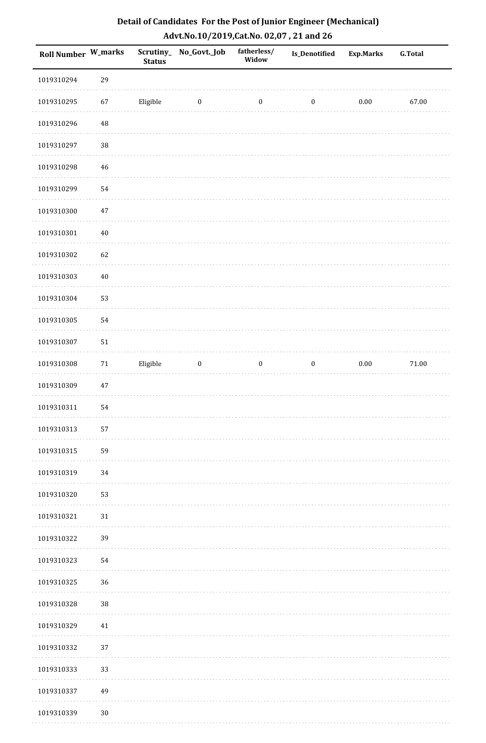# Detail of Candidates For the Post of Junior Engineer (Mechanical)

## Advt.No.10/2019,Cat.No. 02,07 , 21 and 26

| Roll Number | W_marks | Scrutiny_Status | No_Govt._Job | fatherless/Widow | Is_Denotified | Exp.Marks | G.Total |
|---|---|---|---|---|---|---|---|
| 1019310294 | 29 | | | | | | |
| 1019310295 | 67 | Eligible | 0 | 0 | 0 | 0.00 | 67.00 |
| 1019310296 | 48 | | | | | | |
| 1019310297 | 38 | | | | | | |
| 1019310298 | 46 | | | | | | |
| 1019310299 | 54 | | | | | | |
| 1019310300 | 47 | | | | | | |
| 1019310301 | 40 | | | | | | |
| 1019310302 | 62 | | | | | | |
| 1019310303 | 40 | | | | | | |
| 1019310304 | 53 | | | | | | |
| 1019310305 | 54 | | | | | | |
| 1019310307 | 51 | | | | | | |
| 1019310308 | 71 | Eligible | 0 | 0 | 0 | 0.00 | 71.00 |
| 1019310309 | 47 | | | | | | |
| 1019310311 | 54 | | | | | | |
| 1019310313 | 57 | | | | | | |
| 1019310315 | 59 | | | | | | |
| 1019310319 | 34 | | | | | | |
| 1019310320 | 53 | | | | | | |
| 1019310321 | 31 | | | | | | |
| 1019310322 | 39 | | | | | | |
| 1019310323 | 54 | | | | | | |
| 1019310325 | 36 | | | | | | |
| 1019310328 | 38 | | | | | | |
| 1019310329 | 41 | | | | | | |
| 1019310332 | 37 | | | | | | |
| 1019310333 | 33 | | | | | | |
| 1019310337 | 49 | | | | | | |
| 1019310339 | 30 | | | | | | |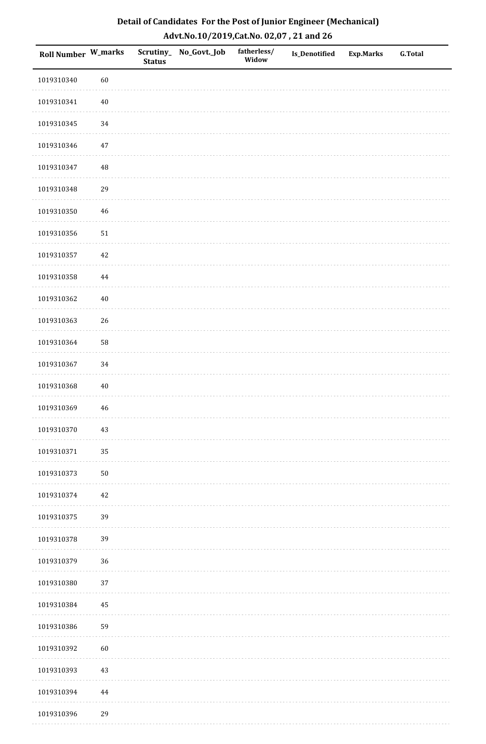## Detail of Candidates For the Post of Junior Engineer (Mechanical)

### Advt.No.10/2019,Cat.No. 02,07 , 21 and 26

| Roll Number | W_marks | Scrutiny_Status | No_Govt._Job | fatherless/Widow | Is_Denotified | Exp.Marks | G.Total |
|---|---|---|---|---|---|---|---|
| 1019310340 | 60 | | | | | | |
| 1019310341 | 40 | | | | | | |
| 1019310345 | 34 | | | | | | |
| 1019310346 | 47 | | | | | | |
| 1019310347 | 48 | | | | | | |
| 1019310348 | 29 | | | | | | |
| 1019310350 | 46 | | | | | | |
| 1019310356 | 51 | | | | | | |
| 1019310357 | 42 | | | | | | |
| 1019310358 | 44 | | | | | | |
| 1019310362 | 40 | | | | | | |
| 1019310363 | 26 | | | | | | |
| 1019310364 | 58 | | | | | | |
| 1019310367 | 34 | | | | | | |
| 1019310368 | 40 | | | | | | |
| 1019310369 | 46 | | | | | | |
| 1019310370 | 43 | | | | | | |
| 1019310371 | 35 | | | | | | |
| 1019310373 | 50 | | | | | | |
| 1019310374 | 42 | | | | | | |
| 1019310375 | 39 | | | | | | |
| 1019310378 | 39 | | | | | | |
| 1019310379 | 36 | | | | | | |
| 1019310380 | 37 | | | | | | |
| 1019310384 | 45 | | | | | | |
| 1019310386 | 59 | | | | | | |
| 1019310392 | 60 | | | | | | |
| 1019310393 | 43 | | | | | | |
| 1019310394 | 44 | | | | | | |
| 1019310396 | 29 | | | | | | |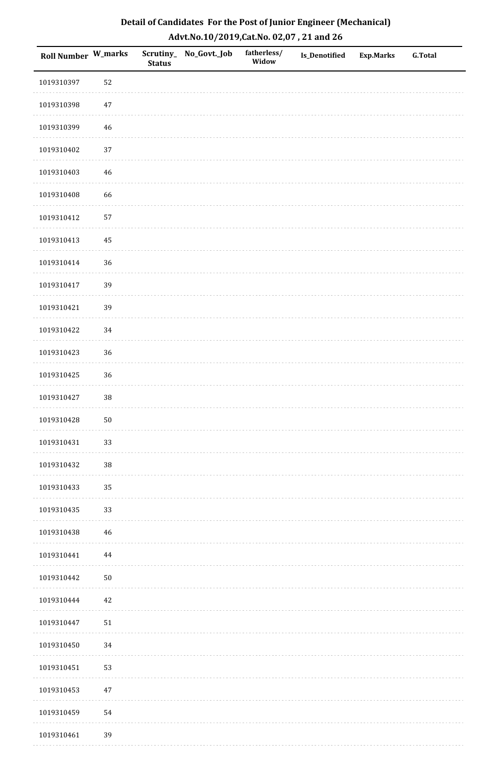# Detail of Candidates For the Post of Junior Engineer (Mechanical)

## Advt.No.10/2019,Cat.No. 02,07 , 21 and 26

| Roll Number | W_marks | Scrutiny_Status | No_Govt._Job | fatherless/Widow | Is_Denotified | Exp.Marks | G.Total |
|---|---|---|---|---|---|---|---|
| 1019310397 | 52 | | | | | | |
| 1019310398 | 47 | | | | | | |
| 1019310399 | 46 | | | | | | |
| 1019310402 | 37 | | | | | | |
| 1019310403 | 46 | | | | | | |
| 1019310408 | 66 | | | | | | |
| 1019310412 | 57 | | | | | | |
| 1019310413 | 45 | | | | | | |
| 1019310414 | 36 | | | | | | |
| 1019310417 | 39 | | | | | | |
| 1019310421 | 39 | | | | | | |
| 1019310422 | 34 | | | | | | |
| 1019310423 | 36 | | | | | | |
| 1019310425 | 36 | | | | | | |
| 1019310427 | 38 | | | | | | |
| 1019310428 | 50 | | | | | | |
| 1019310431 | 33 | | | | | | |
| 1019310432 | 38 | | | | | | |
| 1019310433 | 35 | | | | | | |
| 1019310435 | 33 | | | | | | |
| 1019310438 | 46 | | | | | | |
| 1019310441 | 44 | | | | | | |
| 1019310442 | 50 | | | | | | |
| 1019310444 | 42 | | | | | | |
| 1019310447 | 51 | | | | | | |
| 1019310450 | 34 | | | | | | |
| 1019310451 | 53 | | | | | | |
| 1019310453 | 47 | | | | | | |
| 1019310459 | 54 | | | | | | |
| 1019310461 | 39 | | | | | | |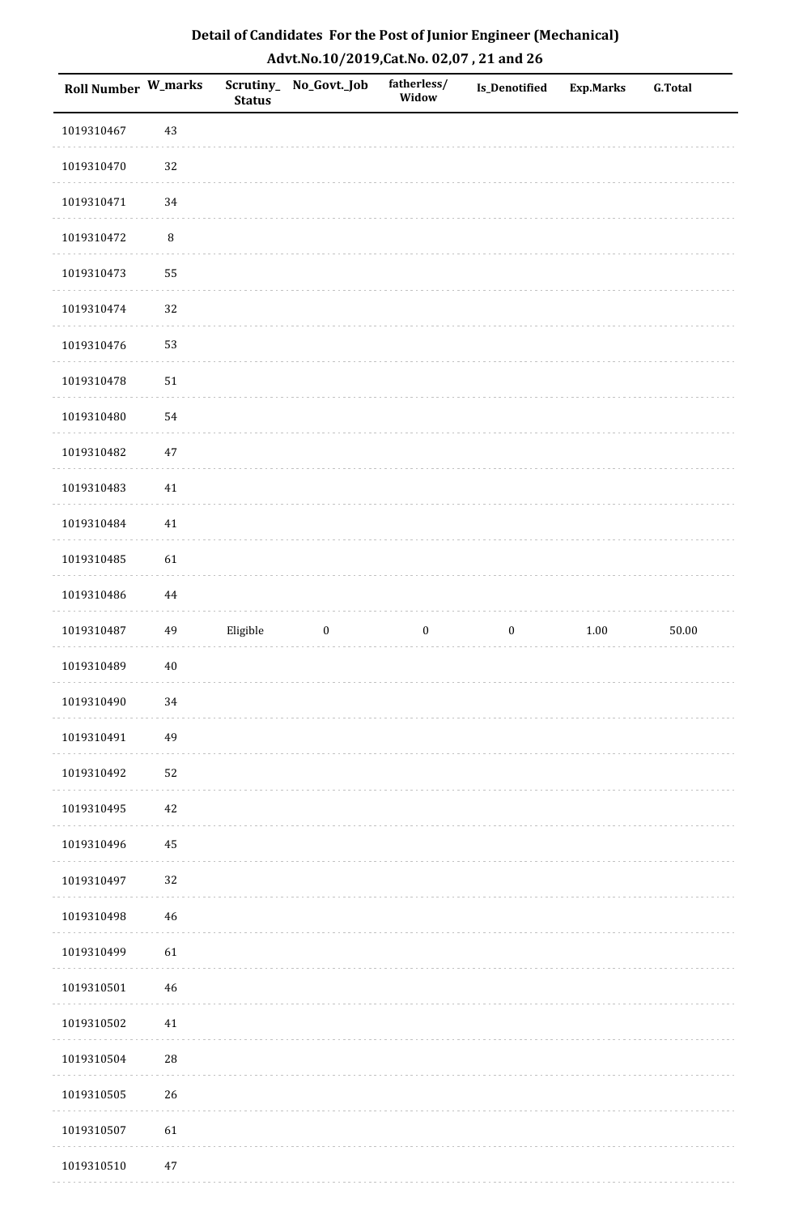# Detail of Candidates For the Post of Junior Engineer (Mechanical)

## Advt.No.10/2019,Cat.No. 02,07 , 21 and 26

| Roll Number | W_marks | Scrutiny_Status | No_Govt._Job | fatherless/Widow | Is_Denotified | Exp.Marks | G.Total |
|---|---|---|---|---|---|---|---|
| 1019310467 | 43 | | | | | | |
| 1019310470 | 32 | | | | | | |
| 1019310471 | 34 | | | | | | |
| 1019310472 | 8 | | | | | | |
| 1019310473 | 55 | | | | | | |
| 1019310474 | 32 | | | | | | |
| 1019310476 | 53 | | | | | | |
| 1019310478 | 51 | | | | | | |
| 1019310480 | 54 | | | | | | |
| 1019310482 | 47 | | | | | | |
| 1019310483 | 41 | | | | | | |
| 1019310484 | 41 | | | | | | |
| 1019310485 | 61 | | | | | | |
| 1019310486 | 44 | | | | | | |
| 1019310487 | 49 | Eligible | 0 | 0 | 0 | 1.00 | 50.00 |
| 1019310489 | 40 | | | | | | |
| 1019310490 | 34 | | | | | | |
| 1019310491 | 49 | | | | | | |
| 1019310492 | 52 | | | | | | |
| 1019310495 | 42 | | | | | | |
| 1019310496 | 45 | | | | | | |
| 1019310497 | 32 | | | | | | |
| 1019310498 | 46 | | | | | | |
| 1019310499 | 61 | | | | | | |
| 1019310501 | 46 | | | | | | |
| 1019310502 | 41 | | | | | | |
| 1019310504 | 28 | | | | | | |
| 1019310505 | 26 | | | | | | |
| 1019310507 | 61 | | | | | | |
| 1019310510 | 47 | | | | | | |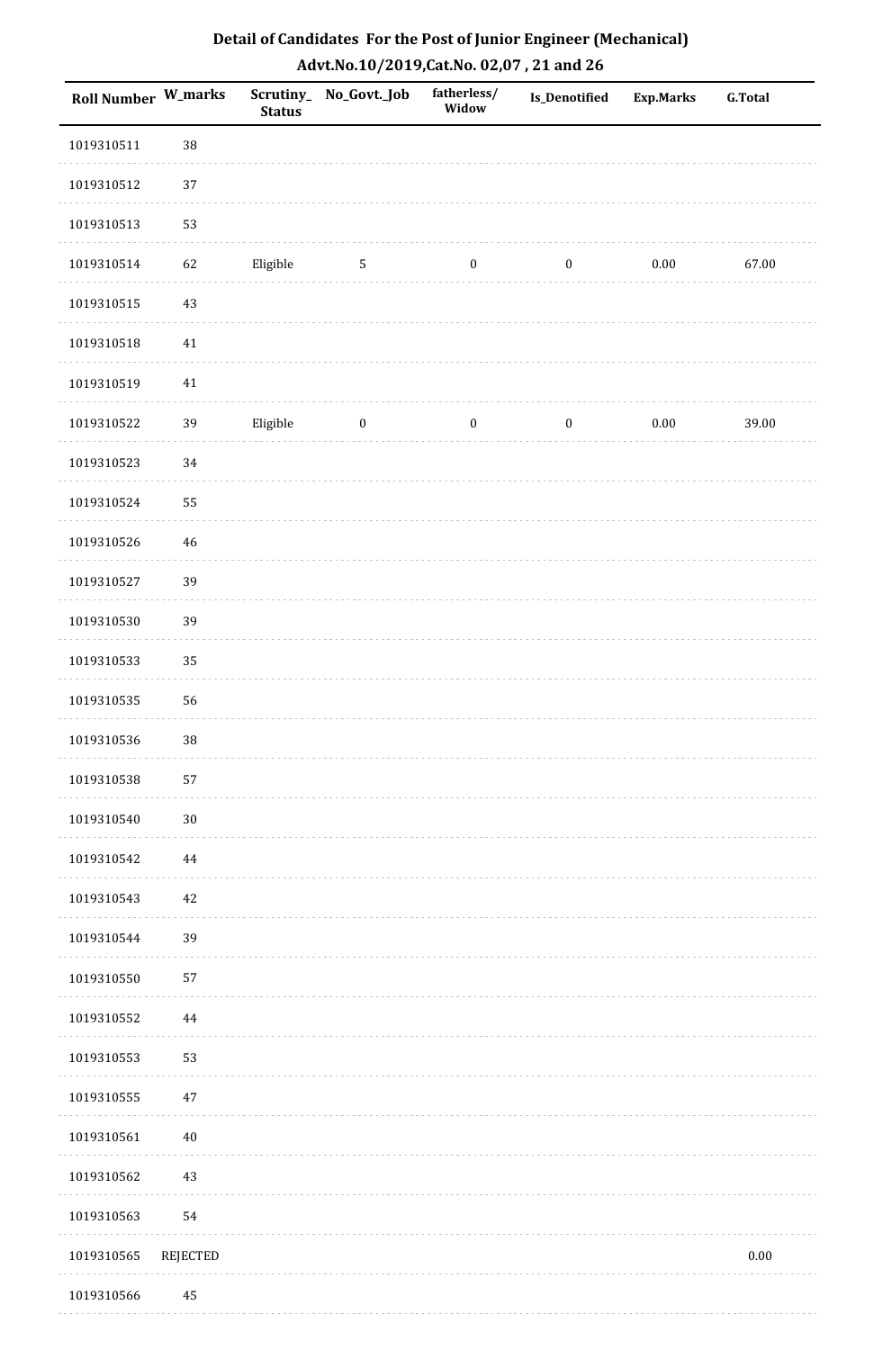## Detail of Candidates For the Post of Junior Engineer (Mechanical)

### Advt.No.10/2019,Cat.No. 02,07 , 21 and 26

| Roll Number | W_marks | Scrutiny_Status | No_Govt._Job | fatherless/Widow | Is_Denotified | Exp.Marks | G.Total |
|---|---|---|---|---|---|---|---|
| 1019310511 | 38 | | | | | | |
| 1019310512 | 37 | | | | | | |
| 1019310513 | 53 | | | | | | |
| 1019310514 | 62 | Eligible | 5 | 0 | 0 | 0.00 | 67.00 |
| 1019310515 | 43 | | | | | | |
| 1019310518 | 41 | | | | | | |
| 1019310519 | 41 | | | | | | |
| 1019310522 | 39 | Eligible | 0 | 0 | 0 | 0.00 | 39.00 |
| 1019310523 | 34 | | | | | | |
| 1019310524 | 55 | | | | | | |
| 1019310526 | 46 | | | | | | |
| 1019310527 | 39 | | | | | | |
| 1019310530 | 39 | | | | | | |
| 1019310533 | 35 | | | | | | |
| 1019310535 | 56 | | | | | | |
| 1019310536 | 38 | | | | | | |
| 1019310538 | 57 | | | | | | |
| 1019310540 | 30 | | | | | | |
| 1019310542 | 44 | | | | | | |
| 1019310543 | 42 | | | | | | |
| 1019310544 | 39 | | | | | | |
| 1019310550 | 57 | | | | | | |
| 1019310552 | 44 | | | | | | |
| 1019310553 | 53 | | | | | | |
| 1019310555 | 47 | | | | | | |
| 1019310561 | 40 | | | | | | |
| 1019310562 | 43 | | | | | | |
| 1019310563 | 54 | | | | | | |
| 1019310565 | REJECTED | | | | | | 0.00 |
| 1019310566 | 45 | | | | | | |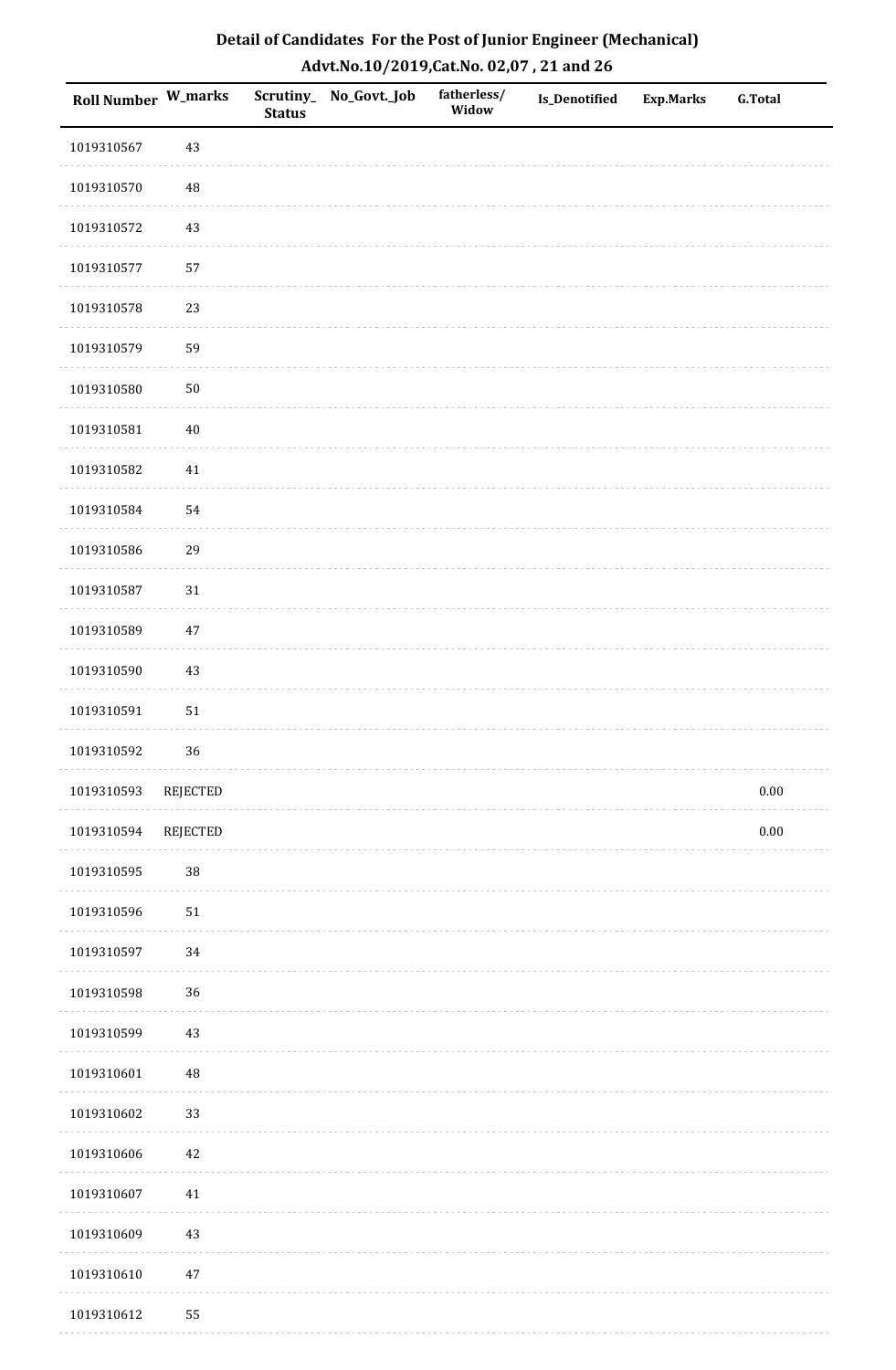# Detail of Candidates For the Post of Junior Engineer (Mechanical)

## Advt.No.10/2019,Cat.No. 02,07 , 21 and 26

| Roll Number | W_marks | Scrutiny_Status | No_Govt._Job | fatherless/Widow | Is_Denotified | Exp.Marks | G.Total |
|---|---|---|---|---|---|---|---|
| 1019310567 | 43 | | | | | | |
| 1019310570 | 48 | | | | | | |
| 1019310572 | 43 | | | | | | |
| 1019310577 | 57 | | | | | | |
| 1019310578 | 23 | | | | | | |
| 1019310579 | 59 | | | | | | |
| 1019310580 | 50 | | | | | | |
| 1019310581 | 40 | | | | | | |
| 1019310582 | 41 | | | | | | |
| 1019310584 | 54 | | | | | | |
| 1019310586 | 29 | | | | | | |
| 1019310587 | 31 | | | | | | |
| 1019310589 | 47 | | | | | | |
| 1019310590 | 43 | | | | | | |
| 1019310591 | 51 | | | | | | |
| 1019310592 | 36 | | | | | | |
| 1019310593 | REJECTED | | | | | | 0.00 |
| 1019310594 | REJECTED | | | | | | 0.00 |
| 1019310595 | 38 | | | | | | |
| 1019310596 | 51 | | | | | | |
| 1019310597 | 34 | | | | | | |
| 1019310598 | 36 | | | | | | |
| 1019310599 | 43 | | | | | | |
| 1019310601 | 48 | | | | | | |
| 1019310602 | 33 | | | | | | |
| 1019310606 | 42 | | | | | | |
| 1019310607 | 41 | | | | | | |
| 1019310609 | 43 | | | | | | |
| 1019310610 | 47 | | | | | | |
| 1019310612 | 55 | | | | | | |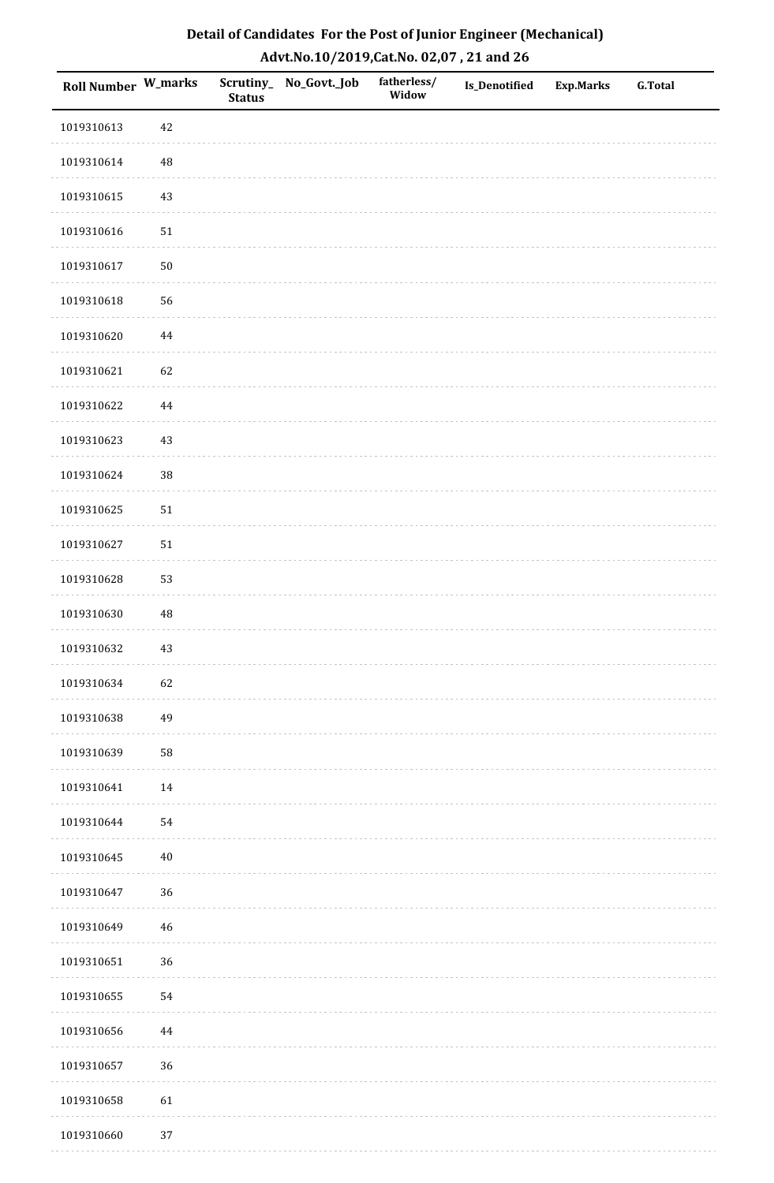## Detail of Candidates For the Post of Junior Engineer (Mechanical)

### Advt.No.10/2019,Cat.No. 02,07 , 21 and 26

| Roll Number | W_marks | Scrutiny_ Status | No_Govt._Job | fatherless/ Widow | Is_Denotified | Exp.Marks | G.Total |
|---|---|---|---|---|---|---|---|
| 1019310613 | 42 | | | | | | |
| 1019310614 | 48 | | | | | | |
| 1019310615 | 43 | | | | | | |
| 1019310616 | 51 | | | | | | |
| 1019310617 | 50 | | | | | | |
| 1019310618 | 56 | | | | | | |
| 1019310620 | 44 | | | | | | |
| 1019310621 | 62 | | | | | | |
| 1019310622 | 44 | | | | | | |
| 1019310623 | 43 | | | | | | |
| 1019310624 | 38 | | | | | | |
| 1019310625 | 51 | | | | | | |
| 1019310627 | 51 | | | | | | |
| 1019310628 | 53 | | | | | | |
| 1019310630 | 48 | | | | | | |
| 1019310632 | 43 | | | | | | |
| 1019310634 | 62 | | | | | | |
| 1019310638 | 49 | | | | | | |
| 1019310639 | 58 | | | | | | |
| 1019310641 | 14 | | | | | | |
| 1019310644 | 54 | | | | | | |
| 1019310645 | 40 | | | | | | |
| 1019310647 | 36 | | | | | | |
| 1019310649 | 46 | | | | | | |
| 1019310651 | 36 | | | | | | |
| 1019310655 | 54 | | | | | | |
| 1019310656 | 44 | | | | | | |
| 1019310657 | 36 | | | | | | |
| 1019310658 | 61 | | | | | | |
| 1019310660 | 37 | | | | | | |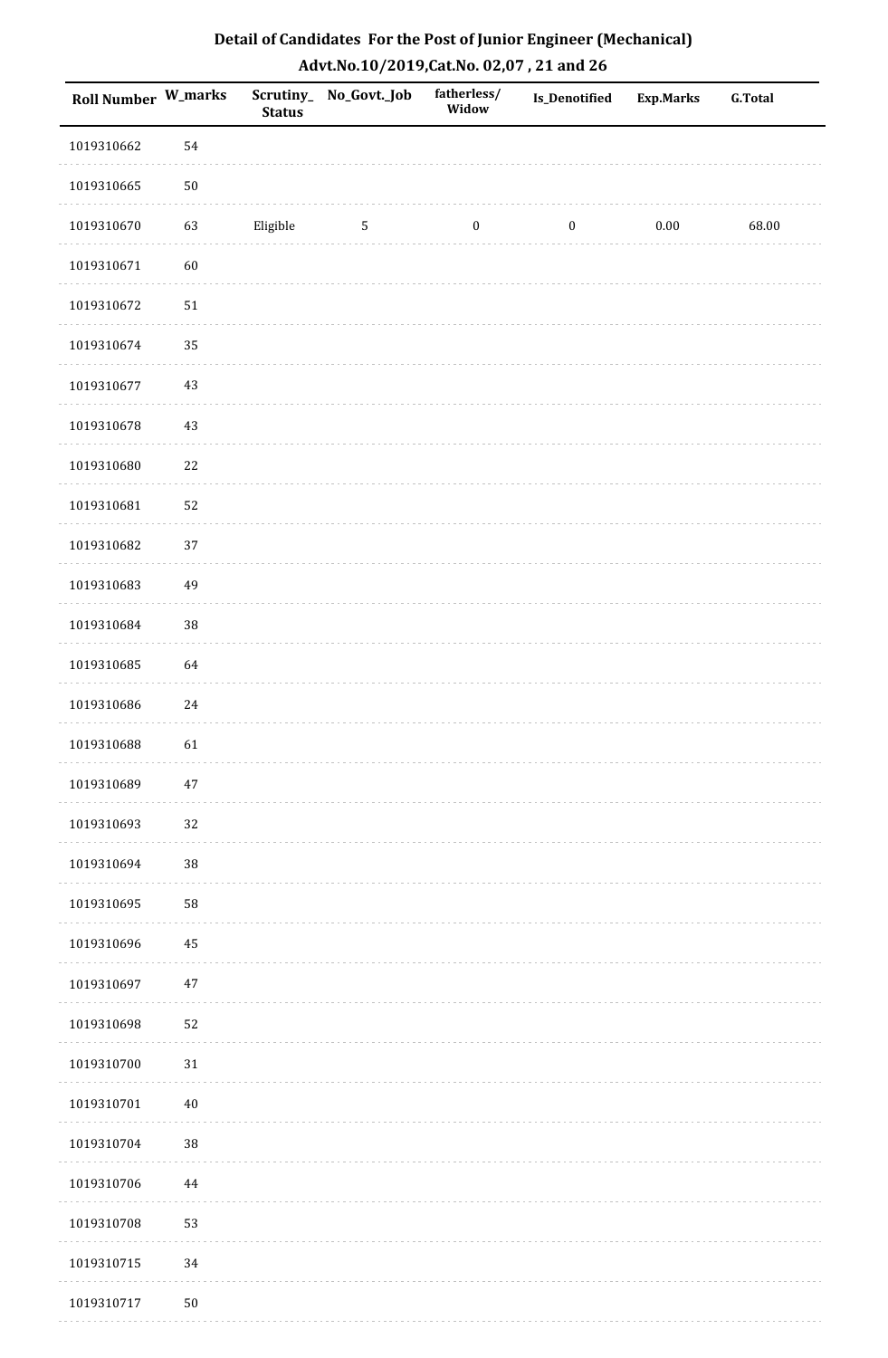# Detail of Candidates For the Post of Junior Engineer (Mechanical)

## Advt.No.10/2019,Cat.No. 02,07 , 21 and 26

| Roll Number | W_marks | Scrutiny_Status | No_Govt._Job | fatherless/Widow | Is_Denotified | Exp.Marks | G.Total |
|---|---|---|---|---|---|---|---|
| 1019310662 | 54 | | | | | | |
| 1019310665 | 50 | | | | | | |
| 1019310670 | 63 | Eligible | 5 | 0 | 0 | 0.00 | 68.00 |
| 1019310671 | 60 | | | | | | |
| 1019310672 | 51 | | | | | | |
| 1019310674 | 35 | | | | | | |
| 1019310677 | 43 | | | | | | |
| 1019310678 | 43 | | | | | | |
| 1019310680 | 22 | | | | | | |
| 1019310681 | 52 | | | | | | |
| 1019310682 | 37 | | | | | | |
| 1019310683 | 49 | | | | | | |
| 1019310684 | 38 | | | | | | |
| 1019310685 | 64 | | | | | | |
| 1019310686 | 24 | | | | | | |
| 1019310688 | 61 | | | | | | |
| 1019310689 | 47 | | | | | | |
| 1019310693 | 32 | | | | | | |
| 1019310694 | 38 | | | | | | |
| 1019310695 | 58 | | | | | | |
| 1019310696 | 45 | | | | | | |
| 1019310697 | 47 | | | | | | |
| 1019310698 | 52 | | | | | | |
| 1019310700 | 31 | | | | | | |
| 1019310701 | 40 | | | | | | |
| 1019310704 | 38 | | | | | | |
| 1019310706 | 44 | | | | | | |
| 1019310708 | 53 | | | | | | |
| 1019310715 | 34 | | | | | | |
| 1019310717 | 50 | | | | | | |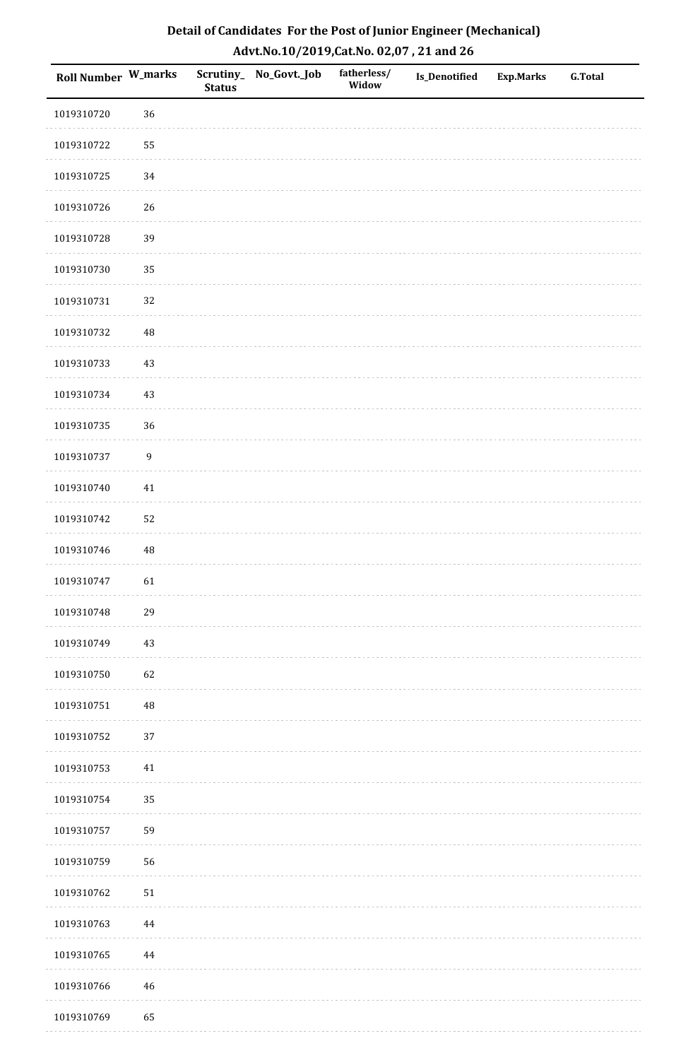## Detail of Candidates For the Post of Junior Engineer (Mechanical)

### Advt.No.10/2019,Cat.No. 02,07 , 21 and 26

| Roll Number | W_marks | Scrutiny_ Status | No_Govt._Job | fatherless/ Widow | Is_Denotified | Exp.Marks | G.Total |
|---|---|---|---|---|---|---|---|
| 1019310720 | 36 | | | | | | |
| 1019310722 | 55 | | | | | | |
| 1019310725 | 34 | | | | | | |
| 1019310726 | 26 | | | | | | |
| 1019310728 | 39 | | | | | | |
| 1019310730 | 35 | | | | | | |
| 1019310731 | 32 | | | | | | |
| 1019310732 | 48 | | | | | | |
| 1019310733 | 43 | | | | | | |
| 1019310734 | 43 | | | | | | |
| 1019310735 | 36 | | | | | | |
| 1019310737 | 9 | | | | | | |
| 1019310740 | 41 | | | | | | |
| 1019310742 | 52 | | | | | | |
| 1019310746 | 48 | | | | | | |
| 1019310747 | 61 | | | | | | |
| 1019310748 | 29 | | | | | | |
| 1019310749 | 43 | | | | | | |
| 1019310750 | 62 | | | | | | |
| 1019310751 | 48 | | | | | | |
| 1019310752 | 37 | | | | | | |
| 1019310753 | 41 | | | | | | |
| 1019310754 | 35 | | | | | | |
| 1019310757 | 59 | | | | | | |
| 1019310759 | 56 | | | | | | |
| 1019310762 | 51 | | | | | | |
| 1019310763 | 44 | | | | | | |
| 1019310765 | 44 | | | | | | |
| 1019310766 | 46 | | | | | | |
| 1019310769 | 65 | | | | | | |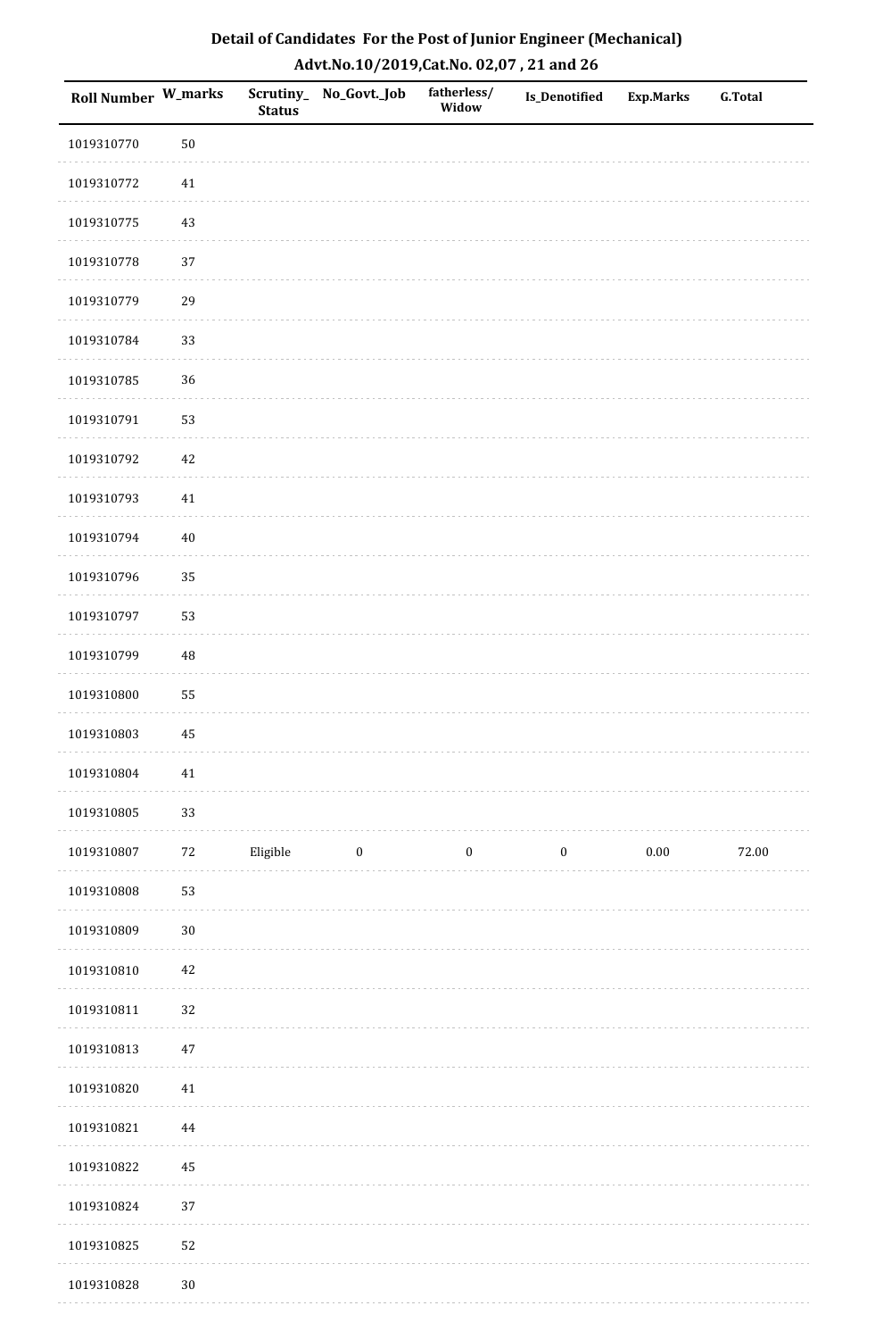# Detail of Candidates For the Post of Junior Engineer (Mechanical)

## Advt.No.10/2019,Cat.No. 02,07 , 21 and 26

| Roll Number | W_marks | Scrutiny_Status | No_Govt._Job | fatherless/Widow | Is_Denotified | Exp.Marks | G.Total |
|---|---|---|---|---|---|---|---|
| 1019310770 | 50 | | | | | | |
| 1019310772 | 41 | | | | | | |
| 1019310775 | 43 | | | | | | |
| 1019310778 | 37 | | | | | | |
| 1019310779 | 29 | | | | | | |
| 1019310784 | 33 | | | | | | |
| 1019310785 | 36 | | | | | | |
| 1019310791 | 53 | | | | | | |
| 1019310792 | 42 | | | | | | |
| 1019310793 | 41 | | | | | | |
| 1019310794 | 40 | | | | | | |
| 1019310796 | 35 | | | | | | |
| 1019310797 | 53 | | | | | | |
| 1019310799 | 48 | | | | | | |
| 1019310800 | 55 | | | | | | |
| 1019310803 | 45 | | | | | | |
| 1019310804 | 41 | | | | | | |
| 1019310805 | 33 | | | | | | |
| 1019310807 | 72 | Eligible | 0 | 0 | 0 | 0.00 | 72.00 |
| 1019310808 | 53 | | | | | | |
| 1019310809 | 30 | | | | | | |
| 1019310810 | 42 | | | | | | |
| 1019310811 | 32 | | | | | | |
| 1019310813 | 47 | | | | | | |
| 1019310820 | 41 | | | | | | |
| 1019310821 | 44 | | | | | | |
| 1019310822 | 45 | | | | | | |
| 1019310824 | 37 | | | | | | |
| 1019310825 | 52 | | | | | | |
| 1019310828 | 30 | | | | | | |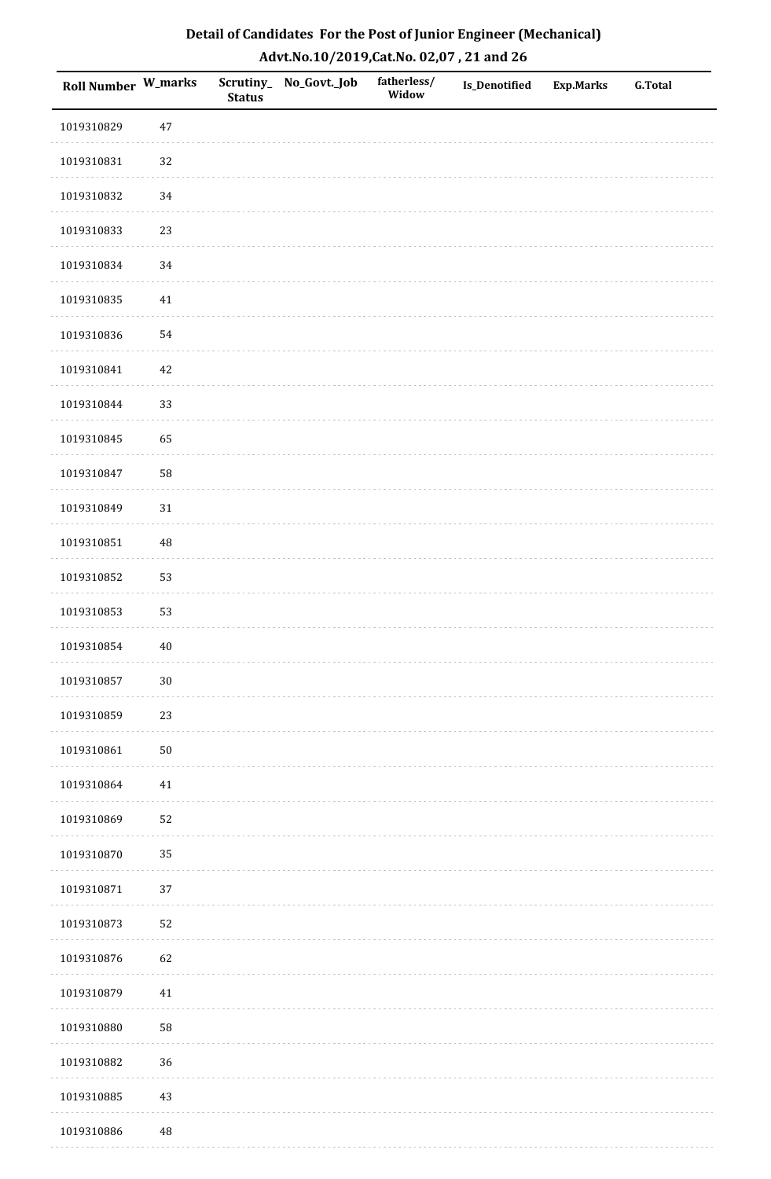# Detail of Candidates For the Post of Junior Engineer (Mechanical)

## Advt.No.10/2019,Cat.No. 02,07 , 21 and 26

| Roll Number | W_marks | Scrutiny_Status | No_Govt._Job | fatherless/ Widow | Is_Denotified | Exp.Marks | G.Total |
|---|---|---|---|---|---|---|---|
| 1019310829 | 47 | | | | | | |
| 1019310831 | 32 | | | | | | |
| 1019310832 | 34 | | | | | | |
| 1019310833 | 23 | | | | | | |
| 1019310834 | 34 | | | | | | |
| 1019310835 | 41 | | | | | | |
| 1019310836 | 54 | | | | | | |
| 1019310841 | 42 | | | | | | |
| 1019310844 | 33 | | | | | | |
| 1019310845 | 65 | | | | | | |
| 1019310847 | 58 | | | | | | |
| 1019310849 | 31 | | | | | | |
| 1019310851 | 48 | | | | | | |
| 1019310852 | 53 | | | | | | |
| 1019310853 | 53 | | | | | | |
| 1019310854 | 40 | | | | | | |
| 1019310857 | 30 | | | | | | |
| 1019310859 | 23 | | | | | | |
| 1019310861 | 50 | | | | | | |
| 1019310864 | 41 | | | | | | |
| 1019310869 | 52 | | | | | | |
| 1019310870 | 35 | | | | | | |
| 1019310871 | 37 | | | | | | |
| 1019310873 | 52 | | | | | | |
| 1019310876 | 62 | | | | | | |
| 1019310879 | 41 | | | | | | |
| 1019310880 | 58 | | | | | | |
| 1019310882 | 36 | | | | | | |
| 1019310885 | 43 | | | | | | |
| 1019310886 | 48 | | | | | | |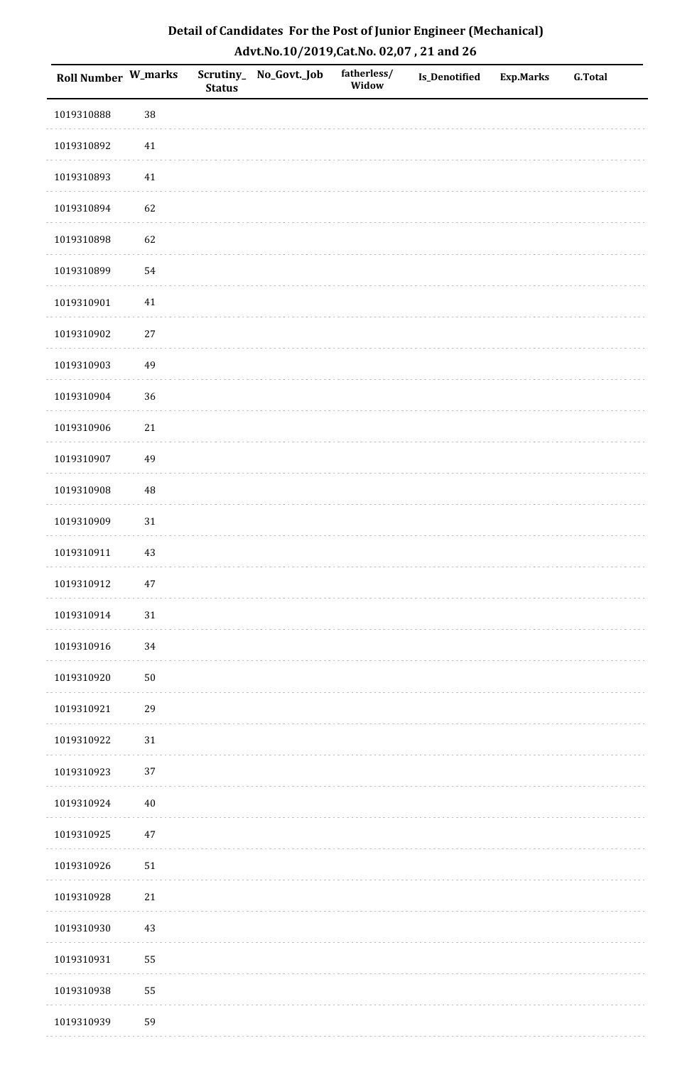## Detail of Candidates For the Post of Junior Engineer (Mechanical)
## Advt.No.10/2019,Cat.No. 02,07 , 21 and 26

| Roll Number | W_marks | Scrutiny_Status | No_Govt._Job | fatherless/Widow | Is_Denotified | Exp.Marks | G.Total |
|---|---|---|---|---|---|---|---|
| 1019310888 | 38 | | | | | | |
| 1019310892 | 41 | | | | | | |
| 1019310893 | 41 | | | | | | |
| 1019310894 | 62 | | | | | | |
| 1019310898 | 62 | | | | | | |
| 1019310899 | 54 | | | | | | |
| 1019310901 | 41 | | | | | | |
| 1019310902 | 27 | | | | | | |
| 1019310903 | 49 | | | | | | |
| 1019310904 | 36 | | | | | | |
| 1019310906 | 21 | | | | | | |
| 1019310907 | 49 | | | | | | |
| 1019310908 | 48 | | | | | | |
| 1019310909 | 31 | | | | | | |
| 1019310911 | 43 | | | | | | |
| 1019310912 | 47 | | | | | | |
| 1019310914 | 31 | | | | | | |
| 1019310916 | 34 | | | | | | |
| 1019310920 | 50 | | | | | | |
| 1019310921 | 29 | | | | | | |
| 1019310922 | 31 | | | | | | |
| 1019310923 | 37 | | | | | | |
| 1019310924 | 40 | | | | | | |
| 1019310925 | 47 | | | | | | |
| 1019310926 | 51 | | | | | | |
| 1019310928 | 21 | | | | | | |
| 1019310930 | 43 | | | | | | |
| 1019310931 | 55 | | | | | | |
| 1019310938 | 55 | | | | | | |
| 1019310939 | 59 | | | | | | |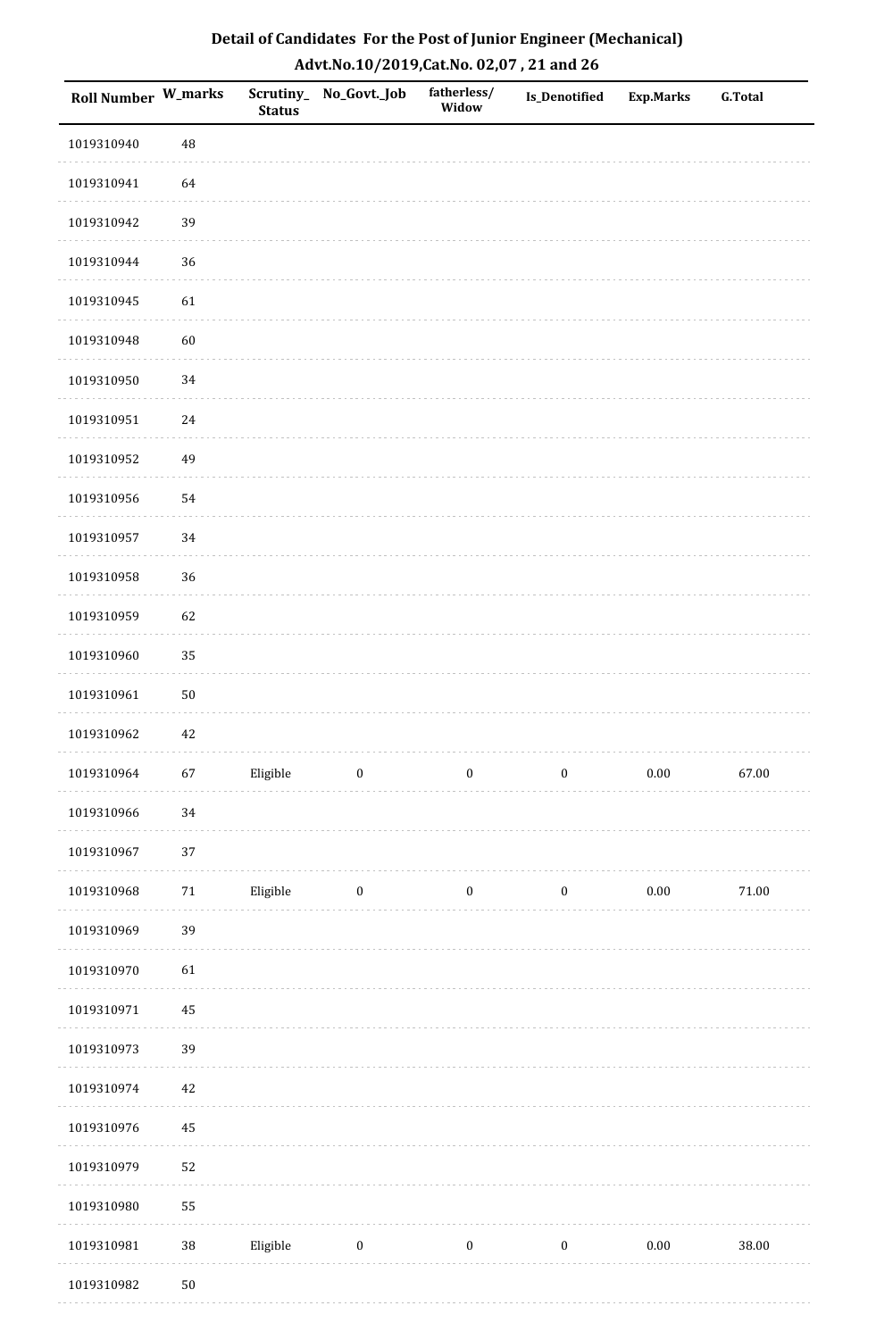# Detail of Candidates For the Post of Junior Engineer (Mechanical)

## Advt.No.10/2019,Cat.No. 02,07 , 21 and 26

| Roll Number | W_marks | Scrutiny_Status | No_Govt._Job | fatherless/Widow | Is_Denotified | Exp.Marks | G.Total |
|---|---|---|---|---|---|---|---|
| 1019310940 | 48 | | | | | | |
| 1019310941 | 64 | | | | | | |
| 1019310942 | 39 | | | | | | |
| 1019310944 | 36 | | | | | | |
| 1019310945 | 61 | | | | | | |
| 1019310948 | 60 | | | | | | |
| 1019310950 | 34 | | | | | | |
| 1019310951 | 24 | | | | | | |
| 1019310952 | 49 | | | | | | |
| 1019310956 | 54 | | | | | | |
| 1019310957 | 34 | | | | | | |
| 1019310958 | 36 | | | | | | |
| 1019310959 | 62 | | | | | | |
| 1019310960 | 35 | | | | | | |
| 1019310961 | 50 | | | | | | |
| 1019310962 | 42 | | | | | | |
| 1019310964 | 67 | Eligible | 0 | 0 | 0 | 0.00 | 67.00 |
| 1019310966 | 34 | | | | | | |
| 1019310967 | 37 | | | | | | |
| 1019310968 | 71 | Eligible | 0 | 0 | 0 | 0.00 | 71.00 |
| 1019310969 | 39 | | | | | | |
| 1019310970 | 61 | | | | | | |
| 1019310971 | 45 | | | | | | |
| 1019310973 | 39 | | | | | | |
| 1019310974 | 42 | | | | | | |
| 1019310976 | 45 | | | | | | |
| 1019310979 | 52 | | | | | | |
| 1019310980 | 55 | | | | | | |
| 1019310981 | 38 | Eligible | 0 | 0 | 0 | 0.00 | 38.00 |
| 1019310982 | 50 | | | | | | |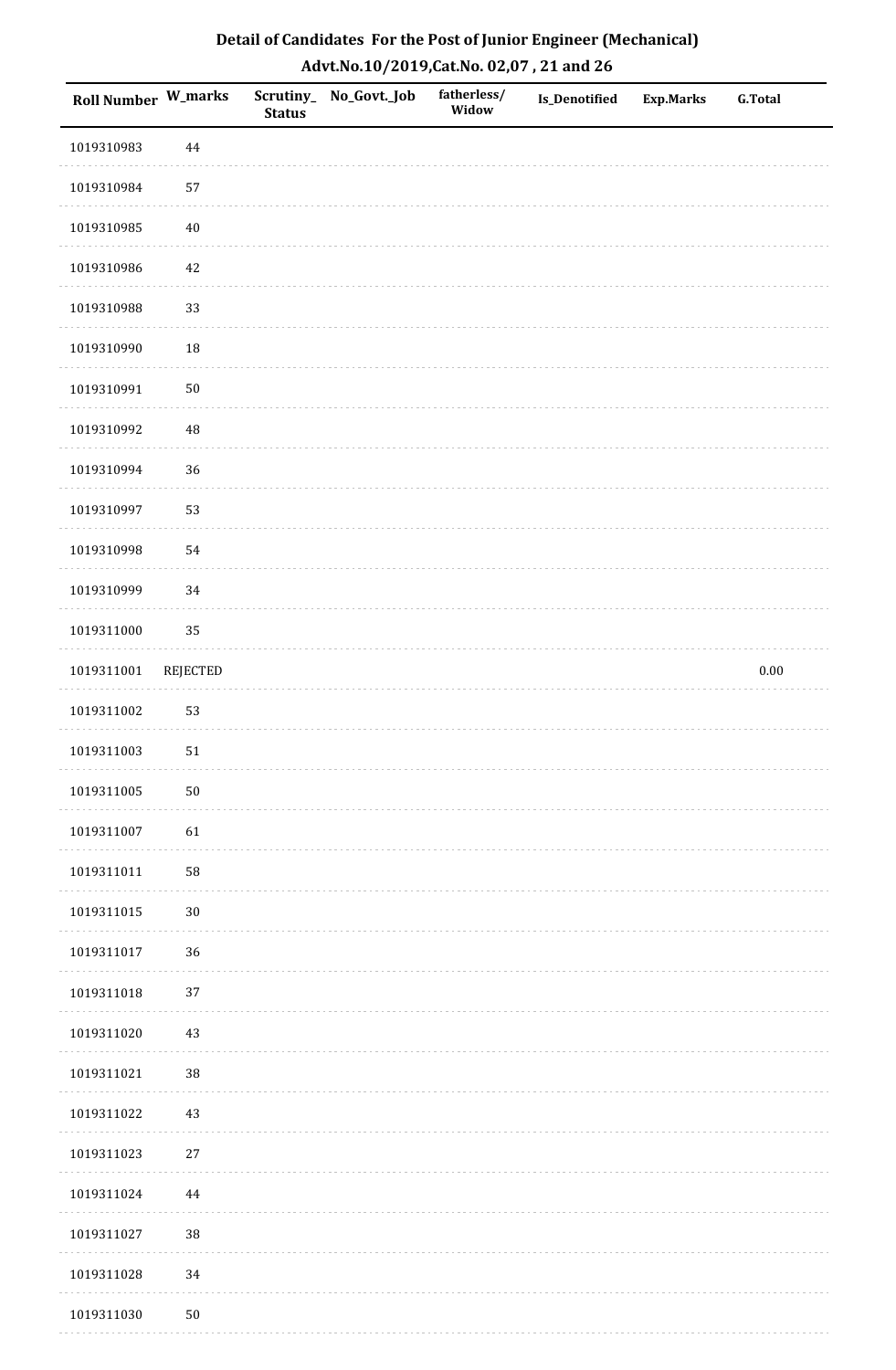# Detail of Candidates For the Post of Junior Engineer (Mechanical)

## Advt.No.10/2019,Cat.No. 02,07 , 21 and 26

| Roll Number | W_marks | Scrutiny_Status | No_Govt._Job | fatherless/Widow | Is_Denotified | Exp.Marks | G.Total |
|---|---|---|---|---|---|---|---|
| 1019310983 | 44 | | | | | | |
| 1019310984 | 57 | | | | | | |
| 1019310985 | 40 | | | | | | |
| 1019310986 | 42 | | | | | | |
| 1019310988 | 33 | | | | | | |
| 1019310990 | 18 | | | | | | |
| 1019310991 | 50 | | | | | | |
| 1019310992 | 48 | | | | | | |
| 1019310994 | 36 | | | | | | |
| 1019310997 | 53 | | | | | | |
| 1019310998 | 54 | | | | | | |
| 1019310999 | 34 | | | | | | |
| 1019311000 | 35 | | | | | | |
| 1019311001 | REJECTED | | | | | | 0.00 |
| 1019311002 | 53 | | | | | | |
| 1019311003 | 51 | | | | | | |
| 1019311005 | 50 | | | | | | |
| 1019311007 | 61 | | | | | | |
| 1019311011 | 58 | | | | | | |
| 1019311015 | 30 | | | | | | |
| 1019311017 | 36 | | | | | | |
| 1019311018 | 37 | | | | | | |
| 1019311020 | 43 | | | | | | |
| 1019311021 | 38 | | | | | | |
| 1019311022 | 43 | | | | | | |
| 1019311023 | 27 | | | | | | |
| 1019311024 | 44 | | | | | | |
| 1019311027 | 38 | | | | | | |
| 1019311028 | 34 | | | | | | |
| 1019311030 | 50 | | | | | | |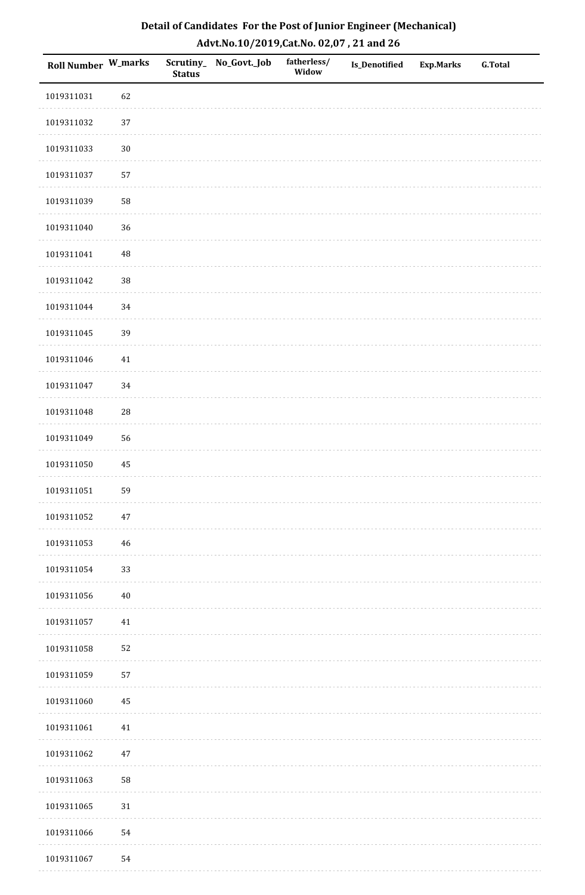# Detail of Candidates For the Post of Junior Engineer (Mechanical)

## Advt.No.10/2019,Cat.No. 02,07 , 21 and 26

| Roll Number | W_marks | Scrutiny_Status | No_Govt._Job | fatherless/Widow | Is_Denotified | Exp.Marks | G.Total |
|---|---|---|---|---|---|---|---|
| 1019311031 | 62 | | | | | | |
| 1019311032 | 37 | | | | | | |
| 1019311033 | 30 | | | | | | |
| 1019311037 | 57 | | | | | | |
| 1019311039 | 58 | | | | | | |
| 1019311040 | 36 | | | | | | |
| 1019311041 | 48 | | | | | | |
| 1019311042 | 38 | | | | | | |
| 1019311044 | 34 | | | | | | |
| 1019311045 | 39 | | | | | | |
| 1019311046 | 41 | | | | | | |
| 1019311047 | 34 | | | | | | |
| 1019311048 | 28 | | | | | | |
| 1019311049 | 56 | | | | | | |
| 1019311050 | 45 | | | | | | |
| 1019311051 | 59 | | | | | | |
| 1019311052 | 47 | | | | | | |
| 1019311053 | 46 | | | | | | |
| 1019311054 | 33 | | | | | | |
| 1019311056 | 40 | | | | | | |
| 1019311057 | 41 | | | | | | |
| 1019311058 | 52 | | | | | | |
| 1019311059 | 57 | | | | | | |
| 1019311060 | 45 | | | | | | |
| 1019311061 | 41 | | | | | | |
| 1019311062 | 47 | | | | | | |
| 1019311063 | 58 | | | | | | |
| 1019311065 | 31 | | | | | | |
| 1019311066 | 54 | | | | | | |
| 1019311067 | 54 | | | | | | |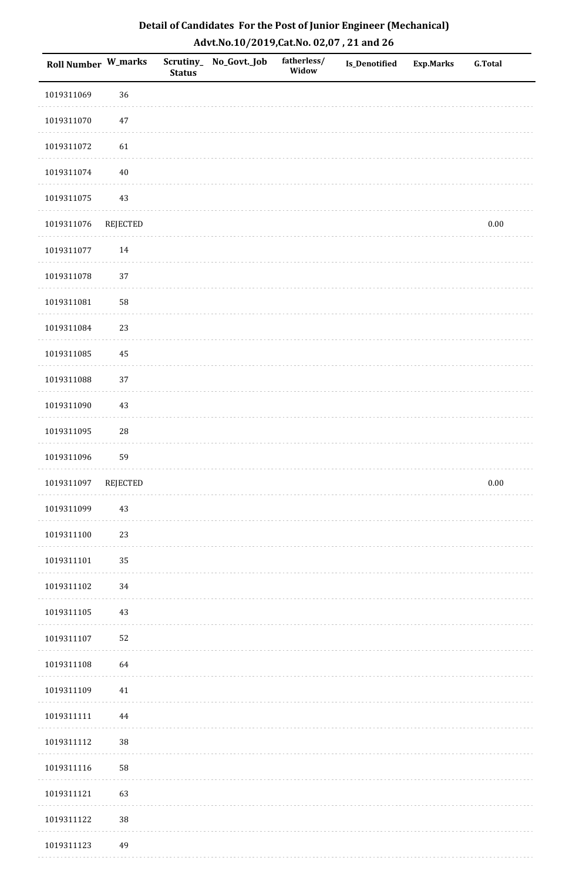## Detail of Candidates For the Post of Junior Engineer (Mechanical)

## Advt.No.10/2019,Cat.No. 02,07 , 21 and 26

| Roll Number | W_marks | Scrutiny_Status | No_Govt._Job | fatherless/Widow | Is_Denotified | Exp.Marks | G.Total |
|---|---|---|---|---|---|---|---|
| 1019311069 | 36 | | | | | | |
| 1019311070 | 47 | | | | | | |
| 1019311072 | 61 | | | | | | |
| 1019311074 | 40 | | | | | | |
| 1019311075 | 43 | | | | | | |
| 1019311076 | REJECTED | | | | | | 0.00 |
| 1019311077 | 14 | | | | | | |
| 1019311078 | 37 | | | | | | |
| 1019311081 | 58 | | | | | | |
| 1019311084 | 23 | | | | | | |
| 1019311085 | 45 | | | | | | |
| 1019311088 | 37 | | | | | | |
| 1019311090 | 43 | | | | | | |
| 1019311095 | 28 | | | | | | |
| 1019311096 | 59 | | | | | | |
| 1019311097 | REJECTED | | | | | | 0.00 |
| 1019311099 | 43 | | | | | | |
| 1019311100 | 23 | | | | | | |
| 1019311101 | 35 | | | | | | |
| 1019311102 | 34 | | | | | | |
| 1019311105 | 43 | | | | | | |
| 1019311107 | 52 | | | | | | |
| 1019311108 | 64 | | | | | | |
| 1019311109 | 41 | | | | | | |
| 1019311111 | 44 | | | | | | |
| 1019311112 | 38 | | | | | | |
| 1019311116 | 58 | | | | | | |
| 1019311121 | 63 | | | | | | |
| 1019311122 | 38 | | | | | | |
| 1019311123 | 49 | | | | | | |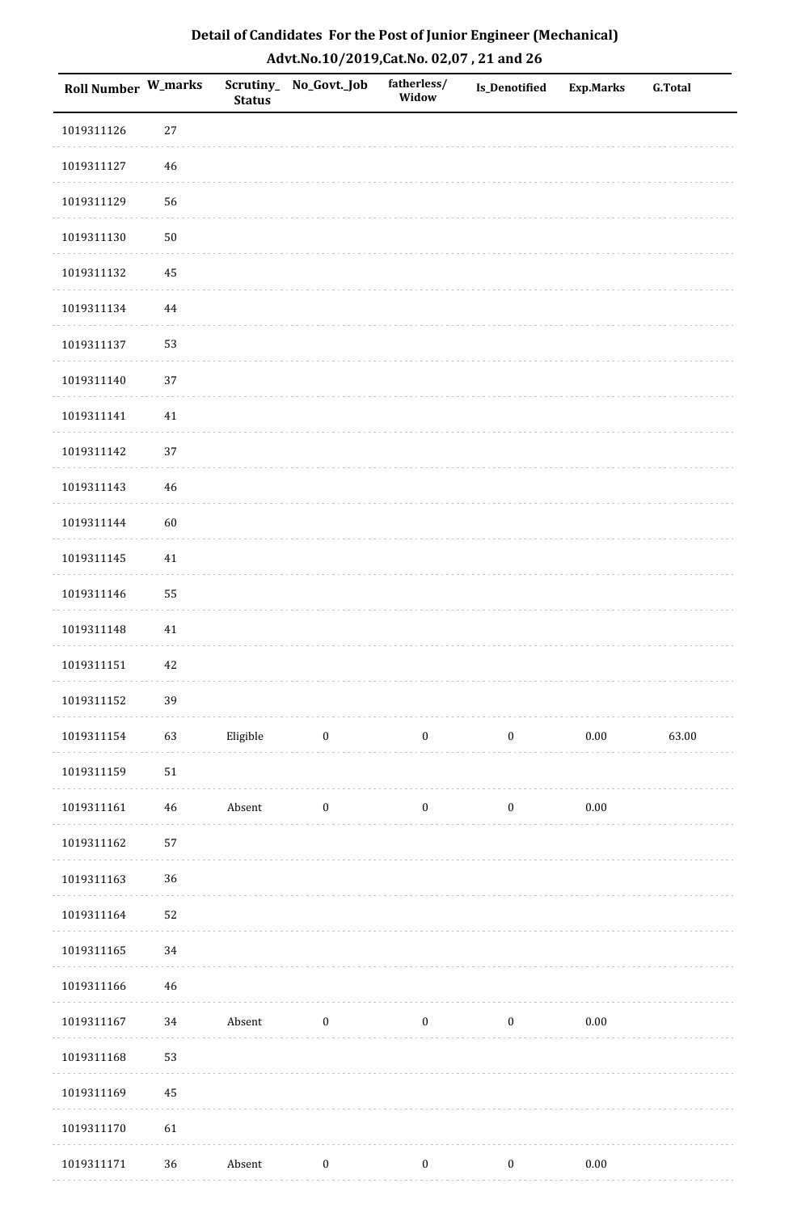# Detail of Candidates For the Post of Junior Engineer (Mechanical)

## Advt.No.10/2019,Cat.No. 02,07 , 21 and 26

| Roll Number | W_marks | Scrutiny_ Status | No_Govt._Job | fatherless/ Widow | Is_Denotified | Exp.Marks | G.Total |
|---|---|---|---|---|---|---|---|
| 1019311126 | 27 | | | | | | |
| 1019311127 | 46 | | | | | | |
| 1019311129 | 56 | | | | | | |
| 1019311130 | 50 | | | | | | |
| 1019311132 | 45 | | | | | | |
| 1019311134 | 44 | | | | | | |
| 1019311137 | 53 | | | | | | |
| 1019311140 | 37 | | | | | | |
| 1019311141 | 41 | | | | | | |
| 1019311142 | 37 | | | | | | |
| 1019311143 | 46 | | | | | | |
| 1019311144 | 60 | | | | | | |
| 1019311145 | 41 | | | | | | |
| 1019311146 | 55 | | | | | | |
| 1019311148 | 41 | | | | | | |
| 1019311151 | 42 | | | | | | |
| 1019311152 | 39 | | | | | | |
| 1019311154 | 63 | Eligible | 0 | 0 | 0 | 0.00 | 63.00 |
| 1019311159 | 51 | | | | | | |
| 1019311161 | 46 | Absent | 0 | 0 | 0 | 0.00 | |
| 1019311162 | 57 | | | | | | |
| 1019311163 | 36 | | | | | | |
| 1019311164 | 52 | | | | | | |
| 1019311165 | 34 | | | | | | |
| 1019311166 | 46 | | | | | | |
| 1019311167 | 34 | Absent | 0 | 0 | 0 | 0.00 | |
| 1019311168 | 53 | | | | | | |
| 1019311169 | 45 | | | | | | |
| 1019311170 | 61 | | | | | | |
| 1019311171 | 36 | Absent | 0 | 0 | 0 | 0.00 | |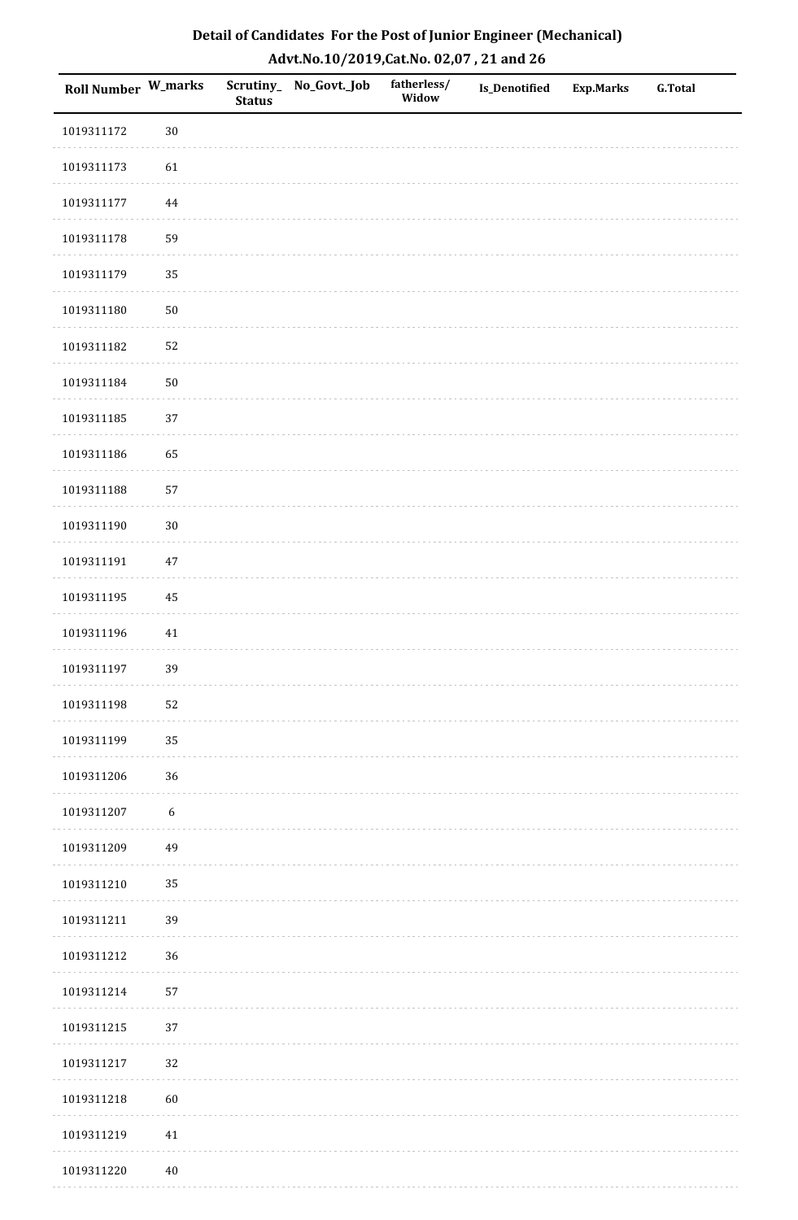# Detail of Candidates For the Post of Junior Engineer (Mechanical)

## Advt.No.10/2019,Cat.No. 02,07 , 21 and 26

| Roll Number | W_marks | Scrutiny_Status | No_Govt._Job | fatherless/ Widow | Is_Denotified | Exp.Marks | G.Total |
|---|---|---|---|---|---|---|---|
| 1019311172 | 30 | | | | | | |
| 1019311173 | 61 | | | | | | |
| 1019311177 | 44 | | | | | | |
| 1019311178 | 59 | | | | | | |
| 1019311179 | 35 | | | | | | |
| 1019311180 | 50 | | | | | | |
| 1019311182 | 52 | | | | | | |
| 1019311184 | 50 | | | | | | |
| 1019311185 | 37 | | | | | | |
| 1019311186 | 65 | | | | | | |
| 1019311188 | 57 | | | | | | |
| 1019311190 | 30 | | | | | | |
| 1019311191 | 47 | | | | | | |
| 1019311195 | 45 | | | | | | |
| 1019311196 | 41 | | | | | | |
| 1019311197 | 39 | | | | | | |
| 1019311198 | 52 | | | | | | |
| 1019311199 | 35 | | | | | | |
| 1019311206 | 36 | | | | | | |
| 1019311207 | 6 | | | | | | |
| 1019311209 | 49 | | | | | | |
| 1019311210 | 35 | | | | | | |
| 1019311211 | 39 | | | | | | |
| 1019311212 | 36 | | | | | | |
| 1019311214 | 57 | | | | | | |
| 1019311215 | 37 | | | | | | |
| 1019311217 | 32 | | | | | | |
| 1019311218 | 60 | | | | | | |
| 1019311219 | 41 | | | | | | |
| 1019311220 | 40 | | | | | | |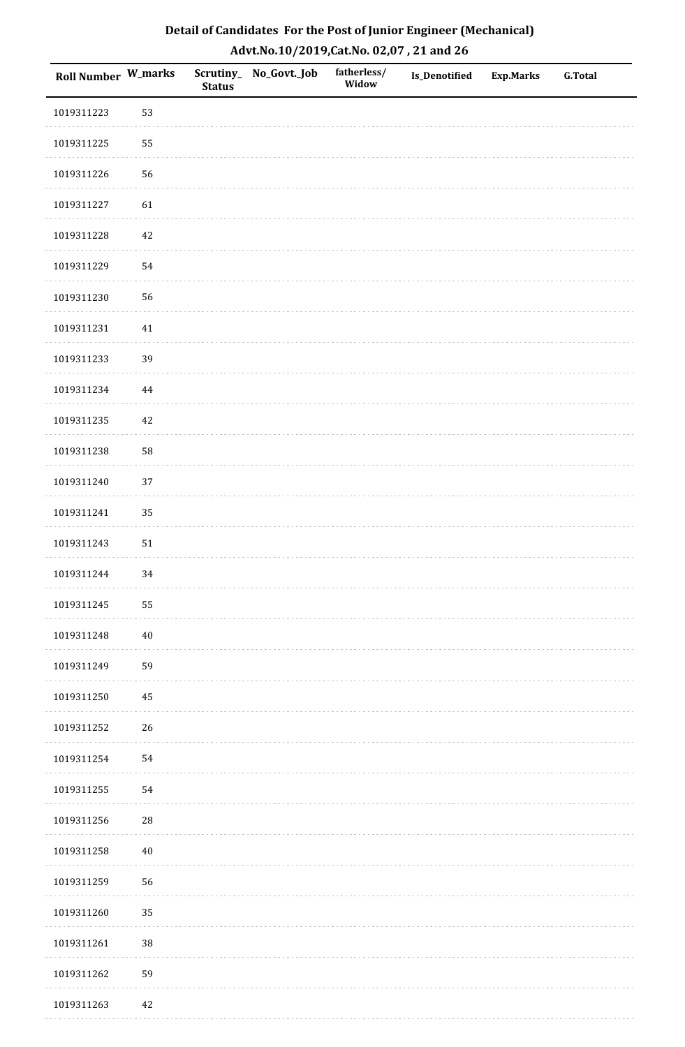# Detail of Candidates For the Post of Junior Engineer (Mechanical)

## Advt.No.10/2019,Cat.No. 02,07 , 21 and 26

| Roll Number | W_marks | Scrutiny_ Status | No_Govt._Job | fatherless/ Widow | Is_Denotified | Exp.Marks | G.Total |
|---|---|---|---|---|---|---|---|
| 1019311223 | 53 | | | | | | |
| 1019311225 | 55 | | | | | | |
| 1019311226 | 56 | | | | | | |
| 1019311227 | 61 | | | | | | |
| 1019311228 | 42 | | | | | | |
| 1019311229 | 54 | | | | | | |
| 1019311230 | 56 | | | | | | |
| 1019311231 | 41 | | | | | | |
| 1019311233 | 39 | | | | | | |
| 1019311234 | 44 | | | | | | |
| 1019311235 | 42 | | | | | | |
| 1019311238 | 58 | | | | | | |
| 1019311240 | 37 | | | | | | |
| 1019311241 | 35 | | | | | | |
| 1019311243 | 51 | | | | | | |
| 1019311244 | 34 | | | | | | |
| 1019311245 | 55 | | | | | | |
| 1019311248 | 40 | | | | | | |
| 1019311249 | 59 | | | | | | |
| 1019311250 | 45 | | | | | | |
| 1019311252 | 26 | | | | | | |
| 1019311254 | 54 | | | | | | |
| 1019311255 | 54 | | | | | | |
| 1019311256 | 28 | | | | | | |
| 1019311258 | 40 | | | | | | |
| 1019311259 | 56 | | | | | | |
| 1019311260 | 35 | | | | | | |
| 1019311261 | 38 | | | | | | |
| 1019311262 | 59 | | | | | | |
| 1019311263 | 42 | | | | | | |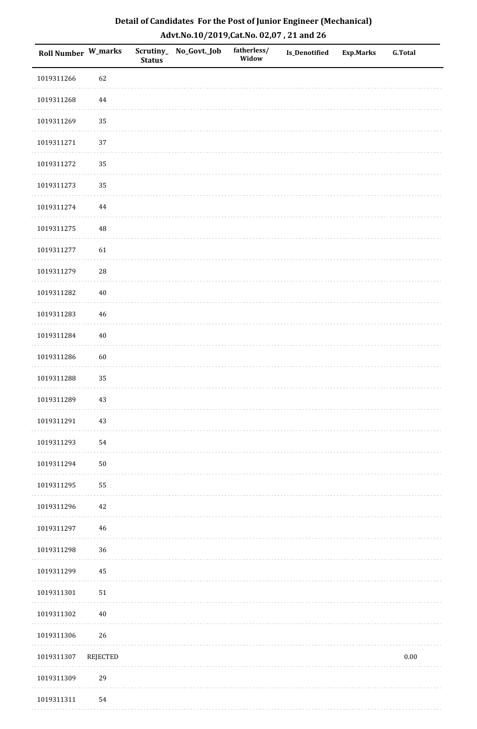**Detail of Candidates For the Post of Junior Engineer (Mechanical)**
**Advt.No.10/2019,Cat.No. 02,07 , 21 and 26**

| Roll Number | W_marks | Scrutiny_Status | No_Govt._Job | fatherless/Widow | Is_Denotified | Exp.Marks | G.Total |
|---|---|---|---|---|---|---|---|
| 1019311266 | 62 | | | | | | |
| 1019311268 | 44 | | | | | | |
| 1019311269 | 35 | | | | | | |
| 1019311271 | 37 | | | | | | |
| 1019311272 | 35 | | | | | | |
| 1019311273 | 35 | | | | | | |
| 1019311274 | 44 | | | | | | |
| 1019311275 | 48 | | | | | | |
| 1019311277 | 61 | | | | | | |
| 1019311279 | 28 | | | | | | |
| 1019311282 | 40 | | | | | | |
| 1019311283 | 46 | | | | | | |
| 1019311284 | 40 | | | | | | |
| 1019311286 | 60 | | | | | | |
| 1019311288 | 35 | | | | | | |
| 1019311289 | 43 | | | | | | |
| 1019311291 | 43 | | | | | | |
| 1019311293 | 54 | | | | | | |
| 1019311294 | 50 | | | | | | |
| 1019311295 | 55 | | | | | | |
| 1019311296 | 42 | | | | | | |
| 1019311297 | 46 | | | | | | |
| 1019311298 | 36 | | | | | | |
| 1019311299 | 45 | | | | | | |
| 1019311301 | 51 | | | | | | |
| 1019311302 | 40 | | | | | | |
| 1019311306 | 26 | | | | | | |
| 1019311307 | REJECTED | | | | | | 0.00 |
| 1019311309 | 29 | | | | | | |
| 1019311311 | 54 | | | | | | |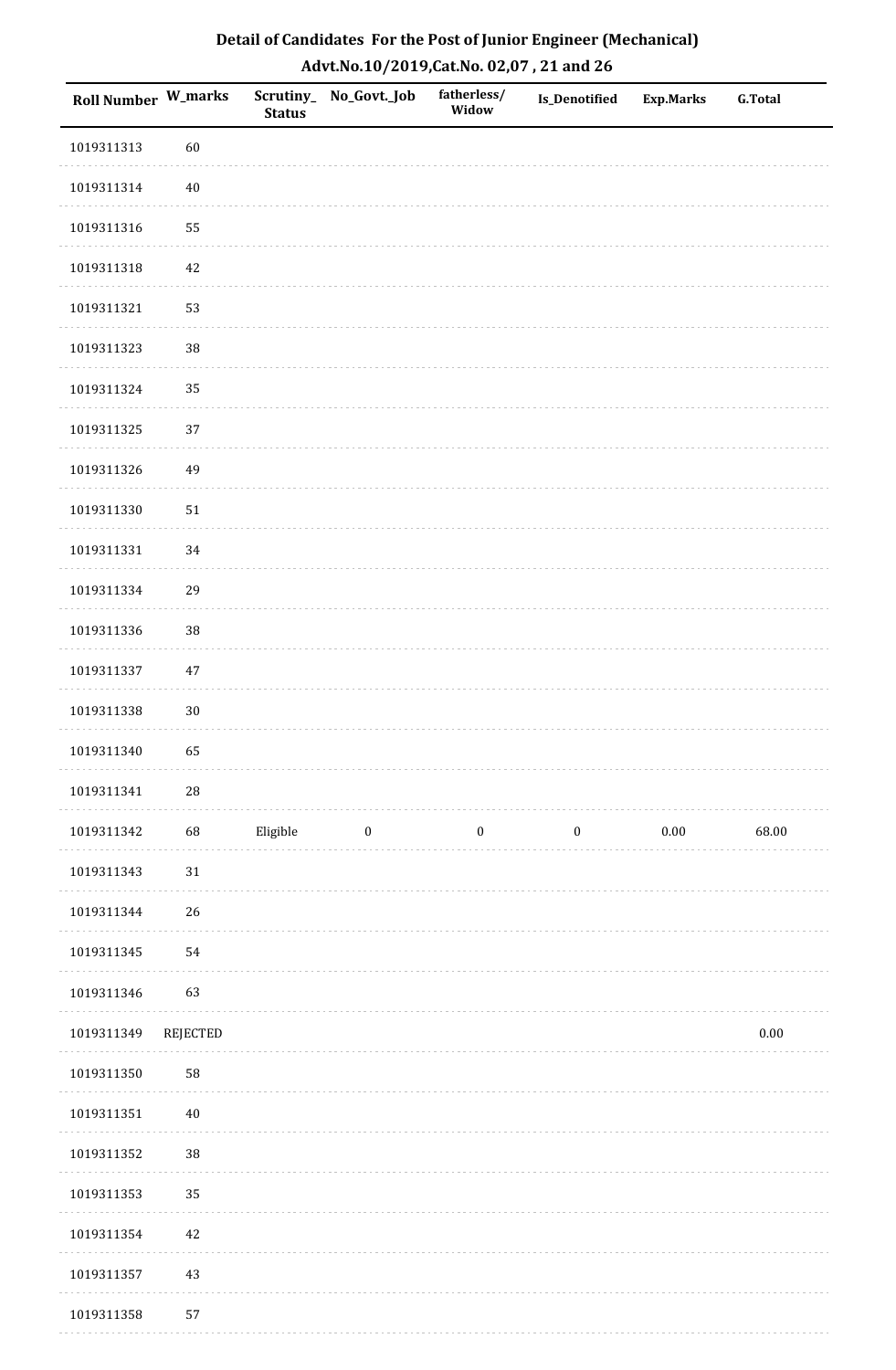# Detail of Candidates For the Post of Junior Engineer (Mechanical)

## Advt.No.10/2019,Cat.No. 02,07 , 21 and 26

| Roll Number | W_marks | Scrutiny_Status | No_Govt._Job | fatherless/Widow | Is_Denotified | Exp.Marks | G.Total |
|---|---|---|---|---|---|---|---|
| 1019311313 | 60 | | | | | | |
| 1019311314 | 40 | | | | | | |
| 1019311316 | 55 | | | | | | |
| 1019311318 | 42 | | | | | | |
| 1019311321 | 53 | | | | | | |
| 1019311323 | 38 | | | | | | |
| 1019311324 | 35 | | | | | | |
| 1019311325 | 37 | | | | | | |
| 1019311326 | 49 | | | | | | |
| 1019311330 | 51 | | | | | | |
| 1019311331 | 34 | | | | | | |
| 1019311334 | 29 | | | | | | |
| 1019311336 | 38 | | | | | | |
| 1019311337 | 47 | | | | | | |
| 1019311338 | 30 | | | | | | |
| 1019311340 | 65 | | | | | | |
| 1019311341 | 28 | | | | | | |
| 1019311342 | 68 | Eligible | 0 | 0 | 0 | 0.00 | 68.00 |
| 1019311343 | 31 | | | | | | |
| 1019311344 | 26 | | | | | | |
| 1019311345 | 54 | | | | | | |
| 1019311346 | 63 | | | | | | |
| 1019311349 | REJECTED | | | | | | 0.00 |
| 1019311350 | 58 | | | | | | |
| 1019311351 | 40 | | | | | | |
| 1019311352 | 38 | | | | | | |
| 1019311353 | 35 | | | | | | |
| 1019311354 | 42 | | | | | | |
| 1019311357 | 43 | | | | | | |
| 1019311358 | 57 | | | | | | |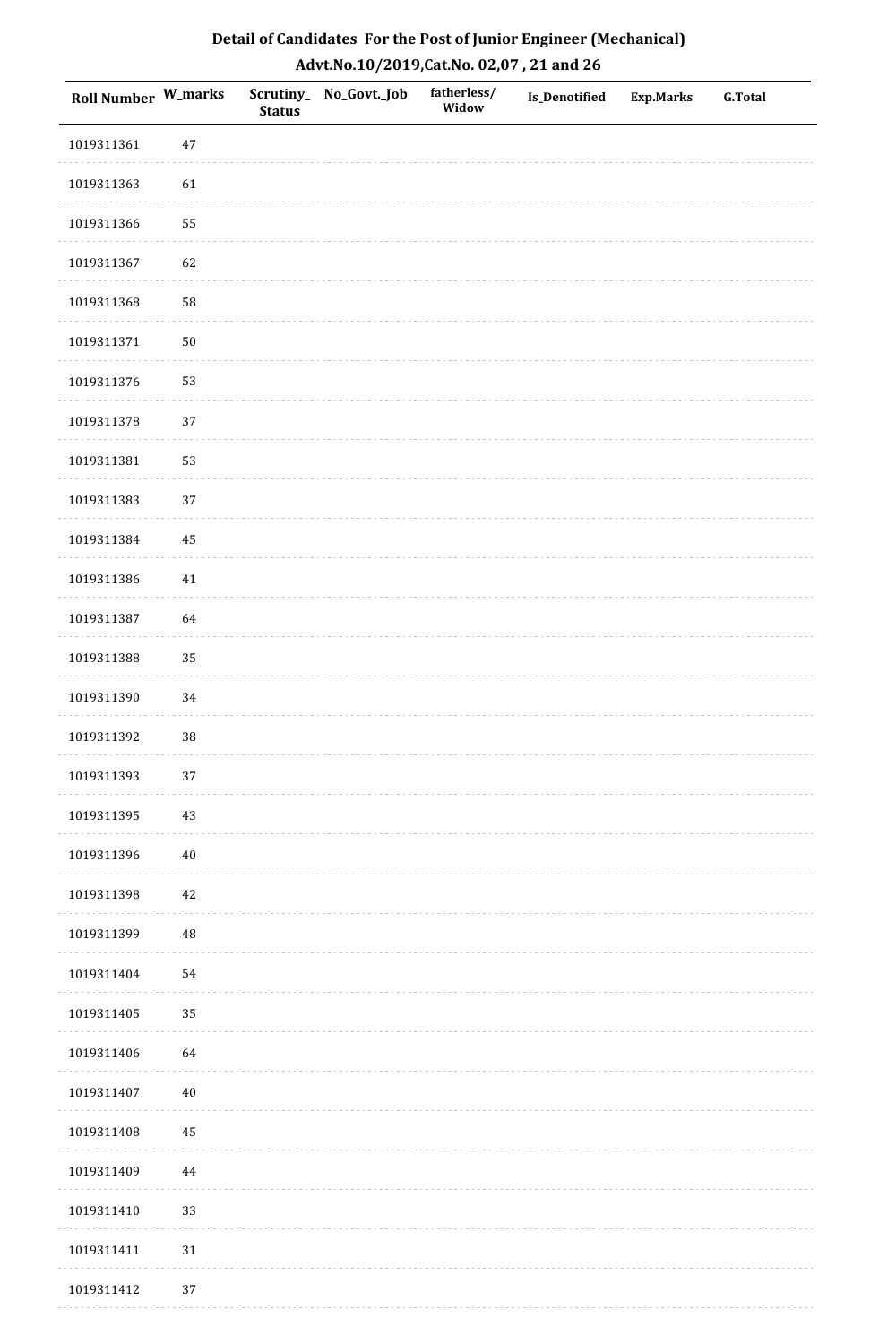## Detail of Candidates For the Post of Junior Engineer (Mechanical)

### Advt.No.10/2019,Cat.No. 02,07 , 21 and 26

| Roll Number | W_marks | Scrutiny_ Status | No_Govt._Job | fatherless/ Widow | Is_Denotified | Exp.Marks | G.Total |
|---|---|---|---|---|---|---|---|
| 1019311361 | 47 | | | | | | |
| 1019311363 | 61 | | | | | | |
| 1019311366 | 55 | | | | | | |
| 1019311367 | 62 | | | | | | |
| 1019311368 | 58 | | | | | | |
| 1019311371 | 50 | | | | | | |
| 1019311376 | 53 | | | | | | |
| 1019311378 | 37 | | | | | | |
| 1019311381 | 53 | | | | | | |
| 1019311383 | 37 | | | | | | |
| 1019311384 | 45 | | | | | | |
| 1019311386 | 41 | | | | | | |
| 1019311387 | 64 | | | | | | |
| 1019311388 | 35 | | | | | | |
| 1019311390 | 34 | | | | | | |
| 1019311392 | 38 | | | | | | |
| 1019311393 | 37 | | | | | | |
| 1019311395 | 43 | | | | | | |
| 1019311396 | 40 | | | | | | |
| 1019311398 | 42 | | | | | | |
| 1019311399 | 48 | | | | | | |
| 1019311404 | 54 | | | | | | |
| 1019311405 | 35 | | | | | | |
| 1019311406 | 64 | | | | | | |
| 1019311407 | 40 | | | | | | |
| 1019311408 | 45 | | | | | | |
| 1019311409 | 44 | | | | | | |
| 1019311410 | 33 | | | | | | |
| 1019311411 | 31 | | | | | | |
| 1019311412 | 37 | | | | | | |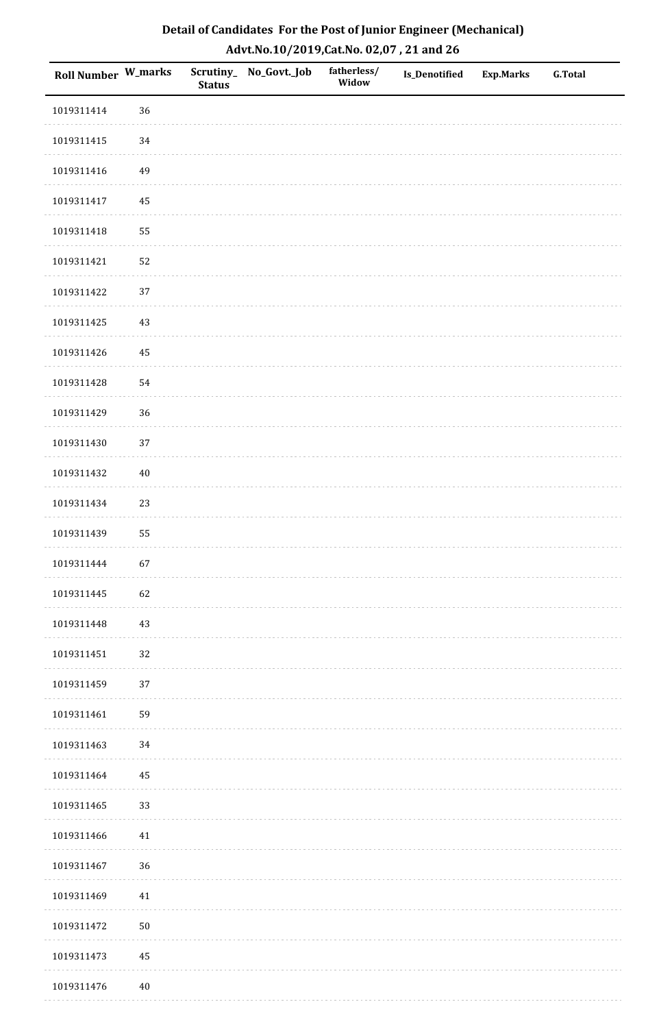## Detail of Candidates For the Post of Junior Engineer (Mechanical)

### Advt.No.10/2019,Cat.No. 02,07 , 21 and 26

| Roll Number | W_marks | Scrutiny_Status | No_Govt._Job | fatherless/Widow | Is_Denotified | Exp.Marks | G.Total |
|---|---|---|---|---|---|---|---|
| 1019311414 | 36 | | | | | | |
| 1019311415 | 34 | | | | | | |
| 1019311416 | 49 | | | | | | |
| 1019311417 | 45 | | | | | | |
| 1019311418 | 55 | | | | | | |
| 1019311421 | 52 | | | | | | |
| 1019311422 | 37 | | | | | | |
| 1019311425 | 43 | | | | | | |
| 1019311426 | 45 | | | | | | |
| 1019311428 | 54 | | | | | | |
| 1019311429 | 36 | | | | | | |
| 1019311430 | 37 | | | | | | |
| 1019311432 | 40 | | | | | | |
| 1019311434 | 23 | | | | | | |
| 1019311439 | 55 | | | | | | |
| 1019311444 | 67 | | | | | | |
| 1019311445 | 62 | | | | | | |
| 1019311448 | 43 | | | | | | |
| 1019311451 | 32 | | | | | | |
| 1019311459 | 37 | | | | | | |
| 1019311461 | 59 | | | | | | |
| 1019311463 | 34 | | | | | | |
| 1019311464 | 45 | | | | | | |
| 1019311465 | 33 | | | | | | |
| 1019311466 | 41 | | | | | | |
| 1019311467 | 36 | | | | | | |
| 1019311469 | 41 | | | | | | |
| 1019311472 | 50 | | | | | | |
| 1019311473 | 45 | | | | | | |
| 1019311476 | 40 | | | | | | |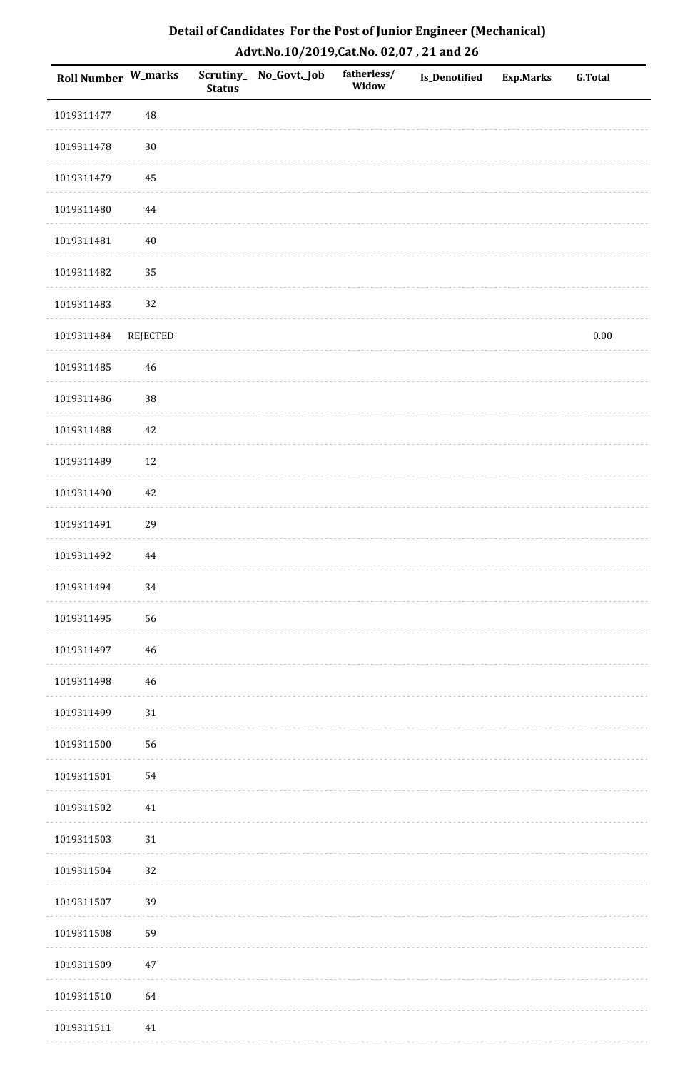## Detail of Candidates For the Post of Junior Engineer (Mechanical)

### Advt.No.10/2019,Cat.No. 02,07 , 21 and 26

| Roll Number | W_marks | Scrutiny_ Status | No_Govt._Job | fatherless/ Widow | Is_Denotified | Exp.Marks | G.Total |
|---|---|---|---|---|---|---|---|
| 1019311477 | 48 | | | | | | |
| 1019311478 | 30 | | | | | | |
| 1019311479 | 45 | | | | | | |
| 1019311480 | 44 | | | | | | |
| 1019311481 | 40 | | | | | | |
| 1019311482 | 35 | | | | | | |
| 1019311483 | 32 | | | | | | |
| 1019311484 | REJECTED | | | | | | 0.00 |
| 1019311485 | 46 | | | | | | |
| 1019311486 | 38 | | | | | | |
| 1019311488 | 42 | | | | | | |
| 1019311489 | 12 | | | | | | |
| 1019311490 | 42 | | | | | | |
| 1019311491 | 29 | | | | | | |
| 1019311492 | 44 | | | | | | |
| 1019311494 | 34 | | | | | | |
| 1019311495 | 56 | | | | | | |
| 1019311497 | 46 | | | | | | |
| 1019311498 | 46 | | | | | | |
| 1019311499 | 31 | | | | | | |
| 1019311500 | 56 | | | | | | |
| 1019311501 | 54 | | | | | | |
| 1019311502 | 41 | | | | | | |
| 1019311503 | 31 | | | | | | |
| 1019311504 | 32 | | | | | | |
| 1019311507 | 39 | | | | | | |
| 1019311508 | 59 | | | | | | |
| 1019311509 | 47 | | | | | | |
| 1019311510 | 64 | | | | | | |
| 1019311511 | 41 | | | | | | |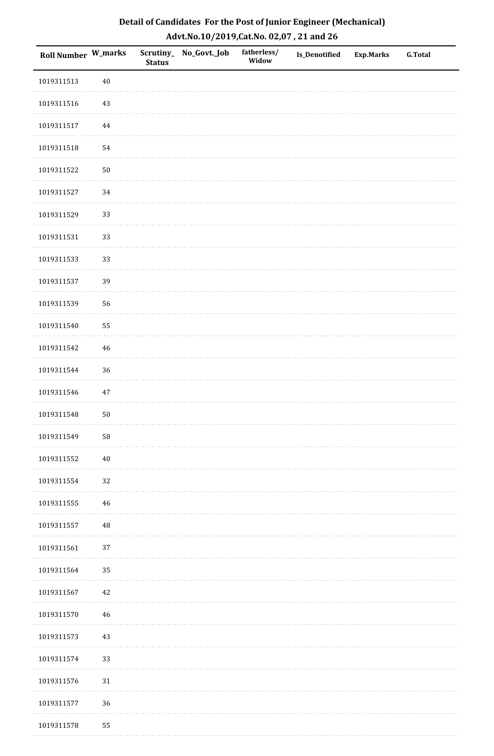## Detail of Candidates For the Post of Junior Engineer (Mechanical)

### Advt.No.10/2019,Cat.No. 02,07 , 21 and 26

| Roll Number | W_marks | Scrutiny_Status | No_Govt._Job | fatherless/Widow | Is_Denotified | Exp.Marks | G.Total |
|---|---|---|---|---|---|---|---|
| 1019311513 | 40 | | | | | | |
| 1019311516 | 43 | | | | | | |
| 1019311517 | 44 | | | | | | |
| 1019311518 | 54 | | | | | | |
| 1019311522 | 50 | | | | | | |
| 1019311527 | 34 | | | | | | |
| 1019311529 | 33 | | | | | | |
| 1019311531 | 33 | | | | | | |
| 1019311533 | 33 | | | | | | |
| 1019311537 | 39 | | | | | | |
| 1019311539 | 56 | | | | | | |
| 1019311540 | 55 | | | | | | |
| 1019311542 | 46 | | | | | | |
| 1019311544 | 36 | | | | | | |
| 1019311546 | 47 | | | | | | |
| 1019311548 | 50 | | | | | | |
| 1019311549 | 58 | | | | | | |
| 1019311552 | 40 | | | | | | |
| 1019311554 | 32 | | | | | | |
| 1019311555 | 46 | | | | | | |
| 1019311557 | 48 | | | | | | |
| 1019311561 | 37 | | | | | | |
| 1019311564 | 35 | | | | | | |
| 1019311567 | 42 | | | | | | |
| 1019311570 | 46 | | | | | | |
| 1019311573 | 43 | | | | | | |
| 1019311574 | 33 | | | | | | |
| 1019311576 | 31 | | | | | | |
| 1019311577 | 36 | | | | | | |
| 1019311578 | 55 | | | | | | |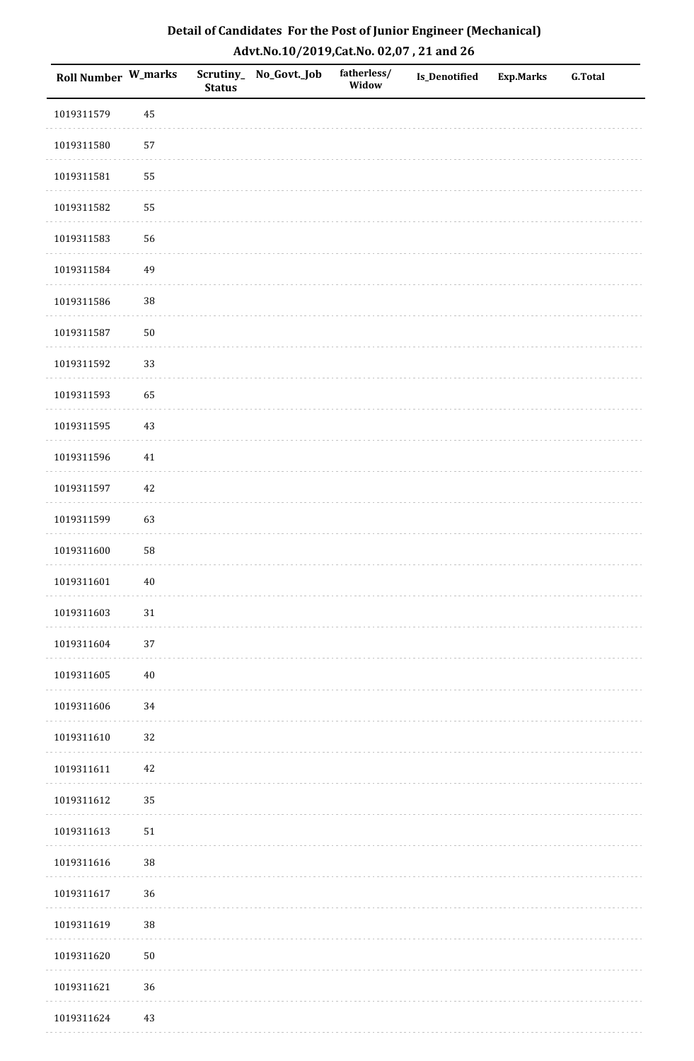## Detail of Candidates For the Post of Junior Engineer (Mechanical)

### Advt.No.10/2019,Cat.No. 02,07 , 21 and 26

| Roll Number | W_marks | Scrutiny_Status | No_Govt._Job | fatherless/Widow | Is_Denotified | Exp.Marks | G.Total |
|---|---|---|---|---|---|---|---|
| 1019311579 | 45 | | | | | | |
| 1019311580 | 57 | | | | | | |
| 1019311581 | 55 | | | | | | |
| 1019311582 | 55 | | | | | | |
| 1019311583 | 56 | | | | | | |
| 1019311584 | 49 | | | | | | |
| 1019311586 | 38 | | | | | | |
| 1019311587 | 50 | | | | | | |
| 1019311592 | 33 | | | | | | |
| 1019311593 | 65 | | | | | | |
| 1019311595 | 43 | | | | | | |
| 1019311596 | 41 | | | | | | |
| 1019311597 | 42 | | | | | | |
| 1019311599 | 63 | | | | | | |
| 1019311600 | 58 | | | | | | |
| 1019311601 | 40 | | | | | | |
| 1019311603 | 31 | | | | | | |
| 1019311604 | 37 | | | | | | |
| 1019311605 | 40 | | | | | | |
| 1019311606 | 34 | | | | | | |
| 1019311610 | 32 | | | | | | |
| 1019311611 | 42 | | | | | | |
| 1019311612 | 35 | | | | | | |
| 1019311613 | 51 | | | | | | |
| 1019311616 | 38 | | | | | | |
| 1019311617 | 36 | | | | | | |
| 1019311619 | 38 | | | | | | |
| 1019311620 | 50 | | | | | | |
| 1019311621 | 36 | | | | | | |
| 1019311624 | 43 | | | | | | |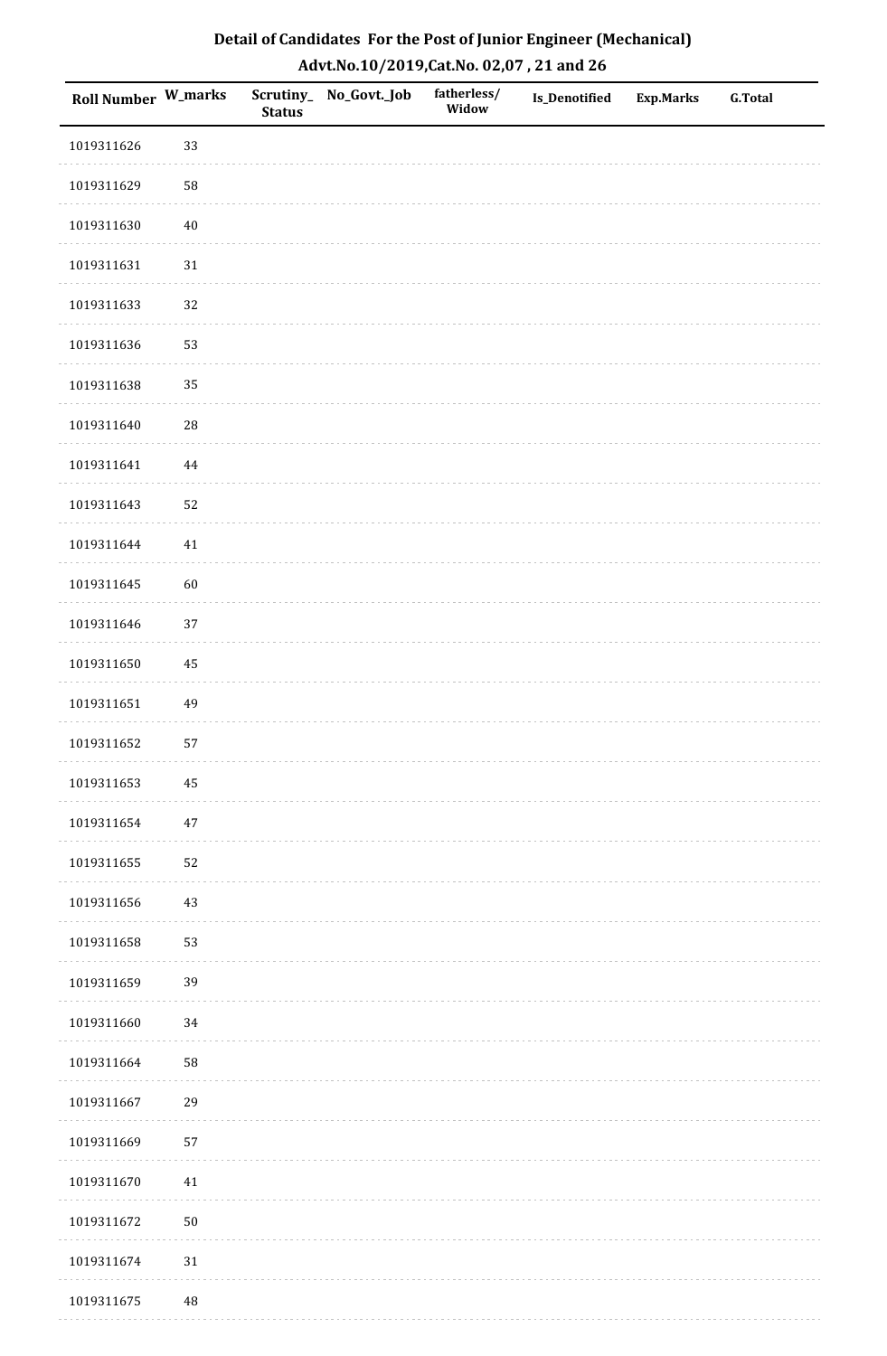# Detail of Candidates For the Post of Junior Engineer (Mechanical)

## Advt.No.10/2019,Cat.No. 02,07 , 21 and 26

| Roll Number | W_marks | Scrutiny_Status | No_Govt._Job | fatherless/Widow | Is_Denotified | Exp.Marks | G.Total |
|---|---|---|---|---|---|---|---|
| 1019311626 | 33 | | | | | | |
| 1019311629 | 58 | | | | | | |
| 1019311630 | 40 | | | | | | |
| 1019311631 | 31 | | | | | | |
| 1019311633 | 32 | | | | | | |
| 1019311636 | 53 | | | | | | |
| 1019311638 | 35 | | | | | | |
| 1019311640 | 28 | | | | | | |
| 1019311641 | 44 | | | | | | |
| 1019311643 | 52 | | | | | | |
| 1019311644 | 41 | | | | | | |
| 1019311645 | 60 | | | | | | |
| 1019311646 | 37 | | | | | | |
| 1019311650 | 45 | | | | | | |
| 1019311651 | 49 | | | | | | |
| 1019311652 | 57 | | | | | | |
| 1019311653 | 45 | | | | | | |
| 1019311654 | 47 | | | | | | |
| 1019311655 | 52 | | | | | | |
| 1019311656 | 43 | | | | | | |
| 1019311658 | 53 | | | | | | |
| 1019311659 | 39 | | | | | | |
| 1019311660 | 34 | | | | | | |
| 1019311664 | 58 | | | | | | |
| 1019311667 | 29 | | | | | | |
| 1019311669 | 57 | | | | | | |
| 1019311670 | 41 | | | | | | |
| 1019311672 | 50 | | | | | | |
| 1019311674 | 31 | | | | | | |
| 1019311675 | 48 | | | | | | |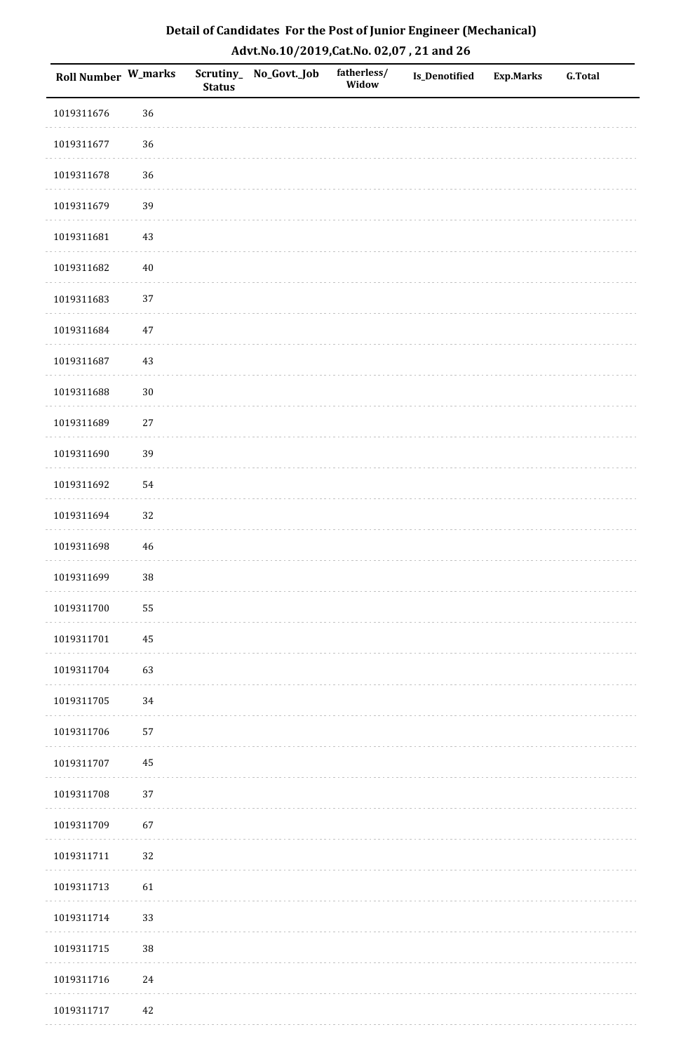# Detail of Candidates For the Post of Junior Engineer (Mechanical)

## Advt.No.10/2019,Cat.No. 02,07 , 21 and 26

| Roll Number | W_marks | Scrutiny_Status | No_Govt._Job | fatherless/Widow | Is_Denotified | Exp.Marks | G.Total |
|---|---|---|---|---|---|---|---|
| 1019311676 | 36 | | | | | | |
| 1019311677 | 36 | | | | | | |
| 1019311678 | 36 | | | | | | |
| 1019311679 | 39 | | | | | | |
| 1019311681 | 43 | | | | | | |
| 1019311682 | 40 | | | | | | |
| 1019311683 | 37 | | | | | | |
| 1019311684 | 47 | | | | | | |
| 1019311687 | 43 | | | | | | |
| 1019311688 | 30 | | | | | | |
| 1019311689 | 27 | | | | | | |
| 1019311690 | 39 | | | | | | |
| 1019311692 | 54 | | | | | | |
| 1019311694 | 32 | | | | | | |
| 1019311698 | 46 | | | | | | |
| 1019311699 | 38 | | | | | | |
| 1019311700 | 55 | | | | | | |
| 1019311701 | 45 | | | | | | |
| 1019311704 | 63 | | | | | | |
| 1019311705 | 34 | | | | | | |
| 1019311706 | 57 | | | | | | |
| 1019311707 | 45 | | | | | | |
| 1019311708 | 37 | | | | | | |
| 1019311709 | 67 | | | | | | |
| 1019311711 | 32 | | | | | | |
| 1019311713 | 61 | | | | | | |
| 1019311714 | 33 | | | | | | |
| 1019311715 | 38 | | | | | | |
| 1019311716 | 24 | | | | | | |
| 1019311717 | 42 | | | | | | |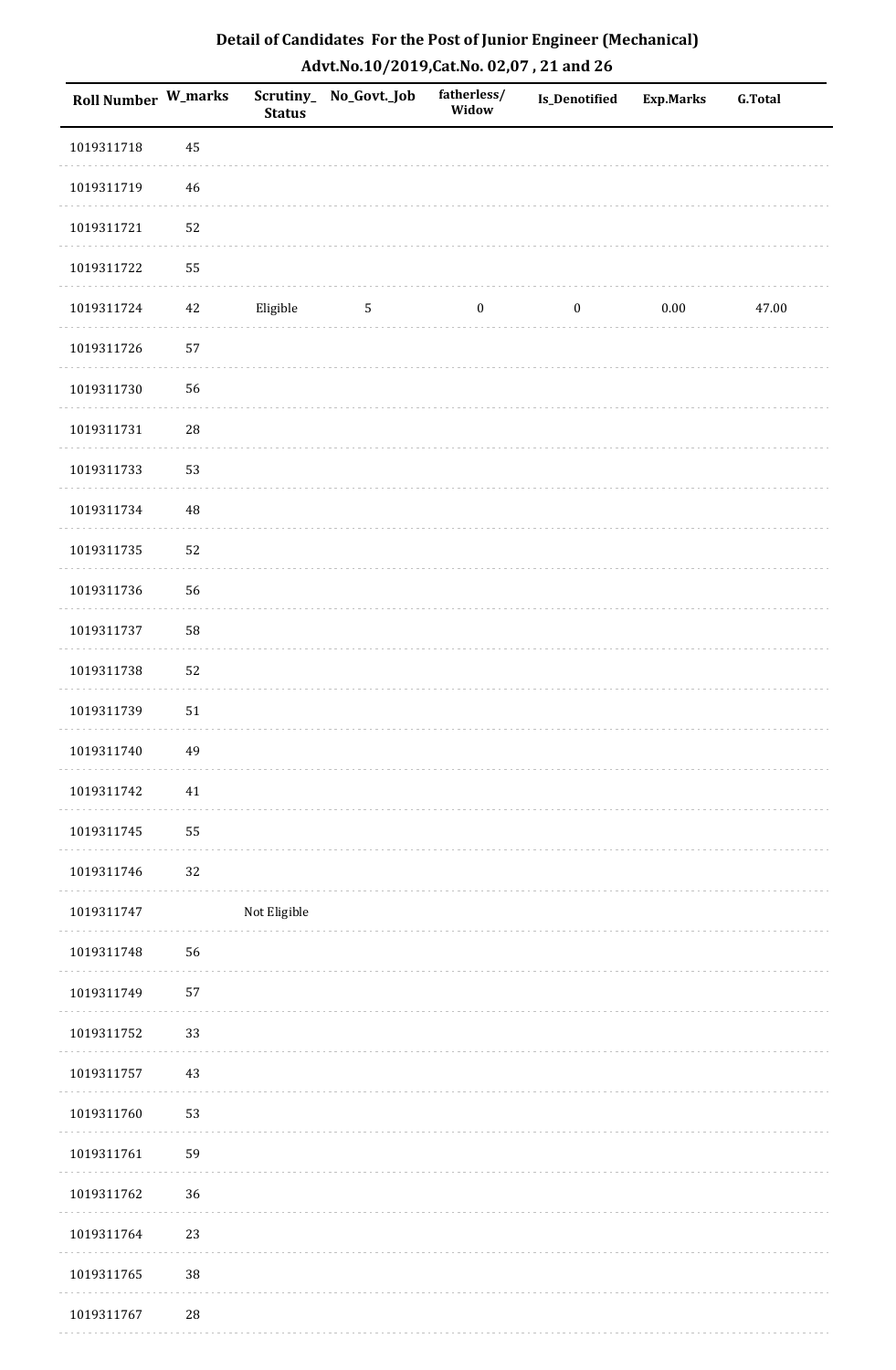# Detail of Candidates For the Post of Junior Engineer (Mechanical)

## Advt.No.10/2019,Cat.No. 02,07 , 21 and 26

| Roll Number | W_marks | Scrutiny_Status | No_Govt._Job | fatherless/Widow | Is_Denotified | Exp.Marks | G.Total |
|---|---|---|---|---|---|---|---|
| 1019311718 | 45 | | | | | | |
| 1019311719 | 46 | | | | | | |
| 1019311721 | 52 | | | | | | |
| 1019311722 | 55 | | | | | | |
| 1019311724 | 42 | Eligible | 5 | 0 | 0 | 0.00 | 47.00 |
| 1019311726 | 57 | | | | | | |
| 1019311730 | 56 | | | | | | |
| 1019311731 | 28 | | | | | | |
| 1019311733 | 53 | | | | | | |
| 1019311734 | 48 | | | | | | |
| 1019311735 | 52 | | | | | | |
| 1019311736 | 56 | | | | | | |
| 1019311737 | 58 | | | | | | |
| 1019311738 | 52 | | | | | | |
| 1019311739 | 51 | | | | | | |
| 1019311740 | 49 | | | | | | |
| 1019311742 | 41 | | | | | | |
| 1019311745 | 55 | | | | | | |
| 1019311746 | 32 | | | | | | |
| 1019311747 | | Not Eligible | | | | | |
| 1019311748 | 56 | | | | | | |
| 1019311749 | 57 | | | | | | |
| 1019311752 | 33 | | | | | | |
| 1019311757 | 43 | | | | | | |
| 1019311760 | 53 | | | | | | |
| 1019311761 | 59 | | | | | | |
| 1019311762 | 36 | | | | | | |
| 1019311764 | 23 | | | | | | |
| 1019311765 | 38 | | | | | | |
| 1019311767 | 28 | | | | | | |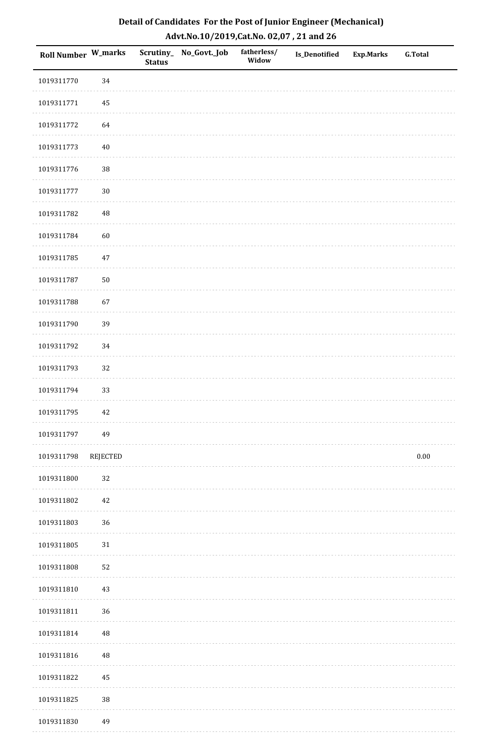# Detail of Candidates For the Post of Junior Engineer (Mechanical)

## Advt.No.10/2019,Cat.No. 02,07 , 21 and 26

| Roll Number | W_marks | Scrutiny_Status | No_Govt._Job | fatherless/Widow | Is_Denotified | Exp.Marks | G.Total |
|---|---|---|---|---|---|---|---|
| 1019311770 | 34 | | | | | | |
| 1019311771 | 45 | | | | | | |
| 1019311772 | 64 | | | | | | |
| 1019311773 | 40 | | | | | | |
| 1019311776 | 38 | | | | | | |
| 1019311777 | 30 | | | | | | |
| 1019311782 | 48 | | | | | | |
| 1019311784 | 60 | | | | | | |
| 1019311785 | 47 | | | | | | |
| 1019311787 | 50 | | | | | | |
| 1019311788 | 67 | | | | | | |
| 1019311790 | 39 | | | | | | |
| 1019311792 | 34 | | | | | | |
| 1019311793 | 32 | | | | | | |
| 1019311794 | 33 | | | | | | |
| 1019311795 | 42 | | | | | | |
| 1019311797 | 49 | | | | | | |
| 1019311798 | REJECTED | | | | | | 0.00 |
| 1019311800 | 32 | | | | | | |
| 1019311802 | 42 | | | | | | |
| 1019311803 | 36 | | | | | | |
| 1019311805 | 31 | | | | | | |
| 1019311808 | 52 | | | | | | |
| 1019311810 | 43 | | | | | | |
| 1019311811 | 36 | | | | | | |
| 1019311814 | 48 | | | | | | |
| 1019311816 | 48 | | | | | | |
| 1019311822 | 45 | | | | | | |
| 1019311825 | 38 | | | | | | |
| 1019311830 | 49 | | | | | | |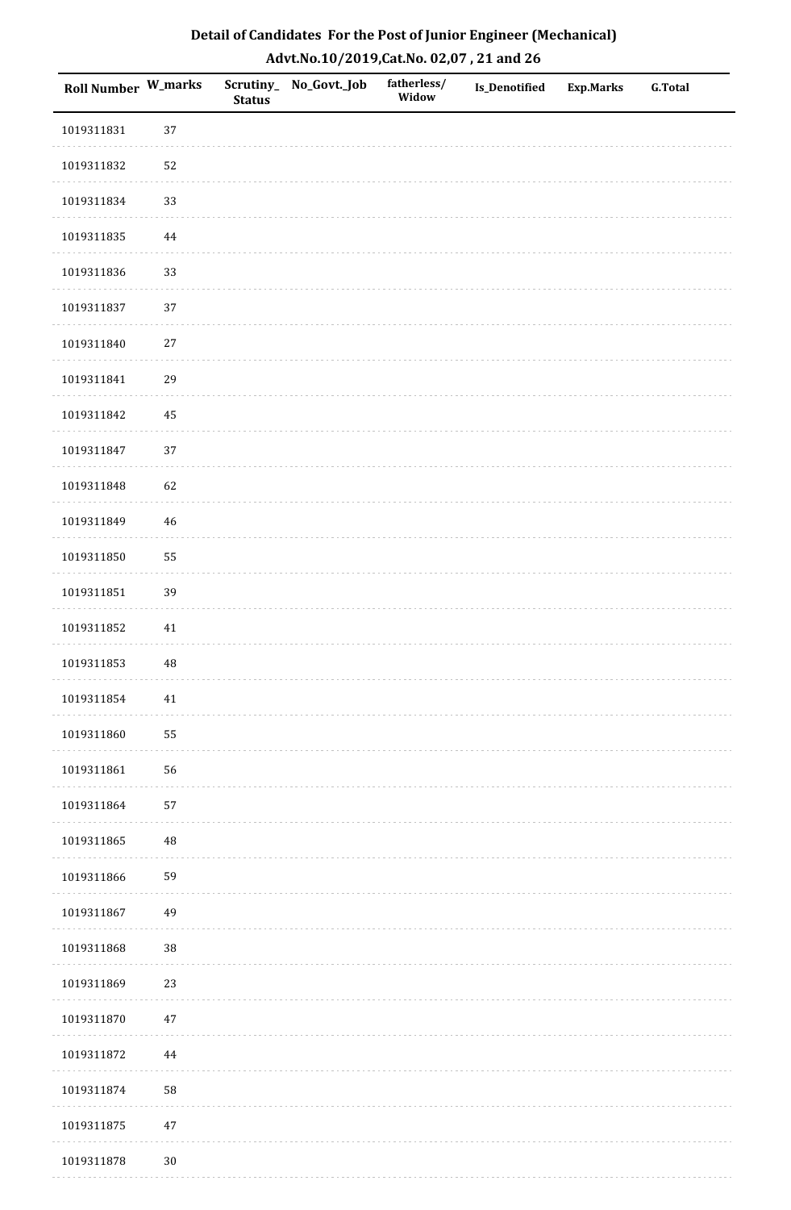# Detail of Candidates For the Post of Junior Engineer (Mechanical)

## Advt.No.10/2019,Cat.No. 02,07 , 21 and 26

| Roll Number | W_marks | Scrutiny_Status | No_Govt._Job | fatherless/Widow | Is_Denotified | Exp.Marks | G.Total |
|---|---|---|---|---|---|---|---|
| 1019311831 | 37 | | | | | | |
| 1019311832 | 52 | | | | | | |
| 1019311834 | 33 | | | | | | |
| 1019311835 | 44 | | | | | | |
| 1019311836 | 33 | | | | | | |
| 1019311837 | 37 | | | | | | |
| 1019311840 | 27 | | | | | | |
| 1019311841 | 29 | | | | | | |
| 1019311842 | 45 | | | | | | |
| 1019311847 | 37 | | | | | | |
| 1019311848 | 62 | | | | | | |
| 1019311849 | 46 | | | | | | |
| 1019311850 | 55 | | | | | | |
| 1019311851 | 39 | | | | | | |
| 1019311852 | 41 | | | | | | |
| 1019311853 | 48 | | | | | | |
| 1019311854 | 41 | | | | | | |
| 1019311860 | 55 | | | | | | |
| 1019311861 | 56 | | | | | | |
| 1019311864 | 57 | | | | | | |
| 1019311865 | 48 | | | | | | |
| 1019311866 | 59 | | | | | | |
| 1019311867 | 49 | | | | | | |
| 1019311868 | 38 | | | | | | |
| 1019311869 | 23 | | | | | | |
| 1019311870 | 47 | | | | | | |
| 1019311872 | 44 | | | | | | |
| 1019311874 | 58 | | | | | | |
| 1019311875 | 47 | | | | | | |
| 1019311878 | 30 | | | | | | |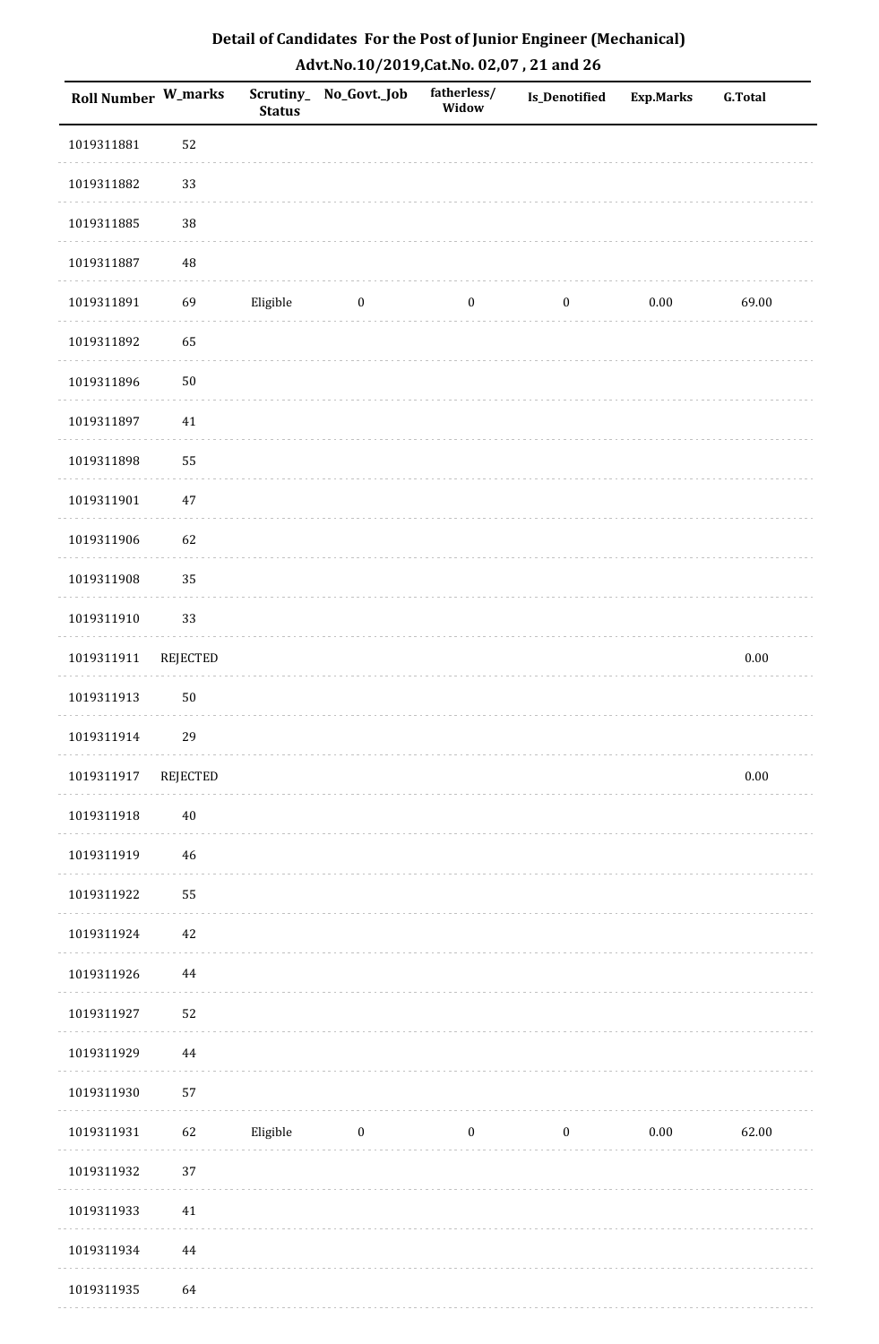**Detail of Candidates For the Post of Junior Engineer (Mechanical)**

**Advt.No.10/2019,Cat.No. 02,07 , 21 and 26**

| Roll Number | W_marks | Scrutiny_Status | No_Govt._Job | fatherless/Widow | Is_Denotified | Exp.Marks | G.Total |
|---|---|---|---|---|---|---|---|
| 1019311881 | 52 | | | | | | |
| 1019311882 | 33 | | | | | | |
| 1019311885 | 38 | | | | | | |
| 1019311887 | 48 | | | | | | |
| 1019311891 | 69 | Eligible | 0 | 0 | 0 | 0.00 | 69.00 |
| 1019311892 | 65 | | | | | | |
| 1019311896 | 50 | | | | | | |
| 1019311897 | 41 | | | | | | |
| 1019311898 | 55 | | | | | | |
| 1019311901 | 47 | | | | | | |
| 1019311906 | 62 | | | | | | |
| 1019311908 | 35 | | | | | | |
| 1019311910 | 33 | | | | | | |
| 1019311911 | REJECTED | | | | | | 0.00 |
| 1019311913 | 50 | | | | | | |
| 1019311914 | 29 | | | | | | |
| 1019311917 | REJECTED | | | | | | 0.00 |
| 1019311918 | 40 | | | | | | |
| 1019311919 | 46 | | | | | | |
| 1019311922 | 55 | | | | | | |
| 1019311924 | 42 | | | | | | |
| 1019311926 | 44 | | | | | | |
| 1019311927 | 52 | | | | | | |
| 1019311929 | 44 | | | | | | |
| 1019311930 | 57 | | | | | | |
| 1019311931 | 62 | Eligible | 0 | 0 | 0 | 0.00 | 62.00 |
| 1019311932 | 37 | | | | | | |
| 1019311933 | 41 | | | | | | |
| 1019311934 | 44 | | | | | | |
| 1019311935 | 64 | | | | | | |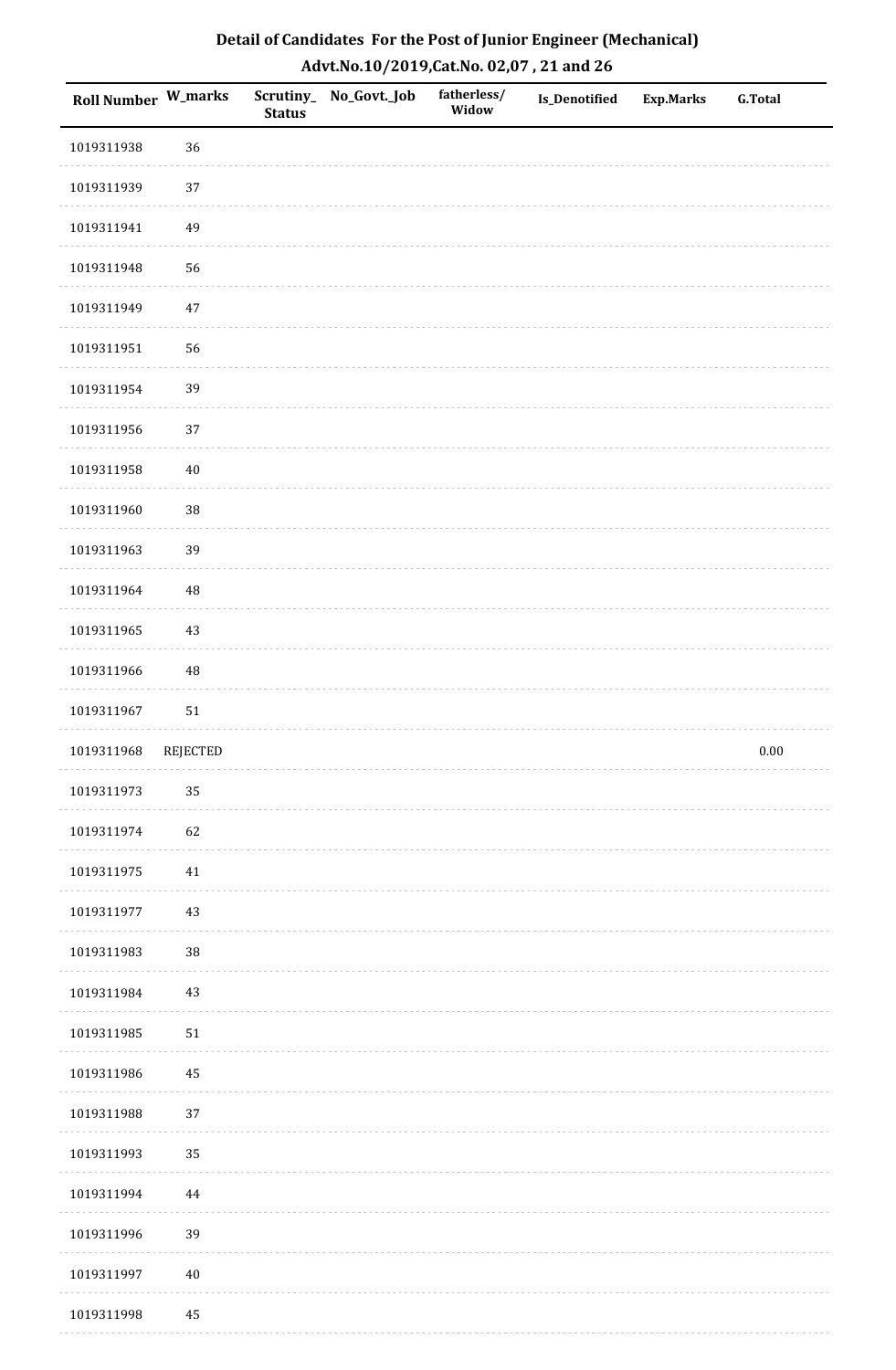## Detail of Candidates For the Post of Junior Engineer (Mechanical)
## Advt.No.10/2019,Cat.No. 02,07 , 21 and 26

| Roll Number | W_marks | Scrutiny_ Status | No_Govt._Job | fatherless/ Widow | Is_Denotified | Exp.Marks | G.Total |
|---|---|---|---|---|---|---|---|
| 1019311938 | 36 | | | | | | |
| 1019311939 | 37 | | | | | | |
| 1019311941 | 49 | | | | | | |
| 1019311948 | 56 | | | | | | |
| 1019311949 | 47 | | | | | | |
| 1019311951 | 56 | | | | | | |
| 1019311954 | 39 | | | | | | |
| 1019311956 | 37 | | | | | | |
| 1019311958 | 40 | | | | | | |
| 1019311960 | 38 | | | | | | |
| 1019311963 | 39 | | | | | | |
| 1019311964 | 48 | | | | | | |
| 1019311965 | 43 | | | | | | |
| 1019311966 | 48 | | | | | | |
| 1019311967 | 51 | | | | | | |
| 1019311968 | REJECTED | | | | | | 0.00 |
| 1019311973 | 35 | | | | | | |
| 1019311974 | 62 | | | | | | |
| 1019311975 | 41 | | | | | | |
| 1019311977 | 43 | | | | | | |
| 1019311983 | 38 | | | | | | |
| 1019311984 | 43 | | | | | | |
| 1019311985 | 51 | | | | | | |
| 1019311986 | 45 | | | | | | |
| 1019311988 | 37 | | | | | | |
| 1019311993 | 35 | | | | | | |
| 1019311994 | 44 | | | | | | |
| 1019311996 | 39 | | | | | | |
| 1019311997 | 40 | | | | | | |
| 1019311998 | 45 | | | | | | |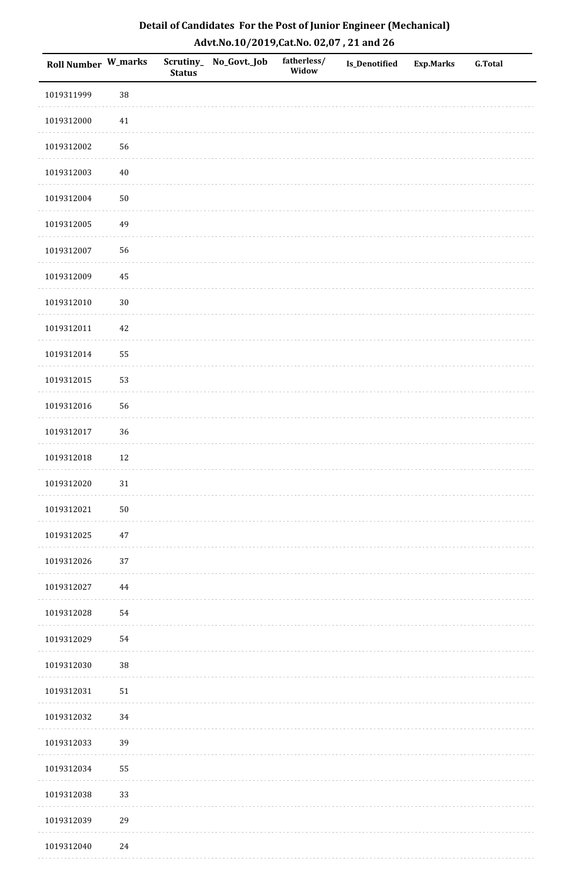## Detail of Candidates For the Post of Junior Engineer (Mechanical)

## Advt.No.10/2019,Cat.No. 02,07 , 21 and 26

| Roll Number | W_marks | Scrutiny_ Status | No_Govt._Job | fatherless/ Widow | Is_Denotified | Exp.Marks | G.Total |
|---|---|---|---|---|---|---|---|
| 1019311999 | 38 | | | | | | |
| 1019312000 | 41 | | | | | | |
| 1019312002 | 56 | | | | | | |
| 1019312003 | 40 | | | | | | |
| 1019312004 | 50 | | | | | | |
| 1019312005 | 49 | | | | | | |
| 1019312007 | 56 | | | | | | |
| 1019312009 | 45 | | | | | | |
| 1019312010 | 30 | | | | | | |
| 1019312011 | 42 | | | | | | |
| 1019312014 | 55 | | | | | | |
| 1019312015 | 53 | | | | | | |
| 1019312016 | 56 | | | | | | |
| 1019312017 | 36 | | | | | | |
| 1019312018 | 12 | | | | | | |
| 1019312020 | 31 | | | | | | |
| 1019312021 | 50 | | | | | | |
| 1019312025 | 47 | | | | | | |
| 1019312026 | 37 | | | | | | |
| 1019312027 | 44 | | | | | | |
| 1019312028 | 54 | | | | | | |
| 1019312029 | 54 | | | | | | |
| 1019312030 | 38 | | | | | | |
| 1019312031 | 51 | | | | | | |
| 1019312032 | 34 | | | | | | |
| 1019312033 | 39 | | | | | | |
| 1019312034 | 55 | | | | | | |
| 1019312038 | 33 | | | | | | |
| 1019312039 | 29 | | | | | | |
| 1019312040 | 24 | | | | | | |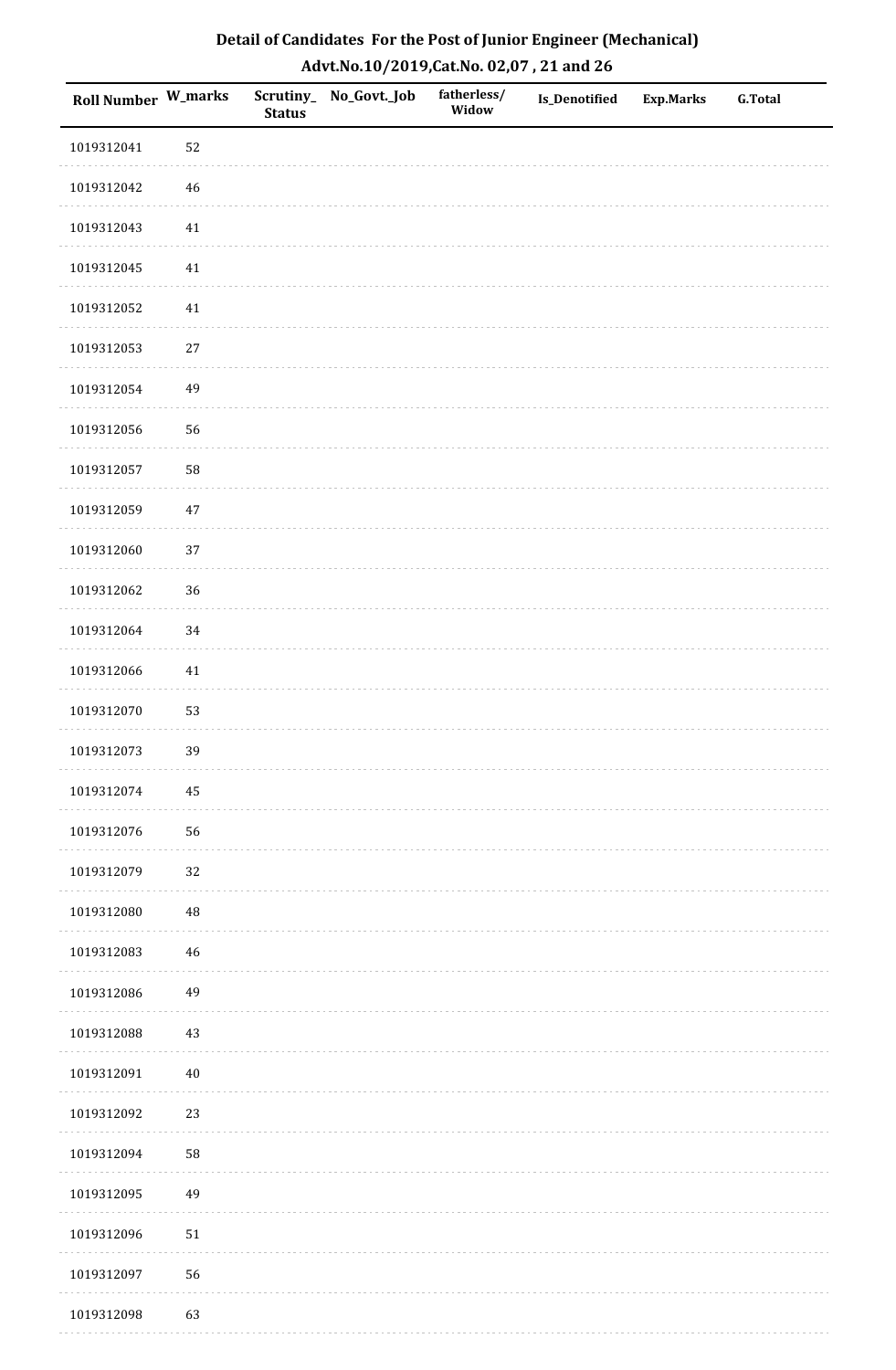## Detail of Candidates For the Post of Junior Engineer (Mechanical)

## Advt.No.10/2019,Cat.No. 02,07 , 21 and 26

| Roll Number | W_marks | Scrutiny_Status | No_Govt._Job | fatherless/Widow | Is_Denotified | Exp.Marks | G.Total |
|---|---|---|---|---|---|---|---|
| 1019312041 | 52 | | | | | | |
| 1019312042 | 46 | | | | | | |
| 1019312043 | 41 | | | | | | |
| 1019312045 | 41 | | | | | | |
| 1019312052 | 41 | | | | | | |
| 1019312053 | 27 | | | | | | |
| 1019312054 | 49 | | | | | | |
| 1019312056 | 56 | | | | | | |
| 1019312057 | 58 | | | | | | |
| 1019312059 | 47 | | | | | | |
| 1019312060 | 37 | | | | | | |
| 1019312062 | 36 | | | | | | |
| 1019312064 | 34 | | | | | | |
| 1019312066 | 41 | | | | | | |
| 1019312070 | 53 | | | | | | |
| 1019312073 | 39 | | | | | | |
| 1019312074 | 45 | | | | | | |
| 1019312076 | 56 | | | | | | |
| 1019312079 | 32 | | | | | | |
| 1019312080 | 48 | | | | | | |
| 1019312083 | 46 | | | | | | |
| 1019312086 | 49 | | | | | | |
| 1019312088 | 43 | | | | | | |
| 1019312091 | 40 | | | | | | |
| 1019312092 | 23 | | | | | | |
| 1019312094 | 58 | | | | | | |
| 1019312095 | 49 | | | | | | |
| 1019312096 | 51 | | | | | | |
| 1019312097 | 56 | | | | | | |
| 1019312098 | 63 | | | | | | |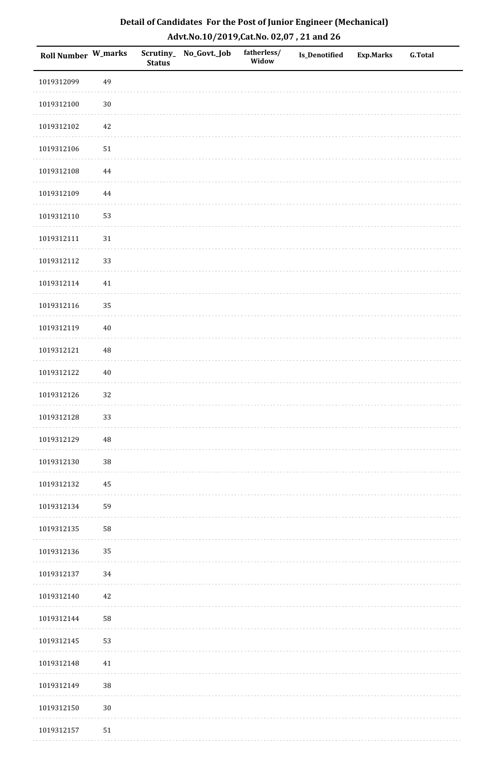## Detail of Candidates For the Post of Junior Engineer (Mechanical)

## Advt.No.10/2019,Cat.No. 02,07 , 21 and 26

| Roll Number | W_marks | Scrutiny_Status | No_Govt._Job | fatherless/Widow | Is_Denotified | Exp.Marks | G.Total |
|---|---|---|---|---|---|---|---|
| 1019312099 | 49 | | | | | | |
| 1019312100 | 30 | | | | | | |
| 1019312102 | 42 | | | | | | |
| 1019312106 | 51 | | | | | | |
| 1019312108 | 44 | | | | | | |
| 1019312109 | 44 | | | | | | |
| 1019312110 | 53 | | | | | | |
| 1019312111 | 31 | | | | | | |
| 1019312112 | 33 | | | | | | |
| 1019312114 | 41 | | | | | | |
| 1019312116 | 35 | | | | | | |
| 1019312119 | 40 | | | | | | |
| 1019312121 | 48 | | | | | | |
| 1019312122 | 40 | | | | | | |
| 1019312126 | 32 | | | | | | |
| 1019312128 | 33 | | | | | | |
| 1019312129 | 48 | | | | | | |
| 1019312130 | 38 | | | | | | |
| 1019312132 | 45 | | | | | | |
| 1019312134 | 59 | | | | | | |
| 1019312135 | 58 | | | | | | |
| 1019312136 | 35 | | | | | | |
| 1019312137 | 34 | | | | | | |
| 1019312140 | 42 | | | | | | |
| 1019312144 | 58 | | | | | | |
| 1019312145 | 53 | | | | | | |
| 1019312148 | 41 | | | | | | |
| 1019312149 | 38 | | | | | | |
| 1019312150 | 30 | | | | | | |
| 1019312157 | 51 | | | | | | |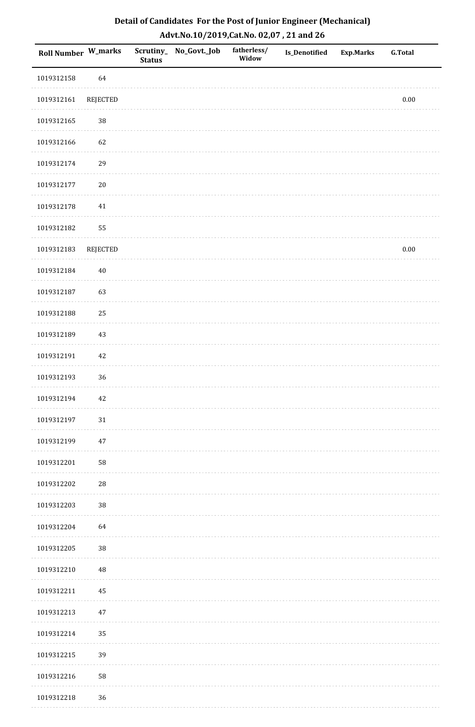## Detail of Candidates For the Post of Junior Engineer (Mechanical)

## Advt.No.10/2019,Cat.No. 02,07 , 21 and 26

| Roll Number | W_marks | Scrutiny_ Status | No_Govt._Job | fatherless/ Widow | Is_Denotified | Exp.Marks | G.Total |
|---|---|---|---|---|---|---|---|
| 1019312158 | 64 | | | | | | |
| 1019312161 | REJECTED | | | | | | 0.00 |
| 1019312165 | 38 | | | | | | |
| 1019312166 | 62 | | | | | | |
| 1019312174 | 29 | | | | | | |
| 1019312177 | 20 | | | | | | |
| 1019312178 | 41 | | | | | | |
| 1019312182 | 55 | | | | | | |
| 1019312183 | REJECTED | | | | | | 0.00 |
| 1019312184 | 40 | | | | | | |
| 1019312187 | 63 | | | | | | |
| 1019312188 | 25 | | | | | | |
| 1019312189 | 43 | | | | | | |
| 1019312191 | 42 | | | | | | |
| 1019312193 | 36 | | | | | | |
| 1019312194 | 42 | | | | | | |
| 1019312197 | 31 | | | | | | |
| 1019312199 | 47 | | | | | | |
| 1019312201 | 58 | | | | | | |
| 1019312202 | 28 | | | | | | |
| 1019312203 | 38 | | | | | | |
| 1019312204 | 64 | | | | | | |
| 1019312205 | 38 | | | | | | |
| 1019312210 | 48 | | | | | | |
| 1019312211 | 45 | | | | | | |
| 1019312213 | 47 | | | | | | |
| 1019312214 | 35 | | | | | | |
| 1019312215 | 39 | | | | | | |
| 1019312216 | 58 | | | | | | |
| 1019312218 | 36 | | | | | | |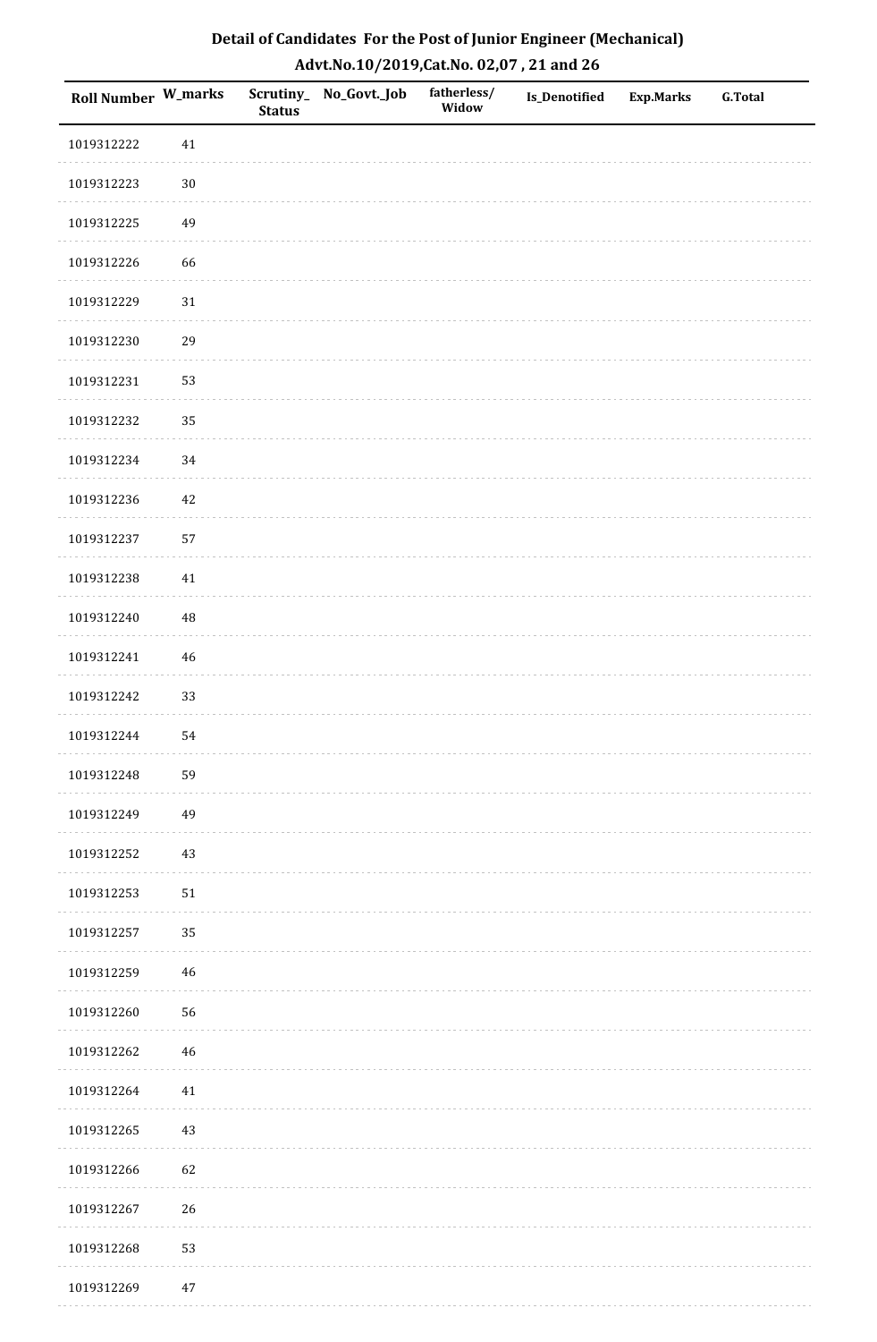# Detail of Candidates For the Post of Junior Engineer (Mechanical)

## Advt.No.10/2019,Cat.No. 02,07 , 21 and 26

| Roll Number | W_marks | Scrutiny_Status | No_Govt._Job | fatherless/Widow | Is_Denotified | Exp.Marks | G.Total |
|---|---|---|---|---|---|---|---|
| 1019312222 | 41 | | | | | | |
| 1019312223 | 30 | | | | | | |
| 1019312225 | 49 | | | | | | |
| 1019312226 | 66 | | | | | | |
| 1019312229 | 31 | | | | | | |
| 1019312230 | 29 | | | | | | |
| 1019312231 | 53 | | | | | | |
| 1019312232 | 35 | | | | | | |
| 1019312234 | 34 | | | | | | |
| 1019312236 | 42 | | | | | | |
| 1019312237 | 57 | | | | | | |
| 1019312238 | 41 | | | | | | |
| 1019312240 | 48 | | | | | | |
| 1019312241 | 46 | | | | | | |
| 1019312242 | 33 | | | | | | |
| 1019312244 | 54 | | | | | | |
| 1019312248 | 59 | | | | | | |
| 1019312249 | 49 | | | | | | |
| 1019312252 | 43 | | | | | | |
| 1019312253 | 51 | | | | | | |
| 1019312257 | 35 | | | | | | |
| 1019312259 | 46 | | | | | | |
| 1019312260 | 56 | | | | | | |
| 1019312262 | 46 | | | | | | |
| 1019312264 | 41 | | | | | | |
| 1019312265 | 43 | | | | | | |
| 1019312266 | 62 | | | | | | |
| 1019312267 | 26 | | | | | | |
| 1019312268 | 53 | | | | | | |
| 1019312269 | 47 | | | | | | |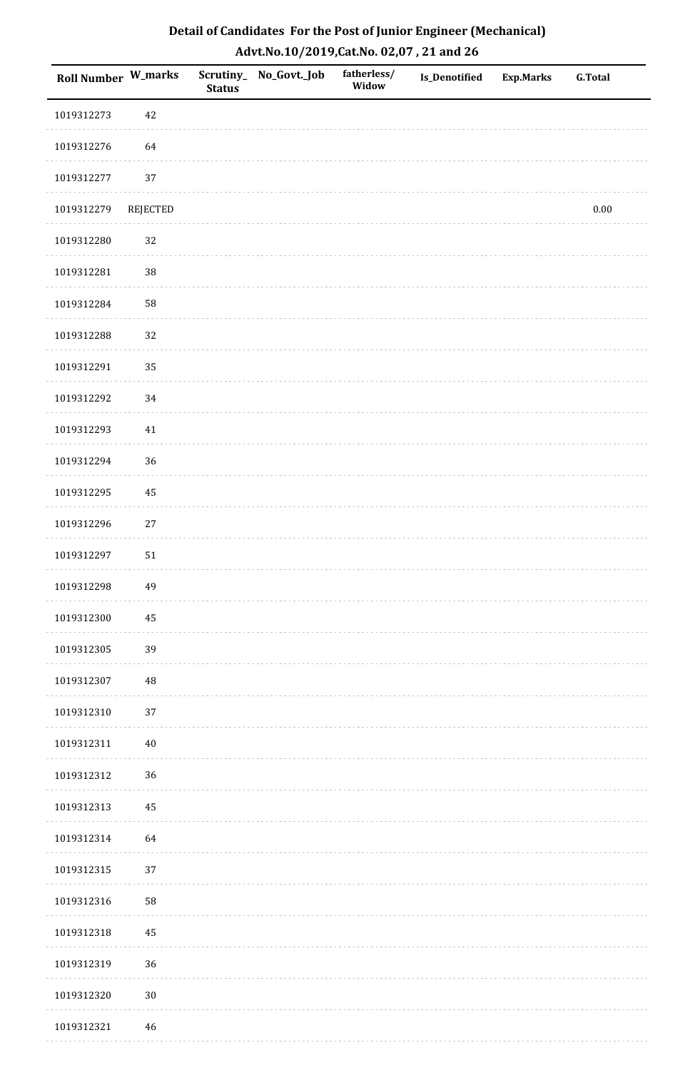## Detail of Candidates For the Post of Junior Engineer (Mechanical)

### Advt.No.10/2019,Cat.No. 02,07 , 21 and 26

| Roll Number | W_marks | Scrutiny_Status | No_Govt._Job | fatherless/Widow | Is_Denotified | Exp.Marks | G.Total |
|---|---|---|---|---|---|---|---|
| 1019312273 | 42 | | | | | | |
| 1019312276 | 64 | | | | | | |
| 1019312277 | 37 | | | | | | |
| 1019312279 | REJECTED | | | | | | 0.00 |
| 1019312280 | 32 | | | | | | |
| 1019312281 | 38 | | | | | | |
| 1019312284 | 58 | | | | | | |
| 1019312288 | 32 | | | | | | |
| 1019312291 | 35 | | | | | | |
| 1019312292 | 34 | | | | | | |
| 1019312293 | 41 | | | | | | |
| 1019312294 | 36 | | | | | | |
| 1019312295 | 45 | | | | | | |
| 1019312296 | 27 | | | | | | |
| 1019312297 | 51 | | | | | | |
| 1019312298 | 49 | | | | | | |
| 1019312300 | 45 | | | | | | |
| 1019312305 | 39 | | | | | | |
| 1019312307 | 48 | | | | | | |
| 1019312310 | 37 | | | | | | |
| 1019312311 | 40 | | | | | | |
| 1019312312 | 36 | | | | | | |
| 1019312313 | 45 | | | | | | |
| 1019312314 | 64 | | | | | | |
| 1019312315 | 37 | | | | | | |
| 1019312316 | 58 | | | | | | |
| 1019312318 | 45 | | | | | | |
| 1019312319 | 36 | | | | | | |
| 1019312320 | 30 | | | | | | |
| 1019312321 | 46 | | | | | | |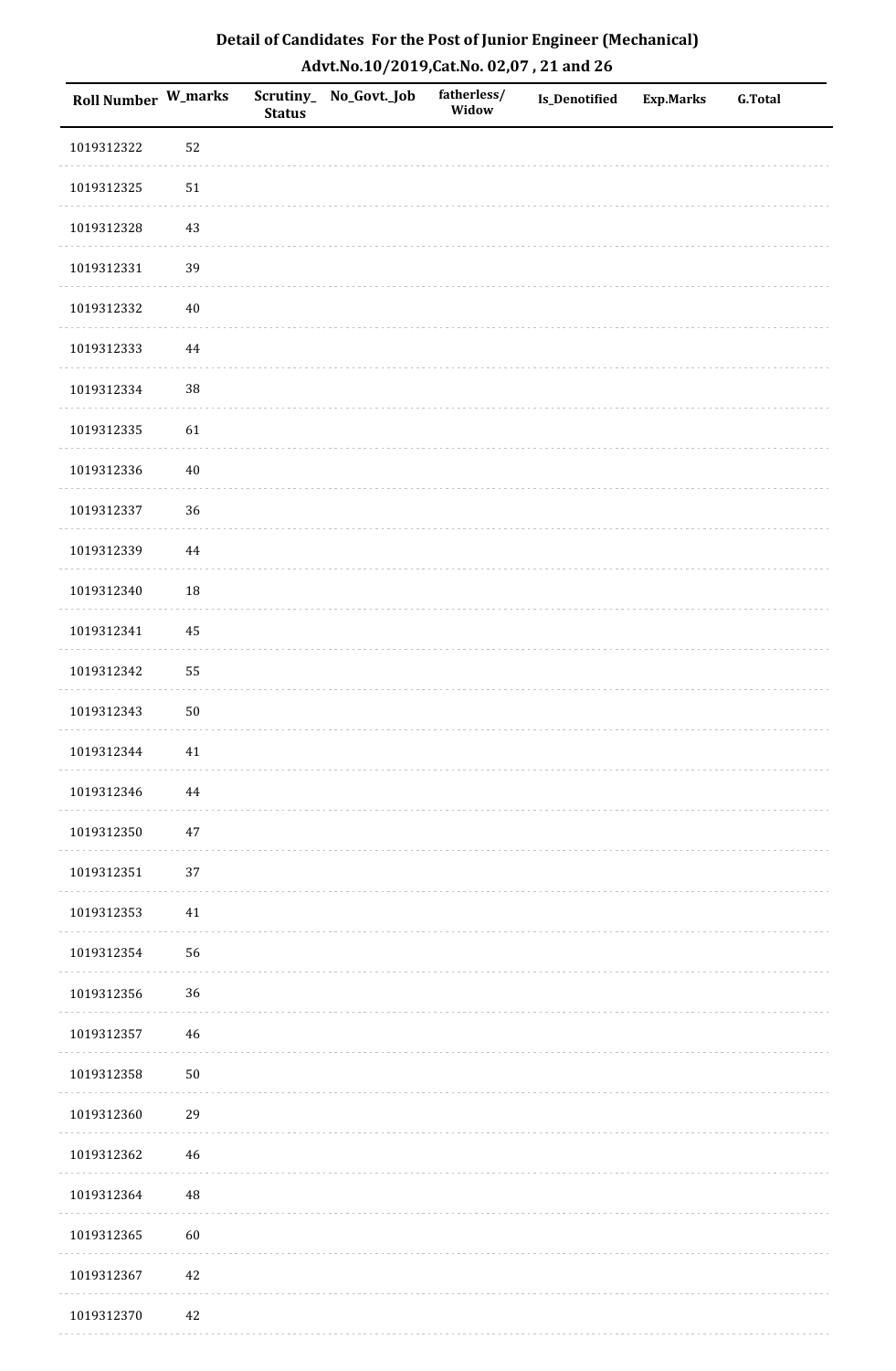# Detail of Candidates For the Post of Junior Engineer (Mechanical)

## Advt.No.10/2019,Cat.No. 02,07 , 21 and 26

| Roll Number | W_marks | Scrutiny_Status | No_Govt._Job | fatherless/Widow | Is_Denotified | Exp.Marks | G.Total |
|---|---|---|---|---|---|---|---|
| 1019312322 | 52 | | | | | | |
| 1019312325 | 51 | | | | | | |
| 1019312328 | 43 | | | | | | |
| 1019312331 | 39 | | | | | | |
| 1019312332 | 40 | | | | | | |
| 1019312333 | 44 | | | | | | |
| 1019312334 | 38 | | | | | | |
| 1019312335 | 61 | | | | | | |
| 1019312336 | 40 | | | | | | |
| 1019312337 | 36 | | | | | | |
| 1019312339 | 44 | | | | | | |
| 1019312340 | 18 | | | | | | |
| 1019312341 | 45 | | | | | | |
| 1019312342 | 55 | | | | | | |
| 1019312343 | 50 | | | | | | |
| 1019312344 | 41 | | | | | | |
| 1019312346 | 44 | | | | | | |
| 1019312350 | 47 | | | | | | |
| 1019312351 | 37 | | | | | | |
| 1019312353 | 41 | | | | | | |
| 1019312354 | 56 | | | | | | |
| 1019312356 | 36 | | | | | | |
| 1019312357 | 46 | | | | | | |
| 1019312358 | 50 | | | | | | |
| 1019312360 | 29 | | | | | | |
| 1019312362 | 46 | | | | | | |
| 1019312364 | 48 | | | | | | |
| 1019312365 | 60 | | | | | | |
| 1019312367 | 42 | | | | | | |
| 1019312370 | 42 | | | | | | |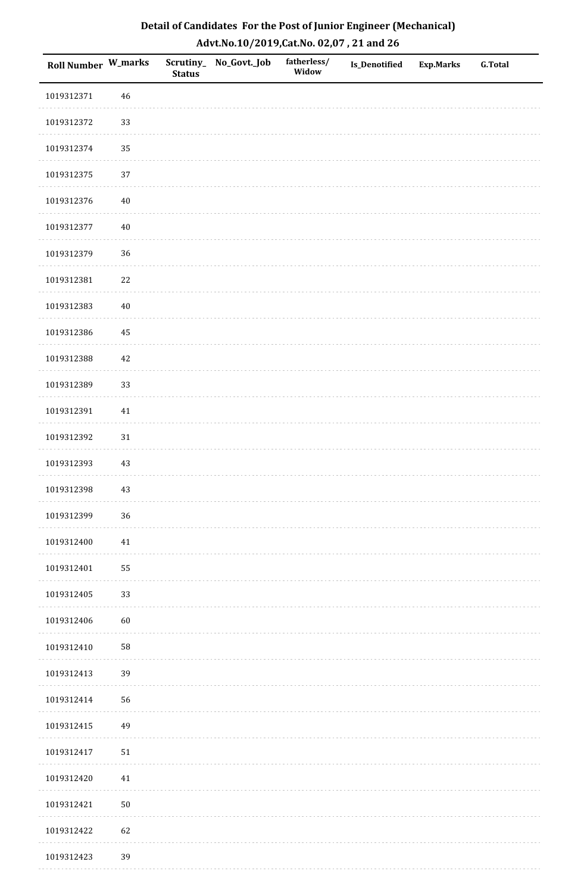# Detail of Candidates For the Post of Junior Engineer (Mechanical)

## Advt.No.10/2019,Cat.No. 02,07 , 21 and 26

| Roll Number | W_marks | Scrutiny_ Status | No_Govt._Job | fatherless/ Widow | Is_Denotified | Exp.Marks | G.Total |
|---|---|---|---|---|---|---|---|
| 1019312371 | 46 | | | | | | |
| 1019312372 | 33 | | | | | | |
| 1019312374 | 35 | | | | | | |
| 1019312375 | 37 | | | | | | |
| 1019312376 | 40 | | | | | | |
| 1019312377 | 40 | | | | | | |
| 1019312379 | 36 | | | | | | |
| 1019312381 | 22 | | | | | | |
| 1019312383 | 40 | | | | | | |
| 1019312386 | 45 | | | | | | |
| 1019312388 | 42 | | | | | | |
| 1019312389 | 33 | | | | | | |
| 1019312391 | 41 | | | | | | |
| 1019312392 | 31 | | | | | | |
| 1019312393 | 43 | | | | | | |
| 1019312398 | 43 | | | | | | |
| 1019312399 | 36 | | | | | | |
| 1019312400 | 41 | | | | | | |
| 1019312401 | 55 | | | | | | |
| 1019312405 | 33 | | | | | | |
| 1019312406 | 60 | | | | | | |
| 1019312410 | 58 | | | | | | |
| 1019312413 | 39 | | | | | | |
| 1019312414 | 56 | | | | | | |
| 1019312415 | 49 | | | | | | |
| 1019312417 | 51 | | | | | | |
| 1019312420 | 41 | | | | | | |
| 1019312421 | 50 | | | | | | |
| 1019312422 | 62 | | | | | | |
| 1019312423 | 39 | | | | | | |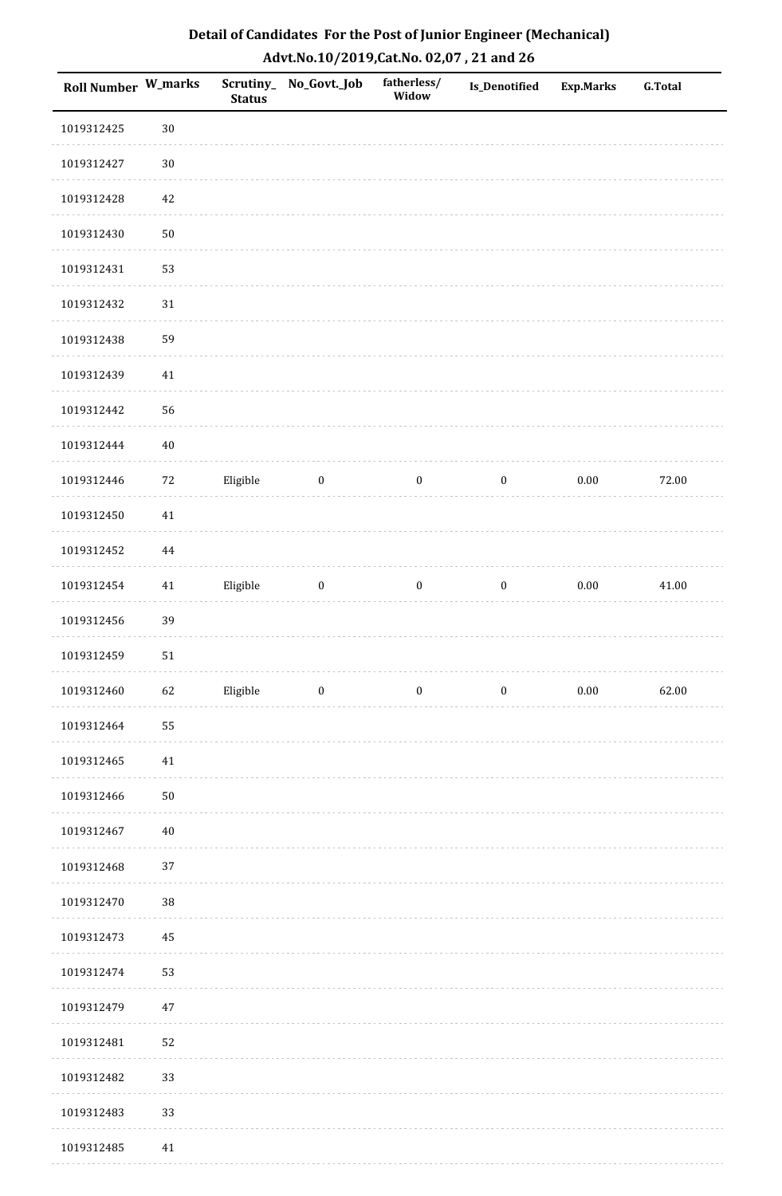## Detail of Candidates For the Post of Junior Engineer (Mechanical)

### Advt.No.10/2019,Cat.No. 02,07 , 21 and 26

| Roll Number | W_marks | Scrutiny_Status | No_Govt._Job | fatherless/Widow | Is_Denotified | Exp.Marks | G.Total |
|---|---|---|---|---|---|---|---|
| 1019312425 | 30 | | | | | | |
| 1019312427 | 30 | | | | | | |
| 1019312428 | 42 | | | | | | |
| 1019312430 | 50 | | | | | | |
| 1019312431 | 53 | | | | | | |
| 1019312432 | 31 | | | | | | |
| 1019312438 | 59 | | | | | | |
| 1019312439 | 41 | | | | | | |
| 1019312442 | 56 | | | | | | |
| 1019312444 | 40 | | | | | | |
| 1019312446 | 72 | Eligible | 0 | 0 | 0 | 0.00 | 72.00 |
| 1019312450 | 41 | | | | | | |
| 1019312452 | 44 | | | | | | |
| 1019312454 | 41 | Eligible | 0 | 0 | 0 | 0.00 | 41.00 |
| 1019312456 | 39 | | | | | | |
| 1019312459 | 51 | | | | | | |
| 1019312460 | 62 | Eligible | 0 | 0 | 0 | 0.00 | 62.00 |
| 1019312464 | 55 | | | | | | |
| 1019312465 | 41 | | | | | | |
| 1019312466 | 50 | | | | | | |
| 1019312467 | 40 | | | | | | |
| 1019312468 | 37 | | | | | | |
| 1019312470 | 38 | | | | | | |
| 1019312473 | 45 | | | | | | |
| 1019312474 | 53 | | | | | | |
| 1019312479 | 47 | | | | | | |
| 1019312481 | 52 | | | | | | |
| 1019312482 | 33 | | | | | | |
| 1019312483 | 33 | | | | | | |
| 1019312485 | 41 | | | | | | |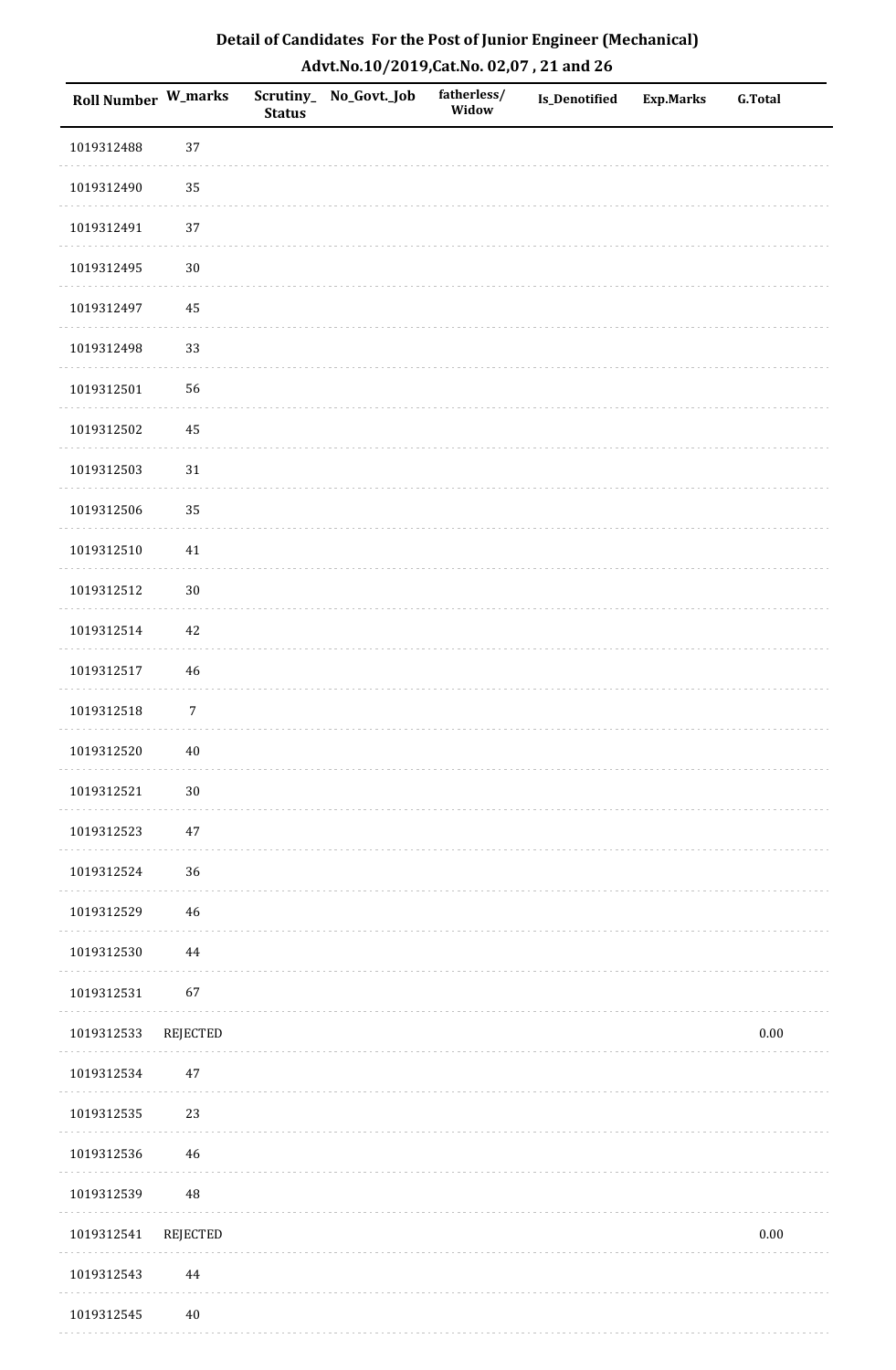## Detail of Candidates For the Post of Junior Engineer (Mechanical)

## Advt.No.10/2019,Cat.No. 02,07 , 21 and 26

| Roll Number | W_marks | Scrutiny_Status | No_Govt._Job | fatherless/Widow | Is_Denotified | Exp.Marks | G.Total |
|---|---|---|---|---|---|---|---|
| 1019312488 | 37 | | | | | | |
| 1019312490 | 35 | | | | | | |
| 1019312491 | 37 | | | | | | |
| 1019312495 | 30 | | | | | | |
| 1019312497 | 45 | | | | | | |
| 1019312498 | 33 | | | | | | |
| 1019312501 | 56 | | | | | | |
| 1019312502 | 45 | | | | | | |
| 1019312503 | 31 | | | | | | |
| 1019312506 | 35 | | | | | | |
| 1019312510 | 41 | | | | | | |
| 1019312512 | 30 | | | | | | |
| 1019312514 | 42 | | | | | | |
| 1019312517 | 46 | | | | | | |
| 1019312518 | 7 | | | | | | |
| 1019312520 | 40 | | | | | | |
| 1019312521 | 30 | | | | | | |
| 1019312523 | 47 | | | | | | |
| 1019312524 | 36 | | | | | | |
| 1019312529 | 46 | | | | | | |
| 1019312530 | 44 | | | | | | |
| 1019312531 | 67 | | | | | | |
| 1019312533 | REJECTED | | | | | | 0.00 |
| 1019312534 | 47 | | | | | | |
| 1019312535 | 23 | | | | | | |
| 1019312536 | 46 | | | | | | |
| 1019312539 | 48 | | | | | | |
| 1019312541 | REJECTED | | | | | | 0.00 |
| 1019312543 | 44 | | | | | | |
| 1019312545 | 40 | | | | | | |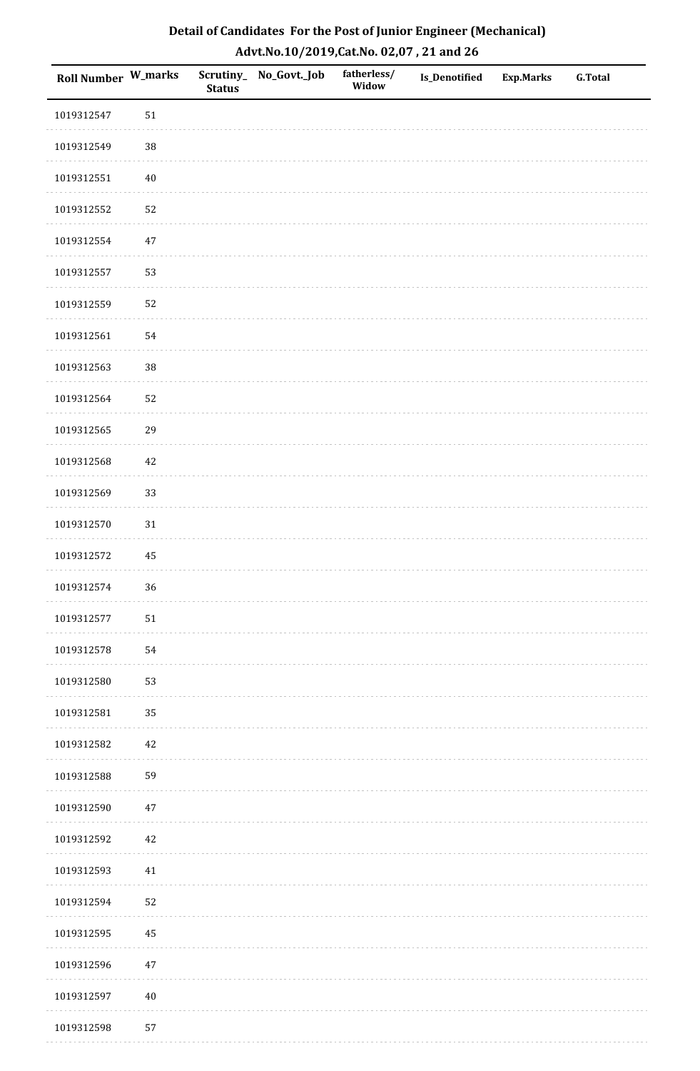## Detail of Candidates For the Post of Junior Engineer (Mechanical)

## Advt.No.10/2019,Cat.No. 02,07 , 21 and 26

| Roll Number | W_marks | Scrutiny_Status | No_Govt._Job | fatherless/Widow | Is_Denotified | Exp.Marks | G.Total |
|---|---|---|---|---|---|---|---|
| 1019312547 | 51 | | | | | | |
| 1019312549 | 38 | | | | | | |
| 1019312551 | 40 | | | | | | |
| 1019312552 | 52 | | | | | | |
| 1019312554 | 47 | | | | | | |
| 1019312557 | 53 | | | | | | |
| 1019312559 | 52 | | | | | | |
| 1019312561 | 54 | | | | | | |
| 1019312563 | 38 | | | | | | |
| 1019312564 | 52 | | | | | | |
| 1019312565 | 29 | | | | | | |
| 1019312568 | 42 | | | | | | |
| 1019312569 | 33 | | | | | | |
| 1019312570 | 31 | | | | | | |
| 1019312572 | 45 | | | | | | |
| 1019312574 | 36 | | | | | | |
| 1019312577 | 51 | | | | | | |
| 1019312578 | 54 | | | | | | |
| 1019312580 | 53 | | | | | | |
| 1019312581 | 35 | | | | | | |
| 1019312582 | 42 | | | | | | |
| 1019312588 | 59 | | | | | | |
| 1019312590 | 47 | | | | | | |
| 1019312592 | 42 | | | | | | |
| 1019312593 | 41 | | | | | | |
| 1019312594 | 52 | | | | | | |
| 1019312595 | 45 | | | | | | |
| 1019312596 | 47 | | | | | | |
| 1019312597 | 40 | | | | | | |
| 1019312598 | 57 | | | | | | |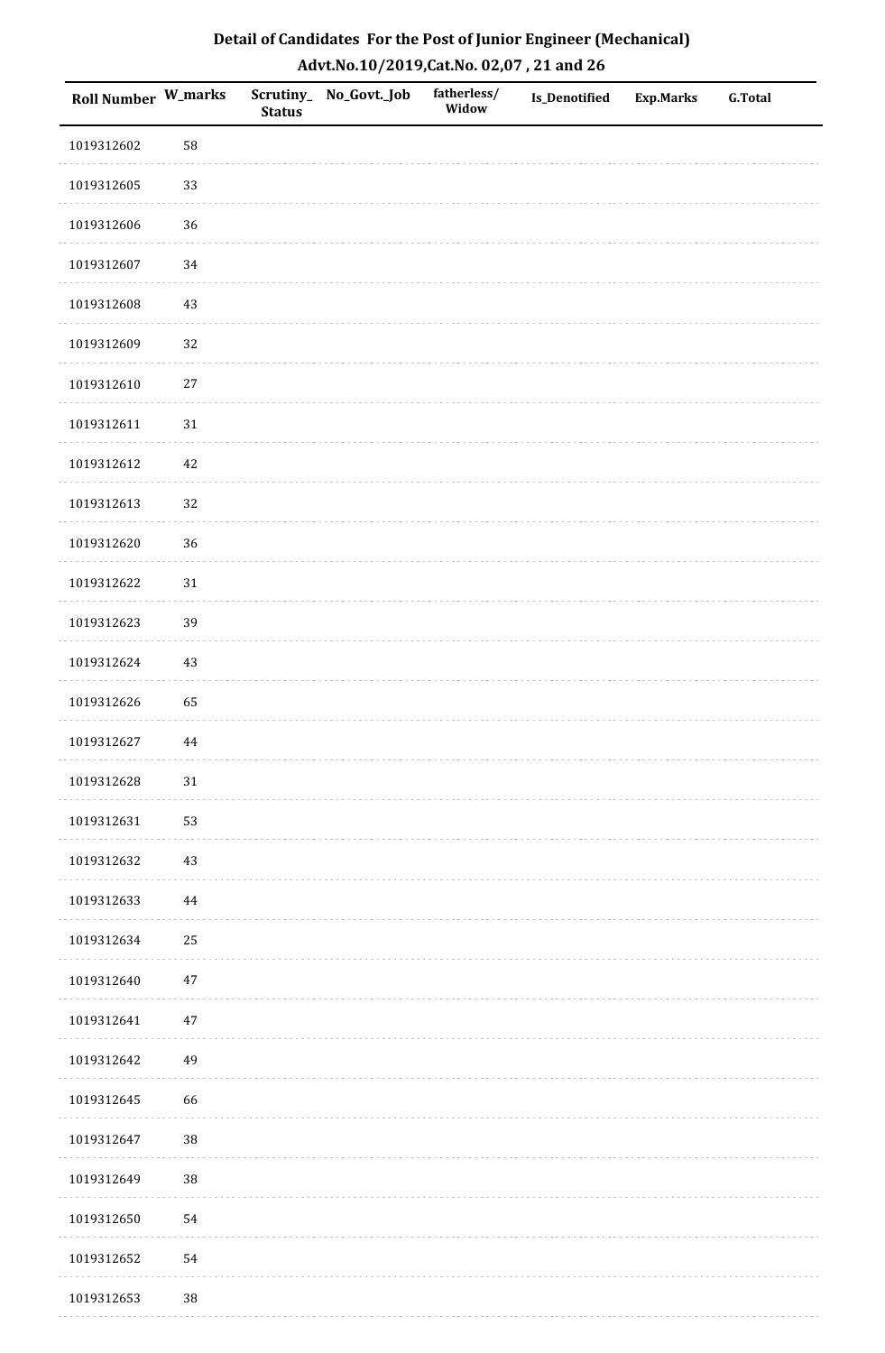## Detail of Candidates For the Post of Junior Engineer (Mechanical)

## Advt.No.10/2019,Cat.No. 02,07 , 21 and 26

| Roll Number | W_marks | Scrutiny_Status | No_Govt._Job | fatherless/Widow | Is_Denotified | Exp.Marks | G.Total |
|---|---|---|---|---|---|---|---|
| 1019312602 | 58 | | | | | | |
| 1019312605 | 33 | | | | | | |
| 1019312606 | 36 | | | | | | |
| 1019312607 | 34 | | | | | | |
| 1019312608 | 43 | | | | | | |
| 1019312609 | 32 | | | | | | |
| 1019312610 | 27 | | | | | | |
| 1019312611 | 31 | | | | | | |
| 1019312612 | 42 | | | | | | |
| 1019312613 | 32 | | | | | | |
| 1019312620 | 36 | | | | | | |
| 1019312622 | 31 | | | | | | |
| 1019312623 | 39 | | | | | | |
| 1019312624 | 43 | | | | | | |
| 1019312626 | 65 | | | | | | |
| 1019312627 | 44 | | | | | | |
| 1019312628 | 31 | | | | | | |
| 1019312631 | 53 | | | | | | |
| 1019312632 | 43 | | | | | | |
| 1019312633 | 44 | | | | | | |
| 1019312634 | 25 | | | | | | |
| 1019312640 | 47 | | | | | | |
| 1019312641 | 47 | | | | | | |
| 1019312642 | 49 | | | | | | |
| 1019312645 | 66 | | | | | | |
| 1019312647 | 38 | | | | | | |
| 1019312649 | 38 | | | | | | |
| 1019312650 | 54 | | | | | | |
| 1019312652 | 54 | | | | | | |
| 1019312653 | 38 | | | | | | |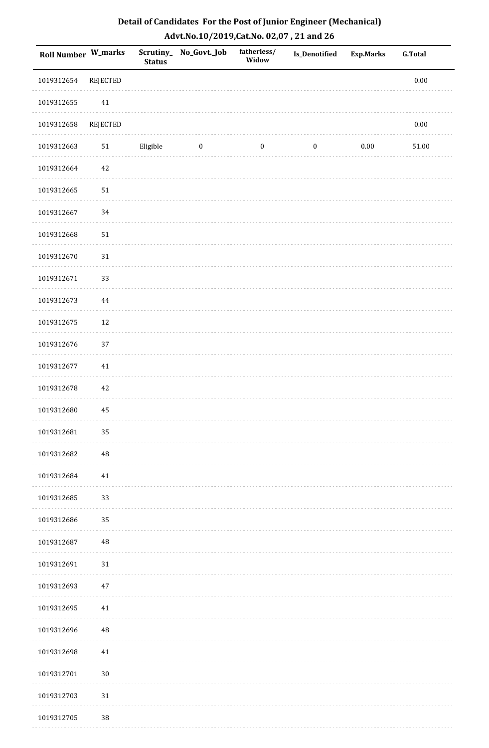# Detail of Candidates For the Post of Junior Engineer (Mechanical)

## Advt.No.10/2019,Cat.No. 02,07 , 21 and 26

| Roll Number | W_marks | Scrutiny_Status | No_Govt._Job | fatherless/Widow | Is_Denotified | Exp.Marks | G.Total |
|---|---|---|---|---|---|---|---|
| 1019312654 | REJECTED | | | | | | 0.00 |
| 1019312655 | 41 | | | | | | |
| 1019312658 | REJECTED | | | | | | 0.00 |
| 1019312663 | 51 | Eligible | 0 | 0 | 0 | 0.00 | 51.00 |
| 1019312664 | 42 | | | | | | |
| 1019312665 | 51 | | | | | | |
| 1019312667 | 34 | | | | | | |
| 1019312668 | 51 | | | | | | |
| 1019312670 | 31 | | | | | | |
| 1019312671 | 33 | | | | | | |
| 1019312673 | 44 | | | | | | |
| 1019312675 | 12 | | | | | | |
| 1019312676 | 37 | | | | | | |
| 1019312677 | 41 | | | | | | |
| 1019312678 | 42 | | | | | | |
| 1019312680 | 45 | | | | | | |
| 1019312681 | 35 | | | | | | |
| 1019312682 | 48 | | | | | | |
| 1019312684 | 41 | | | | | | |
| 1019312685 | 33 | | | | | | |
| 1019312686 | 35 | | | | | | |
| 1019312687 | 48 | | | | | | |
| 1019312691 | 31 | | | | | | |
| 1019312693 | 47 | | | | | | |
| 1019312695 | 41 | | | | | | |
| 1019312696 | 48 | | | | | | |
| 1019312698 | 41 | | | | | | |
| 1019312701 | 30 | | | | | | |
| 1019312703 | 31 | | | | | | |
| 1019312705 | 38 | | | | | | |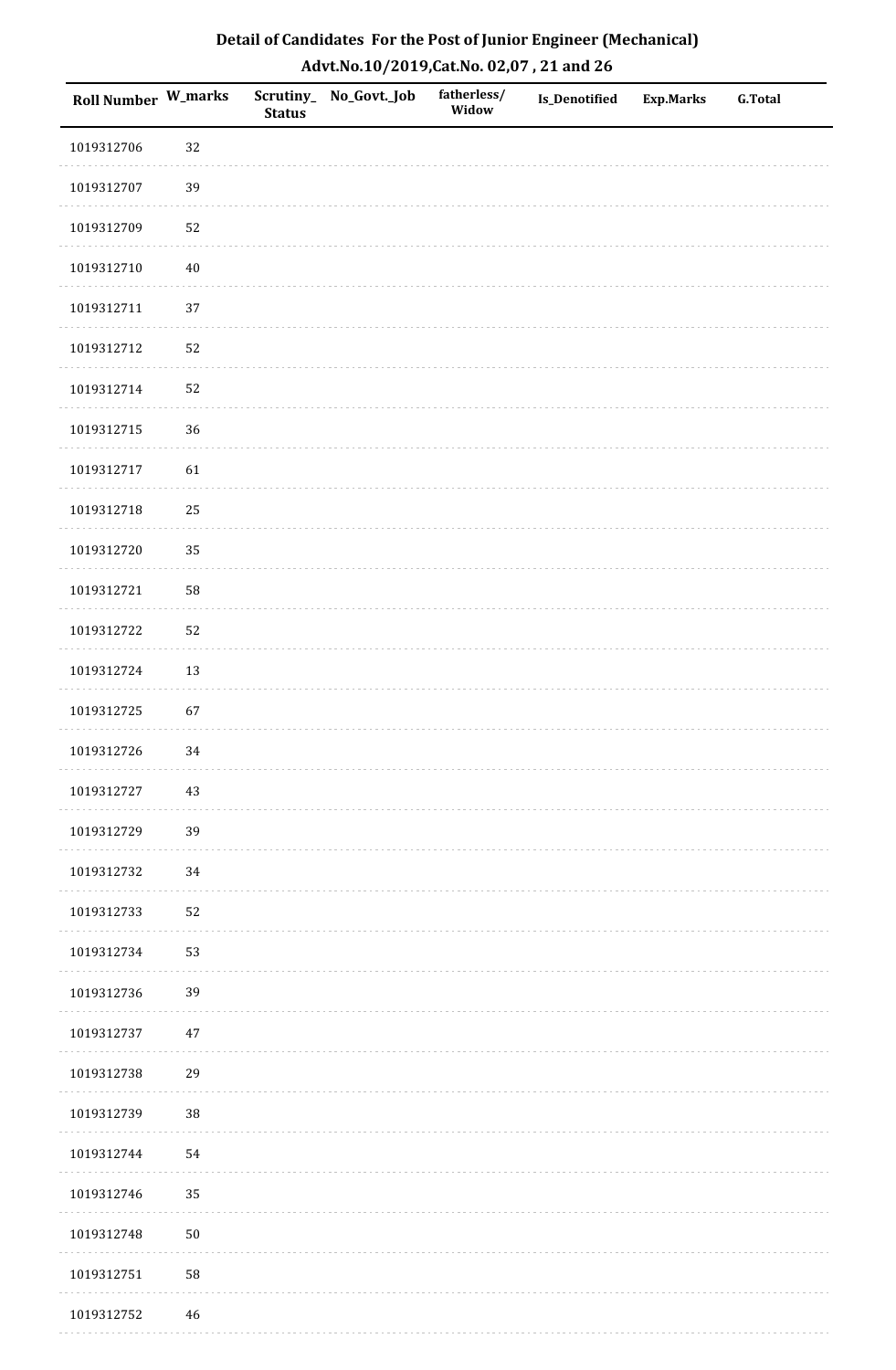## Detail of Candidates For the Post of Junior Engineer (Mechanical)
## Advt.No.10/2019,Cat.No. 02,07 , 21 and 26

| Roll Number | W_marks | Scrutiny_ Status | No_Govt._Job | fatherless/ Widow | Is_Denotified | Exp.Marks | G.Total |
|---|---|---|---|---|---|---|---|
| 1019312706 | 32 | | | | | | |
| 1019312707 | 39 | | | | | | |
| 1019312709 | 52 | | | | | | |
| 1019312710 | 40 | | | | | | |
| 1019312711 | 37 | | | | | | |
| 1019312712 | 52 | | | | | | |
| 1019312714 | 52 | | | | | | |
| 1019312715 | 36 | | | | | | |
| 1019312717 | 61 | | | | | | |
| 1019312718 | 25 | | | | | | |
| 1019312720 | 35 | | | | | | |
| 1019312721 | 58 | | | | | | |
| 1019312722 | 52 | | | | | | |
| 1019312724 | 13 | | | | | | |
| 1019312725 | 67 | | | | | | |
| 1019312726 | 34 | | | | | | |
| 1019312727 | 43 | | | | | | |
| 1019312729 | 39 | | | | | | |
| 1019312732 | 34 | | | | | | |
| 1019312733 | 52 | | | | | | |
| 1019312734 | 53 | | | | | | |
| 1019312736 | 39 | | | | | | |
| 1019312737 | 47 | | | | | | |
| 1019312738 | 29 | | | | | | |
| 1019312739 | 38 | | | | | | |
| 1019312744 | 54 | | | | | | |
| 1019312746 | 35 | | | | | | |
| 1019312748 | 50 | | | | | | |
| 1019312751 | 58 | | | | | | |
| 1019312752 | 46 | | | | | | |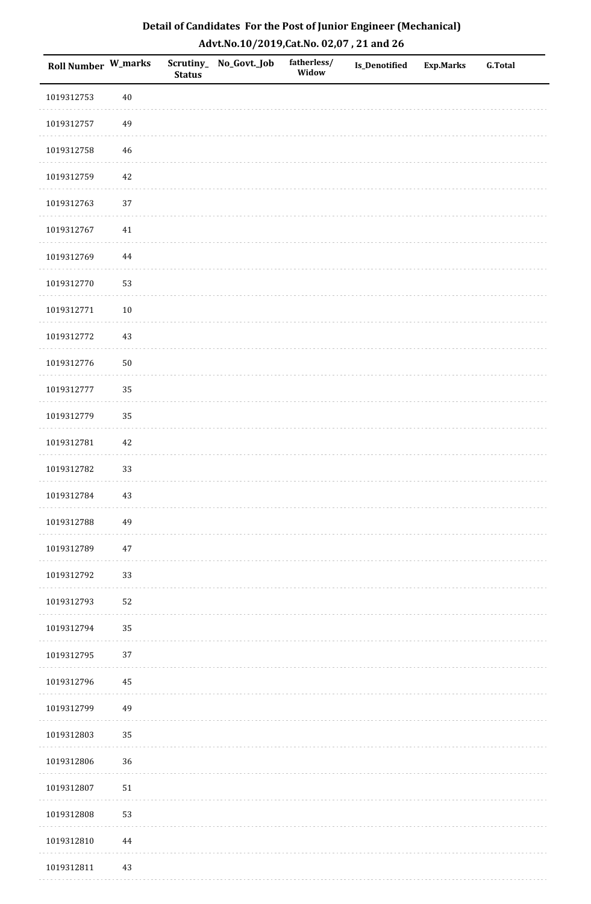## Detail of Candidates For the Post of Junior Engineer (Mechanical)

### Advt.No.10/2019,Cat.No. 02,07 , 21 and 26

| Roll Number | W_marks | Scrutiny_Status | No_Govt._Job | fatherless/Widow | Is_Denotified | Exp.Marks | G.Total |
|---|---|---|---|---|---|---|---|
| 1019312753 | 40 | | | | | | |
| 1019312757 | 49 | | | | | | |
| 1019312758 | 46 | | | | | | |
| 1019312759 | 42 | | | | | | |
| 1019312763 | 37 | | | | | | |
| 1019312767 | 41 | | | | | | |
| 1019312769 | 44 | | | | | | |
| 1019312770 | 53 | | | | | | |
| 1019312771 | 10 | | | | | | |
| 1019312772 | 43 | | | | | | |
| 1019312776 | 50 | | | | | | |
| 1019312777 | 35 | | | | | | |
| 1019312779 | 35 | | | | | | |
| 1019312781 | 42 | | | | | | |
| 1019312782 | 33 | | | | | | |
| 1019312784 | 43 | | | | | | |
| 1019312788 | 49 | | | | | | |
| 1019312789 | 47 | | | | | | |
| 1019312792 | 33 | | | | | | |
| 1019312793 | 52 | | | | | | |
| 1019312794 | 35 | | | | | | |
| 1019312795 | 37 | | | | | | |
| 1019312796 | 45 | | | | | | |
| 1019312799 | 49 | | | | | | |
| 1019312803 | 35 | | | | | | |
| 1019312806 | 36 | | | | | | |
| 1019312807 | 51 | | | | | | |
| 1019312808 | 53 | | | | | | |
| 1019312810 | 44 | | | | | | |
| 1019312811 | 43 | | | | | | |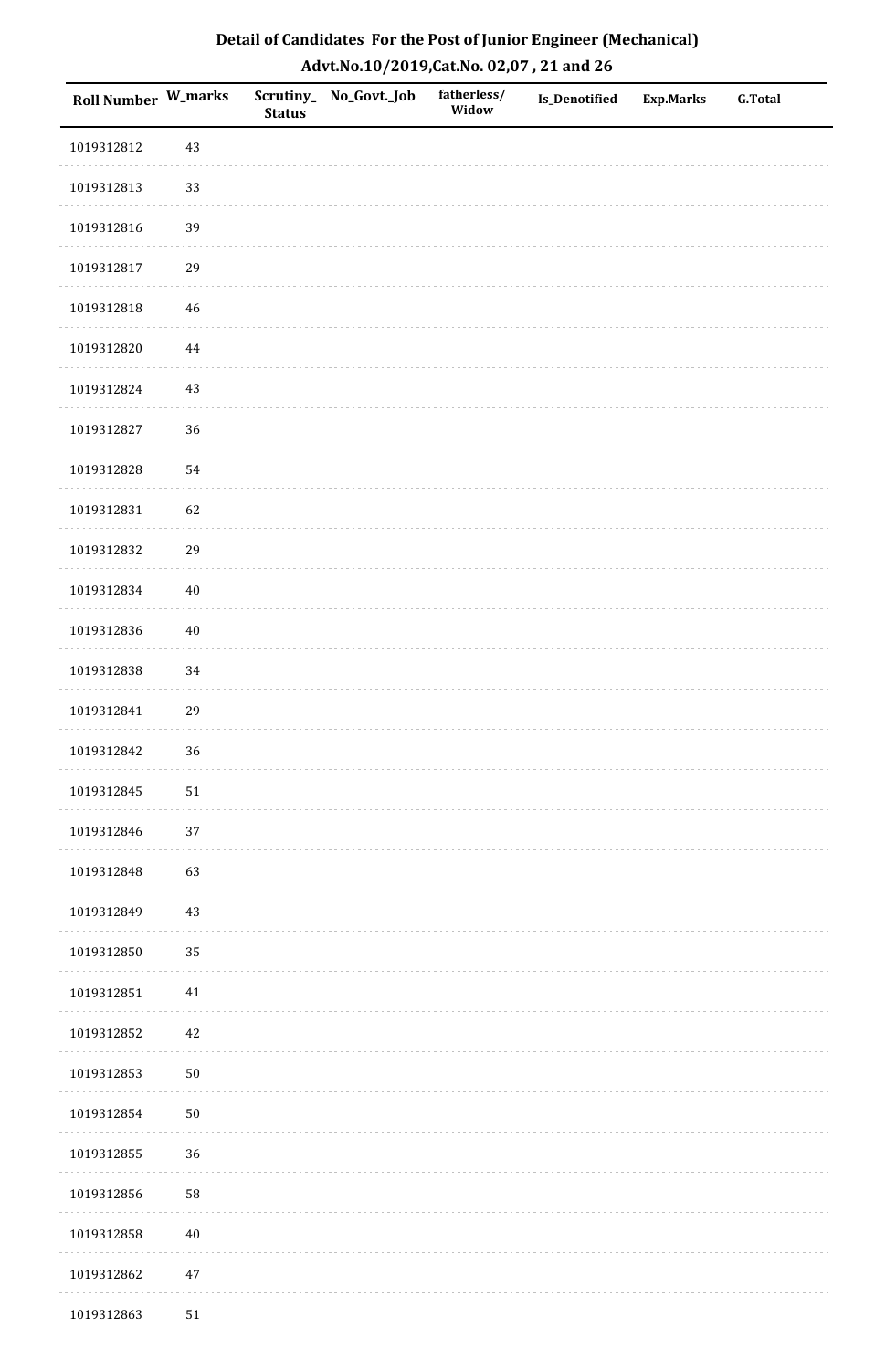# Detail of Candidates For the Post of Junior Engineer (Mechanical)

## Advt.No.10/2019,Cat.No. 02,07 , 21 and 26

| Roll Number | W_marks | Scrutiny_ Status | No_Govt._Job | fatherless/ Widow | Is_Denotified | Exp.Marks | G.Total |
|---|---|---|---|---|---|---|---|
| 1019312812 | 43 | | | | | | |
| 1019312813 | 33 | | | | | | |
| 1019312816 | 39 | | | | | | |
| 1019312817 | 29 | | | | | | |
| 1019312818 | 46 | | | | | | |
| 1019312820 | 44 | | | | | | |
| 1019312824 | 43 | | | | | | |
| 1019312827 | 36 | | | | | | |
| 1019312828 | 54 | | | | | | |
| 1019312831 | 62 | | | | | | |
| 1019312832 | 29 | | | | | | |
| 1019312834 | 40 | | | | | | |
| 1019312836 | 40 | | | | | | |
| 1019312838 | 34 | | | | | | |
| 1019312841 | 29 | | | | | | |
| 1019312842 | 36 | | | | | | |
| 1019312845 | 51 | | | | | | |
| 1019312846 | 37 | | | | | | |
| 1019312848 | 63 | | | | | | |
| 1019312849 | 43 | | | | | | |
| 1019312850 | 35 | | | | | | |
| 1019312851 | 41 | | | | | | |
| 1019312852 | 42 | | | | | | |
| 1019312853 | 50 | | | | | | |
| 1019312854 | 50 | | | | | | |
| 1019312855 | 36 | | | | | | |
| 1019312856 | 58 | | | | | | |
| 1019312858 | 40 | | | | | | |
| 1019312862 | 47 | | | | | | |
| 1019312863 | 51 | | | | | | |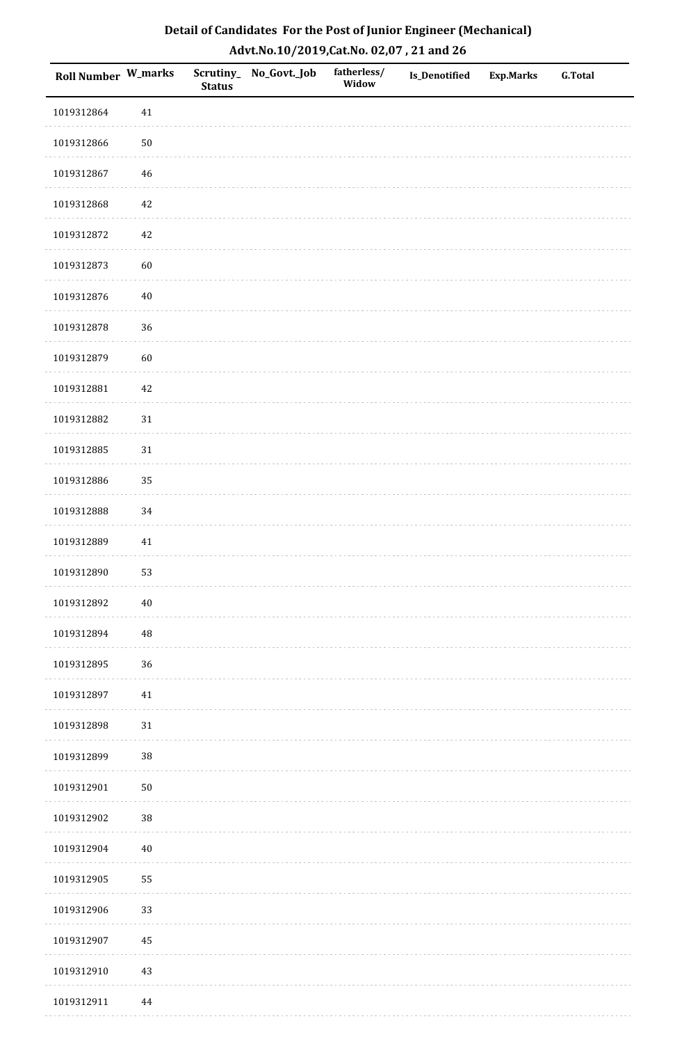# Detail of Candidates For the Post of Junior Engineer (Mechanical)

## Advt.No.10/2019,Cat.No. 02,07 , 21 and 26

| Roll Number | W_marks | Scrutiny_Status | No_Govt._Job | fatherless/Widow | Is_Denotified | Exp.Marks | G.Total |
|---|---|---|---|---|---|---|---|
| 1019312864 | 41 | | | | | | |
| 1019312866 | 50 | | | | | | |
| 1019312867 | 46 | | | | | | |
| 1019312868 | 42 | | | | | | |
| 1019312872 | 42 | | | | | | |
| 1019312873 | 60 | | | | | | |
| 1019312876 | 40 | | | | | | |
| 1019312878 | 36 | | | | | | |
| 1019312879 | 60 | | | | | | |
| 1019312881 | 42 | | | | | | |
| 1019312882 | 31 | | | | | | |
| 1019312885 | 31 | | | | | | |
| 1019312886 | 35 | | | | | | |
| 1019312888 | 34 | | | | | | |
| 1019312889 | 41 | | | | | | |
| 1019312890 | 53 | | | | | | |
| 1019312892 | 40 | | | | | | |
| 1019312894 | 48 | | | | | | |
| 1019312895 | 36 | | | | | | |
| 1019312897 | 41 | | | | | | |
| 1019312898 | 31 | | | | | | |
| 1019312899 | 38 | | | | | | |
| 1019312901 | 50 | | | | | | |
| 1019312902 | 38 | | | | | | |
| 1019312904 | 40 | | | | | | |
| 1019312905 | 55 | | | | | | |
| 1019312906 | 33 | | | | | | |
| 1019312907 | 45 | | | | | | |
| 1019312910 | 43 | | | | | | |
| 1019312911 | 44 | | | | | | |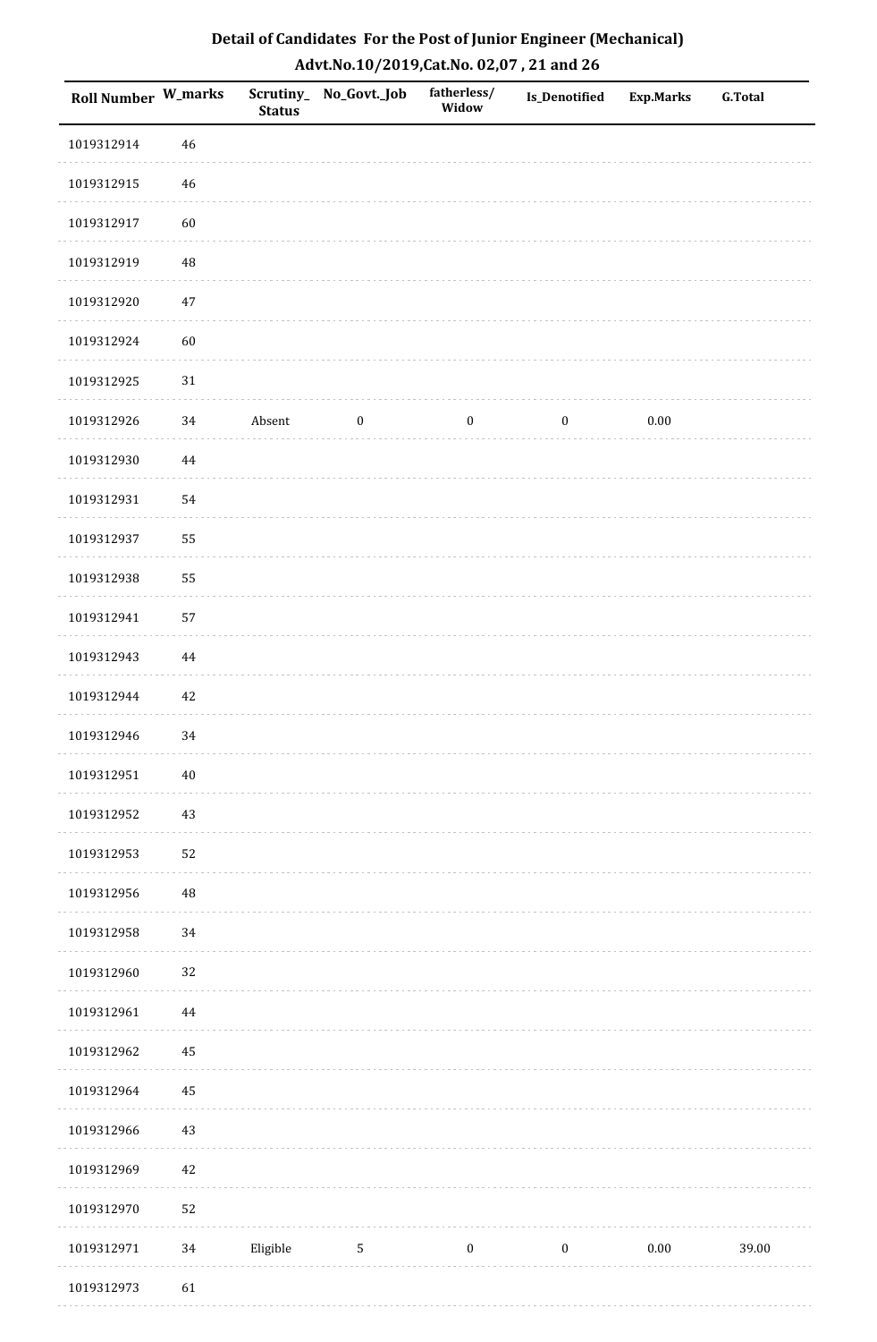# Detail of Candidates For the Post of Junior Engineer (Mechanical)

## Advt.No.10/2019,Cat.No. 02,07 , 21 and 26

| Roll Number | W_marks | Scrutiny_Status | No_Govt._Job | fatherless/Widow | Is_Denotified | Exp.Marks | G.Total |
|---|---|---|---|---|---|---|---|
| 1019312914 | 46 | | | | | | |
| 1019312915 | 46 | | | | | | |
| 1019312917 | 60 | | | | | | |
| 1019312919 | 48 | | | | | | |
| 1019312920 | 47 | | | | | | |
| 1019312924 | 60 | | | | | | |
| 1019312925 | 31 | | | | | | |
| 1019312926 | 34 | Absent | 0 | 0 | 0 | 0.00 | |
| 1019312930 | 44 | | | | | | |
| 1019312931 | 54 | | | | | | |
| 1019312937 | 55 | | | | | | |
| 1019312938 | 55 | | | | | | |
| 1019312941 | 57 | | | | | | |
| 1019312943 | 44 | | | | | | |
| 1019312944 | 42 | | | | | | |
| 1019312946 | 34 | | | | | | |
| 1019312951 | 40 | | | | | | |
| 1019312952 | 43 | | | | | | |
| 1019312953 | 52 | | | | | | |
| 1019312956 | 48 | | | | | | |
| 1019312958 | 34 | | | | | | |
| 1019312960 | 32 | | | | | | |
| 1019312961 | 44 | | | | | | |
| 1019312962 | 45 | | | | | | |
| 1019312964 | 45 | | | | | | |
| 1019312966 | 43 | | | | | | |
| 1019312969 | 42 | | | | | | |
| 1019312970 | 52 | | | | | | |
| 1019312971 | 34 | Eligible | 5 | 0 | 0 | 0.00 | 39.00 |
| 1019312973 | 61 | | | | | | |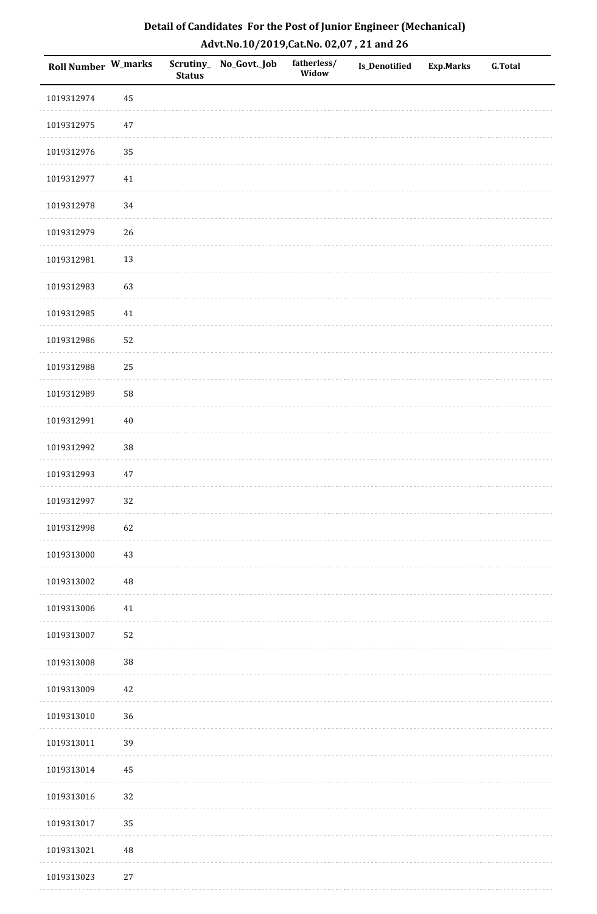# Detail of Candidates For the Post of Junior Engineer (Mechanical)

## Advt.No.10/2019,Cat.No. 02,07 , 21 and 26

| Roll Number | W_marks | Scrutiny_Status | No_Govt._Job | fatherless/Widow | Is_Denotified | Exp.Marks | G.Total |
|---|---|---|---|---|---|---|---|
| 1019312974 | 45 | | | | | | |
| 1019312975 | 47 | | | | | | |
| 1019312976 | 35 | | | | | | |
| 1019312977 | 41 | | | | | | |
| 1019312978 | 34 | | | | | | |
| 1019312979 | 26 | | | | | | |
| 1019312981 | 13 | | | | | | |
| 1019312983 | 63 | | | | | | |
| 1019312985 | 41 | | | | | | |
| 1019312986 | 52 | | | | | | |
| 1019312988 | 25 | | | | | | |
| 1019312989 | 58 | | | | | | |
| 1019312991 | 40 | | | | | | |
| 1019312992 | 38 | | | | | | |
| 1019312993 | 47 | | | | | | |
| 1019312997 | 32 | | | | | | |
| 1019312998 | 62 | | | | | | |
| 1019313000 | 43 | | | | | | |
| 1019313002 | 48 | | | | | | |
| 1019313006 | 41 | | | | | | |
| 1019313007 | 52 | | | | | | |
| 1019313008 | 38 | | | | | | |
| 1019313009 | 42 | | | | | | |
| 1019313010 | 36 | | | | | | |
| 1019313011 | 39 | | | | | | |
| 1019313014 | 45 | | | | | | |
| 1019313016 | 32 | | | | | | |
| 1019313017 | 35 | | | | | | |
| 1019313021 | 48 | | | | | | |
| 1019313023 | 27 | | | | | | |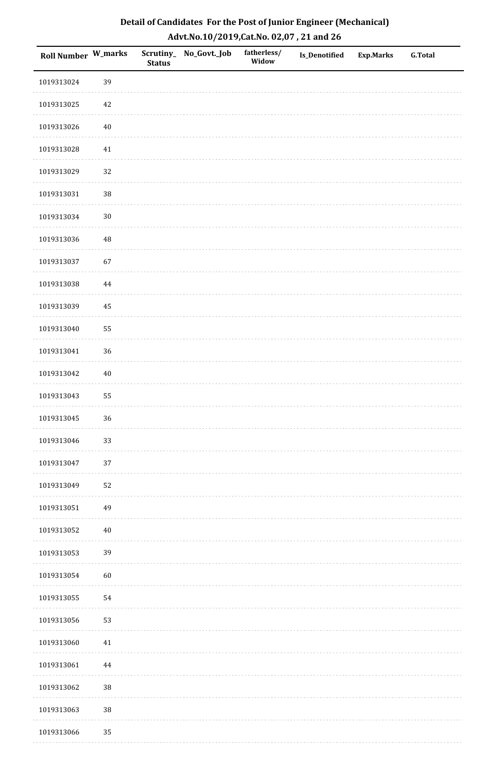# Detail of Candidates For the Post of Junior Engineer (Mechanical)

## Advt.No.10/2019,Cat.No. 02,07 , 21 and 26

| Roll Number | W_marks | Scrutiny_Status | No_Govt._Job | fatherless/Widow | Is_Denotified | Exp.Marks | G.Total |
|---|---|---|---|---|---|---|---|
| 1019313024 | 39 | | | | | | |
| 1019313025 | 42 | | | | | | |
| 1019313026 | 40 | | | | | | |
| 1019313028 | 41 | | | | | | |
| 1019313029 | 32 | | | | | | |
| 1019313031 | 38 | | | | | | |
| 1019313034 | 30 | | | | | | |
| 1019313036 | 48 | | | | | | |
| 1019313037 | 67 | | | | | | |
| 1019313038 | 44 | | | | | | |
| 1019313039 | 45 | | | | | | |
| 1019313040 | 55 | | | | | | |
| 1019313041 | 36 | | | | | | |
| 1019313042 | 40 | | | | | | |
| 1019313043 | 55 | | | | | | |
| 1019313045 | 36 | | | | | | |
| 1019313046 | 33 | | | | | | |
| 1019313047 | 37 | | | | | | |
| 1019313049 | 52 | | | | | | |
| 1019313051 | 49 | | | | | | |
| 1019313052 | 40 | | | | | | |
| 1019313053 | 39 | | | | | | |
| 1019313054 | 60 | | | | | | |
| 1019313055 | 54 | | | | | | |
| 1019313056 | 53 | | | | | | |
| 1019313060 | 41 | | | | | | |
| 1019313061 | 44 | | | | | | |
| 1019313062 | 38 | | | | | | |
| 1019313063 | 38 | | | | | | |
| 1019313066 | 35 | | | | | | |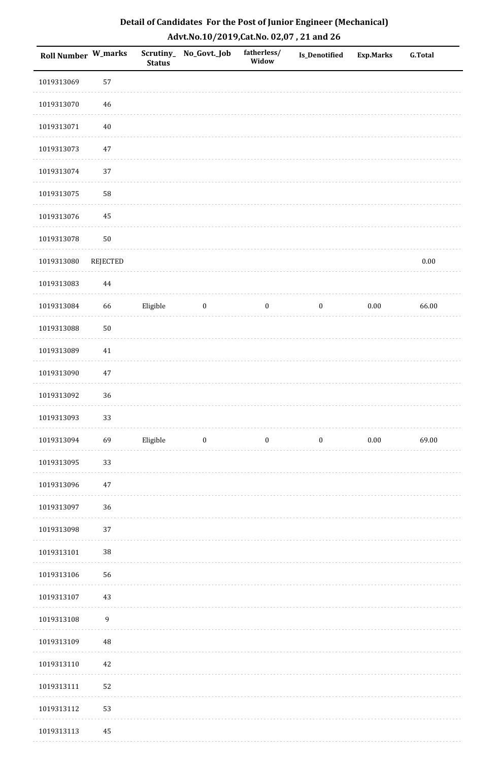## Detail of Candidates For the Post of Junior Engineer (Mechanical)
## Advt.No.10/2019,Cat.No. 02,07 , 21 and 26

| Roll Number | W_marks | Scrutiny_ Status | No_Govt._Job | fatherless/ Widow | Is_Denotified | Exp.Marks | G.Total |
|---|---|---|---|---|---|---|---|
| 1019313069 | 57 | | | | | | |
| 1019313070 | 46 | | | | | | |
| 1019313071 | 40 | | | | | | |
| 1019313073 | 47 | | | | | | |
| 1019313074 | 37 | | | | | | |
| 1019313075 | 58 | | | | | | |
| 1019313076 | 45 | | | | | | |
| 1019313078 | 50 | | | | | | |
| 1019313080 | REJECTED | | | | | | 0.00 |
| 1019313083 | 44 | | | | | | |
| 1019313084 | 66 | Eligible | 0 | 0 | 0 | 0.00 | 66.00 |
| 1019313088 | 50 | | | | | | |
| 1019313089 | 41 | | | | | | |
| 1019313090 | 47 | | | | | | |
| 1019313092 | 36 | | | | | | |
| 1019313093 | 33 | | | | | | |
| 1019313094 | 69 | Eligible | 0 | 0 | 0 | 0.00 | 69.00 |
| 1019313095 | 33 | | | | | | |
| 1019313096 | 47 | | | | | | |
| 1019313097 | 36 | | | | | | |
| 1019313098 | 37 | | | | | | |
| 1019313101 | 38 | | | | | | |
| 1019313106 | 56 | | | | | | |
| 1019313107 | 43 | | | | | | |
| 1019313108 | 9 | | | | | | |
| 1019313109 | 48 | | | | | | |
| 1019313110 | 42 | | | | | | |
| 1019313111 | 52 | | | | | | |
| 1019313112 | 53 | | | | | | |
| 1019313113 | 45 | | | | | | |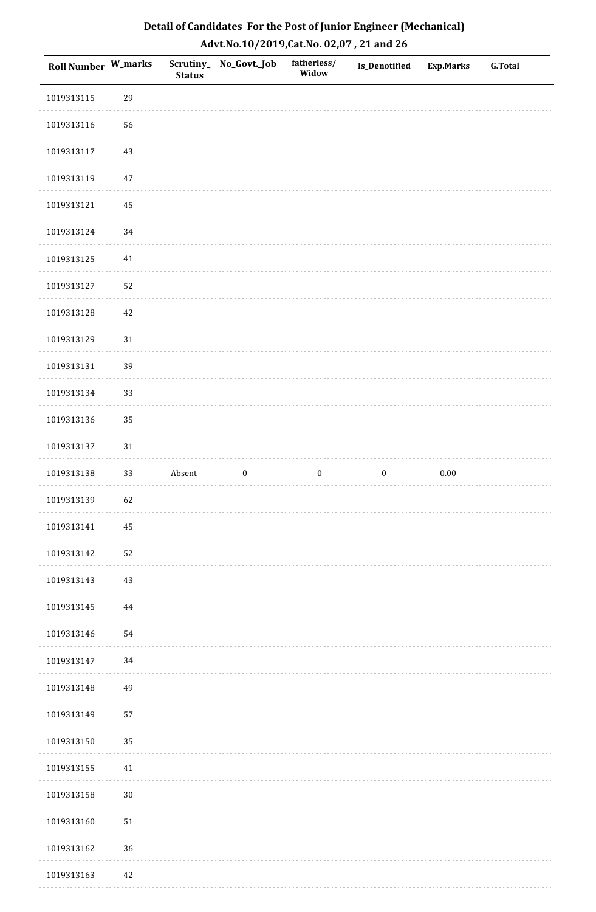## Detail of Candidates For the Post of Junior Engineer (Mechanical)

### Advt.No.10/2019,Cat.No. 02,07 , 21 and 26

| Roll Number | W_marks | Scrutiny_ Status | No_Govt._Job | fatherless/ Widow | Is_Denotified | Exp.Marks | G.Total |
|---|---|---|---|---|---|---|---|
| 1019313115 | 29 | | | | | | |
| 1019313116 | 56 | | | | | | |
| 1019313117 | 43 | | | | | | |
| 1019313119 | 47 | | | | | | |
| 1019313121 | 45 | | | | | | |
| 1019313124 | 34 | | | | | | |
| 1019313125 | 41 | | | | | | |
| 1019313127 | 52 | | | | | | |
| 1019313128 | 42 | | | | | | |
| 1019313129 | 31 | | | | | | |
| 1019313131 | 39 | | | | | | |
| 1019313134 | 33 | | | | | | |
| 1019313136 | 35 | | | | | | |
| 1019313137 | 31 | | | | | | |
| 1019313138 | 33 | Absent | 0 | 0 | 0 | 0.00 | |
| 1019313139 | 62 | | | | | | |
| 1019313141 | 45 | | | | | | |
| 1019313142 | 52 | | | | | | |
| 1019313143 | 43 | | | | | | |
| 1019313145 | 44 | | | | | | |
| 1019313146 | 54 | | | | | | |
| 1019313147 | 34 | | | | | | |
| 1019313148 | 49 | | | | | | |
| 1019313149 | 57 | | | | | | |
| 1019313150 | 35 | | | | | | |
| 1019313155 | 41 | | | | | | |
| 1019313158 | 30 | | | | | | |
| 1019313160 | 51 | | | | | | |
| 1019313162 | 36 | | | | | | |
| 1019313163 | 42 | | | | | | |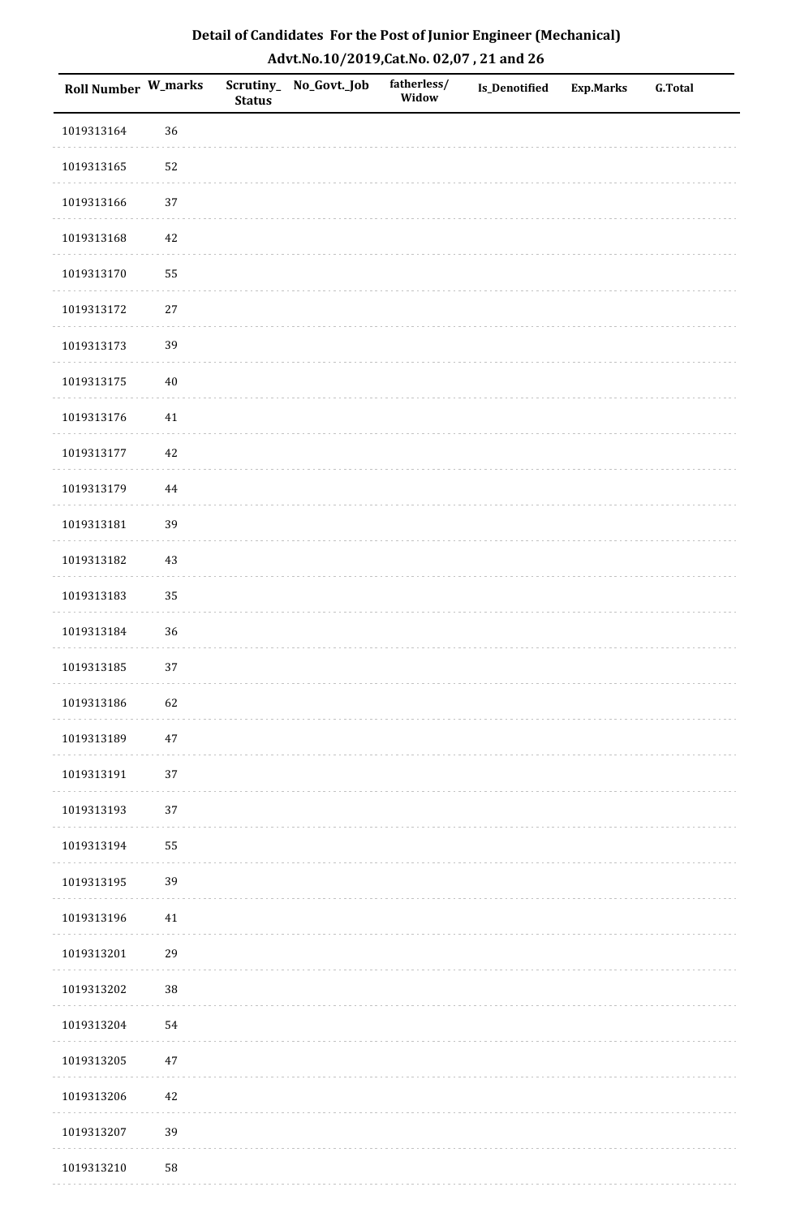## Detail of Candidates For the Post of Junior Engineer (Mechanical)

## Advt.No.10/2019,Cat.No. 02,07 , 21 and 26

| Roll Number | W_marks | Scrutiny_Status | No_Govt._Job | fatherless/Widow | Is_Denotified | Exp.Marks | G.Total |
|---|---|---|---|---|---|---|---|
| 1019313164 | 36 | | | | | | |
| 1019313165 | 52 | | | | | | |
| 1019313166 | 37 | | | | | | |
| 1019313168 | 42 | | | | | | |
| 1019313170 | 55 | | | | | | |
| 1019313172 | 27 | | | | | | |
| 1019313173 | 39 | | | | | | |
| 1019313175 | 40 | | | | | | |
| 1019313176 | 41 | | | | | | |
| 1019313177 | 42 | | | | | | |
| 1019313179 | 44 | | | | | | |
| 1019313181 | 39 | | | | | | |
| 1019313182 | 43 | | | | | | |
| 1019313183 | 35 | | | | | | |
| 1019313184 | 36 | | | | | | |
| 1019313185 | 37 | | | | | | |
| 1019313186 | 62 | | | | | | |
| 1019313189 | 47 | | | | | | |
| 1019313191 | 37 | | | | | | |
| 1019313193 | 37 | | | | | | |
| 1019313194 | 55 | | | | | | |
| 1019313195 | 39 | | | | | | |
| 1019313196 | 41 | | | | | | |
| 1019313201 | 29 | | | | | | |
| 1019313202 | 38 | | | | | | |
| 1019313204 | 54 | | | | | | |
| 1019313205 | 47 | | | | | | |
| 1019313206 | 42 | | | | | | |
| 1019313207 | 39 | | | | | | |
| 1019313210 | 58 | | | | | | |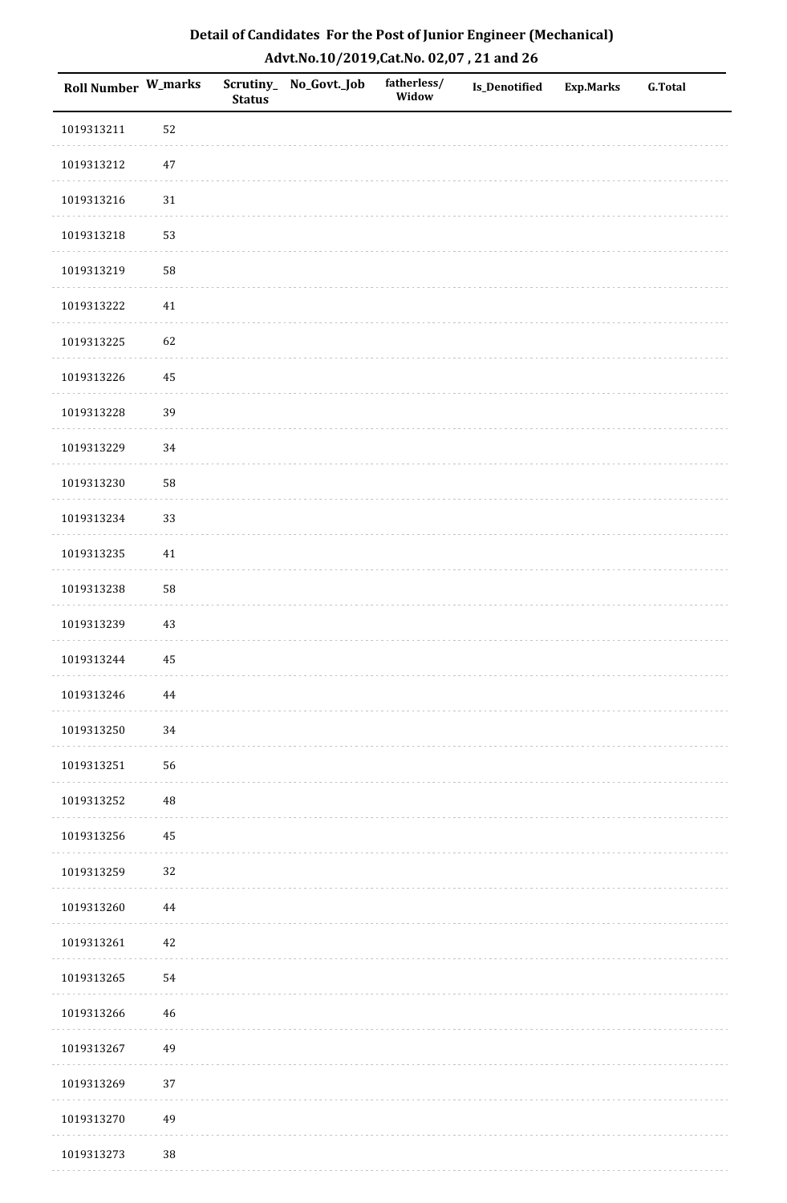# Detail of Candidates For the Post of Junior Engineer (Mechanical)
## Advt.No.10/2019,Cat.No. 02,07 , 21 and 26

| Roll Number | W_marks | Scrutiny_Status | No_Govt._Job | fatherless/Widow | Is_Denotified | Exp.Marks | G.Total |
|---|---|---|---|---|---|---|---|
| 1019313211 | 52 | | | | | | |
| 1019313212 | 47 | | | | | | |
| 1019313216 | 31 | | | | | | |
| 1019313218 | 53 | | | | | | |
| 1019313219 | 58 | | | | | | |
| 1019313222 | 41 | | | | | | |
| 1019313225 | 62 | | | | | | |
| 1019313226 | 45 | | | | | | |
| 1019313228 | 39 | | | | | | |
| 1019313229 | 34 | | | | | | |
| 1019313230 | 58 | | | | | | |
| 1019313234 | 33 | | | | | | |
| 1019313235 | 41 | | | | | | |
| 1019313238 | 58 | | | | | | |
| 1019313239 | 43 | | | | | | |
| 1019313244 | 45 | | | | | | |
| 1019313246 | 44 | | | | | | |
| 1019313250 | 34 | | | | | | |
| 1019313251 | 56 | | | | | | |
| 1019313252 | 48 | | | | | | |
| 1019313256 | 45 | | | | | | |
| 1019313259 | 32 | | | | | | |
| 1019313260 | 44 | | | | | | |
| 1019313261 | 42 | | | | | | |
| 1019313265 | 54 | | | | | | |
| 1019313266 | 46 | | | | | | |
| 1019313267 | 49 | | | | | | |
| 1019313269 | 37 | | | | | | |
| 1019313270 | 49 | | | | | | |
| 1019313273 | 38 | | | | | | |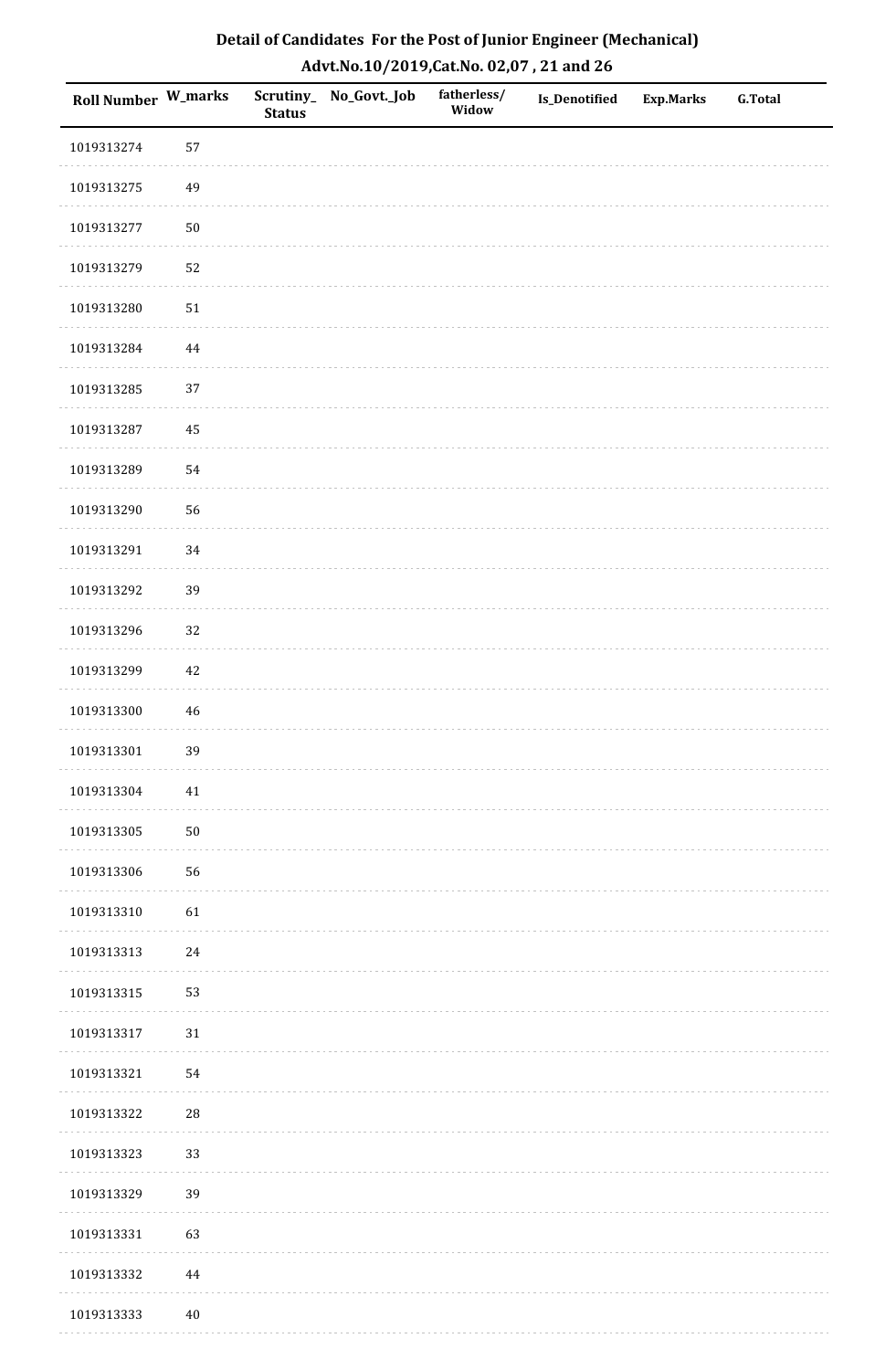# Detail of Candidates For the Post of Junior Engineer (Mechanical)

## Advt.No.10/2019,Cat.No. 02,07 , 21 and 26

| Roll Number | W_marks | Scrutiny_Status | No_Govt._Job | fatherless/Widow | Is_Denotified | Exp.Marks | G.Total |
|---|---|---|---|---|---|---|---|
| 1019313274 | 57 | | | | | | |
| 1019313275 | 49 | | | | | | |
| 1019313277 | 50 | | | | | | |
| 1019313279 | 52 | | | | | | |
| 1019313280 | 51 | | | | | | |
| 1019313284 | 44 | | | | | | |
| 1019313285 | 37 | | | | | | |
| 1019313287 | 45 | | | | | | |
| 1019313289 | 54 | | | | | | |
| 1019313290 | 56 | | | | | | |
| 1019313291 | 34 | | | | | | |
| 1019313292 | 39 | | | | | | |
| 1019313296 | 32 | | | | | | |
| 1019313299 | 42 | | | | | | |
| 1019313300 | 46 | | | | | | |
| 1019313301 | 39 | | | | | | |
| 1019313304 | 41 | | | | | | |
| 1019313305 | 50 | | | | | | |
| 1019313306 | 56 | | | | | | |
| 1019313310 | 61 | | | | | | |
| 1019313313 | 24 | | | | | | |
| 1019313315 | 53 | | | | | | |
| 1019313317 | 31 | | | | | | |
| 1019313321 | 54 | | | | | | |
| 1019313322 | 28 | | | | | | |
| 1019313323 | 33 | | | | | | |
| 1019313329 | 39 | | | | | | |
| 1019313331 | 63 | | | | | | |
| 1019313332 | 44 | | | | | | |
| 1019313333 | 40 | | | | | | |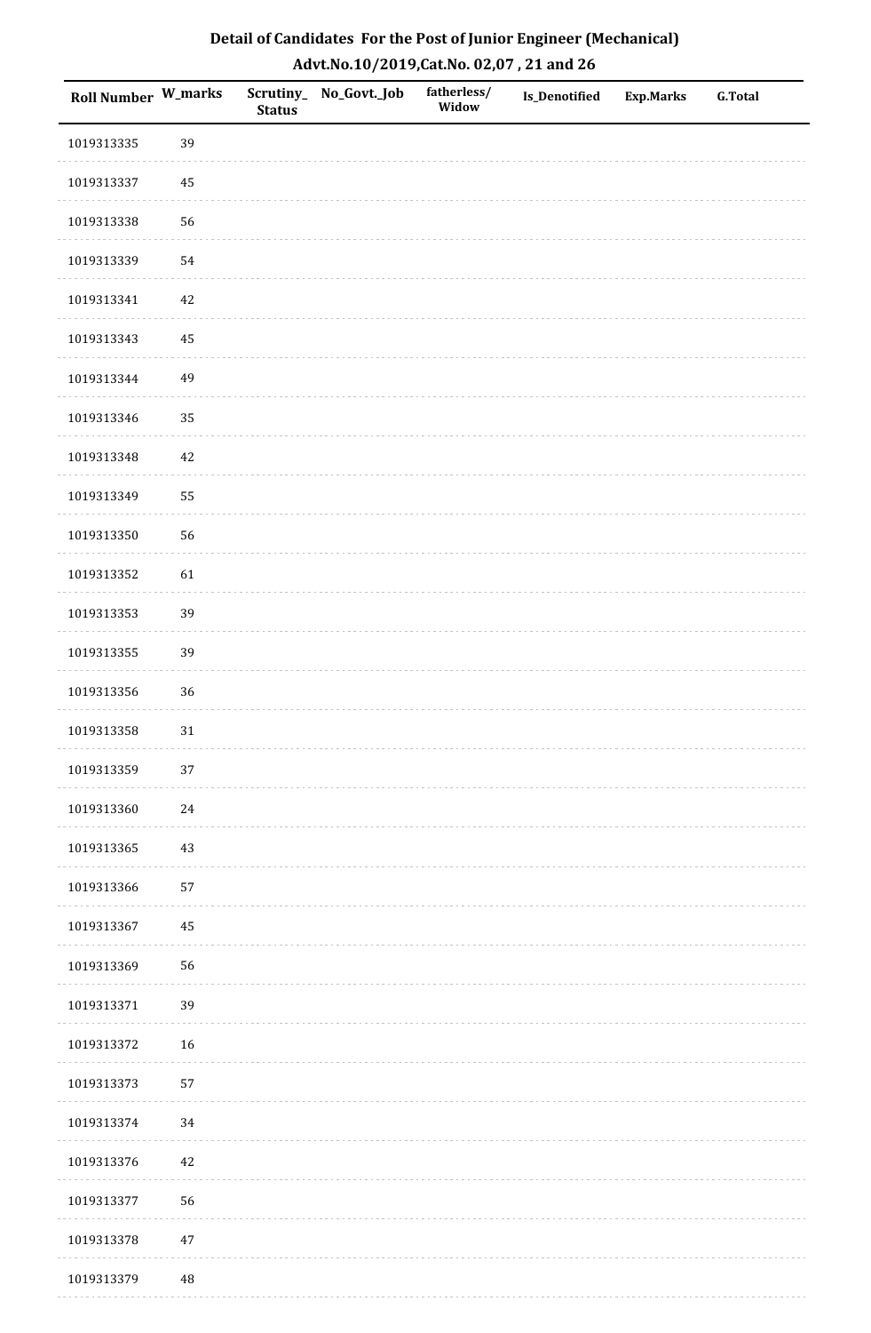# Detail of Candidates For the Post of Junior Engineer (Mechanical)

## Advt.No.10/2019,Cat.No. 02,07 , 21 and 26

| Roll Number | W_marks | Scrutiny_Status | No_Govt._Job | fatherless/Widow | Is_Denotified | Exp.Marks | G.Total |
|---|---|---|---|---|---|---|---|
| 1019313335 | 39 | | | | | | |
| 1019313337 | 45 | | | | | | |
| 1019313338 | 56 | | | | | | |
| 1019313339 | 54 | | | | | | |
| 1019313341 | 42 | | | | | | |
| 1019313343 | 45 | | | | | | |
| 1019313344 | 49 | | | | | | |
| 1019313346 | 35 | | | | | | |
| 1019313348 | 42 | | | | | | |
| 1019313349 | 55 | | | | | | |
| 1019313350 | 56 | | | | | | |
| 1019313352 | 61 | | | | | | |
| 1019313353 | 39 | | | | | | |
| 1019313355 | 39 | | | | | | |
| 1019313356 | 36 | | | | | | |
| 1019313358 | 31 | | | | | | |
| 1019313359 | 37 | | | | | | |
| 1019313360 | 24 | | | | | | |
| 1019313365 | 43 | | | | | | |
| 1019313366 | 57 | | | | | | |
| 1019313367 | 45 | | | | | | |
| 1019313369 | 56 | | | | | | |
| 1019313371 | 39 | | | | | | |
| 1019313372 | 16 | | | | | | |
| 1019313373 | 57 | | | | | | |
| 1019313374 | 34 | | | | | | |
| 1019313376 | 42 | | | | | | |
| 1019313377 | 56 | | | | | | |
| 1019313378 | 47 | | | | | | |
| 1019313379 | 48 | | | | | | |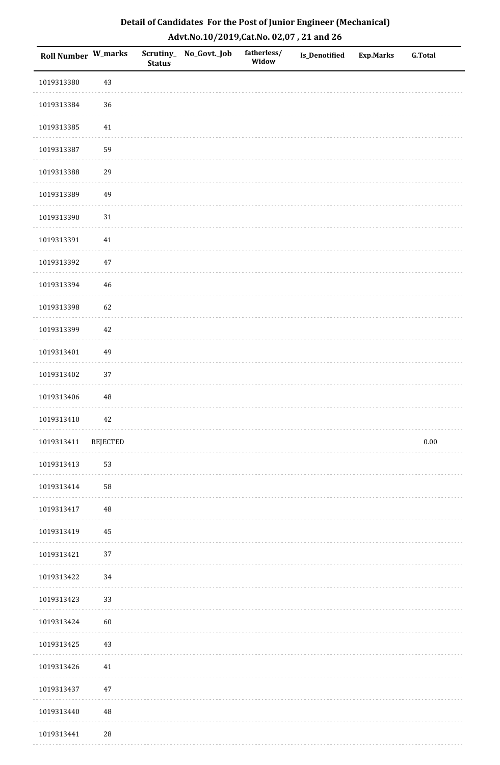# Detail of Candidates For the Post of Junior Engineer (Mechanical)

## Advt.No.10/2019,Cat.No. 02,07 , 21 and 26

| Roll Number | W_marks | Scrutiny_Status | No_Govt._Job | fatherless/Widow | Is_Denotified | Exp.Marks | G.Total |
|---|---|---|---|---|---|---|---|
| 1019313380 | 43 | | | | | | |
| 1019313384 | 36 | | | | | | |
| 1019313385 | 41 | | | | | | |
| 1019313387 | 59 | | | | | | |
| 1019313388 | 29 | | | | | | |
| 1019313389 | 49 | | | | | | |
| 1019313390 | 31 | | | | | | |
| 1019313391 | 41 | | | | | | |
| 1019313392 | 47 | | | | | | |
| 1019313394 | 46 | | | | | | |
| 1019313398 | 62 | | | | | | |
| 1019313399 | 42 | | | | | | |
| 1019313401 | 49 | | | | | | |
| 1019313402 | 37 | | | | | | |
| 1019313406 | 48 | | | | | | |
| 1019313410 | 42 | | | | | | |
| 1019313411 | REJECTED | | | | | | 0.00 |
| 1019313413 | 53 | | | | | | |
| 1019313414 | 58 | | | | | | |
| 1019313417 | 48 | | | | | | |
| 1019313419 | 45 | | | | | | |
| 1019313421 | 37 | | | | | | |
| 1019313422 | 34 | | | | | | |
| 1019313423 | 33 | | | | | | |
| 1019313424 | 60 | | | | | | |
| 1019313425 | 43 | | | | | | |
| 1019313426 | 41 | | | | | | |
| 1019313437 | 47 | | | | | | |
| 1019313440 | 48 | | | | | | |
| 1019313441 | 28 | | | | | | |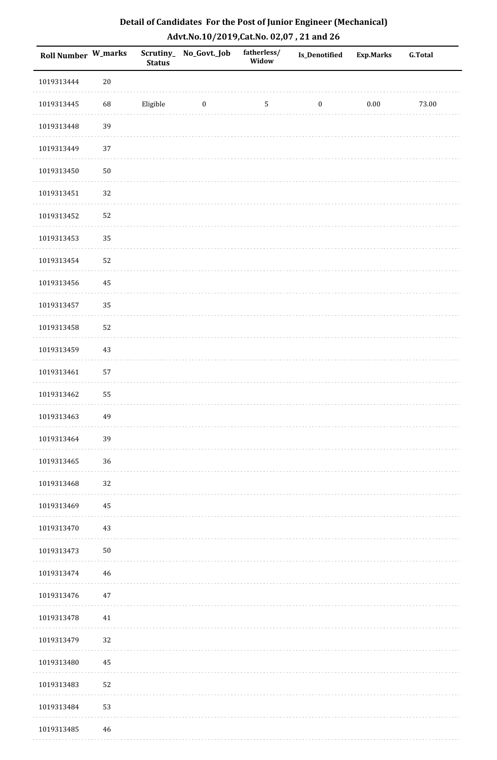## Detail of Candidates For the Post of Junior Engineer (Mechanical)

## Advt.No.10/2019,Cat.No. 02,07 , 21 and 26

| Roll Number | W_marks | Scrutiny_ Status | No_Govt._Job | fatherless/ Widow | Is_Denotified | Exp.Marks | G.Total |
|---|---|---|---|---|---|---|---|
| 1019313444 | 20 | | | | | | |
| 1019313445 | 68 | Eligible | 0 | 5 | 0 | 0.00 | 73.00 |
| 1019313448 | 39 | | | | | | |
| 1019313449 | 37 | | | | | | |
| 1019313450 | 50 | | | | | | |
| 1019313451 | 32 | | | | | | |
| 1019313452 | 52 | | | | | | |
| 1019313453 | 35 | | | | | | |
| 1019313454 | 52 | | | | | | |
| 1019313456 | 45 | | | | | | |
| 1019313457 | 35 | | | | | | |
| 1019313458 | 52 | | | | | | |
| 1019313459 | 43 | | | | | | |
| 1019313461 | 57 | | | | | | |
| 1019313462 | 55 | | | | | | |
| 1019313463 | 49 | | | | | | |
| 1019313464 | 39 | | | | | | |
| 1019313465 | 36 | | | | | | |
| 1019313468 | 32 | | | | | | |
| 1019313469 | 45 | | | | | | |
| 1019313470 | 43 | | | | | | |
| 1019313473 | 50 | | | | | | |
| 1019313474 | 46 | | | | | | |
| 1019313476 | 47 | | | | | | |
| 1019313478 | 41 | | | | | | |
| 1019313479 | 32 | | | | | | |
| 1019313480 | 45 | | | | | | |
| 1019313483 | 52 | | | | | | |
| 1019313484 | 53 | | | | | | |
| 1019313485 | 46 | | | | | | |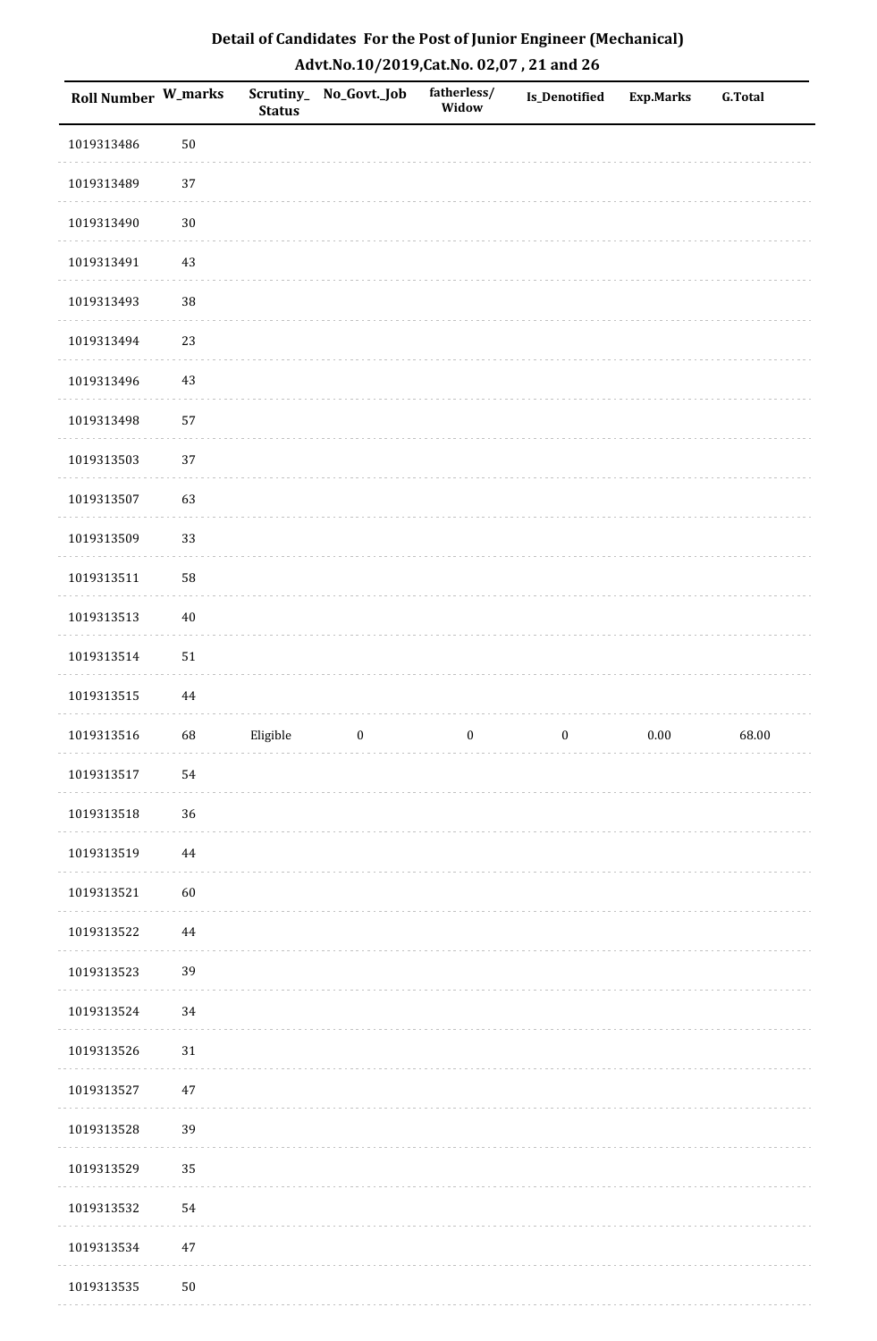# Detail of Candidates For the Post of Junior Engineer (Mechanical)

## Advt.No.10/2019,Cat.No. 02,07 , 21 and 26

| Roll Number | W_marks | Scrutiny_Status | No_Govt._Job | fatherless/Widow | Is_Denotified | Exp.Marks | G.Total |
|---|---|---|---|---|---|---|---|
| 1019313486 | 50 | | | | | | |
| 1019313489 | 37 | | | | | | |
| 1019313490 | 30 | | | | | | |
| 1019313491 | 43 | | | | | | |
| 1019313493 | 38 | | | | | | |
| 1019313494 | 23 | | | | | | |
| 1019313496 | 43 | | | | | | |
| 1019313498 | 57 | | | | | | |
| 1019313503 | 37 | | | | | | |
| 1019313507 | 63 | | | | | | |
| 1019313509 | 33 | | | | | | |
| 1019313511 | 58 | | | | | | |
| 1019313513 | 40 | | | | | | |
| 1019313514 | 51 | | | | | | |
| 1019313515 | 44 | | | | | | |
| 1019313516 | 68 | Eligible | 0 | 0 | 0 | 0.00 | 68.00 |
| 1019313517 | 54 | | | | | | |
| 1019313518 | 36 | | | | | | |
| 1019313519 | 44 | | | | | | |
| 1019313521 | 60 | | | | | | |
| 1019313522 | 44 | | | | | | |
| 1019313523 | 39 | | | | | | |
| 1019313524 | 34 | | | | | | |
| 1019313526 | 31 | | | | | | |
| 1019313527 | 47 | | | | | | |
| 1019313528 | 39 | | | | | | |
| 1019313529 | 35 | | | | | | |
| 1019313532 | 54 | | | | | | |
| 1019313534 | 47 | | | | | | |
| 1019313535 | 50 | | | | | | |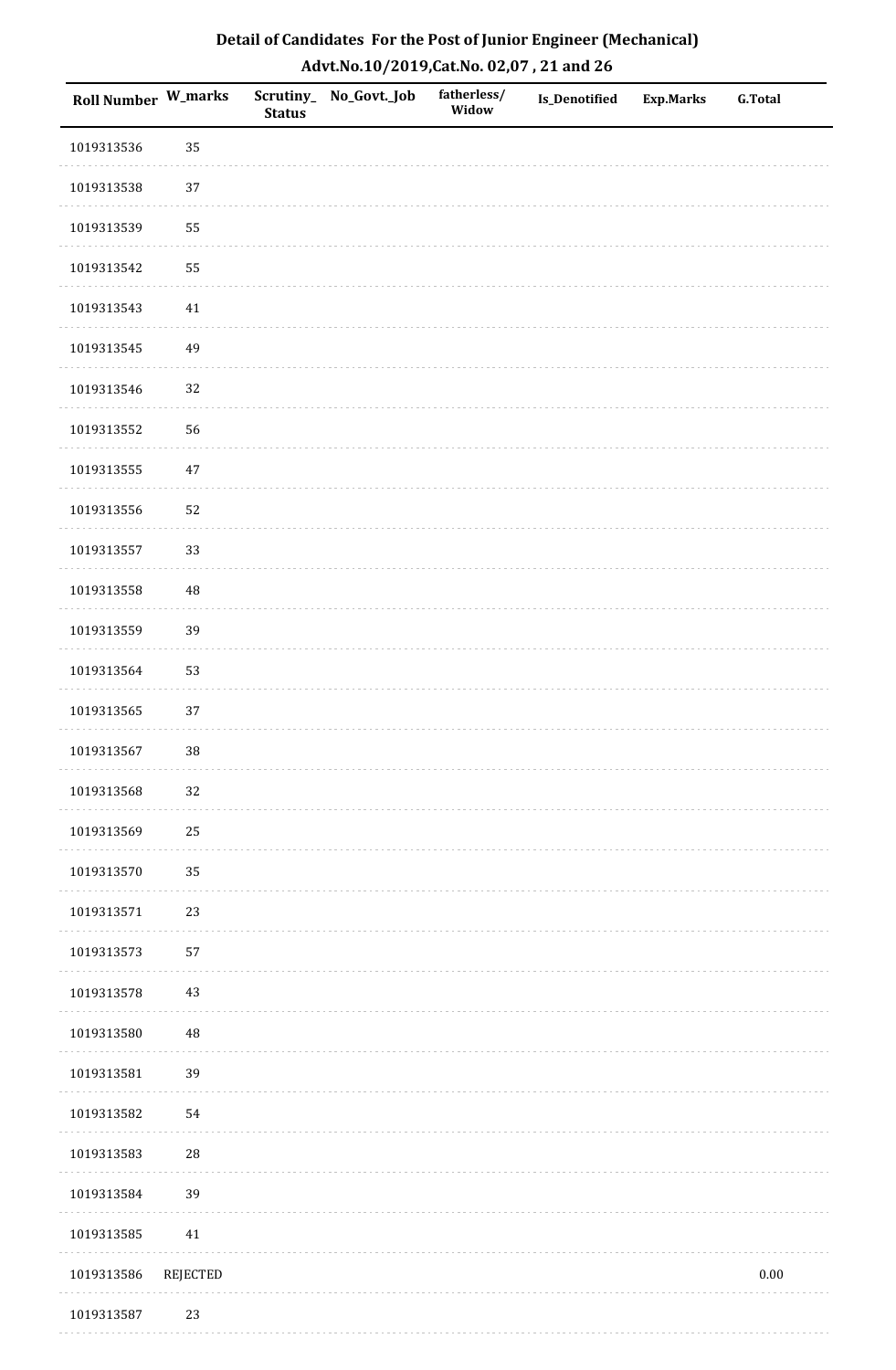# Detail of Candidates For the Post of Junior Engineer (Mechanical)

## Advt.No.10/2019,Cat.No. 02,07 , 21 and 26

| Roll Number | W_marks | Scrutiny_Status | No_Govt._Job | fatherless/Widow | Is_Denotified | Exp.Marks | G.Total |
|---|---|---|---|---|---|---|---|
| 1019313536 | 35 | | | | | | |
| 1019313538 | 37 | | | | | | |
| 1019313539 | 55 | | | | | | |
| 1019313542 | 55 | | | | | | |
| 1019313543 | 41 | | | | | | |
| 1019313545 | 49 | | | | | | |
| 1019313546 | 32 | | | | | | |
| 1019313552 | 56 | | | | | | |
| 1019313555 | 47 | | | | | | |
| 1019313556 | 52 | | | | | | |
| 1019313557 | 33 | | | | | | |
| 1019313558 | 48 | | | | | | |
| 1019313559 | 39 | | | | | | |
| 1019313564 | 53 | | | | | | |
| 1019313565 | 37 | | | | | | |
| 1019313567 | 38 | | | | | | |
| 1019313568 | 32 | | | | | | |
| 1019313569 | 25 | | | | | | |
| 1019313570 | 35 | | | | | | |
| 1019313571 | 23 | | | | | | |
| 1019313573 | 57 | | | | | | |
| 1019313578 | 43 | | | | | | |
| 1019313580 | 48 | | | | | | |
| 1019313581 | 39 | | | | | | |
| 1019313582 | 54 | | | | | | |
| 1019313583 | 28 | | | | | | |
| 1019313584 | 39 | | | | | | |
| 1019313585 | 41 | | | | | | |
| 1019313586 | REJECTED | | | | | | 0.00 |
| 1019313587 | 23 | | | | | | |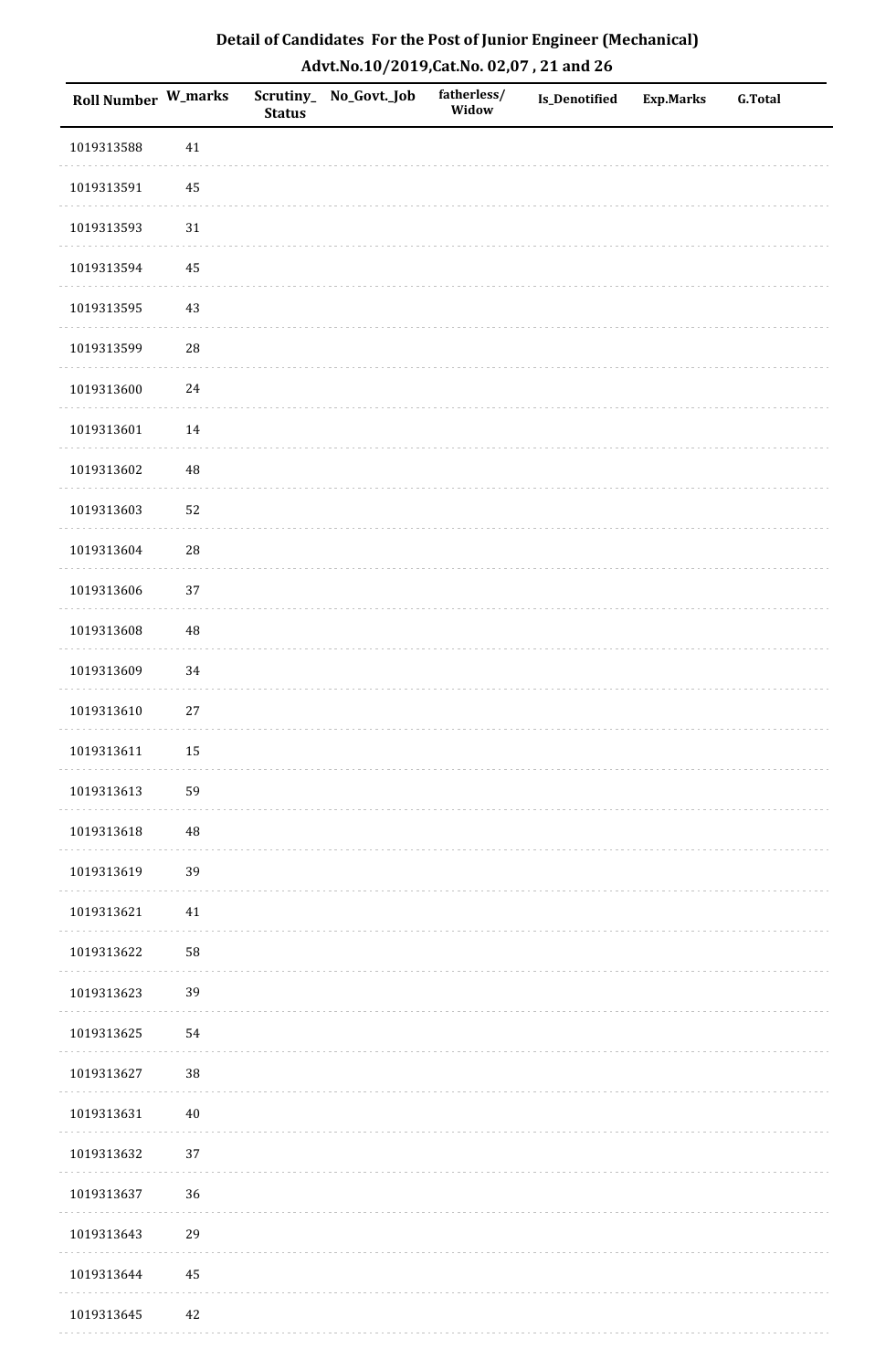# Detail of Candidates For the Post of Junior Engineer (Mechanical)

## Advt.No.10/2019,Cat.No. 02,07 , 21 and 26

| Roll Number | W_marks | Scrutiny_ Status | No_Govt._Job | fatherless/ Widow | Is_Denotified | Exp.Marks | G.Total |
|---|---|---|---|---|---|---|---|
| 1019313588 | 41 | | | | | | |
| 1019313591 | 45 | | | | | | |
| 1019313593 | 31 | | | | | | |
| 1019313594 | 45 | | | | | | |
| 1019313595 | 43 | | | | | | |
| 1019313599 | 28 | | | | | | |
| 1019313600 | 24 | | | | | | |
| 1019313601 | 14 | | | | | | |
| 1019313602 | 48 | | | | | | |
| 1019313603 | 52 | | | | | | |
| 1019313604 | 28 | | | | | | |
| 1019313606 | 37 | | | | | | |
| 1019313608 | 48 | | | | | | |
| 1019313609 | 34 | | | | | | |
| 1019313610 | 27 | | | | | | |
| 1019313611 | 15 | | | | | | |
| 1019313613 | 59 | | | | | | |
| 1019313618 | 48 | | | | | | |
| 1019313619 | 39 | | | | | | |
| 1019313621 | 41 | | | | | | |
| 1019313622 | 58 | | | | | | |
| 1019313623 | 39 | | | | | | |
| 1019313625 | 54 | | | | | | |
| 1019313627 | 38 | | | | | | |
| 1019313631 | 40 | | | | | | |
| 1019313632 | 37 | | | | | | |
| 1019313637 | 36 | | | | | | |
| 1019313643 | 29 | | | | | | |
| 1019313644 | 45 | | | | | | |
| 1019313645 | 42 | | | | | | |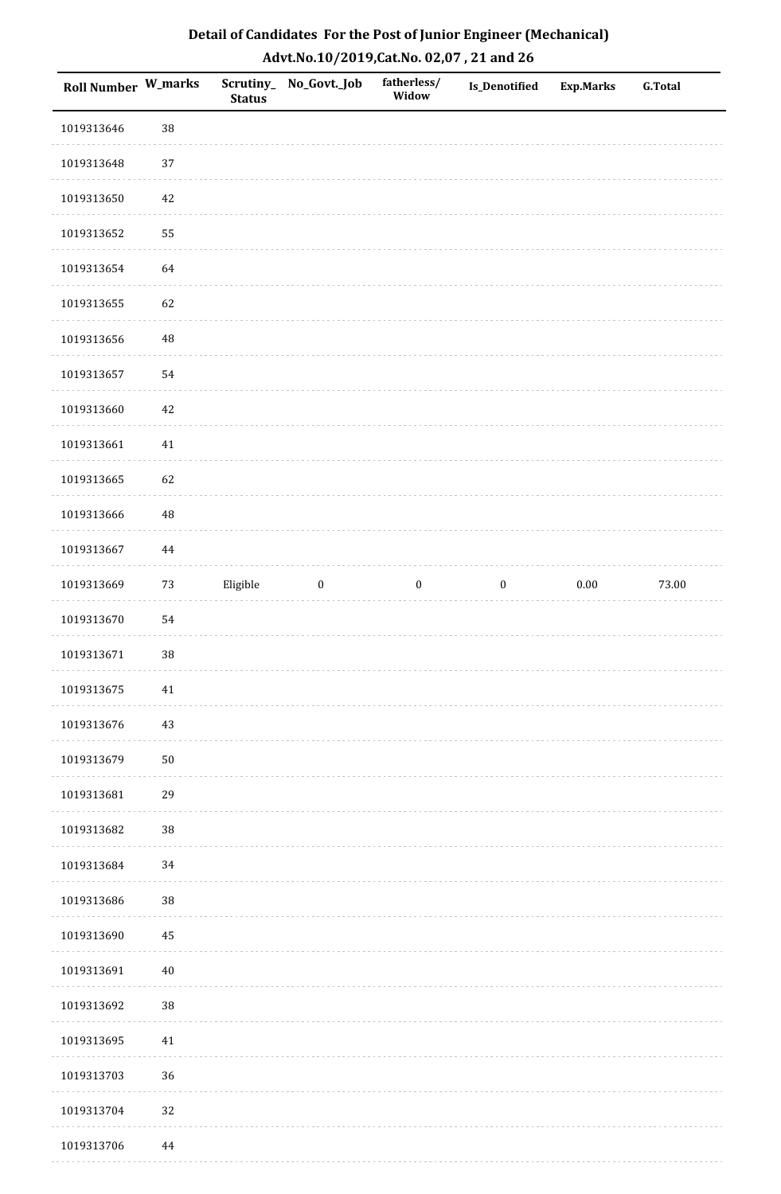# Detail of Candidates For the Post of Junior Engineer (Mechanical)

## Advt.No.10/2019,Cat.No. 02,07 , 21 and 26

| Roll Number | W_marks | Scrutiny_Status | No_Govt._Job | fatherless/Widow | Is_Denotified | Exp.Marks | G.Total |
|---|---|---|---|---|---|---|---|
| 1019313646 | 38 | | | | | | |
| 1019313648 | 37 | | | | | | |
| 1019313650 | 42 | | | | | | |
| 1019313652 | 55 | | | | | | |
| 1019313654 | 64 | | | | | | |
| 1019313655 | 62 | | | | | | |
| 1019313656 | 48 | | | | | | |
| 1019313657 | 54 | | | | | | |
| 1019313660 | 42 | | | | | | |
| 1019313661 | 41 | | | | | | |
| 1019313665 | 62 | | | | | | |
| 1019313666 | 48 | | | | | | |
| 1019313667 | 44 | | | | | | |
| 1019313669 | 73 | Eligible | 0 | 0 | 0 | 0.00 | 73.00 |
| 1019313670 | 54 | | | | | | |
| 1019313671 | 38 | | | | | | |
| 1019313675 | 41 | | | | | | |
| 1019313676 | 43 | | | | | | |
| 1019313679 | 50 | | | | | | |
| 1019313681 | 29 | | | | | | |
| 1019313682 | 38 | | | | | | |
| 1019313684 | 34 | | | | | | |
| 1019313686 | 38 | | | | | | |
| 1019313690 | 45 | | | | | | |
| 1019313691 | 40 | | | | | | |
| 1019313692 | 38 | | | | | | |
| 1019313695 | 41 | | | | | | |
| 1019313703 | 36 | | | | | | |
| 1019313704 | 32 | | | | | | |
| 1019313706 | 44 | | | | | | |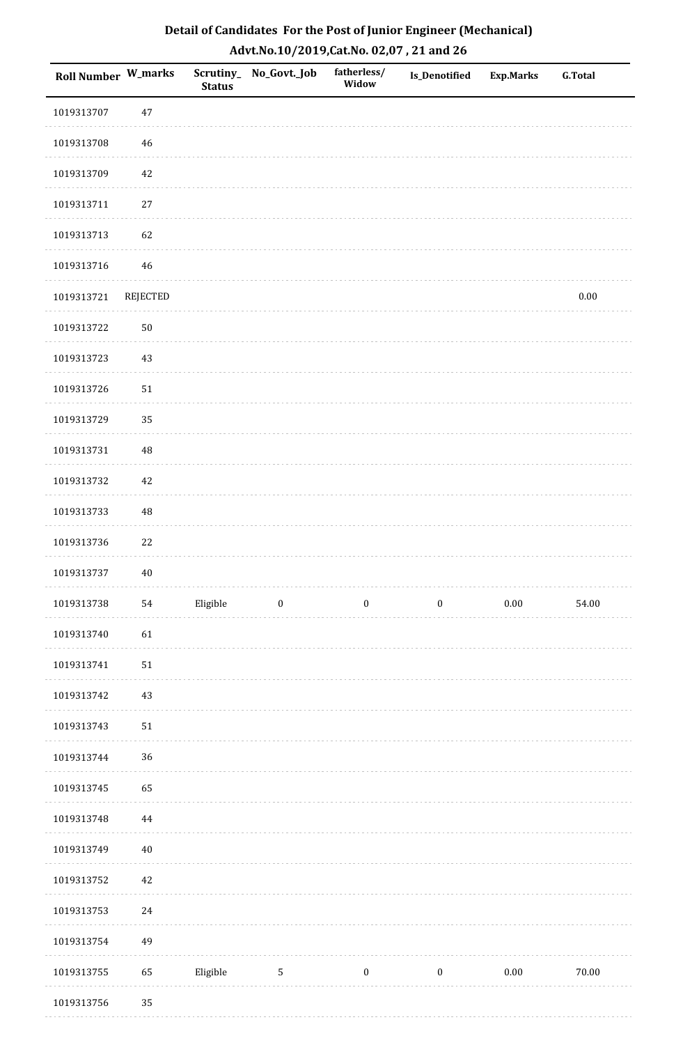## Detail of Candidates For the Post of Junior Engineer (Mechanical)
## Advt.No.10/2019,Cat.No. 02,07 , 21 and 26

| Roll Number | W_marks | Scrutiny_Status | No_Govt._Job | fatherless/Widow | Is_Denotified | Exp.Marks | G.Total |
|---|---|---|---|---|---|---|---|
| 1019313707 | 47 | | | | | | |
| 1019313708 | 46 | | | | | | |
| 1019313709 | 42 | | | | | | |
| 1019313711 | 27 | | | | | | |
| 1019313713 | 62 | | | | | | |
| 1019313716 | 46 | | | | | | |
| 1019313721 | REJECTED | | | | | | 0.00 |
| 1019313722 | 50 | | | | | | |
| 1019313723 | 43 | | | | | | |
| 1019313726 | 51 | | | | | | |
| 1019313729 | 35 | | | | | | |
| 1019313731 | 48 | | | | | | |
| 1019313732 | 42 | | | | | | |
| 1019313733 | 48 | | | | | | |
| 1019313736 | 22 | | | | | | |
| 1019313737 | 40 | | | | | | |
| 1019313738 | 54 | Eligible | 0 | 0 | 0 | 0.00 | 54.00 |
| 1019313740 | 61 | | | | | | |
| 1019313741 | 51 | | | | | | |
| 1019313742 | 43 | | | | | | |
| 1019313743 | 51 | | | | | | |
| 1019313744 | 36 | | | | | | |
| 1019313745 | 65 | | | | | | |
| 1019313748 | 44 | | | | | | |
| 1019313749 | 40 | | | | | | |
| 1019313752 | 42 | | | | | | |
| 1019313753 | 24 | | | | | | |
| 1019313754 | 49 | | | | | | |
| 1019313755 | 65 | Eligible | 5 | 0 | 0 | 0.00 | 70.00 |
| 1019313756 | 35 | | | | | | |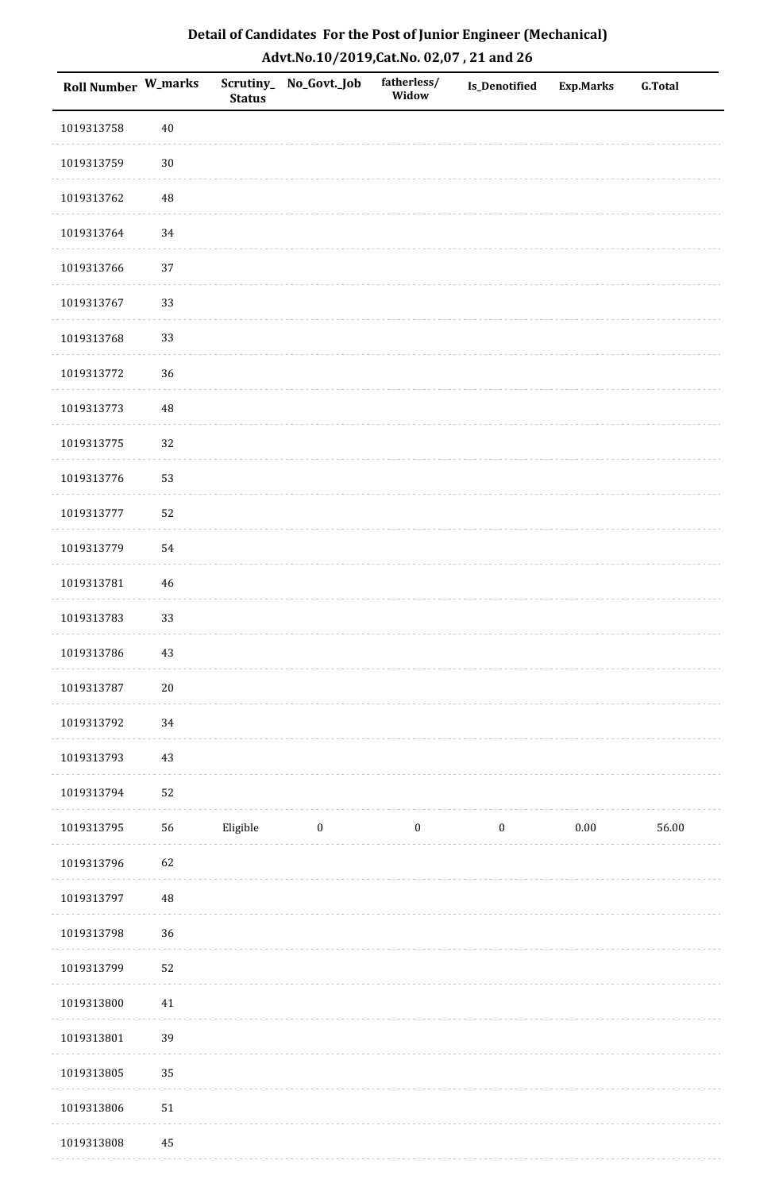# Detail of Candidates For the Post of Junior Engineer (Mechanical)

## Advt.No.10/2019,Cat.No. 02,07 , 21 and 26

| Roll Number | W_marks | Scrutiny_Status | No_Govt._Job | fatherless/Widow | Is_Denotified | Exp.Marks | G.Total |
|---|---|---|---|---|---|---|---|
| 1019313758 | 40 | | | | | | |
| 1019313759 | 30 | | | | | | |
| 1019313762 | 48 | | | | | | |
| 1019313764 | 34 | | | | | | |
| 1019313766 | 37 | | | | | | |
| 1019313767 | 33 | | | | | | |
| 1019313768 | 33 | | | | | | |
| 1019313772 | 36 | | | | | | |
| 1019313773 | 48 | | | | | | |
| 1019313775 | 32 | | | | | | |
| 1019313776 | 53 | | | | | | |
| 1019313777 | 52 | | | | | | |
| 1019313779 | 54 | | | | | | |
| 1019313781 | 46 | | | | | | |
| 1019313783 | 33 | | | | | | |
| 1019313786 | 43 | | | | | | |
| 1019313787 | 20 | | | | | | |
| 1019313792 | 34 | | | | | | |
| 1019313793 | 43 | | | | | | |
| 1019313794 | 52 | | | | | | |
| 1019313795 | 56 | Eligible | 0 | 0 | 0 | 0.00 | 56.00 |
| 1019313796 | 62 | | | | | | |
| 1019313797 | 48 | | | | | | |
| 1019313798 | 36 | | | | | | |
| 1019313799 | 52 | | | | | | |
| 1019313800 | 41 | | | | | | |
| 1019313801 | 39 | | | | | | |
| 1019313805 | 35 | | | | | | |
| 1019313806 | 51 | | | | | | |
| 1019313808 | 45 | | | | | | |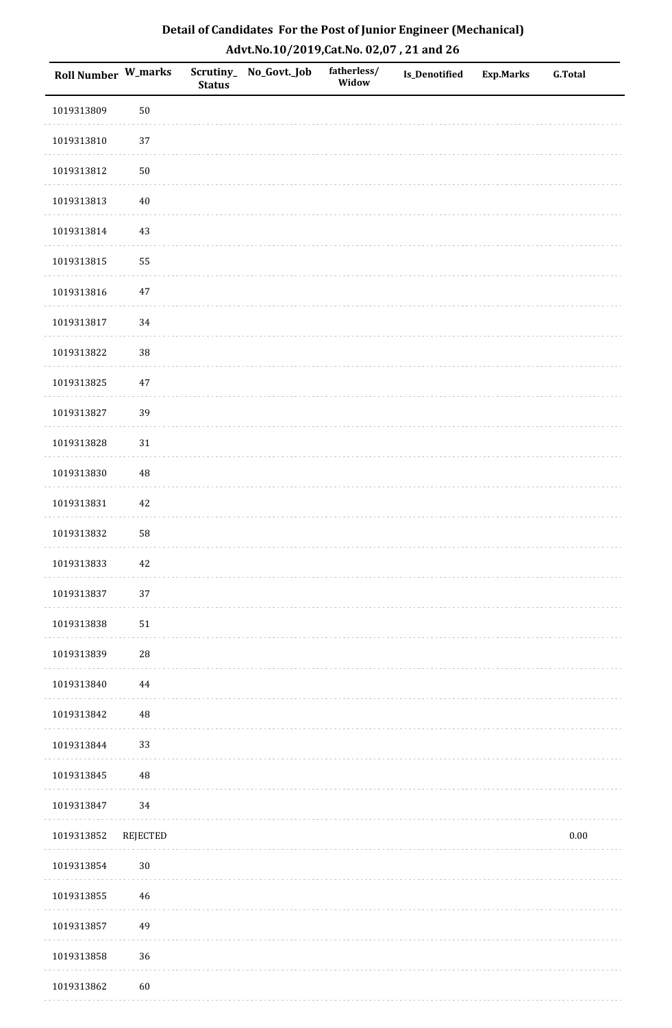# Detail of Candidates For the Post of Junior Engineer (Mechanical)

## Advt.No.10/2019,Cat.No. 02,07 , 21 and 26

| Roll Number | W_marks | Scrutiny_Status | No_Govt._Job | fatherless/Widow | Is_Denotified | Exp.Marks | G.Total |
|---|---|---|---|---|---|---|---|
| 1019313809 | 50 | | | | | | |
| 1019313810 | 37 | | | | | | |
| 1019313812 | 50 | | | | | | |
| 1019313813 | 40 | | | | | | |
| 1019313814 | 43 | | | | | | |
| 1019313815 | 55 | | | | | | |
| 1019313816 | 47 | | | | | | |
| 1019313817 | 34 | | | | | | |
| 1019313822 | 38 | | | | | | |
| 1019313825 | 47 | | | | | | |
| 1019313827 | 39 | | | | | | |
| 1019313828 | 31 | | | | | | |
| 1019313830 | 48 | | | | | | |
| 1019313831 | 42 | | | | | | |
| 1019313832 | 58 | | | | | | |
| 1019313833 | 42 | | | | | | |
| 1019313837 | 37 | | | | | | |
| 1019313838 | 51 | | | | | | |
| 1019313839 | 28 | | | | | | |
| 1019313840 | 44 | | | | | | |
| 1019313842 | 48 | | | | | | |
| 1019313844 | 33 | | | | | | |
| 1019313845 | 48 | | | | | | |
| 1019313847 | 34 | | | | | | |
| 1019313852 | REJECTED | | | | | | 0.00 |
| 1019313854 | 30 | | | | | | |
| 1019313855 | 46 | | | | | | |
| 1019313857 | 49 | | | | | | |
| 1019313858 | 36 | | | | | | |
| 1019313862 | 60 | | | | | | |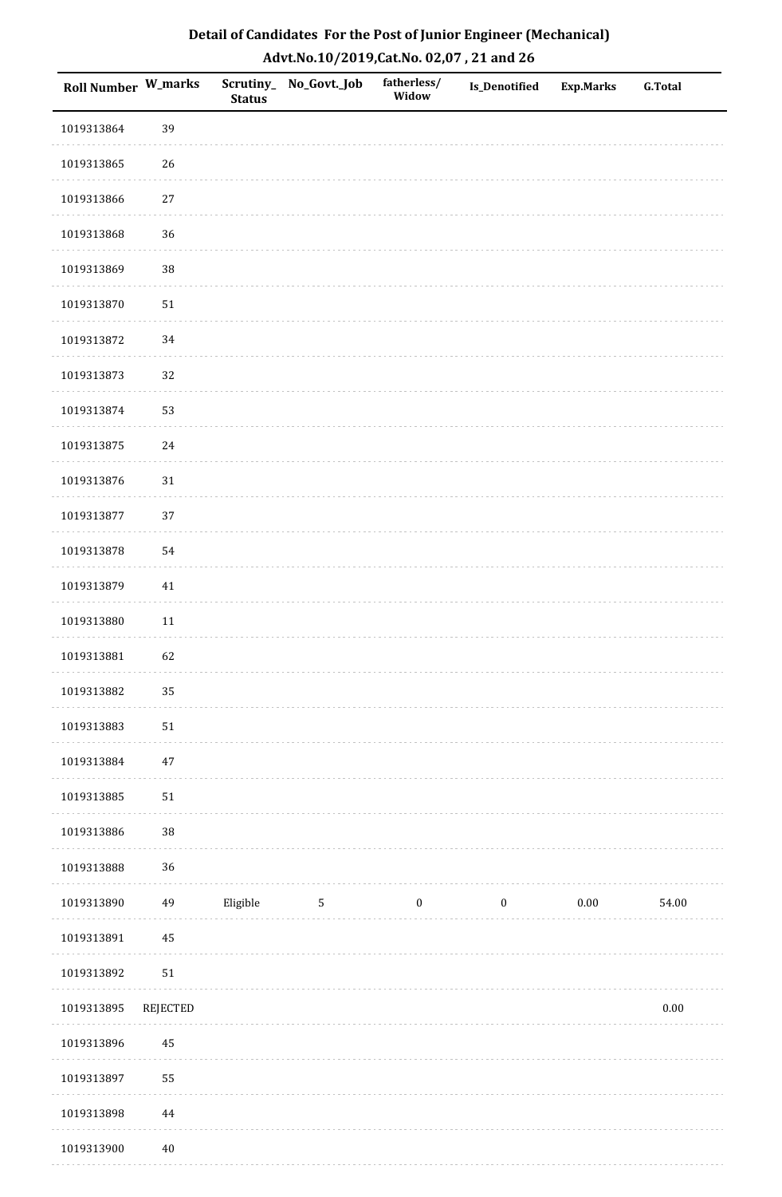# Detail of Candidates For the Post of Junior Engineer (Mechanical)

## Advt.No.10/2019,Cat.No. 02,07 , 21 and 26

| Roll Number | W_marks | Scrutiny_Status | No_Govt._Job | fatherless/Widow | Is_Denotified | Exp.Marks | G.Total |
|---|---|---|---|---|---|---|---|
| 1019313864 | 39 | | | | | | |
| 1019313865 | 26 | | | | | | |
| 1019313866 | 27 | | | | | | |
| 1019313868 | 36 | | | | | | |
| 1019313869 | 38 | | | | | | |
| 1019313870 | 51 | | | | | | |
| 1019313872 | 34 | | | | | | |
| 1019313873 | 32 | | | | | | |
| 1019313874 | 53 | | | | | | |
| 1019313875 | 24 | | | | | | |
| 1019313876 | 31 | | | | | | |
| 1019313877 | 37 | | | | | | |
| 1019313878 | 54 | | | | | | |
| 1019313879 | 41 | | | | | | |
| 1019313880 | 11 | | | | | | |
| 1019313881 | 62 | | | | | | |
| 1019313882 | 35 | | | | | | |
| 1019313883 | 51 | | | | | | |
| 1019313884 | 47 | | | | | | |
| 1019313885 | 51 | | | | | | |
| 1019313886 | 38 | | | | | | |
| 1019313888 | 36 | | | | | | |
| 1019313890 | 49 | Eligible | 5 | 0 | 0 | 0.00 | 54.00 |
| 1019313891 | 45 | | | | | | |
| 1019313892 | 51 | | | | | | |
| 1019313895 | REJECTED | | | | | | 0.00 |
| 1019313896 | 45 | | | | | | |
| 1019313897 | 55 | | | | | | |
| 1019313898 | 44 | | | | | | |
| 1019313900 | 40 | | | | | | |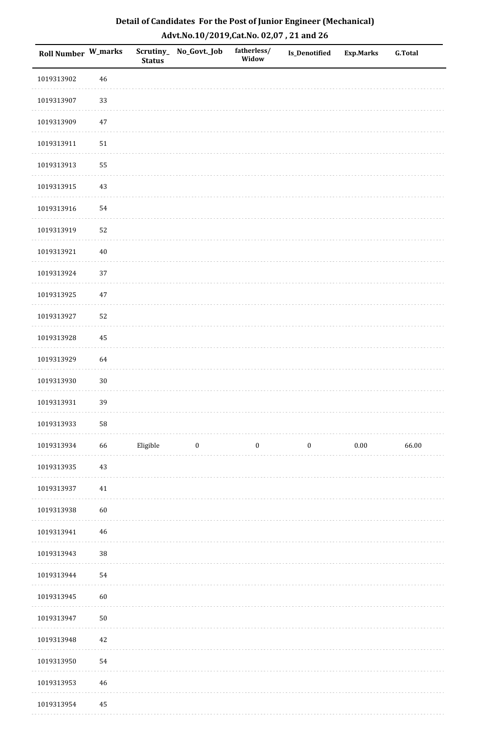# Detail of Candidates For the Post of Junior Engineer (Mechanical)

## Advt.No.10/2019,Cat.No. 02,07 , 21 and 26

| Roll Number | W_marks | Scrutiny_Status | No_Govt._Job | fatherless/Widow | Is_Denotified | Exp.Marks | G.Total |
|---|---|---|---|---|---|---|---|
| 1019313902 | 46 | | | | | | |
| 1019313907 | 33 | | | | | | |
| 1019313909 | 47 | | | | | | |
| 1019313911 | 51 | | | | | | |
| 1019313913 | 55 | | | | | | |
| 1019313915 | 43 | | | | | | |
| 1019313916 | 54 | | | | | | |
| 1019313919 | 52 | | | | | | |
| 1019313921 | 40 | | | | | | |
| 1019313924 | 37 | | | | | | |
| 1019313925 | 47 | | | | | | |
| 1019313927 | 52 | | | | | | |
| 1019313928 | 45 | | | | | | |
| 1019313929 | 64 | | | | | | |
| 1019313930 | 30 | | | | | | |
| 1019313931 | 39 | | | | | | |
| 1019313933 | 58 | | | | | | |
| 1019313934 | 66 | Eligible | 0 | 0 | 0 | 0.00 | 66.00 |
| 1019313935 | 43 | | | | | | |
| 1019313937 | 41 | | | | | | |
| 1019313938 | 60 | | | | | | |
| 1019313941 | 46 | | | | | | |
| 1019313943 | 38 | | | | | | |
| 1019313944 | 54 | | | | | | |
| 1019313945 | 60 | | | | | | |
| 1019313947 | 50 | | | | | | |
| 1019313948 | 42 | | | | | | |
| 1019313950 | 54 | | | | | | |
| 1019313953 | 46 | | | | | | |
| 1019313954 | 45 | | | | | | |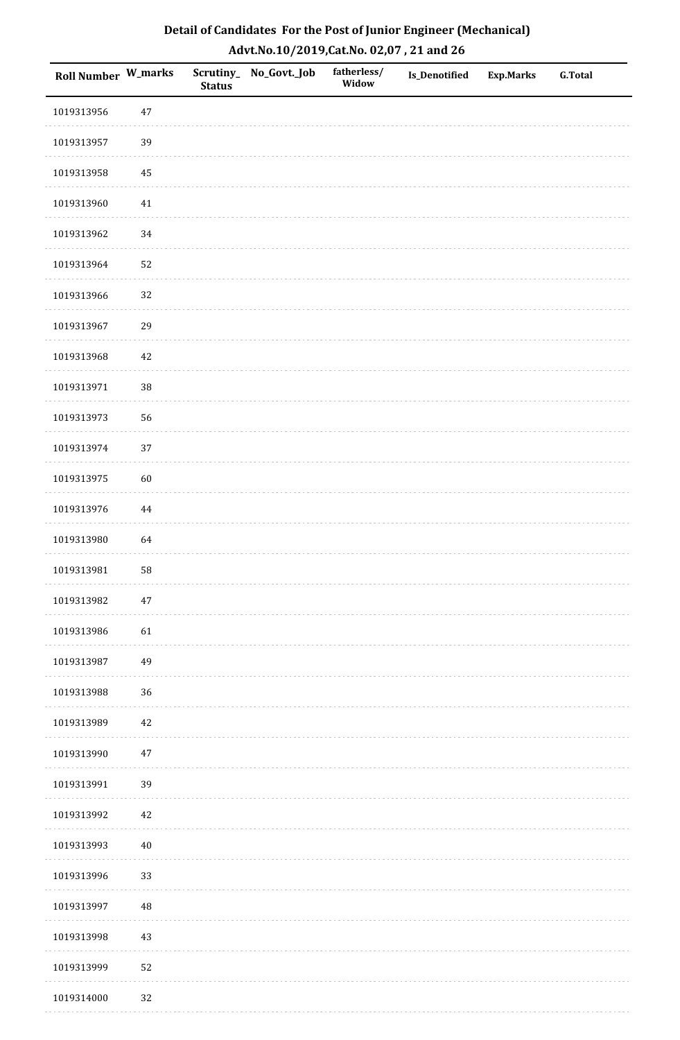## Detail of Candidates For the Post of Junior Engineer (Mechanical)
## Advt.No.10/2019,Cat.No. 02,07 , 21 and 26

| Roll Number | W_marks | Scrutiny_Status | No_Govt._Job | fatherless/Widow | Is_Denotified | Exp.Marks | G.Total |
|---|---|---|---|---|---|---|---|
| 1019313956 | 47 | | | | | | |
| 1019313957 | 39 | | | | | | |
| 1019313958 | 45 | | | | | | |
| 1019313960 | 41 | | | | | | |
| 1019313962 | 34 | | | | | | |
| 1019313964 | 52 | | | | | | |
| 1019313966 | 32 | | | | | | |
| 1019313967 | 29 | | | | | | |
| 1019313968 | 42 | | | | | | |
| 1019313971 | 38 | | | | | | |
| 1019313973 | 56 | | | | | | |
| 1019313974 | 37 | | | | | | |
| 1019313975 | 60 | | | | | | |
| 1019313976 | 44 | | | | | | |
| 1019313980 | 64 | | | | | | |
| 1019313981 | 58 | | | | | | |
| 1019313982 | 47 | | | | | | |
| 1019313986 | 61 | | | | | | |
| 1019313987 | 49 | | | | | | |
| 1019313988 | 36 | | | | | | |
| 1019313989 | 42 | | | | | | |
| 1019313990 | 47 | | | | | | |
| 1019313991 | 39 | | | | | | |
| 1019313992 | 42 | | | | | | |
| 1019313993 | 40 | | | | | | |
| 1019313996 | 33 | | | | | | |
| 1019313997 | 48 | | | | | | |
| 1019313998 | 43 | | | | | | |
| 1019313999 | 52 | | | | | | |
| 1019314000 | 32 | | | | | | |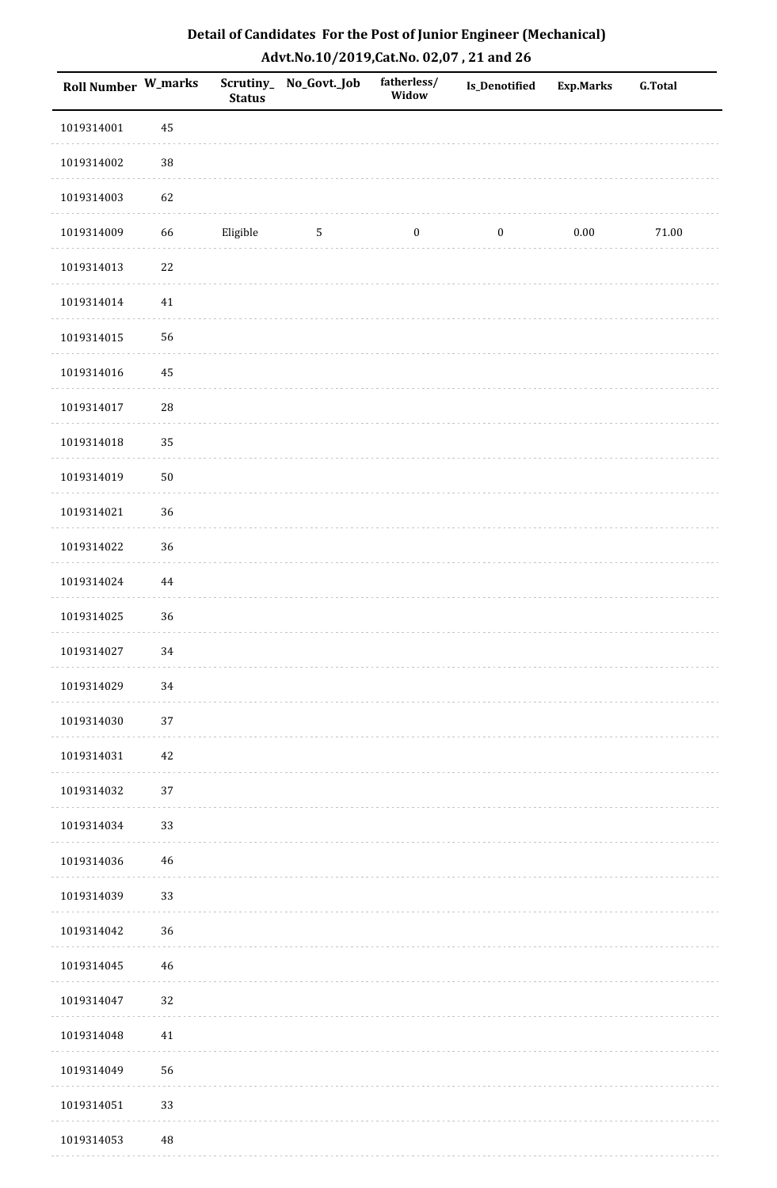## Detail of Candidates For the Post of Junior Engineer (Mechanical)

### Advt.No.10/2019,Cat.No. 02,07 , 21 and 26

| Roll Number | W_marks | Scrutiny_ Status | No_Govt._Job | fatherless/ Widow | Is_Denotified | Exp.Marks | G.Total |
|---|---|---|---|---|---|---|---|
| 1019314001 | 45 | | | | | | |
| 1019314002 | 38 | | | | | | |
| 1019314003 | 62 | | | | | | |
| 1019314009 | 66 | Eligible | 5 | 0 | 0 | 0.00 | 71.00 |
| 1019314013 | 22 | | | | | | |
| 1019314014 | 41 | | | | | | |
| 1019314015 | 56 | | | | | | |
| 1019314016 | 45 | | | | | | |
| 1019314017 | 28 | | | | | | |
| 1019314018 | 35 | | | | | | |
| 1019314019 | 50 | | | | | | |
| 1019314021 | 36 | | | | | | |
| 1019314022 | 36 | | | | | | |
| 1019314024 | 44 | | | | | | |
| 1019314025 | 36 | | | | | | |
| 1019314027 | 34 | | | | | | |
| 1019314029 | 34 | | | | | | |
| 1019314030 | 37 | | | | | | |
| 1019314031 | 42 | | | | | | |
| 1019314032 | 37 | | | | | | |
| 1019314034 | 33 | | | | | | |
| 1019314036 | 46 | | | | | | |
| 1019314039 | 33 | | | | | | |
| 1019314042 | 36 | | | | | | |
| 1019314045 | 46 | | | | | | |
| 1019314047 | 32 | | | | | | |
| 1019314048 | 41 | | | | | | |
| 1019314049 | 56 | | | | | | |
| 1019314051 | 33 | | | | | | |
| 1019314053 | 48 | | | | | | |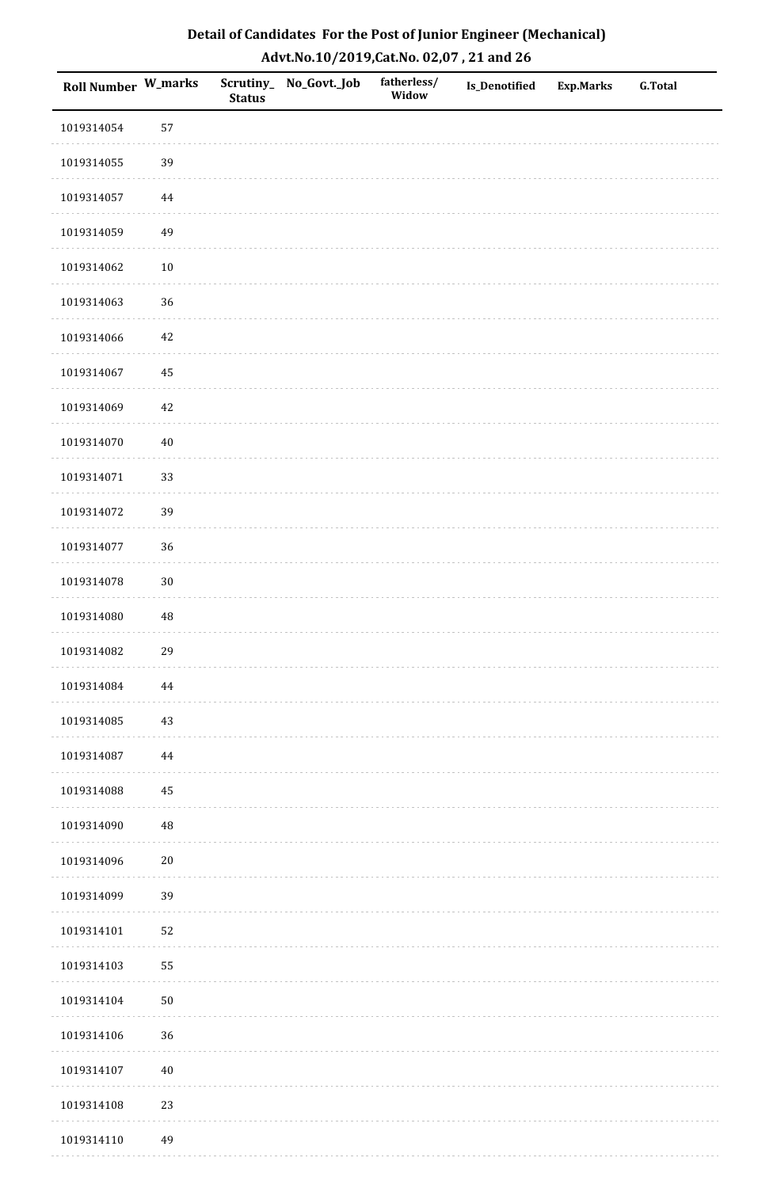## Detail of Candidates For the Post of Junior Engineer (Mechanical)

### Advt.No.10/2019,Cat.No. 02,07 , 21 and 26

| Roll Number | W_marks | Scrutiny_Status | No_Govt._Job | fatherless/Widow | Is_Denotified | Exp.Marks | G.Total |
|---|---|---|---|---|---|---|---|
| 1019314054 | 57 | | | | | | |
| 1019314055 | 39 | | | | | | |
| 1019314057 | 44 | | | | | | |
| 1019314059 | 49 | | | | | | |
| 1019314062 | 10 | | | | | | |
| 1019314063 | 36 | | | | | | |
| 1019314066 | 42 | | | | | | |
| 1019314067 | 45 | | | | | | |
| 1019314069 | 42 | | | | | | |
| 1019314070 | 40 | | | | | | |
| 1019314071 | 33 | | | | | | |
| 1019314072 | 39 | | | | | | |
| 1019314077 | 36 | | | | | | |
| 1019314078 | 30 | | | | | | |
| 1019314080 | 48 | | | | | | |
| 1019314082 | 29 | | | | | | |
| 1019314084 | 44 | | | | | | |
| 1019314085 | 43 | | | | | | |
| 1019314087 | 44 | | | | | | |
| 1019314088 | 45 | | | | | | |
| 1019314090 | 48 | | | | | | |
| 1019314096 | 20 | | | | | | |
| 1019314099 | 39 | | | | | | |
| 1019314101 | 52 | | | | | | |
| 1019314103 | 55 | | | | | | |
| 1019314104 | 50 | | | | | | |
| 1019314106 | 36 | | | | | | |
| 1019314107 | 40 | | | | | | |
| 1019314108 | 23 | | | | | | |
| 1019314110 | 49 | | | | | | |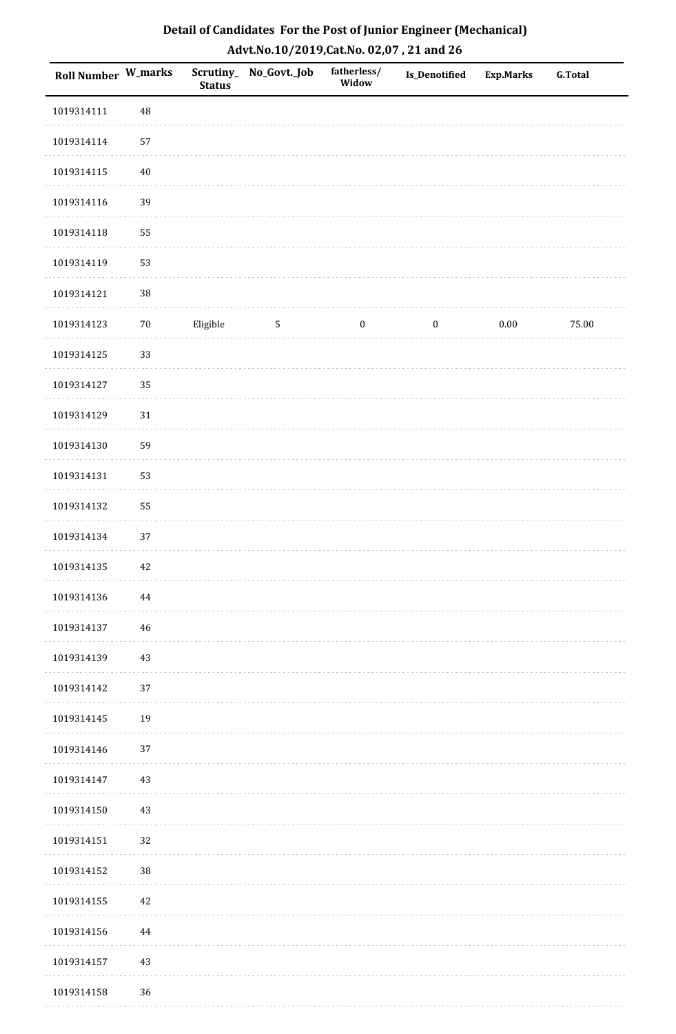# Detail of Candidates For the Post of Junior Engineer (Mechanical)

## Advt.No.10/2019,Cat.No. 02,07 , 21 and 26

| Roll Number | W_marks | Scrutiny_ Status | No_Govt._Job | fatherless/ Widow | Is_Denotified | Exp.Marks | G.Total |
|---|---|---|---|---|---|---|---|
| 1019314111 | 48 | | | | | | |
| 1019314114 | 57 | | | | | | |
| 1019314115 | 40 | | | | | | |
| 1019314116 | 39 | | | | | | |
| 1019314118 | 55 | | | | | | |
| 1019314119 | 53 | | | | | | |
| 1019314121 | 38 | | | | | | |
| 1019314123 | 70 | Eligible | 5 | 0 | 0 | 0.00 | 75.00 |
| 1019314125 | 33 | | | | | | |
| 1019314127 | 35 | | | | | | |
| 1019314129 | 31 | | | | | | |
| 1019314130 | 59 | | | | | | |
| 1019314131 | 53 | | | | | | |
| 1019314132 | 55 | | | | | | |
| 1019314134 | 37 | | | | | | |
| 1019314135 | 42 | | | | | | |
| 1019314136 | 44 | | | | | | |
| 1019314137 | 46 | | | | | | |
| 1019314139 | 43 | | | | | | |
| 1019314142 | 37 | | | | | | |
| 1019314145 | 19 | | | | | | |
| 1019314146 | 37 | | | | | | |
| 1019314147 | 43 | | | | | | |
| 1019314150 | 43 | | | | | | |
| 1019314151 | 32 | | | | | | |
| 1019314152 | 38 | | | | | | |
| 1019314155 | 42 | | | | | | |
| 1019314156 | 44 | | | | | | |
| 1019314157 | 43 | | | | | | |
| 1019314158 | 36 | | | | | | |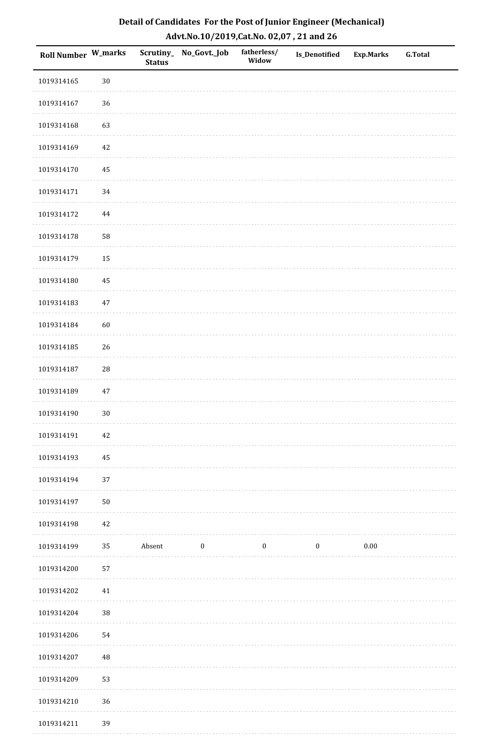# Detail of Candidates For the Post of Junior Engineer (Mechanical)

## Advt.No.10/2019,Cat.No. 02,07 , 21 and 26

| Roll Number | W_marks | Scrutiny_Status | No_Govt._Job | fatherless/Widow | Is_Denotified | Exp.Marks | G.Total |
|---|---|---|---|---|---|---|---|
| 1019314165 | 30 | | | | | | |
| 1019314167 | 36 | | | | | | |
| 1019314168 | 63 | | | | | | |
| 1019314169 | 42 | | | | | | |
| 1019314170 | 45 | | | | | | |
| 1019314171 | 34 | | | | | | |
| 1019314172 | 44 | | | | | | |
| 1019314178 | 58 | | | | | | |
| 1019314179 | 15 | | | | | | |
| 1019314180 | 45 | | | | | | |
| 1019314183 | 47 | | | | | | |
| 1019314184 | 60 | | | | | | |
| 1019314185 | 26 | | | | | | |
| 1019314187 | 28 | | | | | | |
| 1019314189 | 47 | | | | | | |
| 1019314190 | 30 | | | | | | |
| 1019314191 | 42 | | | | | | |
| 1019314193 | 45 | | | | | | |
| 1019314194 | 37 | | | | | | |
| 1019314197 | 50 | | | | | | |
| 1019314198 | 42 | | | | | | |
| 1019314199 | 35 | Absent | 0 | 0 | 0 | 0.00 | |
| 1019314200 | 57 | | | | | | |
| 1019314202 | 41 | | | | | | |
| 1019314204 | 38 | | | | | | |
| 1019314206 | 54 | | | | | | |
| 1019314207 | 48 | | | | | | |
| 1019314209 | 53 | | | | | | |
| 1019314210 | 36 | | | | | | |
| 1019314211 | 39 | | | | | | |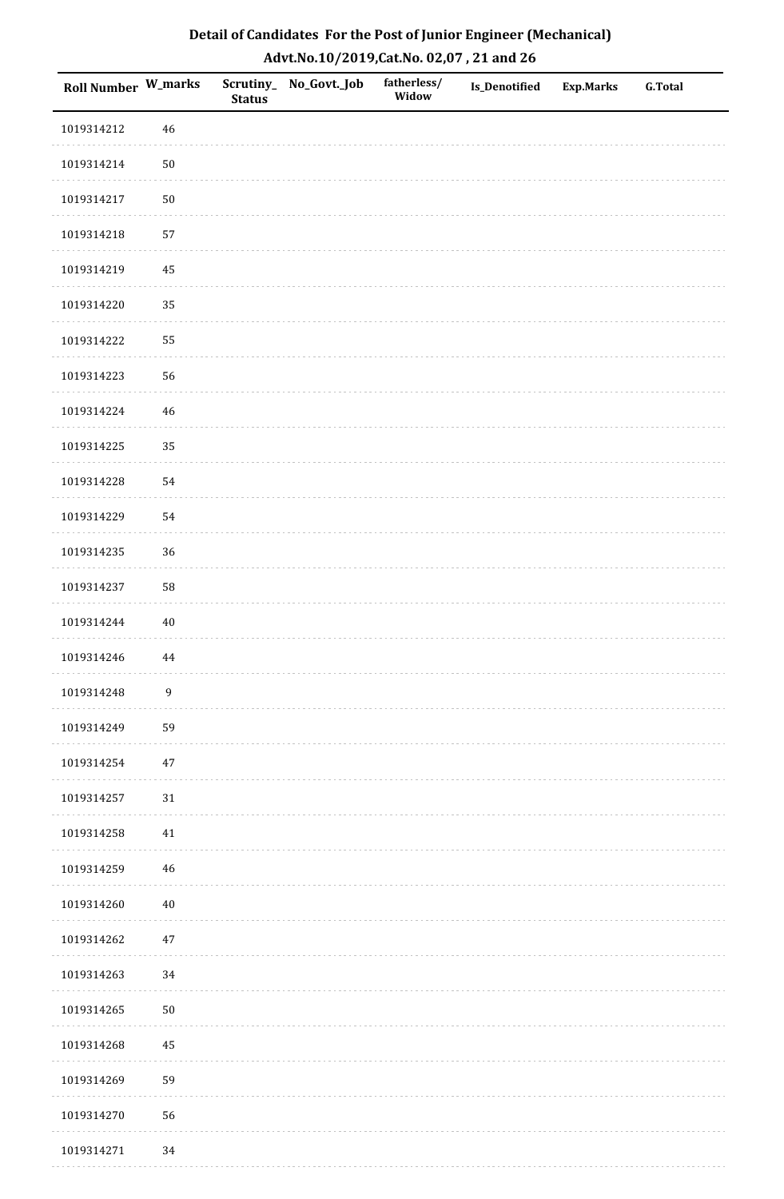# Detail of Candidates For the Post of Junior Engineer (Mechanical)

## Advt.No.10/2019,Cat.No. 02,07 , 21 and 26

| Roll Number | W_marks | Scrutiny_Status | No_Govt._Job | fatherless/Widow | Is_Denotified | Exp.Marks | G.Total |
|---|---|---|---|---|---|---|---|
| 1019314212 | 46 | | | | | | |
| 1019314214 | 50 | | | | | | |
| 1019314217 | 50 | | | | | | |
| 1019314218 | 57 | | | | | | |
| 1019314219 | 45 | | | | | | |
| 1019314220 | 35 | | | | | | |
| 1019314222 | 55 | | | | | | |
| 1019314223 | 56 | | | | | | |
| 1019314224 | 46 | | | | | | |
| 1019314225 | 35 | | | | | | |
| 1019314228 | 54 | | | | | | |
| 1019314229 | 54 | | | | | | |
| 1019314235 | 36 | | | | | | |
| 1019314237 | 58 | | | | | | |
| 1019314244 | 40 | | | | | | |
| 1019314246 | 44 | | | | | | |
| 1019314248 | 9 | | | | | | |
| 1019314249 | 59 | | | | | | |
| 1019314254 | 47 | | | | | | |
| 1019314257 | 31 | | | | | | |
| 1019314258 | 41 | | | | | | |
| 1019314259 | 46 | | | | | | |
| 1019314260 | 40 | | | | | | |
| 1019314262 | 47 | | | | | | |
| 1019314263 | 34 | | | | | | |
| 1019314265 | 50 | | | | | | |
| 1019314268 | 45 | | | | | | |
| 1019314269 | 59 | | | | | | |
| 1019314270 | 56 | | | | | | |
| 1019314271 | 34 | | | | | | |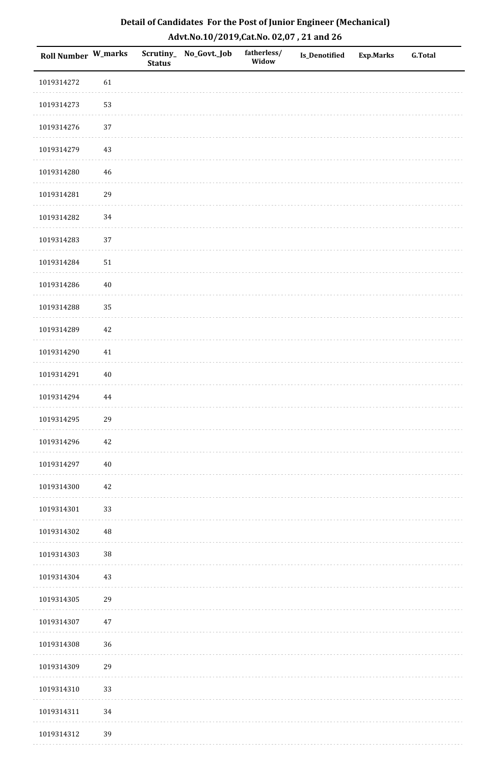## Detail of Candidates For the Post of Junior Engineer (Mechanical)

### Advt.No.10/2019,Cat.No. 02,07 , 21 and 26

| Roll Number | W_marks | Scrutiny_Status | No_Govt._Job | fatherless/Widow | Is_Denotified | Exp.Marks | G.Total |
|---|---|---|---|---|---|---|---|
| 1019314272 | 61 | | | | | | |
| 1019314273 | 53 | | | | | | |
| 1019314276 | 37 | | | | | | |
| 1019314279 | 43 | | | | | | |
| 1019314280 | 46 | | | | | | |
| 1019314281 | 29 | | | | | | |
| 1019314282 | 34 | | | | | | |
| 1019314283 | 37 | | | | | | |
| 1019314284 | 51 | | | | | | |
| 1019314286 | 40 | | | | | | |
| 1019314288 | 35 | | | | | | |
| 1019314289 | 42 | | | | | | |
| 1019314290 | 41 | | | | | | |
| 1019314291 | 40 | | | | | | |
| 1019314294 | 44 | | | | | | |
| 1019314295 | 29 | | | | | | |
| 1019314296 | 42 | | | | | | |
| 1019314297 | 40 | | | | | | |
| 1019314300 | 42 | | | | | | |
| 1019314301 | 33 | | | | | | |
| 1019314302 | 48 | | | | | | |
| 1019314303 | 38 | | | | | | |
| 1019314304 | 43 | | | | | | |
| 1019314305 | 29 | | | | | | |
| 1019314307 | 47 | | | | | | |
| 1019314308 | 36 | | | | | | |
| 1019314309 | 29 | | | | | | |
| 1019314310 | 33 | | | | | | |
| 1019314311 | 34 | | | | | | |
| 1019314312 | 39 | | | | | | |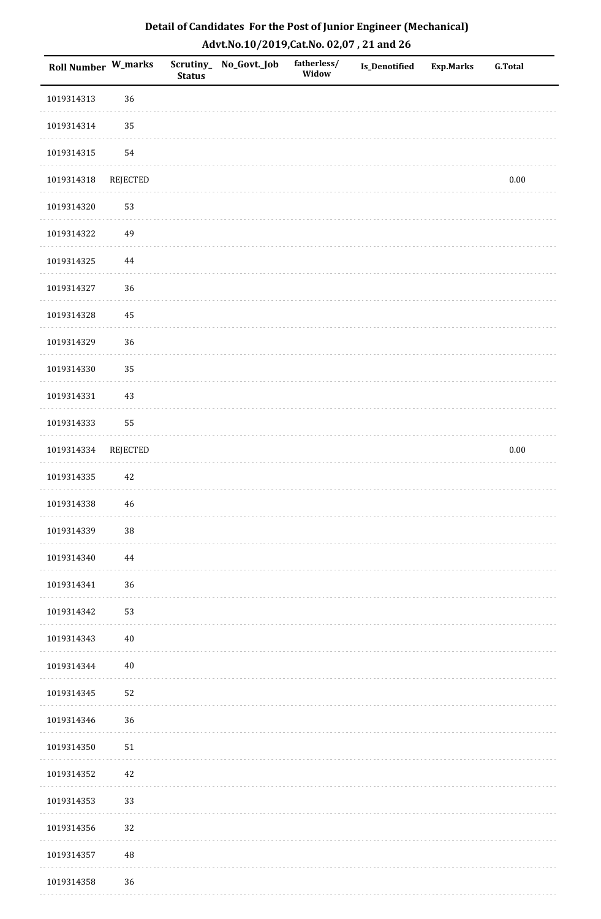# Detail of Candidates For the Post of Junior Engineer (Mechanical)

## Advt.No.10/2019,Cat.No. 02,07 , 21 and 26

| Roll Number | W_marks | Scrutiny_Status | No_Govt._Job | fatherless/Widow | Is_Denotified | Exp.Marks | G.Total |
|---|---|---|---|---|---|---|---|
| 1019314313 | 36 | | | | | | |
| 1019314314 | 35 | | | | | | |
| 1019314315 | 54 | | | | | | |
| 1019314318 | REJECTED | | | | | | 0.00 |
| 1019314320 | 53 | | | | | | |
| 1019314322 | 49 | | | | | | |
| 1019314325 | 44 | | | | | | |
| 1019314327 | 36 | | | | | | |
| 1019314328 | 45 | | | | | | |
| 1019314329 | 36 | | | | | | |
| 1019314330 | 35 | | | | | | |
| 1019314331 | 43 | | | | | | |
| 1019314333 | 55 | | | | | | |
| 1019314334 | REJECTED | | | | | | 0.00 |
| 1019314335 | 42 | | | | | | |
| 1019314338 | 46 | | | | | | |
| 1019314339 | 38 | | | | | | |
| 1019314340 | 44 | | | | | | |
| 1019314341 | 36 | | | | | | |
| 1019314342 | 53 | | | | | | |
| 1019314343 | 40 | | | | | | |
| 1019314344 | 40 | | | | | | |
| 1019314345 | 52 | | | | | | |
| 1019314346 | 36 | | | | | | |
| 1019314350 | 51 | | | | | | |
| 1019314352 | 42 | | | | | | |
| 1019314353 | 33 | | | | | | |
| 1019314356 | 32 | | | | | | |
| 1019314357 | 48 | | | | | | |
| 1019314358 | 36 | | | | | | |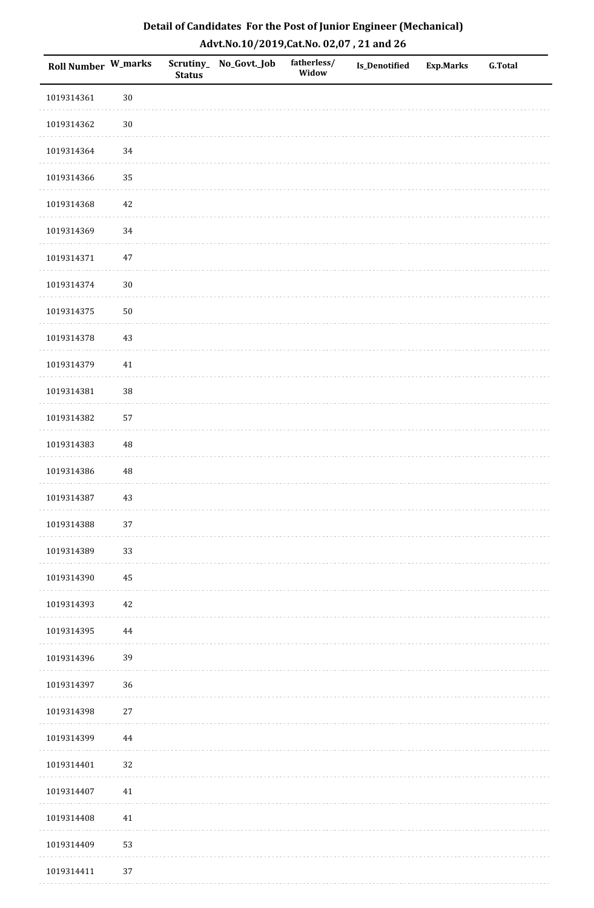## Detail of Candidates For the Post of Junior Engineer (Mechanical)

### Advt.No.10/2019,Cat.No. 02,07 , 21 and 26

| Roll Number | W_marks | Scrutiny_Status | No_Govt._Job | fatherless/Widow | Is_Denotified | Exp.Marks | G.Total |
|---|---|---|---|---|---|---|---|
| 1019314361 | 30 | | | | | | |
| 1019314362 | 30 | | | | | | |
| 1019314364 | 34 | | | | | | |
| 1019314366 | 35 | | | | | | |
| 1019314368 | 42 | | | | | | |
| 1019314369 | 34 | | | | | | |
| 1019314371 | 47 | | | | | | |
| 1019314374 | 30 | | | | | | |
| 1019314375 | 50 | | | | | | |
| 1019314378 | 43 | | | | | | |
| 1019314379 | 41 | | | | | | |
| 1019314381 | 38 | | | | | | |
| 1019314382 | 57 | | | | | | |
| 1019314383 | 48 | | | | | | |
| 1019314386 | 48 | | | | | | |
| 1019314387 | 43 | | | | | | |
| 1019314388 | 37 | | | | | | |
| 1019314389 | 33 | | | | | | |
| 1019314390 | 45 | | | | | | |
| 1019314393 | 42 | | | | | | |
| 1019314395 | 44 | | | | | | |
| 1019314396 | 39 | | | | | | |
| 1019314397 | 36 | | | | | | |
| 1019314398 | 27 | | | | | | |
| 1019314399 | 44 | | | | | | |
| 1019314401 | 32 | | | | | | |
| 1019314407 | 41 | | | | | | |
| 1019314408 | 41 | | | | | | |
| 1019314409 | 53 | | | | | | |
| 1019314411 | 37 | | | | | | |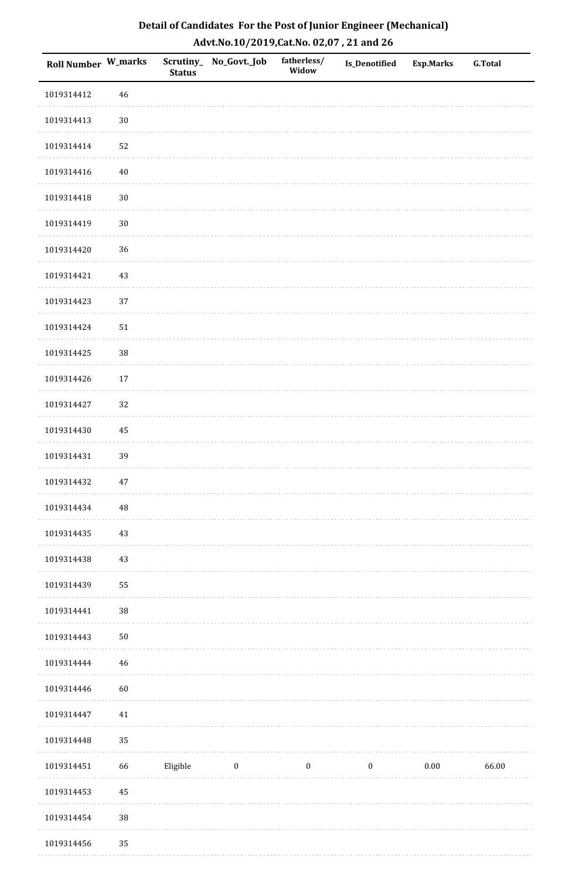## Detail of Candidates For the Post of Junior Engineer (Mechanical)

### Advt.No.10/2019,Cat.No. 02,07 , 21 and 26

| Roll Number | W_marks | Scrutiny_Status | No_Govt._Job | fatherless/Widow | Is_Denotified | Exp.Marks | G.Total |
|---|---|---|---|---|---|---|---|
| 1019314412 | 46 | | | | | | |
| 1019314413 | 30 | | | | | | |
| 1019314414 | 52 | | | | | | |
| 1019314416 | 40 | | | | | | |
| 1019314418 | 30 | | | | | | |
| 1019314419 | 30 | | | | | | |
| 1019314420 | 36 | | | | | | |
| 1019314421 | 43 | | | | | | |
| 1019314423 | 37 | | | | | | |
| 1019314424 | 51 | | | | | | |
| 1019314425 | 38 | | | | | | |
| 1019314426 | 17 | | | | | | |
| 1019314427 | 32 | | | | | | |
| 1019314430 | 45 | | | | | | |
| 1019314431 | 39 | | | | | | |
| 1019314432 | 47 | | | | | | |
| 1019314434 | 48 | | | | | | |
| 1019314435 | 43 | | | | | | |
| 1019314438 | 43 | | | | | | |
| 1019314439 | 55 | | | | | | |
| 1019314441 | 38 | | | | | | |
| 1019314443 | 50 | | | | | | |
| 1019314444 | 46 | | | | | | |
| 1019314446 | 60 | | | | | | |
| 1019314447 | 41 | | | | | | |
| 1019314448 | 35 | | | | | | |
| 1019314451 | 66 | Eligible | 0 | 0 | 0 | 0.00 | 66.00 |
| 1019314453 | 45 | | | | | | |
| 1019314454 | 38 | | | | | | |
| 1019314456 | 35 | | | | | | |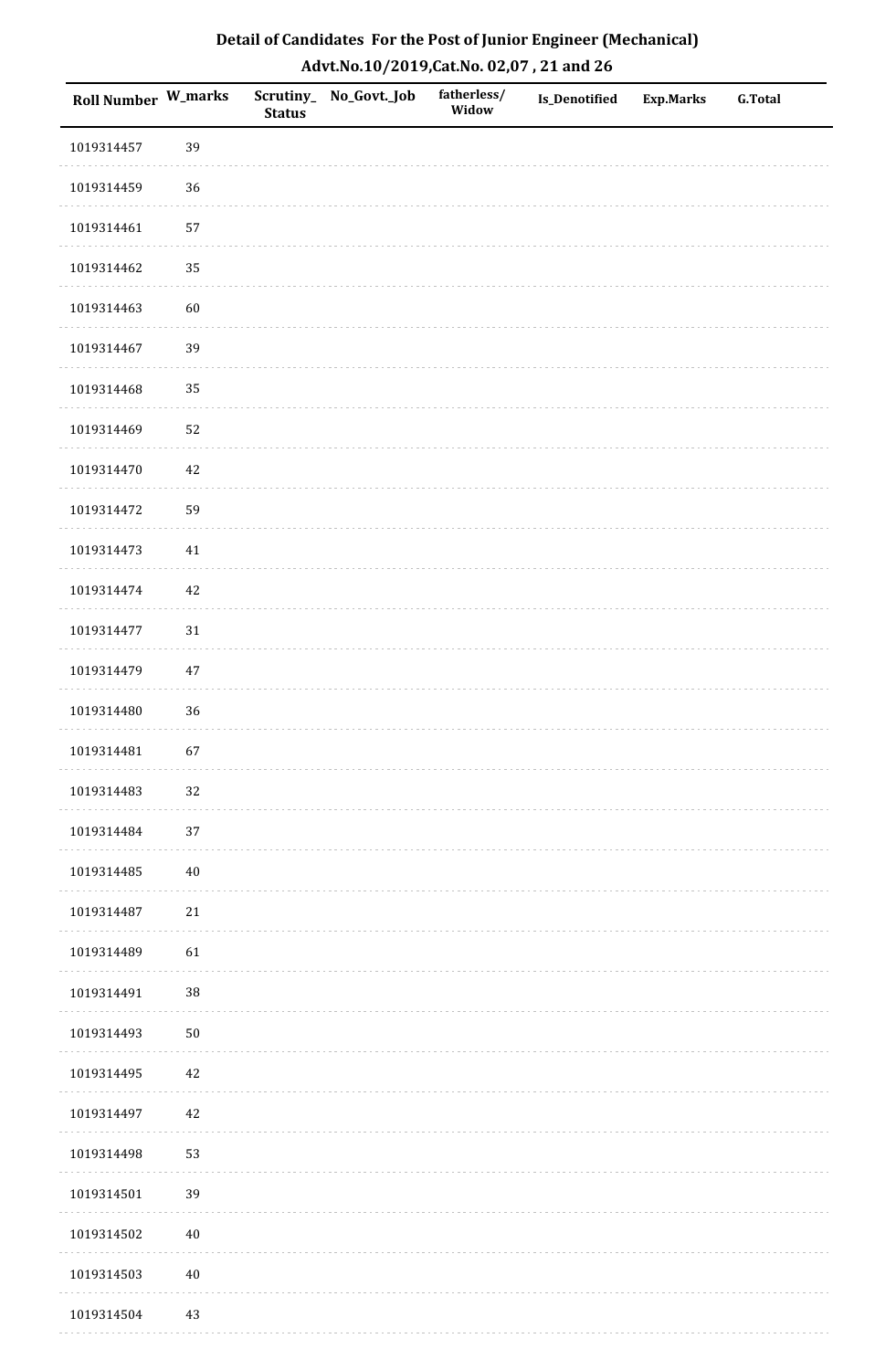## Detail of Candidates For the Post of Junior Engineer (Mechanical)

## Advt.No.10/2019,Cat.No. 02,07 , 21 and 26

| Roll Number | W_marks | Scrutiny_ Status | No_Govt._Job | fatherless/ Widow | Is_Denotified | Exp.Marks | G.Total |
|---|---|---|---|---|---|---|---|
| 1019314457 | 39 | | | | | | |
| 1019314459 | 36 | | | | | | |
| 1019314461 | 57 | | | | | | |
| 1019314462 | 35 | | | | | | |
| 1019314463 | 60 | | | | | | |
| 1019314467 | 39 | | | | | | |
| 1019314468 | 35 | | | | | | |
| 1019314469 | 52 | | | | | | |
| 1019314470 | 42 | | | | | | |
| 1019314472 | 59 | | | | | | |
| 1019314473 | 41 | | | | | | |
| 1019314474 | 42 | | | | | | |
| 1019314477 | 31 | | | | | | |
| 1019314479 | 47 | | | | | | |
| 1019314480 | 36 | | | | | | |
| 1019314481 | 67 | | | | | | |
| 1019314483 | 32 | | | | | | |
| 1019314484 | 37 | | | | | | |
| 1019314485 | 40 | | | | | | |
| 1019314487 | 21 | | | | | | |
| 1019314489 | 61 | | | | | | |
| 1019314491 | 38 | | | | | | |
| 1019314493 | 50 | | | | | | |
| 1019314495 | 42 | | | | | | |
| 1019314497 | 42 | | | | | | |
| 1019314498 | 53 | | | | | | |
| 1019314501 | 39 | | | | | | |
| 1019314502 | 40 | | | | | | |
| 1019314503 | 40 | | | | | | |
| 1019314504 | 43 | | | | | | |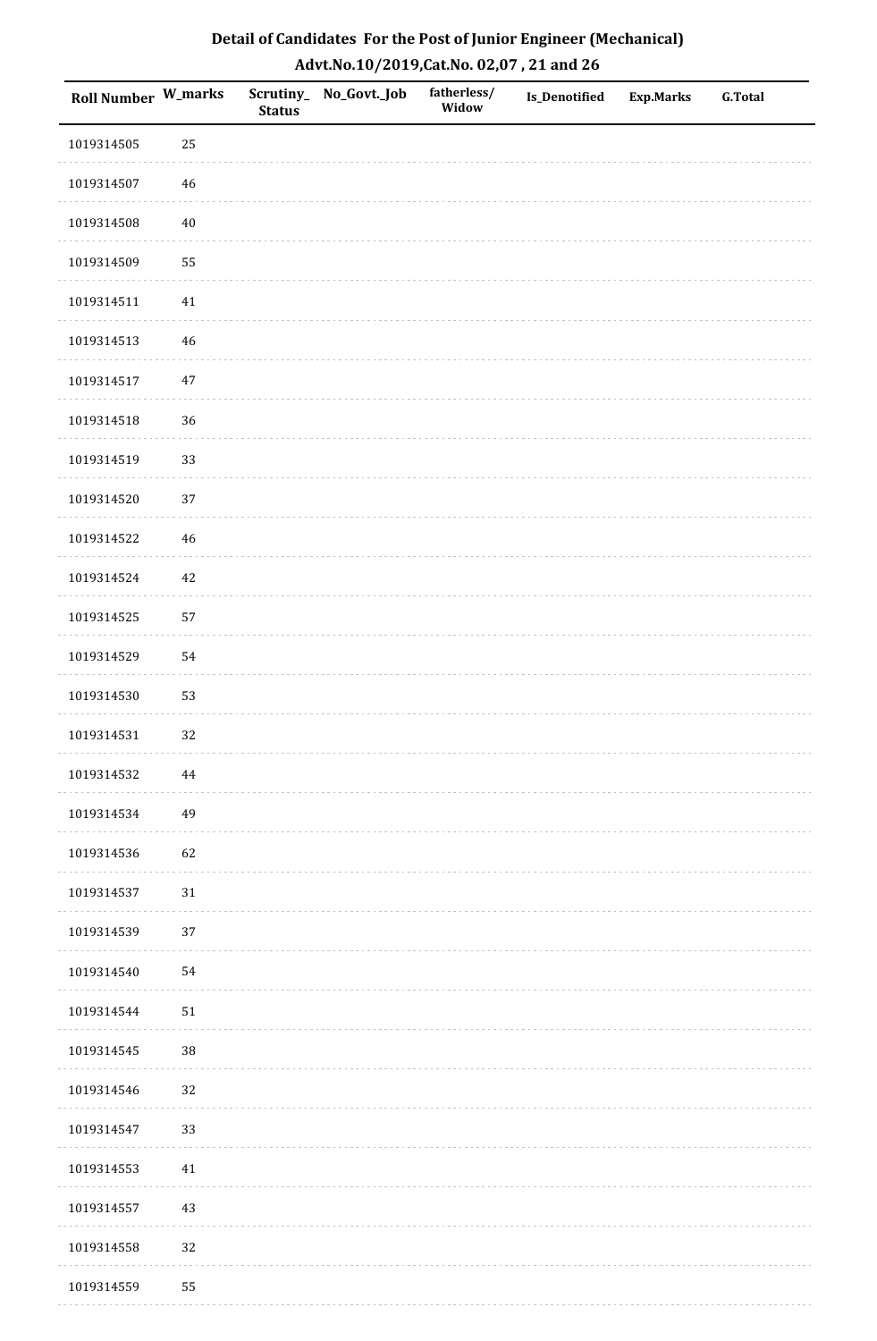# Detail of Candidates For the Post of Junior Engineer (Mechanical)

## Advt.No.10/2019,Cat.No. 02,07 , 21 and 26

| Roll Number | W_marks | Scrutiny_Status | No_Govt._Job | fatherless/Widow | Is_Denotified | Exp.Marks | G.Total |
|---|---|---|---|---|---|---|---|
| 1019314505 | 25 | | | | | | |
| 1019314507 | 46 | | | | | | |
| 1019314508 | 40 | | | | | | |
| 1019314509 | 55 | | | | | | |
| 1019314511 | 41 | | | | | | |
| 1019314513 | 46 | | | | | | |
| 1019314517 | 47 | | | | | | |
| 1019314518 | 36 | | | | | | |
| 1019314519 | 33 | | | | | | |
| 1019314520 | 37 | | | | | | |
| 1019314522 | 46 | | | | | | |
| 1019314524 | 42 | | | | | | |
| 1019314525 | 57 | | | | | | |
| 1019314529 | 54 | | | | | | |
| 1019314530 | 53 | | | | | | |
| 1019314531 | 32 | | | | | | |
| 1019314532 | 44 | | | | | | |
| 1019314534 | 49 | | | | | | |
| 1019314536 | 62 | | | | | | |
| 1019314537 | 31 | | | | | | |
| 1019314539 | 37 | | | | | | |
| 1019314540 | 54 | | | | | | |
| 1019314544 | 51 | | | | | | |
| 1019314545 | 38 | | | | | | |
| 1019314546 | 32 | | | | | | |
| 1019314547 | 33 | | | | | | |
| 1019314553 | 41 | | | | | | |
| 1019314557 | 43 | | | | | | |
| 1019314558 | 32 | | | | | | |
| 1019314559 | 55 | | | | | | |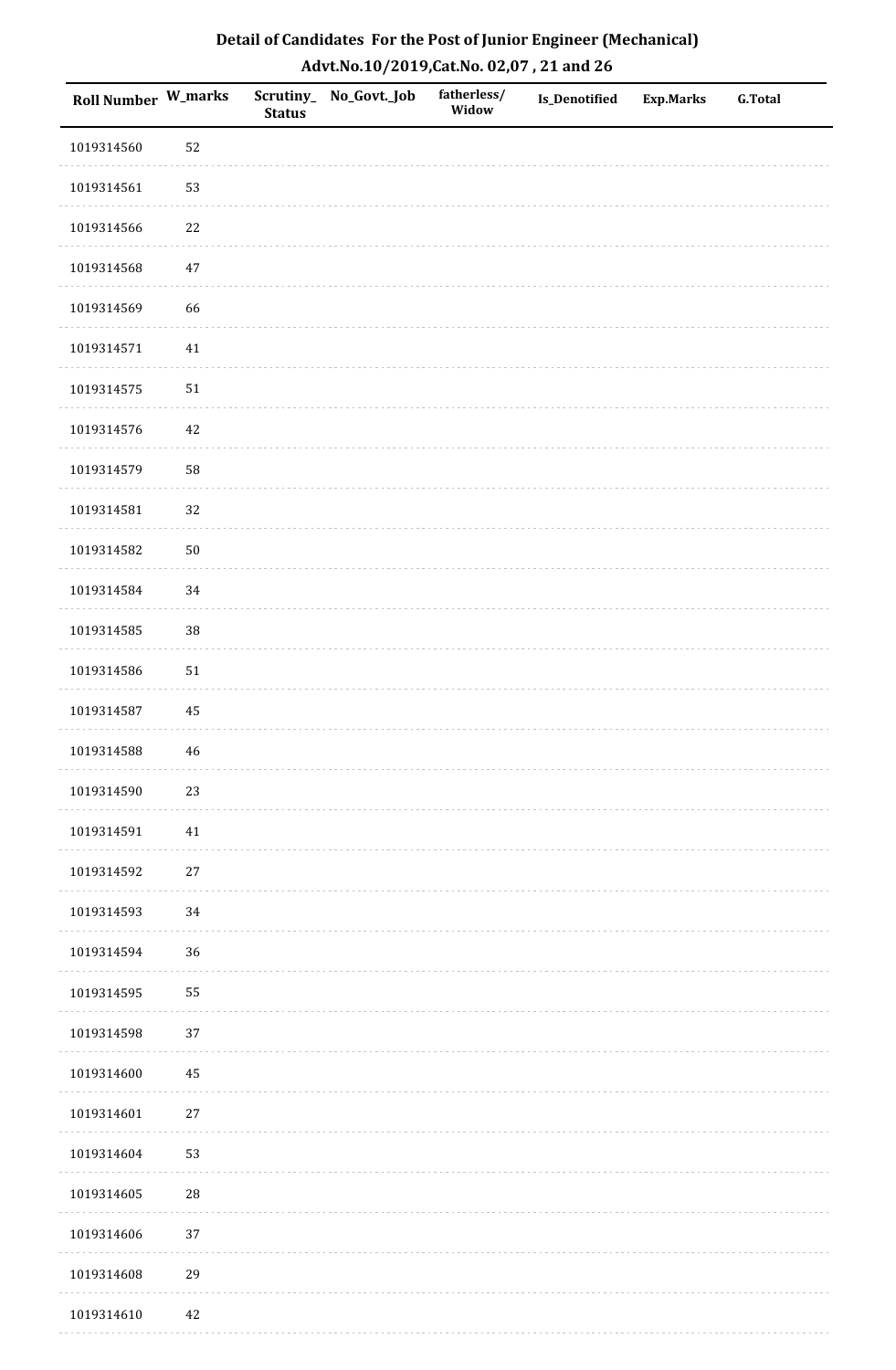## Detail of Candidates For the Post of Junior Engineer (Mechanical)
## Advt.No.10/2019,Cat.No. 02,07 , 21 and 26

| Roll Number | W_marks | Scrutiny_ Status | No_Govt._Job | fatherless/ Widow | Is_Denotified | Exp.Marks | G.Total |
|---|---|---|---|---|---|---|---|
| 1019314560 | 52 | | | | | | |
| 1019314561 | 53 | | | | | | |
| 1019314566 | 22 | | | | | | |
| 1019314568 | 47 | | | | | | |
| 1019314569 | 66 | | | | | | |
| 1019314571 | 41 | | | | | | |
| 1019314575 | 51 | | | | | | |
| 1019314576 | 42 | | | | | | |
| 1019314579 | 58 | | | | | | |
| 1019314581 | 32 | | | | | | |
| 1019314582 | 50 | | | | | | |
| 1019314584 | 34 | | | | | | |
| 1019314585 | 38 | | | | | | |
| 1019314586 | 51 | | | | | | |
| 1019314587 | 45 | | | | | | |
| 1019314588 | 46 | | | | | | |
| 1019314590 | 23 | | | | | | |
| 1019314591 | 41 | | | | | | |
| 1019314592 | 27 | | | | | | |
| 1019314593 | 34 | | | | | | |
| 1019314594 | 36 | | | | | | |
| 1019314595 | 55 | | | | | | |
| 1019314598 | 37 | | | | | | |
| 1019314600 | 45 | | | | | | |
| 1019314601 | 27 | | | | | | |
| 1019314604 | 53 | | | | | | |
| 1019314605 | 28 | | | | | | |
| 1019314606 | 37 | | | | | | |
| 1019314608 | 29 | | | | | | |
| 1019314610 | 42 | | | | | | |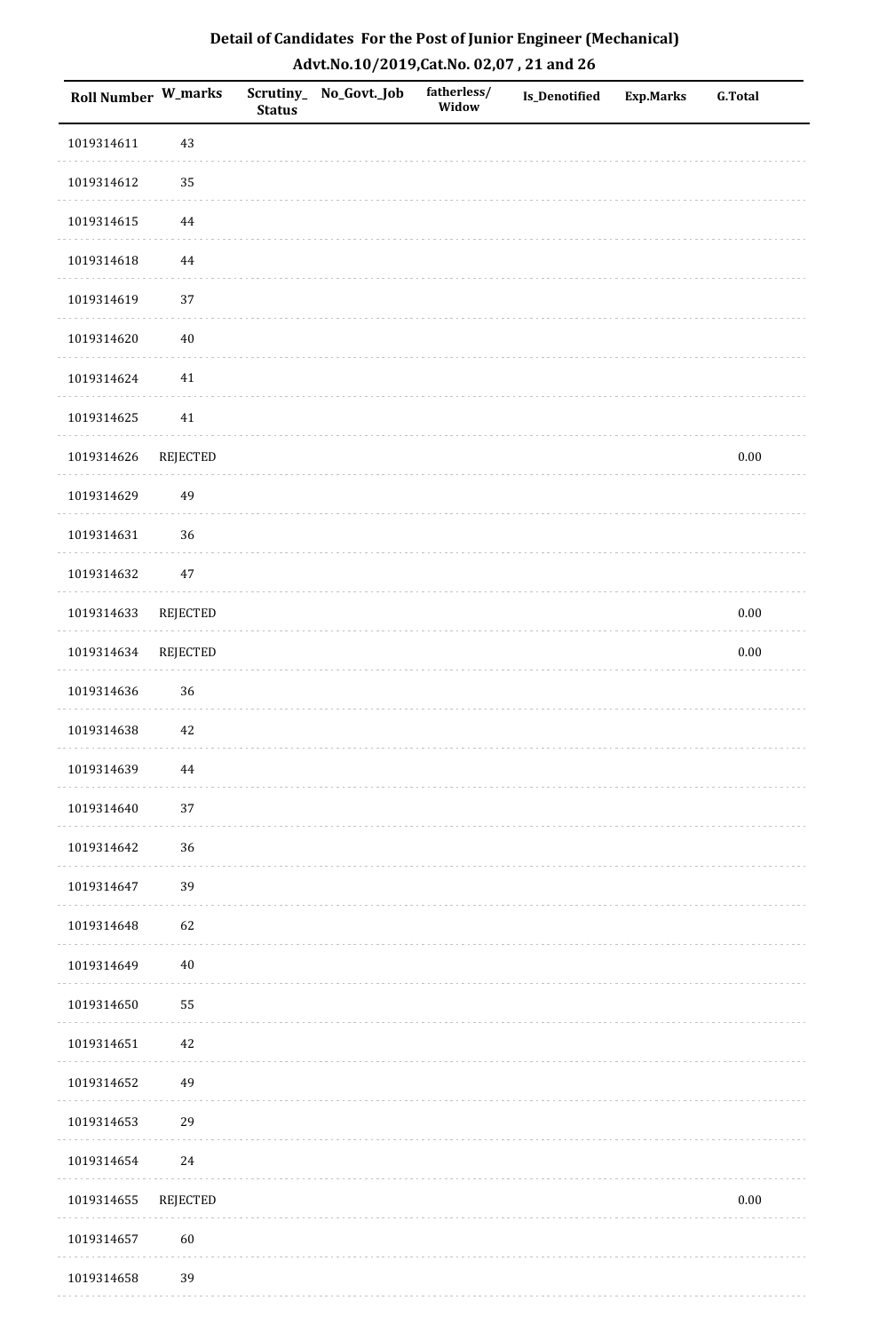# Detail of Candidates For the Post of Junior Engineer (Mechanical)
## Advt.No.10/2019,Cat.No. 02,07 , 21 and 26

| Roll Number | W_marks | Scrutiny_Status | No_Govt._Job | fatherless/Widow | Is_Denotified | Exp.Marks | G.Total |
|---|---|---|---|---|---|---|---|
| 1019314611 | 43 | | | | | | |
| 1019314612 | 35 | | | | | | |
| 1019314615 | 44 | | | | | | |
| 1019314618 | 44 | | | | | | |
| 1019314619 | 37 | | | | | | |
| 1019314620 | 40 | | | | | | |
| 1019314624 | 41 | | | | | | |
| 1019314625 | 41 | | | | | | |
| 1019314626 | REJECTED | | | | | | 0.00 |
| 1019314629 | 49 | | | | | | |
| 1019314631 | 36 | | | | | | |
| 1019314632 | 47 | | | | | | |
| 1019314633 | REJECTED | | | | | | 0.00 |
| 1019314634 | REJECTED | | | | | | 0.00 |
| 1019314636 | 36 | | | | | | |
| 1019314638 | 42 | | | | | | |
| 1019314639 | 44 | | | | | | |
| 1019314640 | 37 | | | | | | |
| 1019314642 | 36 | | | | | | |
| 1019314647 | 39 | | | | | | |
| 1019314648 | 62 | | | | | | |
| 1019314649 | 40 | | | | | | |
| 1019314650 | 55 | | | | | | |
| 1019314651 | 42 | | | | | | |
| 1019314652 | 49 | | | | | | |
| 1019314653 | 29 | | | | | | |
| 1019314654 | 24 | | | | | | |
| 1019314655 | REJECTED | | | | | | 0.00 |
| 1019314657 | 60 | | | | | | |
| 1019314658 | 39 | | | | | | |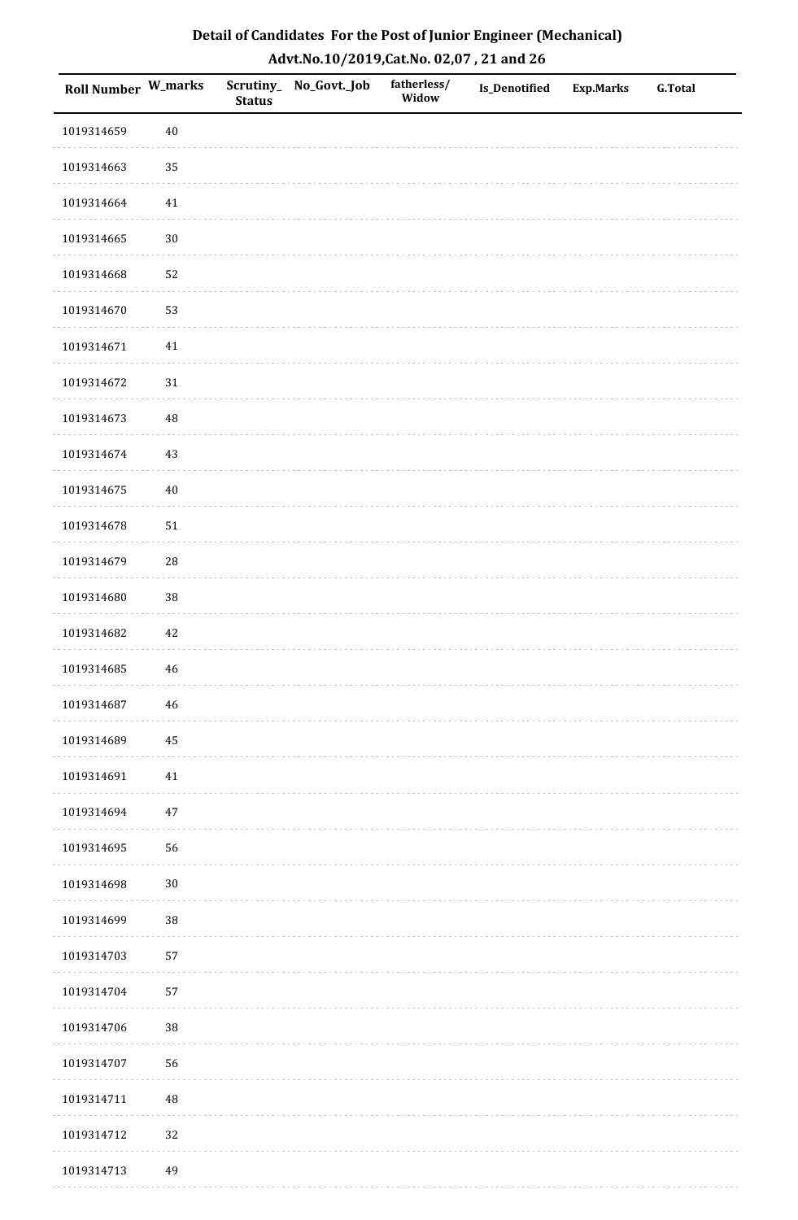# Detail of Candidates For the Post of Junior Engineer (Mechanical)

## Advt.No.10/2019,Cat.No. 02,07 , 21 and 26

| Roll Number | W_marks | Scrutiny_Status | No_Govt._Job | fatherless/Widow | Is_Denotified | Exp.Marks | G.Total |
|---|---|---|---|---|---|---|---|
| 1019314659 | 40 | | | | | | |
| 1019314663 | 35 | | | | | | |
| 1019314664 | 41 | | | | | | |
| 1019314665 | 30 | | | | | | |
| 1019314668 | 52 | | | | | | |
| 1019314670 | 53 | | | | | | |
| 1019314671 | 41 | | | | | | |
| 1019314672 | 31 | | | | | | |
| 1019314673 | 48 | | | | | | |
| 1019314674 | 43 | | | | | | |
| 1019314675 | 40 | | | | | | |
| 1019314678 | 51 | | | | | | |
| 1019314679 | 28 | | | | | | |
| 1019314680 | 38 | | | | | | |
| 1019314682 | 42 | | | | | | |
| 1019314685 | 46 | | | | | | |
| 1019314687 | 46 | | | | | | |
| 1019314689 | 45 | | | | | | |
| 1019314691 | 41 | | | | | | |
| 1019314694 | 47 | | | | | | |
| 1019314695 | 56 | | | | | | |
| 1019314698 | 30 | | | | | | |
| 1019314699 | 38 | | | | | | |
| 1019314703 | 57 | | | | | | |
| 1019314704 | 57 | | | | | | |
| 1019314706 | 38 | | | | | | |
| 1019314707 | 56 | | | | | | |
| 1019314711 | 48 | | | | | | |
| 1019314712 | 32 | | | | | | |
| 1019314713 | 49 | | | | | | |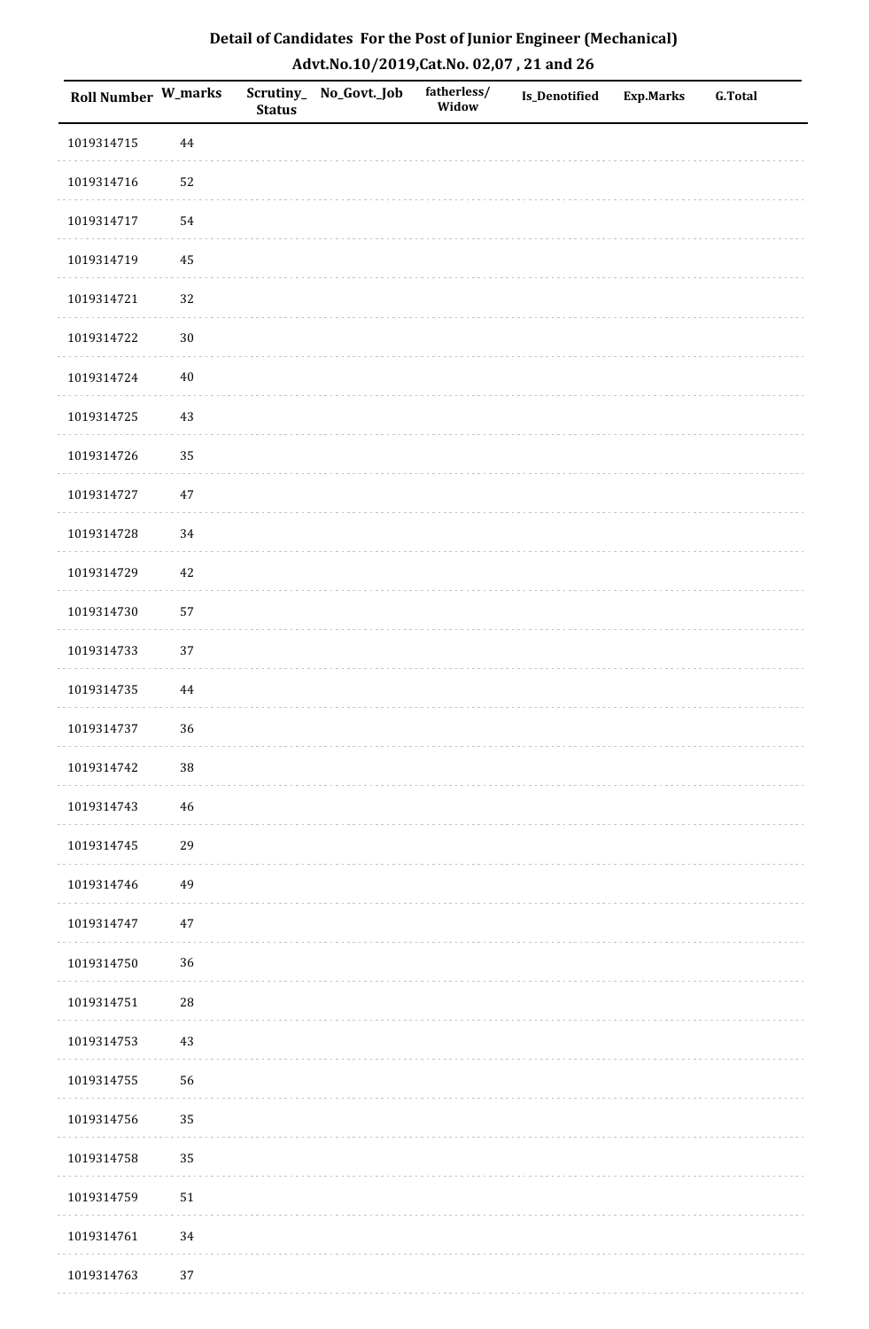## Detail of Candidates For the Post of Junior Engineer (Mechanical)

### Advt.No.10/2019,Cat.No. 02,07 , 21 and 26

| Roll Number | W_marks | Scrutiny_Status | No_Govt._Job | fatherless/Widow | Is_Denotified | Exp.Marks | G.Total |
|---|---|---|---|---|---|---|---|
| 1019314715 | 44 | | | | | | |
| 1019314716 | 52 | | | | | | |
| 1019314717 | 54 | | | | | | |
| 1019314719 | 45 | | | | | | |
| 1019314721 | 32 | | | | | | |
| 1019314722 | 30 | | | | | | |
| 1019314724 | 40 | | | | | | |
| 1019314725 | 43 | | | | | | |
| 1019314726 | 35 | | | | | | |
| 1019314727 | 47 | | | | | | |
| 1019314728 | 34 | | | | | | |
| 1019314729 | 42 | | | | | | |
| 1019314730 | 57 | | | | | | |
| 1019314733 | 37 | | | | | | |
| 1019314735 | 44 | | | | | | |
| 1019314737 | 36 | | | | | | |
| 1019314742 | 38 | | | | | | |
| 1019314743 | 46 | | | | | | |
| 1019314745 | 29 | | | | | | |
| 1019314746 | 49 | | | | | | |
| 1019314747 | 47 | | | | | | |
| 1019314750 | 36 | | | | | | |
| 1019314751 | 28 | | | | | | |
| 1019314753 | 43 | | | | | | |
| 1019314755 | 56 | | | | | | |
| 1019314756 | 35 | | | | | | |
| 1019314758 | 35 | | | | | | |
| 1019314759 | 51 | | | | | | |
| 1019314761 | 34 | | | | | | |
| 1019314763 | 37 | | | | | | |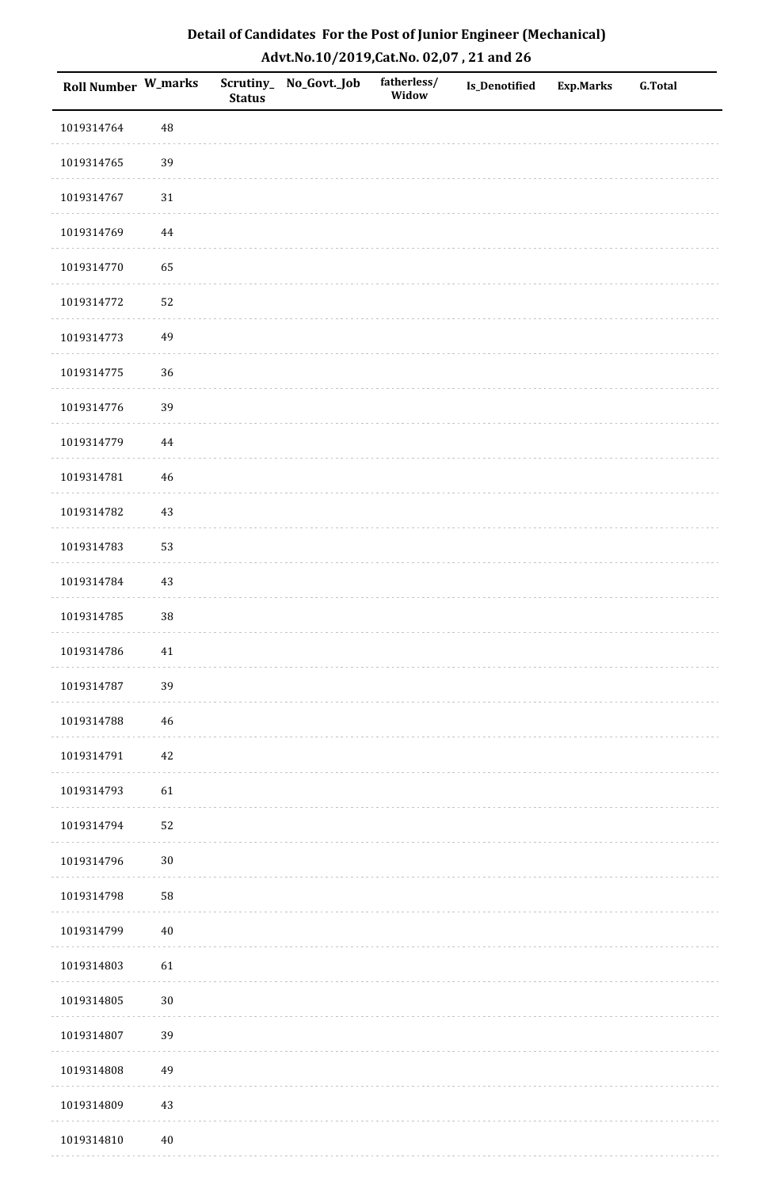# Detail of Candidates For the Post of Junior Engineer (Mechanical)

## Advt.No.10/2019,Cat.No. 02,07 , 21 and 26

| Roll Number | W_marks | Scrutiny_Status | No_Govt._Job | fatherless/Widow | Is_Denotified | Exp.Marks | G.Total |
|---|---|---|---|---|---|---|---|
| 1019314764 | 48 | | | | | | |
| 1019314765 | 39 | | | | | | |
| 1019314767 | 31 | | | | | | |
| 1019314769 | 44 | | | | | | |
| 1019314770 | 65 | | | | | | |
| 1019314772 | 52 | | | | | | |
| 1019314773 | 49 | | | | | | |
| 1019314775 | 36 | | | | | | |
| 1019314776 | 39 | | | | | | |
| 1019314779 | 44 | | | | | | |
| 1019314781 | 46 | | | | | | |
| 1019314782 | 43 | | | | | | |
| 1019314783 | 53 | | | | | | |
| 1019314784 | 43 | | | | | | |
| 1019314785 | 38 | | | | | | |
| 1019314786 | 41 | | | | | | |
| 1019314787 | 39 | | | | | | |
| 1019314788 | 46 | | | | | | |
| 1019314791 | 42 | | | | | | |
| 1019314793 | 61 | | | | | | |
| 1019314794 | 52 | | | | | | |
| 1019314796 | 30 | | | | | | |
| 1019314798 | 58 | | | | | | |
| 1019314799 | 40 | | | | | | |
| 1019314803 | 61 | | | | | | |
| 1019314805 | 30 | | | | | | |
| 1019314807 | 39 | | | | | | |
| 1019314808 | 49 | | | | | | |
| 1019314809 | 43 | | | | | | |
| 1019314810 | 40 | | | | | | |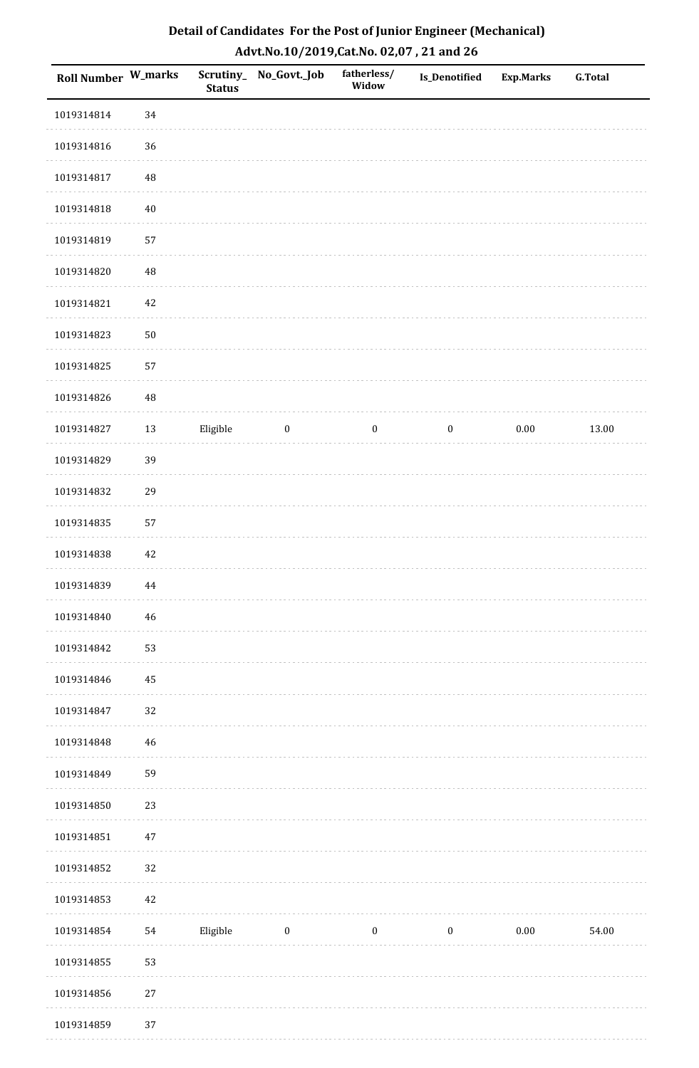## Detail of Candidates For the Post of Junior Engineer (Mechanical)

### Advt.No.10/2019,Cat.No. 02,07 , 21 and 26

| Roll Number | W_marks | Scrutiny_Status | No_Govt._Job | fatherless/Widow | Is_Denotified | Exp.Marks | G.Total |
|---|---|---|---|---|---|---|---|
| 1019314814 | 34 | | | | | | |
| 1019314816 | 36 | | | | | | |
| 1019314817 | 48 | | | | | | |
| 1019314818 | 40 | | | | | | |
| 1019314819 | 57 | | | | | | |
| 1019314820 | 48 | | | | | | |
| 1019314821 | 42 | | | | | | |
| 1019314823 | 50 | | | | | | |
| 1019314825 | 57 | | | | | | |
| 1019314826 | 48 | | | | | | |
| 1019314827 | 13 | Eligible | 0 | 0 | 0 | 0.00 | 13.00 |
| 1019314829 | 39 | | | | | | |
| 1019314832 | 29 | | | | | | |
| 1019314835 | 57 | | | | | | |
| 1019314838 | 42 | | | | | | |
| 1019314839 | 44 | | | | | | |
| 1019314840 | 46 | | | | | | |
| 1019314842 | 53 | | | | | | |
| 1019314846 | 45 | | | | | | |
| 1019314847 | 32 | | | | | | |
| 1019314848 | 46 | | | | | | |
| 1019314849 | 59 | | | | | | |
| 1019314850 | 23 | | | | | | |
| 1019314851 | 47 | | | | | | |
| 1019314852 | 32 | | | | | | |
| 1019314853 | 42 | | | | | | |
| 1019314854 | 54 | Eligible | 0 | 0 | 0 | 0.00 | 54.00 |
| 1019314855 | 53 | | | | | | |
| 1019314856 | 27 | | | | | | |
| 1019314859 | 37 | | | | | | |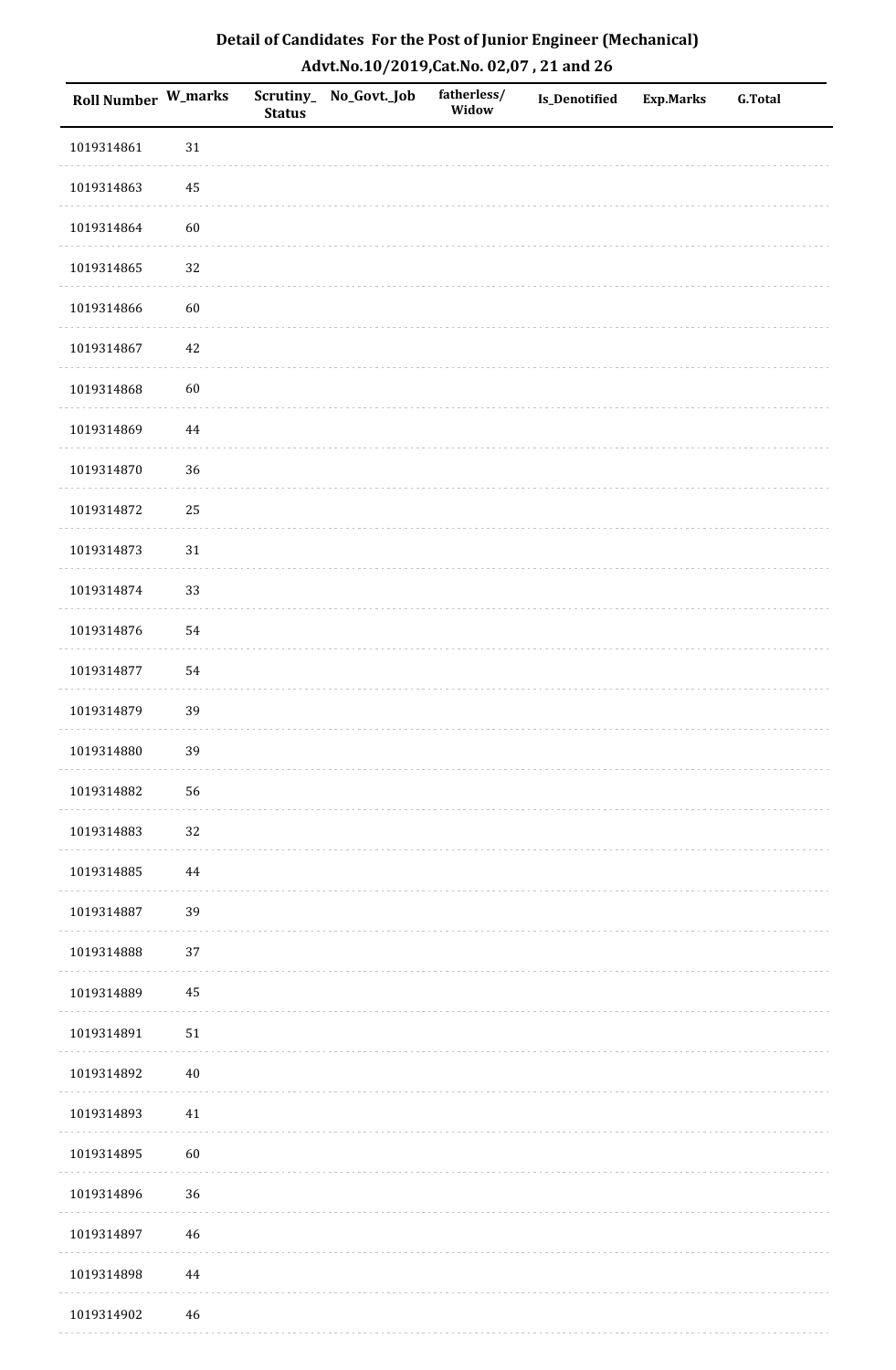# Detail of Candidates For the Post of Junior Engineer (Mechanical)

## Advt.No.10/2019,Cat.No. 02,07 , 21 and 26

| Roll Number | W_marks | Scrutiny_Status | No_Govt._Job | fatherless/Widow | Is_Denotified | Exp.Marks | G.Total |
|---|---|---|---|---|---|---|---|
| 1019314861 | 31 | | | | | | |
| 1019314863 | 45 | | | | | | |
| 1019314864 | 60 | | | | | | |
| 1019314865 | 32 | | | | | | |
| 1019314866 | 60 | | | | | | |
| 1019314867 | 42 | | | | | | |
| 1019314868 | 60 | | | | | | |
| 1019314869 | 44 | | | | | | |
| 1019314870 | 36 | | | | | | |
| 1019314872 | 25 | | | | | | |
| 1019314873 | 31 | | | | | | |
| 1019314874 | 33 | | | | | | |
| 1019314876 | 54 | | | | | | |
| 1019314877 | 54 | | | | | | |
| 1019314879 | 39 | | | | | | |
| 1019314880 | 39 | | | | | | |
| 1019314882 | 56 | | | | | | |
| 1019314883 | 32 | | | | | | |
| 1019314885 | 44 | | | | | | |
| 1019314887 | 39 | | | | | | |
| 1019314888 | 37 | | | | | | |
| 1019314889 | 45 | | | | | | |
| 1019314891 | 51 | | | | | | |
| 1019314892 | 40 | | | | | | |
| 1019314893 | 41 | | | | | | |
| 1019314895 | 60 | | | | | | |
| 1019314896 | 36 | | | | | | |
| 1019314897 | 46 | | | | | | |
| 1019314898 | 44 | | | | | | |
| 1019314902 | 46 | | | | | | |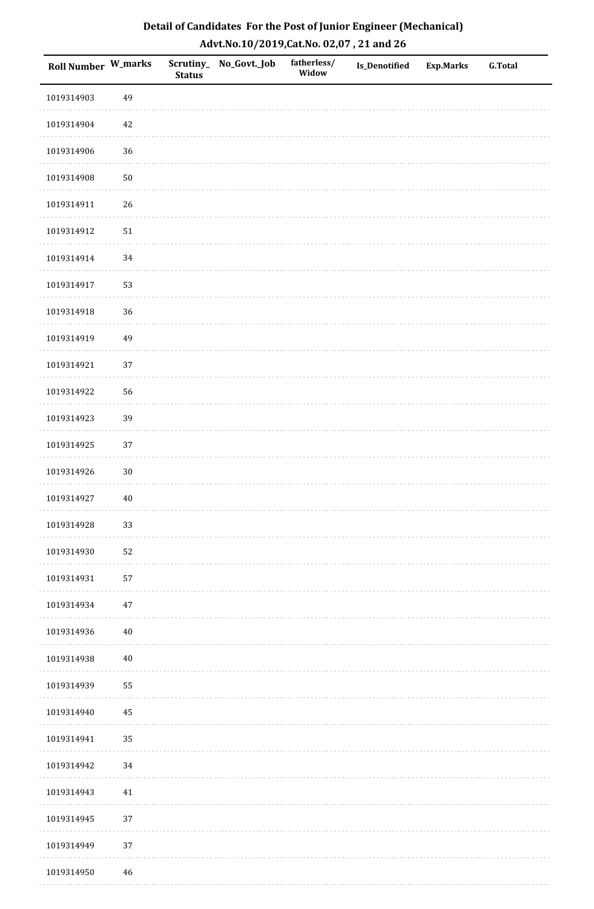# Detail of Candidates For the Post of Junior Engineer (Mechanical)

## Advt.No.10/2019,Cat.No. 02,07 , 21 and 26

| Roll Number | W_marks | Scrutiny_Status | No_Govt._Job | fatherless/Widow | Is_Denotified | Exp.Marks | G.Total |
|---|---|---|---|---|---|---|---|
| 1019314903 | 49 | | | | | | |
| 1019314904 | 42 | | | | | | |
| 1019314906 | 36 | | | | | | |
| 1019314908 | 50 | | | | | | |
| 1019314911 | 26 | | | | | | |
| 1019314912 | 51 | | | | | | |
| 1019314914 | 34 | | | | | | |
| 1019314917 | 53 | | | | | | |
| 1019314918 | 36 | | | | | | |
| 1019314919 | 49 | | | | | | |
| 1019314921 | 37 | | | | | | |
| 1019314922 | 56 | | | | | | |
| 1019314923 | 39 | | | | | | |
| 1019314925 | 37 | | | | | | |
| 1019314926 | 30 | | | | | | |
| 1019314927 | 40 | | | | | | |
| 1019314928 | 33 | | | | | | |
| 1019314930 | 52 | | | | | | |
| 1019314931 | 57 | | | | | | |
| 1019314934 | 47 | | | | | | |
| 1019314936 | 40 | | | | | | |
| 1019314938 | 40 | | | | | | |
| 1019314939 | 55 | | | | | | |
| 1019314940 | 45 | | | | | | |
| 1019314941 | 35 | | | | | | |
| 1019314942 | 34 | | | | | | |
| 1019314943 | 41 | | | | | | |
| 1019314945 | 37 | | | | | | |
| 1019314949 | 37 | | | | | | |
| 1019314950 | 46 | | | | | | |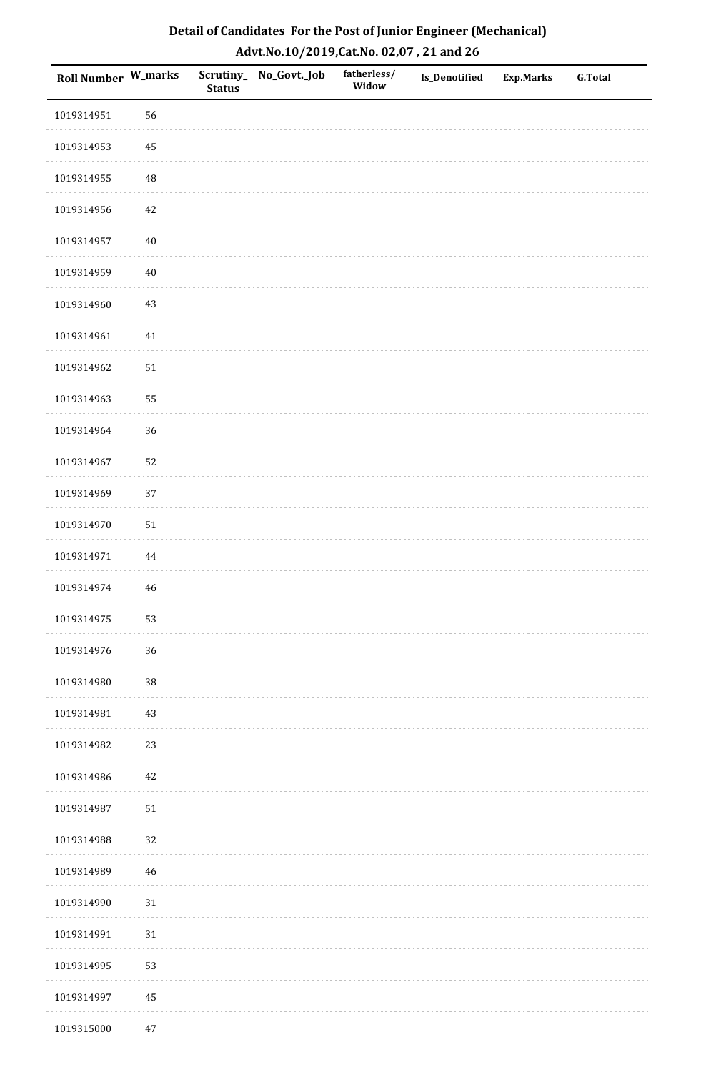# Detail of Candidates For the Post of Junior Engineer (Mechanical)

## Advt.No.10/2019,Cat.No. 02,07 , 21 and 26

| Roll Number | W_marks | Scrutiny_Status | No_Govt._Job | fatherless/Widow | Is_Denotified | Exp.Marks | G.Total |
|---|---|---|---|---|---|---|---|
| 1019314951 | 56 | | | | | | |
| 1019314953 | 45 | | | | | | |
| 1019314955 | 48 | | | | | | |
| 1019314956 | 42 | | | | | | |
| 1019314957 | 40 | | | | | | |
| 1019314959 | 40 | | | | | | |
| 1019314960 | 43 | | | | | | |
| 1019314961 | 41 | | | | | | |
| 1019314962 | 51 | | | | | | |
| 1019314963 | 55 | | | | | | |
| 1019314964 | 36 | | | | | | |
| 1019314967 | 52 | | | | | | |
| 1019314969 | 37 | | | | | | |
| 1019314970 | 51 | | | | | | |
| 1019314971 | 44 | | | | | | |
| 1019314974 | 46 | | | | | | |
| 1019314975 | 53 | | | | | | |
| 1019314976 | 36 | | | | | | |
| 1019314980 | 38 | | | | | | |
| 1019314981 | 43 | | | | | | |
| 1019314982 | 23 | | | | | | |
| 1019314986 | 42 | | | | | | |
| 1019314987 | 51 | | | | | | |
| 1019314988 | 32 | | | | | | |
| 1019314989 | 46 | | | | | | |
| 1019314990 | 31 | | | | | | |
| 1019314991 | 31 | | | | | | |
| 1019314995 | 53 | | | | | | |
| 1019314997 | 45 | | | | | | |
| 1019315000 | 47 | | | | | | |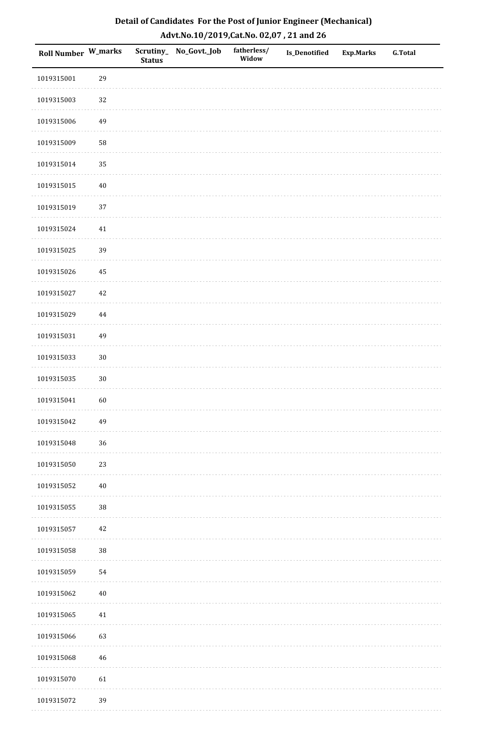# Detail of Candidates For the Post of Junior Engineer (Mechanical)

## Advt.No.10/2019,Cat.No. 02,07 , 21 and 26

| Roll Number | W_marks | Scrutiny_Status | No_Govt._Job | fatherless/Widow | Is_Denotified | Exp.Marks | G.Total |
|---|---|---|---|---|---|---|---|
| 1019315001 | 29 | | | | | | |
| 1019315003 | 32 | | | | | | |
| 1019315006 | 49 | | | | | | |
| 1019315009 | 58 | | | | | | |
| 1019315014 | 35 | | | | | | |
| 1019315015 | 40 | | | | | | |
| 1019315019 | 37 | | | | | | |
| 1019315024 | 41 | | | | | | |
| 1019315025 | 39 | | | | | | |
| 1019315026 | 45 | | | | | | |
| 1019315027 | 42 | | | | | | |
| 1019315029 | 44 | | | | | | |
| 1019315031 | 49 | | | | | | |
| 1019315033 | 30 | | | | | | |
| 1019315035 | 30 | | | | | | |
| 1019315041 | 60 | | | | | | |
| 1019315042 | 49 | | | | | | |
| 1019315048 | 36 | | | | | | |
| 1019315050 | 23 | | | | | | |
| 1019315052 | 40 | | | | | | |
| 1019315055 | 38 | | | | | | |
| 1019315057 | 42 | | | | | | |
| 1019315058 | 38 | | | | | | |
| 1019315059 | 54 | | | | | | |
| 1019315062 | 40 | | | | | | |
| 1019315065 | 41 | | | | | | |
| 1019315066 | 63 | | | | | | |
| 1019315068 | 46 | | | | | | |
| 1019315070 | 61 | | | | | | |
| 1019315072 | 39 | | | | | | |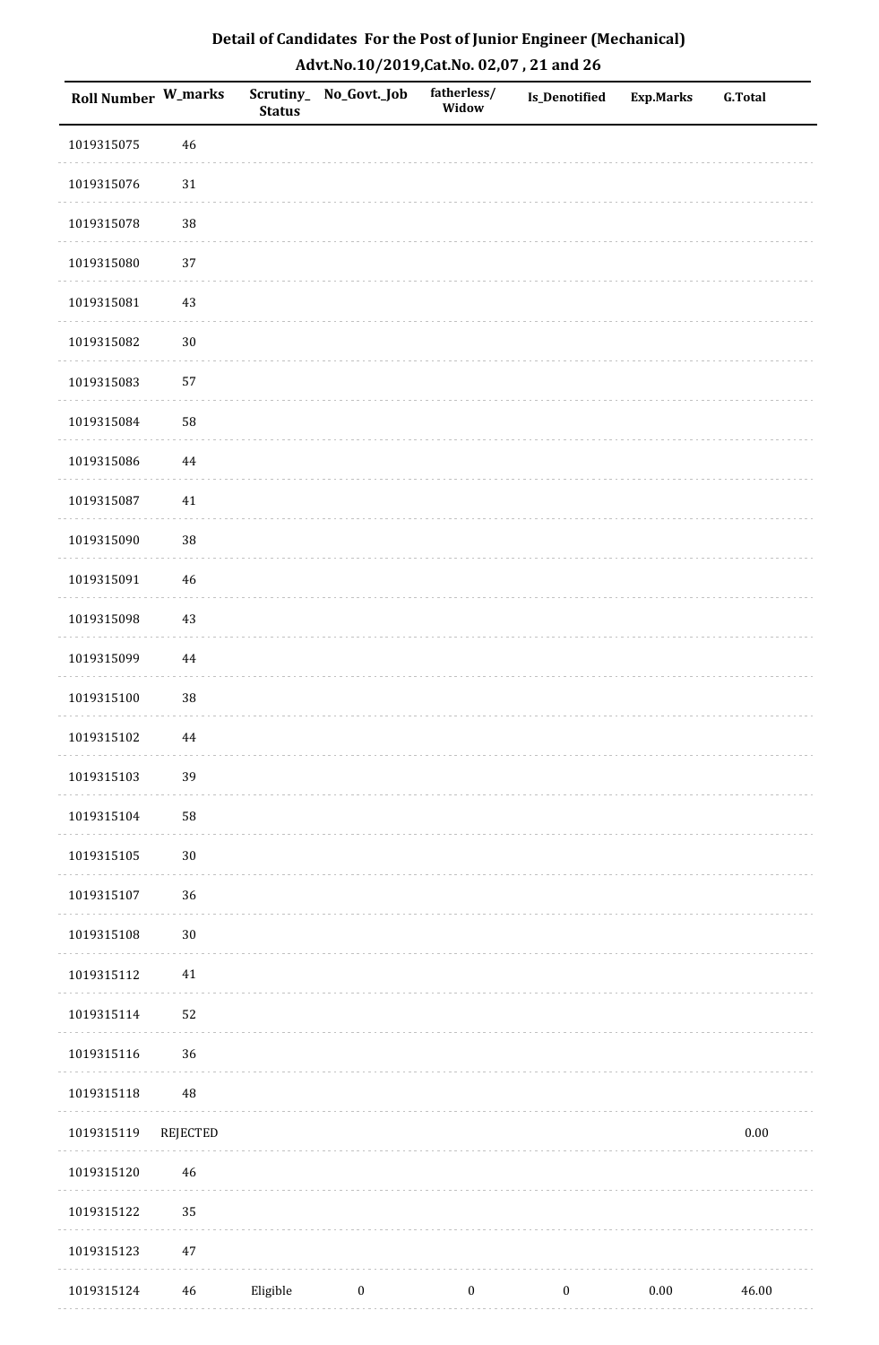# Detail of Candidates For the Post of Junior Engineer (Mechanical)

## Advt.No.10/2019,Cat.No. 02,07 , 21 and 26

| Roll Number | W_marks | Scrutiny_Status | No_Govt._Job | fatherless/Widow | Is_Denotified | Exp.Marks | G.Total |
|---|---|---|---|---|---|---|---|
| 1019315075 | 46 | | | | | | |
| 1019315076 | 31 | | | | | | |
| 1019315078 | 38 | | | | | | |
| 1019315080 | 37 | | | | | | |
| 1019315081 | 43 | | | | | | |
| 1019315082 | 30 | | | | | | |
| 1019315083 | 57 | | | | | | |
| 1019315084 | 58 | | | | | | |
| 1019315086 | 44 | | | | | | |
| 1019315087 | 41 | | | | | | |
| 1019315090 | 38 | | | | | | |
| 1019315091 | 46 | | | | | | |
| 1019315098 | 43 | | | | | | |
| 1019315099 | 44 | | | | | | |
| 1019315100 | 38 | | | | | | |
| 1019315102 | 44 | | | | | | |
| 1019315103 | 39 | | | | | | |
| 1019315104 | 58 | | | | | | |
| 1019315105 | 30 | | | | | | |
| 1019315107 | 36 | | | | | | |
| 1019315108 | 30 | | | | | | |
| 1019315112 | 41 | | | | | | |
| 1019315114 | 52 | | | | | | |
| 1019315116 | 36 | | | | | | |
| 1019315118 | 48 | | | | | | |
| 1019315119 | REJECTED | | | | | | 0.00 |
| 1019315120 | 46 | | | | | | |
| 1019315122 | 35 | | | | | | |
| 1019315123 | 47 | | | | | | |
| 1019315124 | 46 | Eligible | 0 | 0 | 0 | 0.00 | 46.00 |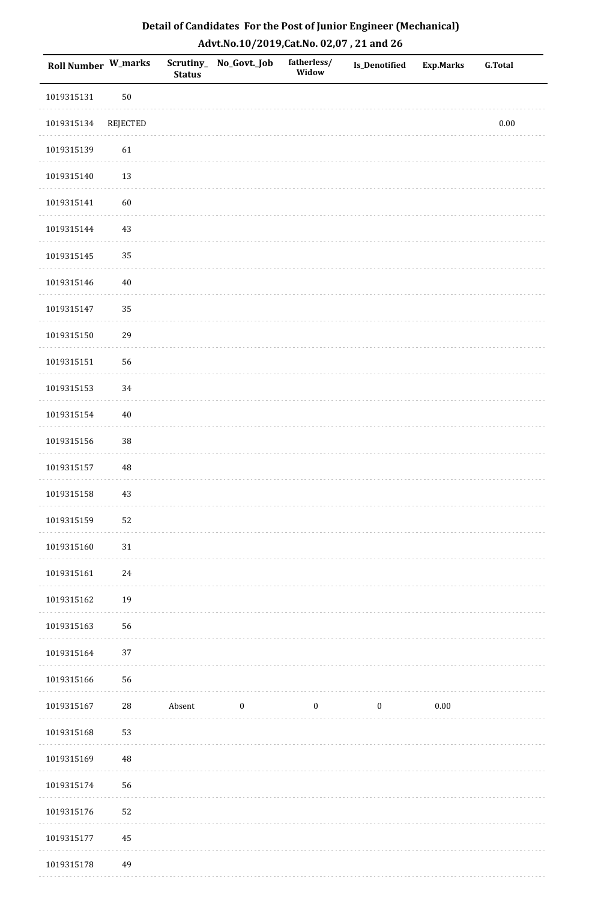# Detail of Candidates For the Post of Junior Engineer (Mechanical)

## Advt.No.10/2019,Cat.No. 02,07 , 21 and 26

| Roll Number | W_marks | Scrutiny_ Status | No_Govt._Job | fatherless/ Widow | Is_Denotified | Exp.Marks | G.Total |
|---|---|---|---|---|---|---|---|
| 1019315131 | 50 | | | | | | |
| 1019315134 | REJECTED | | | | | | 0.00 |
| 1019315139 | 61 | | | | | | |
| 1019315140 | 13 | | | | | | |
| 1019315141 | 60 | | | | | | |
| 1019315144 | 43 | | | | | | |
| 1019315145 | 35 | | | | | | |
| 1019315146 | 40 | | | | | | |
| 1019315147 | 35 | | | | | | |
| 1019315150 | 29 | | | | | | |
| 1019315151 | 56 | | | | | | |
| 1019315153 | 34 | | | | | | |
| 1019315154 | 40 | | | | | | |
| 1019315156 | 38 | | | | | | |
| 1019315157 | 48 | | | | | | |
| 1019315158 | 43 | | | | | | |
| 1019315159 | 52 | | | | | | |
| 1019315160 | 31 | | | | | | |
| 1019315161 | 24 | | | | | | |
| 1019315162 | 19 | | | | | | |
| 1019315163 | 56 | | | | | | |
| 1019315164 | 37 | | | | | | |
| 1019315166 | 56 | | | | | | |
| 1019315167 | 28 | Absent | 0 | 0 | 0 | 0.00 | |
| 1019315168 | 53 | | | | | | |
| 1019315169 | 48 | | | | | | |
| 1019315174 | 56 | | | | | | |
| 1019315176 | 52 | | | | | | |
| 1019315177 | 45 | | | | | | |
| 1019315178 | 49 | | | | | | |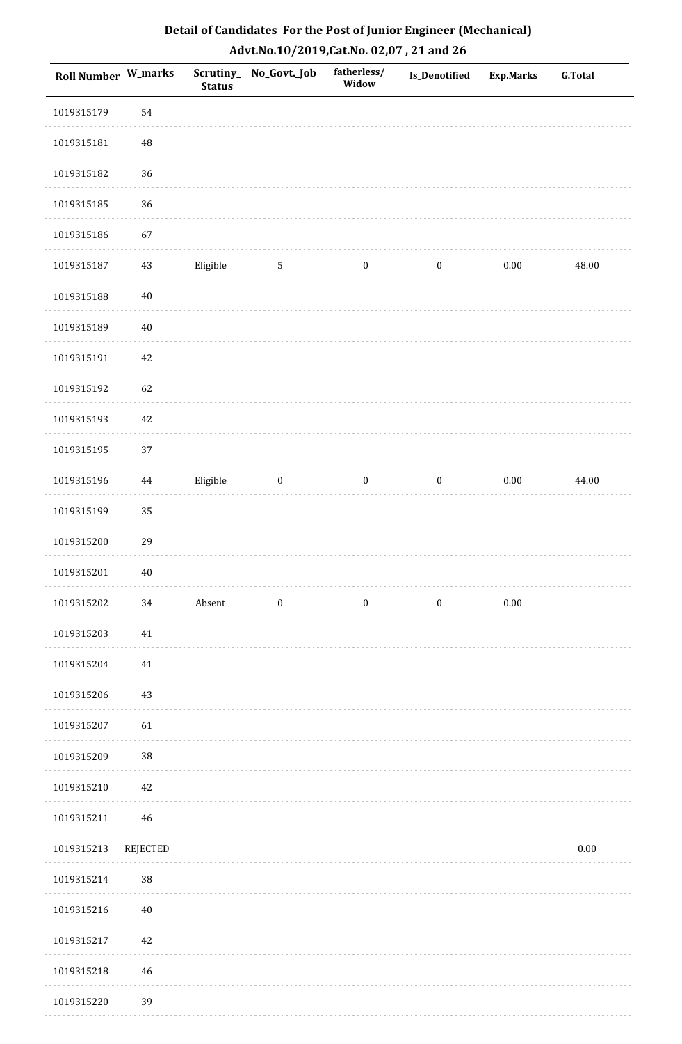## Detail of Candidates For the Post of Junior Engineer (Mechanical)

## Advt.No.10/2019,Cat.No. 02,07 , 21 and 26

| Roll Number | W_marks | Scrutiny_Status | No_Govt._Job | fatherless/Widow | Is_Denotified | Exp.Marks | G.Total |
|---|---|---|---|---|---|---|---|
| 1019315179 | 54 | | | | | | |
| 1019315181 | 48 | | | | | | |
| 1019315182 | 36 | | | | | | |
| 1019315185 | 36 | | | | | | |
| 1019315186 | 67 | | | | | | |
| 1019315187 | 43 | Eligible | 5 | 0 | 0 | 0.00 | 48.00 |
| 1019315188 | 40 | | | | | | |
| 1019315189 | 40 | | | | | | |
| 1019315191 | 42 | | | | | | |
| 1019315192 | 62 | | | | | | |
| 1019315193 | 42 | | | | | | |
| 1019315195 | 37 | | | | | | |
| 1019315196 | 44 | Eligible | 0 | 0 | 0 | 0.00 | 44.00 |
| 1019315199 | 35 | | | | | | |
| 1019315200 | 29 | | | | | | |
| 1019315201 | 40 | | | | | | |
| 1019315202 | 34 | Absent | 0 | 0 | 0 | 0.00 | |
| 1019315203 | 41 | | | | | | |
| 1019315204 | 41 | | | | | | |
| 1019315206 | 43 | | | | | | |
| 1019315207 | 61 | | | | | | |
| 1019315209 | 38 | | | | | | |
| 1019315210 | 42 | | | | | | |
| 1019315211 | 46 | | | | | | |
| 1019315213 | REJECTED | | | | | | 0.00 |
| 1019315214 | 38 | | | | | | |
| 1019315216 | 40 | | | | | | |
| 1019315217 | 42 | | | | | | |
| 1019315218 | 46 | | | | | | |
| 1019315220 | 39 | | | | | | |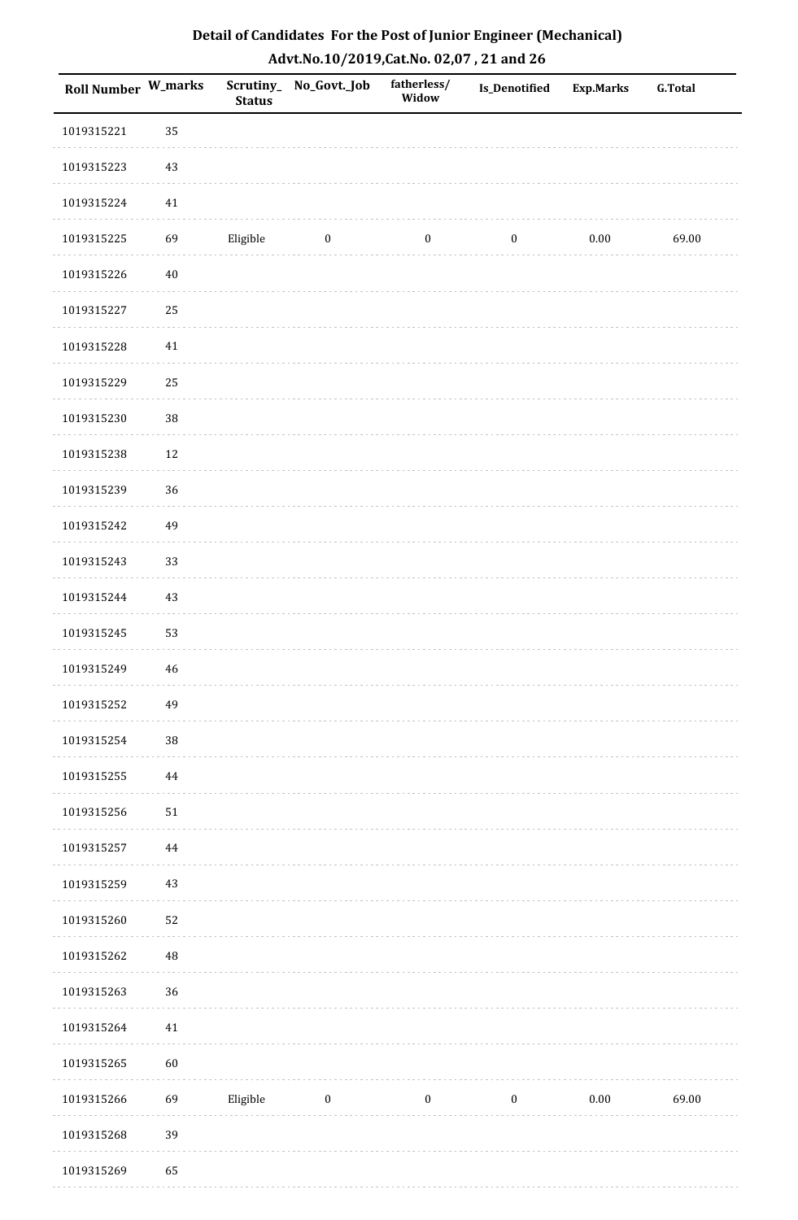## Detail of Candidates For the Post of Junior Engineer (Mechanical)

## Advt.No.10/2019,Cat.No. 02,07 , 21 and 26

| Roll Number | W_marks | Scrutiny_Status | No_Govt._Job | fatherless/Widow | Is_Denotified | Exp.Marks | G.Total |
|---|---|---|---|---|---|---|---|
| 1019315221 | 35 | | | | | | |
| 1019315223 | 43 | | | | | | |
| 1019315224 | 41 | | | | | | |
| 1019315225 | 69 | Eligible | 0 | 0 | 0 | 0.00 | 69.00 |
| 1019315226 | 40 | | | | | | |
| 1019315227 | 25 | | | | | | |
| 1019315228 | 41 | | | | | | |
| 1019315229 | 25 | | | | | | |
| 1019315230 | 38 | | | | | | |
| 1019315238 | 12 | | | | | | |
| 1019315239 | 36 | | | | | | |
| 1019315242 | 49 | | | | | | |
| 1019315243 | 33 | | | | | | |
| 1019315244 | 43 | | | | | | |
| 1019315245 | 53 | | | | | | |
| 1019315249 | 46 | | | | | | |
| 1019315252 | 49 | | | | | | |
| 1019315254 | 38 | | | | | | |
| 1019315255 | 44 | | | | | | |
| 1019315256 | 51 | | | | | | |
| 1019315257 | 44 | | | | | | |
| 1019315259 | 43 | | | | | | |
| 1019315260 | 52 | | | | | | |
| 1019315262 | 48 | | | | | | |
| 1019315263 | 36 | | | | | | |
| 1019315264 | 41 | | | | | | |
| 1019315265 | 60 | | | | | | |
| 1019315266 | 69 | Eligible | 0 | 0 | 0 | 0.00 | 69.00 |
| 1019315268 | 39 | | | | | | |
| 1019315269 | 65 | | | | | | |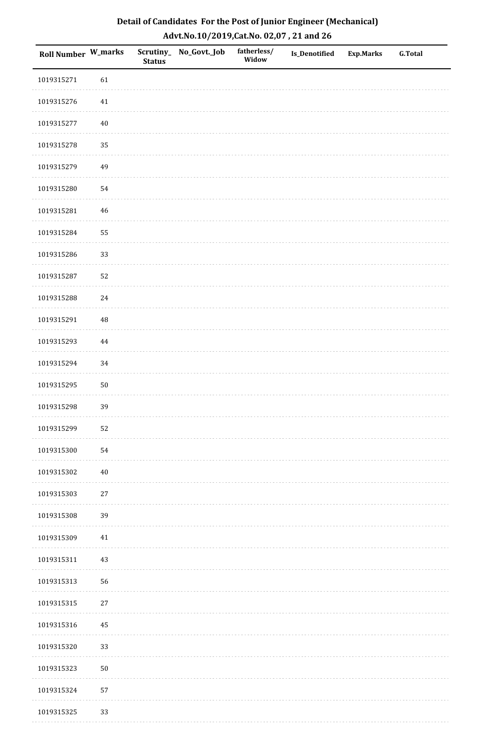## Detail of Candidates For the Post of Junior Engineer (Mechanical)

### Advt.No.10/2019,Cat.No. 02,07 , 21 and 26

| Roll Number | W_marks | Scrutiny_Status | No_Govt._Job | fatherless/Widow | Is_Denotified | Exp.Marks | G.Total |
|---|---|---|---|---|---|---|---|
| 1019315271 | 61 | | | | | | |
| 1019315276 | 41 | | | | | | |
| 1019315277 | 40 | | | | | | |
| 1019315278 | 35 | | | | | | |
| 1019315279 | 49 | | | | | | |
| 1019315280 | 54 | | | | | | |
| 1019315281 | 46 | | | | | | |
| 1019315284 | 55 | | | | | | |
| 1019315286 | 33 | | | | | | |
| 1019315287 | 52 | | | | | | |
| 1019315288 | 24 | | | | | | |
| 1019315291 | 48 | | | | | | |
| 1019315293 | 44 | | | | | | |
| 1019315294 | 34 | | | | | | |
| 1019315295 | 50 | | | | | | |
| 1019315298 | 39 | | | | | | |
| 1019315299 | 52 | | | | | | |
| 1019315300 | 54 | | | | | | |
| 1019315302 | 40 | | | | | | |
| 1019315303 | 27 | | | | | | |
| 1019315308 | 39 | | | | | | |
| 1019315309 | 41 | | | | | | |
| 1019315311 | 43 | | | | | | |
| 1019315313 | 56 | | | | | | |
| 1019315315 | 27 | | | | | | |
| 1019315316 | 45 | | | | | | |
| 1019315320 | 33 | | | | | | |
| 1019315323 | 50 | | | | | | |
| 1019315324 | 57 | | | | | | |
| 1019315325 | 33 | | | | | | |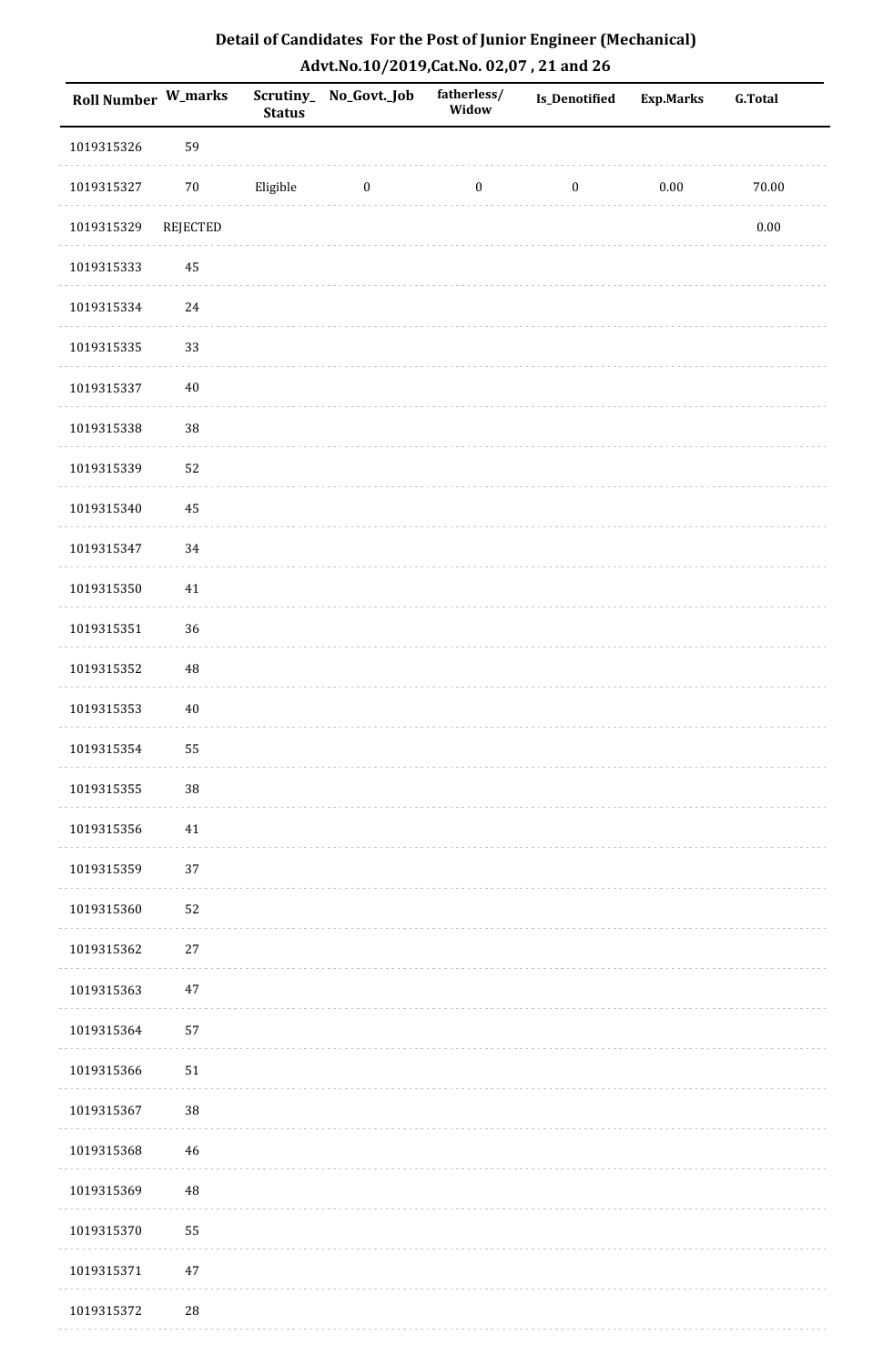## Detail of Candidates For the Post of Junior Engineer (Mechanical)

## Advt.No.10/2019,Cat.No. 02,07 , 21 and 26

| Roll Number | W_marks | Scrutiny_Status | No_Govt._Job | fatherless/Widow | Is_Denotified | Exp.Marks | G.Total |
|---|---|---|---|---|---|---|---|
| 1019315326 | 59 | | | | | | |
| 1019315327 | 70 | Eligible | 0 | 0 | 0 | 0.00 | 70.00 |
| 1019315329 | REJECTED | | | | | | 0.00 |
| 1019315333 | 45 | | | | | | |
| 1019315334 | 24 | | | | | | |
| 1019315335 | 33 | | | | | | |
| 1019315337 | 40 | | | | | | |
| 1019315338 | 38 | | | | | | |
| 1019315339 | 52 | | | | | | |
| 1019315340 | 45 | | | | | | |
| 1019315347 | 34 | | | | | | |
| 1019315350 | 41 | | | | | | |
| 1019315351 | 36 | | | | | | |
| 1019315352 | 48 | | | | | | |
| 1019315353 | 40 | | | | | | |
| 1019315354 | 55 | | | | | | |
| 1019315355 | 38 | | | | | | |
| 1019315356 | 41 | | | | | | |
| 1019315359 | 37 | | | | | | |
| 1019315360 | 52 | | | | | | |
| 1019315362 | 27 | | | | | | |
| 1019315363 | 47 | | | | | | |
| 1019315364 | 57 | | | | | | |
| 1019315366 | 51 | | | | | | |
| 1019315367 | 38 | | | | | | |
| 1019315368 | 46 | | | | | | |
| 1019315369 | 48 | | | | | | |
| 1019315370 | 55 | | | | | | |
| 1019315371 | 47 | | | | | | |
| 1019315372 | 28 | | | | | | |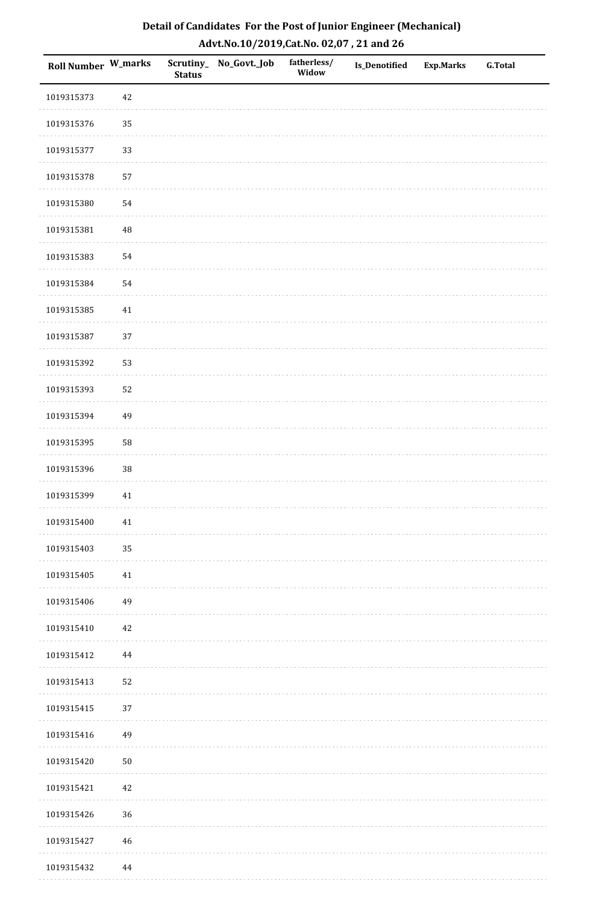# Detail of Candidates For the Post of Junior Engineer (Mechanical)
## Advt.No.10/2019,Cat.No. 02,07 , 21 and 26

| Roll Number | W_marks | Scrutiny_Status | No_Govt._Job | fatherless/Widow | Is_Denotified | Exp.Marks | G.Total |
|---|---|---|---|---|---|---|---|
| 1019315373 | 42 | | | | | | |
| 1019315376 | 35 | | | | | | |
| 1019315377 | 33 | | | | | | |
| 1019315378 | 57 | | | | | | |
| 1019315380 | 54 | | | | | | |
| 1019315381 | 48 | | | | | | |
| 1019315383 | 54 | | | | | | |
| 1019315384 | 54 | | | | | | |
| 1019315385 | 41 | | | | | | |
| 1019315387 | 37 | | | | | | |
| 1019315392 | 53 | | | | | | |
| 1019315393 | 52 | | | | | | |
| 1019315394 | 49 | | | | | | |
| 1019315395 | 58 | | | | | | |
| 1019315396 | 38 | | | | | | |
| 1019315399 | 41 | | | | | | |
| 1019315400 | 41 | | | | | | |
| 1019315403 | 35 | | | | | | |
| 1019315405 | 41 | | | | | | |
| 1019315406 | 49 | | | | | | |
| 1019315410 | 42 | | | | | | |
| 1019315412 | 44 | | | | | | |
| 1019315413 | 52 | | | | | | |
| 1019315415 | 37 | | | | | | |
| 1019315416 | 49 | | | | | | |
| 1019315420 | 50 | | | | | | |
| 1019315421 | 42 | | | | | | |
| 1019315426 | 36 | | | | | | |
| 1019315427 | 46 | | | | | | |
| 1019315432 | 44 | | | | | | |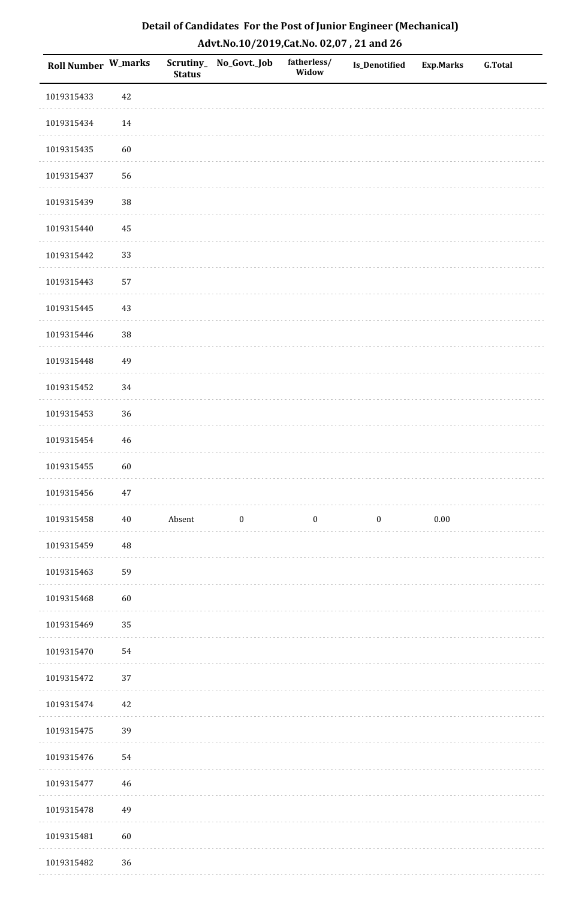# Detail of Candidates For the Post of Junior Engineer (Mechanical)

## Advt.No.10/2019,Cat.No. 02,07 , 21 and 26

| Roll Number | W_marks | Scrutiny_ Status | No_Govt._Job | fatherless/ Widow | Is_Denotified | Exp.Marks | G.Total |
|---|---|---|---|---|---|---|---|
| 1019315433 | 42 | | | | | | |
| 1019315434 | 14 | | | | | | |
| 1019315435 | 60 | | | | | | |
| 1019315437 | 56 | | | | | | |
| 1019315439 | 38 | | | | | | |
| 1019315440 | 45 | | | | | | |
| 1019315442 | 33 | | | | | | |
| 1019315443 | 57 | | | | | | |
| 1019315445 | 43 | | | | | | |
| 1019315446 | 38 | | | | | | |
| 1019315448 | 49 | | | | | | |
| 1019315452 | 34 | | | | | | |
| 1019315453 | 36 | | | | | | |
| 1019315454 | 46 | | | | | | |
| 1019315455 | 60 | | | | | | |
| 1019315456 | 47 | | | | | | |
| 1019315458 | 40 | Absent | 0 | 0 | 0 | 0.00 | |
| 1019315459 | 48 | | | | | | |
| 1019315463 | 59 | | | | | | |
| 1019315468 | 60 | | | | | | |
| 1019315469 | 35 | | | | | | |
| 1019315470 | 54 | | | | | | |
| 1019315472 | 37 | | | | | | |
| 1019315474 | 42 | | | | | | |
| 1019315475 | 39 | | | | | | |
| 1019315476 | 54 | | | | | | |
| 1019315477 | 46 | | | | | | |
| 1019315478 | 49 | | | | | | |
| 1019315481 | 60 | | | | | | |
| 1019315482 | 36 | | | | | | |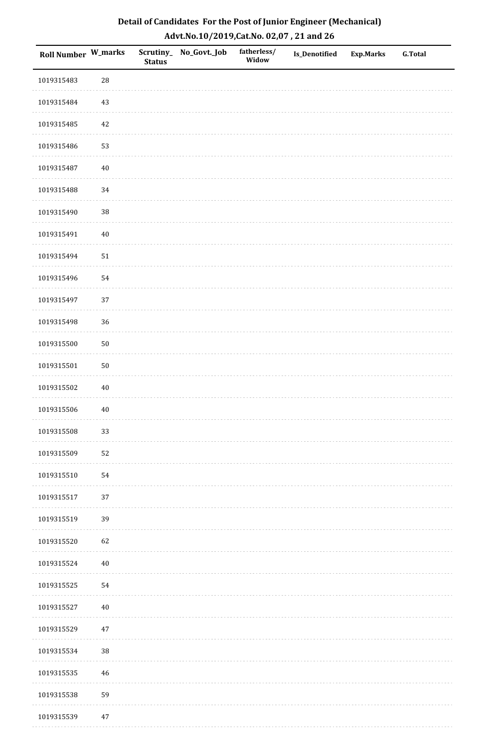# Detail of Candidates For the Post of Junior Engineer (Mechanical)

## Advt.No.10/2019,Cat.No. 02,07 , 21 and 26

| Roll Number | W_marks | Scrutiny_Status | No_Govt._Job | fatherless/Widow | Is_Denotified | Exp.Marks | G.Total |
|---|---|---|---|---|---|---|---|
| 1019315483 | 28 | | | | | | |
| 1019315484 | 43 | | | | | | |
| 1019315485 | 42 | | | | | | |
| 1019315486 | 53 | | | | | | |
| 1019315487 | 40 | | | | | | |
| 1019315488 | 34 | | | | | | |
| 1019315490 | 38 | | | | | | |
| 1019315491 | 40 | | | | | | |
| 1019315494 | 51 | | | | | | |
| 1019315496 | 54 | | | | | | |
| 1019315497 | 37 | | | | | | |
| 1019315498 | 36 | | | | | | |
| 1019315500 | 50 | | | | | | |
| 1019315501 | 50 | | | | | | |
| 1019315502 | 40 | | | | | | |
| 1019315506 | 40 | | | | | | |
| 1019315508 | 33 | | | | | | |
| 1019315509 | 52 | | | | | | |
| 1019315510 | 54 | | | | | | |
| 1019315517 | 37 | | | | | | |
| 1019315519 | 39 | | | | | | |
| 1019315520 | 62 | | | | | | |
| 1019315524 | 40 | | | | | | |
| 1019315525 | 54 | | | | | | |
| 1019315527 | 40 | | | | | | |
| 1019315529 | 47 | | | | | | |
| 1019315534 | 38 | | | | | | |
| 1019315535 | 46 | | | | | | |
| 1019315538 | 59 | | | | | | |
| 1019315539 | 47 | | | | | | |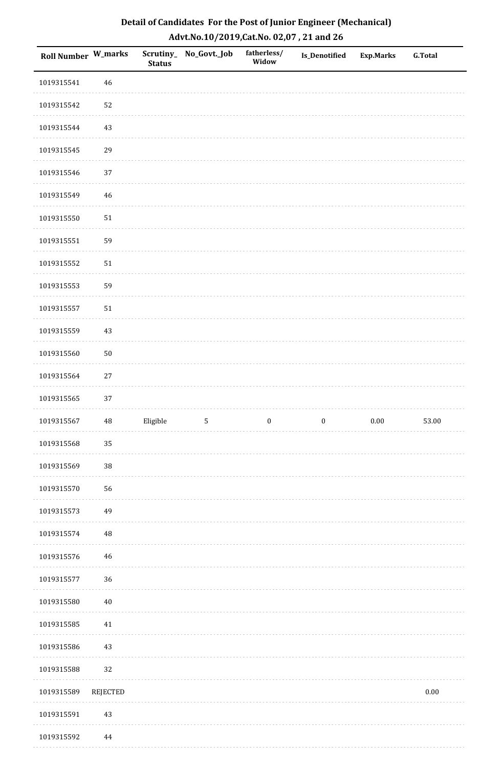# Detail of Candidates For the Post of Junior Engineer (Mechanical)

## Advt.No.10/2019,Cat.No. 02,07 , 21 and 26

| Roll Number | W_marks | Scrutiny_Status | No_Govt._Job | fatherless/Widow | Is_Denotified | Exp.Marks | G.Total |
|---|---|---|---|---|---|---|---|
| 1019315541 | 46 | | | | | | |
| 1019315542 | 52 | | | | | | |
| 1019315544 | 43 | | | | | | |
| 1019315545 | 29 | | | | | | |
| 1019315546 | 37 | | | | | | |
| 1019315549 | 46 | | | | | | |
| 1019315550 | 51 | | | | | | |
| 1019315551 | 59 | | | | | | |
| 1019315552 | 51 | | | | | | |
| 1019315553 | 59 | | | | | | |
| 1019315557 | 51 | | | | | | |
| 1019315559 | 43 | | | | | | |
| 1019315560 | 50 | | | | | | |
| 1019315564 | 27 | | | | | | |
| 1019315565 | 37 | | | | | | |
| 1019315567 | 48 | Eligible | 5 | 0 | 0 | 0.00 | 53.00 |
| 1019315568 | 35 | | | | | | |
| 1019315569 | 38 | | | | | | |
| 1019315570 | 56 | | | | | | |
| 1019315573 | 49 | | | | | | |
| 1019315574 | 48 | | | | | | |
| 1019315576 | 46 | | | | | | |
| 1019315577 | 36 | | | | | | |
| 1019315580 | 40 | | | | | | |
| 1019315585 | 41 | | | | | | |
| 1019315586 | 43 | | | | | | |
| 1019315588 | 32 | | | | | | |
| 1019315589 | REJECTED | | | | | | 0.00 |
| 1019315591 | 43 | | | | | | |
| 1019315592 | 44 | | | | | | |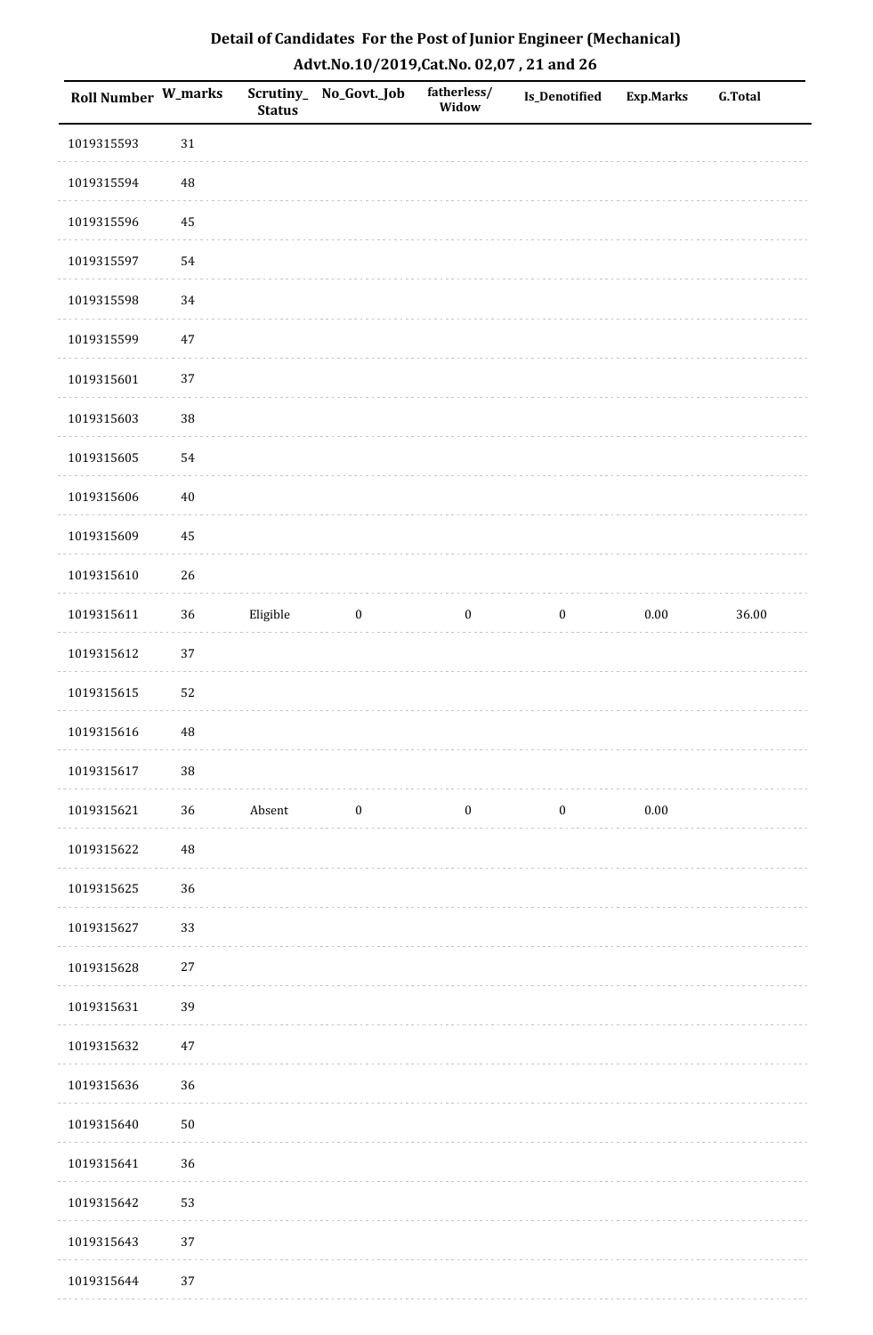# Detail of Candidates For the Post of Junior Engineer (Mechanical)

## Advt.No.10/2019,Cat.No. 02,07 , 21 and 26

| Roll Number | W_marks | Scrutiny_Status | No_Govt._Job | fatherless/Widow | Is_Denotified | Exp.Marks | G.Total |
|---|---|---|---|---|---|---|---|
| 1019315593 | 31 | | | | | | |
| 1019315594 | 48 | | | | | | |
| 1019315596 | 45 | | | | | | |
| 1019315597 | 54 | | | | | | |
| 1019315598 | 34 | | | | | | |
| 1019315599 | 47 | | | | | | |
| 1019315601 | 37 | | | | | | |
| 1019315603 | 38 | | | | | | |
| 1019315605 | 54 | | | | | | |
| 1019315606 | 40 | | | | | | |
| 1019315609 | 45 | | | | | | |
| 1019315610 | 26 | | | | | | |
| 1019315611 | 36 | Eligible | 0 | 0 | 0 | 0.00 | 36.00 |
| 1019315612 | 37 | | | | | | |
| 1019315615 | 52 | | | | | | |
| 1019315616 | 48 | | | | | | |
| 1019315617 | 38 | | | | | | |
| 1019315621 | 36 | Absent | 0 | 0 | 0 | 0.00 | |
| 1019315622 | 48 | | | | | | |
| 1019315625 | 36 | | | | | | |
| 1019315627 | 33 | | | | | | |
| 1019315628 | 27 | | | | | | |
| 1019315631 | 39 | | | | | | |
| 1019315632 | 47 | | | | | | |
| 1019315636 | 36 | | | | | | |
| 1019315640 | 50 | | | | | | |
| 1019315641 | 36 | | | | | | |
| 1019315642 | 53 | | | | | | |
| 1019315643 | 37 | | | | | | |
| 1019315644 | 37 | | | | | | |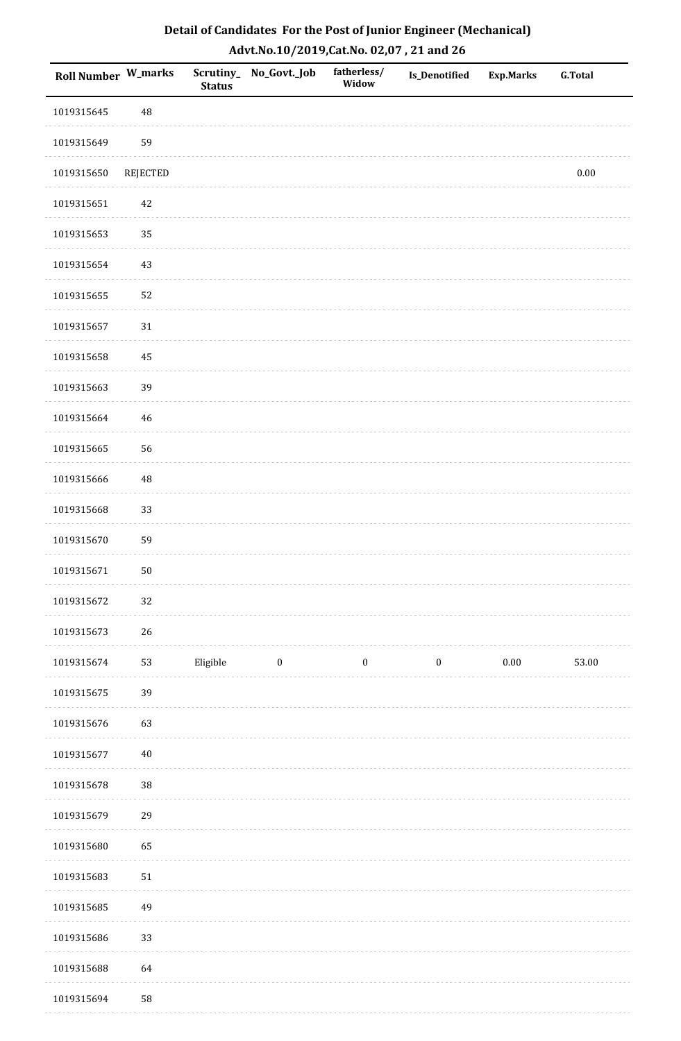## Detail of Candidates For the Post of Junior Engineer (Mechanical)

### Advt.No.10/2019,Cat.No. 02,07 , 21 and 26

| Roll Number | W_marks | Scrutiny_Status | No_Govt._Job | fatherless/Widow | Is_Denotified | Exp.Marks | G.Total |
|---|---|---|---|---|---|---|---|
| 1019315645 | 48 | | | | | | |
| 1019315649 | 59 | | | | | | |
| 1019315650 | REJECTED | | | | | | 0.00 |
| 1019315651 | 42 | | | | | | |
| 1019315653 | 35 | | | | | | |
| 1019315654 | 43 | | | | | | |
| 1019315655 | 52 | | | | | | |
| 1019315657 | 31 | | | | | | |
| 1019315658 | 45 | | | | | | |
| 1019315663 | 39 | | | | | | |
| 1019315664 | 46 | | | | | | |
| 1019315665 | 56 | | | | | | |
| 1019315666 | 48 | | | | | | |
| 1019315668 | 33 | | | | | | |
| 1019315670 | 59 | | | | | | |
| 1019315671 | 50 | | | | | | |
| 1019315672 | 32 | | | | | | |
| 1019315673 | 26 | | | | | | |
| 1019315674 | 53 | Eligible | 0 | 0 | 0 | 0.00 | 53.00 |
| 1019315675 | 39 | | | | | | |
| 1019315676 | 63 | | | | | | |
| 1019315677 | 40 | | | | | | |
| 1019315678 | 38 | | | | | | |
| 1019315679 | 29 | | | | | | |
| 1019315680 | 65 | | | | | | |
| 1019315683 | 51 | | | | | | |
| 1019315685 | 49 | | | | | | |
| 1019315686 | 33 | | | | | | |
| 1019315688 | 64 | | | | | | |
| 1019315694 | 58 | | | | | | |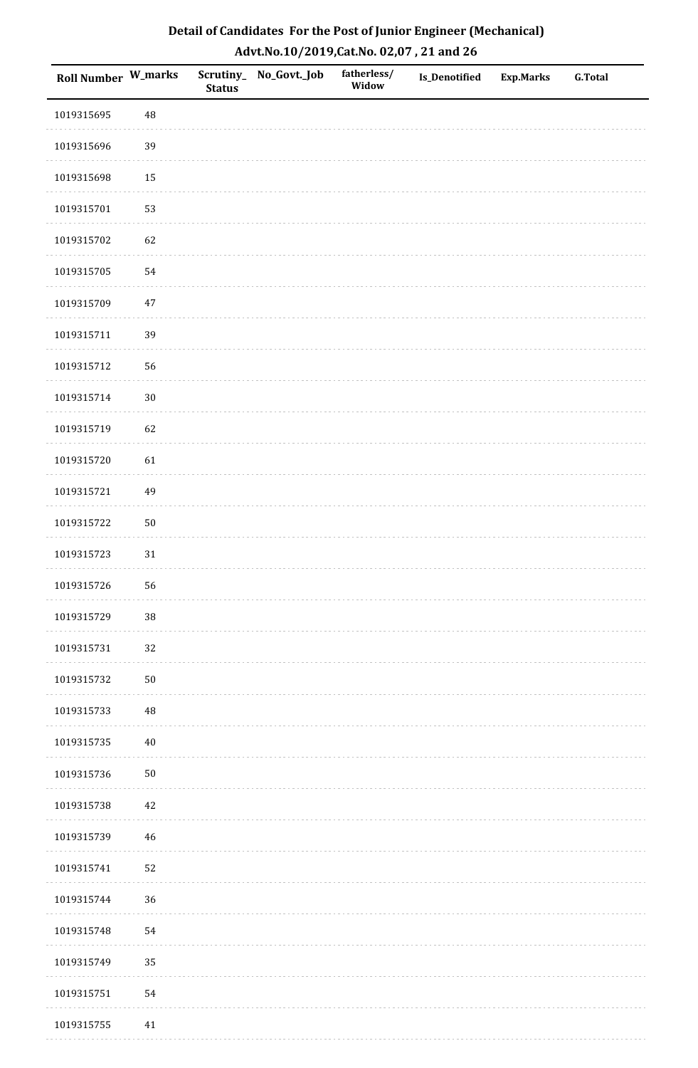## Detail of Candidates For the Post of Junior Engineer (Mechanical)

### Advt.No.10/2019,Cat.No. 02,07 , 21 and 26

| Roll Number | W_marks | Scrutiny_Status | No_Govt._Job | fatherless/Widow | Is_Denotified | Exp.Marks | G.Total |
|---|---|---|---|---|---|---|---|
| 1019315695 | 48 | | | | | | |
| 1019315696 | 39 | | | | | | |
| 1019315698 | 15 | | | | | | |
| 1019315701 | 53 | | | | | | |
| 1019315702 | 62 | | | | | | |
| 1019315705 | 54 | | | | | | |
| 1019315709 | 47 | | | | | | |
| 1019315711 | 39 | | | | | | |
| 1019315712 | 56 | | | | | | |
| 1019315714 | 30 | | | | | | |
| 1019315719 | 62 | | | | | | |
| 1019315720 | 61 | | | | | | |
| 1019315721 | 49 | | | | | | |
| 1019315722 | 50 | | | | | | |
| 1019315723 | 31 | | | | | | |
| 1019315726 | 56 | | | | | | |
| 1019315729 | 38 | | | | | | |
| 1019315731 | 32 | | | | | | |
| 1019315732 | 50 | | | | | | |
| 1019315733 | 48 | | | | | | |
| 1019315735 | 40 | | | | | | |
| 1019315736 | 50 | | | | | | |
| 1019315738 | 42 | | | | | | |
| 1019315739 | 46 | | | | | | |
| 1019315741 | 52 | | | | | | |
| 1019315744 | 36 | | | | | | |
| 1019315748 | 54 | | | | | | |
| 1019315749 | 35 | | | | | | |
| 1019315751 | 54 | | | | | | |
| 1019315755 | 41 | | | | | | |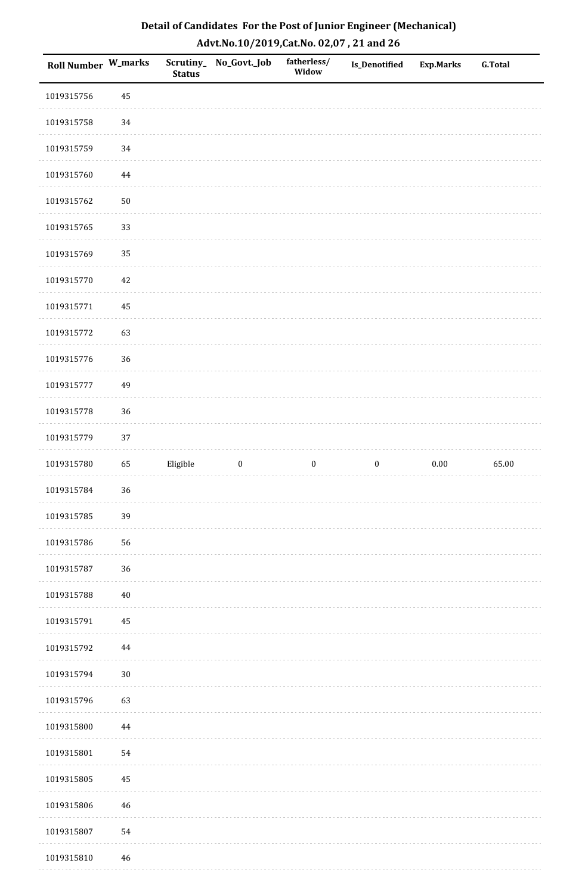# Detail of Candidates For the Post of Junior Engineer (Mechanical)

## Advt.No.10/2019,Cat.No. 02,07 , 21 and 26

| Roll Number | W_marks | Scrutiny_ Status | No_Govt._Job | fatherless/ Widow | Is_Denotified | Exp.Marks | G.Total |
|---|---|---|---|---|---|---|---|
| 1019315756 | 45 | | | | | | |
| 1019315758 | 34 | | | | | | |
| 1019315759 | 34 | | | | | | |
| 1019315760 | 44 | | | | | | |
| 1019315762 | 50 | | | | | | |
| 1019315765 | 33 | | | | | | |
| 1019315769 | 35 | | | | | | |
| 1019315770 | 42 | | | | | | |
| 1019315771 | 45 | | | | | | |
| 1019315772 | 63 | | | | | | |
| 1019315776 | 36 | | | | | | |
| 1019315777 | 49 | | | | | | |
| 1019315778 | 36 | | | | | | |
| 1019315779 | 37 | | | | | | |
| 1019315780 | 65 | Eligible | 0 | 0 | 0 | 0.00 | 65.00 |
| 1019315784 | 36 | | | | | | |
| 1019315785 | 39 | | | | | | |
| 1019315786 | 56 | | | | | | |
| 1019315787 | 36 | | | | | | |
| 1019315788 | 40 | | | | | | |
| 1019315791 | 45 | | | | | | |
| 1019315792 | 44 | | | | | | |
| 1019315794 | 30 | | | | | | |
| 1019315796 | 63 | | | | | | |
| 1019315800 | 44 | | | | | | |
| 1019315801 | 54 | | | | | | |
| 1019315805 | 45 | | | | | | |
| 1019315806 | 46 | | | | | | |
| 1019315807 | 54 | | | | | | |
| 1019315810 | 46 | | | | | | |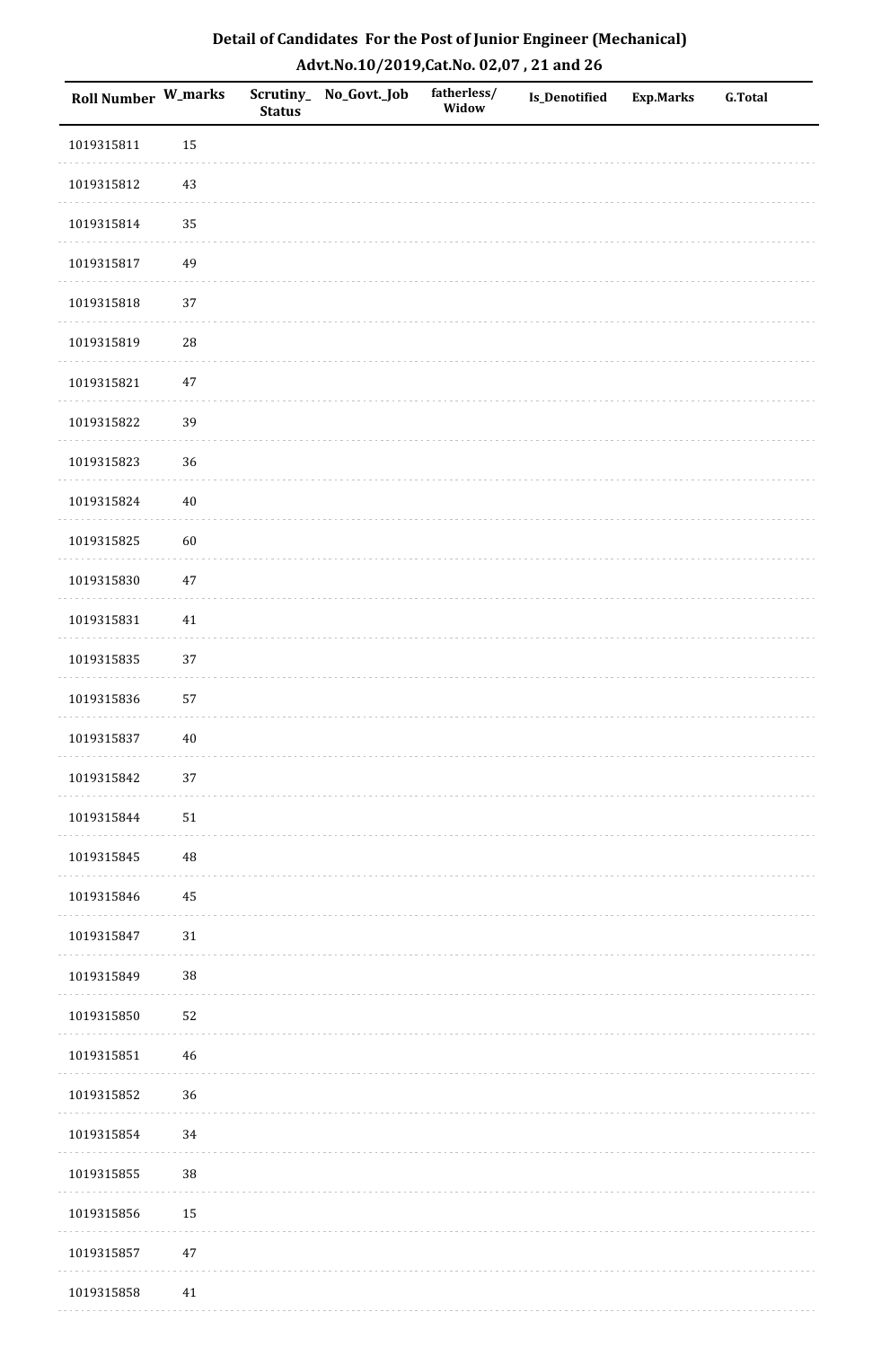# Detail of Candidates For the Post of Junior Engineer (Mechanical)

## Advt.No.10/2019,Cat.No. 02,07 , 21 and 26

| Roll Number | W_marks | Scrutiny_Status | No_Govt._Job | fatherless/Widow | Is_Denotified | Exp.Marks | G.Total |
|---|---|---|---|---|---|---|---|
| 1019315811 | 15 | | | | | | |
| 1019315812 | 43 | | | | | | |
| 1019315814 | 35 | | | | | | |
| 1019315817 | 49 | | | | | | |
| 1019315818 | 37 | | | | | | |
| 1019315819 | 28 | | | | | | |
| 1019315821 | 47 | | | | | | |
| 1019315822 | 39 | | | | | | |
| 1019315823 | 36 | | | | | | |
| 1019315824 | 40 | | | | | | |
| 1019315825 | 60 | | | | | | |
| 1019315830 | 47 | | | | | | |
| 1019315831 | 41 | | | | | | |
| 1019315835 | 37 | | | | | | |
| 1019315836 | 57 | | | | | | |
| 1019315837 | 40 | | | | | | |
| 1019315842 | 37 | | | | | | |
| 1019315844 | 51 | | | | | | |
| 1019315845 | 48 | | | | | | |
| 1019315846 | 45 | | | | | | |
| 1019315847 | 31 | | | | | | |
| 1019315849 | 38 | | | | | | |
| 1019315850 | 52 | | | | | | |
| 1019315851 | 46 | | | | | | |
| 1019315852 | 36 | | | | | | |
| 1019315854 | 34 | | | | | | |
| 1019315855 | 38 | | | | | | |
| 1019315856 | 15 | | | | | | |
| 1019315857 | 47 | | | | | | |
| 1019315858 | 41 | | | | | | |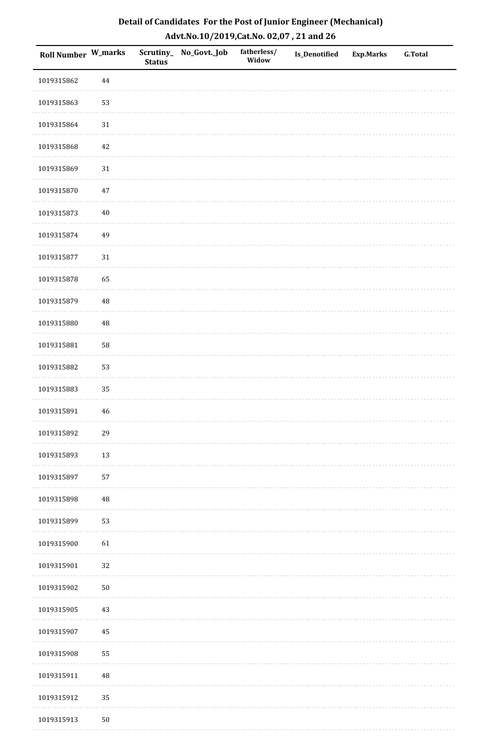# Detail of Candidates For the Post of Junior Engineer (Mechanical)

## Advt.No.10/2019,Cat.No. 02,07 , 21 and 26

| Roll Number | W_marks | Scrutiny_Status | No_Govt._Job | fatherless/Widow | Is_Denotified | Exp.Marks | G.Total |
|---|---|---|---|---|---|---|---|
| 1019315862 | 44 | | | | | | |
| 1019315863 | 53 | | | | | | |
| 1019315864 | 31 | | | | | | |
| 1019315868 | 42 | | | | | | |
| 1019315869 | 31 | | | | | | |
| 1019315870 | 47 | | | | | | |
| 1019315873 | 40 | | | | | | |
| 1019315874 | 49 | | | | | | |
| 1019315877 | 31 | | | | | | |
| 1019315878 | 65 | | | | | | |
| 1019315879 | 48 | | | | | | |
| 1019315880 | 48 | | | | | | |
| 1019315881 | 58 | | | | | | |
| 1019315882 | 53 | | | | | | |
| 1019315883 | 35 | | | | | | |
| 1019315891 | 46 | | | | | | |
| 1019315892 | 29 | | | | | | |
| 1019315893 | 13 | | | | | | |
| 1019315897 | 57 | | | | | | |
| 1019315898 | 48 | | | | | | |
| 1019315899 | 53 | | | | | | |
| 1019315900 | 61 | | | | | | |
| 1019315901 | 32 | | | | | | |
| 1019315902 | 50 | | | | | | |
| 1019315905 | 43 | | | | | | |
| 1019315907 | 45 | | | | | | |
| 1019315908 | 55 | | | | | | |
| 1019315911 | 48 | | | | | | |
| 1019315912 | 35 | | | | | | |
| 1019315913 | 50 | | | | | | |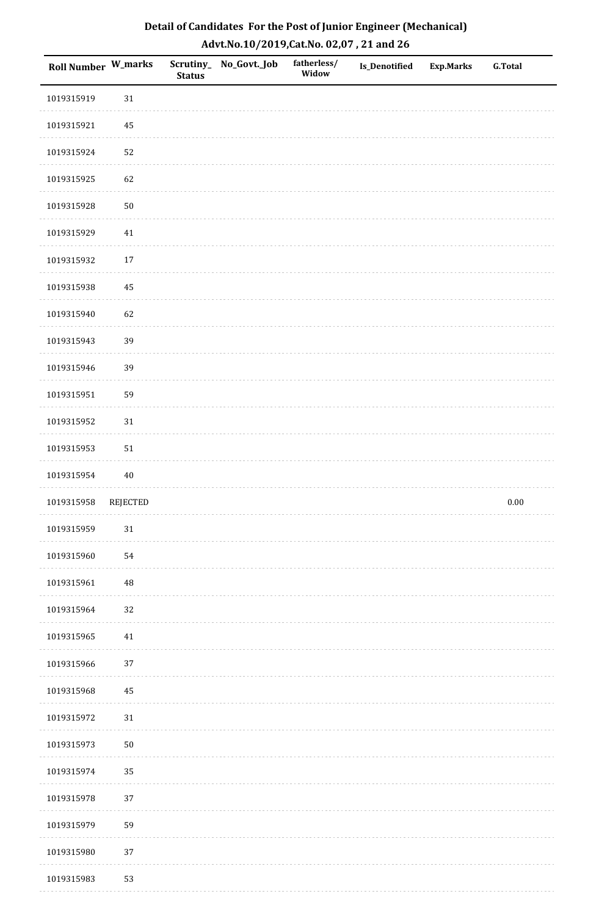# Detail of Candidates For the Post of Junior Engineer (Mechanical)

## Advt.No.10/2019,Cat.No. 02,07 , 21 and 26

| Roll Number | W_marks | Scrutiny_Status | No_Govt._Job | fatherless/Widow | Is_Denotified | Exp.Marks | G.Total |
|---|---|---|---|---|---|---|---|
| 1019315919 | 31 | | | | | | |
| 1019315921 | 45 | | | | | | |
| 1019315924 | 52 | | | | | | |
| 1019315925 | 62 | | | | | | |
| 1019315928 | 50 | | | | | | |
| 1019315929 | 41 | | | | | | |
| 1019315932 | 17 | | | | | | |
| 1019315938 | 45 | | | | | | |
| 1019315940 | 62 | | | | | | |
| 1019315943 | 39 | | | | | | |
| 1019315946 | 39 | | | | | | |
| 1019315951 | 59 | | | | | | |
| 1019315952 | 31 | | | | | | |
| 1019315953 | 51 | | | | | | |
| 1019315954 | 40 | | | | | | |
| 1019315958 | REJECTED | | | | | | 0.00 |
| 1019315959 | 31 | | | | | | |
| 1019315960 | 54 | | | | | | |
| 1019315961 | 48 | | | | | | |
| 1019315964 | 32 | | | | | | |
| 1019315965 | 41 | | | | | | |
| 1019315966 | 37 | | | | | | |
| 1019315968 | 45 | | | | | | |
| 1019315972 | 31 | | | | | | |
| 1019315973 | 50 | | | | | | |
| 1019315974 | 35 | | | | | | |
| 1019315978 | 37 | | | | | | |
| 1019315979 | 59 | | | | | | |
| 1019315980 | 37 | | | | | | |
| 1019315983 | 53 | | | | | | |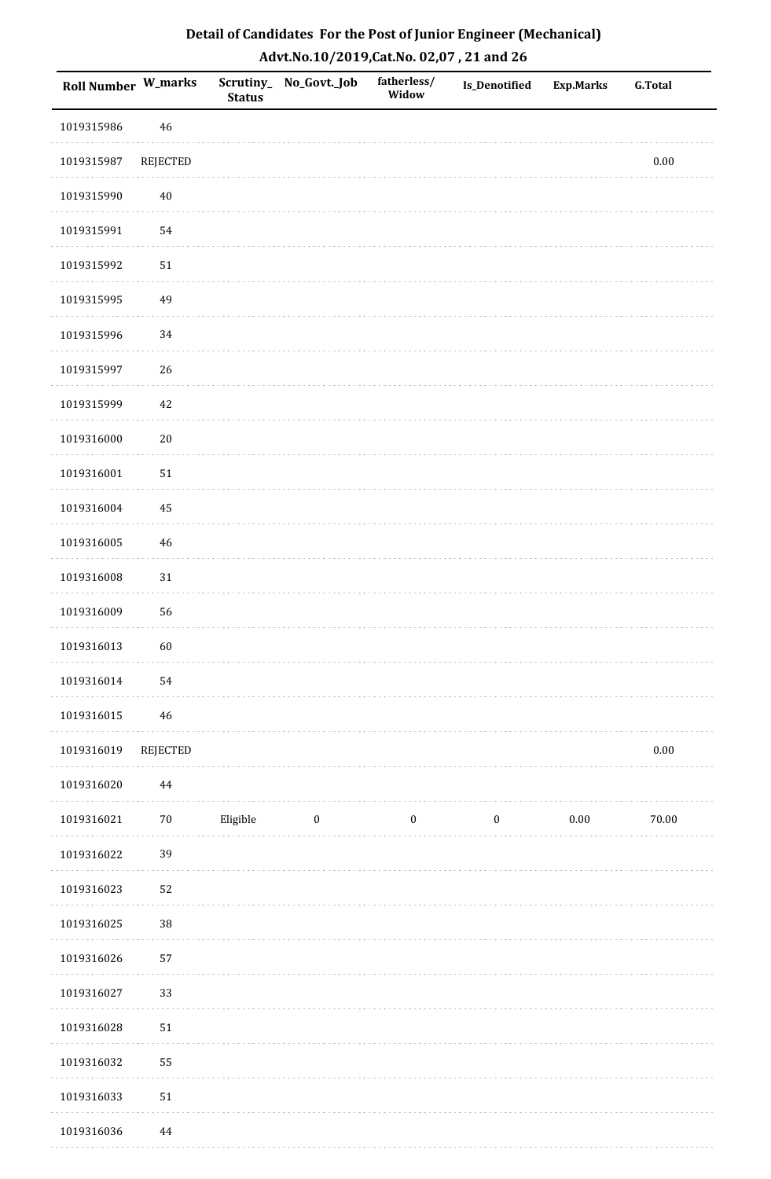## Detail of Candidates For the Post of Junior Engineer (Mechanical)

## Advt.No.10/2019,Cat.No. 02,07 , 21 and 26

| Roll Number | W_marks | Scrutiny_Status | No_Govt._Job | fatherless/Widow | Is_Denotified | Exp.Marks | G.Total |
|---|---|---|---|---|---|---|---|
| 1019315986 | 46 | | | | | | |
| 1019315987 | REJECTED | | | | | | 0.00 |
| 1019315990 | 40 | | | | | | |
| 1019315991 | 54 | | | | | | |
| 1019315992 | 51 | | | | | | |
| 1019315995 | 49 | | | | | | |
| 1019315996 | 34 | | | | | | |
| 1019315997 | 26 | | | | | | |
| 1019315999 | 42 | | | | | | |
| 1019316000 | 20 | | | | | | |
| 1019316001 | 51 | | | | | | |
| 1019316004 | 45 | | | | | | |
| 1019316005 | 46 | | | | | | |
| 1019316008 | 31 | | | | | | |
| 1019316009 | 56 | | | | | | |
| 1019316013 | 60 | | | | | | |
| 1019316014 | 54 | | | | | | |
| 1019316015 | 46 | | | | | | |
| 1019316019 | REJECTED | | | | | | 0.00 |
| 1019316020 | 44 | | | | | | |
| 1019316021 | 70 | Eligible | 0 | 0 | 0 | 0.00 | 70.00 |
| 1019316022 | 39 | | | | | | |
| 1019316023 | 52 | | | | | | |
| 1019316025 | 38 | | | | | | |
| 1019316026 | 57 | | | | | | |
| 1019316027 | 33 | | | | | | |
| 1019316028 | 51 | | | | | | |
| 1019316032 | 55 | | | | | | |
| 1019316033 | 51 | | | | | | |
| 1019316036 | 44 | | | | | | |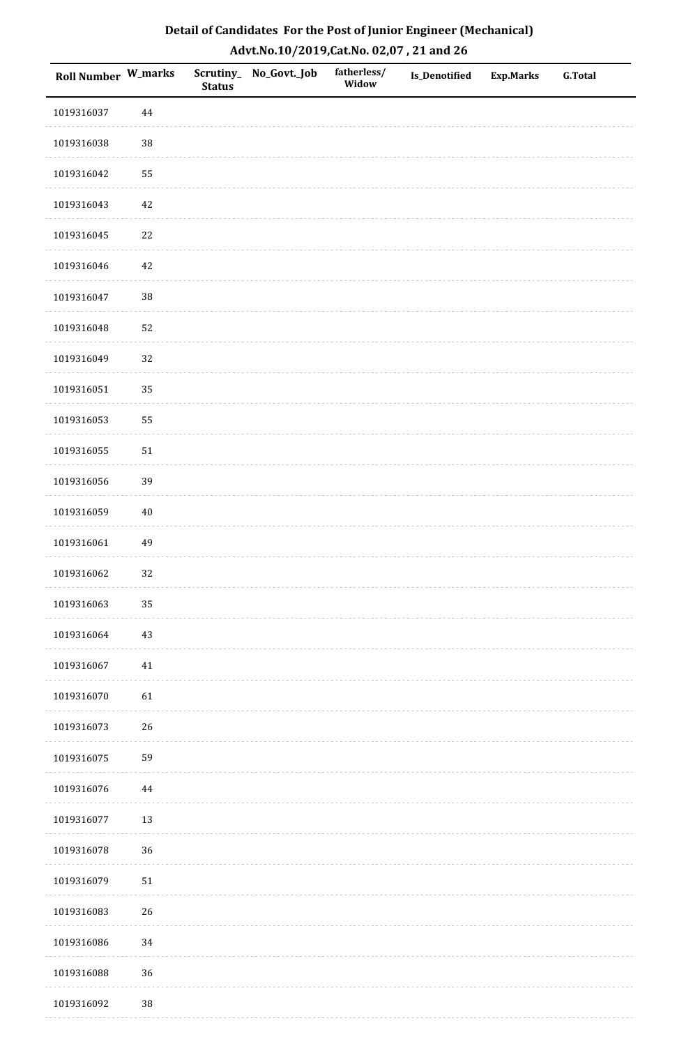## Detail of Candidates For the Post of Junior Engineer (Mechanical)

### Advt.No.10/2019,Cat.No. 02,07 , 21 and 26

| Roll Number | W_marks | Scrutiny_ Status | No_Govt._Job | fatherless/ Widow | Is_Denotified | Exp.Marks | G.Total |
|---|---|---|---|---|---|---|---|
| 1019316037 | 44 | | | | | | |
| 1019316038 | 38 | | | | | | |
| 1019316042 | 55 | | | | | | |
| 1019316043 | 42 | | | | | | |
| 1019316045 | 22 | | | | | | |
| 1019316046 | 42 | | | | | | |
| 1019316047 | 38 | | | | | | |
| 1019316048 | 52 | | | | | | |
| 1019316049 | 32 | | | | | | |
| 1019316051 | 35 | | | | | | |
| 1019316053 | 55 | | | | | | |
| 1019316055 | 51 | | | | | | |
| 1019316056 | 39 | | | | | | |
| 1019316059 | 40 | | | | | | |
| 1019316061 | 49 | | | | | | |
| 1019316062 | 32 | | | | | | |
| 1019316063 | 35 | | | | | | |
| 1019316064 | 43 | | | | | | |
| 1019316067 | 41 | | | | | | |
| 1019316070 | 61 | | | | | | |
| 1019316073 | 26 | | | | | | |
| 1019316075 | 59 | | | | | | |
| 1019316076 | 44 | | | | | | |
| 1019316077 | 13 | | | | | | |
| 1019316078 | 36 | | | | | | |
| 1019316079 | 51 | | | | | | |
| 1019316083 | 26 | | | | | | |
| 1019316086 | 34 | | | | | | |
| 1019316088 | 36 | | | | | | |
| 1019316092 | 38 | | | | | | |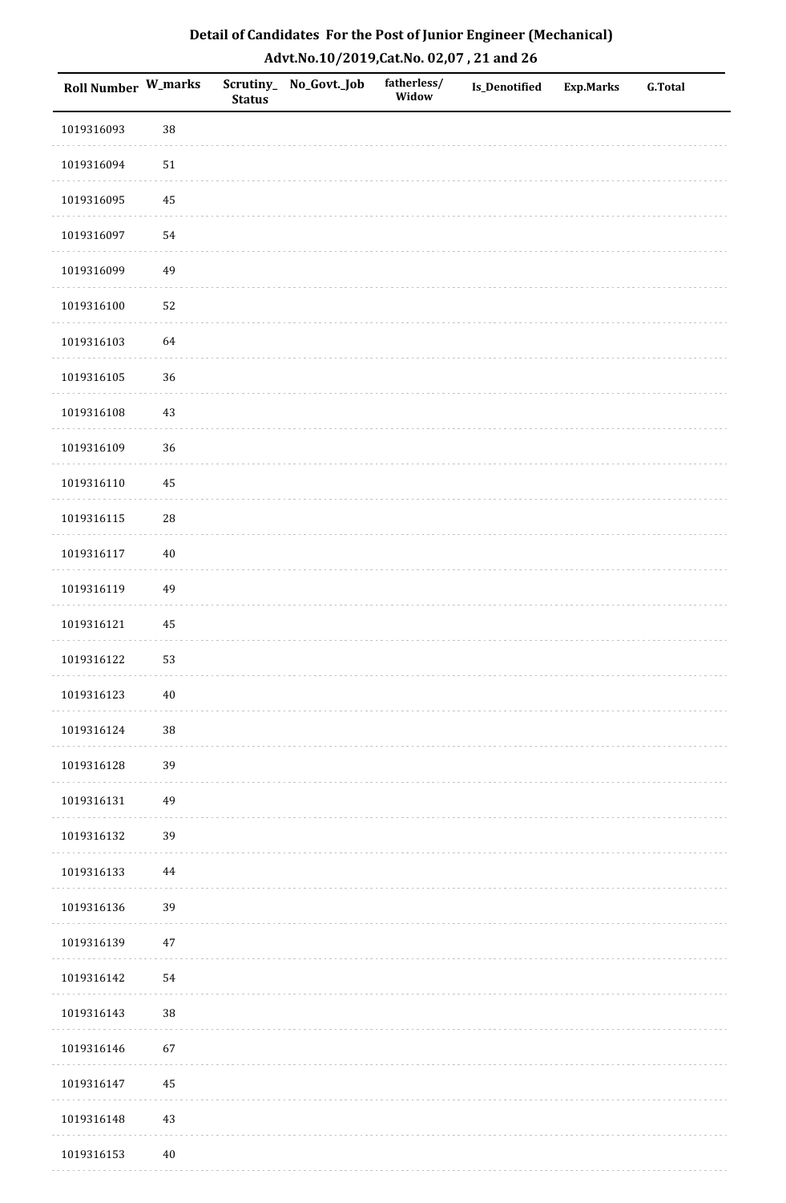# Detail of Candidates For the Post of Junior Engineer (Mechanical)

## Advt.No.10/2019,Cat.No. 02,07 , 21 and 26

| Roll Number | W_marks | Scrutiny_Status | No_Govt._Job | fatherless/Widow | Is_Denotified | Exp.Marks | G.Total |
|---|---|---|---|---|---|---|---|
| 1019316093 | 38 | | | | | | |
| 1019316094 | 51 | | | | | | |
| 1019316095 | 45 | | | | | | |
| 1019316097 | 54 | | | | | | |
| 1019316099 | 49 | | | | | | |
| 1019316100 | 52 | | | | | | |
| 1019316103 | 64 | | | | | | |
| 1019316105 | 36 | | | | | | |
| 1019316108 | 43 | | | | | | |
| 1019316109 | 36 | | | | | | |
| 1019316110 | 45 | | | | | | |
| 1019316115 | 28 | | | | | | |
| 1019316117 | 40 | | | | | | |
| 1019316119 | 49 | | | | | | |
| 1019316121 | 45 | | | | | | |
| 1019316122 | 53 | | | | | | |
| 1019316123 | 40 | | | | | | |
| 1019316124 | 38 | | | | | | |
| 1019316128 | 39 | | | | | | |
| 1019316131 | 49 | | | | | | |
| 1019316132 | 39 | | | | | | |
| 1019316133 | 44 | | | | | | |
| 1019316136 | 39 | | | | | | |
| 1019316139 | 47 | | | | | | |
| 1019316142 | 54 | | | | | | |
| 1019316143 | 38 | | | | | | |
| 1019316146 | 67 | | | | | | |
| 1019316147 | 45 | | | | | | |
| 1019316148 | 43 | | | | | | |
| 1019316153 | 40 | | | | | | |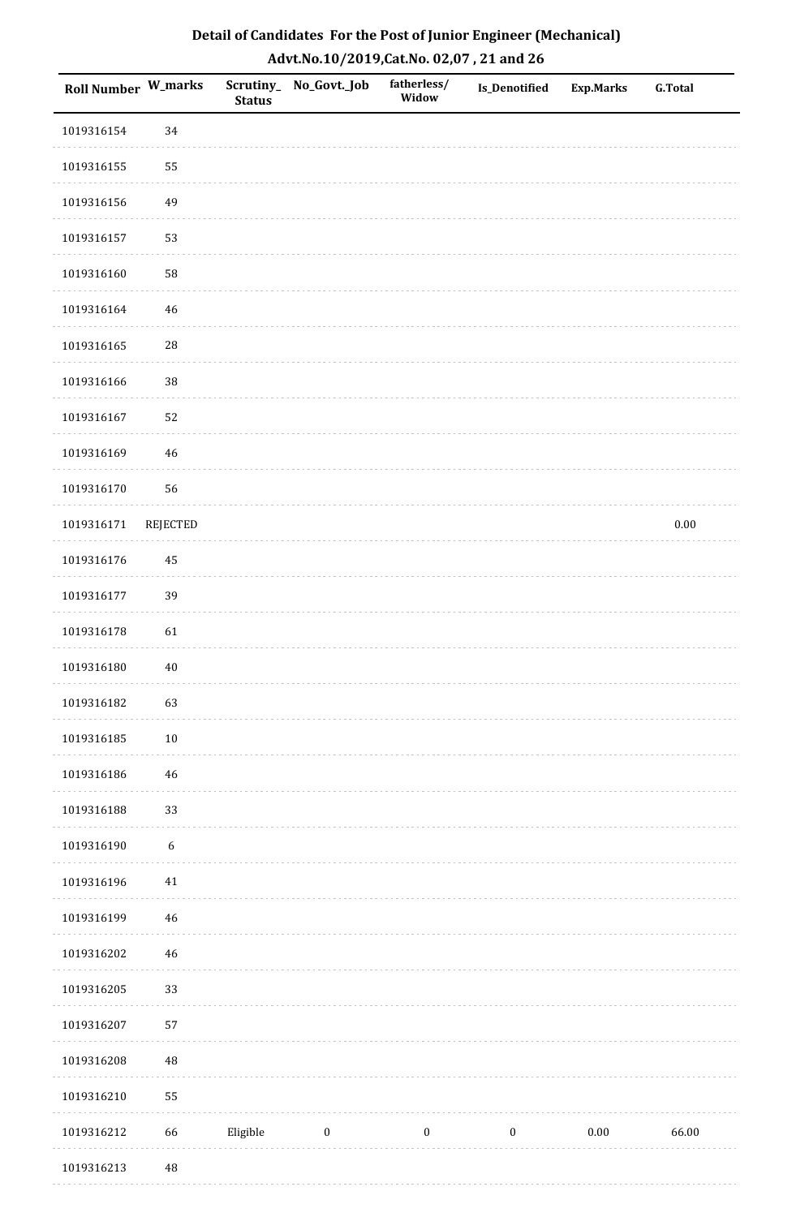# Detail of Candidates For the Post of Junior Engineer (Mechanical)

## Advt.No.10/2019,Cat.No. 02,07 , 21 and 26

| Roll Number | W_marks | Scrutiny_Status | No_Govt._Job | fatherless/Widow | Is_Denotified | Exp.Marks | G.Total |
|---|---|---|---|---|---|---|---|
| 1019316154 | 34 | | | | | | |
| 1019316155 | 55 | | | | | | |
| 1019316156 | 49 | | | | | | |
| 1019316157 | 53 | | | | | | |
| 1019316160 | 58 | | | | | | |
| 1019316164 | 46 | | | | | | |
| 1019316165 | 28 | | | | | | |
| 1019316166 | 38 | | | | | | |
| 1019316167 | 52 | | | | | | |
| 1019316169 | 46 | | | | | | |
| 1019316170 | 56 | | | | | | |
| 1019316171 | REJECTED | | | | | | 0.00 |
| 1019316176 | 45 | | | | | | |
| 1019316177 | 39 | | | | | | |
| 1019316178 | 61 | | | | | | |
| 1019316180 | 40 | | | | | | |
| 1019316182 | 63 | | | | | | |
| 1019316185 | 10 | | | | | | |
| 1019316186 | 46 | | | | | | |
| 1019316188 | 33 | | | | | | |
| 1019316190 | 6 | | | | | | |
| 1019316196 | 41 | | | | | | |
| 1019316199 | 46 | | | | | | |
| 1019316202 | 46 | | | | | | |
| 1019316205 | 33 | | | | | | |
| 1019316207 | 57 | | | | | | |
| 1019316208 | 48 | | | | | | |
| 1019316210 | 55 | | | | | | |
| 1019316212 | 66 | Eligible | 0 | 0 | 0 | 0.00 | 66.00 |
| 1019316213 | 48 | | | | | | |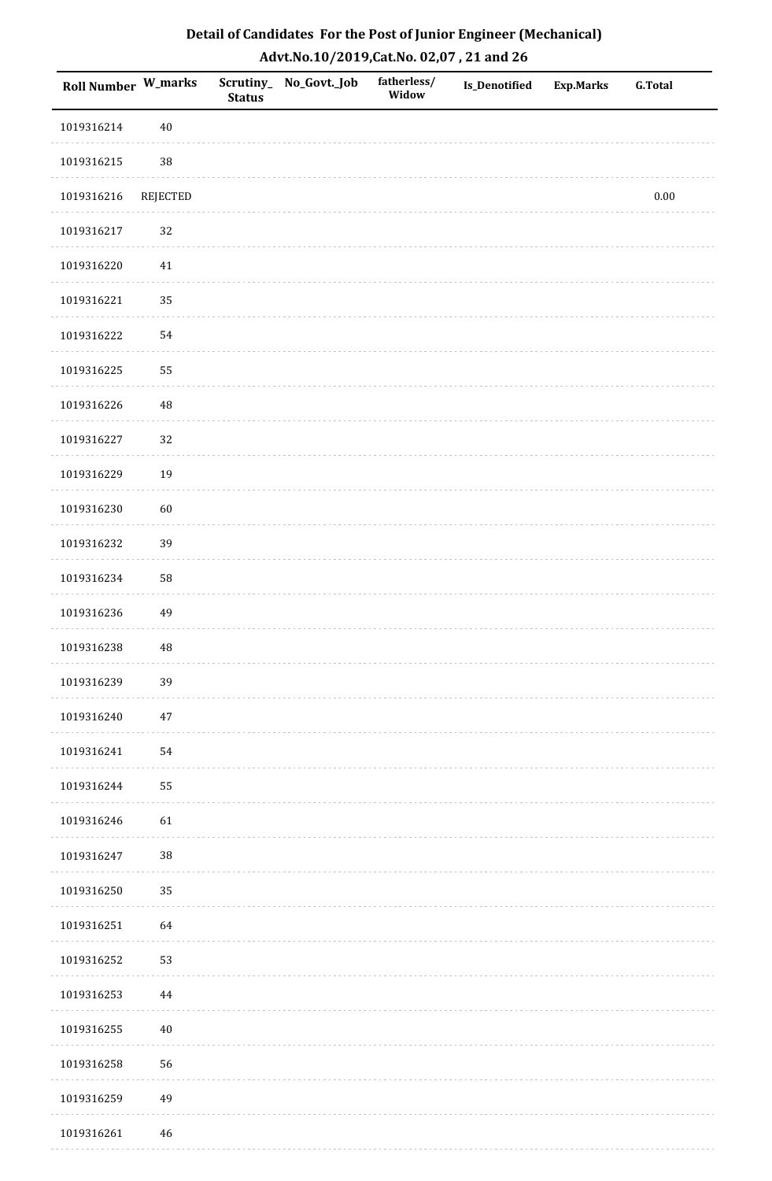# Detail of Candidates For the Post of Junior Engineer (Mechanical)

## Advt.No.10/2019,Cat.No. 02,07 , 21 and 26

| Roll Number | W_marks | Scrutiny_Status | No_Govt._Job | fatherless/Widow | Is_Denotified | Exp.Marks | G.Total |
|---|---|---|---|---|---|---|---|
| 1019316214 | 40 | | | | | | |
| 1019316215 | 38 | | | | | | |
| 1019316216 | REJECTED | | | | | | 0.00 |
| 1019316217 | 32 | | | | | | |
| 1019316220 | 41 | | | | | | |
| 1019316221 | 35 | | | | | | |
| 1019316222 | 54 | | | | | | |
| 1019316225 | 55 | | | | | | |
| 1019316226 | 48 | | | | | | |
| 1019316227 | 32 | | | | | | |
| 1019316229 | 19 | | | | | | |
| 1019316230 | 60 | | | | | | |
| 1019316232 | 39 | | | | | | |
| 1019316234 | 58 | | | | | | |
| 1019316236 | 49 | | | | | | |
| 1019316238 | 48 | | | | | | |
| 1019316239 | 39 | | | | | | |
| 1019316240 | 47 | | | | | | |
| 1019316241 | 54 | | | | | | |
| 1019316244 | 55 | | | | | | |
| 1019316246 | 61 | | | | | | |
| 1019316247 | 38 | | | | | | |
| 1019316250 | 35 | | | | | | |
| 1019316251 | 64 | | | | | | |
| 1019316252 | 53 | | | | | | |
| 1019316253 | 44 | | | | | | |
| 1019316255 | 40 | | | | | | |
| 1019316258 | 56 | | | | | | |
| 1019316259 | 49 | | | | | | |
| 1019316261 | 46 | | | | | | |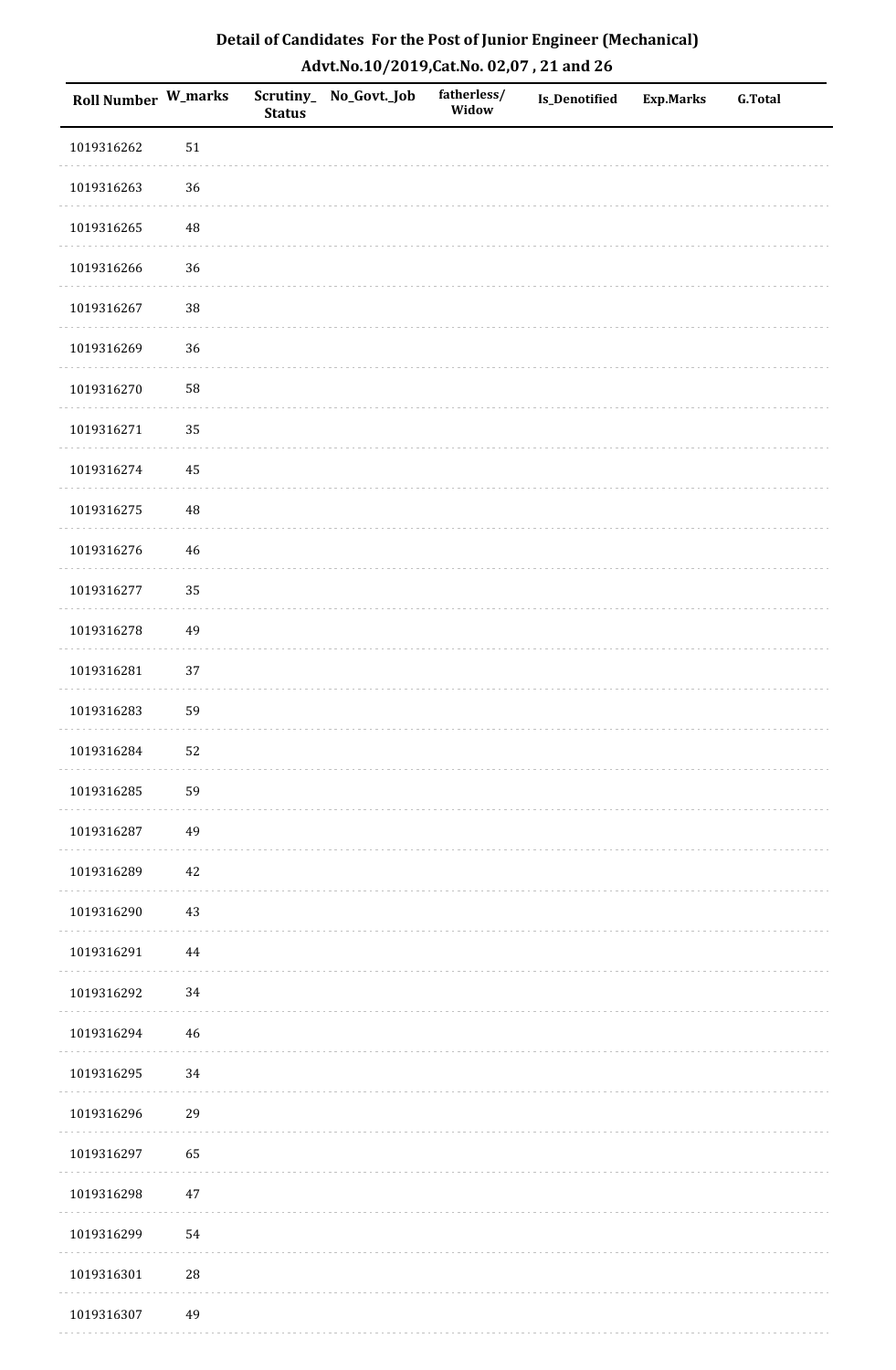# Detail of Candidates For the Post of Junior Engineer (Mechanical)

## Advt.No.10/2019,Cat.No. 02,07 , 21 and 26

| Roll Number | W_marks | Scrutiny_ Status | No_Govt._Job | fatherless/ Widow | Is_Denotified | Exp.Marks | G.Total |
|---|---|---|---|---|---|---|---|
| 1019316262 | 51 | | | | | | |
| 1019316263 | 36 | | | | | | |
| 1019316265 | 48 | | | | | | |
| 1019316266 | 36 | | | | | | |
| 1019316267 | 38 | | | | | | |
| 1019316269 | 36 | | | | | | |
| 1019316270 | 58 | | | | | | |
| 1019316271 | 35 | | | | | | |
| 1019316274 | 45 | | | | | | |
| 1019316275 | 48 | | | | | | |
| 1019316276 | 46 | | | | | | |
| 1019316277 | 35 | | | | | | |
| 1019316278 | 49 | | | | | | |
| 1019316281 | 37 | | | | | | |
| 1019316283 | 59 | | | | | | |
| 1019316284 | 52 | | | | | | |
| 1019316285 | 59 | | | | | | |
| 1019316287 | 49 | | | | | | |
| 1019316289 | 42 | | | | | | |
| 1019316290 | 43 | | | | | | |
| 1019316291 | 44 | | | | | | |
| 1019316292 | 34 | | | | | | |
| 1019316294 | 46 | | | | | | |
| 1019316295 | 34 | | | | | | |
| 1019316296 | 29 | | | | | | |
| 1019316297 | 65 | | | | | | |
| 1019316298 | 47 | | | | | | |
| 1019316299 | 54 | | | | | | |
| 1019316301 | 28 | | | | | | |
| 1019316307 | 49 | | | | | | |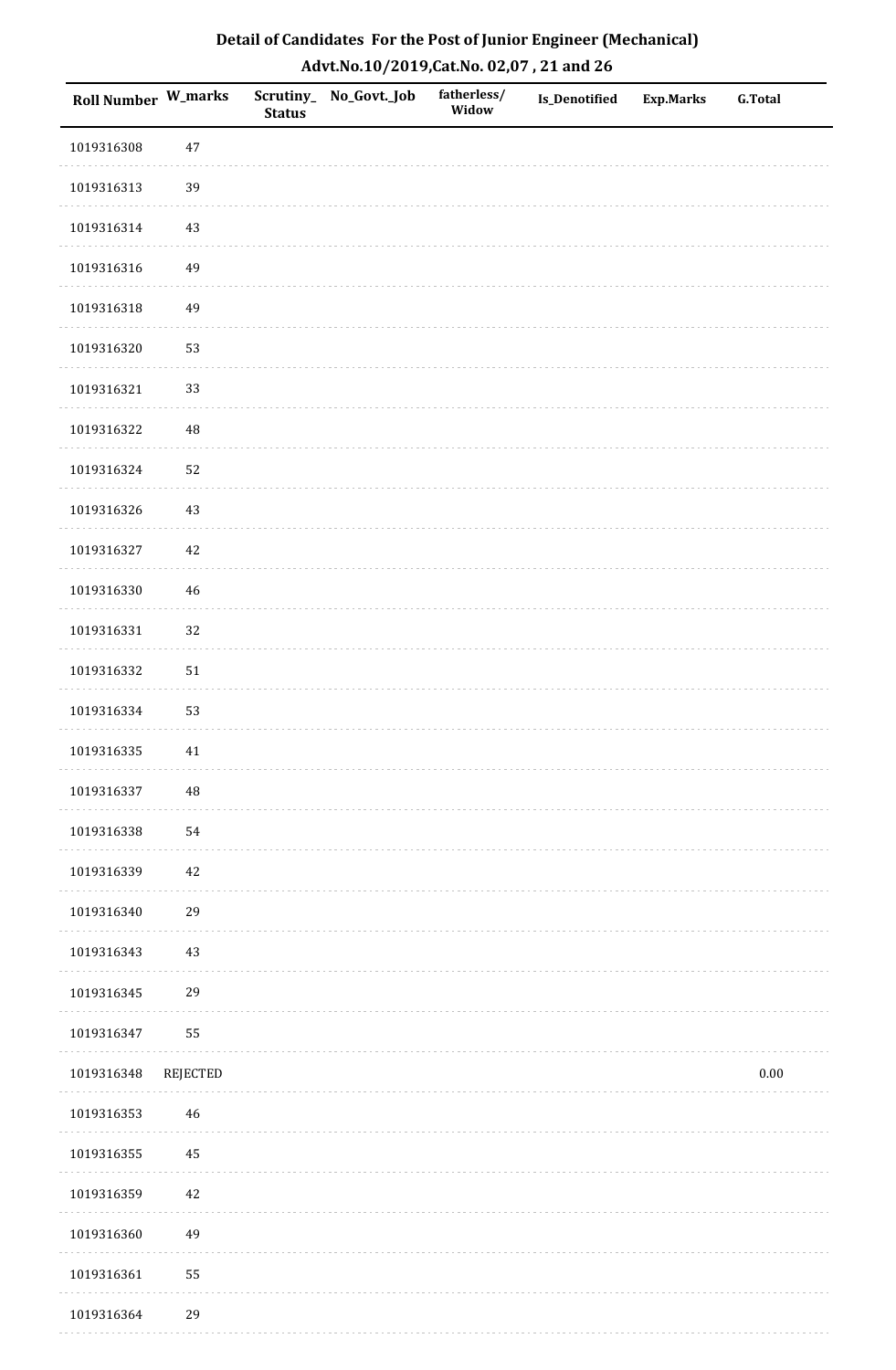# Detail of Candidates For the Post of Junior Engineer (Mechanical)
## Advt.No.10/2019,Cat.No. 02,07 , 21 and 26

| Roll Number | W_marks | Scrutiny_Status | No_Govt._Job | fatherless/Widow | Is_Denotified | Exp.Marks | G.Total |
|---|---|---|---|---|---|---|---|
| 1019316308 | 47 | | | | | | |
| 1019316313 | 39 | | | | | | |
| 1019316314 | 43 | | | | | | |
| 1019316316 | 49 | | | | | | |
| 1019316318 | 49 | | | | | | |
| 1019316320 | 53 | | | | | | |
| 1019316321 | 33 | | | | | | |
| 1019316322 | 48 | | | | | | |
| 1019316324 | 52 | | | | | | |
| 1019316326 | 43 | | | | | | |
| 1019316327 | 42 | | | | | | |
| 1019316330 | 46 | | | | | | |
| 1019316331 | 32 | | | | | | |
| 1019316332 | 51 | | | | | | |
| 1019316334 | 53 | | | | | | |
| 1019316335 | 41 | | | | | | |
| 1019316337 | 48 | | | | | | |
| 1019316338 | 54 | | | | | | |
| 1019316339 | 42 | | | | | | |
| 1019316340 | 29 | | | | | | |
| 1019316343 | 43 | | | | | | |
| 1019316345 | 29 | | | | | | |
| 1019316347 | 55 | | | | | | |
| 1019316348 | REJECTED | | | | | | 0.00 |
| 1019316353 | 46 | | | | | | |
| 1019316355 | 45 | | | | | | |
| 1019316359 | 42 | | | | | | |
| 1019316360 | 49 | | | | | | |
| 1019316361 | 55 | | | | | | |
| 1019316364 | 29 | | | | | | |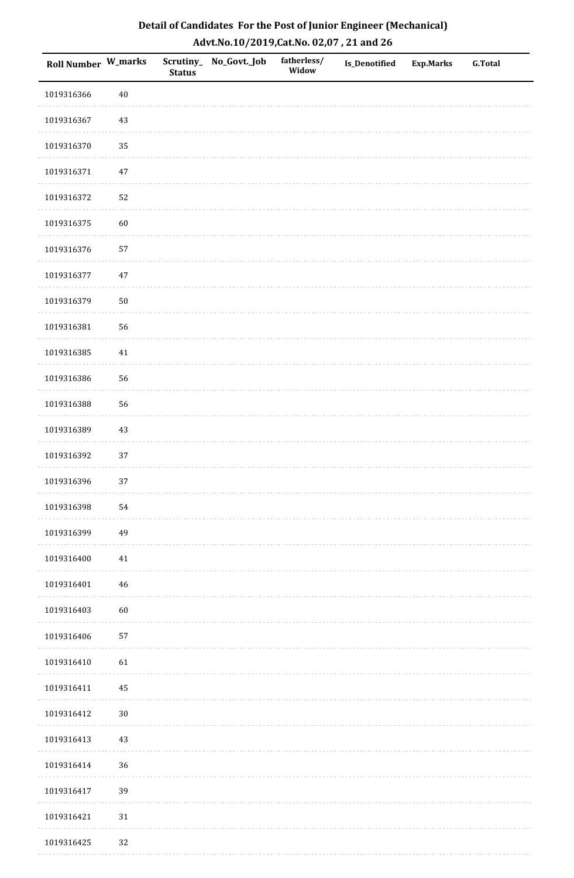# Detail of Candidates For the Post of Junior Engineer (Mechanical)

## Advt.No.10/2019,Cat.No. 02,07 , 21 and 26

| Roll Number | W_marks | Scrutiny_Status | No_Govt._Job | fatherless/Widow | Is_Denotified | Exp.Marks | G.Total |
|---|---|---|---|---|---|---|---|
| 1019316366 | 40 | | | | | | |
| 1019316367 | 43 | | | | | | |
| 1019316370 | 35 | | | | | | |
| 1019316371 | 47 | | | | | | |
| 1019316372 | 52 | | | | | | |
| 1019316375 | 60 | | | | | | |
| 1019316376 | 57 | | | | | | |
| 1019316377 | 47 | | | | | | |
| 1019316379 | 50 | | | | | | |
| 1019316381 | 56 | | | | | | |
| 1019316385 | 41 | | | | | | |
| 1019316386 | 56 | | | | | | |
| 1019316388 | 56 | | | | | | |
| 1019316389 | 43 | | | | | | |
| 1019316392 | 37 | | | | | | |
| 1019316396 | 37 | | | | | | |
| 1019316398 | 54 | | | | | | |
| 1019316399 | 49 | | | | | | |
| 1019316400 | 41 | | | | | | |
| 1019316401 | 46 | | | | | | |
| 1019316403 | 60 | | | | | | |
| 1019316406 | 57 | | | | | | |
| 1019316410 | 61 | | | | | | |
| 1019316411 | 45 | | | | | | |
| 1019316412 | 30 | | | | | | |
| 1019316413 | 43 | | | | | | |
| 1019316414 | 36 | | | | | | |
| 1019316417 | 39 | | | | | | |
| 1019316421 | 31 | | | | | | |
| 1019316425 | 32 | | | | | | |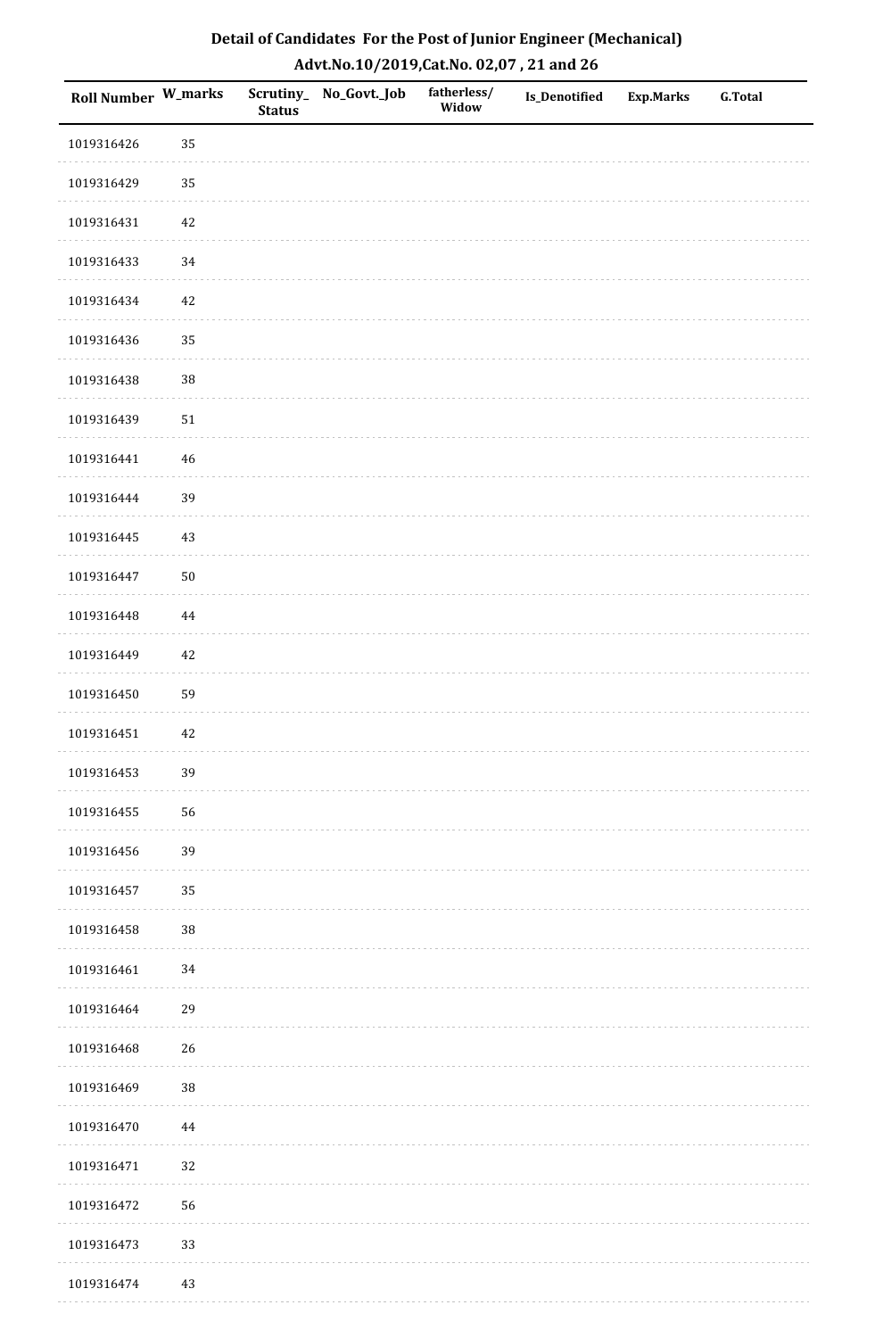# Detail of Candidates For the Post of Junior Engineer (Mechanical)

## Advt.No.10/2019,Cat.No. 02,07 , 21 and 26

| Roll Number | W_marks | Scrutiny_Status | No_Govt._Job | fatherless/Widow | Is_Denotified | Exp.Marks | G.Total |
|---|---|---|---|---|---|---|---|
| 1019316426 | 35 | | | | | | |
| 1019316429 | 35 | | | | | | |
| 1019316431 | 42 | | | | | | |
| 1019316433 | 34 | | | | | | |
| 1019316434 | 42 | | | | | | |
| 1019316436 | 35 | | | | | | |
| 1019316438 | 38 | | | | | | |
| 1019316439 | 51 | | | | | | |
| 1019316441 | 46 | | | | | | |
| 1019316444 | 39 | | | | | | |
| 1019316445 | 43 | | | | | | |
| 1019316447 | 50 | | | | | | |
| 1019316448 | 44 | | | | | | |
| 1019316449 | 42 | | | | | | |
| 1019316450 | 59 | | | | | | |
| 1019316451 | 42 | | | | | | |
| 1019316453 | 39 | | | | | | |
| 1019316455 | 56 | | | | | | |
| 1019316456 | 39 | | | | | | |
| 1019316457 | 35 | | | | | | |
| 1019316458 | 38 | | | | | | |
| 1019316461 | 34 | | | | | | |
| 1019316464 | 29 | | | | | | |
| 1019316468 | 26 | | | | | | |
| 1019316469 | 38 | | | | | | |
| 1019316470 | 44 | | | | | | |
| 1019316471 | 32 | | | | | | |
| 1019316472 | 56 | | | | | | |
| 1019316473 | 33 | | | | | | |
| 1019316474 | 43 | | | | | | |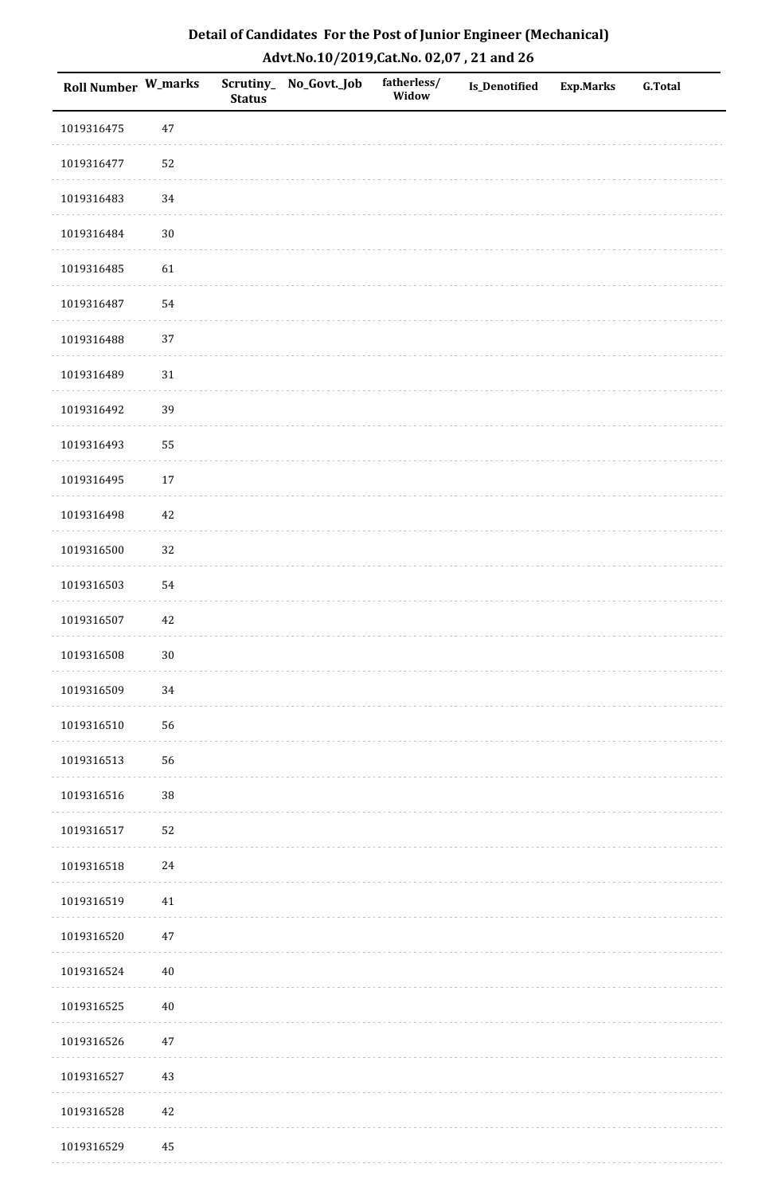## Detail of Candidates For the Post of Junior Engineer (Mechanical)

### Advt.No.10/2019,Cat.No. 02,07 , 21 and 26

| Roll Number | W_marks | Scrutiny_Status | No_Govt._Job | fatherless/Widow | Is_Denotified | Exp.Marks | G.Total |
|---|---|---|---|---|---|---|---|
| 1019316475 | 47 | | | | | | |
| 1019316477 | 52 | | | | | | |
| 1019316483 | 34 | | | | | | |
| 1019316484 | 30 | | | | | | |
| 1019316485 | 61 | | | | | | |
| 1019316487 | 54 | | | | | | |
| 1019316488 | 37 | | | | | | |
| 1019316489 | 31 | | | | | | |
| 1019316492 | 39 | | | | | | |
| 1019316493 | 55 | | | | | | |
| 1019316495 | 17 | | | | | | |
| 1019316498 | 42 | | | | | | |
| 1019316500 | 32 | | | | | | |
| 1019316503 | 54 | | | | | | |
| 1019316507 | 42 | | | | | | |
| 1019316508 | 30 | | | | | | |
| 1019316509 | 34 | | | | | | |
| 1019316510 | 56 | | | | | | |
| 1019316513 | 56 | | | | | | |
| 1019316516 | 38 | | | | | | |
| 1019316517 | 52 | | | | | | |
| 1019316518 | 24 | | | | | | |
| 1019316519 | 41 | | | | | | |
| 1019316520 | 47 | | | | | | |
| 1019316524 | 40 | | | | | | |
| 1019316525 | 40 | | | | | | |
| 1019316526 | 47 | | | | | | |
| 1019316527 | 43 | | | | | | |
| 1019316528 | 42 | | | | | | |
| 1019316529 | 45 | | | | | | |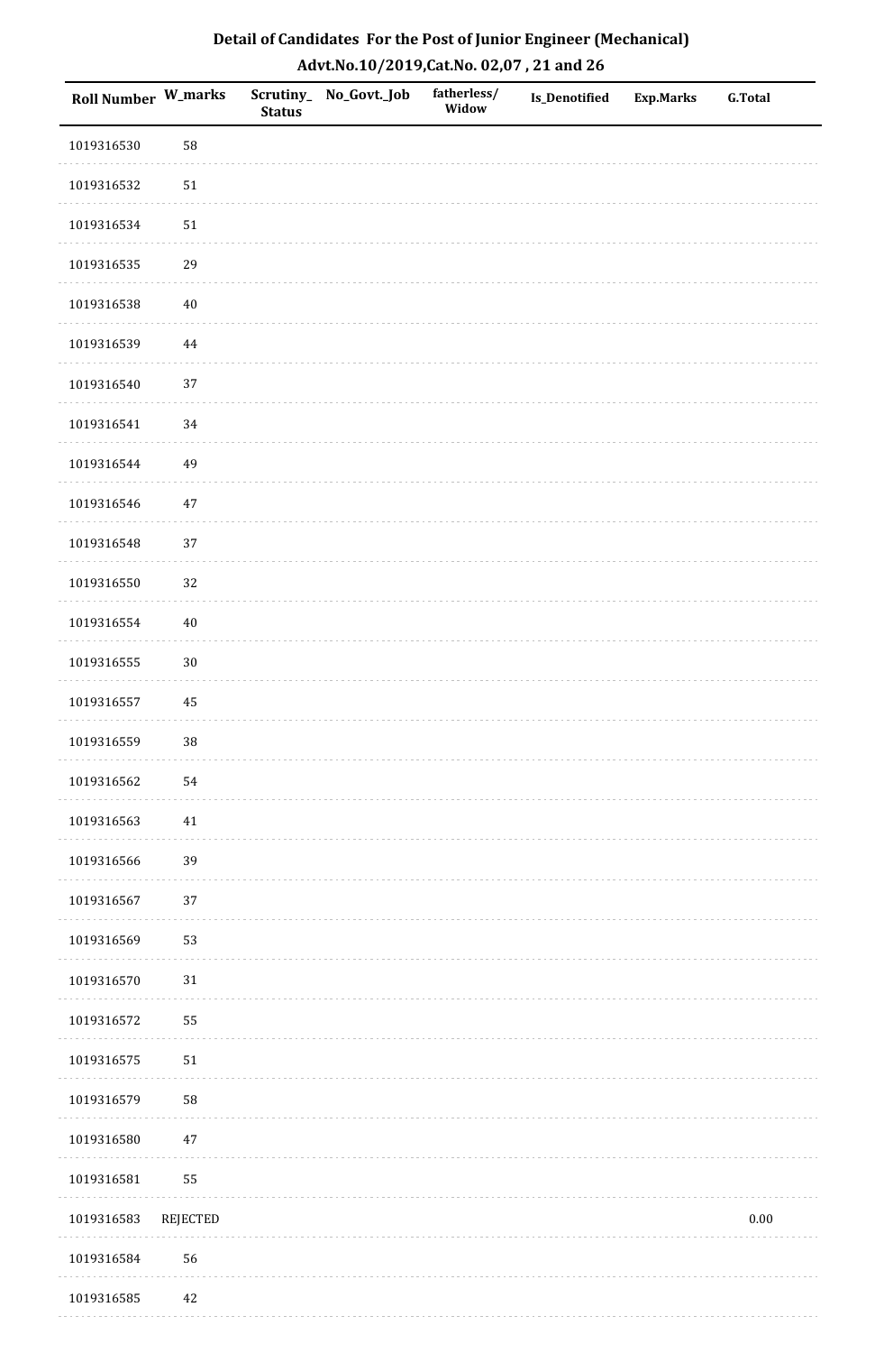## Detail of Candidates For the Post of Junior Engineer (Mechanical)
## Advt.No.10/2019,Cat.No. 02,07 , 21 and 26

| Roll Number | W_marks | Scrutiny_Status | No_Govt._Job | fatherless/Widow | Is_Denotified | Exp.Marks | G.Total |
|---|---|---|---|---|---|---|---|
| 1019316530 | 58 | | | | | | |
| 1019316532 | 51 | | | | | | |
| 1019316534 | 51 | | | | | | |
| 1019316535 | 29 | | | | | | |
| 1019316538 | 40 | | | | | | |
| 1019316539 | 44 | | | | | | |
| 1019316540 | 37 | | | | | | |
| 1019316541 | 34 | | | | | | |
| 1019316544 | 49 | | | | | | |
| 1019316546 | 47 | | | | | | |
| 1019316548 | 37 | | | | | | |
| 1019316550 | 32 | | | | | | |
| 1019316554 | 40 | | | | | | |
| 1019316555 | 30 | | | | | | |
| 1019316557 | 45 | | | | | | |
| 1019316559 | 38 | | | | | | |
| 1019316562 | 54 | | | | | | |
| 1019316563 | 41 | | | | | | |
| 1019316566 | 39 | | | | | | |
| 1019316567 | 37 | | | | | | |
| 1019316569 | 53 | | | | | | |
| 1019316570 | 31 | | | | | | |
| 1019316572 | 55 | | | | | | |
| 1019316575 | 51 | | | | | | |
| 1019316579 | 58 | | | | | | |
| 1019316580 | 47 | | | | | | |
| 1019316581 | 55 | | | | | | |
| 1019316583 | REJECTED | | | | | | 0.00 |
| 1019316584 | 56 | | | | | | |
| 1019316585 | 42 | | | | | | |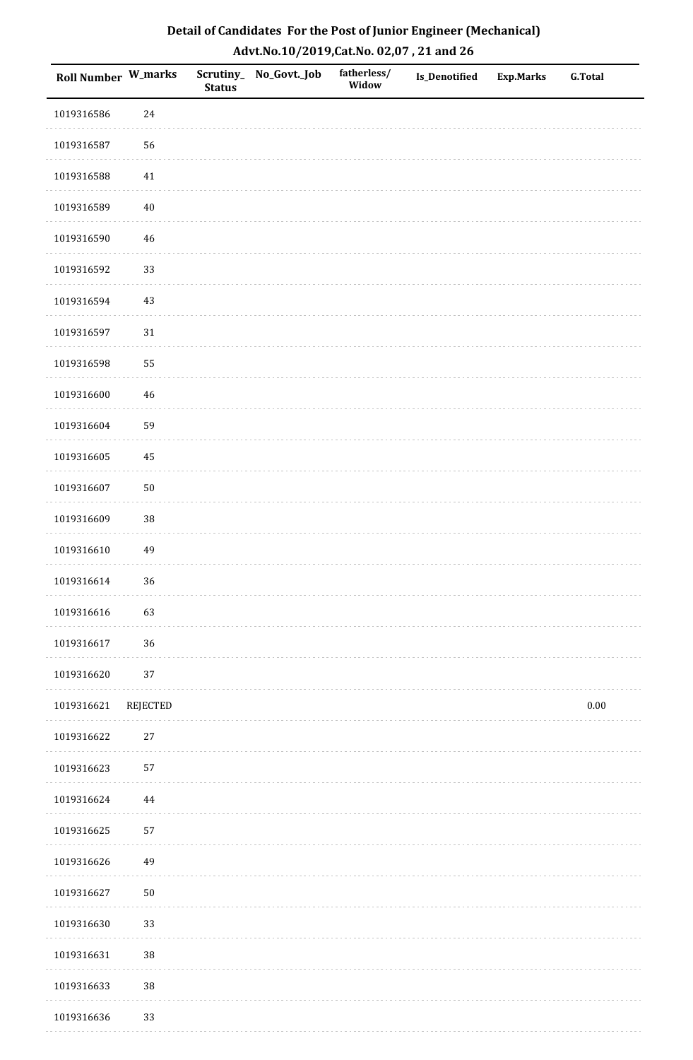## Detail of Candidates For the Post of Junior Engineer (Mechanical)
## Advt.No.10/2019,Cat.No. 02,07 , 21 and 26

| Roll Number | W_marks | Scrutiny_ Status | No_Govt._Job | fatherless/ Widow | Is_Denotified | Exp.Marks | G.Total |
|---|---|---|---|---|---|---|---|
| 1019316586 | 24 | | | | | | |
| 1019316587 | 56 | | | | | | |
| 1019316588 | 41 | | | | | | |
| 1019316589 | 40 | | | | | | |
| 1019316590 | 46 | | | | | | |
| 1019316592 | 33 | | | | | | |
| 1019316594 | 43 | | | | | | |
| 1019316597 | 31 | | | | | | |
| 1019316598 | 55 | | | | | | |
| 1019316600 | 46 | | | | | | |
| 1019316604 | 59 | | | | | | |
| 1019316605 | 45 | | | | | | |
| 1019316607 | 50 | | | | | | |
| 1019316609 | 38 | | | | | | |
| 1019316610 | 49 | | | | | | |
| 1019316614 | 36 | | | | | | |
| 1019316616 | 63 | | | | | | |
| 1019316617 | 36 | | | | | | |
| 1019316620 | 37 | | | | | | |
| 1019316621 | REJECTED | | | | | | 0.00 |
| 1019316622 | 27 | | | | | | |
| 1019316623 | 57 | | | | | | |
| 1019316624 | 44 | | | | | | |
| 1019316625 | 57 | | | | | | |
| 1019316626 | 49 | | | | | | |
| 1019316627 | 50 | | | | | | |
| 1019316630 | 33 | | | | | | |
| 1019316631 | 38 | | | | | | |
| 1019316633 | 38 | | | | | | |
| 1019316636 | 33 | | | | | | |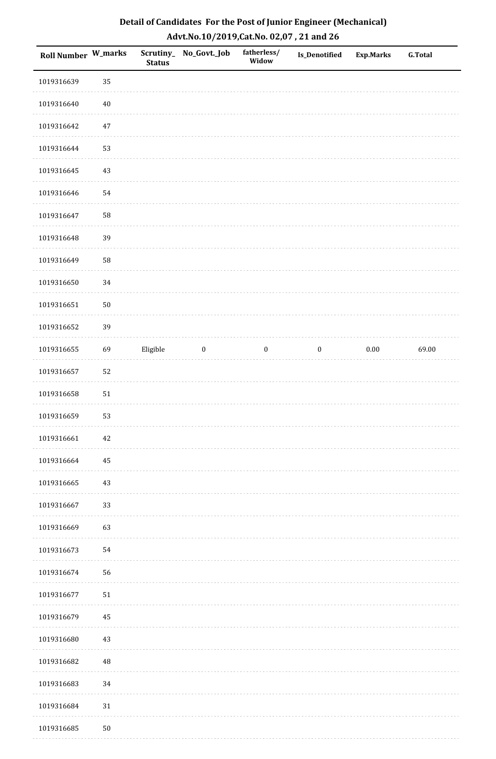# Detail of Candidates For the Post of Junior Engineer (Mechanical)

## Advt.No.10/2019,Cat.No. 02,07 , 21 and 26

| Roll Number | W_marks | Scrutiny_ Status | No_Govt._Job | fatherless/ Widow | Is_Denotified | Exp.Marks | G.Total |
|---|---|---|---|---|---|---|---|
| 1019316639 | 35 | | | | | | |
| 1019316640 | 40 | | | | | | |
| 1019316642 | 47 | | | | | | |
| 1019316644 | 53 | | | | | | |
| 1019316645 | 43 | | | | | | |
| 1019316646 | 54 | | | | | | |
| 1019316647 | 58 | | | | | | |
| 1019316648 | 39 | | | | | | |
| 1019316649 | 58 | | | | | | |
| 1019316650 | 34 | | | | | | |
| 1019316651 | 50 | | | | | | |
| 1019316652 | 39 | | | | | | |
| 1019316655 | 69 | Eligible | 0 | 0 | 0 | 0.00 | 69.00 |
| 1019316657 | 52 | | | | | | |
| 1019316658 | 51 | | | | | | |
| 1019316659 | 53 | | | | | | |
| 1019316661 | 42 | | | | | | |
| 1019316664 | 45 | | | | | | |
| 1019316665 | 43 | | | | | | |
| 1019316667 | 33 | | | | | | |
| 1019316669 | 63 | | | | | | |
| 1019316673 | 54 | | | | | | |
| 1019316674 | 56 | | | | | | |
| 1019316677 | 51 | | | | | | |
| 1019316679 | 45 | | | | | | |
| 1019316680 | 43 | | | | | | |
| 1019316682 | 48 | | | | | | |
| 1019316683 | 34 | | | | | | |
| 1019316684 | 31 | | | | | | |
| 1019316685 | 50 | | | | | | |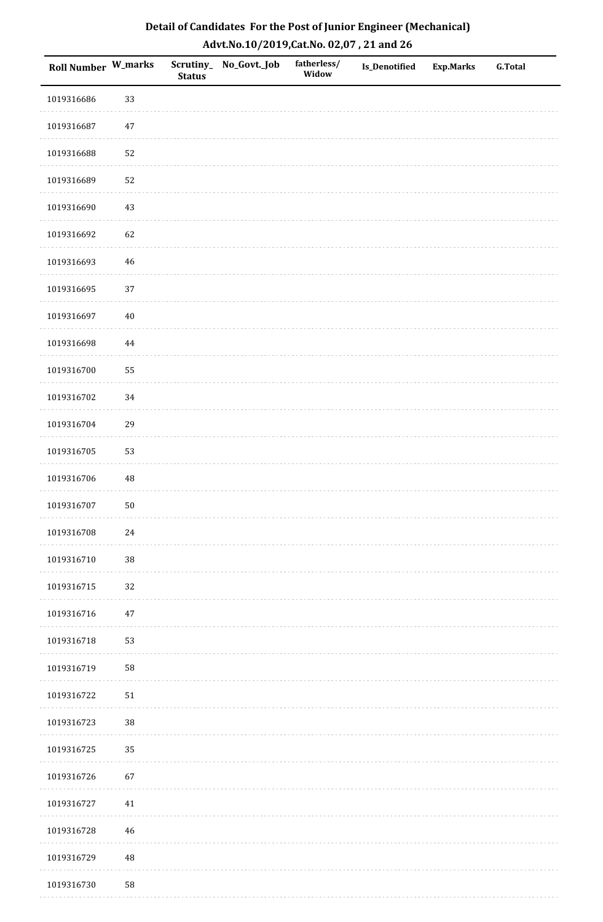# Detail of Candidates For the Post of Junior Engineer (Mechanical)
## Advt.No.10/2019,Cat.No. 02,07 , 21 and 26

| Roll Number | W_marks | Scrutiny_ Status | No_Govt._Job | fatherless/ Widow | Is_Denotified | Exp.Marks | G.Total |
|---|---|---|---|---|---|---|---|
| 1019316686 | 33 | | | | | | |
| 1019316687 | 47 | | | | | | |
| 1019316688 | 52 | | | | | | |
| 1019316689 | 52 | | | | | | |
| 1019316690 | 43 | | | | | | |
| 1019316692 | 62 | | | | | | |
| 1019316693 | 46 | | | | | | |
| 1019316695 | 37 | | | | | | |
| 1019316697 | 40 | | | | | | |
| 1019316698 | 44 | | | | | | |
| 1019316700 | 55 | | | | | | |
| 1019316702 | 34 | | | | | | |
| 1019316704 | 29 | | | | | | |
| 1019316705 | 53 | | | | | | |
| 1019316706 | 48 | | | | | | |
| 1019316707 | 50 | | | | | | |
| 1019316708 | 24 | | | | | | |
| 1019316710 | 38 | | | | | | |
| 1019316715 | 32 | | | | | | |
| 1019316716 | 47 | | | | | | |
| 1019316718 | 53 | | | | | | |
| 1019316719 | 58 | | | | | | |
| 1019316722 | 51 | | | | | | |
| 1019316723 | 38 | | | | | | |
| 1019316725 | 35 | | | | | | |
| 1019316726 | 67 | | | | | | |
| 1019316727 | 41 | | | | | | |
| 1019316728 | 46 | | | | | | |
| 1019316729 | 48 | | | | | | |
| 1019316730 | 58 | | | | | | |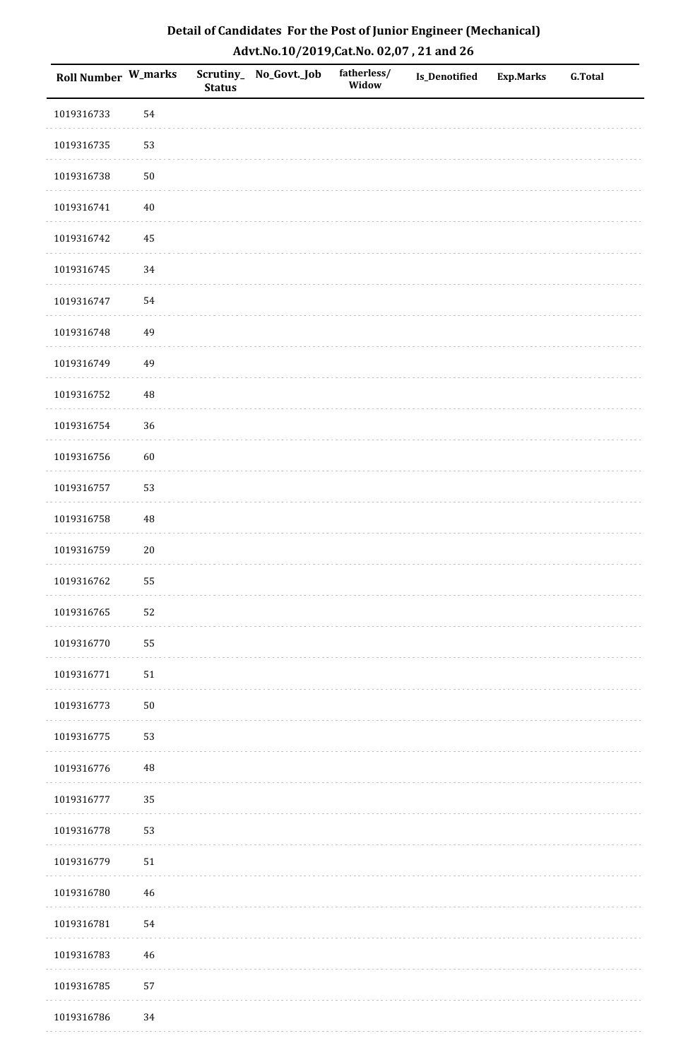## Detail of Candidates For the Post of Junior Engineer (Mechanical)

### Advt.No.10/2019,Cat.No. 02,07 , 21 and 26

| Roll Number | W_marks | Scrutiny_Status | No_Govt._Job | fatherless/Widow | Is_Denotified | Exp.Marks | G.Total |
|---|---|---|---|---|---|---|---|
| 1019316733 | 54 | | | | | | |
| 1019316735 | 53 | | | | | | |
| 1019316738 | 50 | | | | | | |
| 1019316741 | 40 | | | | | | |
| 1019316742 | 45 | | | | | | |
| 1019316745 | 34 | | | | | | |
| 1019316747 | 54 | | | | | | |
| 1019316748 | 49 | | | | | | |
| 1019316749 | 49 | | | | | | |
| 1019316752 | 48 | | | | | | |
| 1019316754 | 36 | | | | | | |
| 1019316756 | 60 | | | | | | |
| 1019316757 | 53 | | | | | | |
| 1019316758 | 48 | | | | | | |
| 1019316759 | 20 | | | | | | |
| 1019316762 | 55 | | | | | | |
| 1019316765 | 52 | | | | | | |
| 1019316770 | 55 | | | | | | |
| 1019316771 | 51 | | | | | | |
| 1019316773 | 50 | | | | | | |
| 1019316775 | 53 | | | | | | |
| 1019316776 | 48 | | | | | | |
| 1019316777 | 35 | | | | | | |
| 1019316778 | 53 | | | | | | |
| 1019316779 | 51 | | | | | | |
| 1019316780 | 46 | | | | | | |
| 1019316781 | 54 | | | | | | |
| 1019316783 | 46 | | | | | | |
| 1019316785 | 57 | | | | | | |
| 1019316786 | 34 | | | | | | |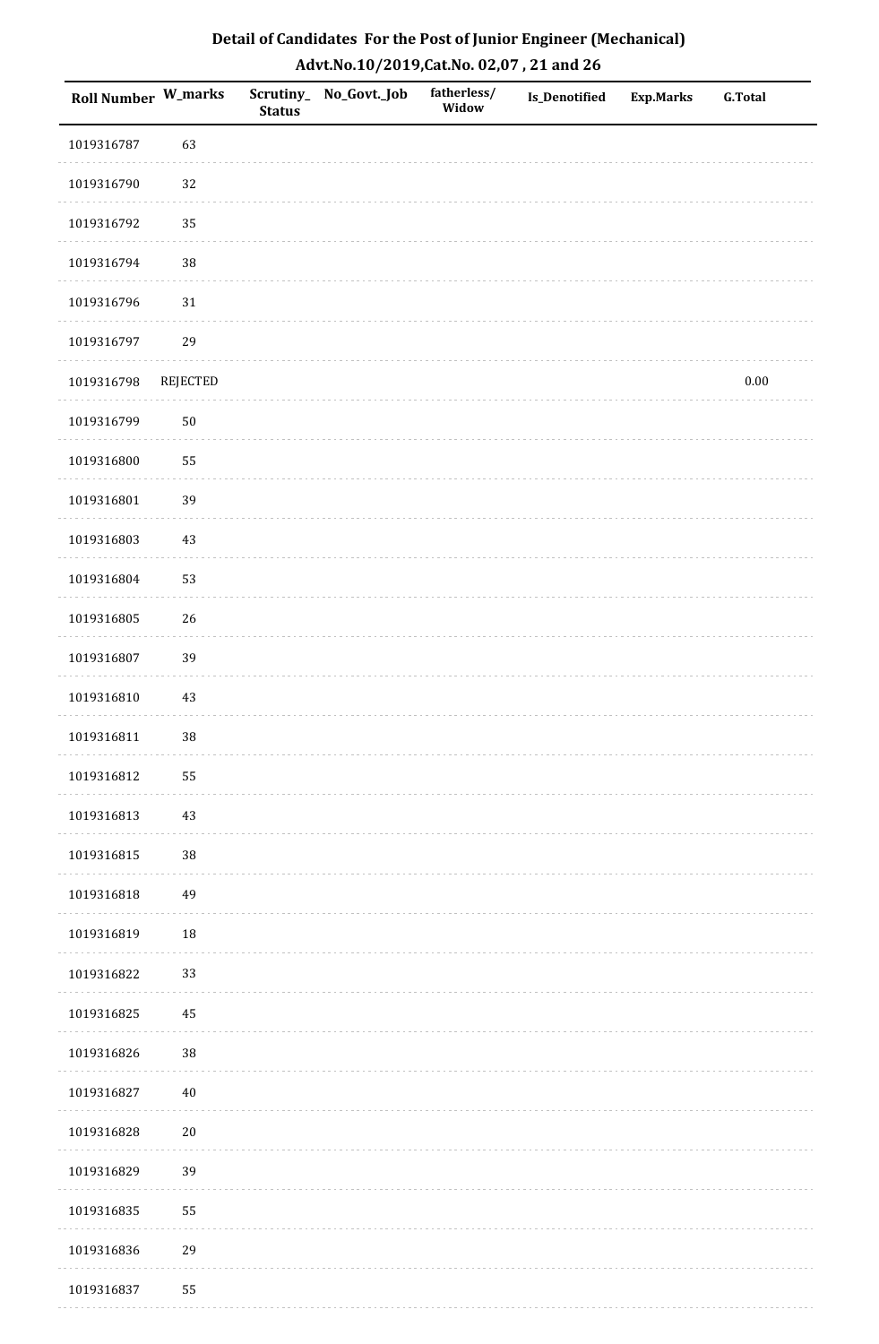## Detail of Candidates For the Post of Junior Engineer (Mechanical)
## Advt.No.10/2019,Cat.No. 02,07 , 21 and 26

| Roll Number | W_marks | Scrutiny_Status | No_Govt._Job | fatherless/Widow | Is_Denotified | Exp.Marks | G.Total |
|---|---|---|---|---|---|---|---|
| 1019316787 | 63 | | | | | | |
| 1019316790 | 32 | | | | | | |
| 1019316792 | 35 | | | | | | |
| 1019316794 | 38 | | | | | | |
| 1019316796 | 31 | | | | | | |
| 1019316797 | 29 | | | | | | |
| 1019316798 | REJECTED | | | | | | 0.00 |
| 1019316799 | 50 | | | | | | |
| 1019316800 | 55 | | | | | | |
| 1019316801 | 39 | | | | | | |
| 1019316803 | 43 | | | | | | |
| 1019316804 | 53 | | | | | | |
| 1019316805 | 26 | | | | | | |
| 1019316807 | 39 | | | | | | |
| 1019316810 | 43 | | | | | | |
| 1019316811 | 38 | | | | | | |
| 1019316812 | 55 | | | | | | |
| 1019316813 | 43 | | | | | | |
| 1019316815 | 38 | | | | | | |
| 1019316818 | 49 | | | | | | |
| 1019316819 | 18 | | | | | | |
| 1019316822 | 33 | | | | | | |
| 1019316825 | 45 | | | | | | |
| 1019316826 | 38 | | | | | | |
| 1019316827 | 40 | | | | | | |
| 1019316828 | 20 | | | | | | |
| 1019316829 | 39 | | | | | | |
| 1019316835 | 55 | | | | | | |
| 1019316836 | 29 | | | | | | |
| 1019316837 | 55 | | | | | | |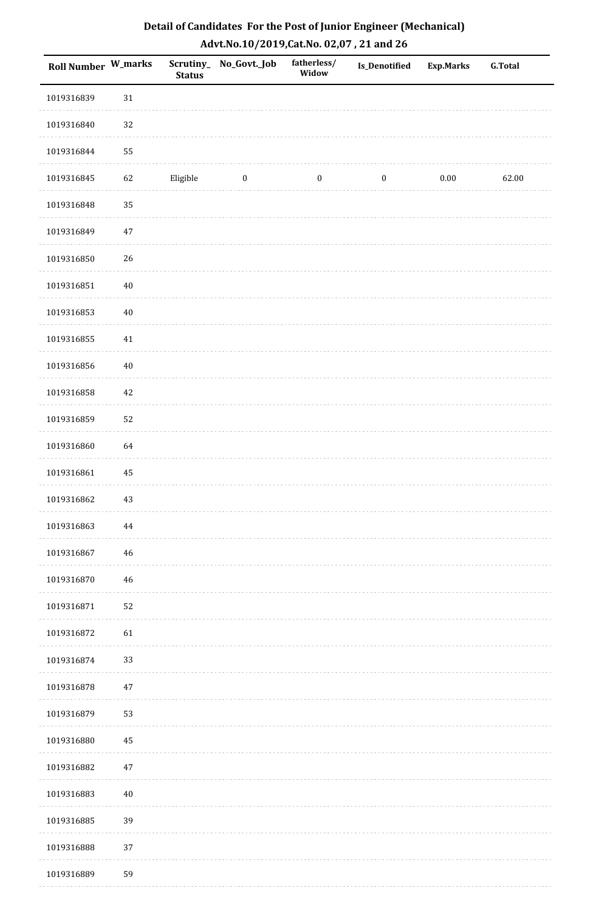# Detail of Candidates For the Post of Junior Engineer (Mechanical)

## Advt.No.10/2019,Cat.No. 02,07 , 21 and 26

| Roll Number | W_marks | Scrutiny_Status | No_Govt._Job | fatherless/Widow | Is_Denotified | Exp.Marks | G.Total |
|---|---|---|---|---|---|---|---|
| 1019316839 | 31 | | | | | | |
| 1019316840 | 32 | | | | | | |
| 1019316844 | 55 | | | | | | |
| 1019316845 | 62 | Eligible | 0 | 0 | 0 | 0.00 | 62.00 |
| 1019316848 | 35 | | | | | | |
| 1019316849 | 47 | | | | | | |
| 1019316850 | 26 | | | | | | |
| 1019316851 | 40 | | | | | | |
| 1019316853 | 40 | | | | | | |
| 1019316855 | 41 | | | | | | |
| 1019316856 | 40 | | | | | | |
| 1019316858 | 42 | | | | | | |
| 1019316859 | 52 | | | | | | |
| 1019316860 | 64 | | | | | | |
| 1019316861 | 45 | | | | | | |
| 1019316862 | 43 | | | | | | |
| 1019316863 | 44 | | | | | | |
| 1019316867 | 46 | | | | | | |
| 1019316870 | 46 | | | | | | |
| 1019316871 | 52 | | | | | | |
| 1019316872 | 61 | | | | | | |
| 1019316874 | 33 | | | | | | |
| 1019316878 | 47 | | | | | | |
| 1019316879 | 53 | | | | | | |
| 1019316880 | 45 | | | | | | |
| 1019316882 | 47 | | | | | | |
| 1019316883 | 40 | | | | | | |
| 1019316885 | 39 | | | | | | |
| 1019316888 | 37 | | | | | | |
| 1019316889 | 59 | | | | | | |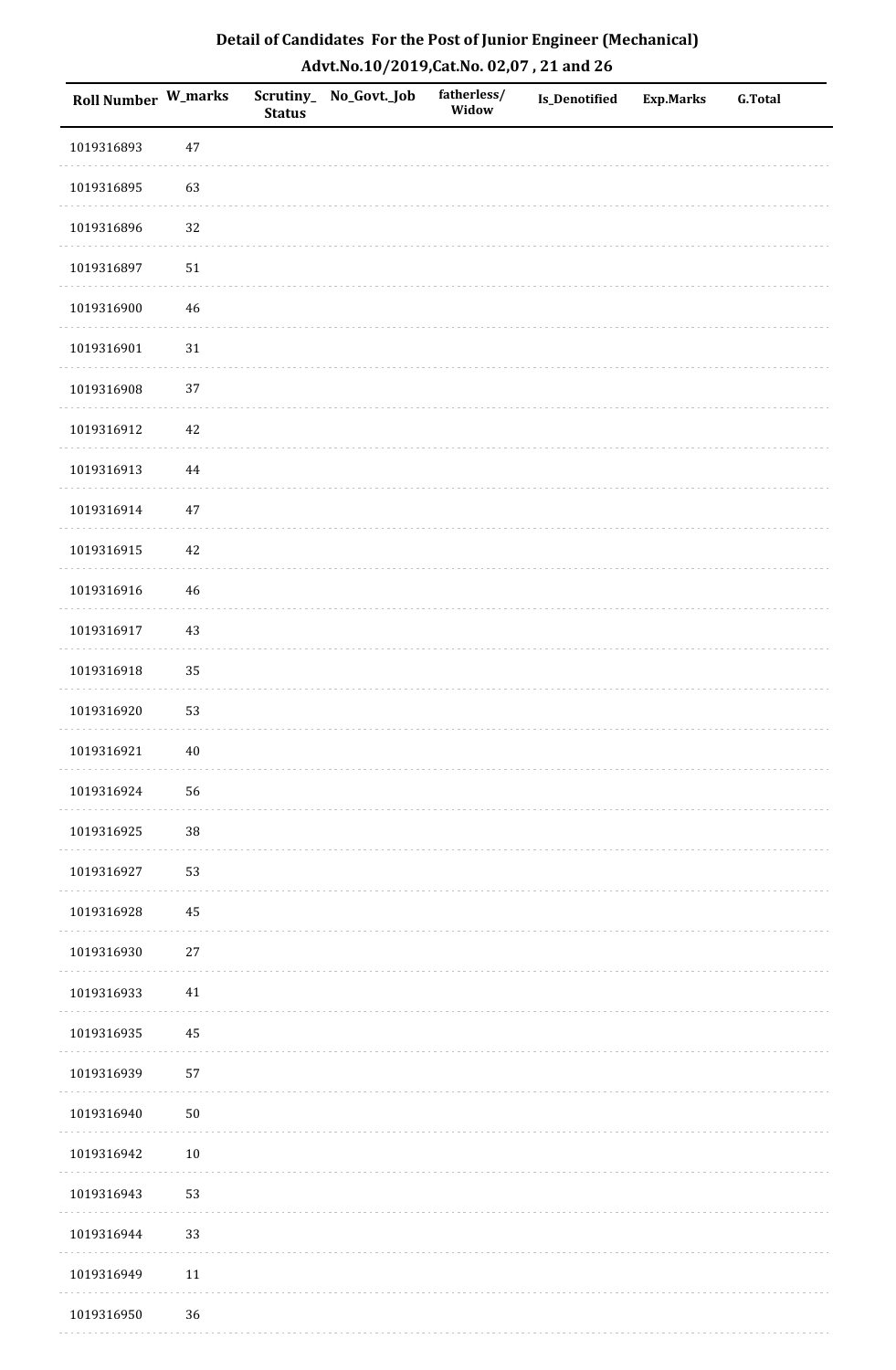## Detail of Candidates For the Post of Junior Engineer (Mechanical)
## Advt.No.10/2019,Cat.No. 02,07 , 21 and 26

| Roll Number | W_marks | Scrutiny_ Status | No_Govt._Job | fatherless/ Widow | Is_Denotified | Exp.Marks | G.Total |
|---|---|---|---|---|---|---|---|
| 1019316893 | 47 | | | | | | |
| 1019316895 | 63 | | | | | | |
| 1019316896 | 32 | | | | | | |
| 1019316897 | 51 | | | | | | |
| 1019316900 | 46 | | | | | | |
| 1019316901 | 31 | | | | | | |
| 1019316908 | 37 | | | | | | |
| 1019316912 | 42 | | | | | | |
| 1019316913 | 44 | | | | | | |
| 1019316914 | 47 | | | | | | |
| 1019316915 | 42 | | | | | | |
| 1019316916 | 46 | | | | | | |
| 1019316917 | 43 | | | | | | |
| 1019316918 | 35 | | | | | | |
| 1019316920 | 53 | | | | | | |
| 1019316921 | 40 | | | | | | |
| 1019316924 | 56 | | | | | | |
| 1019316925 | 38 | | | | | | |
| 1019316927 | 53 | | | | | | |
| 1019316928 | 45 | | | | | | |
| 1019316930 | 27 | | | | | | |
| 1019316933 | 41 | | | | | | |
| 1019316935 | 45 | | | | | | |
| 1019316939 | 57 | | | | | | |
| 1019316940 | 50 | | | | | | |
| 1019316942 | 10 | | | | | | |
| 1019316943 | 53 | | | | | | |
| 1019316944 | 33 | | | | | | |
| 1019316949 | 11 | | | | | | |
| 1019316950 | 36 | | | | | | |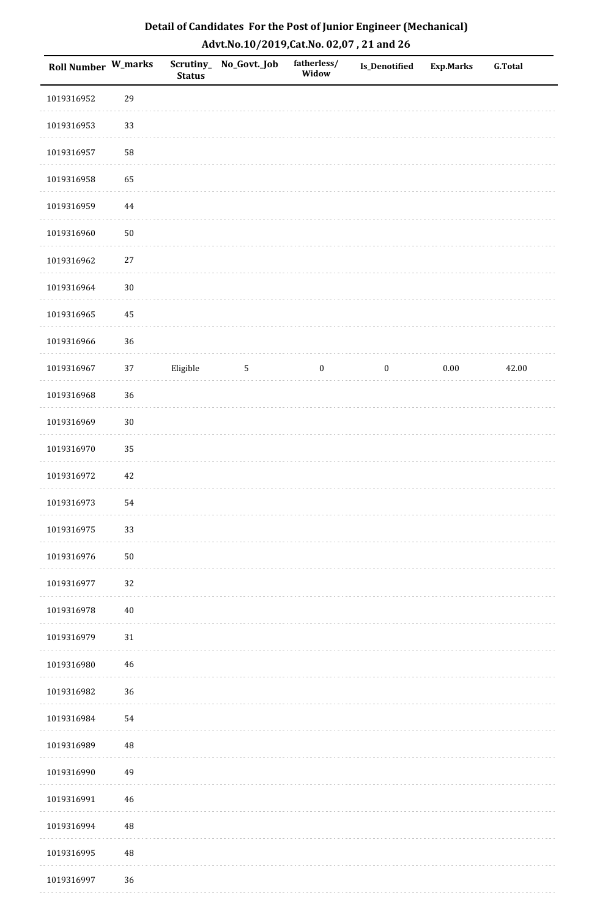# Detail of Candidates For the Post of Junior Engineer (Mechanical)

## Advt.No.10/2019,Cat.No. 02,07 , 21 and 26

| Roll Number | W_marks | Scrutiny_Status | No_Govt._Job | fatherless/Widow | Is_Denotified | Exp.Marks | G.Total |
|---|---|---|---|---|---|---|---|
| 1019316952 | 29 | | | | | | |
| 1019316953 | 33 | | | | | | |
| 1019316957 | 58 | | | | | | |
| 1019316958 | 65 | | | | | | |
| 1019316959 | 44 | | | | | | |
| 1019316960 | 50 | | | | | | |
| 1019316962 | 27 | | | | | | |
| 1019316964 | 30 | | | | | | |
| 1019316965 | 45 | | | | | | |
| 1019316966 | 36 | | | | | | |
| 1019316967 | 37 | Eligible | 5 | 0 | 0 | 0.00 | 42.00 |
| 1019316968 | 36 | | | | | | |
| 1019316969 | 30 | | | | | | |
| 1019316970 | 35 | | | | | | |
| 1019316972 | 42 | | | | | | |
| 1019316973 | 54 | | | | | | |
| 1019316975 | 33 | | | | | | |
| 1019316976 | 50 | | | | | | |
| 1019316977 | 32 | | | | | | |
| 1019316978 | 40 | | | | | | |
| 1019316979 | 31 | | | | | | |
| 1019316980 | 46 | | | | | | |
| 1019316982 | 36 | | | | | | |
| 1019316984 | 54 | | | | | | |
| 1019316989 | 48 | | | | | | |
| 1019316990 | 49 | | | | | | |
| 1019316991 | 46 | | | | | | |
| 1019316994 | 48 | | | | | | |
| 1019316995 | 48 | | | | | | |
| 1019316997 | 36 | | | | | | |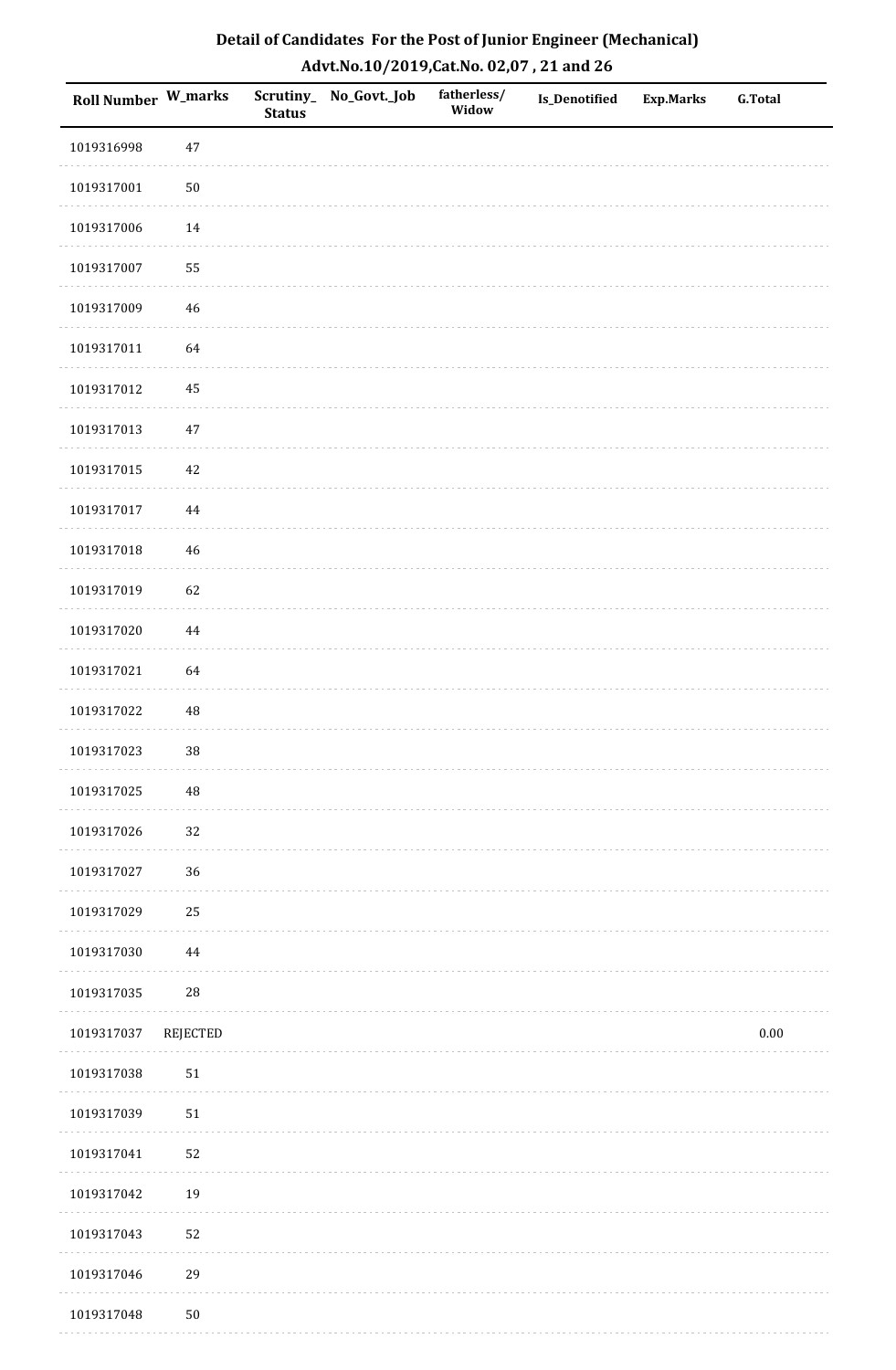# Detail of Candidates For the Post of Junior Engineer (Mechanical)

## Advt.No.10/2019,Cat.No. 02,07 , 21 and 26

| Roll Number | W_marks | Scrutiny_Status | No_Govt._Job | fatherless/Widow | Is_Denotified | Exp.Marks | G.Total |
|---|---|---|---|---|---|---|---|
| 1019316998 | 47 | | | | | | |
| 1019317001 | 50 | | | | | | |
| 1019317006 | 14 | | | | | | |
| 1019317007 | 55 | | | | | | |
| 1019317009 | 46 | | | | | | |
| 1019317011 | 64 | | | | | | |
| 1019317012 | 45 | | | | | | |
| 1019317013 | 47 | | | | | | |
| 1019317015 | 42 | | | | | | |
| 1019317017 | 44 | | | | | | |
| 1019317018 | 46 | | | | | | |
| 1019317019 | 62 | | | | | | |
| 1019317020 | 44 | | | | | | |
| 1019317021 | 64 | | | | | | |
| 1019317022 | 48 | | | | | | |
| 1019317023 | 38 | | | | | | |
| 1019317025 | 48 | | | | | | |
| 1019317026 | 32 | | | | | | |
| 1019317027 | 36 | | | | | | |
| 1019317029 | 25 | | | | | | |
| 1019317030 | 44 | | | | | | |
| 1019317035 | 28 | | | | | | |
| 1019317037 | REJECTED | | | | | | 0.00 |
| 1019317038 | 51 | | | | | | |
| 1019317039 | 51 | | | | | | |
| 1019317041 | 52 | | | | | | |
| 1019317042 | 19 | | | | | | |
| 1019317043 | 52 | | | | | | |
| 1019317046 | 29 | | | | | | |
| 1019317048 | 50 | | | | | | |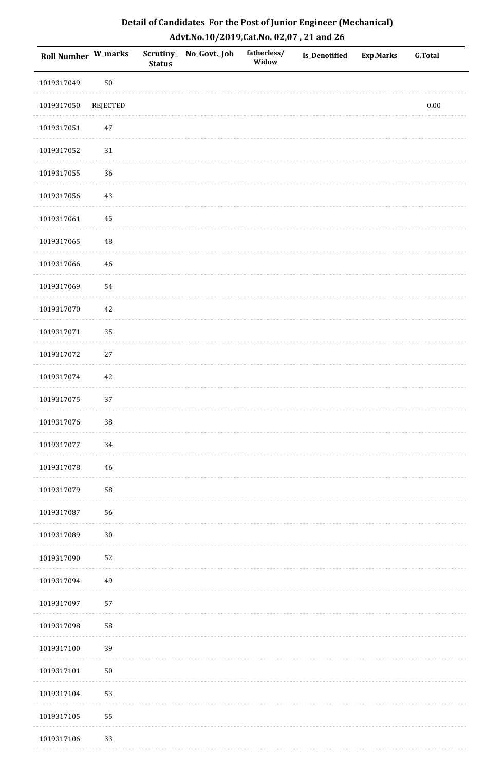# Detail of Candidates For the Post of Junior Engineer (Mechanical)

## Advt.No.10/2019,Cat.No. 02,07 , 21 and 26

| Roll Number | W_marks | Scrutiny_Status | No_Govt._Job | fatherless/Widow | Is_Denotified | Exp.Marks | G.Total |
|---|---|---|---|---|---|---|---|
| 1019317049 | 50 | | | | | | |
| 1019317050 | REJECTED | | | | | | 0.00 |
| 1019317051 | 47 | | | | | | |
| 1019317052 | 31 | | | | | | |
| 1019317055 | 36 | | | | | | |
| 1019317056 | 43 | | | | | | |
| 1019317061 | 45 | | | | | | |
| 1019317065 | 48 | | | | | | |
| 1019317066 | 46 | | | | | | |
| 1019317069 | 54 | | | | | | |
| 1019317070 | 42 | | | | | | |
| 1019317071 | 35 | | | | | | |
| 1019317072 | 27 | | | | | | |
| 1019317074 | 42 | | | | | | |
| 1019317075 | 37 | | | | | | |
| 1019317076 | 38 | | | | | | |
| 1019317077 | 34 | | | | | | |
| 1019317078 | 46 | | | | | | |
| 1019317079 | 58 | | | | | | |
| 1019317087 | 56 | | | | | | |
| 1019317089 | 30 | | | | | | |
| 1019317090 | 52 | | | | | | |
| 1019317094 | 49 | | | | | | |
| 1019317097 | 57 | | | | | | |
| 1019317098 | 58 | | | | | | |
| 1019317100 | 39 | | | | | | |
| 1019317101 | 50 | | | | | | |
| 1019317104 | 53 | | | | | | |
| 1019317105 | 55 | | | | | | |
| 1019317106 | 33 | | | | | | |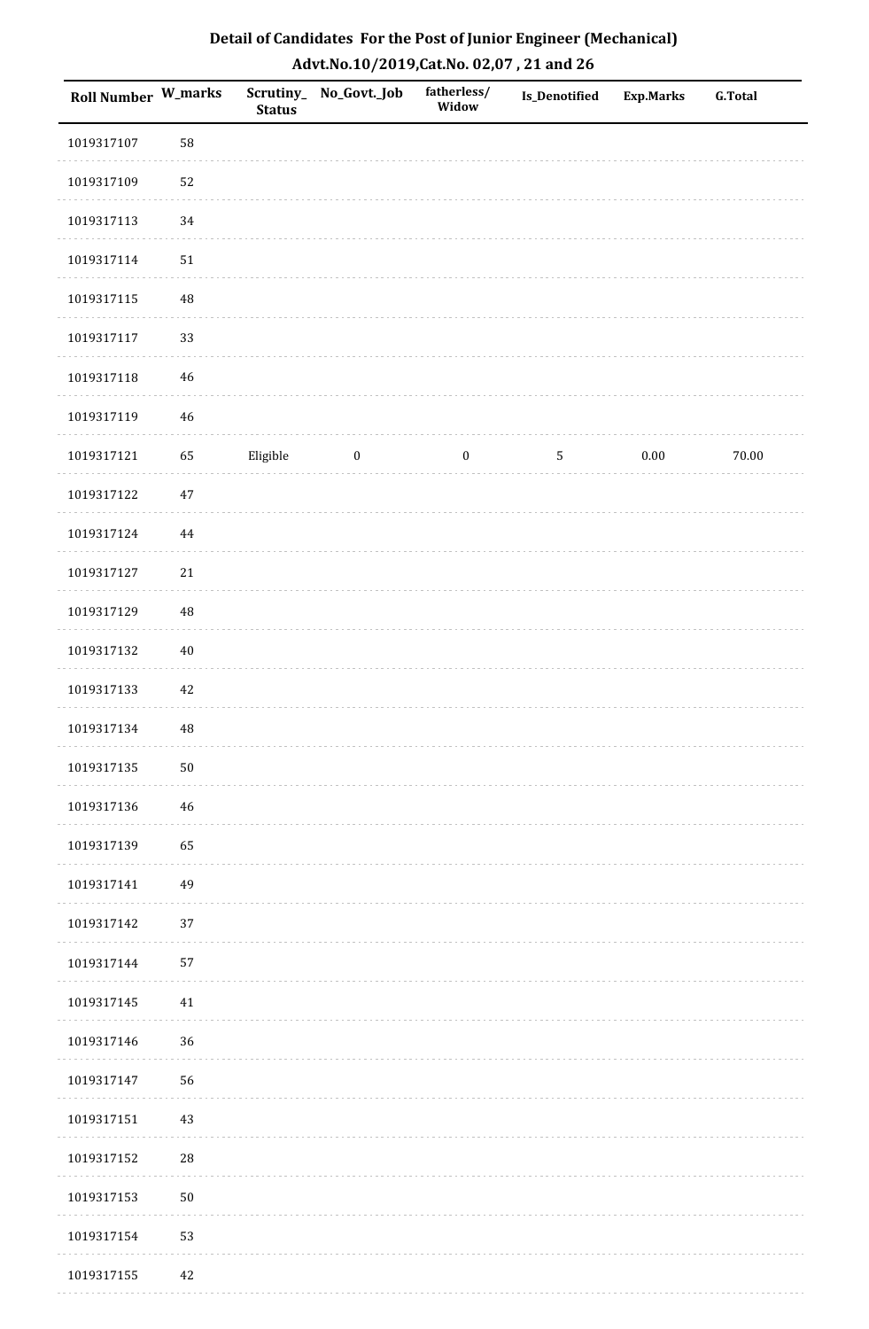# Detail of Candidates For the Post of Junior Engineer (Mechanical)

## Advt.No.10/2019,Cat.No. 02,07 , 21 and 26

| Roll Number | W_marks | Scrutiny_Status | No_Govt._Job | fatherless/Widow | Is_Denotified | Exp.Marks | G.Total |
|---|---|---|---|---|---|---|---|
| 1019317107 | 58 | | | | | | |
| 1019317109 | 52 | | | | | | |
| 1019317113 | 34 | | | | | | |
| 1019317114 | 51 | | | | | | |
| 1019317115 | 48 | | | | | | |
| 1019317117 | 33 | | | | | | |
| 1019317118 | 46 | | | | | | |
| 1019317119 | 46 | | | | | | |
| 1019317121 | 65 | Eligible | 0 | 0 | 5 | 0.00 | 70.00 |
| 1019317122 | 47 | | | | | | |
| 1019317124 | 44 | | | | | | |
| 1019317127 | 21 | | | | | | |
| 1019317129 | 48 | | | | | | |
| 1019317132 | 40 | | | | | | |
| 1019317133 | 42 | | | | | | |
| 1019317134 | 48 | | | | | | |
| 1019317135 | 50 | | | | | | |
| 1019317136 | 46 | | | | | | |
| 1019317139 | 65 | | | | | | |
| 1019317141 | 49 | | | | | | |
| 1019317142 | 37 | | | | | | |
| 1019317144 | 57 | | | | | | |
| 1019317145 | 41 | | | | | | |
| 1019317146 | 36 | | | | | | |
| 1019317147 | 56 | | | | | | |
| 1019317151 | 43 | | | | | | |
| 1019317152 | 28 | | | | | | |
| 1019317153 | 50 | | | | | | |
| 1019317154 | 53 | | | | | | |
| 1019317155 | 42 | | | | | | |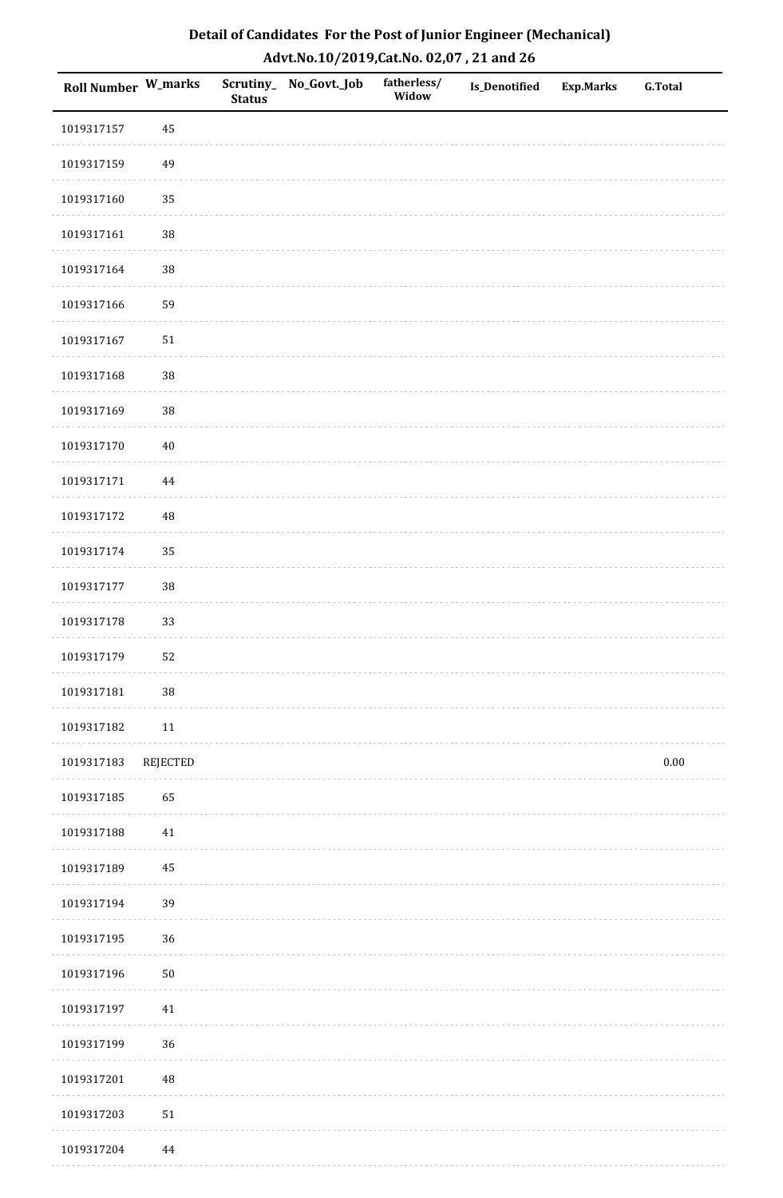# Detail of Candidates For the Post of Junior Engineer (Mechanical)

## Advt.No.10/2019,Cat.No. 02,07 , 21 and 26

| Roll Number | W_marks | Scrutiny_Status | No_Govt._Job | fatherless/Widow | Is_Denotified | Exp.Marks | G.Total |
|---|---|---|---|---|---|---|---|
| 1019317157 | 45 | | | | | | |
| 1019317159 | 49 | | | | | | |
| 1019317160 | 35 | | | | | | |
| 1019317161 | 38 | | | | | | |
| 1019317164 | 38 | | | | | | |
| 1019317166 | 59 | | | | | | |
| 1019317167 | 51 | | | | | | |
| 1019317168 | 38 | | | | | | |
| 1019317169 | 38 | | | | | | |
| 1019317170 | 40 | | | | | | |
| 1019317171 | 44 | | | | | | |
| 1019317172 | 48 | | | | | | |
| 1019317174 | 35 | | | | | | |
| 1019317177 | 38 | | | | | | |
| 1019317178 | 33 | | | | | | |
| 1019317179 | 52 | | | | | | |
| 1019317181 | 38 | | | | | | |
| 1019317182 | 11 | | | | | | |
| 1019317183 | REJECTED | | | | | | 0.00 |
| 1019317185 | 65 | | | | | | |
| 1019317188 | 41 | | | | | | |
| 1019317189 | 45 | | | | | | |
| 1019317194 | 39 | | | | | | |
| 1019317195 | 36 | | | | | | |
| 1019317196 | 50 | | | | | | |
| 1019317197 | 41 | | | | | | |
| 1019317199 | 36 | | | | | | |
| 1019317201 | 48 | | | | | | |
| 1019317203 | 51 | | | | | | |
| 1019317204 | 44 | | | | | | |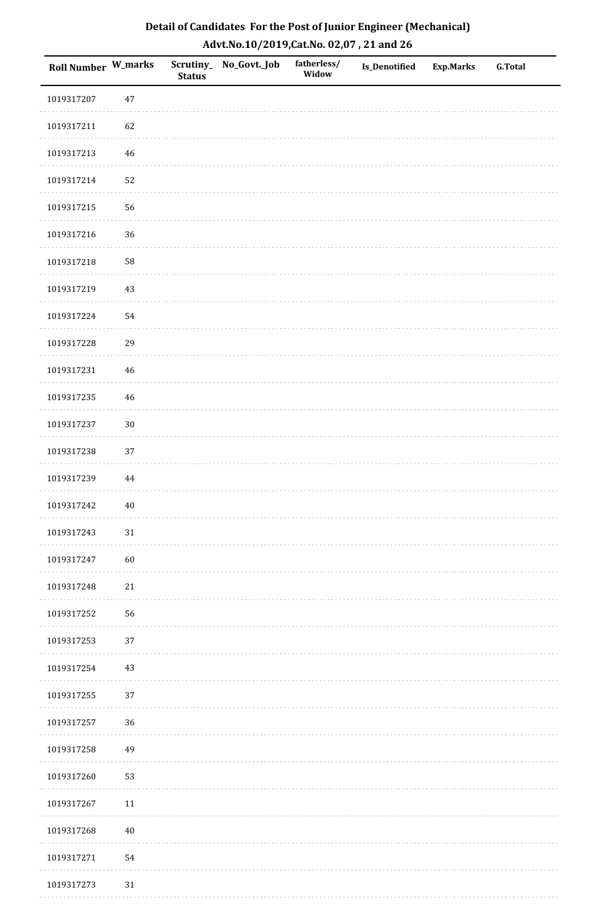# Detail of Candidates For the Post of Junior Engineer (Mechanical)

## Advt.No.10/2019,Cat.No. 02,07 , 21 and 26

| Roll Number | W_marks | Scrutiny_Status | No_Govt._Job | fatherless/Widow | Is_Denotified | Exp.Marks | G.Total |
|---|---|---|---|---|---|---|---|
| 1019317207 | 47 | | | | | | |
| 1019317211 | 62 | | | | | | |
| 1019317213 | 46 | | | | | | |
| 1019317214 | 52 | | | | | | |
| 1019317215 | 56 | | | | | | |
| 1019317216 | 36 | | | | | | |
| 1019317218 | 58 | | | | | | |
| 1019317219 | 43 | | | | | | |
| 1019317224 | 54 | | | | | | |
| 1019317228 | 29 | | | | | | |
| 1019317231 | 46 | | | | | | |
| 1019317235 | 46 | | | | | | |
| 1019317237 | 30 | | | | | | |
| 1019317238 | 37 | | | | | | |
| 1019317239 | 44 | | | | | | |
| 1019317242 | 40 | | | | | | |
| 1019317243 | 31 | | | | | | |
| 1019317247 | 60 | | | | | | |
| 1019317248 | 21 | | | | | | |
| 1019317252 | 56 | | | | | | |
| 1019317253 | 37 | | | | | | |
| 1019317254 | 43 | | | | | | |
| 1019317255 | 37 | | | | | | |
| 1019317257 | 36 | | | | | | |
| 1019317258 | 49 | | | | | | |
| 1019317260 | 53 | | | | | | |
| 1019317267 | 11 | | | | | | |
| 1019317268 | 40 | | | | | | |
| 1019317271 | 54 | | | | | | |
| 1019317273 | 31 | | | | | | |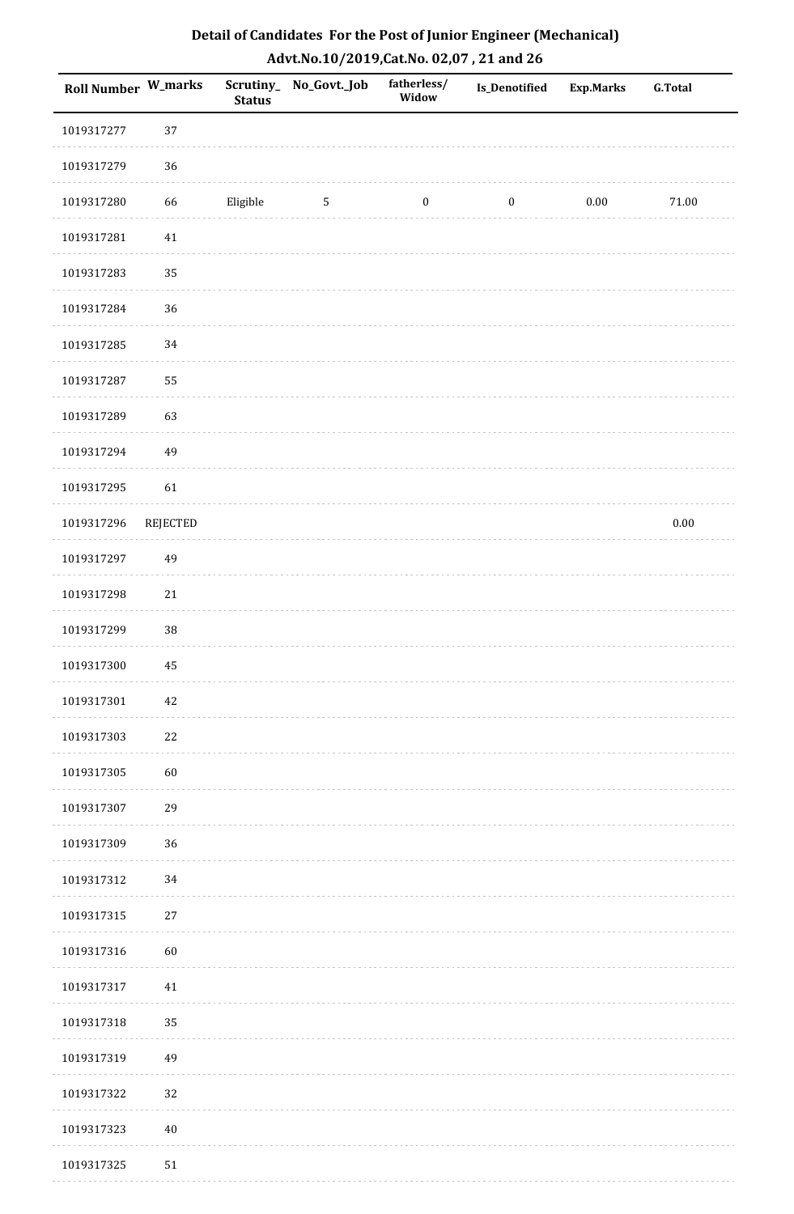## Detail of Candidates For the Post of Junior Engineer (Mechanical)
## Advt.No.10/2019,Cat.No. 02,07 , 21 and 26

| Roll Number | W_marks | Scrutiny_Status | No_Govt._Job | fatherless/Widow | Is_Denotified | Exp.Marks | G.Total |
|---|---|---|---|---|---|---|---|
| 1019317277 | 37 | | | | | | |
| 1019317279 | 36 | | | | | | |
| 1019317280 | 66 | Eligible | 5 | 0 | 0 | 0.00 | 71.00 |
| 1019317281 | 41 | | | | | | |
| 1019317283 | 35 | | | | | | |
| 1019317284 | 36 | | | | | | |
| 1019317285 | 34 | | | | | | |
| 1019317287 | 55 | | | | | | |
| 1019317289 | 63 | | | | | | |
| 1019317294 | 49 | | | | | | |
| 1019317295 | 61 | | | | | | |
| 1019317296 | REJECTED | | | | | | 0.00 |
| 1019317297 | 49 | | | | | | |
| 1019317298 | 21 | | | | | | |
| 1019317299 | 38 | | | | | | |
| 1019317300 | 45 | | | | | | |
| 1019317301 | 42 | | | | | | |
| 1019317303 | 22 | | | | | | |
| 1019317305 | 60 | | | | | | |
| 1019317307 | 29 | | | | | | |
| 1019317309 | 36 | | | | | | |
| 1019317312 | 34 | | | | | | |
| 1019317315 | 27 | | | | | | |
| 1019317316 | 60 | | | | | | |
| 1019317317 | 41 | | | | | | |
| 1019317318 | 35 | | | | | | |
| 1019317319 | 49 | | | | | | |
| 1019317322 | 32 | | | | | | |
| 1019317323 | 40 | | | | | | |
| 1019317325 | 51 | | | | | | |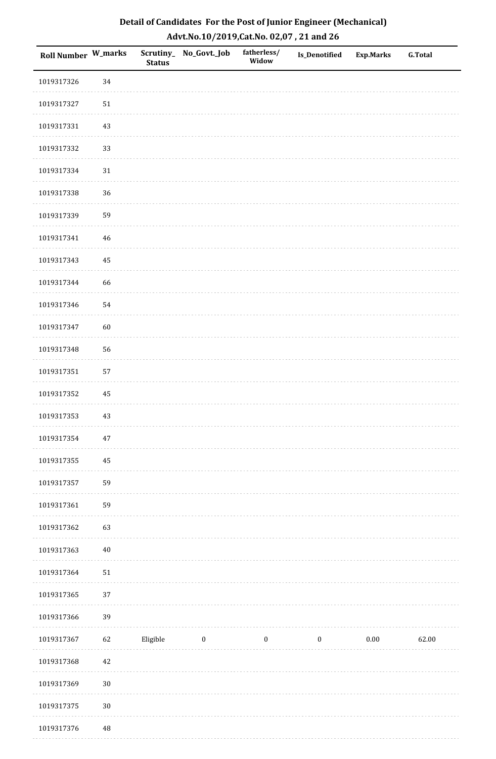## Detail of Candidates For the Post of Junior Engineer (Mechanical)

### Advt.No.10/2019,Cat.No. 02,07 , 21 and 26

| Roll Number | W_marks | Scrutiny_Status | No_Govt._Job | fatherless/Widow | Is_Denotified | Exp.Marks | G.Total |
|---|---|---|---|---|---|---|---|
| 1019317326 | 34 | | | | | | |
| 1019317327 | 51 | | | | | | |
| 1019317331 | 43 | | | | | | |
| 1019317332 | 33 | | | | | | |
| 1019317334 | 31 | | | | | | |
| 1019317338 | 36 | | | | | | |
| 1019317339 | 59 | | | | | | |
| 1019317341 | 46 | | | | | | |
| 1019317343 | 45 | | | | | | |
| 1019317344 | 66 | | | | | | |
| 1019317346 | 54 | | | | | | |
| 1019317347 | 60 | | | | | | |
| 1019317348 | 56 | | | | | | |
| 1019317351 | 57 | | | | | | |
| 1019317352 | 45 | | | | | | |
| 1019317353 | 43 | | | | | | |
| 1019317354 | 47 | | | | | | |
| 1019317355 | 45 | | | | | | |
| 1019317357 | 59 | | | | | | |
| 1019317361 | 59 | | | | | | |
| 1019317362 | 63 | | | | | | |
| 1019317363 | 40 | | | | | | |
| 1019317364 | 51 | | | | | | |
| 1019317365 | 37 | | | | | | |
| 1019317366 | 39 | | | | | | |
| 1019317367 | 62 | Eligible | 0 | 0 | 0 | 0.00 | 62.00 |
| 1019317368 | 42 | | | | | | |
| 1019317369 | 30 | | | | | | |
| 1019317375 | 30 | | | | | | |
| 1019317376 | 48 | | | | | | |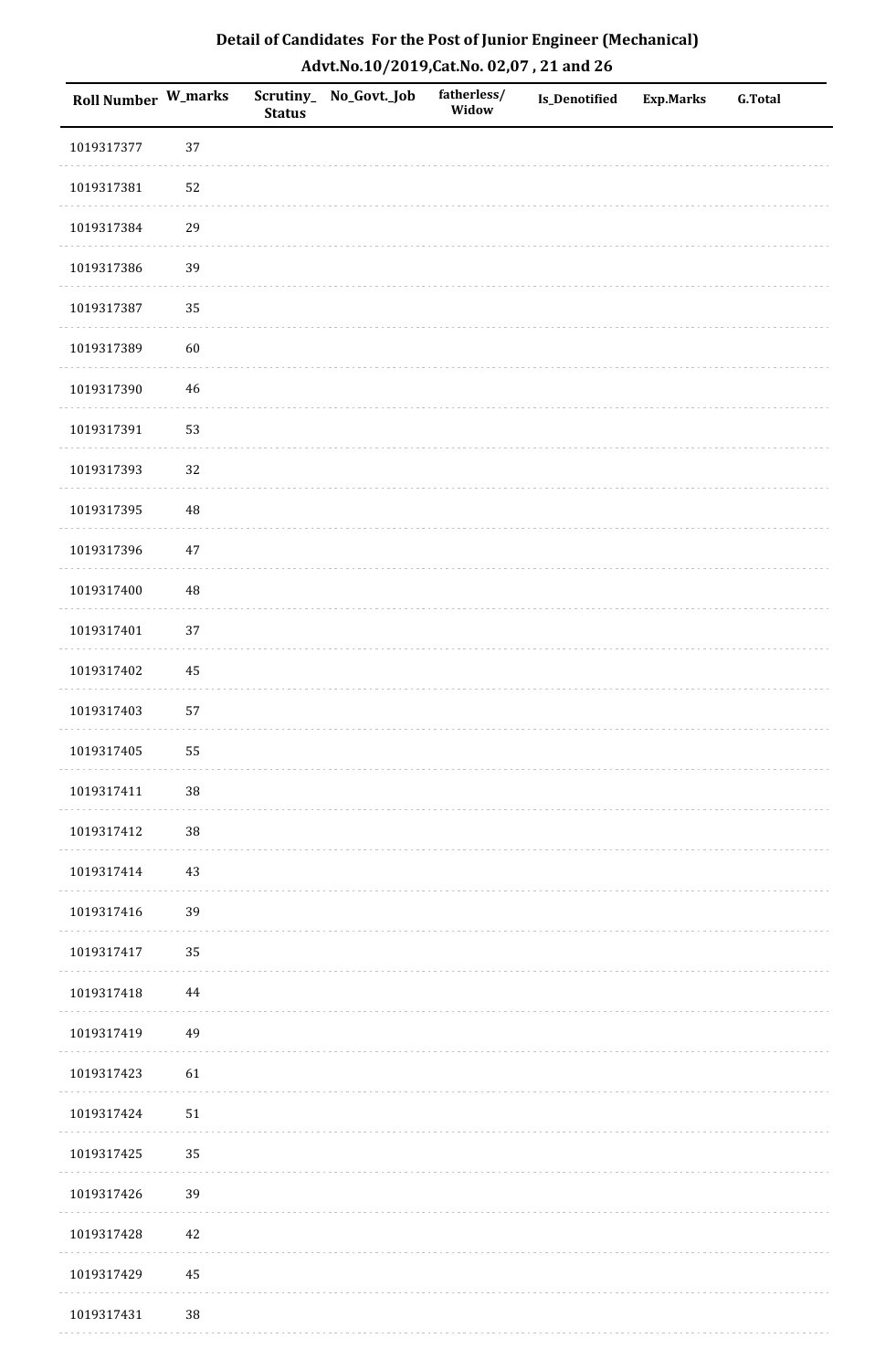## Detail of Candidates For the Post of Junior Engineer (Mechanical)

### Advt.No.10/2019,Cat.No. 02,07 , 21 and 26

| Roll Number | W_marks | Scrutiny_Status | No_Govt._Job | fatherless/Widow | Is_Denotified | Exp.Marks | G.Total |
|---|---|---|---|---|---|---|---|
| 1019317377 | 37 | | | | | | |
| 1019317381 | 52 | | | | | | |
| 1019317384 | 29 | | | | | | |
| 1019317386 | 39 | | | | | | |
| 1019317387 | 35 | | | | | | |
| 1019317389 | 60 | | | | | | |
| 1019317390 | 46 | | | | | | |
| 1019317391 | 53 | | | | | | |
| 1019317393 | 32 | | | | | | |
| 1019317395 | 48 | | | | | | |
| 1019317396 | 47 | | | | | | |
| 1019317400 | 48 | | | | | | |
| 1019317401 | 37 | | | | | | |
| 1019317402 | 45 | | | | | | |
| 1019317403 | 57 | | | | | | |
| 1019317405 | 55 | | | | | | |
| 1019317411 | 38 | | | | | | |
| 1019317412 | 38 | | | | | | |
| 1019317414 | 43 | | | | | | |
| 1019317416 | 39 | | | | | | |
| 1019317417 | 35 | | | | | | |
| 1019317418 | 44 | | | | | | |
| 1019317419 | 49 | | | | | | |
| 1019317423 | 61 | | | | | | |
| 1019317424 | 51 | | | | | | |
| 1019317425 | 35 | | | | | | |
| 1019317426 | 39 | | | | | | |
| 1019317428 | 42 | | | | | | |
| 1019317429 | 45 | | | | | | |
| 1019317431 | 38 | | | | | | |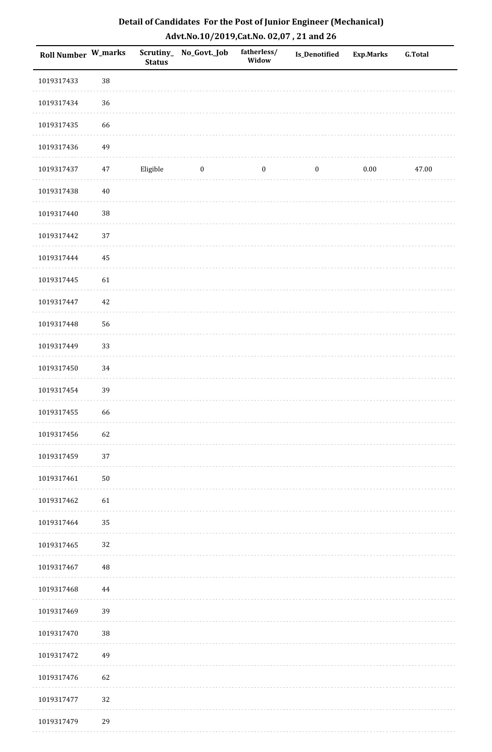## Detail of Candidates For the Post of Junior Engineer (Mechanical)

### Advt.No.10/2019,Cat.No. 02,07 , 21 and 26

| Roll Number | W_marks | Scrutiny_ Status | No_Govt._Job | fatherless/ Widow | Is_Denotified | Exp.Marks | G.Total |
|---|---|---|---|---|---|---|---|
| 1019317433 | 38 | | | | | | |
| 1019317434 | 36 | | | | | | |
| 1019317435 | 66 | | | | | | |
| 1019317436 | 49 | | | | | | |
| 1019317437 | 47 | Eligible | 0 | 0 | 0 | 0.00 | 47.00 |
| 1019317438 | 40 | | | | | | |
| 1019317440 | 38 | | | | | | |
| 1019317442 | 37 | | | | | | |
| 1019317444 | 45 | | | | | | |
| 1019317445 | 61 | | | | | | |
| 1019317447 | 42 | | | | | | |
| 1019317448 | 56 | | | | | | |
| 1019317449 | 33 | | | | | | |
| 1019317450 | 34 | | | | | | |
| 1019317454 | 39 | | | | | | |
| 1019317455 | 66 | | | | | | |
| 1019317456 | 62 | | | | | | |
| 1019317459 | 37 | | | | | | |
| 1019317461 | 50 | | | | | | |
| 1019317462 | 61 | | | | | | |
| 1019317464 | 35 | | | | | | |
| 1019317465 | 32 | | | | | | |
| 1019317467 | 48 | | | | | | |
| 1019317468 | 44 | | | | | | |
| 1019317469 | 39 | | | | | | |
| 1019317470 | 38 | | | | | | |
| 1019317472 | 49 | | | | | | |
| 1019317476 | 62 | | | | | | |
| 1019317477 | 32 | | | | | | |
| 1019317479 | 29 | | | | | | |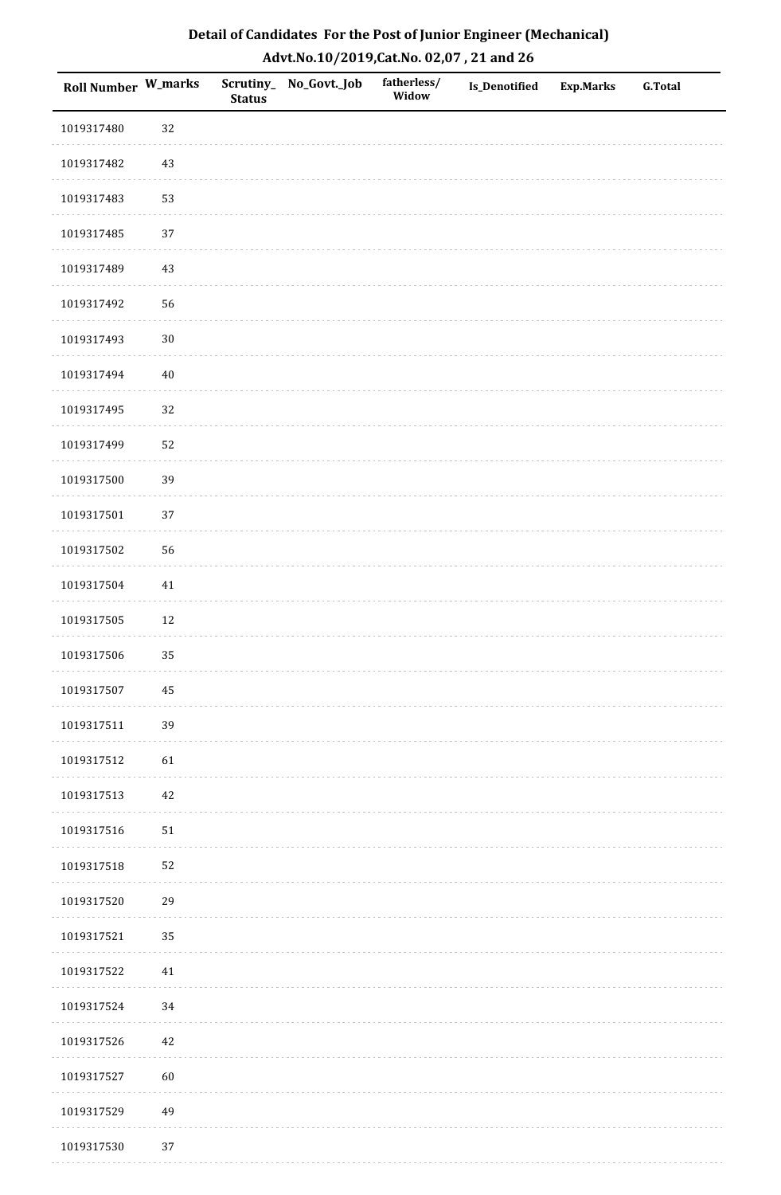## Detail of Candidates For the Post of Junior Engineer (Mechanical)

### Advt.No.10/2019,Cat.No. 02,07 , 21 and 26

| Roll Number | W_marks | Scrutiny_Status | No_Govt._Job | fatherless/Widow | Is_Denotified | Exp.Marks | G.Total |
|---|---|---|---|---|---|---|---|
| 1019317480 | 32 | | | | | | |
| 1019317482 | 43 | | | | | | |
| 1019317483 | 53 | | | | | | |
| 1019317485 | 37 | | | | | | |
| 1019317489 | 43 | | | | | | |
| 1019317492 | 56 | | | | | | |
| 1019317493 | 30 | | | | | | |
| 1019317494 | 40 | | | | | | |
| 1019317495 | 32 | | | | | | |
| 1019317499 | 52 | | | | | | |
| 1019317500 | 39 | | | | | | |
| 1019317501 | 37 | | | | | | |
| 1019317502 | 56 | | | | | | |
| 1019317504 | 41 | | | | | | |
| 1019317505 | 12 | | | | | | |
| 1019317506 | 35 | | | | | | |
| 1019317507 | 45 | | | | | | |
| 1019317511 | 39 | | | | | | |
| 1019317512 | 61 | | | | | | |
| 1019317513 | 42 | | | | | | |
| 1019317516 | 51 | | | | | | |
| 1019317518 | 52 | | | | | | |
| 1019317520 | 29 | | | | | | |
| 1019317521 | 35 | | | | | | |
| 1019317522 | 41 | | | | | | |
| 1019317524 | 34 | | | | | | |
| 1019317526 | 42 | | | | | | |
| 1019317527 | 60 | | | | | | |
| 1019317529 | 49 | | | | | | |
| 1019317530 | 37 | | | | | | |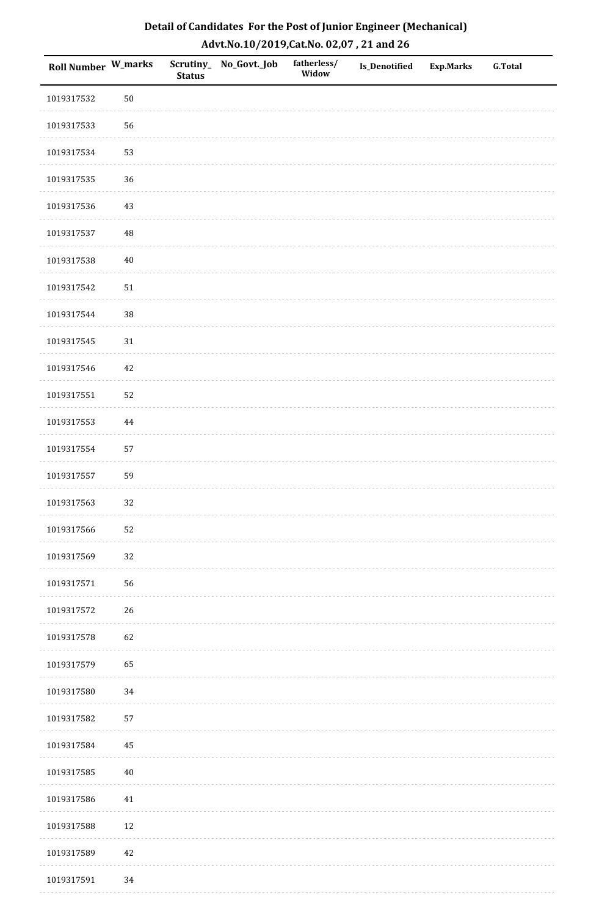# Detail of Candidates For the Post of Junior Engineer (Mechanical)

## Advt.No.10/2019,Cat.No. 02,07 , 21 and 26

| Roll Number | W_marks | Scrutiny_Status | No_Govt._Job | fatherless/Widow | Is_Denotified | Exp.Marks | G.Total |
|---|---|---|---|---|---|---|---|
| 1019317532 | 50 | | | | | | |
| 1019317533 | 56 | | | | | | |
| 1019317534 | 53 | | | | | | |
| 1019317535 | 36 | | | | | | |
| 1019317536 | 43 | | | | | | |
| 1019317537 | 48 | | | | | | |
| 1019317538 | 40 | | | | | | |
| 1019317542 | 51 | | | | | | |
| 1019317544 | 38 | | | | | | |
| 1019317545 | 31 | | | | | | |
| 1019317546 | 42 | | | | | | |
| 1019317551 | 52 | | | | | | |
| 1019317553 | 44 | | | | | | |
| 1019317554 | 57 | | | | | | |
| 1019317557 | 59 | | | | | | |
| 1019317563 | 32 | | | | | | |
| 1019317566 | 52 | | | | | | |
| 1019317569 | 32 | | | | | | |
| 1019317571 | 56 | | | | | | |
| 1019317572 | 26 | | | | | | |
| 1019317578 | 62 | | | | | | |
| 1019317579 | 65 | | | | | | |
| 1019317580 | 34 | | | | | | |
| 1019317582 | 57 | | | | | | |
| 1019317584 | 45 | | | | | | |
| 1019317585 | 40 | | | | | | |
| 1019317586 | 41 | | | | | | |
| 1019317588 | 12 | | | | | | |
| 1019317589 | 42 | | | | | | |
| 1019317591 | 34 | | | | | | |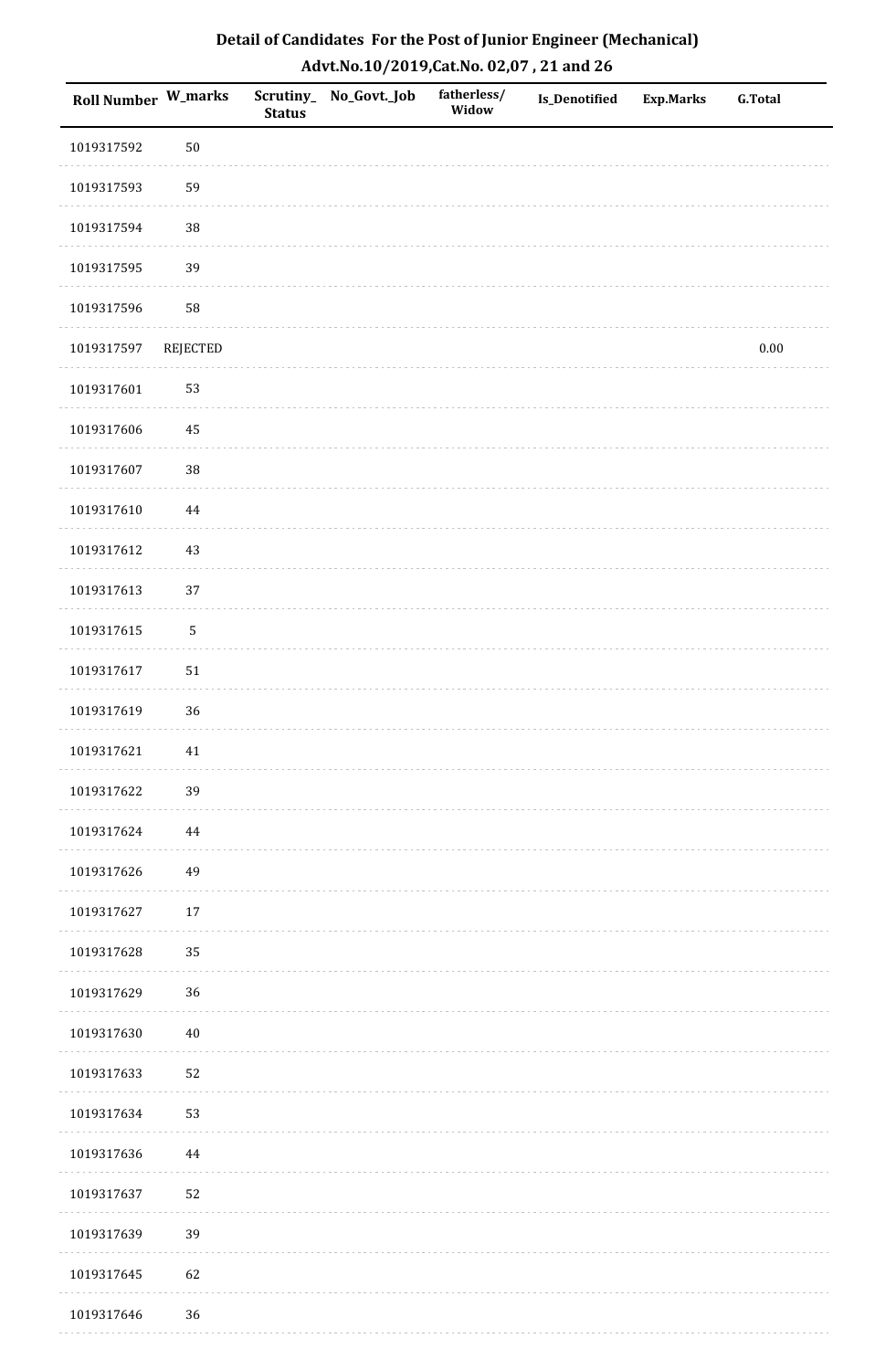# Detail of Candidates For the Post of Junior Engineer (Mechanical)

## Advt.No.10/2019,Cat.No. 02,07 , 21 and 26

| Roll Number | W_marks | Scrutiny_ Status | No_Govt._Job | fatherless/ Widow | Is_Denotified | Exp.Marks | G.Total |
|---|---|---|---|---|---|---|---|
| 1019317592 | 50 | | | | | | |
| 1019317593 | 59 | | | | | | |
| 1019317594 | 38 | | | | | | |
| 1019317595 | 39 | | | | | | |
| 1019317596 | 58 | | | | | | |
| 1019317597 | REJECTED | | | | | | 0.00 |
| 1019317601 | 53 | | | | | | |
| 1019317606 | 45 | | | | | | |
| 1019317607 | 38 | | | | | | |
| 1019317610 | 44 | | | | | | |
| 1019317612 | 43 | | | | | | |
| 1019317613 | 37 | | | | | | |
| 1019317615 | 5 | | | | | | |
| 1019317617 | 51 | | | | | | |
| 1019317619 | 36 | | | | | | |
| 1019317621 | 41 | | | | | | |
| 1019317622 | 39 | | | | | | |
| 1019317624 | 44 | | | | | | |
| 1019317626 | 49 | | | | | | |
| 1019317627 | 17 | | | | | | |
| 1019317628 | 35 | | | | | | |
| 1019317629 | 36 | | | | | | |
| 1019317630 | 40 | | | | | | |
| 1019317633 | 52 | | | | | | |
| 1019317634 | 53 | | | | | | |
| 1019317636 | 44 | | | | | | |
| 1019317637 | 52 | | | | | | |
| 1019317639 | 39 | | | | | | |
| 1019317645 | 62 | | | | | | |
| 1019317646 | 36 | | | | | | |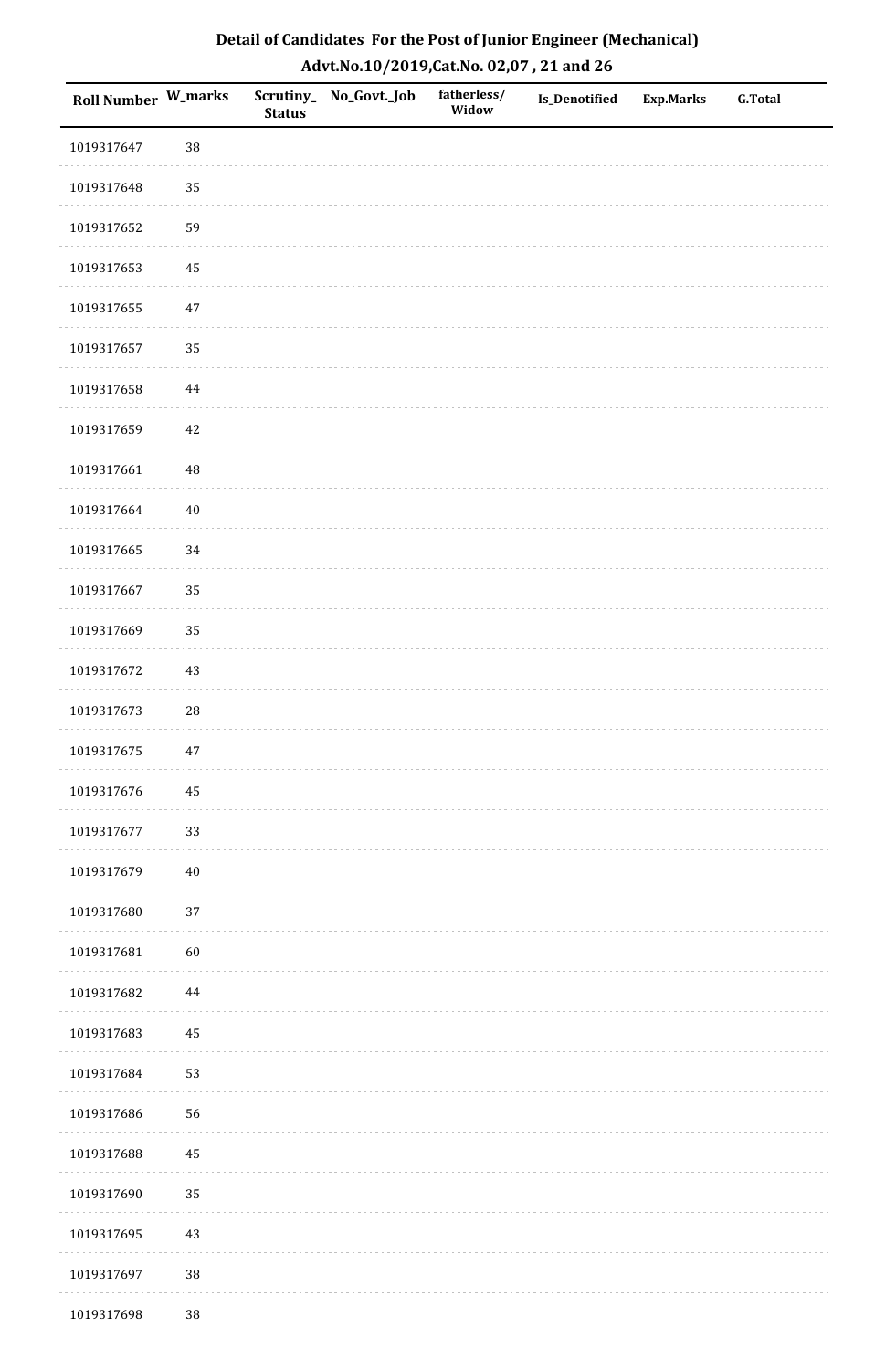# Detail of Candidates For the Post of Junior Engineer (Mechanical)

## Advt.No.10/2019,Cat.No. 02,07 , 21 and 26

| Roll Number | W_marks | Scrutiny_Status | No_Govt._Job | fatherless/Widow | Is_Denotified | Exp.Marks | G.Total |
|---|---|---|---|---|---|---|---|
| 1019317647 | 38 | | | | | | |
| 1019317648 | 35 | | | | | | |
| 1019317652 | 59 | | | | | | |
| 1019317653 | 45 | | | | | | |
| 1019317655 | 47 | | | | | | |
| 1019317657 | 35 | | | | | | |
| 1019317658 | 44 | | | | | | |
| 1019317659 | 42 | | | | | | |
| 1019317661 | 48 | | | | | | |
| 1019317664 | 40 | | | | | | |
| 1019317665 | 34 | | | | | | |
| 1019317667 | 35 | | | | | | |
| 1019317669 | 35 | | | | | | |
| 1019317672 | 43 | | | | | | |
| 1019317673 | 28 | | | | | | |
| 1019317675 | 47 | | | | | | |
| 1019317676 | 45 | | | | | | |
| 1019317677 | 33 | | | | | | |
| 1019317679 | 40 | | | | | | |
| 1019317680 | 37 | | | | | | |
| 1019317681 | 60 | | | | | | |
| 1019317682 | 44 | | | | | | |
| 1019317683 | 45 | | | | | | |
| 1019317684 | 53 | | | | | | |
| 1019317686 | 56 | | | | | | |
| 1019317688 | 45 | | | | | | |
| 1019317690 | 35 | | | | | | |
| 1019317695 | 43 | | | | | | |
| 1019317697 | 38 | | | | | | |
| 1019317698 | 38 | | | | | | |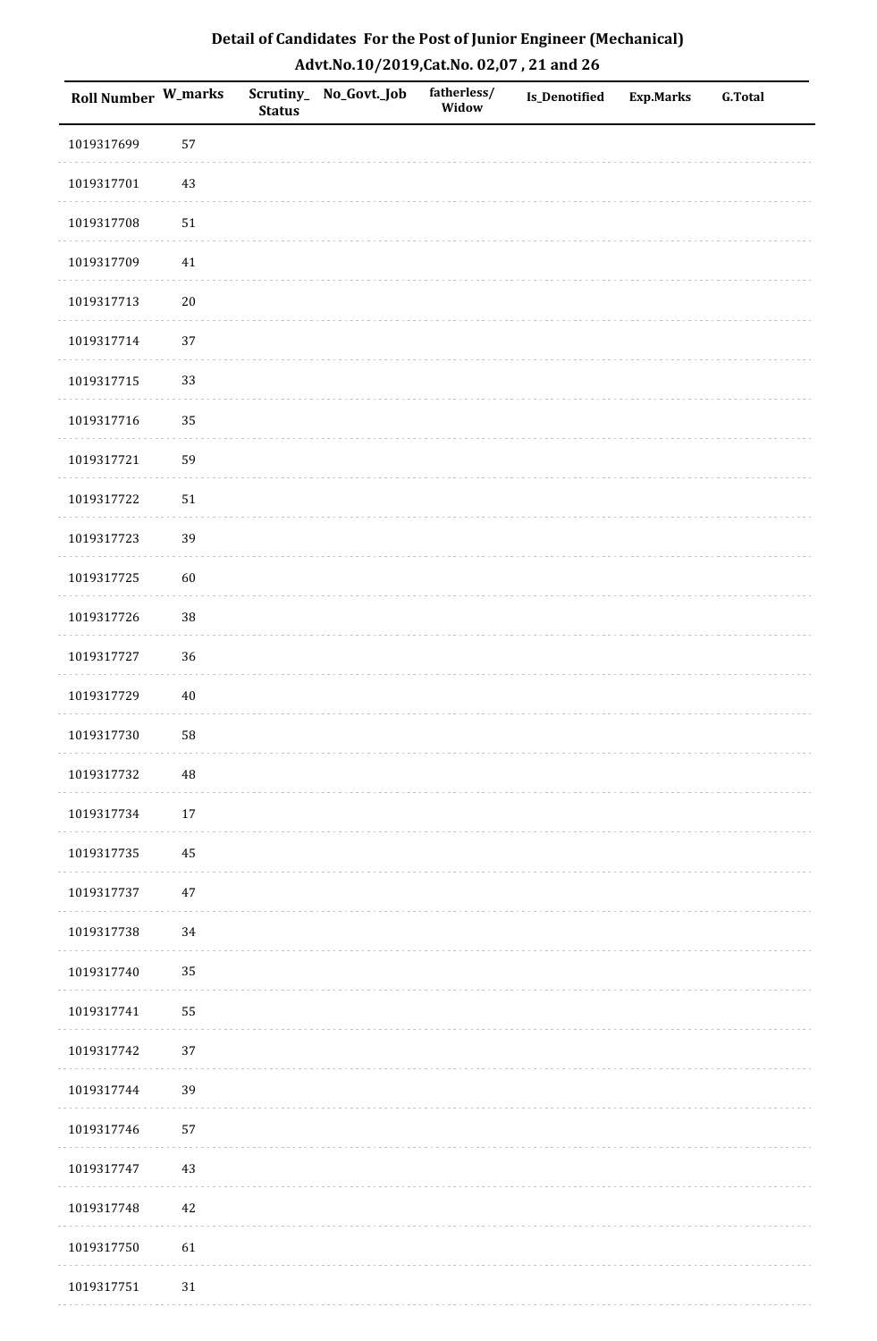# Detail of Candidates For the Post of Junior Engineer (Mechanical)

## Advt.No.10/2019,Cat.No. 02,07 , 21 and 26

| Roll Number | W_marks | Scrutiny_Status | No_Govt._Job | fatherless/Widow | Is_Denotified | Exp.Marks | G.Total |
|---|---|---|---|---|---|---|---|
| 1019317699 | 57 | | | | | | |
| 1019317701 | 43 | | | | | | |
| 1019317708 | 51 | | | | | | |
| 1019317709 | 41 | | | | | | |
| 1019317713 | 20 | | | | | | |
| 1019317714 | 37 | | | | | | |
| 1019317715 | 33 | | | | | | |
| 1019317716 | 35 | | | | | | |
| 1019317721 | 59 | | | | | | |
| 1019317722 | 51 | | | | | | |
| 1019317723 | 39 | | | | | | |
| 1019317725 | 60 | | | | | | |
| 1019317726 | 38 | | | | | | |
| 1019317727 | 36 | | | | | | |
| 1019317729 | 40 | | | | | | |
| 1019317730 | 58 | | | | | | |
| 1019317732 | 48 | | | | | | |
| 1019317734 | 17 | | | | | | |
| 1019317735 | 45 | | | | | | |
| 1019317737 | 47 | | | | | | |
| 1019317738 | 34 | | | | | | |
| 1019317740 | 35 | | | | | | |
| 1019317741 | 55 | | | | | | |
| 1019317742 | 37 | | | | | | |
| 1019317744 | 39 | | | | | | |
| 1019317746 | 57 | | | | | | |
| 1019317747 | 43 | | | | | | |
| 1019317748 | 42 | | | | | | |
| 1019317750 | 61 | | | | | | |
| 1019317751 | 31 | | | | | | |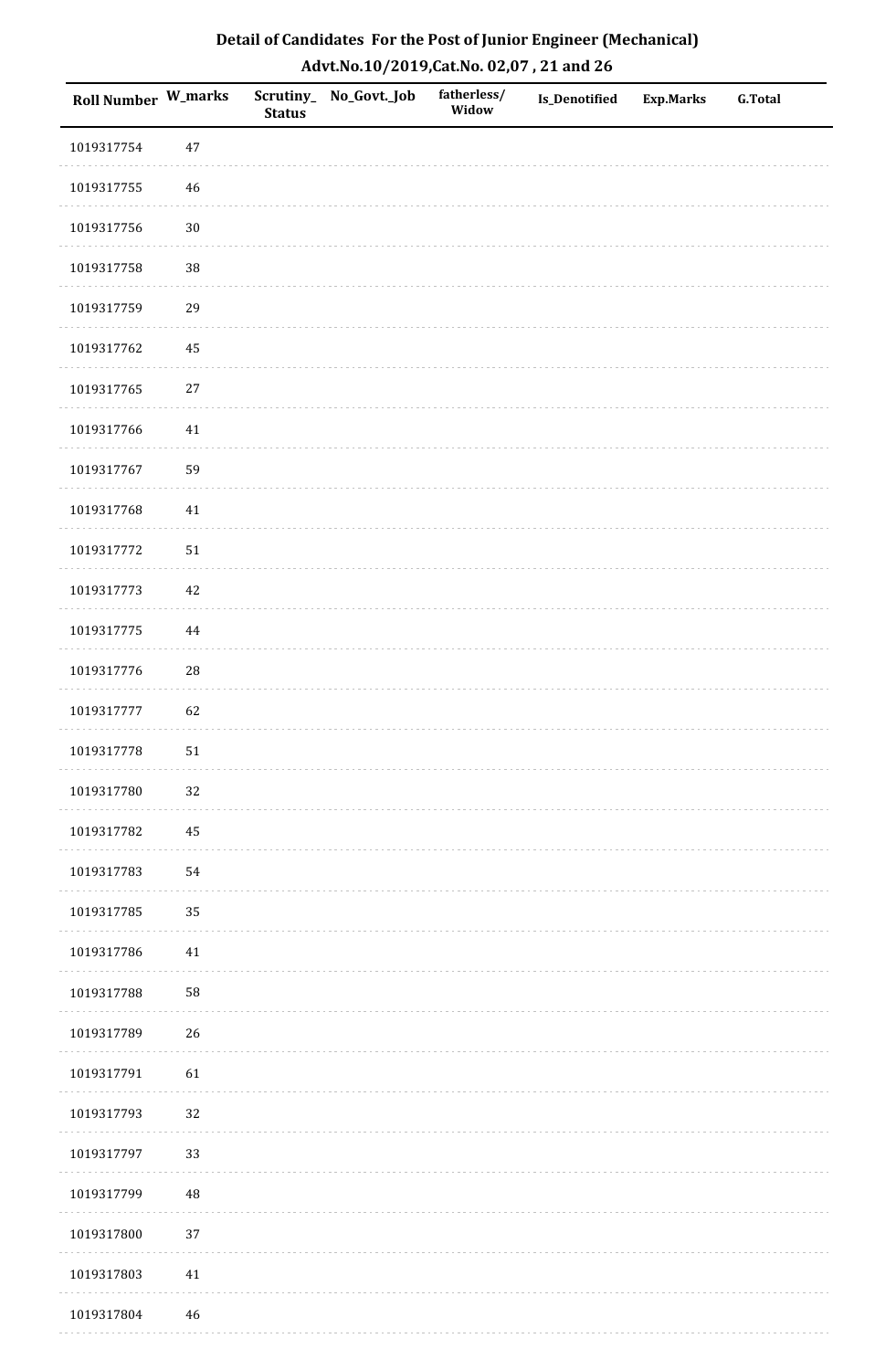# Detail of Candidates For the Post of Junior Engineer (Mechanical)

## Advt.No.10/2019,Cat.No. 02,07 , 21 and 26

| Roll Number | W_marks | Scrutiny_Status | No_Govt._Job | fatherless/Widow | Is_Denotified | Exp.Marks | G.Total |
|---|---|---|---|---|---|---|---|
| 1019317754 | 47 | | | | | | |
| 1019317755 | 46 | | | | | | |
| 1019317756 | 30 | | | | | | |
| 1019317758 | 38 | | | | | | |
| 1019317759 | 29 | | | | | | |
| 1019317762 | 45 | | | | | | |
| 1019317765 | 27 | | | | | | |
| 1019317766 | 41 | | | | | | |
| 1019317767 | 59 | | | | | | |
| 1019317768 | 41 | | | | | | |
| 1019317772 | 51 | | | | | | |
| 1019317773 | 42 | | | | | | |
| 1019317775 | 44 | | | | | | |
| 1019317776 | 28 | | | | | | |
| 1019317777 | 62 | | | | | | |
| 1019317778 | 51 | | | | | | |
| 1019317780 | 32 | | | | | | |
| 1019317782 | 45 | | | | | | |
| 1019317783 | 54 | | | | | | |
| 1019317785 | 35 | | | | | | |
| 1019317786 | 41 | | | | | | |
| 1019317788 | 58 | | | | | | |
| 1019317789 | 26 | | | | | | |
| 1019317791 | 61 | | | | | | |
| 1019317793 | 32 | | | | | | |
| 1019317797 | 33 | | | | | | |
| 1019317799 | 48 | | | | | | |
| 1019317800 | 37 | | | | | | |
| 1019317803 | 41 | | | | | | |
| 1019317804 | 46 | | | | | | |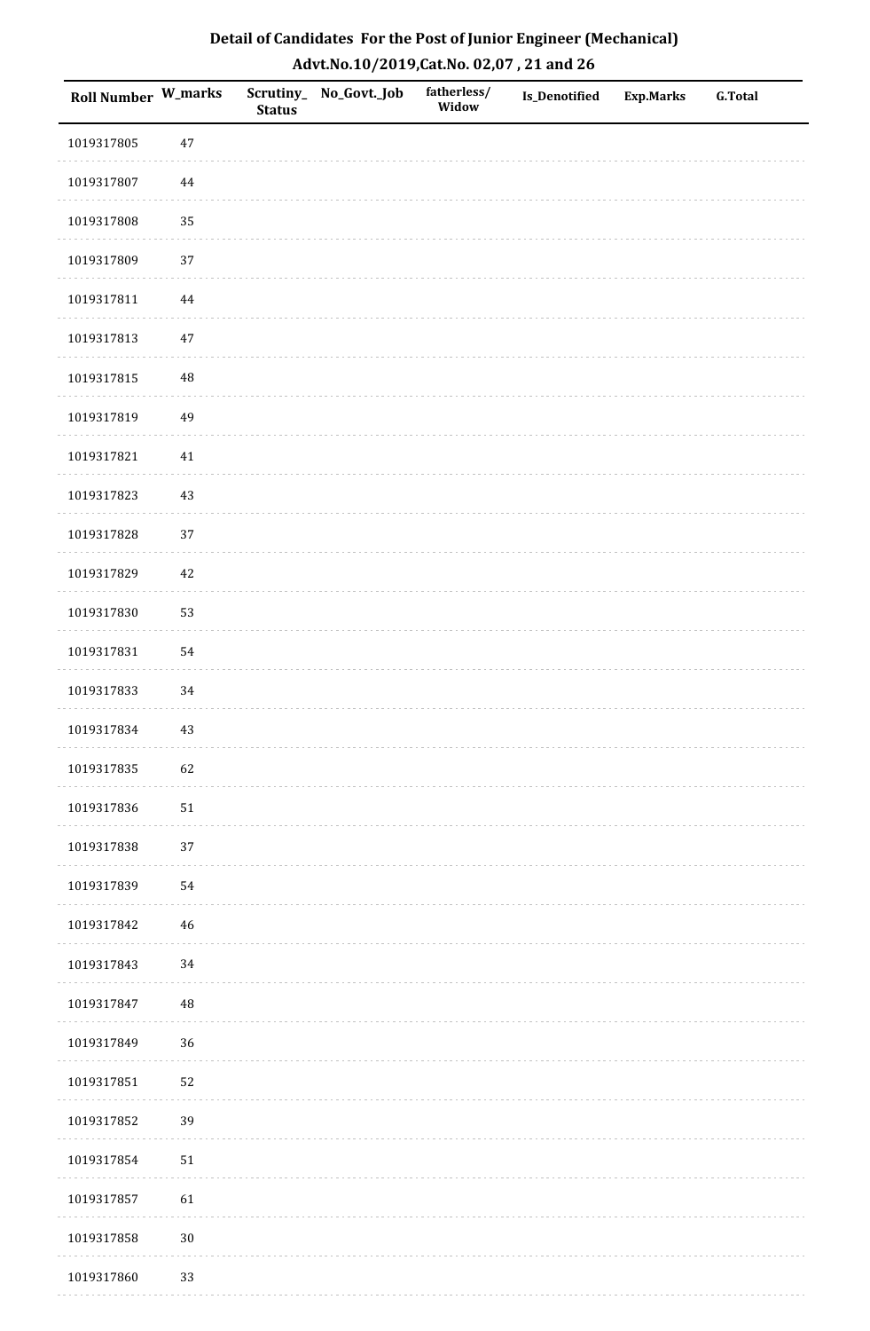## Detail of Candidates For the Post of Junior Engineer (Mechanical)

## Advt.No.10/2019,Cat.No. 02,07 , 21 and 26

| Roll Number | W_marks | Scrutiny_Status | No_Govt._Job | fatherless/Widow | Is_Denotified | Exp.Marks | G.Total |
|---|---|---|---|---|---|---|---|
| 1019317805 | 47 | | | | | | |
| 1019317807 | 44 | | | | | | |
| 1019317808 | 35 | | | | | | |
| 1019317809 | 37 | | | | | | |
| 1019317811 | 44 | | | | | | |
| 1019317813 | 47 | | | | | | |
| 1019317815 | 48 | | | | | | |
| 1019317819 | 49 | | | | | | |
| 1019317821 | 41 | | | | | | |
| 1019317823 | 43 | | | | | | |
| 1019317828 | 37 | | | | | | |
| 1019317829 | 42 | | | | | | |
| 1019317830 | 53 | | | | | | |
| 1019317831 | 54 | | | | | | |
| 1019317833 | 34 | | | | | | |
| 1019317834 | 43 | | | | | | |
| 1019317835 | 62 | | | | | | |
| 1019317836 | 51 | | | | | | |
| 1019317838 | 37 | | | | | | |
| 1019317839 | 54 | | | | | | |
| 1019317842 | 46 | | | | | | |
| 1019317843 | 34 | | | | | | |
| 1019317847 | 48 | | | | | | |
| 1019317849 | 36 | | | | | | |
| 1019317851 | 52 | | | | | | |
| 1019317852 | 39 | | | | | | |
| 1019317854 | 51 | | | | | | |
| 1019317857 | 61 | | | | | | |
| 1019317858 | 30 | | | | | | |
| 1019317860 | 33 | | | | | | |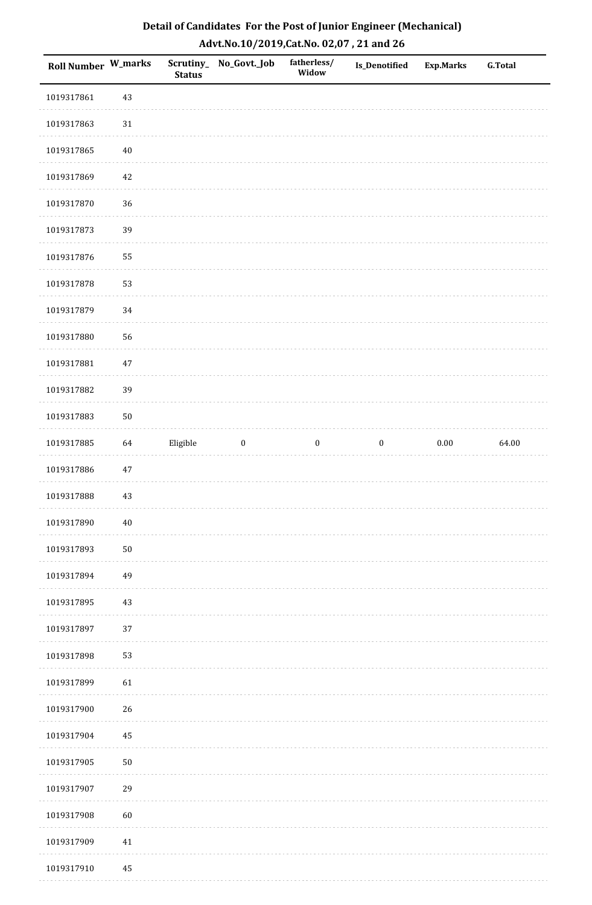## Detail of Candidates For the Post of Junior Engineer (Mechanical)

### Advt.No.10/2019,Cat.No. 02,07 , 21 and 26

| Roll Number | W_marks | Scrutiny_Status | No_Govt._Job | fatherless/Widow | Is_Denotified | Exp.Marks | G.Total |
|---|---|---|---|---|---|---|---|
| 1019317861 | 43 | | | | | | |
| 1019317863 | 31 | | | | | | |
| 1019317865 | 40 | | | | | | |
| 1019317869 | 42 | | | | | | |
| 1019317870 | 36 | | | | | | |
| 1019317873 | 39 | | | | | | |
| 1019317876 | 55 | | | | | | |
| 1019317878 | 53 | | | | | | |
| 1019317879 | 34 | | | | | | |
| 1019317880 | 56 | | | | | | |
| 1019317881 | 47 | | | | | | |
| 1019317882 | 39 | | | | | | |
| 1019317883 | 50 | | | | | | |
| 1019317885 | 64 | Eligible | 0 | 0 | 0 | 0.00 | 64.00 |
| 1019317886 | 47 | | | | | | |
| 1019317888 | 43 | | | | | | |
| 1019317890 | 40 | | | | | | |
| 1019317893 | 50 | | | | | | |
| 1019317894 | 49 | | | | | | |
| 1019317895 | 43 | | | | | | |
| 1019317897 | 37 | | | | | | |
| 1019317898 | 53 | | | | | | |
| 1019317899 | 61 | | | | | | |
| 1019317900 | 26 | | | | | | |
| 1019317904 | 45 | | | | | | |
| 1019317905 | 50 | | | | | | |
| 1019317907 | 29 | | | | | | |
| 1019317908 | 60 | | | | | | |
| 1019317909 | 41 | | | | | | |
| 1019317910 | 45 | | | | | | |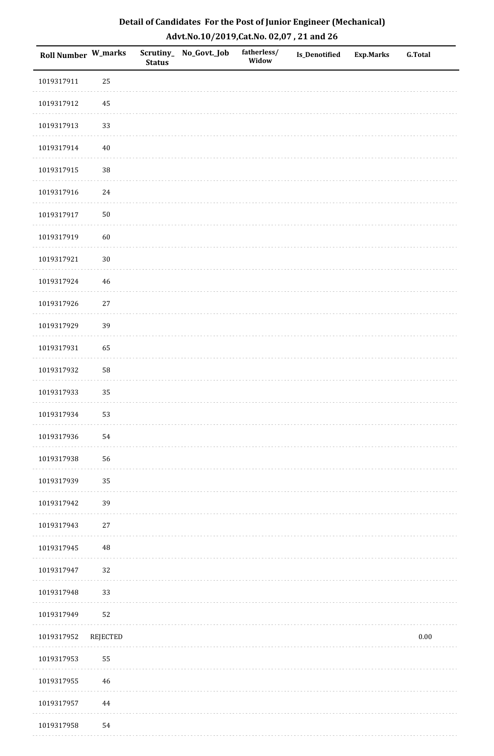## Detail of Candidates For the Post of Junior Engineer (Mechanical)
## Advt.No.10/2019,Cat.No. 02,07 , 21 and 26

| Roll Number | W_marks | Scrutiny_Status | No_Govt._Job | fatherless/Widow | Is_Denotified | Exp.Marks | G.Total |
|---|---|---|---|---|---|---|---|
| 1019317911 | 25 | | | | | | |
| 1019317912 | 45 | | | | | | |
| 1019317913 | 33 | | | | | | |
| 1019317914 | 40 | | | | | | |
| 1019317915 | 38 | | | | | | |
| 1019317916 | 24 | | | | | | |
| 1019317917 | 50 | | | | | | |
| 1019317919 | 60 | | | | | | |
| 1019317921 | 30 | | | | | | |
| 1019317924 | 46 | | | | | | |
| 1019317926 | 27 | | | | | | |
| 1019317929 | 39 | | | | | | |
| 1019317931 | 65 | | | | | | |
| 1019317932 | 58 | | | | | | |
| 1019317933 | 35 | | | | | | |
| 1019317934 | 53 | | | | | | |
| 1019317936 | 54 | | | | | | |
| 1019317938 | 56 | | | | | | |
| 1019317939 | 35 | | | | | | |
| 1019317942 | 39 | | | | | | |
| 1019317943 | 27 | | | | | | |
| 1019317945 | 48 | | | | | | |
| 1019317947 | 32 | | | | | | |
| 1019317948 | 33 | | | | | | |
| 1019317949 | 52 | | | | | | |
| 1019317952 | REJECTED | | | | | | 0.00 |
| 1019317953 | 55 | | | | | | |
| 1019317955 | 46 | | | | | | |
| 1019317957 | 44 | | | | | | |
| 1019317958 | 54 | | | | | | |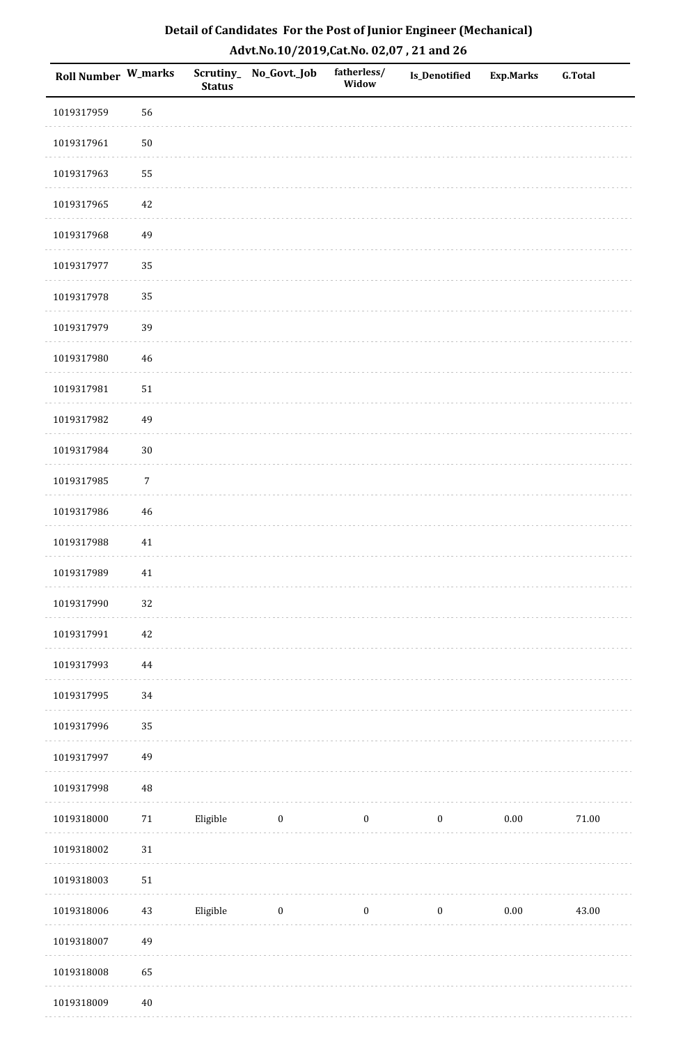## Detail of Candidates For the Post of Junior Engineer (Mechanical)

### Advt.No.10/2019,Cat.No. 02,07 , 21 and 26

| Roll Number | W_marks | Scrutiny_ Status | No_Govt._Job | fatherless/ Widow | Is_Denotified | Exp.Marks | G.Total |
|---|---|---|---|---|---|---|---|
| 1019317959 | 56 | | | | | | |
| 1019317961 | 50 | | | | | | |
| 1019317963 | 55 | | | | | | |
| 1019317965 | 42 | | | | | | |
| 1019317968 | 49 | | | | | | |
| 1019317977 | 35 | | | | | | |
| 1019317978 | 35 | | | | | | |
| 1019317979 | 39 | | | | | | |
| 1019317980 | 46 | | | | | | |
| 1019317981 | 51 | | | | | | |
| 1019317982 | 49 | | | | | | |
| 1019317984 | 30 | | | | | | |
| 1019317985 | 7 | | | | | | |
| 1019317986 | 46 | | | | | | |
| 1019317988 | 41 | | | | | | |
| 1019317989 | 41 | | | | | | |
| 1019317990 | 32 | | | | | | |
| 1019317991 | 42 | | | | | | |
| 1019317993 | 44 | | | | | | |
| 1019317995 | 34 | | | | | | |
| 1019317996 | 35 | | | | | | |
| 1019317997 | 49 | | | | | | |
| 1019317998 | 48 | | | | | | |
| 1019318000 | 71 | Eligible | 0 | 0 | 0 | 0.00 | 71.00 |
| 1019318002 | 31 | | | | | | |
| 1019318003 | 51 | | | | | | |
| 1019318006 | 43 | Eligible | 0 | 0 | 0 | 0.00 | 43.00 |
| 1019318007 | 49 | | | | | | |
| 1019318008 | 65 | | | | | | |
| 1019318009 | 40 | | | | | | |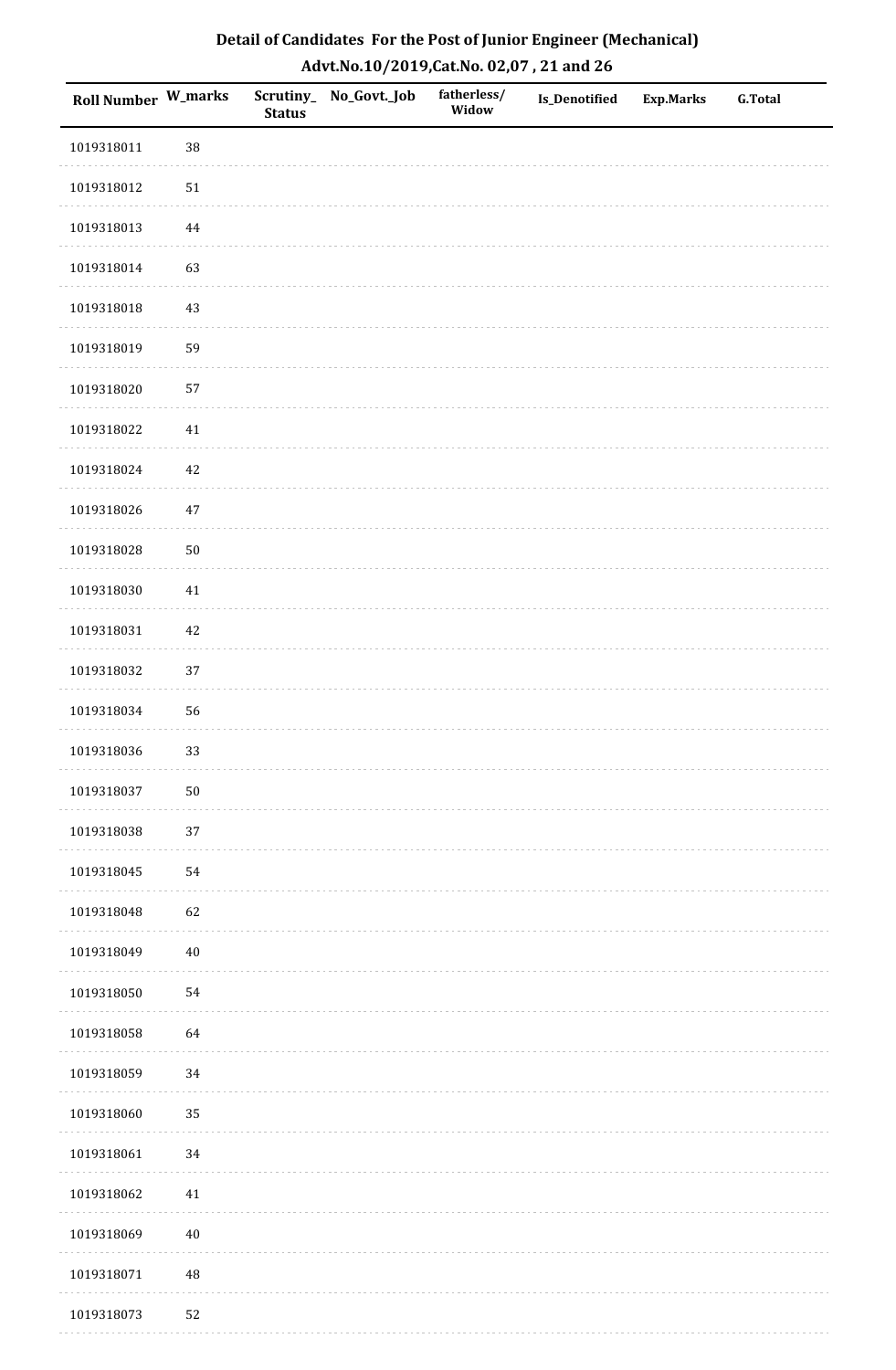## Detail of Candidates For the Post of Junior Engineer (Mechanical)

### Advt.No.10/2019,Cat.No. 02,07 , 21 and 26

| Roll Number | W_marks | Scrutiny_Status | No_Govt._Job | fatherless/Widow | Is_Denotified | Exp.Marks | G.Total |
|---|---|---|---|---|---|---|---|
| 1019318011 | 38 | | | | | | |
| 1019318012 | 51 | | | | | | |
| 1019318013 | 44 | | | | | | |
| 1019318014 | 63 | | | | | | |
| 1019318018 | 43 | | | | | | |
| 1019318019 | 59 | | | | | | |
| 1019318020 | 57 | | | | | | |
| 1019318022 | 41 | | | | | | |
| 1019318024 | 42 | | | | | | |
| 1019318026 | 47 | | | | | | |
| 1019318028 | 50 | | | | | | |
| 1019318030 | 41 | | | | | | |
| 1019318031 | 42 | | | | | | |
| 1019318032 | 37 | | | | | | |
| 1019318034 | 56 | | | | | | |
| 1019318036 | 33 | | | | | | |
| 1019318037 | 50 | | | | | | |
| 1019318038 | 37 | | | | | | |
| 1019318045 | 54 | | | | | | |
| 1019318048 | 62 | | | | | | |
| 1019318049 | 40 | | | | | | |
| 1019318050 | 54 | | | | | | |
| 1019318058 | 64 | | | | | | |
| 1019318059 | 34 | | | | | | |
| 1019318060 | 35 | | | | | | |
| 1019318061 | 34 | | | | | | |
| 1019318062 | 41 | | | | | | |
| 1019318069 | 40 | | | | | | |
| 1019318071 | 48 | | | | | | |
| 1019318073 | 52 | | | | | | |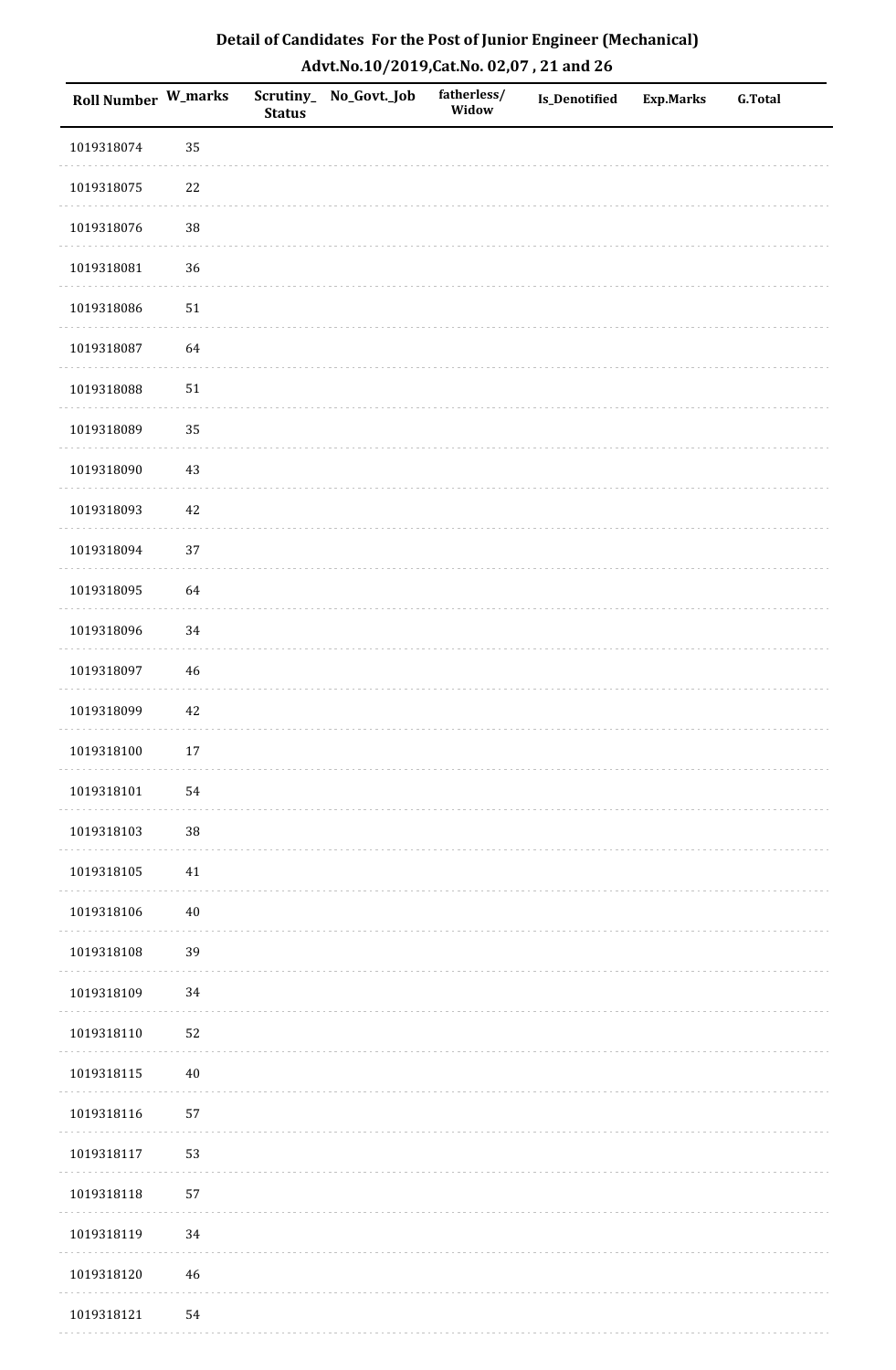# Detail of Candidates For the Post of Junior Engineer (Mechanical)

## Advt.No.10/2019,Cat.No. 02,07 , 21 and 26

| Roll Number | W_marks | Scrutiny_Status | No_Govt._Job | fatherless/Widow | Is_Denotified | Exp.Marks | G.Total |
|---|---|---|---|---|---|---|---|
| 1019318074 | 35 | | | | | | |
| 1019318075 | 22 | | | | | | |
| 1019318076 | 38 | | | | | | |
| 1019318081 | 36 | | | | | | |
| 1019318086 | 51 | | | | | | |
| 1019318087 | 64 | | | | | | |
| 1019318088 | 51 | | | | | | |
| 1019318089 | 35 | | | | | | |
| 1019318090 | 43 | | | | | | |
| 1019318093 | 42 | | | | | | |
| 1019318094 | 37 | | | | | | |
| 1019318095 | 64 | | | | | | |
| 1019318096 | 34 | | | | | | |
| 1019318097 | 46 | | | | | | |
| 1019318099 | 42 | | | | | | |
| 1019318100 | 17 | | | | | | |
| 1019318101 | 54 | | | | | | |
| 1019318103 | 38 | | | | | | |
| 1019318105 | 41 | | | | | | |
| 1019318106 | 40 | | | | | | |
| 1019318108 | 39 | | | | | | |
| 1019318109 | 34 | | | | | | |
| 1019318110 | 52 | | | | | | |
| 1019318115 | 40 | | | | | | |
| 1019318116 | 57 | | | | | | |
| 1019318117 | 53 | | | | | | |
| 1019318118 | 57 | | | | | | |
| 1019318119 | 34 | | | | | | |
| 1019318120 | 46 | | | | | | |
| 1019318121 | 54 | | | | | | |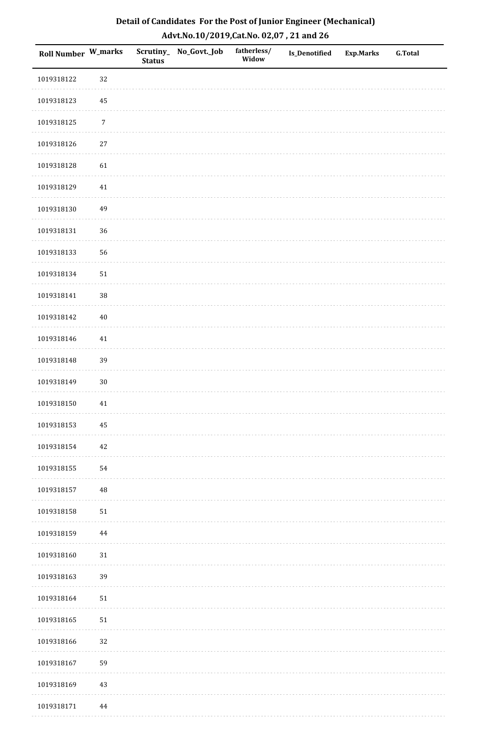# Detail of Candidates For the Post of Junior Engineer (Mechanical)

## Advt.No.10/2019,Cat.No. 02,07 , 21 and 26

| Roll Number | W_marks | Scrutiny_Status | No_Govt._Job | fatherless/Widow | Is_Denotified | Exp.Marks | G.Total |
|---|---|---|---|---|---|---|---|
| 1019318122 | 32 | | | | | | |
| 1019318123 | 45 | | | | | | |
| 1019318125 | 7 | | | | | | |
| 1019318126 | 27 | | | | | | |
| 1019318128 | 61 | | | | | | |
| 1019318129 | 41 | | | | | | |
| 1019318130 | 49 | | | | | | |
| 1019318131 | 36 | | | | | | |
| 1019318133 | 56 | | | | | | |
| 1019318134 | 51 | | | | | | |
| 1019318141 | 38 | | | | | | |
| 1019318142 | 40 | | | | | | |
| 1019318146 | 41 | | | | | | |
| 1019318148 | 39 | | | | | | |
| 1019318149 | 30 | | | | | | |
| 1019318150 | 41 | | | | | | |
| 1019318153 | 45 | | | | | | |
| 1019318154 | 42 | | | | | | |
| 1019318155 | 54 | | | | | | |
| 1019318157 | 48 | | | | | | |
| 1019318158 | 51 | | | | | | |
| 1019318159 | 44 | | | | | | |
| 1019318160 | 31 | | | | | | |
| 1019318163 | 39 | | | | | | |
| 1019318164 | 51 | | | | | | |
| 1019318165 | 51 | | | | | | |
| 1019318166 | 32 | | | | | | |
| 1019318167 | 59 | | | | | | |
| 1019318169 | 43 | | | | | | |
| 1019318171 | 44 | | | | | | |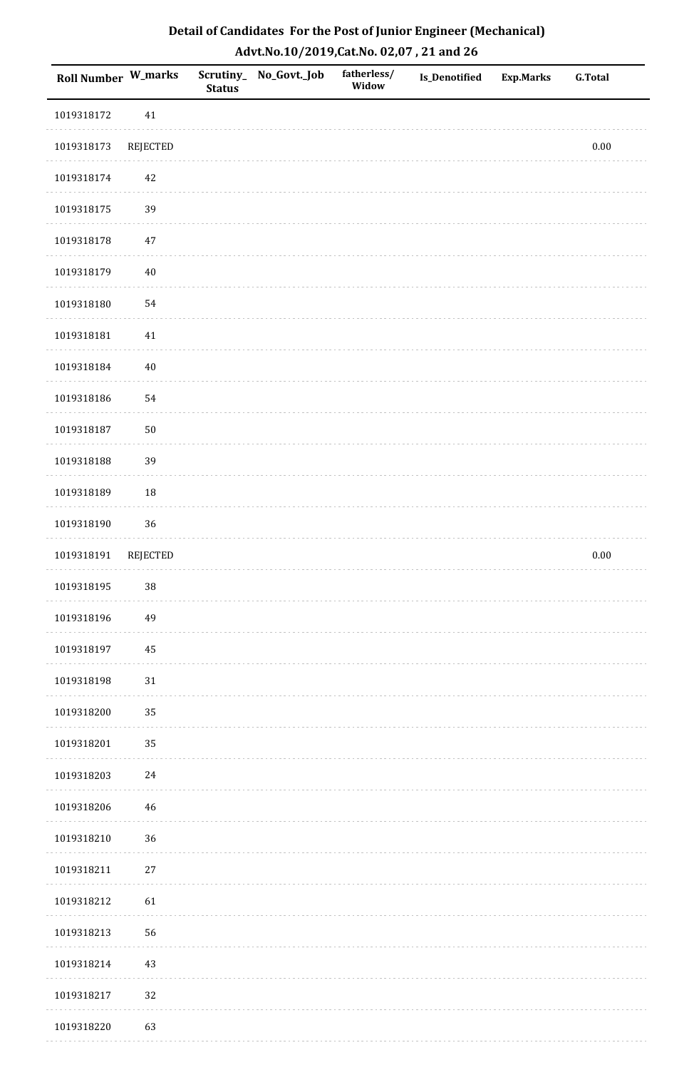# Detail of Candidates For the Post of Junior Engineer (Mechanical)

## Advt.No.10/2019,Cat.No. 02,07 , 21 and 26

| Roll Number | W_marks | Scrutiny_Status | No_Govt._Job | fatherless/Widow | Is_Denotified | Exp.Marks | G.Total |
|---|---|---|---|---|---|---|---|
| 1019318172 | 41 | | | | | | |
| 1019318173 | REJECTED | | | | | | 0.00 |
| 1019318174 | 42 | | | | | | |
| 1019318175 | 39 | | | | | | |
| 1019318178 | 47 | | | | | | |
| 1019318179 | 40 | | | | | | |
| 1019318180 | 54 | | | | | | |
| 1019318181 | 41 | | | | | | |
| 1019318184 | 40 | | | | | | |
| 1019318186 | 54 | | | | | | |
| 1019318187 | 50 | | | | | | |
| 1019318188 | 39 | | | | | | |
| 1019318189 | 18 | | | | | | |
| 1019318190 | 36 | | | | | | |
| 1019318191 | REJECTED | | | | | | 0.00 |
| 1019318195 | 38 | | | | | | |
| 1019318196 | 49 | | | | | | |
| 1019318197 | 45 | | | | | | |
| 1019318198 | 31 | | | | | | |
| 1019318200 | 35 | | | | | | |
| 1019318201 | 35 | | | | | | |
| 1019318203 | 24 | | | | | | |
| 1019318206 | 46 | | | | | | |
| 1019318210 | 36 | | | | | | |
| 1019318211 | 27 | | | | | | |
| 1019318212 | 61 | | | | | | |
| 1019318213 | 56 | | | | | | |
| 1019318214 | 43 | | | | | | |
| 1019318217 | 32 | | | | | | |
| 1019318220 | 63 | | | | | | |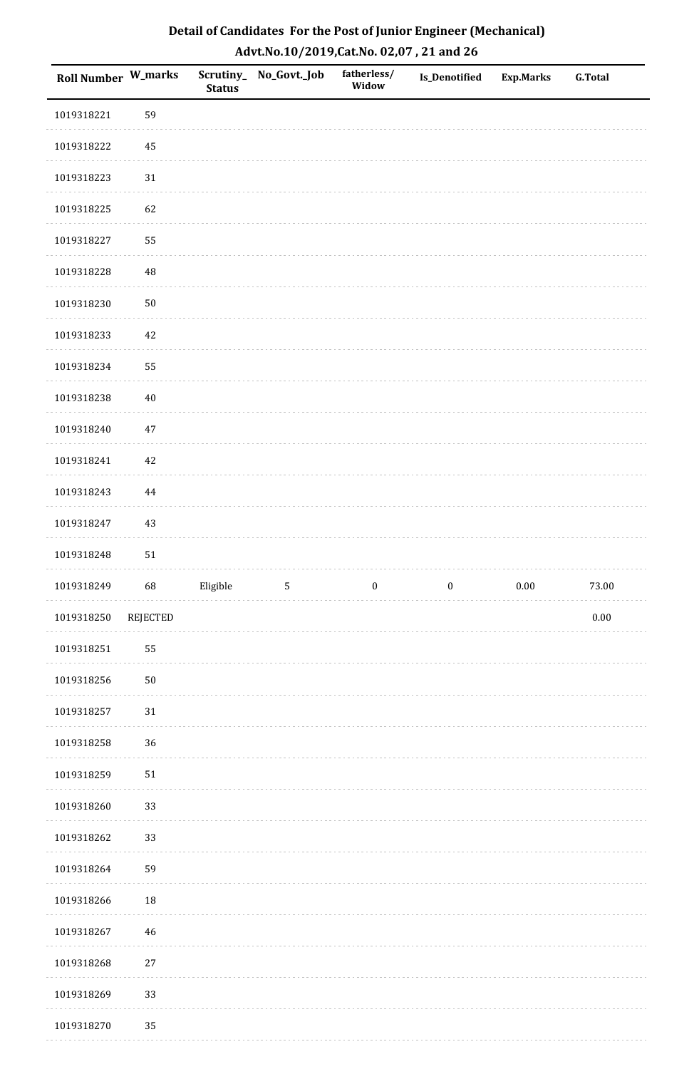## Detail of Candidates For the Post of Junior Engineer (Mechanical)

### Advt.No.10/2019,Cat.No. 02,07 , 21 and 26

| Roll Number | W_marks | Scrutiny_Status | No_Govt._Job | fatherless/Widow | Is_Denotified | Exp.Marks | G.Total |
|---|---|---|---|---|---|---|---|
| 1019318221 | 59 | | | | | | |
| 1019318222 | 45 | | | | | | |
| 1019318223 | 31 | | | | | | |
| 1019318225 | 62 | | | | | | |
| 1019318227 | 55 | | | | | | |
| 1019318228 | 48 | | | | | | |
| 1019318230 | 50 | | | | | | |
| 1019318233 | 42 | | | | | | |
| 1019318234 | 55 | | | | | | |
| 1019318238 | 40 | | | | | | |
| 1019318240 | 47 | | | | | | |
| 1019318241 | 42 | | | | | | |
| 1019318243 | 44 | | | | | | |
| 1019318247 | 43 | | | | | | |
| 1019318248 | 51 | | | | | | |
| 1019318249 | 68 | Eligible | 5 | 0 | 0 | 0.00 | 73.00 |
| 1019318250 | REJECTED | | | | | | 0.00 |
| 1019318251 | 55 | | | | | | |
| 1019318256 | 50 | | | | | | |
| 1019318257 | 31 | | | | | | |
| 1019318258 | 36 | | | | | | |
| 1019318259 | 51 | | | | | | |
| 1019318260 | 33 | | | | | | |
| 1019318262 | 33 | | | | | | |
| 1019318264 | 59 | | | | | | |
| 1019318266 | 18 | | | | | | |
| 1019318267 | 46 | | | | | | |
| 1019318268 | 27 | | | | | | |
| 1019318269 | 33 | | | | | | |
| 1019318270 | 35 | | | | | | |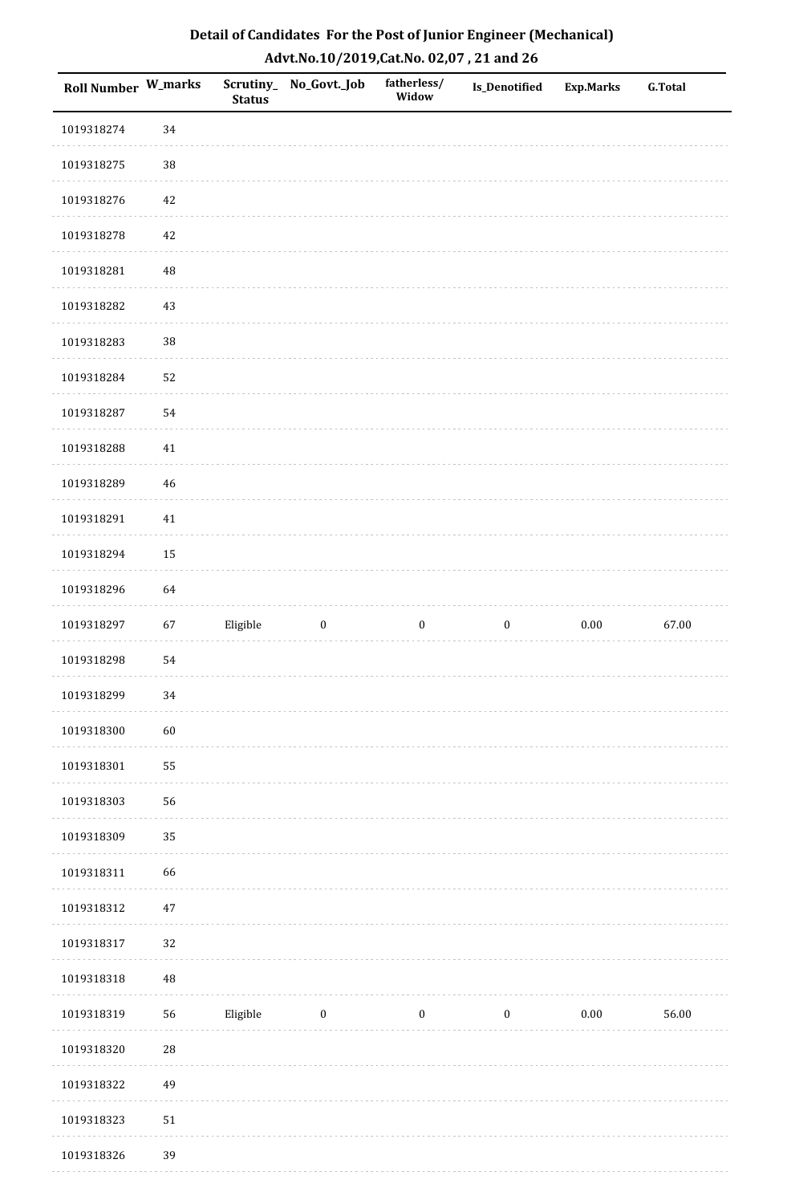# Detail of Candidates For the Post of Junior Engineer (Mechanical)

## Advt.No.10/2019,Cat.No. 02,07 , 21 and 26

| Roll Number | W_marks | Scrutiny_ Status | No_Govt._Job | fatherless/ Widow | Is_Denotified | Exp.Marks | G.Total |
|---|---|---|---|---|---|---|---|
| 1019318274 | 34 | | | | | | |
| 1019318275 | 38 | | | | | | |
| 1019318276 | 42 | | | | | | |
| 1019318278 | 42 | | | | | | |
| 1019318281 | 48 | | | | | | |
| 1019318282 | 43 | | | | | | |
| 1019318283 | 38 | | | | | | |
| 1019318284 | 52 | | | | | | |
| 1019318287 | 54 | | | | | | |
| 1019318288 | 41 | | | | | | |
| 1019318289 | 46 | | | | | | |
| 1019318291 | 41 | | | | | | |
| 1019318294 | 15 | | | | | | |
| 1019318296 | 64 | | | | | | |
| 1019318297 | 67 | Eligible | 0 | 0 | 0 | 0.00 | 67.00 |
| 1019318298 | 54 | | | | | | |
| 1019318299 | 34 | | | | | | |
| 1019318300 | 60 | | | | | | |
| 1019318301 | 55 | | | | | | |
| 1019318303 | 56 | | | | | | |
| 1019318309 | 35 | | | | | | |
| 1019318311 | 66 | | | | | | |
| 1019318312 | 47 | | | | | | |
| 1019318317 | 32 | | | | | | |
| 1019318318 | 48 | | | | | | |
| 1019318319 | 56 | Eligible | 0 | 0 | 0 | 0.00 | 56.00 |
| 1019318320 | 28 | | | | | | |
| 1019318322 | 49 | | | | | | |
| 1019318323 | 51 | | | | | | |
| 1019318326 | 39 | | | | | | |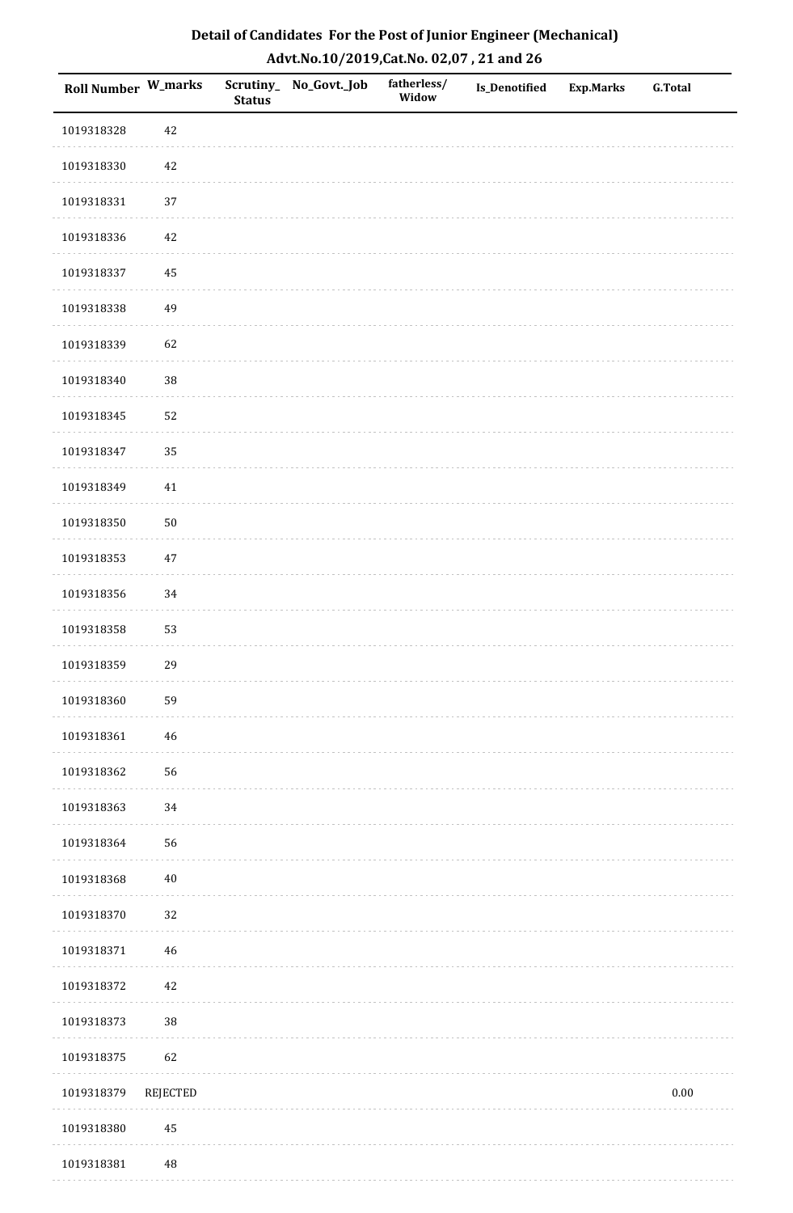## Detail of Candidates For the Post of Junior Engineer (Mechanical)

### Advt.No.10/2019,Cat.No. 02,07 , 21 and 26

| Roll Number | W_marks | Scrutiny_ Status | No_Govt._Job | fatherless/ Widow | Is_Denotified | Exp.Marks | G.Total |
|---|---|---|---|---|---|---|---|
| 1019318328 | 42 | | | | | | |
| 1019318330 | 42 | | | | | | |
| 1019318331 | 37 | | | | | | |
| 1019318336 | 42 | | | | | | |
| 1019318337 | 45 | | | | | | |
| 1019318338 | 49 | | | | | | |
| 1019318339 | 62 | | | | | | |
| 1019318340 | 38 | | | | | | |
| 1019318345 | 52 | | | | | | |
| 1019318347 | 35 | | | | | | |
| 1019318349 | 41 | | | | | | |
| 1019318350 | 50 | | | | | | |
| 1019318353 | 47 | | | | | | |
| 1019318356 | 34 | | | | | | |
| 1019318358 | 53 | | | | | | |
| 1019318359 | 29 | | | | | | |
| 1019318360 | 59 | | | | | | |
| 1019318361 | 46 | | | | | | |
| 1019318362 | 56 | | | | | | |
| 1019318363 | 34 | | | | | | |
| 1019318364 | 56 | | | | | | |
| 1019318368 | 40 | | | | | | |
| 1019318370 | 32 | | | | | | |
| 1019318371 | 46 | | | | | | |
| 1019318372 | 42 | | | | | | |
| 1019318373 | 38 | | | | | | |
| 1019318375 | 62 | | | | | | |
| 1019318379 | REJECTED | | | | | | 0.00 |
| 1019318380 | 45 | | | | | | |
| 1019318381 | 48 | | | | | | |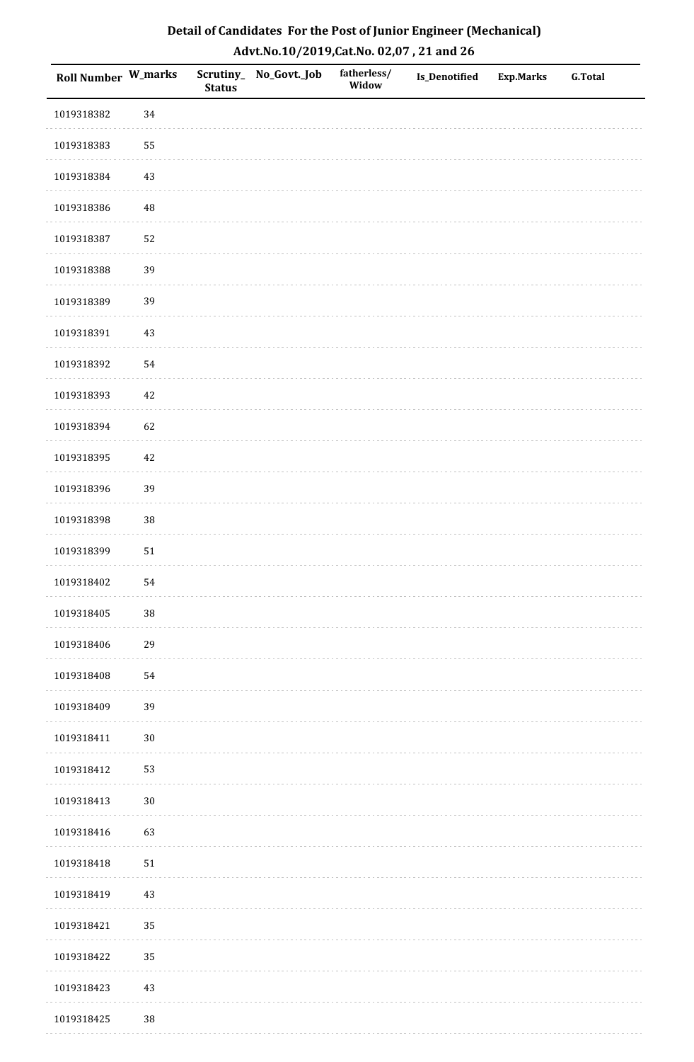## Detail of Candidates For the Post of Junior Engineer (Mechanical)
### Advt.No.10/2019,Cat.No. 02,07 , 21 and 26

| Roll Number | W_marks | Scrutiny_Status | No_Govt._Job | fatherless/Widow | Is_Denotified | Exp.Marks | G.Total |
|---|---|---|---|---|---|---|---|
| 1019318382 | 34 | | | | | | |
| 1019318383 | 55 | | | | | | |
| 1019318384 | 43 | | | | | | |
| 1019318386 | 48 | | | | | | |
| 1019318387 | 52 | | | | | | |
| 1019318388 | 39 | | | | | | |
| 1019318389 | 39 | | | | | | |
| 1019318391 | 43 | | | | | | |
| 1019318392 | 54 | | | | | | |
| 1019318393 | 42 | | | | | | |
| 1019318394 | 62 | | | | | | |
| 1019318395 | 42 | | | | | | |
| 1019318396 | 39 | | | | | | |
| 1019318398 | 38 | | | | | | |
| 1019318399 | 51 | | | | | | |
| 1019318402 | 54 | | | | | | |
| 1019318405 | 38 | | | | | | |
| 1019318406 | 29 | | | | | | |
| 1019318408 | 54 | | | | | | |
| 1019318409 | 39 | | | | | | |
| 1019318411 | 30 | | | | | | |
| 1019318412 | 53 | | | | | | |
| 1019318413 | 30 | | | | | | |
| 1019318416 | 63 | | | | | | |
| 1019318418 | 51 | | | | | | |
| 1019318419 | 43 | | | | | | |
| 1019318421 | 35 | | | | | | |
| 1019318422 | 35 | | | | | | |
| 1019318423 | 43 | | | | | | |
| 1019318425 | 38 | | | | | | |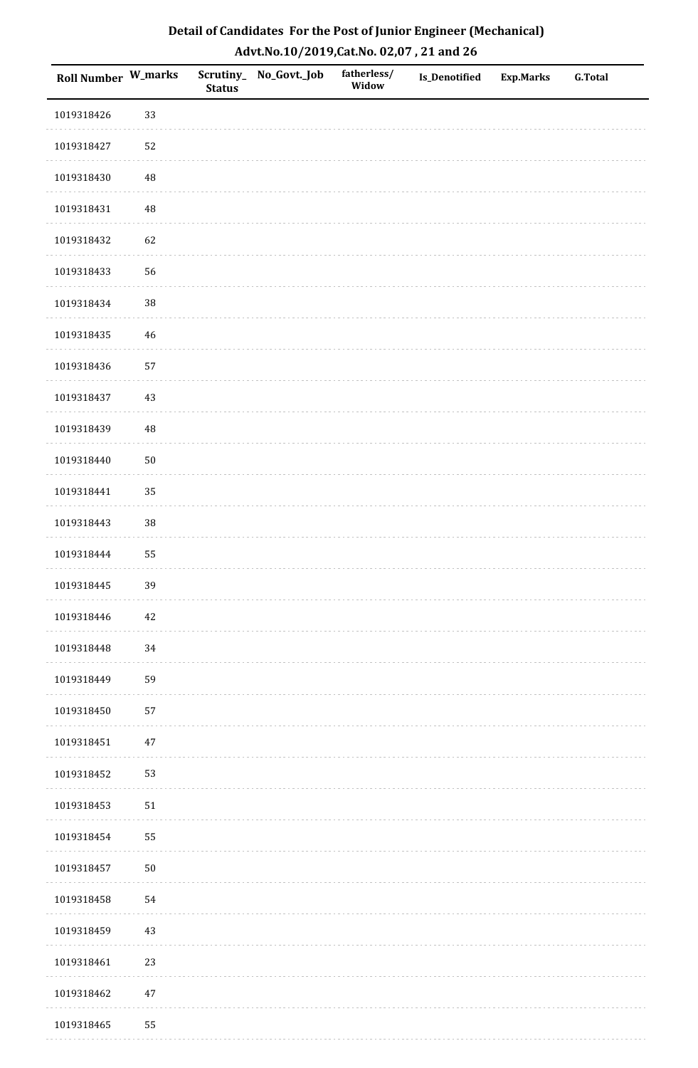# Detail of Candidates For the Post of Junior Engineer (Mechanical)

## Advt.No.10/2019,Cat.No. 02,07 , 21 and 26

| Roll Number | W_marks | Scrutiny_Status | No_Govt._Job | fatherless/Widow | Is_Denotified | Exp.Marks | G.Total |
|---|---|---|---|---|---|---|---|
| 1019318426 | 33 | | | | | | |
| 1019318427 | 52 | | | | | | |
| 1019318430 | 48 | | | | | | |
| 1019318431 | 48 | | | | | | |
| 1019318432 | 62 | | | | | | |
| 1019318433 | 56 | | | | | | |
| 1019318434 | 38 | | | | | | |
| 1019318435 | 46 | | | | | | |
| 1019318436 | 57 | | | | | | |
| 1019318437 | 43 | | | | | | |
| 1019318439 | 48 | | | | | | |
| 1019318440 | 50 | | | | | | |
| 1019318441 | 35 | | | | | | |
| 1019318443 | 38 | | | | | | |
| 1019318444 | 55 | | | | | | |
| 1019318445 | 39 | | | | | | |
| 1019318446 | 42 | | | | | | |
| 1019318448 | 34 | | | | | | |
| 1019318449 | 59 | | | | | | |
| 1019318450 | 57 | | | | | | |
| 1019318451 | 47 | | | | | | |
| 1019318452 | 53 | | | | | | |
| 1019318453 | 51 | | | | | | |
| 1019318454 | 55 | | | | | | |
| 1019318457 | 50 | | | | | | |
| 1019318458 | 54 | | | | | | |
| 1019318459 | 43 | | | | | | |
| 1019318461 | 23 | | | | | | |
| 1019318462 | 47 | | | | | | |
| 1019318465 | 55 | | | | | | |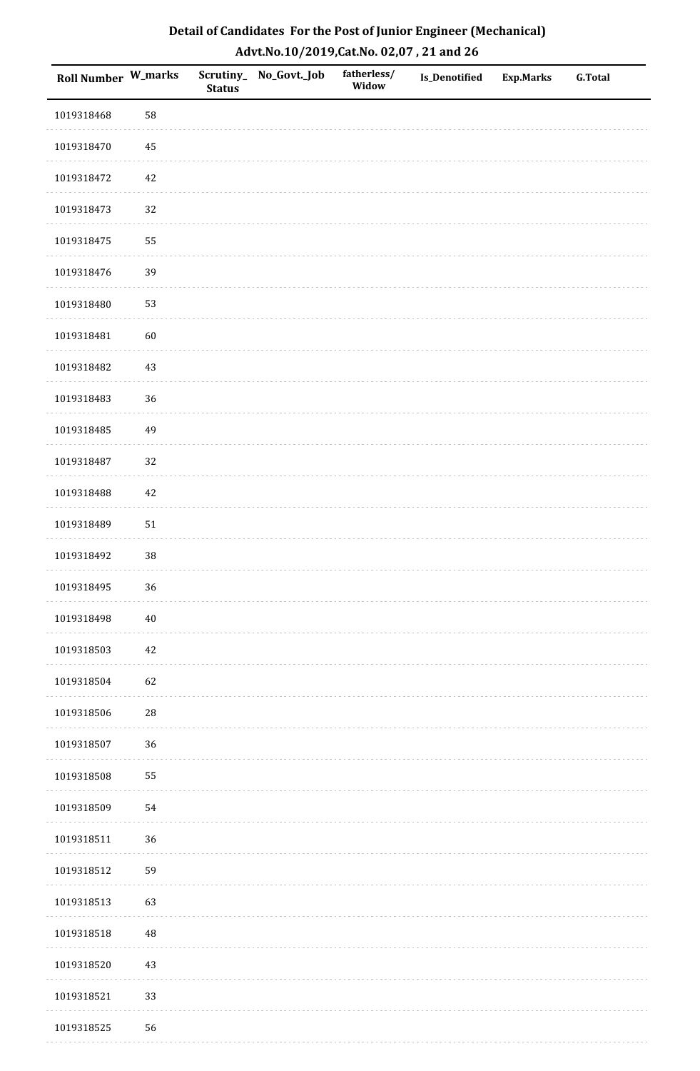# Detail of Candidates For the Post of Junior Engineer (Mechanical)

## Advt.No.10/2019,Cat.No. 02,07 , 21 and 26

| Roll Number | W_marks | Scrutiny_ Status | No_Govt._Job | fatherless/ Widow | Is_Denotified | Exp.Marks | G.Total |
|---|---|---|---|---|---|---|---|
| 1019318468 | 58 | | | | | | |
| 1019318470 | 45 | | | | | | |
| 1019318472 | 42 | | | | | | |
| 1019318473 | 32 | | | | | | |
| 1019318475 | 55 | | | | | | |
| 1019318476 | 39 | | | | | | |
| 1019318480 | 53 | | | | | | |
| 1019318481 | 60 | | | | | | |
| 1019318482 | 43 | | | | | | |
| 1019318483 | 36 | | | | | | |
| 1019318485 | 49 | | | | | | |
| 1019318487 | 32 | | | | | | |
| 1019318488 | 42 | | | | | | |
| 1019318489 | 51 | | | | | | |
| 1019318492 | 38 | | | | | | |
| 1019318495 | 36 | | | | | | |
| 1019318498 | 40 | | | | | | |
| 1019318503 | 42 | | | | | | |
| 1019318504 | 62 | | | | | | |
| 1019318506 | 28 | | | | | | |
| 1019318507 | 36 | | | | | | |
| 1019318508 | 55 | | | | | | |
| 1019318509 | 54 | | | | | | |
| 1019318511 | 36 | | | | | | |
| 1019318512 | 59 | | | | | | |
| 1019318513 | 63 | | | | | | |
| 1019318518 | 48 | | | | | | |
| 1019318520 | 43 | | | | | | |
| 1019318521 | 33 | | | | | | |
| 1019318525 | 56 | | | | | | |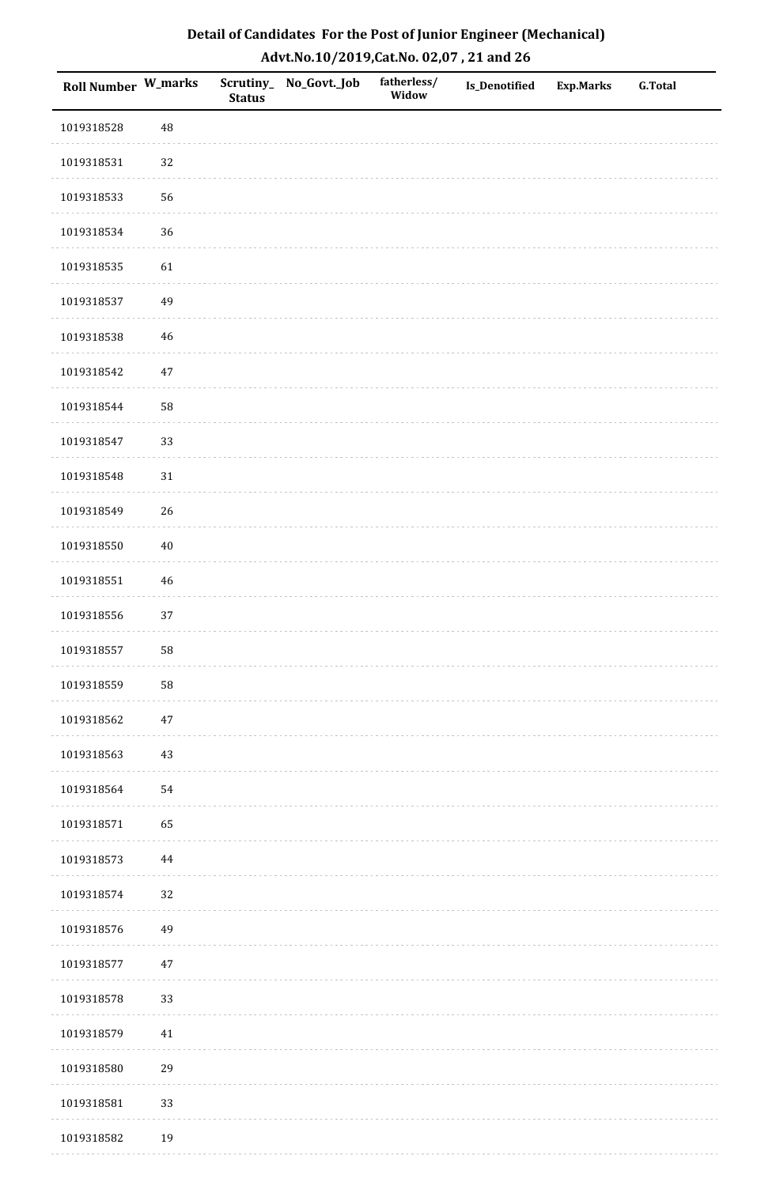## Detail of Candidates For the Post of Junior Engineer (Mechanical)

### Advt.No.10/2019,Cat.No. 02,07 , 21 and 26

| Roll Number | W_marks | Scrutiny_ Status | No_Govt._Job | fatherless/ Widow | Is_Denotified | Exp.Marks | G.Total |
|---|---|---|---|---|---|---|---|
| 1019318528 | 48 | | | | | | |
| 1019318531 | 32 | | | | | | |
| 1019318533 | 56 | | | | | | |
| 1019318534 | 36 | | | | | | |
| 1019318535 | 61 | | | | | | |
| 1019318537 | 49 | | | | | | |
| 1019318538 | 46 | | | | | | |
| 1019318542 | 47 | | | | | | |
| 1019318544 | 58 | | | | | | |
| 1019318547 | 33 | | | | | | |
| 1019318548 | 31 | | | | | | |
| 1019318549 | 26 | | | | | | |
| 1019318550 | 40 | | | | | | |
| 1019318551 | 46 | | | | | | |
| 1019318556 | 37 | | | | | | |
| 1019318557 | 58 | | | | | | |
| 1019318559 | 58 | | | | | | |
| 1019318562 | 47 | | | | | | |
| 1019318563 | 43 | | | | | | |
| 1019318564 | 54 | | | | | | |
| 1019318571 | 65 | | | | | | |
| 1019318573 | 44 | | | | | | |
| 1019318574 | 32 | | | | | | |
| 1019318576 | 49 | | | | | | |
| 1019318577 | 47 | | | | | | |
| 1019318578 | 33 | | | | | | |
| 1019318579 | 41 | | | | | | |
| 1019318580 | 29 | | | | | | |
| 1019318581 | 33 | | | | | | |
| 1019318582 | 19 | | | | | | |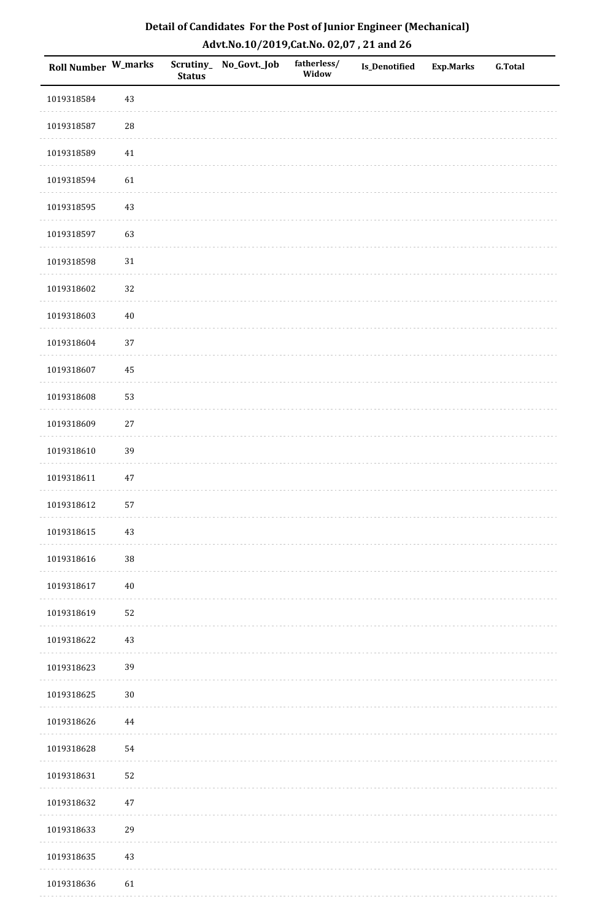# Detail of Candidates For the Post of Junior Engineer (Mechanical)

## Advt.No.10/2019,Cat.No. 02,07 , 21 and 26

| Roll Number | W_marks | Scrutiny_ Status | No_Govt._Job | fatherless/ Widow | Is_Denotified | Exp.Marks | G.Total |
|---|---|---|---|---|---|---|---|
| 1019318584 | 43 | | | | | | |
| 1019318587 | 28 | | | | | | |
| 1019318589 | 41 | | | | | | |
| 1019318594 | 61 | | | | | | |
| 1019318595 | 43 | | | | | | |
| 1019318597 | 63 | | | | | | |
| 1019318598 | 31 | | | | | | |
| 1019318602 | 32 | | | | | | |
| 1019318603 | 40 | | | | | | |
| 1019318604 | 37 | | | | | | |
| 1019318607 | 45 | | | | | | |
| 1019318608 | 53 | | | | | | |
| 1019318609 | 27 | | | | | | |
| 1019318610 | 39 | | | | | | |
| 1019318611 | 47 | | | | | | |
| 1019318612 | 57 | | | | | | |
| 1019318615 | 43 | | | | | | |
| 1019318616 | 38 | | | | | | |
| 1019318617 | 40 | | | | | | |
| 1019318619 | 52 | | | | | | |
| 1019318622 | 43 | | | | | | |
| 1019318623 | 39 | | | | | | |
| 1019318625 | 30 | | | | | | |
| 1019318626 | 44 | | | | | | |
| 1019318628 | 54 | | | | | | |
| 1019318631 | 52 | | | | | | |
| 1019318632 | 47 | | | | | | |
| 1019318633 | 29 | | | | | | |
| 1019318635 | 43 | | | | | | |
| 1019318636 | 61 | | | | | | |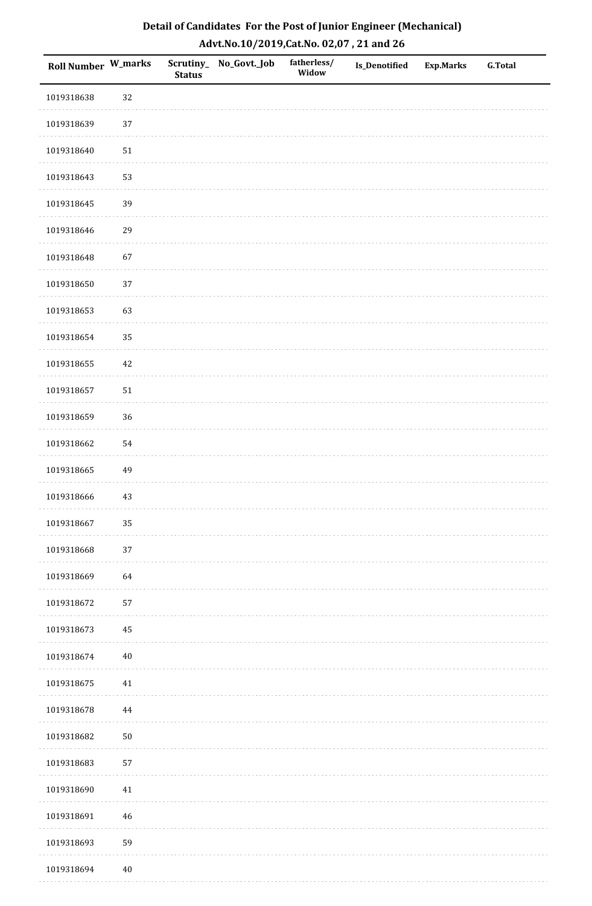## Detail of Candidates For the Post of Junior Engineer (Mechanical)

### Advt.No.10/2019,Cat.No. 02,07 , 21 and 26

| Roll Number | W_marks | Scrutiny_Status | No_Govt._Job | fatherless/Widow | Is_Denotified | Exp.Marks | G.Total |
|---|---|---|---|---|---|---|---|
| 1019318638 | 32 | | | | | | |
| 1019318639 | 37 | | | | | | |
| 1019318640 | 51 | | | | | | |
| 1019318643 | 53 | | | | | | |
| 1019318645 | 39 | | | | | | |
| 1019318646 | 29 | | | | | | |
| 1019318648 | 67 | | | | | | |
| 1019318650 | 37 | | | | | | |
| 1019318653 | 63 | | | | | | |
| 1019318654 | 35 | | | | | | |
| 1019318655 | 42 | | | | | | |
| 1019318657 | 51 | | | | | | |
| 1019318659 | 36 | | | | | | |
| 1019318662 | 54 | | | | | | |
| 1019318665 | 49 | | | | | | |
| 1019318666 | 43 | | | | | | |
| 1019318667 | 35 | | | | | | |
| 1019318668 | 37 | | | | | | |
| 1019318669 | 64 | | | | | | |
| 1019318672 | 57 | | | | | | |
| 1019318673 | 45 | | | | | | |
| 1019318674 | 40 | | | | | | |
| 1019318675 | 41 | | | | | | |
| 1019318678 | 44 | | | | | | |
| 1019318682 | 50 | | | | | | |
| 1019318683 | 57 | | | | | | |
| 1019318690 | 41 | | | | | | |
| 1019318691 | 46 | | | | | | |
| 1019318693 | 59 | | | | | | |
| 1019318694 | 40 | | | | | | |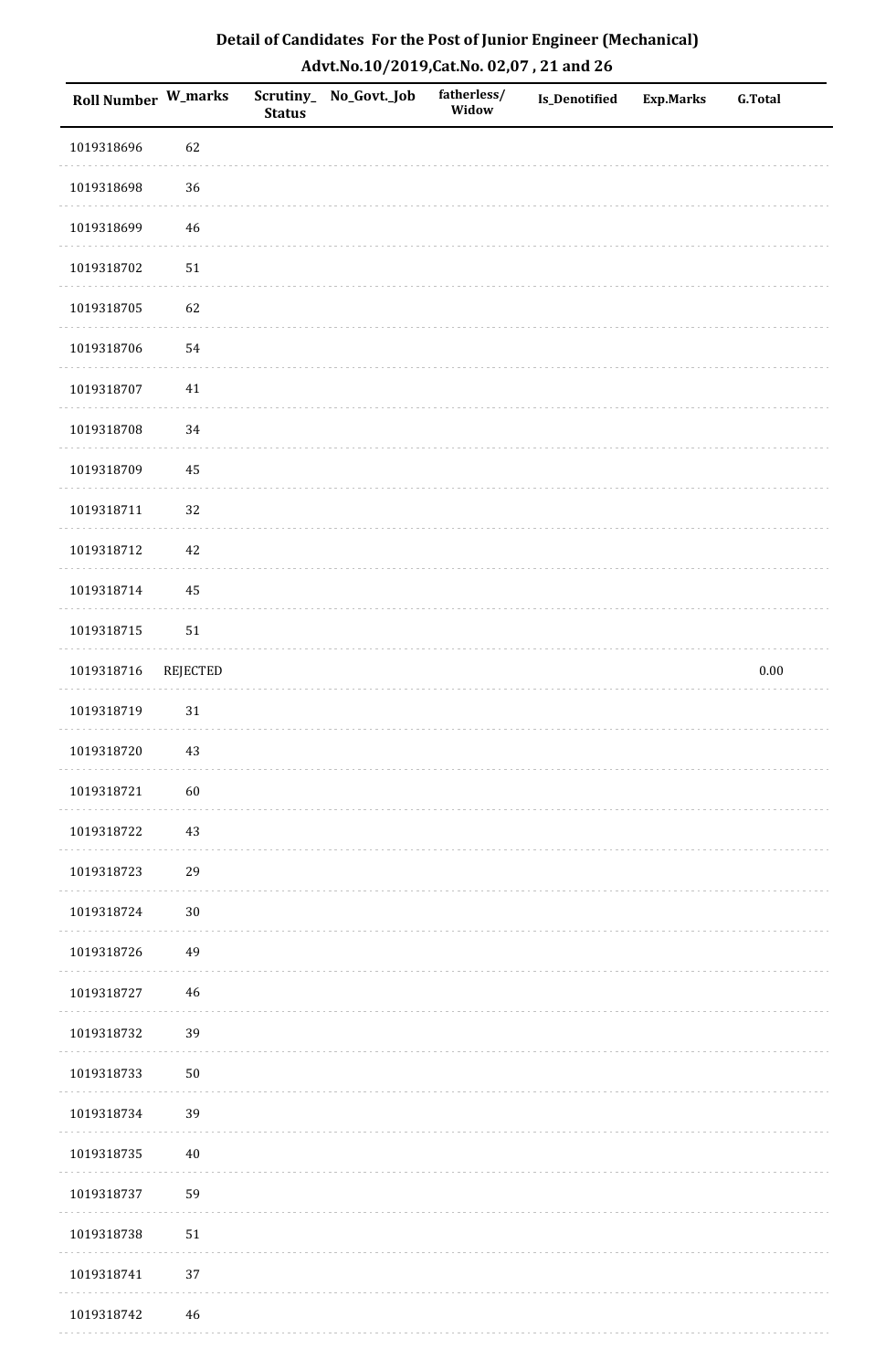# Detail of Candidates For the Post of Junior Engineer (Mechanical)

## Advt.No.10/2019,Cat.No. 02,07 , 21 and 26

| Roll Number | W_marks | Scrutiny_Status | No_Govt._Job | fatherless/Widow | Is_Denotified | Exp.Marks | G.Total |
|---|---|---|---|---|---|---|---|
| 1019318696 | 62 | | | | | | |
| 1019318698 | 36 | | | | | | |
| 1019318699 | 46 | | | | | | |
| 1019318702 | 51 | | | | | | |
| 1019318705 | 62 | | | | | | |
| 1019318706 | 54 | | | | | | |
| 1019318707 | 41 | | | | | | |
| 1019318708 | 34 | | | | | | |
| 1019318709 | 45 | | | | | | |
| 1019318711 | 32 | | | | | | |
| 1019318712 | 42 | | | | | | |
| 1019318714 | 45 | | | | | | |
| 1019318715 | 51 | | | | | | |
| 1019318716 | REJECTED | | | | | | 0.00 |
| 1019318719 | 31 | | | | | | |
| 1019318720 | 43 | | | | | | |
| 1019318721 | 60 | | | | | | |
| 1019318722 | 43 | | | | | | |
| 1019318723 | 29 | | | | | | |
| 1019318724 | 30 | | | | | | |
| 1019318726 | 49 | | | | | | |
| 1019318727 | 46 | | | | | | |
| 1019318732 | 39 | | | | | | |
| 1019318733 | 50 | | | | | | |
| 1019318734 | 39 | | | | | | |
| 1019318735 | 40 | | | | | | |
| 1019318737 | 59 | | | | | | |
| 1019318738 | 51 | | | | | | |
| 1019318741 | 37 | | | | | | |
| 1019318742 | 46 | | | | | | |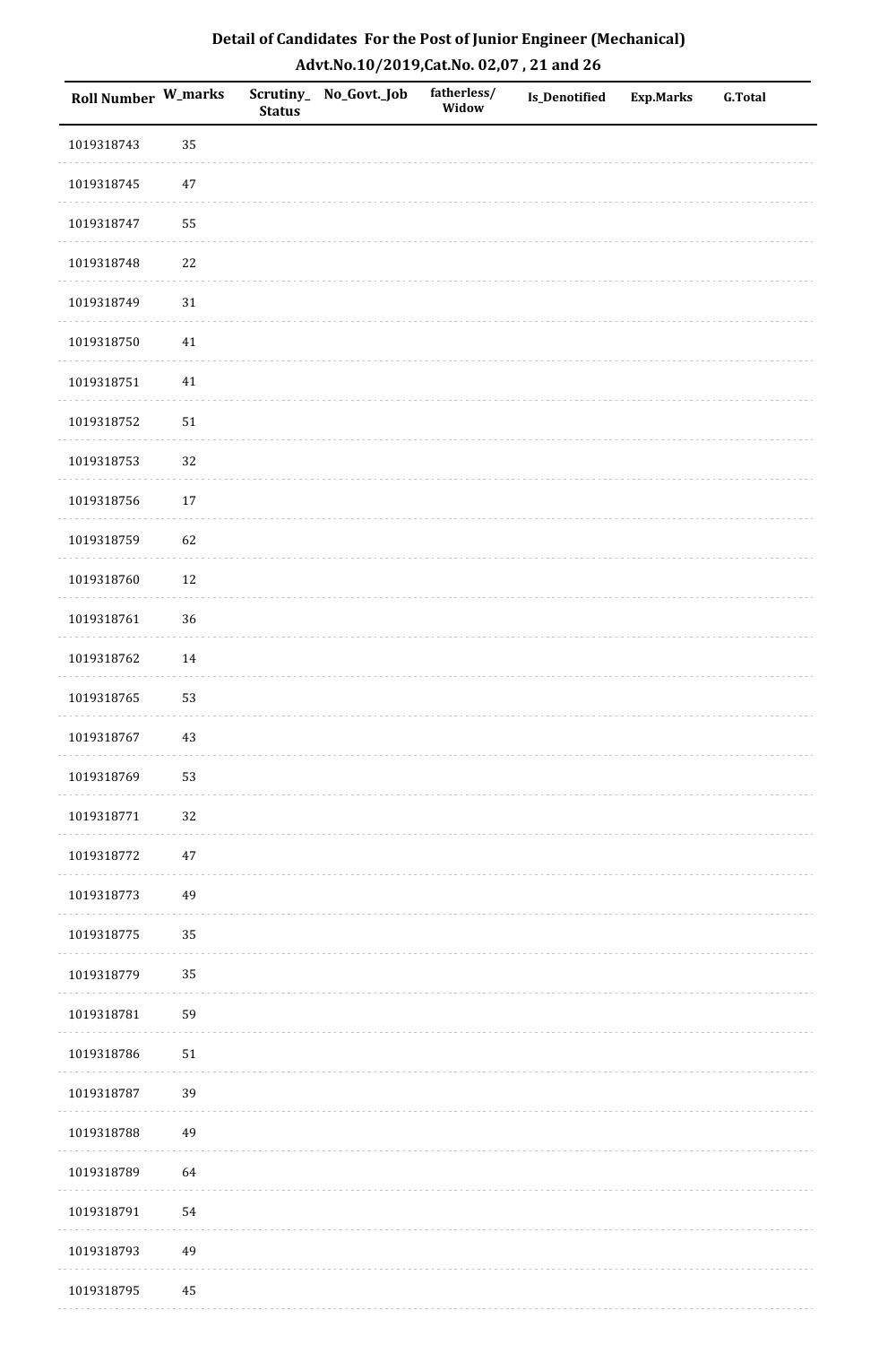## Detail of Candidates For the Post of Junior Engineer (Mechanical)
### Advt.No.10/2019,Cat.No. 02,07 , 21 and 26

| Roll Number | W_marks | Scrutiny_Status | No_Govt._Job | fatherless/Widow | Is_Denotified | Exp.Marks | G.Total |
|---|---|---|---|---|---|---|---|
| 1019318743 | 35 | | | | | | |
| 1019318745 | 47 | | | | | | |
| 1019318747 | 55 | | | | | | |
| 1019318748 | 22 | | | | | | |
| 1019318749 | 31 | | | | | | |
| 1019318750 | 41 | | | | | | |
| 1019318751 | 41 | | | | | | |
| 1019318752 | 51 | | | | | | |
| 1019318753 | 32 | | | | | | |
| 1019318756 | 17 | | | | | | |
| 1019318759 | 62 | | | | | | |
| 1019318760 | 12 | | | | | | |
| 1019318761 | 36 | | | | | | |
| 1019318762 | 14 | | | | | | |
| 1019318765 | 53 | | | | | | |
| 1019318767 | 43 | | | | | | |
| 1019318769 | 53 | | | | | | |
| 1019318771 | 32 | | | | | | |
| 1019318772 | 47 | | | | | | |
| 1019318773 | 49 | | | | | | |
| 1019318775 | 35 | | | | | | |
| 1019318779 | 35 | | | | | | |
| 1019318781 | 59 | | | | | | |
| 1019318786 | 51 | | | | | | |
| 1019318787 | 39 | | | | | | |
| 1019318788 | 49 | | | | | | |
| 1019318789 | 64 | | | | | | |
| 1019318791 | 54 | | | | | | |
| 1019318793 | 49 | | | | | | |
| 1019318795 | 45 | | | | | | |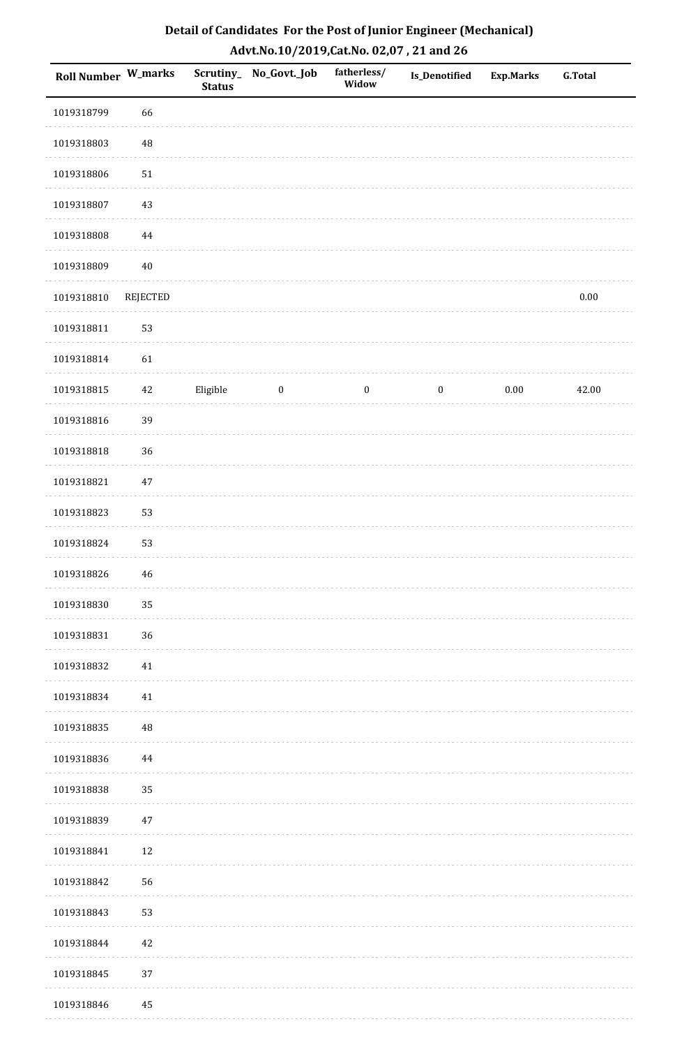## Detail of Candidates For the Post of Junior Engineer (Mechanical)
## Advt.No.10/2019,Cat.No. 02,07 , 21 and 26

| Roll Number | W_marks | Scrutiny_ Status | No_Govt._Job | fatherless/ Widow | Is_Denotified | Exp.Marks | G.Total |
|---|---|---|---|---|---|---|---|
| 1019318799 | 66 | | | | | | |
| 1019318803 | 48 | | | | | | |
| 1019318806 | 51 | | | | | | |
| 1019318807 | 43 | | | | | | |
| 1019318808 | 44 | | | | | | |
| 1019318809 | 40 | | | | | | |
| 1019318810 | REJECTED | | | | | | 0.00 |
| 1019318811 | 53 | | | | | | |
| 1019318814 | 61 | | | | | | |
| 1019318815 | 42 | Eligible | 0 | 0 | 0 | 0.00 | 42.00 |
| 1019318816 | 39 | | | | | | |
| 1019318818 | 36 | | | | | | |
| 1019318821 | 47 | | | | | | |
| 1019318823 | 53 | | | | | | |
| 1019318824 | 53 | | | | | | |
| 1019318826 | 46 | | | | | | |
| 1019318830 | 35 | | | | | | |
| 1019318831 | 36 | | | | | | |
| 1019318832 | 41 | | | | | | |
| 1019318834 | 41 | | | | | | |
| 1019318835 | 48 | | | | | | |
| 1019318836 | 44 | | | | | | |
| 1019318838 | 35 | | | | | | |
| 1019318839 | 47 | | | | | | |
| 1019318841 | 12 | | | | | | |
| 1019318842 | 56 | | | | | | |
| 1019318843 | 53 | | | | | | |
| 1019318844 | 42 | | | | | | |
| 1019318845 | 37 | | | | | | |
| 1019318846 | 45 | | | | | | |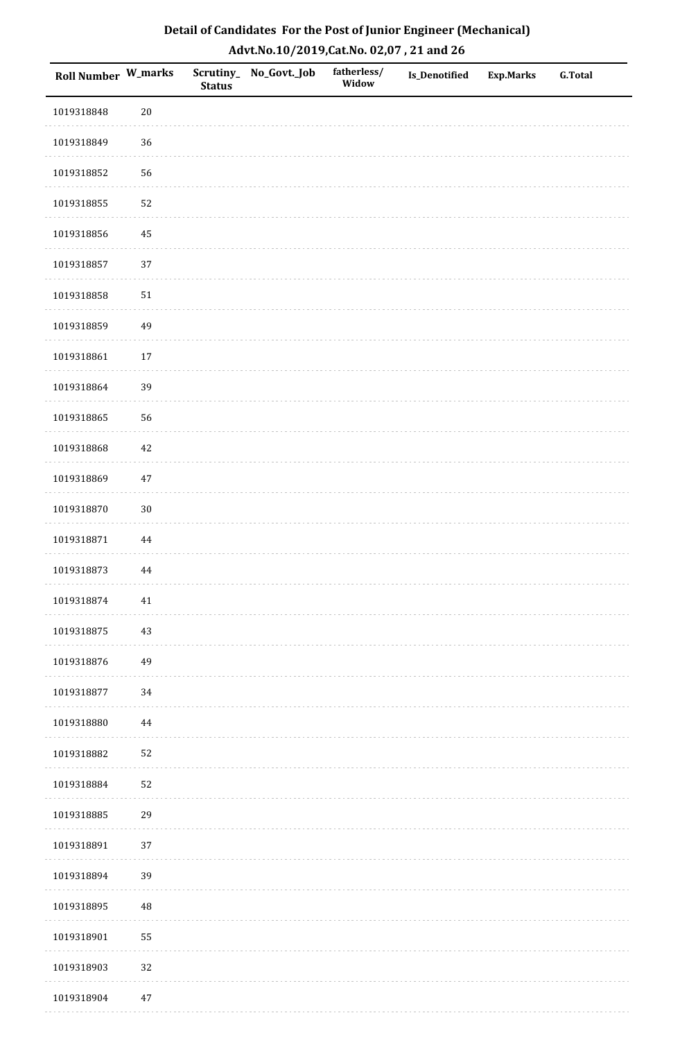## Detail of Candidates For the Post of Junior Engineer (Mechanical)

## Advt.No.10/2019,Cat.No. 02,07 , 21 and 26

| Roll Number | W_marks | Scrutiny_ Status | No_Govt._Job | fatherless/ Widow | Is_Denotified | Exp.Marks | G.Total |
|---|---|---|---|---|---|---|---|
| 1019318848 | 20 | | | | | | |
| 1019318849 | 36 | | | | | | |
| 1019318852 | 56 | | | | | | |
| 1019318855 | 52 | | | | | | |
| 1019318856 | 45 | | | | | | |
| 1019318857 | 37 | | | | | | |
| 1019318858 | 51 | | | | | | |
| 1019318859 | 49 | | | | | | |
| 1019318861 | 17 | | | | | | |
| 1019318864 | 39 | | | | | | |
| 1019318865 | 56 | | | | | | |
| 1019318868 | 42 | | | | | | |
| 1019318869 | 47 | | | | | | |
| 1019318870 | 30 | | | | | | |
| 1019318871 | 44 | | | | | | |
| 1019318873 | 44 | | | | | | |
| 1019318874 | 41 | | | | | | |
| 1019318875 | 43 | | | | | | |
| 1019318876 | 49 | | | | | | |
| 1019318877 | 34 | | | | | | |
| 1019318880 | 44 | | | | | | |
| 1019318882 | 52 | | | | | | |
| 1019318884 | 52 | | | | | | |
| 1019318885 | 29 | | | | | | |
| 1019318891 | 37 | | | | | | |
| 1019318894 | 39 | | | | | | |
| 1019318895 | 48 | | | | | | |
| 1019318901 | 55 | | | | | | |
| 1019318903 | 32 | | | | | | |
| 1019318904 | 47 | | | | | | |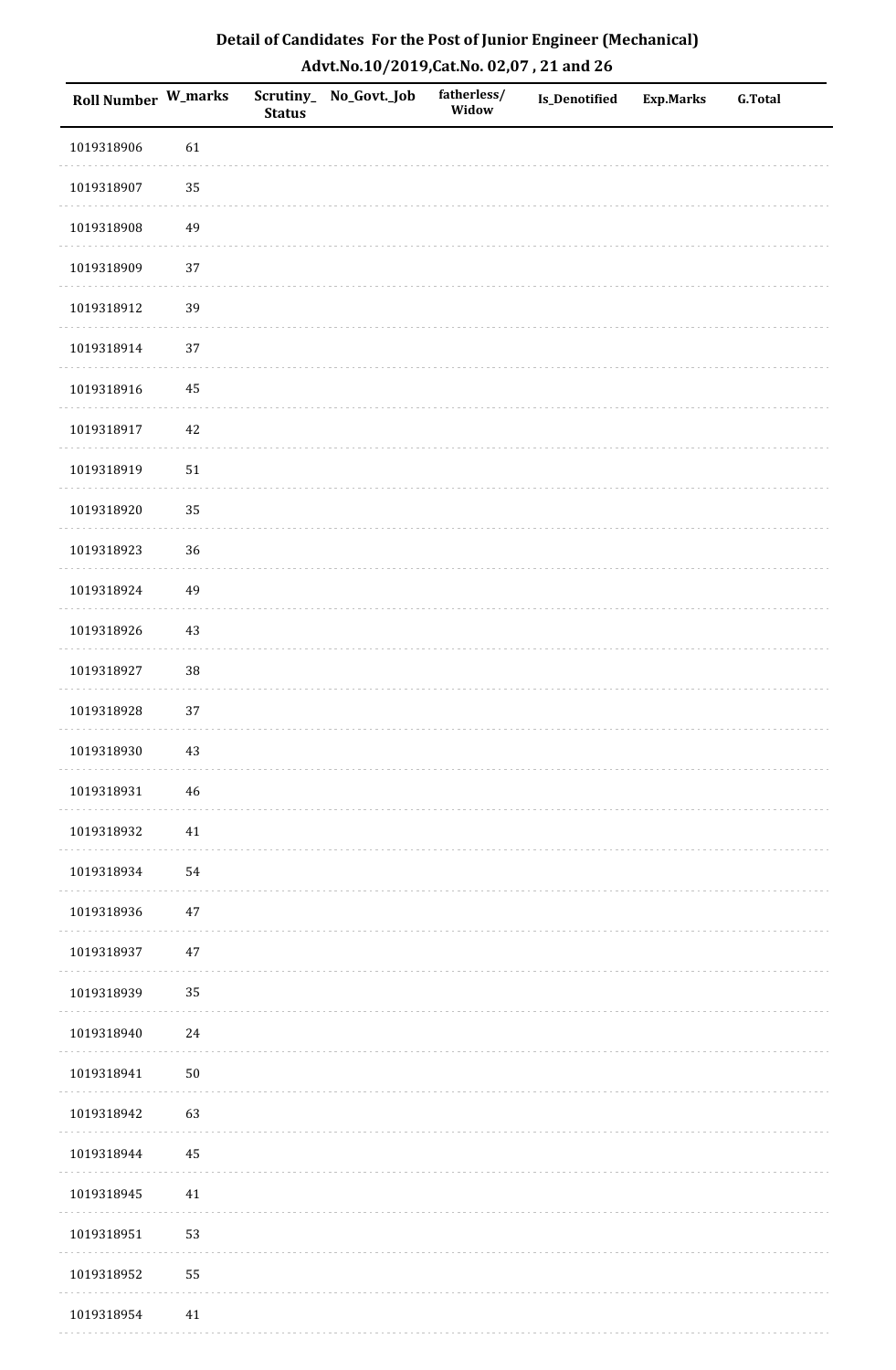# Detail of Candidates For the Post of Junior Engineer (Mechanical)

## Advt.No.10/2019,Cat.No. 02,07 , 21 and 26

| Roll Number | W_marks | Scrutiny_Status | No_Govt._Job | fatherless/Widow | Is_Denotified | Exp.Marks | G.Total |
|---|---|---|---|---|---|---|---|
| 1019318906 | 61 | | | | | | |
| 1019318907 | 35 | | | | | | |
| 1019318908 | 49 | | | | | | |
| 1019318909 | 37 | | | | | | |
| 1019318912 | 39 | | | | | | |
| 1019318914 | 37 | | | | | | |
| 1019318916 | 45 | | | | | | |
| 1019318917 | 42 | | | | | | |
| 1019318919 | 51 | | | | | | |
| 1019318920 | 35 | | | | | | |
| 1019318923 | 36 | | | | | | |
| 1019318924 | 49 | | | | | | |
| 1019318926 | 43 | | | | | | |
| 1019318927 | 38 | | | | | | |
| 1019318928 | 37 | | | | | | |
| 1019318930 | 43 | | | | | | |
| 1019318931 | 46 | | | | | | |
| 1019318932 | 41 | | | | | | |
| 1019318934 | 54 | | | | | | |
| 1019318936 | 47 | | | | | | |
| 1019318937 | 47 | | | | | | |
| 1019318939 | 35 | | | | | | |
| 1019318940 | 24 | | | | | | |
| 1019318941 | 50 | | | | | | |
| 1019318942 | 63 | | | | | | |
| 1019318944 | 45 | | | | | | |
| 1019318945 | 41 | | | | | | |
| 1019318951 | 53 | | | | | | |
| 1019318952 | 55 | | | | | | |
| 1019318954 | 41 | | | | | | |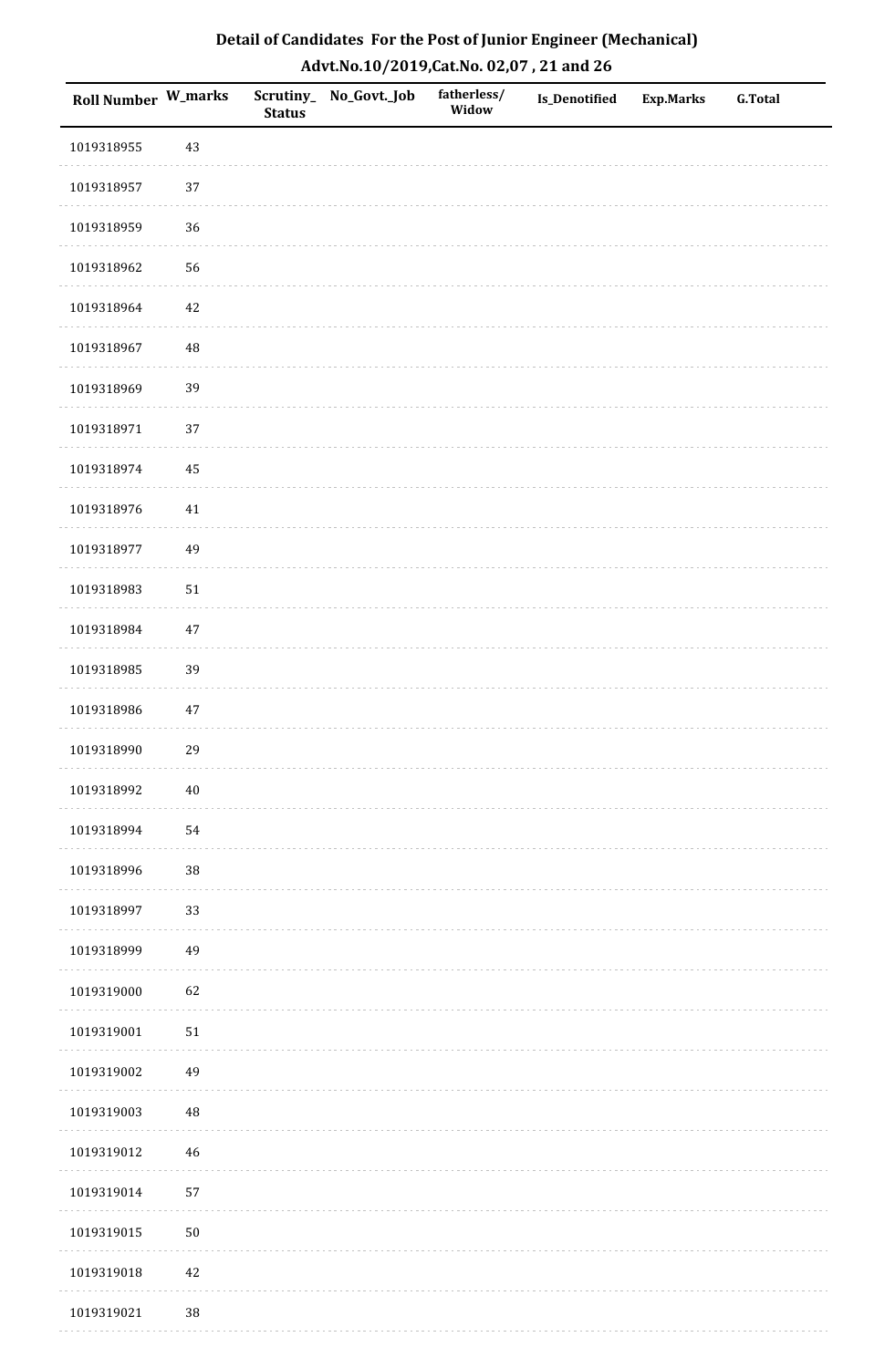## Detail of Candidates For the Post of Junior Engineer (Mechanical)

### Advt.No.10/2019,Cat.No. 02,07 , 21 and 26

| Roll Number | W_marks | Scrutiny_Status | No_Govt._Job | fatherless/Widow | Is_Denotified | Exp.Marks | G.Total |
|---|---|---|---|---|---|---|---|
| 1019318955 | 43 | | | | | | |
| 1019318957 | 37 | | | | | | |
| 1019318959 | 36 | | | | | | |
| 1019318962 | 56 | | | | | | |
| 1019318964 | 42 | | | | | | |
| 1019318967 | 48 | | | | | | |
| 1019318969 | 39 | | | | | | |
| 1019318971 | 37 | | | | | | |
| 1019318974 | 45 | | | | | | |
| 1019318976 | 41 | | | | | | |
| 1019318977 | 49 | | | | | | |
| 1019318983 | 51 | | | | | | |
| 1019318984 | 47 | | | | | | |
| 1019318985 | 39 | | | | | | |
| 1019318986 | 47 | | | | | | |
| 1019318990 | 29 | | | | | | |
| 1019318992 | 40 | | | | | | |
| 1019318994 | 54 | | | | | | |
| 1019318996 | 38 | | | | | | |
| 1019318997 | 33 | | | | | | |
| 1019318999 | 49 | | | | | | |
| 1019319000 | 62 | | | | | | |
| 1019319001 | 51 | | | | | | |
| 1019319002 | 49 | | | | | | |
| 1019319003 | 48 | | | | | | |
| 1019319012 | 46 | | | | | | |
| 1019319014 | 57 | | | | | | |
| 1019319015 | 50 | | | | | | |
| 1019319018 | 42 | | | | | | |
| 1019319021 | 38 | | | | | | |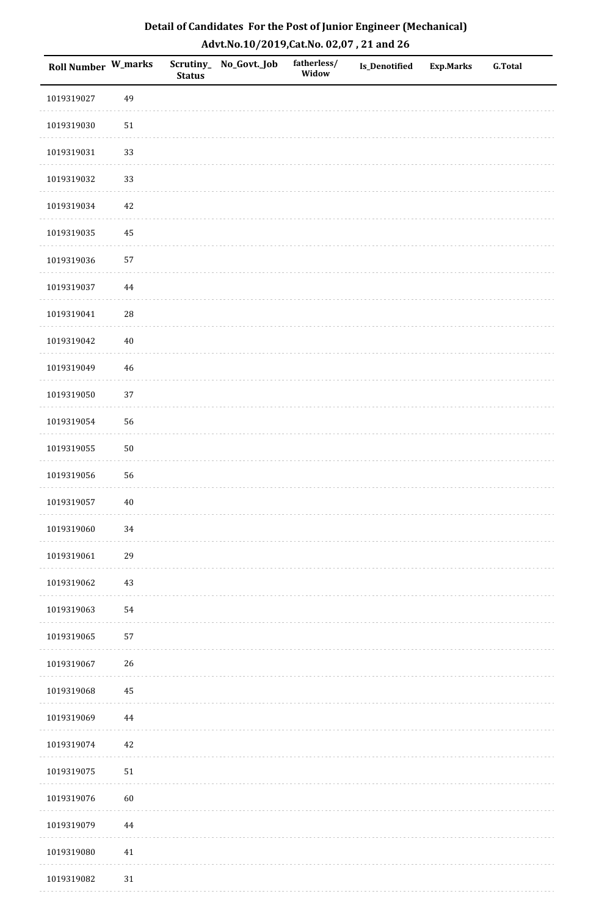# Detail of Candidates For the Post of Junior Engineer (Mechanical)

## Advt.No.10/2019,Cat.No. 02,07 , 21 and 26

| Roll Number | W_marks | Scrutiny_Status | No_Govt._Job | fatherless/Widow | Is_Denotified | Exp.Marks | G.Total |
|---|---|---|---|---|---|---|---|
| 1019319027 | 49 | | | | | | |
| 1019319030 | 51 | | | | | | |
| 1019319031 | 33 | | | | | | |
| 1019319032 | 33 | | | | | | |
| 1019319034 | 42 | | | | | | |
| 1019319035 | 45 | | | | | | |
| 1019319036 | 57 | | | | | | |
| 1019319037 | 44 | | | | | | |
| 1019319041 | 28 | | | | | | |
| 1019319042 | 40 | | | | | | |
| 1019319049 | 46 | | | | | | |
| 1019319050 | 37 | | | | | | |
| 1019319054 | 56 | | | | | | |
| 1019319055 | 50 | | | | | | |
| 1019319056 | 56 | | | | | | |
| 1019319057 | 40 | | | | | | |
| 1019319060 | 34 | | | | | | |
| 1019319061 | 29 | | | | | | |
| 1019319062 | 43 | | | | | | |
| 1019319063 | 54 | | | | | | |
| 1019319065 | 57 | | | | | | |
| 1019319067 | 26 | | | | | | |
| 1019319068 | 45 | | | | | | |
| 1019319069 | 44 | | | | | | |
| 1019319074 | 42 | | | | | | |
| 1019319075 | 51 | | | | | | |
| 1019319076 | 60 | | | | | | |
| 1019319079 | 44 | | | | | | |
| 1019319080 | 41 | | | | | | |
| 1019319082 | 31 | | | | | | |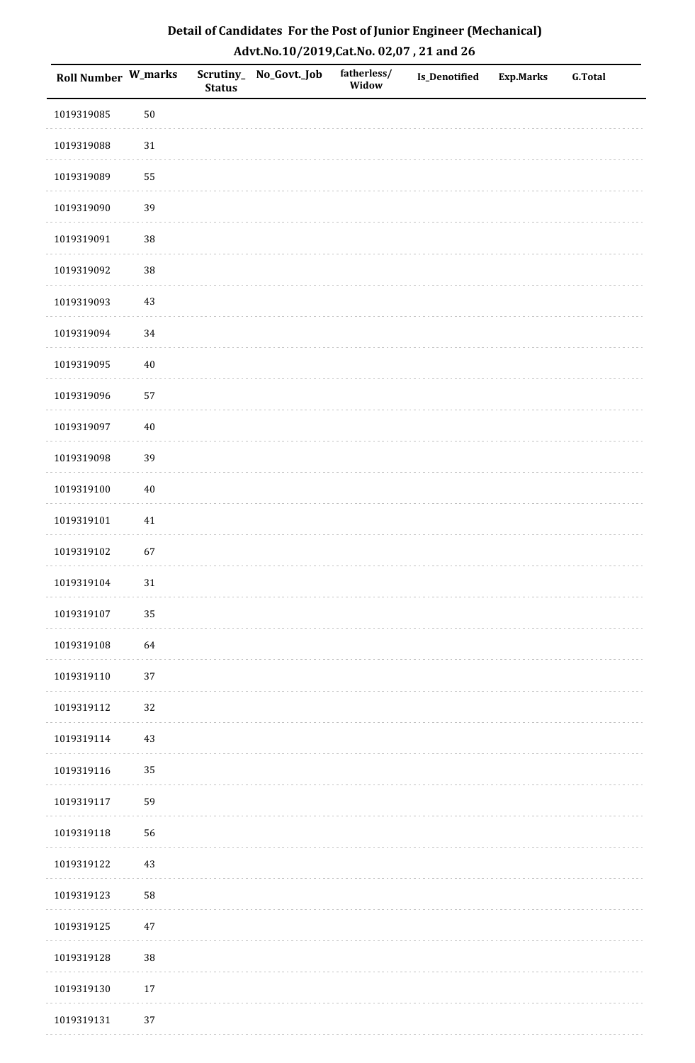## Detail of Candidates For the Post of Junior Engineer (Mechanical)

### Advt.No.10/2019,Cat.No. 02,07 , 21 and 26

| Roll Number | W_marks | Scrutiny_ Status | No_Govt._Job | fatherless/ Widow | Is_Denotified | Exp.Marks | G.Total |
|---|---|---|---|---|---|---|---|
| 1019319085 | 50 | | | | | | |
| 1019319088 | 31 | | | | | | |
| 1019319089 | 55 | | | | | | |
| 1019319090 | 39 | | | | | | |
| 1019319091 | 38 | | | | | | |
| 1019319092 | 38 | | | | | | |
| 1019319093 | 43 | | | | | | |
| 1019319094 | 34 | | | | | | |
| 1019319095 | 40 | | | | | | |
| 1019319096 | 57 | | | | | | |
| 1019319097 | 40 | | | | | | |
| 1019319098 | 39 | | | | | | |
| 1019319100 | 40 | | | | | | |
| 1019319101 | 41 | | | | | | |
| 1019319102 | 67 | | | | | | |
| 1019319104 | 31 | | | | | | |
| 1019319107 | 35 | | | | | | |
| 1019319108 | 64 | | | | | | |
| 1019319110 | 37 | | | | | | |
| 1019319112 | 32 | | | | | | |
| 1019319114 | 43 | | | | | | |
| 1019319116 | 35 | | | | | | |
| 1019319117 | 59 | | | | | | |
| 1019319118 | 56 | | | | | | |
| 1019319122 | 43 | | | | | | |
| 1019319123 | 58 | | | | | | |
| 1019319125 | 47 | | | | | | |
| 1019319128 | 38 | | | | | | |
| 1019319130 | 17 | | | | | | |
| 1019319131 | 37 | | | | | | |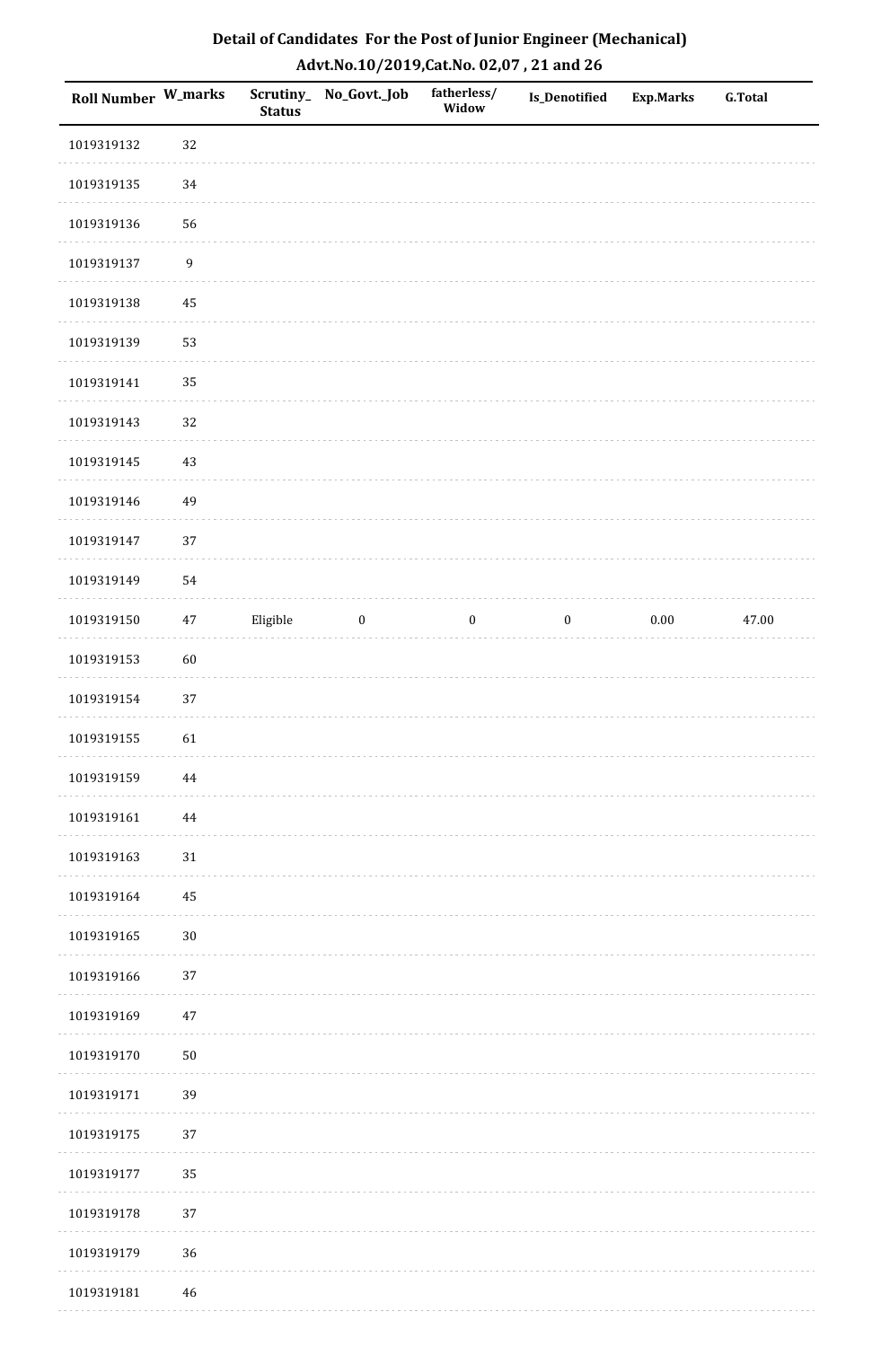# Detail of Candidates For the Post of Junior Engineer (Mechanical)

## Advt.No.10/2019,Cat.No. 02,07 , 21 and 26

| Roll Number | W_marks | Scrutiny_Status | No_Govt._Job | fatherless/Widow | Is_Denotified | Exp.Marks | G.Total |
|---|---|---|---|---|---|---|---|
| 1019319132 | 32 | | | | | | |
| 1019319135 | 34 | | | | | | |
| 1019319136 | 56 | | | | | | |
| 1019319137 | 9 | | | | | | |
| 1019319138 | 45 | | | | | | |
| 1019319139 | 53 | | | | | | |
| 1019319141 | 35 | | | | | | |
| 1019319143 | 32 | | | | | | |
| 1019319145 | 43 | | | | | | |
| 1019319146 | 49 | | | | | | |
| 1019319147 | 37 | | | | | | |
| 1019319149 | 54 | | | | | | |
| 1019319150 | 47 | Eligible | 0 | 0 | 0 | 0.00 | 47.00 |
| 1019319153 | 60 | | | | | | |
| 1019319154 | 37 | | | | | | |
| 1019319155 | 61 | | | | | | |
| 1019319159 | 44 | | | | | | |
| 1019319161 | 44 | | | | | | |
| 1019319163 | 31 | | | | | | |
| 1019319164 | 45 | | | | | | |
| 1019319165 | 30 | | | | | | |
| 1019319166 | 37 | | | | | | |
| 1019319169 | 47 | | | | | | |
| 1019319170 | 50 | | | | | | |
| 1019319171 | 39 | | | | | | |
| 1019319175 | 37 | | | | | | |
| 1019319177 | 35 | | | | | | |
| 1019319178 | 37 | | | | | | |
| 1019319179 | 36 | | | | | | |
| 1019319181 | 46 | | | | | | |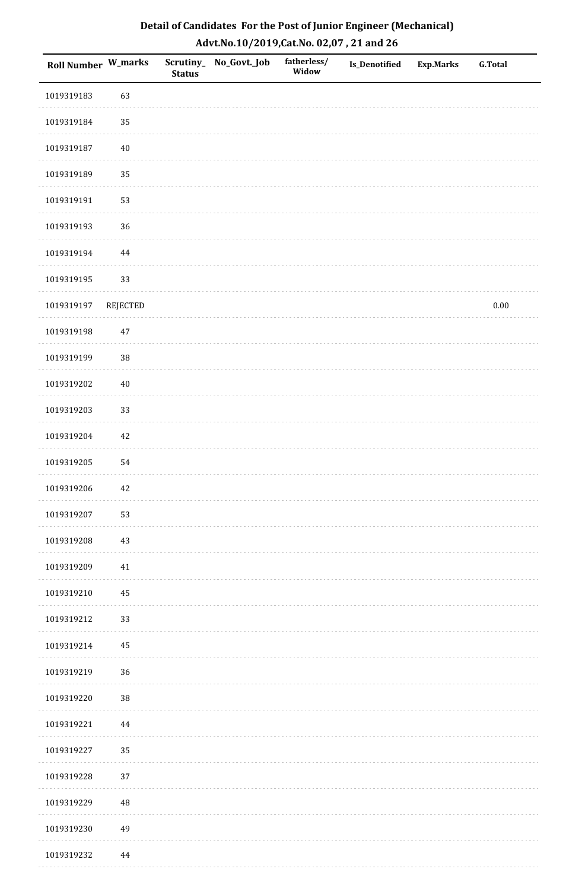# Detail of Candidates For the Post of Junior Engineer (Mechanical)

## Advt.No.10/2019,Cat.No. 02,07 , 21 and 26

| Roll Number | W_marks | Scrutiny_Status | No_Govt._Job | fatherless/Widow | Is_Denotified | Exp.Marks | G.Total |
|---|---|---|---|---|---|---|---|
| 1019319183 | 63 | | | | | | |
| 1019319184 | 35 | | | | | | |
| 1019319187 | 40 | | | | | | |
| 1019319189 | 35 | | | | | | |
| 1019319191 | 53 | | | | | | |
| 1019319193 | 36 | | | | | | |
| 1019319194 | 44 | | | | | | |
| 1019319195 | 33 | | | | | | |
| 1019319197 | REJECTED | | | | | | 0.00 |
| 1019319198 | 47 | | | | | | |
| 1019319199 | 38 | | | | | | |
| 1019319202 | 40 | | | | | | |
| 1019319203 | 33 | | | | | | |
| 1019319204 | 42 | | | | | | |
| 1019319205 | 54 | | | | | | |
| 1019319206 | 42 | | | | | | |
| 1019319207 | 53 | | | | | | |
| 1019319208 | 43 | | | | | | |
| 1019319209 | 41 | | | | | | |
| 1019319210 | 45 | | | | | | |
| 1019319212 | 33 | | | | | | |
| 1019319214 | 45 | | | | | | |
| 1019319219 | 36 | | | | | | |
| 1019319220 | 38 | | | | | | |
| 1019319221 | 44 | | | | | | |
| 1019319227 | 35 | | | | | | |
| 1019319228 | 37 | | | | | | |
| 1019319229 | 48 | | | | | | |
| 1019319230 | 49 | | | | | | |
| 1019319232 | 44 | | | | | | |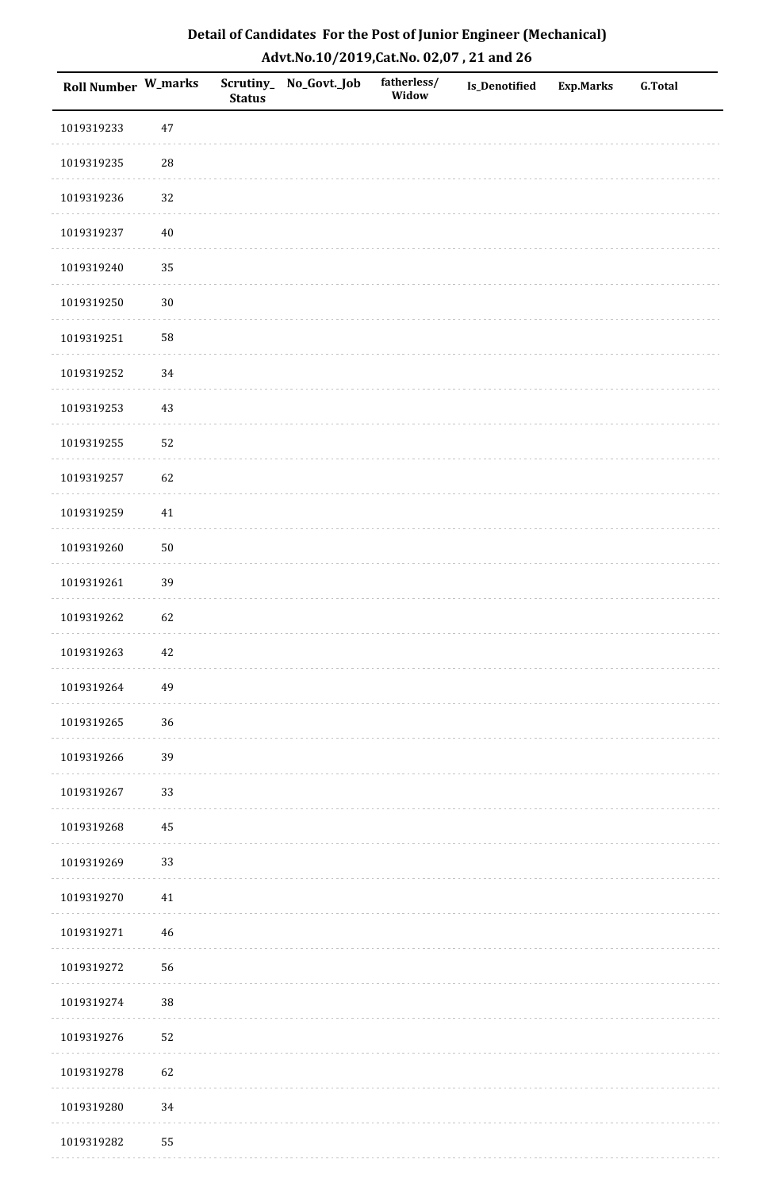## Detail of Candidates For the Post of Junior Engineer (Mechanical)

### Advt.No.10/2019,Cat.No. 02,07 , 21 and 26

| Roll Number | W_marks | Scrutiny_Status | No_Govt._Job | fatherless/Widow | Is_Denotified | Exp.Marks | G.Total |
|---|---|---|---|---|---|---|---|
| 1019319233 | 47 | | | | | | |
| 1019319235 | 28 | | | | | | |
| 1019319236 | 32 | | | | | | |
| 1019319237 | 40 | | | | | | |
| 1019319240 | 35 | | | | | | |
| 1019319250 | 30 | | | | | | |
| 1019319251 | 58 | | | | | | |
| 1019319252 | 34 | | | | | | |
| 1019319253 | 43 | | | | | | |
| 1019319255 | 52 | | | | | | |
| 1019319257 | 62 | | | | | | |
| 1019319259 | 41 | | | | | | |
| 1019319260 | 50 | | | | | | |
| 1019319261 | 39 | | | | | | |
| 1019319262 | 62 | | | | | | |
| 1019319263 | 42 | | | | | | |
| 1019319264 | 49 | | | | | | |
| 1019319265 | 36 | | | | | | |
| 1019319266 | 39 | | | | | | |
| 1019319267 | 33 | | | | | | |
| 1019319268 | 45 | | | | | | |
| 1019319269 | 33 | | | | | | |
| 1019319270 | 41 | | | | | | |
| 1019319271 | 46 | | | | | | |
| 1019319272 | 56 | | | | | | |
| 1019319274 | 38 | | | | | | |
| 1019319276 | 52 | | | | | | |
| 1019319278 | 62 | | | | | | |
| 1019319280 | 34 | | | | | | |
| 1019319282 | 55 | | | | | | |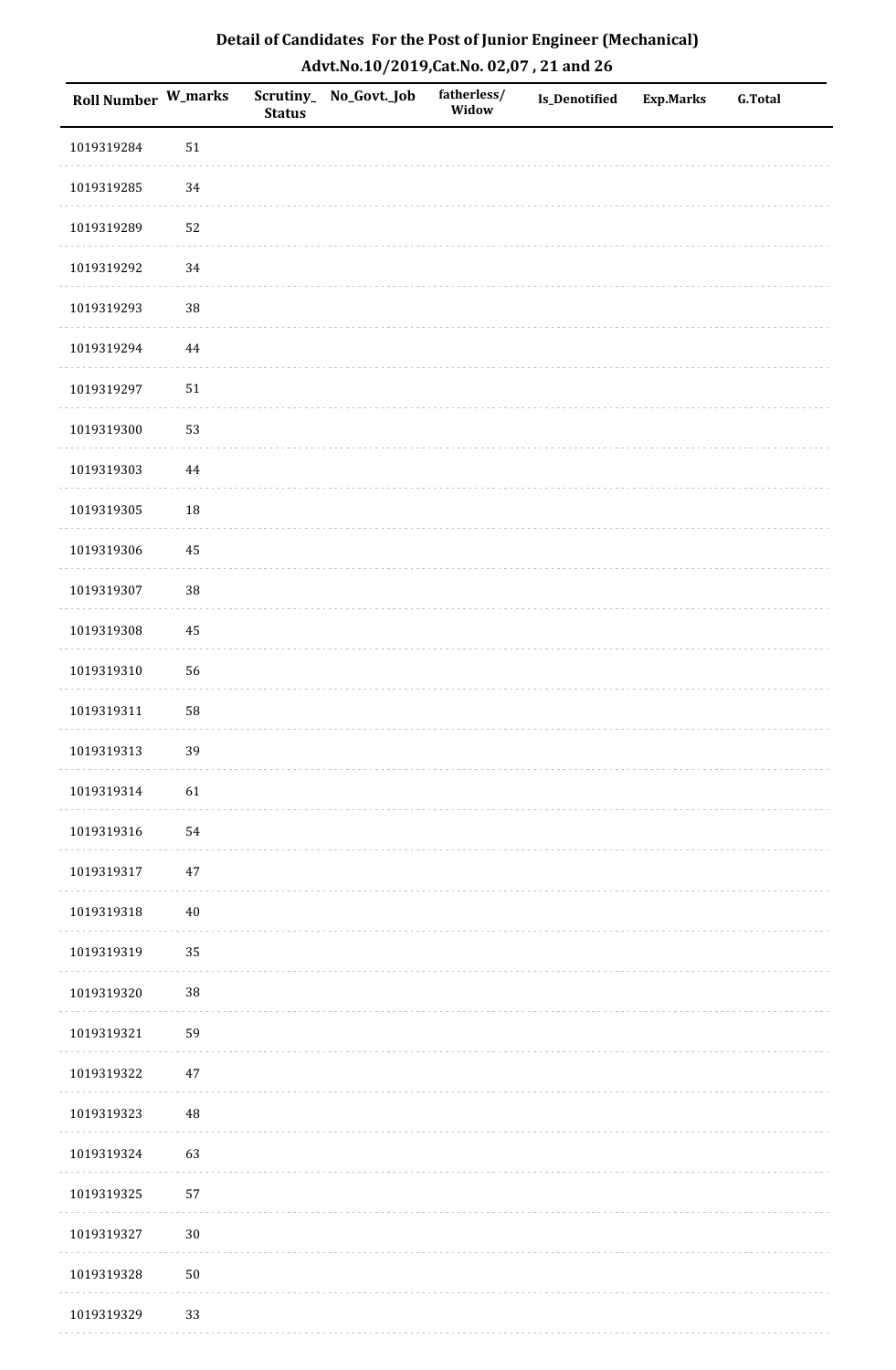# Detail of Candidates For the Post of Junior Engineer (Mechanical)

## Advt.No.10/2019,Cat.No. 02,07 , 21 and 26

| Roll Number | W_marks | Scrutiny_Status | No_Govt._Job | fatherless/Widow | Is_Denotified | Exp.Marks | G.Total |
|---|---|---|---|---|---|---|---|
| 1019319284 | 51 | | | | | | |
| 1019319285 | 34 | | | | | | |
| 1019319289 | 52 | | | | | | |
| 1019319292 | 34 | | | | | | |
| 1019319293 | 38 | | | | | | |
| 1019319294 | 44 | | | | | | |
| 1019319297 | 51 | | | | | | |
| 1019319300 | 53 | | | | | | |
| 1019319303 | 44 | | | | | | |
| 1019319305 | 18 | | | | | | |
| 1019319306 | 45 | | | | | | |
| 1019319307 | 38 | | | | | | |
| 1019319308 | 45 | | | | | | |
| 1019319310 | 56 | | | | | | |
| 1019319311 | 58 | | | | | | |
| 1019319313 | 39 | | | | | | |
| 1019319314 | 61 | | | | | | |
| 1019319316 | 54 | | | | | | |
| 1019319317 | 47 | | | | | | |
| 1019319318 | 40 | | | | | | |
| 1019319319 | 35 | | | | | | |
| 1019319320 | 38 | | | | | | |
| 1019319321 | 59 | | | | | | |
| 1019319322 | 47 | | | | | | |
| 1019319323 | 48 | | | | | | |
| 1019319324 | 63 | | | | | | |
| 1019319325 | 57 | | | | | | |
| 1019319327 | 30 | | | | | | |
| 1019319328 | 50 | | | | | | |
| 1019319329 | 33 | | | | | | |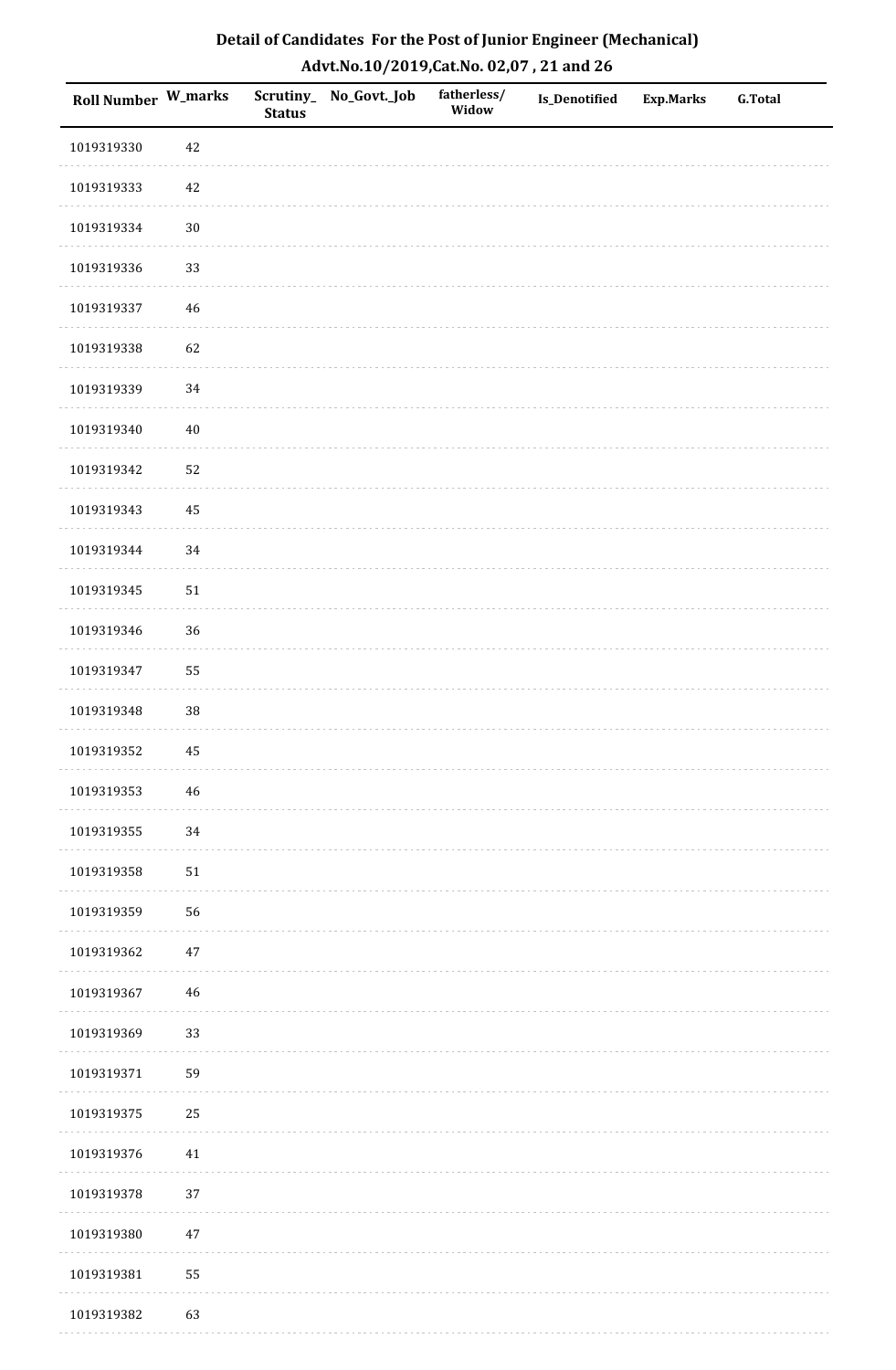## Detail of Candidates For the Post of Junior Engineer (Mechanical)
## Advt.No.10/2019,Cat.No. 02,07 , 21 and 26

| Roll Number | W_marks | Scrutiny_ Status | No_Govt._Job | fatherless/ Widow | Is_Denotified | Exp.Marks | G.Total |
|---|---|---|---|---|---|---|---|
| 1019319330 | 42 | | | | | | |
| 1019319333 | 42 | | | | | | |
| 1019319334 | 30 | | | | | | |
| 1019319336 | 33 | | | | | | |
| 1019319337 | 46 | | | | | | |
| 1019319338 | 62 | | | | | | |
| 1019319339 | 34 | | | | | | |
| 1019319340 | 40 | | | | | | |
| 1019319342 | 52 | | | | | | |
| 1019319343 | 45 | | | | | | |
| 1019319344 | 34 | | | | | | |
| 1019319345 | 51 | | | | | | |
| 1019319346 | 36 | | | | | | |
| 1019319347 | 55 | | | | | | |
| 1019319348 | 38 | | | | | | |
| 1019319352 | 45 | | | | | | |
| 1019319353 | 46 | | | | | | |
| 1019319355 | 34 | | | | | | |
| 1019319358 | 51 | | | | | | |
| 1019319359 | 56 | | | | | | |
| 1019319362 | 47 | | | | | | |
| 1019319367 | 46 | | | | | | |
| 1019319369 | 33 | | | | | | |
| 1019319371 | 59 | | | | | | |
| 1019319375 | 25 | | | | | | |
| 1019319376 | 41 | | | | | | |
| 1019319378 | 37 | | | | | | |
| 1019319380 | 47 | | | | | | |
| 1019319381 | 55 | | | | | | |
| 1019319382 | 63 | | | | | | |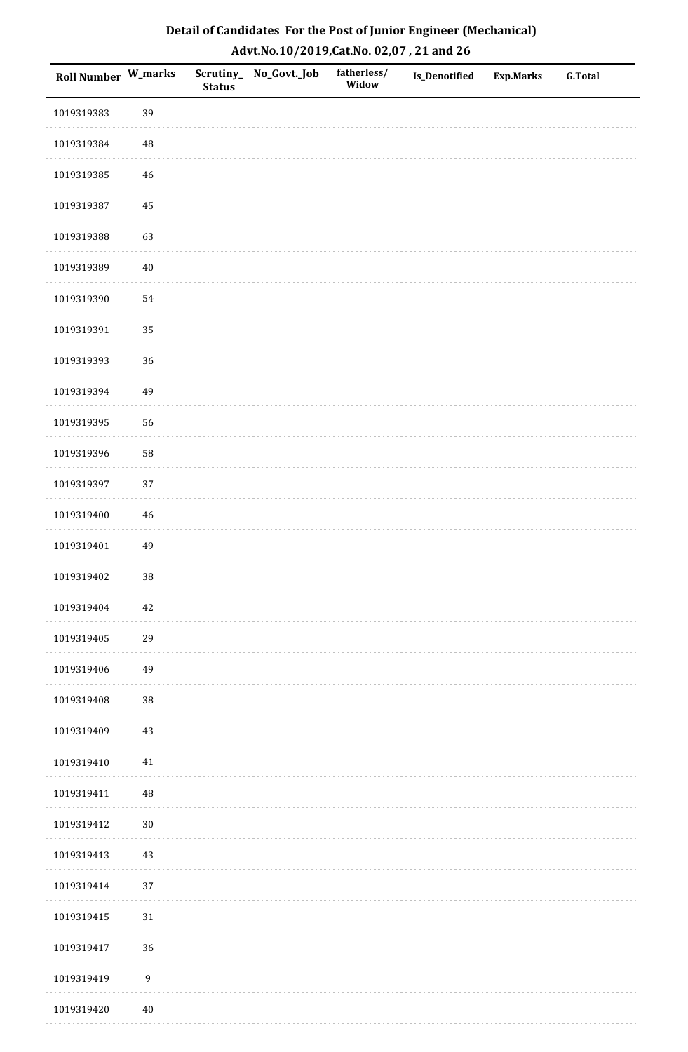# Detail of Candidates For the Post of Junior Engineer (Mechanical)

## Advt.No.10/2019,Cat.No. 02,07 , 21 and 26

| Roll Number | W_marks | Scrutiny_Status | No_Govt._Job | fatherless/Widow | Is_Denotified | Exp.Marks | G.Total |
|---|---|---|---|---|---|---|---|
| 1019319383 | 39 | | | | | | |
| 1019319384 | 48 | | | | | | |
| 1019319385 | 46 | | | | | | |
| 1019319387 | 45 | | | | | | |
| 1019319388 | 63 | | | | | | |
| 1019319389 | 40 | | | | | | |
| 1019319390 | 54 | | | | | | |
| 1019319391 | 35 | | | | | | |
| 1019319393 | 36 | | | | | | |
| 1019319394 | 49 | | | | | | |
| 1019319395 | 56 | | | | | | |
| 1019319396 | 58 | | | | | | |
| 1019319397 | 37 | | | | | | |
| 1019319400 | 46 | | | | | | |
| 1019319401 | 49 | | | | | | |
| 1019319402 | 38 | | | | | | |
| 1019319404 | 42 | | | | | | |
| 1019319405 | 29 | | | | | | |
| 1019319406 | 49 | | | | | | |
| 1019319408 | 38 | | | | | | |
| 1019319409 | 43 | | | | | | |
| 1019319410 | 41 | | | | | | |
| 1019319411 | 48 | | | | | | |
| 1019319412 | 30 | | | | | | |
| 1019319413 | 43 | | | | | | |
| 1019319414 | 37 | | | | | | |
| 1019319415 | 31 | | | | | | |
| 1019319417 | 36 | | | | | | |
| 1019319419 | 9 | | | | | | |
| 1019319420 | 40 | | | | | | |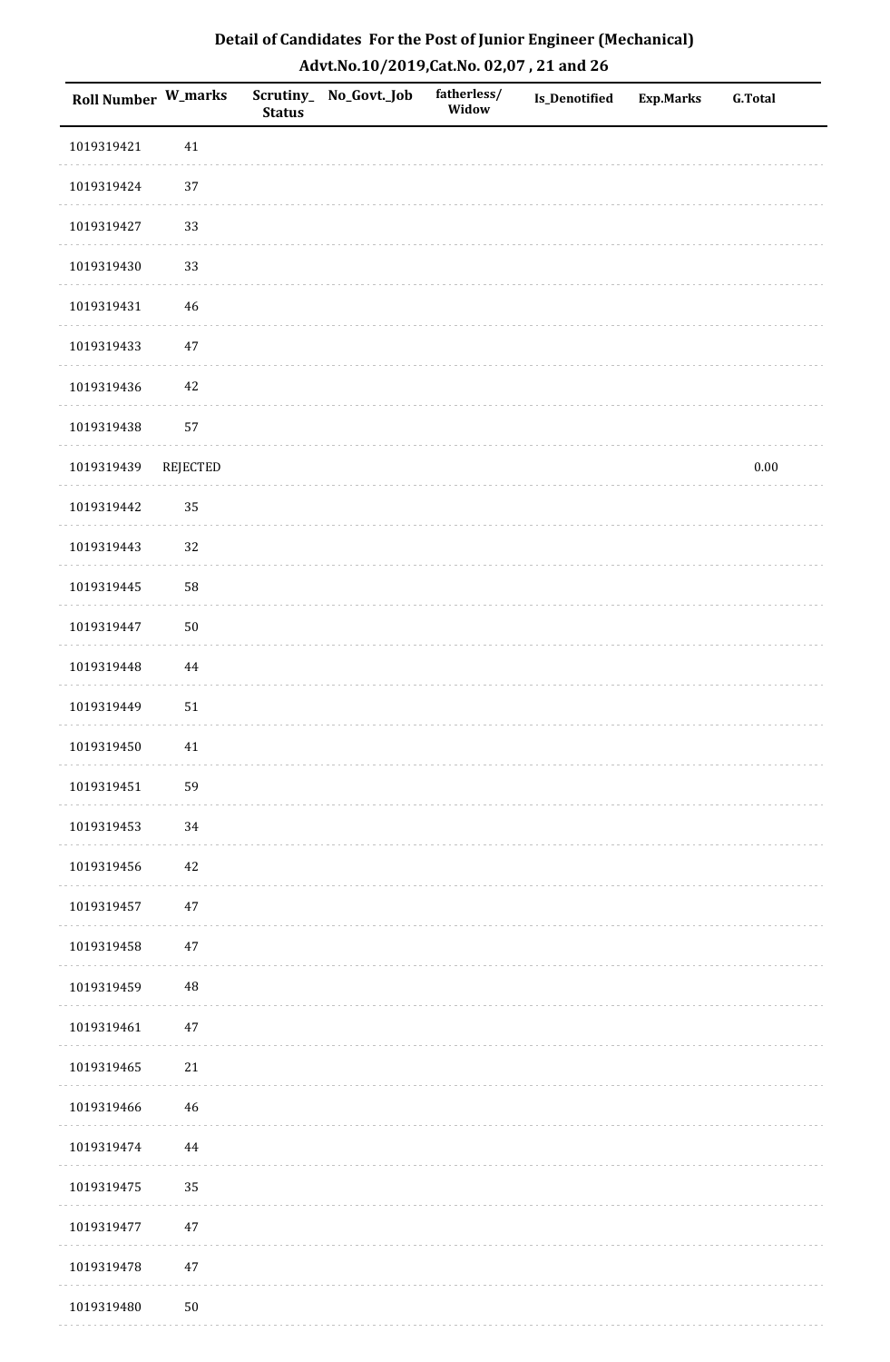# Detail of Candidates For the Post of Junior Engineer (Mechanical)

## Advt.No.10/2019,Cat.No. 02,07 , 21 and 26

| Roll Number | W_marks | Scrutiny_Status | No_Govt._Job | fatherless/Widow | Is_Denotified | Exp.Marks | G.Total |
|---|---|---|---|---|---|---|---|
| 1019319421 | 41 | | | | | | |
| 1019319424 | 37 | | | | | | |
| 1019319427 | 33 | | | | | | |
| 1019319430 | 33 | | | | | | |
| 1019319431 | 46 | | | | | | |
| 1019319433 | 47 | | | | | | |
| 1019319436 | 42 | | | | | | |
| 1019319438 | 57 | | | | | | |
| 1019319439 | REJECTED | | | | | | 0.00 |
| 1019319442 | 35 | | | | | | |
| 1019319443 | 32 | | | | | | |
| 1019319445 | 58 | | | | | | |
| 1019319447 | 50 | | | | | | |
| 1019319448 | 44 | | | | | | |
| 1019319449 | 51 | | | | | | |
| 1019319450 | 41 | | | | | | |
| 1019319451 | 59 | | | | | | |
| 1019319453 | 34 | | | | | | |
| 1019319456 | 42 | | | | | | |
| 1019319457 | 47 | | | | | | |
| 1019319458 | 47 | | | | | | |
| 1019319459 | 48 | | | | | | |
| 1019319461 | 47 | | | | | | |
| 1019319465 | 21 | | | | | | |
| 1019319466 | 46 | | | | | | |
| 1019319474 | 44 | | | | | | |
| 1019319475 | 35 | | | | | | |
| 1019319477 | 47 | | | | | | |
| 1019319478 | 47 | | | | | | |
| 1019319480 | 50 | | | | | | |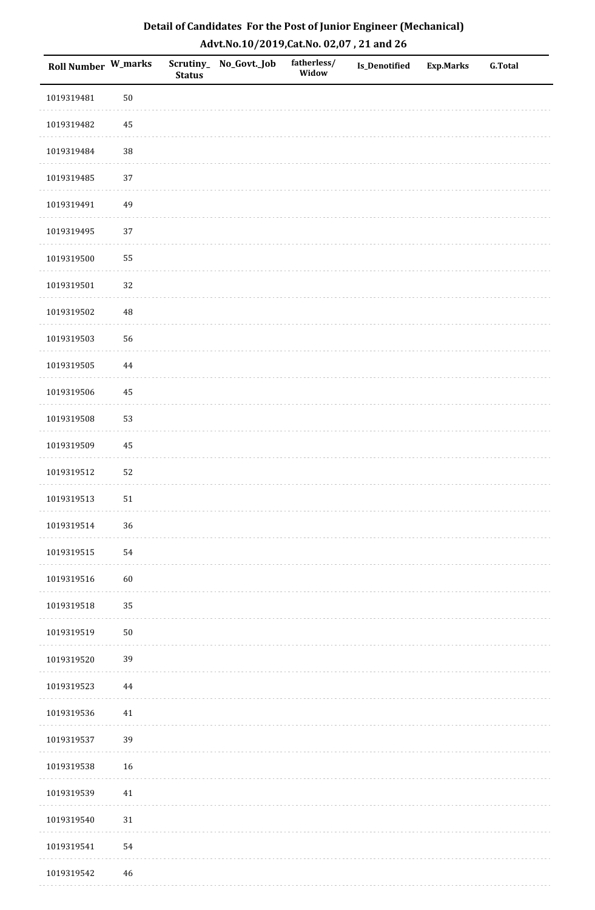## Detail of Candidates For the Post of Junior Engineer (Mechanical)
## Advt.No.10/2019,Cat.No. 02,07 , 21 and 26

| Roll Number | W_marks | Scrutiny_Status | No_Govt._Job | fatherless/Widow | Is_Denotified | Exp.Marks | G.Total |
|---|---|---|---|---|---|---|---|
| 1019319481 | 50 | | | | | | |
| 1019319482 | 45 | | | | | | |
| 1019319484 | 38 | | | | | | |
| 1019319485 | 37 | | | | | | |
| 1019319491 | 49 | | | | | | |
| 1019319495 | 37 | | | | | | |
| 1019319500 | 55 | | | | | | |
| 1019319501 | 32 | | | | | | |
| 1019319502 | 48 | | | | | | |
| 1019319503 | 56 | | | | | | |
| 1019319505 | 44 | | | | | | |
| 1019319506 | 45 | | | | | | |
| 1019319508 | 53 | | | | | | |
| 1019319509 | 45 | | | | | | |
| 1019319512 | 52 | | | | | | |
| 1019319513 | 51 | | | | | | |
| 1019319514 | 36 | | | | | | |
| 1019319515 | 54 | | | | | | |
| 1019319516 | 60 | | | | | | |
| 1019319518 | 35 | | | | | | |
| 1019319519 | 50 | | | | | | |
| 1019319520 | 39 | | | | | | |
| 1019319523 | 44 | | | | | | |
| 1019319536 | 41 | | | | | | |
| 1019319537 | 39 | | | | | | |
| 1019319538 | 16 | | | | | | |
| 1019319539 | 41 | | | | | | |
| 1019319540 | 31 | | | | | | |
| 1019319541 | 54 | | | | | | |
| 1019319542 | 46 | | | | | | |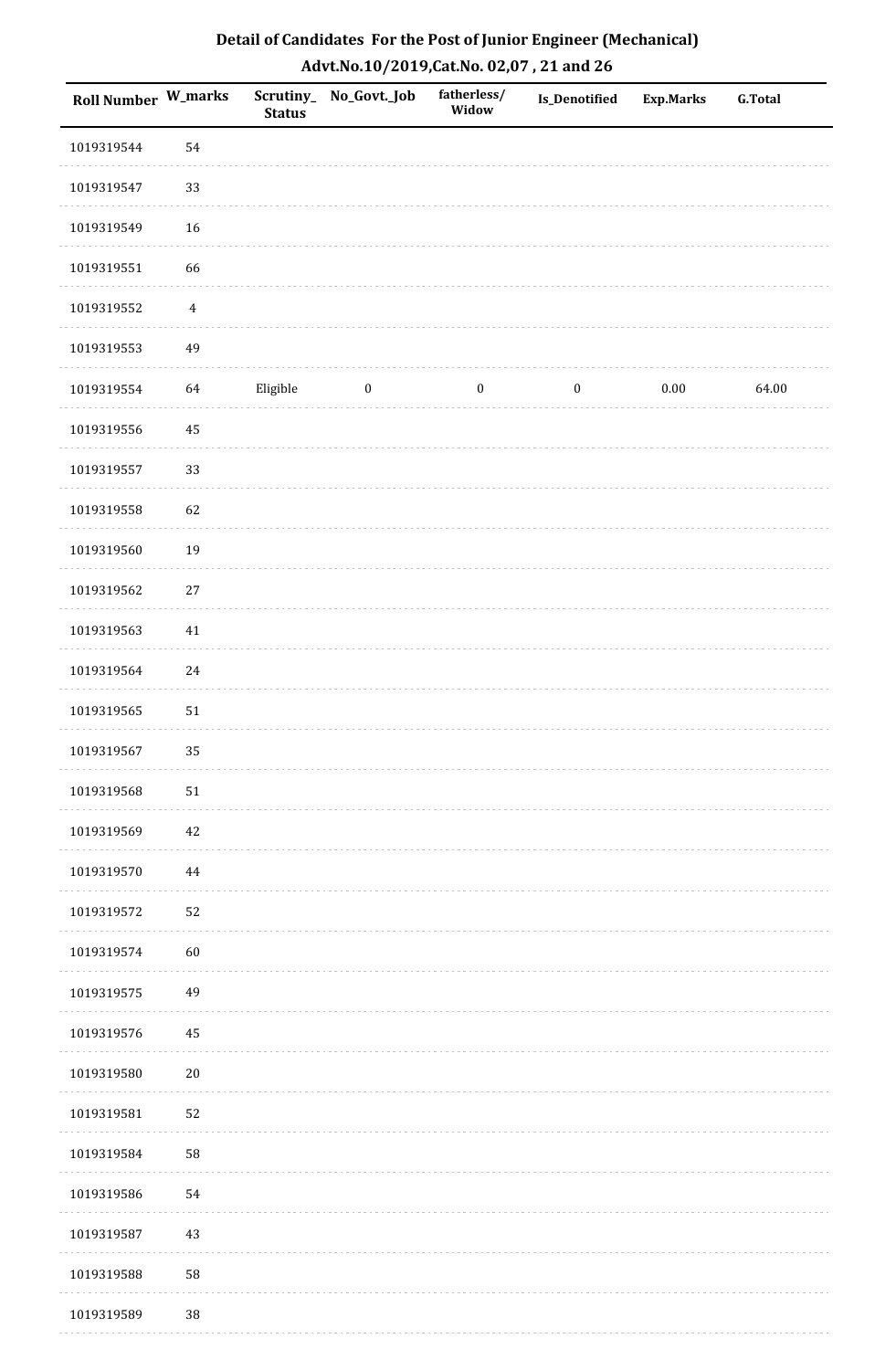# Detail of Candidates For the Post of Junior Engineer (Mechanical)

## Advt.No.10/2019,Cat.No. 02,07 , 21 and 26

| Roll Number | W_marks | Scrutiny_Status | No_Govt._Job | fatherless/Widow | Is_Denotified | Exp.Marks | G.Total |
|---|---|---|---|---|---|---|---|
| 1019319544 | 54 | | | | | | |
| 1019319547 | 33 | | | | | | |
| 1019319549 | 16 | | | | | | |
| 1019319551 | 66 | | | | | | |
| 1019319552 | 4 | | | | | | |
| 1019319553 | 49 | | | | | | |
| 1019319554 | 64 | Eligible | 0 | 0 | 0 | 0.00 | 64.00 |
| 1019319556 | 45 | | | | | | |
| 1019319557 | 33 | | | | | | |
| 1019319558 | 62 | | | | | | |
| 1019319560 | 19 | | | | | | |
| 1019319562 | 27 | | | | | | |
| 1019319563 | 41 | | | | | | |
| 1019319564 | 24 | | | | | | |
| 1019319565 | 51 | | | | | | |
| 1019319567 | 35 | | | | | | |
| 1019319568 | 51 | | | | | | |
| 1019319569 | 42 | | | | | | |
| 1019319570 | 44 | | | | | | |
| 1019319572 | 52 | | | | | | |
| 1019319574 | 60 | | | | | | |
| 1019319575 | 49 | | | | | | |
| 1019319576 | 45 | | | | | | |
| 1019319580 | 20 | | | | | | |
| 1019319581 | 52 | | | | | | |
| 1019319584 | 58 | | | | | | |
| 1019319586 | 54 | | | | | | |
| 1019319587 | 43 | | | | | | |
| 1019319588 | 58 | | | | | | |
| 1019319589 | 38 | | | | | | |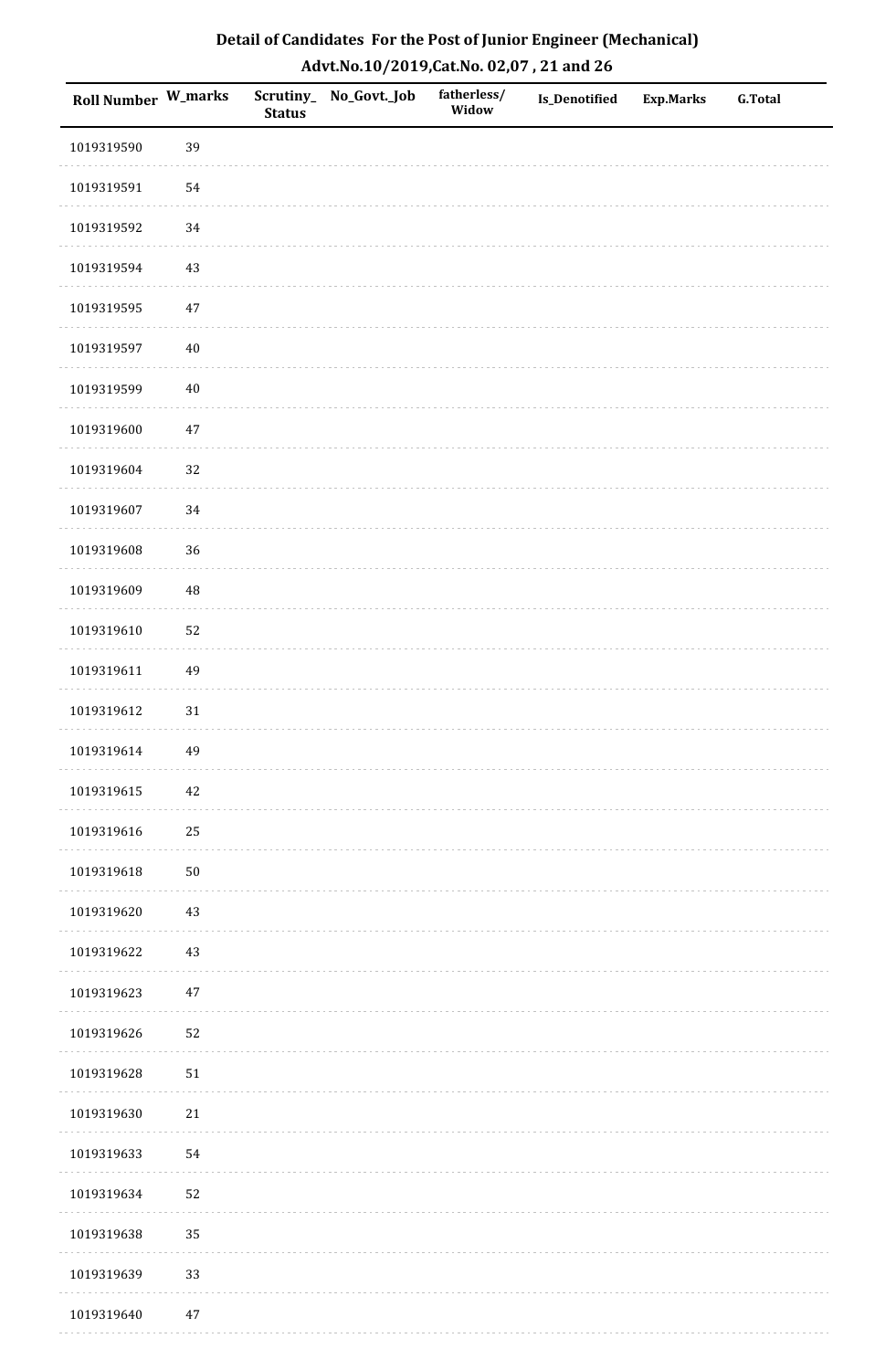## Detail of Candidates For the Post of Junior Engineer (Mechanical)
## Advt.No.10/2019,Cat.No. 02,07 , 21 and 26

| Roll Number | W_marks | Scrutiny_ Status | No_Govt._Job | fatherless/ Widow | Is_Denotified | Exp.Marks | G.Total |
|---|---|---|---|---|---|---|---|
| 1019319590 | 39 | | | | | | |
| 1019319591 | 54 | | | | | | |
| 1019319592 | 34 | | | | | | |
| 1019319594 | 43 | | | | | | |
| 1019319595 | 47 | | | | | | |
| 1019319597 | 40 | | | | | | |
| 1019319599 | 40 | | | | | | |
| 1019319600 | 47 | | | | | | |
| 1019319604 | 32 | | | | | | |
| 1019319607 | 34 | | | | | | |
| 1019319608 | 36 | | | | | | |
| 1019319609 | 48 | | | | | | |
| 1019319610 | 52 | | | | | | |
| 1019319611 | 49 | | | | | | |
| 1019319612 | 31 | | | | | | |
| 1019319614 | 49 | | | | | | |
| 1019319615 | 42 | | | | | | |
| 1019319616 | 25 | | | | | | |
| 1019319618 | 50 | | | | | | |
| 1019319620 | 43 | | | | | | |
| 1019319622 | 43 | | | | | | |
| 1019319623 | 47 | | | | | | |
| 1019319626 | 52 | | | | | | |
| 1019319628 | 51 | | | | | | |
| 1019319630 | 21 | | | | | | |
| 1019319633 | 54 | | | | | | |
| 1019319634 | 52 | | | | | | |
| 1019319638 | 35 | | | | | | |
| 1019319639 | 33 | | | | | | |
| 1019319640 | 47 | | | | | | |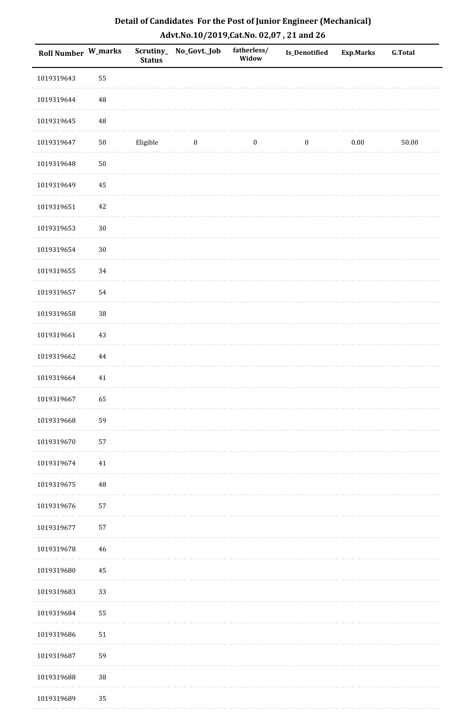## Detail of Candidates For the Post of Junior Engineer (Mechanical)

## Advt.No.10/2019,Cat.No. 02,07 , 21 and 26

| Roll Number | W_marks | Scrutiny_ Status | No_Govt._Job | fatherless/ Widow | Is_Denotified | Exp.Marks | G.Total |
|---|---|---|---|---|---|---|---|
| 1019319643 | 55 | | | | | | |
| 1019319644 | 48 | | | | | | |
| 1019319645 | 48 | | | | | | |
| 1019319647 | 50 | Eligible | 0 | 0 | 0 | 0.00 | 50.00 |
| 1019319648 | 50 | | | | | | |
| 1019319649 | 45 | | | | | | |
| 1019319651 | 42 | | | | | | |
| 1019319653 | 30 | | | | | | |
| 1019319654 | 30 | | | | | | |
| 1019319655 | 34 | | | | | | |
| 1019319657 | 54 | | | | | | |
| 1019319658 | 38 | | | | | | |
| 1019319661 | 43 | | | | | | |
| 1019319662 | 44 | | | | | | |
| 1019319664 | 41 | | | | | | |
| 1019319667 | 65 | | | | | | |
| 1019319668 | 59 | | | | | | |
| 1019319670 | 57 | | | | | | |
| 1019319674 | 41 | | | | | | |
| 1019319675 | 48 | | | | | | |
| 1019319676 | 57 | | | | | | |
| 1019319677 | 57 | | | | | | |
| 1019319678 | 46 | | | | | | |
| 1019319680 | 45 | | | | | | |
| 1019319683 | 33 | | | | | | |
| 1019319684 | 55 | | | | | | |
| 1019319686 | 51 | | | | | | |
| 1019319687 | 59 | | | | | | |
| 1019319688 | 38 | | | | | | |
| 1019319689 | 35 | | | | | | |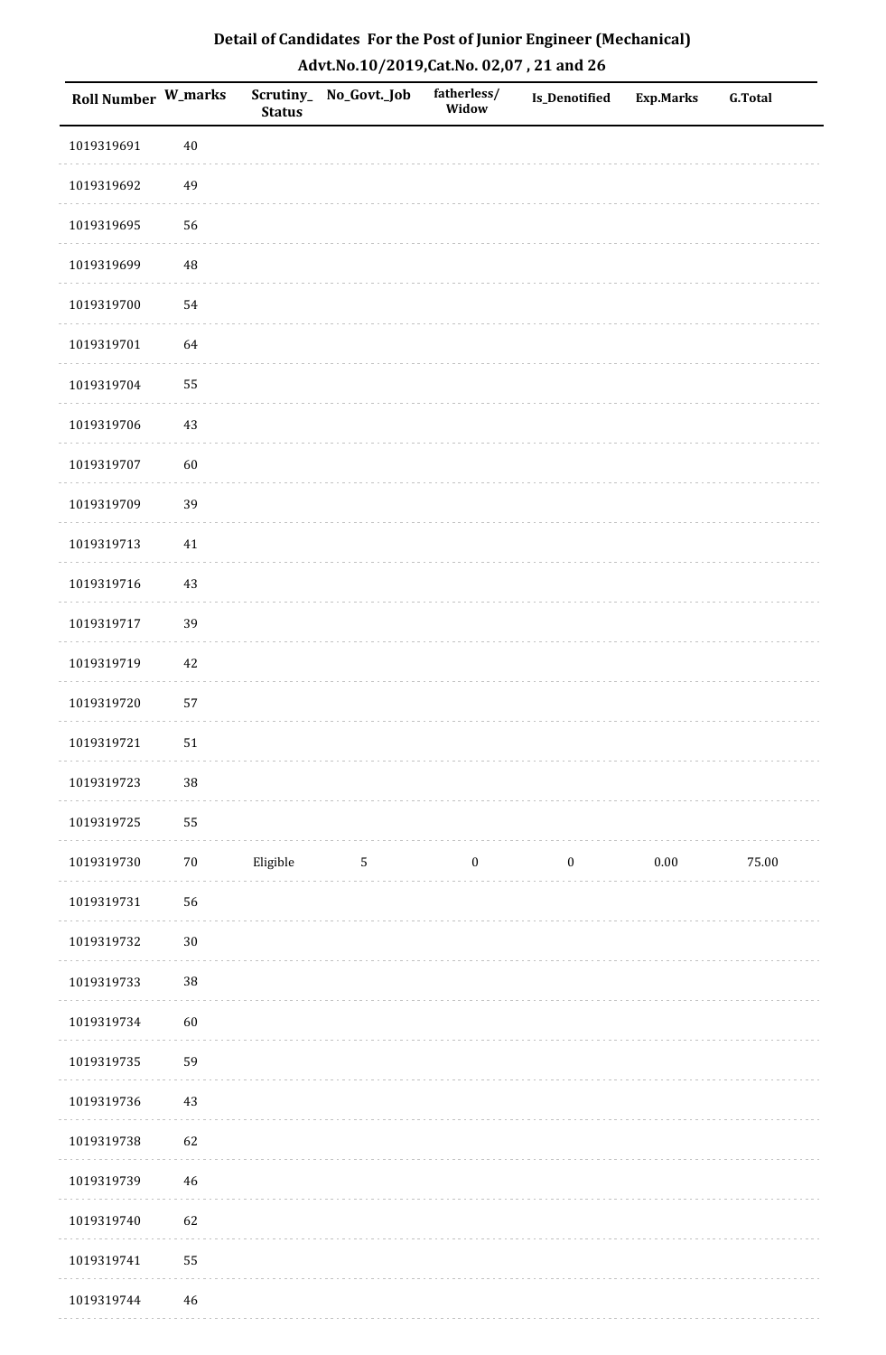## Detail of Candidates For the Post of Junior Engineer (Mechanical)
## Advt.No.10/2019,Cat.No. 02,07 , 21 and 26

| Roll Number | W_marks | Scrutiny_Status | No_Govt._Job | fatherless/Widow | Is_Denotified | Exp.Marks | G.Total |
|---|---|---|---|---|---|---|---|
| 1019319691 | 40 | | | | | | |
| 1019319692 | 49 | | | | | | |
| 1019319695 | 56 | | | | | | |
| 1019319699 | 48 | | | | | | |
| 1019319700 | 54 | | | | | | |
| 1019319701 | 64 | | | | | | |
| 1019319704 | 55 | | | | | | |
| 1019319706 | 43 | | | | | | |
| 1019319707 | 60 | | | | | | |
| 1019319709 | 39 | | | | | | |
| 1019319713 | 41 | | | | | | |
| 1019319716 | 43 | | | | | | |
| 1019319717 | 39 | | | | | | |
| 1019319719 | 42 | | | | | | |
| 1019319720 | 57 | | | | | | |
| 1019319721 | 51 | | | | | | |
| 1019319723 | 38 | | | | | | |
| 1019319725 | 55 | | | | | | |
| 1019319730 | 70 | Eligible | 5 | 0 | 0 | 0.00 | 75.00 |
| 1019319731 | 56 | | | | | | |
| 1019319732 | 30 | | | | | | |
| 1019319733 | 38 | | | | | | |
| 1019319734 | 60 | | | | | | |
| 1019319735 | 59 | | | | | | |
| 1019319736 | 43 | | | | | | |
| 1019319738 | 62 | | | | | | |
| 1019319739 | 46 | | | | | | |
| 1019319740 | 62 | | | | | | |
| 1019319741 | 55 | | | | | | |
| 1019319744 | 46 | | | | | | |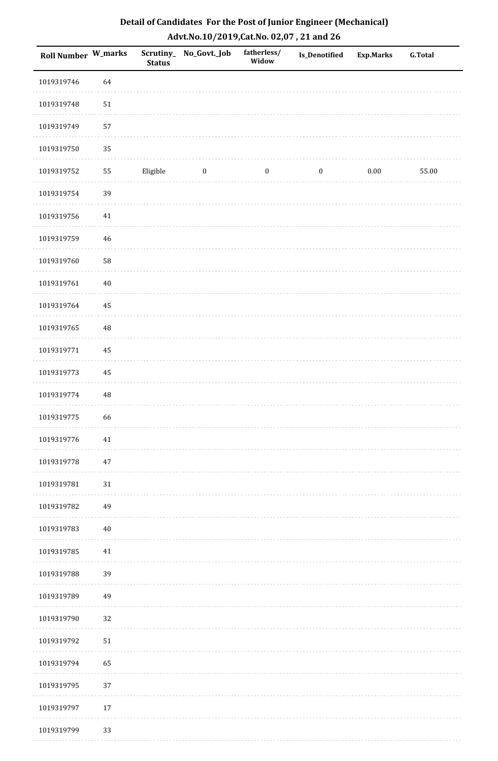## Detail of Candidates For the Post of Junior Engineer (Mechanical)

## Advt.No.10/2019,Cat.No. 02,07 , 21 and 26

| Roll Number | W_marks | Scrutiny_ Status | No_Govt._Job | fatherless/ Widow | Is_Denotified | Exp.Marks | G.Total |
|---|---|---|---|---|---|---|---|
| 1019319746 | 64 | | | | | | |
| 1019319748 | 51 | | | | | | |
| 1019319749 | 57 | | | | | | |
| 1019319750 | 35 | | | | | | |
| 1019319752 | 55 | Eligible | 0 | 0 | 0 | 0.00 | 55.00 |
| 1019319754 | 39 | | | | | | |
| 1019319756 | 41 | | | | | | |
| 1019319759 | 46 | | | | | | |
| 1019319760 | 58 | | | | | | |
| 1019319761 | 40 | | | | | | |
| 1019319764 | 45 | | | | | | |
| 1019319765 | 48 | | | | | | |
| 1019319771 | 45 | | | | | | |
| 1019319773 | 45 | | | | | | |
| 1019319774 | 48 | | | | | | |
| 1019319775 | 66 | | | | | | |
| 1019319776 | 41 | | | | | | |
| 1019319778 | 47 | | | | | | |
| 1019319781 | 31 | | | | | | |
| 1019319782 | 49 | | | | | | |
| 1019319783 | 40 | | | | | | |
| 1019319785 | 41 | | | | | | |
| 1019319788 | 39 | | | | | | |
| 1019319789 | 49 | | | | | | |
| 1019319790 | 32 | | | | | | |
| 1019319792 | 51 | | | | | | |
| 1019319794 | 65 | | | | | | |
| 1019319795 | 37 | | | | | | |
| 1019319797 | 17 | | | | | | |
| 1019319799 | 33 | | | | | | |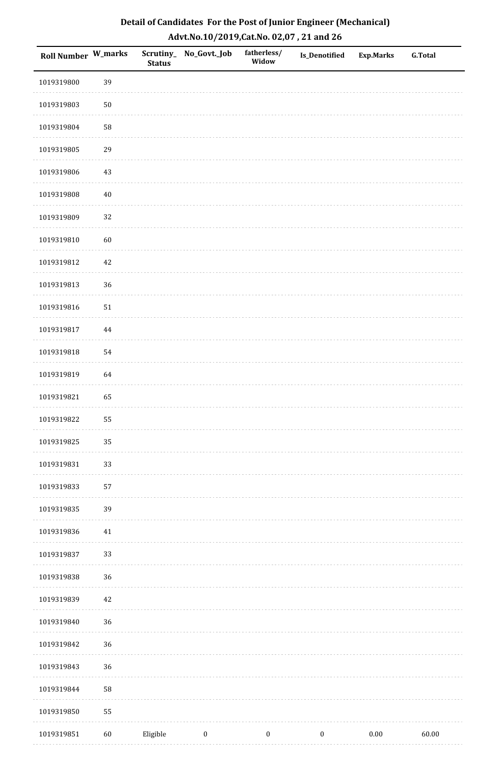# Detail of Candidates For the Post of Junior Engineer (Mechanical)

## Advt.No.10/2019,Cat.No. 02,07 , 21 and 26

| Roll Number | W_marks | Scrutiny_Status | No_Govt._Job | fatherless/Widow | Is_Denotified | Exp.Marks | G.Total |
|---|---|---|---|---|---|---|---|
| 1019319800 | 39 | | | | | | |
| 1019319803 | 50 | | | | | | |
| 1019319804 | 58 | | | | | | |
| 1019319805 | 29 | | | | | | |
| 1019319806 | 43 | | | | | | |
| 1019319808 | 40 | | | | | | |
| 1019319809 | 32 | | | | | | |
| 1019319810 | 60 | | | | | | |
| 1019319812 | 42 | | | | | | |
| 1019319813 | 36 | | | | | | |
| 1019319816 | 51 | | | | | | |
| 1019319817 | 44 | | | | | | |
| 1019319818 | 54 | | | | | | |
| 1019319819 | 64 | | | | | | |
| 1019319821 | 65 | | | | | | |
| 1019319822 | 55 | | | | | | |
| 1019319825 | 35 | | | | | | |
| 1019319831 | 33 | | | | | | |
| 1019319833 | 57 | | | | | | |
| 1019319835 | 39 | | | | | | |
| 1019319836 | 41 | | | | | | |
| 1019319837 | 33 | | | | | | |
| 1019319838 | 36 | | | | | | |
| 1019319839 | 42 | | | | | | |
| 1019319840 | 36 | | | | | | |
| 1019319842 | 36 | | | | | | |
| 1019319843 | 36 | | | | | | |
| 1019319844 | 58 | | | | | | |
| 1019319850 | 55 | | | | | | |
| 1019319851 | 60 | Eligible | 0 | 0 | 0 | 0.00 | 60.00 |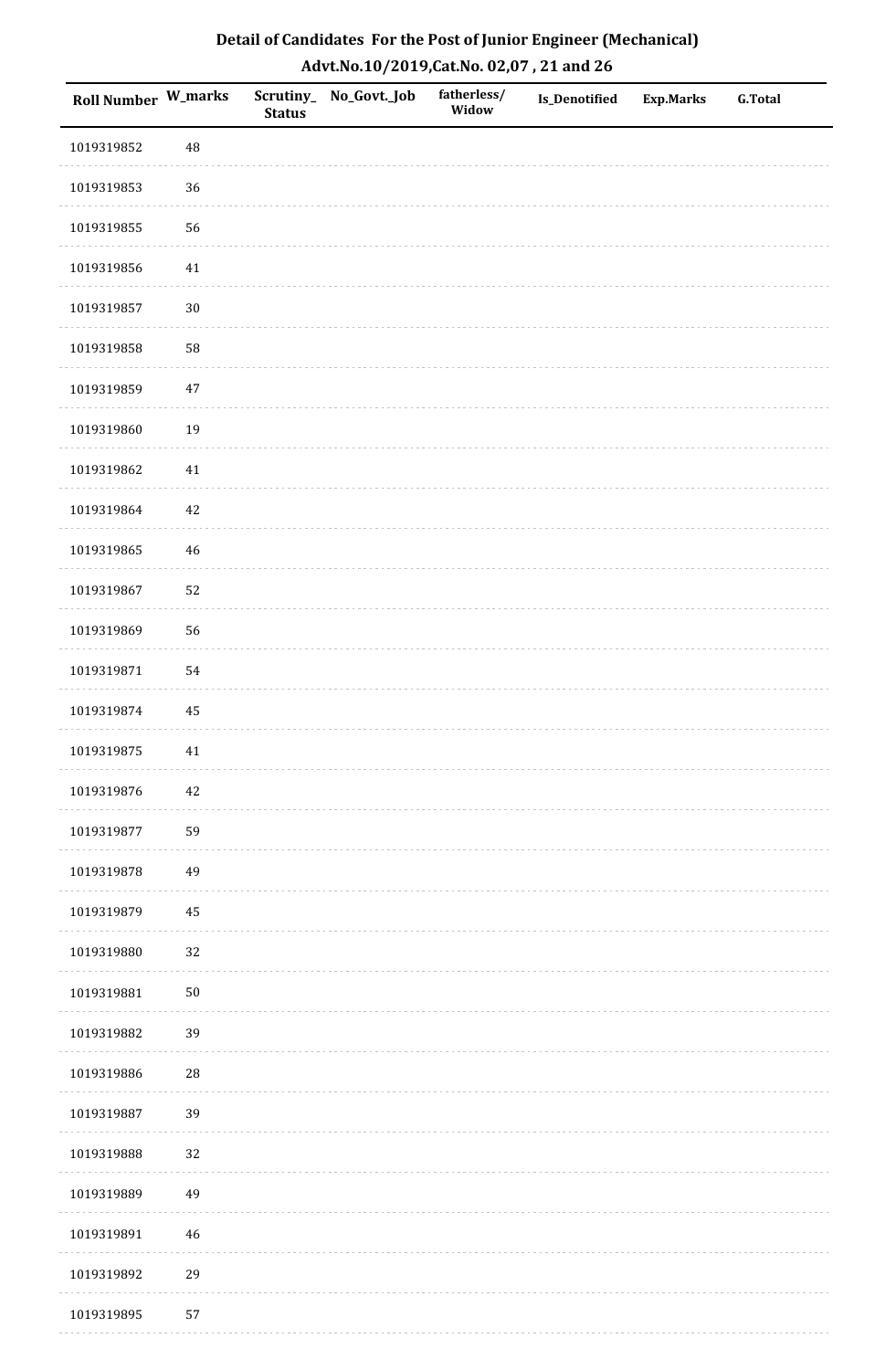## Detail of Candidates For the Post of Junior Engineer (Mechanical)

## Advt.No.10/2019,Cat.No. 02,07 , 21 and 26

| Roll Number | W_marks | Scrutiny_Status | No_Govt._Job | fatherless/Widow | Is_Denotified | Exp.Marks | G.Total |
|---|---|---|---|---|---|---|---|
| 1019319852 | 48 | | | | | | |
| 1019319853 | 36 | | | | | | |
| 1019319855 | 56 | | | | | | |
| 1019319856 | 41 | | | | | | |
| 1019319857 | 30 | | | | | | |
| 1019319858 | 58 | | | | | | |
| 1019319859 | 47 | | | | | | |
| 1019319860 | 19 | | | | | | |
| 1019319862 | 41 | | | | | | |
| 1019319864 | 42 | | | | | | |
| 1019319865 | 46 | | | | | | |
| 1019319867 | 52 | | | | | | |
| 1019319869 | 56 | | | | | | |
| 1019319871 | 54 | | | | | | |
| 1019319874 | 45 | | | | | | |
| 1019319875 | 41 | | | | | | |
| 1019319876 | 42 | | | | | | |
| 1019319877 | 59 | | | | | | |
| 1019319878 | 49 | | | | | | |
| 1019319879 | 45 | | | | | | |
| 1019319880 | 32 | | | | | | |
| 1019319881 | 50 | | | | | | |
| 1019319882 | 39 | | | | | | |
| 1019319886 | 28 | | | | | | |
| 1019319887 | 39 | | | | | | |
| 1019319888 | 32 | | | | | | |
| 1019319889 | 49 | | | | | | |
| 1019319891 | 46 | | | | | | |
| 1019319892 | 29 | | | | | | |
| 1019319895 | 57 | | | | | | |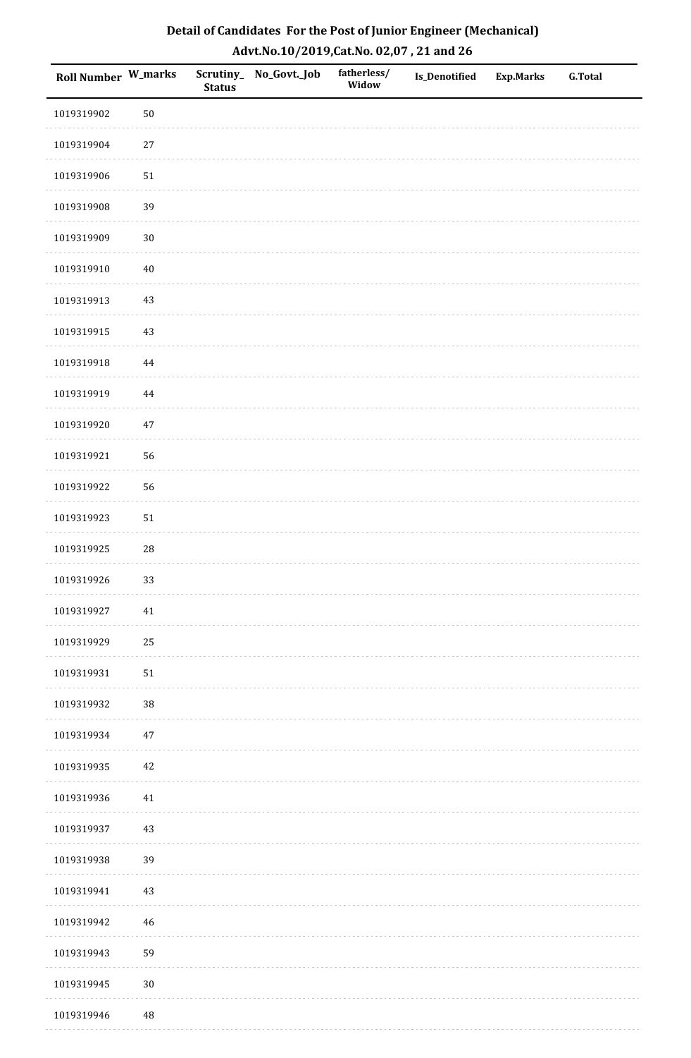## Detail of Candidates For the Post of Junior Engineer (Mechanical)

### Advt.No.10/2019,Cat.No. 02,07 , 21 and 26

| Roll Number | W_marks | Scrutiny_Status | No_Govt._Job | fatherless/Widow | Is_Denotified | Exp.Marks | G.Total |
|---|---|---|---|---|---|---|---|
| 1019319902 | 50 | | | | | | |
| 1019319904 | 27 | | | | | | |
| 1019319906 | 51 | | | | | | |
| 1019319908 | 39 | | | | | | |
| 1019319909 | 30 | | | | | | |
| 1019319910 | 40 | | | | | | |
| 1019319913 | 43 | | | | | | |
| 1019319915 | 43 | | | | | | |
| 1019319918 | 44 | | | | | | |
| 1019319919 | 44 | | | | | | |
| 1019319920 | 47 | | | | | | |
| 1019319921 | 56 | | | | | | |
| 1019319922 | 56 | | | | | | |
| 1019319923 | 51 | | | | | | |
| 1019319925 | 28 | | | | | | |
| 1019319926 | 33 | | | | | | |
| 1019319927 | 41 | | | | | | |
| 1019319929 | 25 | | | | | | |
| 1019319931 | 51 | | | | | | |
| 1019319932 | 38 | | | | | | |
| 1019319934 | 47 | | | | | | |
| 1019319935 | 42 | | | | | | |
| 1019319936 | 41 | | | | | | |
| 1019319937 | 43 | | | | | | |
| 1019319938 | 39 | | | | | | |
| 1019319941 | 43 | | | | | | |
| 1019319942 | 46 | | | | | | |
| 1019319943 | 59 | | | | | | |
| 1019319945 | 30 | | | | | | |
| 1019319946 | 48 | | | | | | |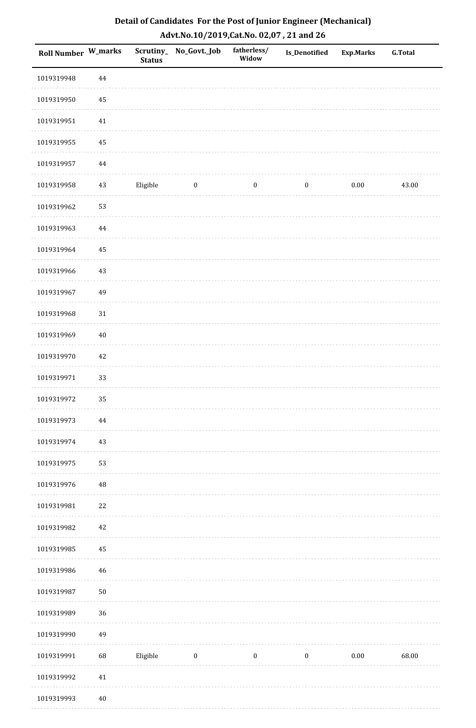## Detail of Candidates For the Post of Junior Engineer (Mechanical)

### Advt.No.10/2019,Cat.No. 02,07 , 21 and 26

| Roll Number | W_marks | Scrutiny_ Status | No_Govt._Job | fatherless/ Widow | Is_Denotified | Exp.Marks | G.Total |
|---|---|---|---|---|---|---|---|
| 1019319948 | 44 | | | | | | |
| 1019319950 | 45 | | | | | | |
| 1019319951 | 41 | | | | | | |
| 1019319955 | 45 | | | | | | |
| 1019319957 | 44 | | | | | | |
| 1019319958 | 43 | Eligible | 0 | 0 | 0 | 0.00 | 43.00 |
| 1019319962 | 53 | | | | | | |
| 1019319963 | 44 | | | | | | |
| 1019319964 | 45 | | | | | | |
| 1019319966 | 43 | | | | | | |
| 1019319967 | 49 | | | | | | |
| 1019319968 | 31 | | | | | | |
| 1019319969 | 40 | | | | | | |
| 1019319970 | 42 | | | | | | |
| 1019319971 | 33 | | | | | | |
| 1019319972 | 35 | | | | | | |
| 1019319973 | 44 | | | | | | |
| 1019319974 | 43 | | | | | | |
| 1019319975 | 53 | | | | | | |
| 1019319976 | 48 | | | | | | |
| 1019319981 | 22 | | | | | | |
| 1019319982 | 42 | | | | | | |
| 1019319985 | 45 | | | | | | |
| 1019319986 | 46 | | | | | | |
| 1019319987 | 50 | | | | | | |
| 1019319989 | 36 | | | | | | |
| 1019319990 | 49 | | | | | | |
| 1019319991 | 68 | Eligible | 0 | 0 | 0 | 0.00 | 68.00 |
| 1019319992 | 41 | | | | | | |
| 1019319993 | 40 | | | | | | |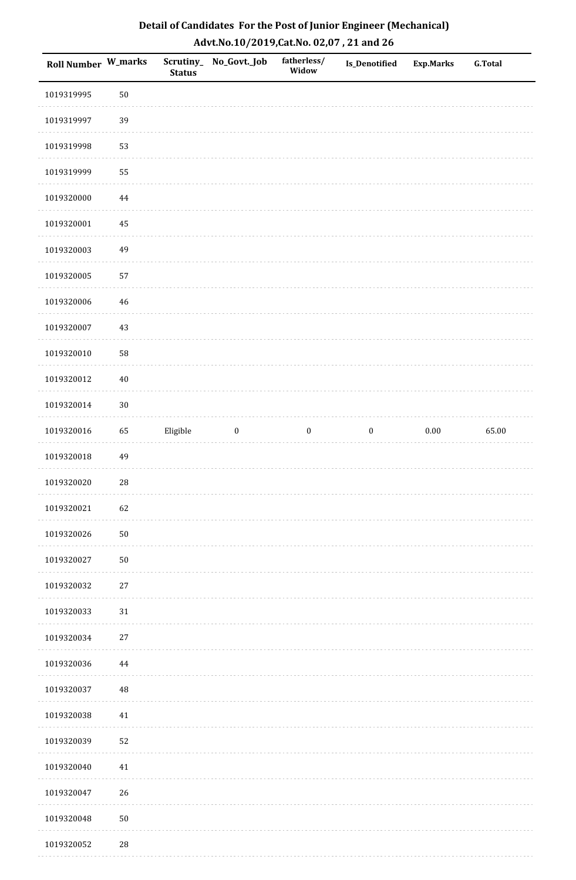# Detail of Candidates For the Post of Junior Engineer (Mechanical)

## Advt.No.10/2019,Cat.No. 02,07 , 21 and 26

| Roll Number | W_marks | Scrutiny_Status | No_Govt._Job | fatherless/Widow | Is_Denotified | Exp.Marks | G.Total |
|---|---|---|---|---|---|---|---|
| 1019319995 | 50 | | | | | | |
| 1019319997 | 39 | | | | | | |
| 1019319998 | 53 | | | | | | |
| 1019319999 | 55 | | | | | | |
| 1019320000 | 44 | | | | | | |
| 1019320001 | 45 | | | | | | |
| 1019320003 | 49 | | | | | | |
| 1019320005 | 57 | | | | | | |
| 1019320006 | 46 | | | | | | |
| 1019320007 | 43 | | | | | | |
| 1019320010 | 58 | | | | | | |
| 1019320012 | 40 | | | | | | |
| 1019320014 | 30 | | | | | | |
| 1019320016 | 65 | Eligible | 0 | 0 | 0 | 0.00 | 65.00 |
| 1019320018 | 49 | | | | | | |
| 1019320020 | 28 | | | | | | |
| 1019320021 | 62 | | | | | | |
| 1019320026 | 50 | | | | | | |
| 1019320027 | 50 | | | | | | |
| 1019320032 | 27 | | | | | | |
| 1019320033 | 31 | | | | | | |
| 1019320034 | 27 | | | | | | |
| 1019320036 | 44 | | | | | | |
| 1019320037 | 48 | | | | | | |
| 1019320038 | 41 | | | | | | |
| 1019320039 | 52 | | | | | | |
| 1019320040 | 41 | | | | | | |
| 1019320047 | 26 | | | | | | |
| 1019320048 | 50 | | | | | | |
| 1019320052 | 28 | | | | | | |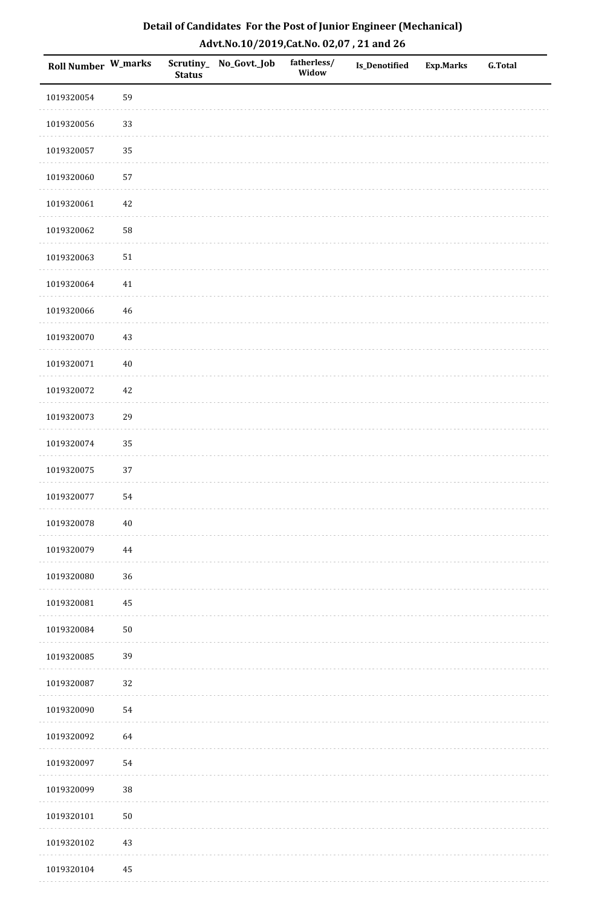# Detail of Candidates For the Post of Junior Engineer (Mechanical)

## Advt.No.10/2019,Cat.No. 02,07 , 21 and 26

| Roll Number | W_marks | Scrutiny_Status | No_Govt._Job | fatherless/Widow | Is_Denotified | Exp.Marks | G.Total |
|---|---|---|---|---|---|---|---|
| 1019320054 | 59 | | | | | | |
| 1019320056 | 33 | | | | | | |
| 1019320057 | 35 | | | | | | |
| 1019320060 | 57 | | | | | | |
| 1019320061 | 42 | | | | | | |
| 1019320062 | 58 | | | | | | |
| 1019320063 | 51 | | | | | | |
| 1019320064 | 41 | | | | | | |
| 1019320066 | 46 | | | | | | |
| 1019320070 | 43 | | | | | | |
| 1019320071 | 40 | | | | | | |
| 1019320072 | 42 | | | | | | |
| 1019320073 | 29 | | | | | | |
| 1019320074 | 35 | | | | | | |
| 1019320075 | 37 | | | | | | |
| 1019320077 | 54 | | | | | | |
| 1019320078 | 40 | | | | | | |
| 1019320079 | 44 | | | | | | |
| 1019320080 | 36 | | | | | | |
| 1019320081 | 45 | | | | | | |
| 1019320084 | 50 | | | | | | |
| 1019320085 | 39 | | | | | | |
| 1019320087 | 32 | | | | | | |
| 1019320090 | 54 | | | | | | |
| 1019320092 | 64 | | | | | | |
| 1019320097 | 54 | | | | | | |
| 1019320099 | 38 | | | | | | |
| 1019320101 | 50 | | | | | | |
| 1019320102 | 43 | | | | | | |
| 1019320104 | 45 | | | | | | |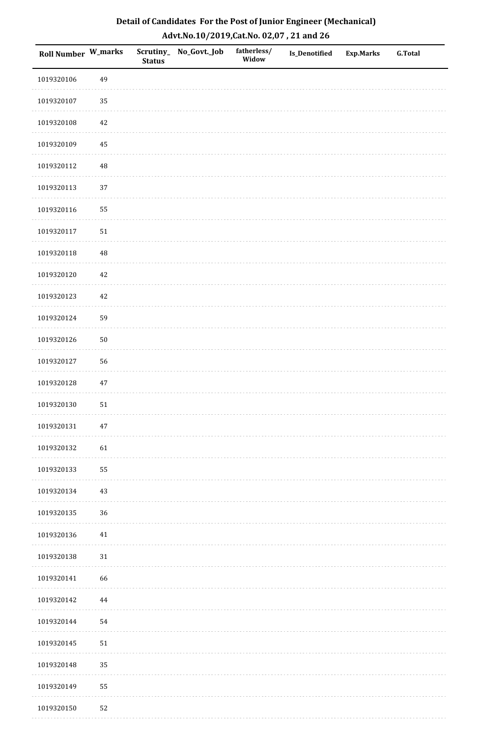# Detail of Candidates For the Post of Junior Engineer (Mechanical)

## Advt.No.10/2019,Cat.No. 02,07 , 21 and 26

| Roll Number | W_marks | Scrutiny_Status | No_Govt._Job | fatherless/Widow | Is_Denotified | Exp.Marks | G.Total |
|---|---|---|---|---|---|---|---|
| 1019320106 | 49 | | | | | | |
| 1019320107 | 35 | | | | | | |
| 1019320108 | 42 | | | | | | |
| 1019320109 | 45 | | | | | | |
| 1019320112 | 48 | | | | | | |
| 1019320113 | 37 | | | | | | |
| 1019320116 | 55 | | | | | | |
| 1019320117 | 51 | | | | | | |
| 1019320118 | 48 | | | | | | |
| 1019320120 | 42 | | | | | | |
| 1019320123 | 42 | | | | | | |
| 1019320124 | 59 | | | | | | |
| 1019320126 | 50 | | | | | | |
| 1019320127 | 56 | | | | | | |
| 1019320128 | 47 | | | | | | |
| 1019320130 | 51 | | | | | | |
| 1019320131 | 47 | | | | | | |
| 1019320132 | 61 | | | | | | |
| 1019320133 | 55 | | | | | | |
| 1019320134 | 43 | | | | | | |
| 1019320135 | 36 | | | | | | |
| 1019320136 | 41 | | | | | | |
| 1019320138 | 31 | | | | | | |
| 1019320141 | 66 | | | | | | |
| 1019320142 | 44 | | | | | | |
| 1019320144 | 54 | | | | | | |
| 1019320145 | 51 | | | | | | |
| 1019320148 | 35 | | | | | | |
| 1019320149 | 55 | | | | | | |
| 1019320150 | 52 | | | | | | |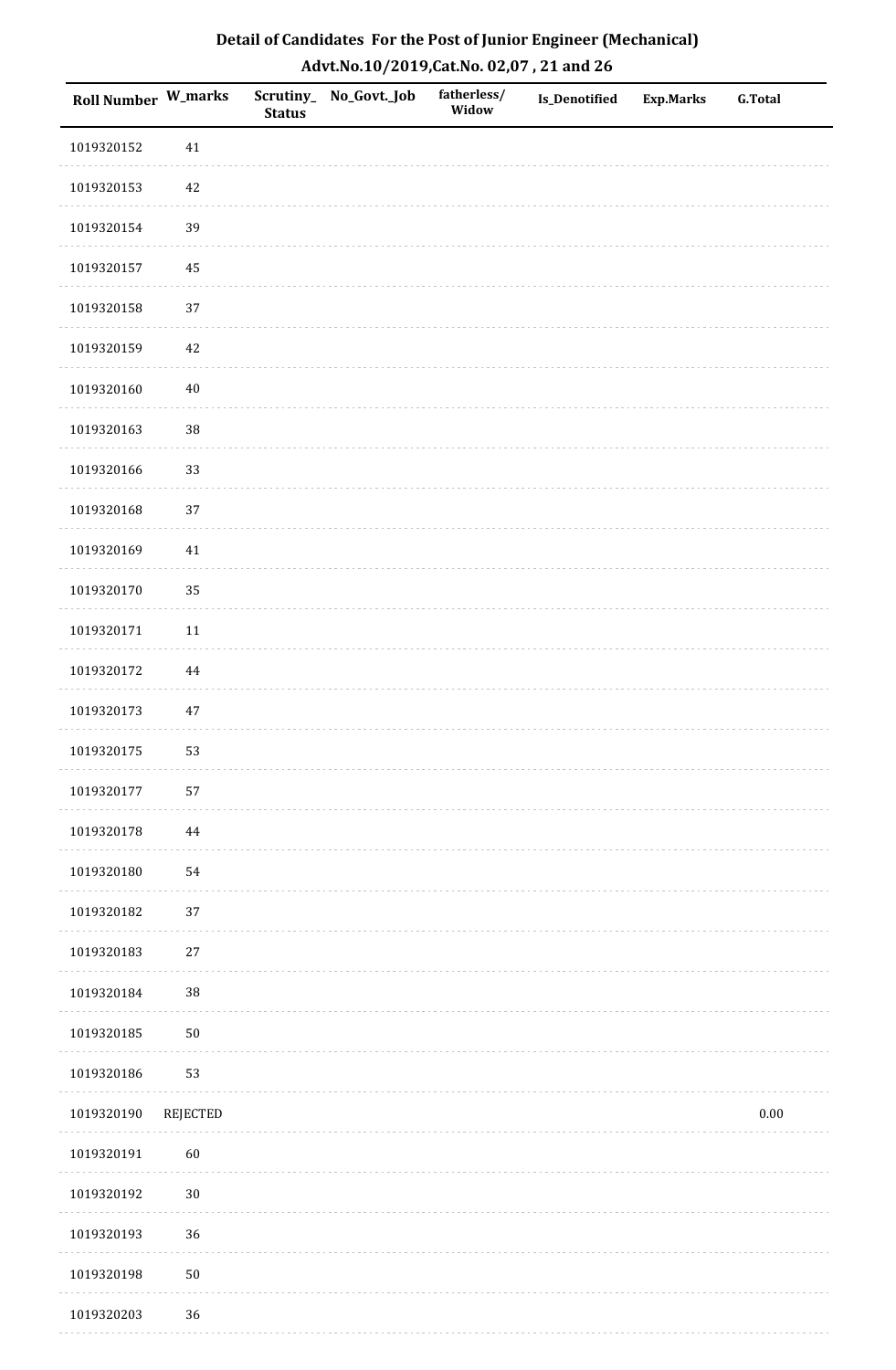# Detail of Candidates For the Post of Junior Engineer (Mechanical)

## Advt.No.10/2019,Cat.No. 02,07 , 21 and 26

| Roll Number | W_marks | Scrutiny_ Status | No_Govt._Job | fatherless/ Widow | Is_Denotified | Exp.Marks | G.Total |
|---|---|---|---|---|---|---|---|
| 1019320152 | 41 | | | | | | |
| 1019320153 | 42 | | | | | | |
| 1019320154 | 39 | | | | | | |
| 1019320157 | 45 | | | | | | |
| 1019320158 | 37 | | | | | | |
| 1019320159 | 42 | | | | | | |
| 1019320160 | 40 | | | | | | |
| 1019320163 | 38 | | | | | | |
| 1019320166 | 33 | | | | | | |
| 1019320168 | 37 | | | | | | |
| 1019320169 | 41 | | | | | | |
| 1019320170 | 35 | | | | | | |
| 1019320171 | 11 | | | | | | |
| 1019320172 | 44 | | | | | | |
| 1019320173 | 47 | | | | | | |
| 1019320175 | 53 | | | | | | |
| 1019320177 | 57 | | | | | | |
| 1019320178 | 44 | | | | | | |
| 1019320180 | 54 | | | | | | |
| 1019320182 | 37 | | | | | | |
| 1019320183 | 27 | | | | | | |
| 1019320184 | 38 | | | | | | |
| 1019320185 | 50 | | | | | | |
| 1019320186 | 53 | | | | | | |
| 1019320190 | REJECTED | | | | | | 0.00 |
| 1019320191 | 60 | | | | | | |
| 1019320192 | 30 | | | | | | |
| 1019320193 | 36 | | | | | | |
| 1019320198 | 50 | | | | | | |
| 1019320203 | 36 | | | | | | |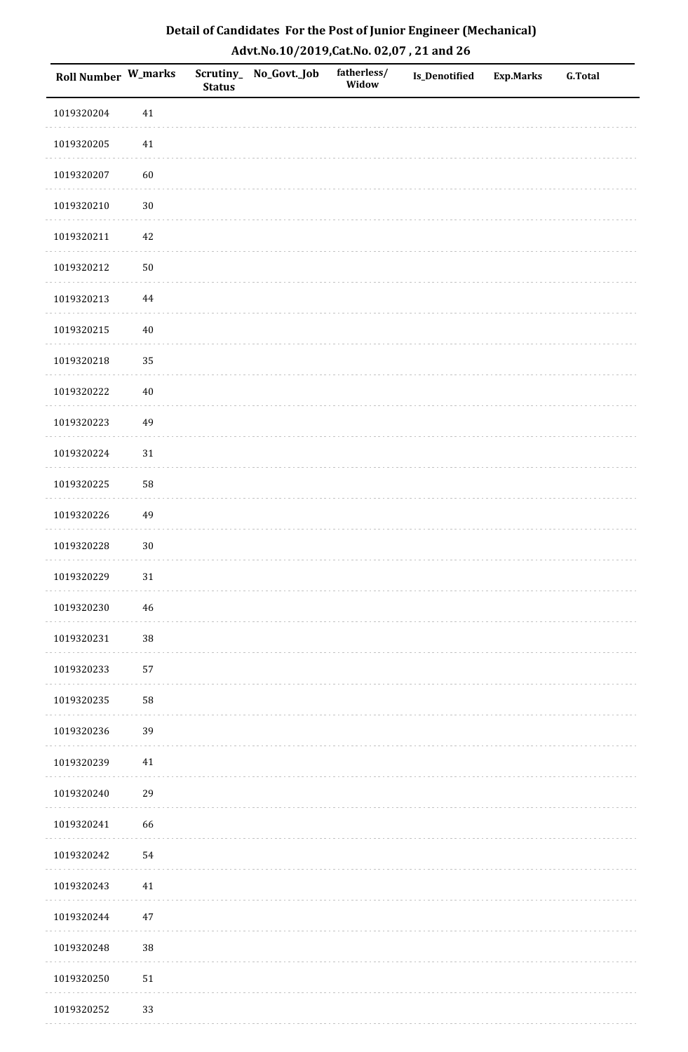# Detail of Candidates For the Post of Junior Engineer (Mechanical)

## Advt.No.10/2019,Cat.No. 02,07 , 21 and 26

| Roll Number | W_marks | Scrutiny_Status | No_Govt._Job | fatherless/Widow | Is_Denotified | Exp.Marks | G.Total |
|---|---|---|---|---|---|---|---|
| 1019320204 | 41 | | | | | | |
| 1019320205 | 41 | | | | | | |
| 1019320207 | 60 | | | | | | |
| 1019320210 | 30 | | | | | | |
| 1019320211 | 42 | | | | | | |
| 1019320212 | 50 | | | | | | |
| 1019320213 | 44 | | | | | | |
| 1019320215 | 40 | | | | | | |
| 1019320218 | 35 | | | | | | |
| 1019320222 | 40 | | | | | | |
| 1019320223 | 49 | | | | | | |
| 1019320224 | 31 | | | | | | |
| 1019320225 | 58 | | | | | | |
| 1019320226 | 49 | | | | | | |
| 1019320228 | 30 | | | | | | |
| 1019320229 | 31 | | | | | | |
| 1019320230 | 46 | | | | | | |
| 1019320231 | 38 | | | | | | |
| 1019320233 | 57 | | | | | | |
| 1019320235 | 58 | | | | | | |
| 1019320236 | 39 | | | | | | |
| 1019320239 | 41 | | | | | | |
| 1019320240 | 29 | | | | | | |
| 1019320241 | 66 | | | | | | |
| 1019320242 | 54 | | | | | | |
| 1019320243 | 41 | | | | | | |
| 1019320244 | 47 | | | | | | |
| 1019320248 | 38 | | | | | | |
| 1019320250 | 51 | | | | | | |
| 1019320252 | 33 | | | | | | |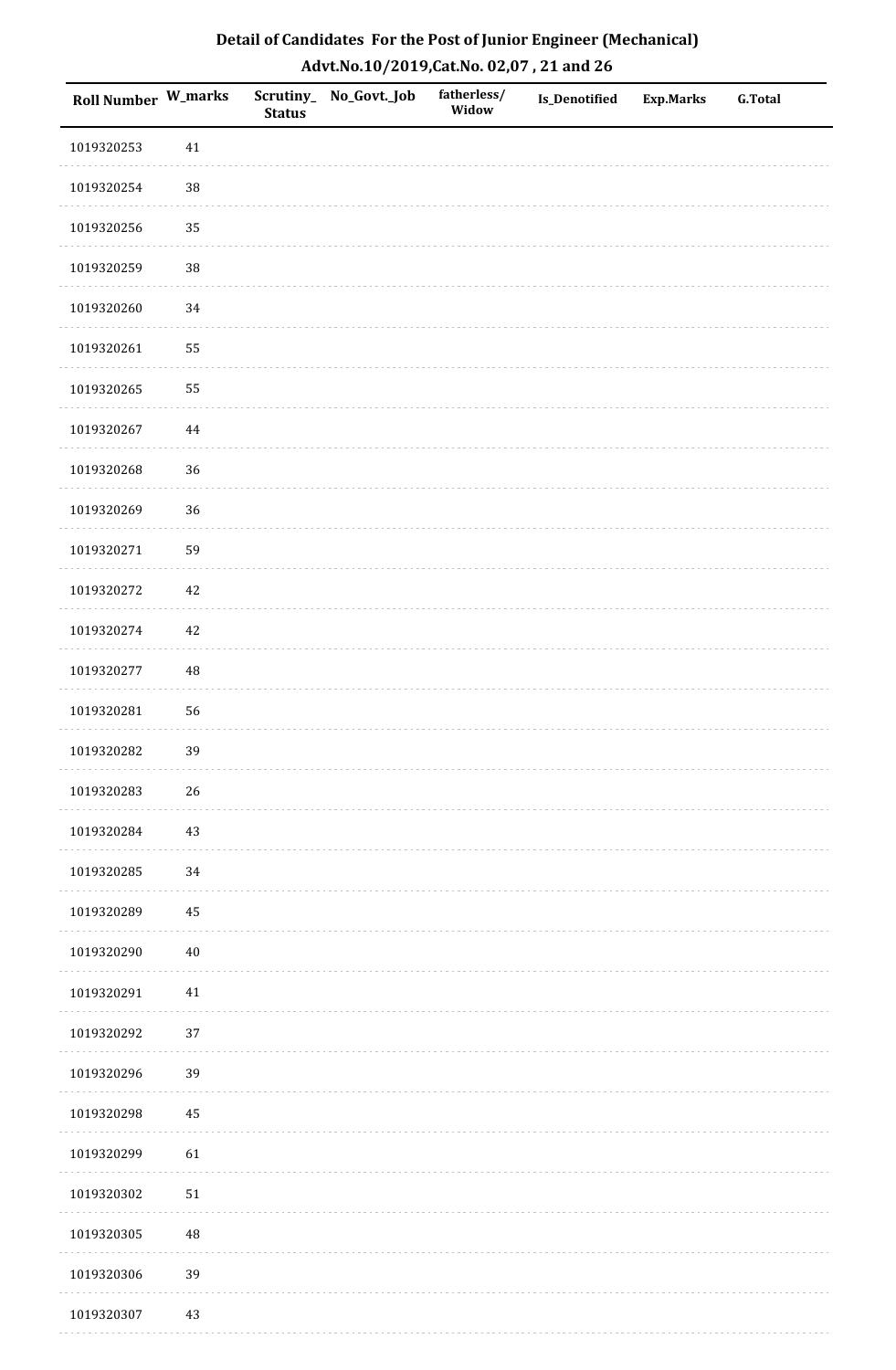# Detail of Candidates For the Post of Junior Engineer (Mechanical)

## Advt.No.10/2019,Cat.No. 02,07 , 21 and 26

| Roll Number | W_marks | Scrutiny_ Status | No_Govt._Job | fatherless/ Widow | Is_Denotified | Exp.Marks | G.Total |
|---|---|---|---|---|---|---|---|
| 1019320253 | 41 | | | | | | |
| 1019320254 | 38 | | | | | | |
| 1019320256 | 35 | | | | | | |
| 1019320259 | 38 | | | | | | |
| 1019320260 | 34 | | | | | | |
| 1019320261 | 55 | | | | | | |
| 1019320265 | 55 | | | | | | |
| 1019320267 | 44 | | | | | | |
| 1019320268 | 36 | | | | | | |
| 1019320269 | 36 | | | | | | |
| 1019320271 | 59 | | | | | | |
| 1019320272 | 42 | | | | | | |
| 1019320274 | 42 | | | | | | |
| 1019320277 | 48 | | | | | | |
| 1019320281 | 56 | | | | | | |
| 1019320282 | 39 | | | | | | |
| 1019320283 | 26 | | | | | | |
| 1019320284 | 43 | | | | | | |
| 1019320285 | 34 | | | | | | |
| 1019320289 | 45 | | | | | | |
| 1019320290 | 40 | | | | | | |
| 1019320291 | 41 | | | | | | |
| 1019320292 | 37 | | | | | | |
| 1019320296 | 39 | | | | | | |
| 1019320298 | 45 | | | | | | |
| 1019320299 | 61 | | | | | | |
| 1019320302 | 51 | | | | | | |
| 1019320305 | 48 | | | | | | |
| 1019320306 | 39 | | | | | | |
| 1019320307 | 43 | | | | | | |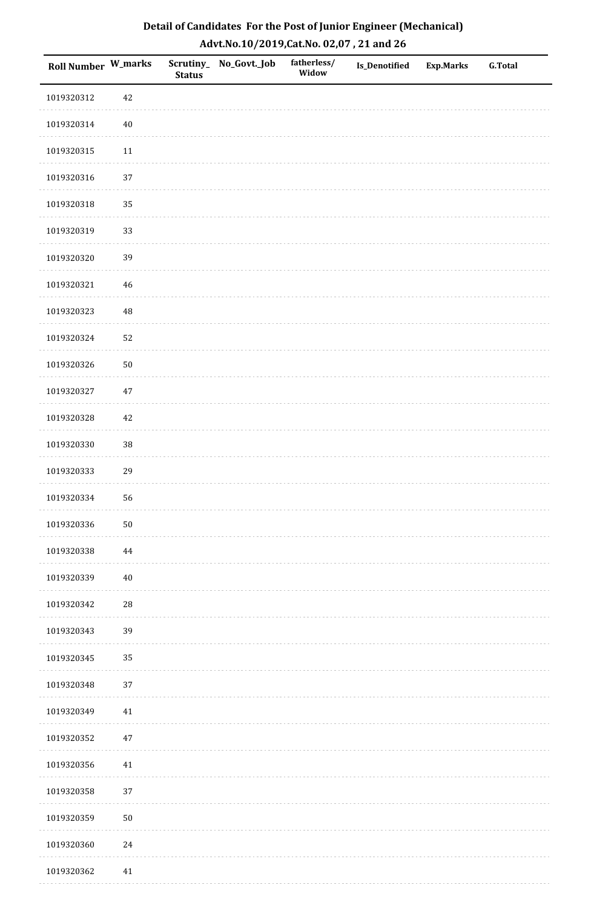# Detail of Candidates For the Post of Junior Engineer (Mechanical)

## Advt.No.10/2019,Cat.No. 02,07 , 21 and 26

| Roll Number | W_marks | Scrutiny_Status | No_Govt._Job | fatherless/Widow | Is_Denotified | Exp.Marks | G.Total |
|---|---|---|---|---|---|---|---|
| 1019320312 | 42 | | | | | | |
| 1019320314 | 40 | | | | | | |
| 1019320315 | 11 | | | | | | |
| 1019320316 | 37 | | | | | | |
| 1019320318 | 35 | | | | | | |
| 1019320319 | 33 | | | | | | |
| 1019320320 | 39 | | | | | | |
| 1019320321 | 46 | | | | | | |
| 1019320323 | 48 | | | | | | |
| 1019320324 | 52 | | | | | | |
| 1019320326 | 50 | | | | | | |
| 1019320327 | 47 | | | | | | |
| 1019320328 | 42 | | | | | | |
| 1019320330 | 38 | | | | | | |
| 1019320333 | 29 | | | | | | |
| 1019320334 | 56 | | | | | | |
| 1019320336 | 50 | | | | | | |
| 1019320338 | 44 | | | | | | |
| 1019320339 | 40 | | | | | | |
| 1019320342 | 28 | | | | | | |
| 1019320343 | 39 | | | | | | |
| 1019320345 | 35 | | | | | | |
| 1019320348 | 37 | | | | | | |
| 1019320349 | 41 | | | | | | |
| 1019320352 | 47 | | | | | | |
| 1019320356 | 41 | | | | | | |
| 1019320358 | 37 | | | | | | |
| 1019320359 | 50 | | | | | | |
| 1019320360 | 24 | | | | | | |
| 1019320362 | 41 | | | | | | |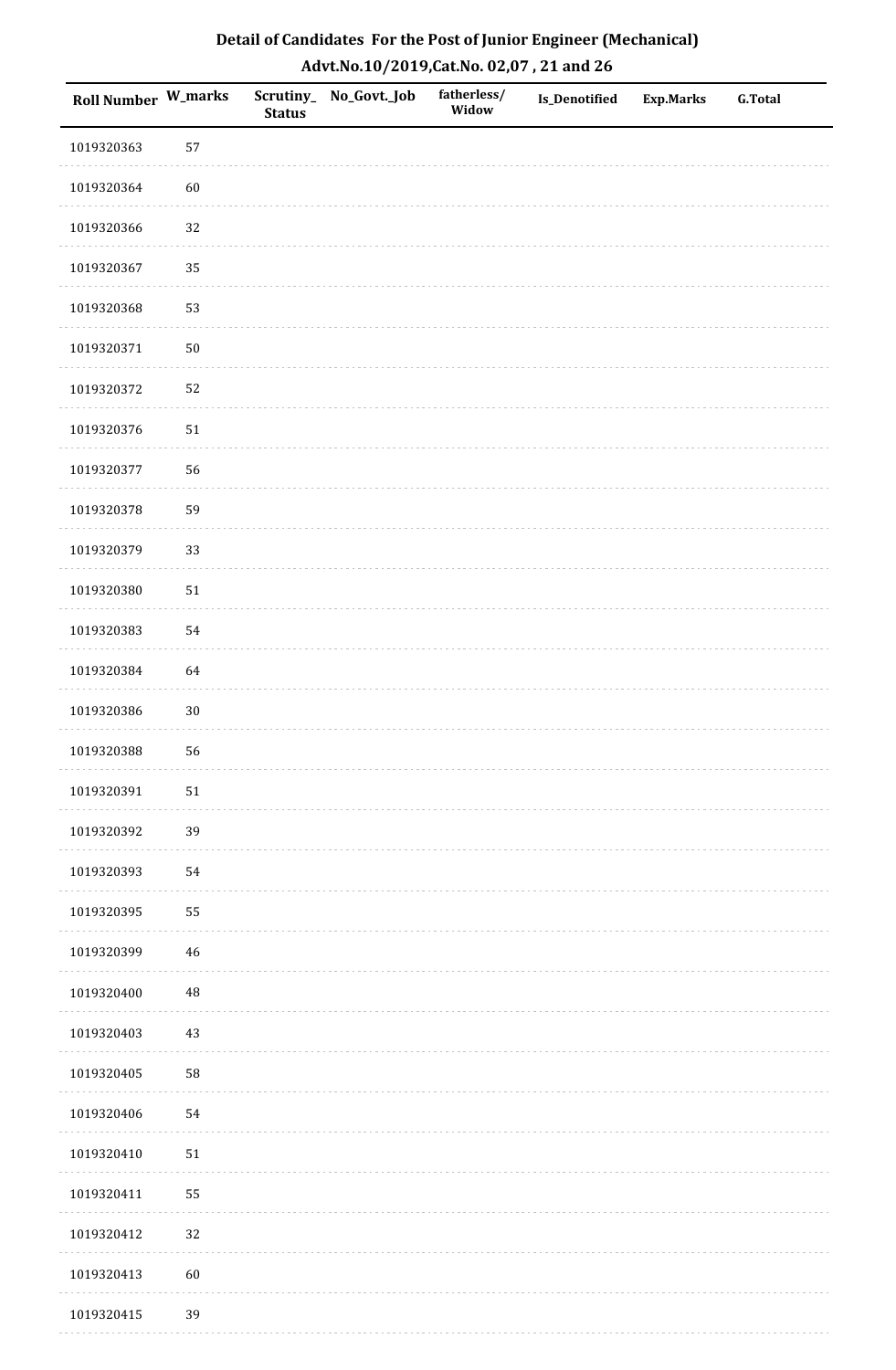# Detail of Candidates For the Post of Junior Engineer (Mechanical)

## Advt.No.10/2019,Cat.No. 02,07 , 21 and 26

| Roll Number | W_marks | Scrutiny_Status | No_Govt._Job | fatherless/Widow | Is_Denotified | Exp.Marks | G.Total |
|---|---|---|---|---|---|---|---|
| 1019320363 | 57 | | | | | | |
| 1019320364 | 60 | | | | | | |
| 1019320366 | 32 | | | | | | |
| 1019320367 | 35 | | | | | | |
| 1019320368 | 53 | | | | | | |
| 1019320371 | 50 | | | | | | |
| 1019320372 | 52 | | | | | | |
| 1019320376 | 51 | | | | | | |
| 1019320377 | 56 | | | | | | |
| 1019320378 | 59 | | | | | | |
| 1019320379 | 33 | | | | | | |
| 1019320380 | 51 | | | | | | |
| 1019320383 | 54 | | | | | | |
| 1019320384 | 64 | | | | | | |
| 1019320386 | 30 | | | | | | |
| 1019320388 | 56 | | | | | | |
| 1019320391 | 51 | | | | | | |
| 1019320392 | 39 | | | | | | |
| 1019320393 | 54 | | | | | | |
| 1019320395 | 55 | | | | | | |
| 1019320399 | 46 | | | | | | |
| 1019320400 | 48 | | | | | | |
| 1019320403 | 43 | | | | | | |
| 1019320405 | 58 | | | | | | |
| 1019320406 | 54 | | | | | | |
| 1019320410 | 51 | | | | | | |
| 1019320411 | 55 | | | | | | |
| 1019320412 | 32 | | | | | | |
| 1019320413 | 60 | | | | | | |
| 1019320415 | 39 | | | | | | |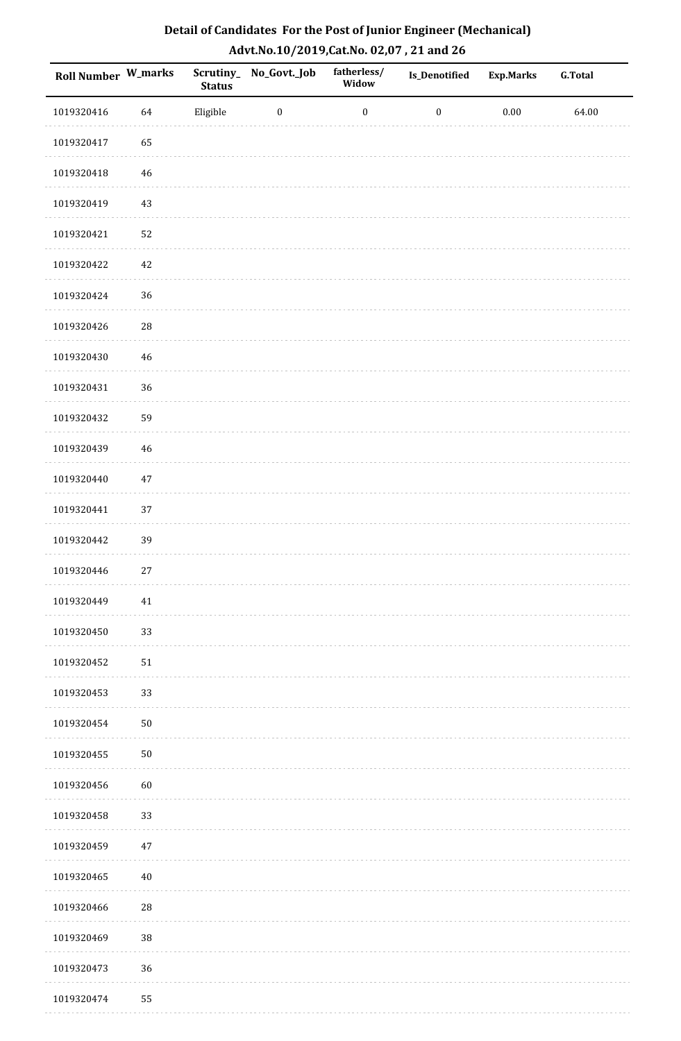## Detail of Candidates For the Post of Junior Engineer (Mechanical)

### Advt.No.10/2019,Cat.No. 02,07 , 21 and 26

| Roll Number | W_marks | Scrutiny_Status | No_Govt._Job | fatherless/Widow | Is_Denotified | Exp.Marks | G.Total |
|---|---|---|---|---|---|---|---|
| 1019320416 | 64 | Eligible | 0 | 0 | 0 | 0.00 | 64.00 |
| 1019320417 | 65 | | | | | | |
| 1019320418 | 46 | | | | | | |
| 1019320419 | 43 | | | | | | |
| 1019320421 | 52 | | | | | | |
| 1019320422 | 42 | | | | | | |
| 1019320424 | 36 | | | | | | |
| 1019320426 | 28 | | | | | | |
| 1019320430 | 46 | | | | | | |
| 1019320431 | 36 | | | | | | |
| 1019320432 | 59 | | | | | | |
| 1019320439 | 46 | | | | | | |
| 1019320440 | 47 | | | | | | |
| 1019320441 | 37 | | | | | | |
| 1019320442 | 39 | | | | | | |
| 1019320446 | 27 | | | | | | |
| 1019320449 | 41 | | | | | | |
| 1019320450 | 33 | | | | | | |
| 1019320452 | 51 | | | | | | |
| 1019320453 | 33 | | | | | | |
| 1019320454 | 50 | | | | | | |
| 1019320455 | 50 | | | | | | |
| 1019320456 | 60 | | | | | | |
| 1019320458 | 33 | | | | | | |
| 1019320459 | 47 | | | | | | |
| 1019320465 | 40 | | | | | | |
| 1019320466 | 28 | | | | | | |
| 1019320469 | 38 | | | | | | |
| 1019320473 | 36 | | | | | | |
| 1019320474 | 55 | | | | | | |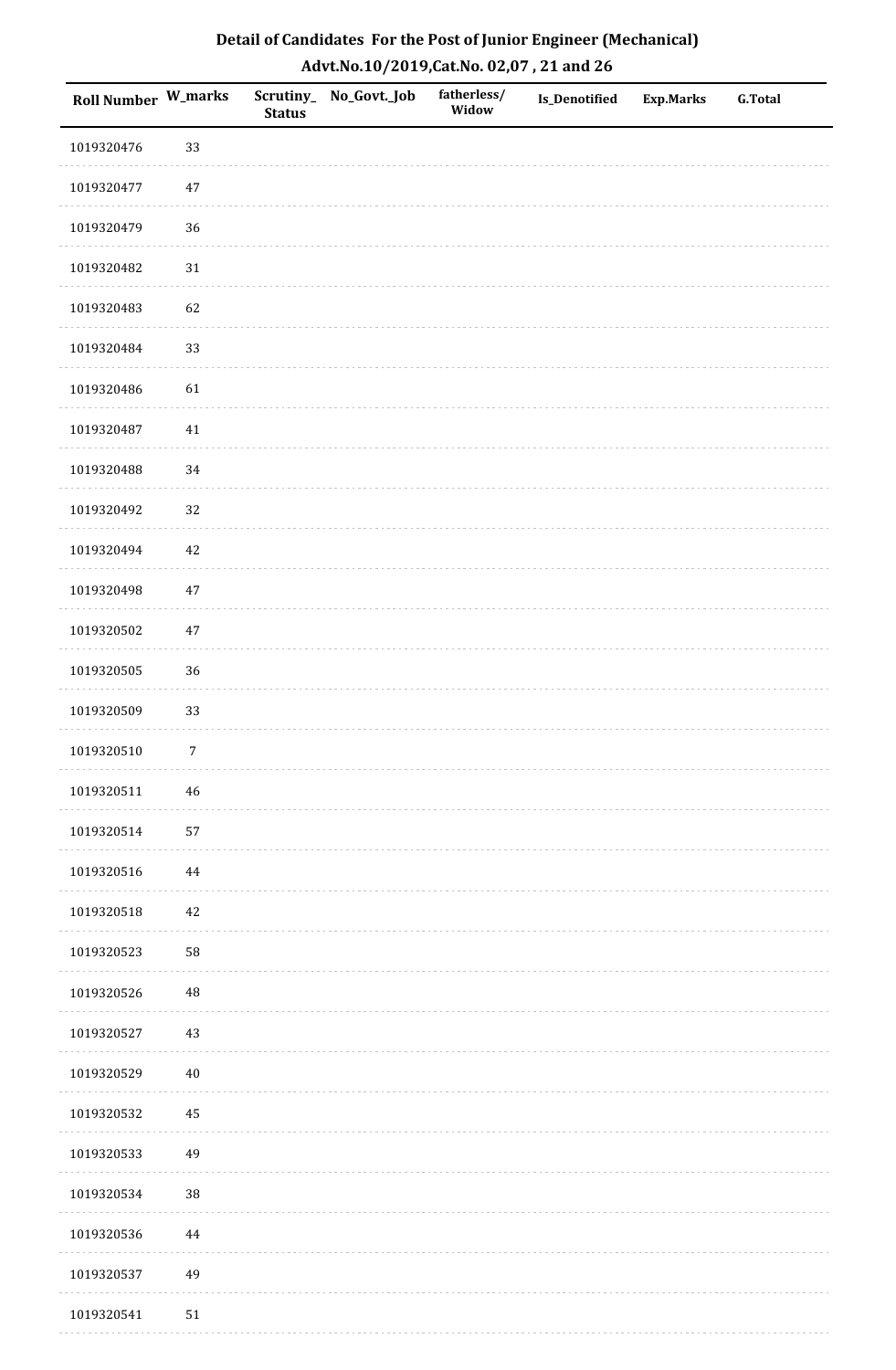# Detail of Candidates For the Post of Junior Engineer (Mechanical)

## Advt.No.10/2019,Cat.No. 02,07 , 21 and 26

| Roll Number | W_marks | Scrutiny_ Status | No_Govt._Job | fatherless/ Widow | Is_Denotified | Exp.Marks | G.Total |
|---|---|---|---|---|---|---|---|
| 1019320476 | 33 | | | | | | |
| 1019320477 | 47 | | | | | | |
| 1019320479 | 36 | | | | | | |
| 1019320482 | 31 | | | | | | |
| 1019320483 | 62 | | | | | | |
| 1019320484 | 33 | | | | | | |
| 1019320486 | 61 | | | | | | |
| 1019320487 | 41 | | | | | | |
| 1019320488 | 34 | | | | | | |
| 1019320492 | 32 | | | | | | |
| 1019320494 | 42 | | | | | | |
| 1019320498 | 47 | | | | | | |
| 1019320502 | 47 | | | | | | |
| 1019320505 | 36 | | | | | | |
| 1019320509 | 33 | | | | | | |
| 1019320510 | 7 | | | | | | |
| 1019320511 | 46 | | | | | | |
| 1019320514 | 57 | | | | | | |
| 1019320516 | 44 | | | | | | |
| 1019320518 | 42 | | | | | | |
| 1019320523 | 58 | | | | | | |
| 1019320526 | 48 | | | | | | |
| 1019320527 | 43 | | | | | | |
| 1019320529 | 40 | | | | | | |
| 1019320532 | 45 | | | | | | |
| 1019320533 | 49 | | | | | | |
| 1019320534 | 38 | | | | | | |
| 1019320536 | 44 | | | | | | |
| 1019320537 | 49 | | | | | | |
| 1019320541 | 51 | | | | | | |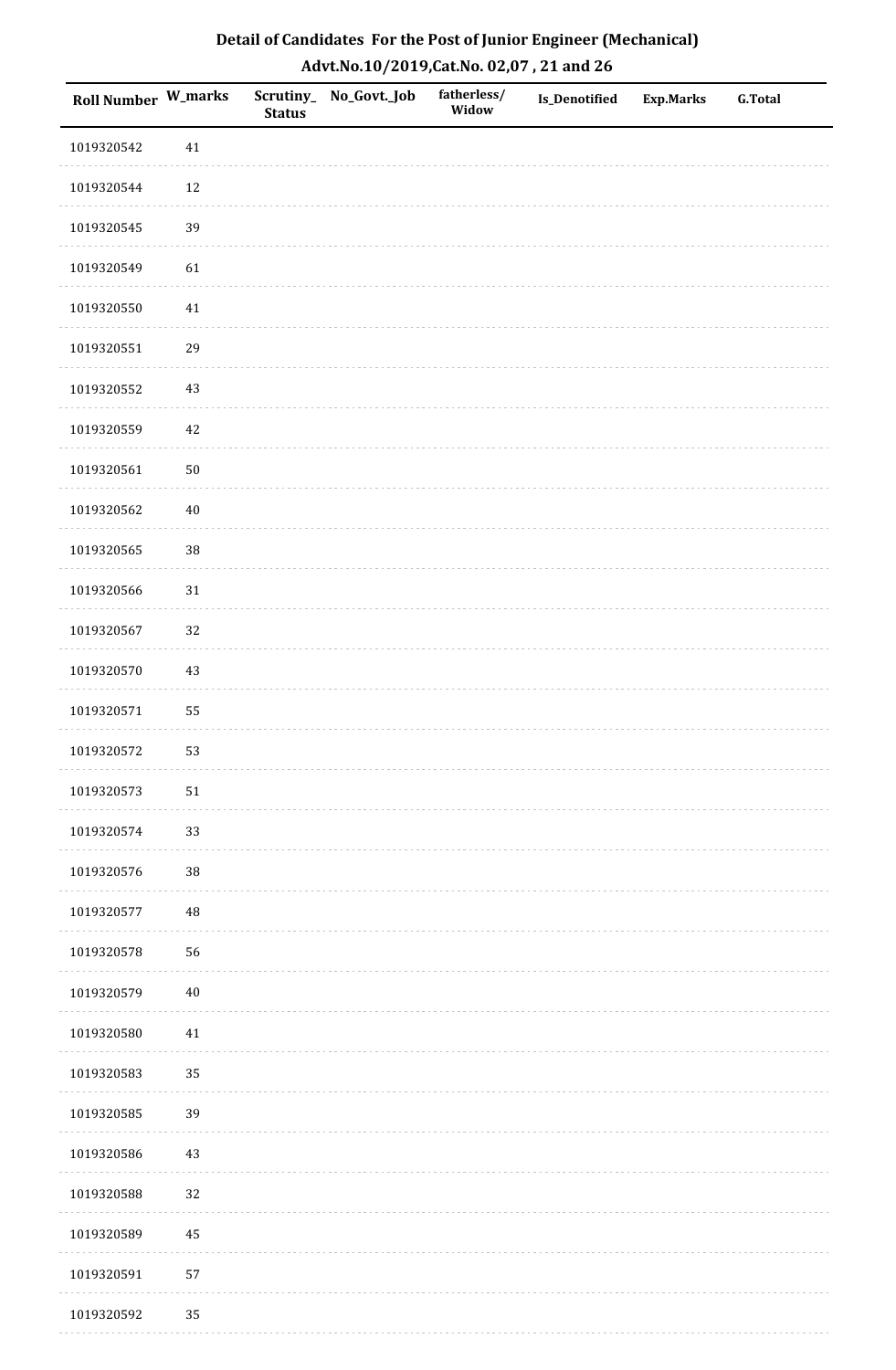## Detail of Candidates For the Post of Junior Engineer (Mechanical)

### Advt.No.10/2019,Cat.No. 02,07 , 21 and 26

| Roll Number | W_marks | Scrutiny_Status | No_Govt._Job | fatherless/Widow | Is_Denotified | Exp.Marks | G.Total |
|---|---|---|---|---|---|---|---|
| 1019320542 | 41 | | | | | | |
| 1019320544 | 12 | | | | | | |
| 1019320545 | 39 | | | | | | |
| 1019320549 | 61 | | | | | | |
| 1019320550 | 41 | | | | | | |
| 1019320551 | 29 | | | | | | |
| 1019320552 | 43 | | | | | | |
| 1019320559 | 42 | | | | | | |
| 1019320561 | 50 | | | | | | |
| 1019320562 | 40 | | | | | | |
| 1019320565 | 38 | | | | | | |
| 1019320566 | 31 | | | | | | |
| 1019320567 | 32 | | | | | | |
| 1019320570 | 43 | | | | | | |
| 1019320571 | 55 | | | | | | |
| 1019320572 | 53 | | | | | | |
| 1019320573 | 51 | | | | | | |
| 1019320574 | 33 | | | | | | |
| 1019320576 | 38 | | | | | | |
| 1019320577 | 48 | | | | | | |
| 1019320578 | 56 | | | | | | |
| 1019320579 | 40 | | | | | | |
| 1019320580 | 41 | | | | | | |
| 1019320583 | 35 | | | | | | |
| 1019320585 | 39 | | | | | | |
| 1019320586 | 43 | | | | | | |
| 1019320588 | 32 | | | | | | |
| 1019320589 | 45 | | | | | | |
| 1019320591 | 57 | | | | | | |
| 1019320592 | 35 | | | | | | |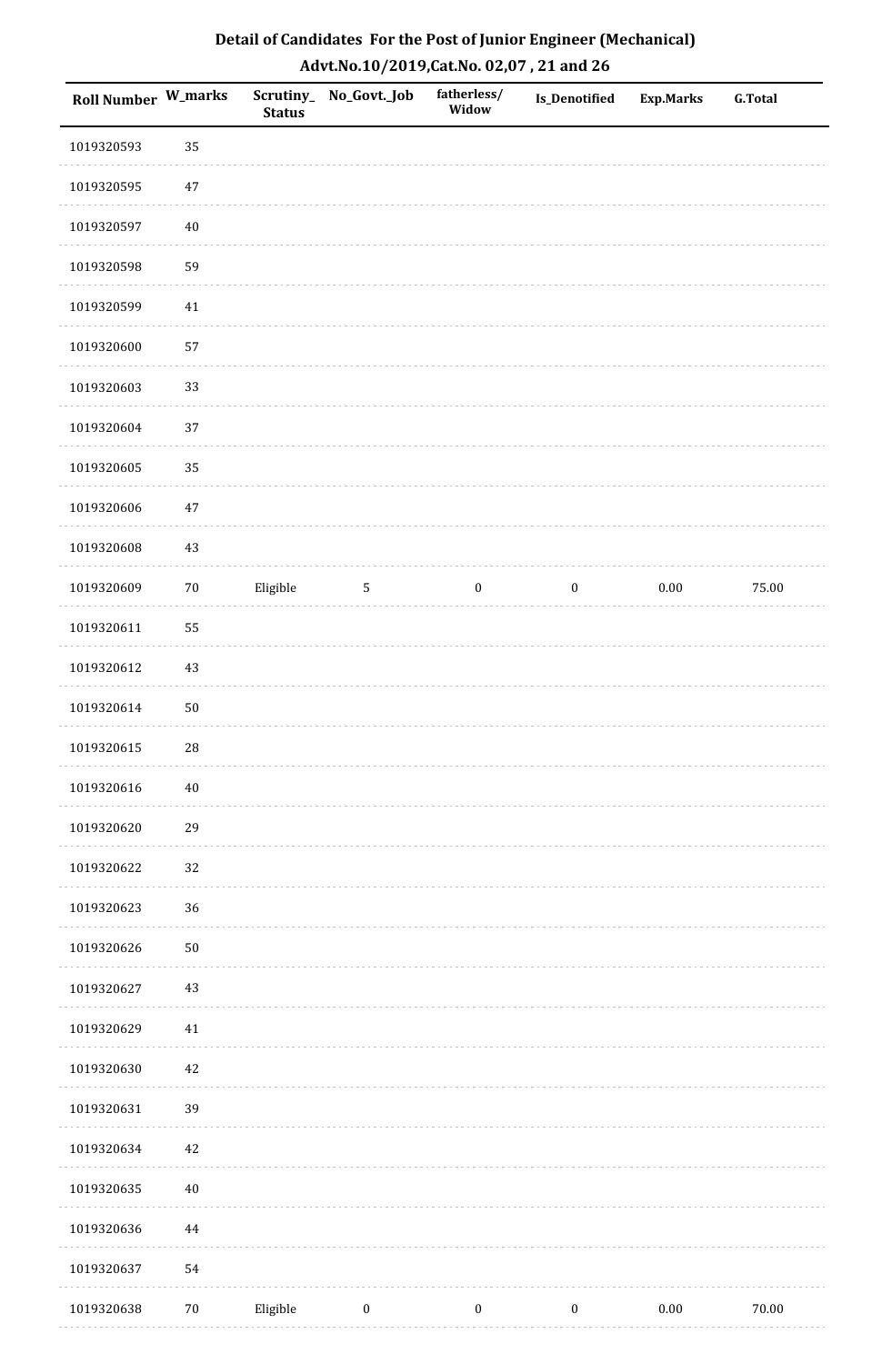## Detail of Candidates For the Post of Junior Engineer (Mechanical)

## Advt.No.10/2019,Cat.No. 02,07 , 21 and 26

| Roll Number | W_marks | Scrutiny_Status | No_Govt._Job | fatherless/Widow | Is_Denotified | Exp.Marks | G.Total |
|---|---|---|---|---|---|---|---|
| 1019320593 | 35 | | | | | | |
| 1019320595 | 47 | | | | | | |
| 1019320597 | 40 | | | | | | |
| 1019320598 | 59 | | | | | | |
| 1019320599 | 41 | | | | | | |
| 1019320600 | 57 | | | | | | |
| 1019320603 | 33 | | | | | | |
| 1019320604 | 37 | | | | | | |
| 1019320605 | 35 | | | | | | |
| 1019320606 | 47 | | | | | | |
| 1019320608 | 43 | | | | | | |
| 1019320609 | 70 | Eligible | 5 | 0 | 0 | 0.00 | 75.00 |
| 1019320611 | 55 | | | | | | |
| 1019320612 | 43 | | | | | | |
| 1019320614 | 50 | | | | | | |
| 1019320615 | 28 | | | | | | |
| 1019320616 | 40 | | | | | | |
| 1019320620 | 29 | | | | | | |
| 1019320622 | 32 | | | | | | |
| 1019320623 | 36 | | | | | | |
| 1019320626 | 50 | | | | | | |
| 1019320627 | 43 | | | | | | |
| 1019320629 | 41 | | | | | | |
| 1019320630 | 42 | | | | | | |
| 1019320631 | 39 | | | | | | |
| 1019320634 | 42 | | | | | | |
| 1019320635 | 40 | | | | | | |
| 1019320636 | 44 | | | | | | |
| 1019320637 | 54 | | | | | | |
| 1019320638 | 70 | Eligible | 0 | 0 | 0 | 0.00 | 70.00 |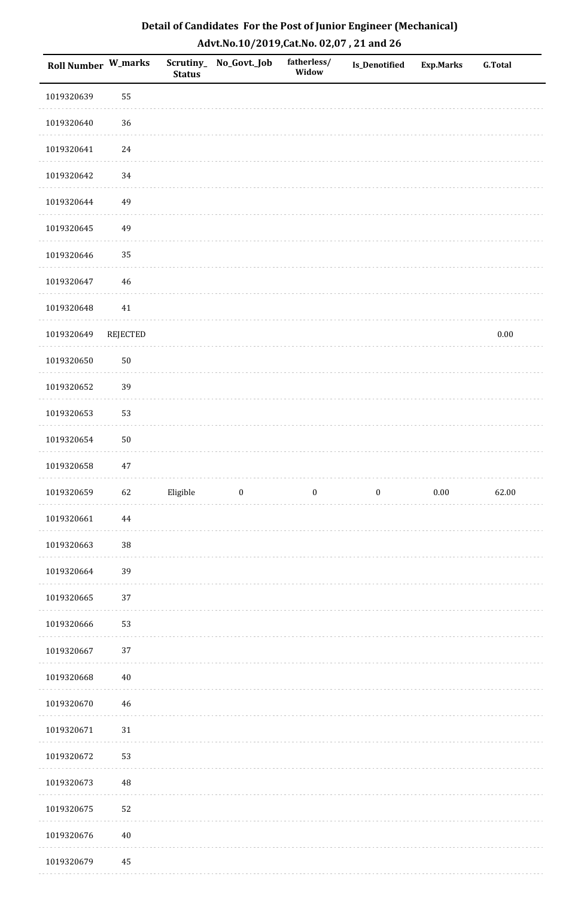# Detail of Candidates For the Post of Junior Engineer (Mechanical)

## Advt.No.10/2019,Cat.No. 02,07 , 21 and 26

| Roll Number | W_marks | Scrutiny_ Status | No_Govt._Job | fatherless/ Widow | Is_Denotified | Exp.Marks | G.Total |
|---|---|---|---|---|---|---|---|
| 1019320639 | 55 | | | | | | |
| 1019320640 | 36 | | | | | | |
| 1019320641 | 24 | | | | | | |
| 1019320642 | 34 | | | | | | |
| 1019320644 | 49 | | | | | | |
| 1019320645 | 49 | | | | | | |
| 1019320646 | 35 | | | | | | |
| 1019320647 | 46 | | | | | | |
| 1019320648 | 41 | | | | | | |
| 1019320649 | REJECTED | | | | | | 0.00 |
| 1019320650 | 50 | | | | | | |
| 1019320652 | 39 | | | | | | |
| 1019320653 | 53 | | | | | | |
| 1019320654 | 50 | | | | | | |
| 1019320658 | 47 | | | | | | |
| 1019320659 | 62 | Eligible | 0 | 0 | 0 | 0.00 | 62.00 |
| 1019320661 | 44 | | | | | | |
| 1019320663 | 38 | | | | | | |
| 1019320664 | 39 | | | | | | |
| 1019320665 | 37 | | | | | | |
| 1019320666 | 53 | | | | | | |
| 1019320667 | 37 | | | | | | |
| 1019320668 | 40 | | | | | | |
| 1019320670 | 46 | | | | | | |
| 1019320671 | 31 | | | | | | |
| 1019320672 | 53 | | | | | | |
| 1019320673 | 48 | | | | | | |
| 1019320675 | 52 | | | | | | |
| 1019320676 | 40 | | | | | | |
| 1019320679 | 45 | | | | | | |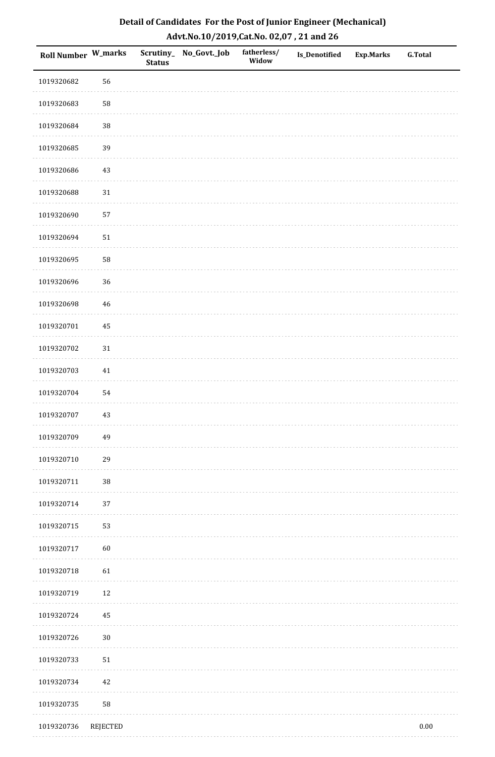## Detail of Candidates For the Post of Junior Engineer (Mechanical)
## Advt.No.10/2019,Cat.No. 02,07 , 21 and 26

| Roll Number | W_marks | Scrutiny_Status | No_Govt._Job | fatherless/Widow | Is_Denotified | Exp.Marks | G.Total |
|---|---|---|---|---|---|---|---|
| 1019320682 | 56 | | | | | | |
| 1019320683 | 58 | | | | | | |
| 1019320684 | 38 | | | | | | |
| 1019320685 | 39 | | | | | | |
| 1019320686 | 43 | | | | | | |
| 1019320688 | 31 | | | | | | |
| 1019320690 | 57 | | | | | | |
| 1019320694 | 51 | | | | | | |
| 1019320695 | 58 | | | | | | |
| 1019320696 | 36 | | | | | | |
| 1019320698 | 46 | | | | | | |
| 1019320701 | 45 | | | | | | |
| 1019320702 | 31 | | | | | | |
| 1019320703 | 41 | | | | | | |
| 1019320704 | 54 | | | | | | |
| 1019320707 | 43 | | | | | | |
| 1019320709 | 49 | | | | | | |
| 1019320710 | 29 | | | | | | |
| 1019320711 | 38 | | | | | | |
| 1019320714 | 37 | | | | | | |
| 1019320715 | 53 | | | | | | |
| 1019320717 | 60 | | | | | | |
| 1019320718 | 61 | | | | | | |
| 1019320719 | 12 | | | | | | |
| 1019320724 | 45 | | | | | | |
| 1019320726 | 30 | | | | | | |
| 1019320733 | 51 | | | | | | |
| 1019320734 | 42 | | | | | | |
| 1019320735 | 58 | | | | | | |
| 1019320736 | REJECTED | | | | | | 0.00 |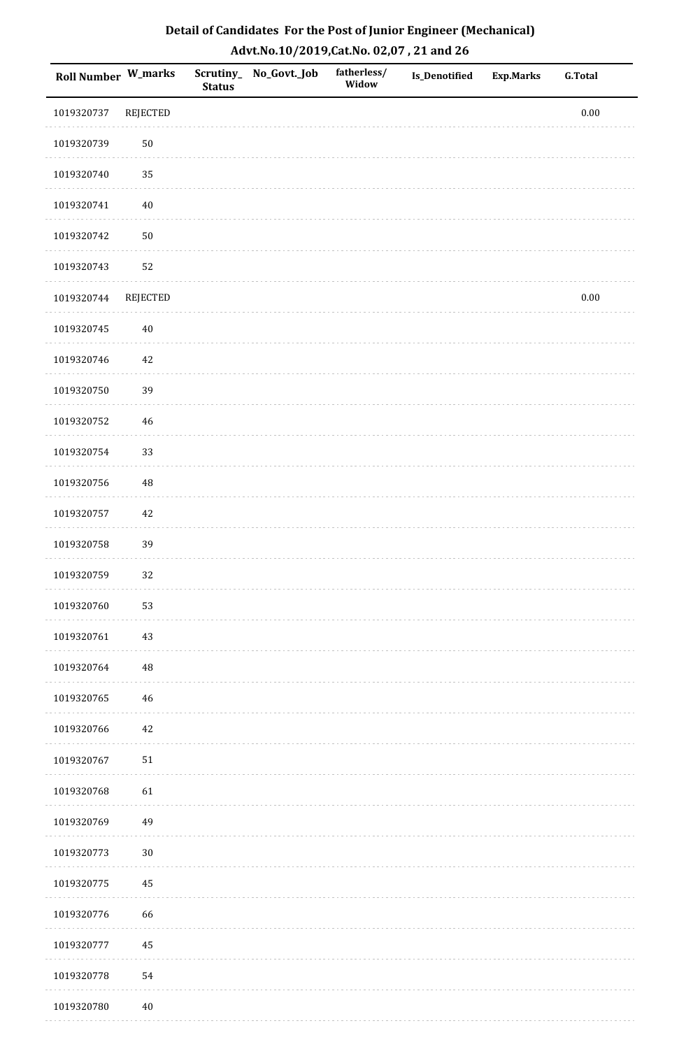## Detail of Candidates For the Post of Junior Engineer (Mechanical)
## Advt.No.10/2019,Cat.No. 02,07 , 21 and 26

| Roll Number | W_marks | Scrutiny_ Status | No_Govt._Job | fatherless/ Widow | Is_Denotified | Exp.Marks | G.Total |
|---|---|---|---|---|---|---|---|
| 1019320737 | REJECTED | | | | | | 0.00 |
| 1019320739 | 50 | | | | | | |
| 1019320740 | 35 | | | | | | |
| 1019320741 | 40 | | | | | | |
| 1019320742 | 50 | | | | | | |
| 1019320743 | 52 | | | | | | |
| 1019320744 | REJECTED | | | | | | 0.00 |
| 1019320745 | 40 | | | | | | |
| 1019320746 | 42 | | | | | | |
| 1019320750 | 39 | | | | | | |
| 1019320752 | 46 | | | | | | |
| 1019320754 | 33 | | | | | | |
| 1019320756 | 48 | | | | | | |
| 1019320757 | 42 | | | | | | |
| 1019320758 | 39 | | | | | | |
| 1019320759 | 32 | | | | | | |
| 1019320760 | 53 | | | | | | |
| 1019320761 | 43 | | | | | | |
| 1019320764 | 48 | | | | | | |
| 1019320765 | 46 | | | | | | |
| 1019320766 | 42 | | | | | | |
| 1019320767 | 51 | | | | | | |
| 1019320768 | 61 | | | | | | |
| 1019320769 | 49 | | | | | | |
| 1019320773 | 30 | | | | | | |
| 1019320775 | 45 | | | | | | |
| 1019320776 | 66 | | | | | | |
| 1019320777 | 45 | | | | | | |
| 1019320778 | 54 | | | | | | |
| 1019320780 | 40 | | | | | | |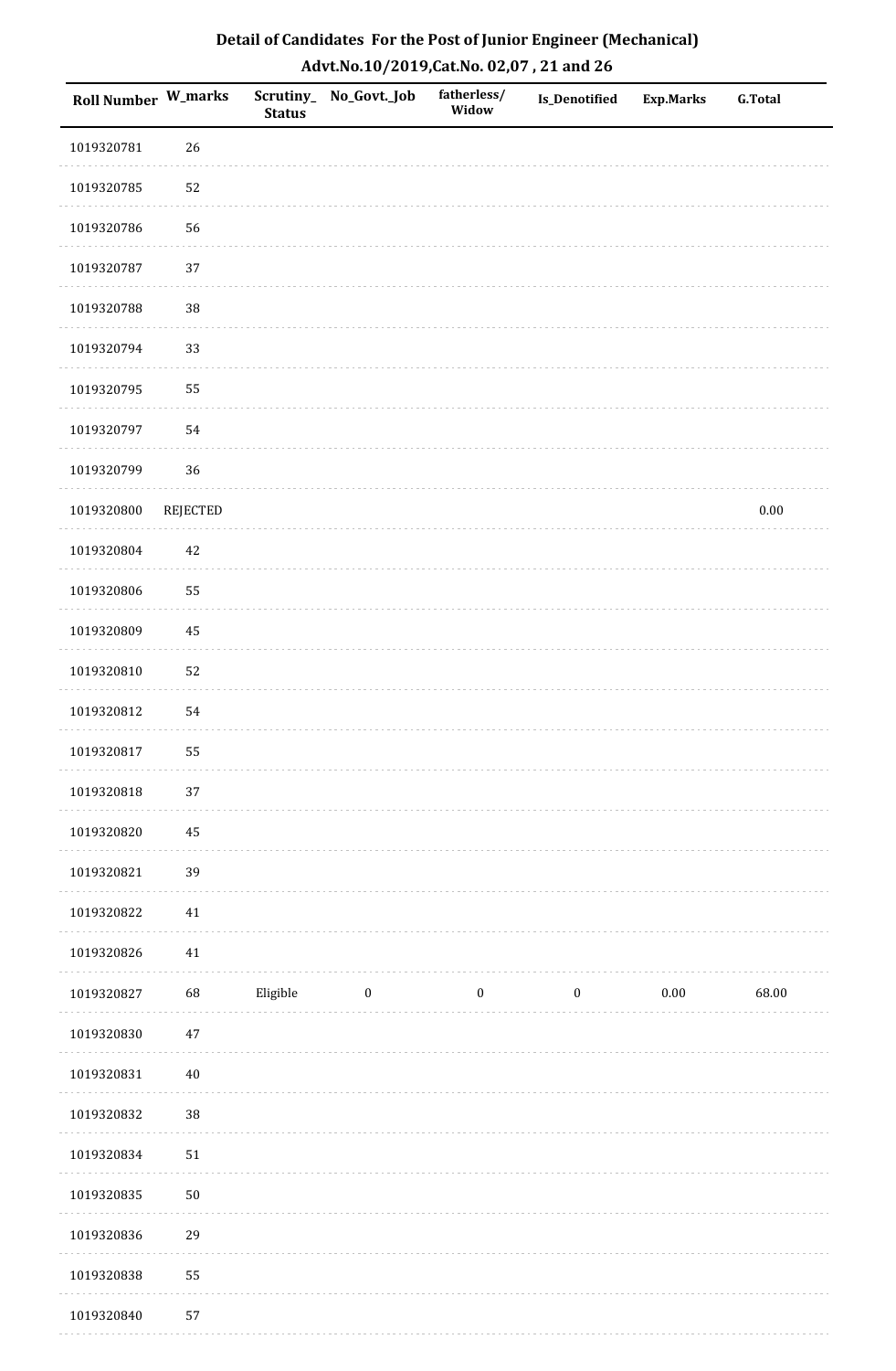# Detail of Candidates For the Post of Junior Engineer (Mechanical)

## Advt.No.10/2019,Cat.No. 02,07 , 21 and 26

| Roll Number | W_marks | Scrutiny_Status | No_Govt._Job | fatherless/Widow | Is_Denotified | Exp.Marks | G.Total |
|---|---|---|---|---|---|---|---|
| 1019320781 | 26 | | | | | | |
| 1019320785 | 52 | | | | | | |
| 1019320786 | 56 | | | | | | |
| 1019320787 | 37 | | | | | | |
| 1019320788 | 38 | | | | | | |
| 1019320794 | 33 | | | | | | |
| 1019320795 | 55 | | | | | | |
| 1019320797 | 54 | | | | | | |
| 1019320799 | 36 | | | | | | |
| 1019320800 | REJECTED | | | | | | 0.00 |
| 1019320804 | 42 | | | | | | |
| 1019320806 | 55 | | | | | | |
| 1019320809 | 45 | | | | | | |
| 1019320810 | 52 | | | | | | |
| 1019320812 | 54 | | | | | | |
| 1019320817 | 55 | | | | | | |
| 1019320818 | 37 | | | | | | |
| 1019320820 | 45 | | | | | | |
| 1019320821 | 39 | | | | | | |
| 1019320822 | 41 | | | | | | |
| 1019320826 | 41 | | | | | | |
| 1019320827 | 68 | Eligible | 0 | 0 | 0 | 0.00 | 68.00 |
| 1019320830 | 47 | | | | | | |
| 1019320831 | 40 | | | | | | |
| 1019320832 | 38 | | | | | | |
| 1019320834 | 51 | | | | | | |
| 1019320835 | 50 | | | | | | |
| 1019320836 | 29 | | | | | | |
| 1019320838 | 55 | | | | | | |
| 1019320840 | 57 | | | | | | |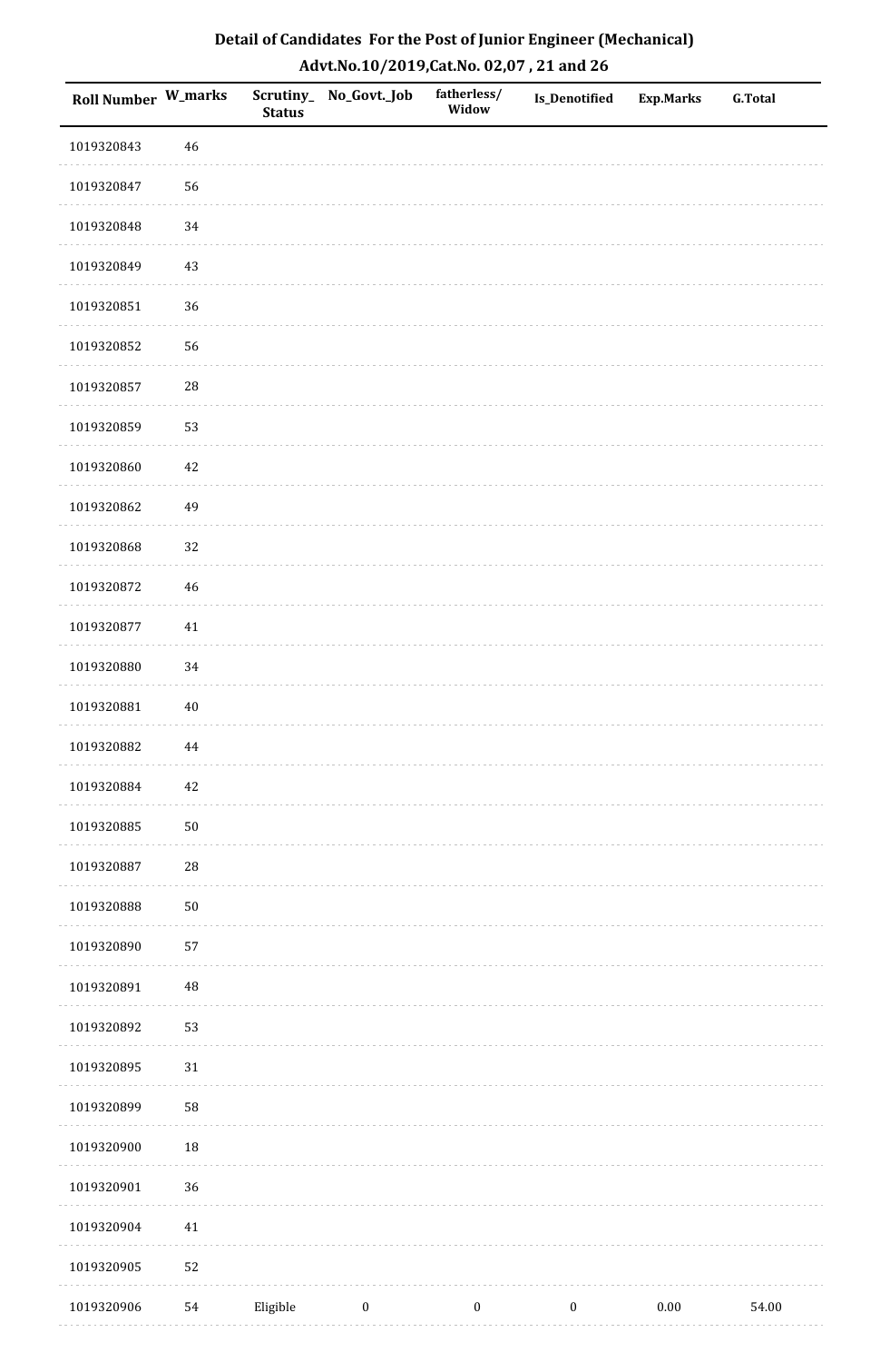# Detail of Candidates For the Post of Junior Engineer (Mechanical)

## Advt.No.10/2019,Cat.No. 02,07 , 21 and 26

| Roll Number | W_marks | Scrutiny_Status | No_Govt._Job | fatherless/Widow | Is_Denotified | Exp.Marks | G.Total |
|---|---|---|---|---|---|---|---|
| 1019320843 | 46 | | | | | | |
| 1019320847 | 56 | | | | | | |
| 1019320848 | 34 | | | | | | |
| 1019320849 | 43 | | | | | | |
| 1019320851 | 36 | | | | | | |
| 1019320852 | 56 | | | | | | |
| 1019320857 | 28 | | | | | | |
| 1019320859 | 53 | | | | | | |
| 1019320860 | 42 | | | | | | |
| 1019320862 | 49 | | | | | | |
| 1019320868 | 32 | | | | | | |
| 1019320872 | 46 | | | | | | |
| 1019320877 | 41 | | | | | | |
| 1019320880 | 34 | | | | | | |
| 1019320881 | 40 | | | | | | |
| 1019320882 | 44 | | | | | | |
| 1019320884 | 42 | | | | | | |
| 1019320885 | 50 | | | | | | |
| 1019320887 | 28 | | | | | | |
| 1019320888 | 50 | | | | | | |
| 1019320890 | 57 | | | | | | |
| 1019320891 | 48 | | | | | | |
| 1019320892 | 53 | | | | | | |
| 1019320895 | 31 | | | | | | |
| 1019320899 | 58 | | | | | | |
| 1019320900 | 18 | | | | | | |
| 1019320901 | 36 | | | | | | |
| 1019320904 | 41 | | | | | | |
| 1019320905 | 52 | | | | | | |
| 1019320906 | 54 | Eligible | 0 | 0 | 0 | 0.00 | 54.00 |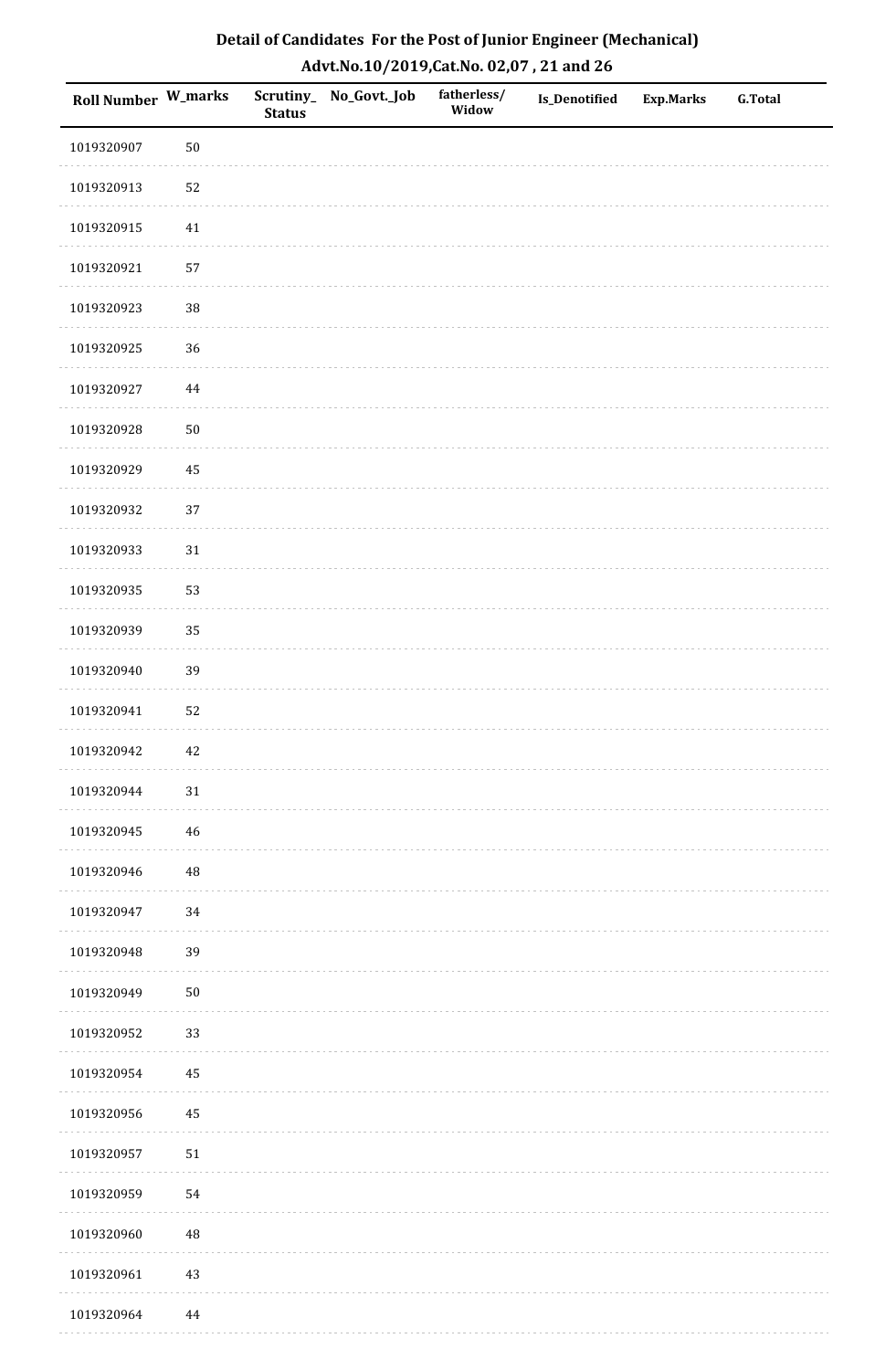# Detail of Candidates For the Post of Junior Engineer (Mechanical)

## Advt.No.10/2019,Cat.No. 02,07 , 21 and 26

| Roll Number | W_marks | Scrutiny_ Status | No_Govt._Job | fatherless/ Widow | Is_Denotified | Exp.Marks | G.Total |
|---|---|---|---|---|---|---|---|
| 1019320907 | 50 | | | | | | |
| 1019320913 | 52 | | | | | | |
| 1019320915 | 41 | | | | | | |
| 1019320921 | 57 | | | | | | |
| 1019320923 | 38 | | | | | | |
| 1019320925 | 36 | | | | | | |
| 1019320927 | 44 | | | | | | |
| 1019320928 | 50 | | | | | | |
| 1019320929 | 45 | | | | | | |
| 1019320932 | 37 | | | | | | |
| 1019320933 | 31 | | | | | | |
| 1019320935 | 53 | | | | | | |
| 1019320939 | 35 | | | | | | |
| 1019320940 | 39 | | | | | | |
| 1019320941 | 52 | | | | | | |
| 1019320942 | 42 | | | | | | |
| 1019320944 | 31 | | | | | | |
| 1019320945 | 46 | | | | | | |
| 1019320946 | 48 | | | | | | |
| 1019320947 | 34 | | | | | | |
| 1019320948 | 39 | | | | | | |
| 1019320949 | 50 | | | | | | |
| 1019320952 | 33 | | | | | | |
| 1019320954 | 45 | | | | | | |
| 1019320956 | 45 | | | | | | |
| 1019320957 | 51 | | | | | | |
| 1019320959 | 54 | | | | | | |
| 1019320960 | 48 | | | | | | |
| 1019320961 | 43 | | | | | | |
| 1019320964 | 44 | | | | | | |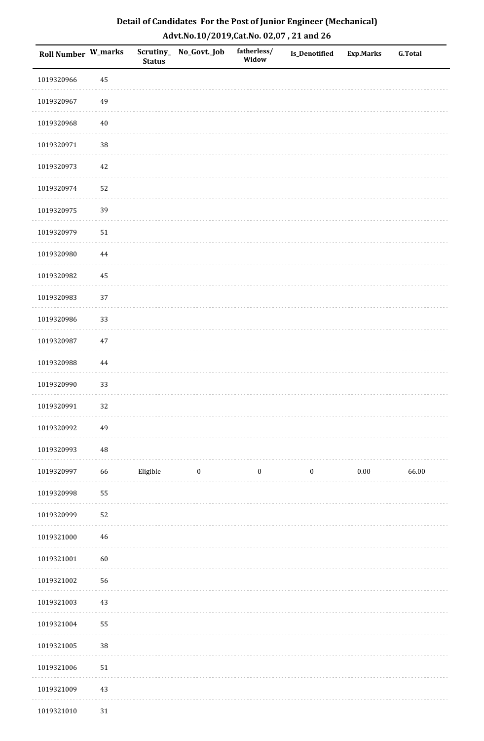# Detail of Candidates For the Post of Junior Engineer (Mechanical)

## Advt.No.10/2019,Cat.No. 02,07 , 21 and 26

| Roll Number | W_marks | Scrutiny_Status | No_Govt._Job | fatherless/Widow | Is_Denotified | Exp.Marks | G.Total |
|---|---|---|---|---|---|---|---|
| 1019320966 | 45 | | | | | | |
| 1019320967 | 49 | | | | | | |
| 1019320968 | 40 | | | | | | |
| 1019320971 | 38 | | | | | | |
| 1019320973 | 42 | | | | | | |
| 1019320974 | 52 | | | | | | |
| 1019320975 | 39 | | | | | | |
| 1019320979 | 51 | | | | | | |
| 1019320980 | 44 | | | | | | |
| 1019320982 | 45 | | | | | | |
| 1019320983 | 37 | | | | | | |
| 1019320986 | 33 | | | | | | |
| 1019320987 | 47 | | | | | | |
| 1019320988 | 44 | | | | | | |
| 1019320990 | 33 | | | | | | |
| 1019320991 | 32 | | | | | | |
| 1019320992 | 49 | | | | | | |
| 1019320993 | 48 | | | | | | |
| 1019320997 | 66 | Eligible | 0 | 0 | 0 | 0.00 | 66.00 |
| 1019320998 | 55 | | | | | | |
| 1019320999 | 52 | | | | | | |
| 1019321000 | 46 | | | | | | |
| 1019321001 | 60 | | | | | | |
| 1019321002 | 56 | | | | | | |
| 1019321003 | 43 | | | | | | |
| 1019321004 | 55 | | | | | | |
| 1019321005 | 38 | | | | | | |
| 1019321006 | 51 | | | | | | |
| 1019321009 | 43 | | | | | | |
| 1019321010 | 31 | | | | | | |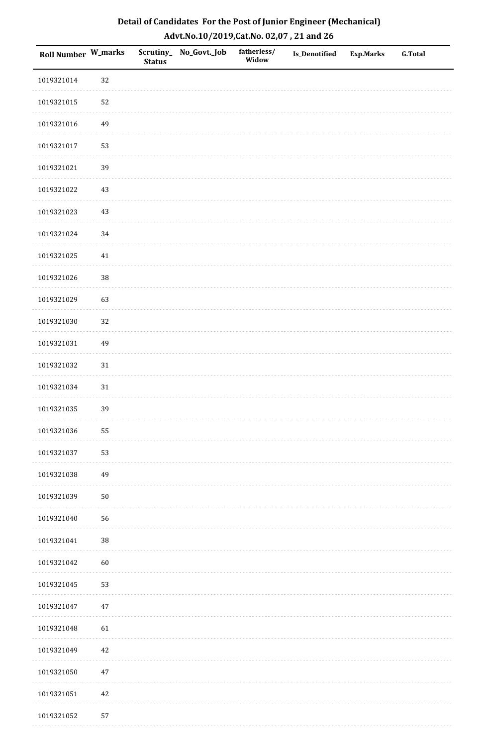## Detail of Candidates For the Post of Junior Engineer (Mechanical)
### Advt.No.10/2019,Cat.No. 02,07 , 21 and 26

| Roll Number | W_marks | Scrutiny_Status | No_Govt._Job | fatherless/Widow | Is_Denotified | Exp.Marks | G.Total |
|---|---|---|---|---|---|---|---|
| 1019321014 | 32 | | | | | | |
| 1019321015 | 52 | | | | | | |
| 1019321016 | 49 | | | | | | |
| 1019321017 | 53 | | | | | | |
| 1019321021 | 39 | | | | | | |
| 1019321022 | 43 | | | | | | |
| 1019321023 | 43 | | | | | | |
| 1019321024 | 34 | | | | | | |
| 1019321025 | 41 | | | | | | |
| 1019321026 | 38 | | | | | | |
| 1019321029 | 63 | | | | | | |
| 1019321030 | 32 | | | | | | |
| 1019321031 | 49 | | | | | | |
| 1019321032 | 31 | | | | | | |
| 1019321034 | 31 | | | | | | |
| 1019321035 | 39 | | | | | | |
| 1019321036 | 55 | | | | | | |
| 1019321037 | 53 | | | | | | |
| 1019321038 | 49 | | | | | | |
| 1019321039 | 50 | | | | | | |
| 1019321040 | 56 | | | | | | |
| 1019321041 | 38 | | | | | | |
| 1019321042 | 60 | | | | | | |
| 1019321045 | 53 | | | | | | |
| 1019321047 | 47 | | | | | | |
| 1019321048 | 61 | | | | | | |
| 1019321049 | 42 | | | | | | |
| 1019321050 | 47 | | | | | | |
| 1019321051 | 42 | | | | | | |
| 1019321052 | 57 | | | | | | |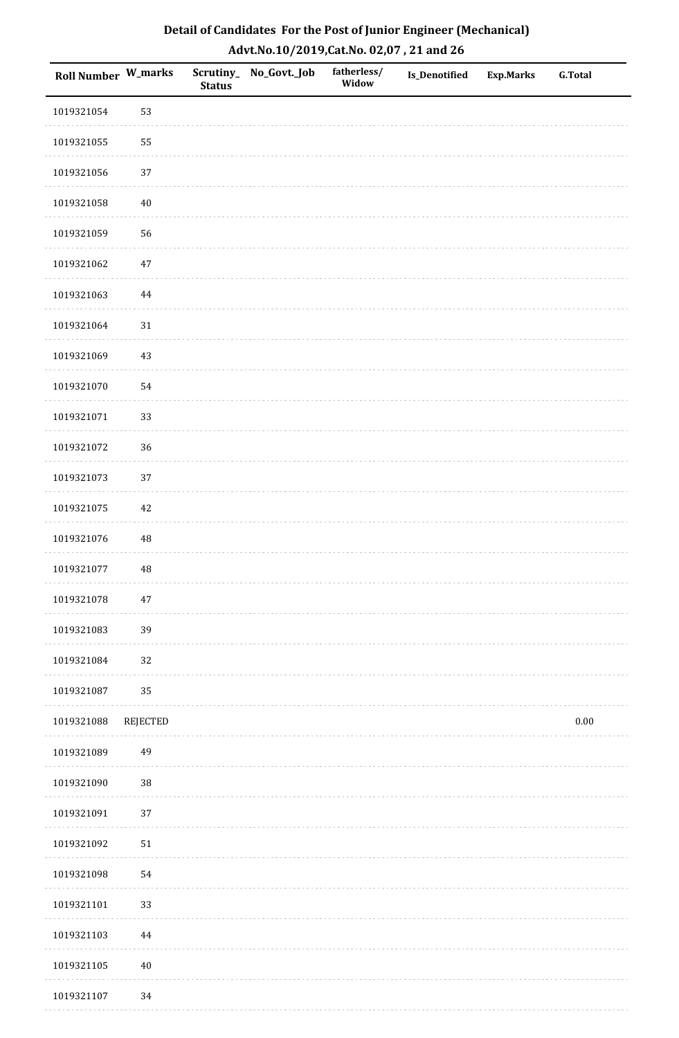# Detail of Candidates For the Post of Junior Engineer (Mechanical)

## Advt.No.10/2019,Cat.No. 02,07 , 21 and 26

| Roll Number | W_marks | Scrutiny_ Status | No_Govt._Job | fatherless/ Widow | Is_Denotified | Exp.Marks | G.Total |
|---|---|---|---|---|---|---|---|
| 1019321054 | 53 | | | | | | |
| 1019321055 | 55 | | | | | | |
| 1019321056 | 37 | | | | | | |
| 1019321058 | 40 | | | | | | |
| 1019321059 | 56 | | | | | | |
| 1019321062 | 47 | | | | | | |
| 1019321063 | 44 | | | | | | |
| 1019321064 | 31 | | | | | | |
| 1019321069 | 43 | | | | | | |
| 1019321070 | 54 | | | | | | |
| 1019321071 | 33 | | | | | | |
| 1019321072 | 36 | | | | | | |
| 1019321073 | 37 | | | | | | |
| 1019321075 | 42 | | | | | | |
| 1019321076 | 48 | | | | | | |
| 1019321077 | 48 | | | | | | |
| 1019321078 | 47 | | | | | | |
| 1019321083 | 39 | | | | | | |
| 1019321084 | 32 | | | | | | |
| 1019321087 | 35 | | | | | | |
| 1019321088 | REJECTED | | | | | | 0.00 |
| 1019321089 | 49 | | | | | | |
| 1019321090 | 38 | | | | | | |
| 1019321091 | 37 | | | | | | |
| 1019321092 | 51 | | | | | | |
| 1019321098 | 54 | | | | | | |
| 1019321101 | 33 | | | | | | |
| 1019321103 | 44 | | | | | | |
| 1019321105 | 40 | | | | | | |
| 1019321107 | 34 | | | | | | |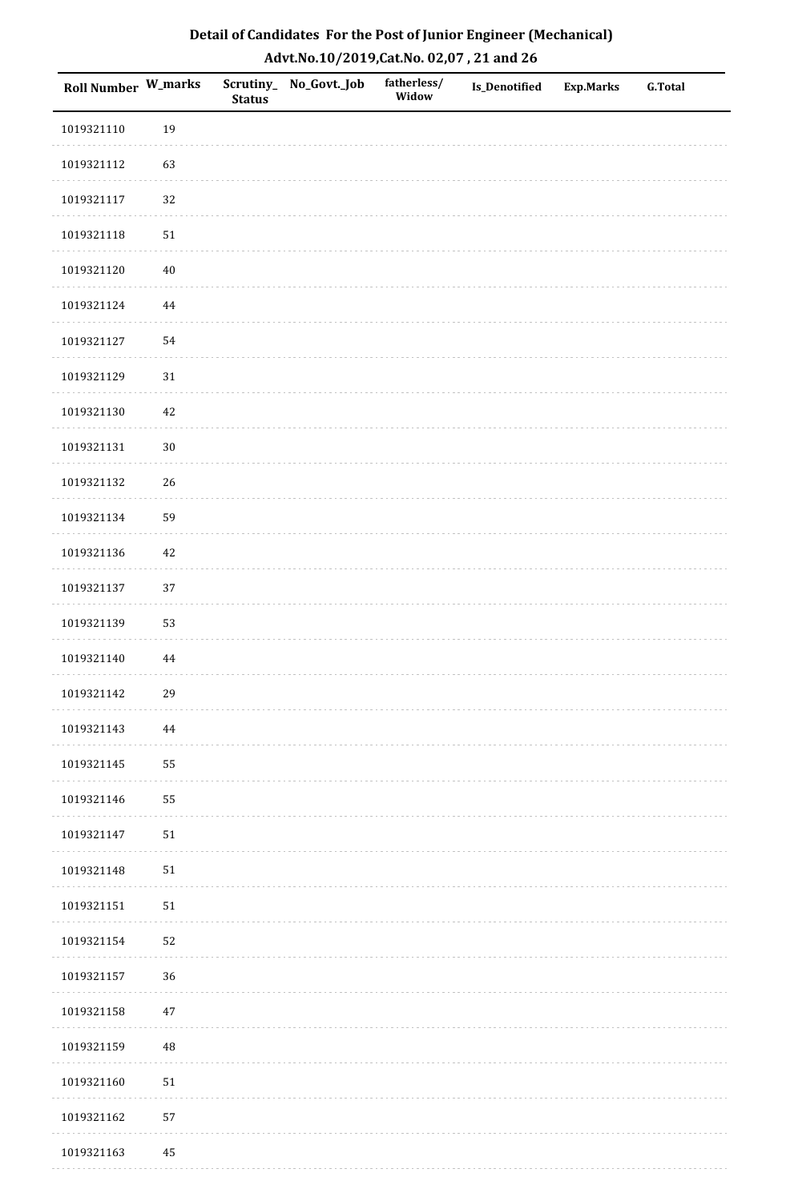## Detail of Candidates For the Post of Junior Engineer (Mechanical)

### Advt.No.10/2019,Cat.No. 02,07 , 21 and 26

| Roll Number | W_marks | Scrutiny_ Status | No_Govt._Job | fatherless/ Widow | Is_Denotified | Exp.Marks | G.Total |
|---|---|---|---|---|---|---|---|
| 1019321110 | 19 | | | | | | |
| 1019321112 | 63 | | | | | | |
| 1019321117 | 32 | | | | | | |
| 1019321118 | 51 | | | | | | |
| 1019321120 | 40 | | | | | | |
| 1019321124 | 44 | | | | | | |
| 1019321127 | 54 | | | | | | |
| 1019321129 | 31 | | | | | | |
| 1019321130 | 42 | | | | | | |
| 1019321131 | 30 | | | | | | |
| 1019321132 | 26 | | | | | | |
| 1019321134 | 59 | | | | | | |
| 1019321136 | 42 | | | | | | |
| 1019321137 | 37 | | | | | | |
| 1019321139 | 53 | | | | | | |
| 1019321140 | 44 | | | | | | |
| 1019321142 | 29 | | | | | | |
| 1019321143 | 44 | | | | | | |
| 1019321145 | 55 | | | | | | |
| 1019321146 | 55 | | | | | | |
| 1019321147 | 51 | | | | | | |
| 1019321148 | 51 | | | | | | |
| 1019321151 | 51 | | | | | | |
| 1019321154 | 52 | | | | | | |
| 1019321157 | 36 | | | | | | |
| 1019321158 | 47 | | | | | | |
| 1019321159 | 48 | | | | | | |
| 1019321160 | 51 | | | | | | |
| 1019321162 | 57 | | | | | | |
| 1019321163 | 45 | | | | | | |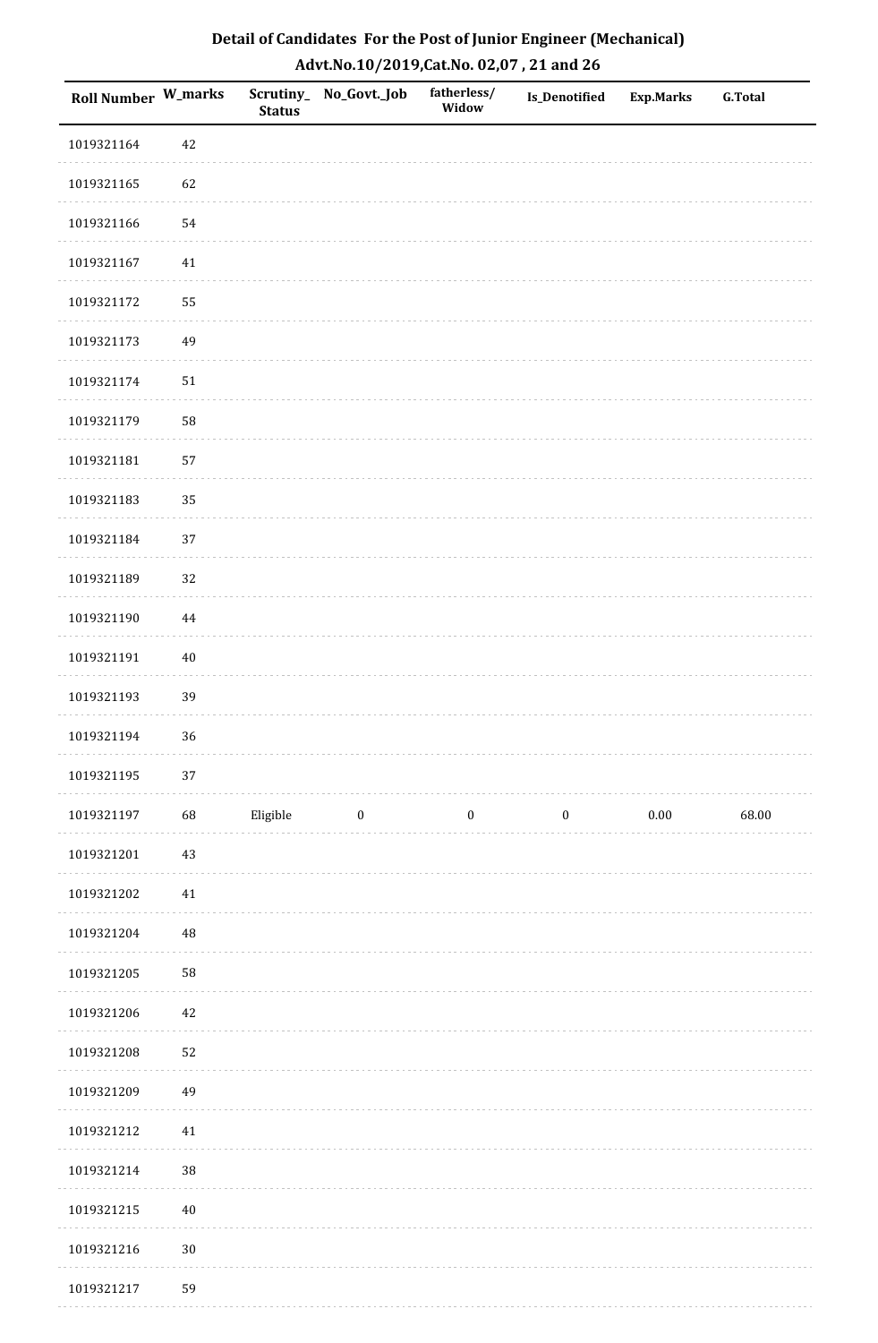## Detail of Candidates For the Post of Junior Engineer (Mechanical)

## Advt.No.10/2019,Cat.No. 02,07 , 21 and 26

| Roll Number | W_marks | Scrutiny_Status | No_Govt._Job | fatherless/Widow | Is_Denotified | Exp.Marks | G.Total |
|---|---|---|---|---|---|---|---|
| 1019321164 | 42 | | | | | | |
| 1019321165 | 62 | | | | | | |
| 1019321166 | 54 | | | | | | |
| 1019321167 | 41 | | | | | | |
| 1019321172 | 55 | | | | | | |
| 1019321173 | 49 | | | | | | |
| 1019321174 | 51 | | | | | | |
| 1019321179 | 58 | | | | | | |
| 1019321181 | 57 | | | | | | |
| 1019321183 | 35 | | | | | | |
| 1019321184 | 37 | | | | | | |
| 1019321189 | 32 | | | | | | |
| 1019321190 | 44 | | | | | | |
| 1019321191 | 40 | | | | | | |
| 1019321193 | 39 | | | | | | |
| 1019321194 | 36 | | | | | | |
| 1019321195 | 37 | | | | | | |
| 1019321197 | 68 | Eligible | 0 | 0 | 0 | 0.00 | 68.00 |
| 1019321201 | 43 | | | | | | |
| 1019321202 | 41 | | | | | | |
| 1019321204 | 48 | | | | | | |
| 1019321205 | 58 | | | | | | |
| 1019321206 | 42 | | | | | | |
| 1019321208 | 52 | | | | | | |
| 1019321209 | 49 | | | | | | |
| 1019321212 | 41 | | | | | | |
| 1019321214 | 38 | | | | | | |
| 1019321215 | 40 | | | | | | |
| 1019321216 | 30 | | | | | | |
| 1019321217 | 59 | | | | | | |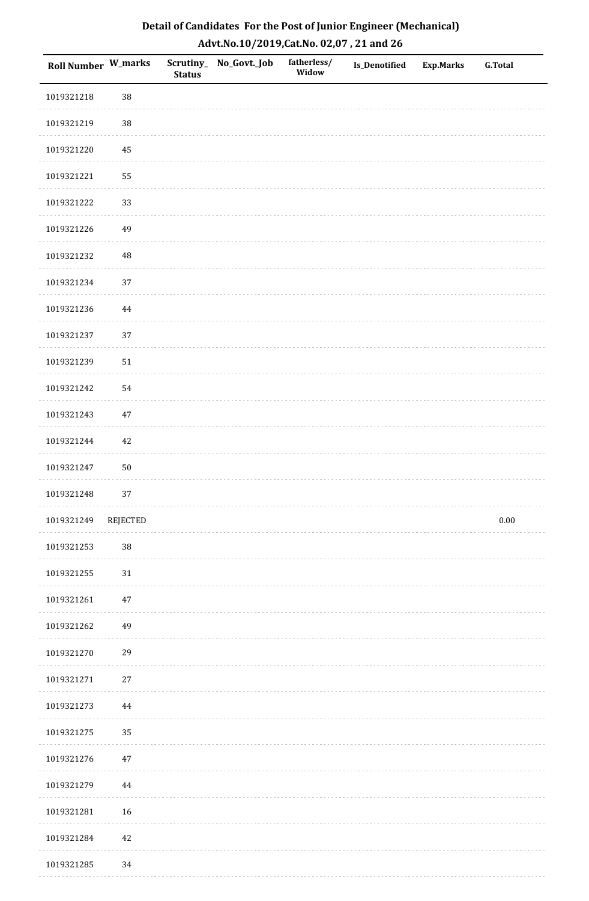# Detail of Candidates For the Post of Junior Engineer (Mechanical)

## Advt.No.10/2019,Cat.No. 02,07 , 21 and 26

| Roll Number | W_marks | Scrutiny_Status | No_Govt._Job | fatherless/Widow | Is_Denotified | Exp.Marks | G.Total |
|---|---|---|---|---|---|---|---|
| 1019321218 | 38 | | | | | | |
| 1019321219 | 38 | | | | | | |
| 1019321220 | 45 | | | | | | |
| 1019321221 | 55 | | | | | | |
| 1019321222 | 33 | | | | | | |
| 1019321226 | 49 | | | | | | |
| 1019321232 | 48 | | | | | | |
| 1019321234 | 37 | | | | | | |
| 1019321236 | 44 | | | | | | |
| 1019321237 | 37 | | | | | | |
| 1019321239 | 51 | | | | | | |
| 1019321242 | 54 | | | | | | |
| 1019321243 | 47 | | | | | | |
| 1019321244 | 42 | | | | | | |
| 1019321247 | 50 | | | | | | |
| 1019321248 | 37 | | | | | | |
| 1019321249 | REJECTED | | | | | | 0.00 |
| 1019321253 | 38 | | | | | | |
| 1019321255 | 31 | | | | | | |
| 1019321261 | 47 | | | | | | |
| 1019321262 | 49 | | | | | | |
| 1019321270 | 29 | | | | | | |
| 1019321271 | 27 | | | | | | |
| 1019321273 | 44 | | | | | | |
| 1019321275 | 35 | | | | | | |
| 1019321276 | 47 | | | | | | |
| 1019321279 | 44 | | | | | | |
| 1019321281 | 16 | | | | | | |
| 1019321284 | 42 | | | | | | |
| 1019321285 | 34 | | | | | | |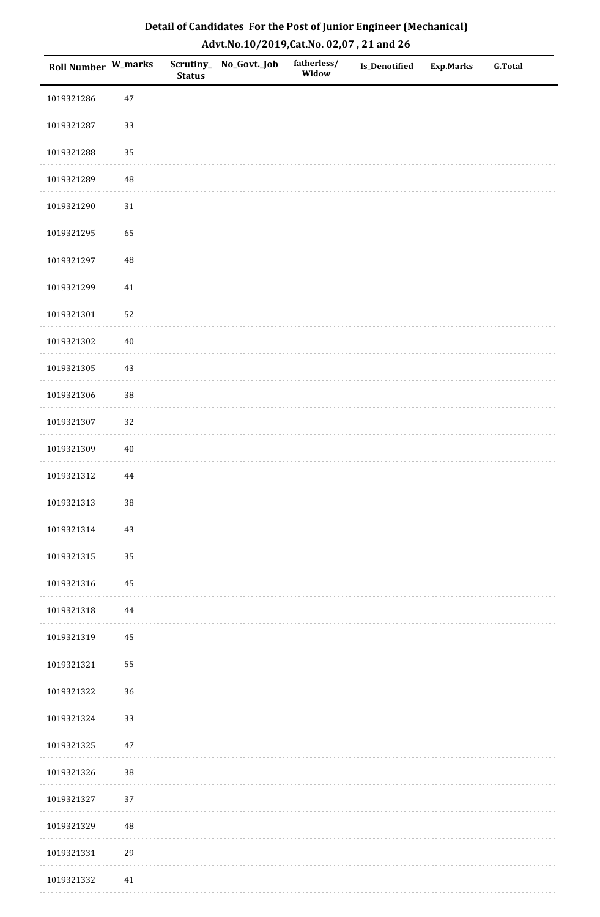# Detail of Candidates For the Post of Junior Engineer (Mechanical)

## Advt.No.10/2019,Cat.No. 02,07 , 21 and 26

| Roll Number | W_marks | Scrutiny_ Status | No_Govt._Job | fatherless/ Widow | Is_Denotified | Exp.Marks | G.Total |
|---|---|---|---|---|---|---|---|
| 1019321286 | 47 | | | | | | |
| 1019321287 | 33 | | | | | | |
| 1019321288 | 35 | | | | | | |
| 1019321289 | 48 | | | | | | |
| 1019321290 | 31 | | | | | | |
| 1019321295 | 65 | | | | | | |
| 1019321297 | 48 | | | | | | |
| 1019321299 | 41 | | | | | | |
| 1019321301 | 52 | | | | | | |
| 1019321302 | 40 | | | | | | |
| 1019321305 | 43 | | | | | | |
| 1019321306 | 38 | | | | | | |
| 1019321307 | 32 | | | | | | |
| 1019321309 | 40 | | | | | | |
| 1019321312 | 44 | | | | | | |
| 1019321313 | 38 | | | | | | |
| 1019321314 | 43 | | | | | | |
| 1019321315 | 35 | | | | | | |
| 1019321316 | 45 | | | | | | |
| 1019321318 | 44 | | | | | | |
| 1019321319 | 45 | | | | | | |
| 1019321321 | 55 | | | | | | |
| 1019321322 | 36 | | | | | | |
| 1019321324 | 33 | | | | | | |
| 1019321325 | 47 | | | | | | |
| 1019321326 | 38 | | | | | | |
| 1019321327 | 37 | | | | | | |
| 1019321329 | 48 | | | | | | |
| 1019321331 | 29 | | | | | | |
| 1019321332 | 41 | | | | | | |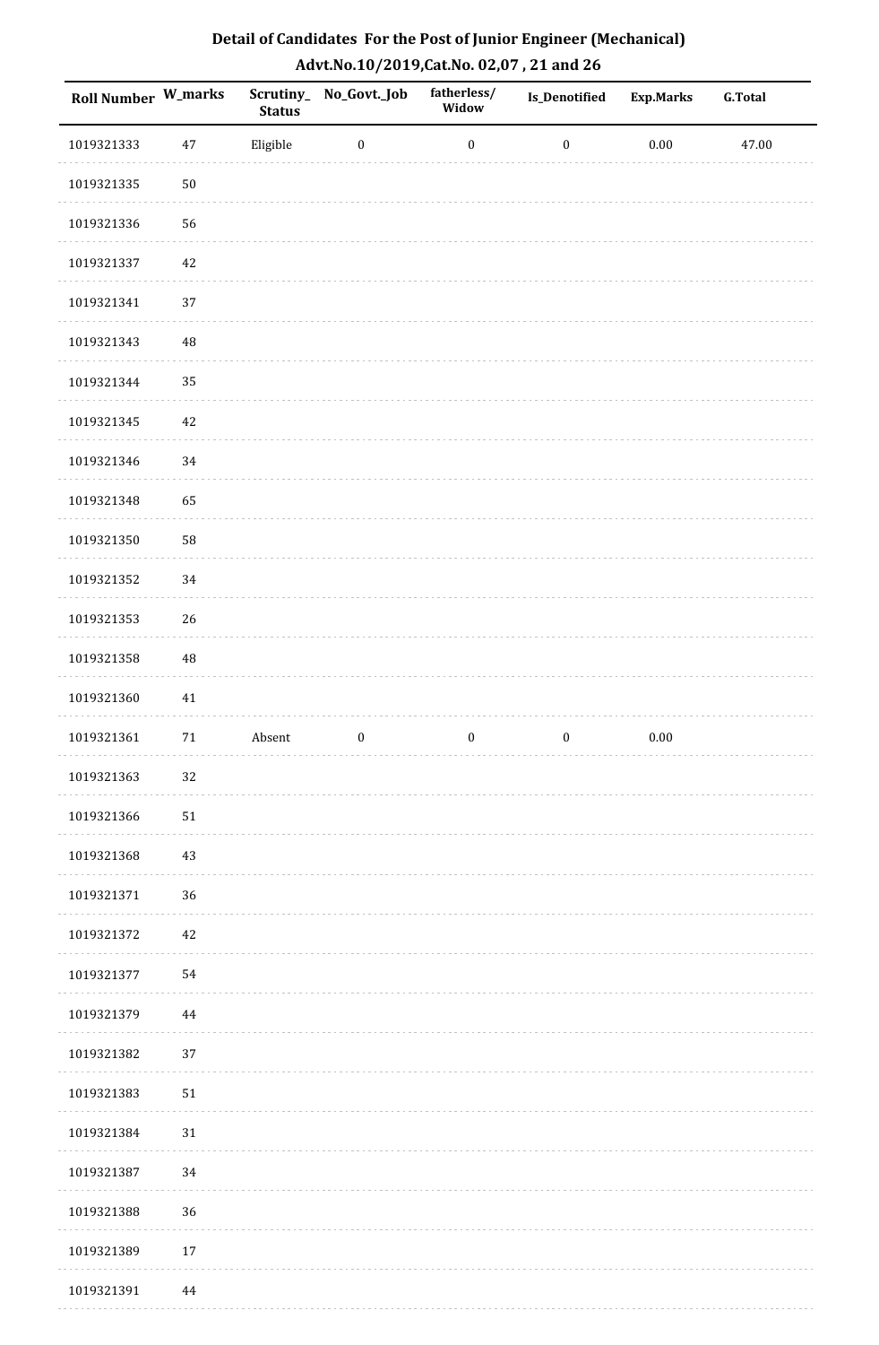# Detail of Candidates For the Post of Junior Engineer (Mechanical)

## Advt.No.10/2019,Cat.No. 02,07 , 21 and 26

| Roll Number | W_marks | Scrutiny_ Status | No_Govt._Job | fatherless/ Widow | Is_Denotified | Exp.Marks | G.Total |
|---|---|---|---|---|---|---|---|
| 1019321333 | 47 | Eligible | 0 | 0 | 0 | 0.00 | 47.00 |
| 1019321335 | 50 | | | | | | |
| 1019321336 | 56 | | | | | | |
| 1019321337 | 42 | | | | | | |
| 1019321341 | 37 | | | | | | |
| 1019321343 | 48 | | | | | | |
| 1019321344 | 35 | | | | | | |
| 1019321345 | 42 | | | | | | |
| 1019321346 | 34 | | | | | | |
| 1019321348 | 65 | | | | | | |
| 1019321350 | 58 | | | | | | |
| 1019321352 | 34 | | | | | | |
| 1019321353 | 26 | | | | | | |
| 1019321358 | 48 | | | | | | |
| 1019321360 | 41 | | | | | | |
| 1019321361 | 71 | Absent | 0 | 0 | 0 | 0.00 | |
| 1019321363 | 32 | | | | | | |
| 1019321366 | 51 | | | | | | |
| 1019321368 | 43 | | | | | | |
| 1019321371 | 36 | | | | | | |
| 1019321372 | 42 | | | | | | |
| 1019321377 | 54 | | | | | | |
| 1019321379 | 44 | | | | | | |
| 1019321382 | 37 | | | | | | |
| 1019321383 | 51 | | | | | | |
| 1019321384 | 31 | | | | | | |
| 1019321387 | 34 | | | | | | |
| 1019321388 | 36 | | | | | | |
| 1019321389 | 17 | | | | | | |
| 1019321391 | 44 | | | | | | |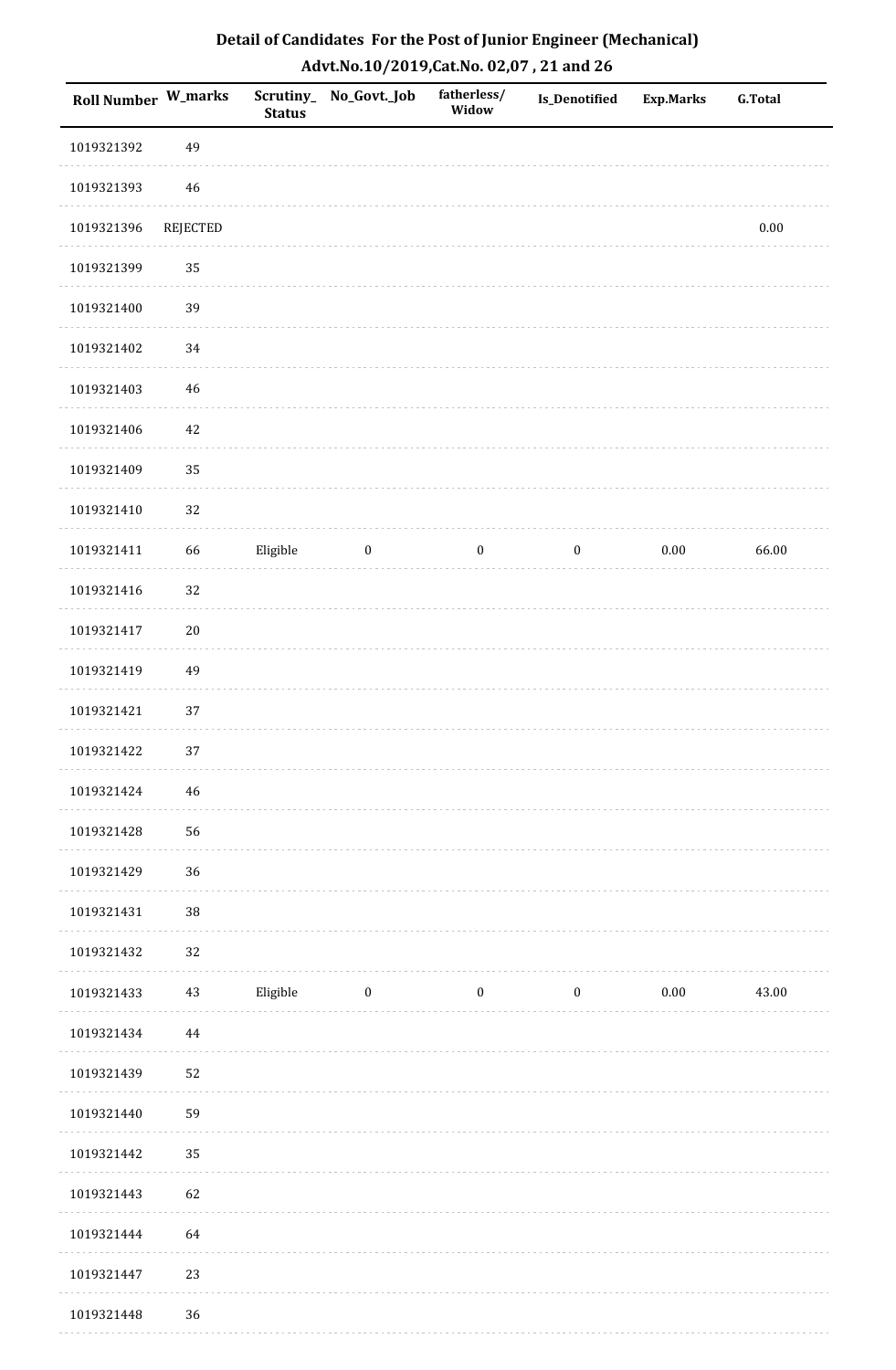## Detail of Candidates For the Post of Junior Engineer (Mechanical)

## Advt.No.10/2019,Cat.No. 02,07 , 21 and 26

| Roll Number | W_marks | Scrutiny_Status | No_Govt._Job | fatherless/Widow | Is_Denotified | Exp.Marks | G.Total |
|---|---|---|---|---|---|---|---|
| 1019321392 | 49 | | | | | | |
| 1019321393 | 46 | | | | | | |
| 1019321396 | REJECTED | | | | | | 0.00 |
| 1019321399 | 35 | | | | | | |
| 1019321400 | 39 | | | | | | |
| 1019321402 | 34 | | | | | | |
| 1019321403 | 46 | | | | | | |
| 1019321406 | 42 | | | | | | |
| 1019321409 | 35 | | | | | | |
| 1019321410 | 32 | | | | | | |
| 1019321411 | 66 | Eligible | 0 | 0 | 0 | 0.00 | 66.00 |
| 1019321416 | 32 | | | | | | |
| 1019321417 | 20 | | | | | | |
| 1019321419 | 49 | | | | | | |
| 1019321421 | 37 | | | | | | |
| 1019321422 | 37 | | | | | | |
| 1019321424 | 46 | | | | | | |
| 1019321428 | 56 | | | | | | |
| 1019321429 | 36 | | | | | | |
| 1019321431 | 38 | | | | | | |
| 1019321432 | 32 | | | | | | |
| 1019321433 | 43 | Eligible | 0 | 0 | 0 | 0.00 | 43.00 |
| 1019321434 | 44 | | | | | | |
| 1019321439 | 52 | | | | | | |
| 1019321440 | 59 | | | | | | |
| 1019321442 | 35 | | | | | | |
| 1019321443 | 62 | | | | | | |
| 1019321444 | 64 | | | | | | |
| 1019321447 | 23 | | | | | | |
| 1019321448 | 36 | | | | | | |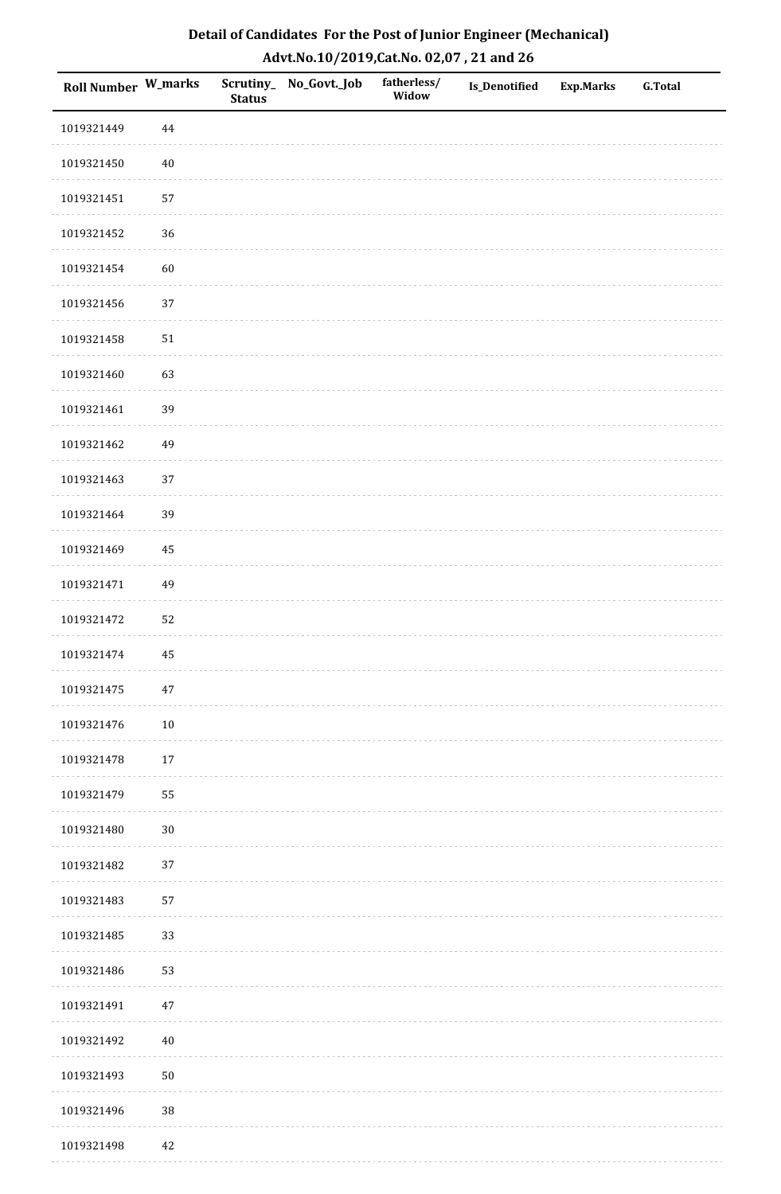# Detail of Candidates For the Post of Junior Engineer (Mechanical)

## Advt.No.10/2019,Cat.No. 02,07 , 21 and 26

| Roll Number | W_marks | Scrutiny_Status | No_Govt._Job | fatherless/Widow | Is_Denotified | Exp.Marks | G.Total |
|---|---|---|---|---|---|---|---|
| 1019321449 | 44 | | | | | | |
| 1019321450 | 40 | | | | | | |
| 1019321451 | 57 | | | | | | |
| 1019321452 | 36 | | | | | | |
| 1019321454 | 60 | | | | | | |
| 1019321456 | 37 | | | | | | |
| 1019321458 | 51 | | | | | | |
| 1019321460 | 63 | | | | | | |
| 1019321461 | 39 | | | | | | |
| 1019321462 | 49 | | | | | | |
| 1019321463 | 37 | | | | | | |
| 1019321464 | 39 | | | | | | |
| 1019321469 | 45 | | | | | | |
| 1019321471 | 49 | | | | | | |
| 1019321472 | 52 | | | | | | |
| 1019321474 | 45 | | | | | | |
| 1019321475 | 47 | | | | | | |
| 1019321476 | 10 | | | | | | |
| 1019321478 | 17 | | | | | | |
| 1019321479 | 55 | | | | | | |
| 1019321480 | 30 | | | | | | |
| 1019321482 | 37 | | | | | | |
| 1019321483 | 57 | | | | | | |
| 1019321485 | 33 | | | | | | |
| 1019321486 | 53 | | | | | | |
| 1019321491 | 47 | | | | | | |
| 1019321492 | 40 | | | | | | |
| 1019321493 | 50 | | | | | | |
| 1019321496 | 38 | | | | | | |
| 1019321498 | 42 | | | | | | |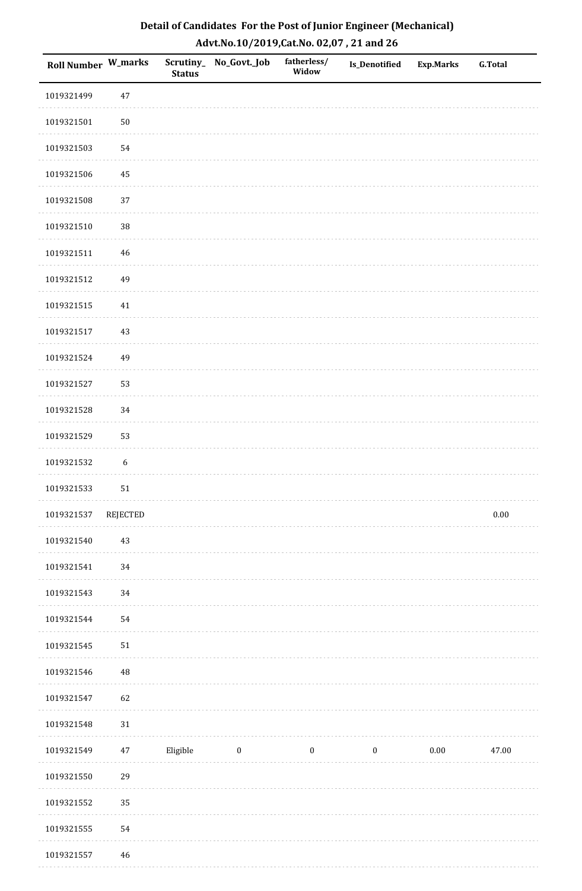## Detail of Candidates For the Post of Junior Engineer (Mechanical)

## Advt.No.10/2019,Cat.No. 02,07 , 21 and 26

| Roll Number | W_marks | Scrutiny_Status | No_Govt._Job | fatherless/Widow | Is_Denotified | Exp.Marks | G.Total |
|---|---|---|---|---|---|---|---|
| 1019321499 | 47 | | | | | | |
| 1019321501 | 50 | | | | | | |
| 1019321503 | 54 | | | | | | |
| 1019321506 | 45 | | | | | | |
| 1019321508 | 37 | | | | | | |
| 1019321510 | 38 | | | | | | |
| 1019321511 | 46 | | | | | | |
| 1019321512 | 49 | | | | | | |
| 1019321515 | 41 | | | | | | |
| 1019321517 | 43 | | | | | | |
| 1019321524 | 49 | | | | | | |
| 1019321527 | 53 | | | | | | |
| 1019321528 | 34 | | | | | | |
| 1019321529 | 53 | | | | | | |
| 1019321532 | 6 | | | | | | |
| 1019321533 | 51 | | | | | | |
| 1019321537 | REJECTED | | | | | | 0.00 |
| 1019321540 | 43 | | | | | | |
| 1019321541 | 34 | | | | | | |
| 1019321543 | 34 | | | | | | |
| 1019321544 | 54 | | | | | | |
| 1019321545 | 51 | | | | | | |
| 1019321546 | 48 | | | | | | |
| 1019321547 | 62 | | | | | | |
| 1019321548 | 31 | | | | | | |
| 1019321549 | 47 | Eligible | 0 | 0 | 0 | 0.00 | 47.00 |
| 1019321550 | 29 | | | | | | |
| 1019321552 | 35 | | | | | | |
| 1019321555 | 54 | | | | | | |
| 1019321557 | 46 | | | | | | |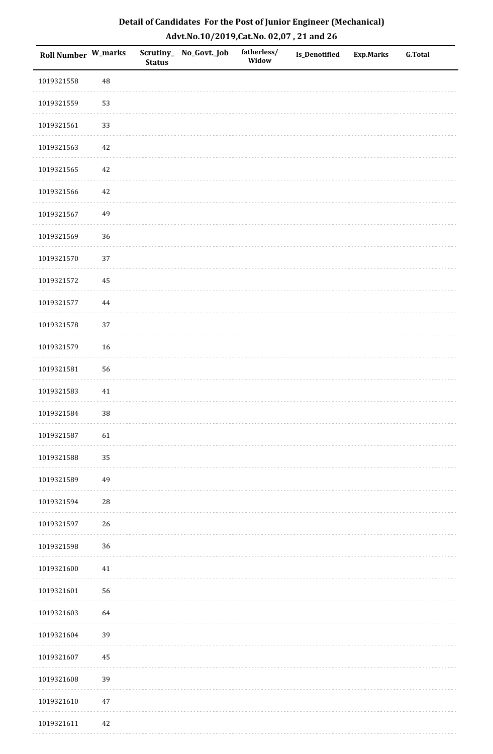# Detail of Candidates For the Post of Junior Engineer (Mechanical)

## Advt.No.10/2019,Cat.No. 02,07 , 21 and 26

| Roll Number | W_marks | Scrutiny_ Status | No_Govt._Job | fatherless/ Widow | Is_Denotified | Exp.Marks | G.Total |
|---|---|---|---|---|---|---|---|
| 1019321558 | 48 | | | | | | |
| 1019321559 | 53 | | | | | | |
| 1019321561 | 33 | | | | | | |
| 1019321563 | 42 | | | | | | |
| 1019321565 | 42 | | | | | | |
| 1019321566 | 42 | | | | | | |
| 1019321567 | 49 | | | | | | |
| 1019321569 | 36 | | | | | | |
| 1019321570 | 37 | | | | | | |
| 1019321572 | 45 | | | | | | |
| 1019321577 | 44 | | | | | | |
| 1019321578 | 37 | | | | | | |
| 1019321579 | 16 | | | | | | |
| 1019321581 | 56 | | | | | | |
| 1019321583 | 41 | | | | | | |
| 1019321584 | 38 | | | | | | |
| 1019321587 | 61 | | | | | | |
| 1019321588 | 35 | | | | | | |
| 1019321589 | 49 | | | | | | |
| 1019321594 | 28 | | | | | | |
| 1019321597 | 26 | | | | | | |
| 1019321598 | 36 | | | | | | |
| 1019321600 | 41 | | | | | | |
| 1019321601 | 56 | | | | | | |
| 1019321603 | 64 | | | | | | |
| 1019321604 | 39 | | | | | | |
| 1019321607 | 45 | | | | | | |
| 1019321608 | 39 | | | | | | |
| 1019321610 | 47 | | | | | | |
| 1019321611 | 42 | | | | | | |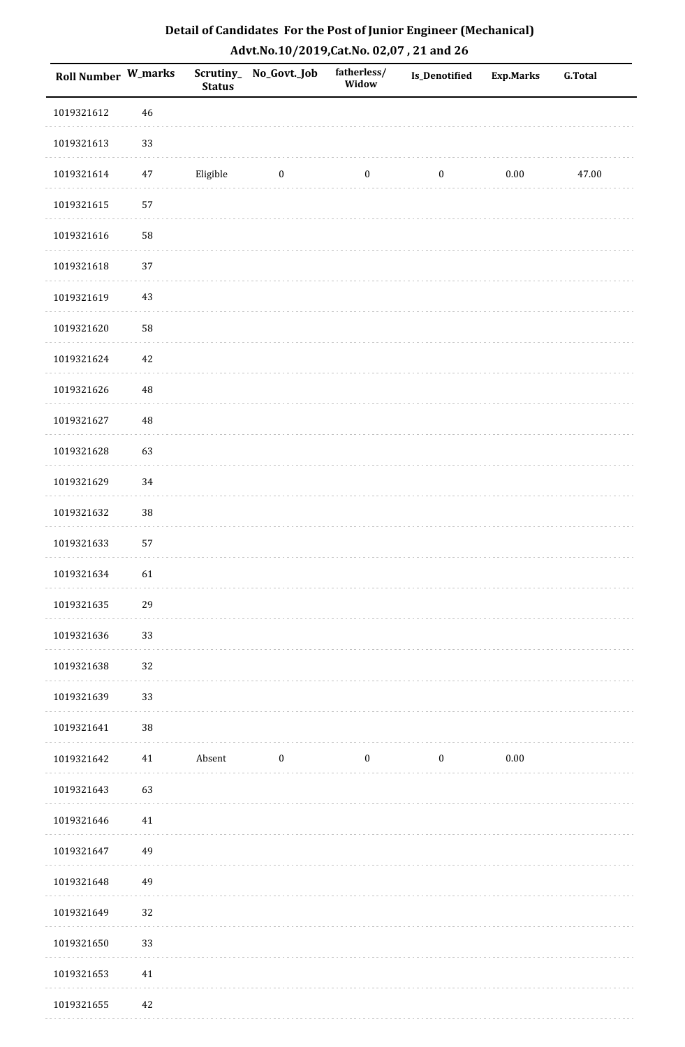## Detail of Candidates For the Post of Junior Engineer (Mechanical)

## Advt.No.10/2019,Cat.No. 02,07 , 21 and 26

| Roll Number | W_marks | Scrutiny_Status | No_Govt._Job | fatherless/Widow | Is_Denotified | Exp.Marks | G.Total |
|---|---|---|---|---|---|---|---|
| 1019321612 | 46 | | | | | | |
| 1019321613 | 33 | | | | | | |
| 1019321614 | 47 | Eligible | 0 | 0 | 0 | 0.00 | 47.00 |
| 1019321615 | 57 | | | | | | |
| 1019321616 | 58 | | | | | | |
| 1019321618 | 37 | | | | | | |
| 1019321619 | 43 | | | | | | |
| 1019321620 | 58 | | | | | | |
| 1019321624 | 42 | | | | | | |
| 1019321626 | 48 | | | | | | |
| 1019321627 | 48 | | | | | | |
| 1019321628 | 63 | | | | | | |
| 1019321629 | 34 | | | | | | |
| 1019321632 | 38 | | | | | | |
| 1019321633 | 57 | | | | | | |
| 1019321634 | 61 | | | | | | |
| 1019321635 | 29 | | | | | | |
| 1019321636 | 33 | | | | | | |
| 1019321638 | 32 | | | | | | |
| 1019321639 | 33 | | | | | | |
| 1019321641 | 38 | | | | | | |
| 1019321642 | 41 | Absent | 0 | 0 | 0 | 0.00 | |
| 1019321643 | 63 | | | | | | |
| 1019321646 | 41 | | | | | | |
| 1019321647 | 49 | | | | | | |
| 1019321648 | 49 | | | | | | |
| 1019321649 | 32 | | | | | | |
| 1019321650 | 33 | | | | | | |
| 1019321653 | 41 | | | | | | |
| 1019321655 | 42 | | | | | | |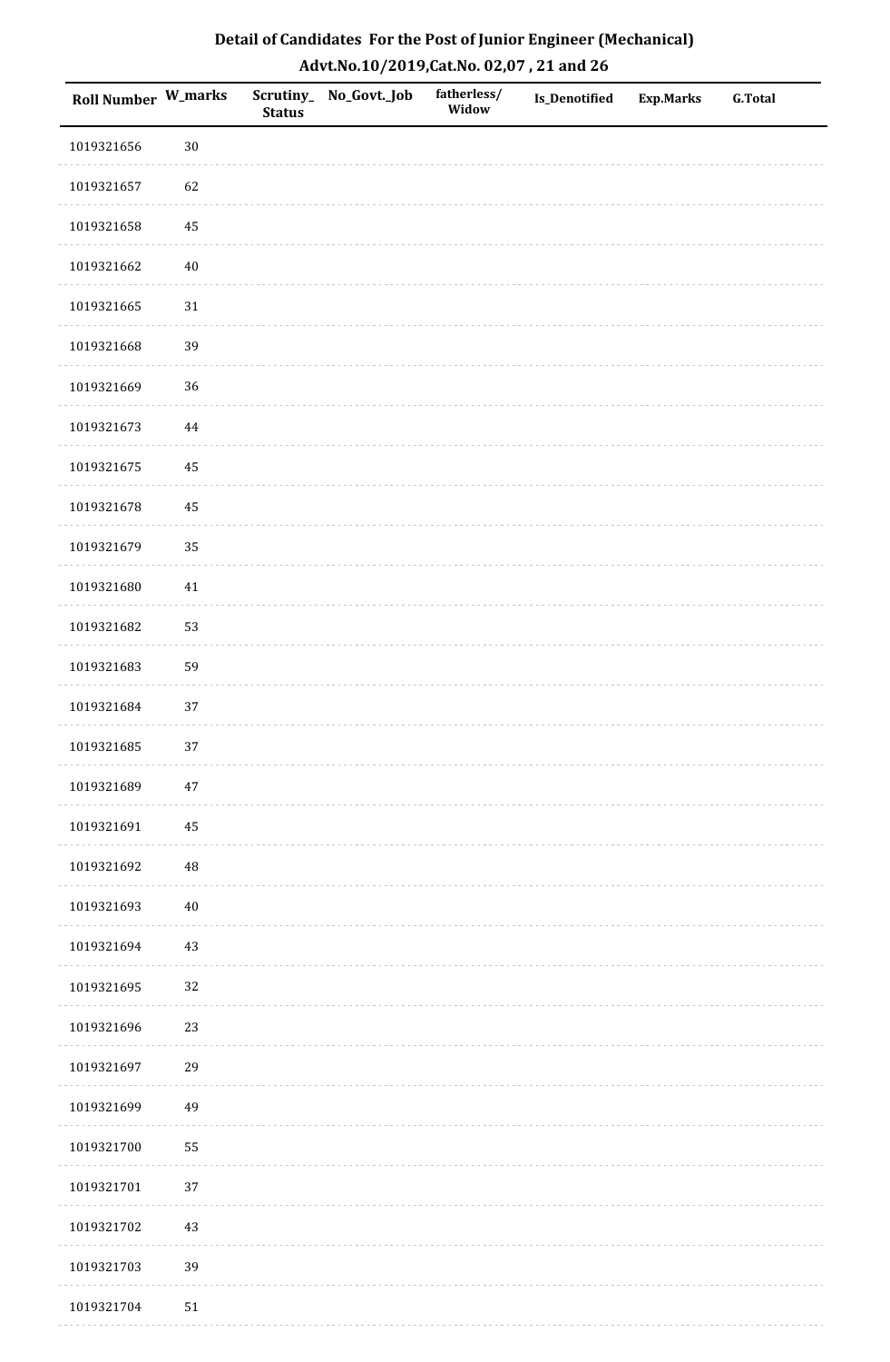# Detail of Candidates For the Post of Junior Engineer (Mechanical)

## Advt.No.10/2019,Cat.No. 02,07 , 21 and 26

| Roll Number | W_marks | Scrutiny_ Status | No_Govt._Job | fatherless/ Widow | Is_Denotified | Exp.Marks | G.Total |
|---|---|---|---|---|---|---|---|
| 1019321656 | 30 | | | | | | |
| 1019321657 | 62 | | | | | | |
| 1019321658 | 45 | | | | | | |
| 1019321662 | 40 | | | | | | |
| 1019321665 | 31 | | | | | | |
| 1019321668 | 39 | | | | | | |
| 1019321669 | 36 | | | | | | |
| 1019321673 | 44 | | | | | | |
| 1019321675 | 45 | | | | | | |
| 1019321678 | 45 | | | | | | |
| 1019321679 | 35 | | | | | | |
| 1019321680 | 41 | | | | | | |
| 1019321682 | 53 | | | | | | |
| 1019321683 | 59 | | | | | | |
| 1019321684 | 37 | | | | | | |
| 1019321685 | 37 | | | | | | |
| 1019321689 | 47 | | | | | | |
| 1019321691 | 45 | | | | | | |
| 1019321692 | 48 | | | | | | |
| 1019321693 | 40 | | | | | | |
| 1019321694 | 43 | | | | | | |
| 1019321695 | 32 | | | | | | |
| 1019321696 | 23 | | | | | | |
| 1019321697 | 29 | | | | | | |
| 1019321699 | 49 | | | | | | |
| 1019321700 | 55 | | | | | | |
| 1019321701 | 37 | | | | | | |
| 1019321702 | 43 | | | | | | |
| 1019321703 | 39 | | | | | | |
| 1019321704 | 51 | | | | | | |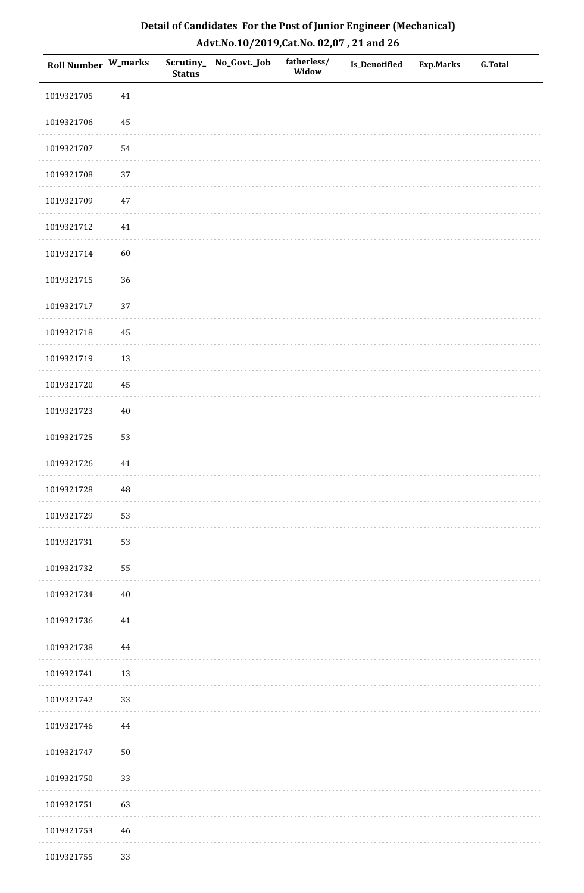# Detail of Candidates For the Post of Junior Engineer (Mechanical)

## Advt.No.10/2019,Cat.No. 02,07 , 21 and 26

| Roll Number | W_marks | Scrutiny_ Status | No_Govt._Job | fatherless/ Widow | Is_Denotified | Exp.Marks | G.Total |
|---|---|---|---|---|---|---|---|
| 1019321705 | 41 | | | | | | |
| 1019321706 | 45 | | | | | | |
| 1019321707 | 54 | | | | | | |
| 1019321708 | 37 | | | | | | |
| 1019321709 | 47 | | | | | | |
| 1019321712 | 41 | | | | | | |
| 1019321714 | 60 | | | | | | |
| 1019321715 | 36 | | | | | | |
| 1019321717 | 37 | | | | | | |
| 1019321718 | 45 | | | | | | |
| 1019321719 | 13 | | | | | | |
| 1019321720 | 45 | | | | | | |
| 1019321723 | 40 | | | | | | |
| 1019321725 | 53 | | | | | | |
| 1019321726 | 41 | | | | | | |
| 1019321728 | 48 | | | | | | |
| 1019321729 | 53 | | | | | | |
| 1019321731 | 53 | | | | | | |
| 1019321732 | 55 | | | | | | |
| 1019321734 | 40 | | | | | | |
| 1019321736 | 41 | | | | | | |
| 1019321738 | 44 | | | | | | |
| 1019321741 | 13 | | | | | | |
| 1019321742 | 33 | | | | | | |
| 1019321746 | 44 | | | | | | |
| 1019321747 | 50 | | | | | | |
| 1019321750 | 33 | | | | | | |
| 1019321751 | 63 | | | | | | |
| 1019321753 | 46 | | | | | | |
| 1019321755 | 33 | | | | | | |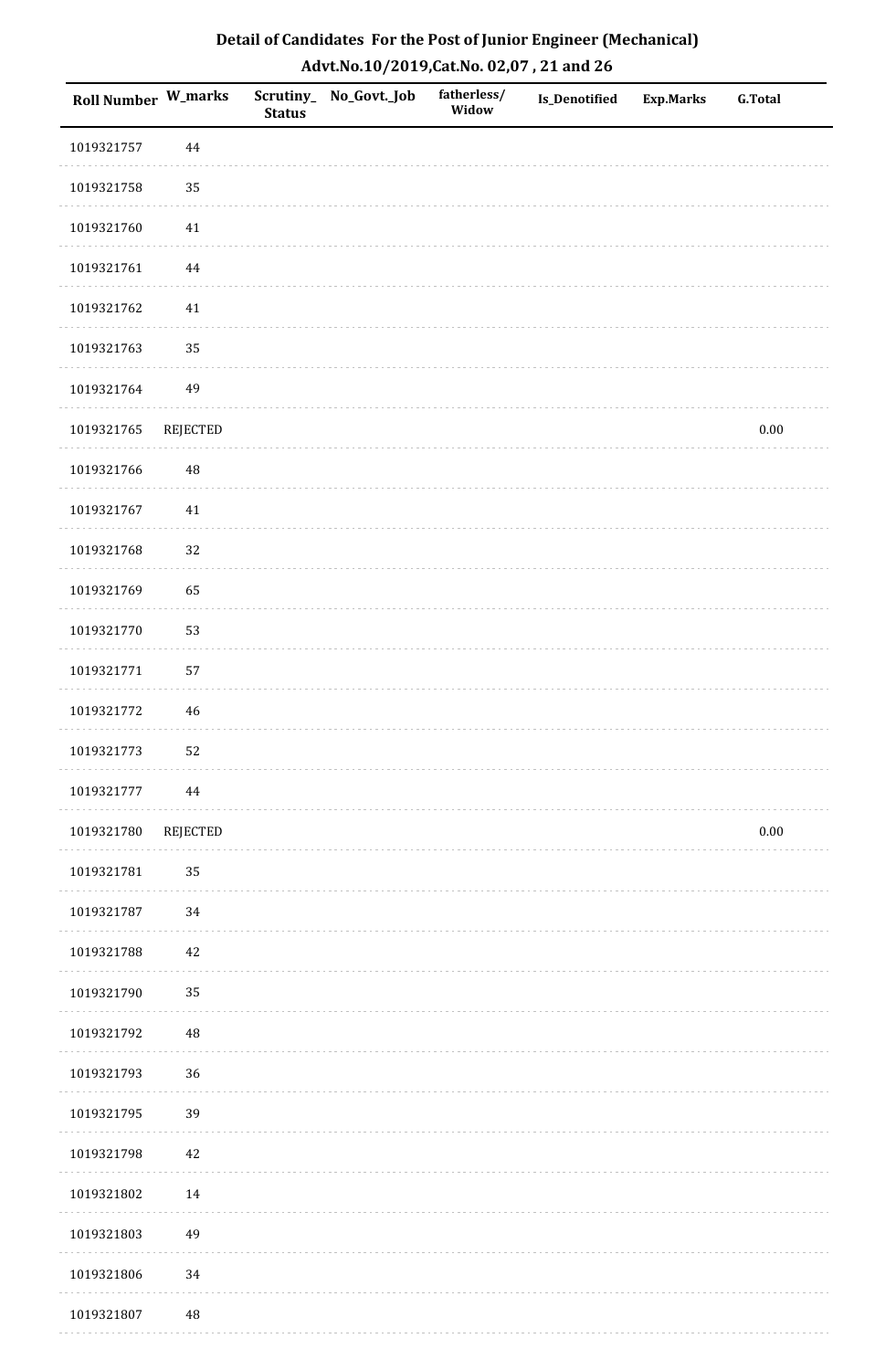# Detail of Candidates For the Post of Junior Engineer (Mechanical)

## Advt.No.10/2019,Cat.No. 02,07 , 21 and 26

| Roll Number | W_marks | Scrutiny_ Status | No_Govt._Job | fatherless/ Widow | Is_Denotified | Exp.Marks | G.Total |
|---|---|---|---|---|---|---|---|
| 1019321757 | 44 | | | | | | |
| 1019321758 | 35 | | | | | | |
| 1019321760 | 41 | | | | | | |
| 1019321761 | 44 | | | | | | |
| 1019321762 | 41 | | | | | | |
| 1019321763 | 35 | | | | | | |
| 1019321764 | 49 | | | | | | |
| 1019321765 | REJECTED | | | | | | 0.00 |
| 1019321766 | 48 | | | | | | |
| 1019321767 | 41 | | | | | | |
| 1019321768 | 32 | | | | | | |
| 1019321769 | 65 | | | | | | |
| 1019321770 | 53 | | | | | | |
| 1019321771 | 57 | | | | | | |
| 1019321772 | 46 | | | | | | |
| 1019321773 | 52 | | | | | | |
| 1019321777 | 44 | | | | | | |
| 1019321780 | REJECTED | | | | | | 0.00 |
| 1019321781 | 35 | | | | | | |
| 1019321787 | 34 | | | | | | |
| 1019321788 | 42 | | | | | | |
| 1019321790 | 35 | | | | | | |
| 1019321792 | 48 | | | | | | |
| 1019321793 | 36 | | | | | | |
| 1019321795 | 39 | | | | | | |
| 1019321798 | 42 | | | | | | |
| 1019321802 | 14 | | | | | | |
| 1019321803 | 49 | | | | | | |
| 1019321806 | 34 | | | | | | |
| 1019321807 | 48 | | | | | | |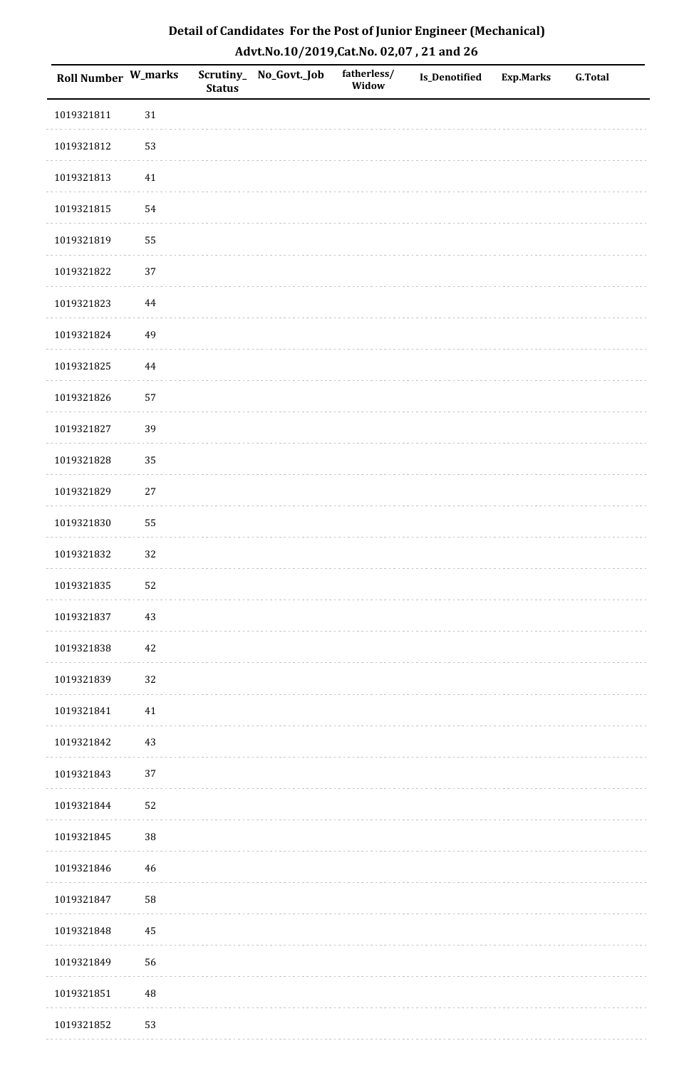# Detail of Candidates For the Post of Junior Engineer (Mechanical)

## Advt.No.10/2019,Cat.No. 02,07 , 21 and 26

| Roll Number | W_marks | Scrutiny_Status | No_Govt._Job | fatherless/Widow | Is_Denotified | Exp.Marks | G.Total |
|---|---|---|---|---|---|---|---|
| 1019321811 | 31 | | | | | | |
| 1019321812 | 53 | | | | | | |
| 1019321813 | 41 | | | | | | |
| 1019321815 | 54 | | | | | | |
| 1019321819 | 55 | | | | | | |
| 1019321822 | 37 | | | | | | |
| 1019321823 | 44 | | | | | | |
| 1019321824 | 49 | | | | | | |
| 1019321825 | 44 | | | | | | |
| 1019321826 | 57 | | | | | | |
| 1019321827 | 39 | | | | | | |
| 1019321828 | 35 | | | | | | |
| 1019321829 | 27 | | | | | | |
| 1019321830 | 55 | | | | | | |
| 1019321832 | 32 | | | | | | |
| 1019321835 | 52 | | | | | | |
| 1019321837 | 43 | | | | | | |
| 1019321838 | 42 | | | | | | |
| 1019321839 | 32 | | | | | | |
| 1019321841 | 41 | | | | | | |
| 1019321842 | 43 | | | | | | |
| 1019321843 | 37 | | | | | | |
| 1019321844 | 52 | | | | | | |
| 1019321845 | 38 | | | | | | |
| 1019321846 | 46 | | | | | | |
| 1019321847 | 58 | | | | | | |
| 1019321848 | 45 | | | | | | |
| 1019321849 | 56 | | | | | | |
| 1019321851 | 48 | | | | | | |
| 1019321852 | 53 | | | | | | |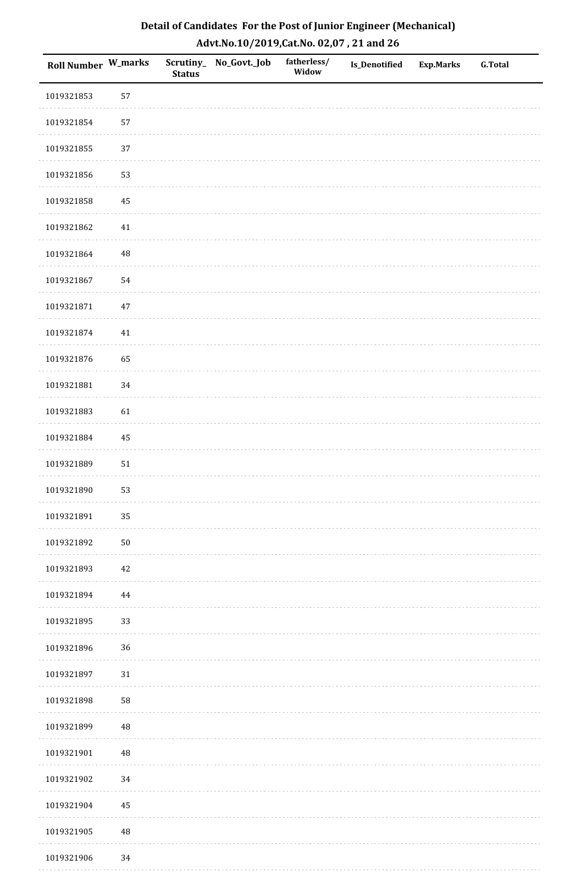# Detail of Candidates For the Post of Junior Engineer (Mechanical)

## Advt.No.10/2019,Cat.No. 02,07 , 21 and 26

| Roll Number | W_marks | Scrutiny_Status | No_Govt._Job | fatherless/Widow | Is_Denotified | Exp.Marks | G.Total |
|---|---|---|---|---|---|---|---|
| 1019321853 | 57 | | | | | | |
| 1019321854 | 57 | | | | | | |
| 1019321855 | 37 | | | | | | |
| 1019321856 | 53 | | | | | | |
| 1019321858 | 45 | | | | | | |
| 1019321862 | 41 | | | | | | |
| 1019321864 | 48 | | | | | | |
| 1019321867 | 54 | | | | | | |
| 1019321871 | 47 | | | | | | |
| 1019321874 | 41 | | | | | | |
| 1019321876 | 65 | | | | | | |
| 1019321881 | 34 | | | | | | |
| 1019321883 | 61 | | | | | | |
| 1019321884 | 45 | | | | | | |
| 1019321889 | 51 | | | | | | |
| 1019321890 | 53 | | | | | | |
| 1019321891 | 35 | | | | | | |
| 1019321892 | 50 | | | | | | |
| 1019321893 | 42 | | | | | | |
| 1019321894 | 44 | | | | | | |
| 1019321895 | 33 | | | | | | |
| 1019321896 | 36 | | | | | | |
| 1019321897 | 31 | | | | | | |
| 1019321898 | 58 | | | | | | |
| 1019321899 | 48 | | | | | | |
| 1019321901 | 48 | | | | | | |
| 1019321902 | 34 | | | | | | |
| 1019321904 | 45 | | | | | | |
| 1019321905 | 48 | | | | | | |
| 1019321906 | 34 | | | | | | |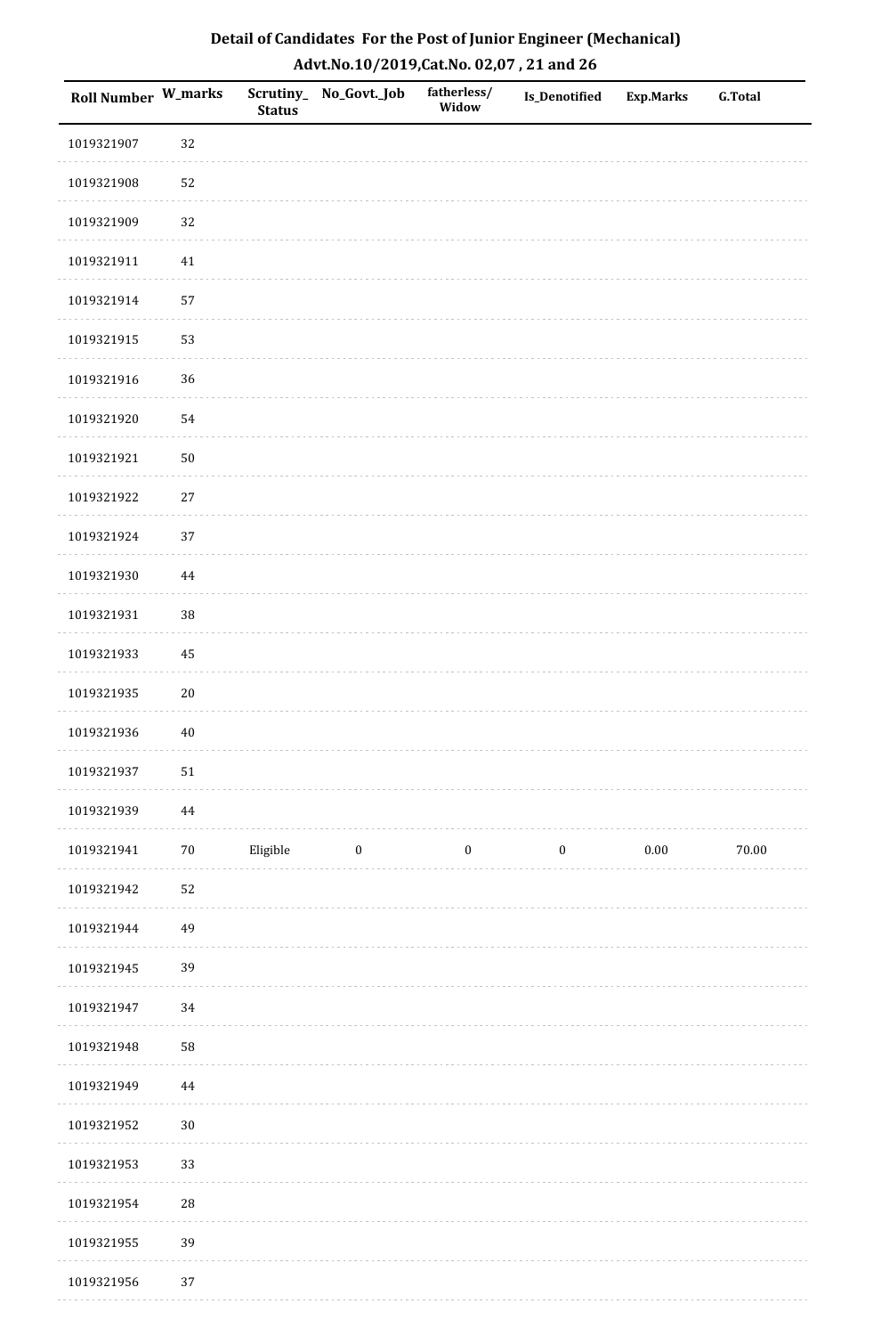## Detail of Candidates For the Post of Junior Engineer (Mechanical)

### Advt.No.10/2019,Cat.No. 02,07 , 21 and 26

| Roll Number | W_marks | Scrutiny_Status | No_Govt._Job | fatherless/Widow | Is_Denotified | Exp.Marks | G.Total |
|---|---|---|---|---|---|---|---|
| 1019321907 | 32 | | | | | | |
| 1019321908 | 52 | | | | | | |
| 1019321909 | 32 | | | | | | |
| 1019321911 | 41 | | | | | | |
| 1019321914 | 57 | | | | | | |
| 1019321915 | 53 | | | | | | |
| 1019321916 | 36 | | | | | | |
| 1019321920 | 54 | | | | | | |
| 1019321921 | 50 | | | | | | |
| 1019321922 | 27 | | | | | | |
| 1019321924 | 37 | | | | | | |
| 1019321930 | 44 | | | | | | |
| 1019321931 | 38 | | | | | | |
| 1019321933 | 45 | | | | | | |
| 1019321935 | 20 | | | | | | |
| 1019321936 | 40 | | | | | | |
| 1019321937 | 51 | | | | | | |
| 1019321939 | 44 | | | | | | |
| 1019321941 | 70 | Eligible | 0 | 0 | 0 | 0.00 | 70.00 |
| 1019321942 | 52 | | | | | | |
| 1019321944 | 49 | | | | | | |
| 1019321945 | 39 | | | | | | |
| 1019321947 | 34 | | | | | | |
| 1019321948 | 58 | | | | | | |
| 1019321949 | 44 | | | | | | |
| 1019321952 | 30 | | | | | | |
| 1019321953 | 33 | | | | | | |
| 1019321954 | 28 | | | | | | |
| 1019321955 | 39 | | | | | | |
| 1019321956 | 37 | | | | | | |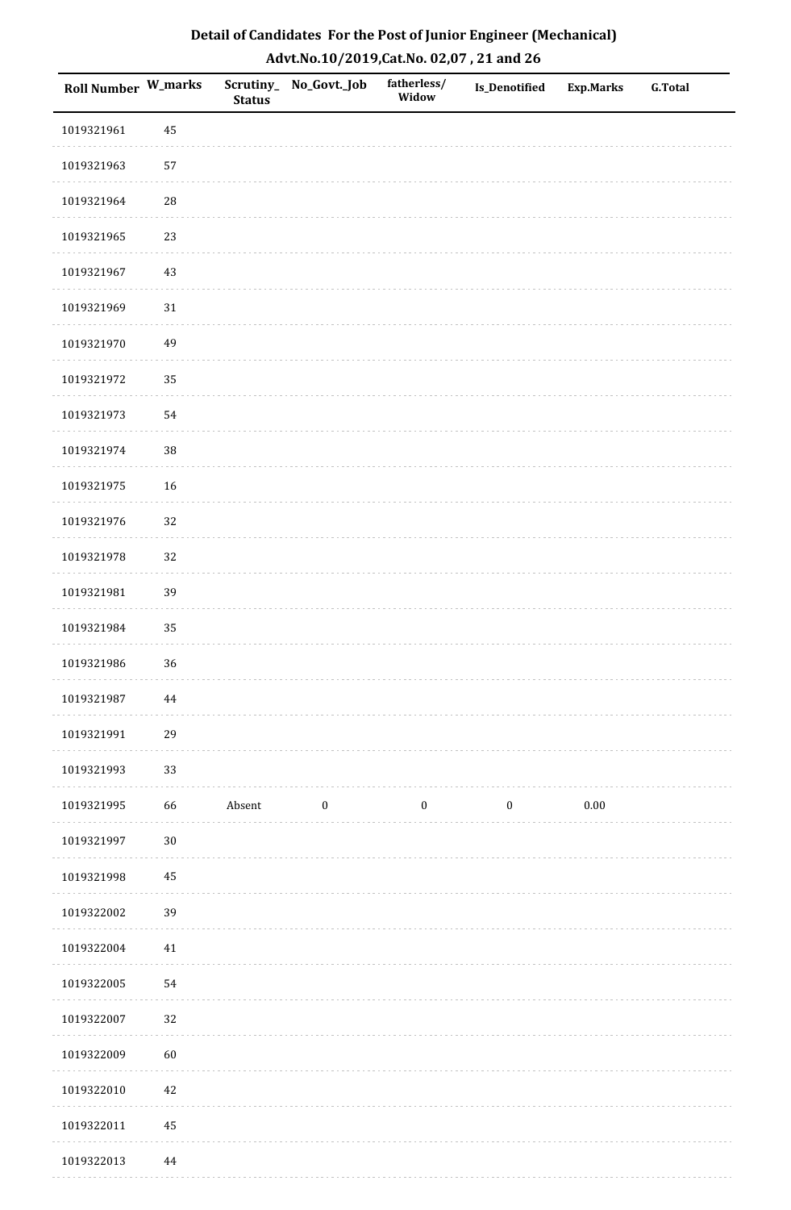# Detail of Candidates For the Post of Junior Engineer (Mechanical)

## Advt.No.10/2019,Cat.No. 02,07 , 21 and 26

| Roll Number | W_marks | Scrutiny_Status | No_Govt._Job | fatherless/Widow | Is_Denotified | Exp.Marks | G.Total |
|---|---|---|---|---|---|---|---|
| 1019321961 | 45 | | | | | | |
| 1019321963 | 57 | | | | | | |
| 1019321964 | 28 | | | | | | |
| 1019321965 | 23 | | | | | | |
| 1019321967 | 43 | | | | | | |
| 1019321969 | 31 | | | | | | |
| 1019321970 | 49 | | | | | | |
| 1019321972 | 35 | | | | | | |
| 1019321973 | 54 | | | | | | |
| 1019321974 | 38 | | | | | | |
| 1019321975 | 16 | | | | | | |
| 1019321976 | 32 | | | | | | |
| 1019321978 | 32 | | | | | | |
| 1019321981 | 39 | | | | | | |
| 1019321984 | 35 | | | | | | |
| 1019321986 | 36 | | | | | | |
| 1019321987 | 44 | | | | | | |
| 1019321991 | 29 | | | | | | |
| 1019321993 | 33 | | | | | | |
| 1019321995 | 66 | Absent | 0 | 0 | 0 | 0.00 | |
| 1019321997 | 30 | | | | | | |
| 1019321998 | 45 | | | | | | |
| 1019322002 | 39 | | | | | | |
| 1019322004 | 41 | | | | | | |
| 1019322005 | 54 | | | | | | |
| 1019322007 | 32 | | | | | | |
| 1019322009 | 60 | | | | | | |
| 1019322010 | 42 | | | | | | |
| 1019322011 | 45 | | | | | | |
| 1019322013 | 44 | | | | | | |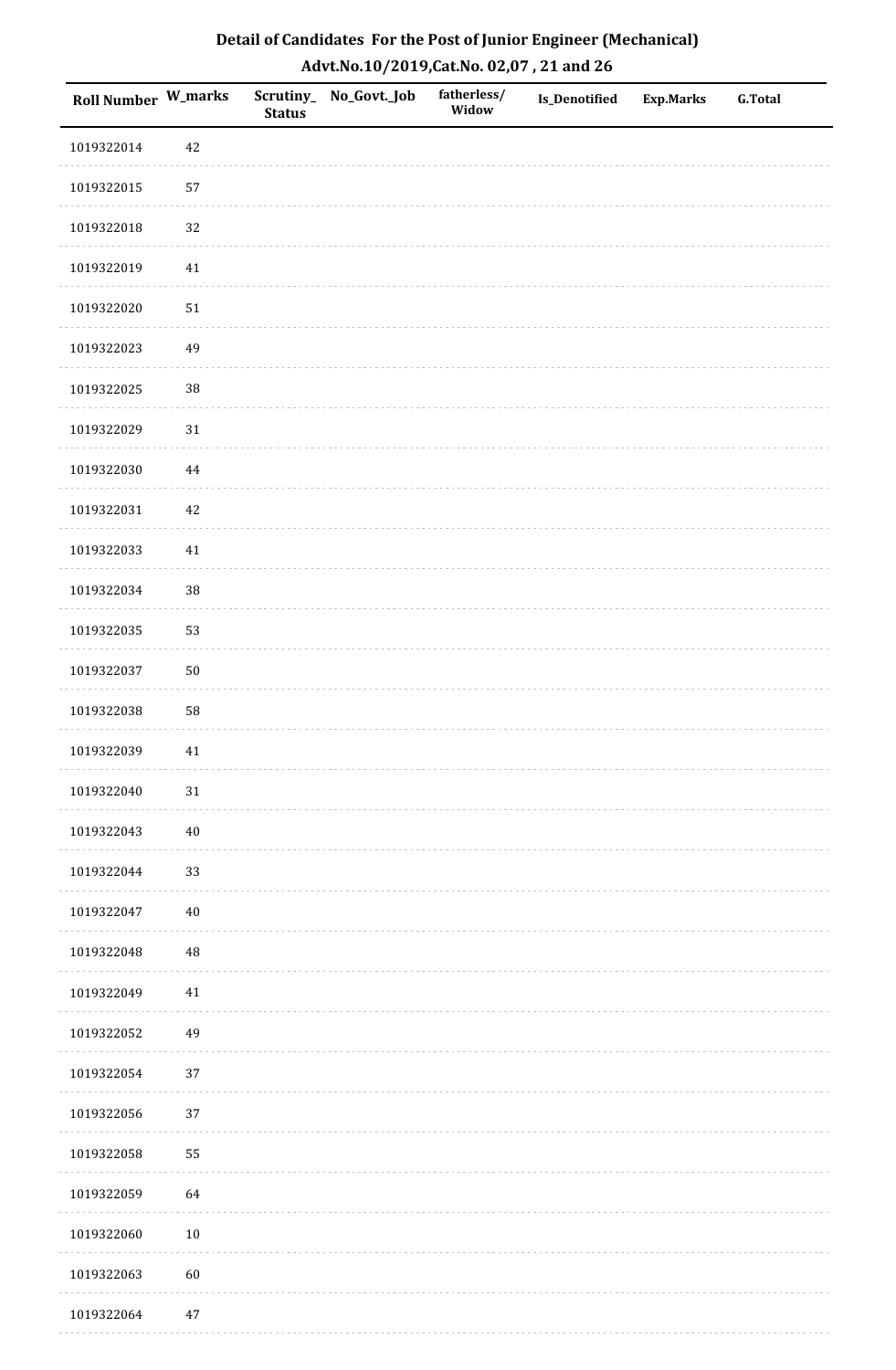# Detail of Candidates For the Post of Junior Engineer (Mechanical)

## Advt.No.10/2019,Cat.No. 02,07 , 21 and 26

| Roll Number | W_marks | Scrutiny_Status | No_Govt._Job | fatherless/Widow | Is_Denotified | Exp.Marks | G.Total |
|---|---|---|---|---|---|---|---|
| 1019322014 | 42 | | | | | | |
| 1019322015 | 57 | | | | | | |
| 1019322018 | 32 | | | | | | |
| 1019322019 | 41 | | | | | | |
| 1019322020 | 51 | | | | | | |
| 1019322023 | 49 | | | | | | |
| 1019322025 | 38 | | | | | | |
| 1019322029 | 31 | | | | | | |
| 1019322030 | 44 | | | | | | |
| 1019322031 | 42 | | | | | | |
| 1019322033 | 41 | | | | | | |
| 1019322034 | 38 | | | | | | |
| 1019322035 | 53 | | | | | | |
| 1019322037 | 50 | | | | | | |
| 1019322038 | 58 | | | | | | |
| 1019322039 | 41 | | | | | | |
| 1019322040 | 31 | | | | | | |
| 1019322043 | 40 | | | | | | |
| 1019322044 | 33 | | | | | | |
| 1019322047 | 40 | | | | | | |
| 1019322048 | 48 | | | | | | |
| 1019322049 | 41 | | | | | | |
| 1019322052 | 49 | | | | | | |
| 1019322054 | 37 | | | | | | |
| 1019322056 | 37 | | | | | | |
| 1019322058 | 55 | | | | | | |
| 1019322059 | 64 | | | | | | |
| 1019322060 | 10 | | | | | | |
| 1019322063 | 60 | | | | | | |
| 1019322064 | 47 | | | | | | |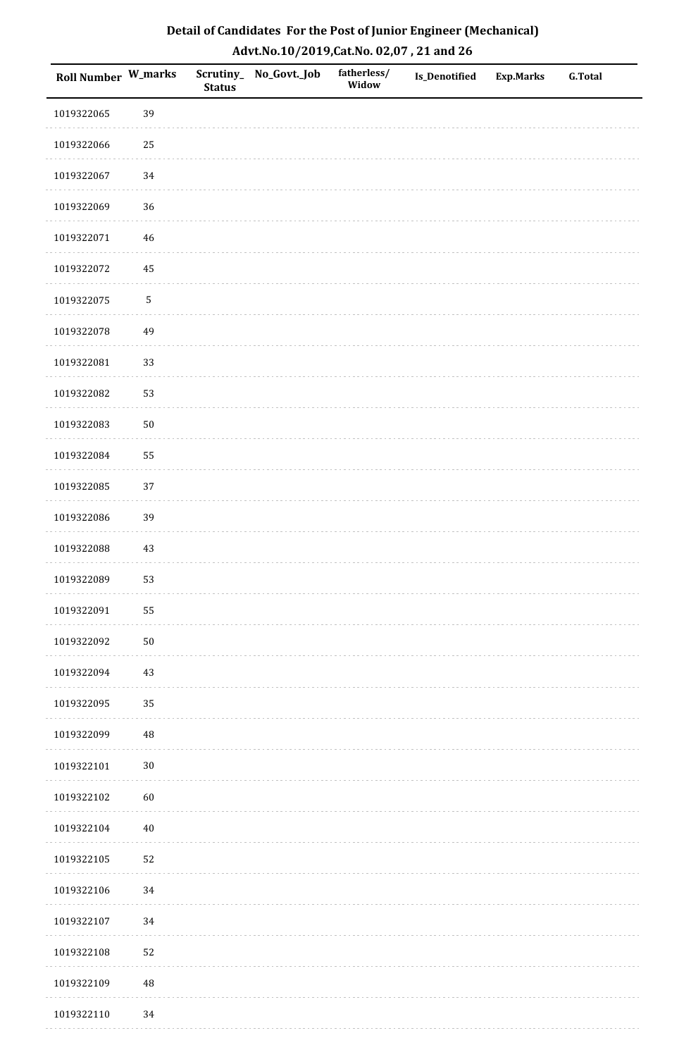# Detail of Candidates For the Post of Junior Engineer (Mechanical)

## Advt.No.10/2019,Cat.No. 02,07 , 21 and 26

| Roll Number | W_marks | Scrutiny_ Status | No_Govt._Job | fatherless/ Widow | Is_Denotified | Exp.Marks | G.Total |
|---|---|---|---|---|---|---|---|
| 1019322065 | 39 | | | | | | |
| 1019322066 | 25 | | | | | | |
| 1019322067 | 34 | | | | | | |
| 1019322069 | 36 | | | | | | |
| 1019322071 | 46 | | | | | | |
| 1019322072 | 45 | | | | | | |
| 1019322075 | 5 | | | | | | |
| 1019322078 | 49 | | | | | | |
| 1019322081 | 33 | | | | | | |
| 1019322082 | 53 | | | | | | |
| 1019322083 | 50 | | | | | | |
| 1019322084 | 55 | | | | | | |
| 1019322085 | 37 | | | | | | |
| 1019322086 | 39 | | | | | | |
| 1019322088 | 43 | | | | | | |
| 1019322089 | 53 | | | | | | |
| 1019322091 | 55 | | | | | | |
| 1019322092 | 50 | | | | | | |
| 1019322094 | 43 | | | | | | |
| 1019322095 | 35 | | | | | | |
| 1019322099 | 48 | | | | | | |
| 1019322101 | 30 | | | | | | |
| 1019322102 | 60 | | | | | | |
| 1019322104 | 40 | | | | | | |
| 1019322105 | 52 | | | | | | |
| 1019322106 | 34 | | | | | | |
| 1019322107 | 34 | | | | | | |
| 1019322108 | 52 | | | | | | |
| 1019322109 | 48 | | | | | | |
| 1019322110 | 34 | | | | | | |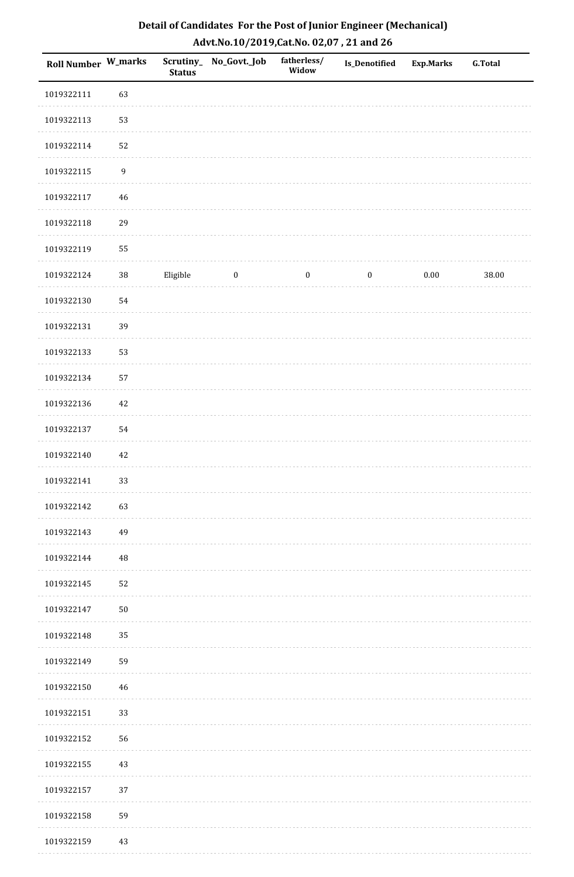# Detail of Candidates For the Post of Junior Engineer (Mechanical)

## Advt.No.10/2019,Cat.No. 02,07 , 21 and 26

| Roll Number | W_marks | Scrutiny_Status | No_Govt._Job | fatherless/Widow | Is_Denotified | Exp.Marks | G.Total |
|---|---|---|---|---|---|---|---|
| 1019322111 | 63 | | | | | | |
| 1019322113 | 53 | | | | | | |
| 1019322114 | 52 | | | | | | |
| 1019322115 | 9 | | | | | | |
| 1019322117 | 46 | | | | | | |
| 1019322118 | 29 | | | | | | |
| 1019322119 | 55 | | | | | | |
| 1019322124 | 38 | Eligible | 0 | 0 | 0 | 0.00 | 38.00 |
| 1019322130 | 54 | | | | | | |
| 1019322131 | 39 | | | | | | |
| 1019322133 | 53 | | | | | | |
| 1019322134 | 57 | | | | | | |
| 1019322136 | 42 | | | | | | |
| 1019322137 | 54 | | | | | | |
| 1019322140 | 42 | | | | | | |
| 1019322141 | 33 | | | | | | |
| 1019322142 | 63 | | | | | | |
| 1019322143 | 49 | | | | | | |
| 1019322144 | 48 | | | | | | |
| 1019322145 | 52 | | | | | | |
| 1019322147 | 50 | | | | | | |
| 1019322148 | 35 | | | | | | |
| 1019322149 | 59 | | | | | | |
| 1019322150 | 46 | | | | | | |
| 1019322151 | 33 | | | | | | |
| 1019322152 | 56 | | | | | | |
| 1019322155 | 43 | | | | | | |
| 1019322157 | 37 | | | | | | |
| 1019322158 | 59 | | | | | | |
| 1019322159 | 43 | | | | | | |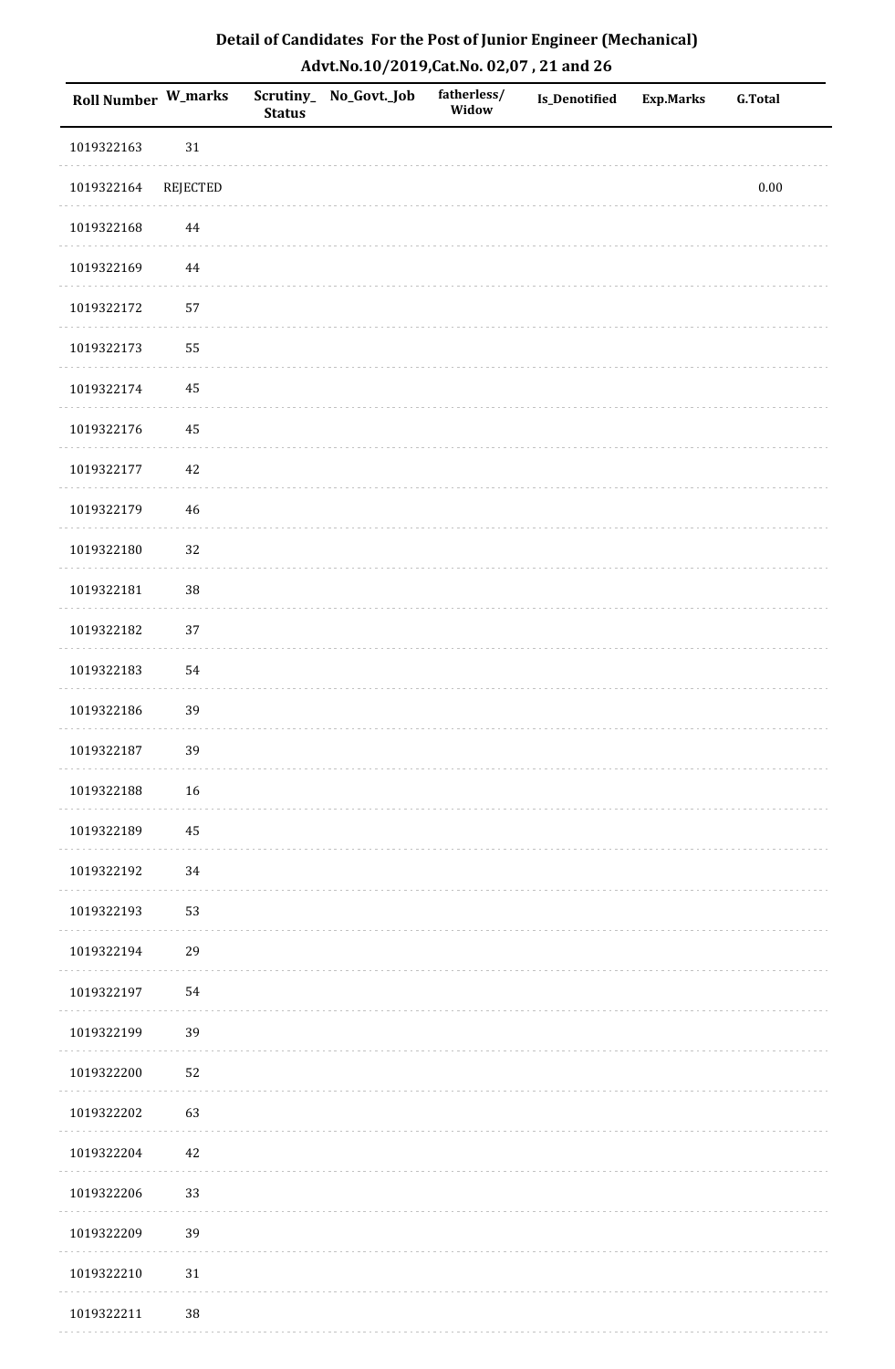## Detail of Candidates For the Post of Junior Engineer (Mechanical)

## Advt.No.10/2019,Cat.No. 02,07 , 21 and 26

| Roll Number | W_marks | Scrutiny_ Status | No_Govt._Job | fatherless/ Widow | Is_Denotified | Exp.Marks | G.Total |
|---|---|---|---|---|---|---|---|
| 1019322163 | 31 | | | | | | |
| 1019322164 | REJECTED | | | | | | 0.00 |
| 1019322168 | 44 | | | | | | |
| 1019322169 | 44 | | | | | | |
| 1019322172 | 57 | | | | | | |
| 1019322173 | 55 | | | | | | |
| 1019322174 | 45 | | | | | | |
| 1019322176 | 45 | | | | | | |
| 1019322177 | 42 | | | | | | |
| 1019322179 | 46 | | | | | | |
| 1019322180 | 32 | | | | | | |
| 1019322181 | 38 | | | | | | |
| 1019322182 | 37 | | | | | | |
| 1019322183 | 54 | | | | | | |
| 1019322186 | 39 | | | | | | |
| 1019322187 | 39 | | | | | | |
| 1019322188 | 16 | | | | | | |
| 1019322189 | 45 | | | | | | |
| 1019322192 | 34 | | | | | | |
| 1019322193 | 53 | | | | | | |
| 1019322194 | 29 | | | | | | |
| 1019322197 | 54 | | | | | | |
| 1019322199 | 39 | | | | | | |
| 1019322200 | 52 | | | | | | |
| 1019322202 | 63 | | | | | | |
| 1019322204 | 42 | | | | | | |
| 1019322206 | 33 | | | | | | |
| 1019322209 | 39 | | | | | | |
| 1019322210 | 31 | | | | | | |
| 1019322211 | 38 | | | | | | |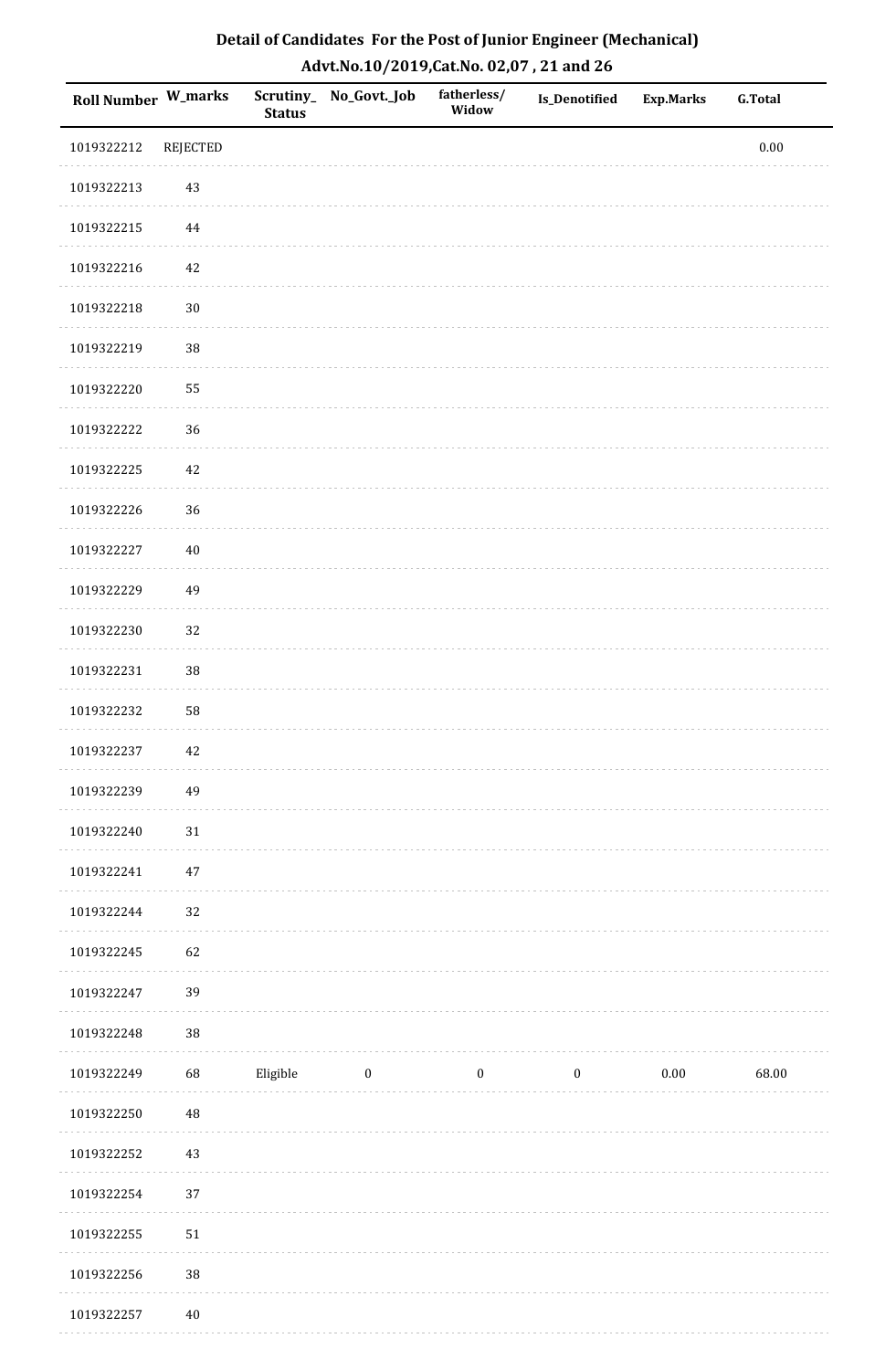# Detail of Candidates For the Post of Junior Engineer (Mechanical)

## Advt.No.10/2019,Cat.No. 02,07 , 21 and 26

| Roll Number | W_marks | Scrutiny_Status | No_Govt._Job | fatherless/Widow | Is_Denotified | Exp.Marks | G.Total |
|---|---|---|---|---|---|---|---|
| 1019322212 | REJECTED | | | | | | 0.00 |
| 1019322213 | 43 | | | | | | |
| 1019322215 | 44 | | | | | | |
| 1019322216 | 42 | | | | | | |
| 1019322218 | 30 | | | | | | |
| 1019322219 | 38 | | | | | | |
| 1019322220 | 55 | | | | | | |
| 1019322222 | 36 | | | | | | |
| 1019322225 | 42 | | | | | | |
| 1019322226 | 36 | | | | | | |
| 1019322227 | 40 | | | | | | |
| 1019322229 | 49 | | | | | | |
| 1019322230 | 32 | | | | | | |
| 1019322231 | 38 | | | | | | |
| 1019322232 | 58 | | | | | | |
| 1019322237 | 42 | | | | | | |
| 1019322239 | 49 | | | | | | |
| 1019322240 | 31 | | | | | | |
| 1019322241 | 47 | | | | | | |
| 1019322244 | 32 | | | | | | |
| 1019322245 | 62 | | | | | | |
| 1019322247 | 39 | | | | | | |
| 1019322248 | 38 | | | | | | |
| 1019322249 | 68 | Eligible | 0 | 0 | 0 | 0.00 | 68.00 |
| 1019322250 | 48 | | | | | | |
| 1019322252 | 43 | | | | | | |
| 1019322254 | 37 | | | | | | |
| 1019322255 | 51 | | | | | | |
| 1019322256 | 38 | | | | | | |
| 1019322257 | 40 | | | | | | |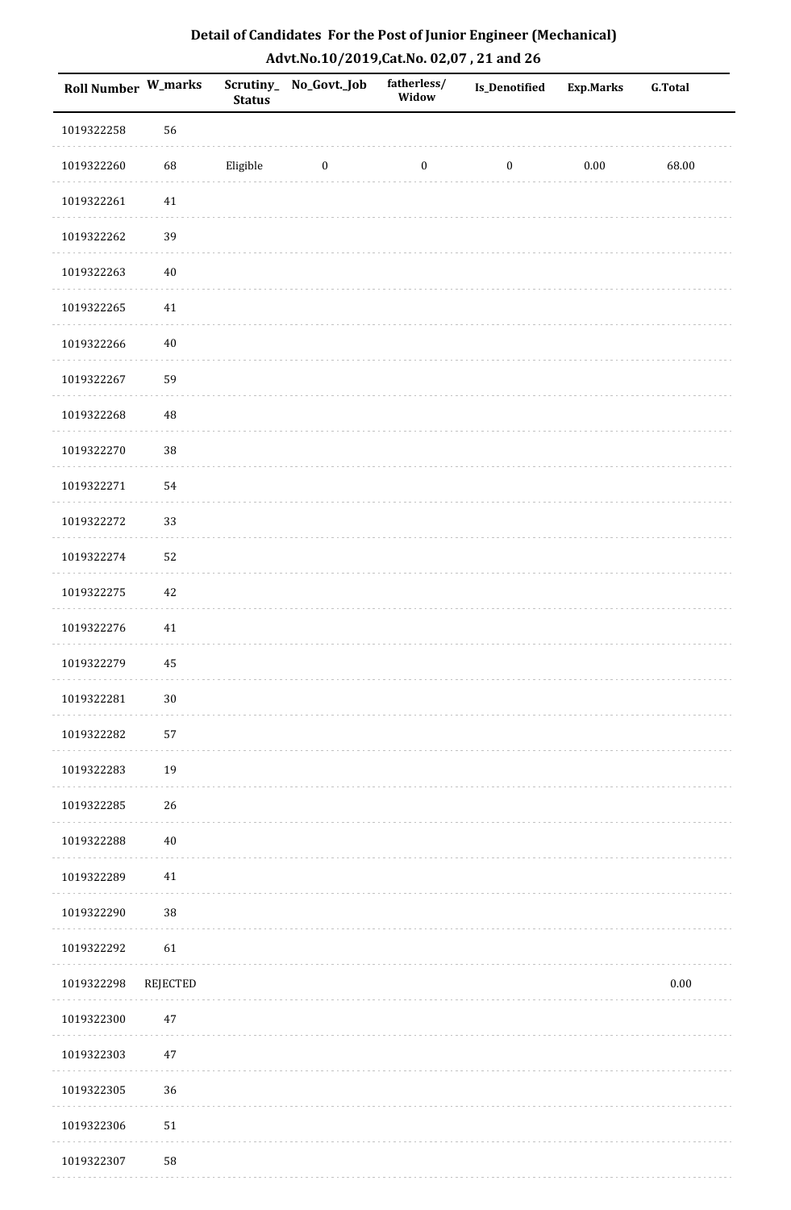## Detail of Candidates For the Post of Junior Engineer (Mechanical)

## Advt.No.10/2019,Cat.No. 02,07 , 21 and 26

| Roll Number | W_marks | Scrutiny_Status | No_Govt._Job | fatherless/Widow | Is_Denotified | Exp.Marks | G.Total |
|---|---|---|---|---|---|---|---|
| 1019322258 | 56 | | | | | | |
| 1019322260 | 68 | Eligible | 0 | 0 | 0 | 0.00 | 68.00 |
| 1019322261 | 41 | | | | | | |
| 1019322262 | 39 | | | | | | |
| 1019322263 | 40 | | | | | | |
| 1019322265 | 41 | | | | | | |
| 1019322266 | 40 | | | | | | |
| 1019322267 | 59 | | | | | | |
| 1019322268 | 48 | | | | | | |
| 1019322270 | 38 | | | | | | |
| 1019322271 | 54 | | | | | | |
| 1019322272 | 33 | | | | | | |
| 1019322274 | 52 | | | | | | |
| 1019322275 | 42 | | | | | | |
| 1019322276 | 41 | | | | | | |
| 1019322279 | 45 | | | | | | |
| 1019322281 | 30 | | | | | | |
| 1019322282 | 57 | | | | | | |
| 1019322283 | 19 | | | | | | |
| 1019322285 | 26 | | | | | | |
| 1019322288 | 40 | | | | | | |
| 1019322289 | 41 | | | | | | |
| 1019322290 | 38 | | | | | | |
| 1019322292 | 61 | | | | | | |
| 1019322298 | REJECTED | | | | | | 0.00 |
| 1019322300 | 47 | | | | | | |
| 1019322303 | 47 | | | | | | |
| 1019322305 | 36 | | | | | | |
| 1019322306 | 51 | | | | | | |
| 1019322307 | 58 | | | | | | |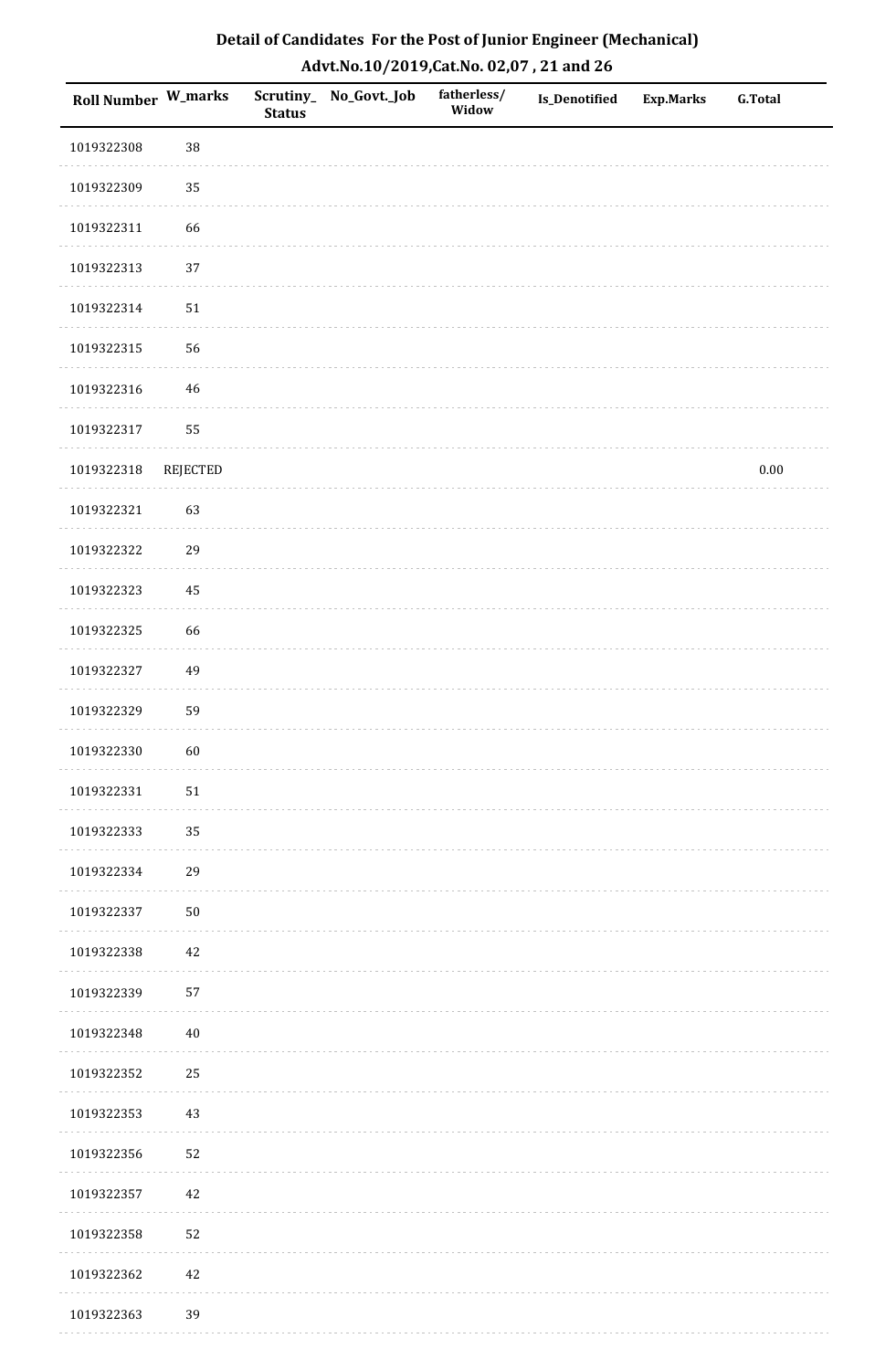# Detail of Candidates For the Post of Junior Engineer (Mechanical)

## Advt.No.10/2019,Cat.No. 02,07 , 21 and 26

| Roll Number | W_marks | Scrutiny_Status | No_Govt._Job | fatherless/Widow | Is_Denotified | Exp.Marks | G.Total |
|---|---|---|---|---|---|---|---|
| 1019322308 | 38 | | | | | | |
| 1019322309 | 35 | | | | | | |
| 1019322311 | 66 | | | | | | |
| 1019322313 | 37 | | | | | | |
| 1019322314 | 51 | | | | | | |
| 1019322315 | 56 | | | | | | |
| 1019322316 | 46 | | | | | | |
| 1019322317 | 55 | | | | | | |
| 1019322318 | REJECTED | | | | | | 0.00 |
| 1019322321 | 63 | | | | | | |
| 1019322322 | 29 | | | | | | |
| 1019322323 | 45 | | | | | | |
| 1019322325 | 66 | | | | | | |
| 1019322327 | 49 | | | | | | |
| 1019322329 | 59 | | | | | | |
| 1019322330 | 60 | | | | | | |
| 1019322331 | 51 | | | | | | |
| 1019322333 | 35 | | | | | | |
| 1019322334 | 29 | | | | | | |
| 1019322337 | 50 | | | | | | |
| 1019322338 | 42 | | | | | | |
| 1019322339 | 57 | | | | | | |
| 1019322348 | 40 | | | | | | |
| 1019322352 | 25 | | | | | | |
| 1019322353 | 43 | | | | | | |
| 1019322356 | 52 | | | | | | |
| 1019322357 | 42 | | | | | | |
| 1019322358 | 52 | | | | | | |
| 1019322362 | 42 | | | | | | |
| 1019322363 | 39 | | | | | | |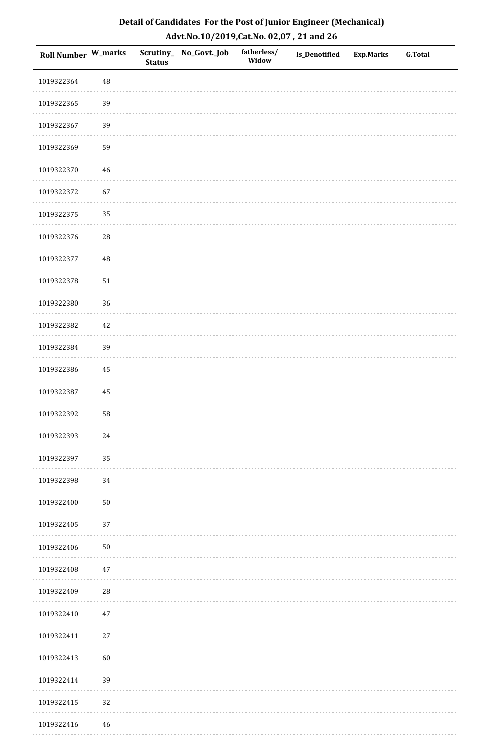# Detail of Candidates For the Post of Junior Engineer (Mechanical)

## Advt.No.10/2019,Cat.No. 02,07 , 21 and 26

| Roll Number | W_marks | Scrutiny_ Status | No_Govt._Job | fatherless/ Widow | Is_Denotified | Exp.Marks | G.Total |
|---|---|---|---|---|---|---|---|
| 1019322364 | 48 | | | | | | |
| 1019322365 | 39 | | | | | | |
| 1019322367 | 39 | | | | | | |
| 1019322369 | 59 | | | | | | |
| 1019322370 | 46 | | | | | | |
| 1019322372 | 67 | | | | | | |
| 1019322375 | 35 | | | | | | |
| 1019322376 | 28 | | | | | | |
| 1019322377 | 48 | | | | | | |
| 1019322378 | 51 | | | | | | |
| 1019322380 | 36 | | | | | | |
| 1019322382 | 42 | | | | | | |
| 1019322384 | 39 | | | | | | |
| 1019322386 | 45 | | | | | | |
| 1019322387 | 45 | | | | | | |
| 1019322392 | 58 | | | | | | |
| 1019322393 | 24 | | | | | | |
| 1019322397 | 35 | | | | | | |
| 1019322398 | 34 | | | | | | |
| 1019322400 | 50 | | | | | | |
| 1019322405 | 37 | | | | | | |
| 1019322406 | 50 | | | | | | |
| 1019322408 | 47 | | | | | | |
| 1019322409 | 28 | | | | | | |
| 1019322410 | 47 | | | | | | |
| 1019322411 | 27 | | | | | | |
| 1019322413 | 60 | | | | | | |
| 1019322414 | 39 | | | | | | |
| 1019322415 | 32 | | | | | | |
| 1019322416 | 46 | | | | | | |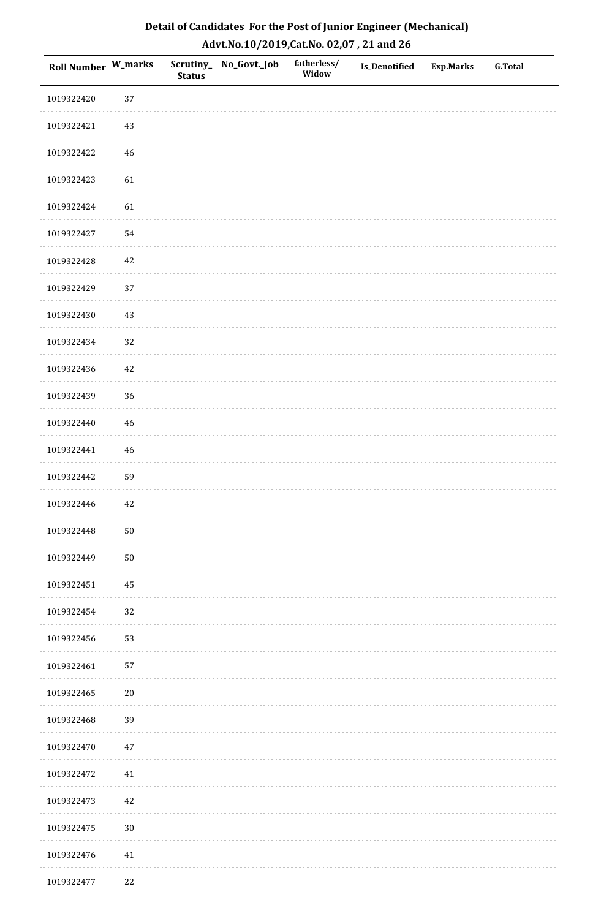# Detail of Candidates For the Post of Junior Engineer (Mechanical)

## Advt.No.10/2019,Cat.No. 02,07 , 21 and 26

| Roll Number | W_marks | Scrutiny_Status | No_Govt._Job | fatherless/ Widow | Is_Denotified | Exp.Marks | G.Total |
|---|---|---|---|---|---|---|---|
| 1019322420 | 37 | | | | | | |
| 1019322421 | 43 | | | | | | |
| 1019322422 | 46 | | | | | | |
| 1019322423 | 61 | | | | | | |
| 1019322424 | 61 | | | | | | |
| 1019322427 | 54 | | | | | | |
| 1019322428 | 42 | | | | | | |
| 1019322429 | 37 | | | | | | |
| 1019322430 | 43 | | | | | | |
| 1019322434 | 32 | | | | | | |
| 1019322436 | 42 | | | | | | |
| 1019322439 | 36 | | | | | | |
| 1019322440 | 46 | | | | | | |
| 1019322441 | 46 | | | | | | |
| 1019322442 | 59 | | | | | | |
| 1019322446 | 42 | | | | | | |
| 1019322448 | 50 | | | | | | |
| 1019322449 | 50 | | | | | | |
| 1019322451 | 45 | | | | | | |
| 1019322454 | 32 | | | | | | |
| 1019322456 | 53 | | | | | | |
| 1019322461 | 57 | | | | | | |
| 1019322465 | 20 | | | | | | |
| 1019322468 | 39 | | | | | | |
| 1019322470 | 47 | | | | | | |
| 1019322472 | 41 | | | | | | |
| 1019322473 | 42 | | | | | | |
| 1019322475 | 30 | | | | | | |
| 1019322476 | 41 | | | | | | |
| 1019322477 | 22 | | | | | | |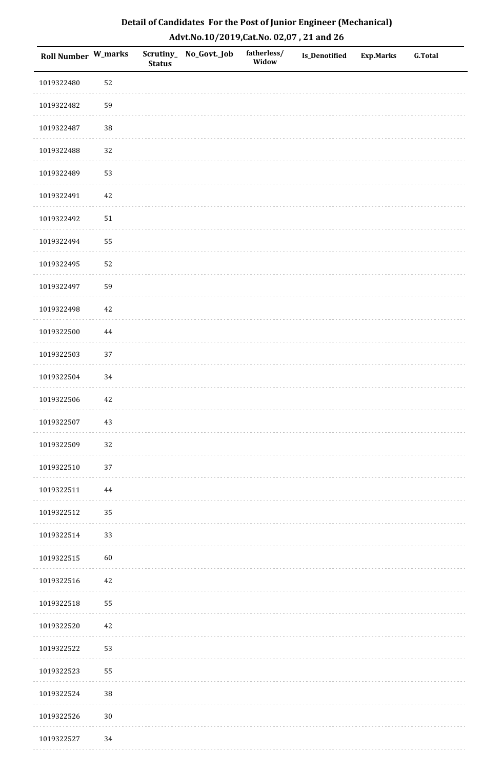**Detail of Candidates For the Post of Junior Engineer (Mechanical)**
**Advt.No.10/2019,Cat.No. 02,07 , 21 and 26**

| Roll Number | W_marks | Scrutiny_Status | No_Govt._Job | fatherless/Widow | Is_Denotified | Exp.Marks | G.Total |
|---|---|---|---|---|---|---|---|
| 1019322480 | 52 | | | | | | |
| 1019322482 | 59 | | | | | | |
| 1019322487 | 38 | | | | | | |
| 1019322488 | 32 | | | | | | |
| 1019322489 | 53 | | | | | | |
| 1019322491 | 42 | | | | | | |
| 1019322492 | 51 | | | | | | |
| 1019322494 | 55 | | | | | | |
| 1019322495 | 52 | | | | | | |
| 1019322497 | 59 | | | | | | |
| 1019322498 | 42 | | | | | | |
| 1019322500 | 44 | | | | | | |
| 1019322503 | 37 | | | | | | |
| 1019322504 | 34 | | | | | | |
| 1019322506 | 42 | | | | | | |
| 1019322507 | 43 | | | | | | |
| 1019322509 | 32 | | | | | | |
| 1019322510 | 37 | | | | | | |
| 1019322511 | 44 | | | | | | |
| 1019322512 | 35 | | | | | | |
| 1019322514 | 33 | | | | | | |
| 1019322515 | 60 | | | | | | |
| 1019322516 | 42 | | | | | | |
| 1019322518 | 55 | | | | | | |
| 1019322520 | 42 | | | | | | |
| 1019322522 | 53 | | | | | | |
| 1019322523 | 55 | | | | | | |
| 1019322524 | 38 | | | | | | |
| 1019322526 | 30 | | | | | | |
| 1019322527 | 34 | | | | | | |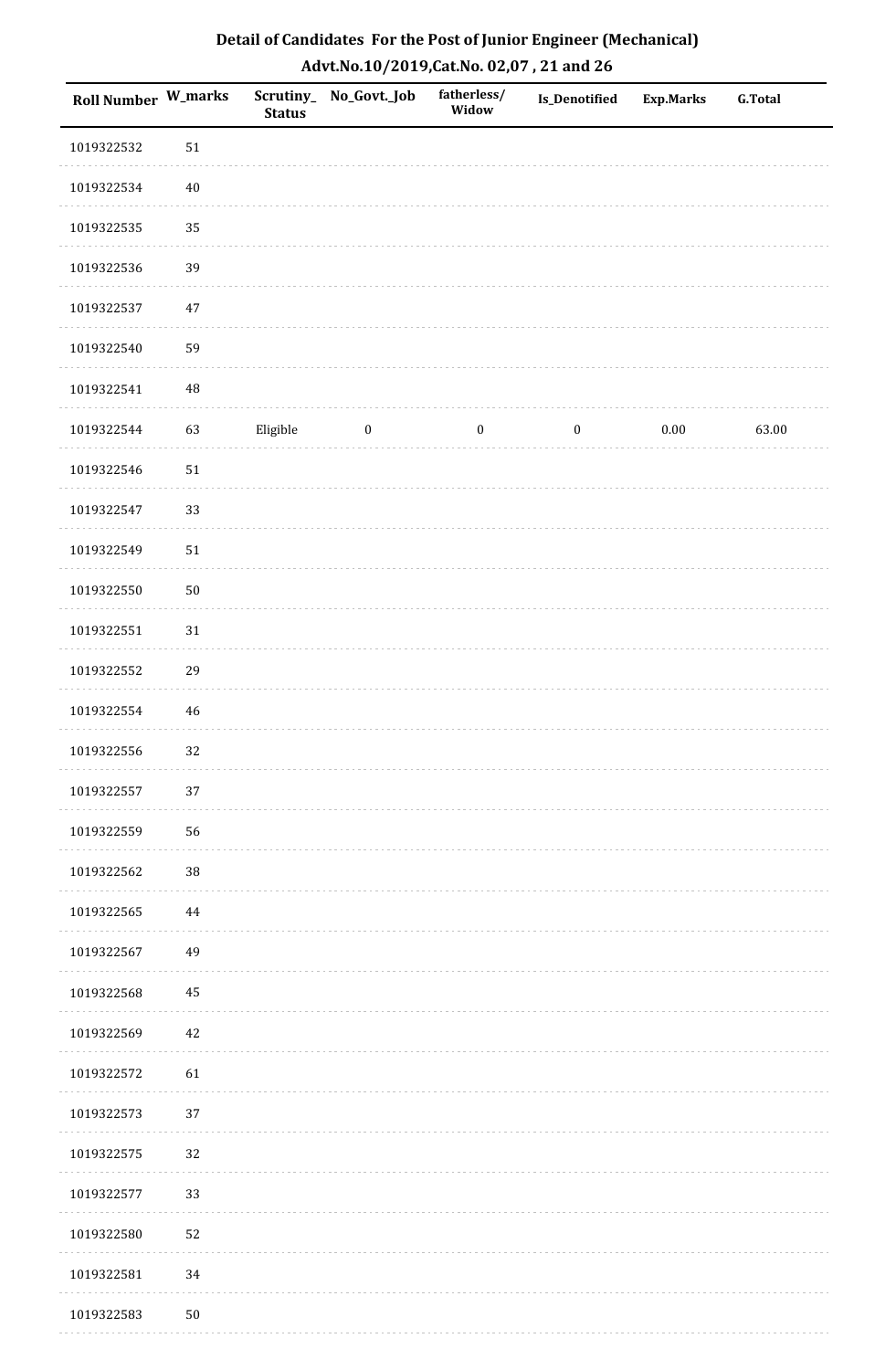# Detail of Candidates For the Post of Junior Engineer (Mechanical)

## Advt.No.10/2019,Cat.No. 02,07 , 21 and 26

| Roll Number | W_marks | Scrutiny_Status | No_Govt._Job | fatherless/Widow | Is_Denotified | Exp.Marks | G.Total |
|---|---|---|---|---|---|---|---|
| 1019322532 | 51 | | | | | | |
| 1019322534 | 40 | | | | | | |
| 1019322535 | 35 | | | | | | |
| 1019322536 | 39 | | | | | | |
| 1019322537 | 47 | | | | | | |
| 1019322540 | 59 | | | | | | |
| 1019322541 | 48 | | | | | | |
| 1019322544 | 63 | Eligible | 0 | 0 | 0 | 0.00 | 63.00 |
| 1019322546 | 51 | | | | | | |
| 1019322547 | 33 | | | | | | |
| 1019322549 | 51 | | | | | | |
| 1019322550 | 50 | | | | | | |
| 1019322551 | 31 | | | | | | |
| 1019322552 | 29 | | | | | | |
| 1019322554 | 46 | | | | | | |
| 1019322556 | 32 | | | | | | |
| 1019322557 | 37 | | | | | | |
| 1019322559 | 56 | | | | | | |
| 1019322562 | 38 | | | | | | |
| 1019322565 | 44 | | | | | | |
| 1019322567 | 49 | | | | | | |
| 1019322568 | 45 | | | | | | |
| 1019322569 | 42 | | | | | | |
| 1019322572 | 61 | | | | | | |
| 1019322573 | 37 | | | | | | |
| 1019322575 | 32 | | | | | | |
| 1019322577 | 33 | | | | | | |
| 1019322580 | 52 | | | | | | |
| 1019322581 | 34 | | | | | | |
| 1019322583 | 50 | | | | | | |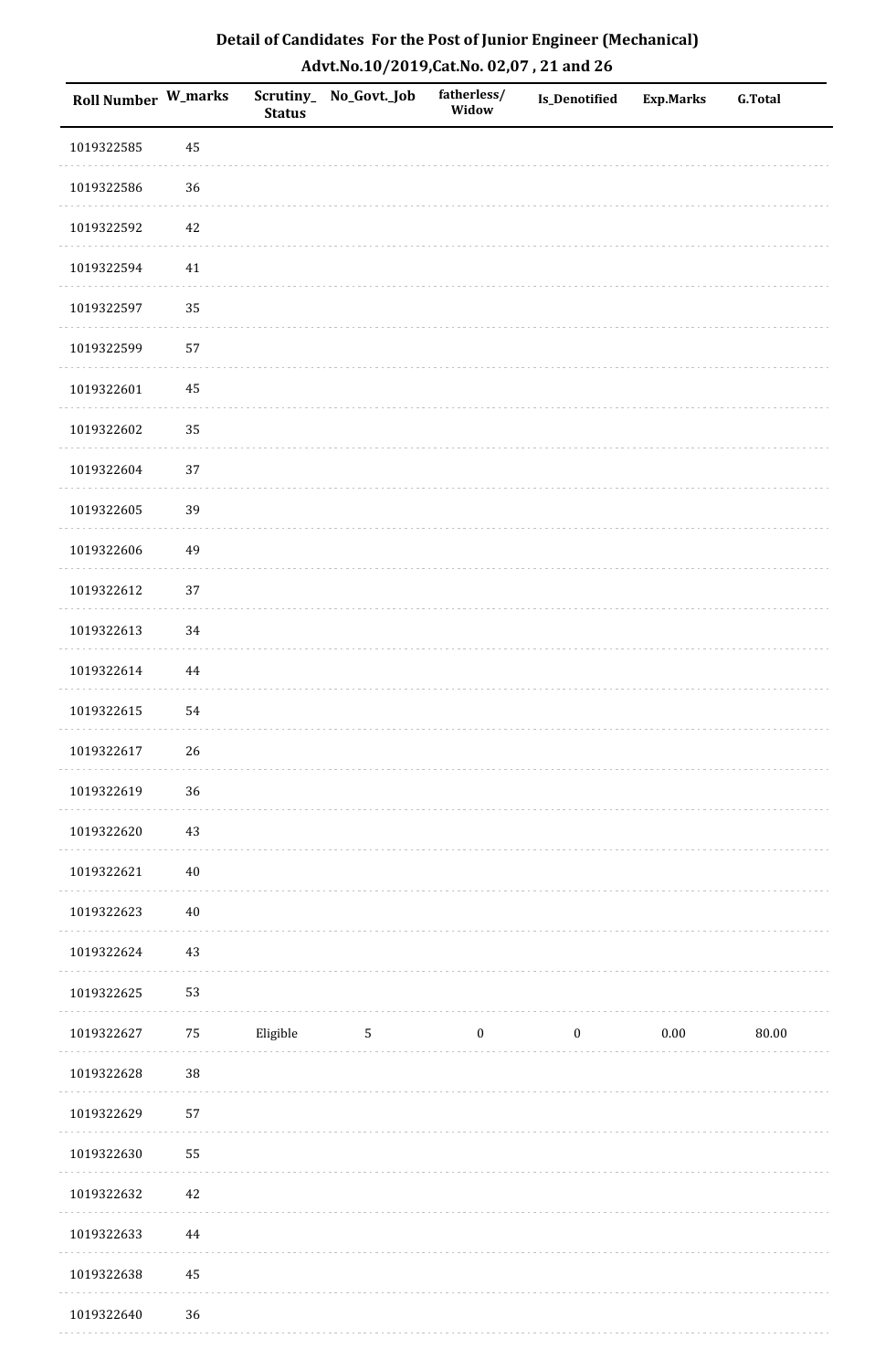## Detail of Candidates For the Post of Junior Engineer (Mechanical)

## Advt.No.10/2019,Cat.No. 02,07 , 21 and 26

| Roll Number | W_marks | Scrutiny_Status | No_Govt._Job | fatherless/Widow | Is_Denotified | Exp.Marks | G.Total |
|---|---|---|---|---|---|---|---|
| 1019322585 | 45 | | | | | | |
| 1019322586 | 36 | | | | | | |
| 1019322592 | 42 | | | | | | |
| 1019322594 | 41 | | | | | | |
| 1019322597 | 35 | | | | | | |
| 1019322599 | 57 | | | | | | |
| 1019322601 | 45 | | | | | | |
| 1019322602 | 35 | | | | | | |
| 1019322604 | 37 | | | | | | |
| 1019322605 | 39 | | | | | | |
| 1019322606 | 49 | | | | | | |
| 1019322612 | 37 | | | | | | |
| 1019322613 | 34 | | | | | | |
| 1019322614 | 44 | | | | | | |
| 1019322615 | 54 | | | | | | |
| 1019322617 | 26 | | | | | | |
| 1019322619 | 36 | | | | | | |
| 1019322620 | 43 | | | | | | |
| 1019322621 | 40 | | | | | | |
| 1019322623 | 40 | | | | | | |
| 1019322624 | 43 | | | | | | |
| 1019322625 | 53 | | | | | | |
| 1019322627 | 75 | Eligible | 5 | 0 | 0 | 0.00 | 80.00 |
| 1019322628 | 38 | | | | | | |
| 1019322629 | 57 | | | | | | |
| 1019322630 | 55 | | | | | | |
| 1019322632 | 42 | | | | | | |
| 1019322633 | 44 | | | | | | |
| 1019322638 | 45 | | | | | | |
| 1019322640 | 36 | | | | | | |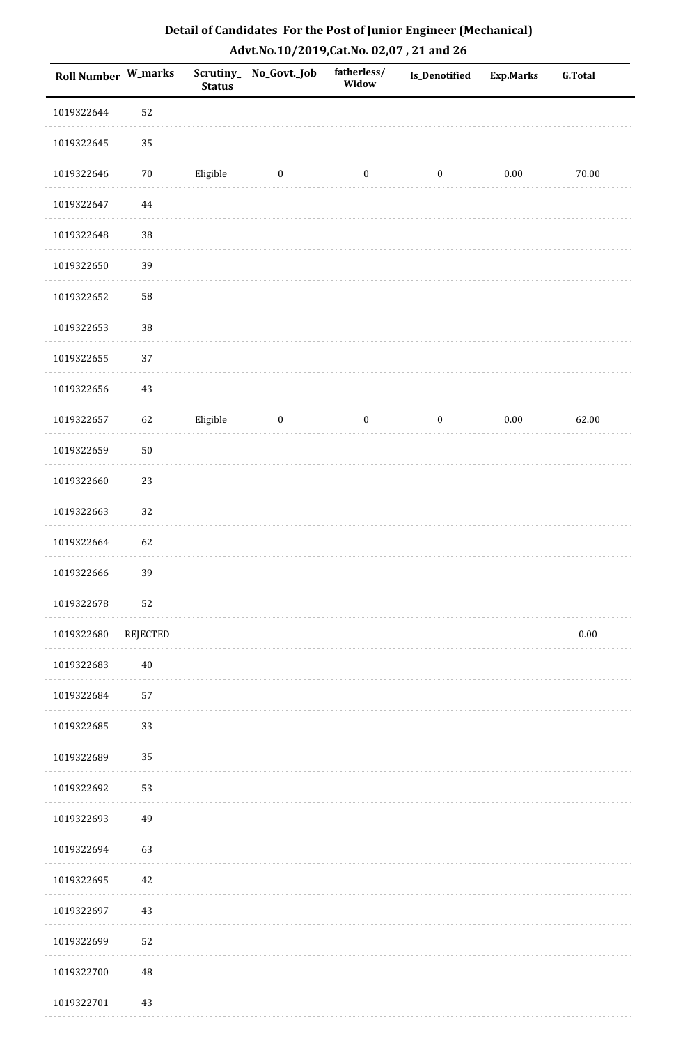# Detail of Candidates For the Post of Junior Engineer (Mechanical)

## Advt.No.10/2019,Cat.No. 02,07 , 21 and 26

| Roll Number | W_marks | Scrutiny_Status | No_Govt._Job | fatherless/Widow | Is_Denotified | Exp.Marks | G.Total |
|---|---|---|---|---|---|---|---|
| 1019322644 | 52 | | | | | | |
| 1019322645 | 35 | | | | | | |
| 1019322646 | 70 | Eligible | 0 | 0 | 0 | 0.00 | 70.00 |
| 1019322647 | 44 | | | | | | |
| 1019322648 | 38 | | | | | | |
| 1019322650 | 39 | | | | | | |
| 1019322652 | 58 | | | | | | |
| 1019322653 | 38 | | | | | | |
| 1019322655 | 37 | | | | | | |
| 1019322656 | 43 | | | | | | |
| 1019322657 | 62 | Eligible | 0 | 0 | 0 | 0.00 | 62.00 |
| 1019322659 | 50 | | | | | | |
| 1019322660 | 23 | | | | | | |
| 1019322663 | 32 | | | | | | |
| 1019322664 | 62 | | | | | | |
| 1019322666 | 39 | | | | | | |
| 1019322678 | 52 | | | | | | |
| 1019322680 | REJECTED | | | | | | 0.00 |
| 1019322683 | 40 | | | | | | |
| 1019322684 | 57 | | | | | | |
| 1019322685 | 33 | | | | | | |
| 1019322689 | 35 | | | | | | |
| 1019322692 | 53 | | | | | | |
| 1019322693 | 49 | | | | | | |
| 1019322694 | 63 | | | | | | |
| 1019322695 | 42 | | | | | | |
| 1019322697 | 43 | | | | | | |
| 1019322699 | 52 | | | | | | |
| 1019322700 | 48 | | | | | | |
| 1019322701 | 43 | | | | | | |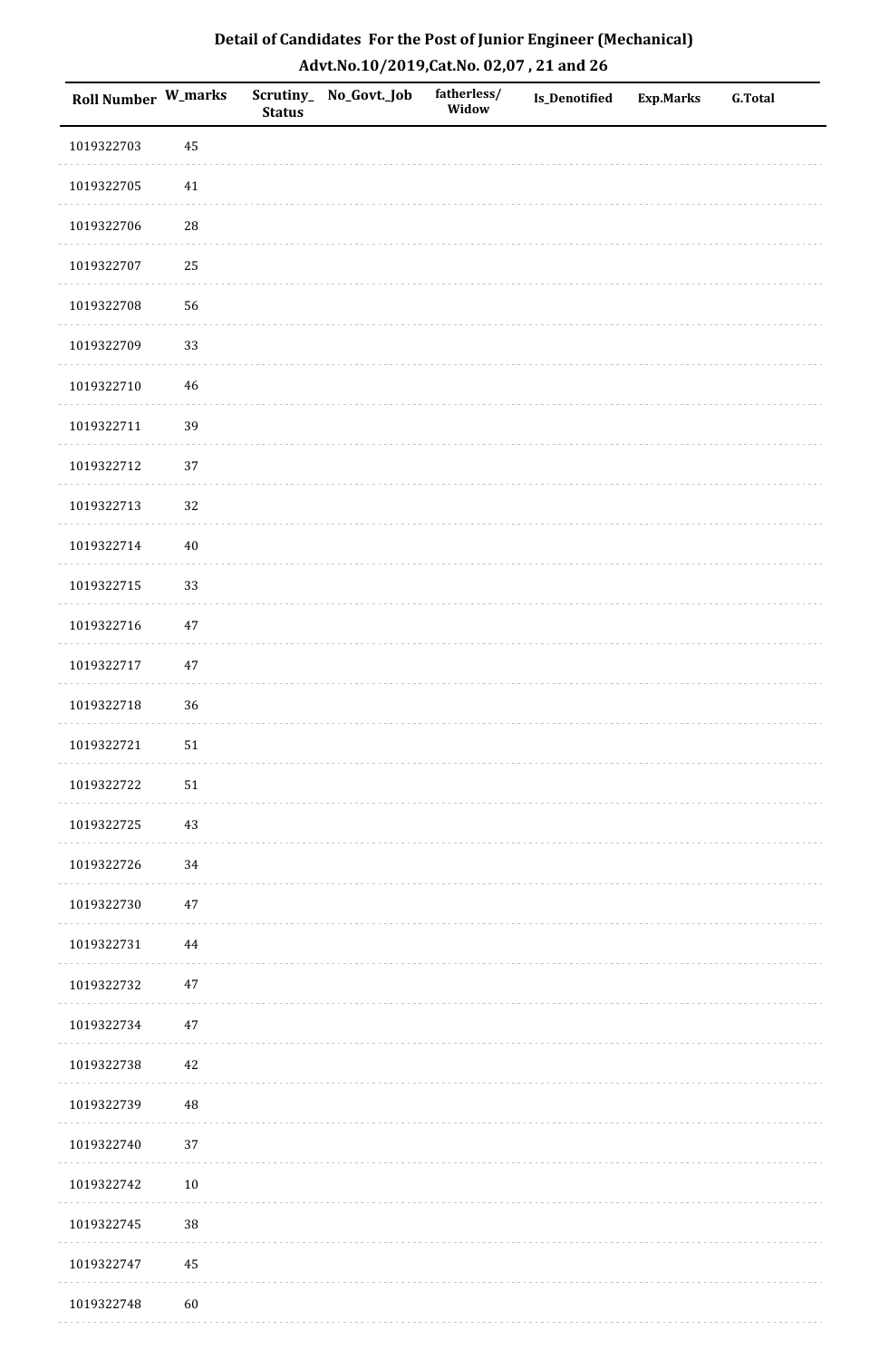## Detail of Candidates For the Post of Junior Engineer (Mechanical)
## Advt.No.10/2019,Cat.No. 02,07 , 21 and 26

| Roll Number | W_marks | Scrutiny_Status | No_Govt._Job | fatherless/Widow | Is_Denotified | Exp.Marks | G.Total |
|---|---|---|---|---|---|---|---|
| 1019322703 | 45 | | | | | | |
| 1019322705 | 41 | | | | | | |
| 1019322706 | 28 | | | | | | |
| 1019322707 | 25 | | | | | | |
| 1019322708 | 56 | | | | | | |
| 1019322709 | 33 | | | | | | |
| 1019322710 | 46 | | | | | | |
| 1019322711 | 39 | | | | | | |
| 1019322712 | 37 | | | | | | |
| 1019322713 | 32 | | | | | | |
| 1019322714 | 40 | | | | | | |
| 1019322715 | 33 | | | | | | |
| 1019322716 | 47 | | | | | | |
| 1019322717 | 47 | | | | | | |
| 1019322718 | 36 | | | | | | |
| 1019322721 | 51 | | | | | | |
| 1019322722 | 51 | | | | | | |
| 1019322725 | 43 | | | | | | |
| 1019322726 | 34 | | | | | | |
| 1019322730 | 47 | | | | | | |
| 1019322731 | 44 | | | | | | |
| 1019322732 | 47 | | | | | | |
| 1019322734 | 47 | | | | | | |
| 1019322738 | 42 | | | | | | |
| 1019322739 | 48 | | | | | | |
| 1019322740 | 37 | | | | | | |
| 1019322742 | 10 | | | | | | |
| 1019322745 | 38 | | | | | | |
| 1019322747 | 45 | | | | | | |
| 1019322748 | 60 | | | | | | |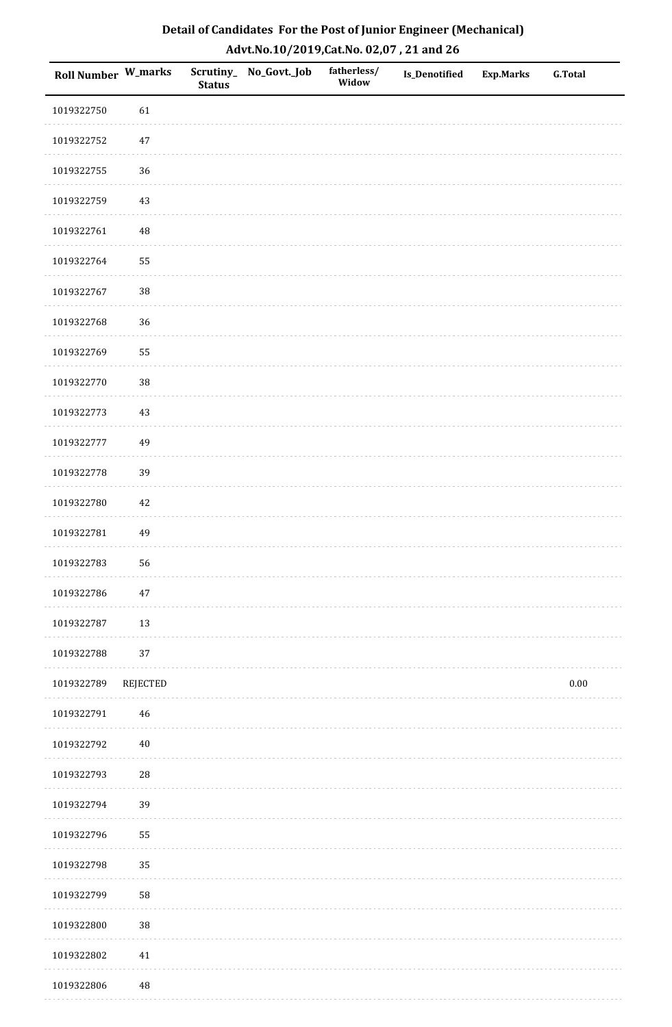# Detail of Candidates For the Post of Junior Engineer (Mechanical)

## Advt.No.10/2019,Cat.No. 02,07 , 21 and 26

| Roll Number | W_marks | Scrutiny_ Status | No_Govt._Job | fatherless/ Widow | Is_Denotified | Exp.Marks | G.Total |
|---|---|---|---|---|---|---|---|
| 1019322750 | 61 | | | | | | |
| 1019322752 | 47 | | | | | | |
| 1019322755 | 36 | | | | | | |
| 1019322759 | 43 | | | | | | |
| 1019322761 | 48 | | | | | | |
| 1019322764 | 55 | | | | | | |
| 1019322767 | 38 | | | | | | |
| 1019322768 | 36 | | | | | | |
| 1019322769 | 55 | | | | | | |
| 1019322770 | 38 | | | | | | |
| 1019322773 | 43 | | | | | | |
| 1019322777 | 49 | | | | | | |
| 1019322778 | 39 | | | | | | |
| 1019322780 | 42 | | | | | | |
| 1019322781 | 49 | | | | | | |
| 1019322783 | 56 | | | | | | |
| 1019322786 | 47 | | | | | | |
| 1019322787 | 13 | | | | | | |
| 1019322788 | 37 | | | | | | |
| 1019322789 | REJECTED | | | | | | 0.00 |
| 1019322791 | 46 | | | | | | |
| 1019322792 | 40 | | | | | | |
| 1019322793 | 28 | | | | | | |
| 1019322794 | 39 | | | | | | |
| 1019322796 | 55 | | | | | | |
| 1019322798 | 35 | | | | | | |
| 1019322799 | 58 | | | | | | |
| 1019322800 | 38 | | | | | | |
| 1019322802 | 41 | | | | | | |
| 1019322806 | 48 | | | | | | |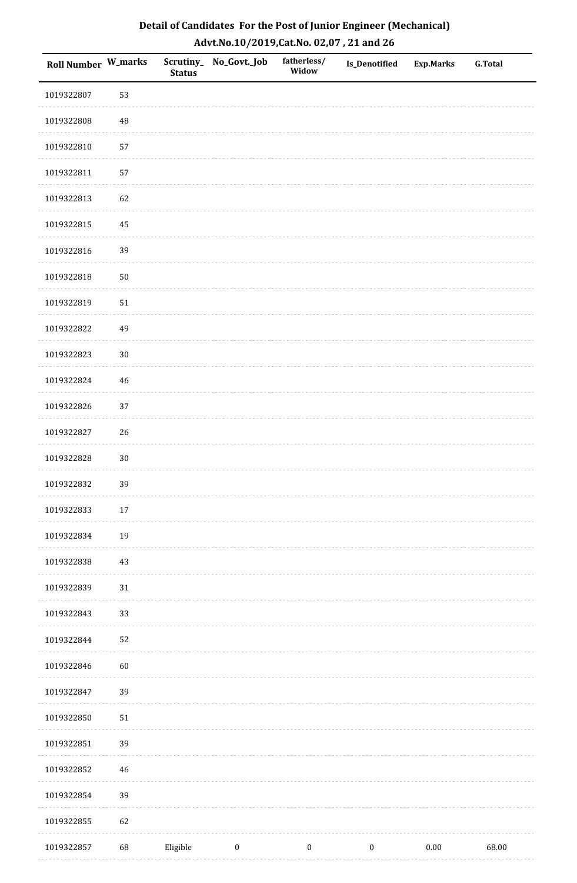## Detail of Candidates For the Post of Junior Engineer (Mechanical)

## Advt.No.10/2019,Cat.No. 02,07 , 21 and 26

| Roll Number | W_marks | Scrutiny_ Status | No_Govt._Job | fatherless/ Widow | Is_Denotified | Exp.Marks | G.Total |
|---|---|---|---|---|---|---|---|
| 1019322807 | 53 | | | | | | |
| 1019322808 | 48 | | | | | | |
| 1019322810 | 57 | | | | | | |
| 1019322811 | 57 | | | | | | |
| 1019322813 | 62 | | | | | | |
| 1019322815 | 45 | | | | | | |
| 1019322816 | 39 | | | | | | |
| 1019322818 | 50 | | | | | | |
| 1019322819 | 51 | | | | | | |
| 1019322822 | 49 | | | | | | |
| 1019322823 | 30 | | | | | | |
| 1019322824 | 46 | | | | | | |
| 1019322826 | 37 | | | | | | |
| 1019322827 | 26 | | | | | | |
| 1019322828 | 30 | | | | | | |
| 1019322832 | 39 | | | | | | |
| 1019322833 | 17 | | | | | | |
| 1019322834 | 19 | | | | | | |
| 1019322838 | 43 | | | | | | |
| 1019322839 | 31 | | | | | | |
| 1019322843 | 33 | | | | | | |
| 1019322844 | 52 | | | | | | |
| 1019322846 | 60 | | | | | | |
| 1019322847 | 39 | | | | | | |
| 1019322850 | 51 | | | | | | |
| 1019322851 | 39 | | | | | | |
| 1019322852 | 46 | | | | | | |
| 1019322854 | 39 | | | | | | |
| 1019322855 | 62 | | | | | | |
| 1019322857 | 68 | Eligible | 0 | 0 | 0 | 0.00 | 68.00 |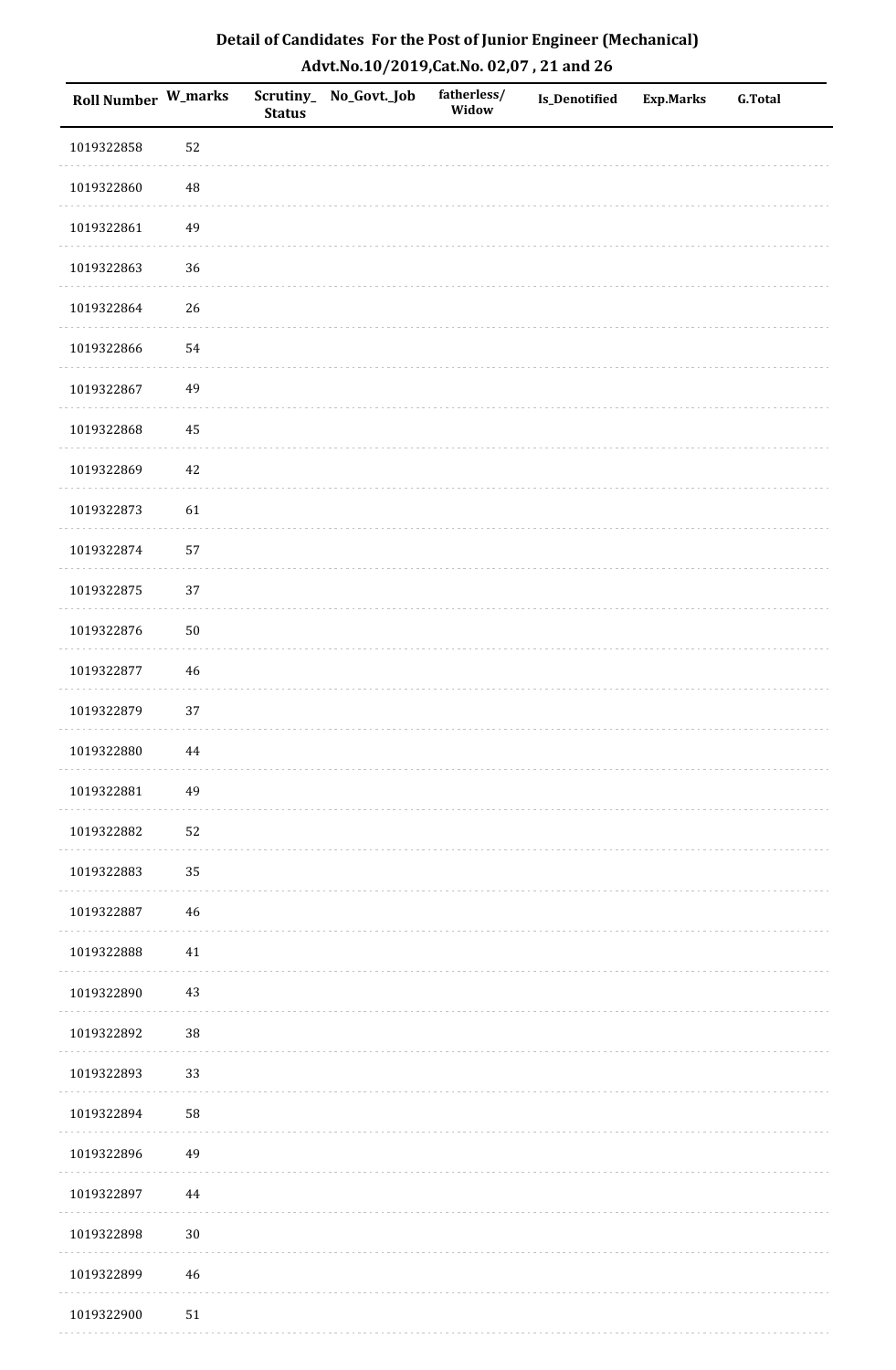**Detail of Candidates For the Post of Junior Engineer (Mechanical)**
**Advt.No.10/2019,Cat.No. 02,07 , 21 and 26**

| Roll Number | W_marks | Scrutiny_Status | No_Govt._Job | fatherless/Widow | Is_Denotified | Exp.Marks | G.Total |
|---|---|---|---|---|---|---|---|
| 1019322858 | 52 | | | | | | |
| 1019322860 | 48 | | | | | | |
| 1019322861 | 49 | | | | | | |
| 1019322863 | 36 | | | | | | |
| 1019322864 | 26 | | | | | | |
| 1019322866 | 54 | | | | | | |
| 1019322867 | 49 | | | | | | |
| 1019322868 | 45 | | | | | | |
| 1019322869 | 42 | | | | | | |
| 1019322873 | 61 | | | | | | |
| 1019322874 | 57 | | | | | | |
| 1019322875 | 37 | | | | | | |
| 1019322876 | 50 | | | | | | |
| 1019322877 | 46 | | | | | | |
| 1019322879 | 37 | | | | | | |
| 1019322880 | 44 | | | | | | |
| 1019322881 | 49 | | | | | | |
| 1019322882 | 52 | | | | | | |
| 1019322883 | 35 | | | | | | |
| 1019322887 | 46 | | | | | | |
| 1019322888 | 41 | | | | | | |
| 1019322890 | 43 | | | | | | |
| 1019322892 | 38 | | | | | | |
| 1019322893 | 33 | | | | | | |
| 1019322894 | 58 | | | | | | |
| 1019322896 | 49 | | | | | | |
| 1019322897 | 44 | | | | | | |
| 1019322898 | 30 | | | | | | |
| 1019322899 | 46 | | | | | | |
| 1019322900 | 51 | | | | | | |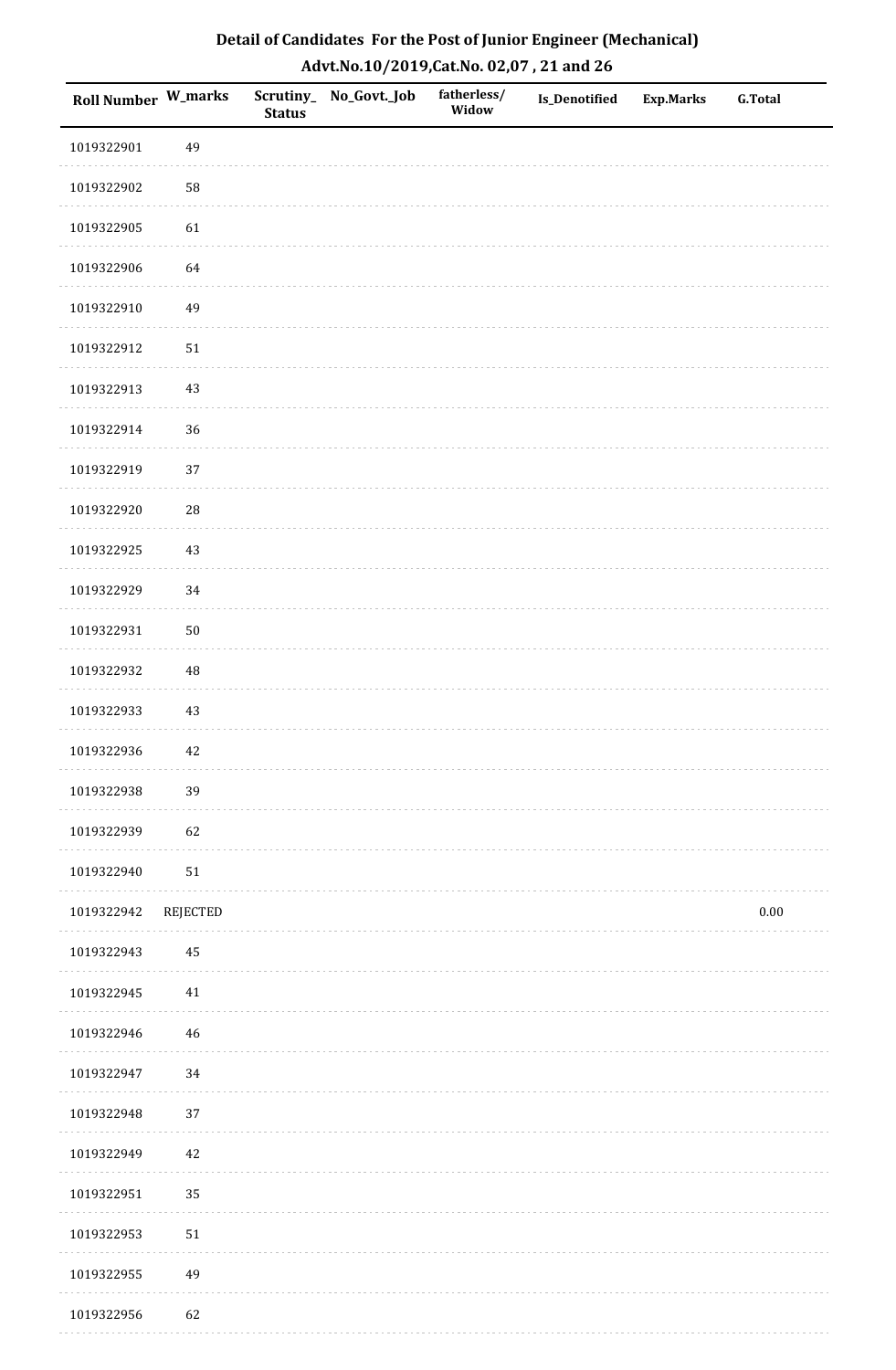## Detail of Candidates For the Post of Junior Engineer (Mechanical)

### Advt.No.10/2019,Cat.No. 02,07 , 21 and 26

| Roll Number | W_marks | Scrutiny_Status | No_Govt._Job | fatherless/Widow | Is_Denotified | Exp.Marks | G.Total |
|---|---|---|---|---|---|---|---|
| 1019322901 | 49 | | | | | | |
| 1019322902 | 58 | | | | | | |
| 1019322905 | 61 | | | | | | |
| 1019322906 | 64 | | | | | | |
| 1019322910 | 49 | | | | | | |
| 1019322912 | 51 | | | | | | |
| 1019322913 | 43 | | | | | | |
| 1019322914 | 36 | | | | | | |
| 1019322919 | 37 | | | | | | |
| 1019322920 | 28 | | | | | | |
| 1019322925 | 43 | | | | | | |
| 1019322929 | 34 | | | | | | |
| 1019322931 | 50 | | | | | | |
| 1019322932 | 48 | | | | | | |
| 1019322933 | 43 | | | | | | |
| 1019322936 | 42 | | | | | | |
| 1019322938 | 39 | | | | | | |
| 1019322939 | 62 | | | | | | |
| 1019322940 | 51 | | | | | | |
| 1019322942 | REJECTED | | | | | | 0.00 |
| 1019322943 | 45 | | | | | | |
| 1019322945 | 41 | | | | | | |
| 1019322946 | 46 | | | | | | |
| 1019322947 | 34 | | | | | | |
| 1019322948 | 37 | | | | | | |
| 1019322949 | 42 | | | | | | |
| 1019322951 | 35 | | | | | | |
| 1019322953 | 51 | | | | | | |
| 1019322955 | 49 | | | | | | |
| 1019322956 | 62 | | | | | | |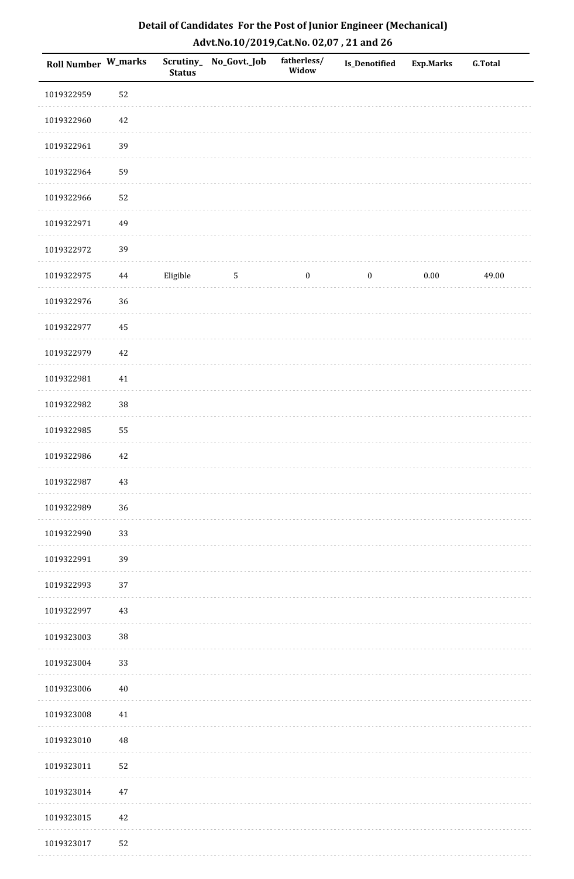## Detail of Candidates For the Post of Junior Engineer (Mechanical)

## Advt.No.10/2019,Cat.No. 02,07 , 21 and 26

| Roll Number | W_marks | Scrutiny_Status | No_Govt._Job | fatherless/Widow | Is_Denotified | Exp.Marks | G.Total |
|---|---|---|---|---|---|---|---|
| 1019322959 | 52 | | | | | | |
| 1019322960 | 42 | | | | | | |
| 1019322961 | 39 | | | | | | |
| 1019322964 | 59 | | | | | | |
| 1019322966 | 52 | | | | | | |
| 1019322971 | 49 | | | | | | |
| 1019322972 | 39 | | | | | | |
| 1019322975 | 44 | Eligible | 5 | 0 | 0 | 0.00 | 49.00 |
| 1019322976 | 36 | | | | | | |
| 1019322977 | 45 | | | | | | |
| 1019322979 | 42 | | | | | | |
| 1019322981 | 41 | | | | | | |
| 1019322982 | 38 | | | | | | |
| 1019322985 | 55 | | | | | | |
| 1019322986 | 42 | | | | | | |
| 1019322987 | 43 | | | | | | |
| 1019322989 | 36 | | | | | | |
| 1019322990 | 33 | | | | | | |
| 1019322991 | 39 | | | | | | |
| 1019322993 | 37 | | | | | | |
| 1019322997 | 43 | | | | | | |
| 1019323003 | 38 | | | | | | |
| 1019323004 | 33 | | | | | | |
| 1019323006 | 40 | | | | | | |
| 1019323008 | 41 | | | | | | |
| 1019323010 | 48 | | | | | | |
| 1019323011 | 52 | | | | | | |
| 1019323014 | 47 | | | | | | |
| 1019323015 | 42 | | | | | | |
| 1019323017 | 52 | | | | | | |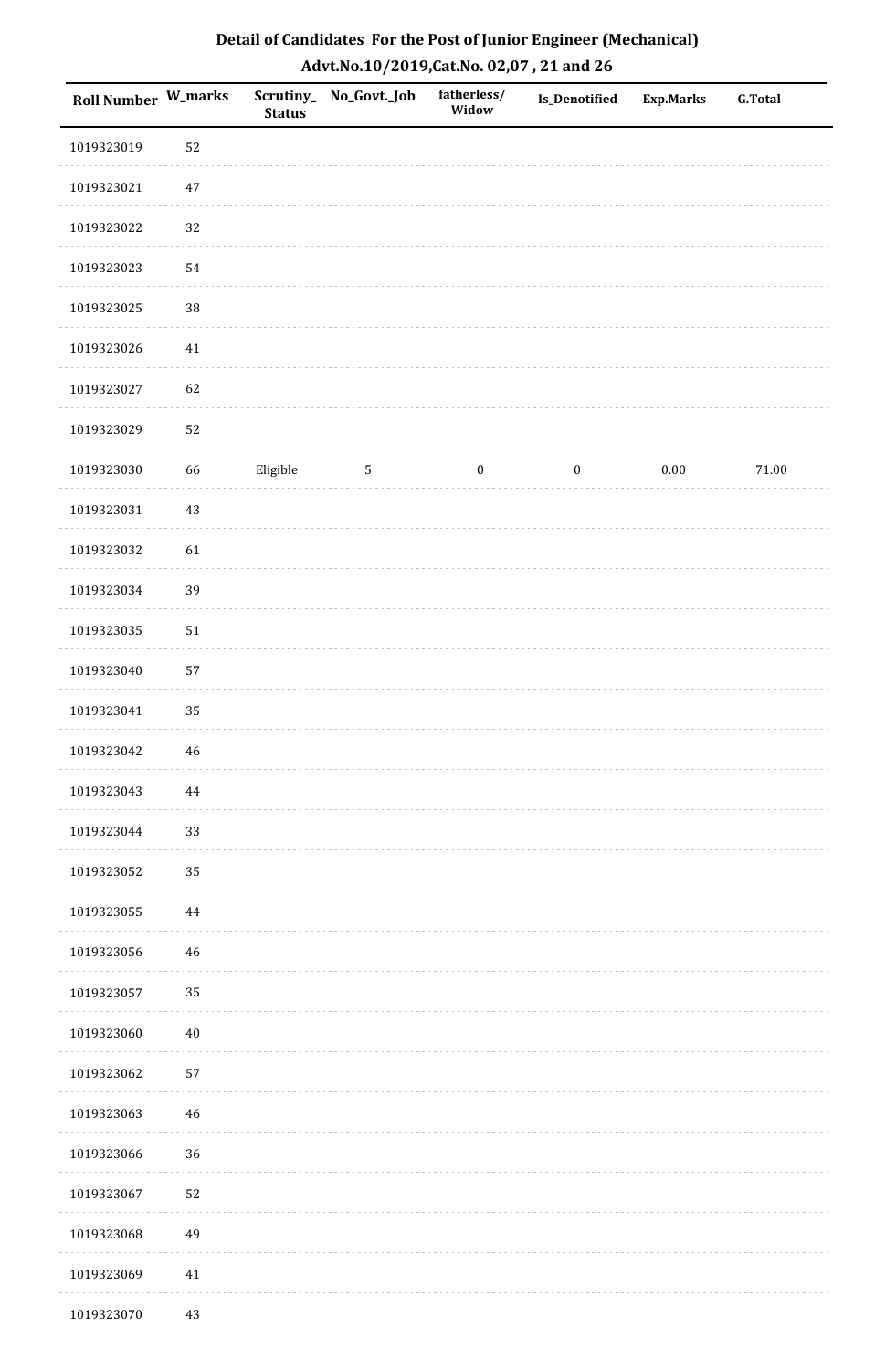# Detail of Candidates For the Post of Junior Engineer (Mechanical)

## Advt.No.10/2019,Cat.No. 02,07 , 21 and 26

| Roll Number | W_marks | Scrutiny_Status | No_Govt._Job | fatherless/Widow | Is_Denotified | Exp.Marks | G.Total |
|---|---|---|---|---|---|---|---|
| 1019323019 | 52 | | | | | | |
| 1019323021 | 47 | | | | | | |
| 1019323022 | 32 | | | | | | |
| 1019323023 | 54 | | | | | | |
| 1019323025 | 38 | | | | | | |
| 1019323026 | 41 | | | | | | |
| 1019323027 | 62 | | | | | | |
| 1019323029 | 52 | | | | | | |
| 1019323030 | 66 | Eligible | 5 | 0 | 0 | 0.00 | 71.00 |
| 1019323031 | 43 | | | | | | |
| 1019323032 | 61 | | | | | | |
| 1019323034 | 39 | | | | | | |
| 1019323035 | 51 | | | | | | |
| 1019323040 | 57 | | | | | | |
| 1019323041 | 35 | | | | | | |
| 1019323042 | 46 | | | | | | |
| 1019323043 | 44 | | | | | | |
| 1019323044 | 33 | | | | | | |
| 1019323052 | 35 | | | | | | |
| 1019323055 | 44 | | | | | | |
| 1019323056 | 46 | | | | | | |
| 1019323057 | 35 | | | | | | |
| 1019323060 | 40 | | | | | | |
| 1019323062 | 57 | | | | | | |
| 1019323063 | 46 | | | | | | |
| 1019323066 | 36 | | | | | | |
| 1019323067 | 52 | | | | | | |
| 1019323068 | 49 | | | | | | |
| 1019323069 | 41 | | | | | | |
| 1019323070 | 43 | | | | | | |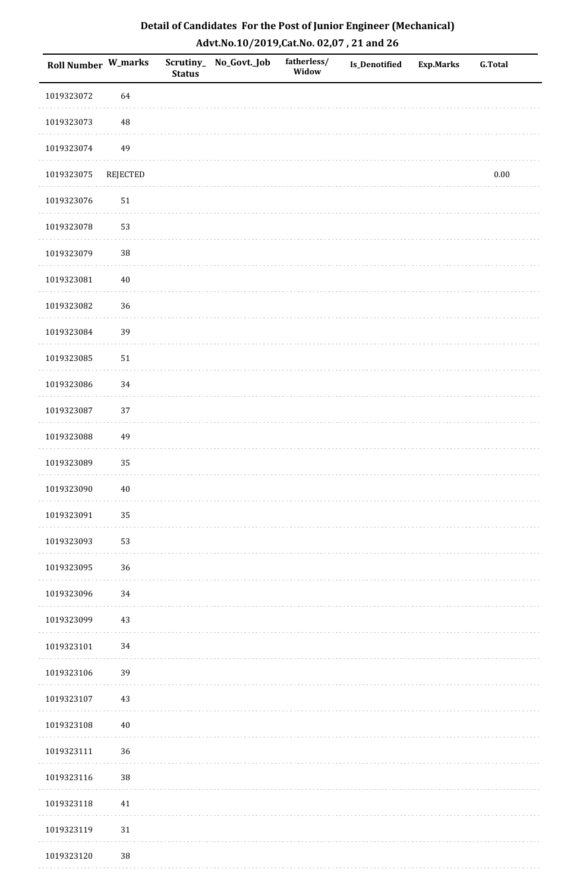## Detail of Candidates For the Post of Junior Engineer (Mechanical)

## Advt.No.10/2019,Cat.No. 02,07 , 21 and 26

| Roll Number | W_marks | Scrutiny_ Status | No_Govt._Job | fatherless/ Widow | Is_Denotified | Exp.Marks | G.Total |
|---|---|---|---|---|---|---|---|
| 1019323072 | 64 | | | | | | |
| 1019323073 | 48 | | | | | | |
| 1019323074 | 49 | | | | | | |
| 1019323075 | REJECTED | | | | | | 0.00 |
| 1019323076 | 51 | | | | | | |
| 1019323078 | 53 | | | | | | |
| 1019323079 | 38 | | | | | | |
| 1019323081 | 40 | | | | | | |
| 1019323082 | 36 | | | | | | |
| 1019323084 | 39 | | | | | | |
| 1019323085 | 51 | | | | | | |
| 1019323086 | 34 | | | | | | |
| 1019323087 | 37 | | | | | | |
| 1019323088 | 49 | | | | | | |
| 1019323089 | 35 | | | | | | |
| 1019323090 | 40 | | | | | | |
| 1019323091 | 35 | | | | | | |
| 1019323093 | 53 | | | | | | |
| 1019323095 | 36 | | | | | | |
| 1019323096 | 34 | | | | | | |
| 1019323099 | 43 | | | | | | |
| 1019323101 | 34 | | | | | | |
| 1019323106 | 39 | | | | | | |
| 1019323107 | 43 | | | | | | |
| 1019323108 | 40 | | | | | | |
| 1019323111 | 36 | | | | | | |
| 1019323116 | 38 | | | | | | |
| 1019323118 | 41 | | | | | | |
| 1019323119 | 31 | | | | | | |
| 1019323120 | 38 | | | | | | |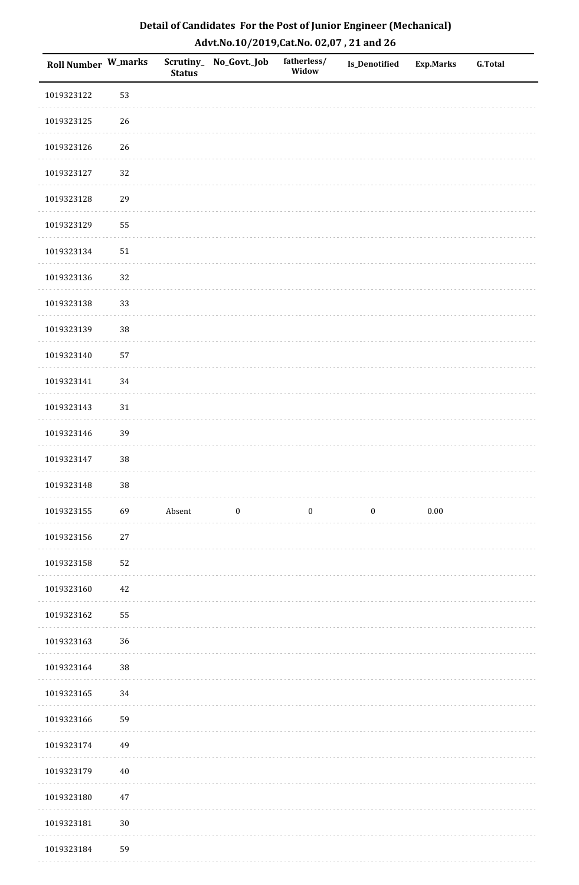# Detail of Candidates For the Post of Junior Engineer (Mechanical)

## Advt.No.10/2019,Cat.No. 02,07 , 21 and 26

| Roll Number | W_marks | Scrutiny_Status | No_Govt._Job | fatherless/ Widow | Is_Denotified | Exp.Marks | G.Total |
|---|---|---|---|---|---|---|---|
| 1019323122 | 53 | | | | | | |
| 1019323125 | 26 | | | | | | |
| 1019323126 | 26 | | | | | | |
| 1019323127 | 32 | | | | | | |
| 1019323128 | 29 | | | | | | |
| 1019323129 | 55 | | | | | | |
| 1019323134 | 51 | | | | | | |
| 1019323136 | 32 | | | | | | |
| 1019323138 | 33 | | | | | | |
| 1019323139 | 38 | | | | | | |
| 1019323140 | 57 | | | | | | |
| 1019323141 | 34 | | | | | | |
| 1019323143 | 31 | | | | | | |
| 1019323146 | 39 | | | | | | |
| 1019323147 | 38 | | | | | | |
| 1019323148 | 38 | | | | | | |
| 1019323155 | 69 | Absent | 0 | 0 | 0 | 0.00 | |
| 1019323156 | 27 | | | | | | |
| 1019323158 | 52 | | | | | | |
| 1019323160 | 42 | | | | | | |
| 1019323162 | 55 | | | | | | |
| 1019323163 | 36 | | | | | | |
| 1019323164 | 38 | | | | | | |
| 1019323165 | 34 | | | | | | |
| 1019323166 | 59 | | | | | | |
| 1019323174 | 49 | | | | | | |
| 1019323179 | 40 | | | | | | |
| 1019323180 | 47 | | | | | | |
| 1019323181 | 30 | | | | | | |
| 1019323184 | 59 | | | | | | |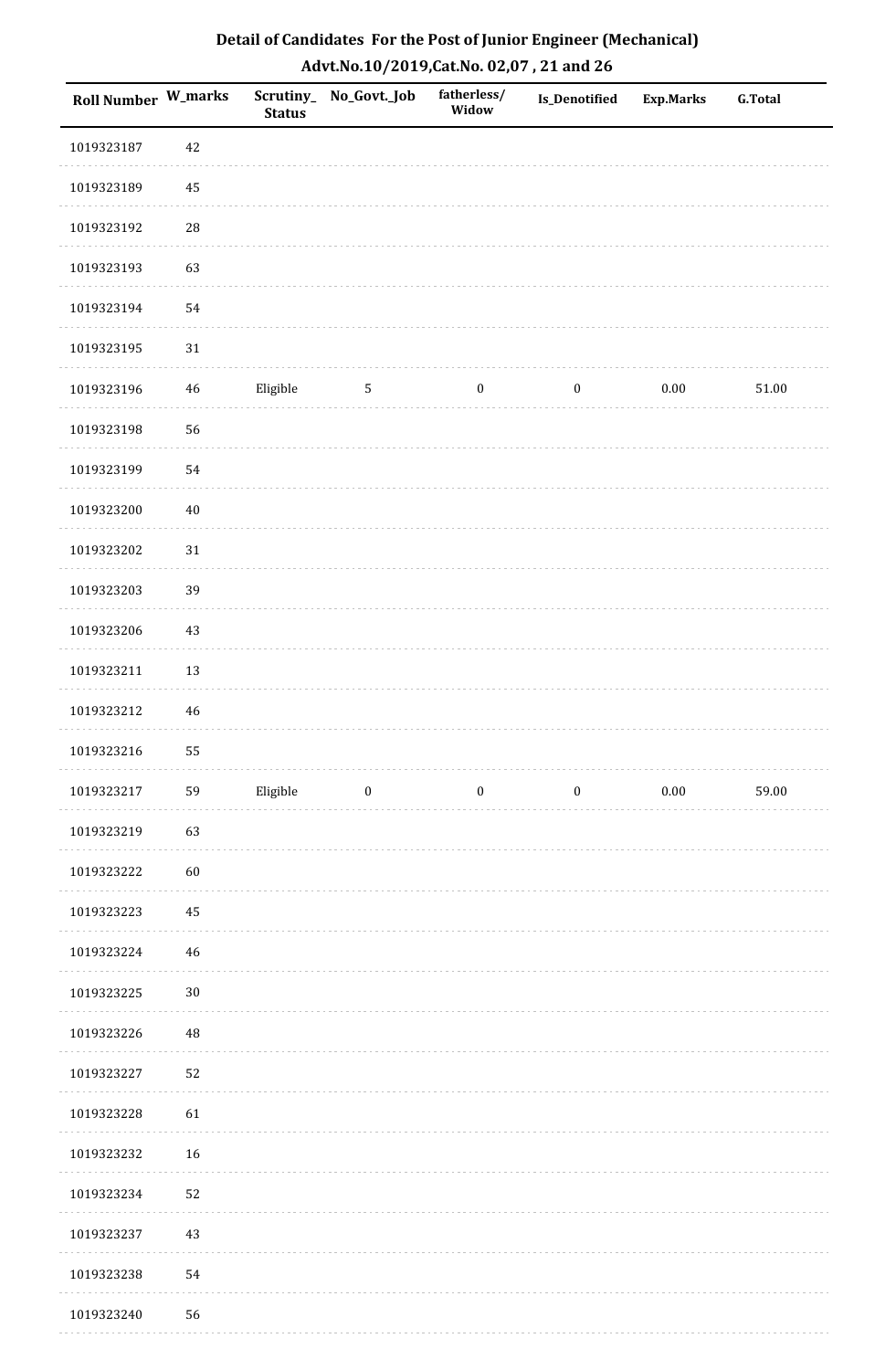## Detail of Candidates For the Post of Junior Engineer (Mechanical)

### Advt.No.10/2019,Cat.No. 02,07 , 21 and 26

| Roll Number | W_marks | Scrutiny_Status | No_Govt._Job | fatherless/Widow | Is_Denotified | Exp.Marks | G.Total |
|---|---|---|---|---|---|---|---|
| 1019323187 | 42 | | | | | | |
| 1019323189 | 45 | | | | | | |
| 1019323192 | 28 | | | | | | |
| 1019323193 | 63 | | | | | | |
| 1019323194 | 54 | | | | | | |
| 1019323195 | 31 | | | | | | |
| 1019323196 | 46 | Eligible | 5 | 0 | 0 | 0.00 | 51.00 |
| 1019323198 | 56 | | | | | | |
| 1019323199 | 54 | | | | | | |
| 1019323200 | 40 | | | | | | |
| 1019323202 | 31 | | | | | | |
| 1019323203 | 39 | | | | | | |
| 1019323206 | 43 | | | | | | |
| 1019323211 | 13 | | | | | | |
| 1019323212 | 46 | | | | | | |
| 1019323216 | 55 | | | | | | |
| 1019323217 | 59 | Eligible | 0 | 0 | 0 | 0.00 | 59.00 |
| 1019323219 | 63 | | | | | | |
| 1019323222 | 60 | | | | | | |
| 1019323223 | 45 | | | | | | |
| 1019323224 | 46 | | | | | | |
| 1019323225 | 30 | | | | | | |
| 1019323226 | 48 | | | | | | |
| 1019323227 | 52 | | | | | | |
| 1019323228 | 61 | | | | | | |
| 1019323232 | 16 | | | | | | |
| 1019323234 | 52 | | | | | | |
| 1019323237 | 43 | | | | | | |
| 1019323238 | 54 | | | | | | |
| 1019323240 | 56 | | | | | | |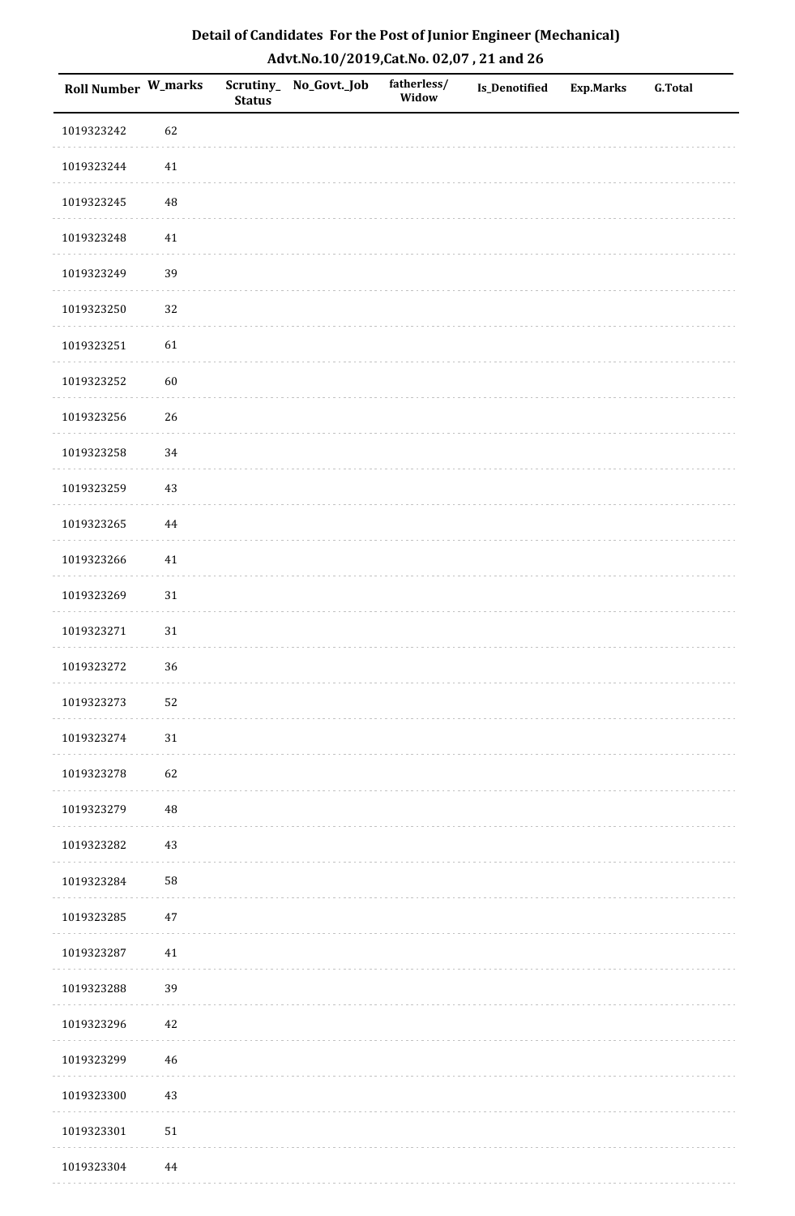# Detail of Candidates For the Post of Junior Engineer (Mechanical)

## Advt.No.10/2019,Cat.No. 02,07 , 21 and 26

| Roll Number | W_marks | Scrutiny_Status | No_Govt._Job | fatherless/Widow | Is_Denotified | Exp.Marks | G.Total |
|---|---|---|---|---|---|---|---|
| 1019323242 | 62 | | | | | | |
| 1019323244 | 41 | | | | | | |
| 1019323245 | 48 | | | | | | |
| 1019323248 | 41 | | | | | | |
| 1019323249 | 39 | | | | | | |
| 1019323250 | 32 | | | | | | |
| 1019323251 | 61 | | | | | | |
| 1019323252 | 60 | | | | | | |
| 1019323256 | 26 | | | | | | |
| 1019323258 | 34 | | | | | | |
| 1019323259 | 43 | | | | | | |
| 1019323265 | 44 | | | | | | |
| 1019323266 | 41 | | | | | | |
| 1019323269 | 31 | | | | | | |
| 1019323271 | 31 | | | | | | |
| 1019323272 | 36 | | | | | | |
| 1019323273 | 52 | | | | | | |
| 1019323274 | 31 | | | | | | |
| 1019323278 | 62 | | | | | | |
| 1019323279 | 48 | | | | | | |
| 1019323282 | 43 | | | | | | |
| 1019323284 | 58 | | | | | | |
| 1019323285 | 47 | | | | | | |
| 1019323287 | 41 | | | | | | |
| 1019323288 | 39 | | | | | | |
| 1019323296 | 42 | | | | | | |
| 1019323299 | 46 | | | | | | |
| 1019323300 | 43 | | | | | | |
| 1019323301 | 51 | | | | | | |
| 1019323304 | 44 | | | | | | |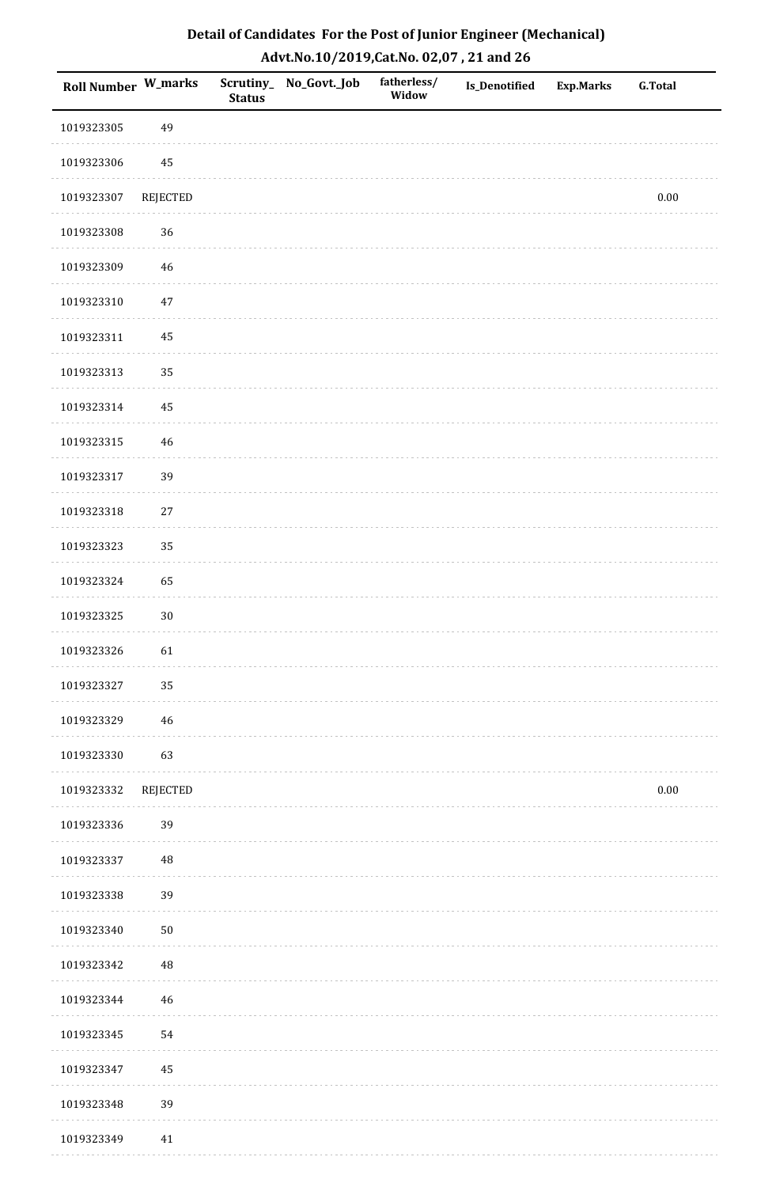**Detail of Candidates For the Post of Junior Engineer (Mechanical)**

**Advt.No.10/2019,Cat.No. 02,07 , 21 and 26**

| Roll Number | W_marks | Scrutiny_Status | No_Govt._Job | fatherless/Widow | Is_Denotified | Exp.Marks | G.Total |
|---|---|---|---|---|---|---|---|
| 1019323305 | 49 | | | | | | |
| 1019323306 | 45 | | | | | | |
| 1019323307 | REJECTED | | | | | | 0.00 |
| 1019323308 | 36 | | | | | | |
| 1019323309 | 46 | | | | | | |
| 1019323310 | 47 | | | | | | |
| 1019323311 | 45 | | | | | | |
| 1019323313 | 35 | | | | | | |
| 1019323314 | 45 | | | | | | |
| 1019323315 | 46 | | | | | | |
| 1019323317 | 39 | | | | | | |
| 1019323318 | 27 | | | | | | |
| 1019323323 | 35 | | | | | | |
| 1019323324 | 65 | | | | | | |
| 1019323325 | 30 | | | | | | |
| 1019323326 | 61 | | | | | | |
| 1019323327 | 35 | | | | | | |
| 1019323329 | 46 | | | | | | |
| 1019323330 | 63 | | | | | | |
| 1019323332 | REJECTED | | | | | | 0.00 |
| 1019323336 | 39 | | | | | | |
| 1019323337 | 48 | | | | | | |
| 1019323338 | 39 | | | | | | |
| 1019323340 | 50 | | | | | | |
| 1019323342 | 48 | | | | | | |
| 1019323344 | 46 | | | | | | |
| 1019323345 | 54 | | | | | | |
| 1019323347 | 45 | | | | | | |
| 1019323348 | 39 | | | | | | |
| 1019323349 | 41 | | | | | | |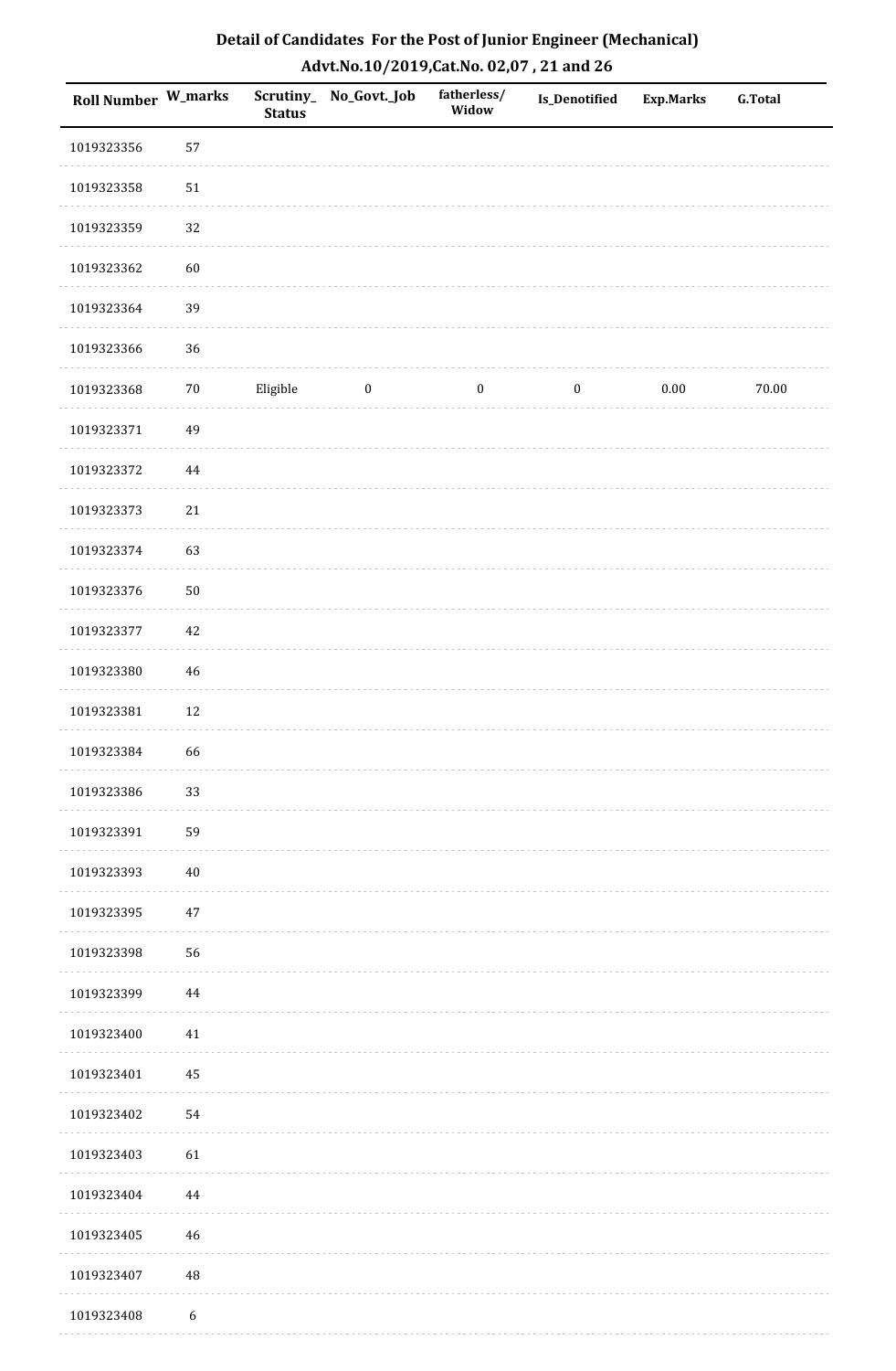## Detail of Candidates For the Post of Junior Engineer (Mechanical)
## Advt.No.10/2019,Cat.No. 02,07 , 21 and 26

| Roll Number | W_marks | Scrutiny_Status | No_Govt._Job | fatherless/Widow | Is_Denotified | Exp.Marks | G.Total |
|---|---|---|---|---|---|---|---|
| 1019323356 | 57 | | | | | | |
| 1019323358 | 51 | | | | | | |
| 1019323359 | 32 | | | | | | |
| 1019323362 | 60 | | | | | | |
| 1019323364 | 39 | | | | | | |
| 1019323366 | 36 | | | | | | |
| 1019323368 | 70 | Eligible | 0 | 0 | 0 | 0.00 | 70.00 |
| 1019323371 | 49 | | | | | | |
| 1019323372 | 44 | | | | | | |
| 1019323373 | 21 | | | | | | |
| 1019323374 | 63 | | | | | | |
| 1019323376 | 50 | | | | | | |
| 1019323377 | 42 | | | | | | |
| 1019323380 | 46 | | | | | | |
| 1019323381 | 12 | | | | | | |
| 1019323384 | 66 | | | | | | |
| 1019323386 | 33 | | | | | | |
| 1019323391 | 59 | | | | | | |
| 1019323393 | 40 | | | | | | |
| 1019323395 | 47 | | | | | | |
| 1019323398 | 56 | | | | | | |
| 1019323399 | 44 | | | | | | |
| 1019323400 | 41 | | | | | | |
| 1019323401 | 45 | | | | | | |
| 1019323402 | 54 | | | | | | |
| 1019323403 | 61 | | | | | | |
| 1019323404 | 44 | | | | | | |
| 1019323405 | 46 | | | | | | |
| 1019323407 | 48 | | | | | | |
| 1019323408 | 6 | | | | | | |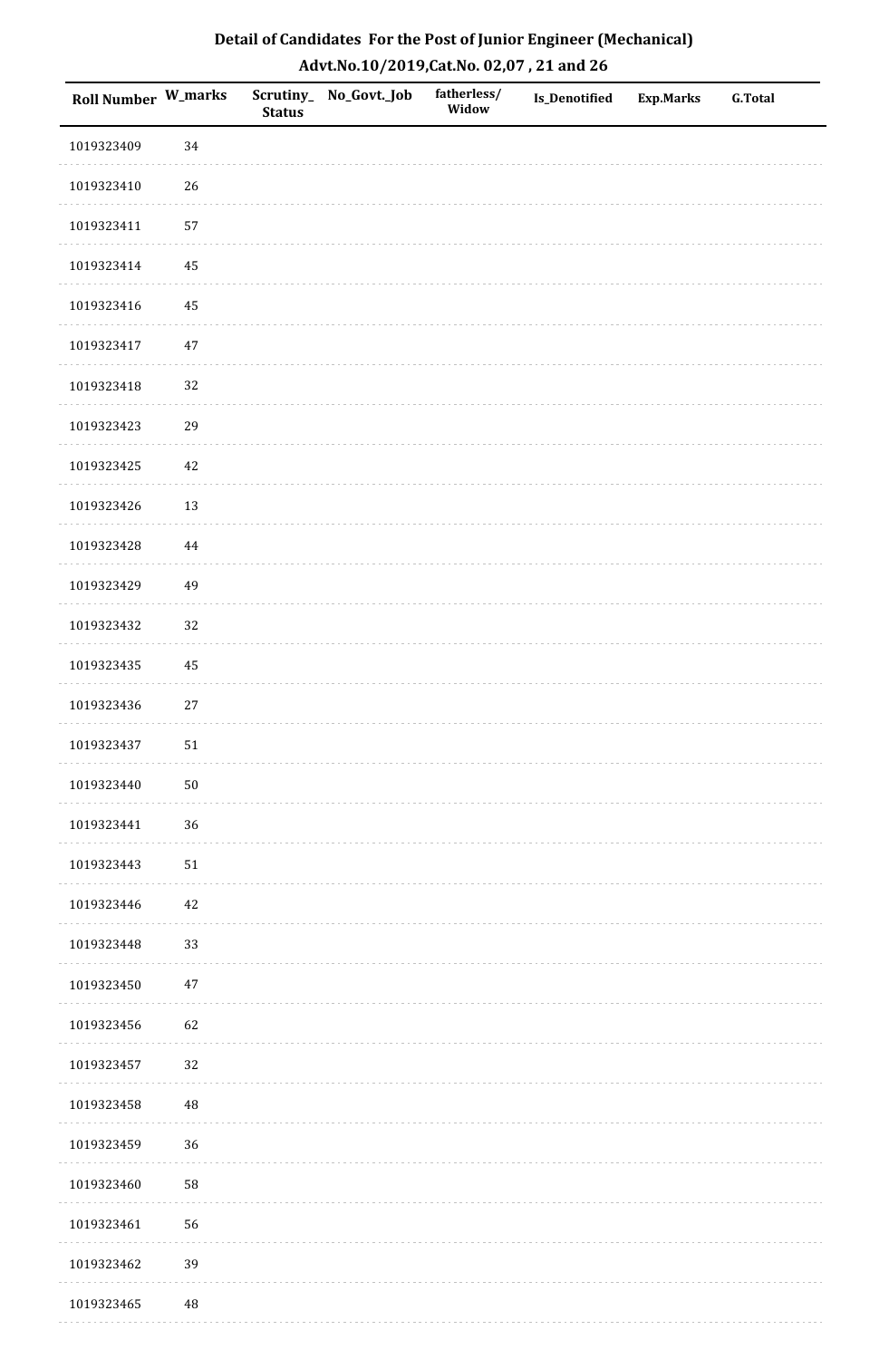## Detail of Candidates For the Post of Junior Engineer (Mechanical)

### Advt.No.10/2019,Cat.No. 02,07 , 21 and 26

| Roll Number | W_marks | Scrutiny_ Status | No_Govt._Job | fatherless/ Widow | Is_Denotified | Exp.Marks | G.Total |
|---|---|---|---|---|---|---|---|
| 1019323409 | 34 | | | | | | |
| 1019323410 | 26 | | | | | | |
| 1019323411 | 57 | | | | | | |
| 1019323414 | 45 | | | | | | |
| 1019323416 | 45 | | | | | | |
| 1019323417 | 47 | | | | | | |
| 1019323418 | 32 | | | | | | |
| 1019323423 | 29 | | | | | | |
| 1019323425 | 42 | | | | | | |
| 1019323426 | 13 | | | | | | |
| 1019323428 | 44 | | | | | | |
| 1019323429 | 49 | | | | | | |
| 1019323432 | 32 | | | | | | |
| 1019323435 | 45 | | | | | | |
| 1019323436 | 27 | | | | | | |
| 1019323437 | 51 | | | | | | |
| 1019323440 | 50 | | | | | | |
| 1019323441 | 36 | | | | | | |
| 1019323443 | 51 | | | | | | |
| 1019323446 | 42 | | | | | | |
| 1019323448 | 33 | | | | | | |
| 1019323450 | 47 | | | | | | |
| 1019323456 | 62 | | | | | | |
| 1019323457 | 32 | | | | | | |
| 1019323458 | 48 | | | | | | |
| 1019323459 | 36 | | | | | | |
| 1019323460 | 58 | | | | | | |
| 1019323461 | 56 | | | | | | |
| 1019323462 | 39 | | | | | | |
| 1019323465 | 48 | | | | | | |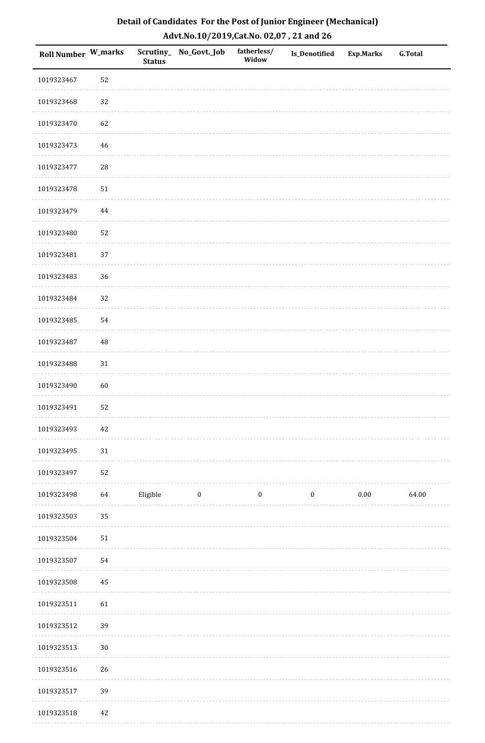## Detail of Candidates For the Post of Junior Engineer (Mechanical)

## Advt.No.10/2019,Cat.No. 02,07 , 21 and 26

| Roll Number | W_marks | Scrutiny_Status | No_Govt._Job | fatherless/Widow | Is_Denotified | Exp.Marks | G.Total |
|---|---|---|---|---|---|---|---|
| 1019323467 | 52 | | | | | | |
| 1019323468 | 32 | | | | | | |
| 1019323470 | 62 | | | | | | |
| 1019323473 | 46 | | | | | | |
| 1019323477 | 28 | | | | | | |
| 1019323478 | 51 | | | | | | |
| 1019323479 | 44 | | | | | | |
| 1019323480 | 52 | | | | | | |
| 1019323481 | 37 | | | | | | |
| 1019323483 | 36 | | | | | | |
| 1019323484 | 32 | | | | | | |
| 1019323485 | 54 | | | | | | |
| 1019323487 | 48 | | | | | | |
| 1019323488 | 31 | | | | | | |
| 1019323490 | 60 | | | | | | |
| 1019323491 | 52 | | | | | | |
| 1019323493 | 42 | | | | | | |
| 1019323495 | 31 | | | | | | |
| 1019323497 | 52 | | | | | | |
| 1019323498 | 64 | Eligible | 0 | 0 | 0 | 0.00 | 64.00 |
| 1019323503 | 35 | | | | | | |
| 1019323504 | 51 | | | | | | |
| 1019323507 | 54 | | | | | | |
| 1019323508 | 45 | | | | | | |
| 1019323511 | 61 | | | | | | |
| 1019323512 | 39 | | | | | | |
| 1019323513 | 30 | | | | | | |
| 1019323516 | 26 | | | | | | |
| 1019323517 | 39 | | | | | | |
| 1019323518 | 42 | | | | | | |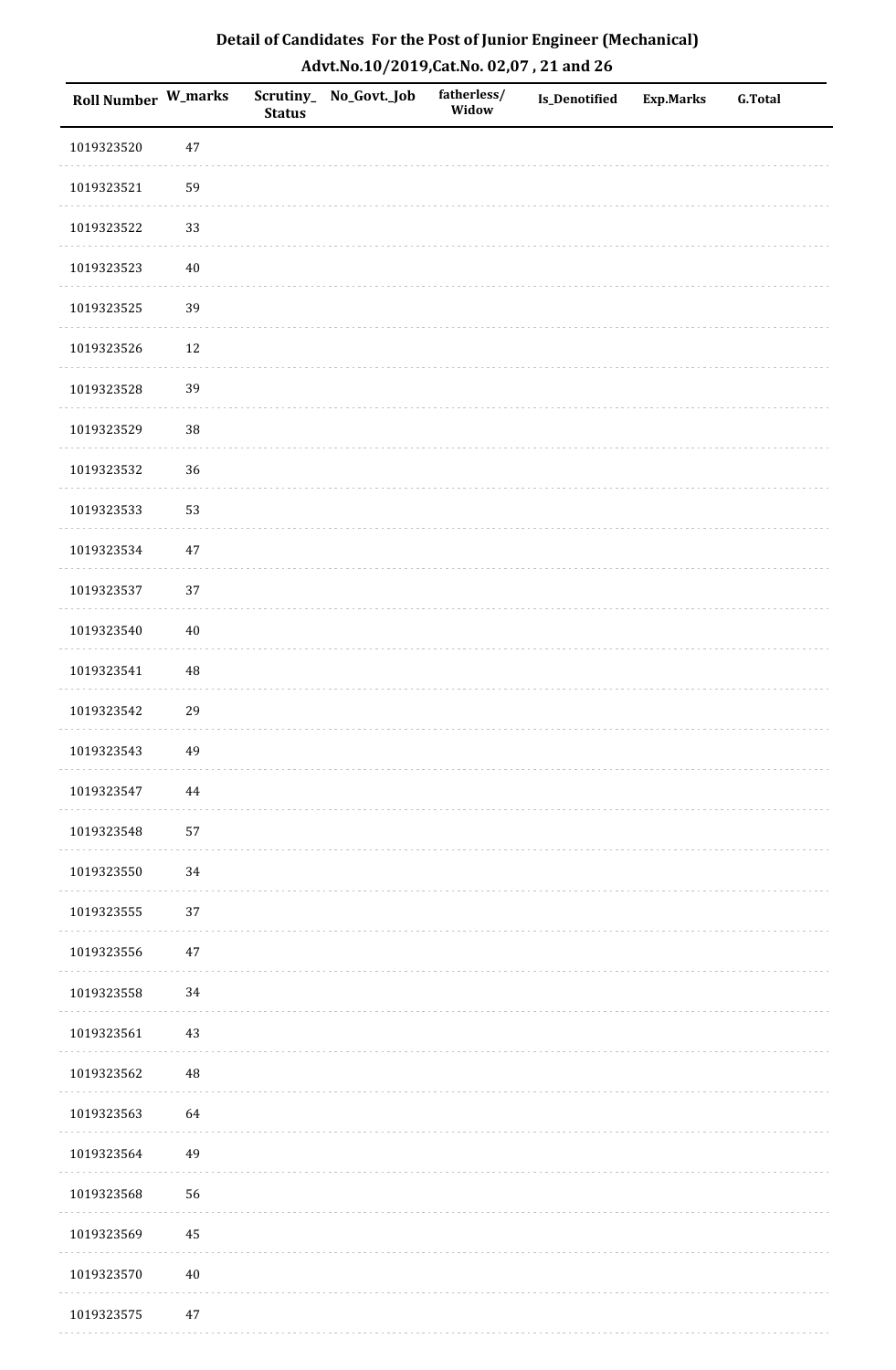# Detail of Candidates For the Post of Junior Engineer (Mechanical)

## Advt.No.10/2019,Cat.No. 02,07 , 21 and 26

| Roll Number | W_marks | Scrutiny_ Status | No_Govt._Job | fatherless/ Widow | Is_Denotified | Exp.Marks | G.Total |
|---|---|---|---|---|---|---|---|
| 1019323520 | 47 | | | | | | |
| 1019323521 | 59 | | | | | | |
| 1019323522 | 33 | | | | | | |
| 1019323523 | 40 | | | | | | |
| 1019323525 | 39 | | | | | | |
| 1019323526 | 12 | | | | | | |
| 1019323528 | 39 | | | | | | |
| 1019323529 | 38 | | | | | | |
| 1019323532 | 36 | | | | | | |
| 1019323533 | 53 | | | | | | |
| 1019323534 | 47 | | | | | | |
| 1019323537 | 37 | | | | | | |
| 1019323540 | 40 | | | | | | |
| 1019323541 | 48 | | | | | | |
| 1019323542 | 29 | | | | | | |
| 1019323543 | 49 | | | | | | |
| 1019323547 | 44 | | | | | | |
| 1019323548 | 57 | | | | | | |
| 1019323550 | 34 | | | | | | |
| 1019323555 | 37 | | | | | | |
| 1019323556 | 47 | | | | | | |
| 1019323558 | 34 | | | | | | |
| 1019323561 | 43 | | | | | | |
| 1019323562 | 48 | | | | | | |
| 1019323563 | 64 | | | | | | |
| 1019323564 | 49 | | | | | | |
| 1019323568 | 56 | | | | | | |
| 1019323569 | 45 | | | | | | |
| 1019323570 | 40 | | | | | | |
| 1019323575 | 47 | | | | | | |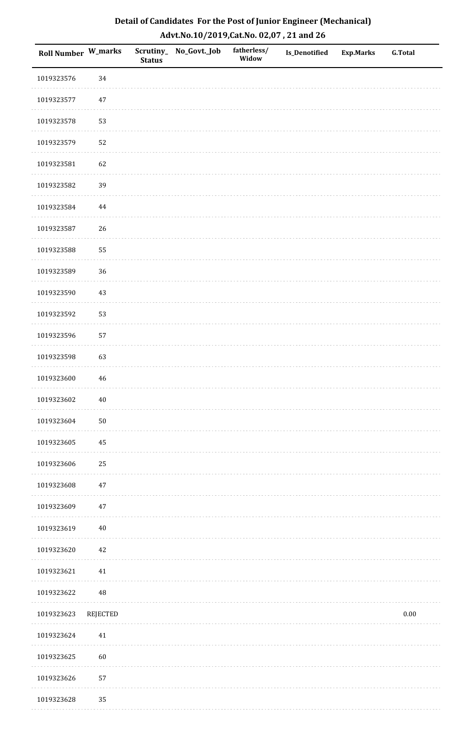# Detail of Candidates For the Post of Junior Engineer (Mechanical)

## Advt.No.10/2019,Cat.No. 02,07 , 21 and 26

| Roll Number | W_marks | Scrutiny_Status | No_Govt._Job | fatherless/Widow | Is_Denotified | Exp.Marks | G.Total |
|---|---|---|---|---|---|---|---|
| 1019323576 | 34 | | | | | | |
| 1019323577 | 47 | | | | | | |
| 1019323578 | 53 | | | | | | |
| 1019323579 | 52 | | | | | | |
| 1019323581 | 62 | | | | | | |
| 1019323582 | 39 | | | | | | |
| 1019323584 | 44 | | | | | | |
| 1019323587 | 26 | | | | | | |
| 1019323588 | 55 | | | | | | |
| 1019323589 | 36 | | | | | | |
| 1019323590 | 43 | | | | | | |
| 1019323592 | 53 | | | | | | |
| 1019323596 | 57 | | | | | | |
| 1019323598 | 63 | | | | | | |
| 1019323600 | 46 | | | | | | |
| 1019323602 | 40 | | | | | | |
| 1019323604 | 50 | | | | | | |
| 1019323605 | 45 | | | | | | |
| 1019323606 | 25 | | | | | | |
| 1019323608 | 47 | | | | | | |
| 1019323609 | 47 | | | | | | |
| 1019323619 | 40 | | | | | | |
| 1019323620 | 42 | | | | | | |
| 1019323621 | 41 | | | | | | |
| 1019323622 | 48 | | | | | | |
| 1019323623 | REJECTED | | | | | | 0.00 |
| 1019323624 | 41 | | | | | | |
| 1019323625 | 60 | | | | | | |
| 1019323626 | 57 | | | | | | |
| 1019323628 | 35 | | | | | | |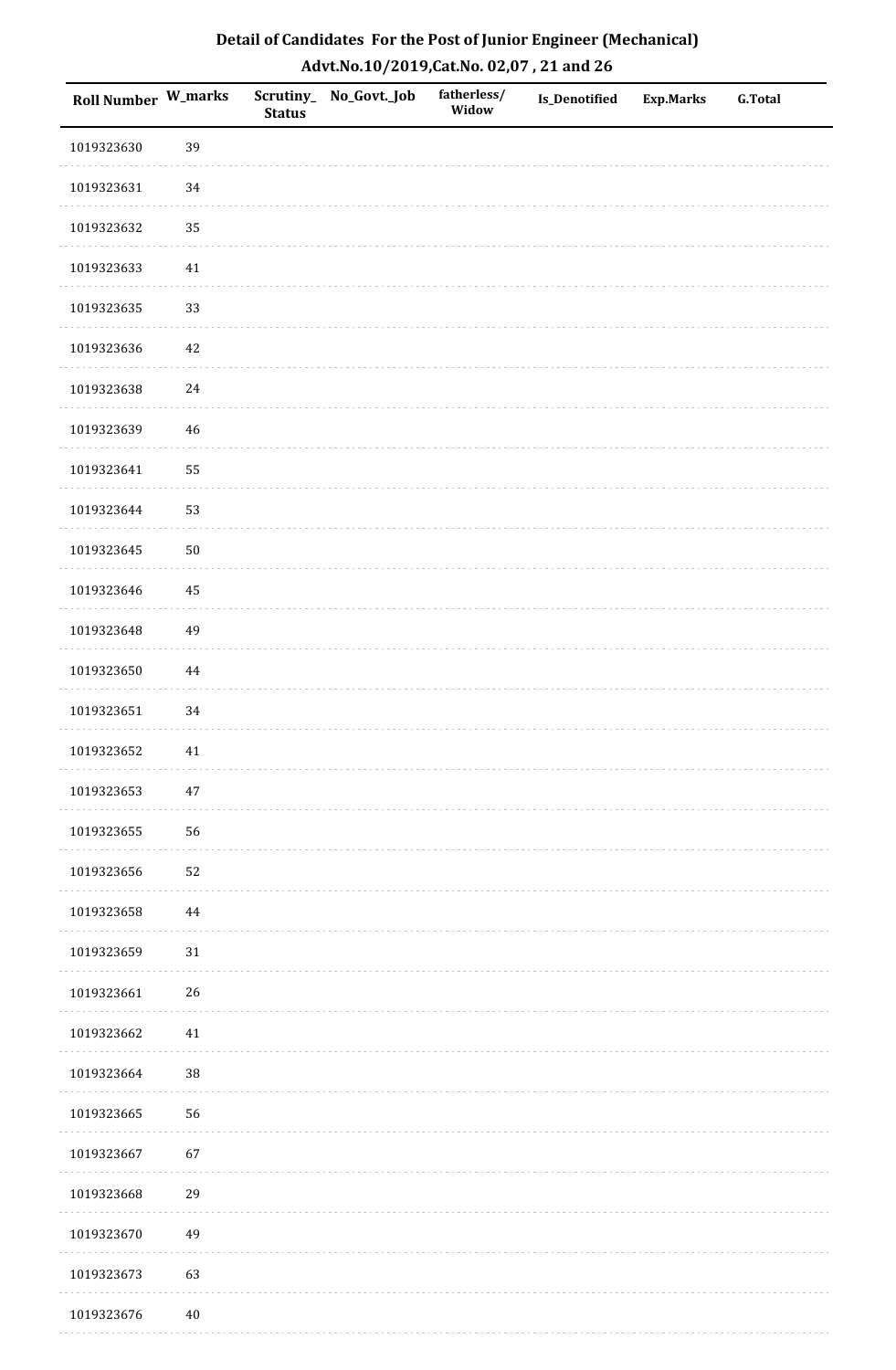## Detail of Candidates For the Post of Junior Engineer (Mechanical)
## Advt.No.10/2019,Cat.No. 02,07 , 21 and 26

| Roll Number | W_marks | Scrutiny_ Status | No_Govt._Job | fatherless/ Widow | Is_Denotified | Exp.Marks | G.Total |
|---|---|---|---|---|---|---|---|
| 1019323630 | 39 | | | | | | |
| 1019323631 | 34 | | | | | | |
| 1019323632 | 35 | | | | | | |
| 1019323633 | 41 | | | | | | |
| 1019323635 | 33 | | | | | | |
| 1019323636 | 42 | | | | | | |
| 1019323638 | 24 | | | | | | |
| 1019323639 | 46 | | | | | | |
| 1019323641 | 55 | | | | | | |
| 1019323644 | 53 | | | | | | |
| 1019323645 | 50 | | | | | | |
| 1019323646 | 45 | | | | | | |
| 1019323648 | 49 | | | | | | |
| 1019323650 | 44 | | | | | | |
| 1019323651 | 34 | | | | | | |
| 1019323652 | 41 | | | | | | |
| 1019323653 | 47 | | | | | | |
| 1019323655 | 56 | | | | | | |
| 1019323656 | 52 | | | | | | |
| 1019323658 | 44 | | | | | | |
| 1019323659 | 31 | | | | | | |
| 1019323661 | 26 | | | | | | |
| 1019323662 | 41 | | | | | | |
| 1019323664 | 38 | | | | | | |
| 1019323665 | 56 | | | | | | |
| 1019323667 | 67 | | | | | | |
| 1019323668 | 29 | | | | | | |
| 1019323670 | 49 | | | | | | |
| 1019323673 | 63 | | | | | | |
| 1019323676 | 40 | | | | | | |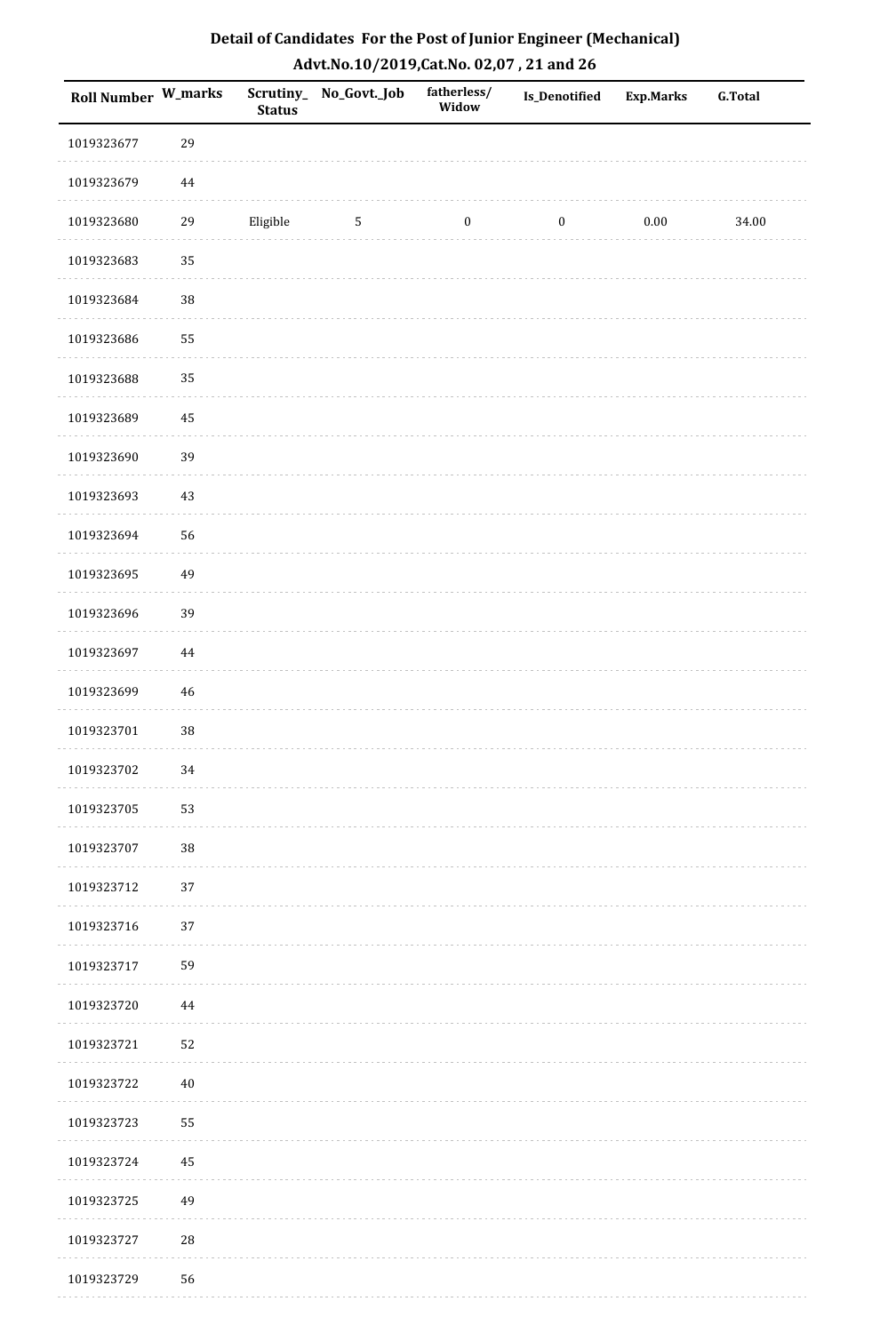# Detail of Candidates For the Post of Junior Engineer (Mechanical)
## Advt.No.10/2019,Cat.No. 02,07 , 21 and 26

| Roll Number | W_marks | Scrutiny_Status | No_Govt._Job | fatherless/Widow | Is_Denotified | Exp.Marks | G.Total |
|---|---|---|---|---|---|---|---|
| 1019323677 | 29 | | | | | | |
| 1019323679 | 44 | | | | | | |
| 1019323680 | 29 | Eligible | 5 | 0 | 0 | 0.00 | 34.00 |
| 1019323683 | 35 | | | | | | |
| 1019323684 | 38 | | | | | | |
| 1019323686 | 55 | | | | | | |
| 1019323688 | 35 | | | | | | |
| 1019323689 | 45 | | | | | | |
| 1019323690 | 39 | | | | | | |
| 1019323693 | 43 | | | | | | |
| 1019323694 | 56 | | | | | | |
| 1019323695 | 49 | | | | | | |
| 1019323696 | 39 | | | | | | |
| 1019323697 | 44 | | | | | | |
| 1019323699 | 46 | | | | | | |
| 1019323701 | 38 | | | | | | |
| 1019323702 | 34 | | | | | | |
| 1019323705 | 53 | | | | | | |
| 1019323707 | 38 | | | | | | |
| 1019323712 | 37 | | | | | | |
| 1019323716 | 37 | | | | | | |
| 1019323717 | 59 | | | | | | |
| 1019323720 | 44 | | | | | | |
| 1019323721 | 52 | | | | | | |
| 1019323722 | 40 | | | | | | |
| 1019323723 | 55 | | | | | | |
| 1019323724 | 45 | | | | | | |
| 1019323725 | 49 | | | | | | |
| 1019323727 | 28 | | | | | | |
| 1019323729 | 56 | | | | | | |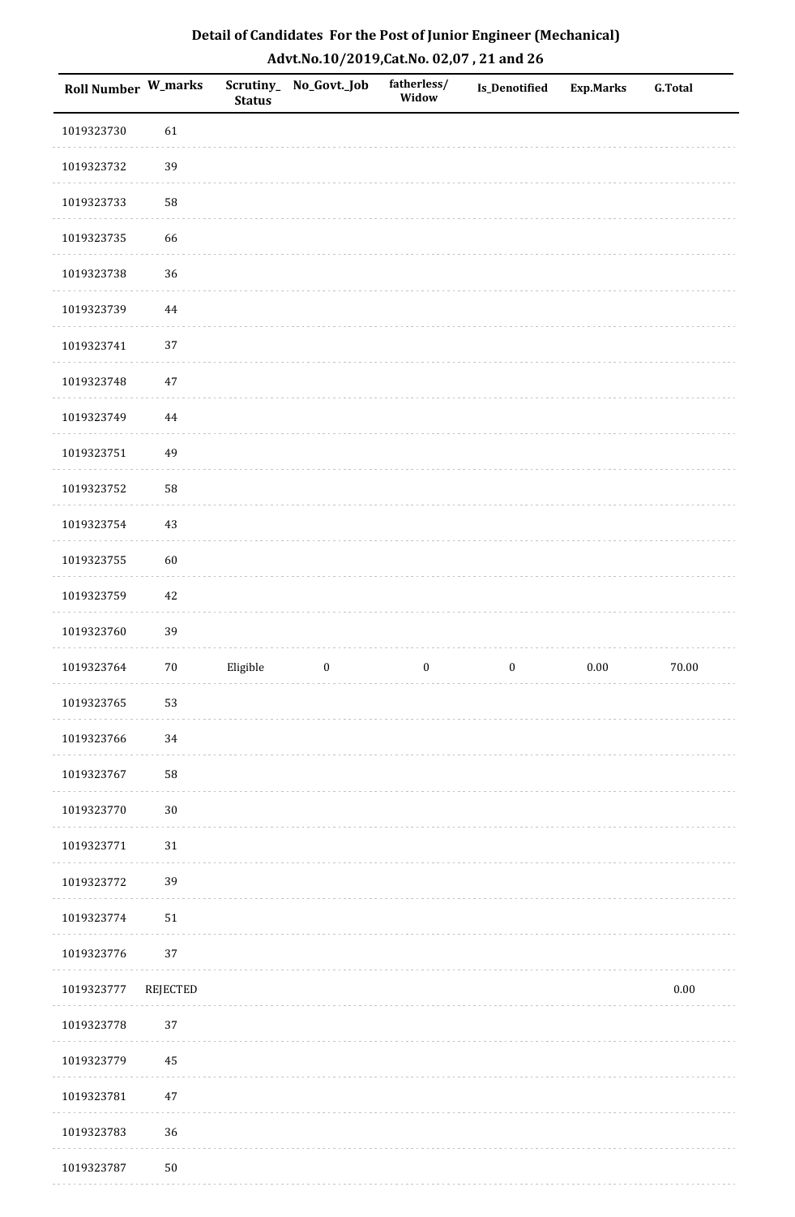# Detail of Candidates For the Post of Junior Engineer (Mechanical)

## Advt.No.10/2019,Cat.No. 02,07 , 21 and 26

| Roll Number | W_marks | Scrutiny_Status | No_Govt._Job | fatherless/Widow | Is_Denotified | Exp.Marks | G.Total |
|---|---|---|---|---|---|---|---|
| 1019323730 | 61 | | | | | | |
| 1019323732 | 39 | | | | | | |
| 1019323733 | 58 | | | | | | |
| 1019323735 | 66 | | | | | | |
| 1019323738 | 36 | | | | | | |
| 1019323739 | 44 | | | | | | |
| 1019323741 | 37 | | | | | | |
| 1019323748 | 47 | | | | | | |
| 1019323749 | 44 | | | | | | |
| 1019323751 | 49 | | | | | | |
| 1019323752 | 58 | | | | | | |
| 1019323754 | 43 | | | | | | |
| 1019323755 | 60 | | | | | | |
| 1019323759 | 42 | | | | | | |
| 1019323760 | 39 | | | | | | |
| 1019323764 | 70 | Eligible | 0 | 0 | 0 | 0.00 | 70.00 |
| 1019323765 | 53 | | | | | | |
| 1019323766 | 34 | | | | | | |
| 1019323767 | 58 | | | | | | |
| 1019323770 | 30 | | | | | | |
| 1019323771 | 31 | | | | | | |
| 1019323772 | 39 | | | | | | |
| 1019323774 | 51 | | | | | | |
| 1019323776 | 37 | | | | | | |
| 1019323777 | REJECTED | | | | | | 0.00 |
| 1019323778 | 37 | | | | | | |
| 1019323779 | 45 | | | | | | |
| 1019323781 | 47 | | | | | | |
| 1019323783 | 36 | | | | | | |
| 1019323787 | 50 | | | | | | |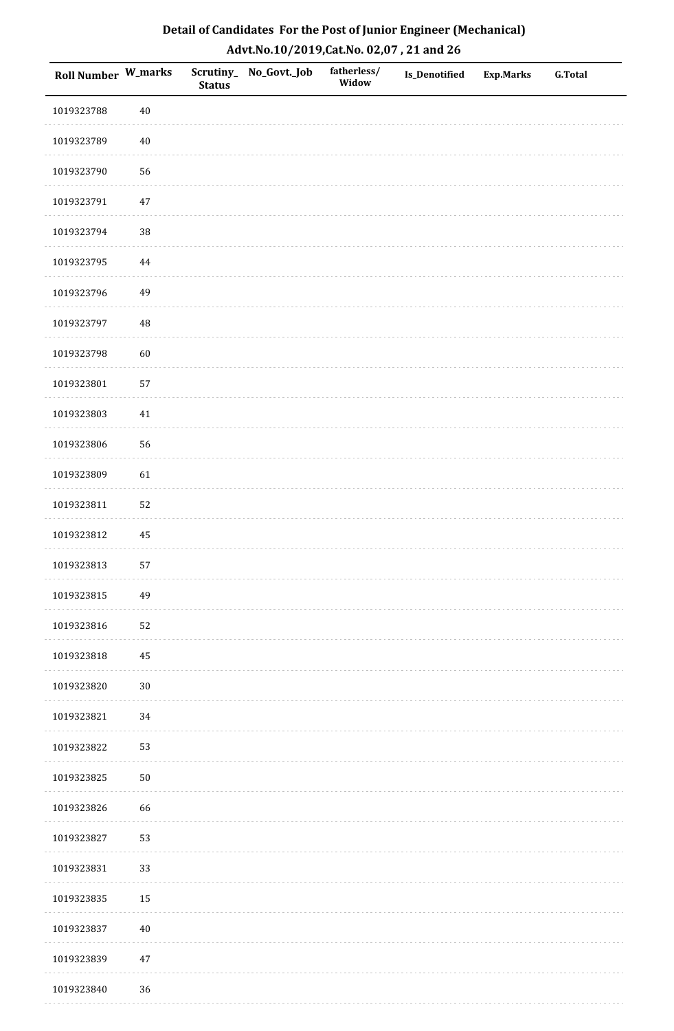# Detail of Candidates For the Post of Junior Engineer (Mechanical)

## Advt.No.10/2019,Cat.No. 02,07 , 21 and 26

| Roll Number | W_marks | Scrutiny_Status | No_Govt._Job | fatherless/Widow | Is_Denotified | Exp.Marks | G.Total |
|---|---|---|---|---|---|---|---|
| 1019323788 | 40 | | | | | | |
| 1019323789 | 40 | | | | | | |
| 1019323790 | 56 | | | | | | |
| 1019323791 | 47 | | | | | | |
| 1019323794 | 38 | | | | | | |
| 1019323795 | 44 | | | | | | |
| 1019323796 | 49 | | | | | | |
| 1019323797 | 48 | | | | | | |
| 1019323798 | 60 | | | | | | |
| 1019323801 | 57 | | | | | | |
| 1019323803 | 41 | | | | | | |
| 1019323806 | 56 | | | | | | |
| 1019323809 | 61 | | | | | | |
| 1019323811 | 52 | | | | | | |
| 1019323812 | 45 | | | | | | |
| 1019323813 | 57 | | | | | | |
| 1019323815 | 49 | | | | | | |
| 1019323816 | 52 | | | | | | |
| 1019323818 | 45 | | | | | | |
| 1019323820 | 30 | | | | | | |
| 1019323821 | 34 | | | | | | |
| 1019323822 | 53 | | | | | | |
| 1019323825 | 50 | | | | | | |
| 1019323826 | 66 | | | | | | |
| 1019323827 | 53 | | | | | | |
| 1019323831 | 33 | | | | | | |
| 1019323835 | 15 | | | | | | |
| 1019323837 | 40 | | | | | | |
| 1019323839 | 47 | | | | | | |
| 1019323840 | 36 | | | | | | |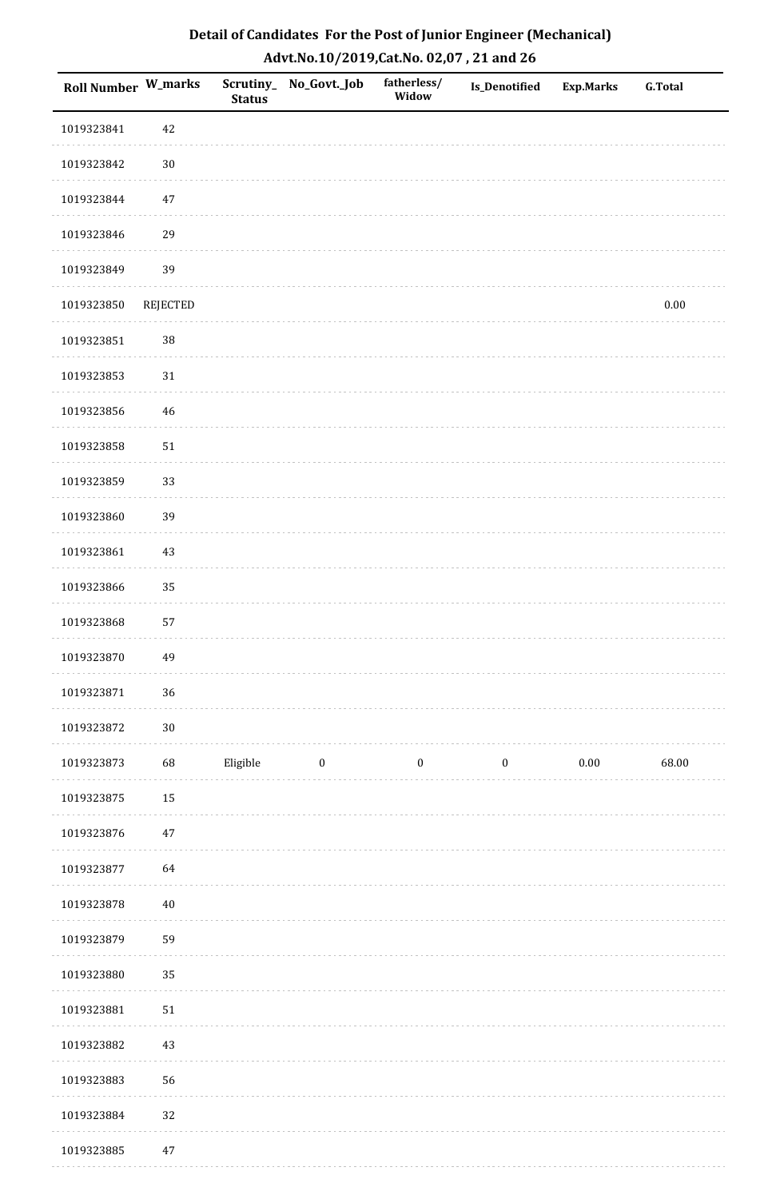## Detail of Candidates For the Post of Junior Engineer (Mechanical)

## Advt.No.10/2019,Cat.No. 02,07 , 21 and 26

| Roll Number | W_marks | Scrutiny_Status | No_Govt._Job | fatherless/Widow | Is_Denotified | Exp.Marks | G.Total |
|---|---|---|---|---|---|---|---|
| 1019323841 | 42 | | | | | | |
| 1019323842 | 30 | | | | | | |
| 1019323844 | 47 | | | | | | |
| 1019323846 | 29 | | | | | | |
| 1019323849 | 39 | | | | | | |
| 1019323850 | REJECTED | | | | | | 0.00 |
| 1019323851 | 38 | | | | | | |
| 1019323853 | 31 | | | | | | |
| 1019323856 | 46 | | | | | | |
| 1019323858 | 51 | | | | | | |
| 1019323859 | 33 | | | | | | |
| 1019323860 | 39 | | | | | | |
| 1019323861 | 43 | | | | | | |
| 1019323866 | 35 | | | | | | |
| 1019323868 | 57 | | | | | | |
| 1019323870 | 49 | | | | | | |
| 1019323871 | 36 | | | | | | |
| 1019323872 | 30 | | | | | | |
| 1019323873 | 68 | Eligible | 0 | 0 | 0 | 0.00 | 68.00 |
| 1019323875 | 15 | | | | | | |
| 1019323876 | 47 | | | | | | |
| 1019323877 | 64 | | | | | | |
| 1019323878 | 40 | | | | | | |
| 1019323879 | 59 | | | | | | |
| 1019323880 | 35 | | | | | | |
| 1019323881 | 51 | | | | | | |
| 1019323882 | 43 | | | | | | |
| 1019323883 | 56 | | | | | | |
| 1019323884 | 32 | | | | | | |
| 1019323885 | 47 | | | | | | |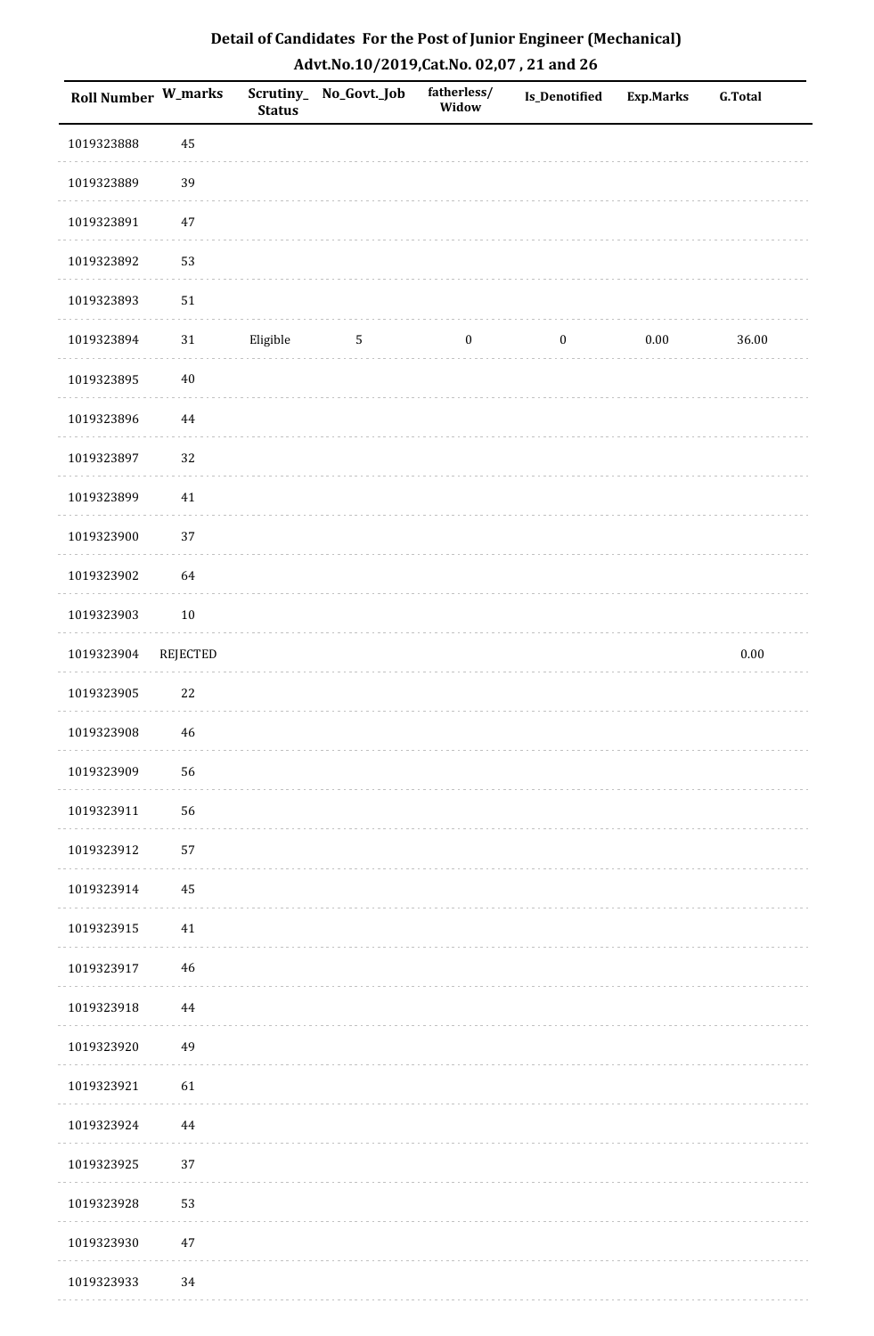## Detail of Candidates For the Post of Junior Engineer (Mechanical)

## Advt.No.10/2019,Cat.No. 02,07 , 21 and 26

| Roll Number | W_marks | Scrutiny_Status | No_Govt._Job | fatherless/Widow | Is_Denotified | Exp.Marks | G.Total |
|---|---|---|---|---|---|---|---|
| 1019323888 | 45 | | | | | | |
| 1019323889 | 39 | | | | | | |
| 1019323891 | 47 | | | | | | |
| 1019323892 | 53 | | | | | | |
| 1019323893 | 51 | | | | | | |
| 1019323894 | 31 | Eligible | 5 | 0 | 0 | 0.00 | 36.00 |
| 1019323895 | 40 | | | | | | |
| 1019323896 | 44 | | | | | | |
| 1019323897 | 32 | | | | | | |
| 1019323899 | 41 | | | | | | |
| 1019323900 | 37 | | | | | | |
| 1019323902 | 64 | | | | | | |
| 1019323903 | 10 | | | | | | |
| 1019323904 | REJECTED | | | | | | 0.00 |
| 1019323905 | 22 | | | | | | |
| 1019323908 | 46 | | | | | | |
| 1019323909 | 56 | | | | | | |
| 1019323911 | 56 | | | | | | |
| 1019323912 | 57 | | | | | | |
| 1019323914 | 45 | | | | | | |
| 1019323915 | 41 | | | | | | |
| 1019323917 | 46 | | | | | | |
| 1019323918 | 44 | | | | | | |
| 1019323920 | 49 | | | | | | |
| 1019323921 | 61 | | | | | | |
| 1019323924 | 44 | | | | | | |
| 1019323925 | 37 | | | | | | |
| 1019323928 | 53 | | | | | | |
| 1019323930 | 47 | | | | | | |
| 1019323933 | 34 | | | | | | |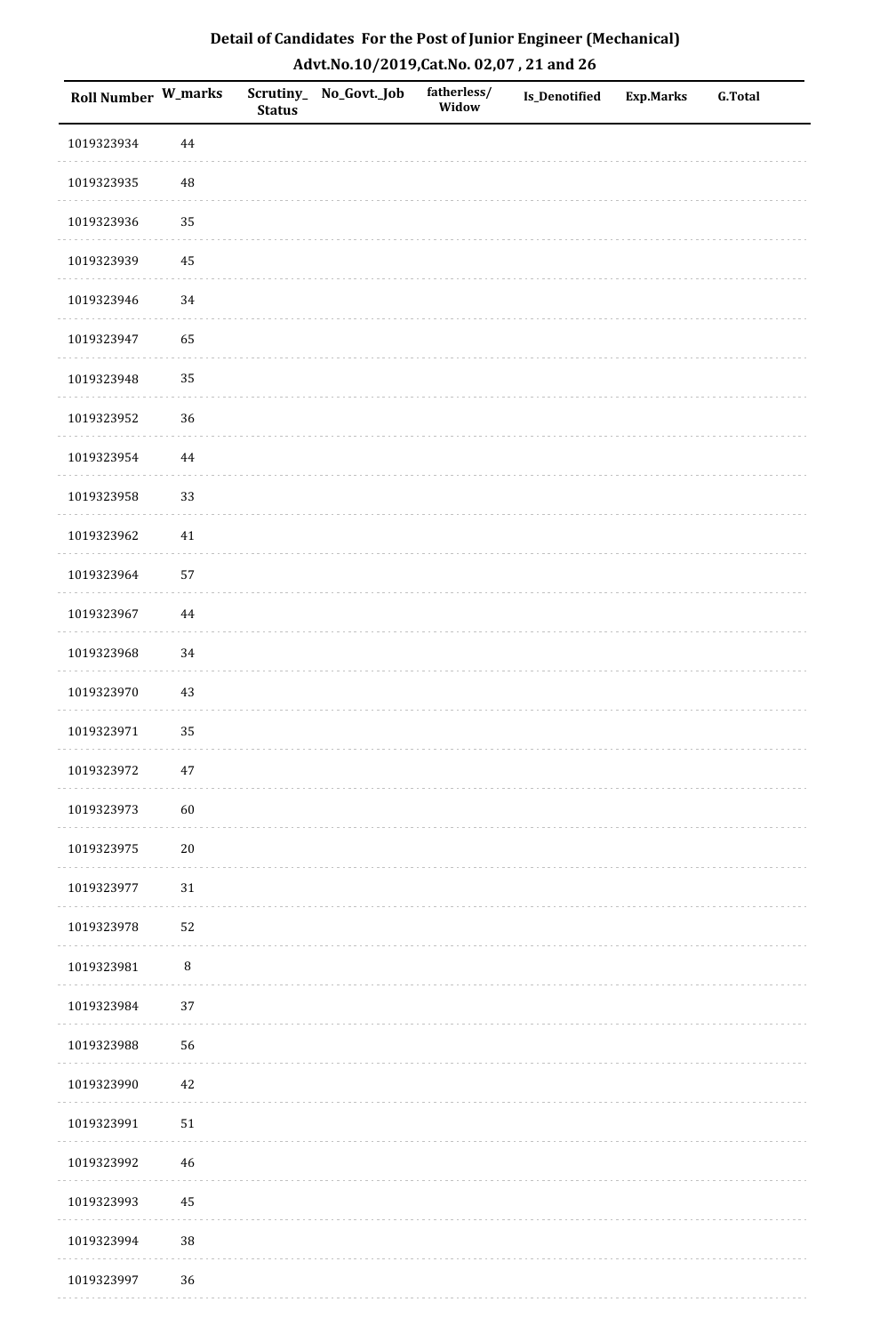# Detail of Candidates For the Post of Junior Engineer (Mechanical)

## Advt.No.10/2019,Cat.No. 02,07 , 21 and 26

| Roll Number | W_marks | Scrutiny_Status | No_Govt._Job | fatherless/Widow | Is_Denotified | Exp.Marks | G.Total |
|---|---|---|---|---|---|---|---|
| 1019323934 | 44 | | | | | | |
| 1019323935 | 48 | | | | | | |
| 1019323936 | 35 | | | | | | |
| 1019323939 | 45 | | | | | | |
| 1019323946 | 34 | | | | | | |
| 1019323947 | 65 | | | | | | |
| 1019323948 | 35 | | | | | | |
| 1019323952 | 36 | | | | | | |
| 1019323954 | 44 | | | | | | |
| 1019323958 | 33 | | | | | | |
| 1019323962 | 41 | | | | | | |
| 1019323964 | 57 | | | | | | |
| 1019323967 | 44 | | | | | | |
| 1019323968 | 34 | | | | | | |
| 1019323970 | 43 | | | | | | |
| 1019323971 | 35 | | | | | | |
| 1019323972 | 47 | | | | | | |
| 1019323973 | 60 | | | | | | |
| 1019323975 | 20 | | | | | | |
| 1019323977 | 31 | | | | | | |
| 1019323978 | 52 | | | | | | |
| 1019323981 | 8 | | | | | | |
| 1019323984 | 37 | | | | | | |
| 1019323988 | 56 | | | | | | |
| 1019323990 | 42 | | | | | | |
| 1019323991 | 51 | | | | | | |
| 1019323992 | 46 | | | | | | |
| 1019323993 | 45 | | | | | | |
| 1019323994 | 38 | | | | | | |
| 1019323997 | 36 | | | | | | |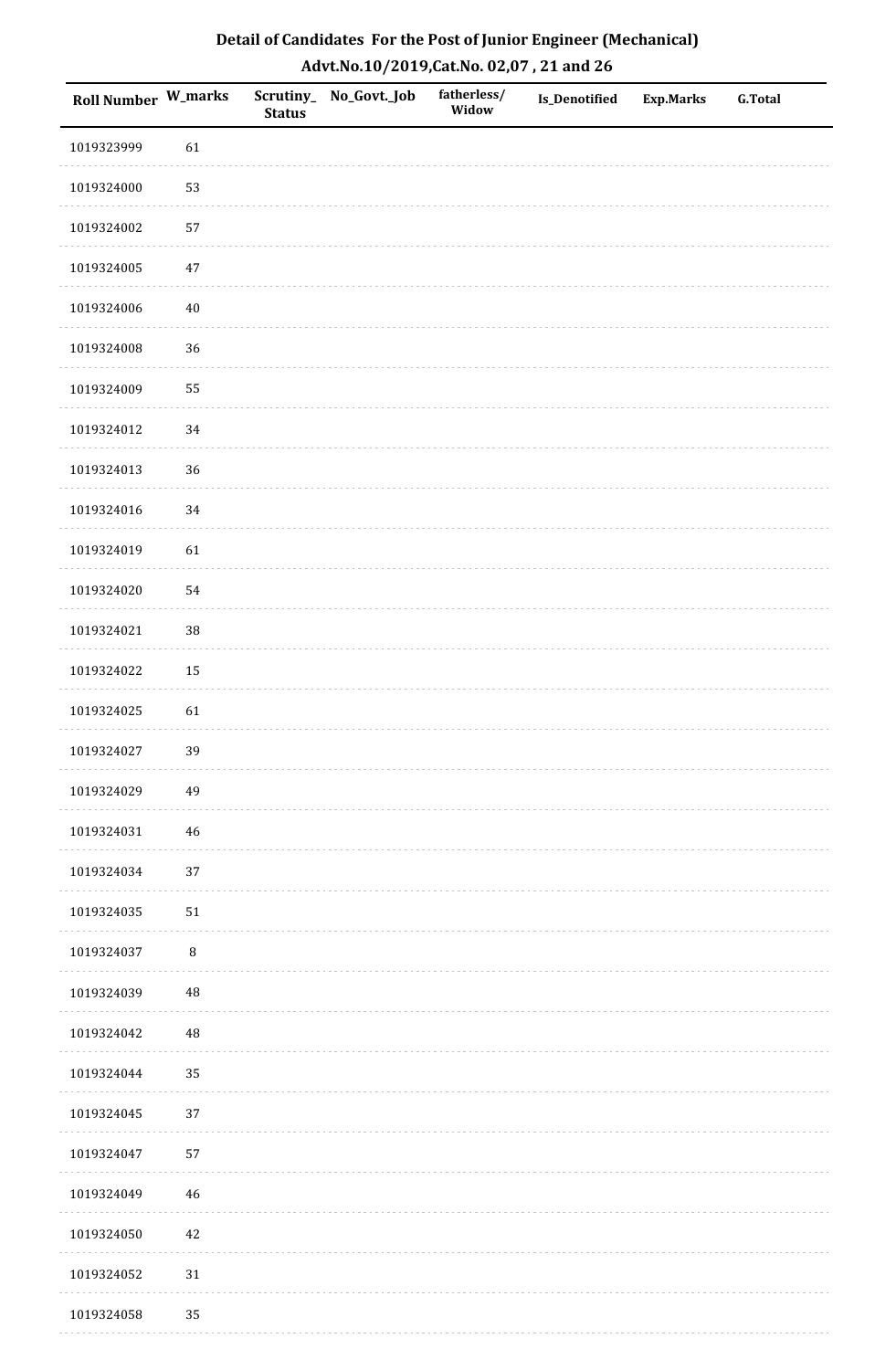# Detail of Candidates For the Post of Junior Engineer (Mechanical)

## Advt.No.10/2019,Cat.No. 02,07 , 21 and 26

| Roll Number | W_marks | Scrutiny_Status | No_Govt._Job | fatherless/Widow | Is_Denotified | Exp.Marks | G.Total |
|---|---|---|---|---|---|---|---|
| 1019323999 | 61 | | | | | | |
| 1019324000 | 53 | | | | | | |
| 1019324002 | 57 | | | | | | |
| 1019324005 | 47 | | | | | | |
| 1019324006 | 40 | | | | | | |
| 1019324008 | 36 | | | | | | |
| 1019324009 | 55 | | | | | | |
| 1019324012 | 34 | | | | | | |
| 1019324013 | 36 | | | | | | |
| 1019324016 | 34 | | | | | | |
| 1019324019 | 61 | | | | | | |
| 1019324020 | 54 | | | | | | |
| 1019324021 | 38 | | | | | | |
| 1019324022 | 15 | | | | | | |
| 1019324025 | 61 | | | | | | |
| 1019324027 | 39 | | | | | | |
| 1019324029 | 49 | | | | | | |
| 1019324031 | 46 | | | | | | |
| 1019324034 | 37 | | | | | | |
| 1019324035 | 51 | | | | | | |
| 1019324037 | 8 | | | | | | |
| 1019324039 | 48 | | | | | | |
| 1019324042 | 48 | | | | | | |
| 1019324044 | 35 | | | | | | |
| 1019324045 | 37 | | | | | | |
| 1019324047 | 57 | | | | | | |
| 1019324049 | 46 | | | | | | |
| 1019324050 | 42 | | | | | | |
| 1019324052 | 31 | | | | | | |
| 1019324058 | 35 | | | | | | |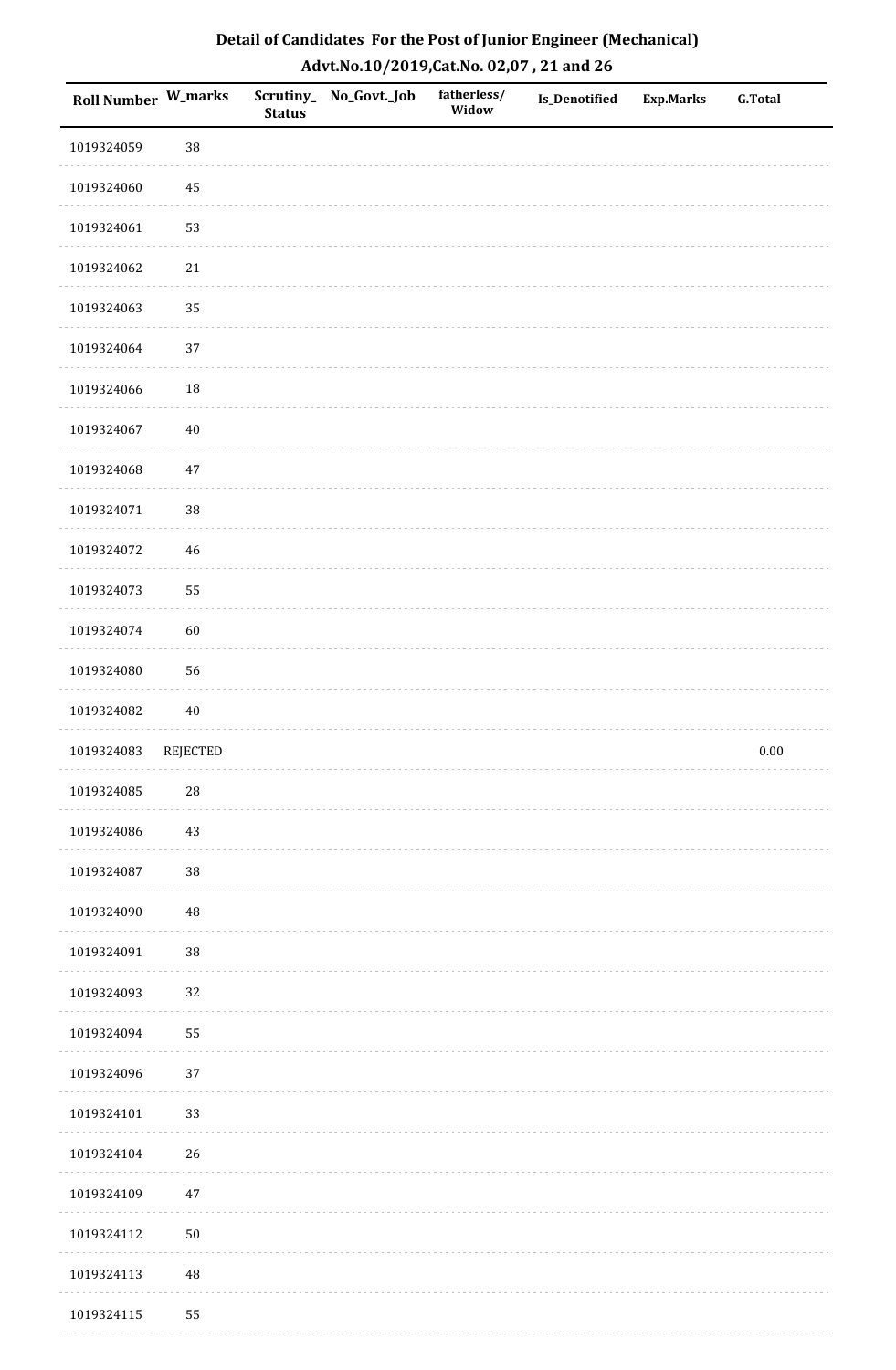## Detail of Candidates For the Post of Junior Engineer (Mechanical)
## Advt.No.10/2019,Cat.No. 02,07 , 21 and 26

| Roll Number | W_marks | Scrutiny_Status | No_Govt._Job | fatherless/ Widow | Is_Denotified | Exp.Marks | G.Total |
|---|---|---|---|---|---|---|---|
| 1019324059 | 38 | | | | | | |
| 1019324060 | 45 | | | | | | |
| 1019324061 | 53 | | | | | | |
| 1019324062 | 21 | | | | | | |
| 1019324063 | 35 | | | | | | |
| 1019324064 | 37 | | | | | | |
| 1019324066 | 18 | | | | | | |
| 1019324067 | 40 | | | | | | |
| 1019324068 | 47 | | | | | | |
| 1019324071 | 38 | | | | | | |
| 1019324072 | 46 | | | | | | |
| 1019324073 | 55 | | | | | | |
| 1019324074 | 60 | | | | | | |
| 1019324080 | 56 | | | | | | |
| 1019324082 | 40 | | | | | | |
| 1019324083 | REJECTED | | | | | | 0.00 |
| 1019324085 | 28 | | | | | | |
| 1019324086 | 43 | | | | | | |
| 1019324087 | 38 | | | | | | |
| 1019324090 | 48 | | | | | | |
| 1019324091 | 38 | | | | | | |
| 1019324093 | 32 | | | | | | |
| 1019324094 | 55 | | | | | | |
| 1019324096 | 37 | | | | | | |
| 1019324101 | 33 | | | | | | |
| 1019324104 | 26 | | | | | | |
| 1019324109 | 47 | | | | | | |
| 1019324112 | 50 | | | | | | |
| 1019324113 | 48 | | | | | | |
| 1019324115 | 55 | | | | | | |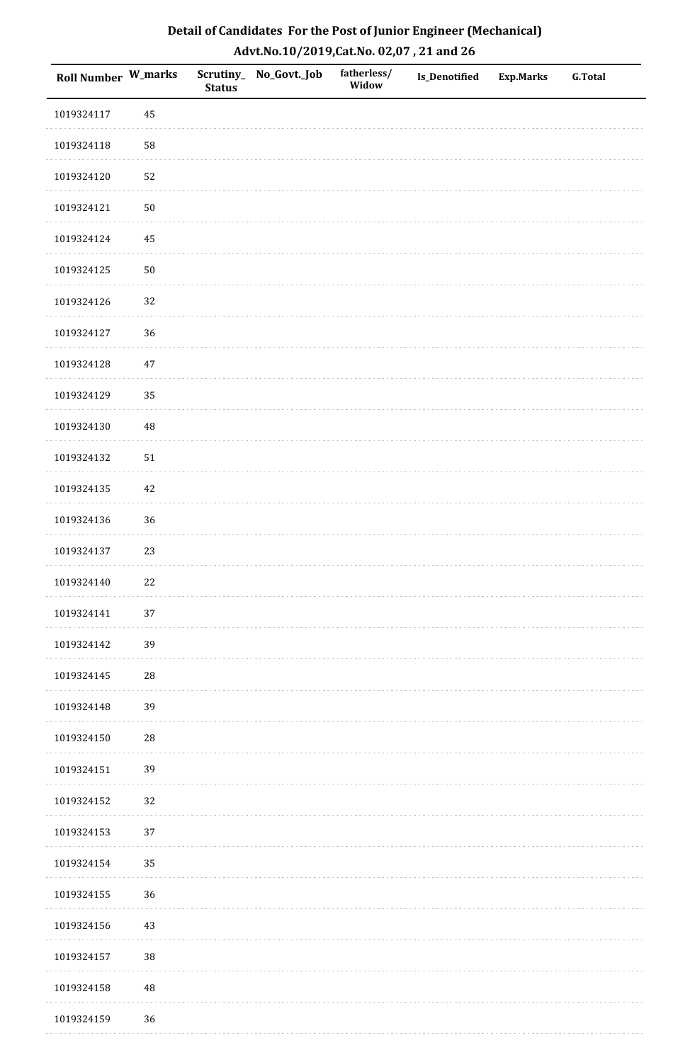# Detail of Candidates For the Post of Junior Engineer (Mechanical)

## Advt.No.10/2019,Cat.No. 02,07 , 21 and 26

| Roll Number | W_marks | Scrutiny_ Status | No_Govt._Job | fatherless/ Widow | Is_Denotified | Exp.Marks | G.Total |
|---|---|---|---|---|---|---|---|
| 1019324117 | 45 | | | | | | |
| 1019324118 | 58 | | | | | | |
| 1019324120 | 52 | | | | | | |
| 1019324121 | 50 | | | | | | |
| 1019324124 | 45 | | | | | | |
| 1019324125 | 50 | | | | | | |
| 1019324126 | 32 | | | | | | |
| 1019324127 | 36 | | | | | | |
| 1019324128 | 47 | | | | | | |
| 1019324129 | 35 | | | | | | |
| 1019324130 | 48 | | | | | | |
| 1019324132 | 51 | | | | | | |
| 1019324135 | 42 | | | | | | |
| 1019324136 | 36 | | | | | | |
| 1019324137 | 23 | | | | | | |
| 1019324140 | 22 | | | | | | |
| 1019324141 | 37 | | | | | | |
| 1019324142 | 39 | | | | | | |
| 1019324145 | 28 | | | | | | |
| 1019324148 | 39 | | | | | | |
| 1019324150 | 28 | | | | | | |
| 1019324151 | 39 | | | | | | |
| 1019324152 | 32 | | | | | | |
| 1019324153 | 37 | | | | | | |
| 1019324154 | 35 | | | | | | |
| 1019324155 | 36 | | | | | | |
| 1019324156 | 43 | | | | | | |
| 1019324157 | 38 | | | | | | |
| 1019324158 | 48 | | | | | | |
| 1019324159 | 36 | | | | | | |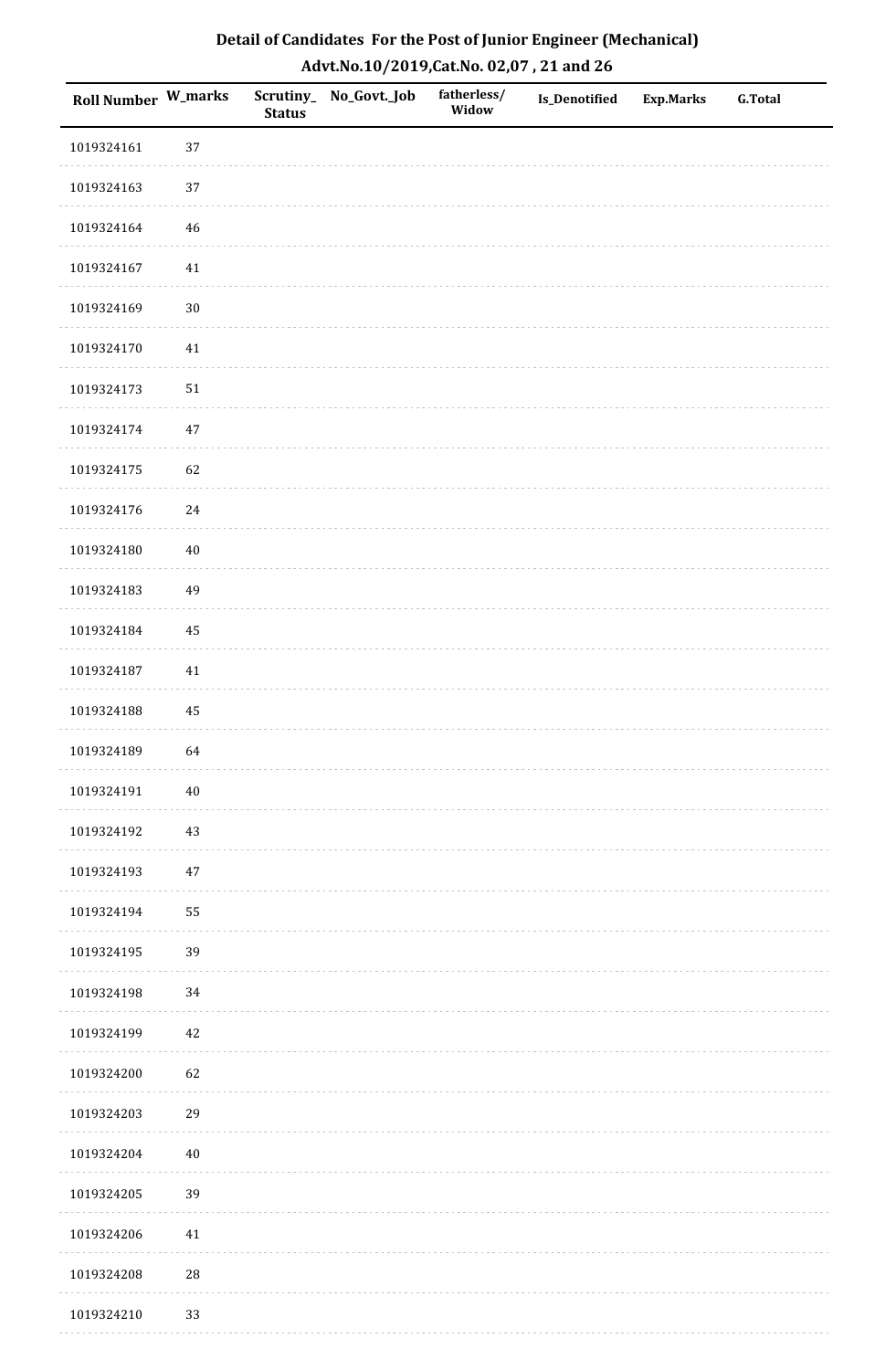# Detail of Candidates For the Post of Junior Engineer (Mechanical)

## Advt.No.10/2019,Cat.No. 02,07 , 21 and 26

| Roll Number | W_marks | Scrutiny_Status | No_Govt._Job | fatherless/Widow | Is_Denotified | Exp.Marks | G.Total |
|---|---|---|---|---|---|---|---|
| 1019324161 | 37 | | | | | | |
| 1019324163 | 37 | | | | | | |
| 1019324164 | 46 | | | | | | |
| 1019324167 | 41 | | | | | | |
| 1019324169 | 30 | | | | | | |
| 1019324170 | 41 | | | | | | |
| 1019324173 | 51 | | | | | | |
| 1019324174 | 47 | | | | | | |
| 1019324175 | 62 | | | | | | |
| 1019324176 | 24 | | | | | | |
| 1019324180 | 40 | | | | | | |
| 1019324183 | 49 | | | | | | |
| 1019324184 | 45 | | | | | | |
| 1019324187 | 41 | | | | | | |
| 1019324188 | 45 | | | | | | |
| 1019324189 | 64 | | | | | | |
| 1019324191 | 40 | | | | | | |
| 1019324192 | 43 | | | | | | |
| 1019324193 | 47 | | | | | | |
| 1019324194 | 55 | | | | | | |
| 1019324195 | 39 | | | | | | |
| 1019324198 | 34 | | | | | | |
| 1019324199 | 42 | | | | | | |
| 1019324200 | 62 | | | | | | |
| 1019324203 | 29 | | | | | | |
| 1019324204 | 40 | | | | | | |
| 1019324205 | 39 | | | | | | |
| 1019324206 | 41 | | | | | | |
| 1019324208 | 28 | | | | | | |
| 1019324210 | 33 | | | | | | |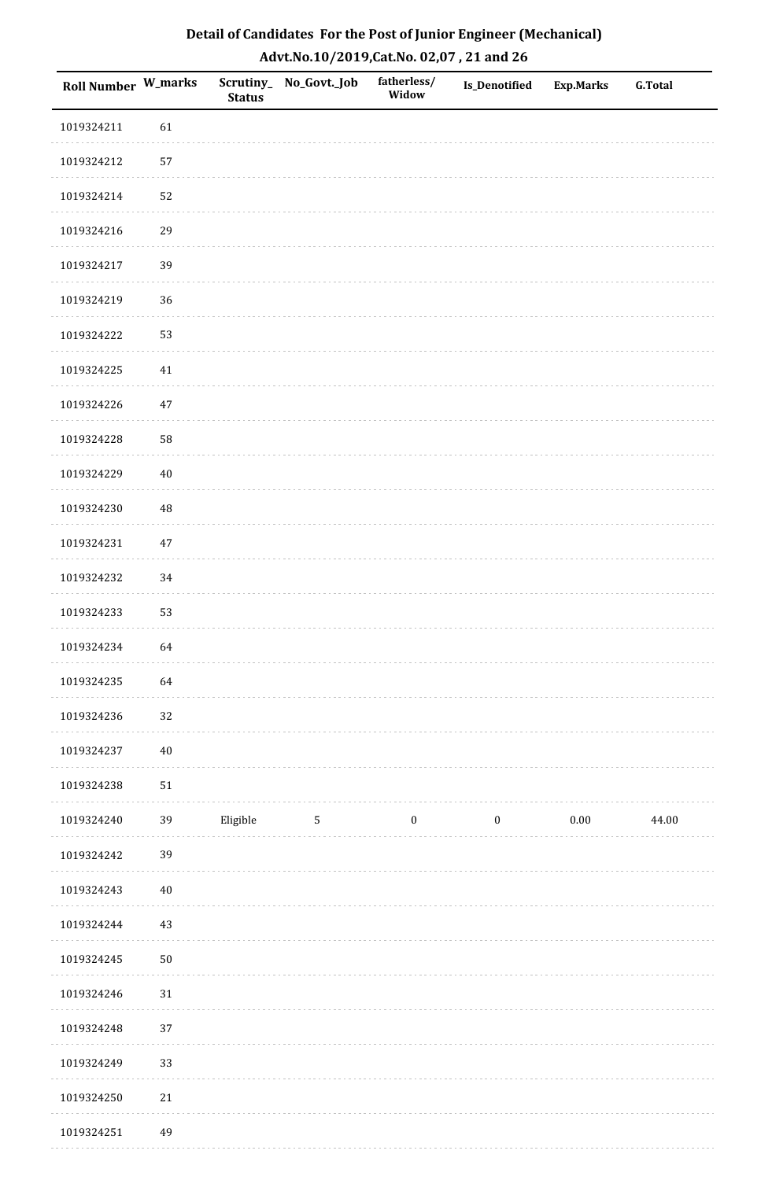## Detail of Candidates For the Post of Junior Engineer (Mechanical)

### Advt.No.10/2019,Cat.No. 02,07 , 21 and 26

| Roll Number | W_marks | Scrutiny_Status | No_Govt._Job | fatherless/Widow | Is_Denotified | Exp.Marks | G.Total |
|---|---|---|---|---|---|---|---|
| 1019324211 | 61 | | | | | | |
| 1019324212 | 57 | | | | | | |
| 1019324214 | 52 | | | | | | |
| 1019324216 | 29 | | | | | | |
| 1019324217 | 39 | | | | | | |
| 1019324219 | 36 | | | | | | |
| 1019324222 | 53 | | | | | | |
| 1019324225 | 41 | | | | | | |
| 1019324226 | 47 | | | | | | |
| 1019324228 | 58 | | | | | | |
| 1019324229 | 40 | | | | | | |
| 1019324230 | 48 | | | | | | |
| 1019324231 | 47 | | | | | | |
| 1019324232 | 34 | | | | | | |
| 1019324233 | 53 | | | | | | |
| 1019324234 | 64 | | | | | | |
| 1019324235 | 64 | | | | | | |
| 1019324236 | 32 | | | | | | |
| 1019324237 | 40 | | | | | | |
| 1019324238 | 51 | | | | | | |
| 1019324240 | 39 | Eligible | 5 | 0 | 0 | 0.00 | 44.00 |
| 1019324242 | 39 | | | | | | |
| 1019324243 | 40 | | | | | | |
| 1019324244 | 43 | | | | | | |
| 1019324245 | 50 | | | | | | |
| 1019324246 | 31 | | | | | | |
| 1019324248 | 37 | | | | | | |
| 1019324249 | 33 | | | | | | |
| 1019324250 | 21 | | | | | | |
| 1019324251 | 49 | | | | | | |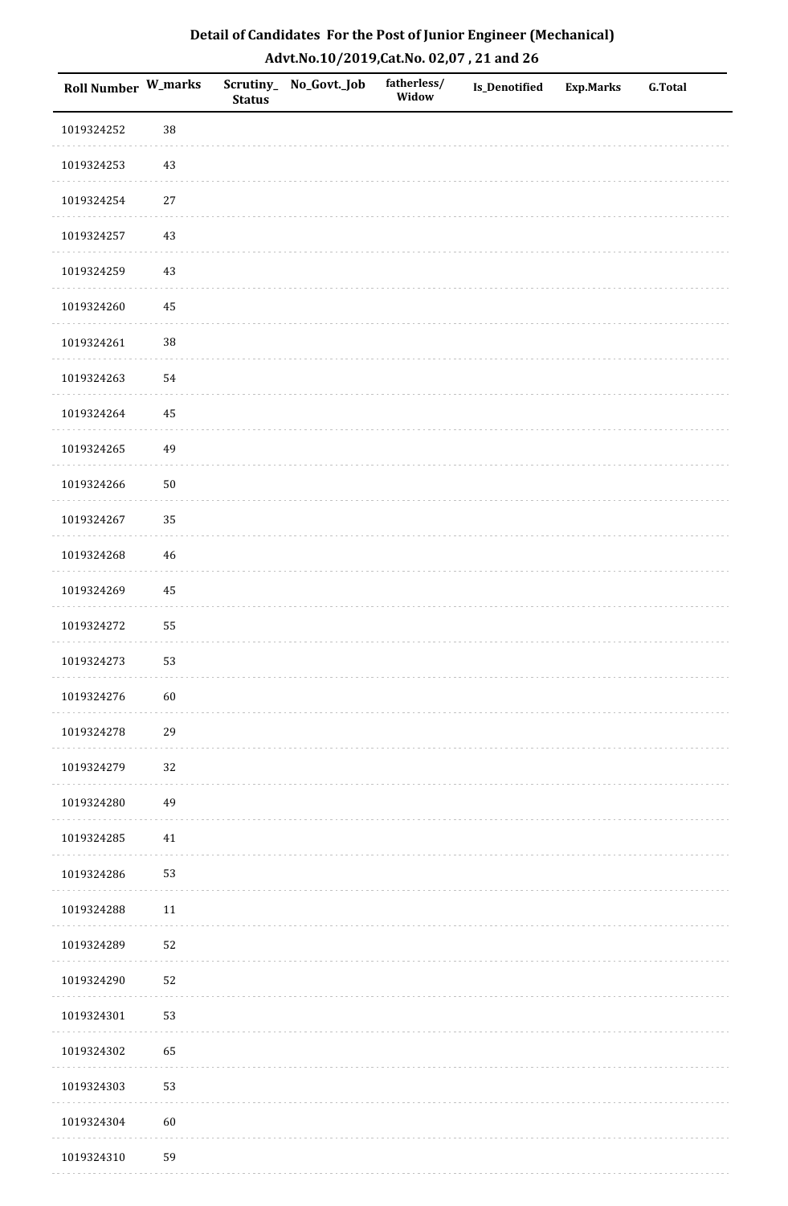## Detail of Candidates For the Post of Junior Engineer (Mechanical)
### Advt.No.10/2019,Cat.No. 02,07 , 21 and 26

| Roll Number | W_marks | Scrutiny_ Status | No_Govt._Job | fatherless/ Widow | Is_Denotified | Exp.Marks | G.Total |
|---|---|---|---|---|---|---|---|
| 1019324252 | 38 | | | | | | |
| 1019324253 | 43 | | | | | | |
| 1019324254 | 27 | | | | | | |
| 1019324257 | 43 | | | | | | |
| 1019324259 | 43 | | | | | | |
| 1019324260 | 45 | | | | | | |
| 1019324261 | 38 | | | | | | |
| 1019324263 | 54 | | | | | | |
| 1019324264 | 45 | | | | | | |
| 1019324265 | 49 | | | | | | |
| 1019324266 | 50 | | | | | | |
| 1019324267 | 35 | | | | | | |
| 1019324268 | 46 | | | | | | |
| 1019324269 | 45 | | | | | | |
| 1019324272 | 55 | | | | | | |
| 1019324273 | 53 | | | | | | |
| 1019324276 | 60 | | | | | | |
| 1019324278 | 29 | | | | | | |
| 1019324279 | 32 | | | | | | |
| 1019324280 | 49 | | | | | | |
| 1019324285 | 41 | | | | | | |
| 1019324286 | 53 | | | | | | |
| 1019324288 | 11 | | | | | | |
| 1019324289 | 52 | | | | | | |
| 1019324290 | 52 | | | | | | |
| 1019324301 | 53 | | | | | | |
| 1019324302 | 65 | | | | | | |
| 1019324303 | 53 | | | | | | |
| 1019324304 | 60 | | | | | | |
| 1019324310 | 59 | | | | | | |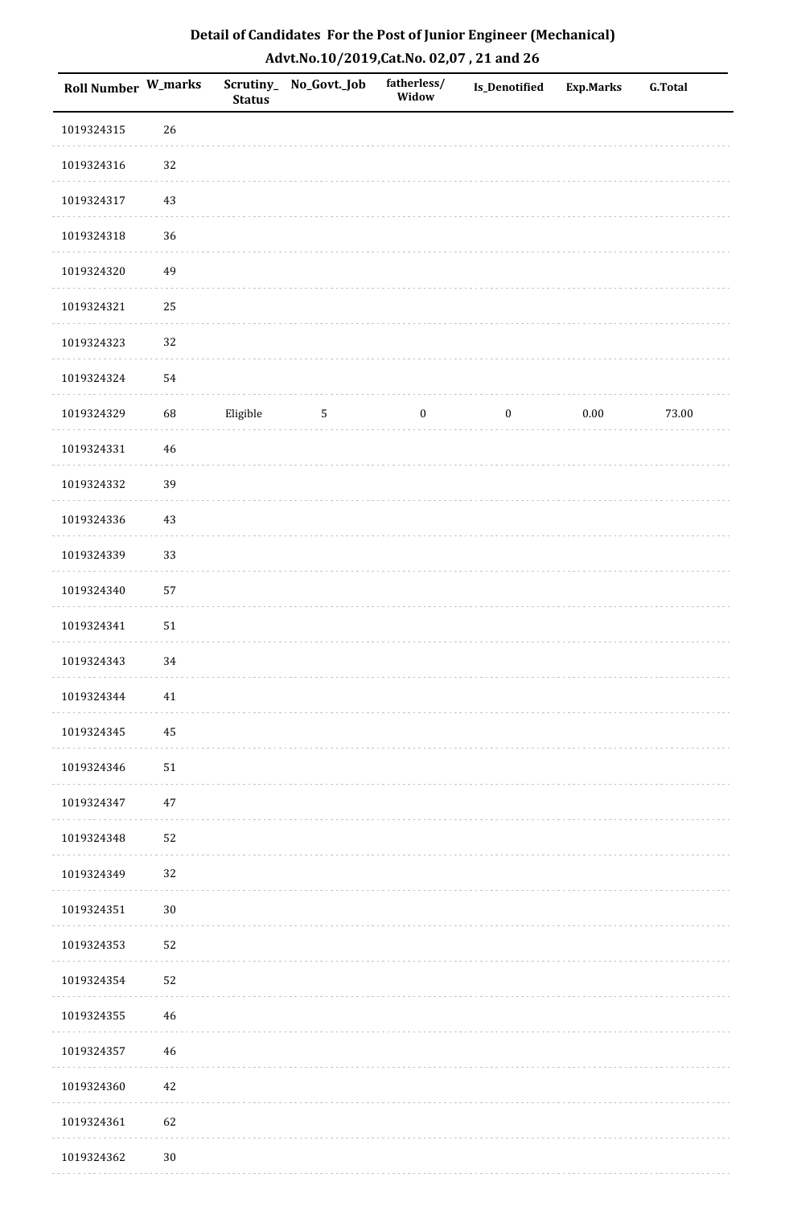## Detail of Candidates For the Post of Junior Engineer (Mechanical)

## Advt.No.10/2019,Cat.No. 02,07 , 21 and 26

| Roll Number | W_marks | Scrutiny_ Status | No_Govt._Job | fatherless/ Widow | Is_Denotified | Exp.Marks | G.Total |
|---|---|---|---|---|---|---|---|
| 1019324315 | 26 | | | | | | |
| 1019324316 | 32 | | | | | | |
| 1019324317 | 43 | | | | | | |
| 1019324318 | 36 | | | | | | |
| 1019324320 | 49 | | | | | | |
| 1019324321 | 25 | | | | | | |
| 1019324323 | 32 | | | | | | |
| 1019324324 | 54 | | | | | | |
| 1019324329 | 68 | Eligible | 5 | 0 | 0 | 0.00 | 73.00 |
| 1019324331 | 46 | | | | | | |
| 1019324332 | 39 | | | | | | |
| 1019324336 | 43 | | | | | | |
| 1019324339 | 33 | | | | | | |
| 1019324340 | 57 | | | | | | |
| 1019324341 | 51 | | | | | | |
| 1019324343 | 34 | | | | | | |
| 1019324344 | 41 | | | | | | |
| 1019324345 | 45 | | | | | | |
| 1019324346 | 51 | | | | | | |
| 1019324347 | 47 | | | | | | |
| 1019324348 | 52 | | | | | | |
| 1019324349 | 32 | | | | | | |
| 1019324351 | 30 | | | | | | |
| 1019324353 | 52 | | | | | | |
| 1019324354 | 52 | | | | | | |
| 1019324355 | 46 | | | | | | |
| 1019324357 | 46 | | | | | | |
| 1019324360 | 42 | | | | | | |
| 1019324361 | 62 | | | | | | |
| 1019324362 | 30 | | | | | | |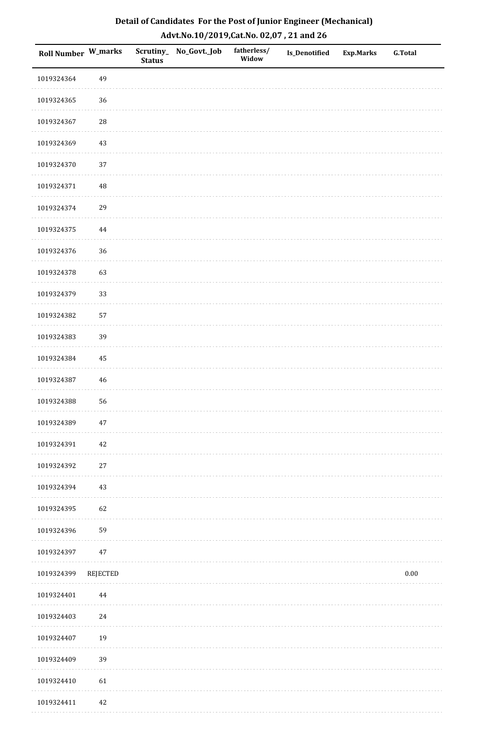## Detail of Candidates For the Post of Junior Engineer (Mechanical)
## Advt.No.10/2019,Cat.No. 02,07 , 21 and 26

| Roll Number | W_marks | Scrutiny_Status | No_Govt._Job | fatherless/Widow | Is_Denotified | Exp.Marks | G.Total |
|---|---|---|---|---|---|---|---|
| 1019324364 | 49 | | | | | | |
| 1019324365 | 36 | | | | | | |
| 1019324367 | 28 | | | | | | |
| 1019324369 | 43 | | | | | | |
| 1019324370 | 37 | | | | | | |
| 1019324371 | 48 | | | | | | |
| 1019324374 | 29 | | | | | | |
| 1019324375 | 44 | | | | | | |
| 1019324376 | 36 | | | | | | |
| 1019324378 | 63 | | | | | | |
| 1019324379 | 33 | | | | | | |
| 1019324382 | 57 | | | | | | |
| 1019324383 | 39 | | | | | | |
| 1019324384 | 45 | | | | | | |
| 1019324387 | 46 | | | | | | |
| 1019324388 | 56 | | | | | | |
| 1019324389 | 47 | | | | | | |
| 1019324391 | 42 | | | | | | |
| 1019324392 | 27 | | | | | | |
| 1019324394 | 43 | | | | | | |
| 1019324395 | 62 | | | | | | |
| 1019324396 | 59 | | | | | | |
| 1019324397 | 47 | | | | | | |
| 1019324399 | REJECTED | | | | | | 0.00 |
| 1019324401 | 44 | | | | | | |
| 1019324403 | 24 | | | | | | |
| 1019324407 | 19 | | | | | | |
| 1019324409 | 39 | | | | | | |
| 1019324410 | 61 | | | | | | |
| 1019324411 | 42 | | | | | | |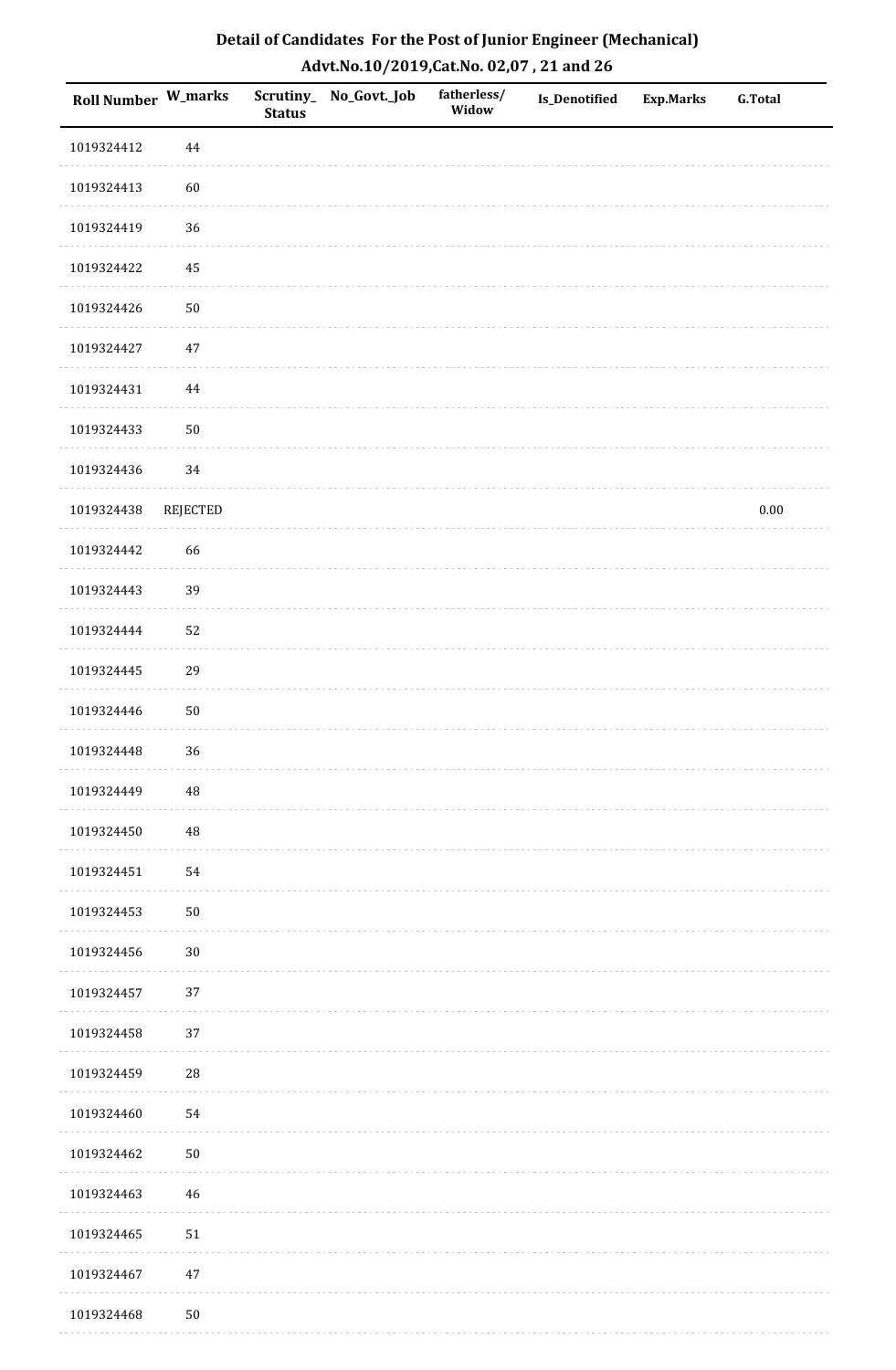# Detail of Candidates For the Post of Junior Engineer (Mechanical)

## Advt.No.10/2019,Cat.No. 02,07 , 21 and 26

| Roll Number | W_marks | Scrutiny_Status | No_Govt._Job | fatherless/Widow | Is_Denotified | Exp.Marks | G.Total |
|---|---|---|---|---|---|---|---|
| 1019324412 | 44 | | | | | | |
| 1019324413 | 60 | | | | | | |
| 1019324419 | 36 | | | | | | |
| 1019324422 | 45 | | | | | | |
| 1019324426 | 50 | | | | | | |
| 1019324427 | 47 | | | | | | |
| 1019324431 | 44 | | | | | | |
| 1019324433 | 50 | | | | | | |
| 1019324436 | 34 | | | | | | |
| 1019324438 | REJECTED | | | | | | 0.00 |
| 1019324442 | 66 | | | | | | |
| 1019324443 | 39 | | | | | | |
| 1019324444 | 52 | | | | | | |
| 1019324445 | 29 | | | | | | |
| 1019324446 | 50 | | | | | | |
| 1019324448 | 36 | | | | | | |
| 1019324449 | 48 | | | | | | |
| 1019324450 | 48 | | | | | | |
| 1019324451 | 54 | | | | | | |
| 1019324453 | 50 | | | | | | |
| 1019324456 | 30 | | | | | | |
| 1019324457 | 37 | | | | | | |
| 1019324458 | 37 | | | | | | |
| 1019324459 | 28 | | | | | | |
| 1019324460 | 54 | | | | | | |
| 1019324462 | 50 | | | | | | |
| 1019324463 | 46 | | | | | | |
| 1019324465 | 51 | | | | | | |
| 1019324467 | 47 | | | | | | |
| 1019324468 | 50 | | | | | | |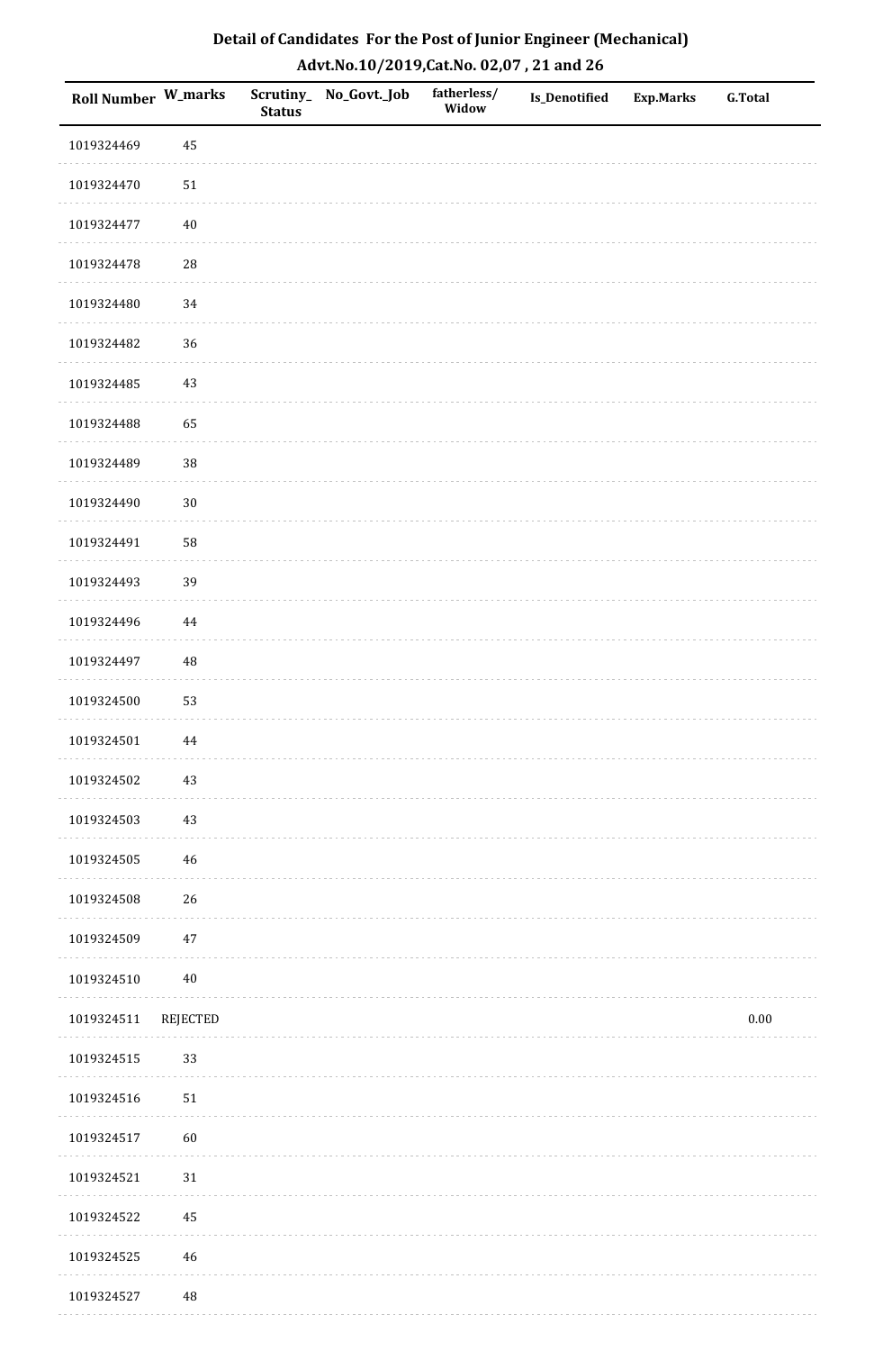# Detail of Candidates For the Post of Junior Engineer (Mechanical)

## Advt.No.10/2019,Cat.No. 02,07 , 21 and 26

| Roll Number | W_marks | Scrutiny_Status | No_Govt._Job | fatherless/Widow | Is_Denotified | Exp.Marks | G.Total |
|---|---|---|---|---|---|---|---|
| 1019324469 | 45 | | | | | | |
| 1019324470 | 51 | | | | | | |
| 1019324477 | 40 | | | | | | |
| 1019324478 | 28 | | | | | | |
| 1019324480 | 34 | | | | | | |
| 1019324482 | 36 | | | | | | |
| 1019324485 | 43 | | | | | | |
| 1019324488 | 65 | | | | | | |
| 1019324489 | 38 | | | | | | |
| 1019324490 | 30 | | | | | | |
| 1019324491 | 58 | | | | | | |
| 1019324493 | 39 | | | | | | |
| 1019324496 | 44 | | | | | | |
| 1019324497 | 48 | | | | | | |
| 1019324500 | 53 | | | | | | |
| 1019324501 | 44 | | | | | | |
| 1019324502 | 43 | | | | | | |
| 1019324503 | 43 | | | | | | |
| 1019324505 | 46 | | | | | | |
| 1019324508 | 26 | | | | | | |
| 1019324509 | 47 | | | | | | |
| 1019324510 | 40 | | | | | | |
| 1019324511 | REJECTED | | | | | | 0.00 |
| 1019324515 | 33 | | | | | | |
| 1019324516 | 51 | | | | | | |
| 1019324517 | 60 | | | | | | |
| 1019324521 | 31 | | | | | | |
| 1019324522 | 45 | | | | | | |
| 1019324525 | 46 | | | | | | |
| 1019324527 | 48 | | | | | | |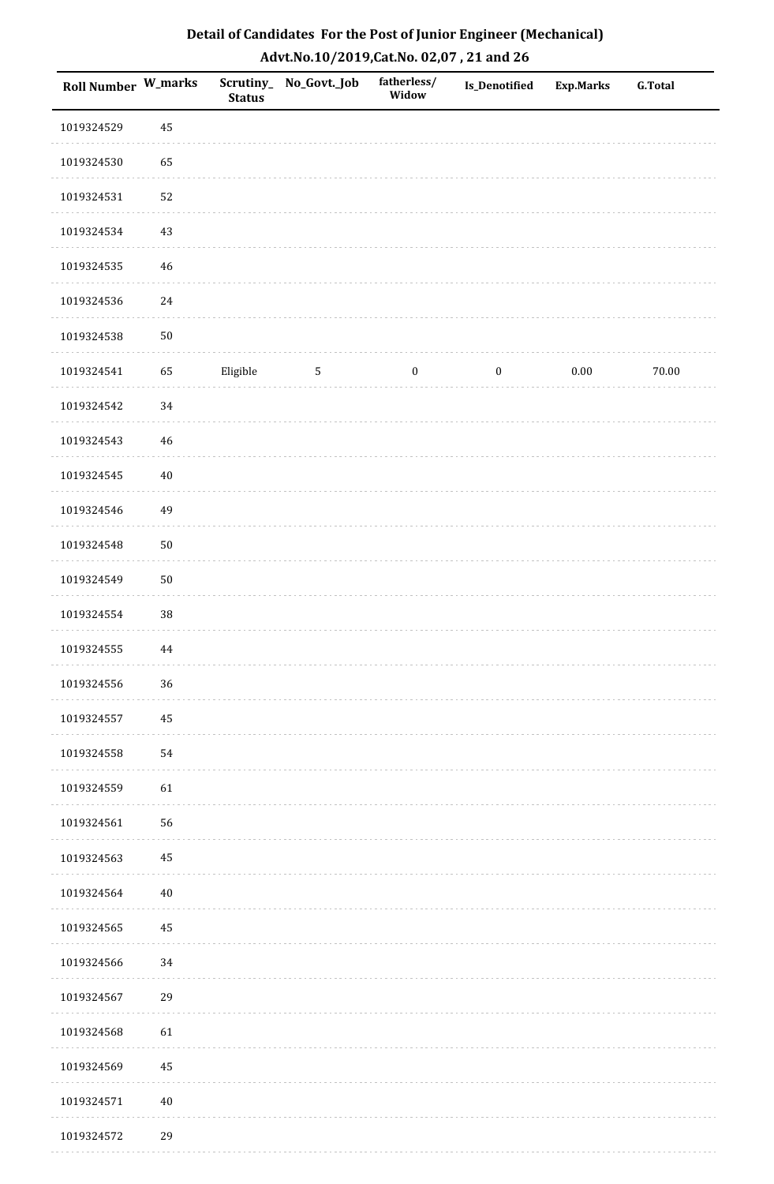# Detail of Candidates For the Post of Junior Engineer (Mechanical)

## Advt.No.10/2019,Cat.No. 02,07 , 21 and 26

| Roll Number | W_marks | Scrutiny_ Status | No_Govt._Job | fatherless/ Widow | Is_Denotified | Exp.Marks | G.Total |
|---|---|---|---|---|---|---|---|
| 1019324529 | 45 | | | | | | |
| 1019324530 | 65 | | | | | | |
| 1019324531 | 52 | | | | | | |
| 1019324534 | 43 | | | | | | |
| 1019324535 | 46 | | | | | | |
| 1019324536 | 24 | | | | | | |
| 1019324538 | 50 | | | | | | |
| 1019324541 | 65 | Eligible | 5 | 0 | 0 | 0.00 | 70.00 |
| 1019324542 | 34 | | | | | | |
| 1019324543 | 46 | | | | | | |
| 1019324545 | 40 | | | | | | |
| 1019324546 | 49 | | | | | | |
| 1019324548 | 50 | | | | | | |
| 1019324549 | 50 | | | | | | |
| 1019324554 | 38 | | | | | | |
| 1019324555 | 44 | | | | | | |
| 1019324556 | 36 | | | | | | |
| 1019324557 | 45 | | | | | | |
| 1019324558 | 54 | | | | | | |
| 1019324559 | 61 | | | | | | |
| 1019324561 | 56 | | | | | | |
| 1019324563 | 45 | | | | | | |
| 1019324564 | 40 | | | | | | |
| 1019324565 | 45 | | | | | | |
| 1019324566 | 34 | | | | | | |
| 1019324567 | 29 | | | | | | |
| 1019324568 | 61 | | | | | | |
| 1019324569 | 45 | | | | | | |
| 1019324571 | 40 | | | | | | |
| 1019324572 | 29 | | | | | | |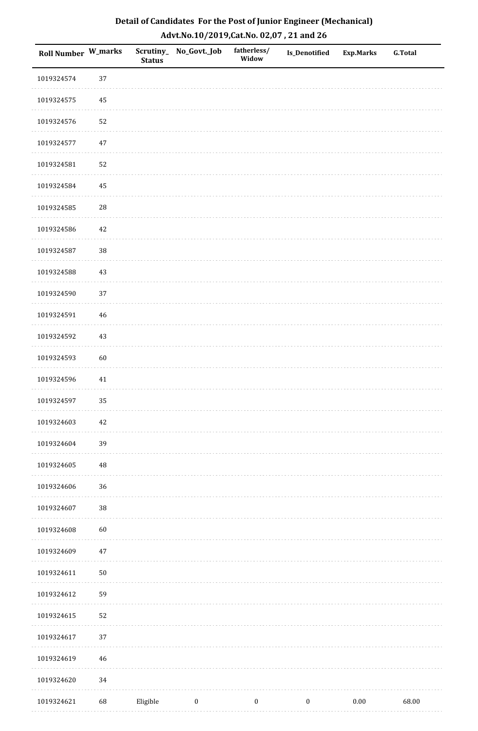## Detail of Candidates For the Post of Junior Engineer (Mechanical)
### Advt.No.10/2019,Cat.No. 02,07 , 21 and 26

| Roll Number | W_marks | Scrutiny_Status | No_Govt._Job | fatherless/Widow | Is_Denotified | Exp.Marks | G.Total |
|---|---|---|---|---|---|---|---|
| 1019324574 | 37 | | | | | | |
| 1019324575 | 45 | | | | | | |
| 1019324576 | 52 | | | | | | |
| 1019324577 | 47 | | | | | | |
| 1019324581 | 52 | | | | | | |
| 1019324584 | 45 | | | | | | |
| 1019324585 | 28 | | | | | | |
| 1019324586 | 42 | | | | | | |
| 1019324587 | 38 | | | | | | |
| 1019324588 | 43 | | | | | | |
| 1019324590 | 37 | | | | | | |
| 1019324591 | 46 | | | | | | |
| 1019324592 | 43 | | | | | | |
| 1019324593 | 60 | | | | | | |
| 1019324596 | 41 | | | | | | |
| 1019324597 | 35 | | | | | | |
| 1019324603 | 42 | | | | | | |
| 1019324604 | 39 | | | | | | |
| 1019324605 | 48 | | | | | | |
| 1019324606 | 36 | | | | | | |
| 1019324607 | 38 | | | | | | |
| 1019324608 | 60 | | | | | | |
| 1019324609 | 47 | | | | | | |
| 1019324611 | 50 | | | | | | |
| 1019324612 | 59 | | | | | | |
| 1019324615 | 52 | | | | | | |
| 1019324617 | 37 | | | | | | |
| 1019324619 | 46 | | | | | | |
| 1019324620 | 34 | | | | | | |
| 1019324621 | 68 | Eligible | 0 | 0 | 0 | 0.00 | 68.00 |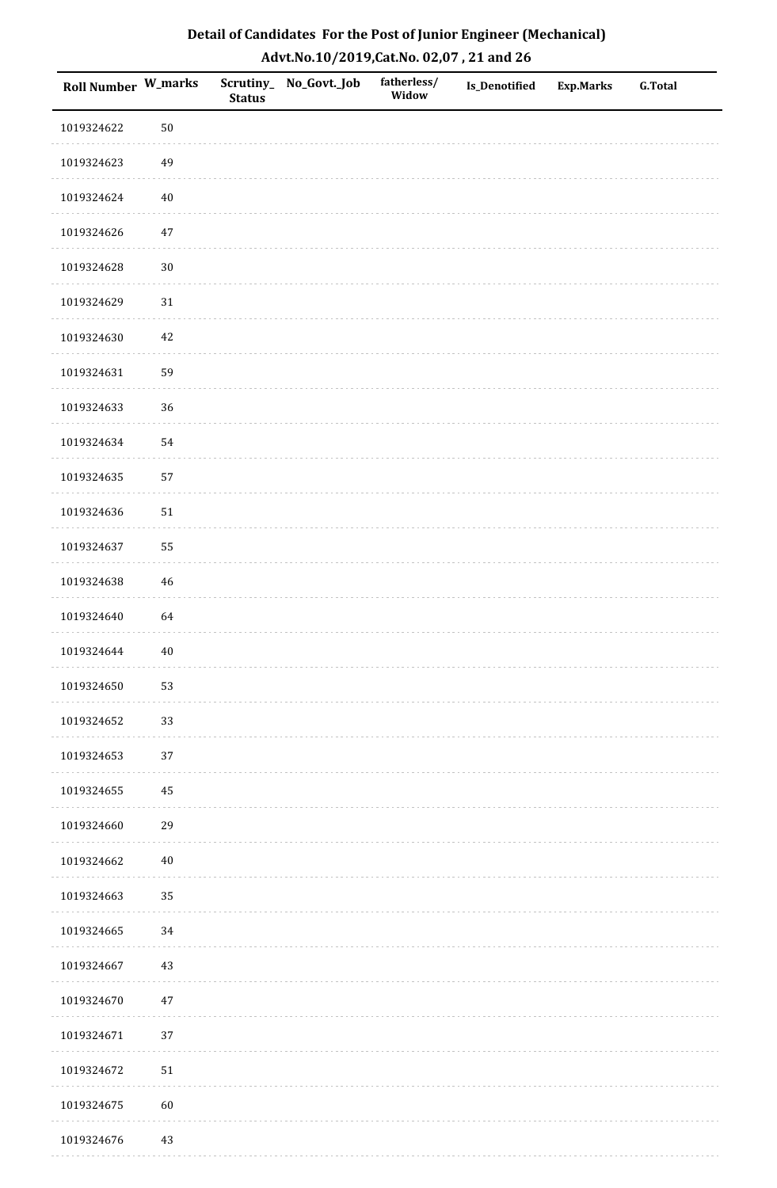## Detail of Candidates For the Post of Junior Engineer (Mechanical)

### Advt.No.10/2019,Cat.No. 02,07 , 21 and 26

| Roll Number | W_marks | Scrutiny_Status | No_Govt._Job | fatherless/Widow | Is_Denotified | Exp.Marks | G.Total |
|---|---|---|---|---|---|---|---|
| 1019324622 | 50 | | | | | | |
| 1019324623 | 49 | | | | | | |
| 1019324624 | 40 | | | | | | |
| 1019324626 | 47 | | | | | | |
| 1019324628 | 30 | | | | | | |
| 1019324629 | 31 | | | | | | |
| 1019324630 | 42 | | | | | | |
| 1019324631 | 59 | | | | | | |
| 1019324633 | 36 | | | | | | |
| 1019324634 | 54 | | | | | | |
| 1019324635 | 57 | | | | | | |
| 1019324636 | 51 | | | | | | |
| 1019324637 | 55 | | | | | | |
| 1019324638 | 46 | | | | | | |
| 1019324640 | 64 | | | | | | |
| 1019324644 | 40 | | | | | | |
| 1019324650 | 53 | | | | | | |
| 1019324652 | 33 | | | | | | |
| 1019324653 | 37 | | | | | | |
| 1019324655 | 45 | | | | | | |
| 1019324660 | 29 | | | | | | |
| 1019324662 | 40 | | | | | | |
| 1019324663 | 35 | | | | | | |
| 1019324665 | 34 | | | | | | |
| 1019324667 | 43 | | | | | | |
| 1019324670 | 47 | | | | | | |
| 1019324671 | 37 | | | | | | |
| 1019324672 | 51 | | | | | | |
| 1019324675 | 60 | | | | | | |
| 1019324676 | 43 | | | | | | |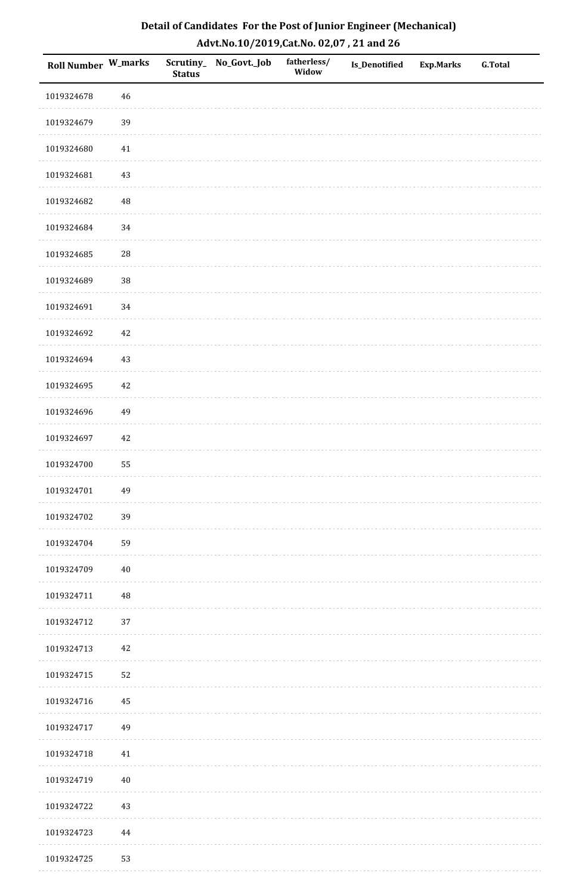# Detail of Candidates For the Post of Junior Engineer (Mechanical)

## Advt.No.10/2019,Cat.No. 02,07 , 21 and 26

| Roll Number | W_marks | Scrutiny_Status | No_Govt._Job | fatherless/Widow | Is_Denotified | Exp.Marks | G.Total |
|---|---|---|---|---|---|---|---|
| 1019324678 | 46 | | | | | | |
| 1019324679 | 39 | | | | | | |
| 1019324680 | 41 | | | | | | |
| 1019324681 | 43 | | | | | | |
| 1019324682 | 48 | | | | | | |
| 1019324684 | 34 | | | | | | |
| 1019324685 | 28 | | | | | | |
| 1019324689 | 38 | | | | | | |
| 1019324691 | 34 | | | | | | |
| 1019324692 | 42 | | | | | | |
| 1019324694 | 43 | | | | | | |
| 1019324695 | 42 | | | | | | |
| 1019324696 | 49 | | | | | | |
| 1019324697 | 42 | | | | | | |
| 1019324700 | 55 | | | | | | |
| 1019324701 | 49 | | | | | | |
| 1019324702 | 39 | | | | | | |
| 1019324704 | 59 | | | | | | |
| 1019324709 | 40 | | | | | | |
| 1019324711 | 48 | | | | | | |
| 1019324712 | 37 | | | | | | |
| 1019324713 | 42 | | | | | | |
| 1019324715 | 52 | | | | | | |
| 1019324716 | 45 | | | | | | |
| 1019324717 | 49 | | | | | | |
| 1019324718 | 41 | | | | | | |
| 1019324719 | 40 | | | | | | |
| 1019324722 | 43 | | | | | | |
| 1019324723 | 44 | | | | | | |
| 1019324725 | 53 | | | | | | |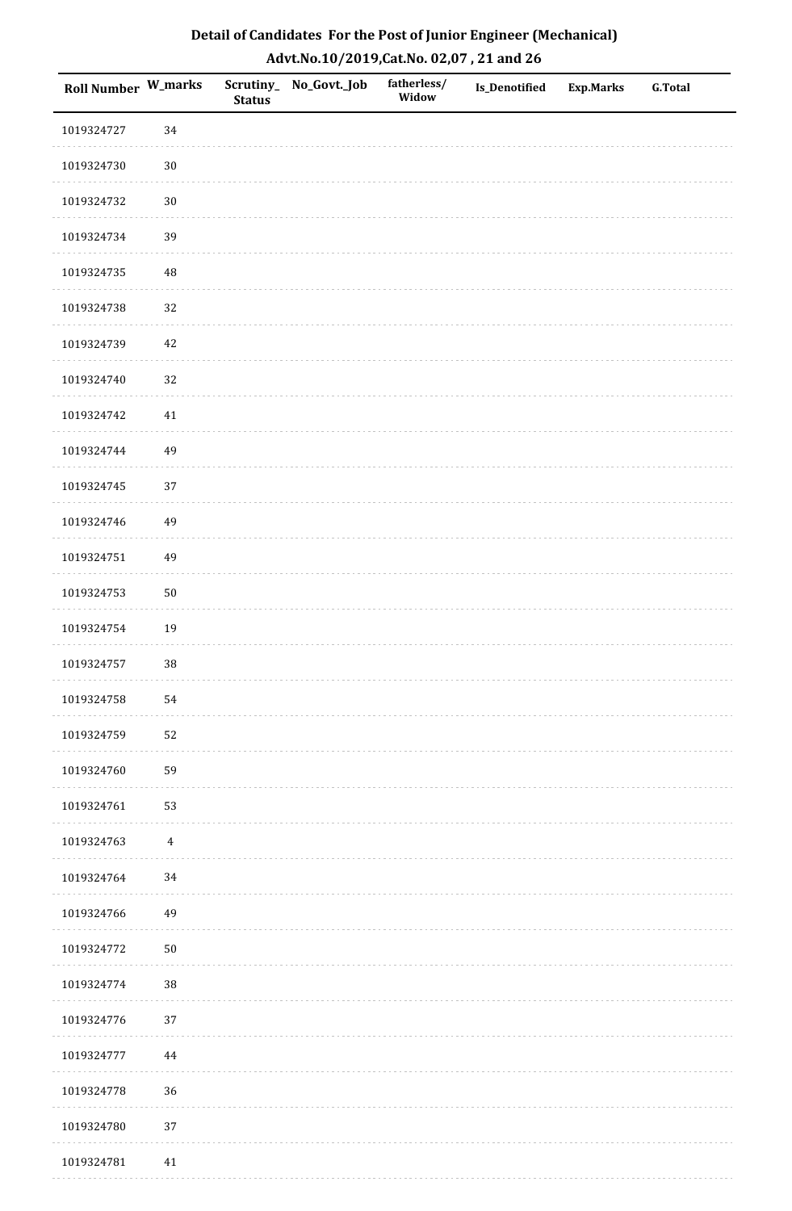# Detail of Candidates For the Post of Junior Engineer (Mechanical)

## Advt.No.10/2019,Cat.No. 02,07 , 21 and 26

| Roll Number | W_marks | Scrutiny_Status | No_Govt._Job | fatherless/ Widow | Is_Denotified | Exp.Marks | G.Total |
|---|---|---|---|---|---|---|---|
| 1019324727 | 34 | | | | | | |
| 1019324730 | 30 | | | | | | |
| 1019324732 | 30 | | | | | | |
| 1019324734 | 39 | | | | | | |
| 1019324735 | 48 | | | | | | |
| 1019324738 | 32 | | | | | | |
| 1019324739 | 42 | | | | | | |
| 1019324740 | 32 | | | | | | |
| 1019324742 | 41 | | | | | | |
| 1019324744 | 49 | | | | | | |
| 1019324745 | 37 | | | | | | |
| 1019324746 | 49 | | | | | | |
| 1019324751 | 49 | | | | | | |
| 1019324753 | 50 | | | | | | |
| 1019324754 | 19 | | | | | | |
| 1019324757 | 38 | | | | | | |
| 1019324758 | 54 | | | | | | |
| 1019324759 | 52 | | | | | | |
| 1019324760 | 59 | | | | | | |
| 1019324761 | 53 | | | | | | |
| 1019324763 | 4 | | | | | | |
| 1019324764 | 34 | | | | | | |
| 1019324766 | 49 | | | | | | |
| 1019324772 | 50 | | | | | | |
| 1019324774 | 38 | | | | | | |
| 1019324776 | 37 | | | | | | |
| 1019324777 | 44 | | | | | | |
| 1019324778 | 36 | | | | | | |
| 1019324780 | 37 | | | | | | |
| 1019324781 | 41 | | | | | | |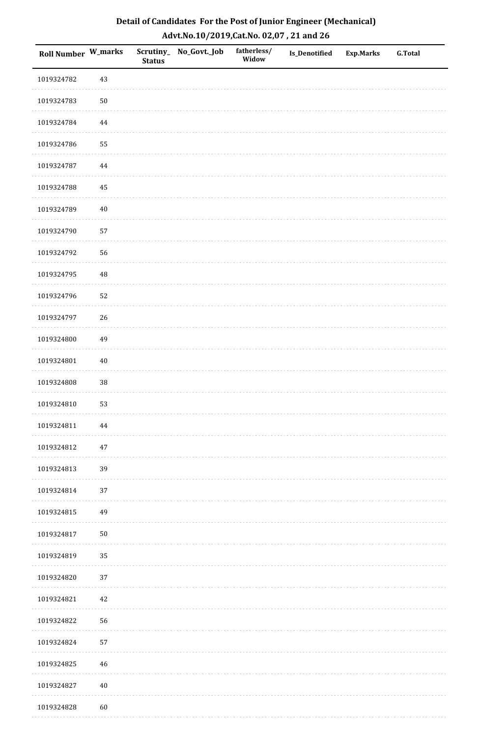## Detail of Candidates For the Post of Junior Engineer (Mechanical)

### Advt.No.10/2019,Cat.No. 02,07 , 21 and 26

| Roll Number | W_marks | Scrutiny_Status | No_Govt._Job | fatherless/Widow | Is_Denotified | Exp.Marks | G.Total |
|---|---|---|---|---|---|---|---|
| 1019324782 | 43 | | | | | | |
| 1019324783 | 50 | | | | | | |
| 1019324784 | 44 | | | | | | |
| 1019324786 | 55 | | | | | | |
| 1019324787 | 44 | | | | | | |
| 1019324788 | 45 | | | | | | |
| 1019324789 | 40 | | | | | | |
| 1019324790 | 57 | | | | | | |
| 1019324792 | 56 | | | | | | |
| 1019324795 | 48 | | | | | | |
| 1019324796 | 52 | | | | | | |
| 1019324797 | 26 | | | | | | |
| 1019324800 | 49 | | | | | | |
| 1019324801 | 40 | | | | | | |
| 1019324808 | 38 | | | | | | |
| 1019324810 | 53 | | | | | | |
| 1019324811 | 44 | | | | | | |
| 1019324812 | 47 | | | | | | |
| 1019324813 | 39 | | | | | | |
| 1019324814 | 37 | | | | | | |
| 1019324815 | 49 | | | | | | |
| 1019324817 | 50 | | | | | | |
| 1019324819 | 35 | | | | | | |
| 1019324820 | 37 | | | | | | |
| 1019324821 | 42 | | | | | | |
| 1019324822 | 56 | | | | | | |
| 1019324824 | 57 | | | | | | |
| 1019324825 | 46 | | | | | | |
| 1019324827 | 40 | | | | | | |
| 1019324828 | 60 | | | | | | |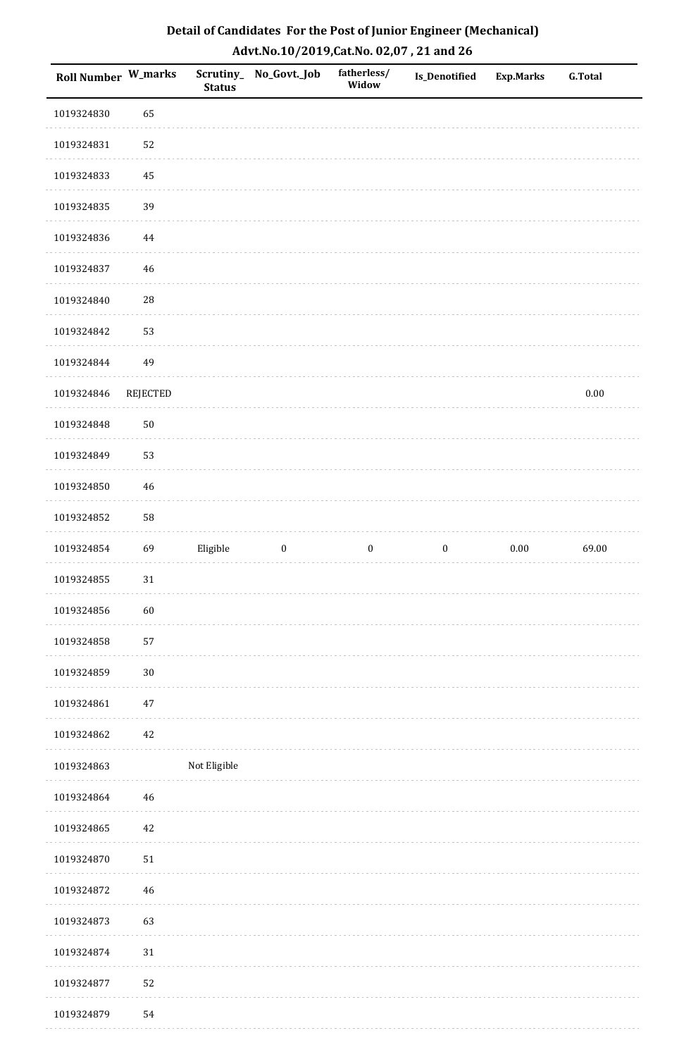## Detail of Candidates For the Post of Junior Engineer (Mechanical)

### Advt.No.10/2019,Cat.No. 02,07 , 21 and 26

| Roll Number | W_marks | Scrutiny_Status | No_Govt._Job | fatherless/Widow | Is_Denotified | Exp.Marks | G.Total |
|---|---|---|---|---|---|---|---|
| 1019324830 | 65 | | | | | | |
| 1019324831 | 52 | | | | | | |
| 1019324833 | 45 | | | | | | |
| 1019324835 | 39 | | | | | | |
| 1019324836 | 44 | | | | | | |
| 1019324837 | 46 | | | | | | |
| 1019324840 | 28 | | | | | | |
| 1019324842 | 53 | | | | | | |
| 1019324844 | 49 | | | | | | |
| 1019324846 | REJECTED | | | | | | 0.00 |
| 1019324848 | 50 | | | | | | |
| 1019324849 | 53 | | | | | | |
| 1019324850 | 46 | | | | | | |
| 1019324852 | 58 | | | | | | |
| 1019324854 | 69 | Eligible | 0 | 0 | 0 | 0.00 | 69.00 |
| 1019324855 | 31 | | | | | | |
| 1019324856 | 60 | | | | | | |
| 1019324858 | 57 | | | | | | |
| 1019324859 | 30 | | | | | | |
| 1019324861 | 47 | | | | | | |
| 1019324862 | 42 | | | | | | |
| 1019324863 | | Not Eligible | | | | | |
| 1019324864 | 46 | | | | | | |
| 1019324865 | 42 | | | | | | |
| 1019324870 | 51 | | | | | | |
| 1019324872 | 46 | | | | | | |
| 1019324873 | 63 | | | | | | |
| 1019324874 | 31 | | | | | | |
| 1019324877 | 52 | | | | | | |
| 1019324879 | 54 | | | | | | |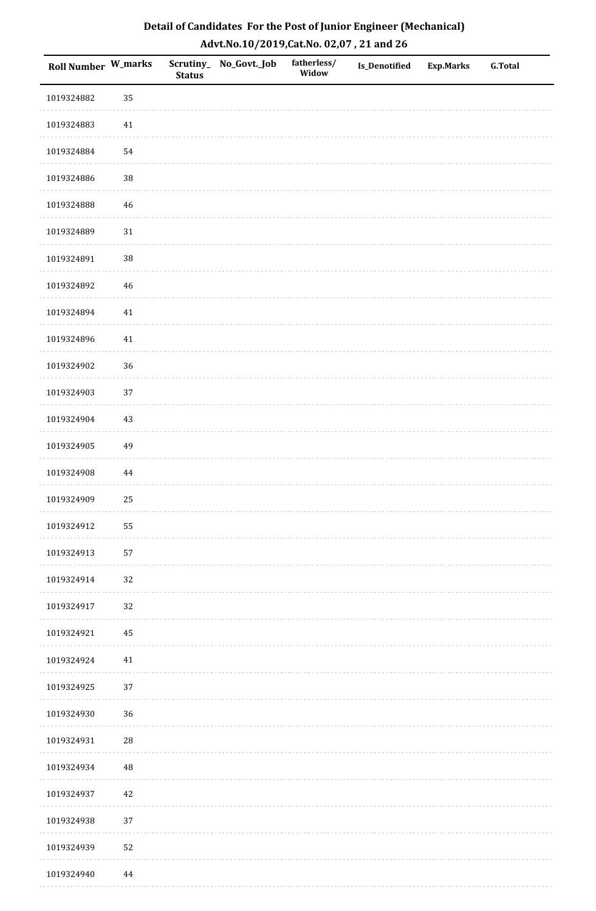## Detail of Candidates For the Post of Junior Engineer (Mechanical)

## Advt.No.10/2019,Cat.No. 02,07 , 21 and 26

| Roll Number | W_marks | Scrutiny_Status | No_Govt._Job | fatherless/Widow | Is_Denotified | Exp.Marks | G.Total |
|---|---|---|---|---|---|---|---|
| 1019324882 | 35 | | | | | | |
| 1019324883 | 41 | | | | | | |
| 1019324884 | 54 | | | | | | |
| 1019324886 | 38 | | | | | | |
| 1019324888 | 46 | | | | | | |
| 1019324889 | 31 | | | | | | |
| 1019324891 | 38 | | | | | | |
| 1019324892 | 46 | | | | | | |
| 1019324894 | 41 | | | | | | |
| 1019324896 | 41 | | | | | | |
| 1019324902 | 36 | | | | | | |
| 1019324903 | 37 | | | | | | |
| 1019324904 | 43 | | | | | | |
| 1019324905 | 49 | | | | | | |
| 1019324908 | 44 | | | | | | |
| 1019324909 | 25 | | | | | | |
| 1019324912 | 55 | | | | | | |
| 1019324913 | 57 | | | | | | |
| 1019324914 | 32 | | | | | | |
| 1019324917 | 32 | | | | | | |
| 1019324921 | 45 | | | | | | |
| 1019324924 | 41 | | | | | | |
| 1019324925 | 37 | | | | | | |
| 1019324930 | 36 | | | | | | |
| 1019324931 | 28 | | | | | | |
| 1019324934 | 48 | | | | | | |
| 1019324937 | 42 | | | | | | |
| 1019324938 | 37 | | | | | | |
| 1019324939 | 52 | | | | | | |
| 1019324940 | 44 | | | | | | |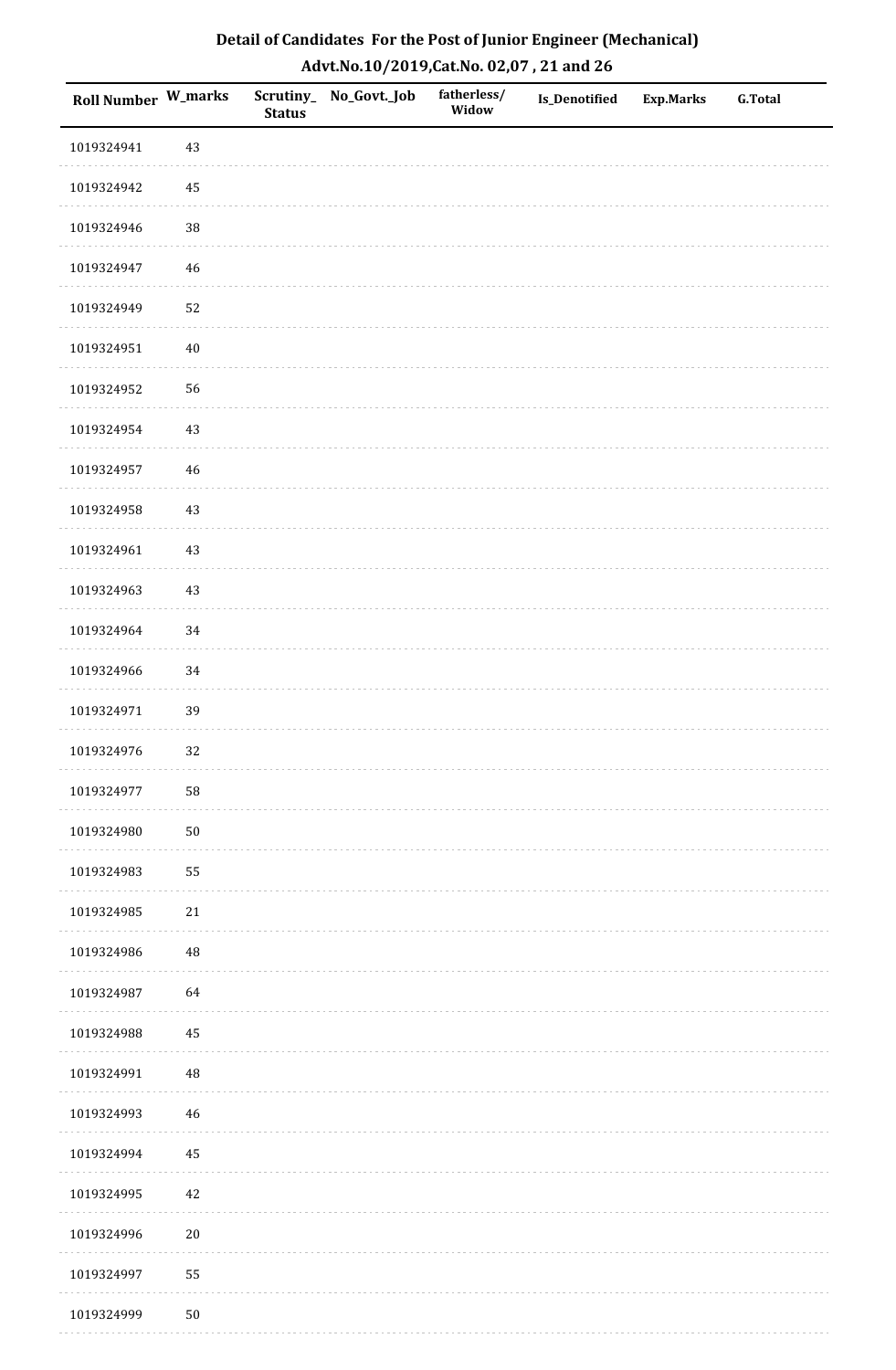# Detail of Candidates For the Post of Junior Engineer (Mechanical)

## Advt.No.10/2019,Cat.No. 02,07 , 21 and 26

| Roll Number | W_marks | Scrutiny_Status | No_Govt._Job | fatherless/Widow | Is_Denotified | Exp.Marks | G.Total |
|---|---|---|---|---|---|---|---|
| 1019324941 | 43 | | | | | | |
| 1019324942 | 45 | | | | | | |
| 1019324946 | 38 | | | | | | |
| 1019324947 | 46 | | | | | | |
| 1019324949 | 52 | | | | | | |
| 1019324951 | 40 | | | | | | |
| 1019324952 | 56 | | | | | | |
| 1019324954 | 43 | | | | | | |
| 1019324957 | 46 | | | | | | |
| 1019324958 | 43 | | | | | | |
| 1019324961 | 43 | | | | | | |
| 1019324963 | 43 | | | | | | |
| 1019324964 | 34 | | | | | | |
| 1019324966 | 34 | | | | | | |
| 1019324971 | 39 | | | | | | |
| 1019324976 | 32 | | | | | | |
| 1019324977 | 58 | | | | | | |
| 1019324980 | 50 | | | | | | |
| 1019324983 | 55 | | | | | | |
| 1019324985 | 21 | | | | | | |
| 1019324986 | 48 | | | | | | |
| 1019324987 | 64 | | | | | | |
| 1019324988 | 45 | | | | | | |
| 1019324991 | 48 | | | | | | |
| 1019324993 | 46 | | | | | | |
| 1019324994 | 45 | | | | | | |
| 1019324995 | 42 | | | | | | |
| 1019324996 | 20 | | | | | | |
| 1019324997 | 55 | | | | | | |
| 1019324999 | 50 | | | | | | |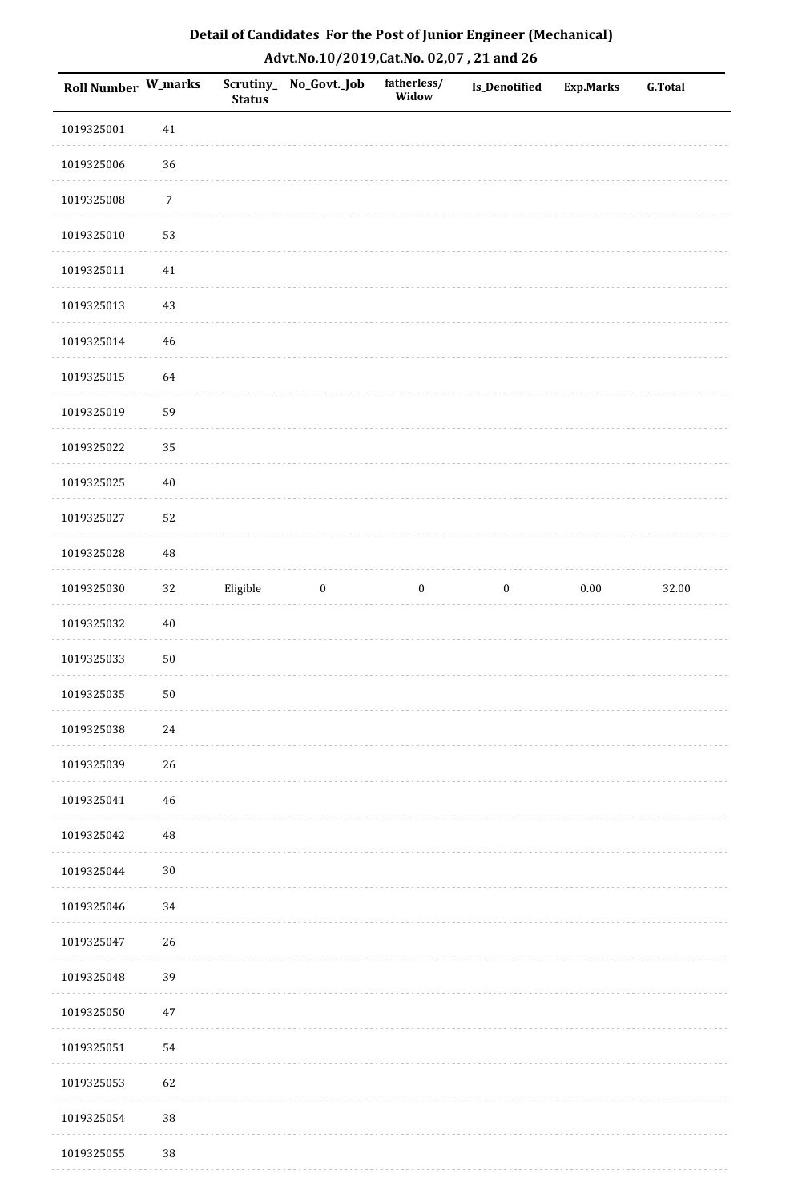## Detail of Candidates For the Post of Junior Engineer (Mechanical)

## Advt.No.10/2019,Cat.No. 02,07 , 21 and 26

| Roll Number | W_marks | Scrutiny_ Status | No_Govt._Job | fatherless/ Widow | Is_Denotified | Exp.Marks | G.Total |
|---|---|---|---|---|---|---|---|
| 1019325001 | 41 | | | | | | |
| 1019325006 | 36 | | | | | | |
| 1019325008 | 7 | | | | | | |
| 1019325010 | 53 | | | | | | |
| 1019325011 | 41 | | | | | | |
| 1019325013 | 43 | | | | | | |
| 1019325014 | 46 | | | | | | |
| 1019325015 | 64 | | | | | | |
| 1019325019 | 59 | | | | | | |
| 1019325022 | 35 | | | | | | |
| 1019325025 | 40 | | | | | | |
| 1019325027 | 52 | | | | | | |
| 1019325028 | 48 | | | | | | |
| 1019325030 | 32 | Eligible | 0 | 0 | 0 | 0.00 | 32.00 |
| 1019325032 | 40 | | | | | | |
| 1019325033 | 50 | | | | | | |
| 1019325035 | 50 | | | | | | |
| 1019325038 | 24 | | | | | | |
| 1019325039 | 26 | | | | | | |
| 1019325041 | 46 | | | | | | |
| 1019325042 | 48 | | | | | | |
| 1019325044 | 30 | | | | | | |
| 1019325046 | 34 | | | | | | |
| 1019325047 | 26 | | | | | | |
| 1019325048 | 39 | | | | | | |
| 1019325050 | 47 | | | | | | |
| 1019325051 | 54 | | | | | | |
| 1019325053 | 62 | | | | | | |
| 1019325054 | 38 | | | | | | |
| 1019325055 | 38 | | | | | | |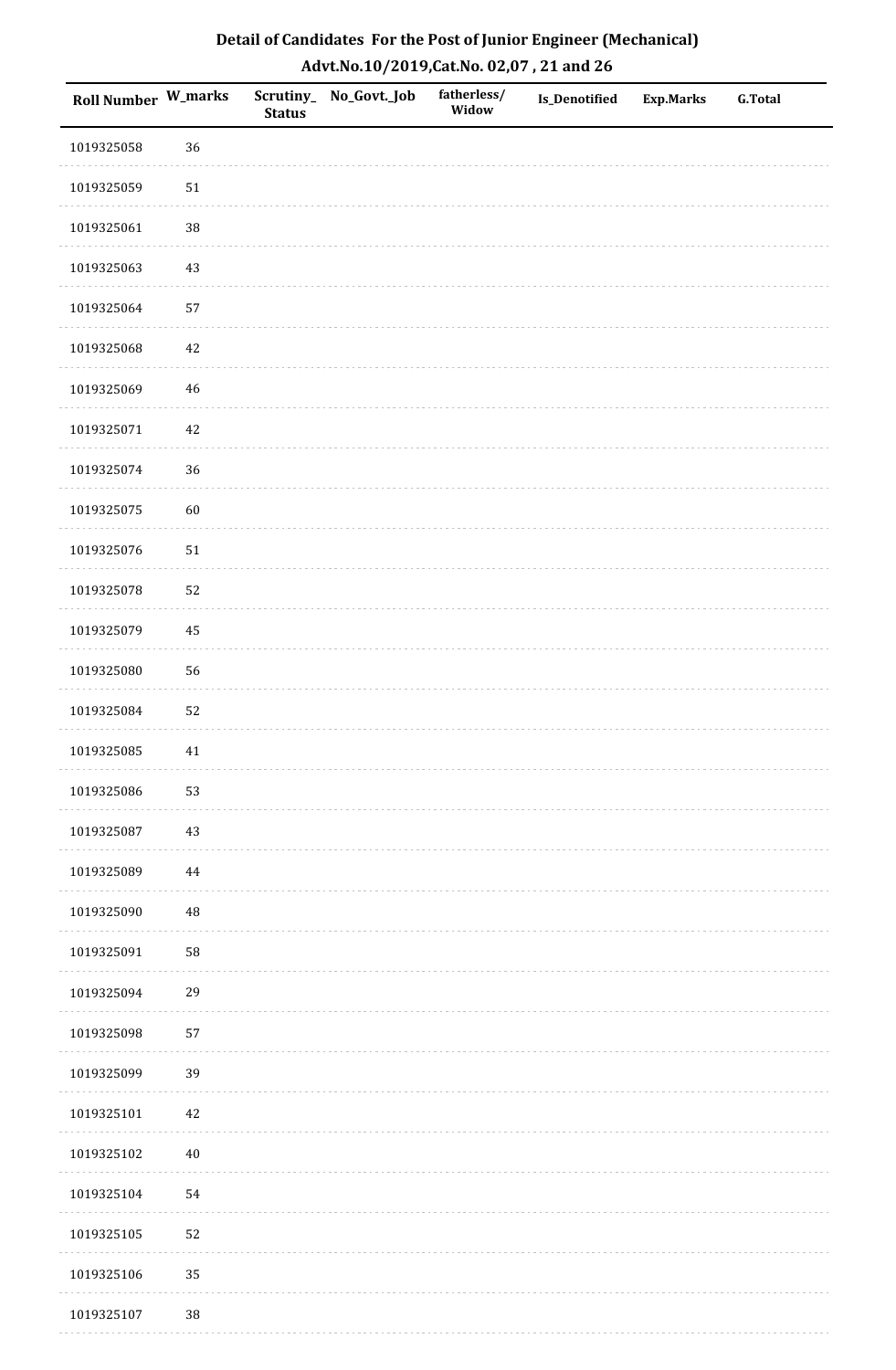# Detail of Candidates For the Post of Junior Engineer (Mechanical)

## Advt.No.10/2019,Cat.No. 02,07 , 21 and 26

| Roll Number | W_marks | Scrutiny_Status | No_Govt._Job | fatherless/Widow | Is_Denotified | Exp.Marks | G.Total |
|---|---|---|---|---|---|---|---|
| 1019325058 | 36 | | | | | | |
| 1019325059 | 51 | | | | | | |
| 1019325061 | 38 | | | | | | |
| 1019325063 | 43 | | | | | | |
| 1019325064 | 57 | | | | | | |
| 1019325068 | 42 | | | | | | |
| 1019325069 | 46 | | | | | | |
| 1019325071 | 42 | | | | | | |
| 1019325074 | 36 | | | | | | |
| 1019325075 | 60 | | | | | | |
| 1019325076 | 51 | | | | | | |
| 1019325078 | 52 | | | | | | |
| 1019325079 | 45 | | | | | | |
| 1019325080 | 56 | | | | | | |
| 1019325084 | 52 | | | | | | |
| 1019325085 | 41 | | | | | | |
| 1019325086 | 53 | | | | | | |
| 1019325087 | 43 | | | | | | |
| 1019325089 | 44 | | | | | | |
| 1019325090 | 48 | | | | | | |
| 1019325091 | 58 | | | | | | |
| 1019325094 | 29 | | | | | | |
| 1019325098 | 57 | | | | | | |
| 1019325099 | 39 | | | | | | |
| 1019325101 | 42 | | | | | | |
| 1019325102 | 40 | | | | | | |
| 1019325104 | 54 | | | | | | |
| 1019325105 | 52 | | | | | | |
| 1019325106 | 35 | | | | | | |
| 1019325107 | 38 | | | | | | |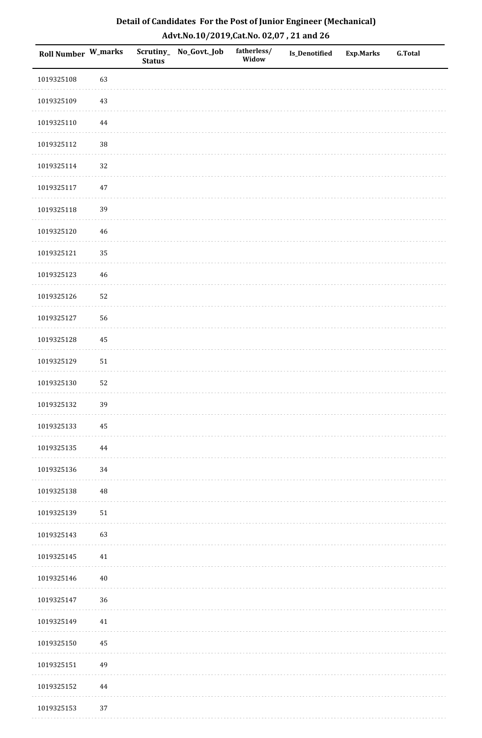# Detail of Candidates For the Post of Junior Engineer (Mechanical)

## Advt.No.10/2019,Cat.No. 02,07 , 21 and 26

| Roll Number | W_marks | Scrutiny_Status | No_Govt._Job | fatherless/Widow | Is_Denotified | Exp.Marks | G.Total |
|---|---|---|---|---|---|---|---|
| 1019325108 | 63 | | | | | | |
| 1019325109 | 43 | | | | | | |
| 1019325110 | 44 | | | | | | |
| 1019325112 | 38 | | | | | | |
| 1019325114 | 32 | | | | | | |
| 1019325117 | 47 | | | | | | |
| 1019325118 | 39 | | | | | | |
| 1019325120 | 46 | | | | | | |
| 1019325121 | 35 | | | | | | |
| 1019325123 | 46 | | | | | | |
| 1019325126 | 52 | | | | | | |
| 1019325127 | 56 | | | | | | |
| 1019325128 | 45 | | | | | | |
| 1019325129 | 51 | | | | | | |
| 1019325130 | 52 | | | | | | |
| 1019325132 | 39 | | | | | | |
| 1019325133 | 45 | | | | | | |
| 1019325135 | 44 | | | | | | |
| 1019325136 | 34 | | | | | | |
| 1019325138 | 48 | | | | | | |
| 1019325139 | 51 | | | | | | |
| 1019325143 | 63 | | | | | | |
| 1019325145 | 41 | | | | | | |
| 1019325146 | 40 | | | | | | |
| 1019325147 | 36 | | | | | | |
| 1019325149 | 41 | | | | | | |
| 1019325150 | 45 | | | | | | |
| 1019325151 | 49 | | | | | | |
| 1019325152 | 44 | | | | | | |
| 1019325153 | 37 | | | | | | |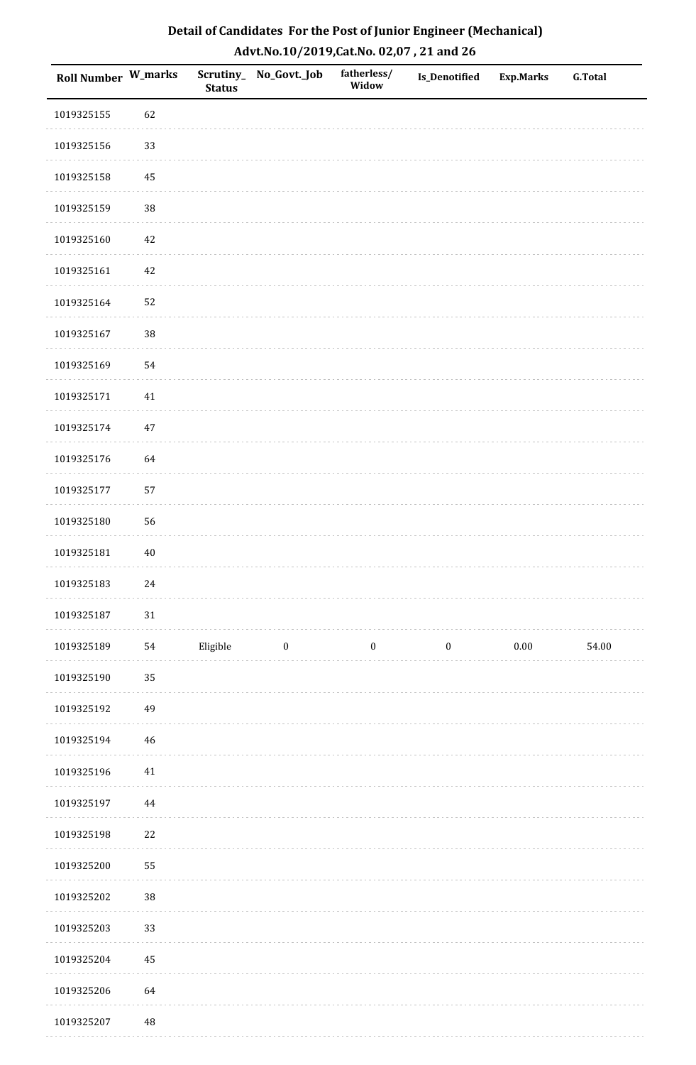## Detail of Candidates For the Post of Junior Engineer (Mechanical)

### Advt.No.10/2019,Cat.No. 02,07 , 21 and 26

| Roll Number | W_marks | Scrutiny_ Status | No_Govt._Job | fatherless/ Widow | Is_Denotified | Exp.Marks | G.Total |
|---|---|---|---|---|---|---|---|
| 1019325155 | 62 | | | | | | |
| 1019325156 | 33 | | | | | | |
| 1019325158 | 45 | | | | | | |
| 1019325159 | 38 | | | | | | |
| 1019325160 | 42 | | | | | | |
| 1019325161 | 42 | | | | | | |
| 1019325164 | 52 | | | | | | |
| 1019325167 | 38 | | | | | | |
| 1019325169 | 54 | | | | | | |
| 1019325171 | 41 | | | | | | |
| 1019325174 | 47 | | | | | | |
| 1019325176 | 64 | | | | | | |
| 1019325177 | 57 | | | | | | |
| 1019325180 | 56 | | | | | | |
| 1019325181 | 40 | | | | | | |
| 1019325183 | 24 | | | | | | |
| 1019325187 | 31 | | | | | | |
| 1019325189 | 54 | Eligible | 0 | 0 | 0 | 0.00 | 54.00 |
| 1019325190 | 35 | | | | | | |
| 1019325192 | 49 | | | | | | |
| 1019325194 | 46 | | | | | | |
| 1019325196 | 41 | | | | | | |
| 1019325197 | 44 | | | | | | |
| 1019325198 | 22 | | | | | | |
| 1019325200 | 55 | | | | | | |
| 1019325202 | 38 | | | | | | |
| 1019325203 | 33 | | | | | | |
| 1019325204 | 45 | | | | | | |
| 1019325206 | 64 | | | | | | |
| 1019325207 | 48 | | | | | | |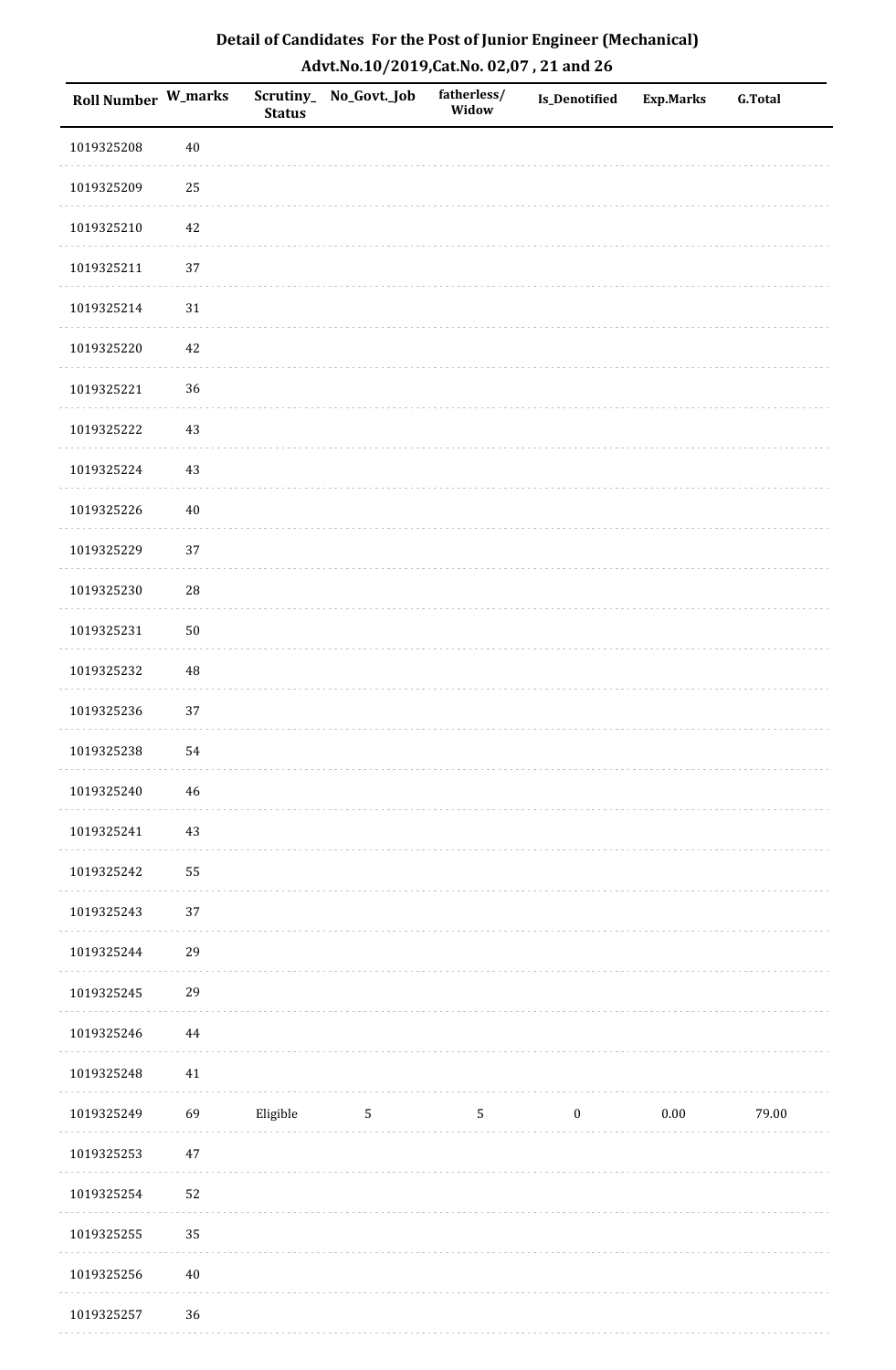## Detail of Candidates For the Post of Junior Engineer (Mechanical)
## Advt.No.10/2019,Cat.No. 02,07 , 21 and 26

| Roll Number | W_marks | Scrutiny_ Status | No_Govt._Job | fatherless/ Widow | Is_Denotified | Exp.Marks | G.Total |
|---|---|---|---|---|---|---|---|
| 1019325208 | 40 | | | | | | |
| 1019325209 | 25 | | | | | | |
| 1019325210 | 42 | | | | | | |
| 1019325211 | 37 | | | | | | |
| 1019325214 | 31 | | | | | | |
| 1019325220 | 42 | | | | | | |
| 1019325221 | 36 | | | | | | |
| 1019325222 | 43 | | | | | | |
| 1019325224 | 43 | | | | | | |
| 1019325226 | 40 | | | | | | |
| 1019325229 | 37 | | | | | | |
| 1019325230 | 28 | | | | | | |
| 1019325231 | 50 | | | | | | |
| 1019325232 | 48 | | | | | | |
| 1019325236 | 37 | | | | | | |
| 1019325238 | 54 | | | | | | |
| 1019325240 | 46 | | | | | | |
| 1019325241 | 43 | | | | | | |
| 1019325242 | 55 | | | | | | |
| 1019325243 | 37 | | | | | | |
| 1019325244 | 29 | | | | | | |
| 1019325245 | 29 | | | | | | |
| 1019325246 | 44 | | | | | | |
| 1019325248 | 41 | | | | | | |
| 1019325249 | 69 | Eligible | 5 | 5 | 0 | 0.00 | 79.00 |
| 1019325253 | 47 | | | | | | |
| 1019325254 | 52 | | | | | | |
| 1019325255 | 35 | | | | | | |
| 1019325256 | 40 | | | | | | |
| 1019325257 | 36 | | | | | | |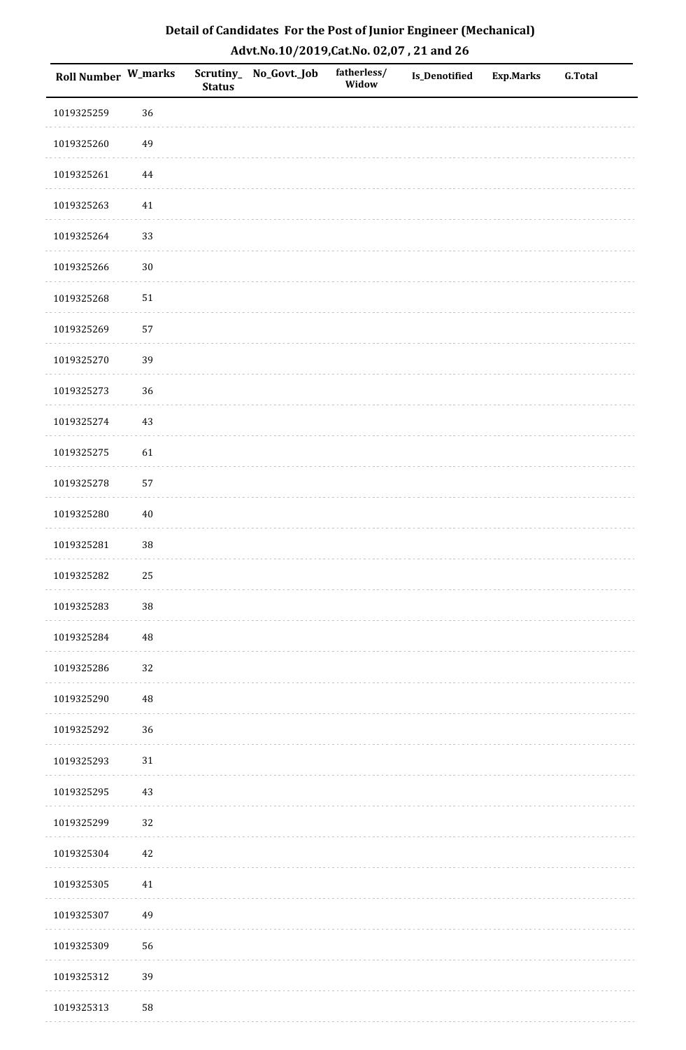# Detail of Candidates For the Post of Junior Engineer (Mechanical)

## Advt.No.10/2019,Cat.No. 02,07 , 21 and 26

| Roll Number | W_marks | Scrutiny_Status | No_Govt._Job | fatherless/Widow | Is_Denotified | Exp.Marks | G.Total |
|---|---|---|---|---|---|---|---|
| 1019325259 | 36 | | | | | | |
| 1019325260 | 49 | | | | | | |
| 1019325261 | 44 | | | | | | |
| 1019325263 | 41 | | | | | | |
| 1019325264 | 33 | | | | | | |
| 1019325266 | 30 | | | | | | |
| 1019325268 | 51 | | | | | | |
| 1019325269 | 57 | | | | | | |
| 1019325270 | 39 | | | | | | |
| 1019325273 | 36 | | | | | | |
| 1019325274 | 43 | | | | | | |
| 1019325275 | 61 | | | | | | |
| 1019325278 | 57 | | | | | | |
| 1019325280 | 40 | | | | | | |
| 1019325281 | 38 | | | | | | |
| 1019325282 | 25 | | | | | | |
| 1019325283 | 38 | | | | | | |
| 1019325284 | 48 | | | | | | |
| 1019325286 | 32 | | | | | | |
| 1019325290 | 48 | | | | | | |
| 1019325292 | 36 | | | | | | |
| 1019325293 | 31 | | | | | | |
| 1019325295 | 43 | | | | | | |
| 1019325299 | 32 | | | | | | |
| 1019325304 | 42 | | | | | | |
| 1019325305 | 41 | | | | | | |
| 1019325307 | 49 | | | | | | |
| 1019325309 | 56 | | | | | | |
| 1019325312 | 39 | | | | | | |
| 1019325313 | 58 | | | | | | |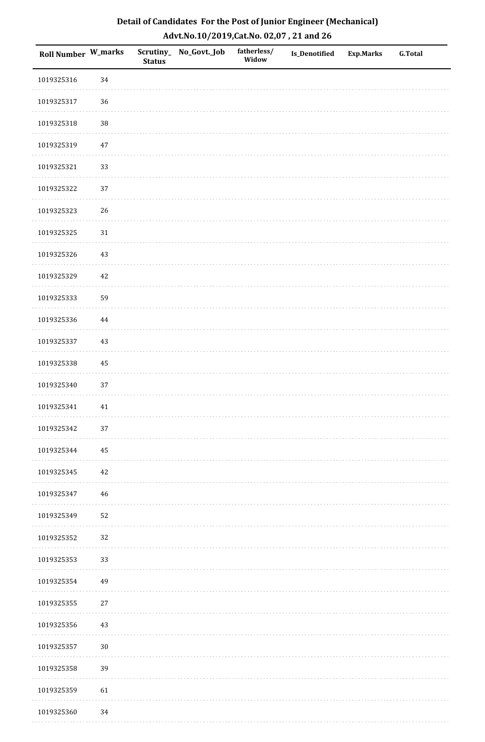## Detail of Candidates For the Post of Junior Engineer (Mechanical)
## Advt.No.10/2019,Cat.No. 02,07 , 21 and 26

| Roll Number | W_marks | Scrutiny_Status | No_Govt._Job | fatherless/Widow | Is_Denotified | Exp.Marks | G.Total |
|---|---|---|---|---|---|---|---|
| 1019325316 | 34 | | | | | | |
| 1019325317 | 36 | | | | | | |
| 1019325318 | 38 | | | | | | |
| 1019325319 | 47 | | | | | | |
| 1019325321 | 33 | | | | | | |
| 1019325322 | 37 | | | | | | |
| 1019325323 | 26 | | | | | | |
| 1019325325 | 31 | | | | | | |
| 1019325326 | 43 | | | | | | |
| 1019325329 | 42 | | | | | | |
| 1019325333 | 59 | | | | | | |
| 1019325336 | 44 | | | | | | |
| 1019325337 | 43 | | | | | | |
| 1019325338 | 45 | | | | | | |
| 1019325340 | 37 | | | | | | |
| 1019325341 | 41 | | | | | | |
| 1019325342 | 37 | | | | | | |
| 1019325344 | 45 | | | | | | |
| 1019325345 | 42 | | | | | | |
| 1019325347 | 46 | | | | | | |
| 1019325349 | 52 | | | | | | |
| 1019325352 | 32 | | | | | | |
| 1019325353 | 33 | | | | | | |
| 1019325354 | 49 | | | | | | |
| 1019325355 | 27 | | | | | | |
| 1019325356 | 43 | | | | | | |
| 1019325357 | 30 | | | | | | |
| 1019325358 | 39 | | | | | | |
| 1019325359 | 61 | | | | | | |
| 1019325360 | 34 | | | | | | |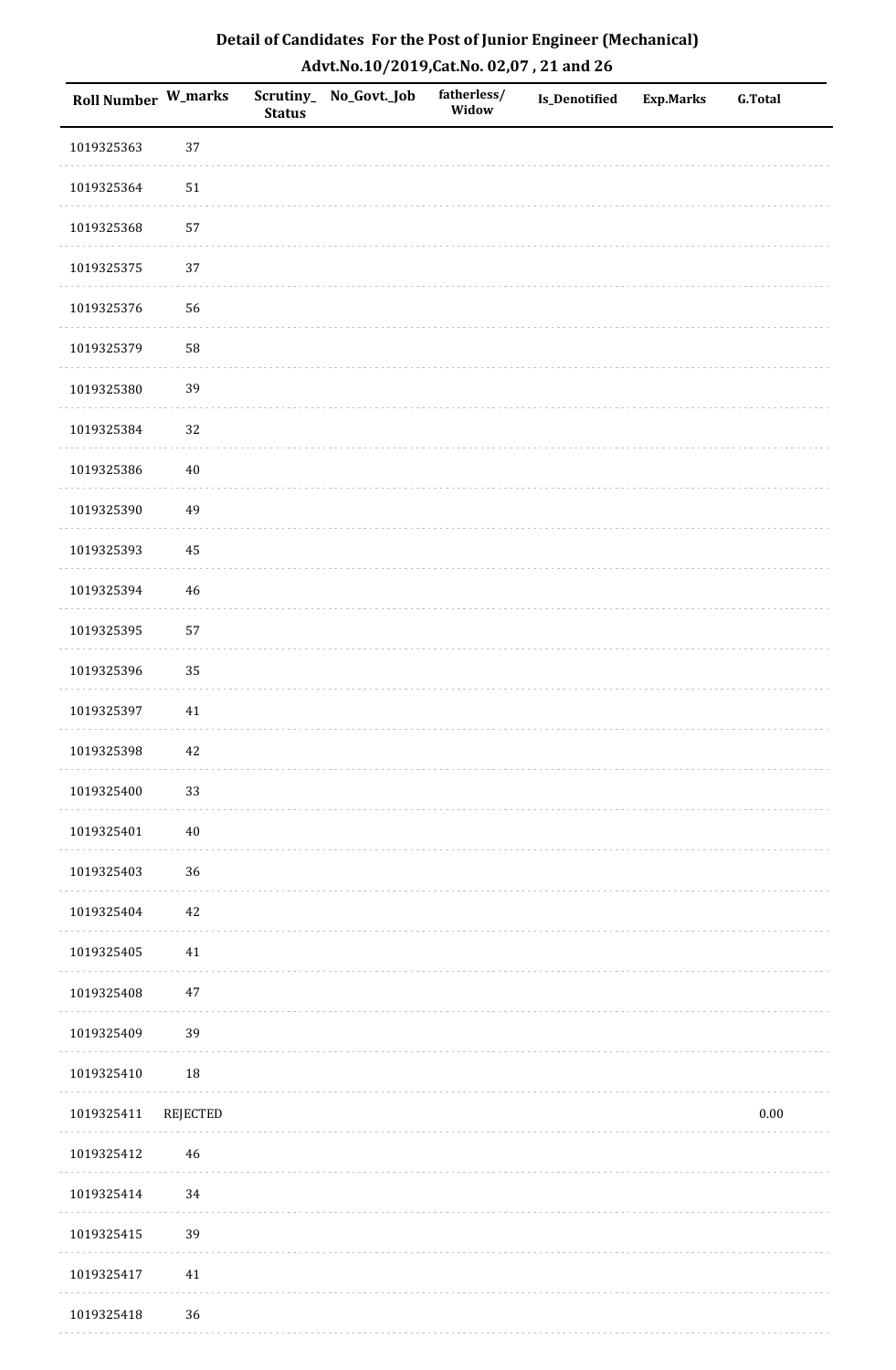# Detail of Candidates For the Post of Junior Engineer (Mechanical)

## Advt.No.10/2019,Cat.No. 02,07 , 21 and 26

| Roll Number | W_marks | Scrutiny_Status | No_Govt._Job | fatherless/Widow | Is_Denotified | Exp.Marks | G.Total |
|---|---|---|---|---|---|---|---|
| 1019325363 | 37 | | | | | | |
| 1019325364 | 51 | | | | | | |
| 1019325368 | 57 | | | | | | |
| 1019325375 | 37 | | | | | | |
| 1019325376 | 56 | | | | | | |
| 1019325379 | 58 | | | | | | |
| 1019325380 | 39 | | | | | | |
| 1019325384 | 32 | | | | | | |
| 1019325386 | 40 | | | | | | |
| 1019325390 | 49 | | | | | | |
| 1019325393 | 45 | | | | | | |
| 1019325394 | 46 | | | | | | |
| 1019325395 | 57 | | | | | | |
| 1019325396 | 35 | | | | | | |
| 1019325397 | 41 | | | | | | |
| 1019325398 | 42 | | | | | | |
| 1019325400 | 33 | | | | | | |
| 1019325401 | 40 | | | | | | |
| 1019325403 | 36 | | | | | | |
| 1019325404 | 42 | | | | | | |
| 1019325405 | 41 | | | | | | |
| 1019325408 | 47 | | | | | | |
| 1019325409 | 39 | | | | | | |
| 1019325410 | 18 | | | | | | |
| 1019325411 | REJECTED | | | | | | 0.00 |
| 1019325412 | 46 | | | | | | |
| 1019325414 | 34 | | | | | | |
| 1019325415 | 39 | | | | | | |
| 1019325417 | 41 | | | | | | |
| 1019325418 | 36 | | | | | | |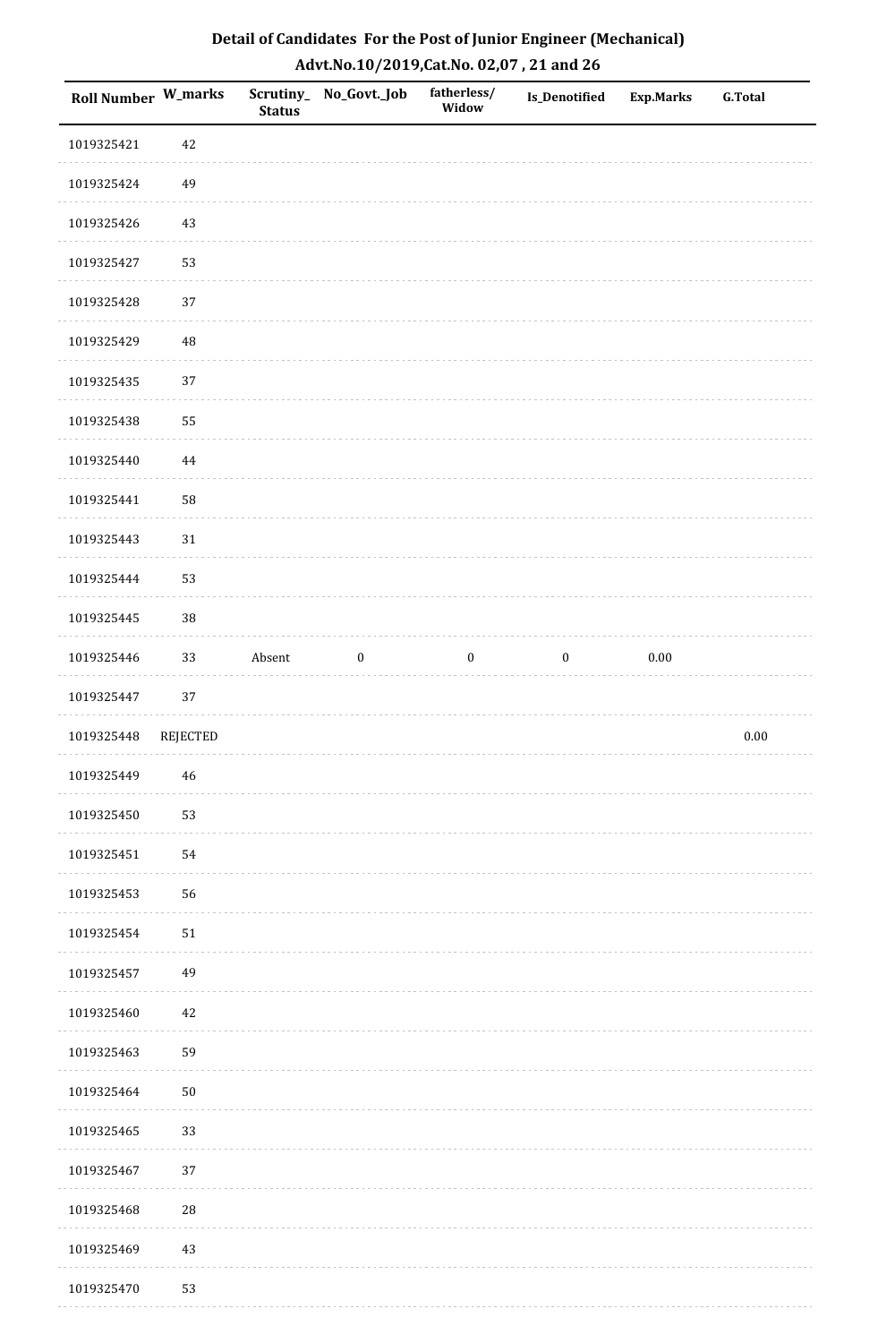# Detail of Candidates For the Post of Junior Engineer (Mechanical)

## Advt.No.10/2019,Cat.No. 02,07 , 21 and 26

| Roll Number | W_marks | Scrutiny_Status | No_Govt._Job | fatherless/Widow | Is_Denotified | Exp.Marks | G.Total |
|---|---|---|---|---|---|---|---|
| 1019325421 | 42 | | | | | | |
| 1019325424 | 49 | | | | | | |
| 1019325426 | 43 | | | | | | |
| 1019325427 | 53 | | | | | | |
| 1019325428 | 37 | | | | | | |
| 1019325429 | 48 | | | | | | |
| 1019325435 | 37 | | | | | | |
| 1019325438 | 55 | | | | | | |
| 1019325440 | 44 | | | | | | |
| 1019325441 | 58 | | | | | | |
| 1019325443 | 31 | | | | | | |
| 1019325444 | 53 | | | | | | |
| 1019325445 | 38 | | | | | | |
| 1019325446 | 33 | Absent | 0 | 0 | 0 | 0.00 | |
| 1019325447 | 37 | | | | | | |
| 1019325448 | REJECTED | | | | | | 0.00 |
| 1019325449 | 46 | | | | | | |
| 1019325450 | 53 | | | | | | |
| 1019325451 | 54 | | | | | | |
| 1019325453 | 56 | | | | | | |
| 1019325454 | 51 | | | | | | |
| 1019325457 | 49 | | | | | | |
| 1019325460 | 42 | | | | | | |
| 1019325463 | 59 | | | | | | |
| 1019325464 | 50 | | | | | | |
| 1019325465 | 33 | | | | | | |
| 1019325467 | 37 | | | | | | |
| 1019325468 | 28 | | | | | | |
| 1019325469 | 43 | | | | | | |
| 1019325470 | 53 | | | | | | |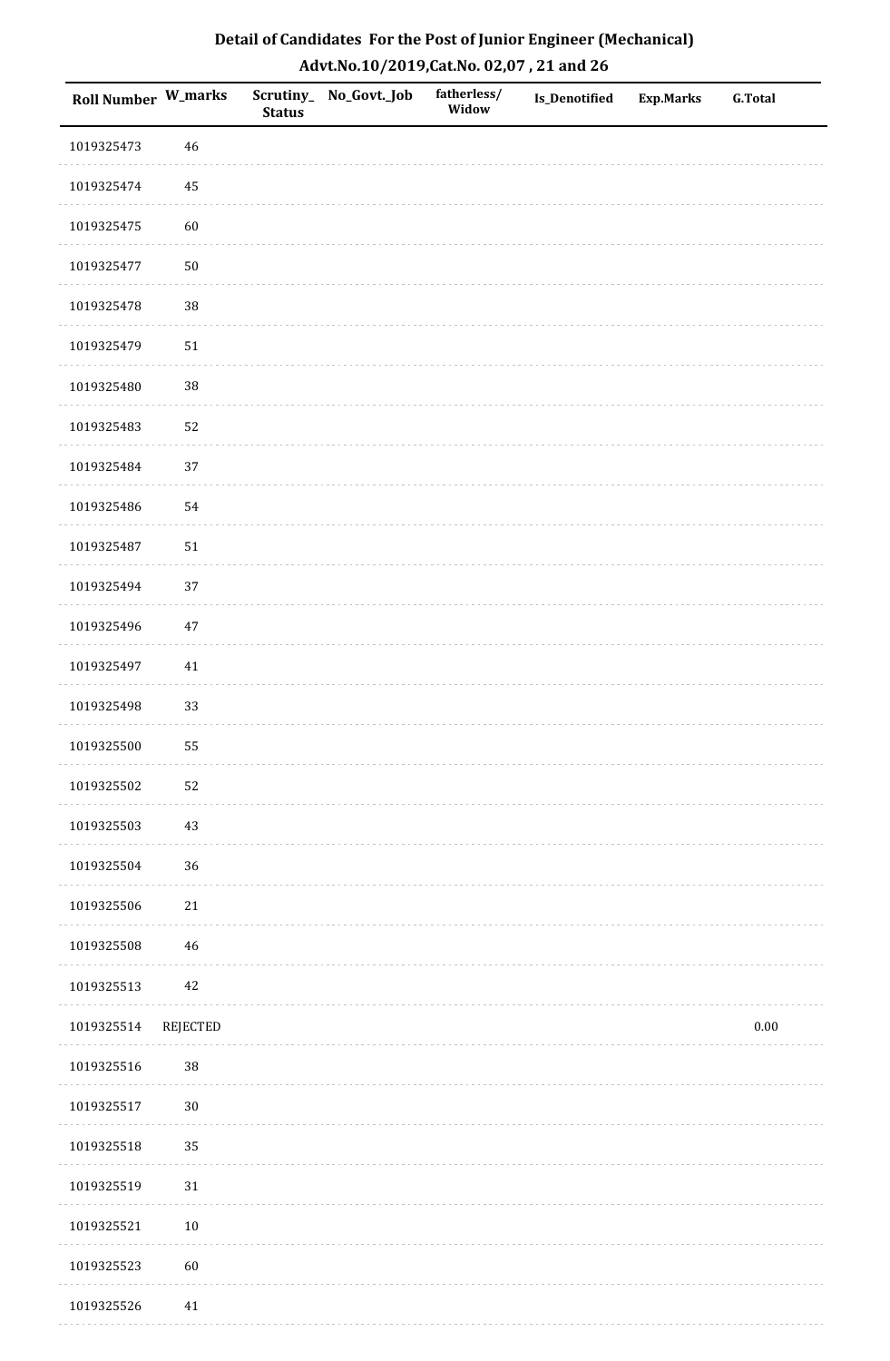# Detail of Candidates For the Post of Junior Engineer (Mechanical)

## Advt.No.10/2019,Cat.No. 02,07 , 21 and 26

| Roll Number | W_marks | Scrutiny_Status | No_Govt._Job | fatherless/Widow | Is_Denotified | Exp.Marks | G.Total |
|---|---|---|---|---|---|---|---|
| 1019325473 | 46 | | | | | | |
| 1019325474 | 45 | | | | | | |
| 1019325475 | 60 | | | | | | |
| 1019325477 | 50 | | | | | | |
| 1019325478 | 38 | | | | | | |
| 1019325479 | 51 | | | | | | |
| 1019325480 | 38 | | | | | | |
| 1019325483 | 52 | | | | | | |
| 1019325484 | 37 | | | | | | |
| 1019325486 | 54 | | | | | | |
| 1019325487 | 51 | | | | | | |
| 1019325494 | 37 | | | | | | |
| 1019325496 | 47 | | | | | | |
| 1019325497 | 41 | | | | | | |
| 1019325498 | 33 | | | | | | |
| 1019325500 | 55 | | | | | | |
| 1019325502 | 52 | | | | | | |
| 1019325503 | 43 | | | | | | |
| 1019325504 | 36 | | | | | | |
| 1019325506 | 21 | | | | | | |
| 1019325508 | 46 | | | | | | |
| 1019325513 | 42 | | | | | | |
| 1019325514 | REJECTED | | | | | | 0.00 |
| 1019325516 | 38 | | | | | | |
| 1019325517 | 30 | | | | | | |
| 1019325518 | 35 | | | | | | |
| 1019325519 | 31 | | | | | | |
| 1019325521 | 10 | | | | | | |
| 1019325523 | 60 | | | | | | |
| 1019325526 | 41 | | | | | | |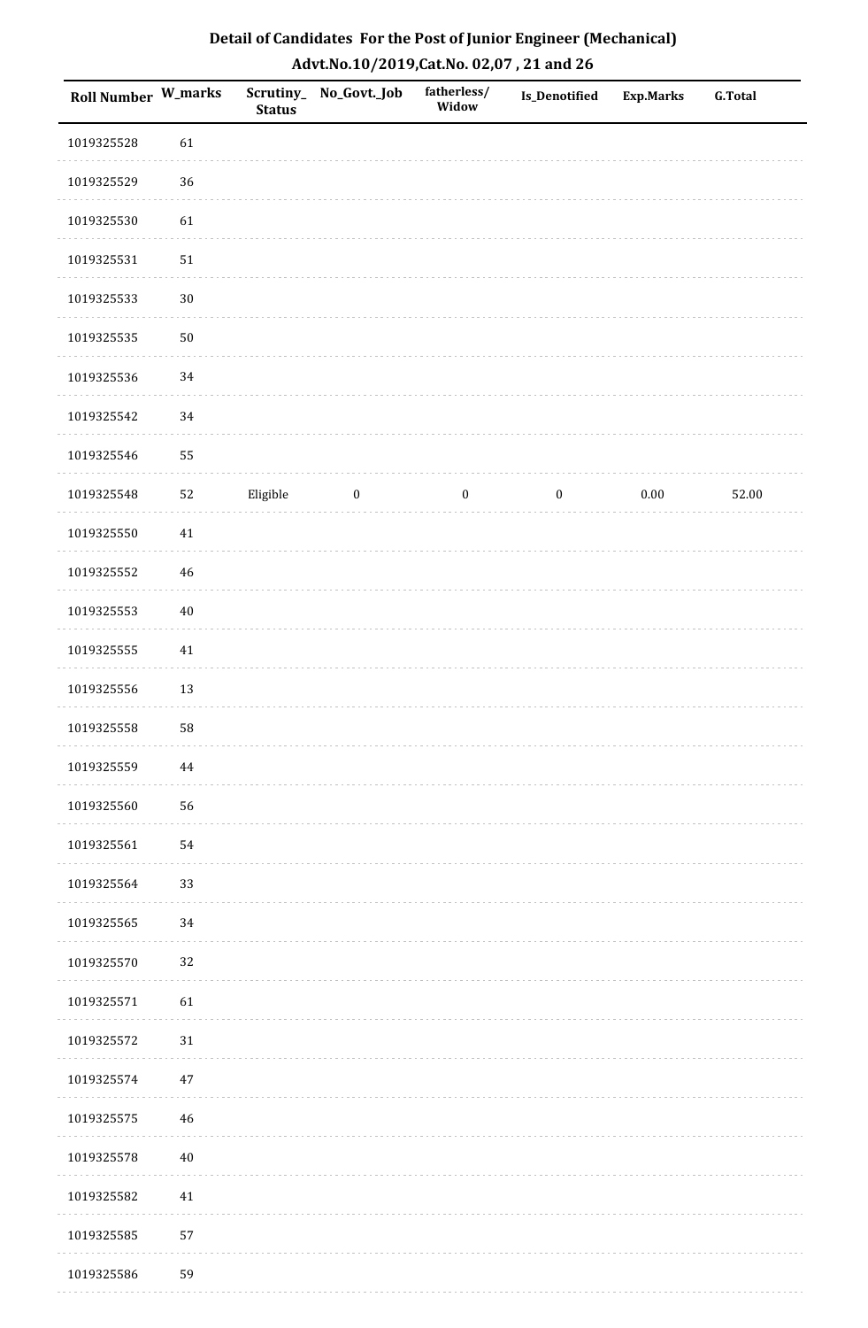# Detail of Candidates For the Post of Junior Engineer (Mechanical)

## Advt.No.10/2019,Cat.No. 02,07 , 21 and 26

| Roll Number | W_marks | Scrutiny_Status | No_Govt._Job | fatherless/Widow | Is_Denotified | Exp.Marks | G.Total |
|---|---|---|---|---|---|---|---|
| 1019325528 | 61 | | | | | | |
| 1019325529 | 36 | | | | | | |
| 1019325530 | 61 | | | | | | |
| 1019325531 | 51 | | | | | | |
| 1019325533 | 30 | | | | | | |
| 1019325535 | 50 | | | | | | |
| 1019325536 | 34 | | | | | | |
| 1019325542 | 34 | | | | | | |
| 1019325546 | 55 | | | | | | |
| 1019325548 | 52 | Eligible | 0 | 0 | 0 | 0.00 | 52.00 |
| 1019325550 | 41 | | | | | | |
| 1019325552 | 46 | | | | | | |
| 1019325553 | 40 | | | | | | |
| 1019325555 | 41 | | | | | | |
| 1019325556 | 13 | | | | | | |
| 1019325558 | 58 | | | | | | |
| 1019325559 | 44 | | | | | | |
| 1019325560 | 56 | | | | | | |
| 1019325561 | 54 | | | | | | |
| 1019325564 | 33 | | | | | | |
| 1019325565 | 34 | | | | | | |
| 1019325570 | 32 | | | | | | |
| 1019325571 | 61 | | | | | | |
| 1019325572 | 31 | | | | | | |
| 1019325574 | 47 | | | | | | |
| 1019325575 | 46 | | | | | | |
| 1019325578 | 40 | | | | | | |
| 1019325582 | 41 | | | | | | |
| 1019325585 | 57 | | | | | | |
| 1019325586 | 59 | | | | | | |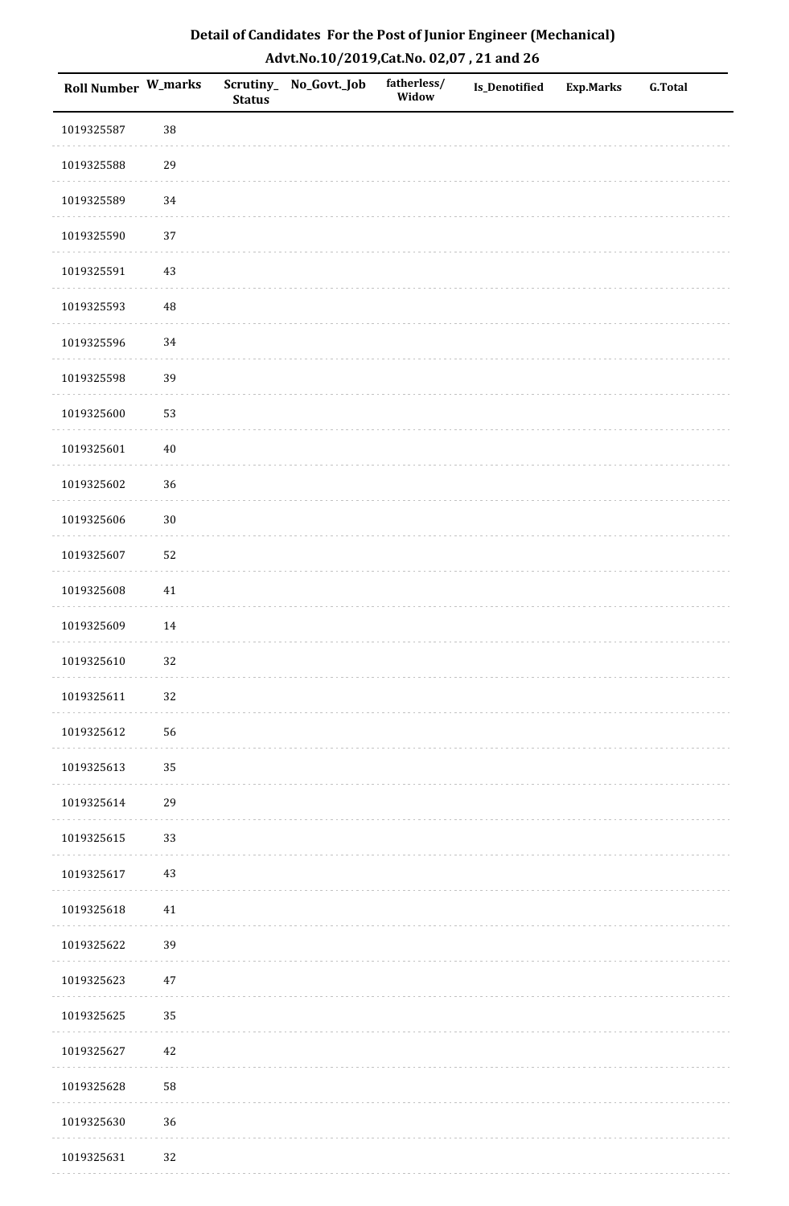## Detail of Candidates For the Post of Junior Engineer (Mechanical)

## Advt.No.10/2019,Cat.No. 02,07 , 21 and 26

| Roll Number | W_marks | Scrutiny_Status | No_Govt._Job | fatherless/Widow | Is_Denotified | Exp.Marks | G.Total |
|---|---|---|---|---|---|---|---|
| 1019325587 | 38 | | | | | | |
| 1019325588 | 29 | | | | | | |
| 1019325589 | 34 | | | | | | |
| 1019325590 | 37 | | | | | | |
| 1019325591 | 43 | | | | | | |
| 1019325593 | 48 | | | | | | |
| 1019325596 | 34 | | | | | | |
| 1019325598 | 39 | | | | | | |
| 1019325600 | 53 | | | | | | |
| 1019325601 | 40 | | | | | | |
| 1019325602 | 36 | | | | | | |
| 1019325606 | 30 | | | | | | |
| 1019325607 | 52 | | | | | | |
| 1019325608 | 41 | | | | | | |
| 1019325609 | 14 | | | | | | |
| 1019325610 | 32 | | | | | | |
| 1019325611 | 32 | | | | | | |
| 1019325612 | 56 | | | | | | |
| 1019325613 | 35 | | | | | | |
| 1019325614 | 29 | | | | | | |
| 1019325615 | 33 | | | | | | |
| 1019325617 | 43 | | | | | | |
| 1019325618 | 41 | | | | | | |
| 1019325622 | 39 | | | | | | |
| 1019325623 | 47 | | | | | | |
| 1019325625 | 35 | | | | | | |
| 1019325627 | 42 | | | | | | |
| 1019325628 | 58 | | | | | | |
| 1019325630 | 36 | | | | | | |
| 1019325631 | 32 | | | | | | |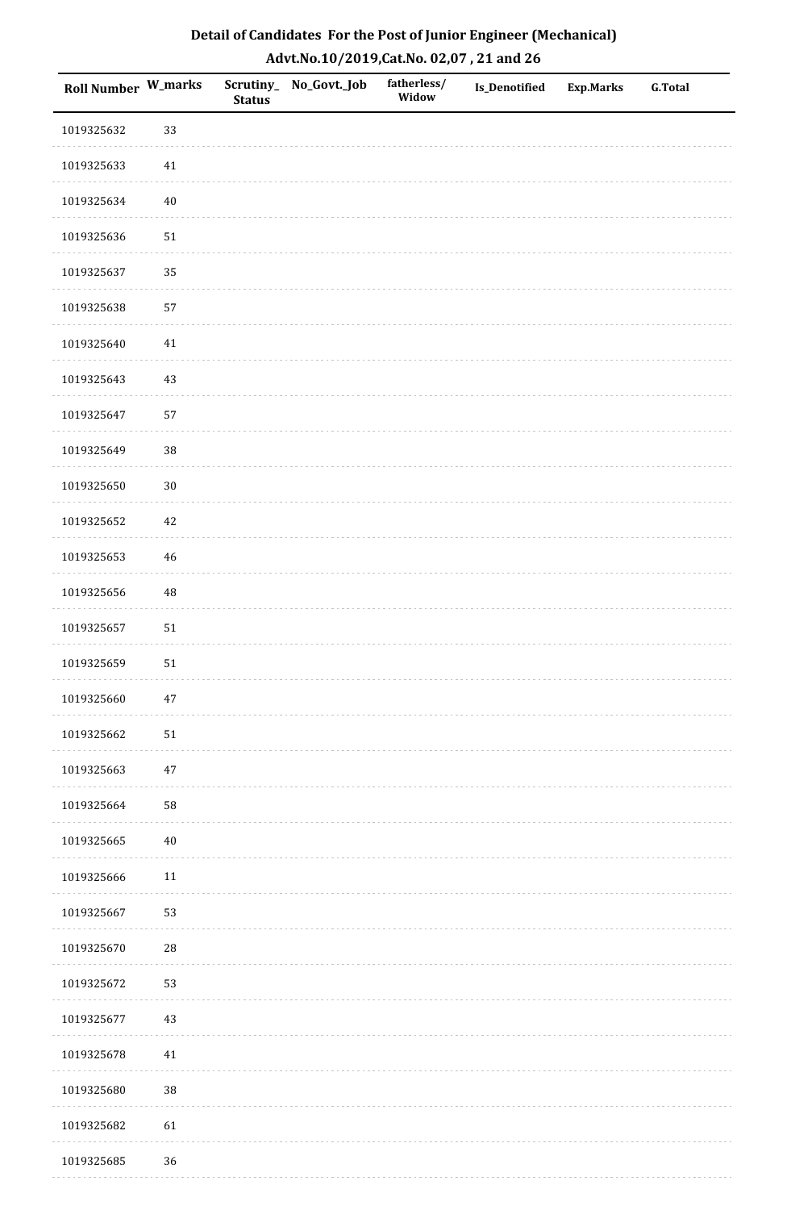## Detail of Candidates For the Post of Junior Engineer (Mechanical)

### Advt.No.10/2019,Cat.No. 02,07 , 21 and 26

| Roll Number | W_marks | Scrutiny_ Status | No_Govt._Job | fatherless/ Widow | Is_Denotified | Exp.Marks | G.Total |
|---|---|---|---|---|---|---|---|
| 1019325632 | 33 | | | | | | |
| 1019325633 | 41 | | | | | | |
| 1019325634 | 40 | | | | | | |
| 1019325636 | 51 | | | | | | |
| 1019325637 | 35 | | | | | | |
| 1019325638 | 57 | | | | | | |
| 1019325640 | 41 | | | | | | |
| 1019325643 | 43 | | | | | | |
| 1019325647 | 57 | | | | | | |
| 1019325649 | 38 | | | | | | |
| 1019325650 | 30 | | | | | | |
| 1019325652 | 42 | | | | | | |
| 1019325653 | 46 | | | | | | |
| 1019325656 | 48 | | | | | | |
| 1019325657 | 51 | | | | | | |
| 1019325659 | 51 | | | | | | |
| 1019325660 | 47 | | | | | | |
| 1019325662 | 51 | | | | | | |
| 1019325663 | 47 | | | | | | |
| 1019325664 | 58 | | | | | | |
| 1019325665 | 40 | | | | | | |
| 1019325666 | 11 | | | | | | |
| 1019325667 | 53 | | | | | | |
| 1019325670 | 28 | | | | | | |
| 1019325672 | 53 | | | | | | |
| 1019325677 | 43 | | | | | | |
| 1019325678 | 41 | | | | | | |
| 1019325680 | 38 | | | | | | |
| 1019325682 | 61 | | | | | | |
| 1019325685 | 36 | | | | | | |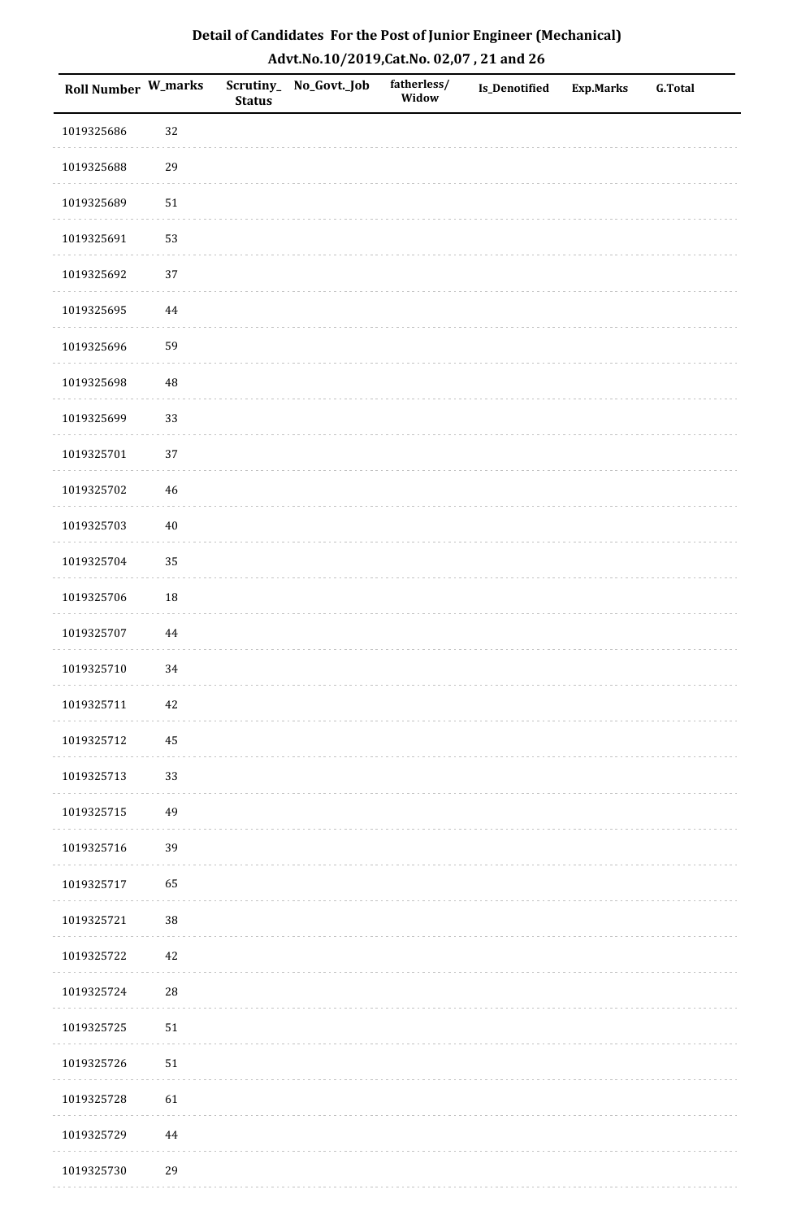# Detail of Candidates For the Post of Junior Engineer (Mechanical)

## Advt.No.10/2019,Cat.No. 02,07 , 21 and 26

| Roll Number | W_marks | Scrutiny_ Status | No_Govt._Job | fatherless/ Widow | Is_Denotified | Exp.Marks | G.Total |
|---|---|---|---|---|---|---|---|
| 1019325686 | 32 | | | | | | |
| 1019325688 | 29 | | | | | | |
| 1019325689 | 51 | | | | | | |
| 1019325691 | 53 | | | | | | |
| 1019325692 | 37 | | | | | | |
| 1019325695 | 44 | | | | | | |
| 1019325696 | 59 | | | | | | |
| 1019325698 | 48 | | | | | | |
| 1019325699 | 33 | | | | | | |
| 1019325701 | 37 | | | | | | |
| 1019325702 | 46 | | | | | | |
| 1019325703 | 40 | | | | | | |
| 1019325704 | 35 | | | | | | |
| 1019325706 | 18 | | | | | | |
| 1019325707 | 44 | | | | | | |
| 1019325710 | 34 | | | | | | |
| 1019325711 | 42 | | | | | | |
| 1019325712 | 45 | | | | | | |
| 1019325713 | 33 | | | | | | |
| 1019325715 | 49 | | | | | | |
| 1019325716 | 39 | | | | | | |
| 1019325717 | 65 | | | | | | |
| 1019325721 | 38 | | | | | | |
| 1019325722 | 42 | | | | | | |
| 1019325724 | 28 | | | | | | |
| 1019325725 | 51 | | | | | | |
| 1019325726 | 51 | | | | | | |
| 1019325728 | 61 | | | | | | |
| 1019325729 | 44 | | | | | | |
| 1019325730 | 29 | | | | | | |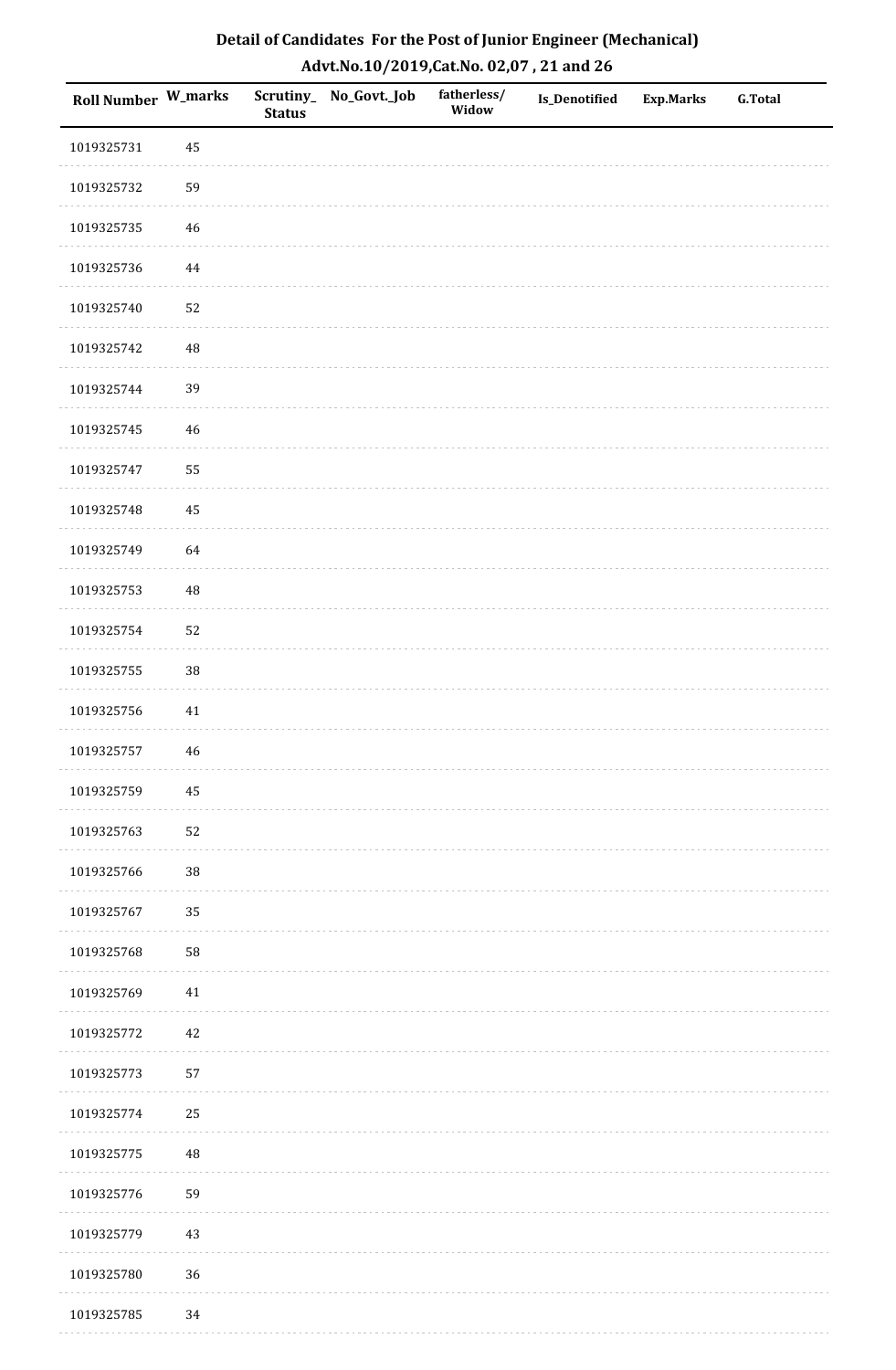# Detail of Candidates For the Post of Junior Engineer (Mechanical)

## Advt.No.10/2019,Cat.No. 02,07 , 21 and 26

| Roll Number | W_marks | Scrutiny_Status | No_Govt._Job | fatherless/Widow | Is_Denotified | Exp.Marks | G.Total |
|---|---|---|---|---|---|---|---|
| 1019325731 | 45 | | | | | | |
| 1019325732 | 59 | | | | | | |
| 1019325735 | 46 | | | | | | |
| 1019325736 | 44 | | | | | | |
| 1019325740 | 52 | | | | | | |
| 1019325742 | 48 | | | | | | |
| 1019325744 | 39 | | | | | | |
| 1019325745 | 46 | | | | | | |
| 1019325747 | 55 | | | | | | |
| 1019325748 | 45 | | | | | | |
| 1019325749 | 64 | | | | | | |
| 1019325753 | 48 | | | | | | |
| 1019325754 | 52 | | | | | | |
| 1019325755 | 38 | | | | | | |
| 1019325756 | 41 | | | | | | |
| 1019325757 | 46 | | | | | | |
| 1019325759 | 45 | | | | | | |
| 1019325763 | 52 | | | | | | |
| 1019325766 | 38 | | | | | | |
| 1019325767 | 35 | | | | | | |
| 1019325768 | 58 | | | | | | |
| 1019325769 | 41 | | | | | | |
| 1019325772 | 42 | | | | | | |
| 1019325773 | 57 | | | | | | |
| 1019325774 | 25 | | | | | | |
| 1019325775 | 48 | | | | | | |
| 1019325776 | 59 | | | | | | |
| 1019325779 | 43 | | | | | | |
| 1019325780 | 36 | | | | | | |
| 1019325785 | 34 | | | | | | |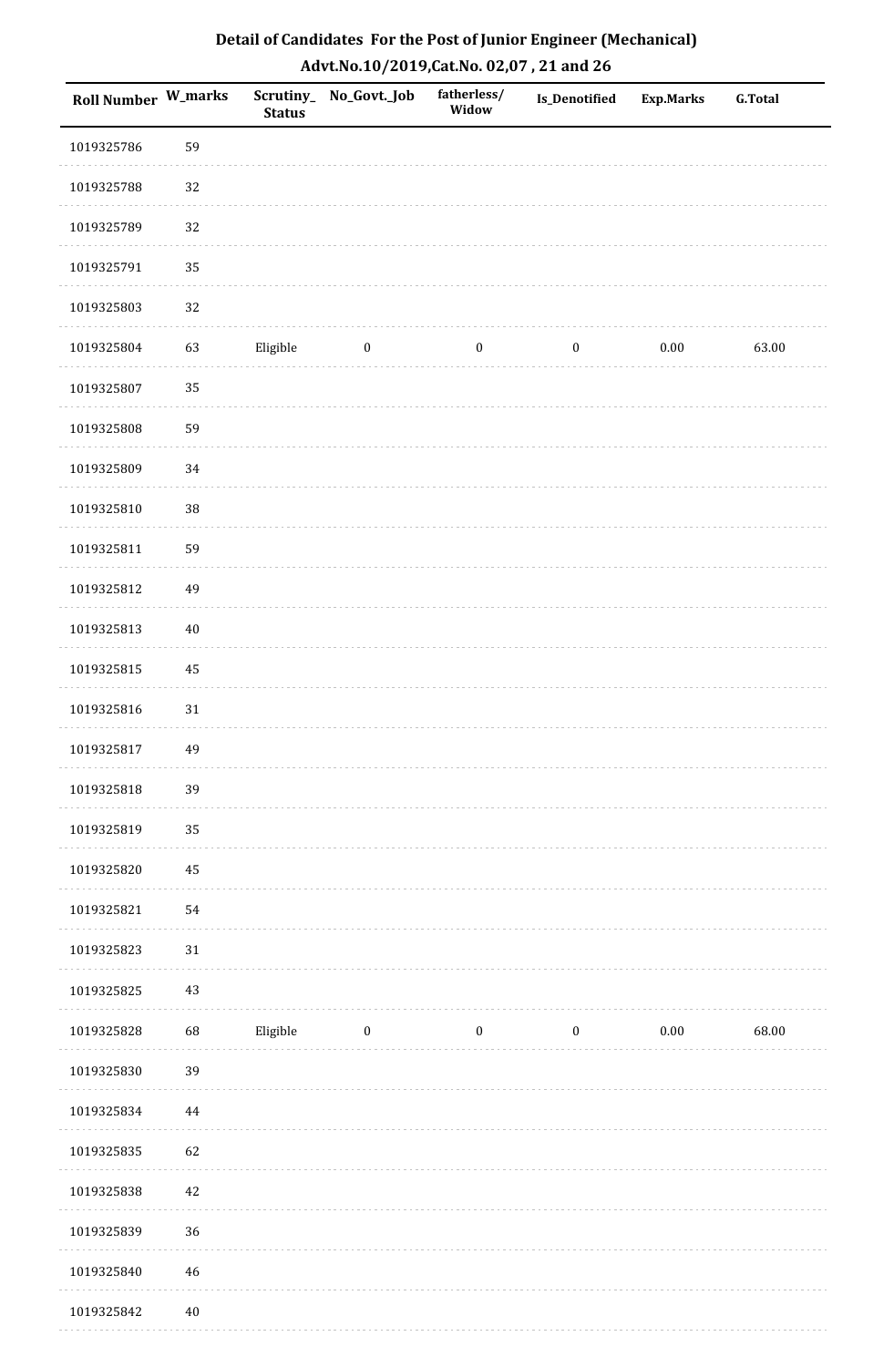# Detail of Candidates For the Post of Junior Engineer (Mechanical)

## Advt.No.10/2019,Cat.No. 02,07 , 21 and 26

| Roll Number | W_marks | Scrutiny_Status | No_Govt._Job | fatherless/Widow | Is_Denotified | Exp.Marks | G.Total |
|---|---|---|---|---|---|---|---|
| 1019325786 | 59 | | | | | | |
| 1019325788 | 32 | | | | | | |
| 1019325789 | 32 | | | | | | |
| 1019325791 | 35 | | | | | | |
| 1019325803 | 32 | | | | | | |
| 1019325804 | 63 | Eligible | 0 | 0 | 0 | 0.00 | 63.00 |
| 1019325807 | 35 | | | | | | |
| 1019325808 | 59 | | | | | | |
| 1019325809 | 34 | | | | | | |
| 1019325810 | 38 | | | | | | |
| 1019325811 | 59 | | | | | | |
| 1019325812 | 49 | | | | | | |
| 1019325813 | 40 | | | | | | |
| 1019325815 | 45 | | | | | | |
| 1019325816 | 31 | | | | | | |
| 1019325817 | 49 | | | | | | |
| 1019325818 | 39 | | | | | | |
| 1019325819 | 35 | | | | | | |
| 1019325820 | 45 | | | | | | |
| 1019325821 | 54 | | | | | | |
| 1019325823 | 31 | | | | | | |
| 1019325825 | 43 | | | | | | |
| 1019325828 | 68 | Eligible | 0 | 0 | 0 | 0.00 | 68.00 |
| 1019325830 | 39 | | | | | | |
| 1019325834 | 44 | | | | | | |
| 1019325835 | 62 | | | | | | |
| 1019325838 | 42 | | | | | | |
| 1019325839 | 36 | | | | | | |
| 1019325840 | 46 | | | | | | |
| 1019325842 | 40 | | | | | | |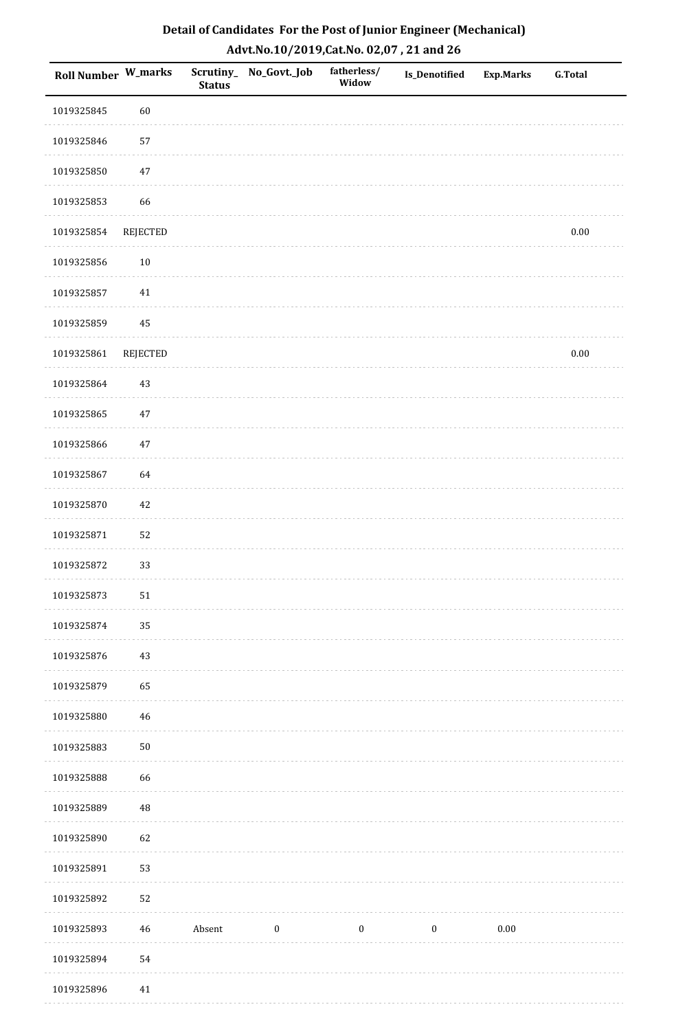# Detail of Candidates For the Post of Junior Engineer (Mechanical)

## Advt.No.10/2019,Cat.No. 02,07 , 21 and 26

| Roll Number | W_marks | Scrutiny_Status | No_Govt._Job | fatherless/Widow | Is_Denotified | Exp.Marks | G.Total |
|---|---|---|---|---|---|---|---|
| 1019325845 | 60 | | | | | | |
| 1019325846 | 57 | | | | | | |
| 1019325850 | 47 | | | | | | |
| 1019325853 | 66 | | | | | | |
| 1019325854 | REJECTED | | | | | | 0.00 |
| 1019325856 | 10 | | | | | | |
| 1019325857 | 41 | | | | | | |
| 1019325859 | 45 | | | | | | |
| 1019325861 | REJECTED | | | | | | 0.00 |
| 1019325864 | 43 | | | | | | |
| 1019325865 | 47 | | | | | | |
| 1019325866 | 47 | | | | | | |
| 1019325867 | 64 | | | | | | |
| 1019325870 | 42 | | | | | | |
| 1019325871 | 52 | | | | | | |
| 1019325872 | 33 | | | | | | |
| 1019325873 | 51 | | | | | | |
| 1019325874 | 35 | | | | | | |
| 1019325876 | 43 | | | | | | |
| 1019325879 | 65 | | | | | | |
| 1019325880 | 46 | | | | | | |
| 1019325883 | 50 | | | | | | |
| 1019325888 | 66 | | | | | | |
| 1019325889 | 48 | | | | | | |
| 1019325890 | 62 | | | | | | |
| 1019325891 | 53 | | | | | | |
| 1019325892 | 52 | | | | | | |
| 1019325893 | 46 | Absent | 0 | 0 | 0 | 0.00 | |
| 1019325894 | 54 | | | | | | |
| 1019325896 | 41 | | | | | | |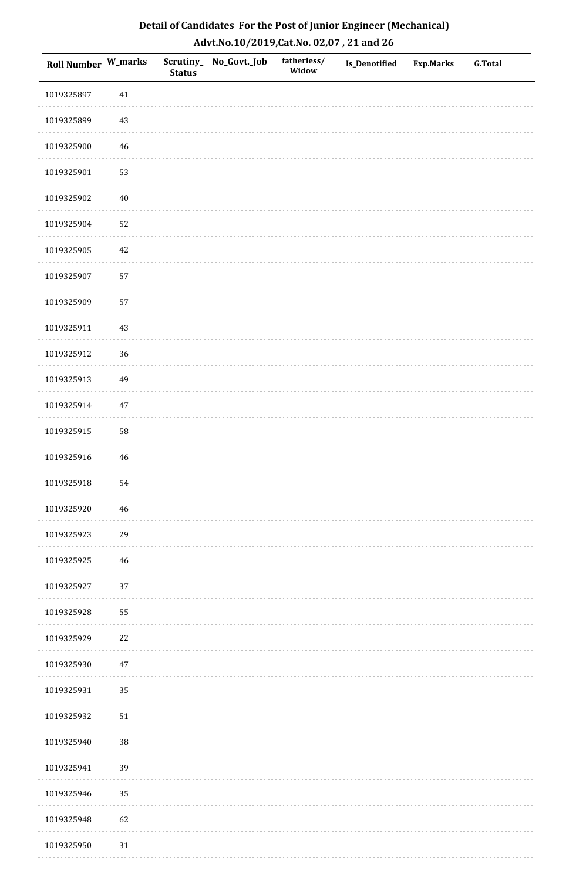## Detail of Candidates For the Post of Junior Engineer (Mechanical)
## Advt.No.10/2019,Cat.No. 02,07 , 21 and 26

| Roll Number | W_marks | Scrutiny_Status | No_Govt._Job | fatherless/Widow | Is_Denotified | Exp.Marks | G.Total |
|---|---|---|---|---|---|---|---|
| 1019325897 | 41 | | | | | | |
| 1019325899 | 43 | | | | | | |
| 1019325900 | 46 | | | | | | |
| 1019325901 | 53 | | | | | | |
| 1019325902 | 40 | | | | | | |
| 1019325904 | 52 | | | | | | |
| 1019325905 | 42 | | | | | | |
| 1019325907 | 57 | | | | | | |
| 1019325909 | 57 | | | | | | |
| 1019325911 | 43 | | | | | | |
| 1019325912 | 36 | | | | | | |
| 1019325913 | 49 | | | | | | |
| 1019325914 | 47 | | | | | | |
| 1019325915 | 58 | | | | | | |
| 1019325916 | 46 | | | | | | |
| 1019325918 | 54 | | | | | | |
| 1019325920 | 46 | | | | | | |
| 1019325923 | 29 | | | | | | |
| 1019325925 | 46 | | | | | | |
| 1019325927 | 37 | | | | | | |
| 1019325928 | 55 | | | | | | |
| 1019325929 | 22 | | | | | | |
| 1019325930 | 47 | | | | | | |
| 1019325931 | 35 | | | | | | |
| 1019325932 | 51 | | | | | | |
| 1019325940 | 38 | | | | | | |
| 1019325941 | 39 | | | | | | |
| 1019325946 | 35 | | | | | | |
| 1019325948 | 62 | | | | | | |
| 1019325950 | 31 | | | | | | |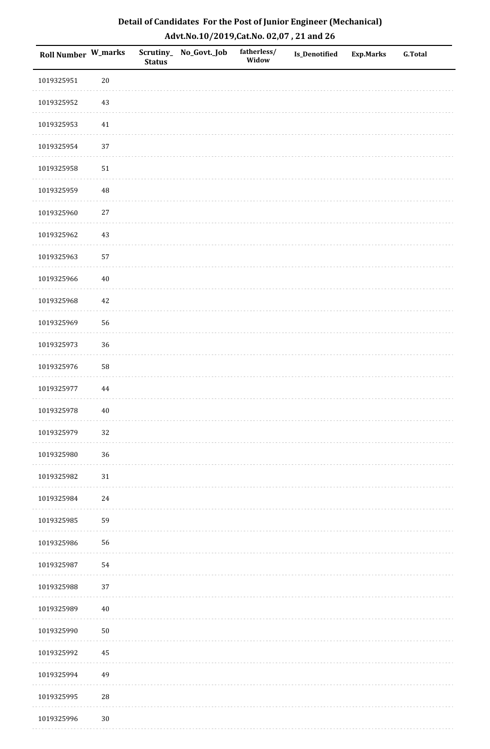# Detail of Candidates For the Post of Junior Engineer (Mechanical)

## Advt.No.10/2019,Cat.No. 02,07 , 21 and 26

| Roll Number | W_marks | Scrutiny_Status | No_Govt._Job | fatherless/Widow | Is_Denotified | Exp.Marks | G.Total |
|---|---|---|---|---|---|---|---|
| 1019325951 | 20 | | | | | | |
| 1019325952 | 43 | | | | | | |
| 1019325953 | 41 | | | | | | |
| 1019325954 | 37 | | | | | | |
| 1019325958 | 51 | | | | | | |
| 1019325959 | 48 | | | | | | |
| 1019325960 | 27 | | | | | | |
| 1019325962 | 43 | | | | | | |
| 1019325963 | 57 | | | | | | |
| 1019325966 | 40 | | | | | | |
| 1019325968 | 42 | | | | | | |
| 1019325969 | 56 | | | | | | |
| 1019325973 | 36 | | | | | | |
| 1019325976 | 58 | | | | | | |
| 1019325977 | 44 | | | | | | |
| 1019325978 | 40 | | | | | | |
| 1019325979 | 32 | | | | | | |
| 1019325980 | 36 | | | | | | |
| 1019325982 | 31 | | | | | | |
| 1019325984 | 24 | | | | | | |
| 1019325985 | 59 | | | | | | |
| 1019325986 | 56 | | | | | | |
| 1019325987 | 54 | | | | | | |
| 1019325988 | 37 | | | | | | |
| 1019325989 | 40 | | | | | | |
| 1019325990 | 50 | | | | | | |
| 1019325992 | 45 | | | | | | |
| 1019325994 | 49 | | | | | | |
| 1019325995 | 28 | | | | | | |
| 1019325996 | 30 | | | | | | |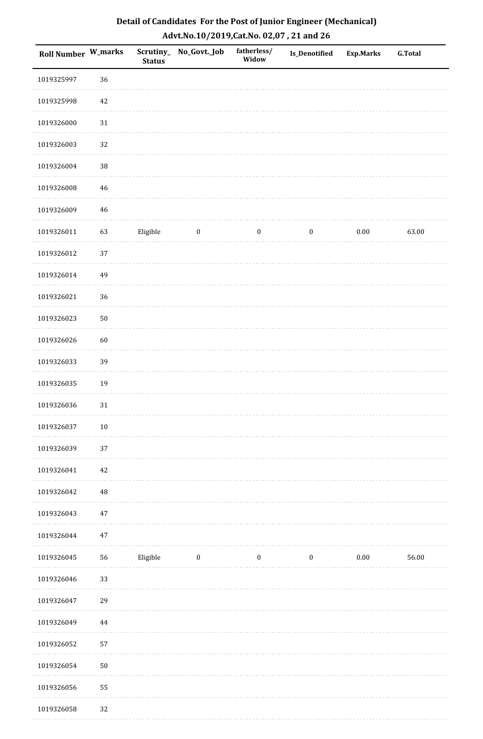**Detail of Candidates For the Post of Junior Engineer (Mechanical)**
**Advt.No.10/2019,Cat.No. 02,07 , 21 and 26**

| Roll Number | W_marks | Scrutiny_Status | No_Govt._Job | fatherless/Widow | Is_Denotified | Exp.Marks | G.Total |
|---|---|---|---|---|---|---|---|
| 1019325997 | 36 | | | | | | |
| 1019325998 | 42 | | | | | | |
| 1019326000 | 31 | | | | | | |
| 1019326003 | 32 | | | | | | |
| 1019326004 | 38 | | | | | | |
| 1019326008 | 46 | | | | | | |
| 1019326009 | 46 | | | | | | |
| 1019326011 | 63 | Eligible | 0 | 0 | 0 | 0.00 | 63.00 |
| 1019326012 | 37 | | | | | | |
| 1019326014 | 49 | | | | | | |
| 1019326021 | 36 | | | | | | |
| 1019326023 | 50 | | | | | | |
| 1019326026 | 60 | | | | | | |
| 1019326033 | 39 | | | | | | |
| 1019326035 | 19 | | | | | | |
| 1019326036 | 31 | | | | | | |
| 1019326037 | 10 | | | | | | |
| 1019326039 | 37 | | | | | | |
| 1019326041 | 42 | | | | | | |
| 1019326042 | 48 | | | | | | |
| 1019326043 | 47 | | | | | | |
| 1019326044 | 47 | | | | | | |
| 1019326045 | 56 | Eligible | 0 | 0 | 0 | 0.00 | 56.00 |
| 1019326046 | 33 | | | | | | |
| 1019326047 | 29 | | | | | | |
| 1019326049 | 44 | | | | | | |
| 1019326052 | 57 | | | | | | |
| 1019326054 | 50 | | | | | | |
| 1019326056 | 55 | | | | | | |
| 1019326058 | 32 | | | | | | |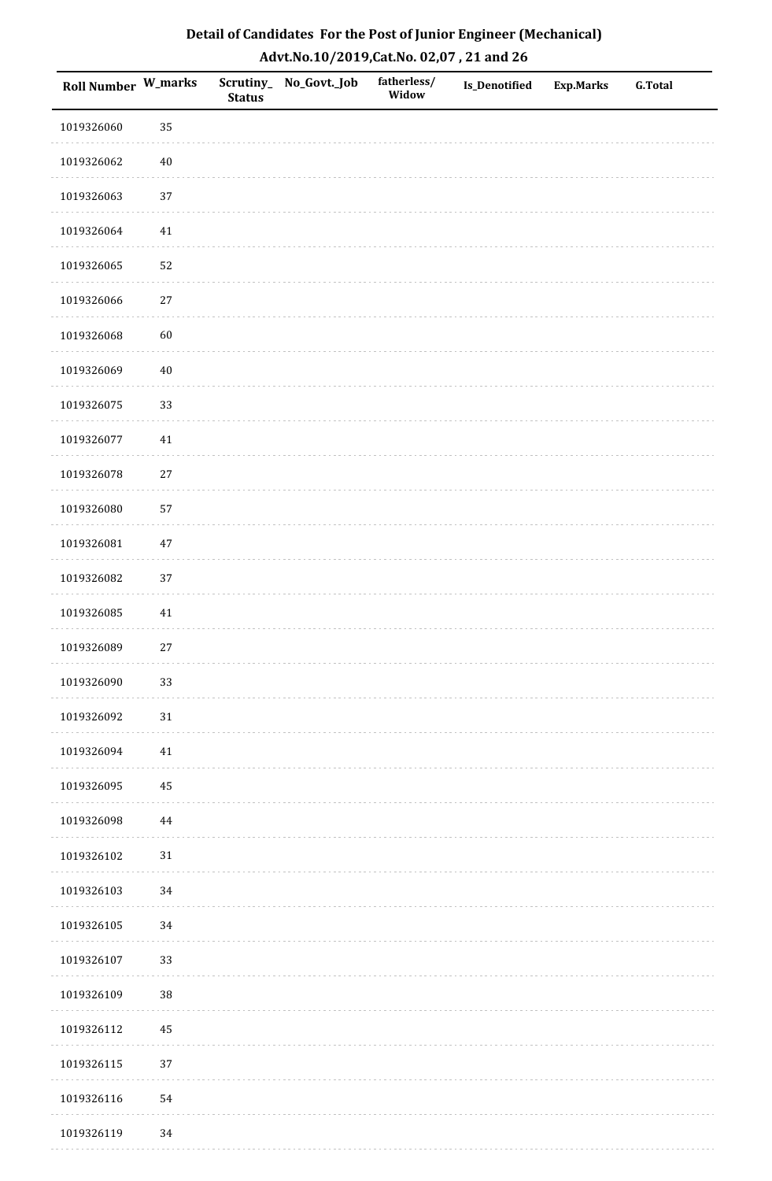# Detail of Candidates For the Post of Junior Engineer (Mechanical)

## Advt.No.10/2019,Cat.No. 02,07 , 21 and 26

| Roll Number | W_marks | Scrutiny_Status | No_Govt._Job | fatherless/Widow | Is_Denotified | Exp.Marks | G.Total |
|---|---|---|---|---|---|---|---|
| 1019326060 | 35 | | | | | | |
| 1019326062 | 40 | | | | | | |
| 1019326063 | 37 | | | | | | |
| 1019326064 | 41 | | | | | | |
| 1019326065 | 52 | | | | | | |
| 1019326066 | 27 | | | | | | |
| 1019326068 | 60 | | | | | | |
| 1019326069 | 40 | | | | | | |
| 1019326075 | 33 | | | | | | |
| 1019326077 | 41 | | | | | | |
| 1019326078 | 27 | | | | | | |
| 1019326080 | 57 | | | | | | |
| 1019326081 | 47 | | | | | | |
| 1019326082 | 37 | | | | | | |
| 1019326085 | 41 | | | | | | |
| 1019326089 | 27 | | | | | | |
| 1019326090 | 33 | | | | | | |
| 1019326092 | 31 | | | | | | |
| 1019326094 | 41 | | | | | | |
| 1019326095 | 45 | | | | | | |
| 1019326098 | 44 | | | | | | |
| 1019326102 | 31 | | | | | | |
| 1019326103 | 34 | | | | | | |
| 1019326105 | 34 | | | | | | |
| 1019326107 | 33 | | | | | | |
| 1019326109 | 38 | | | | | | |
| 1019326112 | 45 | | | | | | |
| 1019326115 | 37 | | | | | | |
| 1019326116 | 54 | | | | | | |
| 1019326119 | 34 | | | | | | |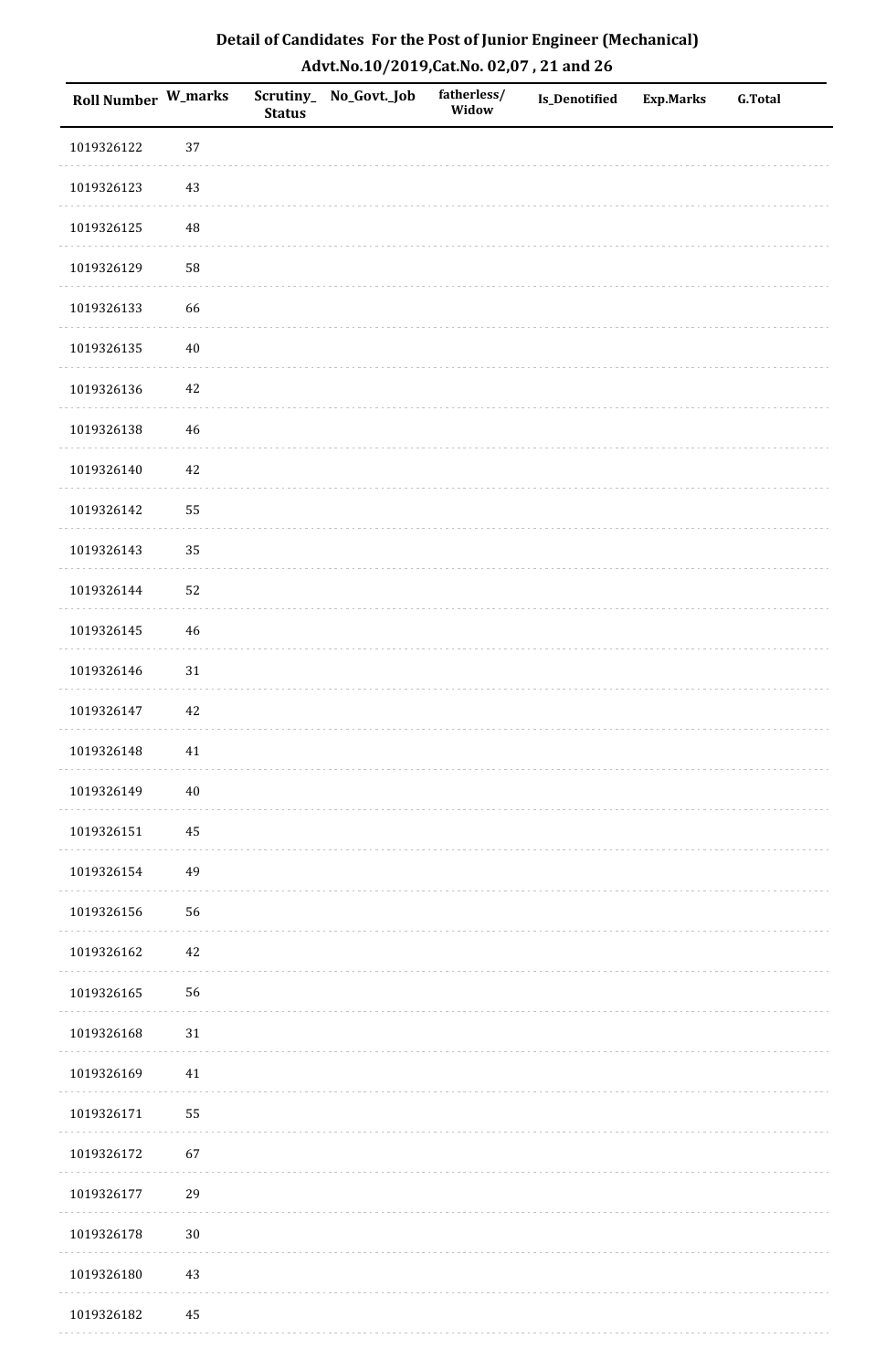# Detail of Candidates For the Post of Junior Engineer (Mechanical)

## Advt.No.10/2019,Cat.No. 02,07 , 21 and 26

| Roll Number | W_marks | Scrutiny_Status | No_Govt._Job | fatherless/Widow | Is_Denotified | Exp.Marks | G.Total |
|---|---|---|---|---|---|---|---|
| 1019326122 | 37 | | | | | | |
| 1019326123 | 43 | | | | | | |
| 1019326125 | 48 | | | | | | |
| 1019326129 | 58 | | | | | | |
| 1019326133 | 66 | | | | | | |
| 1019326135 | 40 | | | | | | |
| 1019326136 | 42 | | | | | | |
| 1019326138 | 46 | | | | | | |
| 1019326140 | 42 | | | | | | |
| 1019326142 | 55 | | | | | | |
| 1019326143 | 35 | | | | | | |
| 1019326144 | 52 | | | | | | |
| 1019326145 | 46 | | | | | | |
| 1019326146 | 31 | | | | | | |
| 1019326147 | 42 | | | | | | |
| 1019326148 | 41 | | | | | | |
| 1019326149 | 40 | | | | | | |
| 1019326151 | 45 | | | | | | |
| 1019326154 | 49 | | | | | | |
| 1019326156 | 56 | | | | | | |
| 1019326162 | 42 | | | | | | |
| 1019326165 | 56 | | | | | | |
| 1019326168 | 31 | | | | | | |
| 1019326169 | 41 | | | | | | |
| 1019326171 | 55 | | | | | | |
| 1019326172 | 67 | | | | | | |
| 1019326177 | 29 | | | | | | |
| 1019326178 | 30 | | | | | | |
| 1019326180 | 43 | | | | | | |
| 1019326182 | 45 | | | | | | |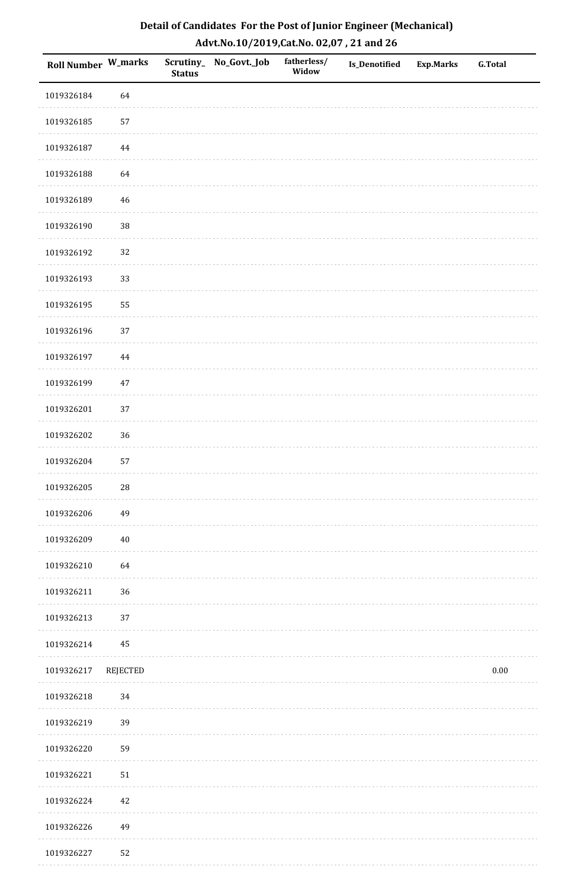# Detail of Candidates For the Post of Junior Engineer (Mechanical)

## Advt.No.10/2019,Cat.No. 02,07 , 21 and 26

| Roll Number | W_marks | Scrutiny_Status | No_Govt._Job | fatherless/Widow | Is_Denotified | Exp.Marks | G.Total |
|---|---|---|---|---|---|---|---|
| 1019326184 | 64 | | | | | | |
| 1019326185 | 57 | | | | | | |
| 1019326187 | 44 | | | | | | |
| 1019326188 | 64 | | | | | | |
| 1019326189 | 46 | | | | | | |
| 1019326190 | 38 | | | | | | |
| 1019326192 | 32 | | | | | | |
| 1019326193 | 33 | | | | | | |
| 1019326195 | 55 | | | | | | |
| 1019326196 | 37 | | | | | | |
| 1019326197 | 44 | | | | | | |
| 1019326199 | 47 | | | | | | |
| 1019326201 | 37 | | | | | | |
| 1019326202 | 36 | | | | | | |
| 1019326204 | 57 | | | | | | |
| 1019326205 | 28 | | | | | | |
| 1019326206 | 49 | | | | | | |
| 1019326209 | 40 | | | | | | |
| 1019326210 | 64 | | | | | | |
| 1019326211 | 36 | | | | | | |
| 1019326213 | 37 | | | | | | |
| 1019326214 | 45 | | | | | | |
| 1019326217 | REJECTED | | | | | | 0.00 |
| 1019326218 | 34 | | | | | | |
| 1019326219 | 39 | | | | | | |
| 1019326220 | 59 | | | | | | |
| 1019326221 | 51 | | | | | | |
| 1019326224 | 42 | | | | | | |
| 1019326226 | 49 | | | | | | |
| 1019326227 | 52 | | | | | | |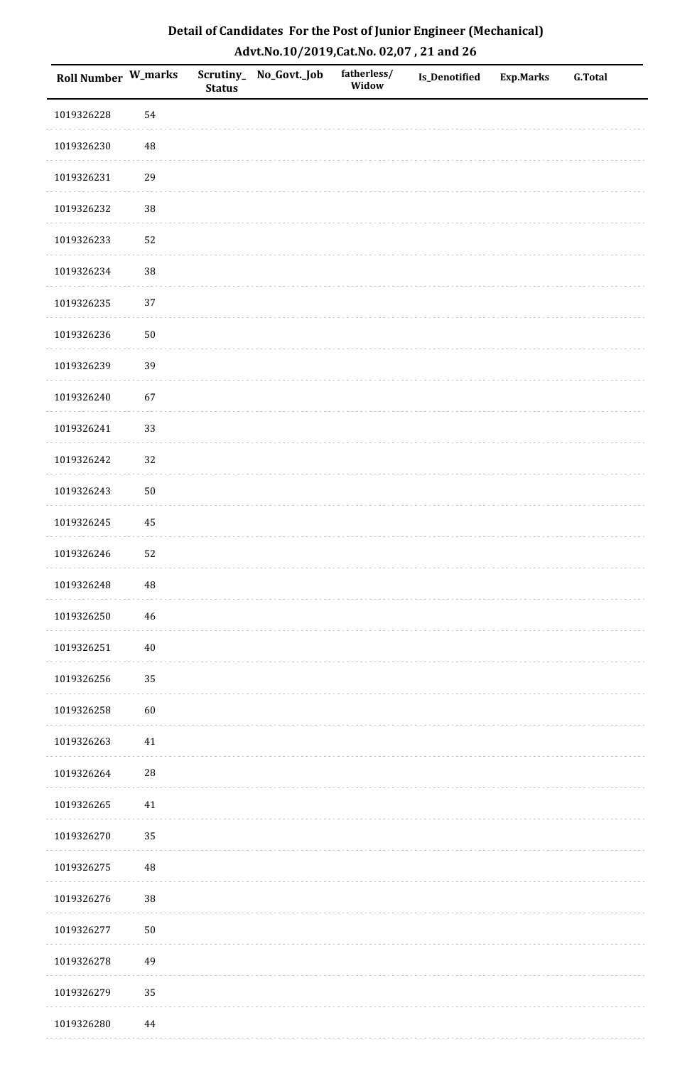# Detail of Candidates For the Post of Junior Engineer (Mechanical)

## Advt.No.10/2019,Cat.No. 02,07 , 21 and 26

| Roll Number | W_marks | Scrutiny_ Status | No_Govt._Job | fatherless/ Widow | Is_Denotified | Exp.Marks | G.Total |
|---|---|---|---|---|---|---|---|
| 1019326228 | 54 | | | | | | |
| 1019326230 | 48 | | | | | | |
| 1019326231 | 29 | | | | | | |
| 1019326232 | 38 | | | | | | |
| 1019326233 | 52 | | | | | | |
| 1019326234 | 38 | | | | | | |
| 1019326235 | 37 | | | | | | |
| 1019326236 | 50 | | | | | | |
| 1019326239 | 39 | | | | | | |
| 1019326240 | 67 | | | | | | |
| 1019326241 | 33 | | | | | | |
| 1019326242 | 32 | | | | | | |
| 1019326243 | 50 | | | | | | |
| 1019326245 | 45 | | | | | | |
| 1019326246 | 52 | | | | | | |
| 1019326248 | 48 | | | | | | |
| 1019326250 | 46 | | | | | | |
| 1019326251 | 40 | | | | | | |
| 1019326256 | 35 | | | | | | |
| 1019326258 | 60 | | | | | | |
| 1019326263 | 41 | | | | | | |
| 1019326264 | 28 | | | | | | |
| 1019326265 | 41 | | | | | | |
| 1019326270 | 35 | | | | | | |
| 1019326275 | 48 | | | | | | |
| 1019326276 | 38 | | | | | | |
| 1019326277 | 50 | | | | | | |
| 1019326278 | 49 | | | | | | |
| 1019326279 | 35 | | | | | | |
| 1019326280 | 44 | | | | | | |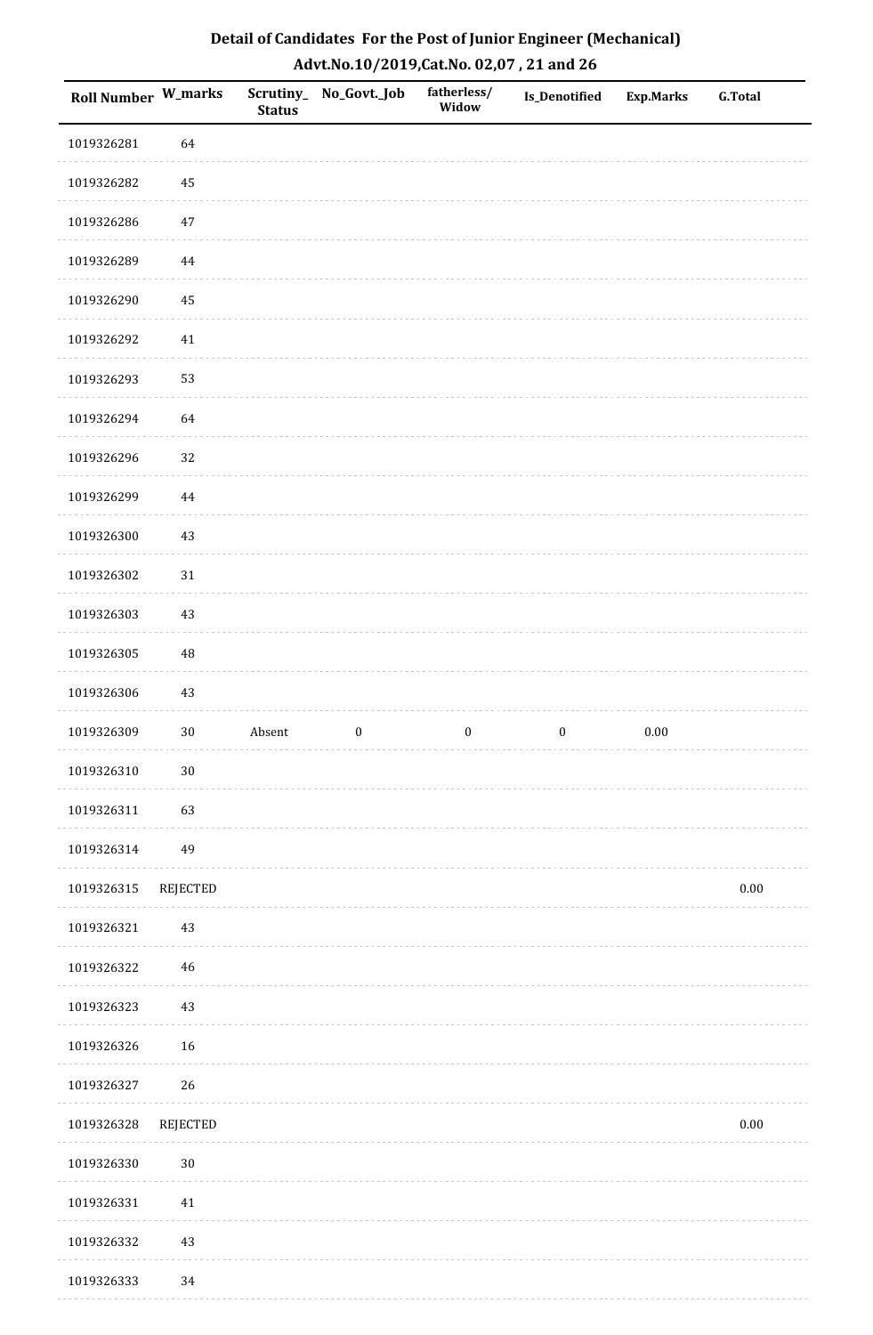## Detail of Candidates For the Post of Junior Engineer (Mechanical)

## Advt.No.10/2019,Cat.No. 02,07 , 21 and 26

| Roll Number | W_marks | Scrutiny_Status | No_Govt._Job | fatherless/Widow | Is_Denotified | Exp.Marks | G.Total |
|---|---|---|---|---|---|---|---|
| 1019326281 | 64 | | | | | | |
| 1019326282 | 45 | | | | | | |
| 1019326286 | 47 | | | | | | |
| 1019326289 | 44 | | | | | | |
| 1019326290 | 45 | | | | | | |
| 1019326292 | 41 | | | | | | |
| 1019326293 | 53 | | | | | | |
| 1019326294 | 64 | | | | | | |
| 1019326296 | 32 | | | | | | |
| 1019326299 | 44 | | | | | | |
| 1019326300 | 43 | | | | | | |
| 1019326302 | 31 | | | | | | |
| 1019326303 | 43 | | | | | | |
| 1019326305 | 48 | | | | | | |
| 1019326306 | 43 | | | | | | |
| 1019326309 | 30 | Absent | 0 | 0 | 0 | 0.00 | |
| 1019326310 | 30 | | | | | | |
| 1019326311 | 63 | | | | | | |
| 1019326314 | 49 | | | | | | |
| 1019326315 | REJECTED | | | | | | 0.00 |
| 1019326321 | 43 | | | | | | |
| 1019326322 | 46 | | | | | | |
| 1019326323 | 43 | | | | | | |
| 1019326326 | 16 | | | | | | |
| 1019326327 | 26 | | | | | | |
| 1019326328 | REJECTED | | | | | | 0.00 |
| 1019326330 | 30 | | | | | | |
| 1019326331 | 41 | | | | | | |
| 1019326332 | 43 | | | | | | |
| 1019326333 | 34 | | | | | | |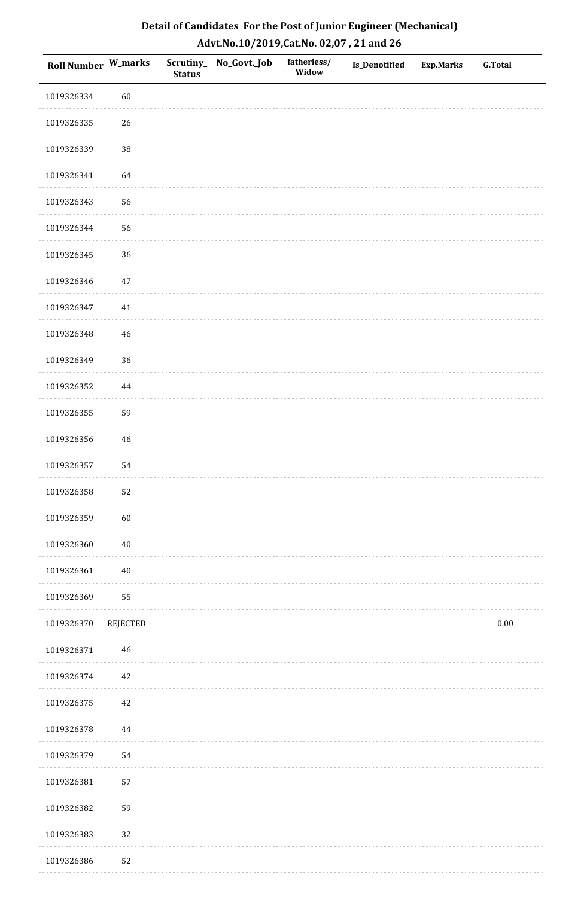# Detail of Candidates For the Post of Junior Engineer (Mechanical)

## Advt.No.10/2019,Cat.No. 02,07 , 21 and 26

| Roll Number | W_marks | Scrutiny_Status | No_Govt._Job | fatherless/Widow | Is_Denotified | Exp.Marks | G.Total |
|---|---|---|---|---|---|---|---|
| 1019326334 | 60 | | | | | | |
| 1019326335 | 26 | | | | | | |
| 1019326339 | 38 | | | | | | |
| 1019326341 | 64 | | | | | | |
| 1019326343 | 56 | | | | | | |
| 1019326344 | 56 | | | | | | |
| 1019326345 | 36 | | | | | | |
| 1019326346 | 47 | | | | | | |
| 1019326347 | 41 | | | | | | |
| 1019326348 | 46 | | | | | | |
| 1019326349 | 36 | | | | | | |
| 1019326352 | 44 | | | | | | |
| 1019326355 | 59 | | | | | | |
| 1019326356 | 46 | | | | | | |
| 1019326357 | 54 | | | | | | |
| 1019326358 | 52 | | | | | | |
| 1019326359 | 60 | | | | | | |
| 1019326360 | 40 | | | | | | |
| 1019326361 | 40 | | | | | | |
| 1019326369 | 55 | | | | | | |
| 1019326370 | REJECTED | | | | | | 0.00 |
| 1019326371 | 46 | | | | | | |
| 1019326374 | 42 | | | | | | |
| 1019326375 | 42 | | | | | | |
| 1019326378 | 44 | | | | | | |
| 1019326379 | 54 | | | | | | |
| 1019326381 | 57 | | | | | | |
| 1019326382 | 59 | | | | | | |
| 1019326383 | 32 | | | | | | |
| 1019326386 | 52 | | | | | | |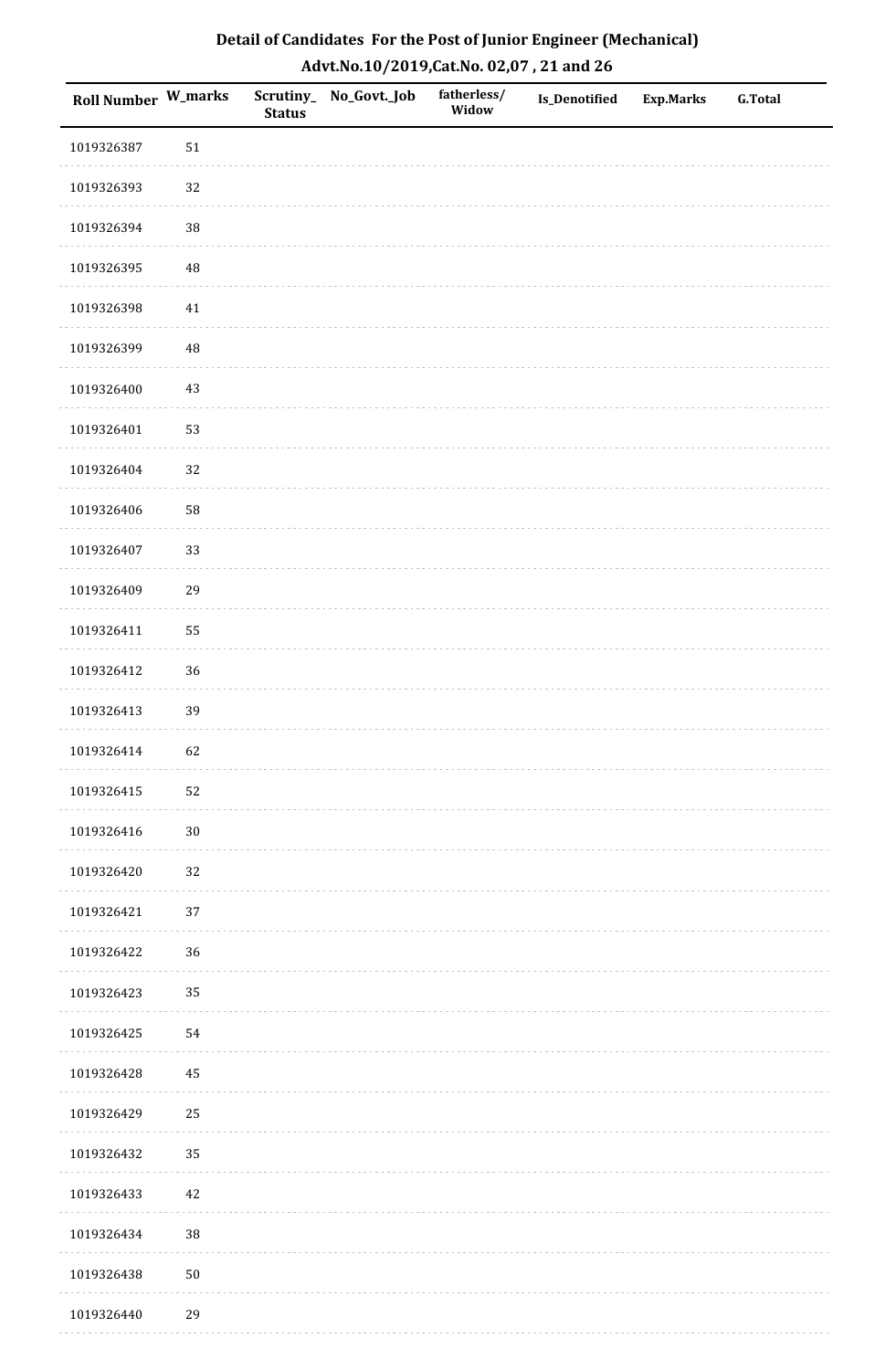# Detail of Candidates For the Post of Junior Engineer (Mechanical)

## Advt.No.10/2019,Cat.No. 02,07 , 21 and 26

| Roll Number | W_marks | Scrutiny_Status | No_Govt._Job | fatherless/Widow | Is_Denotified | Exp.Marks | G.Total |
|---|---|---|---|---|---|---|---|
| 1019326387 | 51 | | | | | | |
| 1019326393 | 32 | | | | | | |
| 1019326394 | 38 | | | | | | |
| 1019326395 | 48 | | | | | | |
| 1019326398 | 41 | | | | | | |
| 1019326399 | 48 | | | | | | |
| 1019326400 | 43 | | | | | | |
| 1019326401 | 53 | | | | | | |
| 1019326404 | 32 | | | | | | |
| 1019326406 | 58 | | | | | | |
| 1019326407 | 33 | | | | | | |
| 1019326409 | 29 | | | | | | |
| 1019326411 | 55 | | | | | | |
| 1019326412 | 36 | | | | | | |
| 1019326413 | 39 | | | | | | |
| 1019326414 | 62 | | | | | | |
| 1019326415 | 52 | | | | | | |
| 1019326416 | 30 | | | | | | |
| 1019326420 | 32 | | | | | | |
| 1019326421 | 37 | | | | | | |
| 1019326422 | 36 | | | | | | |
| 1019326423 | 35 | | | | | | |
| 1019326425 | 54 | | | | | | |
| 1019326428 | 45 | | | | | | |
| 1019326429 | 25 | | | | | | |
| 1019326432 | 35 | | | | | | |
| 1019326433 | 42 | | | | | | |
| 1019326434 | 38 | | | | | | |
| 1019326438 | 50 | | | | | | |
| 1019326440 | 29 | | | | | | |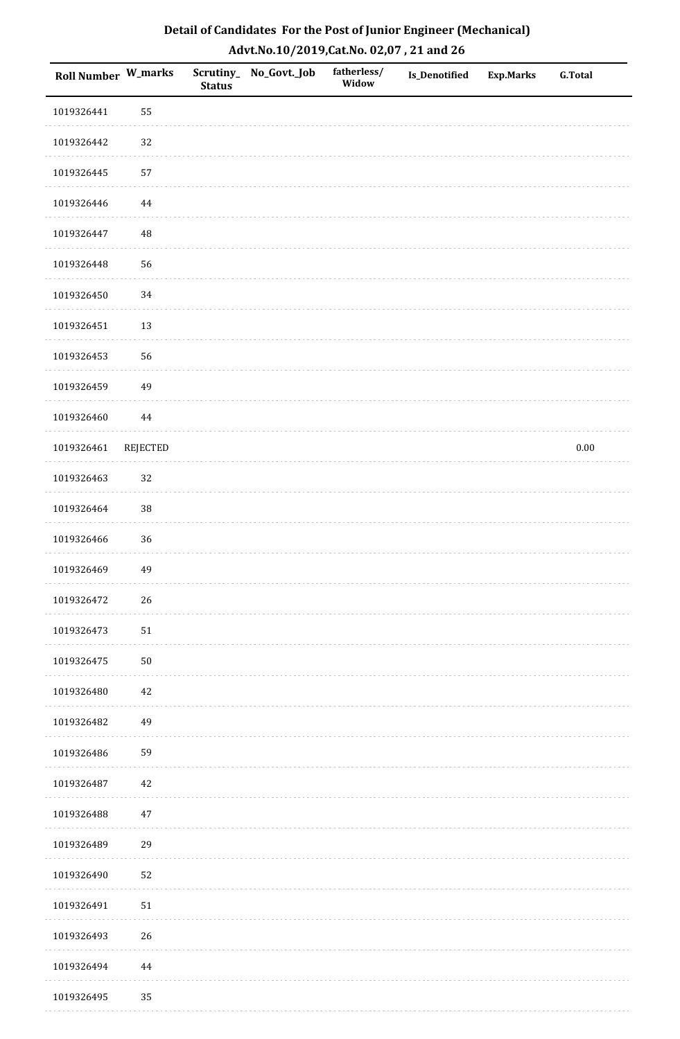# Detail of Candidates For the Post of Junior Engineer (Mechanical)

## Advt.No.10/2019,Cat.No. 02,07 , 21 and 26

| Roll Number | W_marks | Scrutiny_ Status | No_Govt._Job | fatherless/ Widow | Is_Denotified | Exp.Marks | G.Total |
|---|---|---|---|---|---|---|---|
| 1019326441 | 55 | | | | | | |
| 1019326442 | 32 | | | | | | |
| 1019326445 | 57 | | | | | | |
| 1019326446 | 44 | | | | | | |
| 1019326447 | 48 | | | | | | |
| 1019326448 | 56 | | | | | | |
| 1019326450 | 34 | | | | | | |
| 1019326451 | 13 | | | | | | |
| 1019326453 | 56 | | | | | | |
| 1019326459 | 49 | | | | | | |
| 1019326460 | 44 | | | | | | |
| 1019326461 | REJECTED | | | | | | 0.00 |
| 1019326463 | 32 | | | | | | |
| 1019326464 | 38 | | | | | | |
| 1019326466 | 36 | | | | | | |
| 1019326469 | 49 | | | | | | |
| 1019326472 | 26 | | | | | | |
| 1019326473 | 51 | | | | | | |
| 1019326475 | 50 | | | | | | |
| 1019326480 | 42 | | | | | | |
| 1019326482 | 49 | | | | | | |
| 1019326486 | 59 | | | | | | |
| 1019326487 | 42 | | | | | | |
| 1019326488 | 47 | | | | | | |
| 1019326489 | 29 | | | | | | |
| 1019326490 | 52 | | | | | | |
| 1019326491 | 51 | | | | | | |
| 1019326493 | 26 | | | | | | |
| 1019326494 | 44 | | | | | | |
| 1019326495 | 35 | | | | | | |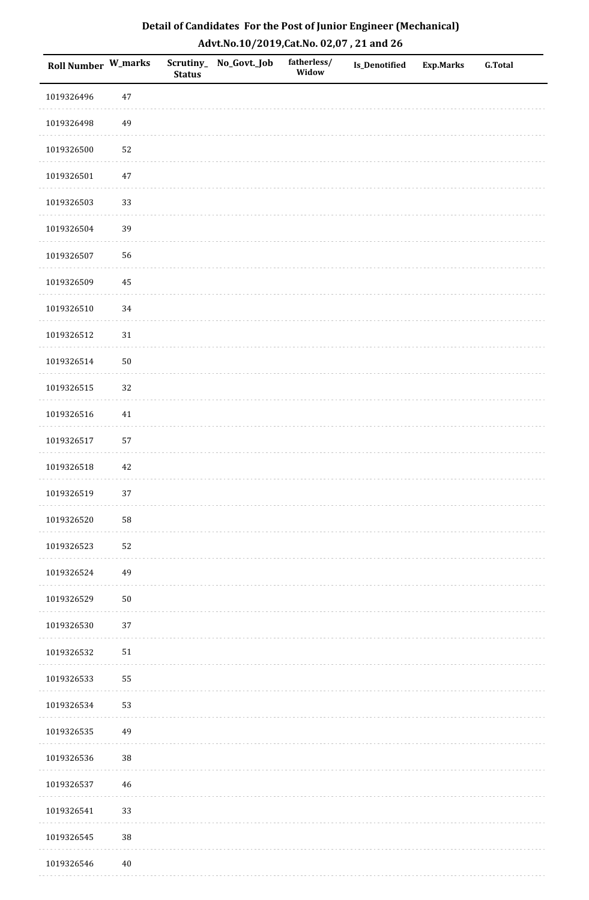## Detail of Candidates For the Post of Junior Engineer (Mechanical)
## Advt.No.10/2019,Cat.No. 02,07 , 21 and 26

| Roll Number | W_marks | Scrutiny_ Status | No_Govt._Job | fatherless/ Widow | Is_Denotified | Exp.Marks | G.Total |
|---|---|---|---|---|---|---|---|
| 1019326496 | 47 | | | | | | |
| 1019326498 | 49 | | | | | | |
| 1019326500 | 52 | | | | | | |
| 1019326501 | 47 | | | | | | |
| 1019326503 | 33 | | | | | | |
| 1019326504 | 39 | | | | | | |
| 1019326507 | 56 | | | | | | |
| 1019326509 | 45 | | | | | | |
| 1019326510 | 34 | | | | | | |
| 1019326512 | 31 | | | | | | |
| 1019326514 | 50 | | | | | | |
| 1019326515 | 32 | | | | | | |
| 1019326516 | 41 | | | | | | |
| 1019326517 | 57 | | | | | | |
| 1019326518 | 42 | | | | | | |
| 1019326519 | 37 | | | | | | |
| 1019326520 | 58 | | | | | | |
| 1019326523 | 52 | | | | | | |
| 1019326524 | 49 | | | | | | |
| 1019326529 | 50 | | | | | | |
| 1019326530 | 37 | | | | | | |
| 1019326532 | 51 | | | | | | |
| 1019326533 | 55 | | | | | | |
| 1019326534 | 53 | | | | | | |
| 1019326535 | 49 | | | | | | |
| 1019326536 | 38 | | | | | | |
| 1019326537 | 46 | | | | | | |
| 1019326541 | 33 | | | | | | |
| 1019326545 | 38 | | | | | | |
| 1019326546 | 40 | | | | | | |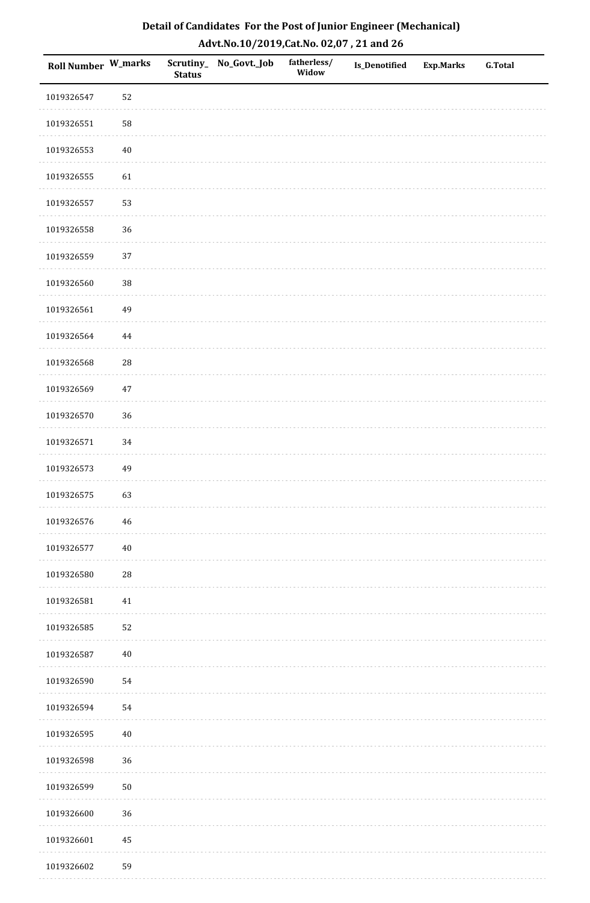## Detail of Candidates For the Post of Junior Engineer (Mechanical)
## Advt.No.10/2019,Cat.No. 02,07 , 21 and 26

| Roll Number | W_marks | Scrutiny_Status | No_Govt._Job | fatherless/Widow | Is_Denotified | Exp.Marks | G.Total |
|---|---|---|---|---|---|---|---|
| 1019326547 | 52 | | | | | | |
| 1019326551 | 58 | | | | | | |
| 1019326553 | 40 | | | | | | |
| 1019326555 | 61 | | | | | | |
| 1019326557 | 53 | | | | | | |
| 1019326558 | 36 | | | | | | |
| 1019326559 | 37 | | | | | | |
| 1019326560 | 38 | | | | | | |
| 1019326561 | 49 | | | | | | |
| 1019326564 | 44 | | | | | | |
| 1019326568 | 28 | | | | | | |
| 1019326569 | 47 | | | | | | |
| 1019326570 | 36 | | | | | | |
| 1019326571 | 34 | | | | | | |
| 1019326573 | 49 | | | | | | |
| 1019326575 | 63 | | | | | | |
| 1019326576 | 46 | | | | | | |
| 1019326577 | 40 | | | | | | |
| 1019326580 | 28 | | | | | | |
| 1019326581 | 41 | | | | | | |
| 1019326585 | 52 | | | | | | |
| 1019326587 | 40 | | | | | | |
| 1019326590 | 54 | | | | | | |
| 1019326594 | 54 | | | | | | |
| 1019326595 | 40 | | | | | | |
| 1019326598 | 36 | | | | | | |
| 1019326599 | 50 | | | | | | |
| 1019326600 | 36 | | | | | | |
| 1019326601 | 45 | | | | | | |
| 1019326602 | 59 | | | | | | |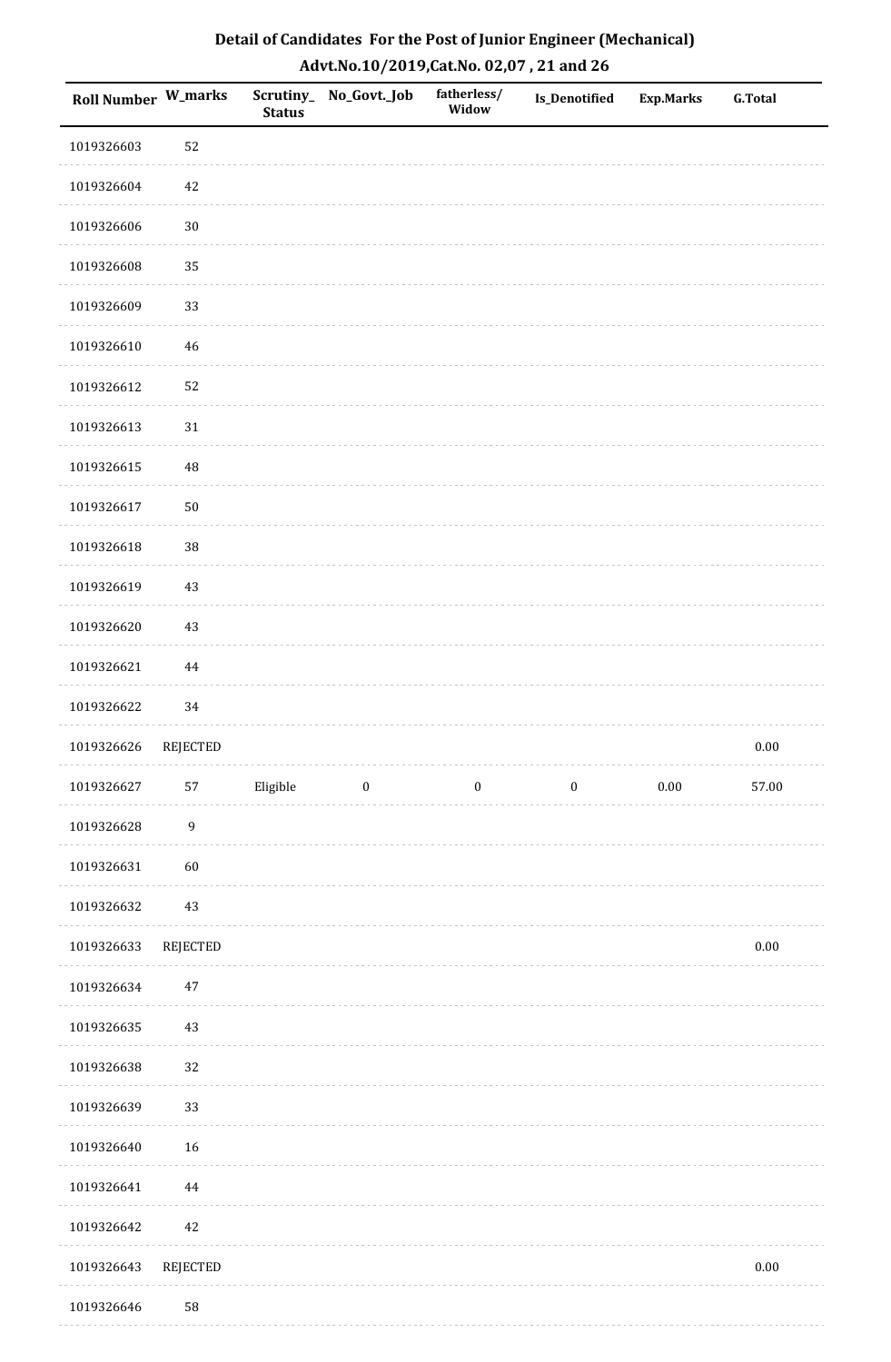# Detail of Candidates For the Post of Junior Engineer (Mechanical)

## Advt.No.10/2019,Cat.No. 02,07 , 21 and 26

| Roll Number | W_marks | Scrutiny_Status | No_Govt._Job | fatherless/Widow | Is_Denotified | Exp.Marks | G.Total |
|---|---|---|---|---|---|---|---|
| 1019326603 | 52 | | | | | | |
| 1019326604 | 42 | | | | | | |
| 1019326606 | 30 | | | | | | |
| 1019326608 | 35 | | | | | | |
| 1019326609 | 33 | | | | | | |
| 1019326610 | 46 | | | | | | |
| 1019326612 | 52 | | | | | | |
| 1019326613 | 31 | | | | | | |
| 1019326615 | 48 | | | | | | |
| 1019326617 | 50 | | | | | | |
| 1019326618 | 38 | | | | | | |
| 1019326619 | 43 | | | | | | |
| 1019326620 | 43 | | | | | | |
| 1019326621 | 44 | | | | | | |
| 1019326622 | 34 | | | | | | |
| 1019326626 | REJECTED | | | | | | 0.00 |
| 1019326627 | 57 | Eligible | 0 | 0 | 0 | 0.00 | 57.00 |
| 1019326628 | 9 | | | | | | |
| 1019326631 | 60 | | | | | | |
| 1019326632 | 43 | | | | | | |
| 1019326633 | REJECTED | | | | | | 0.00 |
| 1019326634 | 47 | | | | | | |
| 1019326635 | 43 | | | | | | |
| 1019326638 | 32 | | | | | | |
| 1019326639 | 33 | | | | | | |
| 1019326640 | 16 | | | | | | |
| 1019326641 | 44 | | | | | | |
| 1019326642 | 42 | | | | | | |
| 1019326643 | REJECTED | | | | | | 0.00 |
| 1019326646 | 58 | | | | | | |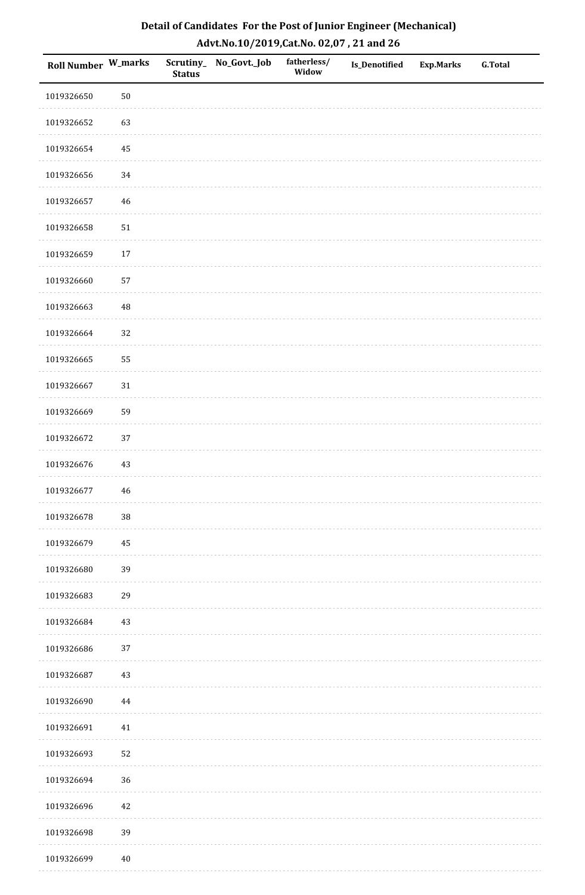# Detail of Candidates For the Post of Junior Engineer (Mechanical)

## Advt.No.10/2019,Cat.No. 02,07 , 21 and 26

| Roll Number | W_marks | Scrutiny_Status | No_Govt._Job | fatherless/Widow | Is_Denotified | Exp.Marks | G.Total |
|---|---|---|---|---|---|---|---|
| 1019326650 | 50 | | | | | | |
| 1019326652 | 63 | | | | | | |
| 1019326654 | 45 | | | | | | |
| 1019326656 | 34 | | | | | | |
| 1019326657 | 46 | | | | | | |
| 1019326658 | 51 | | | | | | |
| 1019326659 | 17 | | | | | | |
| 1019326660 | 57 | | | | | | |
| 1019326663 | 48 | | | | | | |
| 1019326664 | 32 | | | | | | |
| 1019326665 | 55 | | | | | | |
| 1019326667 | 31 | | | | | | |
| 1019326669 | 59 | | | | | | |
| 1019326672 | 37 | | | | | | |
| 1019326676 | 43 | | | | | | |
| 1019326677 | 46 | | | | | | |
| 1019326678 | 38 | | | | | | |
| 1019326679 | 45 | | | | | | |
| 1019326680 | 39 | | | | | | |
| 1019326683 | 29 | | | | | | |
| 1019326684 | 43 | | | | | | |
| 1019326686 | 37 | | | | | | |
| 1019326687 | 43 | | | | | | |
| 1019326690 | 44 | | | | | | |
| 1019326691 | 41 | | | | | | |
| 1019326693 | 52 | | | | | | |
| 1019326694 | 36 | | | | | | |
| 1019326696 | 42 | | | | | | |
| 1019326698 | 39 | | | | | | |
| 1019326699 | 40 | | | | | | |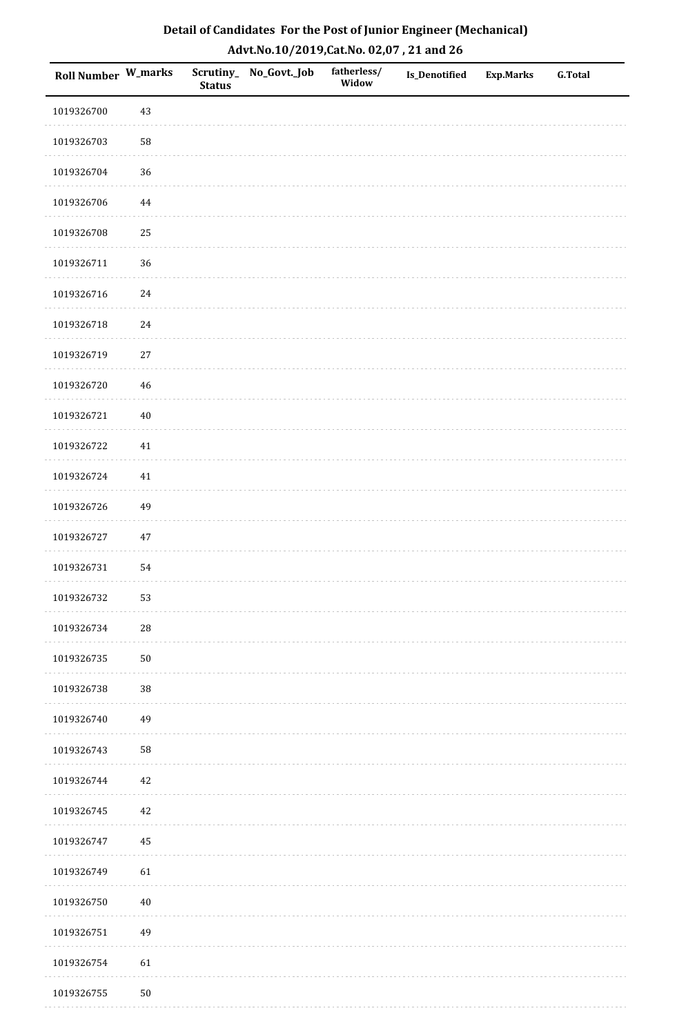# Detail of Candidates For the Post of Junior Engineer (Mechanical)

## Advt.No.10/2019,Cat.No. 02,07 , 21 and 26

| Roll Number | W_marks | Scrutiny_Status | No_Govt._Job | fatherless/Widow | Is_Denotified | Exp.Marks | G.Total |
|---|---|---|---|---|---|---|---|
| 1019326700 | 43 | | | | | | |
| 1019326703 | 58 | | | | | | |
| 1019326704 | 36 | | | | | | |
| 1019326706 | 44 | | | | | | |
| 1019326708 | 25 | | | | | | |
| 1019326711 | 36 | | | | | | |
| 1019326716 | 24 | | | | | | |
| 1019326718 | 24 | | | | | | |
| 1019326719 | 27 | | | | | | |
| 1019326720 | 46 | | | | | | |
| 1019326721 | 40 | | | | | | |
| 1019326722 | 41 | | | | | | |
| 1019326724 | 41 | | | | | | |
| 1019326726 | 49 | | | | | | |
| 1019326727 | 47 | | | | | | |
| 1019326731 | 54 | | | | | | |
| 1019326732 | 53 | | | | | | |
| 1019326734 | 28 | | | | | | |
| 1019326735 | 50 | | | | | | |
| 1019326738 | 38 | | | | | | |
| 1019326740 | 49 | | | | | | |
| 1019326743 | 58 | | | | | | |
| 1019326744 | 42 | | | | | | |
| 1019326745 | 42 | | | | | | |
| 1019326747 | 45 | | | | | | |
| 1019326749 | 61 | | | | | | |
| 1019326750 | 40 | | | | | | |
| 1019326751 | 49 | | | | | | |
| 1019326754 | 61 | | | | | | |
| 1019326755 | 50 | | | | | | |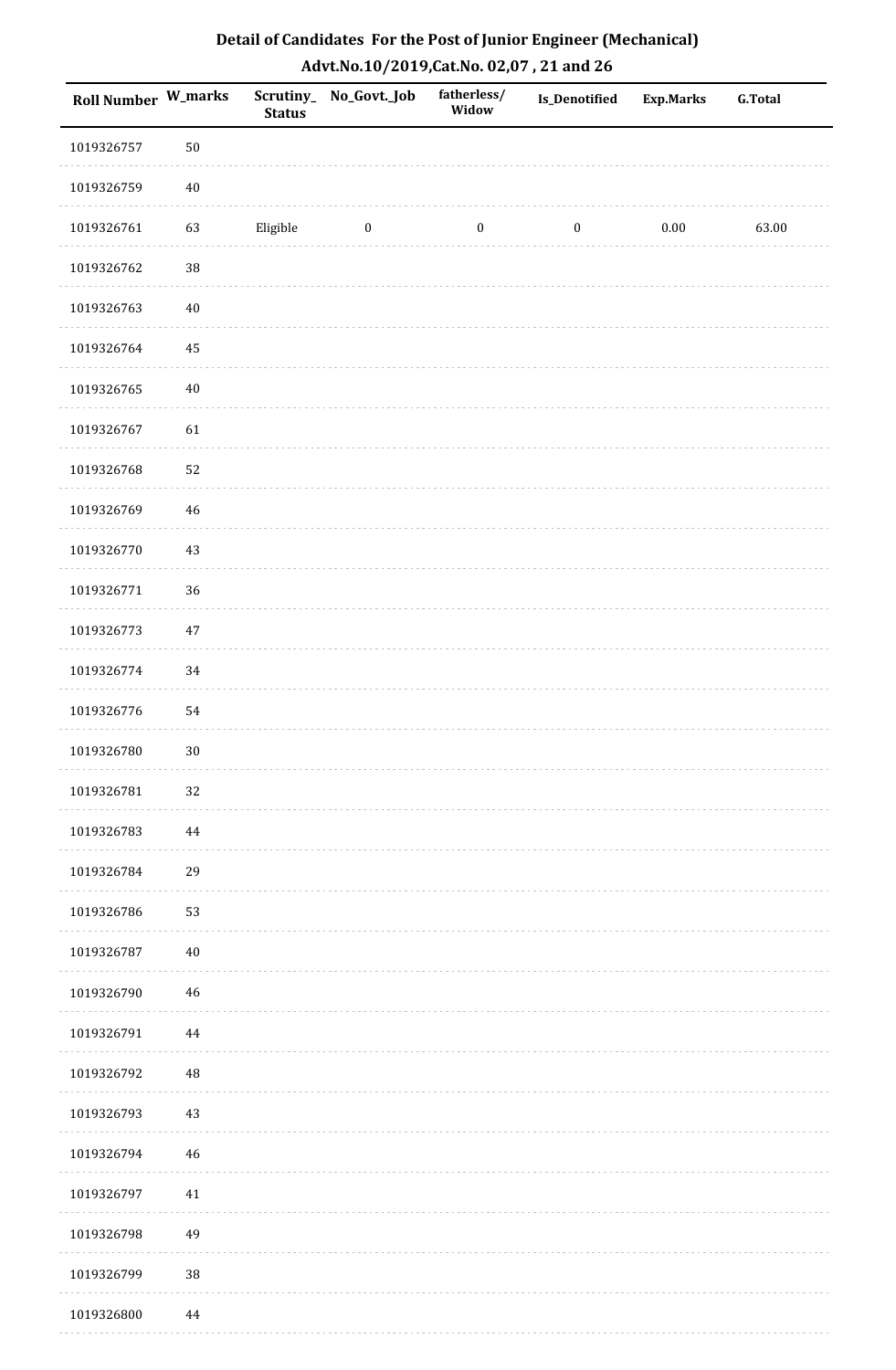# Detail of Candidates For the Post of Junior Engineer (Mechanical)

## Advt.No.10/2019,Cat.No. 02,07 , 21 and 26

| Roll Number | W_marks | Scrutiny_Status | No_Govt._Job | fatherless/Widow | Is_Denotified | Exp.Marks | G.Total |
|---|---|---|---|---|---|---|---|
| 1019326757 | 50 | | | | | | |
| 1019326759 | 40 | | | | | | |
| 1019326761 | 63 | Eligible | 0 | 0 | 0 | 0.00 | 63.00 |
| 1019326762 | 38 | | | | | | |
| 1019326763 | 40 | | | | | | |
| 1019326764 | 45 | | | | | | |
| 1019326765 | 40 | | | | | | |
| 1019326767 | 61 | | | | | | |
| 1019326768 | 52 | | | | | | |
| 1019326769 | 46 | | | | | | |
| 1019326770 | 43 | | | | | | |
| 1019326771 | 36 | | | | | | |
| 1019326773 | 47 | | | | | | |
| 1019326774 | 34 | | | | | | |
| 1019326776 | 54 | | | | | | |
| 1019326780 | 30 | | | | | | |
| 1019326781 | 32 | | | | | | |
| 1019326783 | 44 | | | | | | |
| 1019326784 | 29 | | | | | | |
| 1019326786 | 53 | | | | | | |
| 1019326787 | 40 | | | | | | |
| 1019326790 | 46 | | | | | | |
| 1019326791 | 44 | | | | | | |
| 1019326792 | 48 | | | | | | |
| 1019326793 | 43 | | | | | | |
| 1019326794 | 46 | | | | | | |
| 1019326797 | 41 | | | | | | |
| 1019326798 | 49 | | | | | | |
| 1019326799 | 38 | | | | | | |
| 1019326800 | 44 | | | | | | |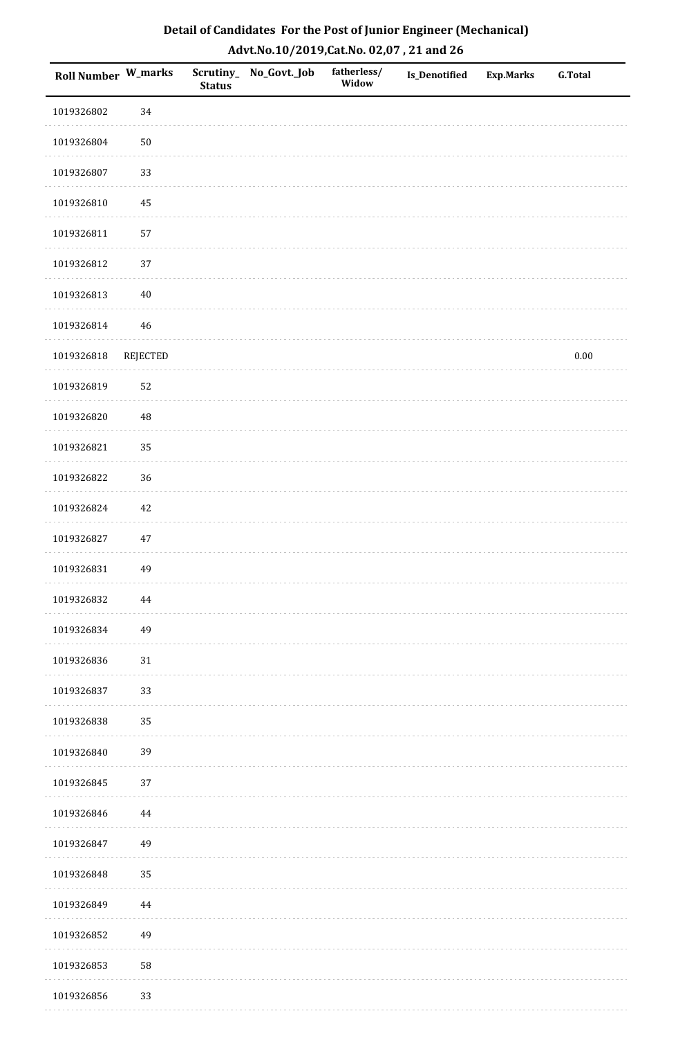# Detail of Candidates For the Post of Junior Engineer (Mechanical)

## Advt.No.10/2019,Cat.No. 02,07 , 21 and 26

| Roll Number | W_marks | Scrutiny_Status | No_Govt._Job | fatherless/Widow | Is_Denotified | Exp.Marks | G.Total |
|---|---|---|---|---|---|---|---|
| 1019326802 | 34 | | | | | | |
| 1019326804 | 50 | | | | | | |
| 1019326807 | 33 | | | | | | |
| 1019326810 | 45 | | | | | | |
| 1019326811 | 57 | | | | | | |
| 1019326812 | 37 | | | | | | |
| 1019326813 | 40 | | | | | | |
| 1019326814 | 46 | | | | | | |
| 1019326818 | REJECTED | | | | | | 0.00 |
| 1019326819 | 52 | | | | | | |
| 1019326820 | 48 | | | | | | |
| 1019326821 | 35 | | | | | | |
| 1019326822 | 36 | | | | | | |
| 1019326824 | 42 | | | | | | |
| 1019326827 | 47 | | | | | | |
| 1019326831 | 49 | | | | | | |
| 1019326832 | 44 | | | | | | |
| 1019326834 | 49 | | | | | | |
| 1019326836 | 31 | | | | | | |
| 1019326837 | 33 | | | | | | |
| 1019326838 | 35 | | | | | | |
| 1019326840 | 39 | | | | | | |
| 1019326845 | 37 | | | | | | |
| 1019326846 | 44 | | | | | | |
| 1019326847 | 49 | | | | | | |
| 1019326848 | 35 | | | | | | |
| 1019326849 | 44 | | | | | | |
| 1019326852 | 49 | | | | | | |
| 1019326853 | 58 | | | | | | |
| 1019326856 | 33 | | | | | | |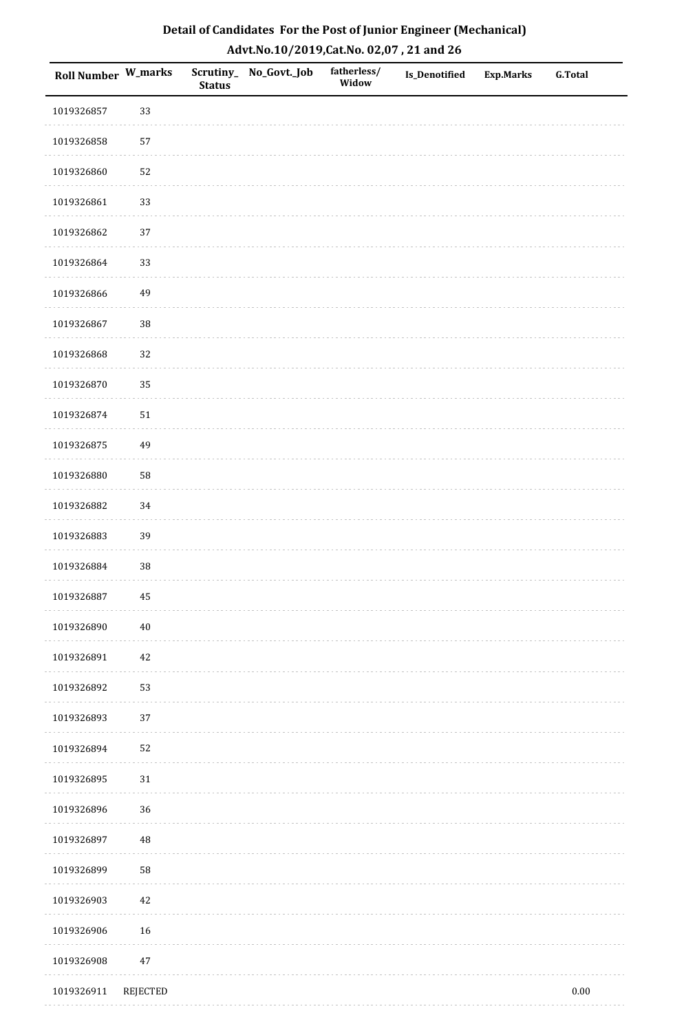# Detail of Candidates For the Post of Junior Engineer (Mechanical)

## Advt.No.10/2019,Cat.No. 02,07 , 21 and 26

| Roll Number | W_marks | Scrutiny_Status | No_Govt._Job | fatherless/Widow | Is_Denotified | Exp.Marks | G.Total |
|---|---|---|---|---|---|---|---|
| 1019326857 | 33 | | | | | | |
| 1019326858 | 57 | | | | | | |
| 1019326860 | 52 | | | | | | |
| 1019326861 | 33 | | | | | | |
| 1019326862 | 37 | | | | | | |
| 1019326864 | 33 | | | | | | |
| 1019326866 | 49 | | | | | | |
| 1019326867 | 38 | | | | | | |
| 1019326868 | 32 | | | | | | |
| 1019326870 | 35 | | | | | | |
| 1019326874 | 51 | | | | | | |
| 1019326875 | 49 | | | | | | |
| 1019326880 | 58 | | | | | | |
| 1019326882 | 34 | | | | | | |
| 1019326883 | 39 | | | | | | |
| 1019326884 | 38 | | | | | | |
| 1019326887 | 45 | | | | | | |
| 1019326890 | 40 | | | | | | |
| 1019326891 | 42 | | | | | | |
| 1019326892 | 53 | | | | | | |
| 1019326893 | 37 | | | | | | |
| 1019326894 | 52 | | | | | | |
| 1019326895 | 31 | | | | | | |
| 1019326896 | 36 | | | | | | |
| 1019326897 | 48 | | | | | | |
| 1019326899 | 58 | | | | | | |
| 1019326903 | 42 | | | | | | |
| 1019326906 | 16 | | | | | | |
| 1019326908 | 47 | | | | | | |
| 1019326911 | REJECTED | | | | | | 0.00 |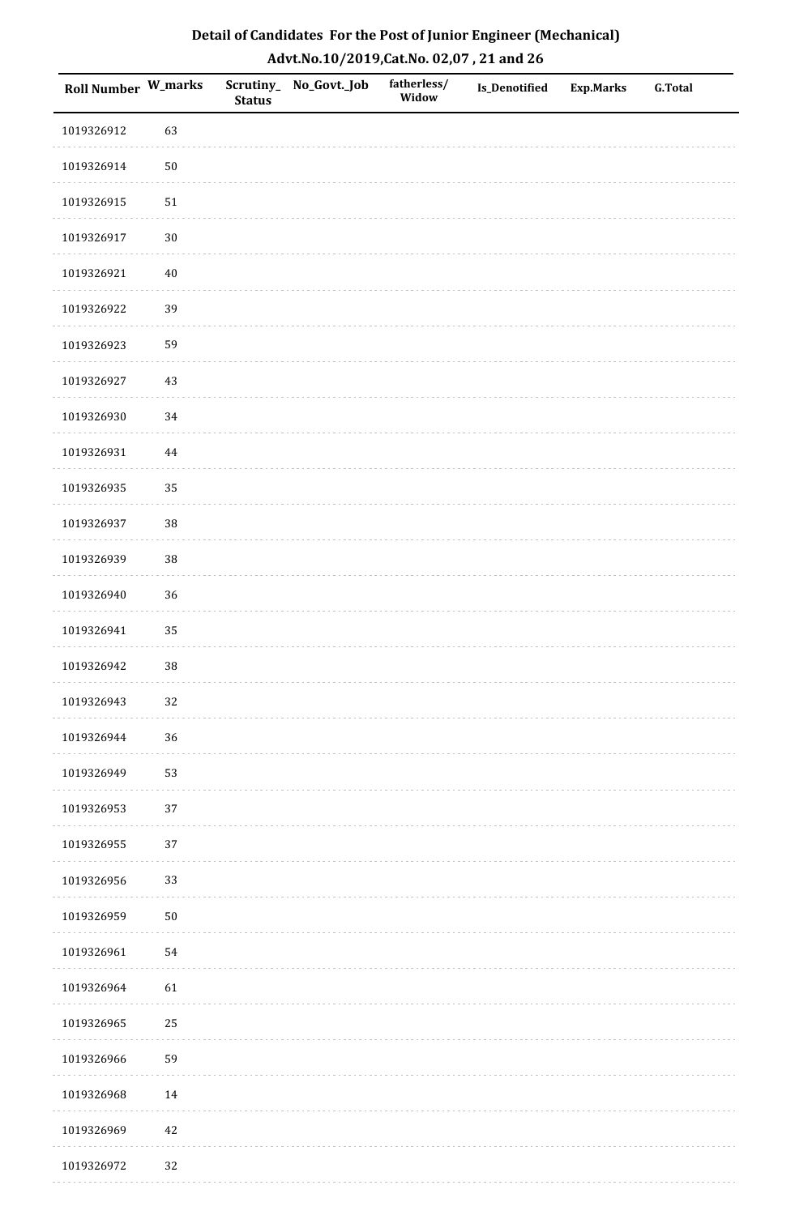# Detail of Candidates For the Post of Junior Engineer (Mechanical)

## Advt.No.10/2019,Cat.No. 02,07 , 21 and 26

| Roll Number | W_marks | Scrutiny_Status | No_Govt._Job | fatherless/Widow | Is_Denotified | Exp.Marks | G.Total |
|---|---|---|---|---|---|---|---|
| 1019326912 | 63 | | | | | | |
| 1019326914 | 50 | | | | | | |
| 1019326915 | 51 | | | | | | |
| 1019326917 | 30 | | | | | | |
| 1019326921 | 40 | | | | | | |
| 1019326922 | 39 | | | | | | |
| 1019326923 | 59 | | | | | | |
| 1019326927 | 43 | | | | | | |
| 1019326930 | 34 | | | | | | |
| 1019326931 | 44 | | | | | | |
| 1019326935 | 35 | | | | | | |
| 1019326937 | 38 | | | | | | |
| 1019326939 | 38 | | | | | | |
| 1019326940 | 36 | | | | | | |
| 1019326941 | 35 | | | | | | |
| 1019326942 | 38 | | | | | | |
| 1019326943 | 32 | | | | | | |
| 1019326944 | 36 | | | | | | |
| 1019326949 | 53 | | | | | | |
| 1019326953 | 37 | | | | | | |
| 1019326955 | 37 | | | | | | |
| 1019326956 | 33 | | | | | | |
| 1019326959 | 50 | | | | | | |
| 1019326961 | 54 | | | | | | |
| 1019326964 | 61 | | | | | | |
| 1019326965 | 25 | | | | | | |
| 1019326966 | 59 | | | | | | |
| 1019326968 | 14 | | | | | | |
| 1019326969 | 42 | | | | | | |
| 1019326972 | 32 | | | | | | |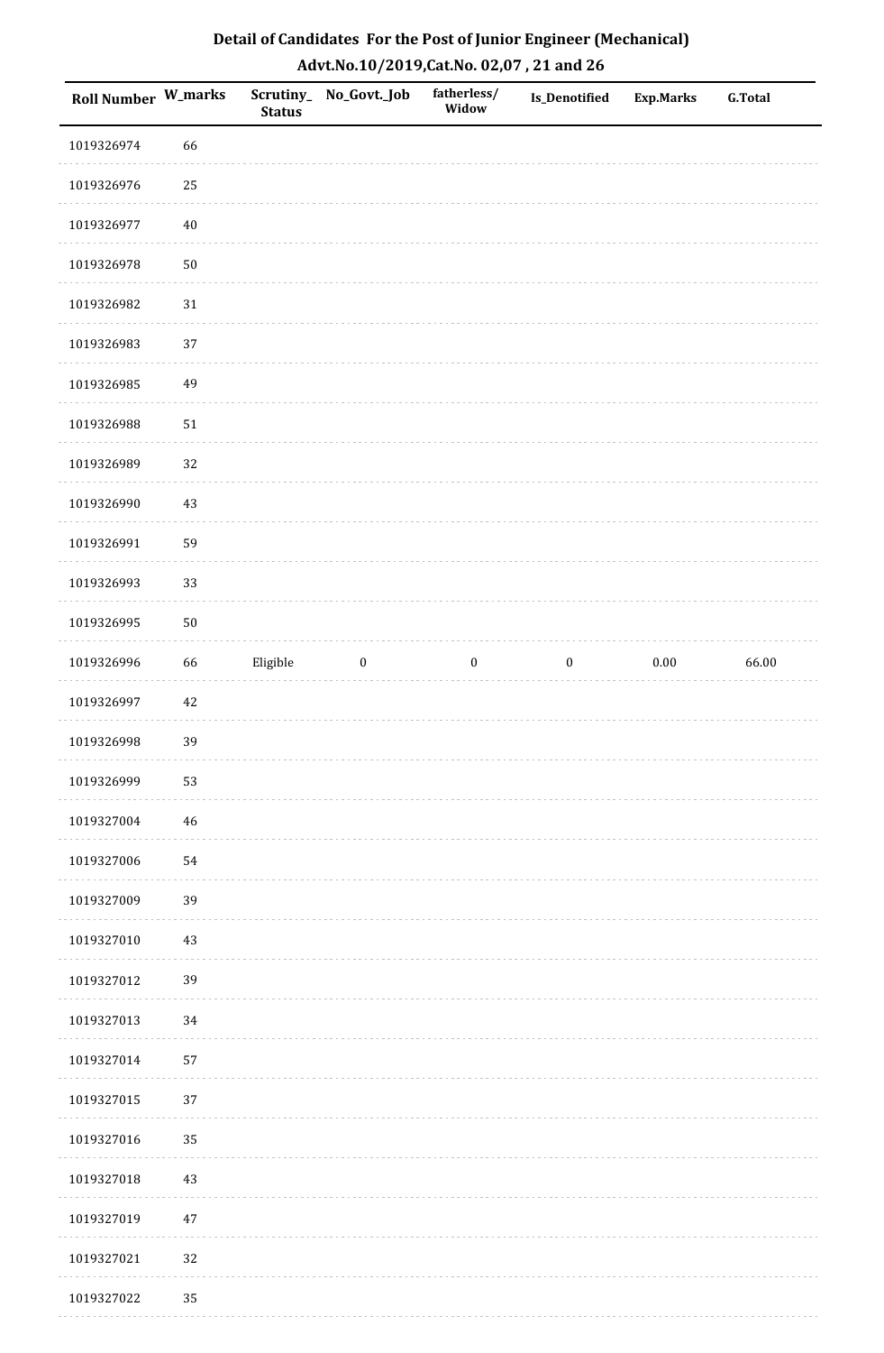# Detail of Candidates For the Post of Junior Engineer (Mechanical)

## Advt.No.10/2019,Cat.No. 02,07 , 21 and 26

| Roll Number | W_marks | Scrutiny_ Status | No_Govt._Job | fatherless/ Widow | Is_Denotified | Exp.Marks | G.Total |
|---|---|---|---|---|---|---|---|
| 1019326974 | 66 | | | | | | |
| 1019326976 | 25 | | | | | | |
| 1019326977 | 40 | | | | | | |
| 1019326978 | 50 | | | | | | |
| 1019326982 | 31 | | | | | | |
| 1019326983 | 37 | | | | | | |
| 1019326985 | 49 | | | | | | |
| 1019326988 | 51 | | | | | | |
| 1019326989 | 32 | | | | | | |
| 1019326990 | 43 | | | | | | |
| 1019326991 | 59 | | | | | | |
| 1019326993 | 33 | | | | | | |
| 1019326995 | 50 | | | | | | |
| 1019326996 | 66 | Eligible | 0 | 0 | 0 | 0.00 | 66.00 |
| 1019326997 | 42 | | | | | | |
| 1019326998 | 39 | | | | | | |
| 1019326999 | 53 | | | | | | |
| 1019327004 | 46 | | | | | | |
| 1019327006 | 54 | | | | | | |
| 1019327009 | 39 | | | | | | |
| 1019327010 | 43 | | | | | | |
| 1019327012 | 39 | | | | | | |
| 1019327013 | 34 | | | | | | |
| 1019327014 | 57 | | | | | | |
| 1019327015 | 37 | | | | | | |
| 1019327016 | 35 | | | | | | |
| 1019327018 | 43 | | | | | | |
| 1019327019 | 47 | | | | | | |
| 1019327021 | 32 | | | | | | |
| 1019327022 | 35 | | | | | | |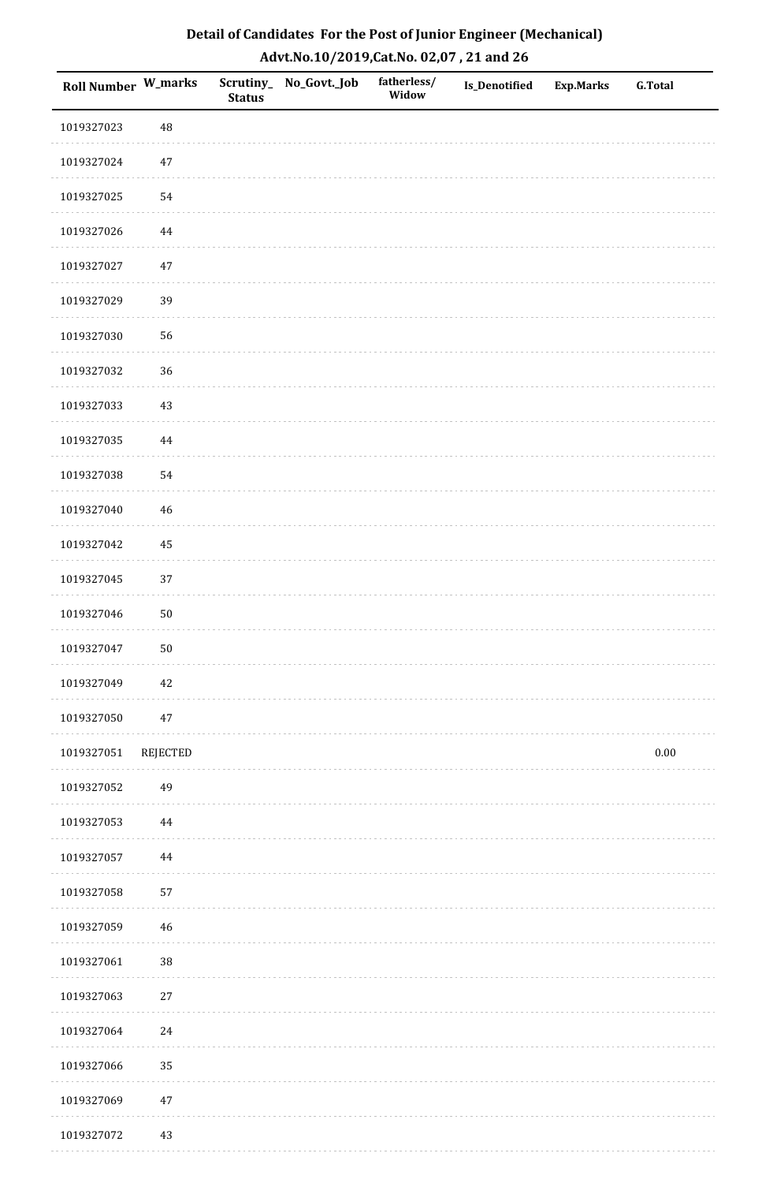## Detail of Candidates For the Post of Junior Engineer (Mechanical)

### Advt.No.10/2019,Cat.No. 02,07 , 21 and 26

| Roll Number | W_marks | Scrutiny_Status | No_Govt._Job | fatherless/Widow | Is_Denotified | Exp.Marks | G.Total |
|---|---|---|---|---|---|---|---|
| 1019327023 | 48 | | | | | | |
| 1019327024 | 47 | | | | | | |
| 1019327025 | 54 | | | | | | |
| 1019327026 | 44 | | | | | | |
| 1019327027 | 47 | | | | | | |
| 1019327029 | 39 | | | | | | |
| 1019327030 | 56 | | | | | | |
| 1019327032 | 36 | | | | | | |
| 1019327033 | 43 | | | | | | |
| 1019327035 | 44 | | | | | | |
| 1019327038 | 54 | | | | | | |
| 1019327040 | 46 | | | | | | |
| 1019327042 | 45 | | | | | | |
| 1019327045 | 37 | | | | | | |
| 1019327046 | 50 | | | | | | |
| 1019327047 | 50 | | | | | | |
| 1019327049 | 42 | | | | | | |
| 1019327050 | 47 | | | | | | |
| 1019327051 | REJECTED | | | | | | 0.00 |
| 1019327052 | 49 | | | | | | |
| 1019327053 | 44 | | | | | | |
| 1019327057 | 44 | | | | | | |
| 1019327058 | 57 | | | | | | |
| 1019327059 | 46 | | | | | | |
| 1019327061 | 38 | | | | | | |
| 1019327063 | 27 | | | | | | |
| 1019327064 | 24 | | | | | | |
| 1019327066 | 35 | | | | | | |
| 1019327069 | 47 | | | | | | |
| 1019327072 | 43 | | | | | | |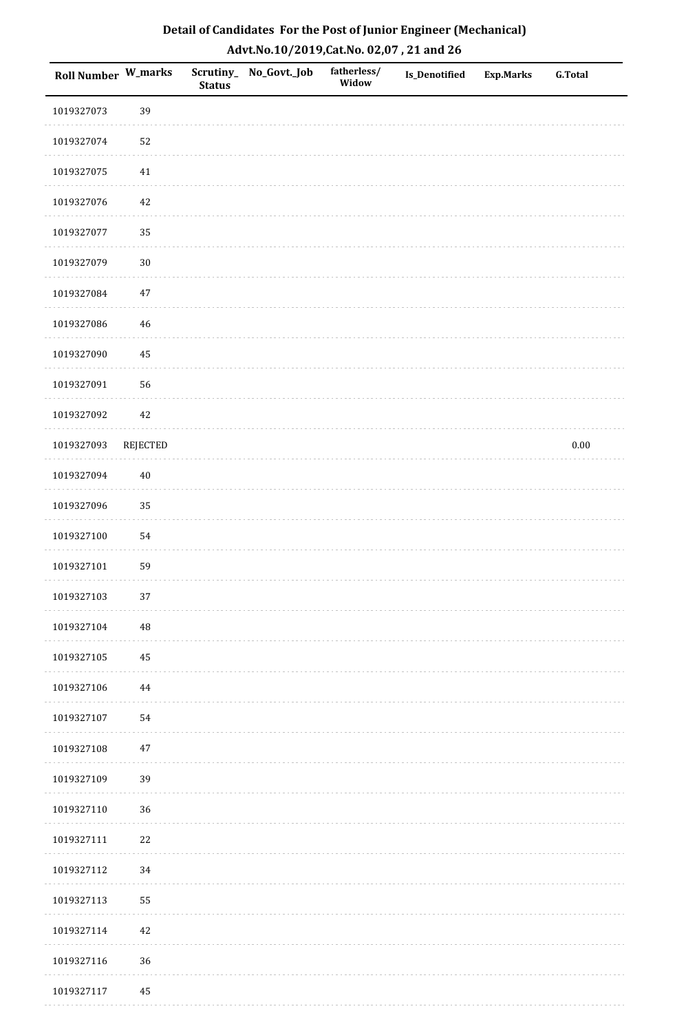# Detail of Candidates For the Post of Junior Engineer (Mechanical)
## Advt.No.10/2019,Cat.No. 02,07 , 21 and 26

| Roll Number | W_marks | Scrutiny_Status | No_Govt._Job | fatherless/Widow | Is_Denotified | Exp.Marks | G.Total |
|---|---|---|---|---|---|---|---|
| 1019327073 | 39 | | | | | | |
| 1019327074 | 52 | | | | | | |
| 1019327075 | 41 | | | | | | |
| 1019327076 | 42 | | | | | | |
| 1019327077 | 35 | | | | | | |
| 1019327079 | 30 | | | | | | |
| 1019327084 | 47 | | | | | | |
| 1019327086 | 46 | | | | | | |
| 1019327090 | 45 | | | | | | |
| 1019327091 | 56 | | | | | | |
| 1019327092 | 42 | | | | | | |
| 1019327093 | REJECTED | | | | | | 0.00 |
| 1019327094 | 40 | | | | | | |
| 1019327096 | 35 | | | | | | |
| 1019327100 | 54 | | | | | | |
| 1019327101 | 59 | | | | | | |
| 1019327103 | 37 | | | | | | |
| 1019327104 | 48 | | | | | | |
| 1019327105 | 45 | | | | | | |
| 1019327106 | 44 | | | | | | |
| 1019327107 | 54 | | | | | | |
| 1019327108 | 47 | | | | | | |
| 1019327109 | 39 | | | | | | |
| 1019327110 | 36 | | | | | | |
| 1019327111 | 22 | | | | | | |
| 1019327112 | 34 | | | | | | |
| 1019327113 | 55 | | | | | | |
| 1019327114 | 42 | | | | | | |
| 1019327116 | 36 | | | | | | |
| 1019327117 | 45 | | | | | | |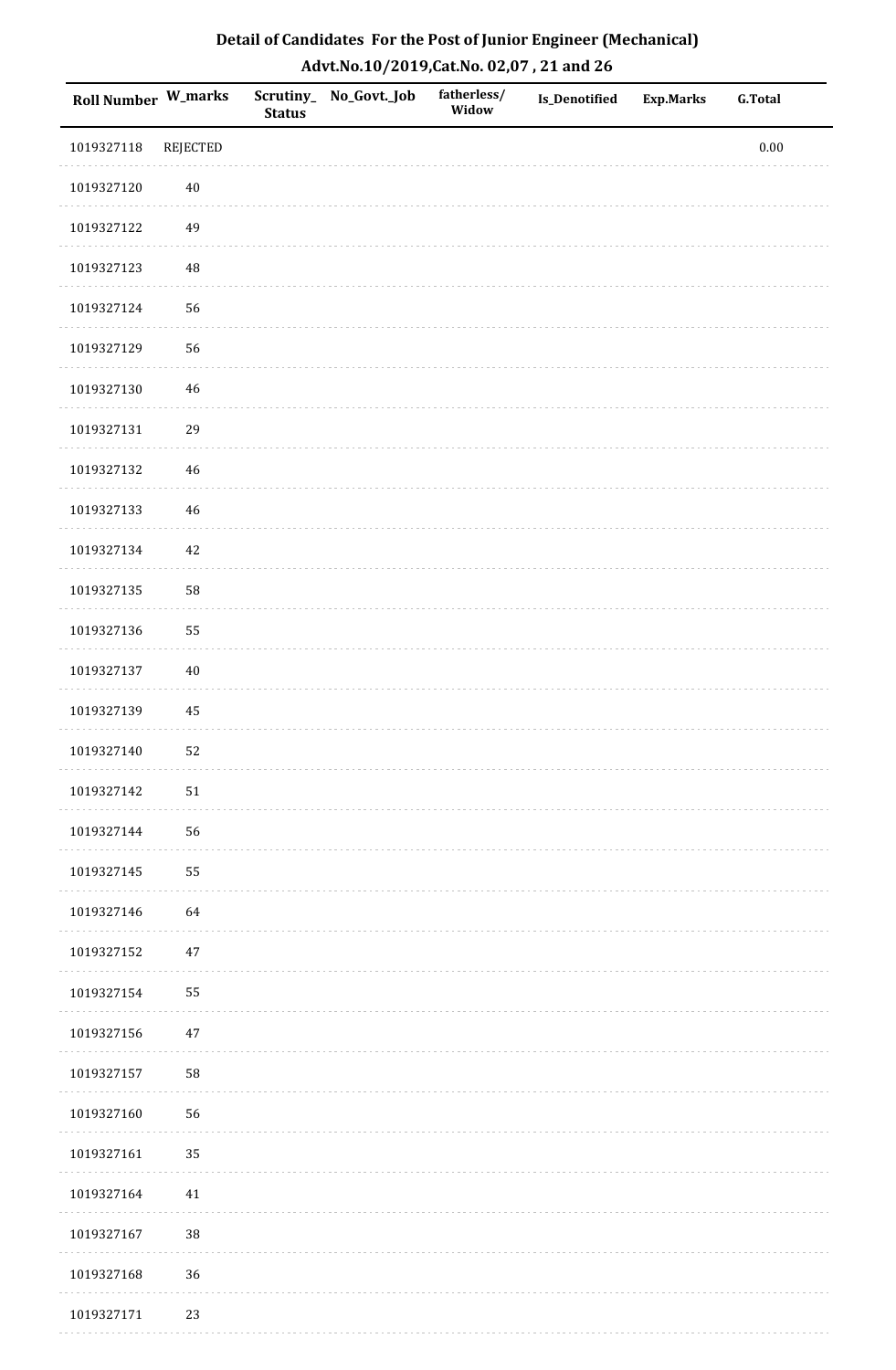# Detail of Candidates For the Post of Junior Engineer (Mechanical)

## Advt.No.10/2019,Cat.No. 02,07 , 21 and 26

| Roll Number | W_marks | Scrutiny_Status | No_Govt._Job | fatherless/Widow | Is_Denotified | Exp.Marks | G.Total |
|---|---|---|---|---|---|---|---|
| 1019327118 | REJECTED | | | | | | 0.00 |
| 1019327120 | 40 | | | | | | |
| 1019327122 | 49 | | | | | | |
| 1019327123 | 48 | | | | | | |
| 1019327124 | 56 | | | | | | |
| 1019327129 | 56 | | | | | | |
| 1019327130 | 46 | | | | | | |
| 1019327131 | 29 | | | | | | |
| 1019327132 | 46 | | | | | | |
| 1019327133 | 46 | | | | | | |
| 1019327134 | 42 | | | | | | |
| 1019327135 | 58 | | | | | | |
| 1019327136 | 55 | | | | | | |
| 1019327137 | 40 | | | | | | |
| 1019327139 | 45 | | | | | | |
| 1019327140 | 52 | | | | | | |
| 1019327142 | 51 | | | | | | |
| 1019327144 | 56 | | | | | | |
| 1019327145 | 55 | | | | | | |
| 1019327146 | 64 | | | | | | |
| 1019327152 | 47 | | | | | | |
| 1019327154 | 55 | | | | | | |
| 1019327156 | 47 | | | | | | |
| 1019327157 | 58 | | | | | | |
| 1019327160 | 56 | | | | | | |
| 1019327161 | 35 | | | | | | |
| 1019327164 | 41 | | | | | | |
| 1019327167 | 38 | | | | | | |
| 1019327168 | 36 | | | | | | |
| 1019327171 | 23 | | | | | | |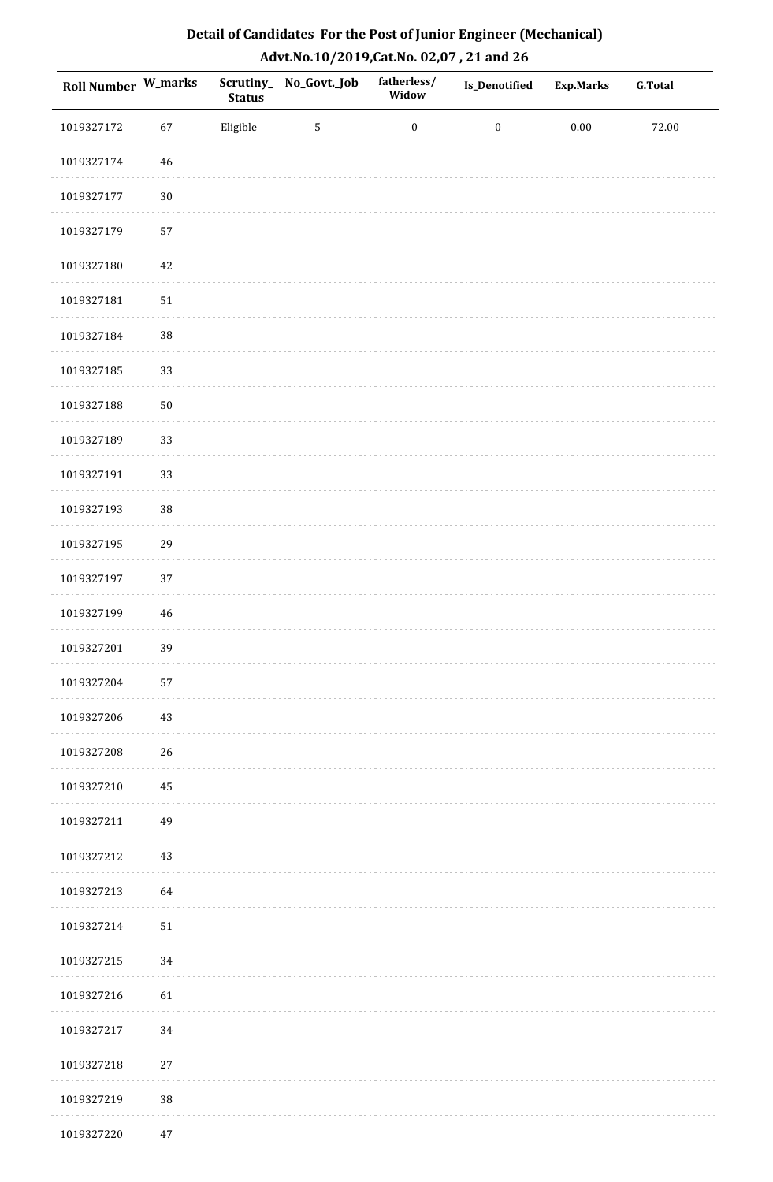## Detail of Candidates For the Post of Junior Engineer (Mechanical)

## Advt.No.10/2019,Cat.No. 02,07 , 21 and 26

| Roll Number | W_marks | Scrutiny_ Status | No_Govt._Job | fatherless/ Widow | Is_Denotified | Exp.Marks | G.Total |
|---|---|---|---|---|---|---|---|
| 1019327172 | 67 | Eligible | 5 | 0 | 0 | 0.00 | 72.00 |
| 1019327174 | 46 | | | | | | |
| 1019327177 | 30 | | | | | | |
| 1019327179 | 57 | | | | | | |
| 1019327180 | 42 | | | | | | |
| 1019327181 | 51 | | | | | | |
| 1019327184 | 38 | | | | | | |
| 1019327185 | 33 | | | | | | |
| 1019327188 | 50 | | | | | | |
| 1019327189 | 33 | | | | | | |
| 1019327191 | 33 | | | | | | |
| 1019327193 | 38 | | | | | | |
| 1019327195 | 29 | | | | | | |
| 1019327197 | 37 | | | | | | |
| 1019327199 | 46 | | | | | | |
| 1019327201 | 39 | | | | | | |
| 1019327204 | 57 | | | | | | |
| 1019327206 | 43 | | | | | | |
| 1019327208 | 26 | | | | | | |
| 1019327210 | 45 | | | | | | |
| 1019327211 | 49 | | | | | | |
| 1019327212 | 43 | | | | | | |
| 1019327213 | 64 | | | | | | |
| 1019327214 | 51 | | | | | | |
| 1019327215 | 34 | | | | | | |
| 1019327216 | 61 | | | | | | |
| 1019327217 | 34 | | | | | | |
| 1019327218 | 27 | | | | | | |
| 1019327219 | 38 | | | | | | |
| 1019327220 | 47 | | | | | | |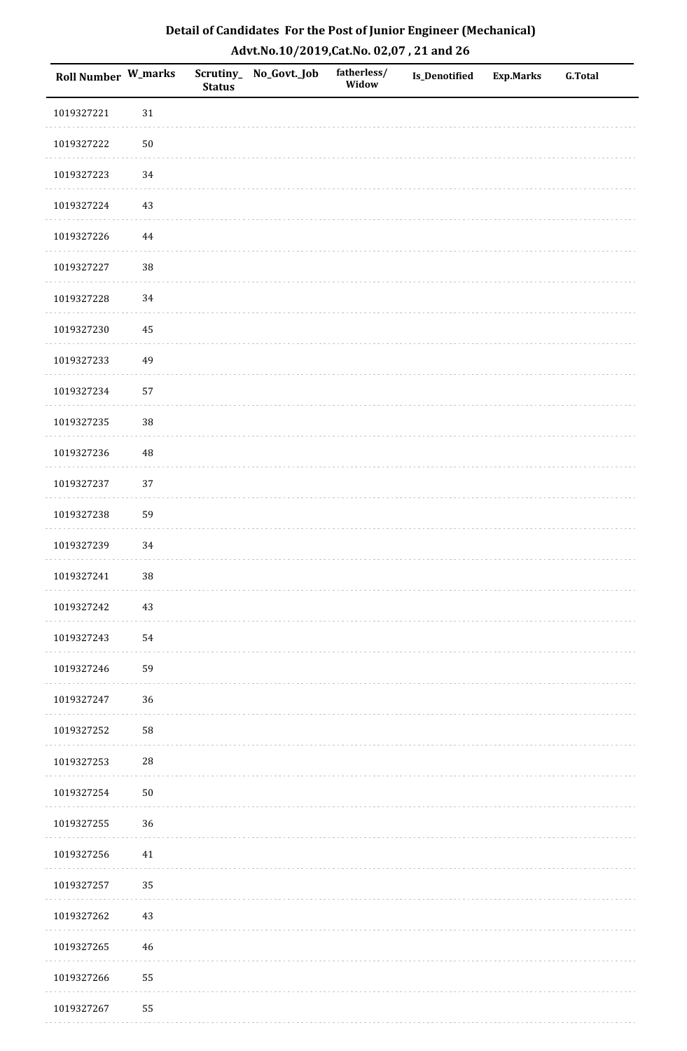# Detail of Candidates For the Post of Junior Engineer (Mechanical)

## Advt.No.10/2019,Cat.No. 02,07 , 21 and 26

| Roll Number | W_marks | Scrutiny_Status | No_Govt._Job | fatherless/Widow | Is_Denotified | Exp.Marks | G.Total |
|---|---|---|---|---|---|---|---|
| 1019327221 | 31 | | | | | | |
| 1019327222 | 50 | | | | | | |
| 1019327223 | 34 | | | | | | |
| 1019327224 | 43 | | | | | | |
| 1019327226 | 44 | | | | | | |
| 1019327227 | 38 | | | | | | |
| 1019327228 | 34 | | | | | | |
| 1019327230 | 45 | | | | | | |
| 1019327233 | 49 | | | | | | |
| 1019327234 | 57 | | | | | | |
| 1019327235 | 38 | | | | | | |
| 1019327236 | 48 | | | | | | |
| 1019327237 | 37 | | | | | | |
| 1019327238 | 59 | | | | | | |
| 1019327239 | 34 | | | | | | |
| 1019327241 | 38 | | | | | | |
| 1019327242 | 43 | | | | | | |
| 1019327243 | 54 | | | | | | |
| 1019327246 | 59 | | | | | | |
| 1019327247 | 36 | | | | | | |
| 1019327252 | 58 | | | | | | |
| 1019327253 | 28 | | | | | | |
| 1019327254 | 50 | | | | | | |
| 1019327255 | 36 | | | | | | |
| 1019327256 | 41 | | | | | | |
| 1019327257 | 35 | | | | | | |
| 1019327262 | 43 | | | | | | |
| 1019327265 | 46 | | | | | | |
| 1019327266 | 55 | | | | | | |
| 1019327267 | 55 | | | | | | |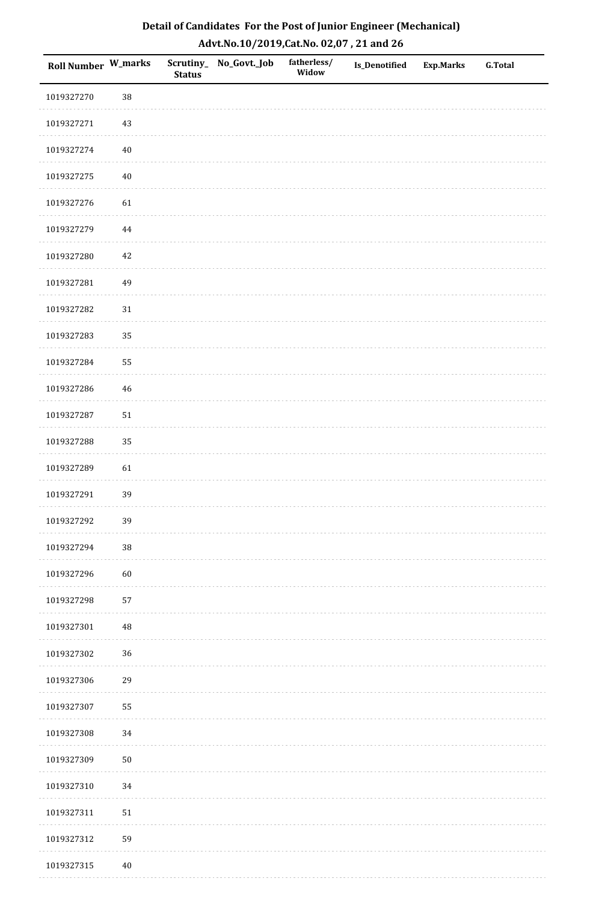# Detail of Candidates For the Post of Junior Engineer (Mechanical)

## Advt.No.10/2019,Cat.No. 02,07 , 21 and 26

| Roll Number | W_marks | Scrutiny_Status | No_Govt._Job | fatherless/Widow | Is_Denotified | Exp.Marks | G.Total |
|---|---|---|---|---|---|---|---|
| 1019327270 | 38 | | | | | | |
| 1019327271 | 43 | | | | | | |
| 1019327274 | 40 | | | | | | |
| 1019327275 | 40 | | | | | | |
| 1019327276 | 61 | | | | | | |
| 1019327279 | 44 | | | | | | |
| 1019327280 | 42 | | | | | | |
| 1019327281 | 49 | | | | | | |
| 1019327282 | 31 | | | | | | |
| 1019327283 | 35 | | | | | | |
| 1019327284 | 55 | | | | | | |
| 1019327286 | 46 | | | | | | |
| 1019327287 | 51 | | | | | | |
| 1019327288 | 35 | | | | | | |
| 1019327289 | 61 | | | | | | |
| 1019327291 | 39 | | | | | | |
| 1019327292 | 39 | | | | | | |
| 1019327294 | 38 | | | | | | |
| 1019327296 | 60 | | | | | | |
| 1019327298 | 57 | | | | | | |
| 1019327301 | 48 | | | | | | |
| 1019327302 | 36 | | | | | | |
| 1019327306 | 29 | | | | | | |
| 1019327307 | 55 | | | | | | |
| 1019327308 | 34 | | | | | | |
| 1019327309 | 50 | | | | | | |
| 1019327310 | 34 | | | | | | |
| 1019327311 | 51 | | | | | | |
| 1019327312 | 59 | | | | | | |
| 1019327315 | 40 | | | | | | |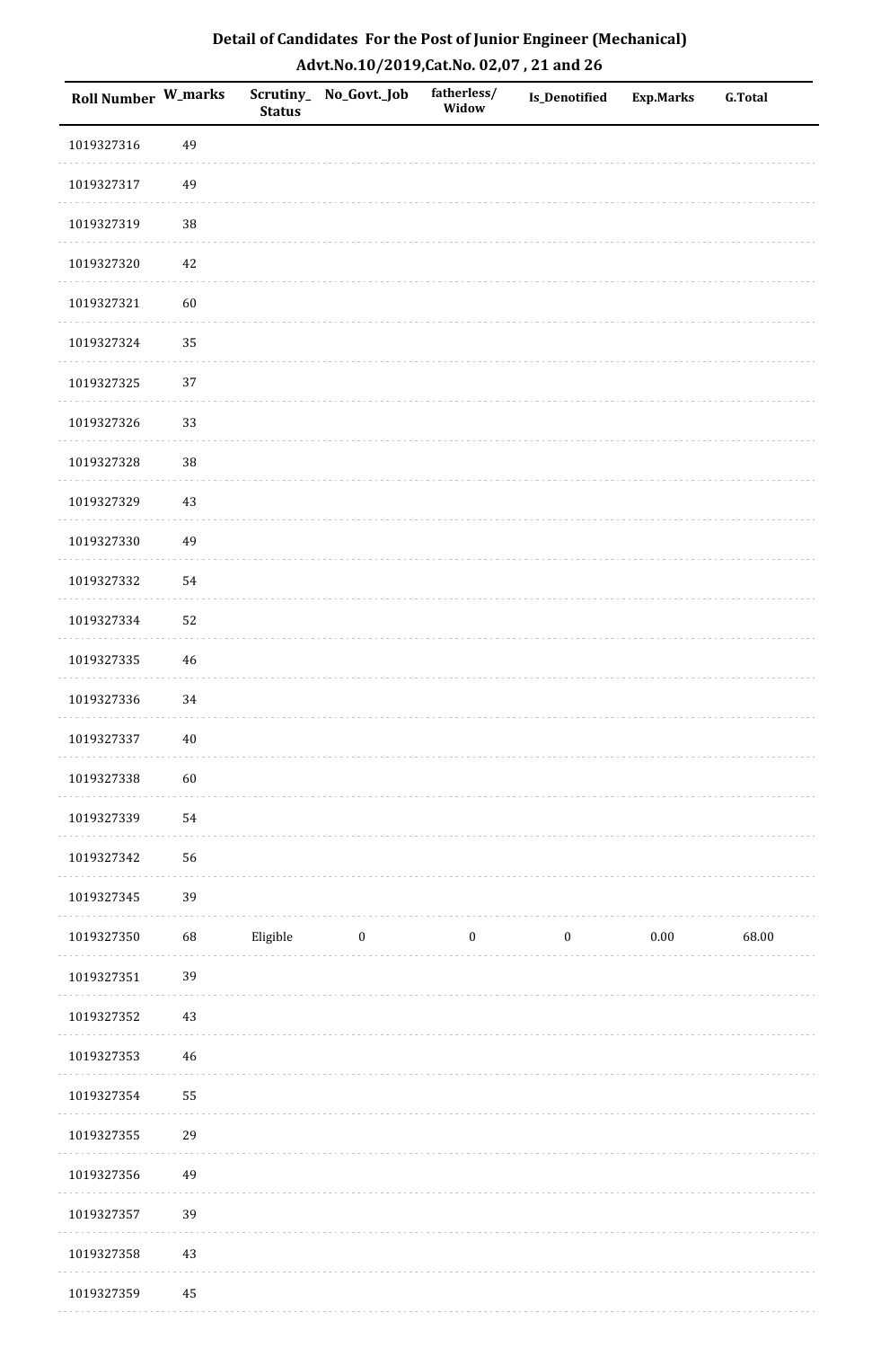# Detail of Candidates For the Post of Junior Engineer (Mechanical)

## Advt.No.10/2019,Cat.No. 02,07 , 21 and 26

| Roll Number | W_marks | Scrutiny_Status | No_Govt._Job | fatherless/Widow | Is_Denotified | Exp.Marks | G.Total |
|---|---|---|---|---|---|---|---|
| 1019327316 | 49 | | | | | | |
| 1019327317 | 49 | | | | | | |
| 1019327319 | 38 | | | | | | |
| 1019327320 | 42 | | | | | | |
| 1019327321 | 60 | | | | | | |
| 1019327324 | 35 | | | | | | |
| 1019327325 | 37 | | | | | | |
| 1019327326 | 33 | | | | | | |
| 1019327328 | 38 | | | | | | |
| 1019327329 | 43 | | | | | | |
| 1019327330 | 49 | | | | | | |
| 1019327332 | 54 | | | | | | |
| 1019327334 | 52 | | | | | | |
| 1019327335 | 46 | | | | | | |
| 1019327336 | 34 | | | | | | |
| 1019327337 | 40 | | | | | | |
| 1019327338 | 60 | | | | | | |
| 1019327339 | 54 | | | | | | |
| 1019327342 | 56 | | | | | | |
| 1019327345 | 39 | | | | | | |
| 1019327350 | 68 | Eligible | 0 | 0 | 0 | 0.00 | 68.00 |
| 1019327351 | 39 | | | | | | |
| 1019327352 | 43 | | | | | | |
| 1019327353 | 46 | | | | | | |
| 1019327354 | 55 | | | | | | |
| 1019327355 | 29 | | | | | | |
| 1019327356 | 49 | | | | | | |
| 1019327357 | 39 | | | | | | |
| 1019327358 | 43 | | | | | | |
| 1019327359 | 45 | | | | | | |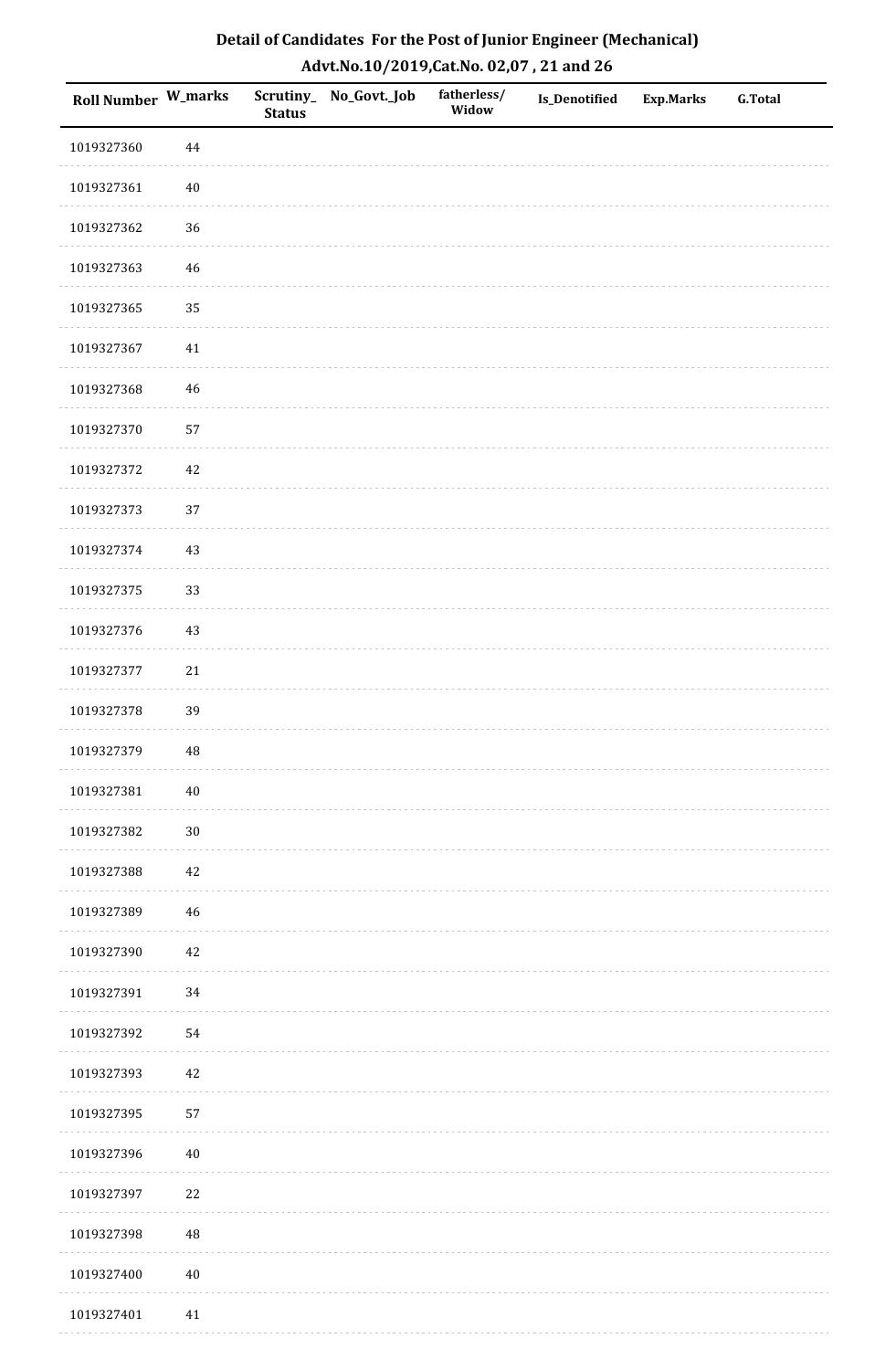# Detail of Candidates For the Post of Junior Engineer (Mechanical)

## Advt.No.10/2019,Cat.No. 02,07 , 21 and 26

| Roll Number | W_marks | Scrutiny_Status | No_Govt._Job | fatherless/Widow | Is_Denotified | Exp.Marks | G.Total |
|---|---|---|---|---|---|---|---|
| 1019327360 | 44 | | | | | | |
| 1019327361 | 40 | | | | | | |
| 1019327362 | 36 | | | | | | |
| 1019327363 | 46 | | | | | | |
| 1019327365 | 35 | | | | | | |
| 1019327367 | 41 | | | | | | |
| 1019327368 | 46 | | | | | | |
| 1019327370 | 57 | | | | | | |
| 1019327372 | 42 | | | | | | |
| 1019327373 | 37 | | | | | | |
| 1019327374 | 43 | | | | | | |
| 1019327375 | 33 | | | | | | |
| 1019327376 | 43 | | | | | | |
| 1019327377 | 21 | | | | | | |
| 1019327378 | 39 | | | | | | |
| 1019327379 | 48 | | | | | | |
| 1019327381 | 40 | | | | | | |
| 1019327382 | 30 | | | | | | |
| 1019327388 | 42 | | | | | | |
| 1019327389 | 46 | | | | | | |
| 1019327390 | 42 | | | | | | |
| 1019327391 | 34 | | | | | | |
| 1019327392 | 54 | | | | | | |
| 1019327393 | 42 | | | | | | |
| 1019327395 | 57 | | | | | | |
| 1019327396 | 40 | | | | | | |
| 1019327397 | 22 | | | | | | |
| 1019327398 | 48 | | | | | | |
| 1019327400 | 40 | | | | | | |
| 1019327401 | 41 | | | | | | |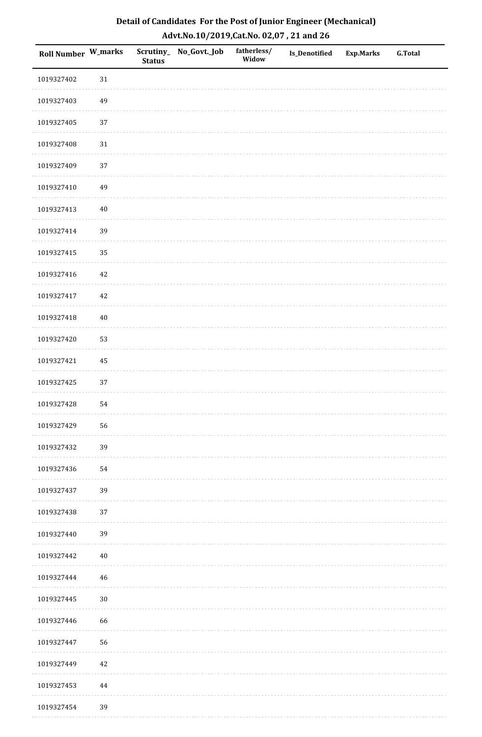# Detail of Candidates For the Post of Junior Engineer (Mechanical)

## Advt.No.10/2019,Cat.No. 02,07 , 21 and 26

| Roll Number | W_marks | Scrutiny_ Status | No_Govt._Job | fatherless/ Widow | Is_Denotified | Exp.Marks | G.Total |
|---|---|---|---|---|---|---|---|
| 1019327402 | 31 | | | | | | |
| 1019327403 | 49 | | | | | | |
| 1019327405 | 37 | | | | | | |
| 1019327408 | 31 | | | | | | |
| 1019327409 | 37 | | | | | | |
| 1019327410 | 49 | | | | | | |
| 1019327413 | 40 | | | | | | |
| 1019327414 | 39 | | | | | | |
| 1019327415 | 35 | | | | | | |
| 1019327416 | 42 | | | | | | |
| 1019327417 | 42 | | | | | | |
| 1019327418 | 40 | | | | | | |
| 1019327420 | 53 | | | | | | |
| 1019327421 | 45 | | | | | | |
| 1019327425 | 37 | | | | | | |
| 1019327428 | 54 | | | | | | |
| 1019327429 | 56 | | | | | | |
| 1019327432 | 39 | | | | | | |
| 1019327436 | 54 | | | | | | |
| 1019327437 | 39 | | | | | | |
| 1019327438 | 37 | | | | | | |
| 1019327440 | 39 | | | | | | |
| 1019327442 | 40 | | | | | | |
| 1019327444 | 46 | | | | | | |
| 1019327445 | 30 | | | | | | |
| 1019327446 | 66 | | | | | | |
| 1019327447 | 56 | | | | | | |
| 1019327449 | 42 | | | | | | |
| 1019327453 | 44 | | | | | | |
| 1019327454 | 39 | | | | | | |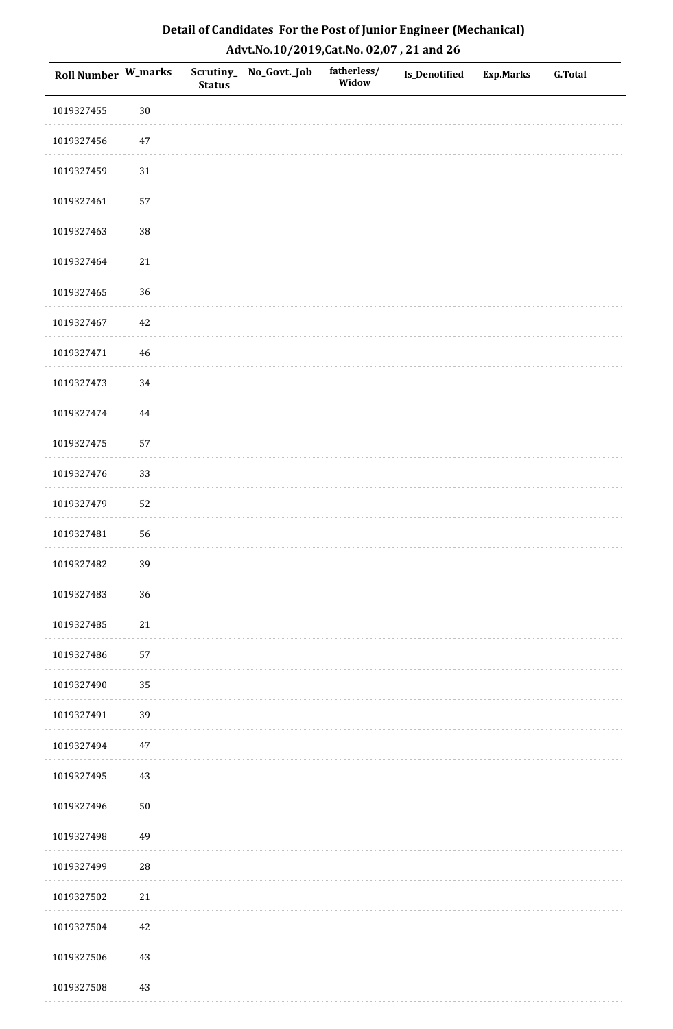## Detail of Candidates For the Post of Junior Engineer (Mechanical)
## Advt.No.10/2019,Cat.No. 02,07 , 21 and 26

| Roll Number | W_marks | Scrutiny_Status | No_Govt._Job | fatherless/Widow | Is_Denotified | Exp.Marks | G.Total |
|---|---|---|---|---|---|---|---|
| 1019327455 | 30 | | | | | | |
| 1019327456 | 47 | | | | | | |
| 1019327459 | 31 | | | | | | |
| 1019327461 | 57 | | | | | | |
| 1019327463 | 38 | | | | | | |
| 1019327464 | 21 | | | | | | |
| 1019327465 | 36 | | | | | | |
| 1019327467 | 42 | | | | | | |
| 1019327471 | 46 | | | | | | |
| 1019327473 | 34 | | | | | | |
| 1019327474 | 44 | | | | | | |
| 1019327475 | 57 | | | | | | |
| 1019327476 | 33 | | | | | | |
| 1019327479 | 52 | | | | | | |
| 1019327481 | 56 | | | | | | |
| 1019327482 | 39 | | | | | | |
| 1019327483 | 36 | | | | | | |
| 1019327485 | 21 | | | | | | |
| 1019327486 | 57 | | | | | | |
| 1019327490 | 35 | | | | | | |
| 1019327491 | 39 | | | | | | |
| 1019327494 | 47 | | | | | | |
| 1019327495 | 43 | | | | | | |
| 1019327496 | 50 | | | | | | |
| 1019327498 | 49 | | | | | | |
| 1019327499 | 28 | | | | | | |
| 1019327502 | 21 | | | | | | |
| 1019327504 | 42 | | | | | | |
| 1019327506 | 43 | | | | | | |
| 1019327508 | 43 | | | | | | |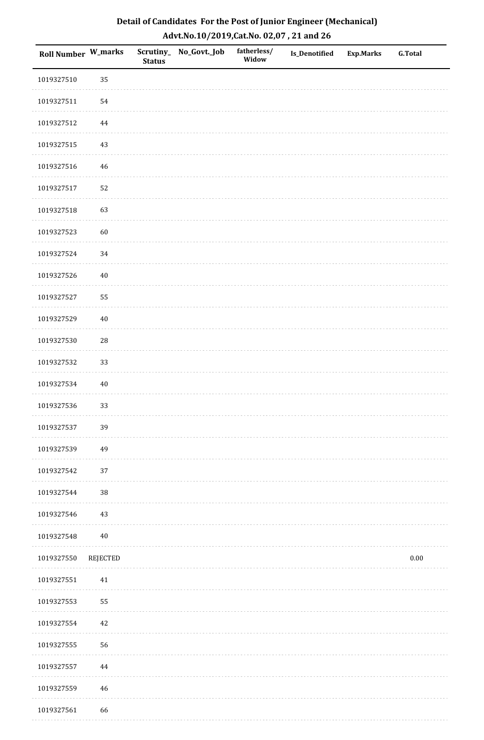## Detail of Candidates For the Post of Junior Engineer (Mechanical)

### Advt.No.10/2019,Cat.No. 02,07 , 21 and 26

| Roll Number | W_marks | Scrutiny_Status | No_Govt._Job | fatherless/Widow | Is_Denotified | Exp.Marks | G.Total |
|---|---|---|---|---|---|---|---|
| 1019327510 | 35 | | | | | | |
| 1019327511 | 54 | | | | | | |
| 1019327512 | 44 | | | | | | |
| 1019327515 | 43 | | | | | | |
| 1019327516 | 46 | | | | | | |
| 1019327517 | 52 | | | | | | |
| 1019327518 | 63 | | | | | | |
| 1019327523 | 60 | | | | | | |
| 1019327524 | 34 | | | | | | |
| 1019327526 | 40 | | | | | | |
| 1019327527 | 55 | | | | | | |
| 1019327529 | 40 | | | | | | |
| 1019327530 | 28 | | | | | | |
| 1019327532 | 33 | | | | | | |
| 1019327534 | 40 | | | | | | |
| 1019327536 | 33 | | | | | | |
| 1019327537 | 39 | | | | | | |
| 1019327539 | 49 | | | | | | |
| 1019327542 | 37 | | | | | | |
| 1019327544 | 38 | | | | | | |
| 1019327546 | 43 | | | | | | |
| 1019327548 | 40 | | | | | | |
| 1019327550 | REJECTED | | | | | | 0.00 |
| 1019327551 | 41 | | | | | | |
| 1019327553 | 55 | | | | | | |
| 1019327554 | 42 | | | | | | |
| 1019327555 | 56 | | | | | | |
| 1019327557 | 44 | | | | | | |
| 1019327559 | 46 | | | | | | |
| 1019327561 | 66 | | | | | | |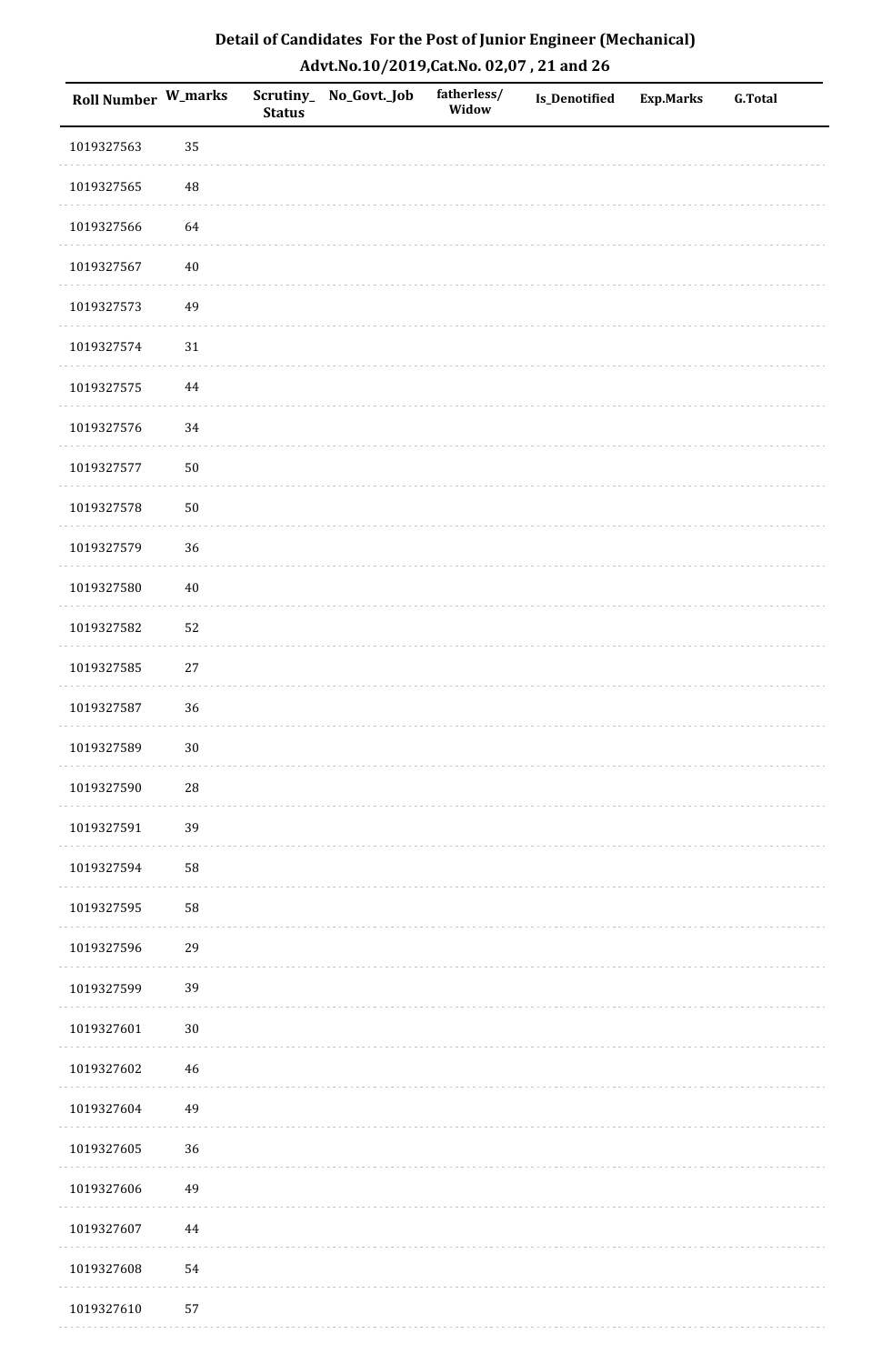## Detail of Candidates For the Post of Junior Engineer (Mechanical)
## Advt.No.10/2019,Cat.No. 02,07 , 21 and 26

| Roll Number | W_marks | Scrutiny_ Status | No_Govt._Job | fatherless/ Widow | Is_Denotified | Exp.Marks | G.Total |
|---|---|---|---|---|---|---|---|
| 1019327563 | 35 | | | | | | |
| 1019327565 | 48 | | | | | | |
| 1019327566 | 64 | | | | | | |
| 1019327567 | 40 | | | | | | |
| 1019327573 | 49 | | | | | | |
| 1019327574 | 31 | | | | | | |
| 1019327575 | 44 | | | | | | |
| 1019327576 | 34 | | | | | | |
| 1019327577 | 50 | | | | | | |
| 1019327578 | 50 | | | | | | |
| 1019327579 | 36 | | | | | | |
| 1019327580 | 40 | | | | | | |
| 1019327582 | 52 | | | | | | |
| 1019327585 | 27 | | | | | | |
| 1019327587 | 36 | | | | | | |
| 1019327589 | 30 | | | | | | |
| 1019327590 | 28 | | | | | | |
| 1019327591 | 39 | | | | | | |
| 1019327594 | 58 | | | | | | |
| 1019327595 | 58 | | | | | | |
| 1019327596 | 29 | | | | | | |
| 1019327599 | 39 | | | | | | |
| 1019327601 | 30 | | | | | | |
| 1019327602 | 46 | | | | | | |
| 1019327604 | 49 | | | | | | |
| 1019327605 | 36 | | | | | | |
| 1019327606 | 49 | | | | | | |
| 1019327607 | 44 | | | | | | |
| 1019327608 | 54 | | | | | | |
| 1019327610 | 57 | | | | | | |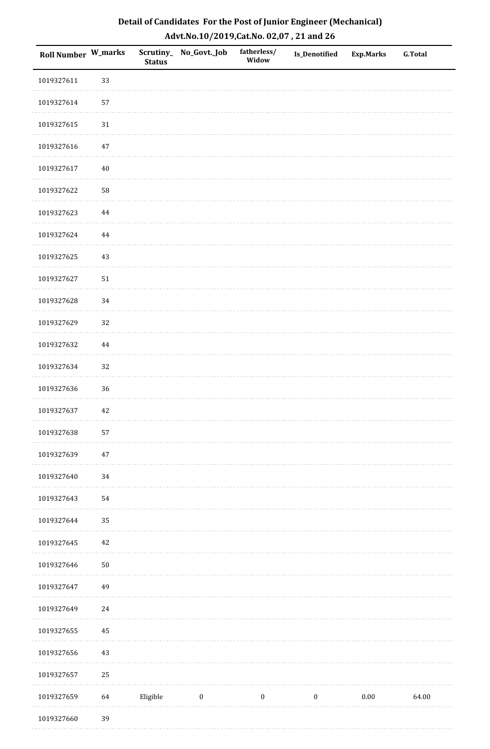# Detail of Candidates For the Post of Junior Engineer (Mechanical)

## Advt.No.10/2019,Cat.No. 02,07 , 21 and 26

| Roll Number | W_marks | Scrutiny_Status | No_Govt._Job | fatherless/Widow | Is_Denotified | Exp.Marks | G.Total |
|---|---|---|---|---|---|---|---|
| 1019327611 | 33 | | | | | | |
| 1019327614 | 57 | | | | | | |
| 1019327615 | 31 | | | | | | |
| 1019327616 | 47 | | | | | | |
| 1019327617 | 40 | | | | | | |
| 1019327622 | 58 | | | | | | |
| 1019327623 | 44 | | | | | | |
| 1019327624 | 44 | | | | | | |
| 1019327625 | 43 | | | | | | |
| 1019327627 | 51 | | | | | | |
| 1019327628 | 34 | | | | | | |
| 1019327629 | 32 | | | | | | |
| 1019327632 | 44 | | | | | | |
| 1019327634 | 32 | | | | | | |
| 1019327636 | 36 | | | | | | |
| 1019327637 | 42 | | | | | | |
| 1019327638 | 57 | | | | | | |
| 1019327639 | 47 | | | | | | |
| 1019327640 | 34 | | | | | | |
| 1019327643 | 54 | | | | | | |
| 1019327644 | 35 | | | | | | |
| 1019327645 | 42 | | | | | | |
| 1019327646 | 50 | | | | | | |
| 1019327647 | 49 | | | | | | |
| 1019327649 | 24 | | | | | | |
| 1019327655 | 45 | | | | | | |
| 1019327656 | 43 | | | | | | |
| 1019327657 | 25 | | | | | | |
| 1019327659 | 64 | Eligible | 0 | 0 | 0 | 0.00 | 64.00 |
| 1019327660 | 39 | | | | | | |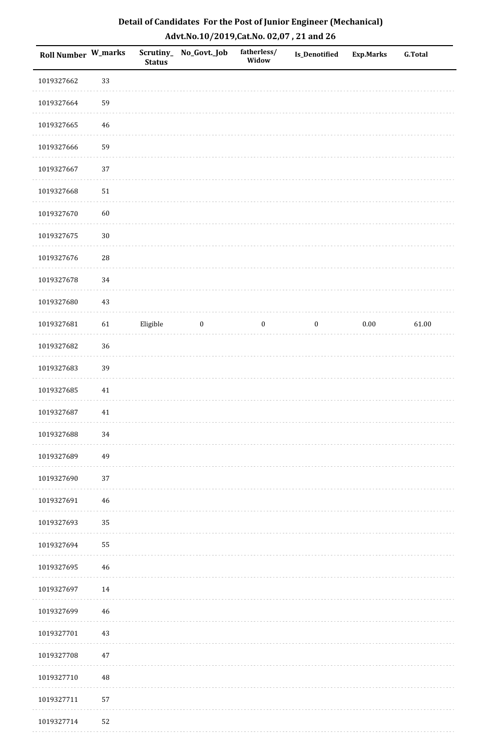# Detail of Candidates For the Post of Junior Engineer (Mechanical)

## Advt.No.10/2019,Cat.No. 02,07 , 21 and 26

| Roll Number | W_marks | Scrutiny_Status | No_Govt._Job | fatherless/Widow | Is_Denotified | Exp.Marks | G.Total |
|---|---|---|---|---|---|---|---|
| 1019327662 | 33 | | | | | | |
| 1019327664 | 59 | | | | | | |
| 1019327665 | 46 | | | | | | |
| 1019327666 | 59 | | | | | | |
| 1019327667 | 37 | | | | | | |
| 1019327668 | 51 | | | | | | |
| 1019327670 | 60 | | | | | | |
| 1019327675 | 30 | | | | | | |
| 1019327676 | 28 | | | | | | |
| 1019327678 | 34 | | | | | | |
| 1019327680 | 43 | | | | | | |
| 1019327681 | 61 | Eligible | 0 | 0 | 0 | 0.00 | 61.00 |
| 1019327682 | 36 | | | | | | |
| 1019327683 | 39 | | | | | | |
| 1019327685 | 41 | | | | | | |
| 1019327687 | 41 | | | | | | |
| 1019327688 | 34 | | | | | | |
| 1019327689 | 49 | | | | | | |
| 1019327690 | 37 | | | | | | |
| 1019327691 | 46 | | | | | | |
| 1019327693 | 35 | | | | | | |
| 1019327694 | 55 | | | | | | |
| 1019327695 | 46 | | | | | | |
| 1019327697 | 14 | | | | | | |
| 1019327699 | 46 | | | | | | |
| 1019327701 | 43 | | | | | | |
| 1019327708 | 47 | | | | | | |
| 1019327710 | 48 | | | | | | |
| 1019327711 | 57 | | | | | | |
| 1019327714 | 52 | | | | | | |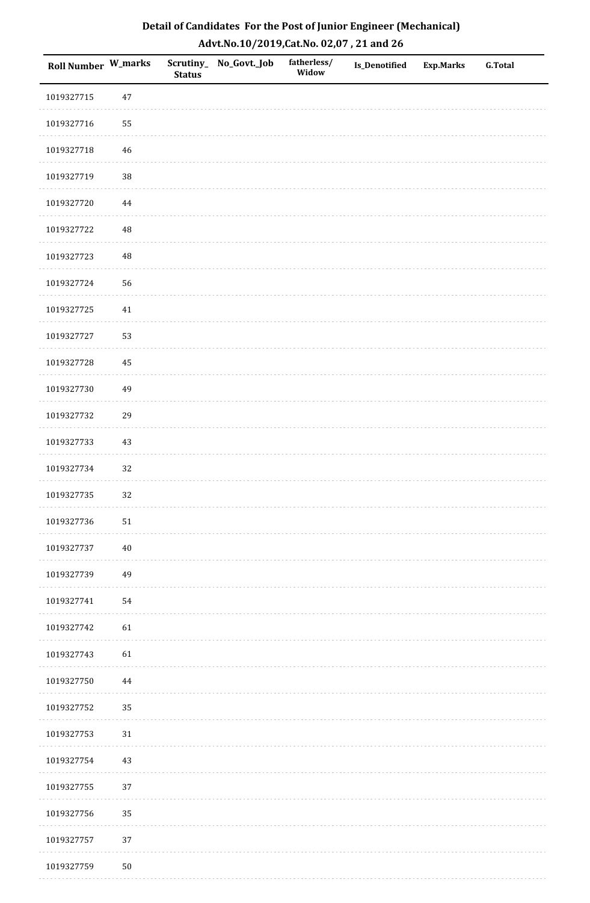# Detail of Candidates For the Post of Junior Engineer (Mechanical)

## Advt.No.10/2019,Cat.No. 02,07 , 21 and 26

| Roll Number | W_marks | Scrutiny_Status | No_Govt._Job | fatherless/Widow | Is_Denotified | Exp.Marks | G.Total |
|---|---|---|---|---|---|---|---|
| 1019327715 | 47 | | | | | | |
| 1019327716 | 55 | | | | | | |
| 1019327718 | 46 | | | | | | |
| 1019327719 | 38 | | | | | | |
| 1019327720 | 44 | | | | | | |
| 1019327722 | 48 | | | | | | |
| 1019327723 | 48 | | | | | | |
| 1019327724 | 56 | | | | | | |
| 1019327725 | 41 | | | | | | |
| 1019327727 | 53 | | | | | | |
| 1019327728 | 45 | | | | | | |
| 1019327730 | 49 | | | | | | |
| 1019327732 | 29 | | | | | | |
| 1019327733 | 43 | | | | | | |
| 1019327734 | 32 | | | | | | |
| 1019327735 | 32 | | | | | | |
| 1019327736 | 51 | | | | | | |
| 1019327737 | 40 | | | | | | |
| 1019327739 | 49 | | | | | | |
| 1019327741 | 54 | | | | | | |
| 1019327742 | 61 | | | | | | |
| 1019327743 | 61 | | | | | | |
| 1019327750 | 44 | | | | | | |
| 1019327752 | 35 | | | | | | |
| 1019327753 | 31 | | | | | | |
| 1019327754 | 43 | | | | | | |
| 1019327755 | 37 | | | | | | |
| 1019327756 | 35 | | | | | | |
| 1019327757 | 37 | | | | | | |
| 1019327759 | 50 | | | | | | |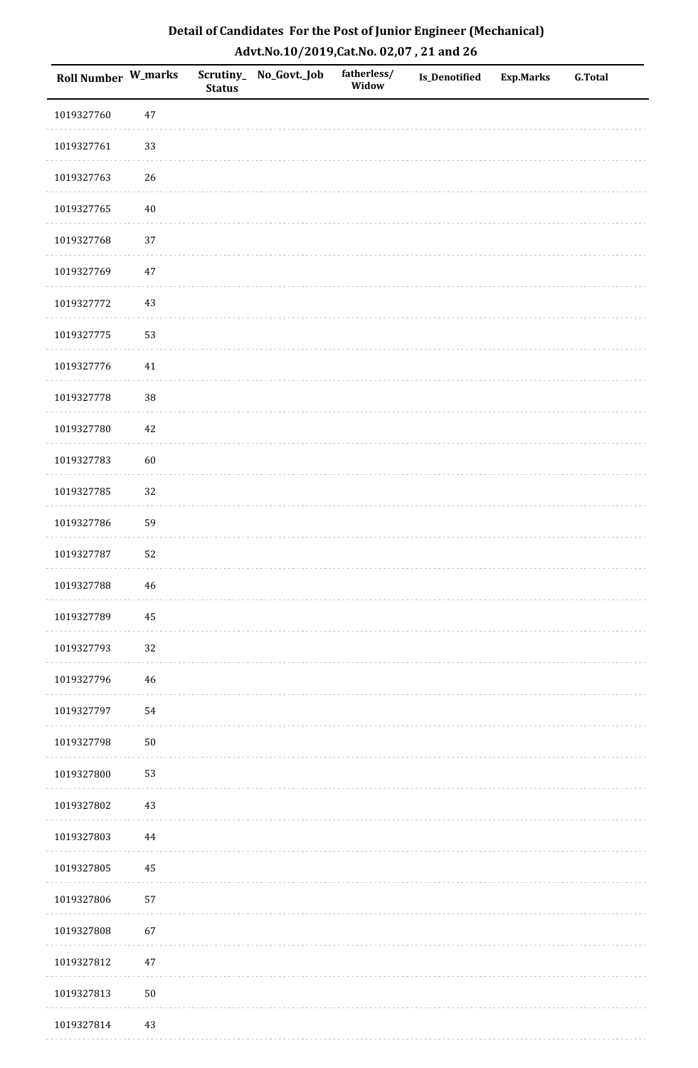# Detail of Candidates For the Post of Junior Engineer (Mechanical)

## Advt.No.10/2019,Cat.No. 02,07 , 21 and 26

| Roll Number | W_marks | Scrutiny_Status | No_Govt._Job | fatherless/Widow | Is_Denotified | Exp.Marks | G.Total |
|---|---|---|---|---|---|---|---|
| 1019327760 | 47 | | | | | | |
| 1019327761 | 33 | | | | | | |
| 1019327763 | 26 | | | | | | |
| 1019327765 | 40 | | | | | | |
| 1019327768 | 37 | | | | | | |
| 1019327769 | 47 | | | | | | |
| 1019327772 | 43 | | | | | | |
| 1019327775 | 53 | | | | | | |
| 1019327776 | 41 | | | | | | |
| 1019327778 | 38 | | | | | | |
| 1019327780 | 42 | | | | | | |
| 1019327783 | 60 | | | | | | |
| 1019327785 | 32 | | | | | | |
| 1019327786 | 59 | | | | | | |
| 1019327787 | 52 | | | | | | |
| 1019327788 | 46 | | | | | | |
| 1019327789 | 45 | | | | | | |
| 1019327793 | 32 | | | | | | |
| 1019327796 | 46 | | | | | | |
| 1019327797 | 54 | | | | | | |
| 1019327798 | 50 | | | | | | |
| 1019327800 | 53 | | | | | | |
| 1019327802 | 43 | | | | | | |
| 1019327803 | 44 | | | | | | |
| 1019327805 | 45 | | | | | | |
| 1019327806 | 57 | | | | | | |
| 1019327808 | 67 | | | | | | |
| 1019327812 | 47 | | | | | | |
| 1019327813 | 50 | | | | | | |
| 1019327814 | 43 | | | | | | |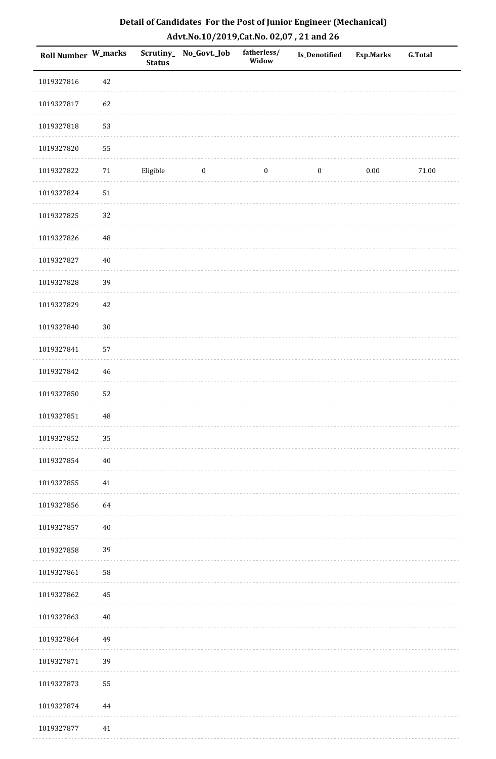# Detail of Candidates For the Post of Junior Engineer (Mechanical)

## Advt.No.10/2019,Cat.No. 02,07 , 21 and 26

| Roll Number | W_marks | Scrutiny_ Status | No_Govt._Job | fatherless/ Widow | Is_Denotified | Exp.Marks | G.Total |
|---|---|---|---|---|---|---|---|
| 1019327816 | 42 | | | | | | |
| 1019327817 | 62 | | | | | | |
| 1019327818 | 53 | | | | | | |
| 1019327820 | 55 | | | | | | |
| 1019327822 | 71 | Eligible | 0 | 0 | 0 | 0.00 | 71.00 |
| 1019327824 | 51 | | | | | | |
| 1019327825 | 32 | | | | | | |
| 1019327826 | 48 | | | | | | |
| 1019327827 | 40 | | | | | | |
| 1019327828 | 39 | | | | | | |
| 1019327829 | 42 | | | | | | |
| 1019327840 | 30 | | | | | | |
| 1019327841 | 57 | | | | | | |
| 1019327842 | 46 | | | | | | |
| 1019327850 | 52 | | | | | | |
| 1019327851 | 48 | | | | | | |
| 1019327852 | 35 | | | | | | |
| 1019327854 | 40 | | | | | | |
| 1019327855 | 41 | | | | | | |
| 1019327856 | 64 | | | | | | |
| 1019327857 | 40 | | | | | | |
| 1019327858 | 39 | | | | | | |
| 1019327861 | 58 | | | | | | |
| 1019327862 | 45 | | | | | | |
| 1019327863 | 40 | | | | | | |
| 1019327864 | 49 | | | | | | |
| 1019327871 | 39 | | | | | | |
| 1019327873 | 55 | | | | | | |
| 1019327874 | 44 | | | | | | |
| 1019327877 | 41 | | | | | | |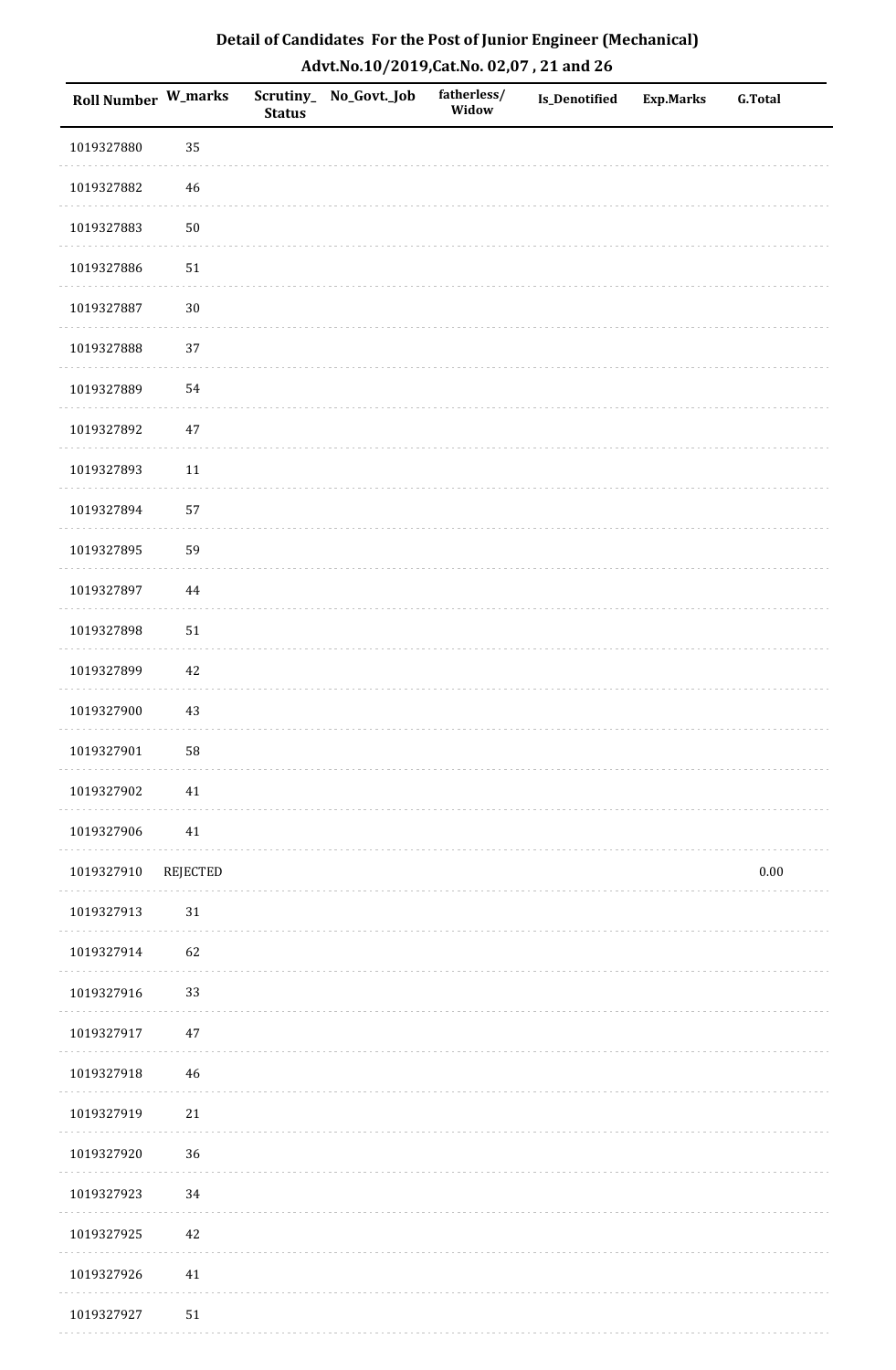## Detail of Candidates For the Post of Junior Engineer (Mechanical)
## Advt.No.10/2019,Cat.No. 02,07 , 21 and 26

| Roll Number | W_marks | Scrutiny_ Status | No_Govt._Job | fatherless/ Widow | Is_Denotified | Exp.Marks | G.Total |
|---|---|---|---|---|---|---|---|
| 1019327880 | 35 | | | | | | |
| 1019327882 | 46 | | | | | | |
| 1019327883 | 50 | | | | | | |
| 1019327886 | 51 | | | | | | |
| 1019327887 | 30 | | | | | | |
| 1019327888 | 37 | | | | | | |
| 1019327889 | 54 | | | | | | |
| 1019327892 | 47 | | | | | | |
| 1019327893 | 11 | | | | | | |
| 1019327894 | 57 | | | | | | |
| 1019327895 | 59 | | | | | | |
| 1019327897 | 44 | | | | | | |
| 1019327898 | 51 | | | | | | |
| 1019327899 | 42 | | | | | | |
| 1019327900 | 43 | | | | | | |
| 1019327901 | 58 | | | | | | |
| 1019327902 | 41 | | | | | | |
| 1019327906 | 41 | | | | | | |
| 1019327910 | REJECTED | | | | | | 0.00 |
| 1019327913 | 31 | | | | | | |
| 1019327914 | 62 | | | | | | |
| 1019327916 | 33 | | | | | | |
| 1019327917 | 47 | | | | | | |
| 1019327918 | 46 | | | | | | |
| 1019327919 | 21 | | | | | | |
| 1019327920 | 36 | | | | | | |
| 1019327923 | 34 | | | | | | |
| 1019327925 | 42 | | | | | | |
| 1019327926 | 41 | | | | | | |
| 1019327927 | 51 | | | | | | |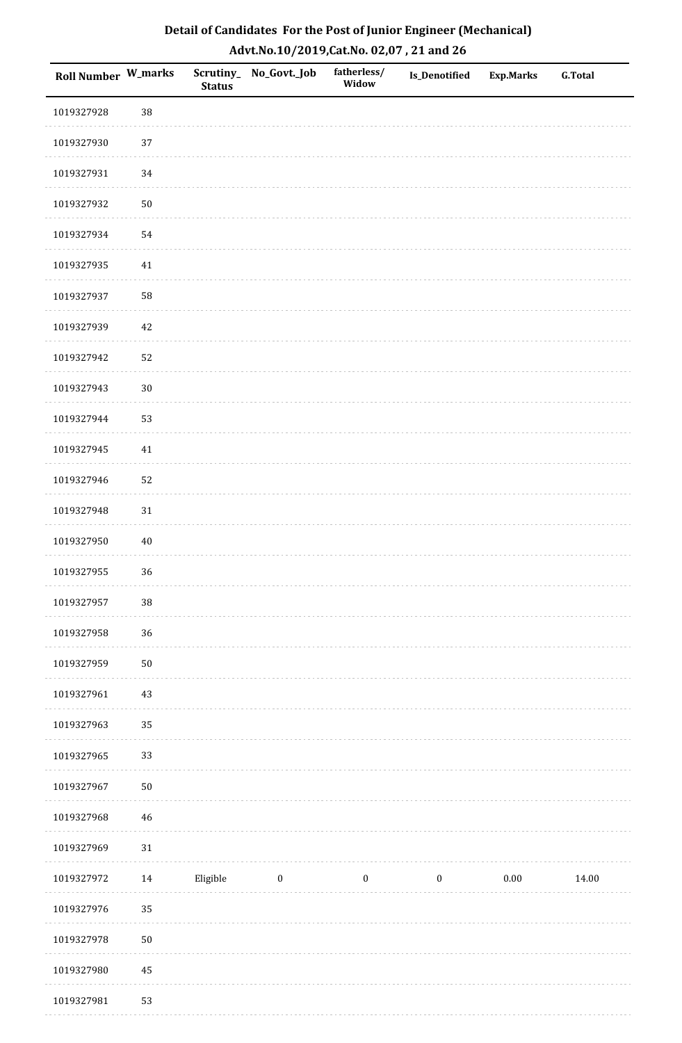## Detail of Candidates For the Post of Junior Engineer (Mechanical)

## Advt.No.10/2019,Cat.No. 02,07 , 21 and 26

| Roll Number | W_marks | Scrutiny_Status | No_Govt._Job | fatherless/Widow | Is_Denotified | Exp.Marks | G.Total |
|---|---|---|---|---|---|---|---|
| 1019327928 | 38 | | | | | | |
| 1019327930 | 37 | | | | | | |
| 1019327931 | 34 | | | | | | |
| 1019327932 | 50 | | | | | | |
| 1019327934 | 54 | | | | | | |
| 1019327935 | 41 | | | | | | |
| 1019327937 | 58 | | | | | | |
| 1019327939 | 42 | | | | | | |
| 1019327942 | 52 | | | | | | |
| 1019327943 | 30 | | | | | | |
| 1019327944 | 53 | | | | | | |
| 1019327945 | 41 | | | | | | |
| 1019327946 | 52 | | | | | | |
| 1019327948 | 31 | | | | | | |
| 1019327950 | 40 | | | | | | |
| 1019327955 | 36 | | | | | | |
| 1019327957 | 38 | | | | | | |
| 1019327958 | 36 | | | | | | |
| 1019327959 | 50 | | | | | | |
| 1019327961 | 43 | | | | | | |
| 1019327963 | 35 | | | | | | |
| 1019327965 | 33 | | | | | | |
| 1019327967 | 50 | | | | | | |
| 1019327968 | 46 | | | | | | |
| 1019327969 | 31 | | | | | | |
| 1019327972 | 14 | Eligible | 0 | 0 | 0 | 0.00 | 14.00 |
| 1019327976 | 35 | | | | | | |
| 1019327978 | 50 | | | | | | |
| 1019327980 | 45 | | | | | | |
| 1019327981 | 53 | | | | | | |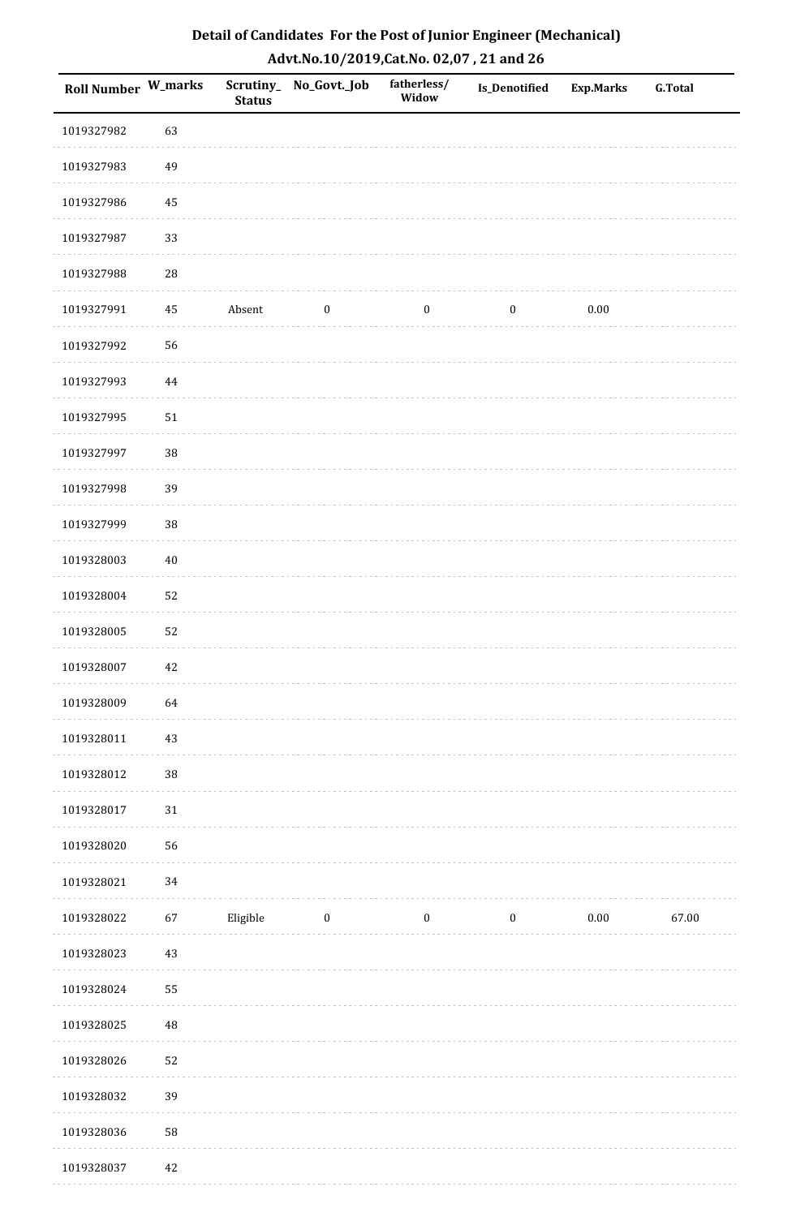## Detail of Candidates For the Post of Junior Engineer (Mechanical)

## Advt.No.10/2019,Cat.No. 02,07 , 21 and 26

| Roll Number | W_marks | Scrutiny_Status | No_Govt._Job | fatherless/Widow | Is_Denotified | Exp.Marks | G.Total |
|---|---|---|---|---|---|---|---|
| 1019327982 | 63 | | | | | | |
| 1019327983 | 49 | | | | | | |
| 1019327986 | 45 | | | | | | |
| 1019327987 | 33 | | | | | | |
| 1019327988 | 28 | | | | | | |
| 1019327991 | 45 | Absent | 0 | 0 | 0 | 0.00 | |
| 1019327992 | 56 | | | | | | |
| 1019327993 | 44 | | | | | | |
| 1019327995 | 51 | | | | | | |
| 1019327997 | 38 | | | | | | |
| 1019327998 | 39 | | | | | | |
| 1019327999 | 38 | | | | | | |
| 1019328003 | 40 | | | | | | |
| 1019328004 | 52 | | | | | | |
| 1019328005 | 52 | | | | | | |
| 1019328007 | 42 | | | | | | |
| 1019328009 | 64 | | | | | | |
| 1019328011 | 43 | | | | | | |
| 1019328012 | 38 | | | | | | |
| 1019328017 | 31 | | | | | | |
| 1019328020 | 56 | | | | | | |
| 1019328021 | 34 | | | | | | |
| 1019328022 | 67 | Eligible | 0 | 0 | 0 | 0.00 | 67.00 |
| 1019328023 | 43 | | | | | | |
| 1019328024 | 55 | | | | | | |
| 1019328025 | 48 | | | | | | |
| 1019328026 | 52 | | | | | | |
| 1019328032 | 39 | | | | | | |
| 1019328036 | 58 | | | | | | |
| 1019328037 | 42 | | | | | | |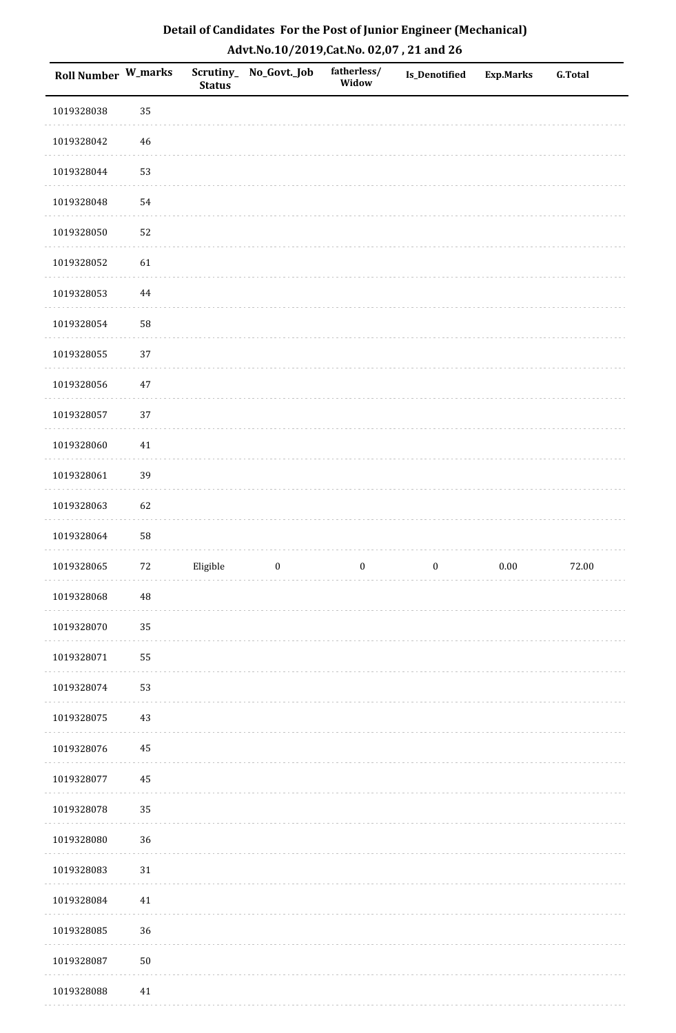## Detail of Candidates For the Post of Junior Engineer (Mechanical)

### Advt.No.10/2019,Cat.No. 02,07 , 21 and 26

| Roll Number | W_marks | Scrutiny_ Status | No_Govt._Job | fatherless/ Widow | Is_Denotified | Exp.Marks | G.Total |
|---|---|---|---|---|---|---|---|
| 1019328038 | 35 | | | | | | |
| 1019328042 | 46 | | | | | | |
| 1019328044 | 53 | | | | | | |
| 1019328048 | 54 | | | | | | |
| 1019328050 | 52 | | | | | | |
| 1019328052 | 61 | | | | | | |
| 1019328053 | 44 | | | | | | |
| 1019328054 | 58 | | | | | | |
| 1019328055 | 37 | | | | | | |
| 1019328056 | 47 | | | | | | |
| 1019328057 | 37 | | | | | | |
| 1019328060 | 41 | | | | | | |
| 1019328061 | 39 | | | | | | |
| 1019328063 | 62 | | | | | | |
| 1019328064 | 58 | | | | | | |
| 1019328065 | 72 | Eligible | 0 | 0 | 0 | 0.00 | 72.00 |
| 1019328068 | 48 | | | | | | |
| 1019328070 | 35 | | | | | | |
| 1019328071 | 55 | | | | | | |
| 1019328074 | 53 | | | | | | |
| 1019328075 | 43 | | | | | | |
| 1019328076 | 45 | | | | | | |
| 1019328077 | 45 | | | | | | |
| 1019328078 | 35 | | | | | | |
| 1019328080 | 36 | | | | | | |
| 1019328083 | 31 | | | | | | |
| 1019328084 | 41 | | | | | | |
| 1019328085 | 36 | | | | | | |
| 1019328087 | 50 | | | | | | |
| 1019328088 | 41 | | | | | | |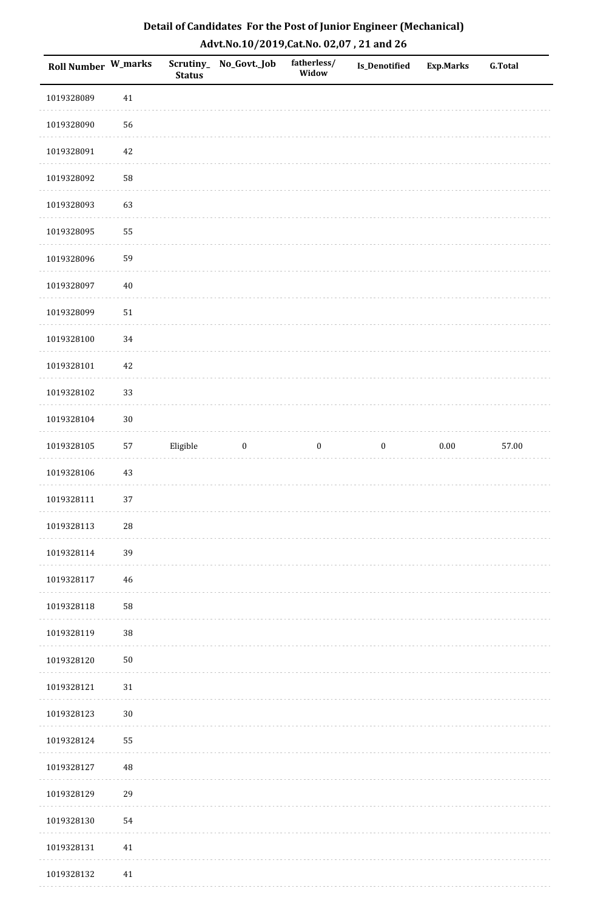# Detail of Candidates For the Post of Junior Engineer (Mechanical)

## Advt.No.10/2019,Cat.No. 02,07 , 21 and 26

| Roll Number | W_marks | Scrutiny_Status | No_Govt._Job | fatherless/Widow | Is_Denotified | Exp.Marks | G.Total |
|---|---|---|---|---|---|---|---|
| 1019328089 | 41 | | | | | | |
| 1019328090 | 56 | | | | | | |
| 1019328091 | 42 | | | | | | |
| 1019328092 | 58 | | | | | | |
| 1019328093 | 63 | | | | | | |
| 1019328095 | 55 | | | | | | |
| 1019328096 | 59 | | | | | | |
| 1019328097 | 40 | | | | | | |
| 1019328099 | 51 | | | | | | |
| 1019328100 | 34 | | | | | | |
| 1019328101 | 42 | | | | | | |
| 1019328102 | 33 | | | | | | |
| 1019328104 | 30 | | | | | | |
| 1019328105 | 57 | Eligible | 0 | 0 | 0 | 0.00 | 57.00 |
| 1019328106 | 43 | | | | | | |
| 1019328111 | 37 | | | | | | |
| 1019328113 | 28 | | | | | | |
| 1019328114 | 39 | | | | | | |
| 1019328117 | 46 | | | | | | |
| 1019328118 | 58 | | | | | | |
| 1019328119 | 38 | | | | | | |
| 1019328120 | 50 | | | | | | |
| 1019328121 | 31 | | | | | | |
| 1019328123 | 30 | | | | | | |
| 1019328124 | 55 | | | | | | |
| 1019328127 | 48 | | | | | | |
| 1019328129 | 29 | | | | | | |
| 1019328130 | 54 | | | | | | |
| 1019328131 | 41 | | | | | | |
| 1019328132 | 41 | | | | | | |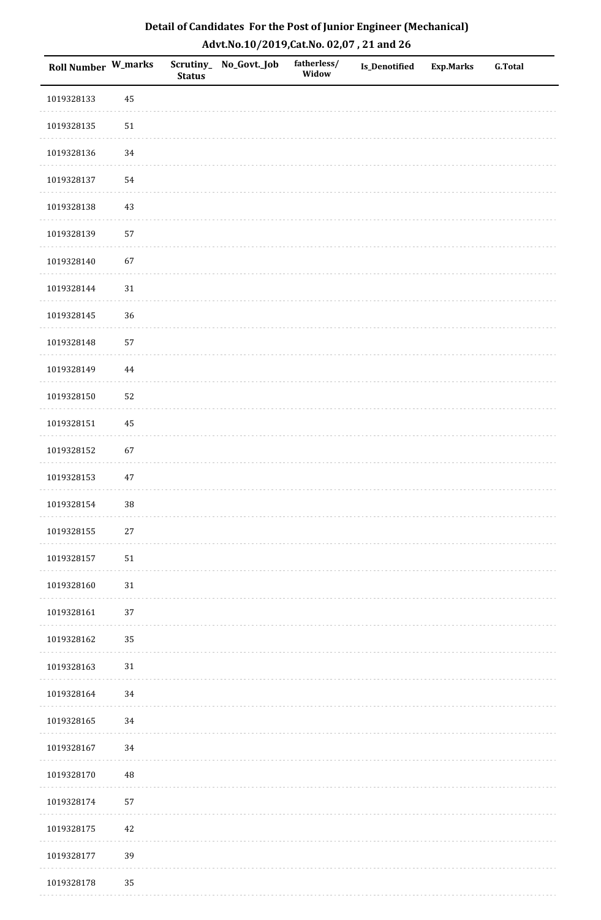## Detail of Candidates For the Post of Junior Engineer (Mechanical)
## Advt.No.10/2019,Cat.No. 02,07 , 21 and 26

| Roll Number | W_marks | Scrutiny_Status | No_Govt._Job | fatherless/Widow | Is_Denotified | Exp.Marks | G.Total |
|---|---|---|---|---|---|---|---|
| 1019328133 | 45 | | | | | | |
| 1019328135 | 51 | | | | | | |
| 1019328136 | 34 | | | | | | |
| 1019328137 | 54 | | | | | | |
| 1019328138 | 43 | | | | | | |
| 1019328139 | 57 | | | | | | |
| 1019328140 | 67 | | | | | | |
| 1019328144 | 31 | | | | | | |
| 1019328145 | 36 | | | | | | |
| 1019328148 | 57 | | | | | | |
| 1019328149 | 44 | | | | | | |
| 1019328150 | 52 | | | | | | |
| 1019328151 | 45 | | | | | | |
| 1019328152 | 67 | | | | | | |
| 1019328153 | 47 | | | | | | |
| 1019328154 | 38 | | | | | | |
| 1019328155 | 27 | | | | | | |
| 1019328157 | 51 | | | | | | |
| 1019328160 | 31 | | | | | | |
| 1019328161 | 37 | | | | | | |
| 1019328162 | 35 | | | | | | |
| 1019328163 | 31 | | | | | | |
| 1019328164 | 34 | | | | | | |
| 1019328165 | 34 | | | | | | |
| 1019328167 | 34 | | | | | | |
| 1019328170 | 48 | | | | | | |
| 1019328174 | 57 | | | | | | |
| 1019328175 | 42 | | | | | | |
| 1019328177 | 39 | | | | | | |
| 1019328178 | 35 | | | | | | |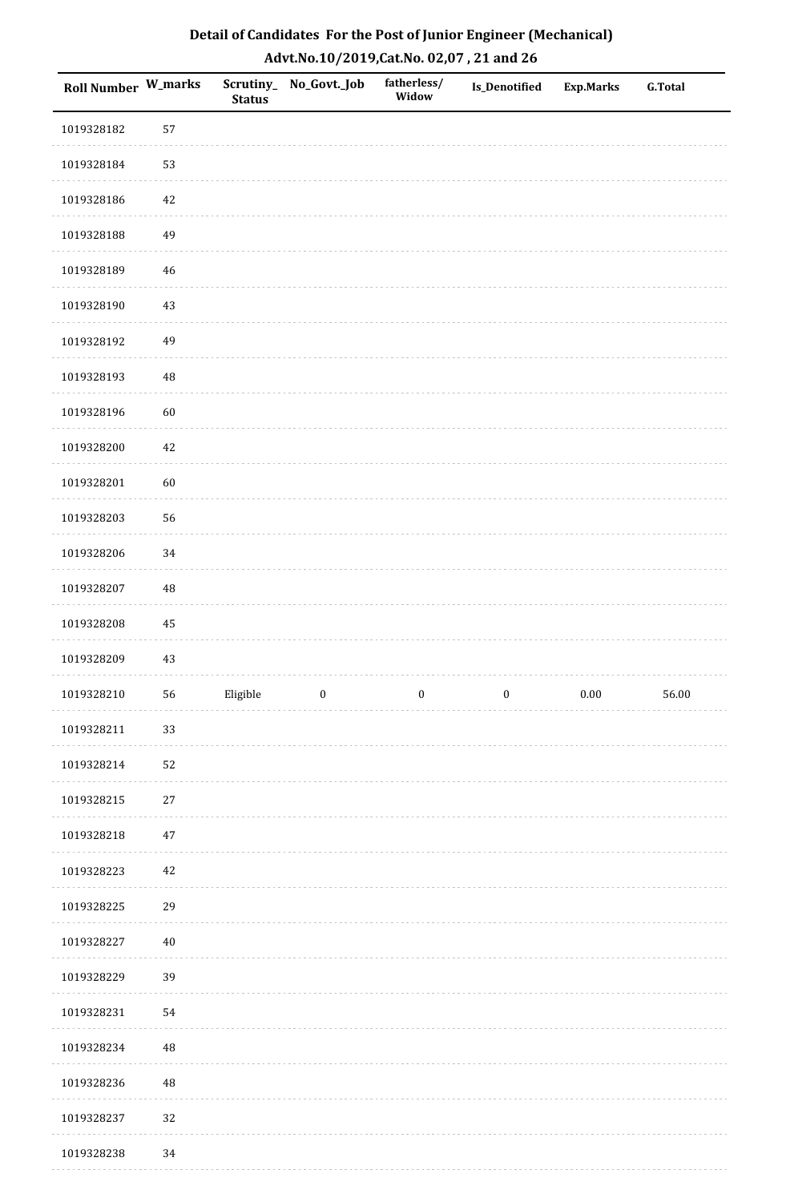## Detail of Candidates For the Post of Junior Engineer (Mechanical)

### Advt.No.10/2019,Cat.No. 02,07 , 21 and 26

| Roll Number | W_marks | Scrutiny_Status | No_Govt._Job | fatherless/Widow | Is_Denotified | Exp.Marks | G.Total |
|---|---|---|---|---|---|---|---|
| 1019328182 | 57 | | | | | | |
| 1019328184 | 53 | | | | | | |
| 1019328186 | 42 | | | | | | |
| 1019328188 | 49 | | | | | | |
| 1019328189 | 46 | | | | | | |
| 1019328190 | 43 | | | | | | |
| 1019328192 | 49 | | | | | | |
| 1019328193 | 48 | | | | | | |
| 1019328196 | 60 | | | | | | |
| 1019328200 | 42 | | | | | | |
| 1019328201 | 60 | | | | | | |
| 1019328203 | 56 | | | | | | |
| 1019328206 | 34 | | | | | | |
| 1019328207 | 48 | | | | | | |
| 1019328208 | 45 | | | | | | |
| 1019328209 | 43 | | | | | | |
| 1019328210 | 56 | Eligible | 0 | 0 | 0 | 0.00 | 56.00 |
| 1019328211 | 33 | | | | | | |
| 1019328214 | 52 | | | | | | |
| 1019328215 | 27 | | | | | | |
| 1019328218 | 47 | | | | | | |
| 1019328223 | 42 | | | | | | |
| 1019328225 | 29 | | | | | | |
| 1019328227 | 40 | | | | | | |
| 1019328229 | 39 | | | | | | |
| 1019328231 | 54 | | | | | | |
| 1019328234 | 48 | | | | | | |
| 1019328236 | 48 | | | | | | |
| 1019328237 | 32 | | | | | | |
| 1019328238 | 34 | | | | | | |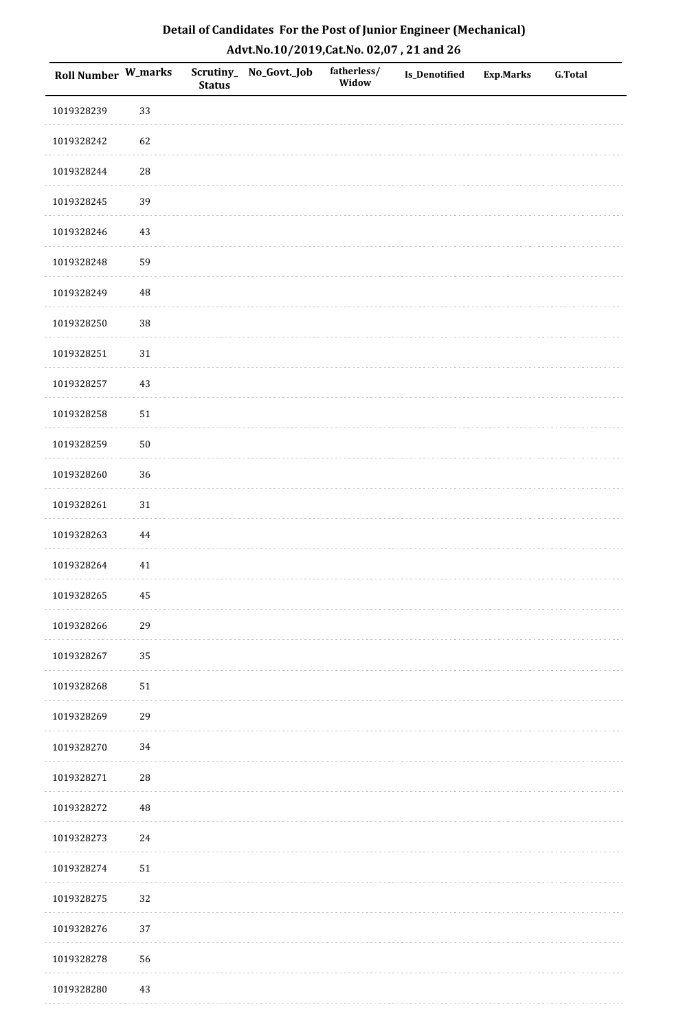# Detail of Candidates For the Post of Junior Engineer (Mechanical)

## Advt.No.10/2019,Cat.No. 02,07 , 21 and 26

| Roll Number | W_marks | Scrutiny_ Status | No_Govt._Job | fatherless/ Widow | Is_Denotified | Exp.Marks | G.Total |
|---|---|---|---|---|---|---|---|
| 1019328239 | 33 | | | | | | |
| 1019328242 | 62 | | | | | | |
| 1019328244 | 28 | | | | | | |
| 1019328245 | 39 | | | | | | |
| 1019328246 | 43 | | | | | | |
| 1019328248 | 59 | | | | | | |
| 1019328249 | 48 | | | | | | |
| 1019328250 | 38 | | | | | | |
| 1019328251 | 31 | | | | | | |
| 1019328257 | 43 | | | | | | |
| 1019328258 | 51 | | | | | | |
| 1019328259 | 50 | | | | | | |
| 1019328260 | 36 | | | | | | |
| 1019328261 | 31 | | | | | | |
| 1019328263 | 44 | | | | | | |
| 1019328264 | 41 | | | | | | |
| 1019328265 | 45 | | | | | | |
| 1019328266 | 29 | | | | | | |
| 1019328267 | 35 | | | | | | |
| 1019328268 | 51 | | | | | | |
| 1019328269 | 29 | | | | | | |
| 1019328270 | 34 | | | | | | |
| 1019328271 | 28 | | | | | | |
| 1019328272 | 48 | | | | | | |
| 1019328273 | 24 | | | | | | |
| 1019328274 | 51 | | | | | | |
| 1019328275 | 32 | | | | | | |
| 1019328276 | 37 | | | | | | |
| 1019328278 | 56 | | | | | | |
| 1019328280 | 43 | | | | | | |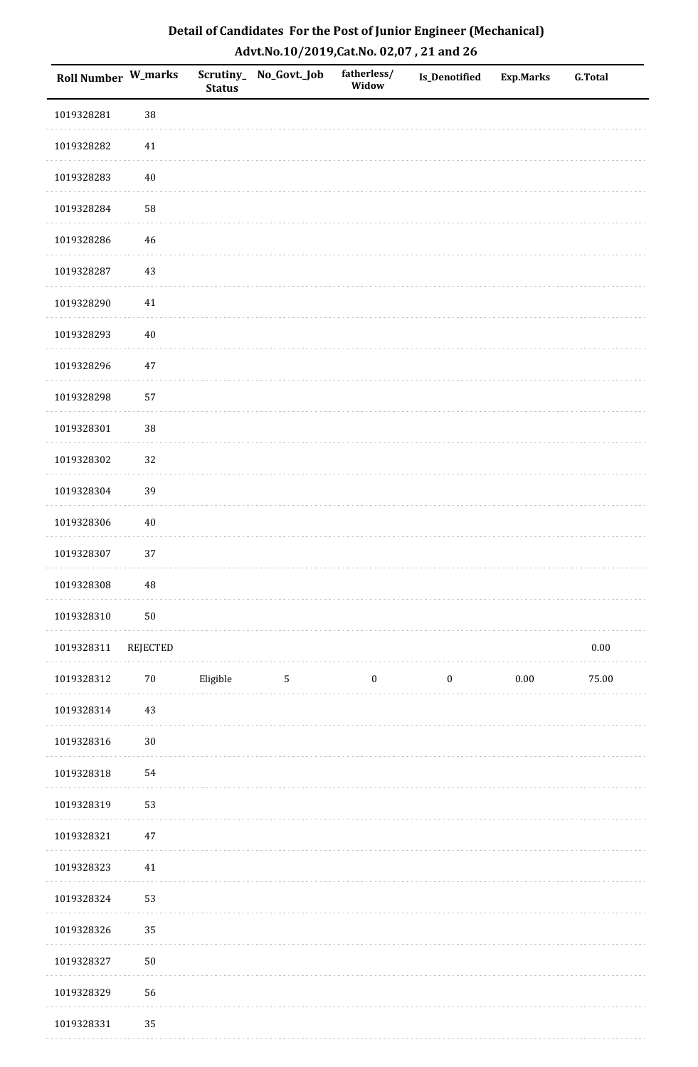# Detail of Candidates For the Post of Junior Engineer (Mechanical)

## Advt.No.10/2019,Cat.No. 02,07 , 21 and 26

| Roll Number | W_marks | Scrutiny_Status | No_Govt._Job | fatherless/Widow | Is_Denotified | Exp.Marks | G.Total |
|---|---|---|---|---|---|---|---|
| 1019328281 | 38 | | | | | | |
| 1019328282 | 41 | | | | | | |
| 1019328283 | 40 | | | | | | |
| 1019328284 | 58 | | | | | | |
| 1019328286 | 46 | | | | | | |
| 1019328287 | 43 | | | | | | |
| 1019328290 | 41 | | | | | | |
| 1019328293 | 40 | | | | | | |
| 1019328296 | 47 | | | | | | |
| 1019328298 | 57 | | | | | | |
| 1019328301 | 38 | | | | | | |
| 1019328302 | 32 | | | | | | |
| 1019328304 | 39 | | | | | | |
| 1019328306 | 40 | | | | | | |
| 1019328307 | 37 | | | | | | |
| 1019328308 | 48 | | | | | | |
| 1019328310 | 50 | | | | | | |
| 1019328311 | REJECTED | | | | | | 0.00 |
| 1019328312 | 70 | Eligible | 5 | 0 | 0 | 0.00 | 75.00 |
| 1019328314 | 43 | | | | | | |
| 1019328316 | 30 | | | | | | |
| 1019328318 | 54 | | | | | | |
| 1019328319 | 53 | | | | | | |
| 1019328321 | 47 | | | | | | |
| 1019328323 | 41 | | | | | | |
| 1019328324 | 53 | | | | | | |
| 1019328326 | 35 | | | | | | |
| 1019328327 | 50 | | | | | | |
| 1019328329 | 56 | | | | | | |
| 1019328331 | 35 | | | | | | |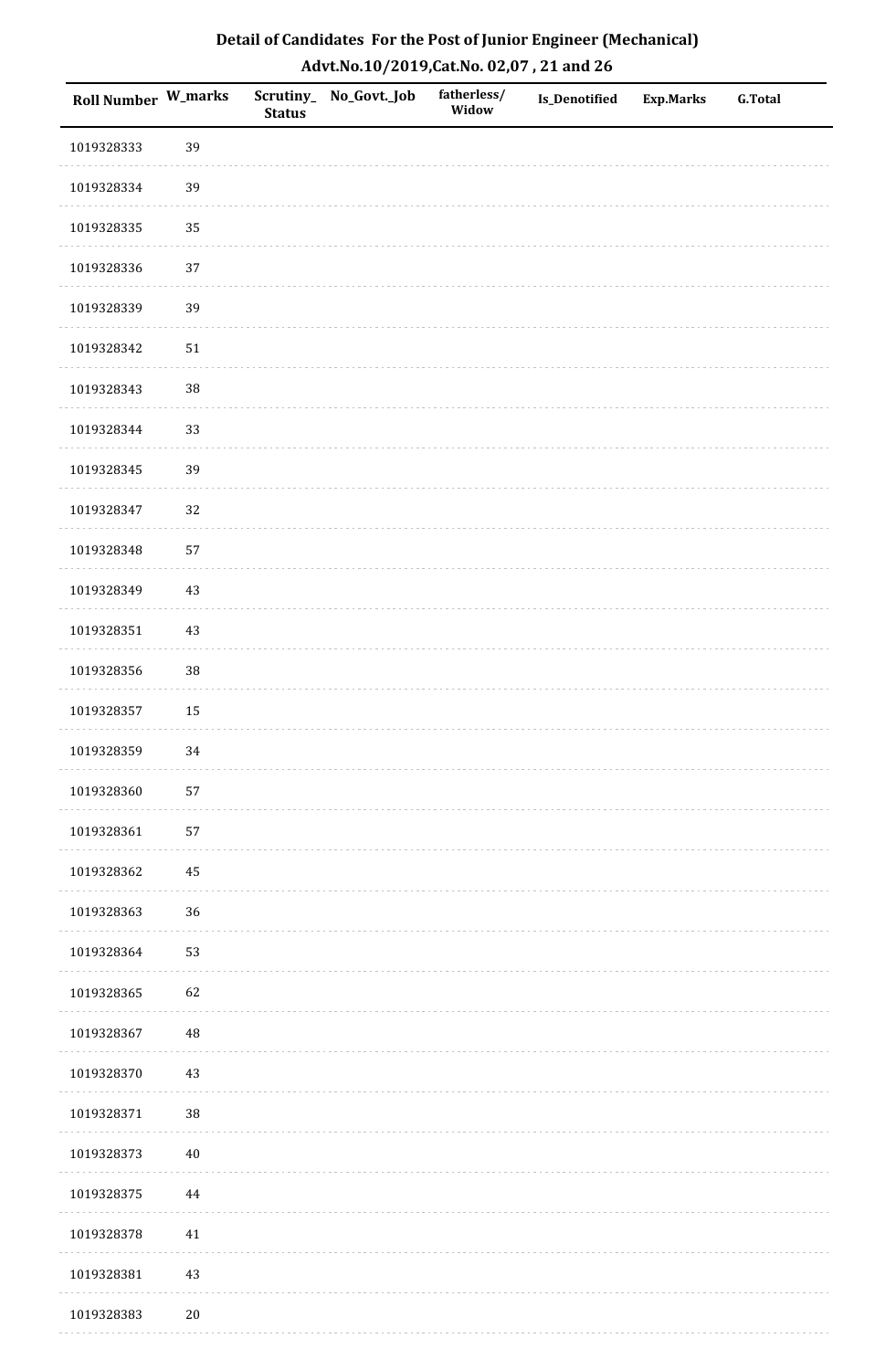## Detail of Candidates For the Post of Junior Engineer (Mechanical)

### Advt.No.10/2019,Cat.No. 02,07 , 21 and 26

| Roll Number | W_marks | Scrutiny_ Status | No_Govt._Job | fatherless/ Widow | Is_Denotified | Exp.Marks | G.Total |
|---|---|---|---|---|---|---|---|
| 1019328333 | 39 | | | | | | |
| 1019328334 | 39 | | | | | | |
| 1019328335 | 35 | | | | | | |
| 1019328336 | 37 | | | | | | |
| 1019328339 | 39 | | | | | | |
| 1019328342 | 51 | | | | | | |
| 1019328343 | 38 | | | | | | |
| 1019328344 | 33 | | | | | | |
| 1019328345 | 39 | | | | | | |
| 1019328347 | 32 | | | | | | |
| 1019328348 | 57 | | | | | | |
| 1019328349 | 43 | | | | | | |
| 1019328351 | 43 | | | | | | |
| 1019328356 | 38 | | | | | | |
| 1019328357 | 15 | | | | | | |
| 1019328359 | 34 | | | | | | |
| 1019328360 | 57 | | | | | | |
| 1019328361 | 57 | | | | | | |
| 1019328362 | 45 | | | | | | |
| 1019328363 | 36 | | | | | | |
| 1019328364 | 53 | | | | | | |
| 1019328365 | 62 | | | | | | |
| 1019328367 | 48 | | | | | | |
| 1019328370 | 43 | | | | | | |
| 1019328371 | 38 | | | | | | |
| 1019328373 | 40 | | | | | | |
| 1019328375 | 44 | | | | | | |
| 1019328378 | 41 | | | | | | |
| 1019328381 | 43 | | | | | | |
| 1019328383 | 20 | | | | | | |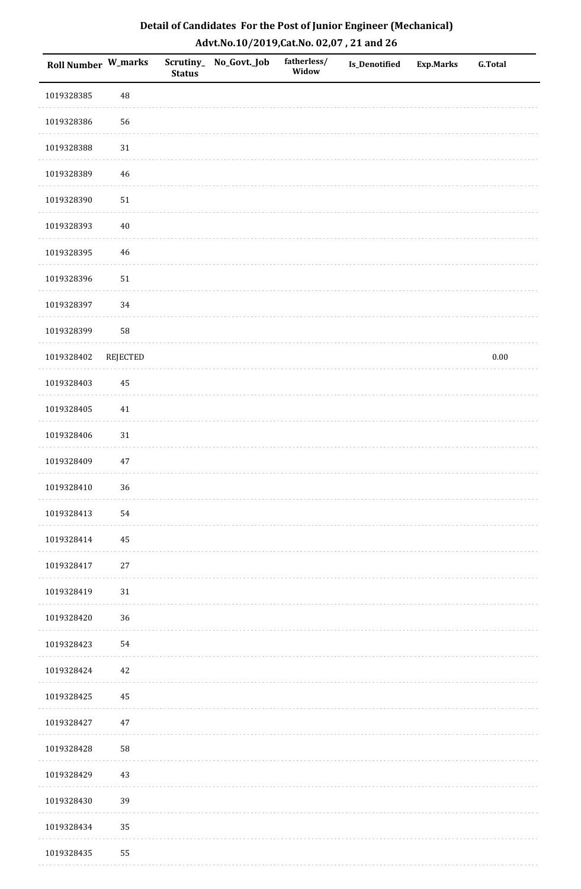## Detail of Candidates For the Post of Junior Engineer (Mechanical)

## Advt.No.10/2019,Cat.No. 02,07 , 21 and 26

| Roll Number | W_marks | Scrutiny_Status | No_Govt._Job | fatherless/Widow | Is_Denotified | Exp.Marks | G.Total |
|---|---|---|---|---|---|---|---|
| 1019328385 | 48 | | | | | | |
| 1019328386 | 56 | | | | | | |
| 1019328388 | 31 | | | | | | |
| 1019328389 | 46 | | | | | | |
| 1019328390 | 51 | | | | | | |
| 1019328393 | 40 | | | | | | |
| 1019328395 | 46 | | | | | | |
| 1019328396 | 51 | | | | | | |
| 1019328397 | 34 | | | | | | |
| 1019328399 | 58 | | | | | | |
| 1019328402 | REJECTED | | | | | | 0.00 |
| 1019328403 | 45 | | | | | | |
| 1019328405 | 41 | | | | | | |
| 1019328406 | 31 | | | | | | |
| 1019328409 | 47 | | | | | | |
| 1019328410 | 36 | | | | | | |
| 1019328413 | 54 | | | | | | |
| 1019328414 | 45 | | | | | | |
| 1019328417 | 27 | | | | | | |
| 1019328419 | 31 | | | | | | |
| 1019328420 | 36 | | | | | | |
| 1019328423 | 54 | | | | | | |
| 1019328424 | 42 | | | | | | |
| 1019328425 | 45 | | | | | | |
| 1019328427 | 47 | | | | | | |
| 1019328428 | 58 | | | | | | |
| 1019328429 | 43 | | | | | | |
| 1019328430 | 39 | | | | | | |
| 1019328434 | 35 | | | | | | |
| 1019328435 | 55 | | | | | | |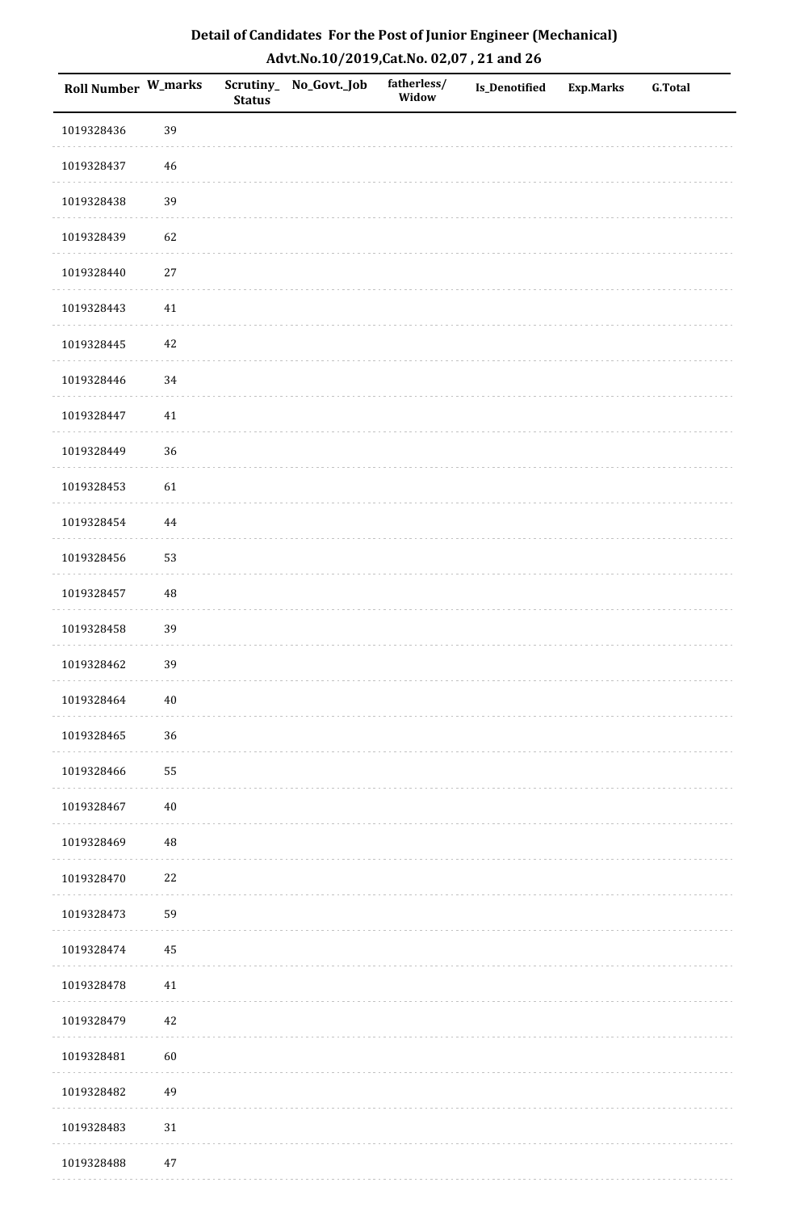# Detail of Candidates For the Post of Junior Engineer (Mechanical)

## Advt.No.10/2019,Cat.No. 02,07 , 21 and 26

| Roll Number | W_marks | Scrutiny_ Status | No_Govt._Job | fatherless/ Widow | Is_Denotified | Exp.Marks | G.Total |
|---|---|---|---|---|---|---|---|
| 1019328436 | 39 | | | | | | |
| 1019328437 | 46 | | | | | | |
| 1019328438 | 39 | | | | | | |
| 1019328439 | 62 | | | | | | |
| 1019328440 | 27 | | | | | | |
| 1019328443 | 41 | | | | | | |
| 1019328445 | 42 | | | | | | |
| 1019328446 | 34 | | | | | | |
| 1019328447 | 41 | | | | | | |
| 1019328449 | 36 | | | | | | |
| 1019328453 | 61 | | | | | | |
| 1019328454 | 44 | | | | | | |
| 1019328456 | 53 | | | | | | |
| 1019328457 | 48 | | | | | | |
| 1019328458 | 39 | | | | | | |
| 1019328462 | 39 | | | | | | |
| 1019328464 | 40 | | | | | | |
| 1019328465 | 36 | | | | | | |
| 1019328466 | 55 | | | | | | |
| 1019328467 | 40 | | | | | | |
| 1019328469 | 48 | | | | | | |
| 1019328470 | 22 | | | | | | |
| 1019328473 | 59 | | | | | | |
| 1019328474 | 45 | | | | | | |
| 1019328478 | 41 | | | | | | |
| 1019328479 | 42 | | | | | | |
| 1019328481 | 60 | | | | | | |
| 1019328482 | 49 | | | | | | |
| 1019328483 | 31 | | | | | | |
| 1019328488 | 47 | | | | | | |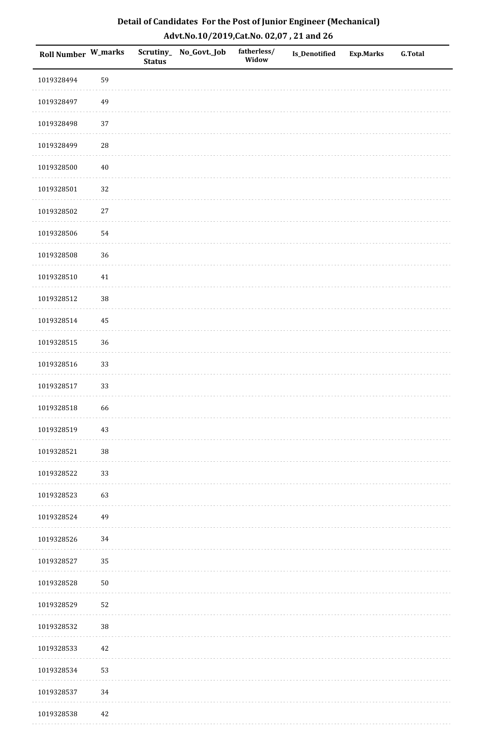# Detail of Candidates For the Post of Junior Engineer (Mechanical)

## Advt.No.10/2019,Cat.No. 02,07 , 21 and 26

| Roll Number | W_marks | Scrutiny_Status | No_Govt._Job | fatherless/Widow | Is_Denotified | Exp.Marks | G.Total |
|---|---|---|---|---|---|---|---|
| 1019328494 | 59 | | | | | | |
| 1019328497 | 49 | | | | | | |
| 1019328498 | 37 | | | | | | |
| 1019328499 | 28 | | | | | | |
| 1019328500 | 40 | | | | | | |
| 1019328501 | 32 | | | | | | |
| 1019328502 | 27 | | | | | | |
| 1019328506 | 54 | | | | | | |
| 1019328508 | 36 | | | | | | |
| 1019328510 | 41 | | | | | | |
| 1019328512 | 38 | | | | | | |
| 1019328514 | 45 | | | | | | |
| 1019328515 | 36 | | | | | | |
| 1019328516 | 33 | | | | | | |
| 1019328517 | 33 | | | | | | |
| 1019328518 | 66 | | | | | | |
| 1019328519 | 43 | | | | | | |
| 1019328521 | 38 | | | | | | |
| 1019328522 | 33 | | | | | | |
| 1019328523 | 63 | | | | | | |
| 1019328524 | 49 | | | | | | |
| 1019328526 | 34 | | | | | | |
| 1019328527 | 35 | | | | | | |
| 1019328528 | 50 | | | | | | |
| 1019328529 | 52 | | | | | | |
| 1019328532 | 38 | | | | | | |
| 1019328533 | 42 | | | | | | |
| 1019328534 | 53 | | | | | | |
| 1019328537 | 34 | | | | | | |
| 1019328538 | 42 | | | | | | |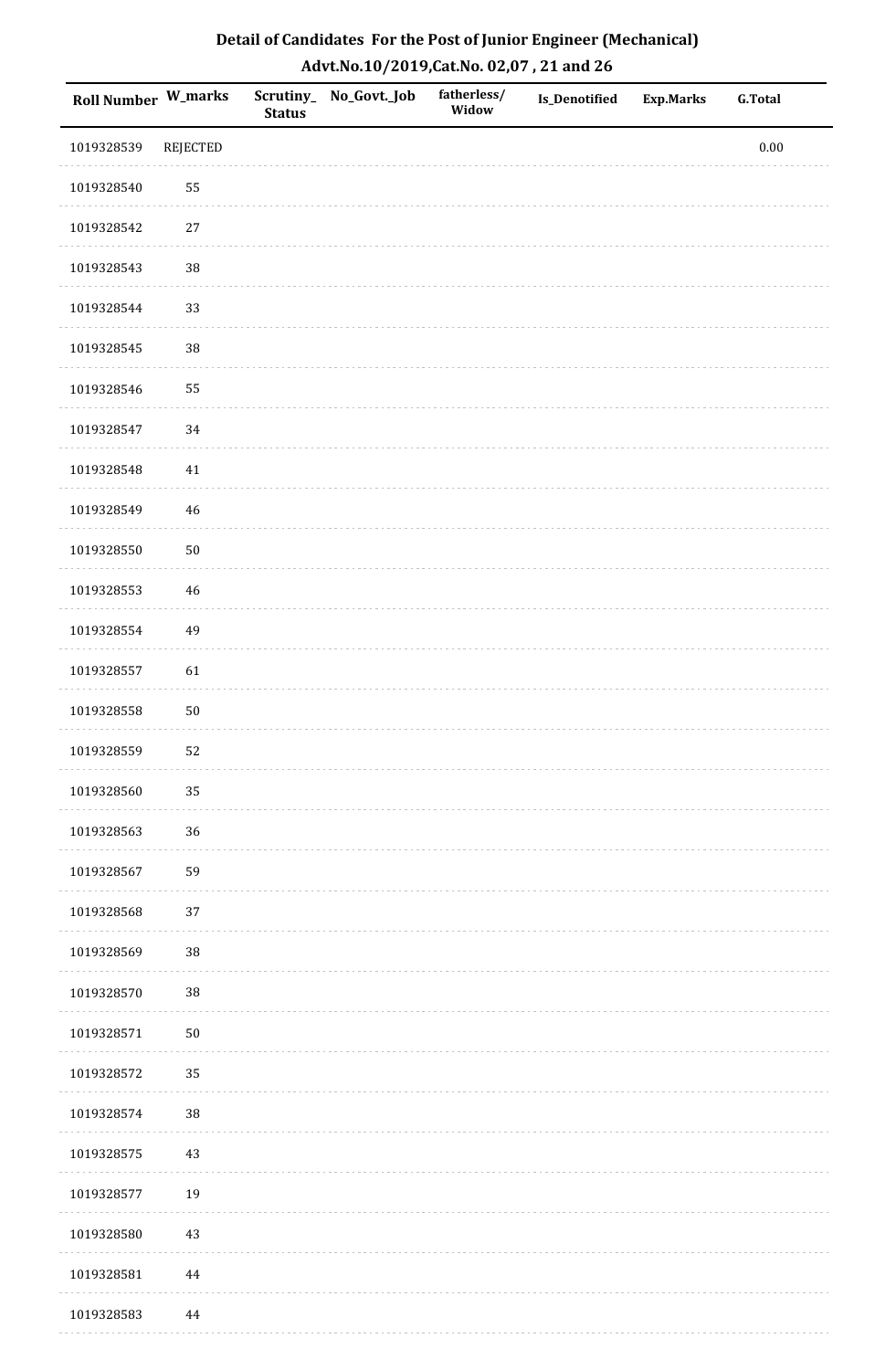## Detail of Candidates For the Post of Junior Engineer (Mechanical)
## Advt.No.10/2019,Cat.No. 02,07 , 21 and 26

| Roll Number | W_marks | Scrutiny_Status | No_Govt._Job | fatherless/Widow | Is_Denotified | Exp.Marks | G.Total |
|---|---|---|---|---|---|---|---|
| 1019328539 | REJECTED | | | | | | 0.00 |
| 1019328540 | 55 | | | | | | |
| 1019328542 | 27 | | | | | | |
| 1019328543 | 38 | | | | | | |
| 1019328544 | 33 | | | | | | |
| 1019328545 | 38 | | | | | | |
| 1019328546 | 55 | | | | | | |
| 1019328547 | 34 | | | | | | |
| 1019328548 | 41 | | | | | | |
| 1019328549 | 46 | | | | | | |
| 1019328550 | 50 | | | | | | |
| 1019328553 | 46 | | | | | | |
| 1019328554 | 49 | | | | | | |
| 1019328557 | 61 | | | | | | |
| 1019328558 | 50 | | | | | | |
| 1019328559 | 52 | | | | | | |
| 1019328560 | 35 | | | | | | |
| 1019328563 | 36 | | | | | | |
| 1019328567 | 59 | | | | | | |
| 1019328568 | 37 | | | | | | |
| 1019328569 | 38 | | | | | | |
| 1019328570 | 38 | | | | | | |
| 1019328571 | 50 | | | | | | |
| 1019328572 | 35 | | | | | | |
| 1019328574 | 38 | | | | | | |
| 1019328575 | 43 | | | | | | |
| 1019328577 | 19 | | | | | | |
| 1019328580 | 43 | | | | | | |
| 1019328581 | 44 | | | | | | |
| 1019328583 | 44 | | | | | | |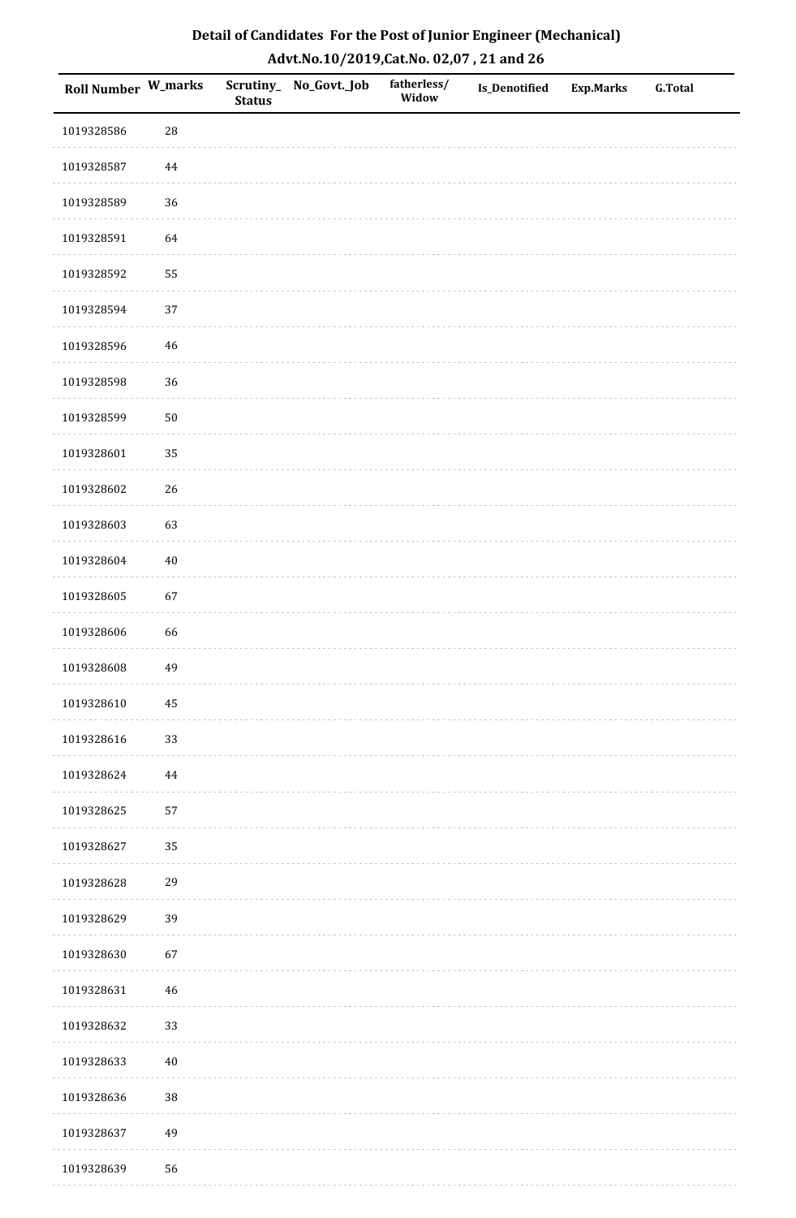# Detail of Candidates For the Post of Junior Engineer (Mechanical)

## Advt.No.10/2019,Cat.No. 02,07 , 21 and 26

| Roll Number | W_marks | Scrutiny_Status | No_Govt._Job | fatherless/Widow | Is_Denotified | Exp.Marks | G.Total |
|---|---|---|---|---|---|---|---|
| 1019328586 | 28 | | | | | | |
| 1019328587 | 44 | | | | | | |
| 1019328589 | 36 | | | | | | |
| 1019328591 | 64 | | | | | | |
| 1019328592 | 55 | | | | | | |
| 1019328594 | 37 | | | | | | |
| 1019328596 | 46 | | | | | | |
| 1019328598 | 36 | | | | | | |
| 1019328599 | 50 | | | | | | |
| 1019328601 | 35 | | | | | | |
| 1019328602 | 26 | | | | | | |
| 1019328603 | 63 | | | | | | |
| 1019328604 | 40 | | | | | | |
| 1019328605 | 67 | | | | | | |
| 1019328606 | 66 | | | | | | |
| 1019328608 | 49 | | | | | | |
| 1019328610 | 45 | | | | | | |
| 1019328616 | 33 | | | | | | |
| 1019328624 | 44 | | | | | | |
| 1019328625 | 57 | | | | | | |
| 1019328627 | 35 | | | | | | |
| 1019328628 | 29 | | | | | | |
| 1019328629 | 39 | | | | | | |
| 1019328630 | 67 | | | | | | |
| 1019328631 | 46 | | | | | | |
| 1019328632 | 33 | | | | | | |
| 1019328633 | 40 | | | | | | |
| 1019328636 | 38 | | | | | | |
| 1019328637 | 49 | | | | | | |
| 1019328639 | 56 | | | | | | |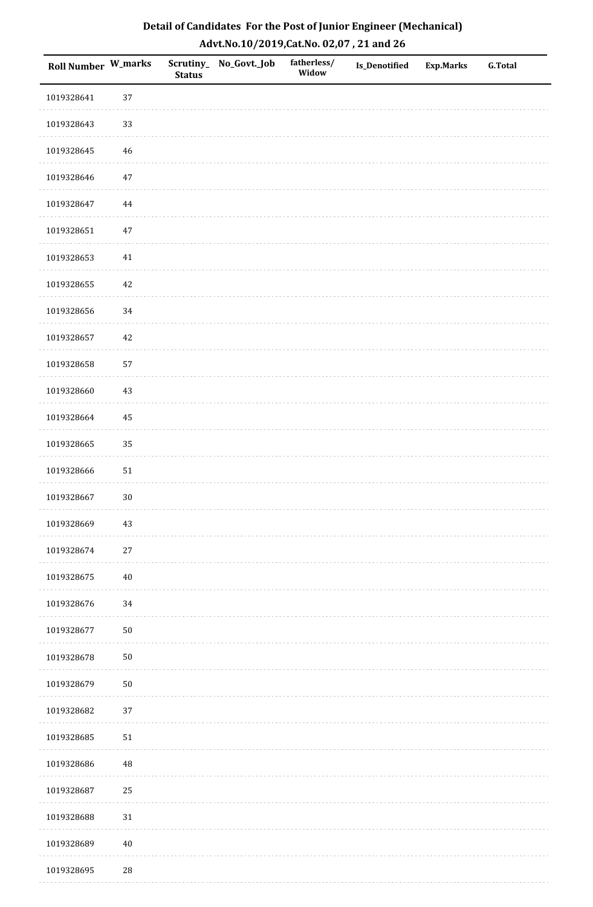## Detail of Candidates For the Post of Junior Engineer (Mechanical)
### Advt.No.10/2019,Cat.No. 02,07 , 21 and 26

| Roll Number | W_marks | Scrutiny_Status | No_Govt._Job | fatherless/Widow | Is_Denotified | Exp.Marks | G.Total |
|---|---|---|---|---|---|---|---|
| 1019328641 | 37 | | | | | | |
| 1019328643 | 33 | | | | | | |
| 1019328645 | 46 | | | | | | |
| 1019328646 | 47 | | | | | | |
| 1019328647 | 44 | | | | | | |
| 1019328651 | 47 | | | | | | |
| 1019328653 | 41 | | | | | | |
| 1019328655 | 42 | | | | | | |
| 1019328656 | 34 | | | | | | |
| 1019328657 | 42 | | | | | | |
| 1019328658 | 57 | | | | | | |
| 1019328660 | 43 | | | | | | |
| 1019328664 | 45 | | | | | | |
| 1019328665 | 35 | | | | | | |
| 1019328666 | 51 | | | | | | |
| 1019328667 | 30 | | | | | | |
| 1019328669 | 43 | | | | | | |
| 1019328674 | 27 | | | | | | |
| 1019328675 | 40 | | | | | | |
| 1019328676 | 34 | | | | | | |
| 1019328677 | 50 | | | | | | |
| 1019328678 | 50 | | | | | | |
| 1019328679 | 50 | | | | | | |
| 1019328682 | 37 | | | | | | |
| 1019328685 | 51 | | | | | | |
| 1019328686 | 48 | | | | | | |
| 1019328687 | 25 | | | | | | |
| 1019328688 | 31 | | | | | | |
| 1019328689 | 40 | | | | | | |
| 1019328695 | 28 | | | | | | |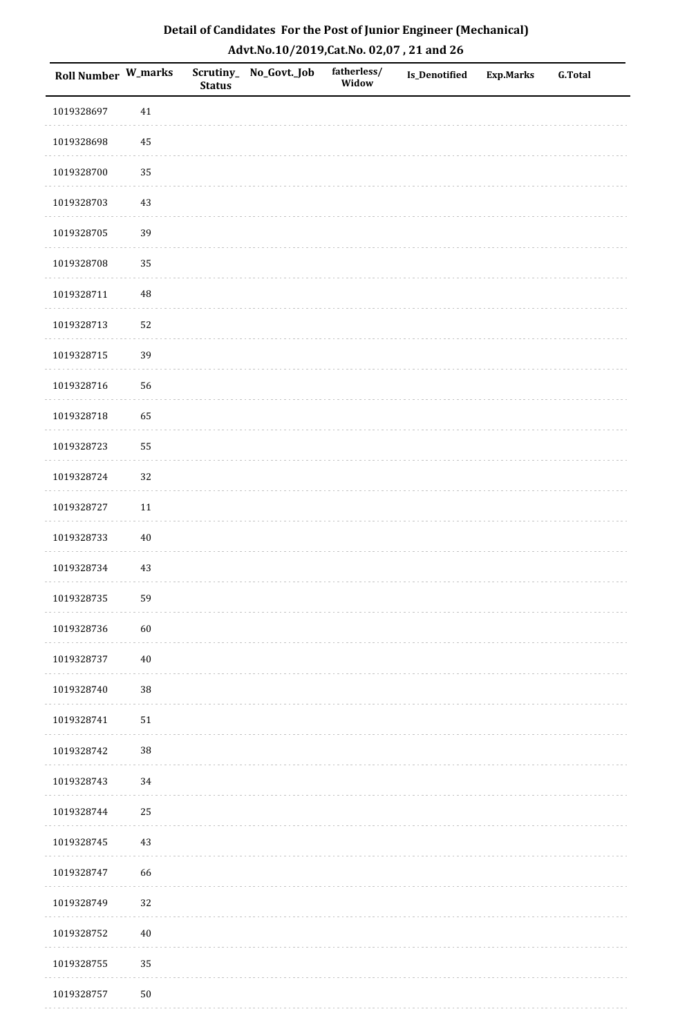# Detail of Candidates For the Post of Junior Engineer (Mechanical)

## Advt.No.10/2019,Cat.No. 02,07 , 21 and 26

| Roll Number | W_marks | Scrutiny_Status | No_Govt._Job | fatherless/Widow | Is_Denotified | Exp.Marks | G.Total |
|---|---|---|---|---|---|---|---|
| 1019328697 | 41 | | | | | | |
| 1019328698 | 45 | | | | | | |
| 1019328700 | 35 | | | | | | |
| 1019328703 | 43 | | | | | | |
| 1019328705 | 39 | | | | | | |
| 1019328708 | 35 | | | | | | |
| 1019328711 | 48 | | | | | | |
| 1019328713 | 52 | | | | | | |
| 1019328715 | 39 | | | | | | |
| 1019328716 | 56 | | | | | | |
| 1019328718 | 65 | | | | | | |
| 1019328723 | 55 | | | | | | |
| 1019328724 | 32 | | | | | | |
| 1019328727 | 11 | | | | | | |
| 1019328733 | 40 | | | | | | |
| 1019328734 | 43 | | | | | | |
| 1019328735 | 59 | | | | | | |
| 1019328736 | 60 | | | | | | |
| 1019328737 | 40 | | | | | | |
| 1019328740 | 38 | | | | | | |
| 1019328741 | 51 | | | | | | |
| 1019328742 | 38 | | | | | | |
| 1019328743 | 34 | | | | | | |
| 1019328744 | 25 | | | | | | |
| 1019328745 | 43 | | | | | | |
| 1019328747 | 66 | | | | | | |
| 1019328749 | 32 | | | | | | |
| 1019328752 | 40 | | | | | | |
| 1019328755 | 35 | | | | | | |
| 1019328757 | 50 | | | | | | |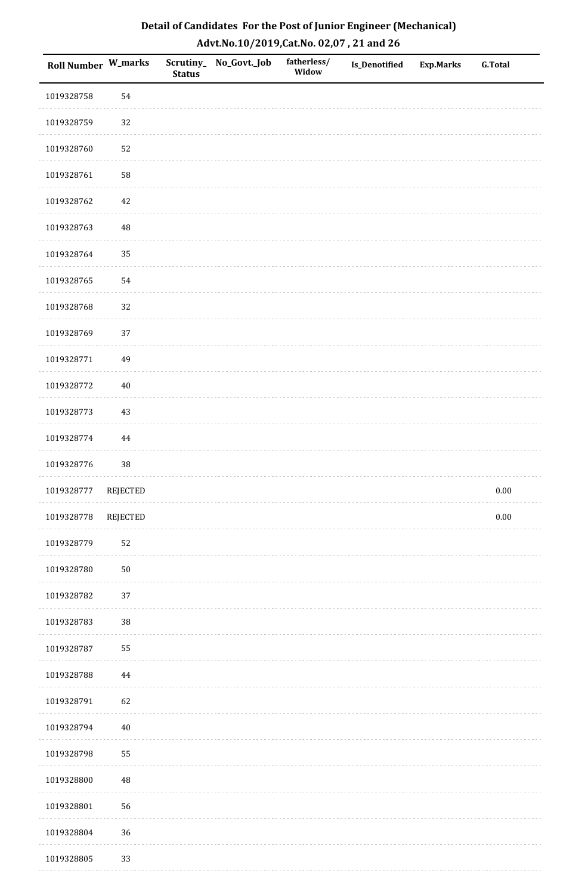# Detail of Candidates For the Post of Junior Engineer (Mechanical)

## Advt.No.10/2019,Cat.No. 02,07 , 21 and 26

| Roll Number | W_marks | Scrutiny_Status | No_Govt._Job | fatherless/Widow | Is_Denotified | Exp.Marks | G.Total |
|---|---|---|---|---|---|---|---|
| 1019328758 | 54 | | | | | | |
| 1019328759 | 32 | | | | | | |
| 1019328760 | 52 | | | | | | |
| 1019328761 | 58 | | | | | | |
| 1019328762 | 42 | | | | | | |
| 1019328763 | 48 | | | | | | |
| 1019328764 | 35 | | | | | | |
| 1019328765 | 54 | | | | | | |
| 1019328768 | 32 | | | | | | |
| 1019328769 | 37 | | | | | | |
| 1019328771 | 49 | | | | | | |
| 1019328772 | 40 | | | | | | |
| 1019328773 | 43 | | | | | | |
| 1019328774 | 44 | | | | | | |
| 1019328776 | 38 | | | | | | |
| 1019328777 | REJECTED | | | | | | 0.00 |
| 1019328778 | REJECTED | | | | | | 0.00 |
| 1019328779 | 52 | | | | | | |
| 1019328780 | 50 | | | | | | |
| 1019328782 | 37 | | | | | | |
| 1019328783 | 38 | | | | | | |
| 1019328787 | 55 | | | | | | |
| 1019328788 | 44 | | | | | | |
| 1019328791 | 62 | | | | | | |
| 1019328794 | 40 | | | | | | |
| 1019328798 | 55 | | | | | | |
| 1019328800 | 48 | | | | | | |
| 1019328801 | 56 | | | | | | |
| 1019328804 | 36 | | | | | | |
| 1019328805 | 33 | | | | | | |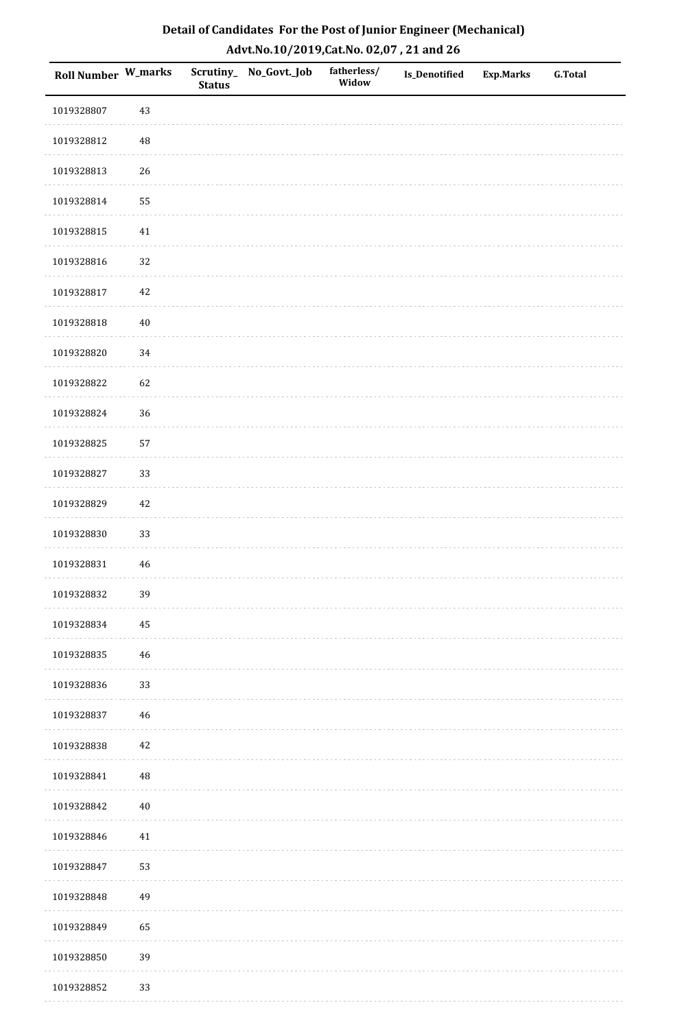# Detail of Candidates For the Post of Junior Engineer (Mechanical)

## Advt.No.10/2019,Cat.No. 02,07 , 21 and 26

| Roll Number | W_marks | Scrutiny_Status | No_Govt._Job | fatherless/Widow | Is_Denotified | Exp.Marks | G.Total |
|---|---|---|---|---|---|---|---|
| 1019328807 | 43 | | | | | | |
| 1019328812 | 48 | | | | | | |
| 1019328813 | 26 | | | | | | |
| 1019328814 | 55 | | | | | | |
| 1019328815 | 41 | | | | | | |
| 1019328816 | 32 | | | | | | |
| 1019328817 | 42 | | | | | | |
| 1019328818 | 40 | | | | | | |
| 1019328820 | 34 | | | | | | |
| 1019328822 | 62 | | | | | | |
| 1019328824 | 36 | | | | | | |
| 1019328825 | 57 | | | | | | |
| 1019328827 | 33 | | | | | | |
| 1019328829 | 42 | | | | | | |
| 1019328830 | 33 | | | | | | |
| 1019328831 | 46 | | | | | | |
| 1019328832 | 39 | | | | | | |
| 1019328834 | 45 | | | | | | |
| 1019328835 | 46 | | | | | | |
| 1019328836 | 33 | | | | | | |
| 1019328837 | 46 | | | | | | |
| 1019328838 | 42 | | | | | | |
| 1019328841 | 48 | | | | | | |
| 1019328842 | 40 | | | | | | |
| 1019328846 | 41 | | | | | | |
| 1019328847 | 53 | | | | | | |
| 1019328848 | 49 | | | | | | |
| 1019328849 | 65 | | | | | | |
| 1019328850 | 39 | | | | | | |
| 1019328852 | 33 | | | | | | |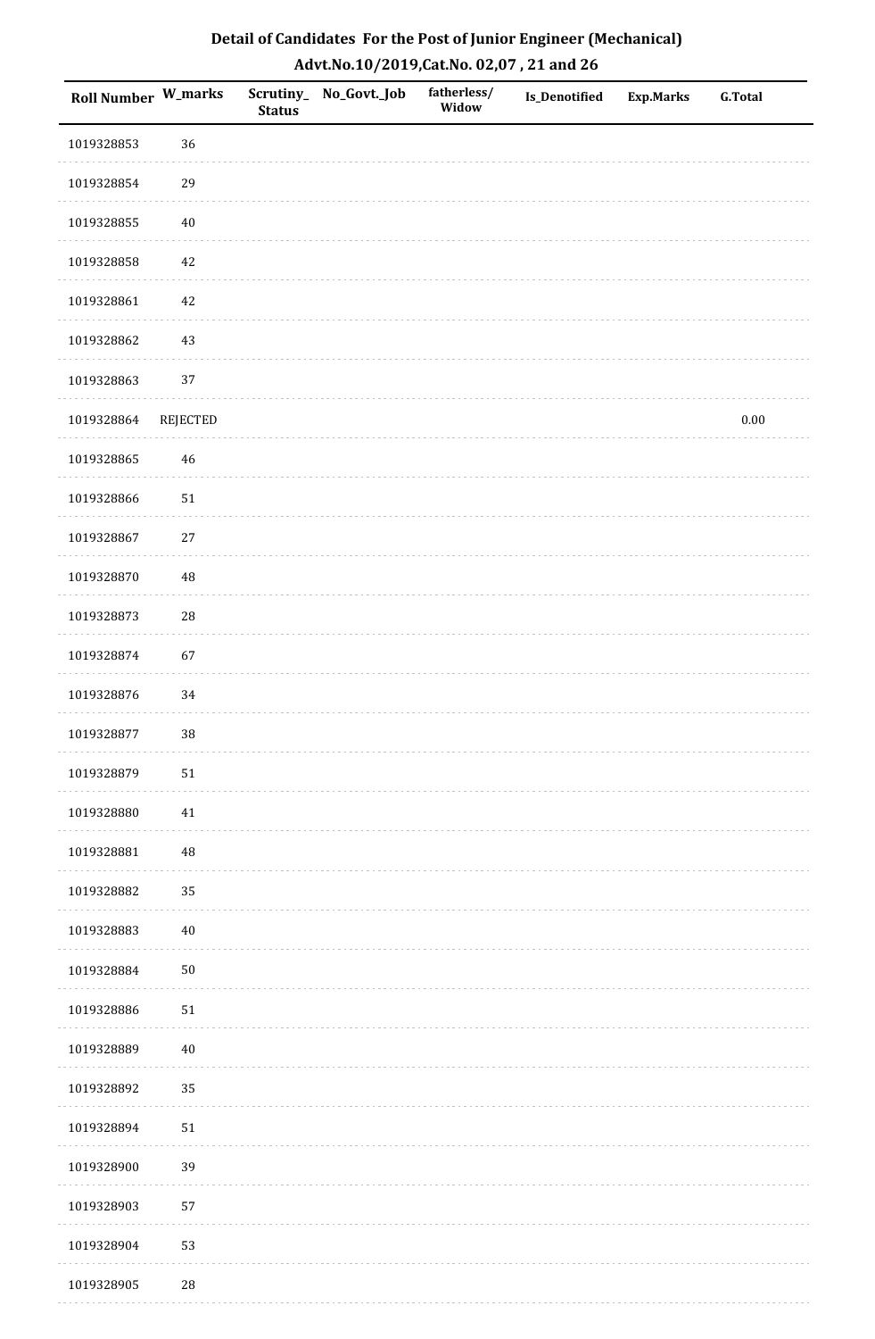## Detail of Candidates For the Post of Junior Engineer (Mechanical)

### Advt.No.10/2019,Cat.No. 02,07 , 21 and 26

| Roll Number | W_marks | Scrutiny_ Status | No_Govt._Job | fatherless/ Widow | Is_Denotified | Exp.Marks | G.Total |
|---|---|---|---|---|---|---|---|
| 1019328853 | 36 | | | | | | |
| 1019328854 | 29 | | | | | | |
| 1019328855 | 40 | | | | | | |
| 1019328858 | 42 | | | | | | |
| 1019328861 | 42 | | | | | | |
| 1019328862 | 43 | | | | | | |
| 1019328863 | 37 | | | | | | |
| 1019328864 | REJECTED | | | | | | 0.00 |
| 1019328865 | 46 | | | | | | |
| 1019328866 | 51 | | | | | | |
| 1019328867 | 27 | | | | | | |
| 1019328870 | 48 | | | | | | |
| 1019328873 | 28 | | | | | | |
| 1019328874 | 67 | | | | | | |
| 1019328876 | 34 | | | | | | |
| 1019328877 | 38 | | | | | | |
| 1019328879 | 51 | | | | | | |
| 1019328880 | 41 | | | | | | |
| 1019328881 | 48 | | | | | | |
| 1019328882 | 35 | | | | | | |
| 1019328883 | 40 | | | | | | |
| 1019328884 | 50 | | | | | | |
| 1019328886 | 51 | | | | | | |
| 1019328889 | 40 | | | | | | |
| 1019328892 | 35 | | | | | | |
| 1019328894 | 51 | | | | | | |
| 1019328900 | 39 | | | | | | |
| 1019328903 | 57 | | | | | | |
| 1019328904 | 53 | | | | | | |
| 1019328905 | 28 | | | | | | |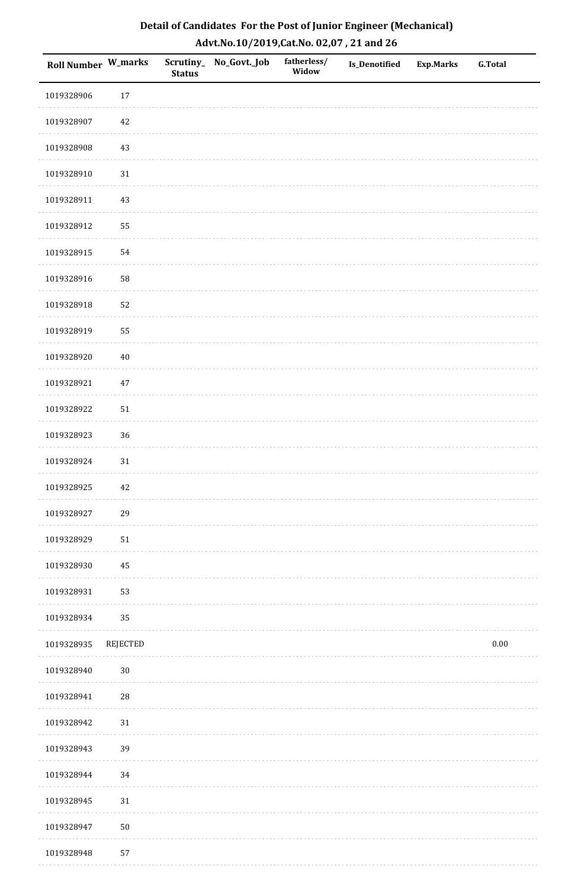# Detail of Candidates For the Post of Junior Engineer (Mechanical)

## Advt.No.10/2019,Cat.No. 02,07 , 21 and 26

| Roll Number | W_marks | Scrutiny_Status | No_Govt._Job | fatherless/Widow | Is_Denotified | Exp.Marks | G.Total |
|---|---|---|---|---|---|---|---|
| 1019328906 | 17 | | | | | | |
| 1019328907 | 42 | | | | | | |
| 1019328908 | 43 | | | | | | |
| 1019328910 | 31 | | | | | | |
| 1019328911 | 43 | | | | | | |
| 1019328912 | 55 | | | | | | |
| 1019328915 | 54 | | | | | | |
| 1019328916 | 58 | | | | | | |
| 1019328918 | 52 | | | | | | |
| 1019328919 | 55 | | | | | | |
| 1019328920 | 40 | | | | | | |
| 1019328921 | 47 | | | | | | |
| 1019328922 | 51 | | | | | | |
| 1019328923 | 36 | | | | | | |
| 1019328924 | 31 | | | | | | |
| 1019328925 | 42 | | | | | | |
| 1019328927 | 29 | | | | | | |
| 1019328929 | 51 | | | | | | |
| 1019328930 | 45 | | | | | | |
| 1019328931 | 53 | | | | | | |
| 1019328934 | 35 | | | | | | |
| 1019328935 | REJECTED | | | | | | 0.00 |
| 1019328940 | 30 | | | | | | |
| 1019328941 | 28 | | | | | | |
| 1019328942 | 31 | | | | | | |
| 1019328943 | 39 | | | | | | |
| 1019328944 | 34 | | | | | | |
| 1019328945 | 31 | | | | | | |
| 1019328947 | 50 | | | | | | |
| 1019328948 | 57 | | | | | | |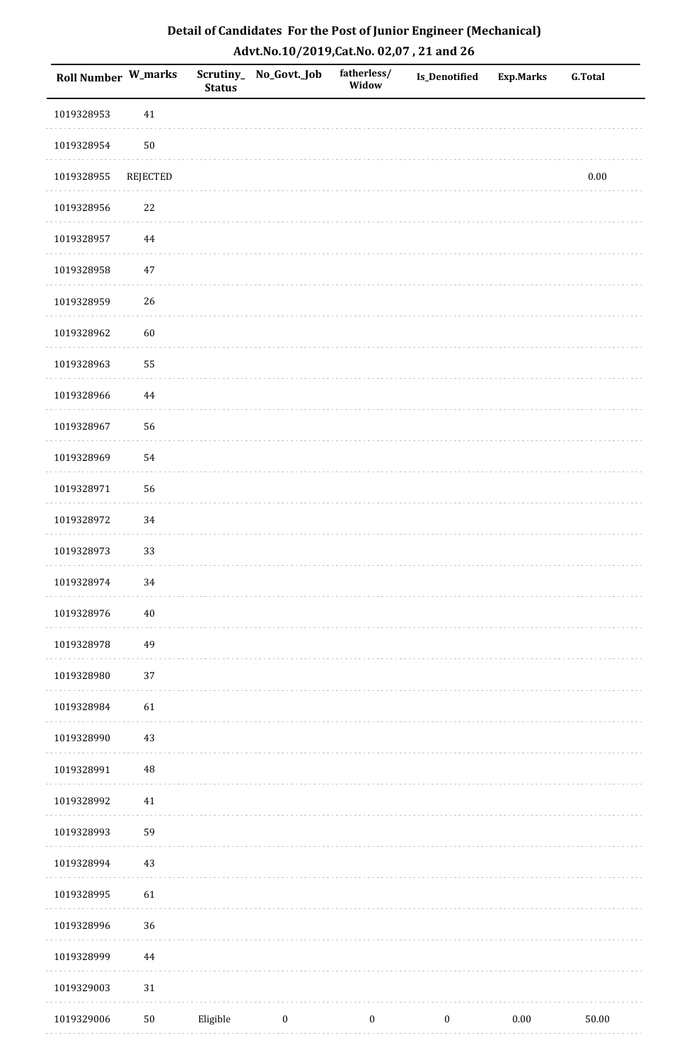## Detail of Candidates For the Post of Junior Engineer (Mechanical)

## Advt.No.10/2019,Cat.No. 02,07 , 21 and 26

| Roll Number | W_marks | Scrutiny_Status | No_Govt._Job | fatherless/Widow | Is_Denotified | Exp.Marks | G.Total |
|---|---|---|---|---|---|---|---|
| 1019328953 | 41 | | | | | | |
| 1019328954 | 50 | | | | | | |
| 1019328955 | REJECTED | | | | | | 0.00 |
| 1019328956 | 22 | | | | | | |
| 1019328957 | 44 | | | | | | |
| 1019328958 | 47 | | | | | | |
| 1019328959 | 26 | | | | | | |
| 1019328962 | 60 | | | | | | |
| 1019328963 | 55 | | | | | | |
| 1019328966 | 44 | | | | | | |
| 1019328967 | 56 | | | | | | |
| 1019328969 | 54 | | | | | | |
| 1019328971 | 56 | | | | | | |
| 1019328972 | 34 | | | | | | |
| 1019328973 | 33 | | | | | | |
| 1019328974 | 34 | | | | | | |
| 1019328976 | 40 | | | | | | |
| 1019328978 | 49 | | | | | | |
| 1019328980 | 37 | | | | | | |
| 1019328984 | 61 | | | | | | |
| 1019328990 | 43 | | | | | | |
| 1019328991 | 48 | | | | | | |
| 1019328992 | 41 | | | | | | |
| 1019328993 | 59 | | | | | | |
| 1019328994 | 43 | | | | | | |
| 1019328995 | 61 | | | | | | |
| 1019328996 | 36 | | | | | | |
| 1019328999 | 44 | | | | | | |
| 1019329003 | 31 | | | | | | |
| 1019329006 | 50 | Eligible | 0 | 0 | 0 | 0.00 | 50.00 |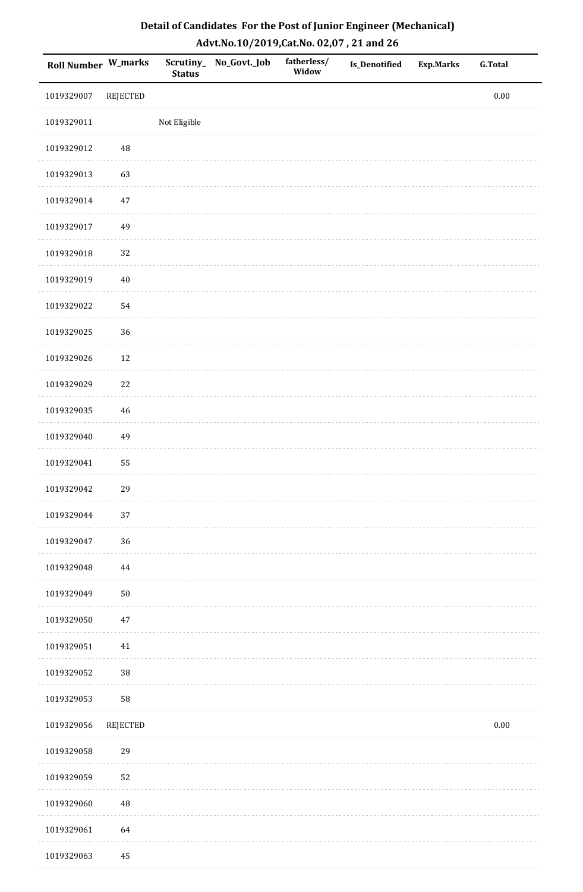# Detail of Candidates For the Post of Junior Engineer (Mechanical)

## Advt.No.10/2019,Cat.No. 02,07 , 21 and 26

| Roll Number | W_marks | Scrutiny_ Status | No_Govt._Job | fatherless/ Widow | Is_Denotified | Exp.Marks | G.Total |
|---|---|---|---|---|---|---|---|
| 1019329007 | REJECTED | | | | | | 0.00 |
| 1019329011 | | Not Eligible | | | | | |
| 1019329012 | 48 | | | | | | |
| 1019329013 | 63 | | | | | | |
| 1019329014 | 47 | | | | | | |
| 1019329017 | 49 | | | | | | |
| 1019329018 | 32 | | | | | | |
| 1019329019 | 40 | | | | | | |
| 1019329022 | 54 | | | | | | |
| 1019329025 | 36 | | | | | | |
| 1019329026 | 12 | | | | | | |
| 1019329029 | 22 | | | | | | |
| 1019329035 | 46 | | | | | | |
| 1019329040 | 49 | | | | | | |
| 1019329041 | 55 | | | | | | |
| 1019329042 | 29 | | | | | | |
| 1019329044 | 37 | | | | | | |
| 1019329047 | 36 | | | | | | |
| 1019329048 | 44 | | | | | | |
| 1019329049 | 50 | | | | | | |
| 1019329050 | 47 | | | | | | |
| 1019329051 | 41 | | | | | | |
| 1019329052 | 38 | | | | | | |
| 1019329053 | 58 | | | | | | |
| 1019329056 | REJECTED | | | | | | 0.00 |
| 1019329058 | 29 | | | | | | |
| 1019329059 | 52 | | | | | | |
| 1019329060 | 48 | | | | | | |
| 1019329061 | 64 | | | | | | |
| 1019329063 | 45 | | | | | | |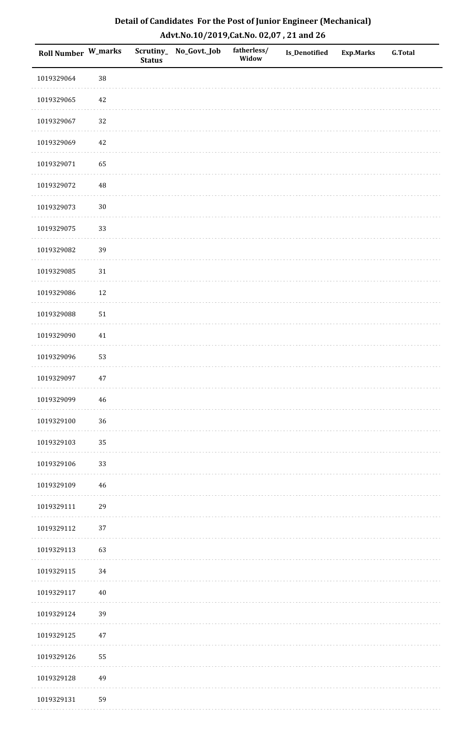## Detail of Candidates For the Post of Junior Engineer (Mechanical)
## Advt.No.10/2019,Cat.No. 02,07 , 21 and 26

| Roll Number | W_marks | Scrutiny_Status | No_Govt._Job | fatherless/Widow | Is_Denotified | Exp.Marks | G.Total |
|---|---|---|---|---|---|---|---|
| 1019329064 | 38 | | | | | | |
| 1019329065 | 42 | | | | | | |
| 1019329067 | 32 | | | | | | |
| 1019329069 | 42 | | | | | | |
| 1019329071 | 65 | | | | | | |
| 1019329072 | 48 | | | | | | |
| 1019329073 | 30 | | | | | | |
| 1019329075 | 33 | | | | | | |
| 1019329082 | 39 | | | | | | |
| 1019329085 | 31 | | | | | | |
| 1019329086 | 12 | | | | | | |
| 1019329088 | 51 | | | | | | |
| 1019329090 | 41 | | | | | | |
| 1019329096 | 53 | | | | | | |
| 1019329097 | 47 | | | | | | |
| 1019329099 | 46 | | | | | | |
| 1019329100 | 36 | | | | | | |
| 1019329103 | 35 | | | | | | |
| 1019329106 | 33 | | | | | | |
| 1019329109 | 46 | | | | | | |
| 1019329111 | 29 | | | | | | |
| 1019329112 | 37 | | | | | | |
| 1019329113 | 63 | | | | | | |
| 1019329115 | 34 | | | | | | |
| 1019329117 | 40 | | | | | | |
| 1019329124 | 39 | | | | | | |
| 1019329125 | 47 | | | | | | |
| 1019329126 | 55 | | | | | | |
| 1019329128 | 49 | | | | | | |
| 1019329131 | 59 | | | | | | |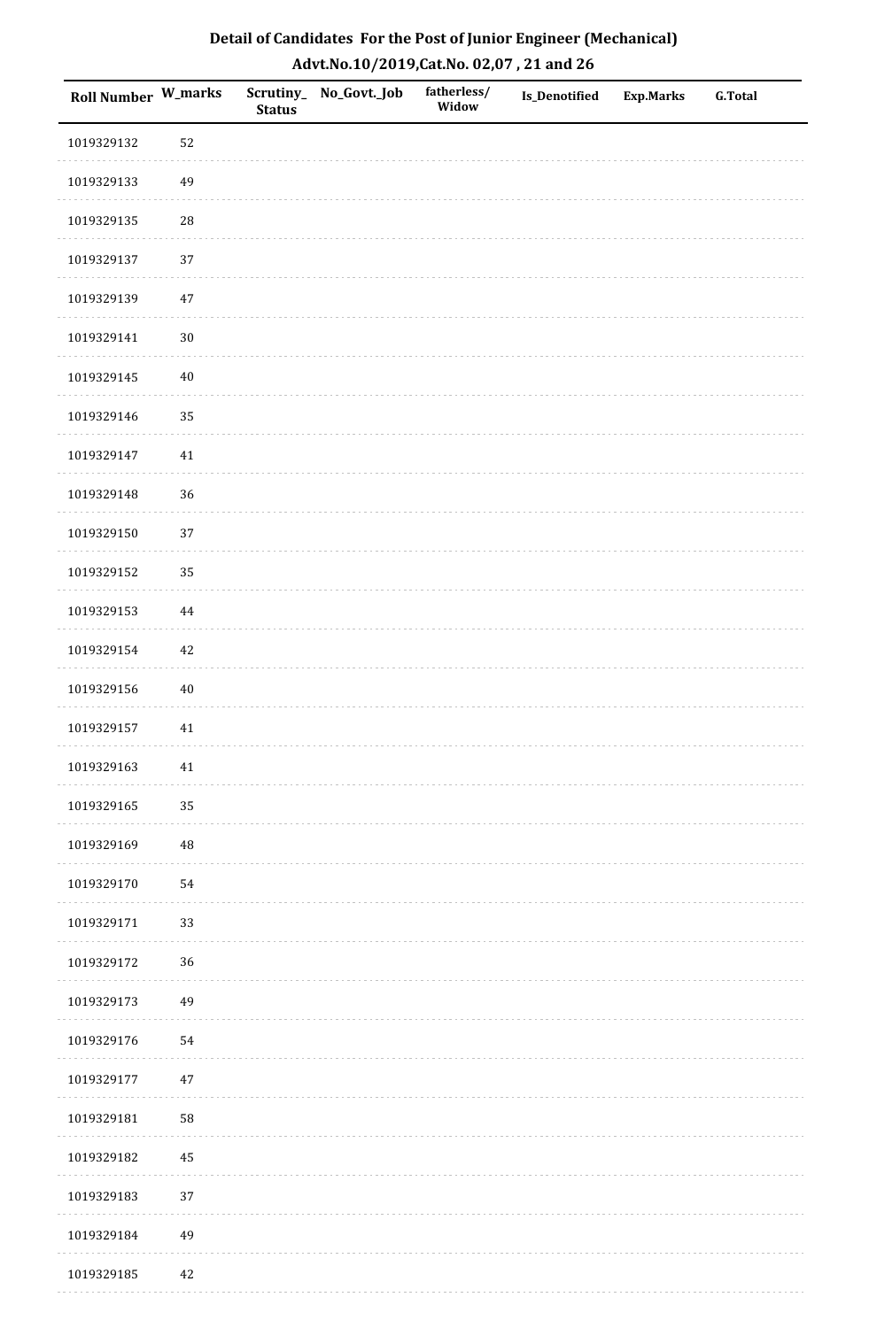# Detail of Candidates For the Post of Junior Engineer (Mechanical)

## Advt.No.10/2019,Cat.No. 02,07 , 21 and 26

| Roll Number | W_marks | Scrutiny_ Status | No_Govt._Job | fatherless/ Widow | Is_Denotified | Exp.Marks | G.Total |
|---|---|---|---|---|---|---|---|
| 1019329132 | 52 | | | | | | |
| 1019329133 | 49 | | | | | | |
| 1019329135 | 28 | | | | | | |
| 1019329137 | 37 | | | | | | |
| 1019329139 | 47 | | | | | | |
| 1019329141 | 30 | | | | | | |
| 1019329145 | 40 | | | | | | |
| 1019329146 | 35 | | | | | | |
| 1019329147 | 41 | | | | | | |
| 1019329148 | 36 | | | | | | |
| 1019329150 | 37 | | | | | | |
| 1019329152 | 35 | | | | | | |
| 1019329153 | 44 | | | | | | |
| 1019329154 | 42 | | | | | | |
| 1019329156 | 40 | | | | | | |
| 1019329157 | 41 | | | | | | |
| 1019329163 | 41 | | | | | | |
| 1019329165 | 35 | | | | | | |
| 1019329169 | 48 | | | | | | |
| 1019329170 | 54 | | | | | | |
| 1019329171 | 33 | | | | | | |
| 1019329172 | 36 | | | | | | |
| 1019329173 | 49 | | | | | | |
| 1019329176 | 54 | | | | | | |
| 1019329177 | 47 | | | | | | |
| 1019329181 | 58 | | | | | | |
| 1019329182 | 45 | | | | | | |
| 1019329183 | 37 | | | | | | |
| 1019329184 | 49 | | | | | | |
| 1019329185 | 42 | | | | | | |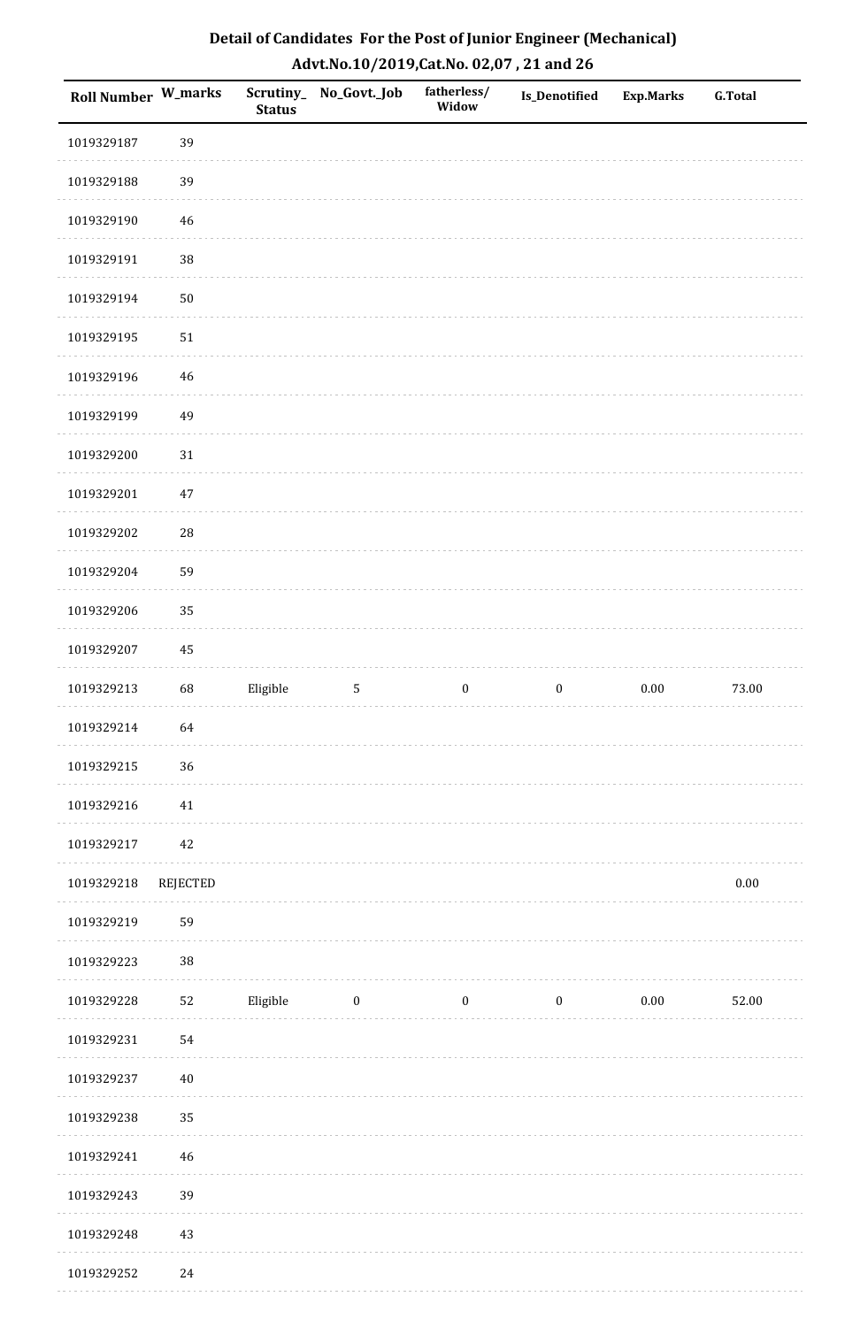# Detail of Candidates For the Post of Junior Engineer (Mechanical)

## Advt.No.10/2019,Cat.No. 02,07 , 21 and 26

| Roll Number | W_marks | Scrutiny_Status | No_Govt._Job | fatherless/Widow | Is_Denotified | Exp.Marks | G.Total |
|---|---|---|---|---|---|---|---|
| 1019329187 | 39 | | | | | | |
| 1019329188 | 39 | | | | | | |
| 1019329190 | 46 | | | | | | |
| 1019329191 | 38 | | | | | | |
| 1019329194 | 50 | | | | | | |
| 1019329195 | 51 | | | | | | |
| 1019329196 | 46 | | | | | | |
| 1019329199 | 49 | | | | | | |
| 1019329200 | 31 | | | | | | |
| 1019329201 | 47 | | | | | | |
| 1019329202 | 28 | | | | | | |
| 1019329204 | 59 | | | | | | |
| 1019329206 | 35 | | | | | | |
| 1019329207 | 45 | | | | | | |
| 1019329213 | 68 | Eligible | 5 | 0 | 0 | 0.00 | 73.00 |
| 1019329214 | 64 | | | | | | |
| 1019329215 | 36 | | | | | | |
| 1019329216 | 41 | | | | | | |
| 1019329217 | 42 | | | | | | |
| 1019329218 | REJECTED | | | | | | 0.00 |
| 1019329219 | 59 | | | | | | |
| 1019329223 | 38 | | | | | | |
| 1019329228 | 52 | Eligible | 0 | 0 | 0 | 0.00 | 52.00 |
| 1019329231 | 54 | | | | | | |
| 1019329237 | 40 | | | | | | |
| 1019329238 | 35 | | | | | | |
| 1019329241 | 46 | | | | | | |
| 1019329243 | 39 | | | | | | |
| 1019329248 | 43 | | | | | | |
| 1019329252 | 24 | | | | | | |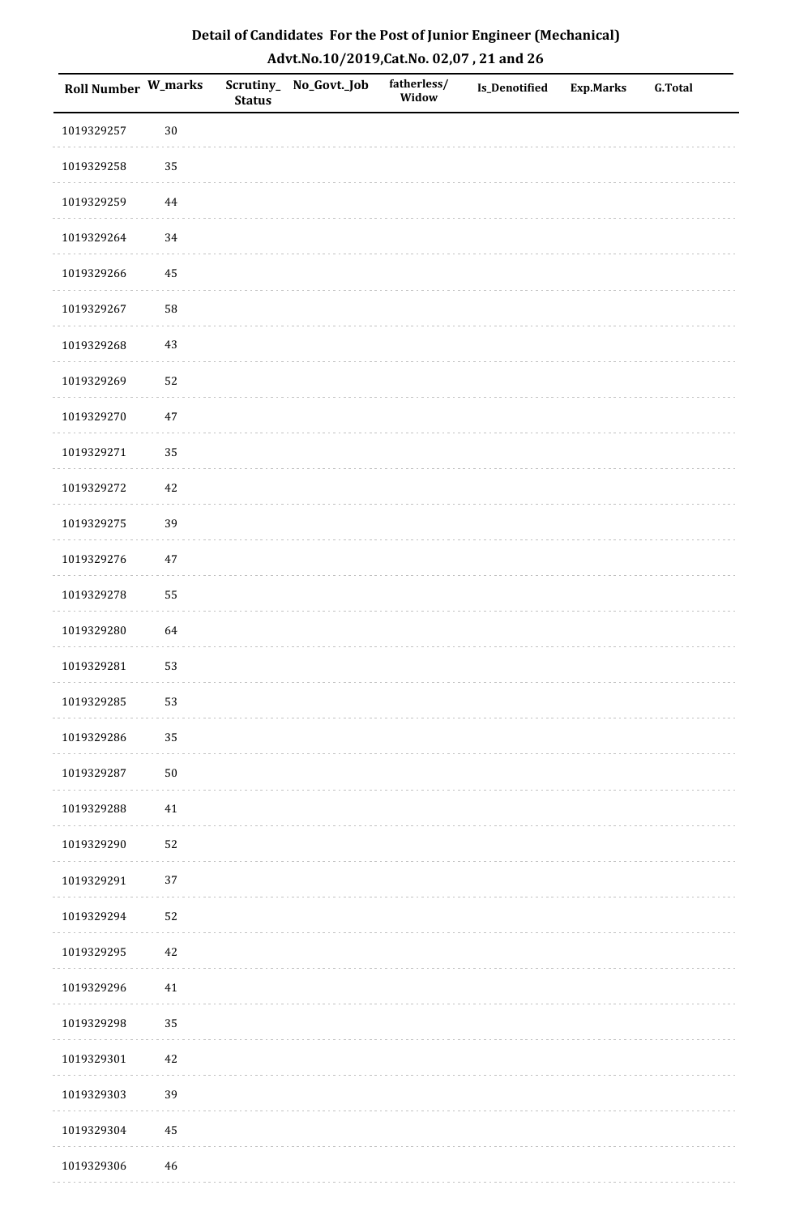## Detail of Candidates For the Post of Junior Engineer (Mechanical)
## Advt.No.10/2019,Cat.No. 02,07 , 21 and 26

| Roll Number | W_marks | Scrutiny_Status | No_Govt._Job | fatherless/Widow | Is_Denotified | Exp.Marks | G.Total |
|---|---|---|---|---|---|---|---|
| 1019329257 | 30 | | | | | | |
| 1019329258 | 35 | | | | | | |
| 1019329259 | 44 | | | | | | |
| 1019329264 | 34 | | | | | | |
| 1019329266 | 45 | | | | | | |
| 1019329267 | 58 | | | | | | |
| 1019329268 | 43 | | | | | | |
| 1019329269 | 52 | | | | | | |
| 1019329270 | 47 | | | | | | |
| 1019329271 | 35 | | | | | | |
| 1019329272 | 42 | | | | | | |
| 1019329275 | 39 | | | | | | |
| 1019329276 | 47 | | | | | | |
| 1019329278 | 55 | | | | | | |
| 1019329280 | 64 | | | | | | |
| 1019329281 | 53 | | | | | | |
| 1019329285 | 53 | | | | | | |
| 1019329286 | 35 | | | | | | |
| 1019329287 | 50 | | | | | | |
| 1019329288 | 41 | | | | | | |
| 1019329290 | 52 | | | | | | |
| 1019329291 | 37 | | | | | | |
| 1019329294 | 52 | | | | | | |
| 1019329295 | 42 | | | | | | |
| 1019329296 | 41 | | | | | | |
| 1019329298 | 35 | | | | | | |
| 1019329301 | 42 | | | | | | |
| 1019329303 | 39 | | | | | | |
| 1019329304 | 45 | | | | | | |
| 1019329306 | 46 | | | | | | |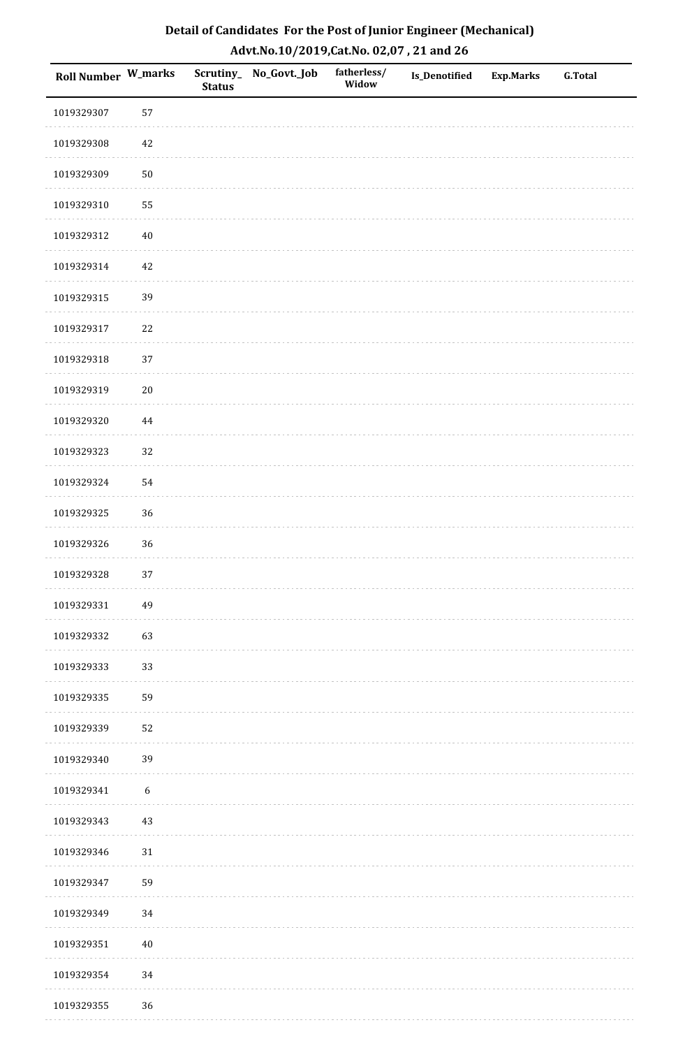# Detail of Candidates For the Post of Junior Engineer (Mechanical)

## Advt.No.10/2019,Cat.No. 02,07 , 21 and 26

| Roll Number | W_marks | Scrutiny_Status | No_Govt._Job | fatherless/Widow | Is_Denotified | Exp.Marks | G.Total |
|---|---|---|---|---|---|---|---|
| 1019329307 | 57 | | | | | | |
| 1019329308 | 42 | | | | | | |
| 1019329309 | 50 | | | | | | |
| 1019329310 | 55 | | | | | | |
| 1019329312 | 40 | | | | | | |
| 1019329314 | 42 | | | | | | |
| 1019329315 | 39 | | | | | | |
| 1019329317 | 22 | | | | | | |
| 1019329318 | 37 | | | | | | |
| 1019329319 | 20 | | | | | | |
| 1019329320 | 44 | | | | | | |
| 1019329323 | 32 | | | | | | |
| 1019329324 | 54 | | | | | | |
| 1019329325 | 36 | | | | | | |
| 1019329326 | 36 | | | | | | |
| 1019329328 | 37 | | | | | | |
| 1019329331 | 49 | | | | | | |
| 1019329332 | 63 | | | | | | |
| 1019329333 | 33 | | | | | | |
| 1019329335 | 59 | | | | | | |
| 1019329339 | 52 | | | | | | |
| 1019329340 | 39 | | | | | | |
| 1019329341 | 6 | | | | | | |
| 1019329343 | 43 | | | | | | |
| 1019329346 | 31 | | | | | | |
| 1019329347 | 59 | | | | | | |
| 1019329349 | 34 | | | | | | |
| 1019329351 | 40 | | | | | | |
| 1019329354 | 34 | | | | | | |
| 1019329355 | 36 | | | | | | |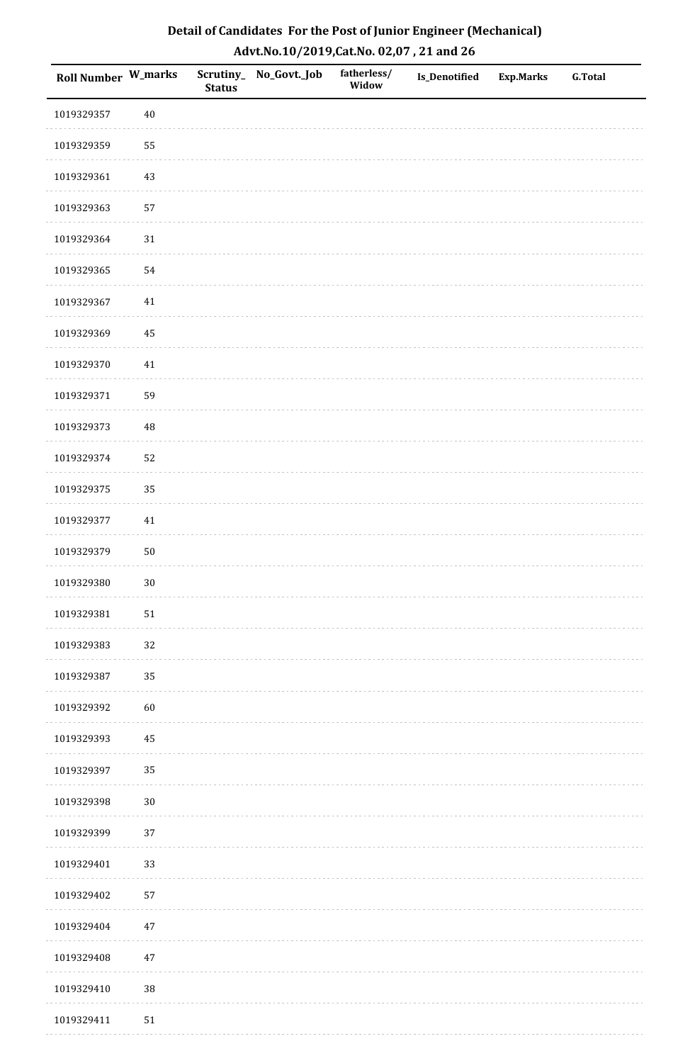## Detail of Candidates For the Post of Junior Engineer (Mechanical)
## Advt.No.10/2019,Cat.No. 02,07 , 21 and 26

| Roll Number | W_marks | Scrutiny_ Status | No_Govt._Job | fatherless/ Widow | Is_Denotified | Exp.Marks | G.Total |
|---|---|---|---|---|---|---|---|
| 1019329357 | 40 | | | | | | |
| 1019329359 | 55 | | | | | | |
| 1019329361 | 43 | | | | | | |
| 1019329363 | 57 | | | | | | |
| 1019329364 | 31 | | | | | | |
| 1019329365 | 54 | | | | | | |
| 1019329367 | 41 | | | | | | |
| 1019329369 | 45 | | | | | | |
| 1019329370 | 41 | | | | | | |
| 1019329371 | 59 | | | | | | |
| 1019329373 | 48 | | | | | | |
| 1019329374 | 52 | | | | | | |
| 1019329375 | 35 | | | | | | |
| 1019329377 | 41 | | | | | | |
| 1019329379 | 50 | | | | | | |
| 1019329380 | 30 | | | | | | |
| 1019329381 | 51 | | | | | | |
| 1019329383 | 32 | | | | | | |
| 1019329387 | 35 | | | | | | |
| 1019329392 | 60 | | | | | | |
| 1019329393 | 45 | | | | | | |
| 1019329397 | 35 | | | | | | |
| 1019329398 | 30 | | | | | | |
| 1019329399 | 37 | | | | | | |
| 1019329401 | 33 | | | | | | |
| 1019329402 | 57 | | | | | | |
| 1019329404 | 47 | | | | | | |
| 1019329408 | 47 | | | | | | |
| 1019329410 | 38 | | | | | | |
| 1019329411 | 51 | | | | | | |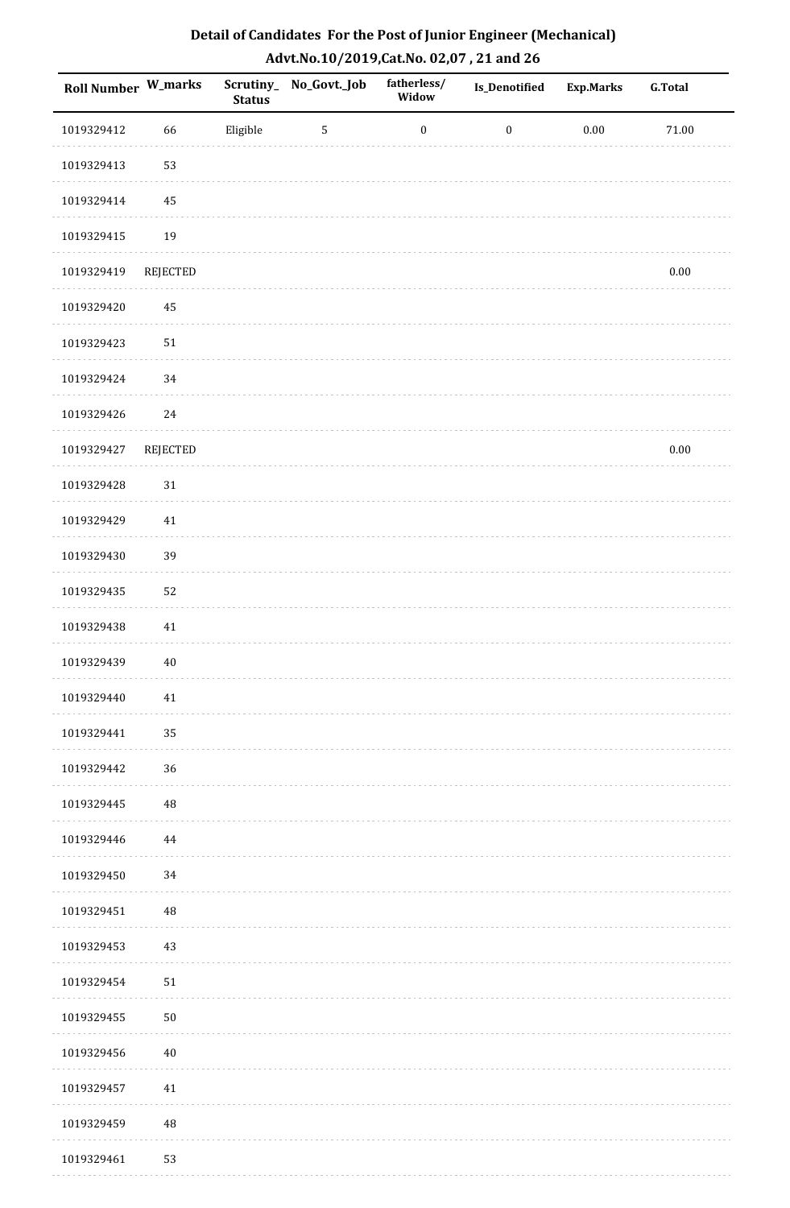# Detail of Candidates For the Post of Junior Engineer (Mechanical)

## Advt.No.10/2019,Cat.No. 02,07 , 21 and 26

| Roll Number | W_marks | Scrutiny_Status | No_Govt._Job | fatherless/Widow | Is_Denotified | Exp.Marks | G.Total |
|---|---|---|---|---|---|---|---|
| 1019329412 | 66 | Eligible | 5 | 0 | 0 | 0.00 | 71.00 |
| 1019329413 | 53 | | | | | | |
| 1019329414 | 45 | | | | | | |
| 1019329415 | 19 | | | | | | |
| 1019329419 | REJECTED | | | | | | 0.00 |
| 1019329420 | 45 | | | | | | |
| 1019329423 | 51 | | | | | | |
| 1019329424 | 34 | | | | | | |
| 1019329426 | 24 | | | | | | |
| 1019329427 | REJECTED | | | | | | 0.00 |
| 1019329428 | 31 | | | | | | |
| 1019329429 | 41 | | | | | | |
| 1019329430 | 39 | | | | | | |
| 1019329435 | 52 | | | | | | |
| 1019329438 | 41 | | | | | | |
| 1019329439 | 40 | | | | | | |
| 1019329440 | 41 | | | | | | |
| 1019329441 | 35 | | | | | | |
| 1019329442 | 36 | | | | | | |
| 1019329445 | 48 | | | | | | |
| 1019329446 | 44 | | | | | | |
| 1019329450 | 34 | | | | | | |
| 1019329451 | 48 | | | | | | |
| 1019329453 | 43 | | | | | | |
| 1019329454 | 51 | | | | | | |
| 1019329455 | 50 | | | | | | |
| 1019329456 | 40 | | | | | | |
| 1019329457 | 41 | | | | | | |
| 1019329459 | 48 | | | | | | |
| 1019329461 | 53 | | | | | | |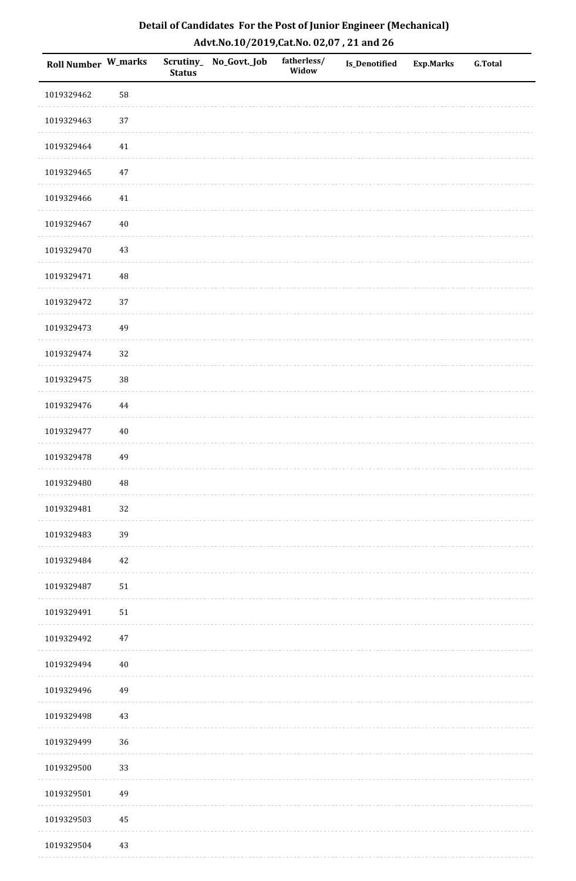## Detail of Candidates For the Post of Junior Engineer (Mechanical)
## Advt.No.10/2019,Cat.No. 02,07 , 21 and 26

| Roll Number | W_marks | Scrutiny_ Status | No_Govt._Job | fatherless/ Widow | Is_Denotified | Exp.Marks | G.Total |
|---|---|---|---|---|---|---|---|
| 1019329462 | 58 | | | | | | |
| 1019329463 | 37 | | | | | | |
| 1019329464 | 41 | | | | | | |
| 1019329465 | 47 | | | | | | |
| 1019329466 | 41 | | | | | | |
| 1019329467 | 40 | | | | | | |
| 1019329470 | 43 | | | | | | |
| 1019329471 | 48 | | | | | | |
| 1019329472 | 37 | | | | | | |
| 1019329473 | 49 | | | | | | |
| 1019329474 | 32 | | | | | | |
| 1019329475 | 38 | | | | | | |
| 1019329476 | 44 | | | | | | |
| 1019329477 | 40 | | | | | | |
| 1019329478 | 49 | | | | | | |
| 1019329480 | 48 | | | | | | |
| 1019329481 | 32 | | | | | | |
| 1019329483 | 39 | | | | | | |
| 1019329484 | 42 | | | | | | |
| 1019329487 | 51 | | | | | | |
| 1019329491 | 51 | | | | | | |
| 1019329492 | 47 | | | | | | |
| 1019329494 | 40 | | | | | | |
| 1019329496 | 49 | | | | | | |
| 1019329498 | 43 | | | | | | |
| 1019329499 | 36 | | | | | | |
| 1019329500 | 33 | | | | | | |
| 1019329501 | 49 | | | | | | |
| 1019329503 | 45 | | | | | | |
| 1019329504 | 43 | | | | | | |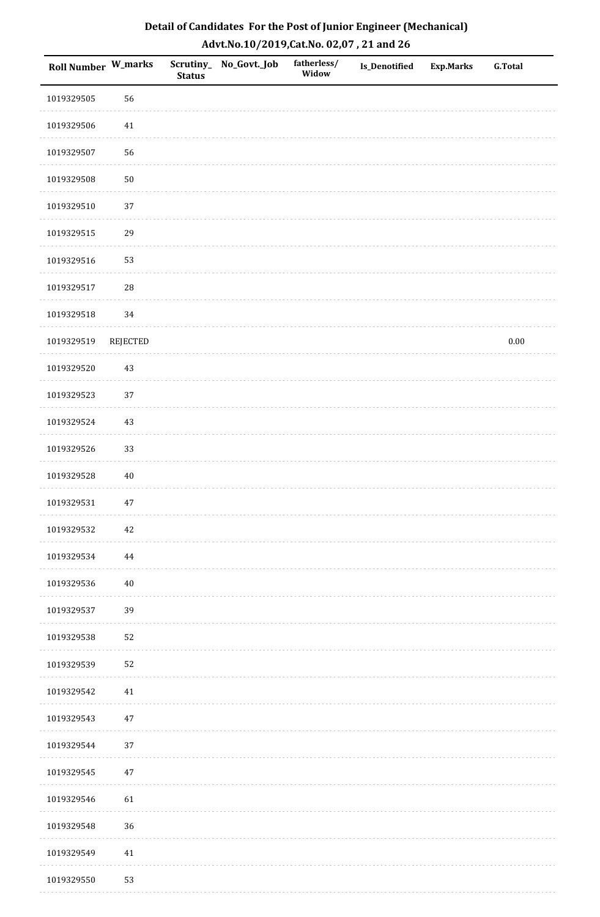# Detail of Candidates For the Post of Junior Engineer (Mechanical)

## Advt.No.10/2019,Cat.No. 02,07 , 21 and 26

| Roll Number | W_marks | Scrutiny_Status | No_Govt._Job | fatherless/Widow | Is_Denotified | Exp.Marks | G.Total |
|---|---|---|---|---|---|---|---|
| 1019329505 | 56 | | | | | | |
| 1019329506 | 41 | | | | | | |
| 1019329507 | 56 | | | | | | |
| 1019329508 | 50 | | | | | | |
| 1019329510 | 37 | | | | | | |
| 1019329515 | 29 | | | | | | |
| 1019329516 | 53 | | | | | | |
| 1019329517 | 28 | | | | | | |
| 1019329518 | 34 | | | | | | |
| 1019329519 | REJECTED | | | | | | 0.00 |
| 1019329520 | 43 | | | | | | |
| 1019329523 | 37 | | | | | | |
| 1019329524 | 43 | | | | | | |
| 1019329526 | 33 | | | | | | |
| 1019329528 | 40 | | | | | | |
| 1019329531 | 47 | | | | | | |
| 1019329532 | 42 | | | | | | |
| 1019329534 | 44 | | | | | | |
| 1019329536 | 40 | | | | | | |
| 1019329537 | 39 | | | | | | |
| 1019329538 | 52 | | | | | | |
| 1019329539 | 52 | | | | | | |
| 1019329542 | 41 | | | | | | |
| 1019329543 | 47 | | | | | | |
| 1019329544 | 37 | | | | | | |
| 1019329545 | 47 | | | | | | |
| 1019329546 | 61 | | | | | | |
| 1019329548 | 36 | | | | | | |
| 1019329549 | 41 | | | | | | |
| 1019329550 | 53 | | | | | | |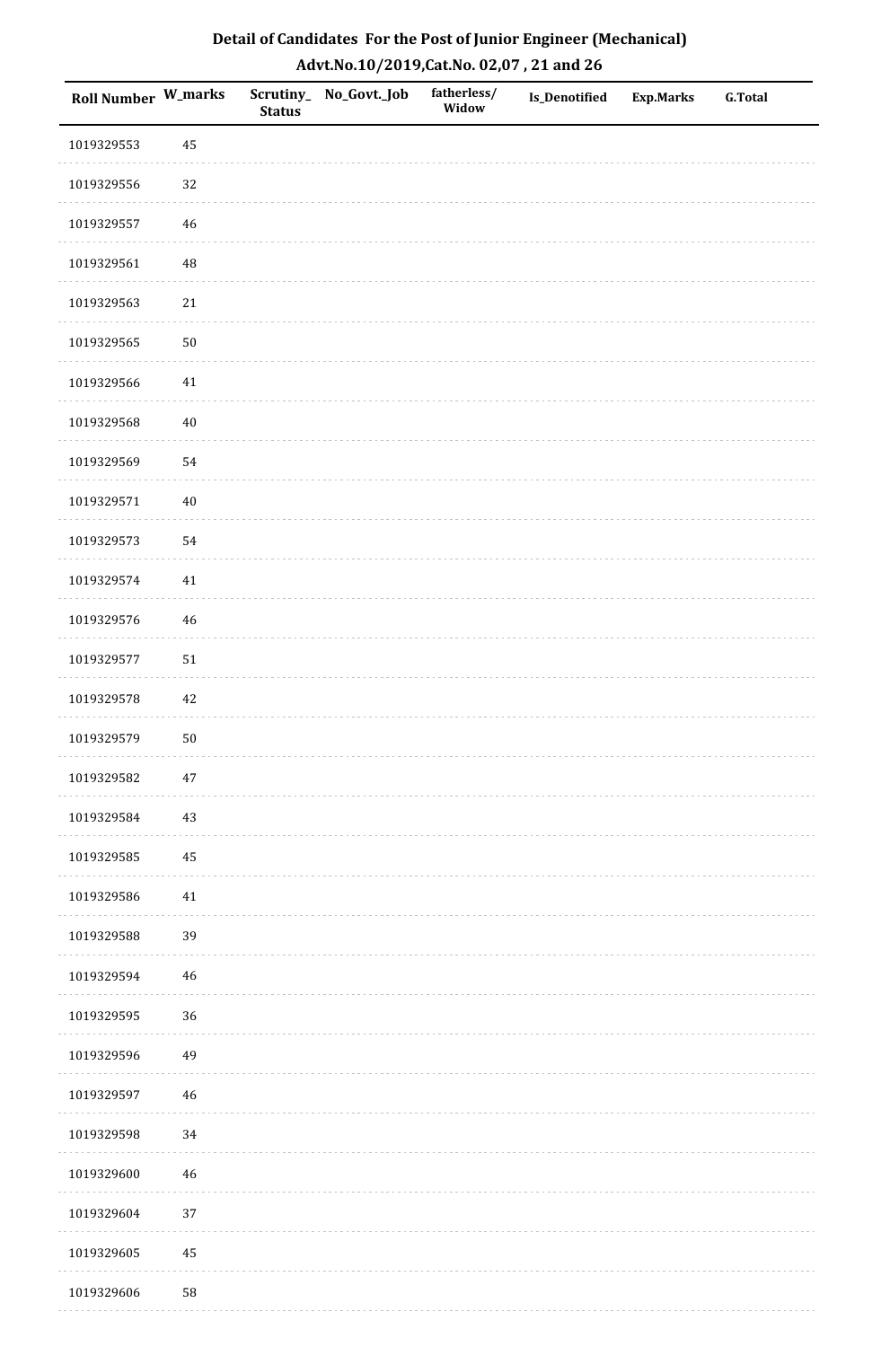# Detail of Candidates For the Post of Junior Engineer (Mechanical)

## Advt.No.10/2019,Cat.No. 02,07 , 21 and 26

| Roll Number | W_marks | Scrutiny_Status | No_Govt._Job | fatherless/Widow | Is_Denotified | Exp.Marks | G.Total |
|---|---|---|---|---|---|---|---|
| 1019329553 | 45 | | | | | | |
| 1019329556 | 32 | | | | | | |
| 1019329557 | 46 | | | | | | |
| 1019329561 | 48 | | | | | | |
| 1019329563 | 21 | | | | | | |
| 1019329565 | 50 | | | | | | |
| 1019329566 | 41 | | | | | | |
| 1019329568 | 40 | | | | | | |
| 1019329569 | 54 | | | | | | |
| 1019329571 | 40 | | | | | | |
| 1019329573 | 54 | | | | | | |
| 1019329574 | 41 | | | | | | |
| 1019329576 | 46 | | | | | | |
| 1019329577 | 51 | | | | | | |
| 1019329578 | 42 | | | | | | |
| 1019329579 | 50 | | | | | | |
| 1019329582 | 47 | | | | | | |
| 1019329584 | 43 | | | | | | |
| 1019329585 | 45 | | | | | | |
| 1019329586 | 41 | | | | | | |
| 1019329588 | 39 | | | | | | |
| 1019329594 | 46 | | | | | | |
| 1019329595 | 36 | | | | | | |
| 1019329596 | 49 | | | | | | |
| 1019329597 | 46 | | | | | | |
| 1019329598 | 34 | | | | | | |
| 1019329600 | 46 | | | | | | |
| 1019329604 | 37 | | | | | | |
| 1019329605 | 45 | | | | | | |
| 1019329606 | 58 | | | | | | |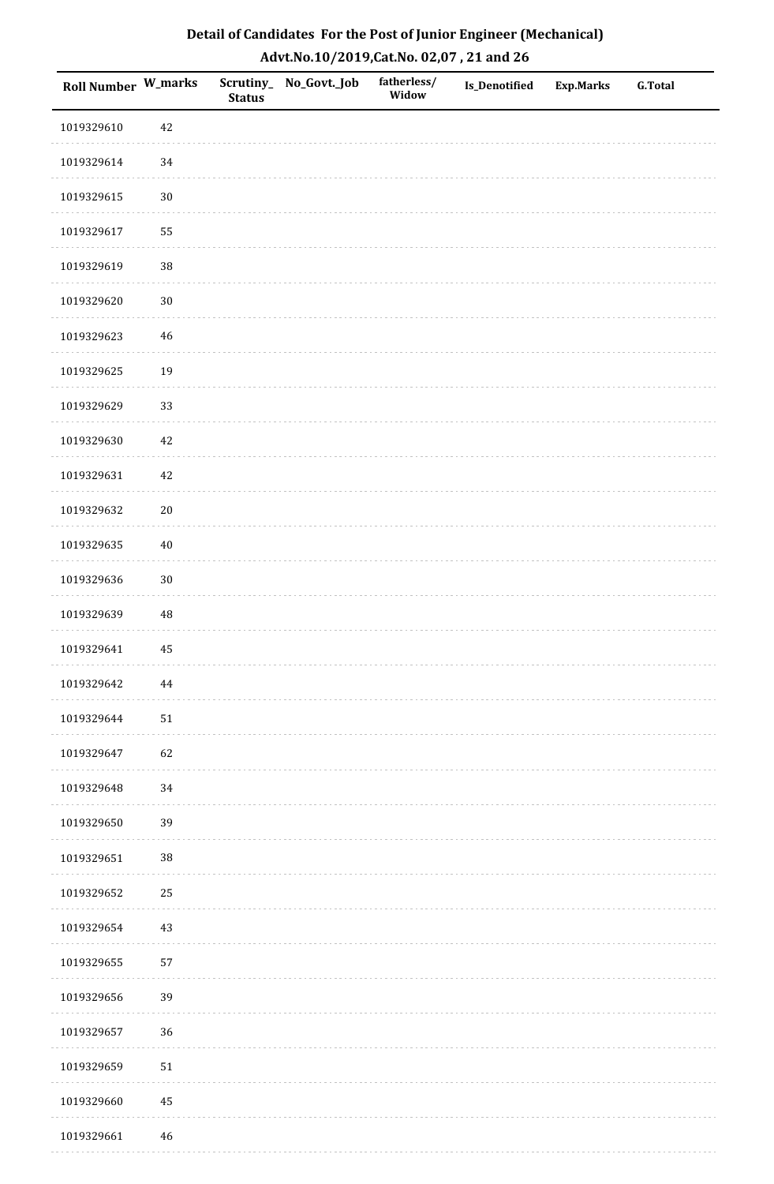## Detail of Candidates For the Post of Junior Engineer (Mechanical)

### Advt.No.10/2019,Cat.No. 02,07 , 21 and 26

| Roll Number | W_marks | Scrutiny_Status | No_Govt._Job | fatherless/Widow | Is_Denotified | Exp.Marks | G.Total |
|---|---|---|---|---|---|---|---|
| 1019329610 | 42 | | | | | | |
| 1019329614 | 34 | | | | | | |
| 1019329615 | 30 | | | | | | |
| 1019329617 | 55 | | | | | | |
| 1019329619 | 38 | | | | | | |
| 1019329620 | 30 | | | | | | |
| 1019329623 | 46 | | | | | | |
| 1019329625 | 19 | | | | | | |
| 1019329629 | 33 | | | | | | |
| 1019329630 | 42 | | | | | | |
| 1019329631 | 42 | | | | | | |
| 1019329632 | 20 | | | | | | |
| 1019329635 | 40 | | | | | | |
| 1019329636 | 30 | | | | | | |
| 1019329639 | 48 | | | | | | |
| 1019329641 | 45 | | | | | | |
| 1019329642 | 44 | | | | | | |
| 1019329644 | 51 | | | | | | |
| 1019329647 | 62 | | | | | | |
| 1019329648 | 34 | | | | | | |
| 1019329650 | 39 | | | | | | |
| 1019329651 | 38 | | | | | | |
| 1019329652 | 25 | | | | | | |
| 1019329654 | 43 | | | | | | |
| 1019329655 | 57 | | | | | | |
| 1019329656 | 39 | | | | | | |
| 1019329657 | 36 | | | | | | |
| 1019329659 | 51 | | | | | | |
| 1019329660 | 45 | | | | | | |
| 1019329661 | 46 | | | | | | |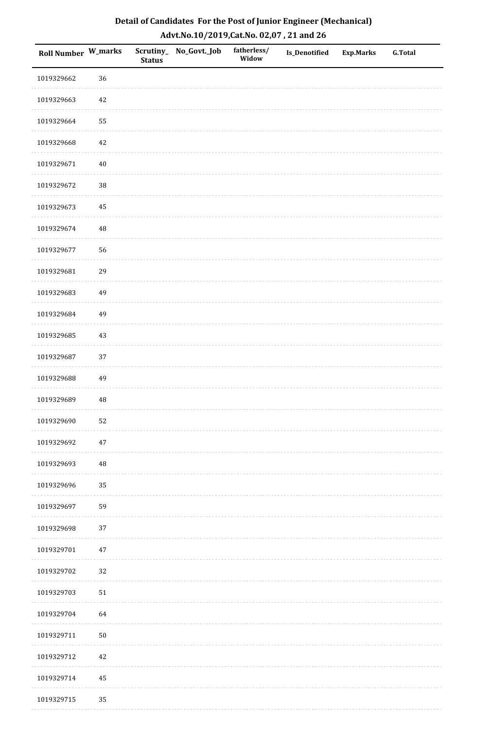# Detail of Candidates For the Post of Junior Engineer (Mechanical)

## Advt.No.10/2019,Cat.No. 02,07 , 21 and 26

| Roll Number | W_marks | Scrutiny_Status | No_Govt._Job | fatherless/Widow | Is_Denotified | Exp.Marks | G.Total |
|---|---|---|---|---|---|---|---|
| 1019329662 | 36 | | | | | | |
| 1019329663 | 42 | | | | | | |
| 1019329664 | 55 | | | | | | |
| 1019329668 | 42 | | | | | | |
| 1019329671 | 40 | | | | | | |
| 1019329672 | 38 | | | | | | |
| 1019329673 | 45 | | | | | | |
| 1019329674 | 48 | | | | | | |
| 1019329677 | 56 | | | | | | |
| 1019329681 | 29 | | | | | | |
| 1019329683 | 49 | | | | | | |
| 1019329684 | 49 | | | | | | |
| 1019329685 | 43 | | | | | | |
| 1019329687 | 37 | | | | | | |
| 1019329688 | 49 | | | | | | |
| 1019329689 | 48 | | | | | | |
| 1019329690 | 52 | | | | | | |
| 1019329692 | 47 | | | | | | |
| 1019329693 | 48 | | | | | | |
| 1019329696 | 35 | | | | | | |
| 1019329697 | 59 | | | | | | |
| 1019329698 | 37 | | | | | | |
| 1019329701 | 47 | | | | | | |
| 1019329702 | 32 | | | | | | |
| 1019329703 | 51 | | | | | | |
| 1019329704 | 64 | | | | | | |
| 1019329711 | 50 | | | | | | |
| 1019329712 | 42 | | | | | | |
| 1019329714 | 45 | | | | | | |
| 1019329715 | 35 | | | | | | |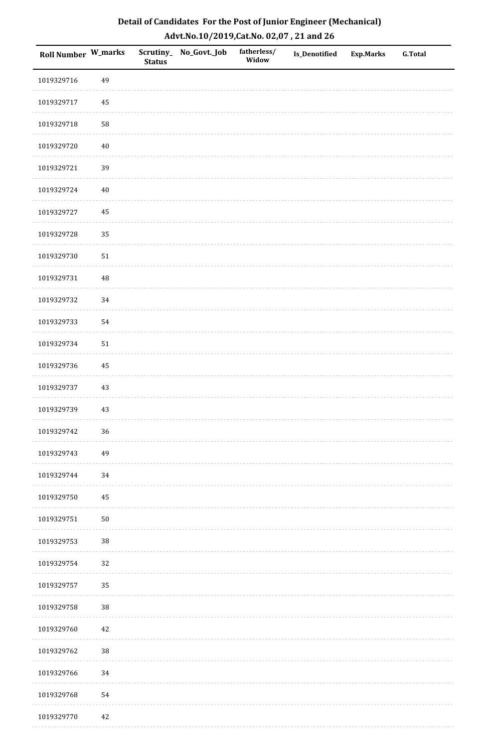## Detail of Candidates For the Post of Junior Engineer (Mechanical)

### Advt.No.10/2019,Cat.No. 02,07 , 21 and 26

| Roll Number | W_marks | Scrutiny_Status | No_Govt._Job | fatherless/ Widow | Is_Denotified | Exp.Marks | G.Total |
|---|---|---|---|---|---|---|---|
| 1019329716 | 49 | | | | | | |
| 1019329717 | 45 | | | | | | |
| 1019329718 | 58 | | | | | | |
| 1019329720 | 40 | | | | | | |
| 1019329721 | 39 | | | | | | |
| 1019329724 | 40 | | | | | | |
| 1019329727 | 45 | | | | | | |
| 1019329728 | 35 | | | | | | |
| 1019329730 | 51 | | | | | | |
| 1019329731 | 48 | | | | | | |
| 1019329732 | 34 | | | | | | |
| 1019329733 | 54 | | | | | | |
| 1019329734 | 51 | | | | | | |
| 1019329736 | 45 | | | | | | |
| 1019329737 | 43 | | | | | | |
| 1019329739 | 43 | | | | | | |
| 1019329742 | 36 | | | | | | |
| 1019329743 | 49 | | | | | | |
| 1019329744 | 34 | | | | | | |
| 1019329750 | 45 | | | | | | |
| 1019329751 | 50 | | | | | | |
| 1019329753 | 38 | | | | | | |
| 1019329754 | 32 | | | | | | |
| 1019329757 | 35 | | | | | | |
| 1019329758 | 38 | | | | | | |
| 1019329760 | 42 | | | | | | |
| 1019329762 | 38 | | | | | | |
| 1019329766 | 34 | | | | | | |
| 1019329768 | 54 | | | | | | |
| 1019329770 | 42 | | | | | | |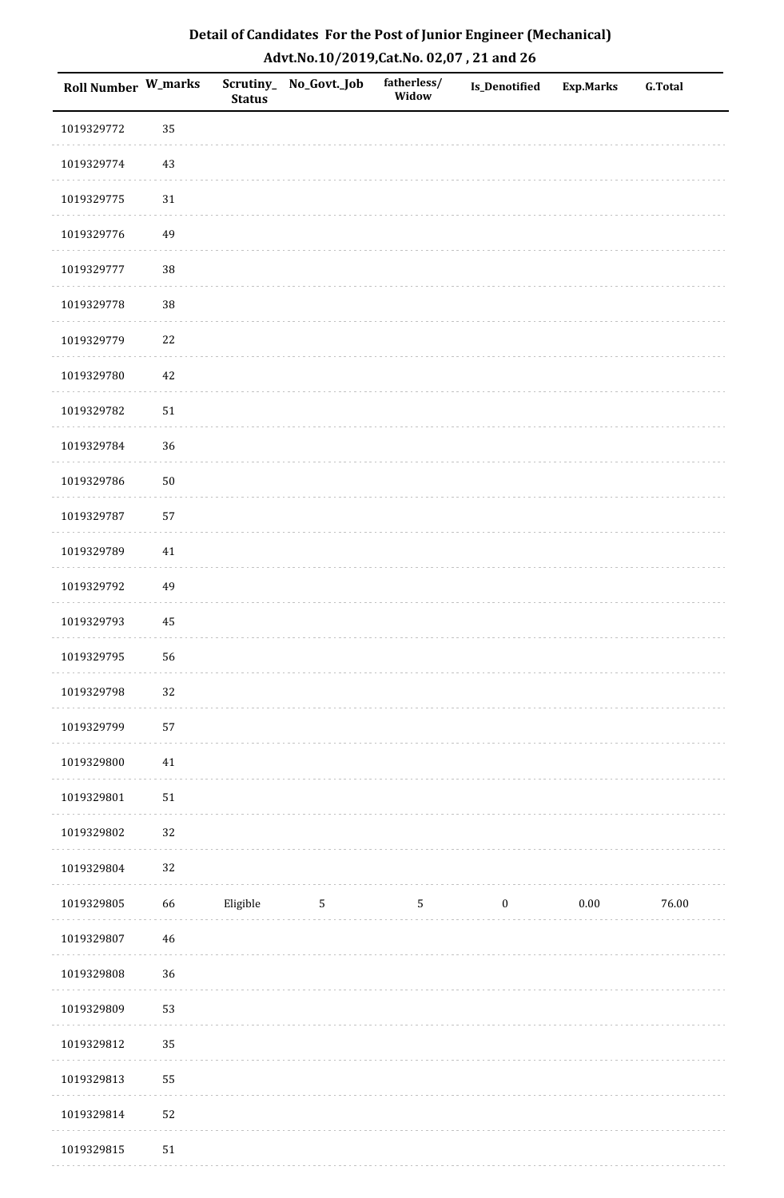## Detail of Candidates For the Post of Junior Engineer (Mechanical)

## Advt.No.10/2019,Cat.No. 02,07 , 21 and 26

| Roll Number | W_marks | Scrutiny_Status | No_Govt._Job | fatherless/Widow | Is_Denotified | Exp.Marks | G.Total |
|---|---|---|---|---|---|---|---|
| 1019329772 | 35 | | | | | | |
| 1019329774 | 43 | | | | | | |
| 1019329775 | 31 | | | | | | |
| 1019329776 | 49 | | | | | | |
| 1019329777 | 38 | | | | | | |
| 1019329778 | 38 | | | | | | |
| 1019329779 | 22 | | | | | | |
| 1019329780 | 42 | | | | | | |
| 1019329782 | 51 | | | | | | |
| 1019329784 | 36 | | | | | | |
| 1019329786 | 50 | | | | | | |
| 1019329787 | 57 | | | | | | |
| 1019329789 | 41 | | | | | | |
| 1019329792 | 49 | | | | | | |
| 1019329793 | 45 | | | | | | |
| 1019329795 | 56 | | | | | | |
| 1019329798 | 32 | | | | | | |
| 1019329799 | 57 | | | | | | |
| 1019329800 | 41 | | | | | | |
| 1019329801 | 51 | | | | | | |
| 1019329802 | 32 | | | | | | |
| 1019329804 | 32 | | | | | | |
| 1019329805 | 66 | Eligible | 5 | 5 | 0 | 0.00 | 76.00 |
| 1019329807 | 46 | | | | | | |
| 1019329808 | 36 | | | | | | |
| 1019329809 | 53 | | | | | | |
| 1019329812 | 35 | | | | | | |
| 1019329813 | 55 | | | | | | |
| 1019329814 | 52 | | | | | | |
| 1019329815 | 51 | | | | | | |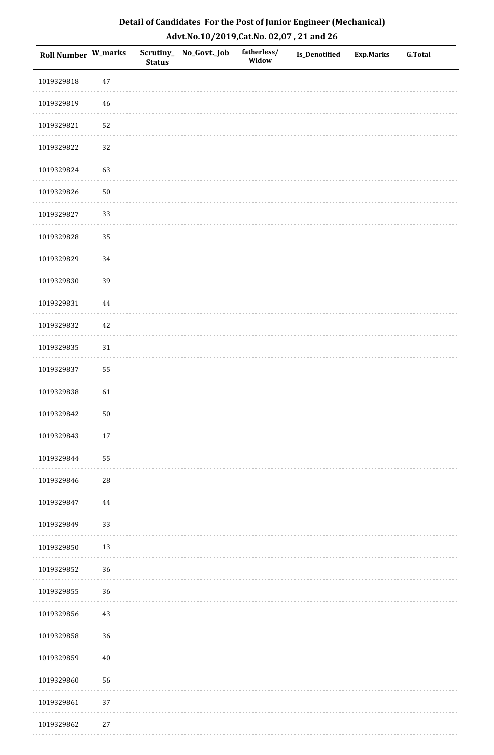## Detail of Candidates For the Post of Junior Engineer (Mechanical)

### Advt.No.10/2019,Cat.No. 02,07 , 21 and 26

| Roll Number | W_marks | Scrutiny_ Status | No_Govt._Job | fatherless/ Widow | Is_Denotified | Exp.Marks | G.Total |
|---|---|---|---|---|---|---|---|
| 1019329818 | 47 | | | | | | |
| 1019329819 | 46 | | | | | | |
| 1019329821 | 52 | | | | | | |
| 1019329822 | 32 | | | | | | |
| 1019329824 | 63 | | | | | | |
| 1019329826 | 50 | | | | | | |
| 1019329827 | 33 | | | | | | |
| 1019329828 | 35 | | | | | | |
| 1019329829 | 34 | | | | | | |
| 1019329830 | 39 | | | | | | |
| 1019329831 | 44 | | | | | | |
| 1019329832 | 42 | | | | | | |
| 1019329835 | 31 | | | | | | |
| 1019329837 | 55 | | | | | | |
| 1019329838 | 61 | | | | | | |
| 1019329842 | 50 | | | | | | |
| 1019329843 | 17 | | | | | | |
| 1019329844 | 55 | | | | | | |
| 1019329846 | 28 | | | | | | |
| 1019329847 | 44 | | | | | | |
| 1019329849 | 33 | | | | | | |
| 1019329850 | 13 | | | | | | |
| 1019329852 | 36 | | | | | | |
| 1019329855 | 36 | | | | | | |
| 1019329856 | 43 | | | | | | |
| 1019329858 | 36 | | | | | | |
| 1019329859 | 40 | | | | | | |
| 1019329860 | 56 | | | | | | |
| 1019329861 | 37 | | | | | | |
| 1019329862 | 27 | | | | | | |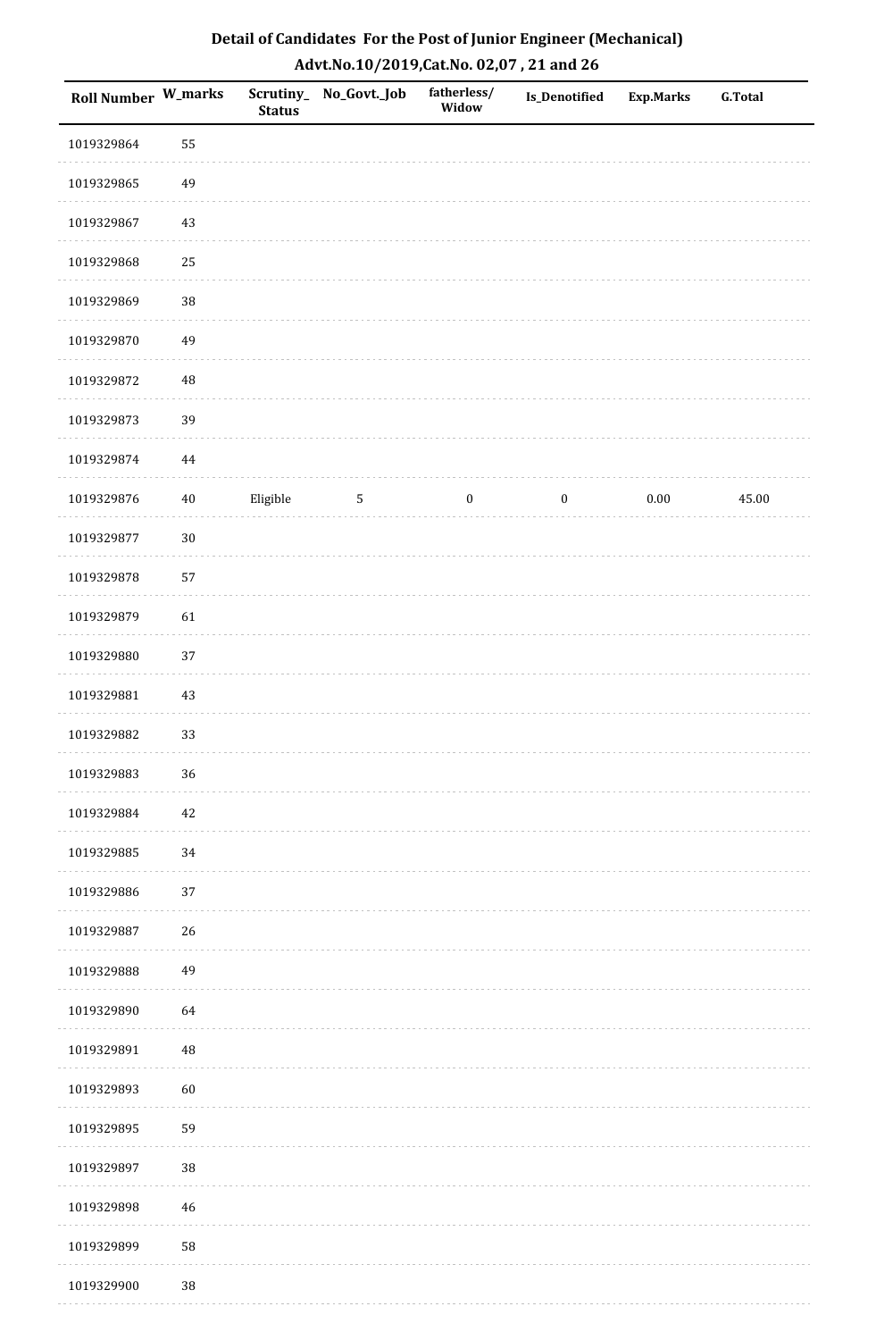## Detail of Candidates For the Post of Junior Engineer (Mechanical)

### Advt.No.10/2019,Cat.No. 02,07 , 21 and 26

| Roll Number | W_marks | Scrutiny_Status | No_Govt._Job | fatherless/Widow | Is_Denotified | Exp.Marks | G.Total |
|---|---|---|---|---|---|---|---|
| 1019329864 | 55 | | | | | | |
| 1019329865 | 49 | | | | | | |
| 1019329867 | 43 | | | | | | |
| 1019329868 | 25 | | | | | | |
| 1019329869 | 38 | | | | | | |
| 1019329870 | 49 | | | | | | |
| 1019329872 | 48 | | | | | | |
| 1019329873 | 39 | | | | | | |
| 1019329874 | 44 | | | | | | |
| 1019329876 | 40 | Eligible | 5 | 0 | 0 | 0.00 | 45.00 |
| 1019329877 | 30 | | | | | | |
| 1019329878 | 57 | | | | | | |
| 1019329879 | 61 | | | | | | |
| 1019329880 | 37 | | | | | | |
| 1019329881 | 43 | | | | | | |
| 1019329882 | 33 | | | | | | |
| 1019329883 | 36 | | | | | | |
| 1019329884 | 42 | | | | | | |
| 1019329885 | 34 | | | | | | |
| 1019329886 | 37 | | | | | | |
| 1019329887 | 26 | | | | | | |
| 1019329888 | 49 | | | | | | |
| 1019329890 | 64 | | | | | | |
| 1019329891 | 48 | | | | | | |
| 1019329893 | 60 | | | | | | |
| 1019329895 | 59 | | | | | | |
| 1019329897 | 38 | | | | | | |
| 1019329898 | 46 | | | | | | |
| 1019329899 | 58 | | | | | | |
| 1019329900 | 38 | | | | | | |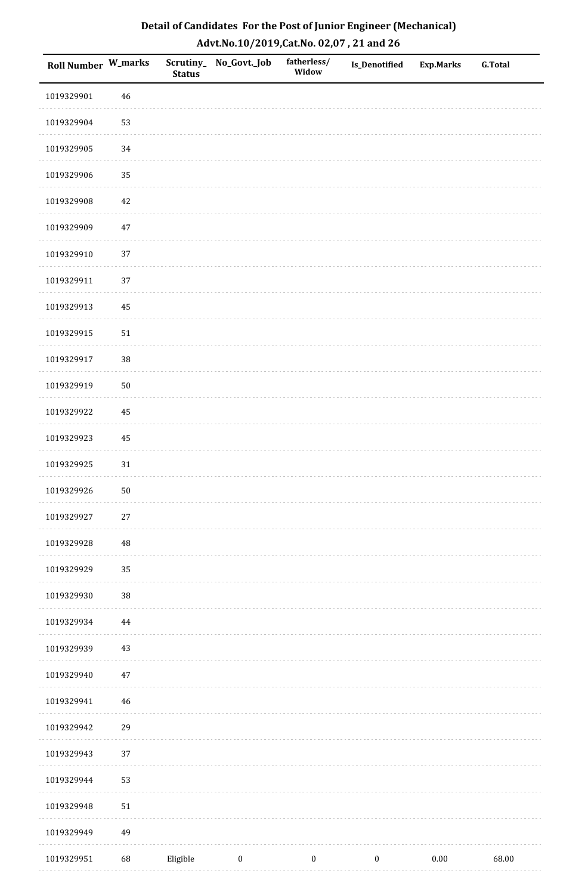# Detail of Candidates For the Post of Junior Engineer (Mechanical)

## Advt.No.10/2019,Cat.No. 02,07 , 21 and 26

| Roll Number | W_marks | Scrutiny_Status | No_Govt._Job | fatherless/Widow | Is_Denotified | Exp.Marks | G.Total |
|---|---|---|---|---|---|---|---|
| 1019329901 | 46 | | | | | | |
| 1019329904 | 53 | | | | | | |
| 1019329905 | 34 | | | | | | |
| 1019329906 | 35 | | | | | | |
| 1019329908 | 42 | | | | | | |
| 1019329909 | 47 | | | | | | |
| 1019329910 | 37 | | | | | | |
| 1019329911 | 37 | | | | | | |
| 1019329913 | 45 | | | | | | |
| 1019329915 | 51 | | | | | | |
| 1019329917 | 38 | | | | | | |
| 1019329919 | 50 | | | | | | |
| 1019329922 | 45 | | | | | | |
| 1019329923 | 45 | | | | | | |
| 1019329925 | 31 | | | | | | |
| 1019329926 | 50 | | | | | | |
| 1019329927 | 27 | | | | | | |
| 1019329928 | 48 | | | | | | |
| 1019329929 | 35 | | | | | | |
| 1019329930 | 38 | | | | | | |
| 1019329934 | 44 | | | | | | |
| 1019329939 | 43 | | | | | | |
| 1019329940 | 47 | | | | | | |
| 1019329941 | 46 | | | | | | |
| 1019329942 | 29 | | | | | | |
| 1019329943 | 37 | | | | | | |
| 1019329944 | 53 | | | | | | |
| 1019329948 | 51 | | | | | | |
| 1019329949 | 49 | | | | | | |
| 1019329951 | 68 | Eligible | 0 | 0 | 0 | 0.00 | 68.00 |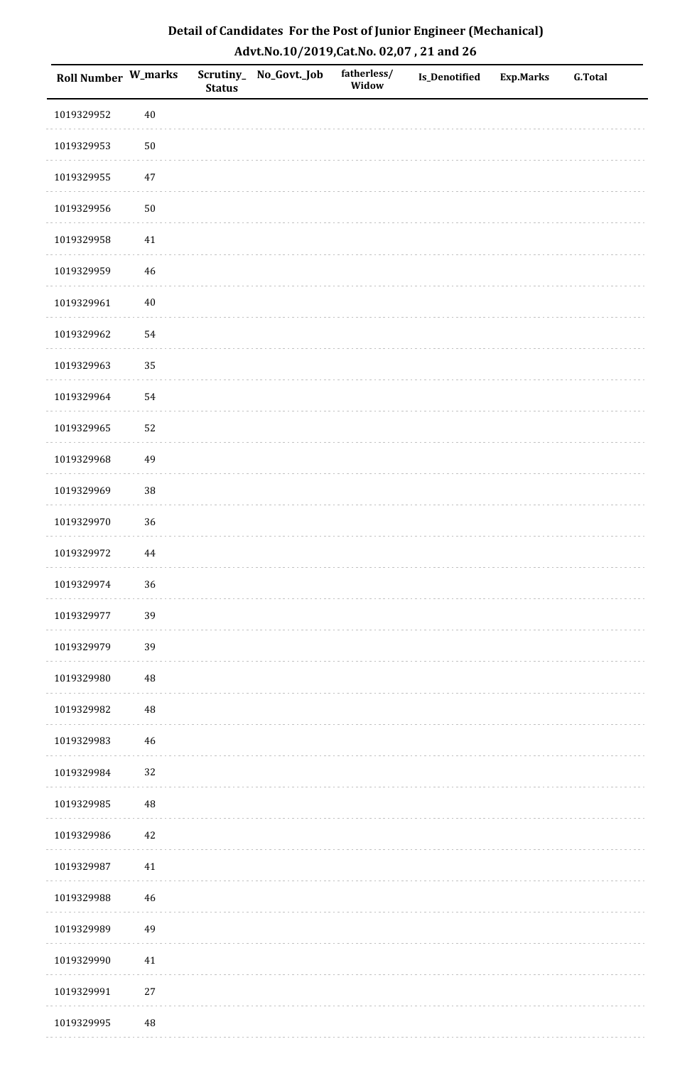# Detail of Candidates For the Post of Junior Engineer (Mechanical)

## Advt.No.10/2019,Cat.No. 02,07 , 21 and 26

| Roll Number | W_marks | Scrutiny_Status | No_Govt._Job | fatherless/Widow | Is_Denotified | Exp.Marks | G.Total |
|---|---|---|---|---|---|---|---|
| 1019329952 | 40 | | | | | | |
| 1019329953 | 50 | | | | | | |
| 1019329955 | 47 | | | | | | |
| 1019329956 | 50 | | | | | | |
| 1019329958 | 41 | | | | | | |
| 1019329959 | 46 | | | | | | |
| 1019329961 | 40 | | | | | | |
| 1019329962 | 54 | | | | | | |
| 1019329963 | 35 | | | | | | |
| 1019329964 | 54 | | | | | | |
| 1019329965 | 52 | | | | | | |
| 1019329968 | 49 | | | | | | |
| 1019329969 | 38 | | | | | | |
| 1019329970 | 36 | | | | | | |
| 1019329972 | 44 | | | | | | |
| 1019329974 | 36 | | | | | | |
| 1019329977 | 39 | | | | | | |
| 1019329979 | 39 | | | | | | |
| 1019329980 | 48 | | | | | | |
| 1019329982 | 48 | | | | | | |
| 1019329983 | 46 | | | | | | |
| 1019329984 | 32 | | | | | | |
| 1019329985 | 48 | | | | | | |
| 1019329986 | 42 | | | | | | |
| 1019329987 | 41 | | | | | | |
| 1019329988 | 46 | | | | | | |
| 1019329989 | 49 | | | | | | |
| 1019329990 | 41 | | | | | | |
| 1019329991 | 27 | | | | | | |
| 1019329995 | 48 | | | | | | |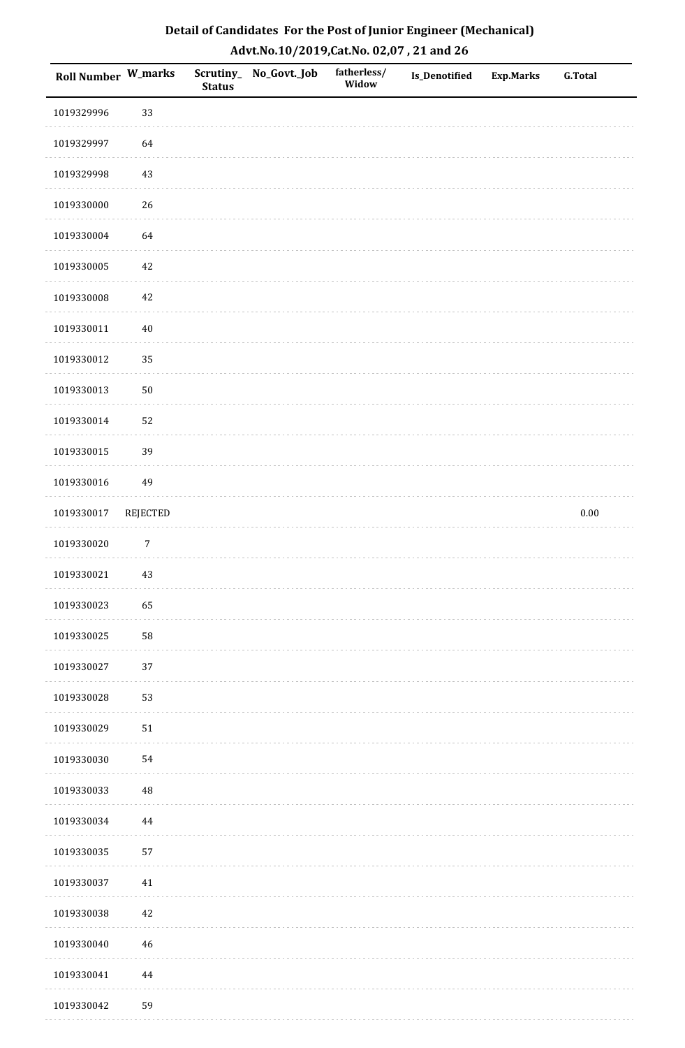## Detail of Candidates For the Post of Junior Engineer (Mechanical)
## Advt.No.10/2019,Cat.No. 02,07 , 21 and 26

| Roll Number | W_marks | Scrutiny_Status | No_Govt._Job | fatherless/Widow | Is_Denotified | Exp.Marks | G.Total |
|---|---|---|---|---|---|---|---|
| 1019329996 | 33 | | | | | | |
| 1019329997 | 64 | | | | | | |
| 1019329998 | 43 | | | | | | |
| 1019330000 | 26 | | | | | | |
| 1019330004 | 64 | | | | | | |
| 1019330005 | 42 | | | | | | |
| 1019330008 | 42 | | | | | | |
| 1019330011 | 40 | | | | | | |
| 1019330012 | 35 | | | | | | |
| 1019330013 | 50 | | | | | | |
| 1019330014 | 52 | | | | | | |
| 1019330015 | 39 | | | | | | |
| 1019330016 | 49 | | | | | | |
| 1019330017 | REJECTED | | | | | | 0.00 |
| 1019330020 | 7 | | | | | | |
| 1019330021 | 43 | | | | | | |
| 1019330023 | 65 | | | | | | |
| 1019330025 | 58 | | | | | | |
| 1019330027 | 37 | | | | | | |
| 1019330028 | 53 | | | | | | |
| 1019330029 | 51 | | | | | | |
| 1019330030 | 54 | | | | | | |
| 1019330033 | 48 | | | | | | |
| 1019330034 | 44 | | | | | | |
| 1019330035 | 57 | | | | | | |
| 1019330037 | 41 | | | | | | |
| 1019330038 | 42 | | | | | | |
| 1019330040 | 46 | | | | | | |
| 1019330041 | 44 | | | | | | |
| 1019330042 | 59 | | | | | | |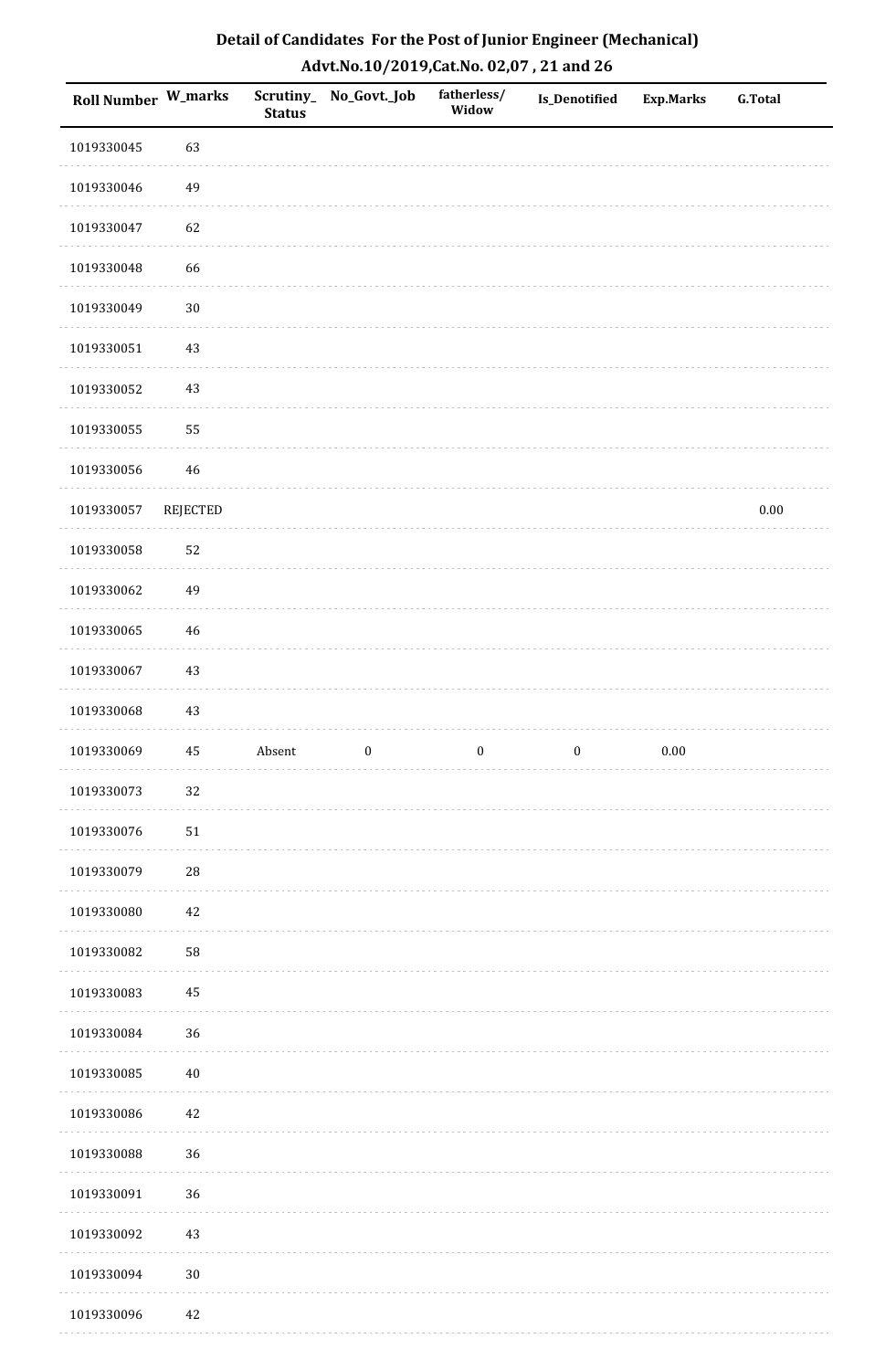# Detail of Candidates For the Post of Junior Engineer (Mechanical)

## Advt.No.10/2019,Cat.No. 02,07 , 21 and 26

| Roll Number | W_marks | Scrutiny_ Status | No_Govt._Job | fatherless/ Widow | Is_Denotified | Exp.Marks | G.Total |
|---|---|---|---|---|---|---|---|
| 1019330045 | 63 | | | | | | |
| 1019330046 | 49 | | | | | | |
| 1019330047 | 62 | | | | | | |
| 1019330048 | 66 | | | | | | |
| 1019330049 | 30 | | | | | | |
| 1019330051 | 43 | | | | | | |
| 1019330052 | 43 | | | | | | |
| 1019330055 | 55 | | | | | | |
| 1019330056 | 46 | | | | | | |
| 1019330057 | REJECTED | | | | | | 0.00 |
| 1019330058 | 52 | | | | | | |
| 1019330062 | 49 | | | | | | |
| 1019330065 | 46 | | | | | | |
| 1019330067 | 43 | | | | | | |
| 1019330068 | 43 | | | | | | |
| 1019330069 | 45 | Absent | 0 | 0 | 0 | 0.00 | |
| 1019330073 | 32 | | | | | | |
| 1019330076 | 51 | | | | | | |
| 1019330079 | 28 | | | | | | |
| 1019330080 | 42 | | | | | | |
| 1019330082 | 58 | | | | | | |
| 1019330083 | 45 | | | | | | |
| 1019330084 | 36 | | | | | | |
| 1019330085 | 40 | | | | | | |
| 1019330086 | 42 | | | | | | |
| 1019330088 | 36 | | | | | | |
| 1019330091 | 36 | | | | | | |
| 1019330092 | 43 | | | | | | |
| 1019330094 | 30 | | | | | | |
| 1019330096 | 42 | | | | | | |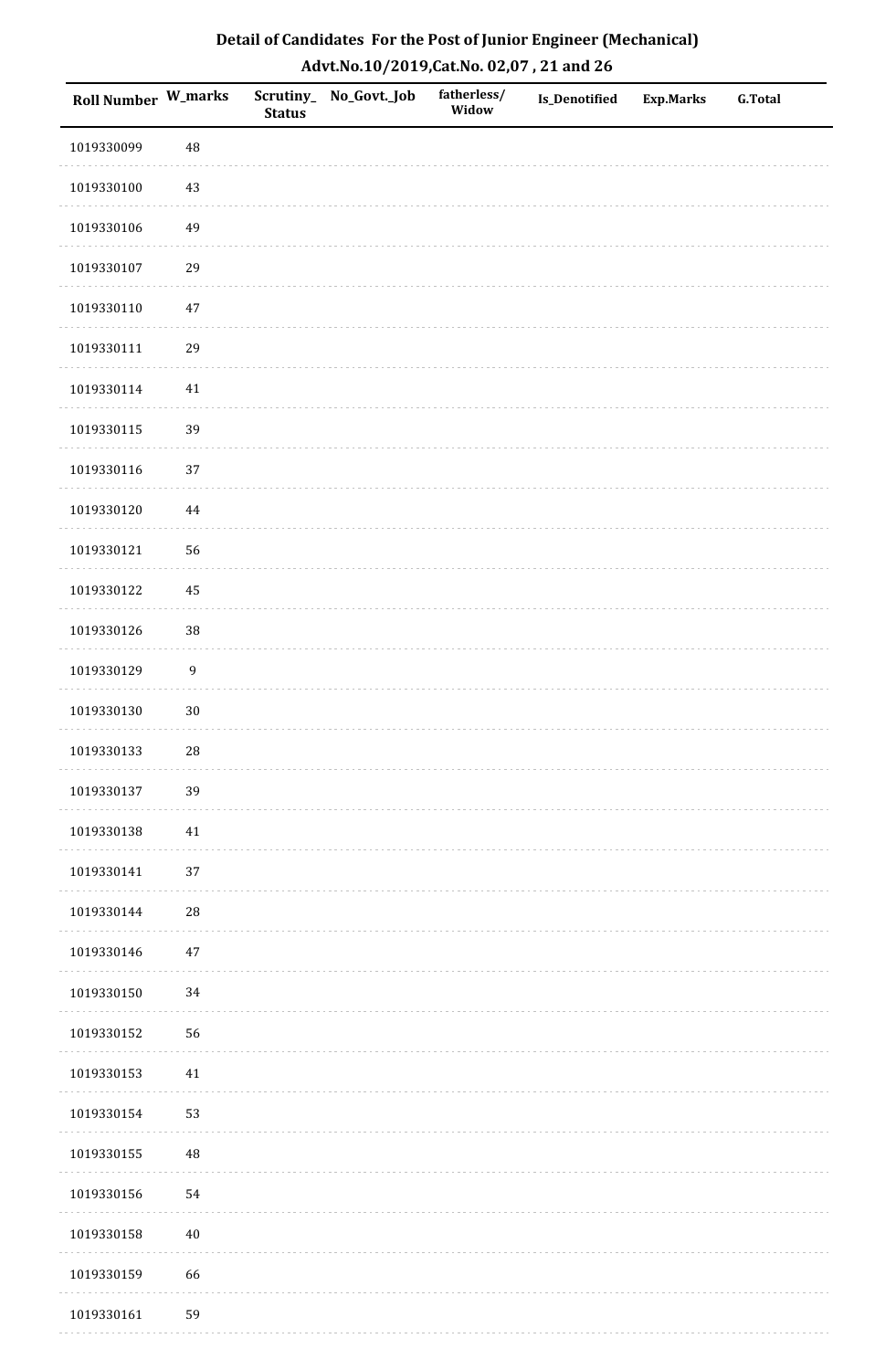## Detail of Candidates For the Post of Junior Engineer (Mechanical)

## Advt.No.10/2019,Cat.No. 02,07 , 21 and 26

| Roll Number | W_marks | Scrutiny_Status | No_Govt._Job | fatherless/Widow | Is_Denotified | Exp.Marks | G.Total |
|---|---|---|---|---|---|---|---|
| 1019330099 | 48 | | | | | | |
| 1019330100 | 43 | | | | | | |
| 1019330106 | 49 | | | | | | |
| 1019330107 | 29 | | | | | | |
| 1019330110 | 47 | | | | | | |
| 1019330111 | 29 | | | | | | |
| 1019330114 | 41 | | | | | | |
| 1019330115 | 39 | | | | | | |
| 1019330116 | 37 | | | | | | |
| 1019330120 | 44 | | | | | | |
| 1019330121 | 56 | | | | | | |
| 1019330122 | 45 | | | | | | |
| 1019330126 | 38 | | | | | | |
| 1019330129 | 9 | | | | | | |
| 1019330130 | 30 | | | | | | |
| 1019330133 | 28 | | | | | | |
| 1019330137 | 39 | | | | | | |
| 1019330138 | 41 | | | | | | |
| 1019330141 | 37 | | | | | | |
| 1019330144 | 28 | | | | | | |
| 1019330146 | 47 | | | | | | |
| 1019330150 | 34 | | | | | | |
| 1019330152 | 56 | | | | | | |
| 1019330153 | 41 | | | | | | |
| 1019330154 | 53 | | | | | | |
| 1019330155 | 48 | | | | | | |
| 1019330156 | 54 | | | | | | |
| 1019330158 | 40 | | | | | | |
| 1019330159 | 66 | | | | | | |
| 1019330161 | 59 | | | | | | |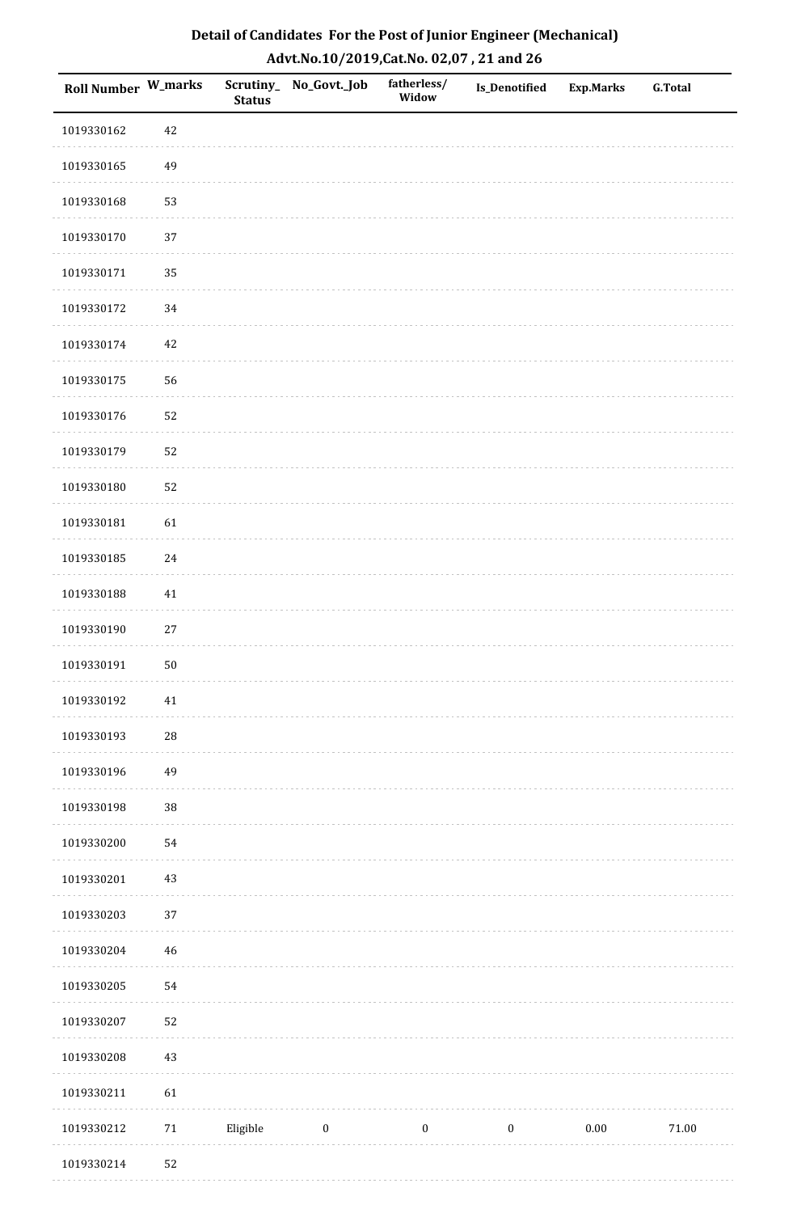# Detail of Candidates For the Post of Junior Engineer (Mechanical)

## Advt.No.10/2019,Cat.No. 02,07 , 21 and 26

| Roll Number | W_marks | Scrutiny_Status | No_Govt._Job | fatherless/Widow | Is_Denotified | Exp.Marks | G.Total |
|---|---|---|---|---|---|---|---|
| 1019330162 | 42 | | | | | | |
| 1019330165 | 49 | | | | | | |
| 1019330168 | 53 | | | | | | |
| 1019330170 | 37 | | | | | | |
| 1019330171 | 35 | | | | | | |
| 1019330172 | 34 | | | | | | |
| 1019330174 | 42 | | | | | | |
| 1019330175 | 56 | | | | | | |
| 1019330176 | 52 | | | | | | |
| 1019330179 | 52 | | | | | | |
| 1019330180 | 52 | | | | | | |
| 1019330181 | 61 | | | | | | |
| 1019330185 | 24 | | | | | | |
| 1019330188 | 41 | | | | | | |
| 1019330190 | 27 | | | | | | |
| 1019330191 | 50 | | | | | | |
| 1019330192 | 41 | | | | | | |
| 1019330193 | 28 | | | | | | |
| 1019330196 | 49 | | | | | | |
| 1019330198 | 38 | | | | | | |
| 1019330200 | 54 | | | | | | |
| 1019330201 | 43 | | | | | | |
| 1019330203 | 37 | | | | | | |
| 1019330204 | 46 | | | | | | |
| 1019330205 | 54 | | | | | | |
| 1019330207 | 52 | | | | | | |
| 1019330208 | 43 | | | | | | |
| 1019330211 | 61 | | | | | | |
| 1019330212 | 71 | Eligible | 0 | 0 | 0 | 0.00 | 71.00 |
| 1019330214 | 52 | | | | | | |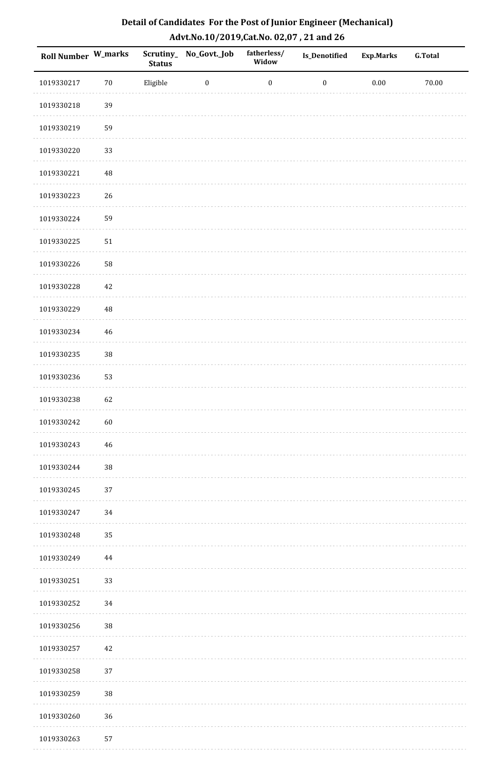# Detail of Candidates For the Post of Junior Engineer (Mechanical)

## Advt.No.10/2019,Cat.No. 02,07 , 21 and 26

| Roll Number | W_marks | Scrutiny_Status | No_Govt._Job | fatherless/Widow | Is_Denotified | Exp.Marks | G.Total |
|---|---|---|---|---|---|---|---|
| 1019330217 | 70 | Eligible | 0 | 0 | 0 | 0.00 | 70.00 |
| 1019330218 | 39 | | | | | | |
| 1019330219 | 59 | | | | | | |
| 1019330220 | 33 | | | | | | |
| 1019330221 | 48 | | | | | | |
| 1019330223 | 26 | | | | | | |
| 1019330224 | 59 | | | | | | |
| 1019330225 | 51 | | | | | | |
| 1019330226 | 58 | | | | | | |
| 1019330228 | 42 | | | | | | |
| 1019330229 | 48 | | | | | | |
| 1019330234 | 46 | | | | | | |
| 1019330235 | 38 | | | | | | |
| 1019330236 | 53 | | | | | | |
| 1019330238 | 62 | | | | | | |
| 1019330242 | 60 | | | | | | |
| 1019330243 | 46 | | | | | | |
| 1019330244 | 38 | | | | | | |
| 1019330245 | 37 | | | | | | |
| 1019330247 | 34 | | | | | | |
| 1019330248 | 35 | | | | | | |
| 1019330249 | 44 | | | | | | |
| 1019330251 | 33 | | | | | | |
| 1019330252 | 34 | | | | | | |
| 1019330256 | 38 | | | | | | |
| 1019330257 | 42 | | | | | | |
| 1019330258 | 37 | | | | | | |
| 1019330259 | 38 | | | | | | |
| 1019330260 | 36 | | | | | | |
| 1019330263 | 57 | | | | | | |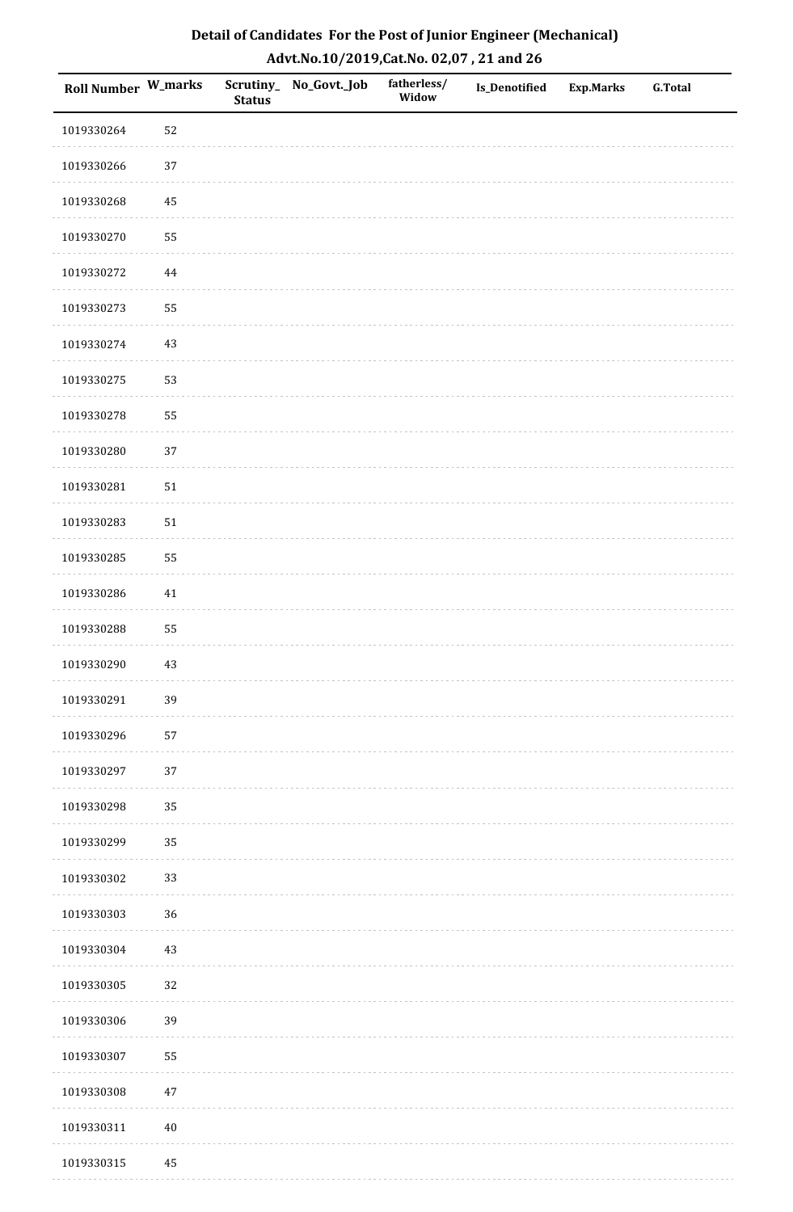**Detail of Candidates For the Post of Junior Engineer (Mechanical)**
**Advt.No.10/2019,Cat.No. 02,07 , 21 and 26**

| Roll Number | W_marks | Scrutiny_Status | No_Govt._Job | fatherless/Widow | Is_Denotified | Exp.Marks | G.Total |
|---|---|---|---|---|---|---|---|
| 1019330264 | 52 | | | | | | |
| 1019330266 | 37 | | | | | | |
| 1019330268 | 45 | | | | | | |
| 1019330270 | 55 | | | | | | |
| 1019330272 | 44 | | | | | | |
| 1019330273 | 55 | | | | | | |
| 1019330274 | 43 | | | | | | |
| 1019330275 | 53 | | | | | | |
| 1019330278 | 55 | | | | | | |
| 1019330280 | 37 | | | | | | |
| 1019330281 | 51 | | | | | | |
| 1019330283 | 51 | | | | | | |
| 1019330285 | 55 | | | | | | |
| 1019330286 | 41 | | | | | | |
| 1019330288 | 55 | | | | | | |
| 1019330290 | 43 | | | | | | |
| 1019330291 | 39 | | | | | | |
| 1019330296 | 57 | | | | | | |
| 1019330297 | 37 | | | | | | |
| 1019330298 | 35 | | | | | | |
| 1019330299 | 35 | | | | | | |
| 1019330302 | 33 | | | | | | |
| 1019330303 | 36 | | | | | | |
| 1019330304 | 43 | | | | | | |
| 1019330305 | 32 | | | | | | |
| 1019330306 | 39 | | | | | | |
| 1019330307 | 55 | | | | | | |
| 1019330308 | 47 | | | | | | |
| 1019330311 | 40 | | | | | | |
| 1019330315 | 45 | | | | | | |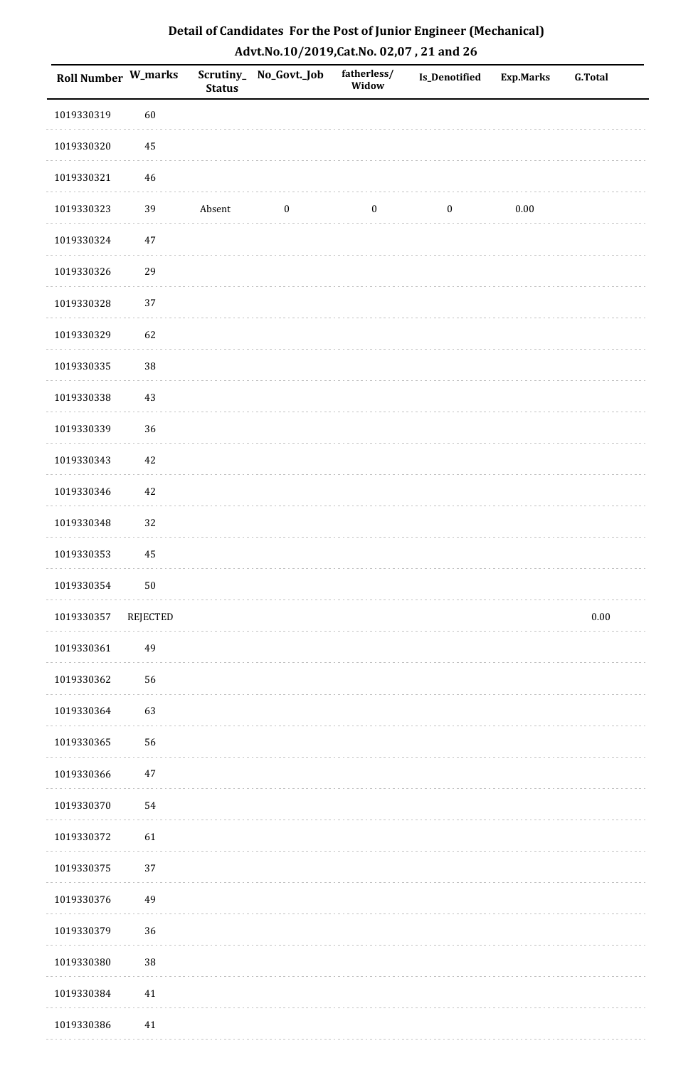# Detail of Candidates For the Post of Junior Engineer (Mechanical)

## Advt.No.10/2019,Cat.No. 02,07 , 21 and 26

| Roll Number | W_marks | Scrutiny_Status | No_Govt._Job | fatherless/Widow | Is_Denotified | Exp.Marks | G.Total |
|---|---|---|---|---|---|---|---|
| 1019330319 | 60 | | | | | | |
| 1019330320 | 45 | | | | | | |
| 1019330321 | 46 | | | | | | |
| 1019330323 | 39 | Absent | 0 | 0 | 0 | 0.00 | |
| 1019330324 | 47 | | | | | | |
| 1019330326 | 29 | | | | | | |
| 1019330328 | 37 | | | | | | |
| 1019330329 | 62 | | | | | | |
| 1019330335 | 38 | | | | | | |
| 1019330338 | 43 | | | | | | |
| 1019330339 | 36 | | | | | | |
| 1019330343 | 42 | | | | | | |
| 1019330346 | 42 | | | | | | |
| 1019330348 | 32 | | | | | | |
| 1019330353 | 45 | | | | | | |
| 1019330354 | 50 | | | | | | |
| 1019330357 | REJECTED | | | | | | 0.00 |
| 1019330361 | 49 | | | | | | |
| 1019330362 | 56 | | | | | | |
| 1019330364 | 63 | | | | | | |
| 1019330365 | 56 | | | | | | |
| 1019330366 | 47 | | | | | | |
| 1019330370 | 54 | | | | | | |
| 1019330372 | 61 | | | | | | |
| 1019330375 | 37 | | | | | | |
| 1019330376 | 49 | | | | | | |
| 1019330379 | 36 | | | | | | |
| 1019330380 | 38 | | | | | | |
| 1019330384 | 41 | | | | | | |
| 1019330386 | 41 | | | | | | |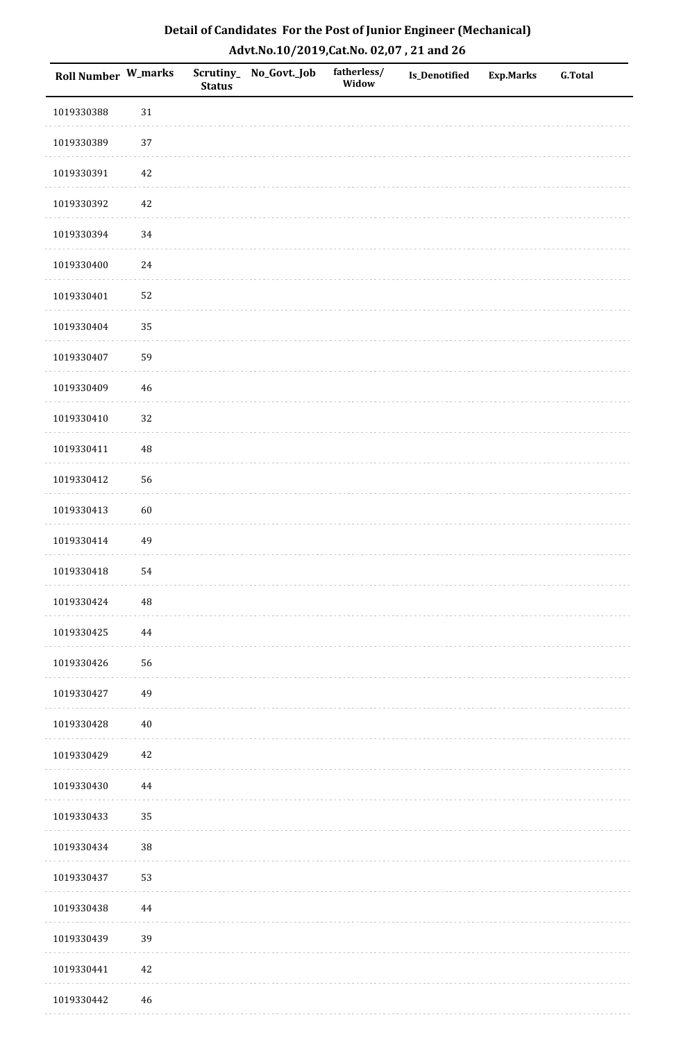# Detail of Candidates For the Post of Junior Engineer (Mechanical)

## Advt.No.10/2019,Cat.No. 02,07 , 21 and 26

| Roll Number | W_marks | Scrutiny_ Status | No_Govt._Job | fatherless/ Widow | Is_Denotified | Exp.Marks | G.Total |
|---|---|---|---|---|---|---|---|
| 1019330388 | 31 | | | | | | |
| 1019330389 | 37 | | | | | | |
| 1019330391 | 42 | | | | | | |
| 1019330392 | 42 | | | | | | |
| 1019330394 | 34 | | | | | | |
| 1019330400 | 24 | | | | | | |
| 1019330401 | 52 | | | | | | |
| 1019330404 | 35 | | | | | | |
| 1019330407 | 59 | | | | | | |
| 1019330409 | 46 | | | | | | |
| 1019330410 | 32 | | | | | | |
| 1019330411 | 48 | | | | | | |
| 1019330412 | 56 | | | | | | |
| 1019330413 | 60 | | | | | | |
| 1019330414 | 49 | | | | | | |
| 1019330418 | 54 | | | | | | |
| 1019330424 | 48 | | | | | | |
| 1019330425 | 44 | | | | | | |
| 1019330426 | 56 | | | | | | |
| 1019330427 | 49 | | | | | | |
| 1019330428 | 40 | | | | | | |
| 1019330429 | 42 | | | | | | |
| 1019330430 | 44 | | | | | | |
| 1019330433 | 35 | | | | | | |
| 1019330434 | 38 | | | | | | |
| 1019330437 | 53 | | | | | | |
| 1019330438 | 44 | | | | | | |
| 1019330439 | 39 | | | | | | |
| 1019330441 | 42 | | | | | | |
| 1019330442 | 46 | | | | | | |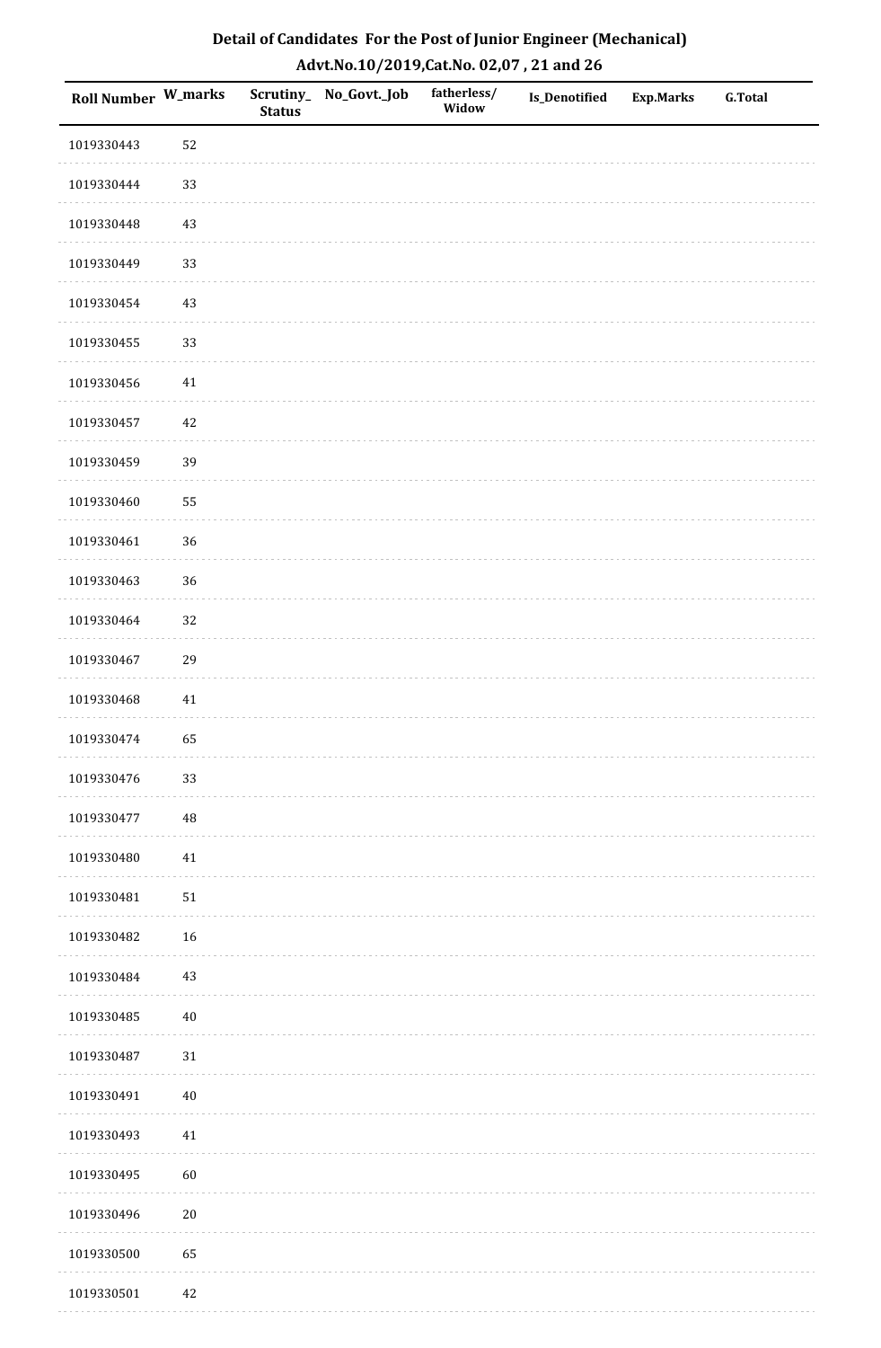# Detail of Candidates For the Post of Junior Engineer (Mechanical)

## Advt.No.10/2019,Cat.No. 02,07 , 21 and 26

| Roll Number | W_marks | Scrutiny_Status | No_Govt._Job | fatherless/Widow | Is_Denotified | Exp.Marks | G.Total |
|---|---|---|---|---|---|---|---|
| 1019330443 | 52 | | | | | | |
| 1019330444 | 33 | | | | | | |
| 1019330448 | 43 | | | | | | |
| 1019330449 | 33 | | | | | | |
| 1019330454 | 43 | | | | | | |
| 1019330455 | 33 | | | | | | |
| 1019330456 | 41 | | | | | | |
| 1019330457 | 42 | | | | | | |
| 1019330459 | 39 | | | | | | |
| 1019330460 | 55 | | | | | | |
| 1019330461 | 36 | | | | | | |
| 1019330463 | 36 | | | | | | |
| 1019330464 | 32 | | | | | | |
| 1019330467 | 29 | | | | | | |
| 1019330468 | 41 | | | | | | |
| 1019330474 | 65 | | | | | | |
| 1019330476 | 33 | | | | | | |
| 1019330477 | 48 | | | | | | |
| 1019330480 | 41 | | | | | | |
| 1019330481 | 51 | | | | | | |
| 1019330482 | 16 | | | | | | |
| 1019330484 | 43 | | | | | | |
| 1019330485 | 40 | | | | | | |
| 1019330487 | 31 | | | | | | |
| 1019330491 | 40 | | | | | | |
| 1019330493 | 41 | | | | | | |
| 1019330495 | 60 | | | | | | |
| 1019330496 | 20 | | | | | | |
| 1019330500 | 65 | | | | | | |
| 1019330501 | 42 | | | | | | |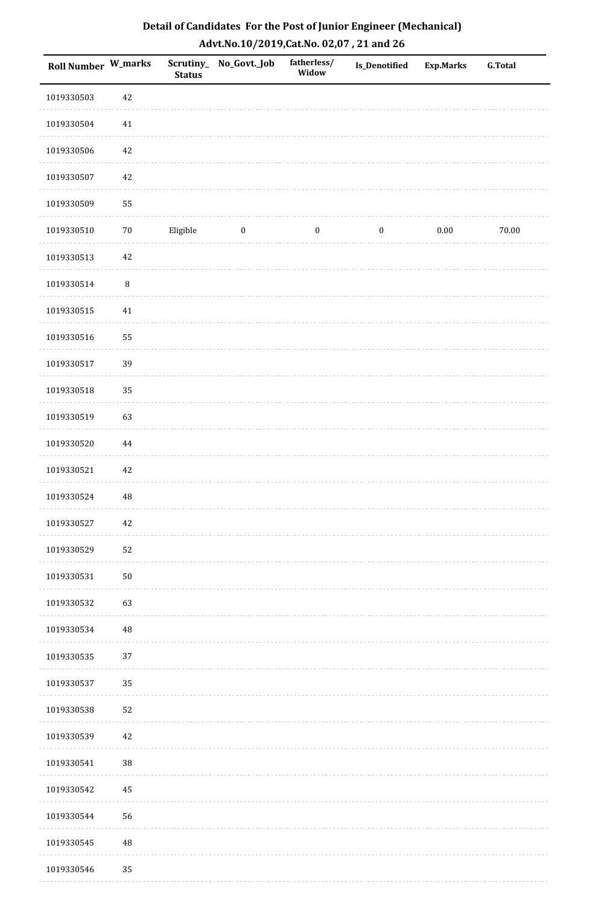## Detail of Candidates For the Post of Junior Engineer (Mechanical)

## Advt.No.10/2019,Cat.No. 02,07 , 21 and 26

| Roll Number | W_marks | Scrutiny_Status | No_Govt._Job | fatherless/Widow | Is_Denotified | Exp.Marks | G.Total |
|---|---|---|---|---|---|---|---|
| 1019330503 | 42 | | | | | | |
| 1019330504 | 41 | | | | | | |
| 1019330506 | 42 | | | | | | |
| 1019330507 | 42 | | | | | | |
| 1019330509 | 55 | | | | | | |
| 1019330510 | 70 | Eligible | 0 | 0 | 0 | 0.00 | 70.00 |
| 1019330513 | 42 | | | | | | |
| 1019330514 | 8 | | | | | | |
| 1019330515 | 41 | | | | | | |
| 1019330516 | 55 | | | | | | |
| 1019330517 | 39 | | | | | | |
| 1019330518 | 35 | | | | | | |
| 1019330519 | 63 | | | | | | |
| 1019330520 | 44 | | | | | | |
| 1019330521 | 42 | | | | | | |
| 1019330524 | 48 | | | | | | |
| 1019330527 | 42 | | | | | | |
| 1019330529 | 52 | | | | | | |
| 1019330531 | 50 | | | | | | |
| 1019330532 | 63 | | | | | | |
| 1019330534 | 48 | | | | | | |
| 1019330535 | 37 | | | | | | |
| 1019330537 | 35 | | | | | | |
| 1019330538 | 52 | | | | | | |
| 1019330539 | 42 | | | | | | |
| 1019330541 | 38 | | | | | | |
| 1019330542 | 45 | | | | | | |
| 1019330544 | 56 | | | | | | |
| 1019330545 | 48 | | | | | | |
| 1019330546 | 35 | | | | | | |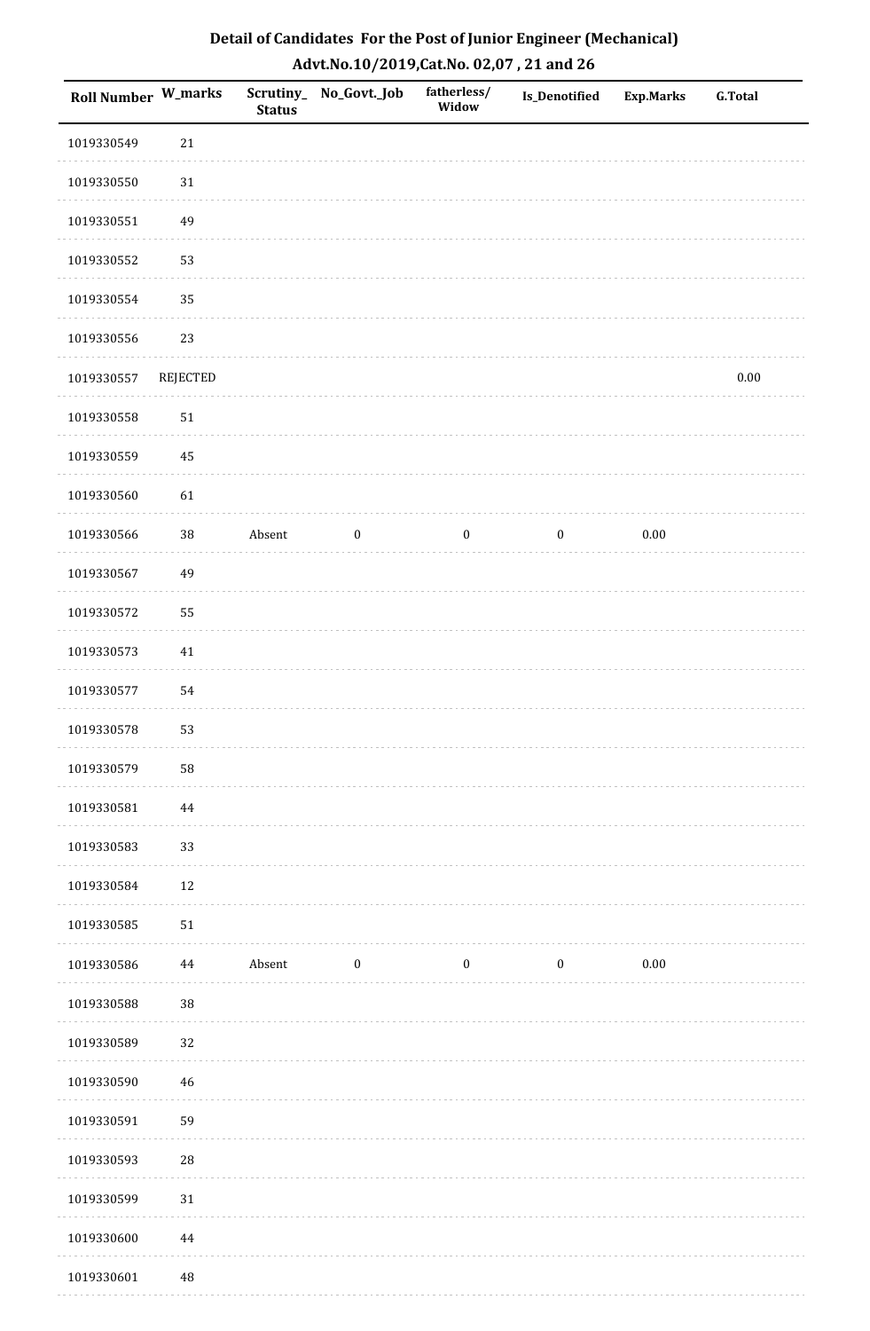# Detail of Candidates For the Post of Junior Engineer (Mechanical)

## Advt.No.10/2019,Cat.No. 02,07 , 21 and 26

| Roll Number | W_marks | Scrutiny_Status | No_Govt._Job | fatherless/Widow | Is_Denotified | Exp.Marks | G.Total |
|---|---|---|---|---|---|---|---|
| 1019330549 | 21 | | | | | | |
| 1019330550 | 31 | | | | | | |
| 1019330551 | 49 | | | | | | |
| 1019330552 | 53 | | | | | | |
| 1019330554 | 35 | | | | | | |
| 1019330556 | 23 | | | | | | |
| 1019330557 | REJECTED | | | | | | 0.00 |
| 1019330558 | 51 | | | | | | |
| 1019330559 | 45 | | | | | | |
| 1019330560 | 61 | | | | | | |
| 1019330566 | 38 | Absent | 0 | 0 | 0 | 0.00 | |
| 1019330567 | 49 | | | | | | |
| 1019330572 | 55 | | | | | | |
| 1019330573 | 41 | | | | | | |
| 1019330577 | 54 | | | | | | |
| 1019330578 | 53 | | | | | | |
| 1019330579 | 58 | | | | | | |
| 1019330581 | 44 | | | | | | |
| 1019330583 | 33 | | | | | | |
| 1019330584 | 12 | | | | | | |
| 1019330585 | 51 | | | | | | |
| 1019330586 | 44 | Absent | 0 | 0 | 0 | 0.00 | |
| 1019330588 | 38 | | | | | | |
| 1019330589 | 32 | | | | | | |
| 1019330590 | 46 | | | | | | |
| 1019330591 | 59 | | | | | | |
| 1019330593 | 28 | | | | | | |
| 1019330599 | 31 | | | | | | |
| 1019330600 | 44 | | | | | | |
| 1019330601 | 48 | | | | | | |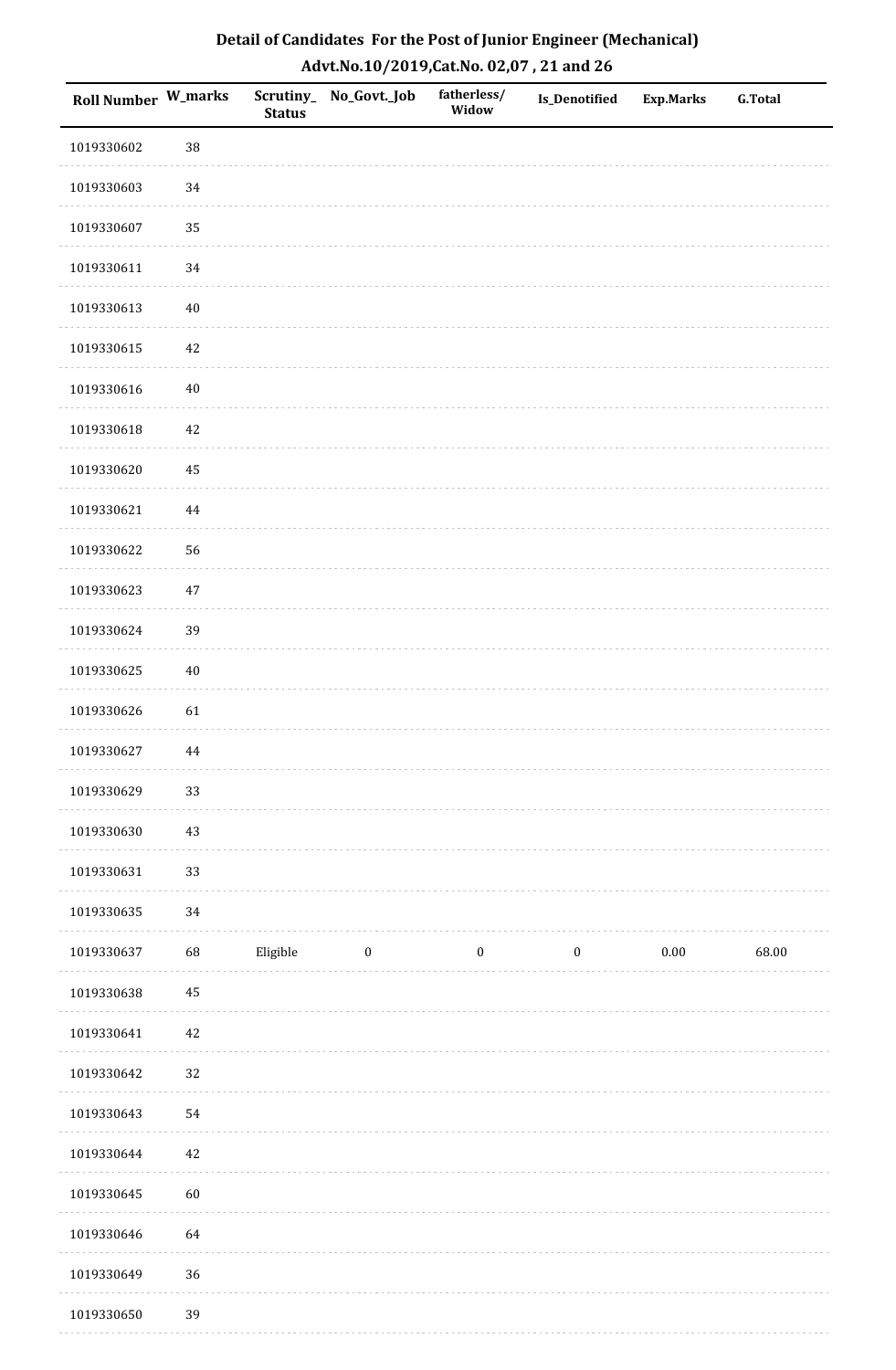## Detail of Candidates For the Post of Junior Engineer (Mechanical)

## Advt.No.10/2019,Cat.No. 02,07 , 21 and 26

| Roll Number | W_marks | Scrutiny_ Status | No_Govt._Job | fatherless/ Widow | Is_Denotified | Exp.Marks | G.Total |
|---|---|---|---|---|---|---|---|
| 1019330602 | 38 | | | | | | |
| 1019330603 | 34 | | | | | | |
| 1019330607 | 35 | | | | | | |
| 1019330611 | 34 | | | | | | |
| 1019330613 | 40 | | | | | | |
| 1019330615 | 42 | | | | | | |
| 1019330616 | 40 | | | | | | |
| 1019330618 | 42 | | | | | | |
| 1019330620 | 45 | | | | | | |
| 1019330621 | 44 | | | | | | |
| 1019330622 | 56 | | | | | | |
| 1019330623 | 47 | | | | | | |
| 1019330624 | 39 | | | | | | |
| 1019330625 | 40 | | | | | | |
| 1019330626 | 61 | | | | | | |
| 1019330627 | 44 | | | | | | |
| 1019330629 | 33 | | | | | | |
| 1019330630 | 43 | | | | | | |
| 1019330631 | 33 | | | | | | |
| 1019330635 | 34 | | | | | | |
| 1019330637 | 68 | Eligible | 0 | 0 | 0 | 0.00 | 68.00 |
| 1019330638 | 45 | | | | | | |
| 1019330641 | 42 | | | | | | |
| 1019330642 | 32 | | | | | | |
| 1019330643 | 54 | | | | | | |
| 1019330644 | 42 | | | | | | |
| 1019330645 | 60 | | | | | | |
| 1019330646 | 64 | | | | | | |
| 1019330649 | 36 | | | | | | |
| 1019330650 | 39 | | | | | | |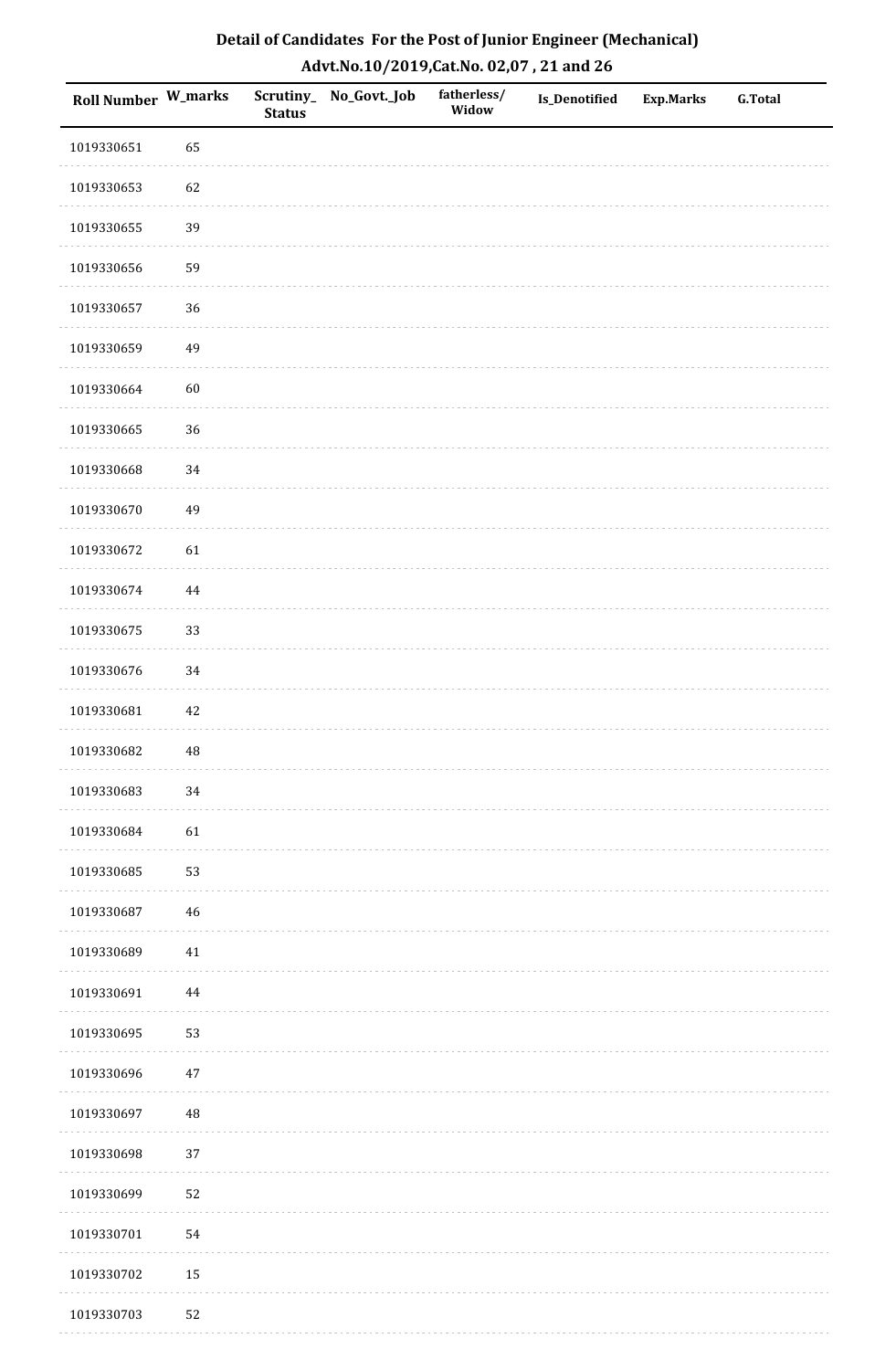**Detail of Candidates For the Post of Junior Engineer (Mechanical)**
**Advt.No.10/2019,Cat.No. 02,07 , 21 and 26**

| Roll Number | W_marks | Scrutiny_Status | No_Govt._Job | fatherless/Widow | Is_Denotified | Exp.Marks | G.Total |
|---|---|---|---|---|---|---|---|
| 1019330651 | 65 | | | | | | |
| 1019330653 | 62 | | | | | | |
| 1019330655 | 39 | | | | | | |
| 1019330656 | 59 | | | | | | |
| 1019330657 | 36 | | | | | | |
| 1019330659 | 49 | | | | | | |
| 1019330664 | 60 | | | | | | |
| 1019330665 | 36 | | | | | | |
| 1019330668 | 34 | | | | | | |
| 1019330670 | 49 | | | | | | |
| 1019330672 | 61 | | | | | | |
| 1019330674 | 44 | | | | | | |
| 1019330675 | 33 | | | | | | |
| 1019330676 | 34 | | | | | | |
| 1019330681 | 42 | | | | | | |
| 1019330682 | 48 | | | | | | |
| 1019330683 | 34 | | | | | | |
| 1019330684 | 61 | | | | | | |
| 1019330685 | 53 | | | | | | |
| 1019330687 | 46 | | | | | | |
| 1019330689 | 41 | | | | | | |
| 1019330691 | 44 | | | | | | |
| 1019330695 | 53 | | | | | | |
| 1019330696 | 47 | | | | | | |
| 1019330697 | 48 | | | | | | |
| 1019330698 | 37 | | | | | | |
| 1019330699 | 52 | | | | | | |
| 1019330701 | 54 | | | | | | |
| 1019330702 | 15 | | | | | | |
| 1019330703 | 52 | | | | | | |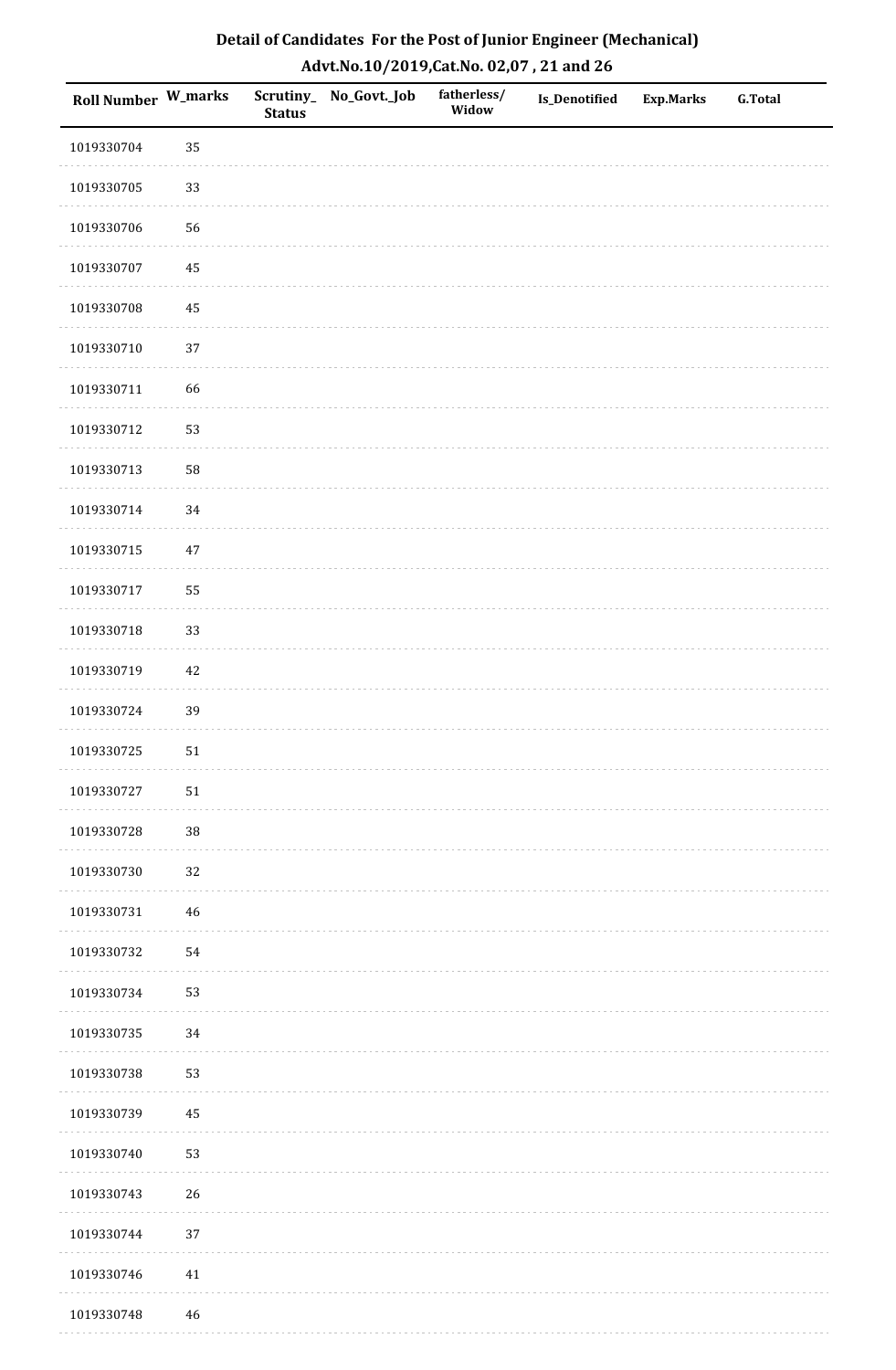# Detail of Candidates For the Post of Junior Engineer (Mechanical)

## Advt.No.10/2019,Cat.No. 02,07 , 21 and 26

| Roll Number | W_marks | Scrutiny_Status | No_Govt._Job | fatherless/Widow | Is_Denotified | Exp.Marks | G.Total |
|---|---|---|---|---|---|---|---|
| 1019330704 | 35 | | | | | | |
| 1019330705 | 33 | | | | | | |
| 1019330706 | 56 | | | | | | |
| 1019330707 | 45 | | | | | | |
| 1019330708 | 45 | | | | | | |
| 1019330710 | 37 | | | | | | |
| 1019330711 | 66 | | | | | | |
| 1019330712 | 53 | | | | | | |
| 1019330713 | 58 | | | | | | |
| 1019330714 | 34 | | | | | | |
| 1019330715 | 47 | | | | | | |
| 1019330717 | 55 | | | | | | |
| 1019330718 | 33 | | | | | | |
| 1019330719 | 42 | | | | | | |
| 1019330724 | 39 | | | | | | |
| 1019330725 | 51 | | | | | | |
| 1019330727 | 51 | | | | | | |
| 1019330728 | 38 | | | | | | |
| 1019330730 | 32 | | | | | | |
| 1019330731 | 46 | | | | | | |
| 1019330732 | 54 | | | | | | |
| 1019330734 | 53 | | | | | | |
| 1019330735 | 34 | | | | | | |
| 1019330738 | 53 | | | | | | |
| 1019330739 | 45 | | | | | | |
| 1019330740 | 53 | | | | | | |
| 1019330743 | 26 | | | | | | |
| 1019330744 | 37 | | | | | | |
| 1019330746 | 41 | | | | | | |
| 1019330748 | 46 | | | | | | |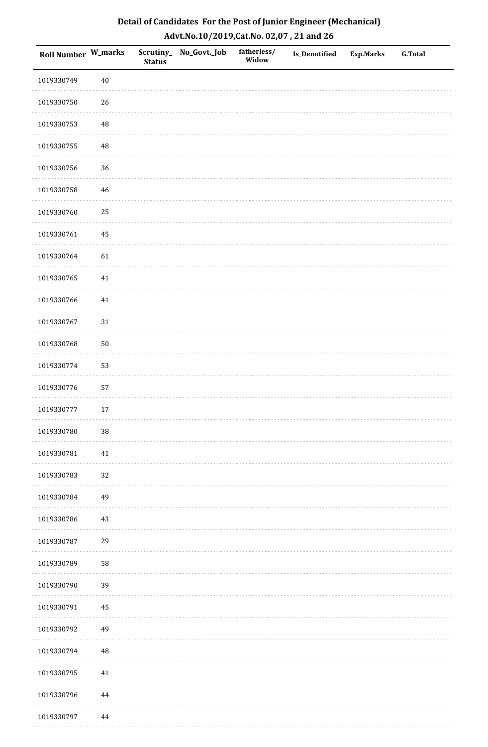## Detail of Candidates For the Post of Junior Engineer (Mechanical)

### Advt.No.10/2019,Cat.No. 02,07 , 21 and 26

| Roll Number | W_marks | Scrutiny_Status | No_Govt._Job | fatherless/Widow | Is_Denotified | Exp.Marks | G.Total |
|---|---|---|---|---|---|---|---|
| 1019330749 | 40 | | | | | | |
| 1019330750 | 26 | | | | | | |
| 1019330753 | 48 | | | | | | |
| 1019330755 | 48 | | | | | | |
| 1019330756 | 36 | | | | | | |
| 1019330758 | 46 | | | | | | |
| 1019330760 | 25 | | | | | | |
| 1019330761 | 45 | | | | | | |
| 1019330764 | 61 | | | | | | |
| 1019330765 | 41 | | | | | | |
| 1019330766 | 41 | | | | | | |
| 1019330767 | 31 | | | | | | |
| 1019330768 | 50 | | | | | | |
| 1019330774 | 53 | | | | | | |
| 1019330776 | 57 | | | | | | |
| 1019330777 | 17 | | | | | | |
| 1019330780 | 38 | | | | | | |
| 1019330781 | 41 | | | | | | |
| 1019330783 | 32 | | | | | | |
| 1019330784 | 49 | | | | | | |
| 1019330786 | 43 | | | | | | |
| 1019330787 | 29 | | | | | | |
| 1019330789 | 58 | | | | | | |
| 1019330790 | 39 | | | | | | |
| 1019330791 | 45 | | | | | | |
| 1019330792 | 49 | | | | | | |
| 1019330794 | 48 | | | | | | |
| 1019330795 | 41 | | | | | | |
| 1019330796 | 44 | | | | | | |
| 1019330797 | 44 | | | | | | |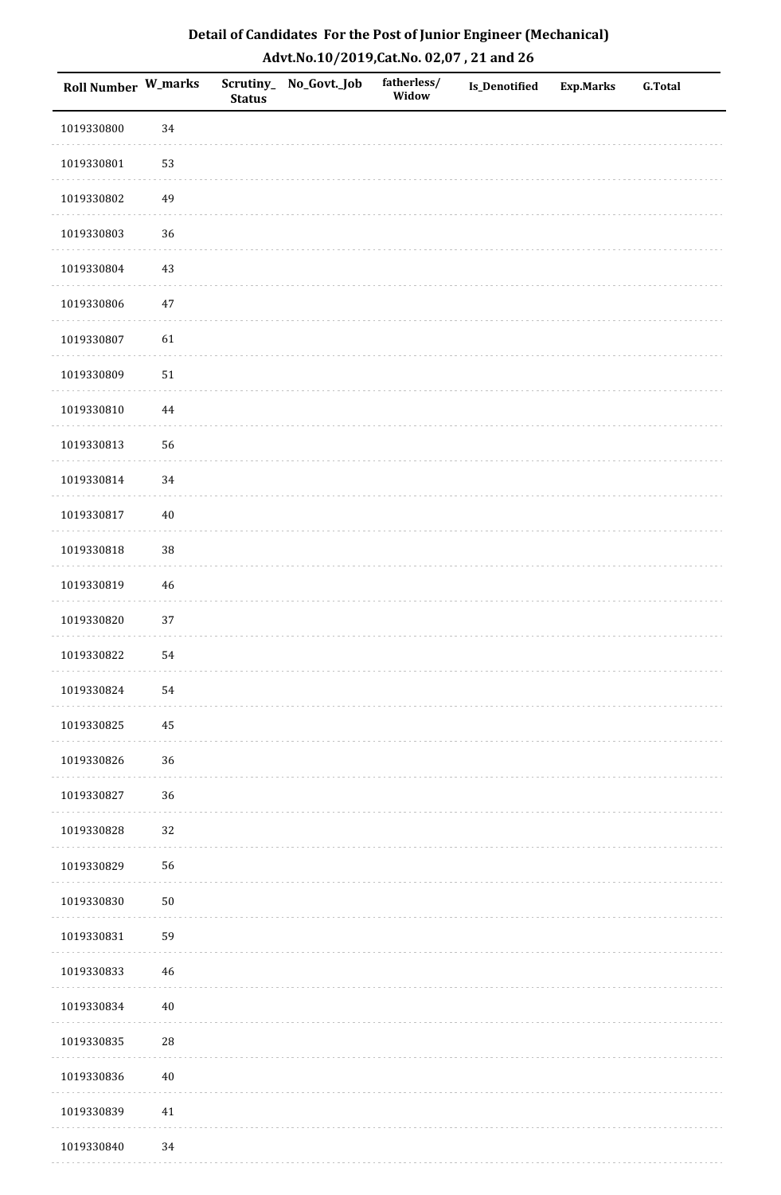# Detail of Candidates For the Post of Junior Engineer (Mechanical)

## Advt.No.10/2019,Cat.No. 02,07 , 21 and 26

| Roll Number | W_marks | Scrutiny_Status | No_Govt._Job | fatherless/Widow | Is_Denotified | Exp.Marks | G.Total |
|---|---|---|---|---|---|---|---|
| 1019330800 | 34 | | | | | | |
| 1019330801 | 53 | | | | | | |
| 1019330802 | 49 | | | | | | |
| 1019330803 | 36 | | | | | | |
| 1019330804 | 43 | | | | | | |
| 1019330806 | 47 | | | | | | |
| 1019330807 | 61 | | | | | | |
| 1019330809 | 51 | | | | | | |
| 1019330810 | 44 | | | | | | |
| 1019330813 | 56 | | | | | | |
| 1019330814 | 34 | | | | | | |
| 1019330817 | 40 | | | | | | |
| 1019330818 | 38 | | | | | | |
| 1019330819 | 46 | | | | | | |
| 1019330820 | 37 | | | | | | |
| 1019330822 | 54 | | | | | | |
| 1019330824 | 54 | | | | | | |
| 1019330825 | 45 | | | | | | |
| 1019330826 | 36 | | | | | | |
| 1019330827 | 36 | | | | | | |
| 1019330828 | 32 | | | | | | |
| 1019330829 | 56 | | | | | | |
| 1019330830 | 50 | | | | | | |
| 1019330831 | 59 | | | | | | |
| 1019330833 | 46 | | | | | | |
| 1019330834 | 40 | | | | | | |
| 1019330835 | 28 | | | | | | |
| 1019330836 | 40 | | | | | | |
| 1019330839 | 41 | | | | | | |
| 1019330840 | 34 | | | | | | |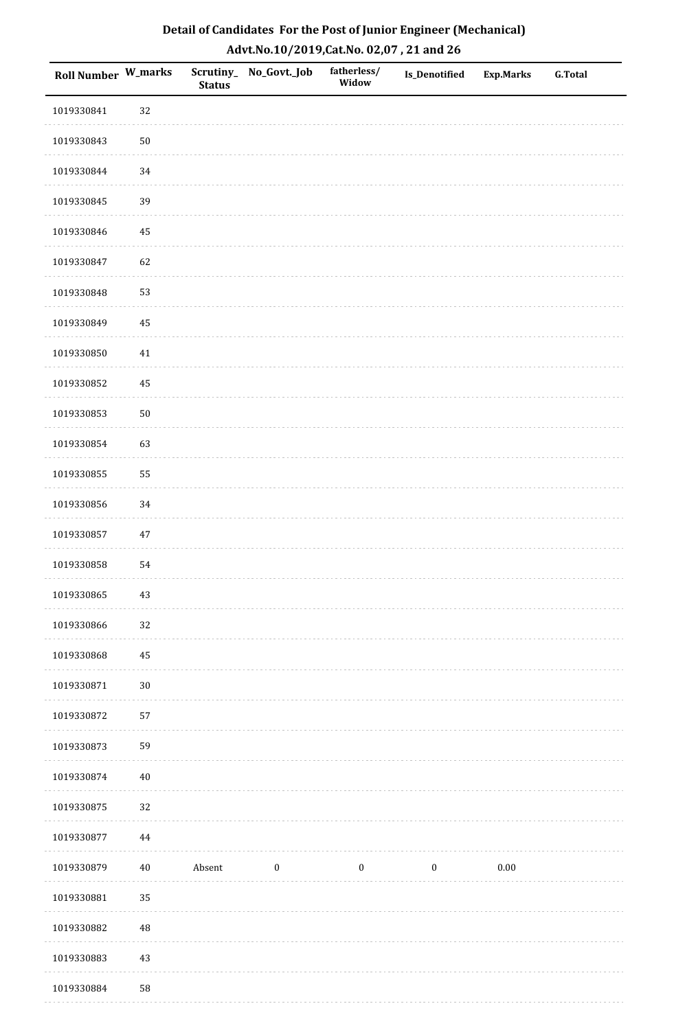# Detail of Candidates For the Post of Junior Engineer (Mechanical)

## Advt.No.10/2019,Cat.No. 02,07 , 21 and 26

| Roll Number | W_marks | Scrutiny_Status | No_Govt._Job | fatherless/Widow | Is_Denotified | Exp.Marks | G.Total |
|---|---|---|---|---|---|---|---|
| 1019330841 | 32 | | | | | | |
| 1019330843 | 50 | | | | | | |
| 1019330844 | 34 | | | | | | |
| 1019330845 | 39 | | | | | | |
| 1019330846 | 45 | | | | | | |
| 1019330847 | 62 | | | | | | |
| 1019330848 | 53 | | | | | | |
| 1019330849 | 45 | | | | | | |
| 1019330850 | 41 | | | | | | |
| 1019330852 | 45 | | | | | | |
| 1019330853 | 50 | | | | | | |
| 1019330854 | 63 | | | | | | |
| 1019330855 | 55 | | | | | | |
| 1019330856 | 34 | | | | | | |
| 1019330857 | 47 | | | | | | |
| 1019330858 | 54 | | | | | | |
| 1019330865 | 43 | | | | | | |
| 1019330866 | 32 | | | | | | |
| 1019330868 | 45 | | | | | | |
| 1019330871 | 30 | | | | | | |
| 1019330872 | 57 | | | | | | |
| 1019330873 | 59 | | | | | | |
| 1019330874 | 40 | | | | | | |
| 1019330875 | 32 | | | | | | |
| 1019330877 | 44 | | | | | | |
| 1019330879 | 40 | Absent | 0 | 0 | 0 | 0.00 | |
| 1019330881 | 35 | | | | | | |
| 1019330882 | 48 | | | | | | |
| 1019330883 | 43 | | | | | | |
| 1019330884 | 58 | | | | | | |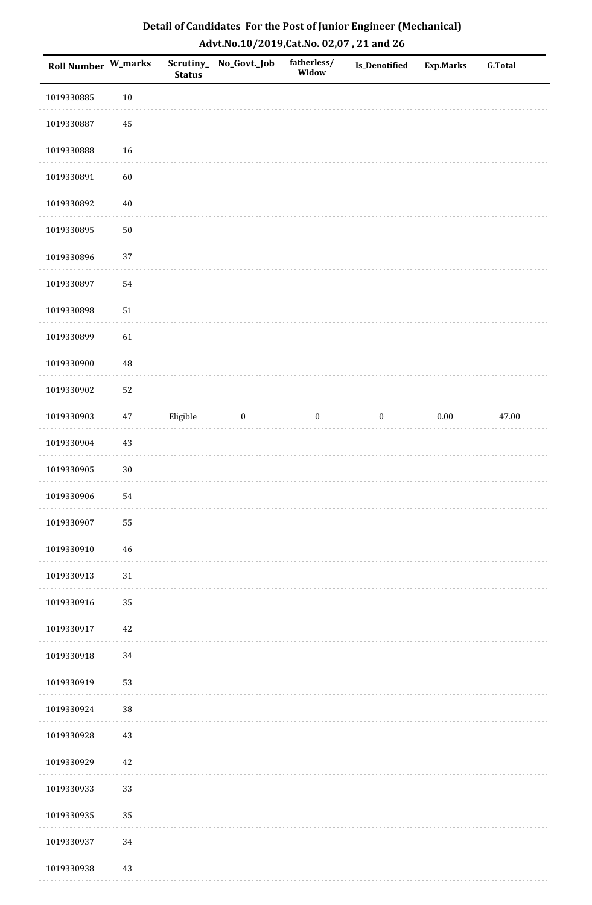# Detail of Candidates For the Post of Junior Engineer (Mechanical)

## Advt.No.10/2019,Cat.No. 02,07 , 21 and 26

| Roll Number | W_marks | Scrutiny_Status | No_Govt._Job | fatherless/Widow | Is_Denotified | Exp.Marks | G.Total |
|---|---|---|---|---|---|---|---|
| 1019330885 | 10 | | | | | | |
| 1019330887 | 45 | | | | | | |
| 1019330888 | 16 | | | | | | |
| 1019330891 | 60 | | | | | | |
| 1019330892 | 40 | | | | | | |
| 1019330895 | 50 | | | | | | |
| 1019330896 | 37 | | | | | | |
| 1019330897 | 54 | | | | | | |
| 1019330898 | 51 | | | | | | |
| 1019330899 | 61 | | | | | | |
| 1019330900 | 48 | | | | | | |
| 1019330902 | 52 | | | | | | |
| 1019330903 | 47 | Eligible | 0 | 0 | 0 | 0.00 | 47.00 |
| 1019330904 | 43 | | | | | | |
| 1019330905 | 30 | | | | | | |
| 1019330906 | 54 | | | | | | |
| 1019330907 | 55 | | | | | | |
| 1019330910 | 46 | | | | | | |
| 1019330913 | 31 | | | | | | |
| 1019330916 | 35 | | | | | | |
| 1019330917 | 42 | | | | | | |
| 1019330918 | 34 | | | | | | |
| 1019330919 | 53 | | | | | | |
| 1019330924 | 38 | | | | | | |
| 1019330928 | 43 | | | | | | |
| 1019330929 | 42 | | | | | | |
| 1019330933 | 33 | | | | | | |
| 1019330935 | 35 | | | | | | |
| 1019330937 | 34 | | | | | | |
| 1019330938 | 43 | | | | | | |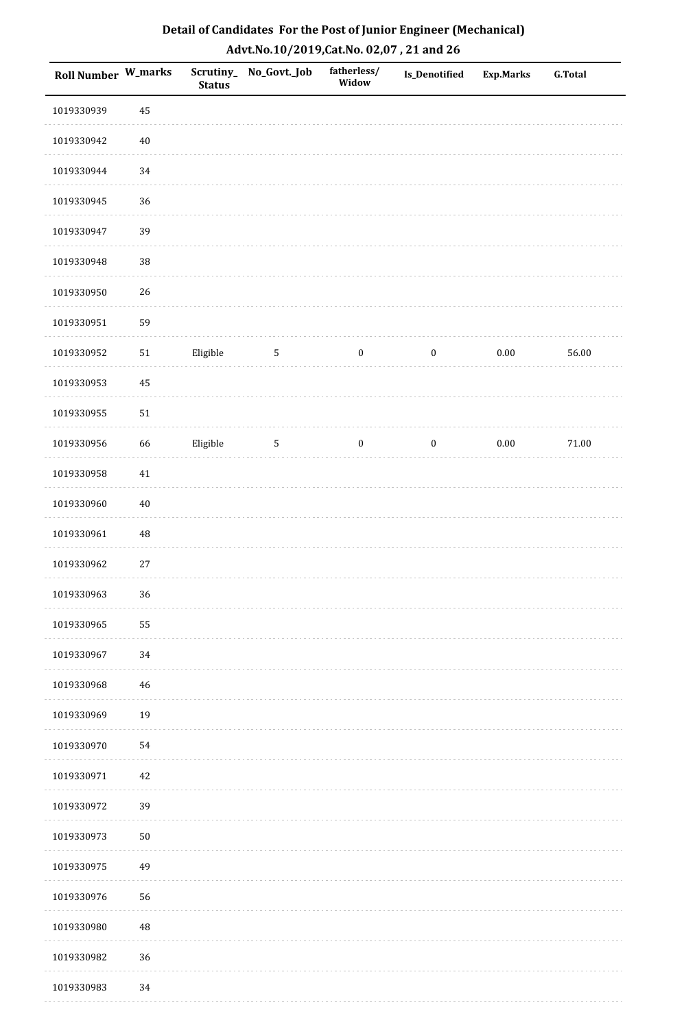# Detail of Candidates For the Post of Junior Engineer (Mechanical)

## Advt.No.10/2019,Cat.No. 02,07 , 21 and 26

| Roll Number | W_marks | Scrutiny_Status | No_Govt._Job | fatherless/Widow | Is_Denotified | Exp.Marks | G.Total |
|---|---|---|---|---|---|---|---|
| 1019330939 | 45 | | | | | | |
| 1019330942 | 40 | | | | | | |
| 1019330944 | 34 | | | | | | |
| 1019330945 | 36 | | | | | | |
| 1019330947 | 39 | | | | | | |
| 1019330948 | 38 | | | | | | |
| 1019330950 | 26 | | | | | | |
| 1019330951 | 59 | | | | | | |
| 1019330952 | 51 | Eligible | 5 | 0 | 0 | 0.00 | 56.00 |
| 1019330953 | 45 | | | | | | |
| 1019330955 | 51 | | | | | | |
| 1019330956 | 66 | Eligible | 5 | 0 | 0 | 0.00 | 71.00 |
| 1019330958 | 41 | | | | | | |
| 1019330960 | 40 | | | | | | |
| 1019330961 | 48 | | | | | | |
| 1019330962 | 27 | | | | | | |
| 1019330963 | 36 | | | | | | |
| 1019330965 | 55 | | | | | | |
| 1019330967 | 34 | | | | | | |
| 1019330968 | 46 | | | | | | |
| 1019330969 | 19 | | | | | | |
| 1019330970 | 54 | | | | | | |
| 1019330971 | 42 | | | | | | |
| 1019330972 | 39 | | | | | | |
| 1019330973 | 50 | | | | | | |
| 1019330975 | 49 | | | | | | |
| 1019330976 | 56 | | | | | | |
| 1019330980 | 48 | | | | | | |
| 1019330982 | 36 | | | | | | |
| 1019330983 | 34 | | | | | | |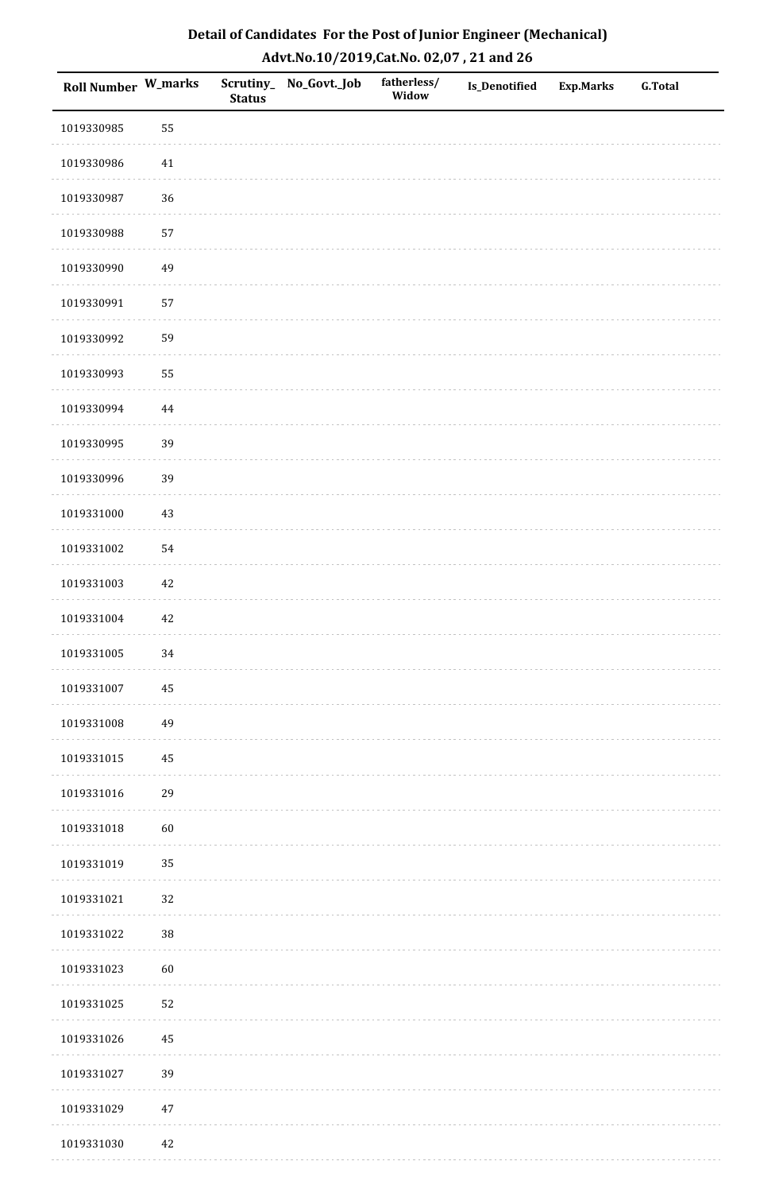## Detail of Candidates For the Post of Junior Engineer (Mechanical)

### Advt.No.10/2019,Cat.No. 02,07 , 21 and 26

| Roll Number | W_marks | Scrutiny_Status | No_Govt._Job | fatherless/Widow | Is_Denotified | Exp.Marks | G.Total |
|---|---|---|---|---|---|---|---|
| 1019330985 | 55 | | | | | | |
| 1019330986 | 41 | | | | | | |
| 1019330987 | 36 | | | | | | |
| 1019330988 | 57 | | | | | | |
| 1019330990 | 49 | | | | | | |
| 1019330991 | 57 | | | | | | |
| 1019330992 | 59 | | | | | | |
| 1019330993 | 55 | | | | | | |
| 1019330994 | 44 | | | | | | |
| 1019330995 | 39 | | | | | | |
| 1019330996 | 39 | | | | | | |
| 1019331000 | 43 | | | | | | |
| 1019331002 | 54 | | | | | | |
| 1019331003 | 42 | | | | | | |
| 1019331004 | 42 | | | | | | |
| 1019331005 | 34 | | | | | | |
| 1019331007 | 45 | | | | | | |
| 1019331008 | 49 | | | | | | |
| 1019331015 | 45 | | | | | | |
| 1019331016 | 29 | | | | | | |
| 1019331018 | 60 | | | | | | |
| 1019331019 | 35 | | | | | | |
| 1019331021 | 32 | | | | | | |
| 1019331022 | 38 | | | | | | |
| 1019331023 | 60 | | | | | | |
| 1019331025 | 52 | | | | | | |
| 1019331026 | 45 | | | | | | |
| 1019331027 | 39 | | | | | | |
| 1019331029 | 47 | | | | | | |
| 1019331030 | 42 | | | | | | |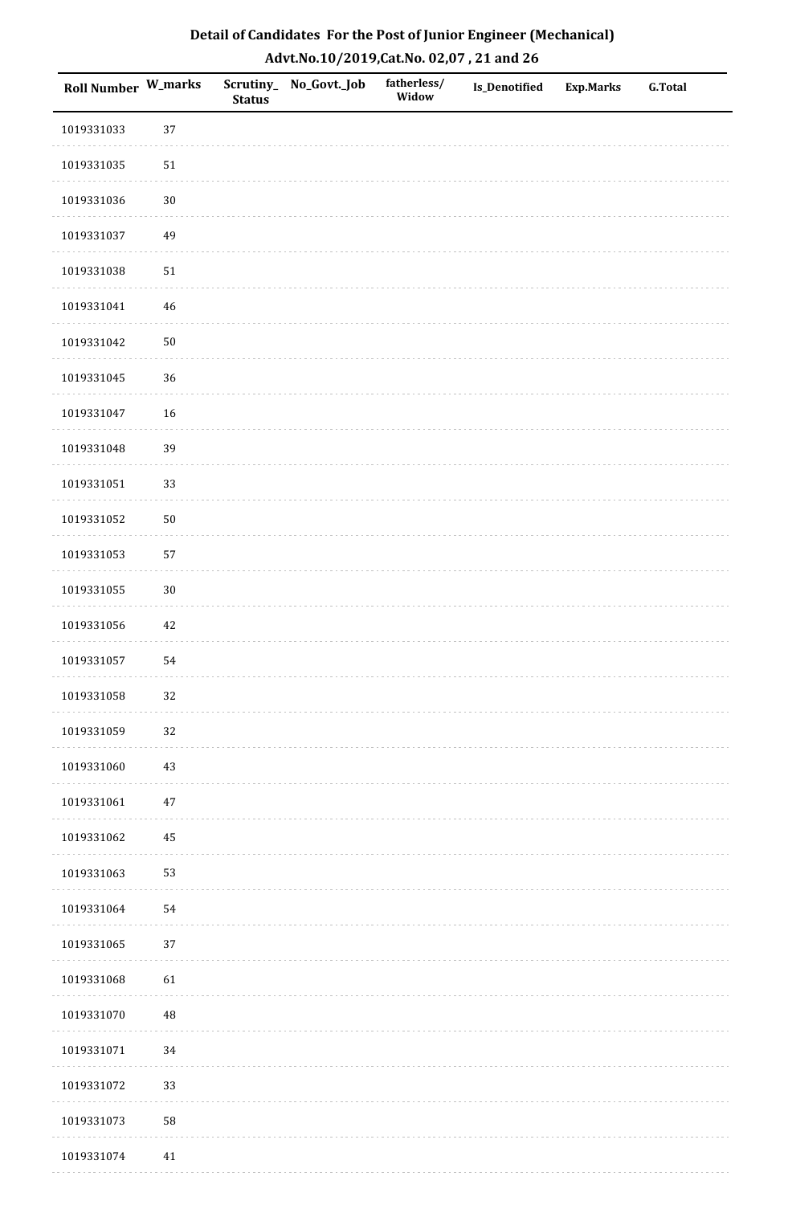# Detail of Candidates For the Post of Junior Engineer (Mechanical)

## Advt.No.10/2019,Cat.No. 02,07 , 21 and 26

| Roll Number | W_marks | Scrutiny_ Status | No_Govt._Job | fatherless/ Widow | Is_Denotified | Exp.Marks | G.Total |
|---|---|---|---|---|---|---|---|
| 1019331033 | 37 | | | | | | |
| 1019331035 | 51 | | | | | | |
| 1019331036 | 30 | | | | | | |
| 1019331037 | 49 | | | | | | |
| 1019331038 | 51 | | | | | | |
| 1019331041 | 46 | | | | | | |
| 1019331042 | 50 | | | | | | |
| 1019331045 | 36 | | | | | | |
| 1019331047 | 16 | | | | | | |
| 1019331048 | 39 | | | | | | |
| 1019331051 | 33 | | | | | | |
| 1019331052 | 50 | | | | | | |
| 1019331053 | 57 | | | | | | |
| 1019331055 | 30 | | | | | | |
| 1019331056 | 42 | | | | | | |
| 1019331057 | 54 | | | | | | |
| 1019331058 | 32 | | | | | | |
| 1019331059 | 32 | | | | | | |
| 1019331060 | 43 | | | | | | |
| 1019331061 | 47 | | | | | | |
| 1019331062 | 45 | | | | | | |
| 1019331063 | 53 | | | | | | |
| 1019331064 | 54 | | | | | | |
| 1019331065 | 37 | | | | | | |
| 1019331068 | 61 | | | | | | |
| 1019331070 | 48 | | | | | | |
| 1019331071 | 34 | | | | | | |
| 1019331072 | 33 | | | | | | |
| 1019331073 | 58 | | | | | | |
| 1019331074 | 41 | | | | | | |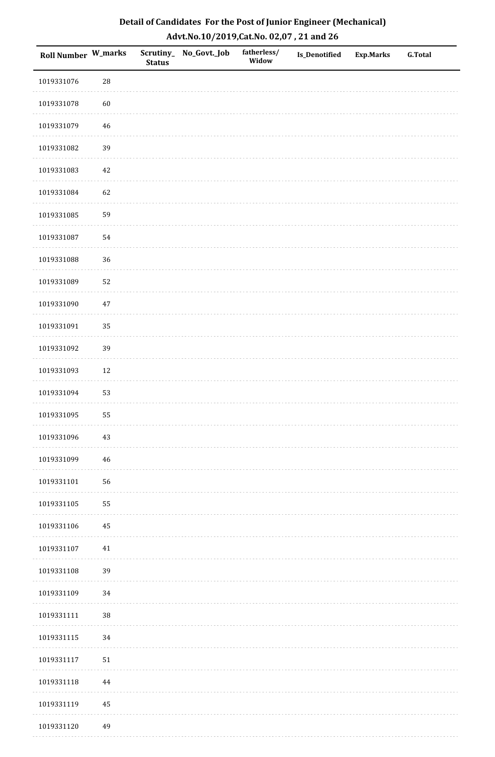## Detail of Candidates For the Post of Junior Engineer (Mechanical)

### Advt.No.10/2019,Cat.No. 02,07 , 21 and 26

| Roll Number | W_marks | Scrutiny_ Status | No_Govt._Job | fatherless/ Widow | Is_Denotified | Exp.Marks | G.Total |
|---|---|---|---|---|---|---|---|
| 1019331076 | 28 | | | | | | |
| 1019331078 | 60 | | | | | | |
| 1019331079 | 46 | | | | | | |
| 1019331082 | 39 | | | | | | |
| 1019331083 | 42 | | | | | | |
| 1019331084 | 62 | | | | | | |
| 1019331085 | 59 | | | | | | |
| 1019331087 | 54 | | | | | | |
| 1019331088 | 36 | | | | | | |
| 1019331089 | 52 | | | | | | |
| 1019331090 | 47 | | | | | | |
| 1019331091 | 35 | | | | | | |
| 1019331092 | 39 | | | | | | |
| 1019331093 | 12 | | | | | | |
| 1019331094 | 53 | | | | | | |
| 1019331095 | 55 | | | | | | |
| 1019331096 | 43 | | | | | | |
| 1019331099 | 46 | | | | | | |
| 1019331101 | 56 | | | | | | |
| 1019331105 | 55 | | | | | | |
| 1019331106 | 45 | | | | | | |
| 1019331107 | 41 | | | | | | |
| 1019331108 | 39 | | | | | | |
| 1019331109 | 34 | | | | | | |
| 1019331111 | 38 | | | | | | |
| 1019331115 | 34 | | | | | | |
| 1019331117 | 51 | | | | | | |
| 1019331118 | 44 | | | | | | |
| 1019331119 | 45 | | | | | | |
| 1019331120 | 49 | | | | | | |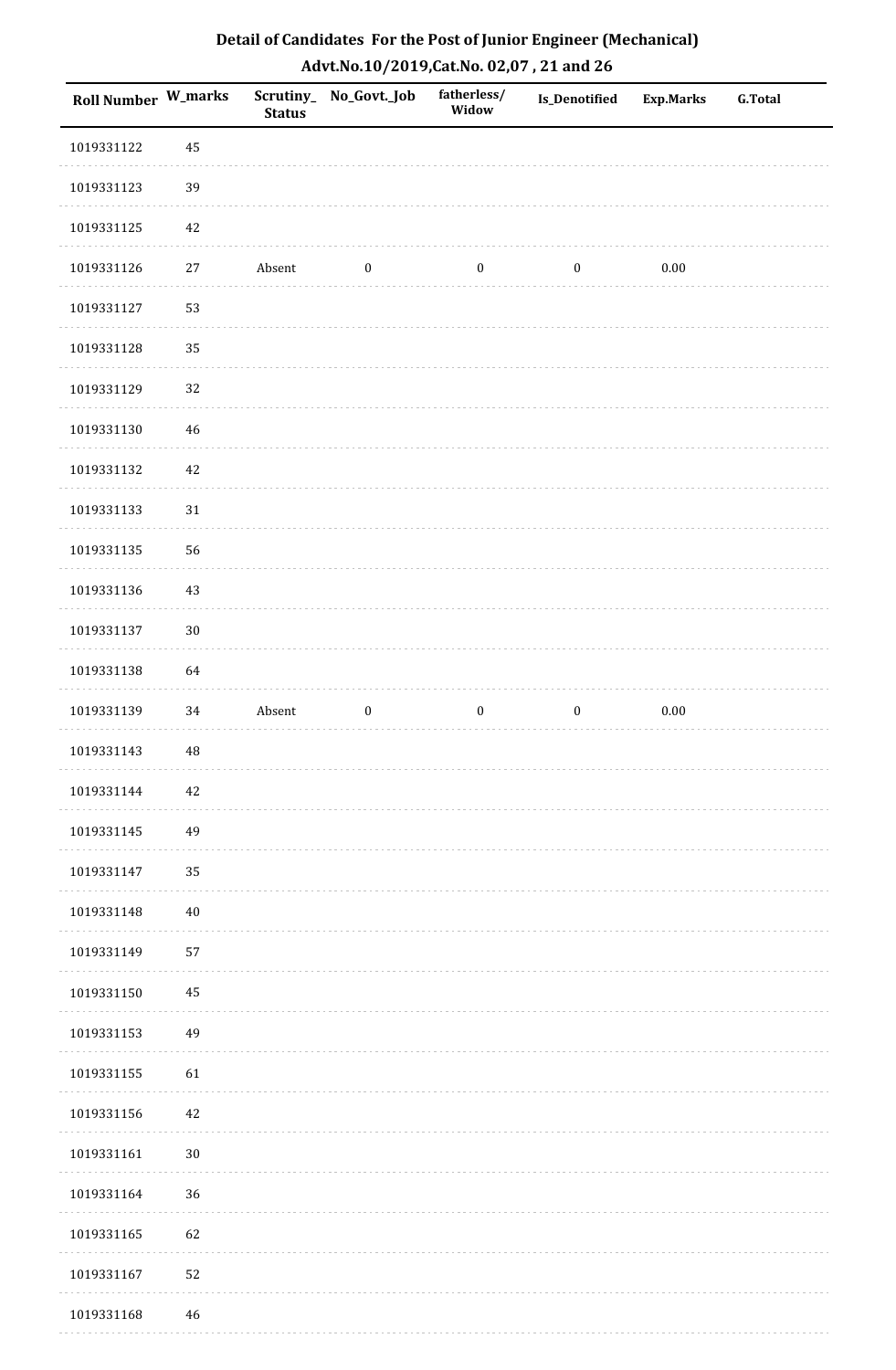# Detail of Candidates For the Post of Junior Engineer (Mechanical)

## Advt.No.10/2019,Cat.No. 02,07 , 21 and 26

| Roll Number | W_marks | Scrutiny_Status | No_Govt._Job | fatherless/Widow | Is_Denotified | Exp.Marks | G.Total |
|---|---|---|---|---|---|---|---|
| 1019331122 | 45 | | | | | | |
| 1019331123 | 39 | | | | | | |
| 1019331125 | 42 | | | | | | |
| 1019331126 | 27 | Absent | 0 | 0 | 0 | 0.00 | |
| 1019331127 | 53 | | | | | | |
| 1019331128 | 35 | | | | | | |
| 1019331129 | 32 | | | | | | |
| 1019331130 | 46 | | | | | | |
| 1019331132 | 42 | | | | | | |
| 1019331133 | 31 | | | | | | |
| 1019331135 | 56 | | | | | | |
| 1019331136 | 43 | | | | | | |
| 1019331137 | 30 | | | | | | |
| 1019331138 | 64 | | | | | | |
| 1019331139 | 34 | Absent | 0 | 0 | 0 | 0.00 | |
| 1019331143 | 48 | | | | | | |
| 1019331144 | 42 | | | | | | |
| 1019331145 | 49 | | | | | | |
| 1019331147 | 35 | | | | | | |
| 1019331148 | 40 | | | | | | |
| 1019331149 | 57 | | | | | | |
| 1019331150 | 45 | | | | | | |
| 1019331153 | 49 | | | | | | |
| 1019331155 | 61 | | | | | | |
| 1019331156 | 42 | | | | | | |
| 1019331161 | 30 | | | | | | |
| 1019331164 | 36 | | | | | | |
| 1019331165 | 62 | | | | | | |
| 1019331167 | 52 | | | | | | |
| 1019331168 | 46 | | | | | | |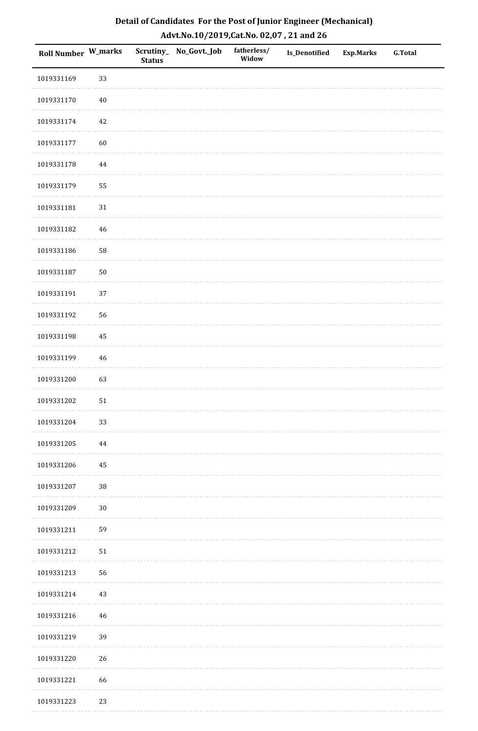# Detail of Candidates For the Post of Junior Engineer (Mechanical)

## Advt.No.10/2019,Cat.No. 02,07 , 21 and 26

| Roll Number | W_marks | Scrutiny_Status | No_Govt._Job | fatherless/Widow | Is_Denotified | Exp.Marks | G.Total |
|---|---|---|---|---|---|---|---|
| 1019331169 | 33 | | | | | | |
| 1019331170 | 40 | | | | | | |
| 1019331174 | 42 | | | | | | |
| 1019331177 | 60 | | | | | | |
| 1019331178 | 44 | | | | | | |
| 1019331179 | 55 | | | | | | |
| 1019331181 | 31 | | | | | | |
| 1019331182 | 46 | | | | | | |
| 1019331186 | 58 | | | | | | |
| 1019331187 | 50 | | | | | | |
| 1019331191 | 37 | | | | | | |
| 1019331192 | 56 | | | | | | |
| 1019331198 | 45 | | | | | | |
| 1019331199 | 46 | | | | | | |
| 1019331200 | 63 | | | | | | |
| 1019331202 | 51 | | | | | | |
| 1019331204 | 33 | | | | | | |
| 1019331205 | 44 | | | | | | |
| 1019331206 | 45 | | | | | | |
| 1019331207 | 38 | | | | | | |
| 1019331209 | 30 | | | | | | |
| 1019331211 | 59 | | | | | | |
| 1019331212 | 51 | | | | | | |
| 1019331213 | 56 | | | | | | |
| 1019331214 | 43 | | | | | | |
| 1019331216 | 46 | | | | | | |
| 1019331219 | 39 | | | | | | |
| 1019331220 | 26 | | | | | | |
| 1019331221 | 66 | | | | | | |
| 1019331223 | 23 | | | | | | |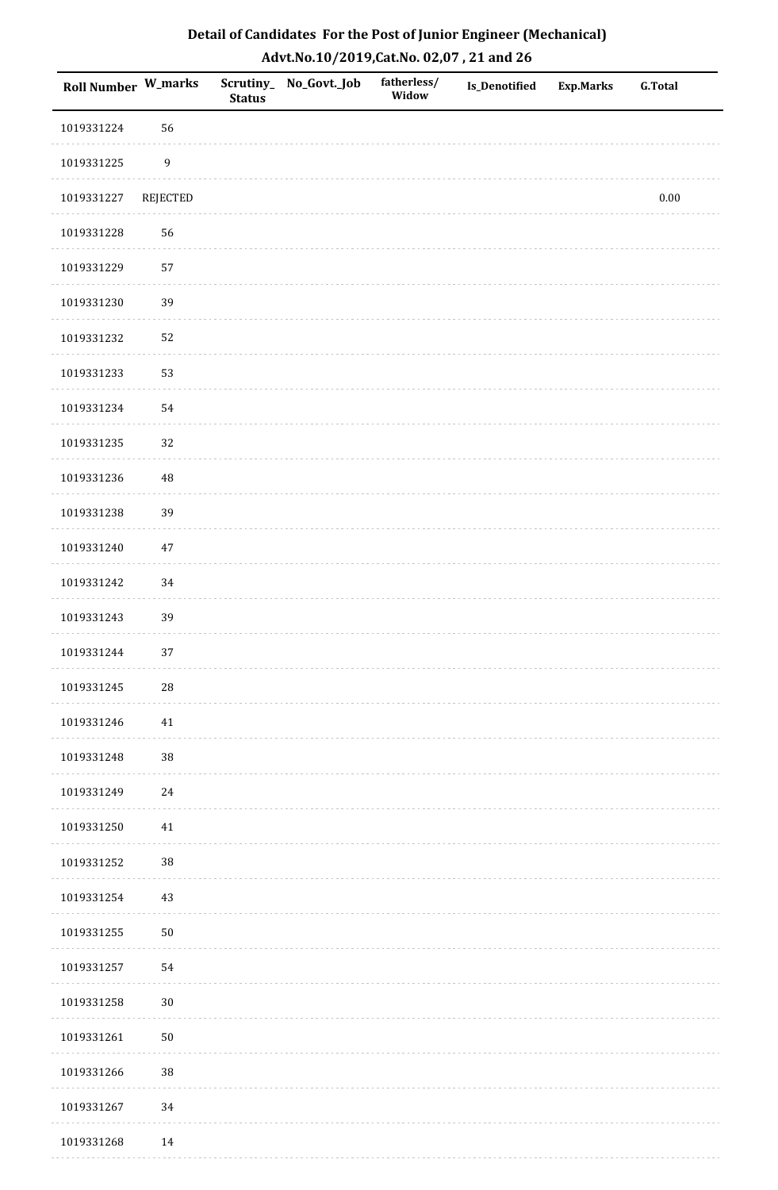# Detail of Candidates For the Post of Junior Engineer (Mechanical)

## Advt.No.10/2019,Cat.No. 02,07 , 21 and 26

| Roll Number | W_marks | Scrutiny_Status | No_Govt._Job | fatherless/Widow | Is_Denotified | Exp.Marks | G.Total |
|---|---|---|---|---|---|---|---|
| 1019331224 | 56 | | | | | | |
| 1019331225 | 9 | | | | | | |
| 1019331227 | REJECTED | | | | | | 0.00 |
| 1019331228 | 56 | | | | | | |
| 1019331229 | 57 | | | | | | |
| 1019331230 | 39 | | | | | | |
| 1019331232 | 52 | | | | | | |
| 1019331233 | 53 | | | | | | |
| 1019331234 | 54 | | | | | | |
| 1019331235 | 32 | | | | | | |
| 1019331236 | 48 | | | | | | |
| 1019331238 | 39 | | | | | | |
| 1019331240 | 47 | | | | | | |
| 1019331242 | 34 | | | | | | |
| 1019331243 | 39 | | | | | | |
| 1019331244 | 37 | | | | | | |
| 1019331245 | 28 | | | | | | |
| 1019331246 | 41 | | | | | | |
| 1019331248 | 38 | | | | | | |
| 1019331249 | 24 | | | | | | |
| 1019331250 | 41 | | | | | | |
| 1019331252 | 38 | | | | | | |
| 1019331254 | 43 | | | | | | |
| 1019331255 | 50 | | | | | | |
| 1019331257 | 54 | | | | | | |
| 1019331258 | 30 | | | | | | |
| 1019331261 | 50 | | | | | | |
| 1019331266 | 38 | | | | | | |
| 1019331267 | 34 | | | | | | |
| 1019331268 | 14 | | | | | | |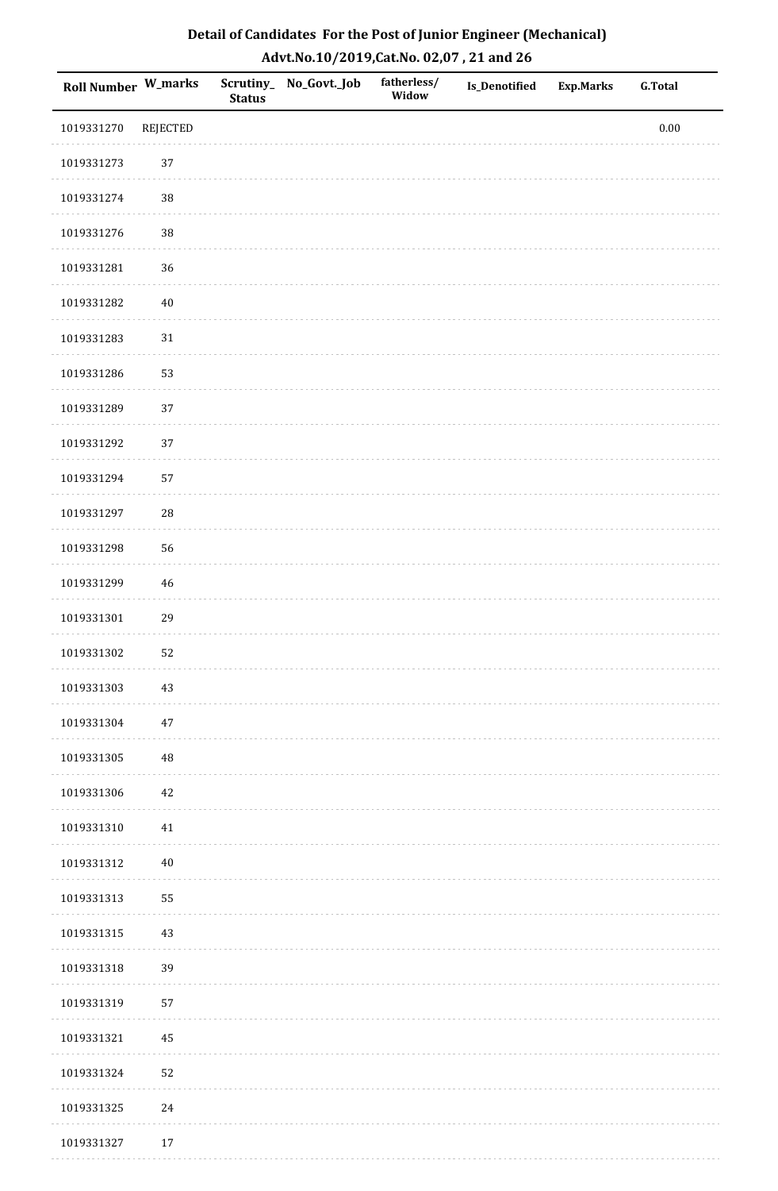## Detail of Candidates For the Post of Junior Engineer (Mechanical)
## Advt.No.10/2019,Cat.No. 02,07 , 21 and 26

| Roll Number | W_marks | Scrutiny_Status | No_Govt._Job | fatherless/Widow | Is_Denotified | Exp.Marks | G.Total |
|---|---|---|---|---|---|---|---|
| 1019331270 | REJECTED | | | | | | 0.00 |
| 1019331273 | 37 | | | | | | |
| 1019331274 | 38 | | | | | | |
| 1019331276 | 38 | | | | | | |
| 1019331281 | 36 | | | | | | |
| 1019331282 | 40 | | | | | | |
| 1019331283 | 31 | | | | | | |
| 1019331286 | 53 | | | | | | |
| 1019331289 | 37 | | | | | | |
| 1019331292 | 37 | | | | | | |
| 1019331294 | 57 | | | | | | |
| 1019331297 | 28 | | | | | | |
| 1019331298 | 56 | | | | | | |
| 1019331299 | 46 | | | | | | |
| 1019331301 | 29 | | | | | | |
| 1019331302 | 52 | | | | | | |
| 1019331303 | 43 | | | | | | |
| 1019331304 | 47 | | | | | | |
| 1019331305 | 48 | | | | | | |
| 1019331306 | 42 | | | | | | |
| 1019331310 | 41 | | | | | | |
| 1019331312 | 40 | | | | | | |
| 1019331313 | 55 | | | | | | |
| 1019331315 | 43 | | | | | | |
| 1019331318 | 39 | | | | | | |
| 1019331319 | 57 | | | | | | |
| 1019331321 | 45 | | | | | | |
| 1019331324 | 52 | | | | | | |
| 1019331325 | 24 | | | | | | |
| 1019331327 | 17 | | | | | | |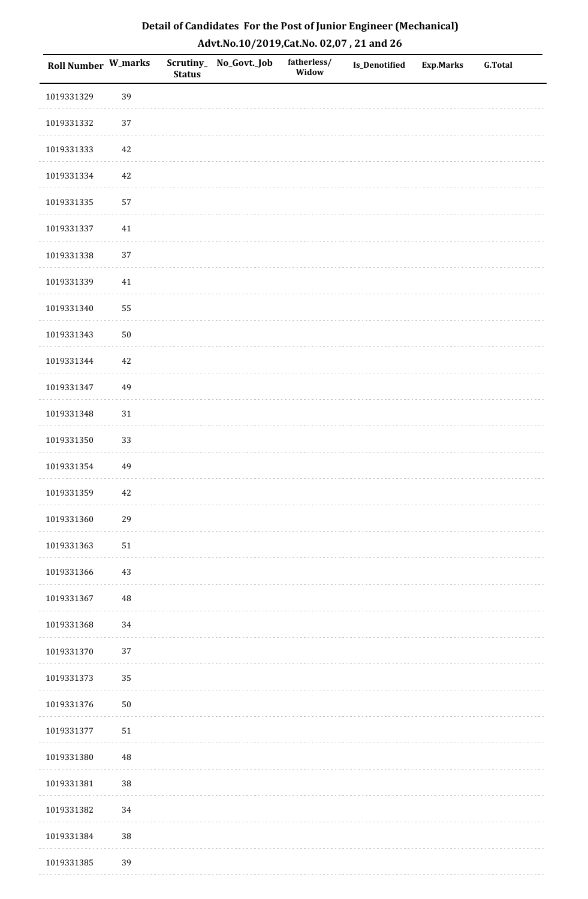## Detail of Candidates For the Post of Junior Engineer (Mechanical)

### Advt.No.10/2019,Cat.No. 02,07 , 21 and 26

| Roll Number | W_marks | Scrutiny_Status | No_Govt._Job | fatherless/Widow | Is_Denotified | Exp.Marks | G.Total |
|---|---|---|---|---|---|---|---|
| 1019331329 | 39 | | | | | | |
| 1019331332 | 37 | | | | | | |
| 1019331333 | 42 | | | | | | |
| 1019331334 | 42 | | | | | | |
| 1019331335 | 57 | | | | | | |
| 1019331337 | 41 | | | | | | |
| 1019331338 | 37 | | | | | | |
| 1019331339 | 41 | | | | | | |
| 1019331340 | 55 | | | | | | |
| 1019331343 | 50 | | | | | | |
| 1019331344 | 42 | | | | | | |
| 1019331347 | 49 | | | | | | |
| 1019331348 | 31 | | | | | | |
| 1019331350 | 33 | | | | | | |
| 1019331354 | 49 | | | | | | |
| 1019331359 | 42 | | | | | | |
| 1019331360 | 29 | | | | | | |
| 1019331363 | 51 | | | | | | |
| 1019331366 | 43 | | | | | | |
| 1019331367 | 48 | | | | | | |
| 1019331368 | 34 | | | | | | |
| 1019331370 | 37 | | | | | | |
| 1019331373 | 35 | | | | | | |
| 1019331376 | 50 | | | | | | |
| 1019331377 | 51 | | | | | | |
| 1019331380 | 48 | | | | | | |
| 1019331381 | 38 | | | | | | |
| 1019331382 | 34 | | | | | | |
| 1019331384 | 38 | | | | | | |
| 1019331385 | 39 | | | | | | |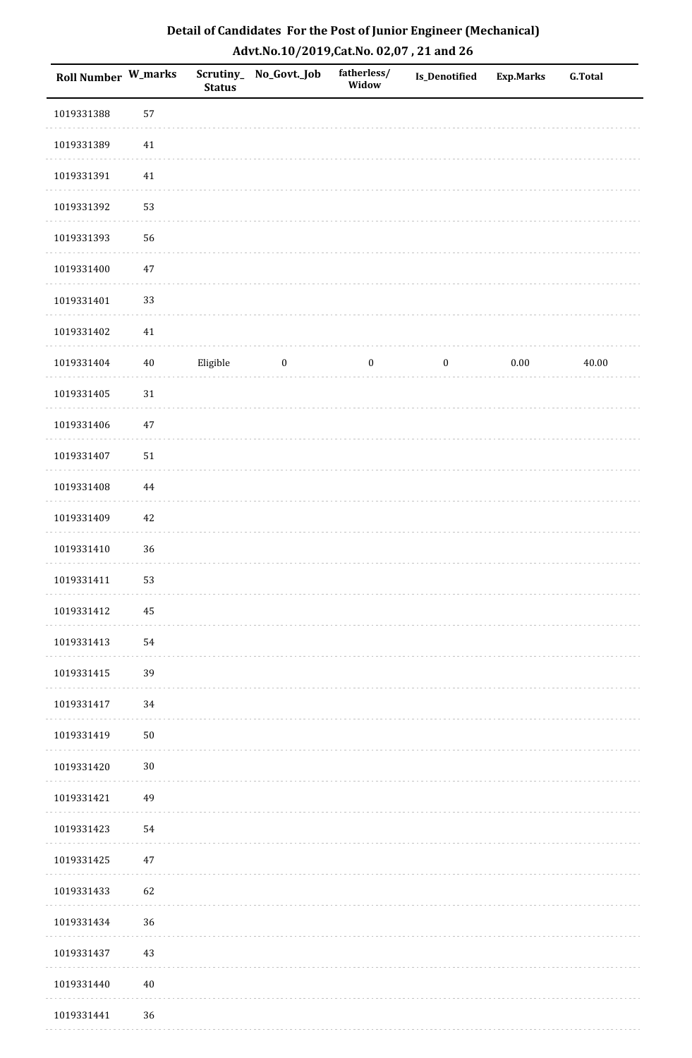# Detail of Candidates For the Post of Junior Engineer (Mechanical)

## Advt.No.10/2019,Cat.No. 02,07 , 21 and 26

| Roll Number | W_marks | Scrutiny_ Status | No_Govt._Job | fatherless/ Widow | Is_Denotified | Exp.Marks | G.Total |
|---|---|---|---|---|---|---|---|
| 1019331388 | 57 | | | | | | |
| 1019331389 | 41 | | | | | | |
| 1019331391 | 41 | | | | | | |
| 1019331392 | 53 | | | | | | |
| 1019331393 | 56 | | | | | | |
| 1019331400 | 47 | | | | | | |
| 1019331401 | 33 | | | | | | |
| 1019331402 | 41 | | | | | | |
| 1019331404 | 40 | Eligible | 0 | 0 | 0 | 0.00 | 40.00 |
| 1019331405 | 31 | | | | | | |
| 1019331406 | 47 | | | | | | |
| 1019331407 | 51 | | | | | | |
| 1019331408 | 44 | | | | | | |
| 1019331409 | 42 | | | | | | |
| 1019331410 | 36 | | | | | | |
| 1019331411 | 53 | | | | | | |
| 1019331412 | 45 | | | | | | |
| 1019331413 | 54 | | | | | | |
| 1019331415 | 39 | | | | | | |
| 1019331417 | 34 | | | | | | |
| 1019331419 | 50 | | | | | | |
| 1019331420 | 30 | | | | | | |
| 1019331421 | 49 | | | | | | |
| 1019331423 | 54 | | | | | | |
| 1019331425 | 47 | | | | | | |
| 1019331433 | 62 | | | | | | |
| 1019331434 | 36 | | | | | | |
| 1019331437 | 43 | | | | | | |
| 1019331440 | 40 | | | | | | |
| 1019331441 | 36 | | | | | | |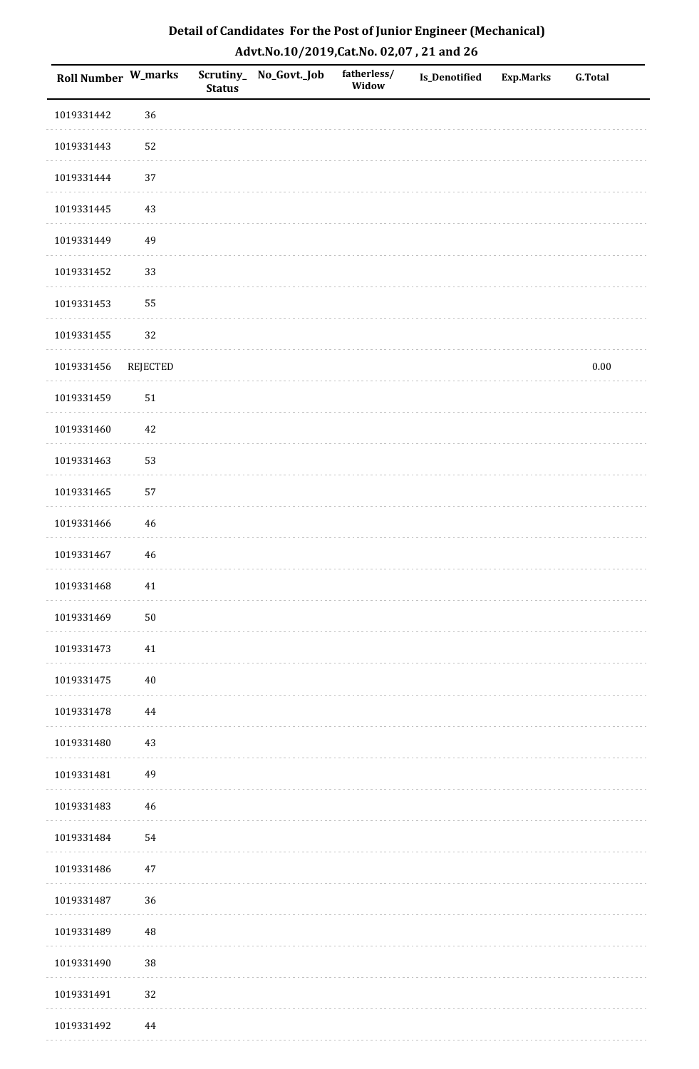**Detail of Candidates For the Post of Junior Engineer (Mechanical)**
**Advt.No.10/2019,Cat.No. 02,07 , 21 and 26**

| Roll Number | W_marks | Scrutiny_ Status | No_Govt._Job | fatherless/ Widow | Is_Denotified | Exp.Marks | G.Total |
|---|---|---|---|---|---|---|---|
| 1019331442 | 36 | | | | | | |
| 1019331443 | 52 | | | | | | |
| 1019331444 | 37 | | | | | | |
| 1019331445 | 43 | | | | | | |
| 1019331449 | 49 | | | | | | |
| 1019331452 | 33 | | | | | | |
| 1019331453 | 55 | | | | | | |
| 1019331455 | 32 | | | | | | |
| 1019331456 | REJECTED | | | | | | 0.00 |
| 1019331459 | 51 | | | | | | |
| 1019331460 | 42 | | | | | | |
| 1019331463 | 53 | | | | | | |
| 1019331465 | 57 | | | | | | |
| 1019331466 | 46 | | | | | | |
| 1019331467 | 46 | | | | | | |
| 1019331468 | 41 | | | | | | |
| 1019331469 | 50 | | | | | | |
| 1019331473 | 41 | | | | | | |
| 1019331475 | 40 | | | | | | |
| 1019331478 | 44 | | | | | | |
| 1019331480 | 43 | | | | | | |
| 1019331481 | 49 | | | | | | |
| 1019331483 | 46 | | | | | | |
| 1019331484 | 54 | | | | | | |
| 1019331486 | 47 | | | | | | |
| 1019331487 | 36 | | | | | | |
| 1019331489 | 48 | | | | | | |
| 1019331490 | 38 | | | | | | |
| 1019331491 | 32 | | | | | | |
| 1019331492 | 44 | | | | | | |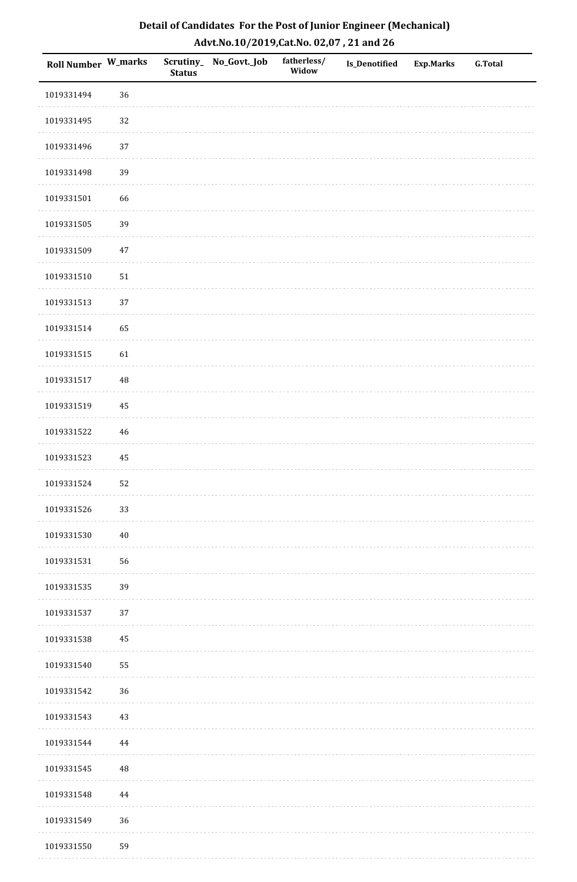# Detail of Candidates For the Post of Junior Engineer (Mechanical)

## Advt.No.10/2019,Cat.No. 02,07 , 21 and 26

| Roll Number | W_marks | Scrutiny_ Status | No_Govt._Job | fatherless/ Widow | Is_Denotified | Exp.Marks | G.Total |
|---|---|---|---|---|---|---|---|
| 1019331494 | 36 | | | | | | |
| 1019331495 | 32 | | | | | | |
| 1019331496 | 37 | | | | | | |
| 1019331498 | 39 | | | | | | |
| 1019331501 | 66 | | | | | | |
| 1019331505 | 39 | | | | | | |
| 1019331509 | 47 | | | | | | |
| 1019331510 | 51 | | | | | | |
| 1019331513 | 37 | | | | | | |
| 1019331514 | 65 | | | | | | |
| 1019331515 | 61 | | | | | | |
| 1019331517 | 48 | | | | | | |
| 1019331519 | 45 | | | | | | |
| 1019331522 | 46 | | | | | | |
| 1019331523 | 45 | | | | | | |
| 1019331524 | 52 | | | | | | |
| 1019331526 | 33 | | | | | | |
| 1019331530 | 40 | | | | | | |
| 1019331531 | 56 | | | | | | |
| 1019331535 | 39 | | | | | | |
| 1019331537 | 37 | | | | | | |
| 1019331538 | 45 | | | | | | |
| 1019331540 | 55 | | | | | | |
| 1019331542 | 36 | | | | | | |
| 1019331543 | 43 | | | | | | |
| 1019331544 | 44 | | | | | | |
| 1019331545 | 48 | | | | | | |
| 1019331548 | 44 | | | | | | |
| 1019331549 | 36 | | | | | | |
| 1019331550 | 59 | | | | | | |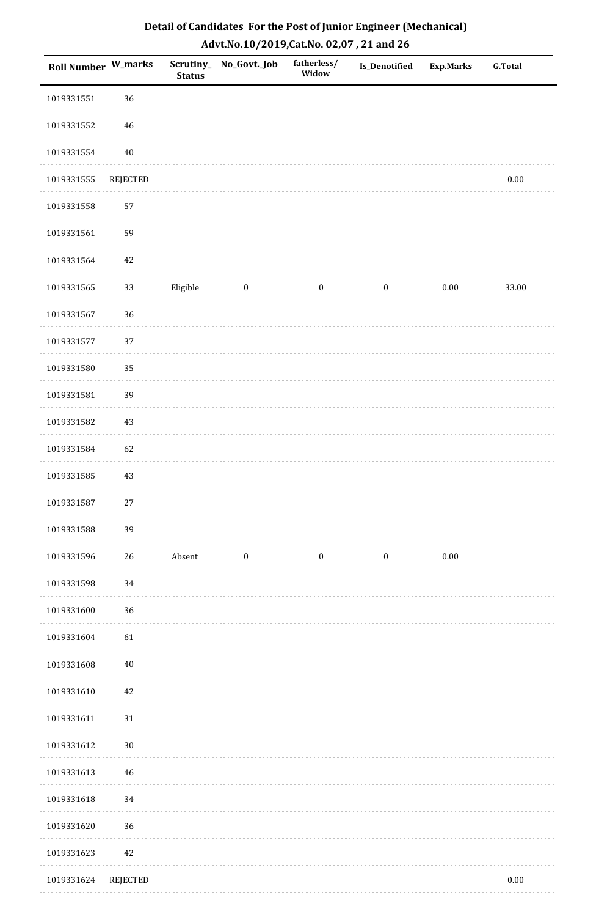## Detail of Candidates For the Post of Junior Engineer (Mechanical)

### Advt.No.10/2019,Cat.No. 02,07 , 21 and 26

| Roll Number | W_marks | Scrutiny_ Status | No_Govt._Job | fatherless/ Widow | Is_Denotified | Exp.Marks | G.Total |
|---|---|---|---|---|---|---|---|
| 1019331551 | 36 | | | | | | |
| 1019331552 | 46 | | | | | | |
| 1019331554 | 40 | | | | | | |
| 1019331555 | REJECTED | | | | | | 0.00 |
| 1019331558 | 57 | | | | | | |
| 1019331561 | 59 | | | | | | |
| 1019331564 | 42 | | | | | | |
| 1019331565 | 33 | Eligible | 0 | 0 | 0 | 0.00 | 33.00 |
| 1019331567 | 36 | | | | | | |
| 1019331577 | 37 | | | | | | |
| 1019331580 | 35 | | | | | | |
| 1019331581 | 39 | | | | | | |
| 1019331582 | 43 | | | | | | |
| 1019331584 | 62 | | | | | | |
| 1019331585 | 43 | | | | | | |
| 1019331587 | 27 | | | | | | |
| 1019331588 | 39 | | | | | | |
| 1019331596 | 26 | Absent | 0 | 0 | 0 | 0.00 | |
| 1019331598 | 34 | | | | | | |
| 1019331600 | 36 | | | | | | |
| 1019331604 | 61 | | | | | | |
| 1019331608 | 40 | | | | | | |
| 1019331610 | 42 | | | | | | |
| 1019331611 | 31 | | | | | | |
| 1019331612 | 30 | | | | | | |
| 1019331613 | 46 | | | | | | |
| 1019331618 | 34 | | | | | | |
| 1019331620 | 36 | | | | | | |
| 1019331623 | 42 | | | | | | |
| 1019331624 | REJECTED | | | | | | 0.00 |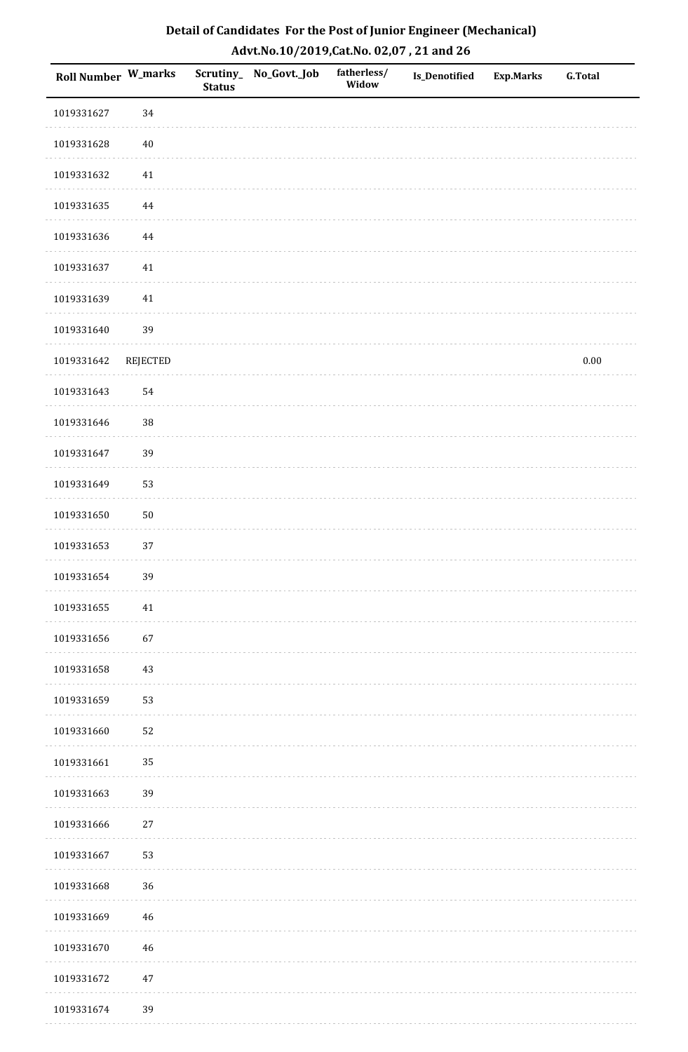# Detail of Candidates For the Post of Junior Engineer (Mechanical)

## Advt.No.10/2019,Cat.No. 02,07 , 21 and 26

| Roll Number | W_marks | Scrutiny_Status | No_Govt._Job | fatherless/Widow | Is_Denotified | Exp.Marks | G.Total |
|---|---|---|---|---|---|---|---|
| 1019331627 | 34 | | | | | | |
| 1019331628 | 40 | | | | | | |
| 1019331632 | 41 | | | | | | |
| 1019331635 | 44 | | | | | | |
| 1019331636 | 44 | | | | | | |
| 1019331637 | 41 | | | | | | |
| 1019331639 | 41 | | | | | | |
| 1019331640 | 39 | | | | | | |
| 1019331642 | REJECTED | | | | | | 0.00 |
| 1019331643 | 54 | | | | | | |
| 1019331646 | 38 | | | | | | |
| 1019331647 | 39 | | | | | | |
| 1019331649 | 53 | | | | | | |
| 1019331650 | 50 | | | | | | |
| 1019331653 | 37 | | | | | | |
| 1019331654 | 39 | | | | | | |
| 1019331655 | 41 | | | | | | |
| 1019331656 | 67 | | | | | | |
| 1019331658 | 43 | | | | | | |
| 1019331659 | 53 | | | | | | |
| 1019331660 | 52 | | | | | | |
| 1019331661 | 35 | | | | | | |
| 1019331663 | 39 | | | | | | |
| 1019331666 | 27 | | | | | | |
| 1019331667 | 53 | | | | | | |
| 1019331668 | 36 | | | | | | |
| 1019331669 | 46 | | | | | | |
| 1019331670 | 46 | | | | | | |
| 1019331672 | 47 | | | | | | |
| 1019331674 | 39 | | | | | | |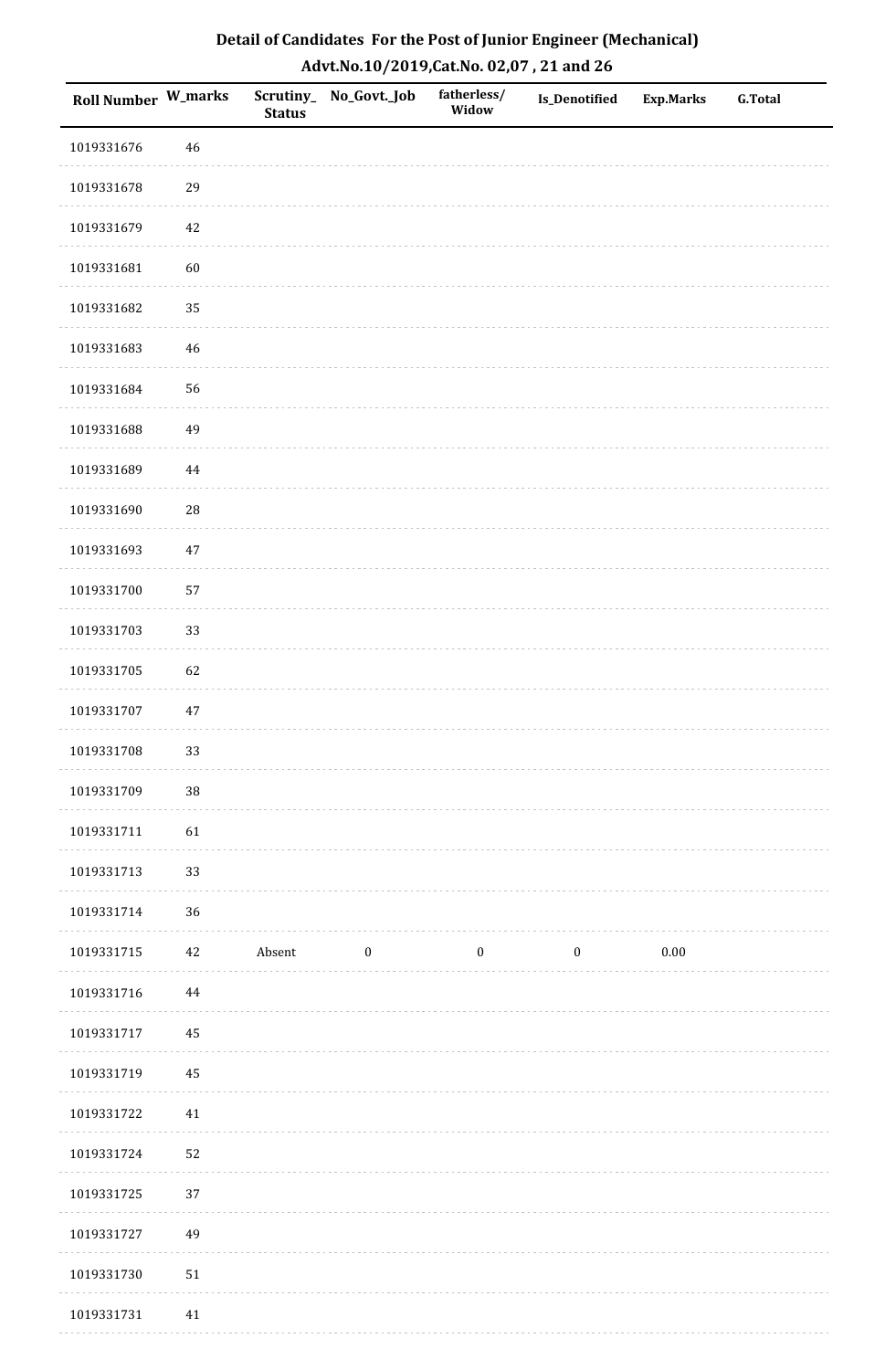# Detail of Candidates For the Post of Junior Engineer (Mechanical)

## Advt.No.10/2019,Cat.No. 02,07 , 21 and 26

| Roll Number | W_marks | Scrutiny_Status | No_Govt._Job | fatherless/Widow | Is_Denotified | Exp.Marks | G.Total |
|---|---|---|---|---|---|---|---|
| 1019331676 | 46 | | | | | | |
| 1019331678 | 29 | | | | | | |
| 1019331679 | 42 | | | | | | |
| 1019331681 | 60 | | | | | | |
| 1019331682 | 35 | | | | | | |
| 1019331683 | 46 | | | | | | |
| 1019331684 | 56 | | | | | | |
| 1019331688 | 49 | | | | | | |
| 1019331689 | 44 | | | | | | |
| 1019331690 | 28 | | | | | | |
| 1019331693 | 47 | | | | | | |
| 1019331700 | 57 | | | | | | |
| 1019331703 | 33 | | | | | | |
| 1019331705 | 62 | | | | | | |
| 1019331707 | 47 | | | | | | |
| 1019331708 | 33 | | | | | | |
| 1019331709 | 38 | | | | | | |
| 1019331711 | 61 | | | | | | |
| 1019331713 | 33 | | | | | | |
| 1019331714 | 36 | | | | | | |
| 1019331715 | 42 | Absent | 0 | 0 | 0 | 0.00 | |
| 1019331716 | 44 | | | | | | |
| 1019331717 | 45 | | | | | | |
| 1019331719 | 45 | | | | | | |
| 1019331722 | 41 | | | | | | |
| 1019331724 | 52 | | | | | | |
| 1019331725 | 37 | | | | | | |
| 1019331727 | 49 | | | | | | |
| 1019331730 | 51 | | | | | | |
| 1019331731 | 41 | | | | | | |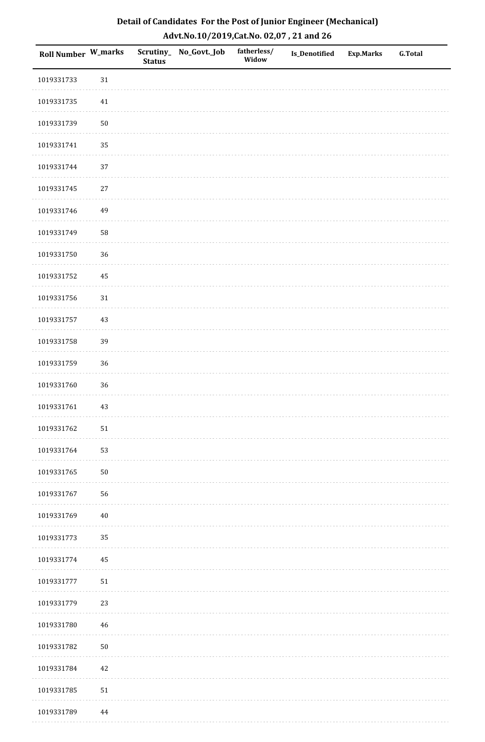## Detail of Candidates For the Post of Junior Engineer (Mechanical)
### Advt.No.10/2019,Cat.No. 02,07 , 21 and 26

| Roll Number | W_marks | Scrutiny_Status | No_Govt._Job | fatherless/Widow | Is_Denotified | Exp.Marks | G.Total |
|---|---|---|---|---|---|---|---|
| 1019331733 | 31 | | | | | | |
| 1019331735 | 41 | | | | | | |
| 1019331739 | 50 | | | | | | |
| 1019331741 | 35 | | | | | | |
| 1019331744 | 37 | | | | | | |
| 1019331745 | 27 | | | | | | |
| 1019331746 | 49 | | | | | | |
| 1019331749 | 58 | | | | | | |
| 1019331750 | 36 | | | | | | |
| 1019331752 | 45 | | | | | | |
| 1019331756 | 31 | | | | | | |
| 1019331757 | 43 | | | | | | |
| 1019331758 | 39 | | | | | | |
| 1019331759 | 36 | | | | | | |
| 1019331760 | 36 | | | | | | |
| 1019331761 | 43 | | | | | | |
| 1019331762 | 51 | | | | | | |
| 1019331764 | 53 | | | | | | |
| 1019331765 | 50 | | | | | | |
| 1019331767 | 56 | | | | | | |
| 1019331769 | 40 | | | | | | |
| 1019331773 | 35 | | | | | | |
| 1019331774 | 45 | | | | | | |
| 1019331777 | 51 | | | | | | |
| 1019331779 | 23 | | | | | | |
| 1019331780 | 46 | | | | | | |
| 1019331782 | 50 | | | | | | |
| 1019331784 | 42 | | | | | | |
| 1019331785 | 51 | | | | | | |
| 1019331789 | 44 | | | | | | |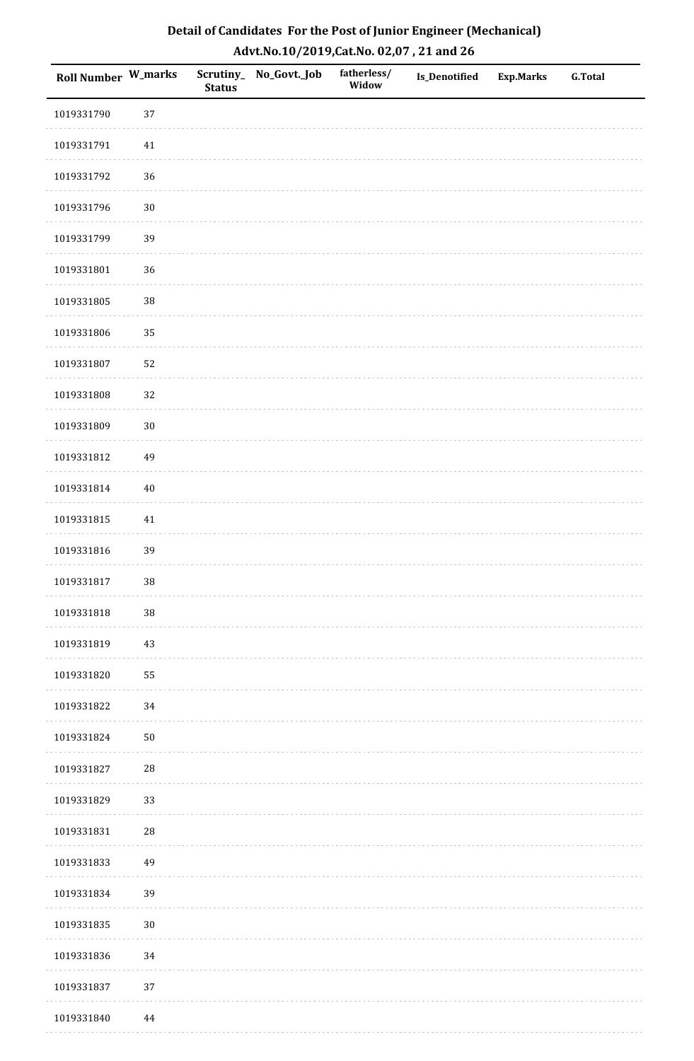## Detail of Candidates For the Post of Junior Engineer (Mechanical)
## Advt.No.10/2019,Cat.No. 02,07 , 21 and 26

| Roll Number | W_marks | Scrutiny_Status | No_Govt._Job | fatherless/Widow | Is_Denotified | Exp.Marks | G.Total |
|---|---|---|---|---|---|---|---|
| 1019331790 | 37 | | | | | | |
| 1019331791 | 41 | | | | | | |
| 1019331792 | 36 | | | | | | |
| 1019331796 | 30 | | | | | | |
| 1019331799 | 39 | | | | | | |
| 1019331801 | 36 | | | | | | |
| 1019331805 | 38 | | | | | | |
| 1019331806 | 35 | | | | | | |
| 1019331807 | 52 | | | | | | |
| 1019331808 | 32 | | | | | | |
| 1019331809 | 30 | | | | | | |
| 1019331812 | 49 | | | | | | |
| 1019331814 | 40 | | | | | | |
| 1019331815 | 41 | | | | | | |
| 1019331816 | 39 | | | | | | |
| 1019331817 | 38 | | | | | | |
| 1019331818 | 38 | | | | | | |
| 1019331819 | 43 | | | | | | |
| 1019331820 | 55 | | | | | | |
| 1019331822 | 34 | | | | | | |
| 1019331824 | 50 | | | | | | |
| 1019331827 | 28 | | | | | | |
| 1019331829 | 33 | | | | | | |
| 1019331831 | 28 | | | | | | |
| 1019331833 | 49 | | | | | | |
| 1019331834 | 39 | | | | | | |
| 1019331835 | 30 | | | | | | |
| 1019331836 | 34 | | | | | | |
| 1019331837 | 37 | | | | | | |
| 1019331840 | 44 | | | | | | |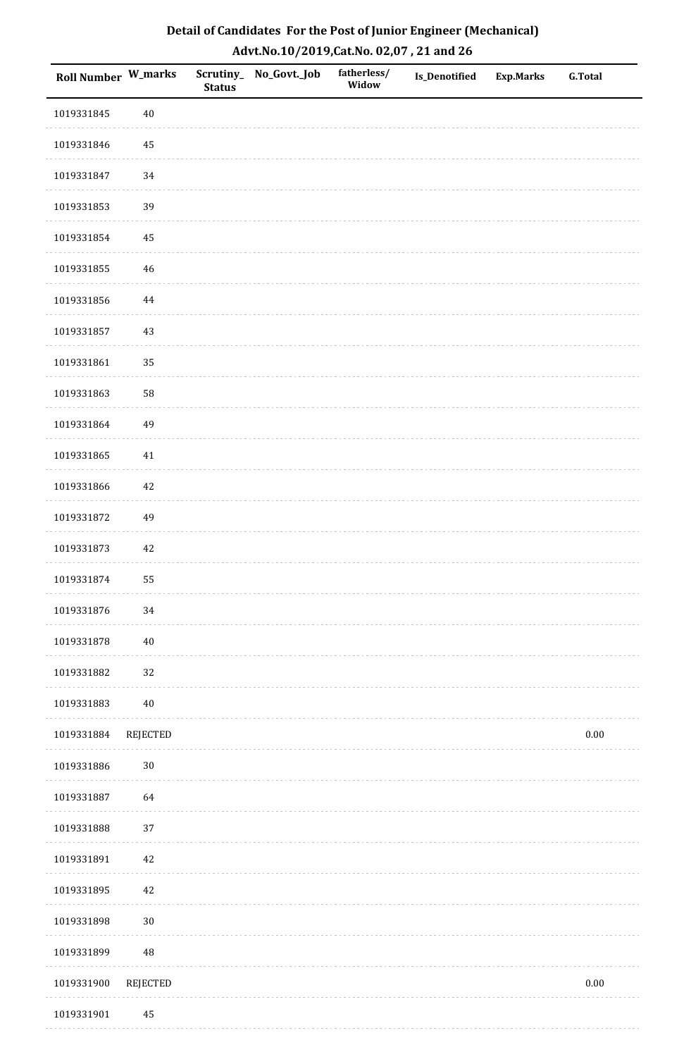# Detail of Candidates For the Post of Junior Engineer (Mechanical)

## Advt.No.10/2019,Cat.No. 02,07 , 21 and 26

| Roll Number | W_marks | Scrutiny_ Status | No_Govt._Job | fatherless/ Widow | Is_Denotified | Exp.Marks | G.Total |
|---|---|---|---|---|---|---|---|
| 1019331845 | 40 | | | | | | |
| 1019331846 | 45 | | | | | | |
| 1019331847 | 34 | | | | | | |
| 1019331853 | 39 | | | | | | |
| 1019331854 | 45 | | | | | | |
| 1019331855 | 46 | | | | | | |
| 1019331856 | 44 | | | | | | |
| 1019331857 | 43 | | | | | | |
| 1019331861 | 35 | | | | | | |
| 1019331863 | 58 | | | | | | |
| 1019331864 | 49 | | | | | | |
| 1019331865 | 41 | | | | | | |
| 1019331866 | 42 | | | | | | |
| 1019331872 | 49 | | | | | | |
| 1019331873 | 42 | | | | | | |
| 1019331874 | 55 | | | | | | |
| 1019331876 | 34 | | | | | | |
| 1019331878 | 40 | | | | | | |
| 1019331882 | 32 | | | | | | |
| 1019331883 | 40 | | | | | | |
| 1019331884 | REJECTED | | | | | | 0.00 |
| 1019331886 | 30 | | | | | | |
| 1019331887 | 64 | | | | | | |
| 1019331888 | 37 | | | | | | |
| 1019331891 | 42 | | | | | | |
| 1019331895 | 42 | | | | | | |
| 1019331898 | 30 | | | | | | |
| 1019331899 | 48 | | | | | | |
| 1019331900 | REJECTED | | | | | | 0.00 |
| 1019331901 | 45 | | | | | | |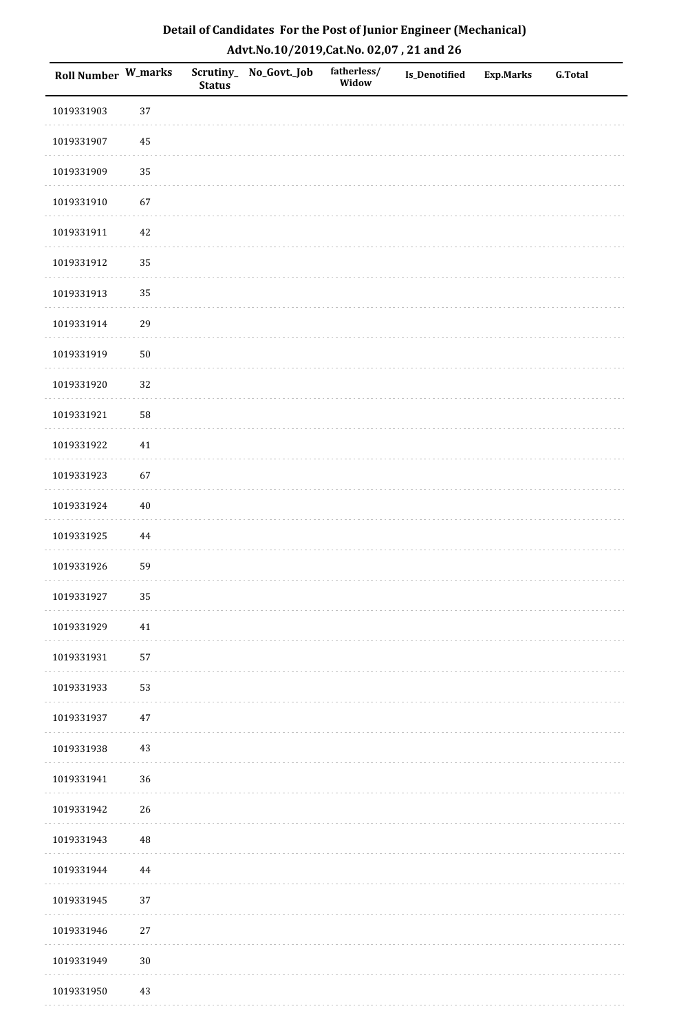## Detail of Candidates For the Post of Junior Engineer (Mechanical)

### Advt.No.10/2019,Cat.No. 02,07 , 21 and 26

| Roll Number | W_marks | Scrutiny_Status | No_Govt._Job | fatherless/Widow | Is_Denotified | Exp.Marks | G.Total |
|---|---|---|---|---|---|---|---|
| 1019331903 | 37 | | | | | | |
| 1019331907 | 45 | | | | | | |
| 1019331909 | 35 | | | | | | |
| 1019331910 | 67 | | | | | | |
| 1019331911 | 42 | | | | | | |
| 1019331912 | 35 | | | | | | |
| 1019331913 | 35 | | | | | | |
| 1019331914 | 29 | | | | | | |
| 1019331919 | 50 | | | | | | |
| 1019331920 | 32 | | | | | | |
| 1019331921 | 58 | | | | | | |
| 1019331922 | 41 | | | | | | |
| 1019331923 | 67 | | | | | | |
| 1019331924 | 40 | | | | | | |
| 1019331925 | 44 | | | | | | |
| 1019331926 | 59 | | | | | | |
| 1019331927 | 35 | | | | | | |
| 1019331929 | 41 | | | | | | |
| 1019331931 | 57 | | | | | | |
| 1019331933 | 53 | | | | | | |
| 1019331937 | 47 | | | | | | |
| 1019331938 | 43 | | | | | | |
| 1019331941 | 36 | | | | | | |
| 1019331942 | 26 | | | | | | |
| 1019331943 | 48 | | | | | | |
| 1019331944 | 44 | | | | | | |
| 1019331945 | 37 | | | | | | |
| 1019331946 | 27 | | | | | | |
| 1019331949 | 30 | | | | | | |
| 1019331950 | 43 | | | | | | |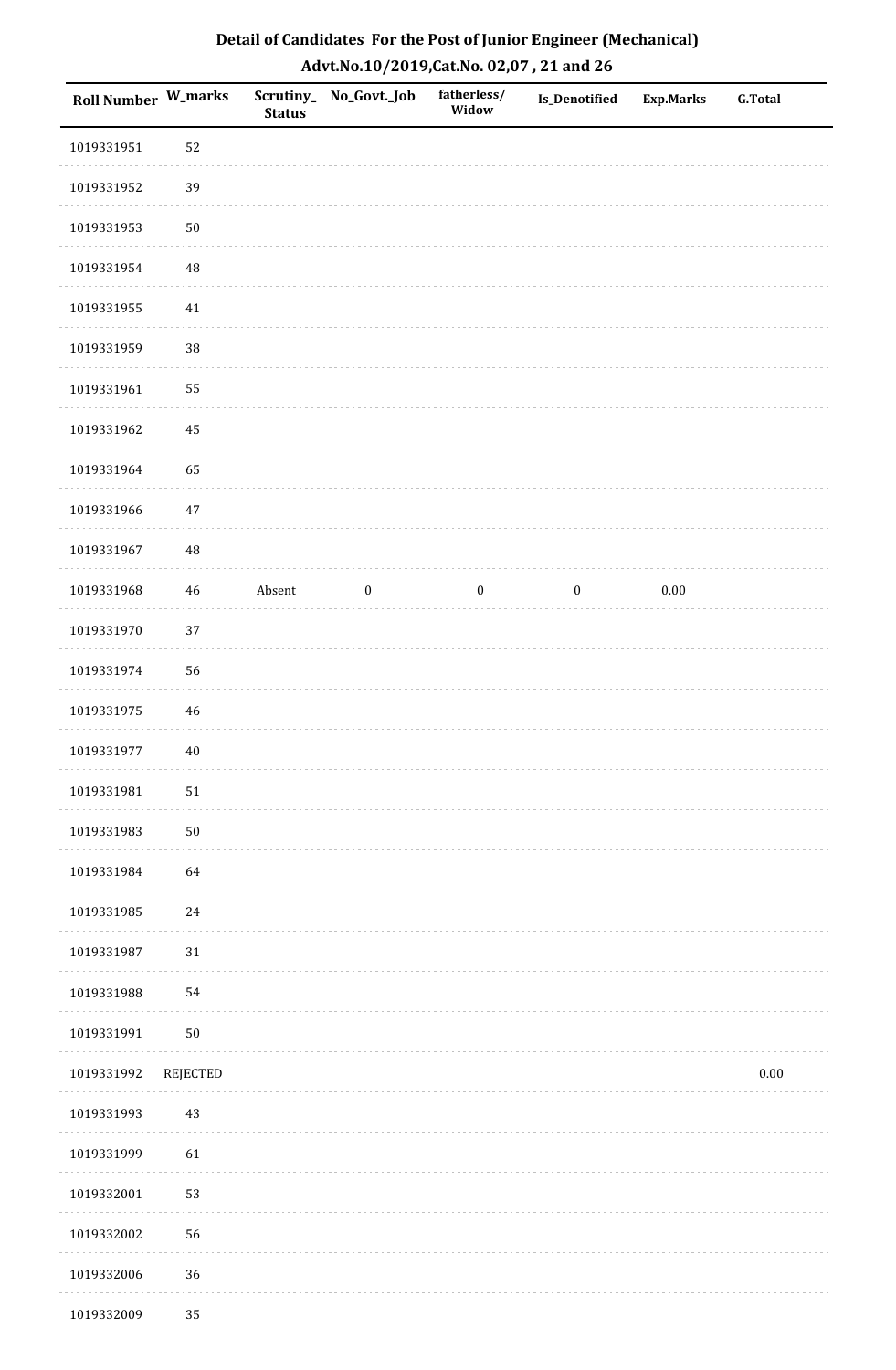## Detail of Candidates For the Post of Junior Engineer (Mechanical)

## Advt.No.10/2019,Cat.No. 02,07 , 21 and 26

| Roll Number | W_marks | Scrutiny_Status | No_Govt._Job | fatherless/Widow | Is_Denotified | Exp.Marks | G.Total |
|---|---|---|---|---|---|---|---|
| 1019331951 | 52 | | | | | | |
| 1019331952 | 39 | | | | | | |
| 1019331953 | 50 | | | | | | |
| 1019331954 | 48 | | | | | | |
| 1019331955 | 41 | | | | | | |
| 1019331959 | 38 | | | | | | |
| 1019331961 | 55 | | | | | | |
| 1019331962 | 45 | | | | | | |
| 1019331964 | 65 | | | | | | |
| 1019331966 | 47 | | | | | | |
| 1019331967 | 48 | | | | | | |
| 1019331968 | 46 | Absent | 0 | 0 | 0 | 0.00 | |
| 1019331970 | 37 | | | | | | |
| 1019331974 | 56 | | | | | | |
| 1019331975 | 46 | | | | | | |
| 1019331977 | 40 | | | | | | |
| 1019331981 | 51 | | | | | | |
| 1019331983 | 50 | | | | | | |
| 1019331984 | 64 | | | | | | |
| 1019331985 | 24 | | | | | | |
| 1019331987 | 31 | | | | | | |
| 1019331988 | 54 | | | | | | |
| 1019331991 | 50 | | | | | | |
| 1019331992 | REJECTED | | | | | | 0.00 |
| 1019331993 | 43 | | | | | | |
| 1019331999 | 61 | | | | | | |
| 1019332001 | 53 | | | | | | |
| 1019332002 | 56 | | | | | | |
| 1019332006 | 36 | | | | | | |
| 1019332009 | 35 | | | | | | |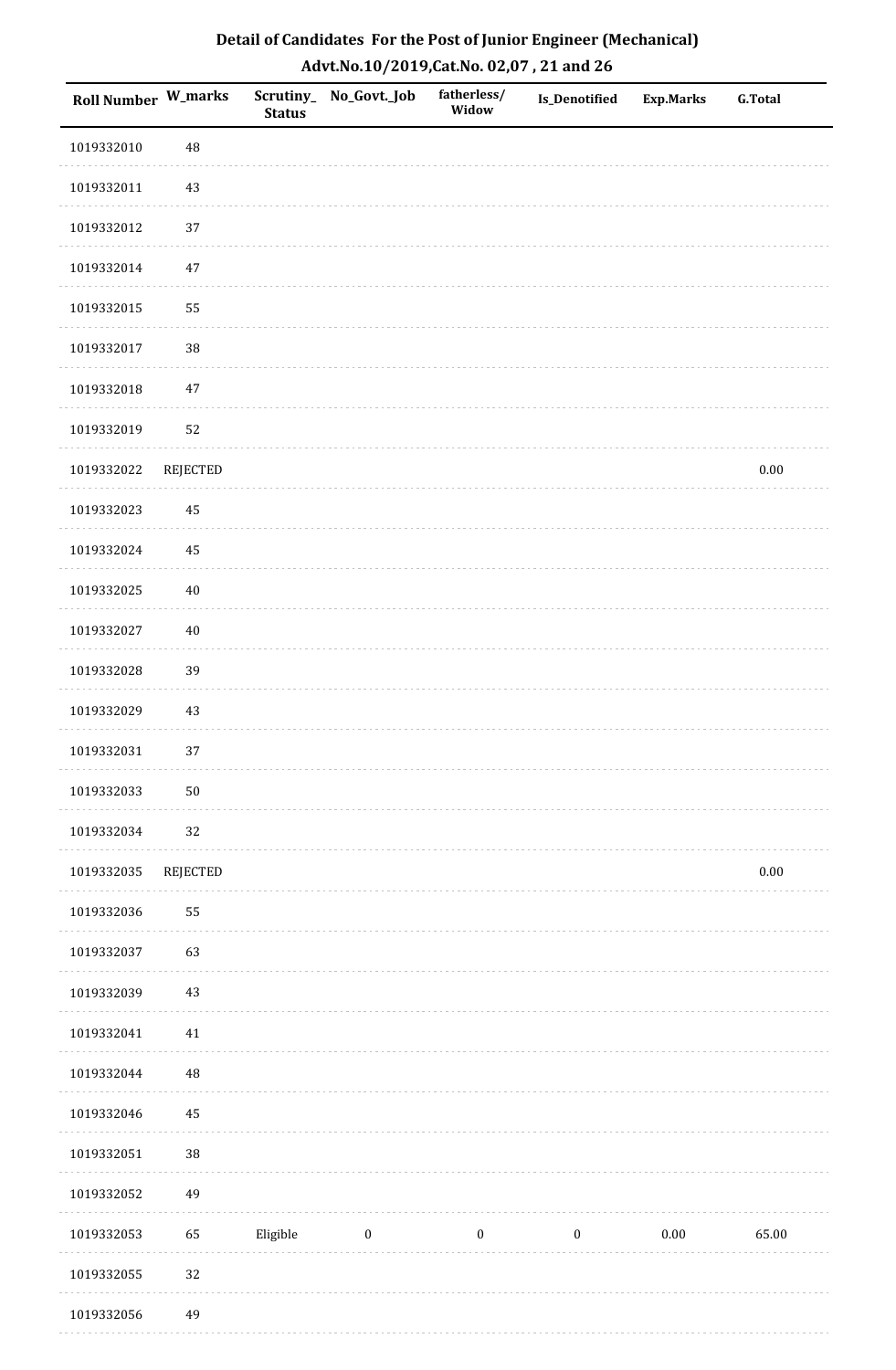# Detail of Candidates For the Post of Junior Engineer (Mechanical)

## Advt.No.10/2019,Cat.No. 02,07 , 21 and 26

| Roll Number | W_marks | Scrutiny_ Status | No_Govt._Job | fatherless/ Widow | Is_Denotified | Exp.Marks | G.Total |
|---|---|---|---|---|---|---|---|
| 1019332010 | 48 | | | | | | |
| 1019332011 | 43 | | | | | | |
| 1019332012 | 37 | | | | | | |
| 1019332014 | 47 | | | | | | |
| 1019332015 | 55 | | | | | | |
| 1019332017 | 38 | | | | | | |
| 1019332018 | 47 | | | | | | |
| 1019332019 | 52 | | | | | | |
| 1019332022 | REJECTED | | | | | | 0.00 |
| 1019332023 | 45 | | | | | | |
| 1019332024 | 45 | | | | | | |
| 1019332025 | 40 | | | | | | |
| 1019332027 | 40 | | | | | | |
| 1019332028 | 39 | | | | | | |
| 1019332029 | 43 | | | | | | |
| 1019332031 | 37 | | | | | | |
| 1019332033 | 50 | | | | | | |
| 1019332034 | 32 | | | | | | |
| 1019332035 | REJECTED | | | | | | 0.00 |
| 1019332036 | 55 | | | | | | |
| 1019332037 | 63 | | | | | | |
| 1019332039 | 43 | | | | | | |
| 1019332041 | 41 | | | | | | |
| 1019332044 | 48 | | | | | | |
| 1019332046 | 45 | | | | | | |
| 1019332051 | 38 | | | | | | |
| 1019332052 | 49 | | | | | | |
| 1019332053 | 65 | Eligible | 0 | 0 | 0 | 0.00 | 65.00 |
| 1019332055 | 32 | | | | | | |
| 1019332056 | 49 | | | | | | |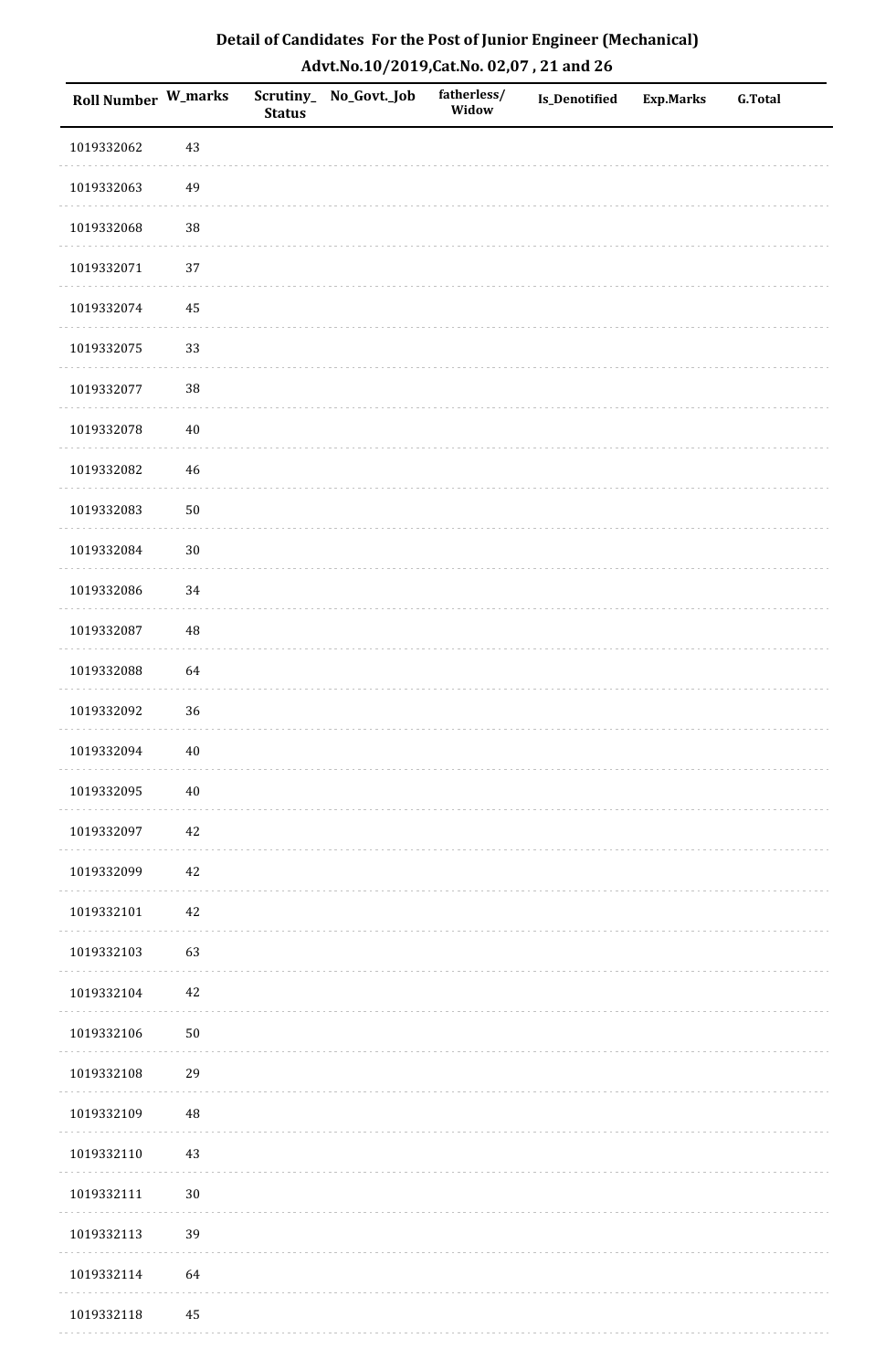# Detail of Candidates For the Post of Junior Engineer (Mechanical)

## Advt.No.10/2019,Cat.No. 02,07 , 21 and 26

| Roll Number | W_marks | Scrutiny_Status | No_Govt._Job | fatherless/ Widow | Is_Denotified | Exp.Marks | G.Total |
|---|---|---|---|---|---|---|---|
| 1019332062 | 43 | | | | | | |
| 1019332063 | 49 | | | | | | |
| 1019332068 | 38 | | | | | | |
| 1019332071 | 37 | | | | | | |
| 1019332074 | 45 | | | | | | |
| 1019332075 | 33 | | | | | | |
| 1019332077 | 38 | | | | | | |
| 1019332078 | 40 | | | | | | |
| 1019332082 | 46 | | | | | | |
| 1019332083 | 50 | | | | | | |
| 1019332084 | 30 | | | | | | |
| 1019332086 | 34 | | | | | | |
| 1019332087 | 48 | | | | | | |
| 1019332088 | 64 | | | | | | |
| 1019332092 | 36 | | | | | | |
| 1019332094 | 40 | | | | | | |
| 1019332095 | 40 | | | | | | |
| 1019332097 | 42 | | | | | | |
| 1019332099 | 42 | | | | | | |
| 1019332101 | 42 | | | | | | |
| 1019332103 | 63 | | | | | | |
| 1019332104 | 42 | | | | | | |
| 1019332106 | 50 | | | | | | |
| 1019332108 | 29 | | | | | | |
| 1019332109 | 48 | | | | | | |
| 1019332110 | 43 | | | | | | |
| 1019332111 | 30 | | | | | | |
| 1019332113 | 39 | | | | | | |
| 1019332114 | 64 | | | | | | |
| 1019332118 | 45 | | | | | | |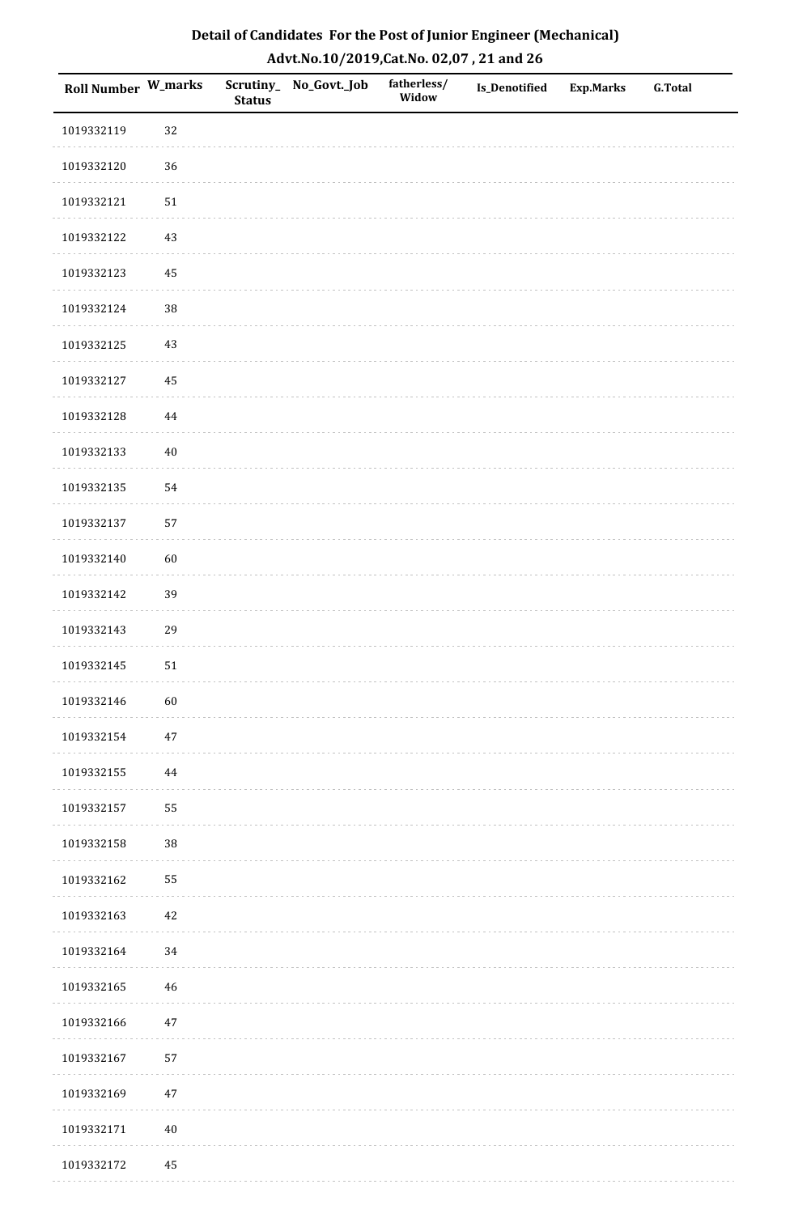## Detail of Candidates For the Post of Junior Engineer (Mechanical)

## Advt.No.10/2019,Cat.No. 02,07 , 21 and 26

| Roll Number | W_marks | Scrutiny_Status | No_Govt._Job | fatherless/Widow | Is_Denotified | Exp.Marks | G.Total |
|---|---|---|---|---|---|---|---|
| 1019332119 | 32 | | | | | | |
| 1019332120 | 36 | | | | | | |
| 1019332121 | 51 | | | | | | |
| 1019332122 | 43 | | | | | | |
| 1019332123 | 45 | | | | | | |
| 1019332124 | 38 | | | | | | |
| 1019332125 | 43 | | | | | | |
| 1019332127 | 45 | | | | | | |
| 1019332128 | 44 | | | | | | |
| 1019332133 | 40 | | | | | | |
| 1019332135 | 54 | | | | | | |
| 1019332137 | 57 | | | | | | |
| 1019332140 | 60 | | | | | | |
| 1019332142 | 39 | | | | | | |
| 1019332143 | 29 | | | | | | |
| 1019332145 | 51 | | | | | | |
| 1019332146 | 60 | | | | | | |
| 1019332154 | 47 | | | | | | |
| 1019332155 | 44 | | | | | | |
| 1019332157 | 55 | | | | | | |
| 1019332158 | 38 | | | | | | |
| 1019332162 | 55 | | | | | | |
| 1019332163 | 42 | | | | | | |
| 1019332164 | 34 | | | | | | |
| 1019332165 | 46 | | | | | | |
| 1019332166 | 47 | | | | | | |
| 1019332167 | 57 | | | | | | |
| 1019332169 | 47 | | | | | | |
| 1019332171 | 40 | | | | | | |
| 1019332172 | 45 | | | | | | |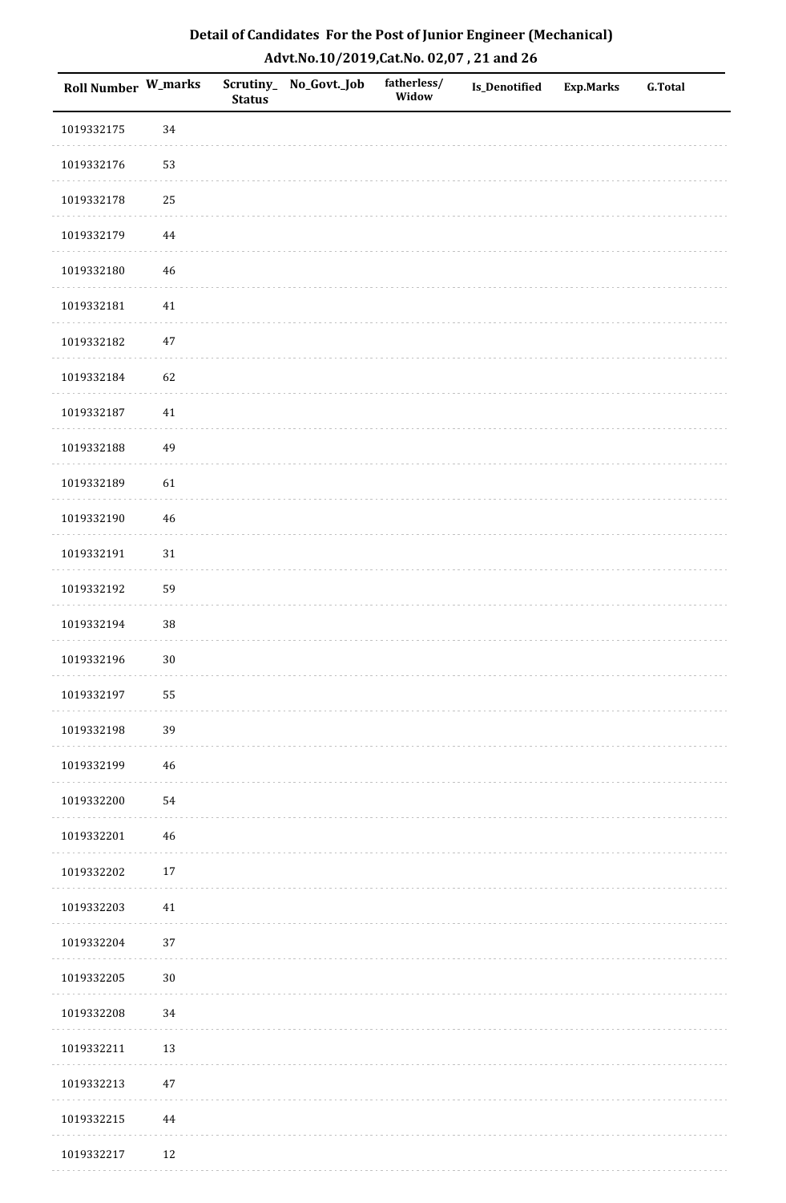# Detail of Candidates For the Post of Junior Engineer (Mechanical)

## Advt.No.10/2019,Cat.No. 02,07 , 21 and 26

| Roll Number | W_marks | Scrutiny_Status | No_Govt._Job | fatherless/Widow | Is_Denotified | Exp.Marks | G.Total |
|---|---|---|---|---|---|---|---|
| 1019332175 | 34 | | | | | | |
| 1019332176 | 53 | | | | | | |
| 1019332178 | 25 | | | | | | |
| 1019332179 | 44 | | | | | | |
| 1019332180 | 46 | | | | | | |
| 1019332181 | 41 | | | | | | |
| 1019332182 | 47 | | | | | | |
| 1019332184 | 62 | | | | | | |
| 1019332187 | 41 | | | | | | |
| 1019332188 | 49 | | | | | | |
| 1019332189 | 61 | | | | | | |
| 1019332190 | 46 | | | | | | |
| 1019332191 | 31 | | | | | | |
| 1019332192 | 59 | | | | | | |
| 1019332194 | 38 | | | | | | |
| 1019332196 | 30 | | | | | | |
| 1019332197 | 55 | | | | | | |
| 1019332198 | 39 | | | | | | |
| 1019332199 | 46 | | | | | | |
| 1019332200 | 54 | | | | | | |
| 1019332201 | 46 | | | | | | |
| 1019332202 | 17 | | | | | | |
| 1019332203 | 41 | | | | | | |
| 1019332204 | 37 | | | | | | |
| 1019332205 | 30 | | | | | | |
| 1019332208 | 34 | | | | | | |
| 1019332211 | 13 | | | | | | |
| 1019332213 | 47 | | | | | | |
| 1019332215 | 44 | | | | | | |
| 1019332217 | 12 | | | | | | |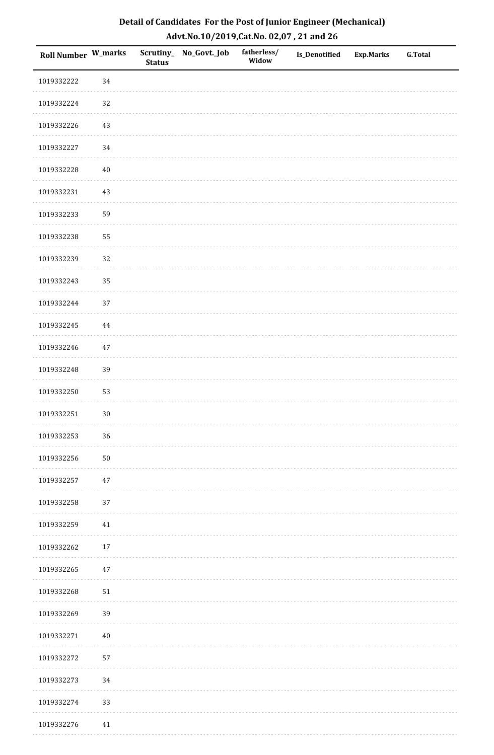# Detail of Candidates For the Post of Junior Engineer (Mechanical)

## Advt.No.10/2019,Cat.No. 02,07 , 21 and 26

| Roll Number | W_marks | Scrutiny_Status | No_Govt._Job | fatherless/Widow | Is_Denotified | Exp.Marks | G.Total |
|---|---|---|---|---|---|---|---|
| 1019332222 | 34 | | | | | | |
| 1019332224 | 32 | | | | | | |
| 1019332226 | 43 | | | | | | |
| 1019332227 | 34 | | | | | | |
| 1019332228 | 40 | | | | | | |
| 1019332231 | 43 | | | | | | |
| 1019332233 | 59 | | | | | | |
| 1019332238 | 55 | | | | | | |
| 1019332239 | 32 | | | | | | |
| 1019332243 | 35 | | | | | | |
| 1019332244 | 37 | | | | | | |
| 1019332245 | 44 | | | | | | |
| 1019332246 | 47 | | | | | | |
| 1019332248 | 39 | | | | | | |
| 1019332250 | 53 | | | | | | |
| 1019332251 | 30 | | | | | | |
| 1019332253 | 36 | | | | | | |
| 1019332256 | 50 | | | | | | |
| 1019332257 | 47 | | | | | | |
| 1019332258 | 37 | | | | | | |
| 1019332259 | 41 | | | | | | |
| 1019332262 | 17 | | | | | | |
| 1019332265 | 47 | | | | | | |
| 1019332268 | 51 | | | | | | |
| 1019332269 | 39 | | | | | | |
| 1019332271 | 40 | | | | | | |
| 1019332272 | 57 | | | | | | |
| 1019332273 | 34 | | | | | | |
| 1019332274 | 33 | | | | | | |
| 1019332276 | 41 | | | | | | |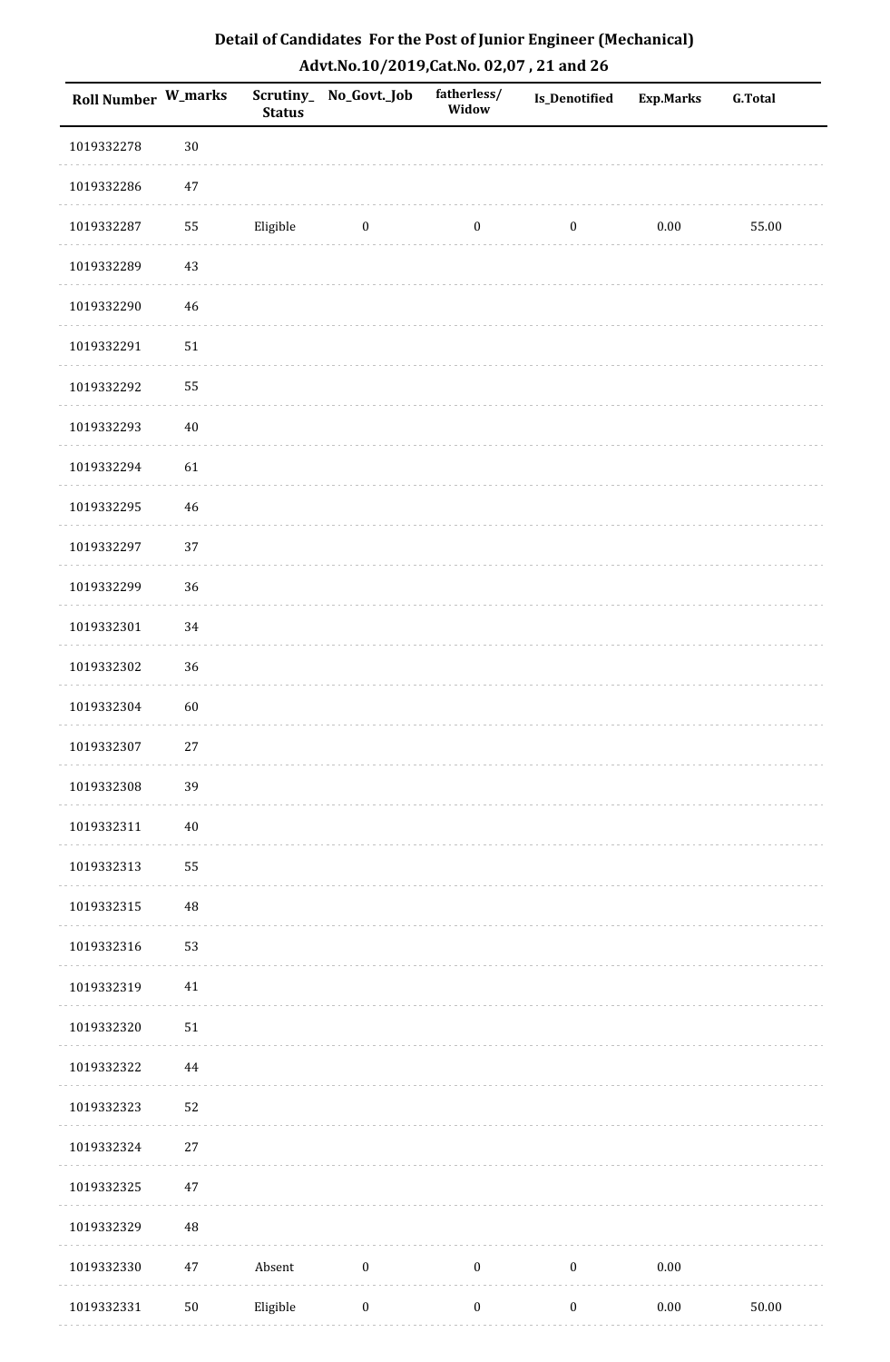# Detail of Candidates For the Post of Junior Engineer (Mechanical)

## Advt.No.10/2019,Cat.No. 02,07 , 21 and 26

| Roll Number | W_marks | Scrutiny_Status | No_Govt._Job | fatherless/Widow | Is_Denotified | Exp.Marks | G.Total |
|---|---|---|---|---|---|---|---|
| 1019332278 | 30 | | | | | | |
| 1019332286 | 47 | | | | | | |
| 1019332287 | 55 | Eligible | 0 | 0 | 0 | 0.00 | 55.00 |
| 1019332289 | 43 | | | | | | |
| 1019332290 | 46 | | | | | | |
| 1019332291 | 51 | | | | | | |
| 1019332292 | 55 | | | | | | |
| 1019332293 | 40 | | | | | | |
| 1019332294 | 61 | | | | | | |
| 1019332295 | 46 | | | | | | |
| 1019332297 | 37 | | | | | | |
| 1019332299 | 36 | | | | | | |
| 1019332301 | 34 | | | | | | |
| 1019332302 | 36 | | | | | | |
| 1019332304 | 60 | | | | | | |
| 1019332307 | 27 | | | | | | |
| 1019332308 | 39 | | | | | | |
| 1019332311 | 40 | | | | | | |
| 1019332313 | 55 | | | | | | |
| 1019332315 | 48 | | | | | | |
| 1019332316 | 53 | | | | | | |
| 1019332319 | 41 | | | | | | |
| 1019332320 | 51 | | | | | | |
| 1019332322 | 44 | | | | | | |
| 1019332323 | 52 | | | | | | |
| 1019332324 | 27 | | | | | | |
| 1019332325 | 47 | | | | | | |
| 1019332329 | 48 | | | | | | |
| 1019332330 | 47 | Absent | 0 | 0 | 0 | 0.00 | |
| 1019332331 | 50 | Eligible | 0 | 0 | 0 | 0.00 | 50.00 |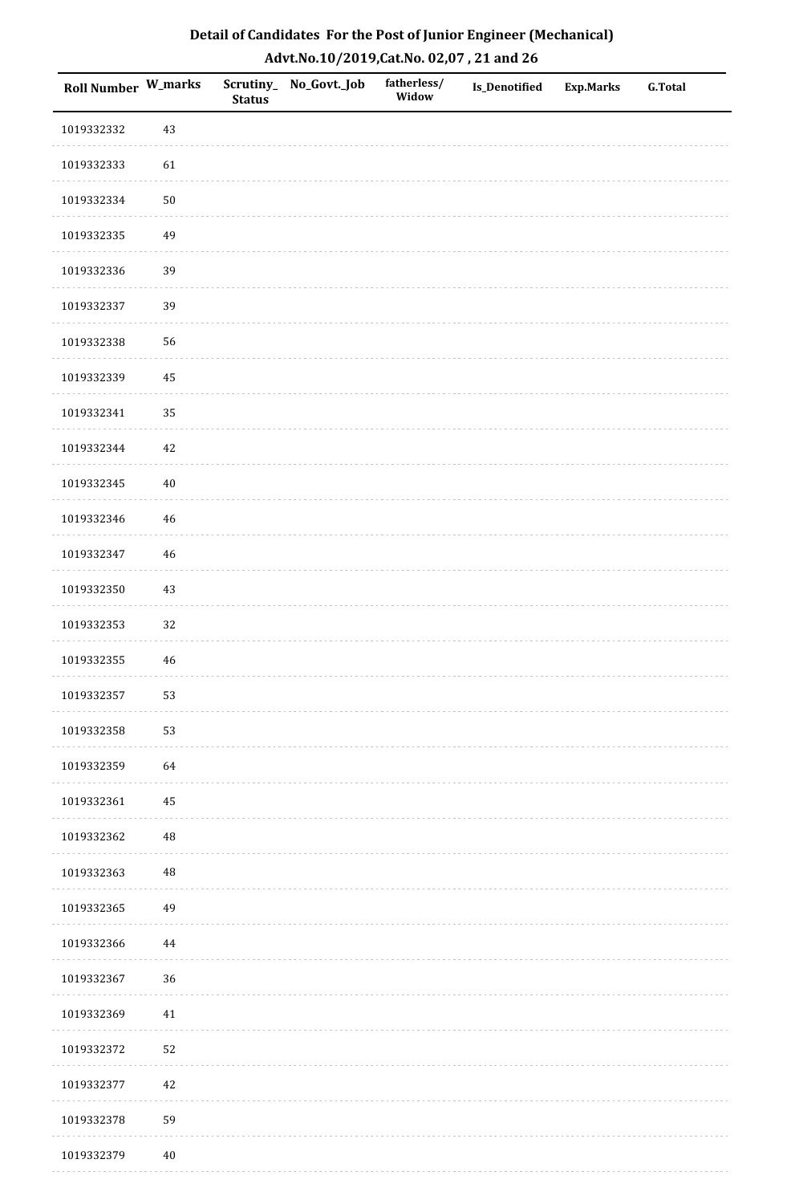## Detail of Candidates For the Post of Junior Engineer (Mechanical)

### Advt.No.10/2019,Cat.No. 02,07 , 21 and 26

| Roll Number | W_marks | Scrutiny_ Status | No_Govt._Job | fatherless/ Widow | Is_Denotified | Exp.Marks | G.Total |
|---|---|---|---|---|---|---|---|
| 1019332332 | 43 | | | | | | |
| 1019332333 | 61 | | | | | | |
| 1019332334 | 50 | | | | | | |
| 1019332335 | 49 | | | | | | |
| 1019332336 | 39 | | | | | | |
| 1019332337 | 39 | | | | | | |
| 1019332338 | 56 | | | | | | |
| 1019332339 | 45 | | | | | | |
| 1019332341 | 35 | | | | | | |
| 1019332344 | 42 | | | | | | |
| 1019332345 | 40 | | | | | | |
| 1019332346 | 46 | | | | | | |
| 1019332347 | 46 | | | | | | |
| 1019332350 | 43 | | | | | | |
| 1019332353 | 32 | | | | | | |
| 1019332355 | 46 | | | | | | |
| 1019332357 | 53 | | | | | | |
| 1019332358 | 53 | | | | | | |
| 1019332359 | 64 | | | | | | |
| 1019332361 | 45 | | | | | | |
| 1019332362 | 48 | | | | | | |
| 1019332363 | 48 | | | | | | |
| 1019332365 | 49 | | | | | | |
| 1019332366 | 44 | | | | | | |
| 1019332367 | 36 | | | | | | |
| 1019332369 | 41 | | | | | | |
| 1019332372 | 52 | | | | | | |
| 1019332377 | 42 | | | | | | |
| 1019332378 | 59 | | | | | | |
| 1019332379 | 40 | | | | | | |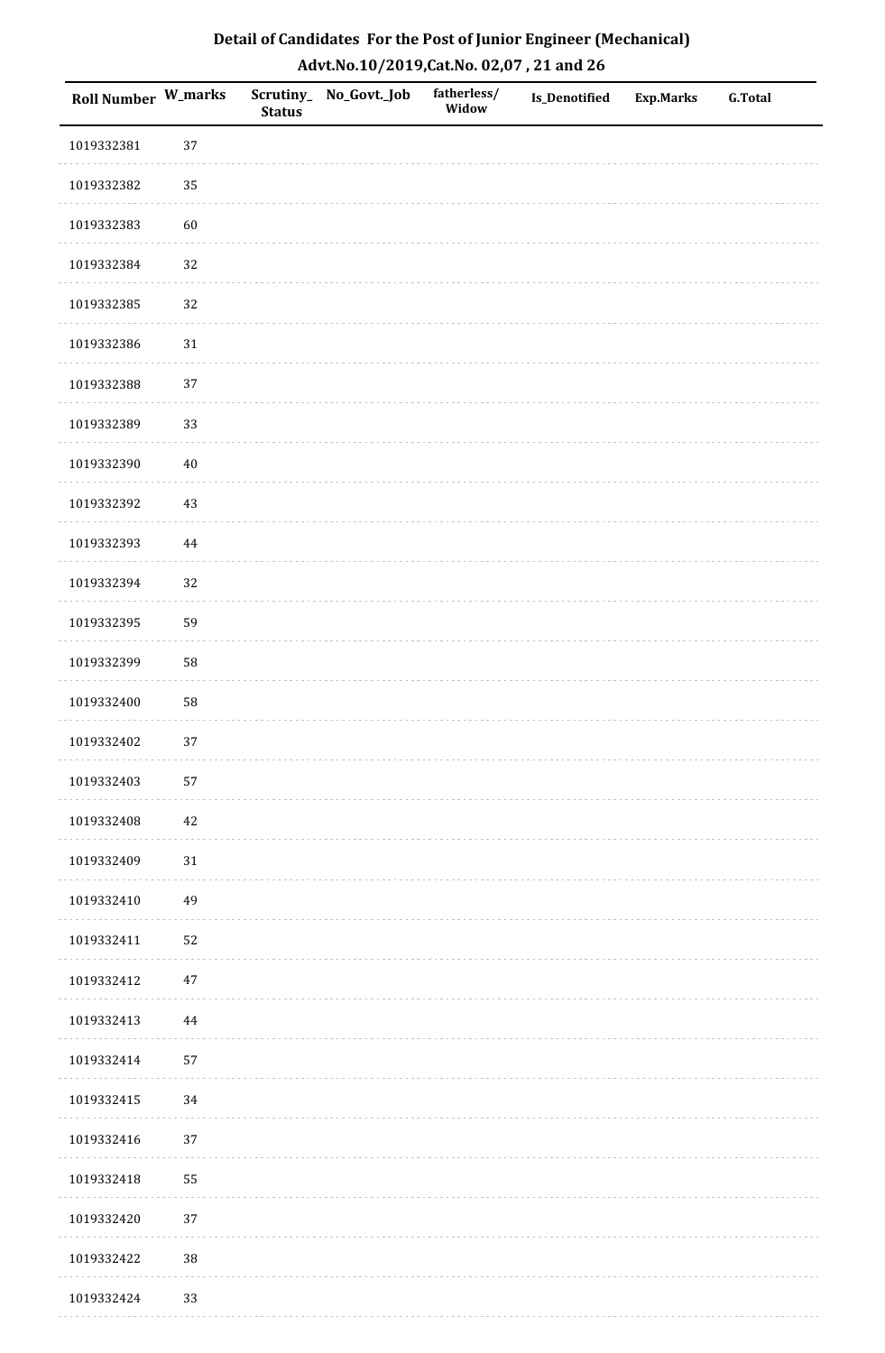## Detail of Candidates For the Post of Junior Engineer (Mechanical)
## Advt.No.10/2019,Cat.No. 02,07 , 21 and 26

| Roll Number | W_marks | Scrutiny_Status | No_Govt._Job | fatherless/Widow | Is_Denotified | Exp.Marks | G.Total |
|---|---|---|---|---|---|---|---|
| 1019332381 | 37 | | | | | | |
| 1019332382 | 35 | | | | | | |
| 1019332383 | 60 | | | | | | |
| 1019332384 | 32 | | | | | | |
| 1019332385 | 32 | | | | | | |
| 1019332386 | 31 | | | | | | |
| 1019332388 | 37 | | | | | | |
| 1019332389 | 33 | | | | | | |
| 1019332390 | 40 | | | | | | |
| 1019332392 | 43 | | | | | | |
| 1019332393 | 44 | | | | | | |
| 1019332394 | 32 | | | | | | |
| 1019332395 | 59 | | | | | | |
| 1019332399 | 58 | | | | | | |
| 1019332400 | 58 | | | | | | |
| 1019332402 | 37 | | | | | | |
| 1019332403 | 57 | | | | | | |
| 1019332408 | 42 | | | | | | |
| 1019332409 | 31 | | | | | | |
| 1019332410 | 49 | | | | | | |
| 1019332411 | 52 | | | | | | |
| 1019332412 | 47 | | | | | | |
| 1019332413 | 44 | | | | | | |
| 1019332414 | 57 | | | | | | |
| 1019332415 | 34 | | | | | | |
| 1019332416 | 37 | | | | | | |
| 1019332418 | 55 | | | | | | |
| 1019332420 | 37 | | | | | | |
| 1019332422 | 38 | | | | | | |
| 1019332424 | 33 | | | | | | |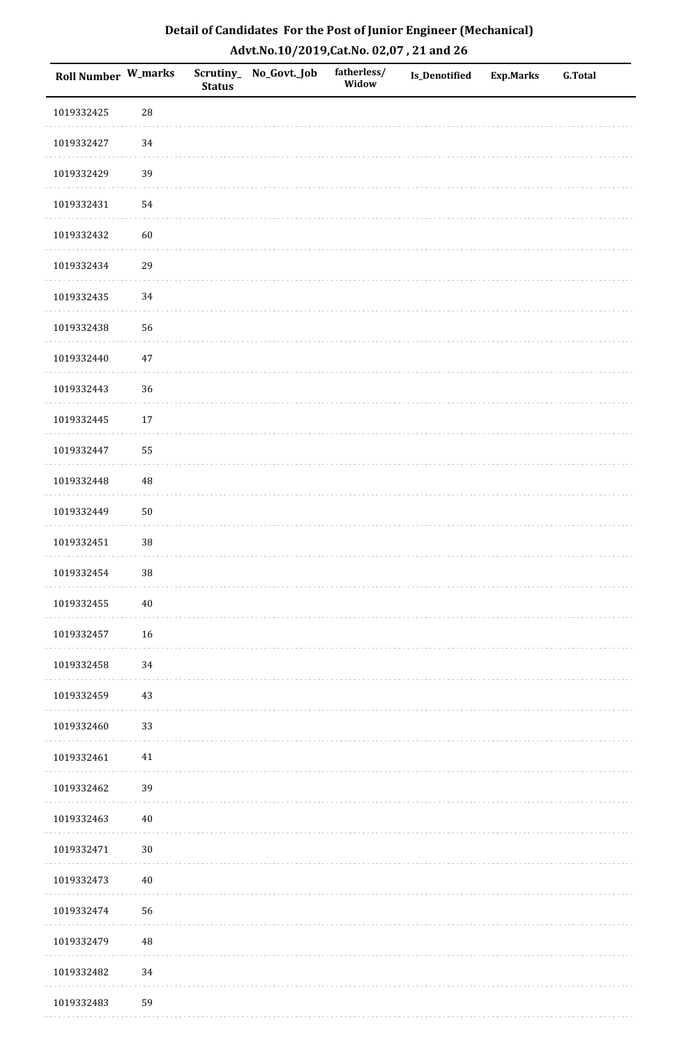# Detail of Candidates For the Post of Junior Engineer (Mechanical)

## Advt.No.10/2019,Cat.No. 02,07 , 21 and 26

| Roll Number | W_marks | Scrutiny_ Status | No_Govt._Job | fatherless/ Widow | Is_Denotified | Exp.Marks | G.Total |
|---|---|---|---|---|---|---|---|
| 1019332425 | 28 | | | | | | |
| 1019332427 | 34 | | | | | | |
| 1019332429 | 39 | | | | | | |
| 1019332431 | 54 | | | | | | |
| 1019332432 | 60 | | | | | | |
| 1019332434 | 29 | | | | | | |
| 1019332435 | 34 | | | | | | |
| 1019332438 | 56 | | | | | | |
| 1019332440 | 47 | | | | | | |
| 1019332443 | 36 | | | | | | |
| 1019332445 | 17 | | | | | | |
| 1019332447 | 55 | | | | | | |
| 1019332448 | 48 | | | | | | |
| 1019332449 | 50 | | | | | | |
| 1019332451 | 38 | | | | | | |
| 1019332454 | 38 | | | | | | |
| 1019332455 | 40 | | | | | | |
| 1019332457 | 16 | | | | | | |
| 1019332458 | 34 | | | | | | |
| 1019332459 | 43 | | | | | | |
| 1019332460 | 33 | | | | | | |
| 1019332461 | 41 | | | | | | |
| 1019332462 | 39 | | | | | | |
| 1019332463 | 40 | | | | | | |
| 1019332471 | 30 | | | | | | |
| 1019332473 | 40 | | | | | | |
| 1019332474 | 56 | | | | | | |
| 1019332479 | 48 | | | | | | |
| 1019332482 | 34 | | | | | | |
| 1019332483 | 59 | | | | | | |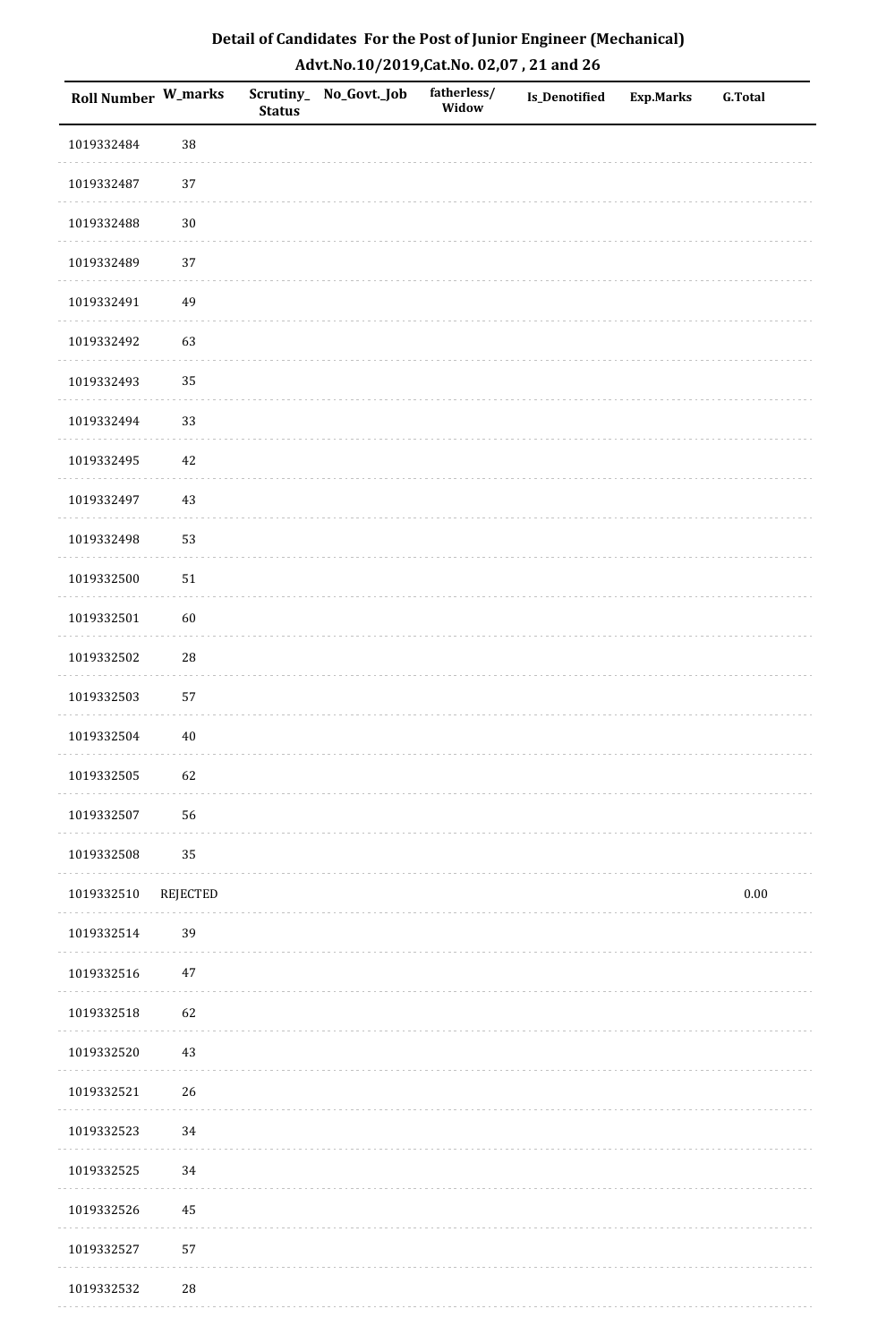## Detail of Candidates For the Post of Junior Engineer (Mechanical)

## Advt.No.10/2019,Cat.No. 02,07 , 21 and 26

| Roll Number | W_marks | Scrutiny_Status | No_Govt._Job | fatherless/Widow | Is_Denotified | Exp.Marks | G.Total |
|---|---|---|---|---|---|---|---|
| 1019332484 | 38 | | | | | | |
| 1019332487 | 37 | | | | | | |
| 1019332488 | 30 | | | | | | |
| 1019332489 | 37 | | | | | | |
| 1019332491 | 49 | | | | | | |
| 1019332492 | 63 | | | | | | |
| 1019332493 | 35 | | | | | | |
| 1019332494 | 33 | | | | | | |
| 1019332495 | 42 | | | | | | |
| 1019332497 | 43 | | | | | | |
| 1019332498 | 53 | | | | | | |
| 1019332500 | 51 | | | | | | |
| 1019332501 | 60 | | | | | | |
| 1019332502 | 28 | | | | | | |
| 1019332503 | 57 | | | | | | |
| 1019332504 | 40 | | | | | | |
| 1019332505 | 62 | | | | | | |
| 1019332507 | 56 | | | | | | |
| 1019332508 | 35 | | | | | | |
| 1019332510 | REJECTED | | | | | | 0.00 |
| 1019332514 | 39 | | | | | | |
| 1019332516 | 47 | | | | | | |
| 1019332518 | 62 | | | | | | |
| 1019332520 | 43 | | | | | | |
| 1019332521 | 26 | | | | | | |
| 1019332523 | 34 | | | | | | |
| 1019332525 | 34 | | | | | | |
| 1019332526 | 45 | | | | | | |
| 1019332527 | 57 | | | | | | |
| 1019332532 | 28 | | | | | | |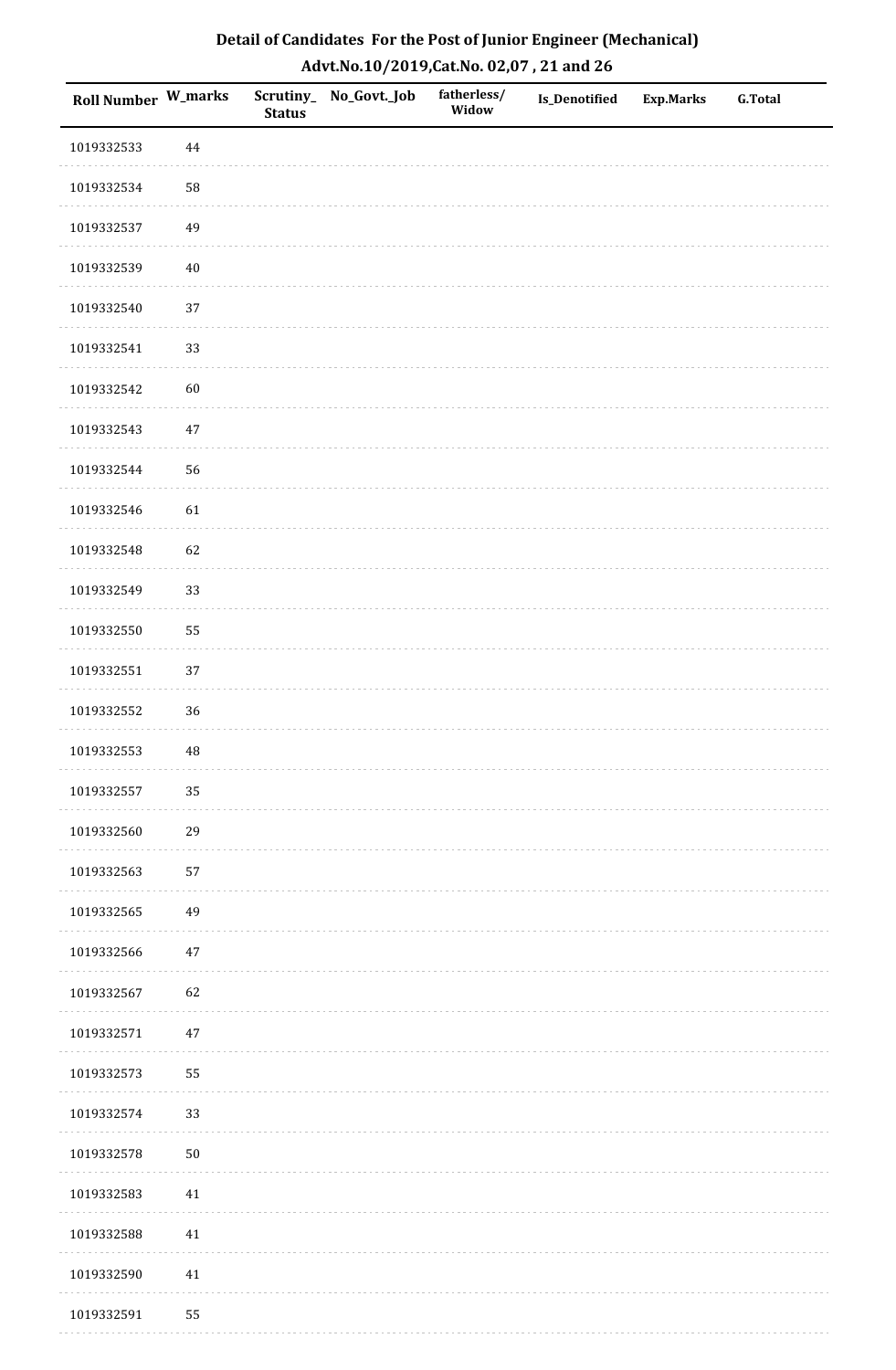## Detail of Candidates For the Post of Junior Engineer (Mechanical)
## Advt.No.10/2019,Cat.No. 02,07 , 21 and 26

| Roll Number | W_marks | Scrutiny_ Status | No_Govt._Job | fatherless/ Widow | Is_Denotified | Exp.Marks | G.Total |
|---|---|---|---|---|---|---|---|
| 1019332533 | 44 | | | | | | |
| 1019332534 | 58 | | | | | | |
| 1019332537 | 49 | | | | | | |
| 1019332539 | 40 | | | | | | |
| 1019332540 | 37 | | | | | | |
| 1019332541 | 33 | | | | | | |
| 1019332542 | 60 | | | | | | |
| 1019332543 | 47 | | | | | | |
| 1019332544 | 56 | | | | | | |
| 1019332546 | 61 | | | | | | |
| 1019332548 | 62 | | | | | | |
| 1019332549 | 33 | | | | | | |
| 1019332550 | 55 | | | | | | |
| 1019332551 | 37 | | | | | | |
| 1019332552 | 36 | | | | | | |
| 1019332553 | 48 | | | | | | |
| 1019332557 | 35 | | | | | | |
| 1019332560 | 29 | | | | | | |
| 1019332563 | 57 | | | | | | |
| 1019332565 | 49 | | | | | | |
| 1019332566 | 47 | | | | | | |
| 1019332567 | 62 | | | | | | |
| 1019332571 | 47 | | | | | | |
| 1019332573 | 55 | | | | | | |
| 1019332574 | 33 | | | | | | |
| 1019332578 | 50 | | | | | | |
| 1019332583 | 41 | | | | | | |
| 1019332588 | 41 | | | | | | |
| 1019332590 | 41 | | | | | | |
| 1019332591 | 55 | | | | | | |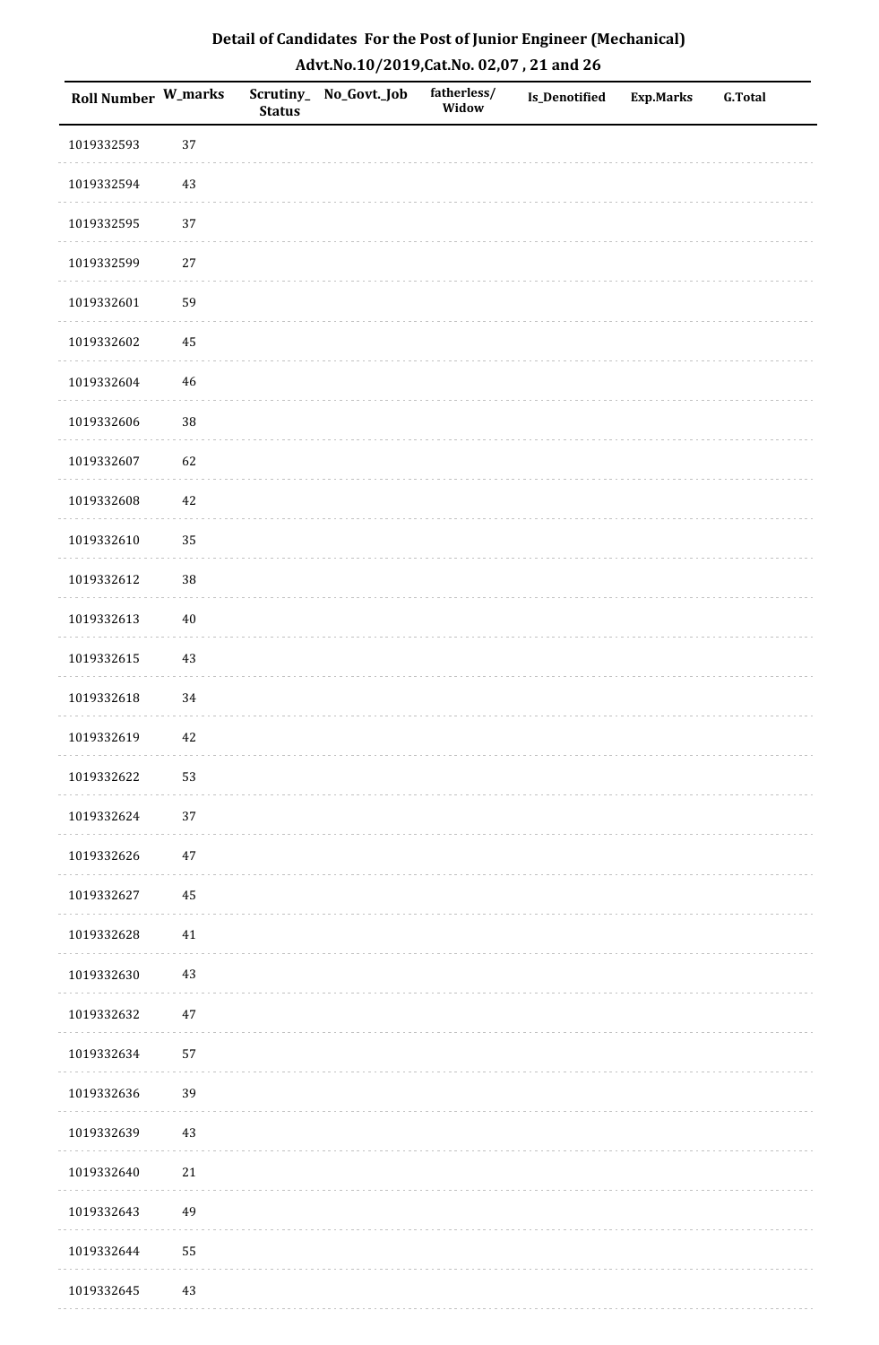**Detail of Candidates For the Post of Junior Engineer (Mechanical)**
**Advt.No.10/2019,Cat.No. 02,07 , 21 and 26**

| Roll Number | W_marks | Scrutiny_Status | No_Govt._Job | fatherless/Widow | Is_Denotified | Exp.Marks | G.Total |
|---|---|---|---|---|---|---|---|
| 1019332593 | 37 | | | | | | |
| 1019332594 | 43 | | | | | | |
| 1019332595 | 37 | | | | | | |
| 1019332599 | 27 | | | | | | |
| 1019332601 | 59 | | | | | | |
| 1019332602 | 45 | | | | | | |
| 1019332604 | 46 | | | | | | |
| 1019332606 | 38 | | | | | | |
| 1019332607 | 62 | | | | | | |
| 1019332608 | 42 | | | | | | |
| 1019332610 | 35 | | | | | | |
| 1019332612 | 38 | | | | | | |
| 1019332613 | 40 | | | | | | |
| 1019332615 | 43 | | | | | | |
| 1019332618 | 34 | | | | | | |
| 1019332619 | 42 | | | | | | |
| 1019332622 | 53 | | | | | | |
| 1019332624 | 37 | | | | | | |
| 1019332626 | 47 | | | | | | |
| 1019332627 | 45 | | | | | | |
| 1019332628 | 41 | | | | | | |
| 1019332630 | 43 | | | | | | |
| 1019332632 | 47 | | | | | | |
| 1019332634 | 57 | | | | | | |
| 1019332636 | 39 | | | | | | |
| 1019332639 | 43 | | | | | | |
| 1019332640 | 21 | | | | | | |
| 1019332643 | 49 | | | | | | |
| 1019332644 | 55 | | | | | | |
| 1019332645 | 43 | | | | | | |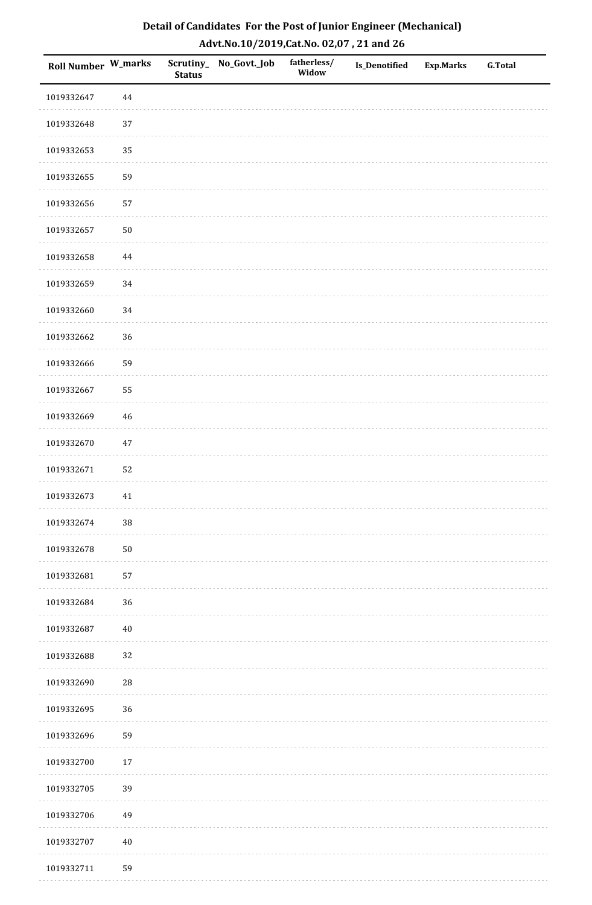# Detail of Candidates For the Post of Junior Engineer (Mechanical)

## Advt.No.10/2019,Cat.No. 02,07 , 21 and 26

| Roll Number | W_marks | Scrutiny_Status | No_Govt._Job | fatherless/Widow | Is_Denotified | Exp.Marks | G.Total |
|---|---|---|---|---|---|---|---|
| 1019332647 | 44 | | | | | | |
| 1019332648 | 37 | | | | | | |
| 1019332653 | 35 | | | | | | |
| 1019332655 | 59 | | | | | | |
| 1019332656 | 57 | | | | | | |
| 1019332657 | 50 | | | | | | |
| 1019332658 | 44 | | | | | | |
| 1019332659 | 34 | | | | | | |
| 1019332660 | 34 | | | | | | |
| 1019332662 | 36 | | | | | | |
| 1019332666 | 59 | | | | | | |
| 1019332667 | 55 | | | | | | |
| 1019332669 | 46 | | | | | | |
| 1019332670 | 47 | | | | | | |
| 1019332671 | 52 | | | | | | |
| 1019332673 | 41 | | | | | | |
| 1019332674 | 38 | | | | | | |
| 1019332678 | 50 | | | | | | |
| 1019332681 | 57 | | | | | | |
| 1019332684 | 36 | | | | | | |
| 1019332687 | 40 | | | | | | |
| 1019332688 | 32 | | | | | | |
| 1019332690 | 28 | | | | | | |
| 1019332695 | 36 | | | | | | |
| 1019332696 | 59 | | | | | | |
| 1019332700 | 17 | | | | | | |
| 1019332705 | 39 | | | | | | |
| 1019332706 | 49 | | | | | | |
| 1019332707 | 40 | | | | | | |
| 1019332711 | 59 | | | | | | |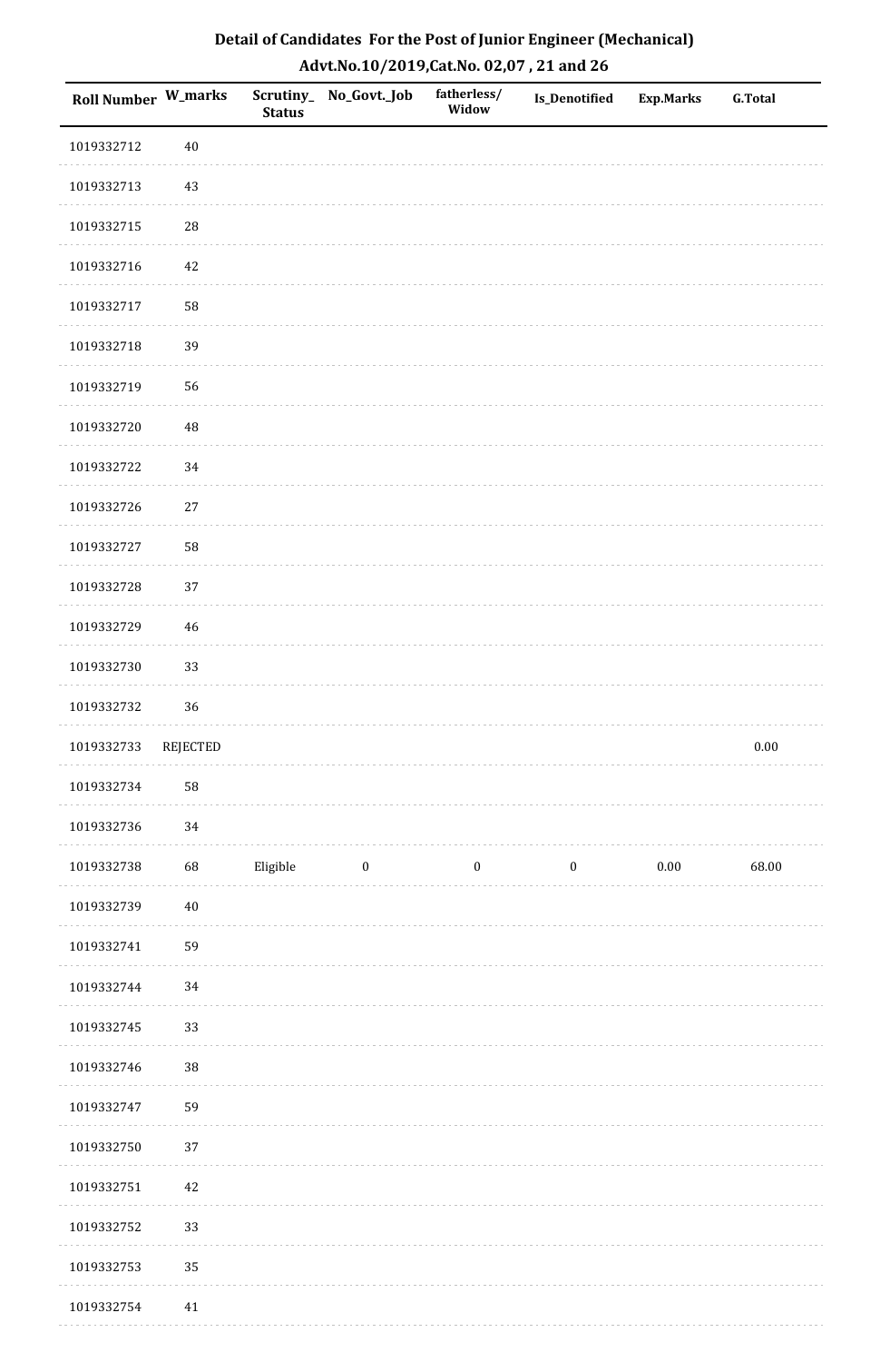# Detail of Candidates For the Post of Junior Engineer (Mechanical)

## Advt.No.10/2019,Cat.No. 02,07 , 21 and 26

| Roll Number | W_marks | Scrutiny_Status | No_Govt._Job | fatherless/Widow | Is_Denotified | Exp.Marks | G.Total |
|---|---|---|---|---|---|---|---|
| 1019332712 | 40 | | | | | | |
| 1019332713 | 43 | | | | | | |
| 1019332715 | 28 | | | | | | |
| 1019332716 | 42 | | | | | | |
| 1019332717 | 58 | | | | | | |
| 1019332718 | 39 | | | | | | |
| 1019332719 | 56 | | | | | | |
| 1019332720 | 48 | | | | | | |
| 1019332722 | 34 | | | | | | |
| 1019332726 | 27 | | | | | | |
| 1019332727 | 58 | | | | | | |
| 1019332728 | 37 | | | | | | |
| 1019332729 | 46 | | | | | | |
| 1019332730 | 33 | | | | | | |
| 1019332732 | 36 | | | | | | |
| 1019332733 | REJECTED | | | | | | 0.00 |
| 1019332734 | 58 | | | | | | |
| 1019332736 | 34 | | | | | | |
| 1019332738 | 68 | Eligible | 0 | 0 | 0 | 0.00 | 68.00 |
| 1019332739 | 40 | | | | | | |
| 1019332741 | 59 | | | | | | |
| 1019332744 | 34 | | | | | | |
| 1019332745 | 33 | | | | | | |
| 1019332746 | 38 | | | | | | |
| 1019332747 | 59 | | | | | | |
| 1019332750 | 37 | | | | | | |
| 1019332751 | 42 | | | | | | |
| 1019332752 | 33 | | | | | | |
| 1019332753 | 35 | | | | | | |
| 1019332754 | 41 | | | | | | |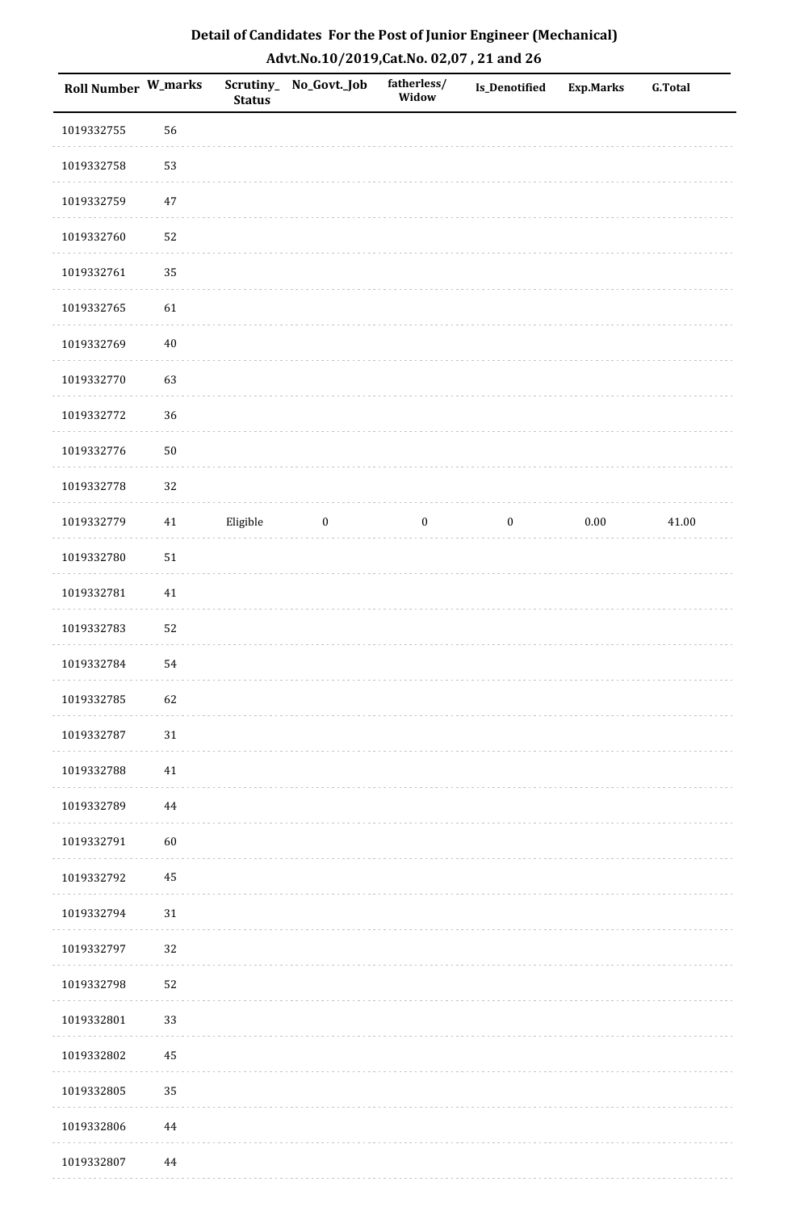## Detail of Candidates For the Post of Junior Engineer (Mechanical)

## Advt.No.10/2019,Cat.No. 02,07 , 21 and 26

| Roll Number | W_marks | Scrutiny_Status | No_Govt._Job | fatherless/Widow | Is_Denotified | Exp.Marks | G.Total |
|---|---|---|---|---|---|---|---|
| 1019332755 | 56 | | | | | | |
| 1019332758 | 53 | | | | | | |
| 1019332759 | 47 | | | | | | |
| 1019332760 | 52 | | | | | | |
| 1019332761 | 35 | | | | | | |
| 1019332765 | 61 | | | | | | |
| 1019332769 | 40 | | | | | | |
| 1019332770 | 63 | | | | | | |
| 1019332772 | 36 | | | | | | |
| 1019332776 | 50 | | | | | | |
| 1019332778 | 32 | | | | | | |
| 1019332779 | 41 | Eligible | 0 | 0 | 0 | 0.00 | 41.00 |
| 1019332780 | 51 | | | | | | |
| 1019332781 | 41 | | | | | | |
| 1019332783 | 52 | | | | | | |
| 1019332784 | 54 | | | | | | |
| 1019332785 | 62 | | | | | | |
| 1019332787 | 31 | | | | | | |
| 1019332788 | 41 | | | | | | |
| 1019332789 | 44 | | | | | | |
| 1019332791 | 60 | | | | | | |
| 1019332792 | 45 | | | | | | |
| 1019332794 | 31 | | | | | | |
| 1019332797 | 32 | | | | | | |
| 1019332798 | 52 | | | | | | |
| 1019332801 | 33 | | | | | | |
| 1019332802 | 45 | | | | | | |
| 1019332805 | 35 | | | | | | |
| 1019332806 | 44 | | | | | | |
| 1019332807 | 44 | | | | | | |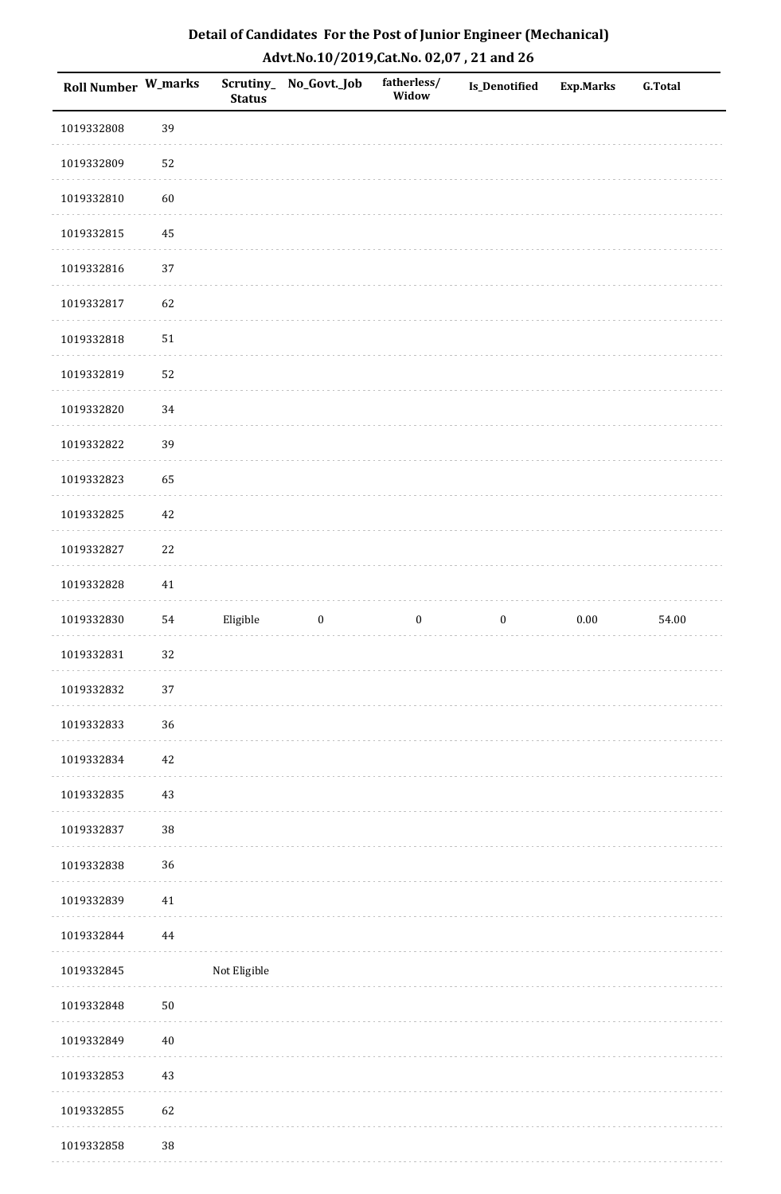**Detail of Candidates For the Post of Junior Engineer (Mechanical)**
**Advt.No.10/2019,Cat.No. 02,07 , 21 and 26**

| Roll Number | W_marks | Scrutiny_Status | No_Govt._Job | fatherless/Widow | Is_Denotified | Exp.Marks | G.Total |
|---|---|---|---|---|---|---|---|
| 1019332808 | 39 | | | | | | |
| 1019332809 | 52 | | | | | | |
| 1019332810 | 60 | | | | | | |
| 1019332815 | 45 | | | | | | |
| 1019332816 | 37 | | | | | | |
| 1019332817 | 62 | | | | | | |
| 1019332818 | 51 | | | | | | |
| 1019332819 | 52 | | | | | | |
| 1019332820 | 34 | | | | | | |
| 1019332822 | 39 | | | | | | |
| 1019332823 | 65 | | | | | | |
| 1019332825 | 42 | | | | | | |
| 1019332827 | 22 | | | | | | |
| 1019332828 | 41 | | | | | | |
| 1019332830 | 54 | Eligible | 0 | 0 | 0 | 0.00 | 54.00 |
| 1019332831 | 32 | | | | | | |
| 1019332832 | 37 | | | | | | |
| 1019332833 | 36 | | | | | | |
| 1019332834 | 42 | | | | | | |
| 1019332835 | 43 | | | | | | |
| 1019332837 | 38 | | | | | | |
| 1019332838 | 36 | | | | | | |
| 1019332839 | 41 | | | | | | |
| 1019332844 | 44 | | | | | | |
| 1019332845 | | Not Eligible | | | | | |
| 1019332848 | 50 | | | | | | |
| 1019332849 | 40 | | | | | | |
| 1019332853 | 43 | | | | | | |
| 1019332855 | 62 | | | | | | |
| 1019332858 | 38 | | | | | | |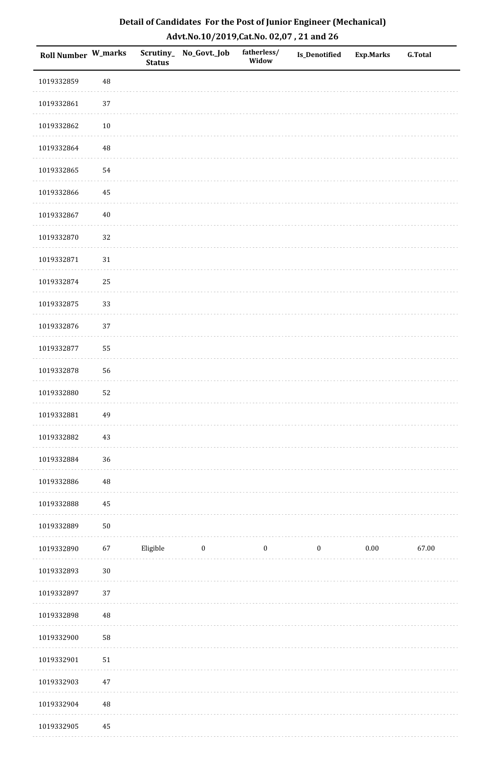## Detail of Candidates For the Post of Junior Engineer (Mechanical)

## Advt.No.10/2019,Cat.No. 02,07 , 21 and 26

| Roll Number | W_marks | Scrutiny_ Status | No_Govt._Job | fatherless/ Widow | Is_Denotified | Exp.Marks | G.Total |
|---|---|---|---|---|---|---|---|
| 1019332859 | 48 | | | | | | |
| 1019332861 | 37 | | | | | | |
| 1019332862 | 10 | | | | | | |
| 1019332864 | 48 | | | | | | |
| 1019332865 | 54 | | | | | | |
| 1019332866 | 45 | | | | | | |
| 1019332867 | 40 | | | | | | |
| 1019332870 | 32 | | | | | | |
| 1019332871 | 31 | | | | | | |
| 1019332874 | 25 | | | | | | |
| 1019332875 | 33 | | | | | | |
| 1019332876 | 37 | | | | | | |
| 1019332877 | 55 | | | | | | |
| 1019332878 | 56 | | | | | | |
| 1019332880 | 52 | | | | | | |
| 1019332881 | 49 | | | | | | |
| 1019332882 | 43 | | | | | | |
| 1019332884 | 36 | | | | | | |
| 1019332886 | 48 | | | | | | |
| 1019332888 | 45 | | | | | | |
| 1019332889 | 50 | | | | | | |
| 1019332890 | 67 | Eligible | 0 | 0 | 0 | 0.00 | 67.00 |
| 1019332893 | 30 | | | | | | |
| 1019332897 | 37 | | | | | | |
| 1019332898 | 48 | | | | | | |
| 1019332900 | 58 | | | | | | |
| 1019332901 | 51 | | | | | | |
| 1019332903 | 47 | | | | | | |
| 1019332904 | 48 | | | | | | |
| 1019332905 | 45 | | | | | | |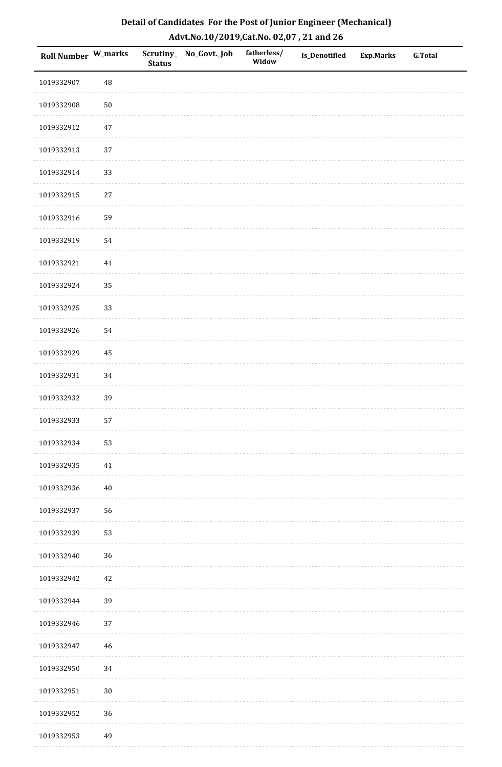## Detail of Candidates For the Post of Junior Engineer (Mechanical)
### Advt.No.10/2019,Cat.No. 02,07 , 21 and 26

| Roll Number | W_marks | Scrutiny_Status | No_Govt._Job | fatherless/Widow | Is_Denotified | Exp.Marks | G.Total |
|---|---|---|---|---|---|---|---|
| 1019332907 | 48 | | | | | | |
| 1019332908 | 50 | | | | | | |
| 1019332912 | 47 | | | | | | |
| 1019332913 | 37 | | | | | | |
| 1019332914 | 33 | | | | | | |
| 1019332915 | 27 | | | | | | |
| 1019332916 | 59 | | | | | | |
| 1019332919 | 54 | | | | | | |
| 1019332921 | 41 | | | | | | |
| 1019332924 | 35 | | | | | | |
| 1019332925 | 33 | | | | | | |
| 1019332926 | 54 | | | | | | |
| 1019332929 | 45 | | | | | | |
| 1019332931 | 34 | | | | | | |
| 1019332932 | 39 | | | | | | |
| 1019332933 | 57 | | | | | | |
| 1019332934 | 53 | | | | | | |
| 1019332935 | 41 | | | | | | |
| 1019332936 | 40 | | | | | | |
| 1019332937 | 56 | | | | | | |
| 1019332939 | 53 | | | | | | |
| 1019332940 | 36 | | | | | | |
| 1019332942 | 42 | | | | | | |
| 1019332944 | 39 | | | | | | |
| 1019332946 | 37 | | | | | | |
| 1019332947 | 46 | | | | | | |
| 1019332950 | 34 | | | | | | |
| 1019332951 | 30 | | | | | | |
| 1019332952 | 36 | | | | | | |
| 1019332953 | 49 | | | | | | |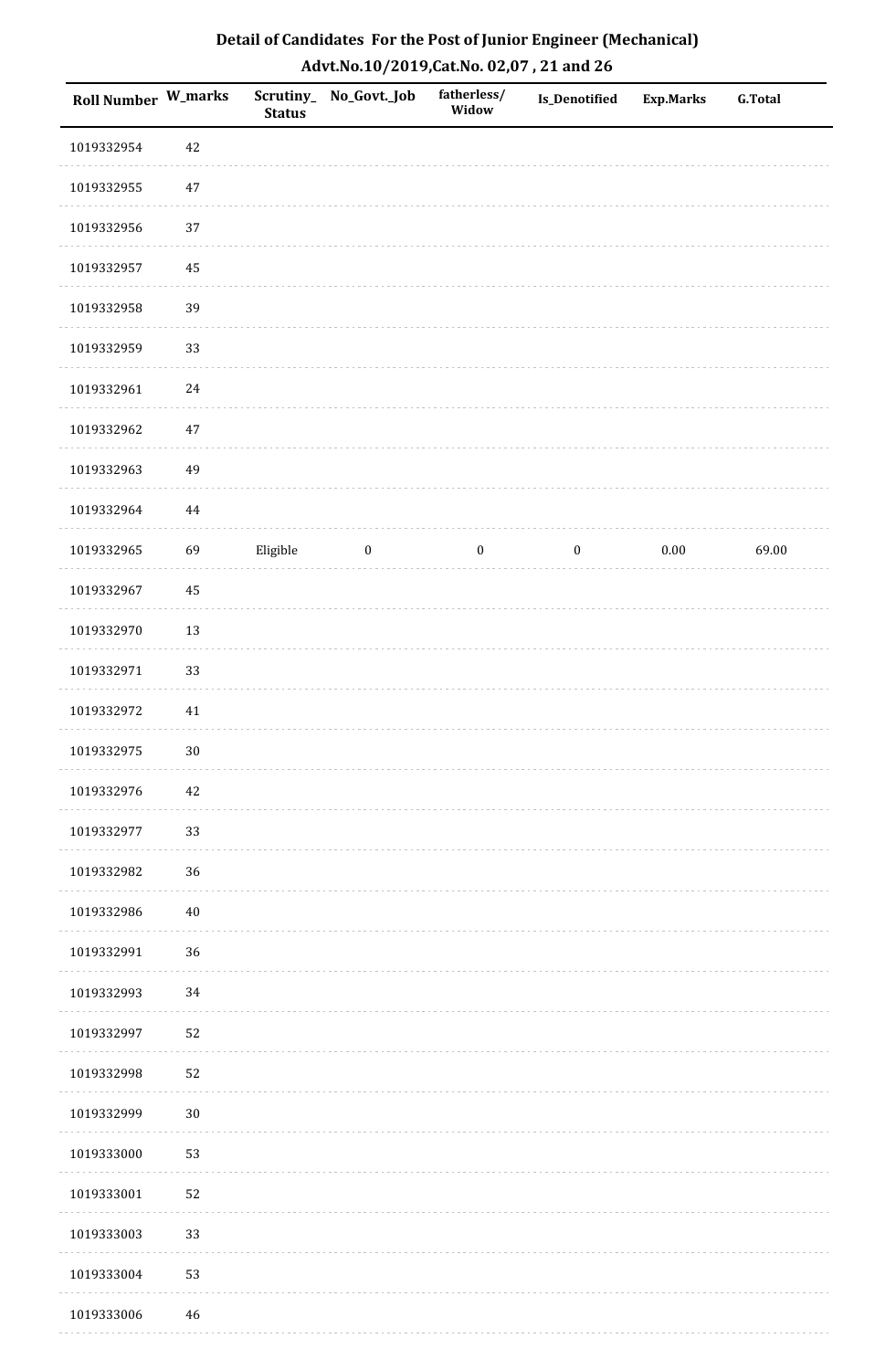## Detail of Candidates For the Post of Junior Engineer (Mechanical)

### Advt.No.10/2019,Cat.No. 02,07 , 21 and 26

| Roll Number | W_marks | Scrutiny_Status | No_Govt._Job | fatherless/Widow | Is_Denotified | Exp.Marks | G.Total |
|---|---|---|---|---|---|---|---|
| 1019332954 | 42 | | | | | | |
| 1019332955 | 47 | | | | | | |
| 1019332956 | 37 | | | | | | |
| 1019332957 | 45 | | | | | | |
| 1019332958 | 39 | | | | | | |
| 1019332959 | 33 | | | | | | |
| 1019332961 | 24 | | | | | | |
| 1019332962 | 47 | | | | | | |
| 1019332963 | 49 | | | | | | |
| 1019332964 | 44 | | | | | | |
| 1019332965 | 69 | Eligible | 0 | 0 | 0 | 0.00 | 69.00 |
| 1019332967 | 45 | | | | | | |
| 1019332970 | 13 | | | | | | |
| 1019332971 | 33 | | | | | | |
| 1019332972 | 41 | | | | | | |
| 1019332975 | 30 | | | | | | |
| 1019332976 | 42 | | | | | | |
| 1019332977 | 33 | | | | | | |
| 1019332982 | 36 | | | | | | |
| 1019332986 | 40 | | | | | | |
| 1019332991 | 36 | | | | | | |
| 1019332993 | 34 | | | | | | |
| 1019332997 | 52 | | | | | | |
| 1019332998 | 52 | | | | | | |
| 1019332999 | 30 | | | | | | |
| 1019333000 | 53 | | | | | | |
| 1019333001 | 52 | | | | | | |
| 1019333003 | 33 | | | | | | |
| 1019333004 | 53 | | | | | | |
| 1019333006 | 46 | | | | | | |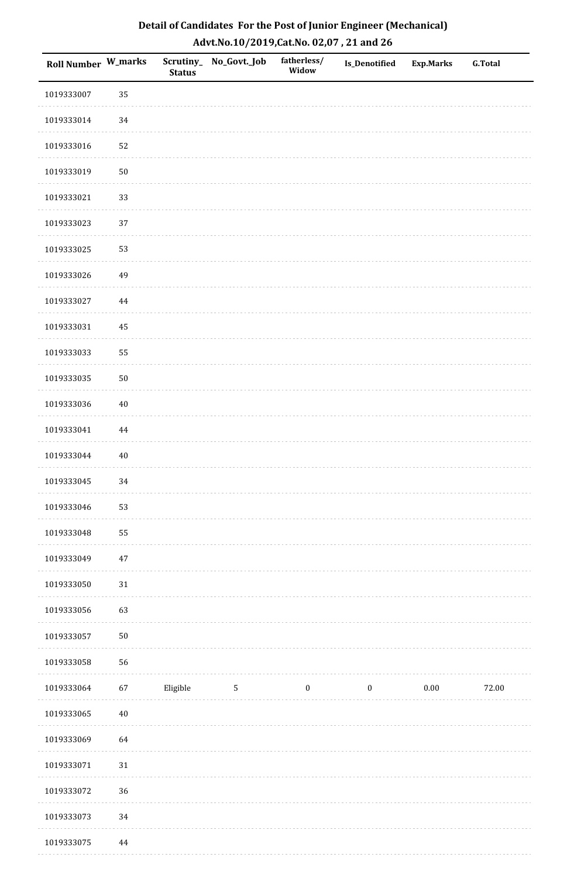# Detail of Candidates For the Post of Junior Engineer (Mechanical)

## Advt.No.10/2019,Cat.No. 02,07 , 21 and 26

| Roll Number | W_marks | Scrutiny_Status | No_Govt._Job | fatherless/Widow | Is_Denotified | Exp.Marks | G.Total |
|---|---|---|---|---|---|---|---|
| 1019333007 | 35 | | | | | | |
| 1019333014 | 34 | | | | | | |
| 1019333016 | 52 | | | | | | |
| 1019333019 | 50 | | | | | | |
| 1019333021 | 33 | | | | | | |
| 1019333023 | 37 | | | | | | |
| 1019333025 | 53 | | | | | | |
| 1019333026 | 49 | | | | | | |
| 1019333027 | 44 | | | | | | |
| 1019333031 | 45 | | | | | | |
| 1019333033 | 55 | | | | | | |
| 1019333035 | 50 | | | | | | |
| 1019333036 | 40 | | | | | | |
| 1019333041 | 44 | | | | | | |
| 1019333044 | 40 | | | | | | |
| 1019333045 | 34 | | | | | | |
| 1019333046 | 53 | | | | | | |
| 1019333048 | 55 | | | | | | |
| 1019333049 | 47 | | | | | | |
| 1019333050 | 31 | | | | | | |
| 1019333056 | 63 | | | | | | |
| 1019333057 | 50 | | | | | | |
| 1019333058 | 56 | | | | | | |
| 1019333064 | 67 | Eligible | 5 | 0 | 0 | 0.00 | 72.00 |
| 1019333065 | 40 | | | | | | |
| 1019333069 | 64 | | | | | | |
| 1019333071 | 31 | | | | | | |
| 1019333072 | 36 | | | | | | |
| 1019333073 | 34 | | | | | | |
| 1019333075 | 44 | | | | | | |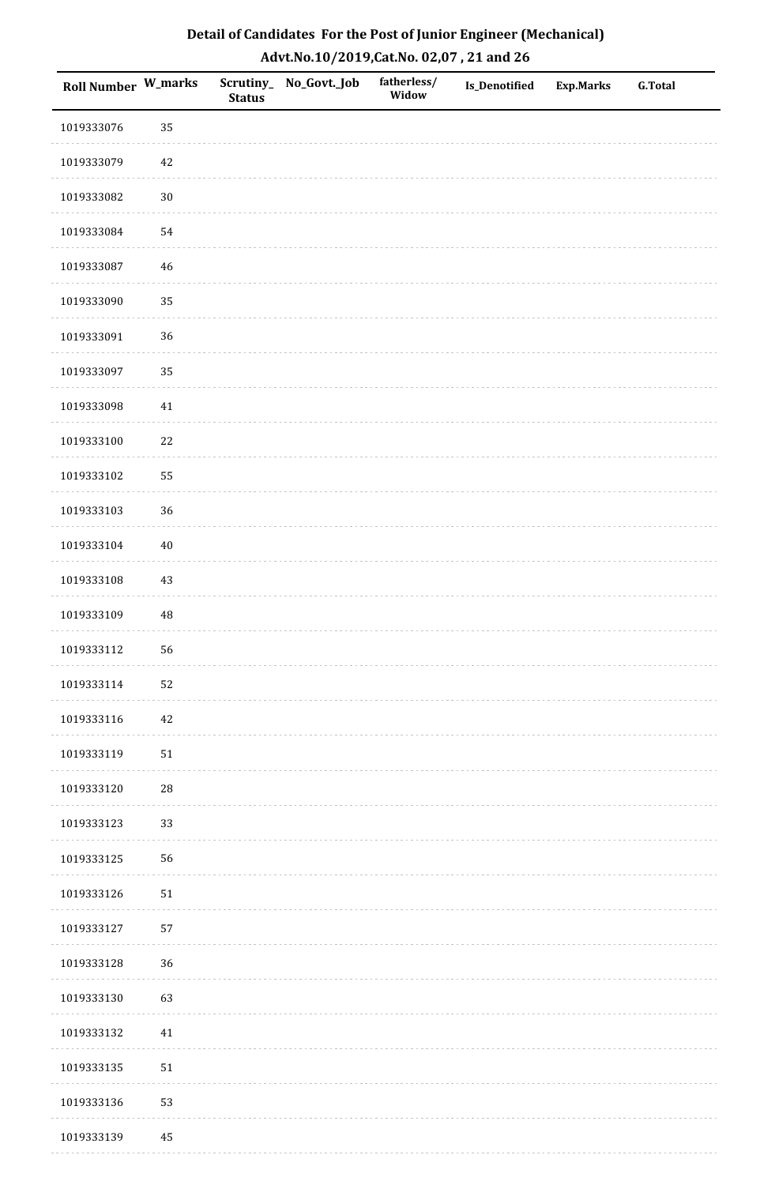# Detail of Candidates For the Post of Junior Engineer (Mechanical)

## Advt.No.10/2019,Cat.No. 02,07 , 21 and 26

| Roll Number | W_marks | Scrutiny_Status | No_Govt._Job | fatherless/Widow | Is_Denotified | Exp.Marks | G.Total |
|---|---|---|---|---|---|---|---|
| 1019333076 | 35 | | | | | | |
| 1019333079 | 42 | | | | | | |
| 1019333082 | 30 | | | | | | |
| 1019333084 | 54 | | | | | | |
| 1019333087 | 46 | | | | | | |
| 1019333090 | 35 | | | | | | |
| 1019333091 | 36 | | | | | | |
| 1019333097 | 35 | | | | | | |
| 1019333098 | 41 | | | | | | |
| 1019333100 | 22 | | | | | | |
| 1019333102 | 55 | | | | | | |
| 1019333103 | 36 | | | | | | |
| 1019333104 | 40 | | | | | | |
| 1019333108 | 43 | | | | | | |
| 1019333109 | 48 | | | | | | |
| 1019333112 | 56 | | | | | | |
| 1019333114 | 52 | | | | | | |
| 1019333116 | 42 | | | | | | |
| 1019333119 | 51 | | | | | | |
| 1019333120 | 28 | | | | | | |
| 1019333123 | 33 | | | | | | |
| 1019333125 | 56 | | | | | | |
| 1019333126 | 51 | | | | | | |
| 1019333127 | 57 | | | | | | |
| 1019333128 | 36 | | | | | | |
| 1019333130 | 63 | | | | | | |
| 1019333132 | 41 | | | | | | |
| 1019333135 | 51 | | | | | | |
| 1019333136 | 53 | | | | | | |
| 1019333139 | 45 | | | | | | |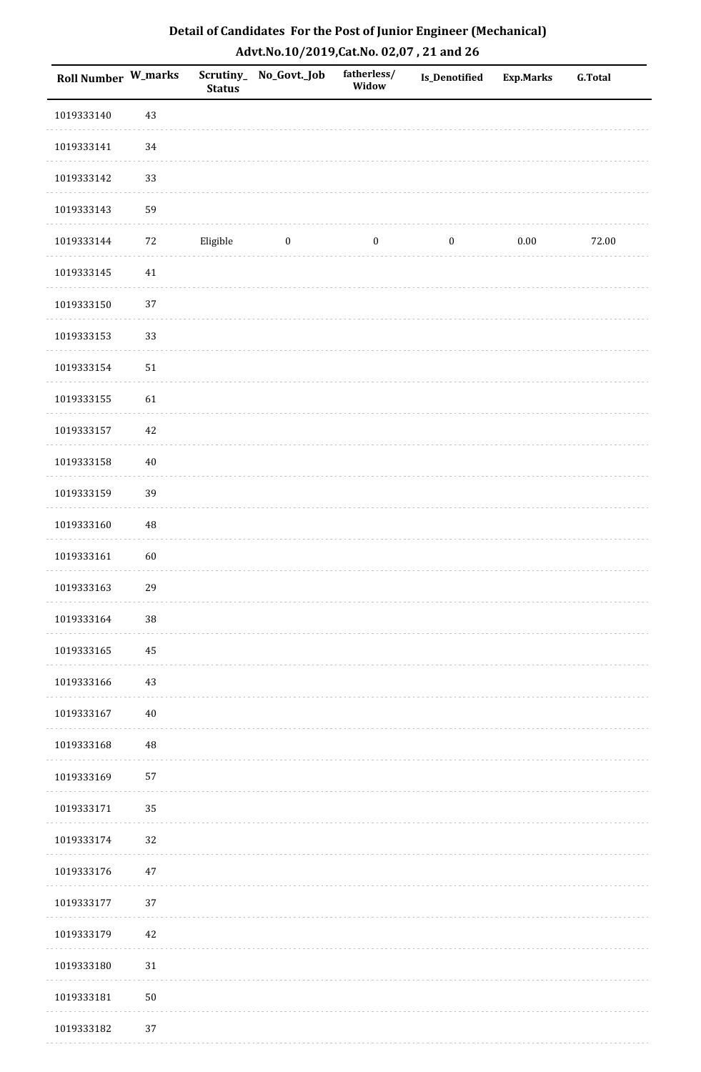## Detail of Candidates For the Post of Junior Engineer (Mechanical)

## Advt.No.10/2019,Cat.No. 02,07 , 21 and 26

| Roll Number | W_marks | Scrutiny_Status | No_Govt._Job | fatherless/Widow | Is_Denotified | Exp.Marks | G.Total |
|---|---|---|---|---|---|---|---|
| 1019333140 | 43 | | | | | | |
| 1019333141 | 34 | | | | | | |
| 1019333142 | 33 | | | | | | |
| 1019333143 | 59 | | | | | | |
| 1019333144 | 72 | Eligible | 0 | 0 | 0 | 0.00 | 72.00 |
| 1019333145 | 41 | | | | | | |
| 1019333150 | 37 | | | | | | |
| 1019333153 | 33 | | | | | | |
| 1019333154 | 51 | | | | | | |
| 1019333155 | 61 | | | | | | |
| 1019333157 | 42 | | | | | | |
| 1019333158 | 40 | | | | | | |
| 1019333159 | 39 | | | | | | |
| 1019333160 | 48 | | | | | | |
| 1019333161 | 60 | | | | | | |
| 1019333163 | 29 | | | | | | |
| 1019333164 | 38 | | | | | | |
| 1019333165 | 45 | | | | | | |
| 1019333166 | 43 | | | | | | |
| 1019333167 | 40 | | | | | | |
| 1019333168 | 48 | | | | | | |
| 1019333169 | 57 | | | | | | |
| 1019333171 | 35 | | | | | | |
| 1019333174 | 32 | | | | | | |
| 1019333176 | 47 | | | | | | |
| 1019333177 | 37 | | | | | | |
| 1019333179 | 42 | | | | | | |
| 1019333180 | 31 | | | | | | |
| 1019333181 | 50 | | | | | | |
| 1019333182 | 37 | | | | | | |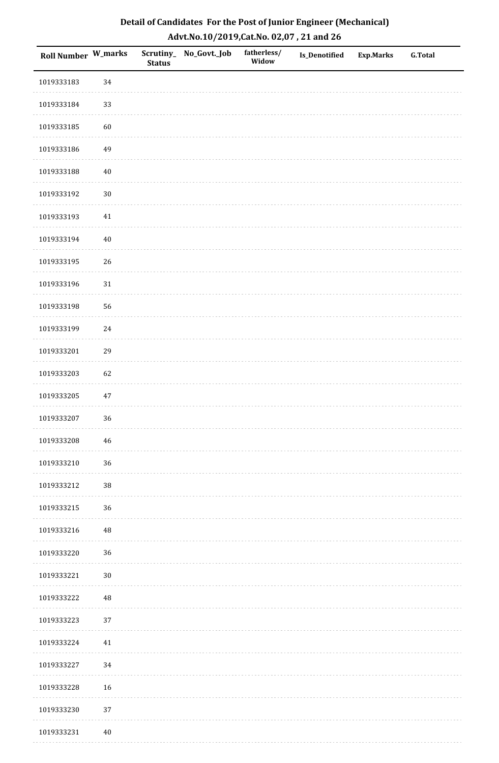# Detail of Candidates For the Post of Junior Engineer (Mechanical)

## Advt.No.10/2019,Cat.No. 02,07 , 21 and 26

| Roll Number | W_marks | Scrutiny_Status | No_Govt._Job | fatherless/Widow | Is_Denotified | Exp.Marks | G.Total |
|---|---|---|---|---|---|---|---|
| 1019333183 | 34 | | | | | | |
| 1019333184 | 33 | | | | | | |
| 1019333185 | 60 | | | | | | |
| 1019333186 | 49 | | | | | | |
| 1019333188 | 40 | | | | | | |
| 1019333192 | 30 | | | | | | |
| 1019333193 | 41 | | | | | | |
| 1019333194 | 40 | | | | | | |
| 1019333195 | 26 | | | | | | |
| 1019333196 | 31 | | | | | | |
| 1019333198 | 56 | | | | | | |
| 1019333199 | 24 | | | | | | |
| 1019333201 | 29 | | | | | | |
| 1019333203 | 62 | | | | | | |
| 1019333205 | 47 | | | | | | |
| 1019333207 | 36 | | | | | | |
| 1019333208 | 46 | | | | | | |
| 1019333210 | 36 | | | | | | |
| 1019333212 | 38 | | | | | | |
| 1019333215 | 36 | | | | | | |
| 1019333216 | 48 | | | | | | |
| 1019333220 | 36 | | | | | | |
| 1019333221 | 30 | | | | | | |
| 1019333222 | 48 | | | | | | |
| 1019333223 | 37 | | | | | | |
| 1019333224 | 41 | | | | | | |
| 1019333227 | 34 | | | | | | |
| 1019333228 | 16 | | | | | | |
| 1019333230 | 37 | | | | | | |
| 1019333231 | 40 | | | | | | |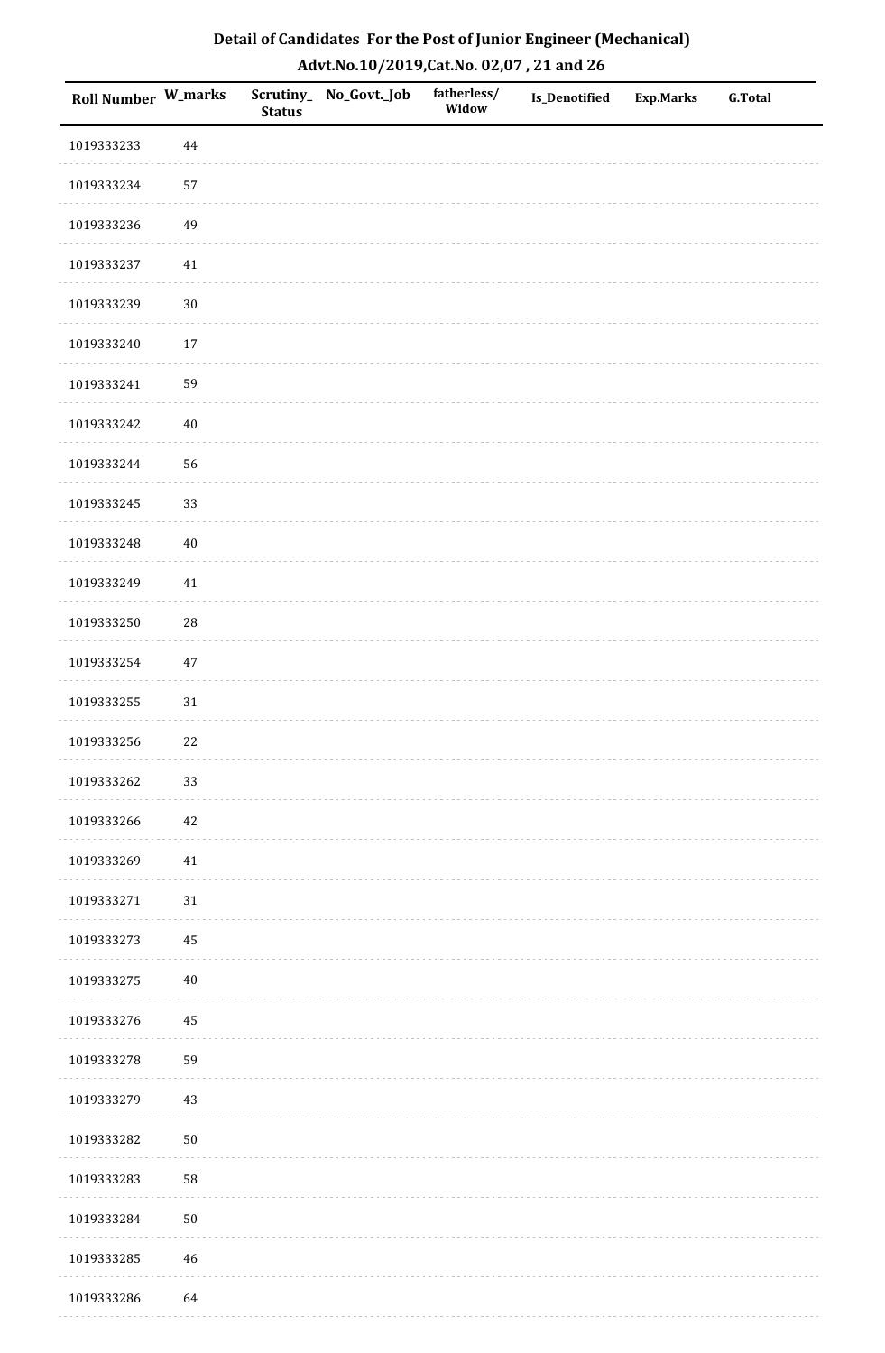# Detail of Candidates For the Post of Junior Engineer (Mechanical)

## Advt.No.10/2019,Cat.No. 02,07 , 21 and 26

| Roll Number | W_marks | Scrutiny_Status | No_Govt._Job | fatherless/Widow | Is_Denotified | Exp.Marks | G.Total |
|---|---|---|---|---|---|---|---|
| 1019333233 | 44 | | | | | | |
| 1019333234 | 57 | | | | | | |
| 1019333236 | 49 | | | | | | |
| 1019333237 | 41 | | | | | | |
| 1019333239 | 30 | | | | | | |
| 1019333240 | 17 | | | | | | |
| 1019333241 | 59 | | | | | | |
| 1019333242 | 40 | | | | | | |
| 1019333244 | 56 | | | | | | |
| 1019333245 | 33 | | | | | | |
| 1019333248 | 40 | | | | | | |
| 1019333249 | 41 | | | | | | |
| 1019333250 | 28 | | | | | | |
| 1019333254 | 47 | | | | | | |
| 1019333255 | 31 | | | | | | |
| 1019333256 | 22 | | | | | | |
| 1019333262 | 33 | | | | | | |
| 1019333266 | 42 | | | | | | |
| 1019333269 | 41 | | | | | | |
| 1019333271 | 31 | | | | | | |
| 1019333273 | 45 | | | | | | |
| 1019333275 | 40 | | | | | | |
| 1019333276 | 45 | | | | | | |
| 1019333278 | 59 | | | | | | |
| 1019333279 | 43 | | | | | | |
| 1019333282 | 50 | | | | | | |
| 1019333283 | 58 | | | | | | |
| 1019333284 | 50 | | | | | | |
| 1019333285 | 46 | | | | | | |
| 1019333286 | 64 | | | | | | |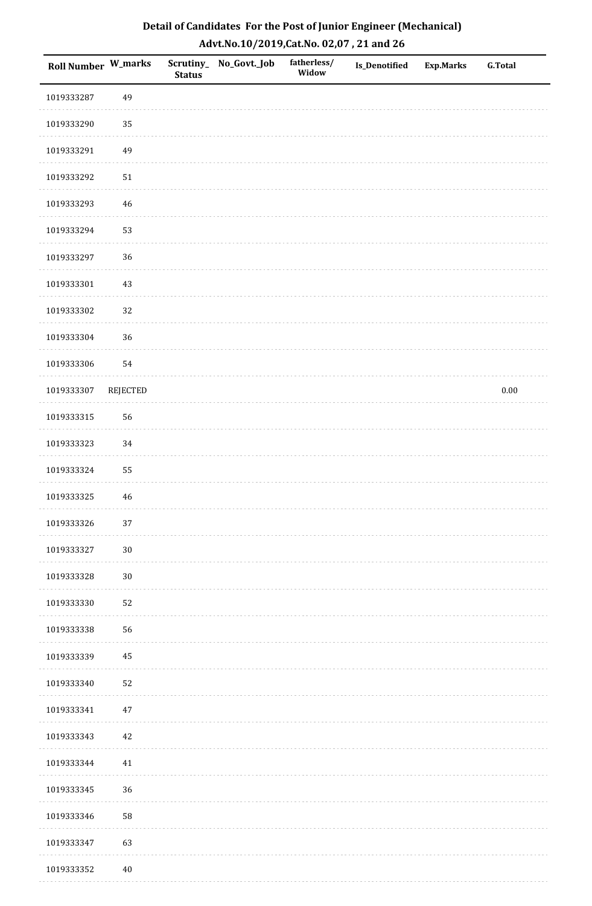# Detail of Candidates For the Post of Junior Engineer (Mechanical)

## Advt.No.10/2019,Cat.No. 02,07 , 21 and 26

| Roll Number | W_marks | Scrutiny_Status | No_Govt._Job | fatherless/Widow | Is_Denotified | Exp.Marks | G.Total |
|---|---|---|---|---|---|---|---|
| 1019333287 | 49 | | | | | | |
| 1019333290 | 35 | | | | | | |
| 1019333291 | 49 | | | | | | |
| 1019333292 | 51 | | | | | | |
| 1019333293 | 46 | | | | | | |
| 1019333294 | 53 | | | | | | |
| 1019333297 | 36 | | | | | | |
| 1019333301 | 43 | | | | | | |
| 1019333302 | 32 | | | | | | |
| 1019333304 | 36 | | | | | | |
| 1019333306 | 54 | | | | | | |
| 1019333307 | REJECTED | | | | | | 0.00 |
| 1019333315 | 56 | | | | | | |
| 1019333323 | 34 | | | | | | |
| 1019333324 | 55 | | | | | | |
| 1019333325 | 46 | | | | | | |
| 1019333326 | 37 | | | | | | |
| 1019333327 | 30 | | | | | | |
| 1019333328 | 30 | | | | | | |
| 1019333330 | 52 | | | | | | |
| 1019333338 | 56 | | | | | | |
| 1019333339 | 45 | | | | | | |
| 1019333340 | 52 | | | | | | |
| 1019333341 | 47 | | | | | | |
| 1019333343 | 42 | | | | | | |
| 1019333344 | 41 | | | | | | |
| 1019333345 | 36 | | | | | | |
| 1019333346 | 58 | | | | | | |
| 1019333347 | 63 | | | | | | |
| 1019333352 | 40 | | | | | | |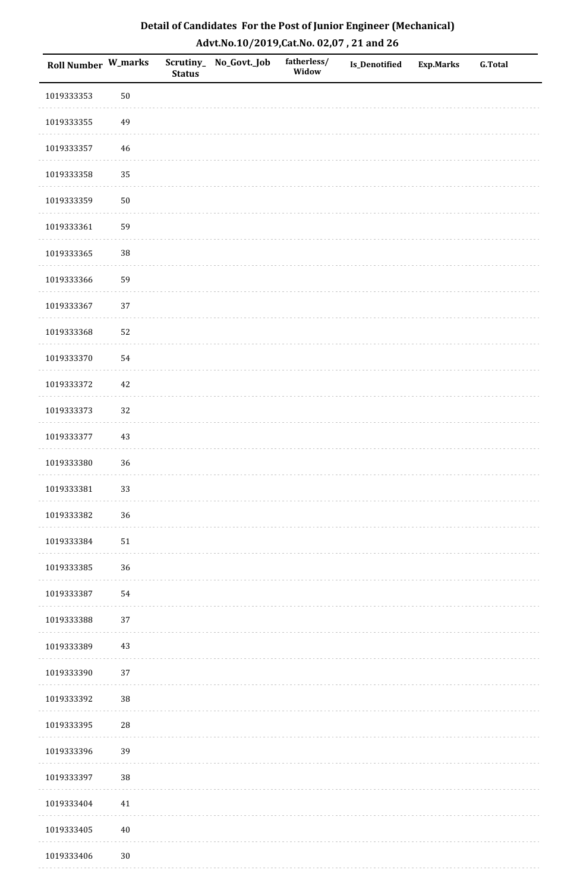# Detail of Candidates For the Post of Junior Engineer (Mechanical)

## Advt.No.10/2019,Cat.No. 02,07 , 21 and 26

| Roll Number | W_marks | Scrutiny_ Status | No_Govt._Job | fatherless/ Widow | Is_Denotified | Exp.Marks | G.Total |
|---|---|---|---|---|---|---|---|
| 1019333353 | 50 | | | | | | |
| 1019333355 | 49 | | | | | | |
| 1019333357 | 46 | | | | | | |
| 1019333358 | 35 | | | | | | |
| 1019333359 | 50 | | | | | | |
| 1019333361 | 59 | | | | | | |
| 1019333365 | 38 | | | | | | |
| 1019333366 | 59 | | | | | | |
| 1019333367 | 37 | | | | | | |
| 1019333368 | 52 | | | | | | |
| 1019333370 | 54 | | | | | | |
| 1019333372 | 42 | | | | | | |
| 1019333373 | 32 | | | | | | |
| 1019333377 | 43 | | | | | | |
| 1019333380 | 36 | | | | | | |
| 1019333381 | 33 | | | | | | |
| 1019333382 | 36 | | | | | | |
| 1019333384 | 51 | | | | | | |
| 1019333385 | 36 | | | | | | |
| 1019333387 | 54 | | | | | | |
| 1019333388 | 37 | | | | | | |
| 1019333389 | 43 | | | | | | |
| 1019333390 | 37 | | | | | | |
| 1019333392 | 38 | | | | | | |
| 1019333395 | 28 | | | | | | |
| 1019333396 | 39 | | | | | | |
| 1019333397 | 38 | | | | | | |
| 1019333404 | 41 | | | | | | |
| 1019333405 | 40 | | | | | | |
| 1019333406 | 30 | | | | | | |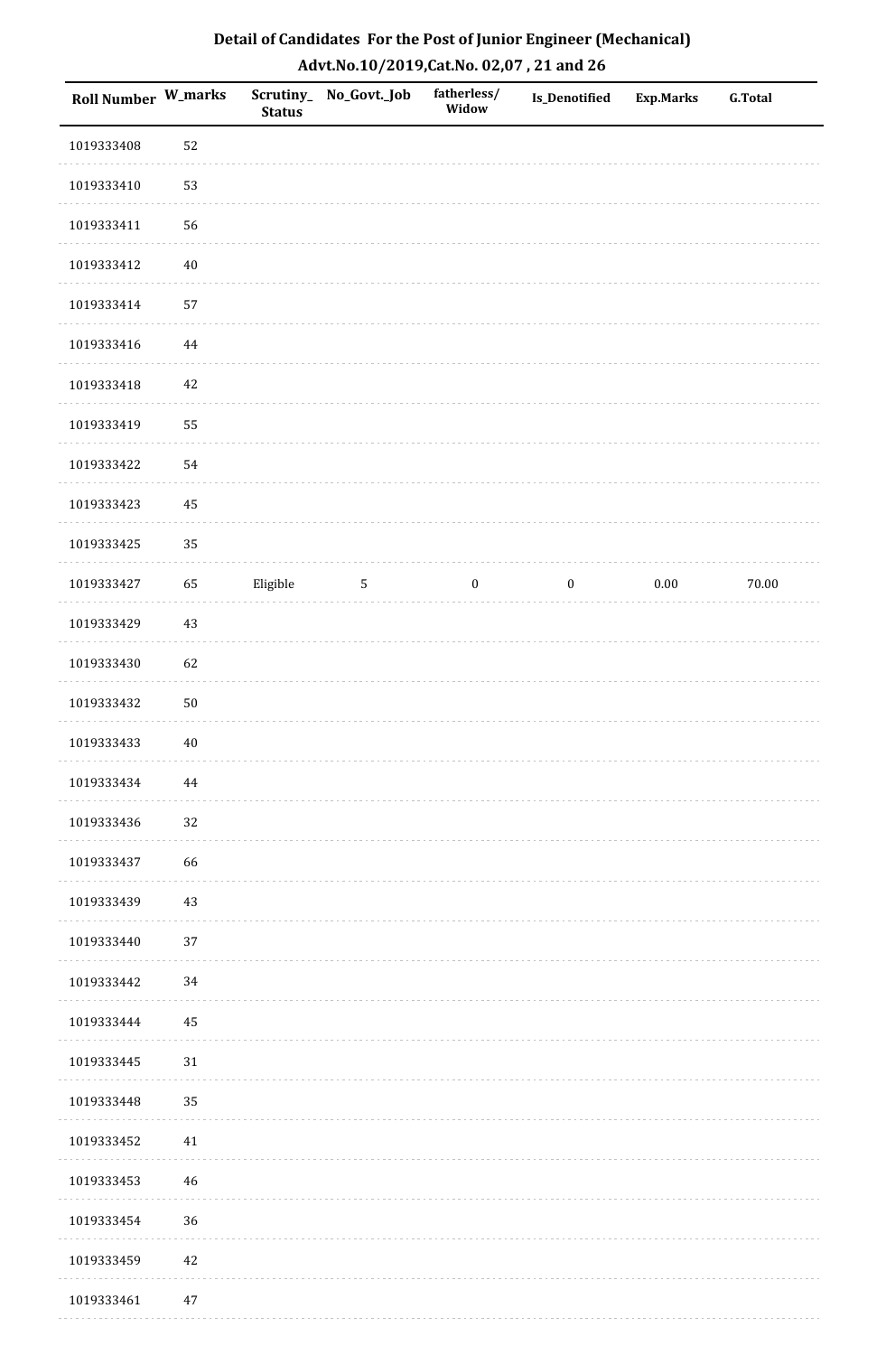# Detail of Candidates For the Post of Junior Engineer (Mechanical)

## Advt.No.10/2019,Cat.No. 02,07 , 21 and 26

| Roll Number | W_marks | Scrutiny_Status | No_Govt._Job | fatherless/Widow | Is_Denotified | Exp.Marks | G.Total |
|---|---|---|---|---|---|---|---|
| 1019333408 | 52 | | | | | | |
| 1019333410 | 53 | | | | | | |
| 1019333411 | 56 | | | | | | |
| 1019333412 | 40 | | | | | | |
| 1019333414 | 57 | | | | | | |
| 1019333416 | 44 | | | | | | |
| 1019333418 | 42 | | | | | | |
| 1019333419 | 55 | | | | | | |
| 1019333422 | 54 | | | | | | |
| 1019333423 | 45 | | | | | | |
| 1019333425 | 35 | | | | | | |
| 1019333427 | 65 | Eligible | 5 | 0 | 0 | 0.00 | 70.00 |
| 1019333429 | 43 | | | | | | |
| 1019333430 | 62 | | | | | | |
| 1019333432 | 50 | | | | | | |
| 1019333433 | 40 | | | | | | |
| 1019333434 | 44 | | | | | | |
| 1019333436 | 32 | | | | | | |
| 1019333437 | 66 | | | | | | |
| 1019333439 | 43 | | | | | | |
| 1019333440 | 37 | | | | | | |
| 1019333442 | 34 | | | | | | |
| 1019333444 | 45 | | | | | | |
| 1019333445 | 31 | | | | | | |
| 1019333448 | 35 | | | | | | |
| 1019333452 | 41 | | | | | | |
| 1019333453 | 46 | | | | | | |
| 1019333454 | 36 | | | | | | |
| 1019333459 | 42 | | | | | | |
| 1019333461 | 47 | | | | | | |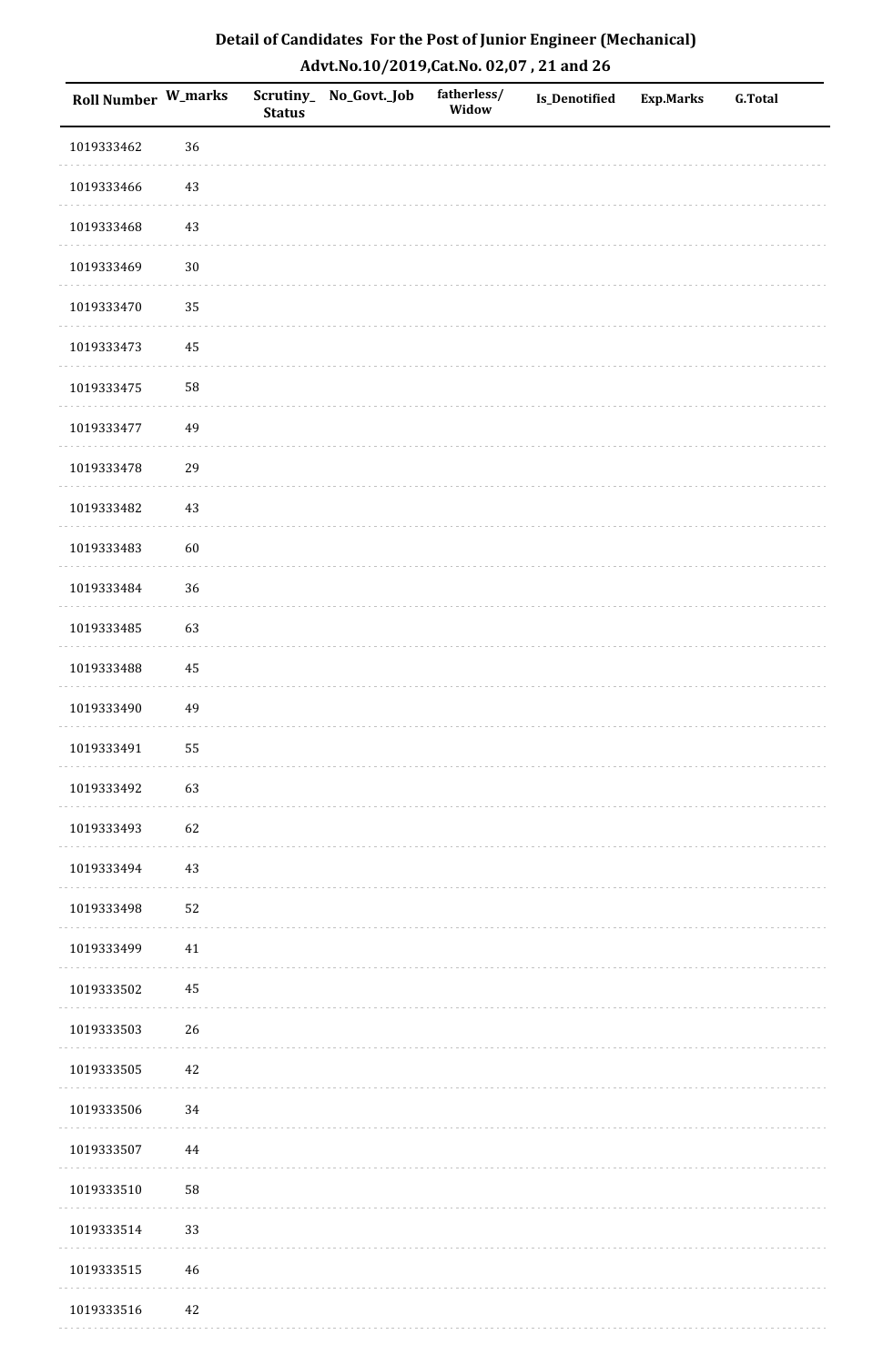## Detail of Candidates For the Post of Junior Engineer (Mechanical)
## Advt.No.10/2019,Cat.No. 02,07 , 21 and 26

| Roll Number | W_marks | Scrutiny_Status | No_Govt._Job | fatherless/Widow | Is_Denotified | Exp.Marks | G.Total |
|---|---|---|---|---|---|---|---|
| 1019333462 | 36 | | | | | | |
| 1019333466 | 43 | | | | | | |
| 1019333468 | 43 | | | | | | |
| 1019333469 | 30 | | | | | | |
| 1019333470 | 35 | | | | | | |
| 1019333473 | 45 | | | | | | |
| 1019333475 | 58 | | | | | | |
| 1019333477 | 49 | | | | | | |
| 1019333478 | 29 | | | | | | |
| 1019333482 | 43 | | | | | | |
| 1019333483 | 60 | | | | | | |
| 1019333484 | 36 | | | | | | |
| 1019333485 | 63 | | | | | | |
| 1019333488 | 45 | | | | | | |
| 1019333490 | 49 | | | | | | |
| 1019333491 | 55 | | | | | | |
| 1019333492 | 63 | | | | | | |
| 1019333493 | 62 | | | | | | |
| 1019333494 | 43 | | | | | | |
| 1019333498 | 52 | | | | | | |
| 1019333499 | 41 | | | | | | |
| 1019333502 | 45 | | | | | | |
| 1019333503 | 26 | | | | | | |
| 1019333505 | 42 | | | | | | |
| 1019333506 | 34 | | | | | | |
| 1019333507 | 44 | | | | | | |
| 1019333510 | 58 | | | | | | |
| 1019333514 | 33 | | | | | | |
| 1019333515 | 46 | | | | | | |
| 1019333516 | 42 | | | | | | |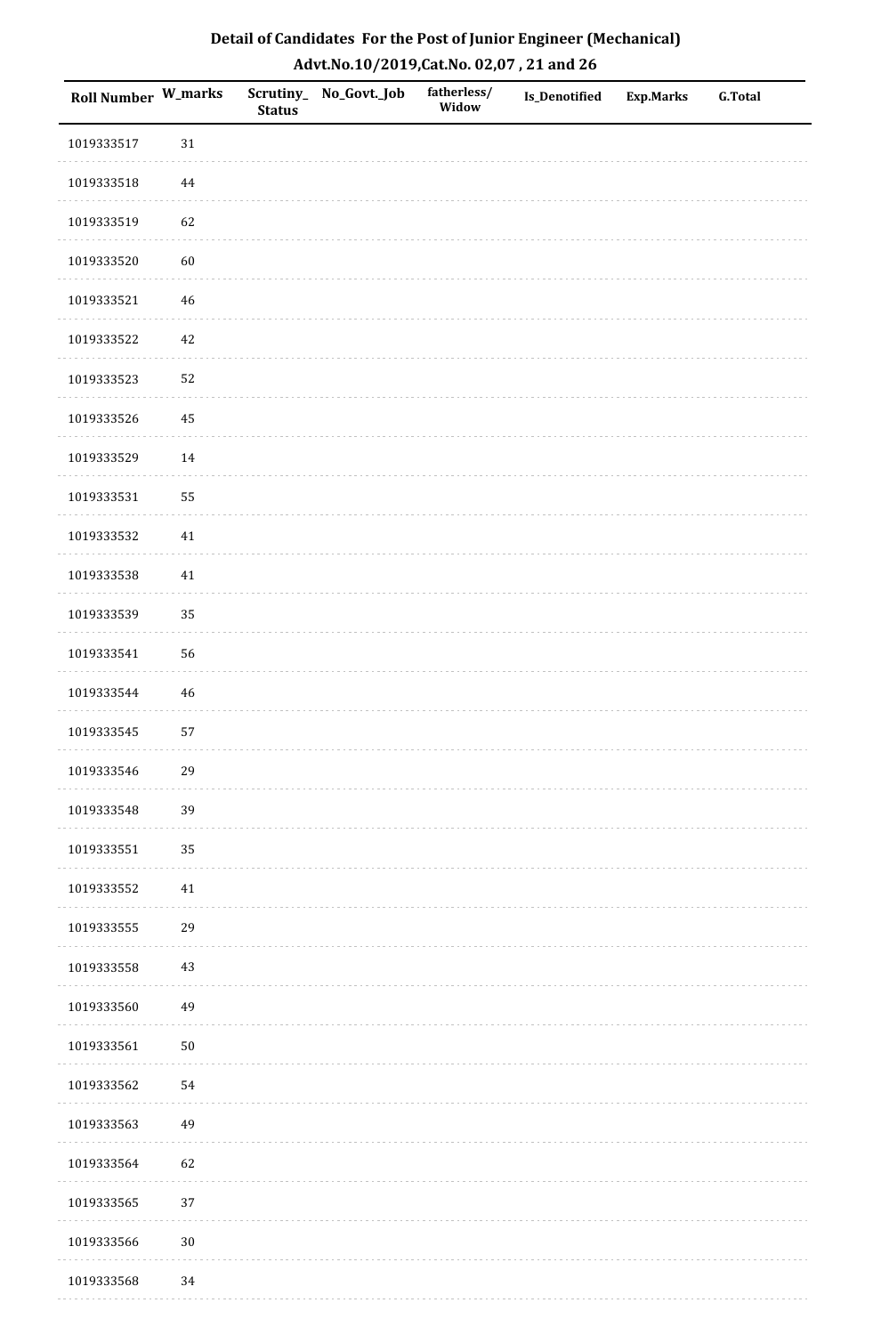# Detail of Candidates For the Post of Junior Engineer (Mechanical)

## Advt.No.10/2019,Cat.No. 02,07 , 21 and 26

| Roll Number | W_marks | Scrutiny_Status | No_Govt._Job | fatherless/Widow | Is_Denotified | Exp.Marks | G.Total |
|---|---|---|---|---|---|---|---|
| 1019333517 | 31 | | | | | | |
| 1019333518 | 44 | | | | | | |
| 1019333519 | 62 | | | | | | |
| 1019333520 | 60 | | | | | | |
| 1019333521 | 46 | | | | | | |
| 1019333522 | 42 | | | | | | |
| 1019333523 | 52 | | | | | | |
| 1019333526 | 45 | | | | | | |
| 1019333529 | 14 | | | | | | |
| 1019333531 | 55 | | | | | | |
| 1019333532 | 41 | | | | | | |
| 1019333538 | 41 | | | | | | |
| 1019333539 | 35 | | | | | | |
| 1019333541 | 56 | | | | | | |
| 1019333544 | 46 | | | | | | |
| 1019333545 | 57 | | | | | | |
| 1019333546 | 29 | | | | | | |
| 1019333548 | 39 | | | | | | |
| 1019333551 | 35 | | | | | | |
| 1019333552 | 41 | | | | | | |
| 1019333555 | 29 | | | | | | |
| 1019333558 | 43 | | | | | | |
| 1019333560 | 49 | | | | | | |
| 1019333561 | 50 | | | | | | |
| 1019333562 | 54 | | | | | | |
| 1019333563 | 49 | | | | | | |
| 1019333564 | 62 | | | | | | |
| 1019333565 | 37 | | | | | | |
| 1019333566 | 30 | | | | | | |
| 1019333568 | 34 | | | | | | |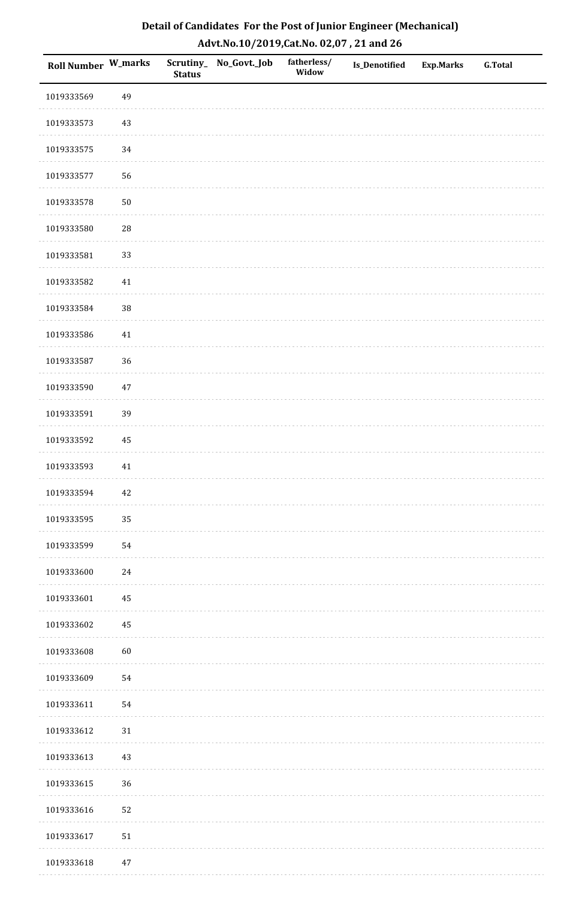# Detail of Candidates For the Post of Junior Engineer (Mechanical)

## Advt.No.10/2019,Cat.No. 02,07 , 21 and 26

| Roll Number | W_marks | Scrutiny_Status | No_Govt._Job | fatherless/Widow | Is_Denotified | Exp.Marks | G.Total |
|---|---|---|---|---|---|---|---|
| 1019333569 | 49 | | | | | | |
| 1019333573 | 43 | | | | | | |
| 1019333575 | 34 | | | | | | |
| 1019333577 | 56 | | | | | | |
| 1019333578 | 50 | | | | | | |
| 1019333580 | 28 | | | | | | |
| 1019333581 | 33 | | | | | | |
| 1019333582 | 41 | | | | | | |
| 1019333584 | 38 | | | | | | |
| 1019333586 | 41 | | | | | | |
| 1019333587 | 36 | | | | | | |
| 1019333590 | 47 | | | | | | |
| 1019333591 | 39 | | | | | | |
| 1019333592 | 45 | | | | | | |
| 1019333593 | 41 | | | | | | |
| 1019333594 | 42 | | | | | | |
| 1019333595 | 35 | | | | | | |
| 1019333599 | 54 | | | | | | |
| 1019333600 | 24 | | | | | | |
| 1019333601 | 45 | | | | | | |
| 1019333602 | 45 | | | | | | |
| 1019333608 | 60 | | | | | | |
| 1019333609 | 54 | | | | | | |
| 1019333611 | 54 | | | | | | |
| 1019333612 | 31 | | | | | | |
| 1019333613 | 43 | | | | | | |
| 1019333615 | 36 | | | | | | |
| 1019333616 | 52 | | | | | | |
| 1019333617 | 51 | | | | | | |
| 1019333618 | 47 | | | | | | |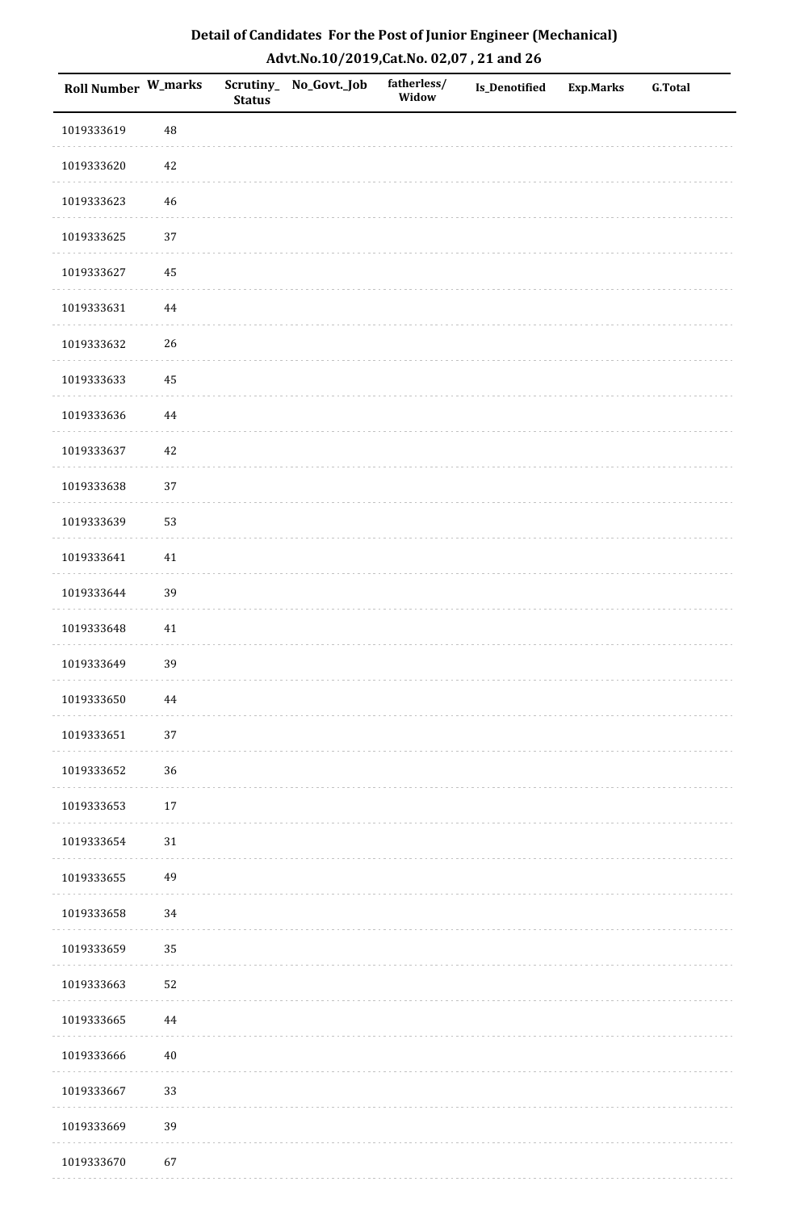## Detail of Candidates For the Post of Junior Engineer (Mechanical)

### Advt.No.10/2019,Cat.No. 02,07 , 21 and 26

| Roll Number | W_marks | Scrutiny_Status | No_Govt._Job | fatherless/Widow | Is_Denotified | Exp.Marks | G.Total |
|---|---|---|---|---|---|---|---|
| 1019333619 | 48 | | | | | | |
| 1019333620 | 42 | | | | | | |
| 1019333623 | 46 | | | | | | |
| 1019333625 | 37 | | | | | | |
| 1019333627 | 45 | | | | | | |
| 1019333631 | 44 | | | | | | |
| 1019333632 | 26 | | | | | | |
| 1019333633 | 45 | | | | | | |
| 1019333636 | 44 | | | | | | |
| 1019333637 | 42 | | | | | | |
| 1019333638 | 37 | | | | | | |
| 1019333639 | 53 | | | | | | |
| 1019333641 | 41 | | | | | | |
| 1019333644 | 39 | | | | | | |
| 1019333648 | 41 | | | | | | |
| 1019333649 | 39 | | | | | | |
| 1019333650 | 44 | | | | | | |
| 1019333651 | 37 | | | | | | |
| 1019333652 | 36 | | | | | | |
| 1019333653 | 17 | | | | | | |
| 1019333654 | 31 | | | | | | |
| 1019333655 | 49 | | | | | | |
| 1019333658 | 34 | | | | | | |
| 1019333659 | 35 | | | | | | |
| 1019333663 | 52 | | | | | | |
| 1019333665 | 44 | | | | | | |
| 1019333666 | 40 | | | | | | |
| 1019333667 | 33 | | | | | | |
| 1019333669 | 39 | | | | | | |
| 1019333670 | 67 | | | | | | |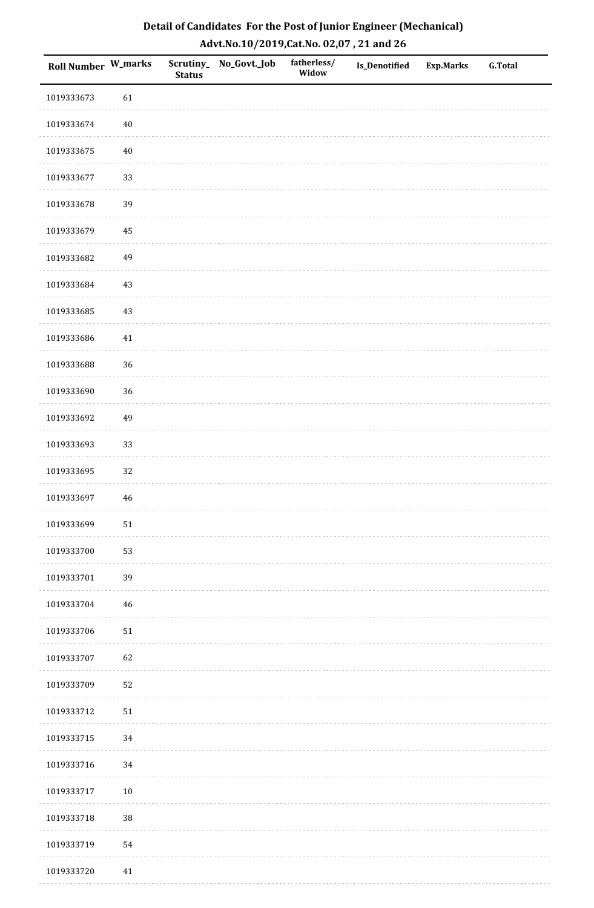# Detail of Candidates For the Post of Junior Engineer (Mechanical)

## Advt.No.10/2019,Cat.No. 02,07 , 21 and 26

| Roll Number | W_marks | Scrutiny_Status | No_Govt._Job | fatherless/Widow | Is_Denotified | Exp.Marks | G.Total |
|---|---|---|---|---|---|---|---|
| 1019333673 | 61 | | | | | | |
| 1019333674 | 40 | | | | | | |
| 1019333675 | 40 | | | | | | |
| 1019333677 | 33 | | | | | | |
| 1019333678 | 39 | | | | | | |
| 1019333679 | 45 | | | | | | |
| 1019333682 | 49 | | | | | | |
| 1019333684 | 43 | | | | | | |
| 1019333685 | 43 | | | | | | |
| 1019333686 | 41 | | | | | | |
| 1019333688 | 36 | | | | | | |
| 1019333690 | 36 | | | | | | |
| 1019333692 | 49 | | | | | | |
| 1019333693 | 33 | | | | | | |
| 1019333695 | 32 | | | | | | |
| 1019333697 | 46 | | | | | | |
| 1019333699 | 51 | | | | | | |
| 1019333700 | 53 | | | | | | |
| 1019333701 | 39 | | | | | | |
| 1019333704 | 46 | | | | | | |
| 1019333706 | 51 | | | | | | |
| 1019333707 | 62 | | | | | | |
| 1019333709 | 52 | | | | | | |
| 1019333712 | 51 | | | | | | |
| 1019333715 | 34 | | | | | | |
| 1019333716 | 34 | | | | | | |
| 1019333717 | 10 | | | | | | |
| 1019333718 | 38 | | | | | | |
| 1019333719 | 54 | | | | | | |
| 1019333720 | 41 | | | | | | |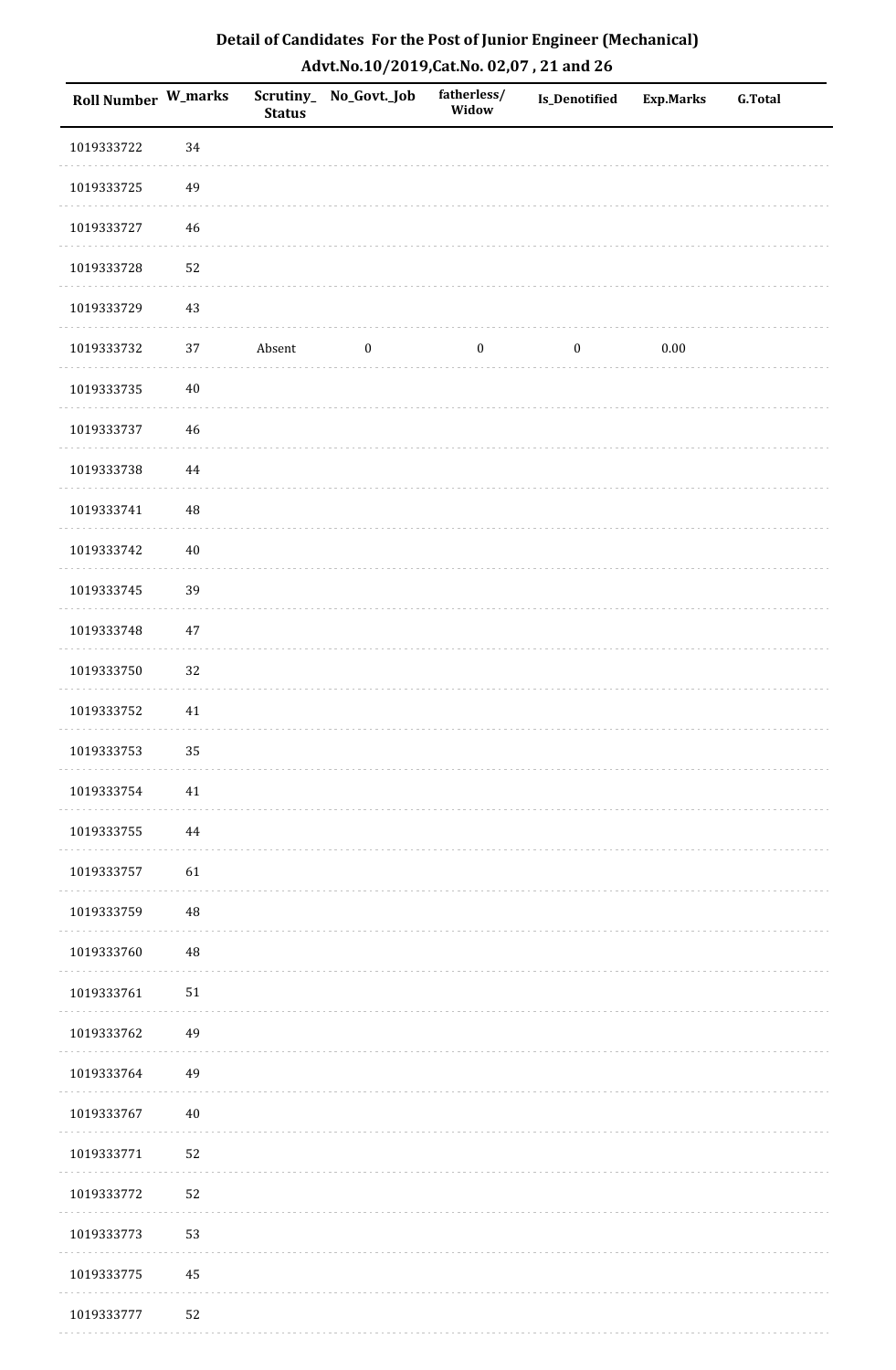## Detail of Candidates For the Post of Junior Engineer (Mechanical)

## Advt.No.10/2019,Cat.No. 02,07 , 21 and 26

| Roll Number | W_marks | Scrutiny_Status | No_Govt._Job | fatherless/Widow | Is_Denotified | Exp.Marks | G.Total |
|---|---|---|---|---|---|---|---|
| 1019333722 | 34 | | | | | | |
| 1019333725 | 49 | | | | | | |
| 1019333727 | 46 | | | | | | |
| 1019333728 | 52 | | | | | | |
| 1019333729 | 43 | | | | | | |
| 1019333732 | 37 | Absent | 0 | 0 | 0 | 0.00 | |
| 1019333735 | 40 | | | | | | |
| 1019333737 | 46 | | | | | | |
| 1019333738 | 44 | | | | | | |
| 1019333741 | 48 | | | | | | |
| 1019333742 | 40 | | | | | | |
| 1019333745 | 39 | | | | | | |
| 1019333748 | 47 | | | | | | |
| 1019333750 | 32 | | | | | | |
| 1019333752 | 41 | | | | | | |
| 1019333753 | 35 | | | | | | |
| 1019333754 | 41 | | | | | | |
| 1019333755 | 44 | | | | | | |
| 1019333757 | 61 | | | | | | |
| 1019333759 | 48 | | | | | | |
| 1019333760 | 48 | | | | | | |
| 1019333761 | 51 | | | | | | |
| 1019333762 | 49 | | | | | | |
| 1019333764 | 49 | | | | | | |
| 1019333767 | 40 | | | | | | |
| 1019333771 | 52 | | | | | | |
| 1019333772 | 52 | | | | | | |
| 1019333773 | 53 | | | | | | |
| 1019333775 | 45 | | | | | | |
| 1019333777 | 52 | | | | | | |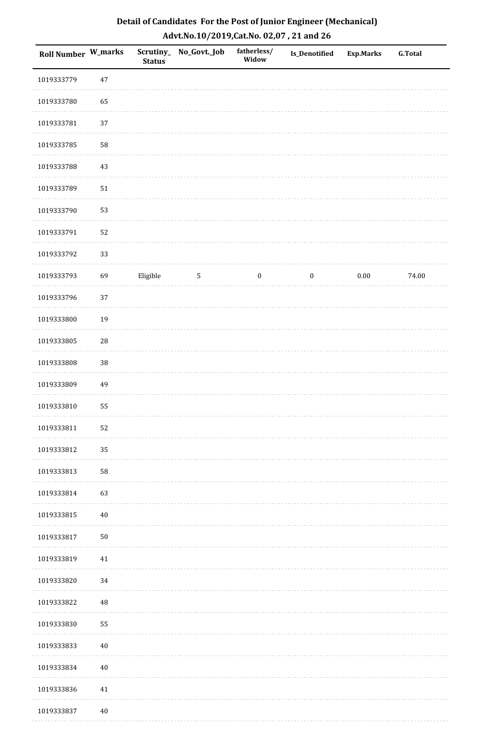# Detail of Candidates For the Post of Junior Engineer (Mechanical)

## Advt.No.10/2019,Cat.No. 02,07 , 21 and 26

| Roll Number | W_marks | Scrutiny_Status | No_Govt._Job | fatherless/Widow | Is_Denotified | Exp.Marks | G.Total |
|---|---|---|---|---|---|---|---|
| 1019333779 | 47 | | | | | | |
| 1019333780 | 65 | | | | | | |
| 1019333781 | 37 | | | | | | |
| 1019333785 | 58 | | | | | | |
| 1019333788 | 43 | | | | | | |
| 1019333789 | 51 | | | | | | |
| 1019333790 | 53 | | | | | | |
| 1019333791 | 52 | | | | | | |
| 1019333792 | 33 | | | | | | |
| 1019333793 | 69 | Eligible | 5 | 0 | 0 | 0.00 | 74.00 |
| 1019333796 | 37 | | | | | | |
| 1019333800 | 19 | | | | | | |
| 1019333805 | 28 | | | | | | |
| 1019333808 | 38 | | | | | | |
| 1019333809 | 49 | | | | | | |
| 1019333810 | 55 | | | | | | |
| 1019333811 | 52 | | | | | | |
| 1019333812 | 35 | | | | | | |
| 1019333813 | 58 | | | | | | |
| 1019333814 | 63 | | | | | | |
| 1019333815 | 40 | | | | | | |
| 1019333817 | 50 | | | | | | |
| 1019333819 | 41 | | | | | | |
| 1019333820 | 34 | | | | | | |
| 1019333822 | 48 | | | | | | |
| 1019333830 | 55 | | | | | | |
| 1019333833 | 40 | | | | | | |
| 1019333834 | 40 | | | | | | |
| 1019333836 | 41 | | | | | | |
| 1019333837 | 40 | | | | | | |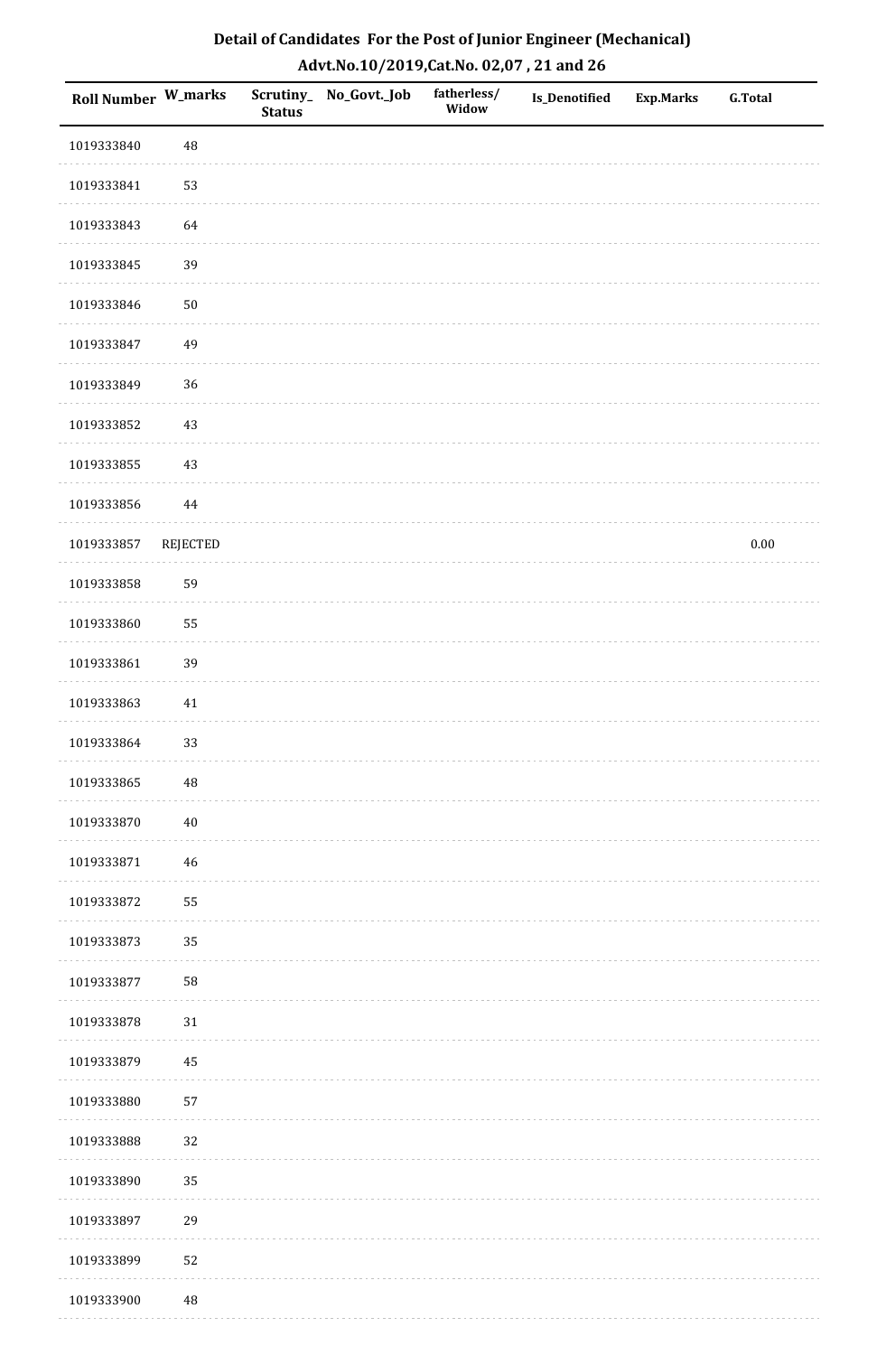## Detail of Candidates For the Post of Junior Engineer (Mechanical)

### Advt.No.10/2019,Cat.No. 02,07 , 21 and 26

| Roll Number | W_marks | Scrutiny_Status | No_Govt._Job | fatherless/Widow | Is_Denotified | Exp.Marks | G.Total |
|---|---|---|---|---|---|---|---|
| 1019333840 | 48 | | | | | | |
| 1019333841 | 53 | | | | | | |
| 1019333843 | 64 | | | | | | |
| 1019333845 | 39 | | | | | | |
| 1019333846 | 50 | | | | | | |
| 1019333847 | 49 | | | | | | |
| 1019333849 | 36 | | | | | | |
| 1019333852 | 43 | | | | | | |
| 1019333855 | 43 | | | | | | |
| 1019333856 | 44 | | | | | | |
| 1019333857 | REJECTED | | | | | | 0.00 |
| 1019333858 | 59 | | | | | | |
| 1019333860 | 55 | | | | | | |
| 1019333861 | 39 | | | | | | |
| 1019333863 | 41 | | | | | | |
| 1019333864 | 33 | | | | | | |
| 1019333865 | 48 | | | | | | |
| 1019333870 | 40 | | | | | | |
| 1019333871 | 46 | | | | | | |
| 1019333872 | 55 | | | | | | |
| 1019333873 | 35 | | | | | | |
| 1019333877 | 58 | | | | | | |
| 1019333878 | 31 | | | | | | |
| 1019333879 | 45 | | | | | | |
| 1019333880 | 57 | | | | | | |
| 1019333888 | 32 | | | | | | |
| 1019333890 | 35 | | | | | | |
| 1019333897 | 29 | | | | | | |
| 1019333899 | 52 | | | | | | |
| 1019333900 | 48 | | | | | | |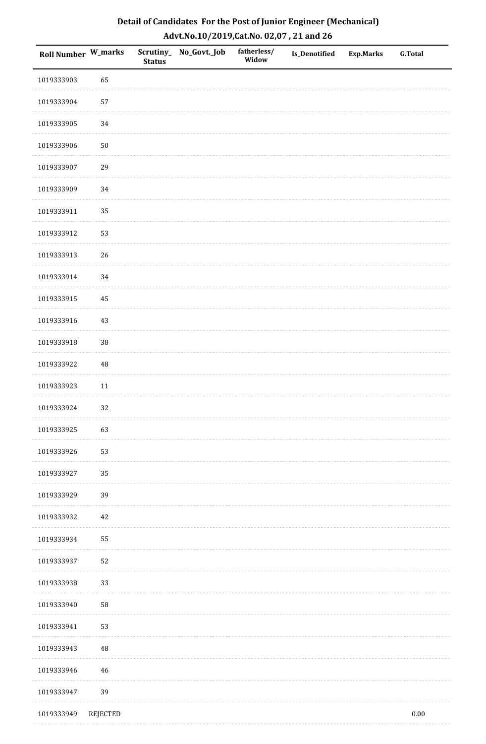# Detail of Candidates For the Post of Junior Engineer (Mechanical)

## Advt.No.10/2019,Cat.No. 02,07 , 21 and 26

| Roll Number | W_marks | Scrutiny_ Status | No_Govt._Job | fatherless/ Widow | Is_Denotified | Exp.Marks | G.Total |
|---|---|---|---|---|---|---|---|
| 1019333903 | 65 | | | | | | |
| 1019333904 | 57 | | | | | | |
| 1019333905 | 34 | | | | | | |
| 1019333906 | 50 | | | | | | |
| 1019333907 | 29 | | | | | | |
| 1019333909 | 34 | | | | | | |
| 1019333911 | 35 | | | | | | |
| 1019333912 | 53 | | | | | | |
| 1019333913 | 26 | | | | | | |
| 1019333914 | 34 | | | | | | |
| 1019333915 | 45 | | | | | | |
| 1019333916 | 43 | | | | | | |
| 1019333918 | 38 | | | | | | |
| 1019333922 | 48 | | | | | | |
| 1019333923 | 11 | | | | | | |
| 1019333924 | 32 | | | | | | |
| 1019333925 | 63 | | | | | | |
| 1019333926 | 53 | | | | | | |
| 1019333927 | 35 | | | | | | |
| 1019333929 | 39 | | | | | | |
| 1019333932 | 42 | | | | | | |
| 1019333934 | 55 | | | | | | |
| 1019333937 | 52 | | | | | | |
| 1019333938 | 33 | | | | | | |
| 1019333940 | 58 | | | | | | |
| 1019333941 | 53 | | | | | | |
| 1019333943 | 48 | | | | | | |
| 1019333946 | 46 | | | | | | |
| 1019333947 | 39 | | | | | | |
| 1019333949 | REJECTED | | | | | | 0.00 |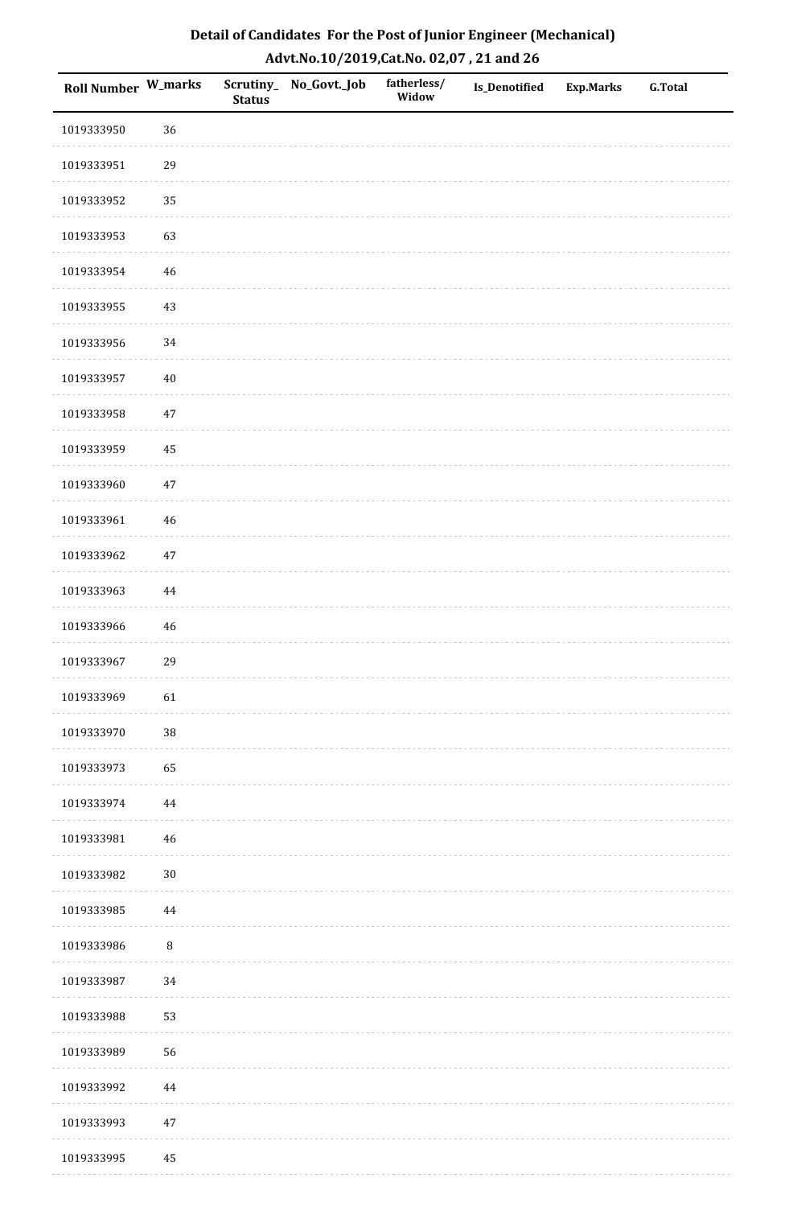# Detail of Candidates For the Post of Junior Engineer (Mechanical)

## Advt.No.10/2019,Cat.No. 02,07 , 21 and 26

| Roll Number | W_marks | Scrutiny_ Status | No_Govt._Job | fatherless/ Widow | Is_Denotified | Exp.Marks | G.Total |
|---|---|---|---|---|---|---|---|
| 1019333950 | 36 | | | | | | |
| 1019333951 | 29 | | | | | | |
| 1019333952 | 35 | | | | | | |
| 1019333953 | 63 | | | | | | |
| 1019333954 | 46 | | | | | | |
| 1019333955 | 43 | | | | | | |
| 1019333956 | 34 | | | | | | |
| 1019333957 | 40 | | | | | | |
| 1019333958 | 47 | | | | | | |
| 1019333959 | 45 | | | | | | |
| 1019333960 | 47 | | | | | | |
| 1019333961 | 46 | | | | | | |
| 1019333962 | 47 | | | | | | |
| 1019333963 | 44 | | | | | | |
| 1019333966 | 46 | | | | | | |
| 1019333967 | 29 | | | | | | |
| 1019333969 | 61 | | | | | | |
| 1019333970 | 38 | | | | | | |
| 1019333973 | 65 | | | | | | |
| 1019333974 | 44 | | | | | | |
| 1019333981 | 46 | | | | | | |
| 1019333982 | 30 | | | | | | |
| 1019333985 | 44 | | | | | | |
| 1019333986 | 8 | | | | | | |
| 1019333987 | 34 | | | | | | |
| 1019333988 | 53 | | | | | | |
| 1019333989 | 56 | | | | | | |
| 1019333992 | 44 | | | | | | |
| 1019333993 | 47 | | | | | | |
| 1019333995 | 45 | | | | | | |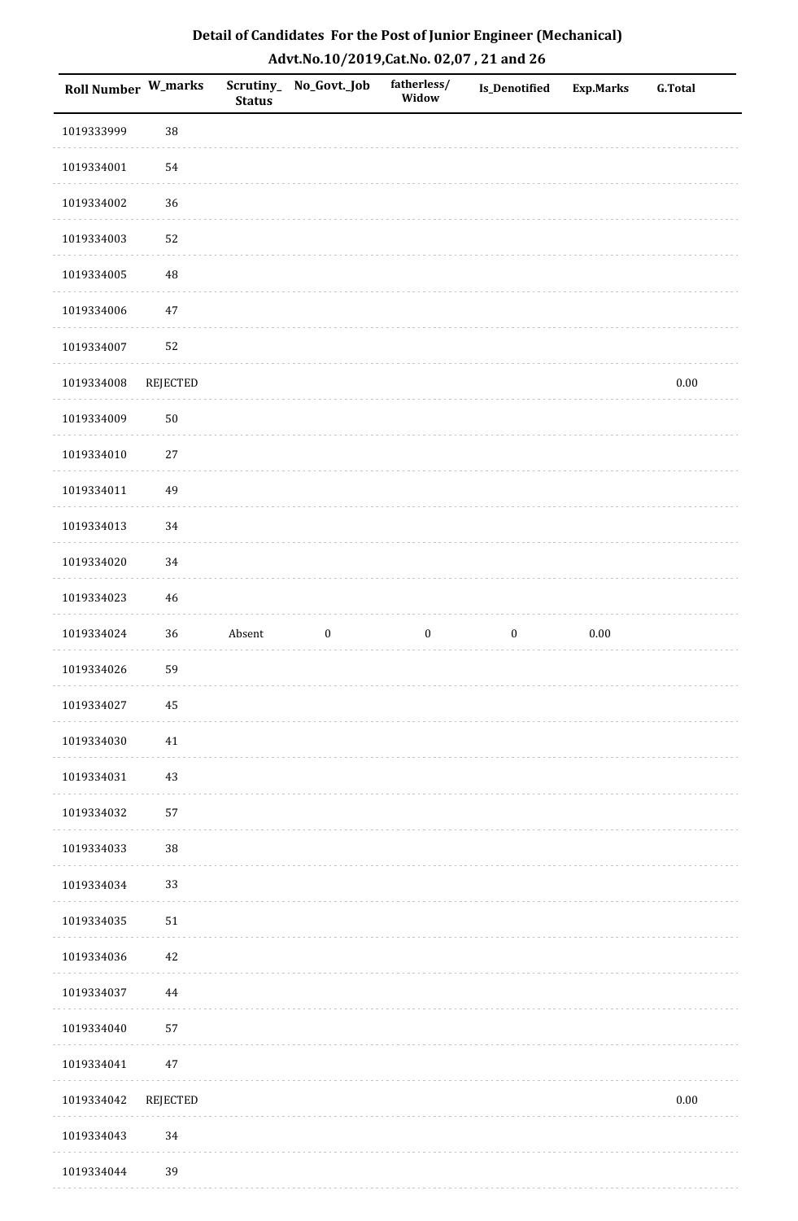# Detail of Candidates For the Post of Junior Engineer (Mechanical)

## Advt.No.10/2019,Cat.No. 02,07 , 21 and 26

| Roll Number | W_marks | Scrutiny_ Status | No_Govt._Job | fatherless/ Widow | Is_Denotified | Exp.Marks | G.Total |
|---|---|---|---|---|---|---|---|
| 1019333999 | 38 | | | | | | |
| 1019334001 | 54 | | | | | | |
| 1019334002 | 36 | | | | | | |
| 1019334003 | 52 | | | | | | |
| 1019334005 | 48 | | | | | | |
| 1019334006 | 47 | | | | | | |
| 1019334007 | 52 | | | | | | |
| 1019334008 | REJECTED | | | | | | 0.00 |
| 1019334009 | 50 | | | | | | |
| 1019334010 | 27 | | | | | | |
| 1019334011 | 49 | | | | | | |
| 1019334013 | 34 | | | | | | |
| 1019334020 | 34 | | | | | | |
| 1019334023 | 46 | | | | | | |
| 1019334024 | 36 | Absent | 0 | 0 | 0 | 0.00 | |
| 1019334026 | 59 | | | | | | |
| 1019334027 | 45 | | | | | | |
| 1019334030 | 41 | | | | | | |
| 1019334031 | 43 | | | | | | |
| 1019334032 | 57 | | | | | | |
| 1019334033 | 38 | | | | | | |
| 1019334034 | 33 | | | | | | |
| 1019334035 | 51 | | | | | | |
| 1019334036 | 42 | | | | | | |
| 1019334037 | 44 | | | | | | |
| 1019334040 | 57 | | | | | | |
| 1019334041 | 47 | | | | | | |
| 1019334042 | REJECTED | | | | | | 0.00 |
| 1019334043 | 34 | | | | | | |
| 1019334044 | 39 | | | | | | |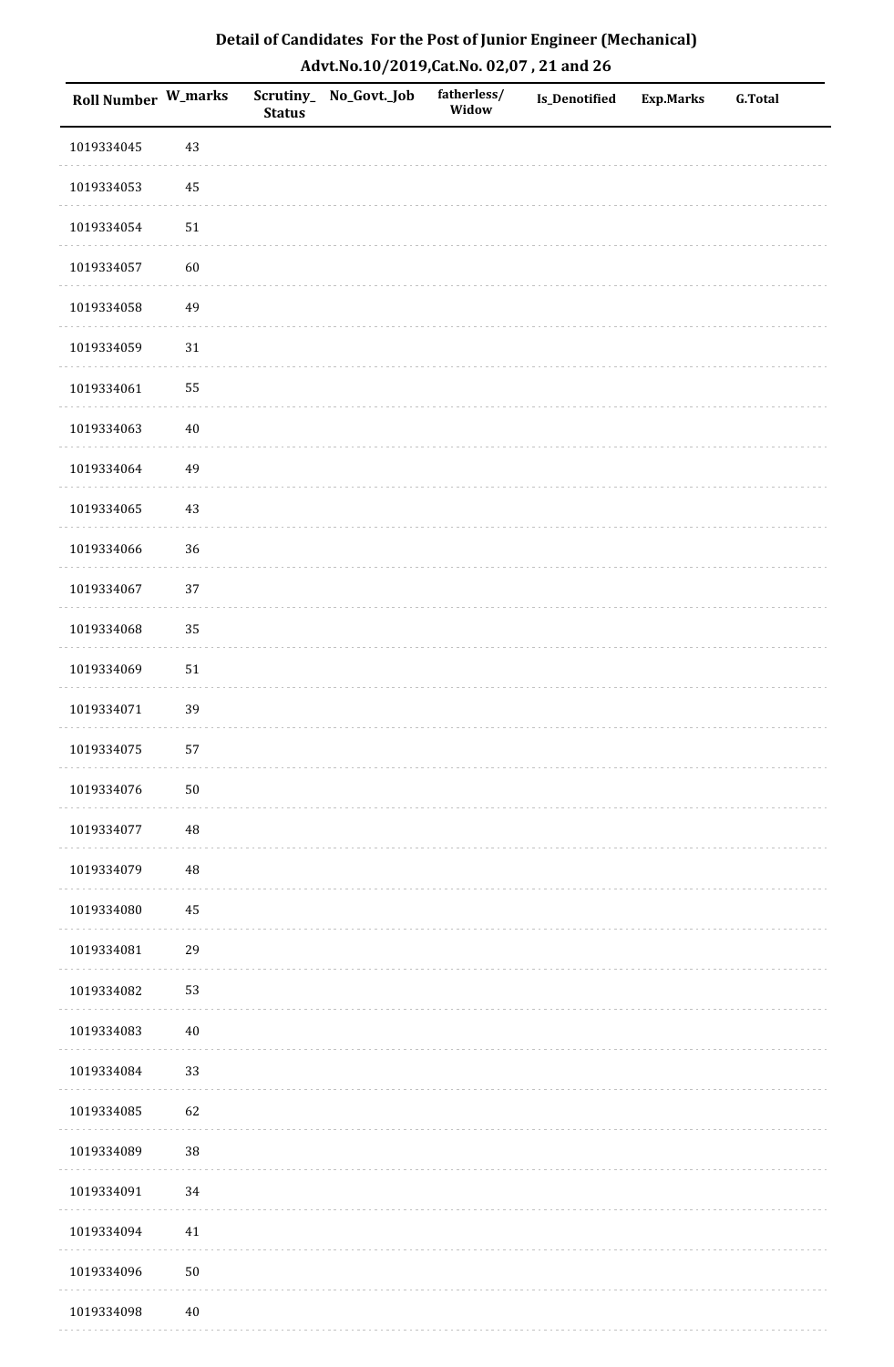# Detail of Candidates For the Post of Junior Engineer (Mechanical)

## Advt.No.10/2019,Cat.No. 02,07 , 21 and 26

| Roll Number | W_marks | Scrutiny_Status | No_Govt._Job | fatherless/Widow | Is_Denotified | Exp.Marks | G.Total |
|---|---|---|---|---|---|---|---|
| 1019334045 | 43 | | | | | | |
| 1019334053 | 45 | | | | | | |
| 1019334054 | 51 | | | | | | |
| 1019334057 | 60 | | | | | | |
| 1019334058 | 49 | | | | | | |
| 1019334059 | 31 | | | | | | |
| 1019334061 | 55 | | | | | | |
| 1019334063 | 40 | | | | | | |
| 1019334064 | 49 | | | | | | |
| 1019334065 | 43 | | | | | | |
| 1019334066 | 36 | | | | | | |
| 1019334067 | 37 | | | | | | |
| 1019334068 | 35 | | | | | | |
| 1019334069 | 51 | | | | | | |
| 1019334071 | 39 | | | | | | |
| 1019334075 | 57 | | | | | | |
| 1019334076 | 50 | | | | | | |
| 1019334077 | 48 | | | | | | |
| 1019334079 | 48 | | | | | | |
| 1019334080 | 45 | | | | | | |
| 1019334081 | 29 | | | | | | |
| 1019334082 | 53 | | | | | | |
| 1019334083 | 40 | | | | | | |
| 1019334084 | 33 | | | | | | |
| 1019334085 | 62 | | | | | | |
| 1019334089 | 38 | | | | | | |
| 1019334091 | 34 | | | | | | |
| 1019334094 | 41 | | | | | | |
| 1019334096 | 50 | | | | | | |
| 1019334098 | 40 | | | | | | |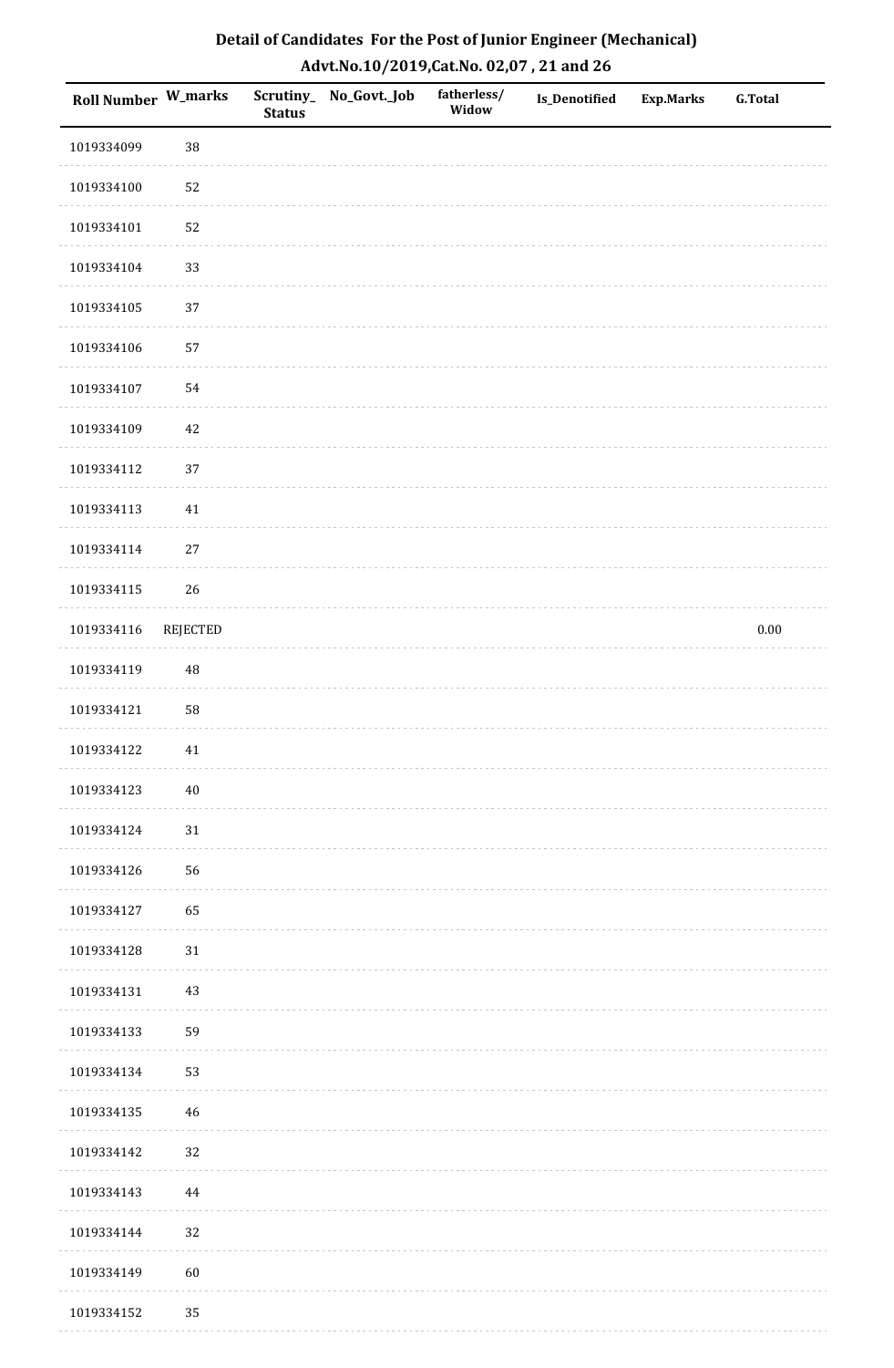# Detail of Candidates For the Post of Junior Engineer (Mechanical)
## Advt.No.10/2019,Cat.No. 02,07 , 21 and 26

| Roll Number | W_marks | Scrutiny_Status | No_Govt._Job | fatherless/Widow | Is_Denotified | Exp.Marks | G.Total |
|---|---|---|---|---|---|---|---|
| 1019334099 | 38 | | | | | | |
| 1019334100 | 52 | | | | | | |
| 1019334101 | 52 | | | | | | |
| 1019334104 | 33 | | | | | | |
| 1019334105 | 37 | | | | | | |
| 1019334106 | 57 | | | | | | |
| 1019334107 | 54 | | | | | | |
| 1019334109 | 42 | | | | | | |
| 1019334112 | 37 | | | | | | |
| 1019334113 | 41 | | | | | | |
| 1019334114 | 27 | | | | | | |
| 1019334115 | 26 | | | | | | |
| 1019334116 | REJECTED | | | | | | 0.00 |
| 1019334119 | 48 | | | | | | |
| 1019334121 | 58 | | | | | | |
| 1019334122 | 41 | | | | | | |
| 1019334123 | 40 | | | | | | |
| 1019334124 | 31 | | | | | | |
| 1019334126 | 56 | | | | | | |
| 1019334127 | 65 | | | | | | |
| 1019334128 | 31 | | | | | | |
| 1019334131 | 43 | | | | | | |
| 1019334133 | 59 | | | | | | |
| 1019334134 | 53 | | | | | | |
| 1019334135 | 46 | | | | | | |
| 1019334142 | 32 | | | | | | |
| 1019334143 | 44 | | | | | | |
| 1019334144 | 32 | | | | | | |
| 1019334149 | 60 | | | | | | |
| 1019334152 | 35 | | | | | | |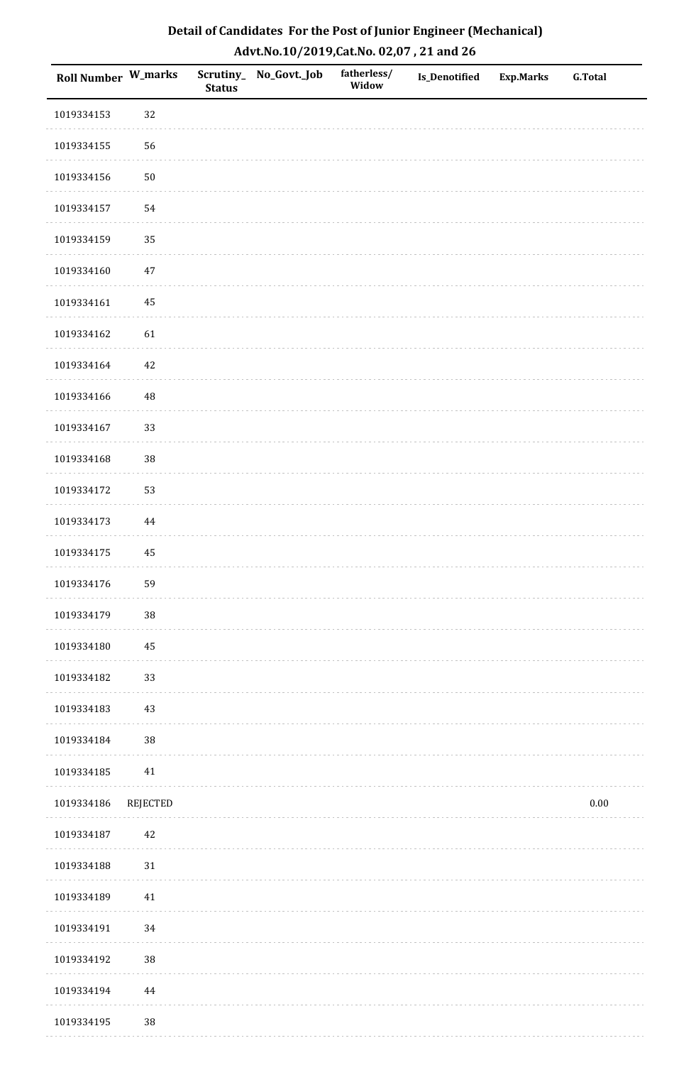**Detail of Candidates For the Post of Junior Engineer (Mechanical)**
**Advt.No.10/2019,Cat.No. 02,07 , 21 and 26**

| Roll Number | W_marks | Scrutiny_ Status | No_Govt._Job | fatherless/ Widow | Is_Denotified | Exp.Marks | G.Total |
|---|---|---|---|---|---|---|---|
| 1019334153 | 32 | | | | | | |
| 1019334155 | 56 | | | | | | |
| 1019334156 | 50 | | | | | | |
| 1019334157 | 54 | | | | | | |
| 1019334159 | 35 | | | | | | |
| 1019334160 | 47 | | | | | | |
| 1019334161 | 45 | | | | | | |
| 1019334162 | 61 | | | | | | |
| 1019334164 | 42 | | | | | | |
| 1019334166 | 48 | | | | | | |
| 1019334167 | 33 | | | | | | |
| 1019334168 | 38 | | | | | | |
| 1019334172 | 53 | | | | | | |
| 1019334173 | 44 | | | | | | |
| 1019334175 | 45 | | | | | | |
| 1019334176 | 59 | | | | | | |
| 1019334179 | 38 | | | | | | |
| 1019334180 | 45 | | | | | | |
| 1019334182 | 33 | | | | | | |
| 1019334183 | 43 | | | | | | |
| 1019334184 | 38 | | | | | | |
| 1019334185 | 41 | | | | | | |
| 1019334186 | REJECTED | | | | | | 0.00 |
| 1019334187 | 42 | | | | | | |
| 1019334188 | 31 | | | | | | |
| 1019334189 | 41 | | | | | | |
| 1019334191 | 34 | | | | | | |
| 1019334192 | 38 | | | | | | |
| 1019334194 | 44 | | | | | | |
| 1019334195 | 38 | | | | | | |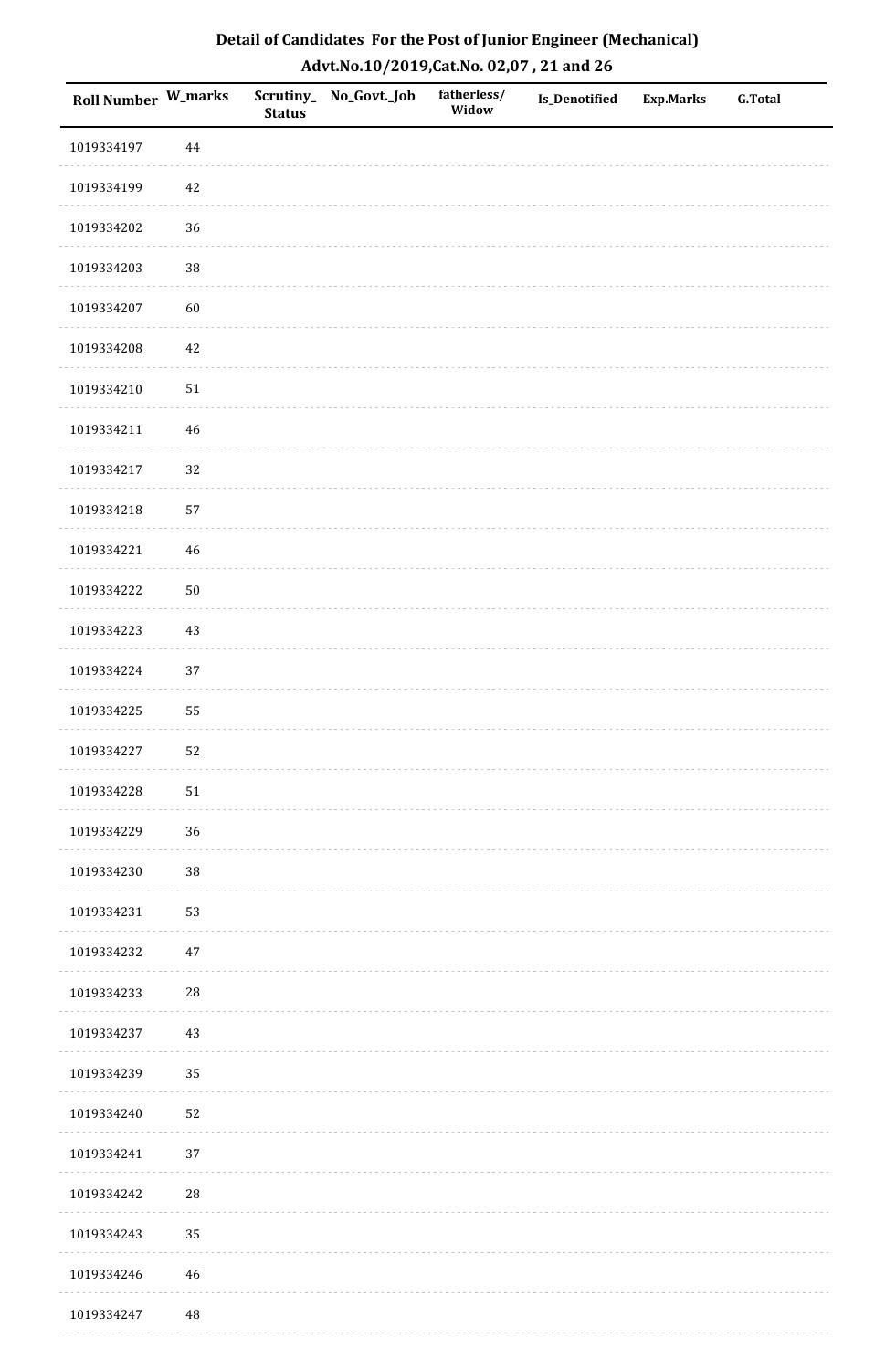# Detail of Candidates For the Post of Junior Engineer (Mechanical)

## Advt.No.10/2019,Cat.No. 02,07 , 21 and 26

| Roll Number | W_marks | Scrutiny_Status | No_Govt._Job | fatherless/Widow | Is_Denotified | Exp.Marks | G.Total |
|---|---|---|---|---|---|---|---|
| 1019334197 | 44 | | | | | | |
| 1019334199 | 42 | | | | | | |
| 1019334202 | 36 | | | | | | |
| 1019334203 | 38 | | | | | | |
| 1019334207 | 60 | | | | | | |
| 1019334208 | 42 | | | | | | |
| 1019334210 | 51 | | | | | | |
| 1019334211 | 46 | | | | | | |
| 1019334217 | 32 | | | | | | |
| 1019334218 | 57 | | | | | | |
| 1019334221 | 46 | | | | | | |
| 1019334222 | 50 | | | | | | |
| 1019334223 | 43 | | | | | | |
| 1019334224 | 37 | | | | | | |
| 1019334225 | 55 | | | | | | |
| 1019334227 | 52 | | | | | | |
| 1019334228 | 51 | | | | | | |
| 1019334229 | 36 | | | | | | |
| 1019334230 | 38 | | | | | | |
| 1019334231 | 53 | | | | | | |
| 1019334232 | 47 | | | | | | |
| 1019334233 | 28 | | | | | | |
| 1019334237 | 43 | | | | | | |
| 1019334239 | 35 | | | | | | |
| 1019334240 | 52 | | | | | | |
| 1019334241 | 37 | | | | | | |
| 1019334242 | 28 | | | | | | |
| 1019334243 | 35 | | | | | | |
| 1019334246 | 46 | | | | | | |
| 1019334247 | 48 | | | | | | |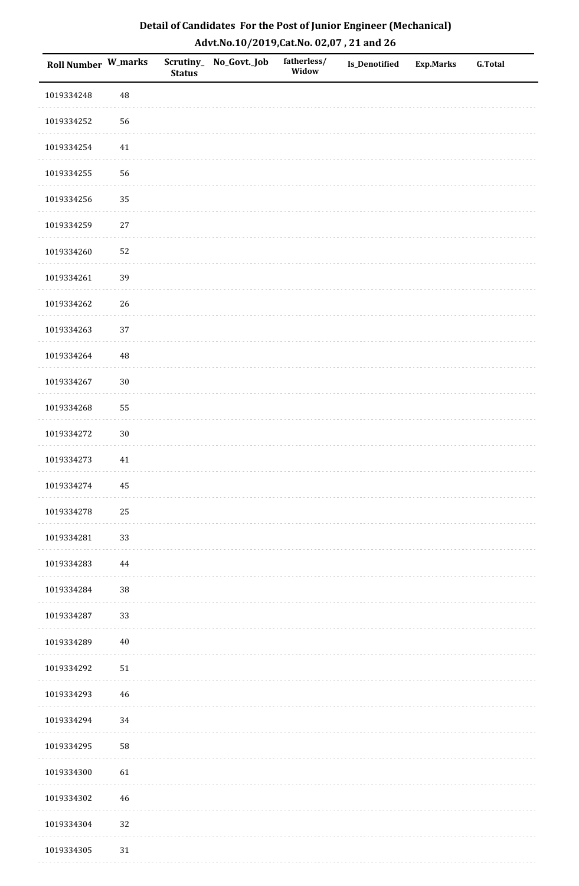# Detail of Candidates For the Post of Junior Engineer (Mechanical)

## Advt.No.10/2019,Cat.No. 02,07 , 21 and 26

| Roll Number | W_marks | Scrutiny_Status | No_Govt._Job | fatherless/Widow | Is_Denotified | Exp.Marks | G.Total |
|---|---|---|---|---|---|---|---|
| 1019334248 | 48 | | | | | | |
| 1019334252 | 56 | | | | | | |
| 1019334254 | 41 | | | | | | |
| 1019334255 | 56 | | | | | | |
| 1019334256 | 35 | | | | | | |
| 1019334259 | 27 | | | | | | |
| 1019334260 | 52 | | | | | | |
| 1019334261 | 39 | | | | | | |
| 1019334262 | 26 | | | | | | |
| 1019334263 | 37 | | | | | | |
| 1019334264 | 48 | | | | | | |
| 1019334267 | 30 | | | | | | |
| 1019334268 | 55 | | | | | | |
| 1019334272 | 30 | | | | | | |
| 1019334273 | 41 | | | | | | |
| 1019334274 | 45 | | | | | | |
| 1019334278 | 25 | | | | | | |
| 1019334281 | 33 | | | | | | |
| 1019334283 | 44 | | | | | | |
| 1019334284 | 38 | | | | | | |
| 1019334287 | 33 | | | | | | |
| 1019334289 | 40 | | | | | | |
| 1019334292 | 51 | | | | | | |
| 1019334293 | 46 | | | | | | |
| 1019334294 | 34 | | | | | | |
| 1019334295 | 58 | | | | | | |
| 1019334300 | 61 | | | | | | |
| 1019334302 | 46 | | | | | | |
| 1019334304 | 32 | | | | | | |
| 1019334305 | 31 | | | | | | |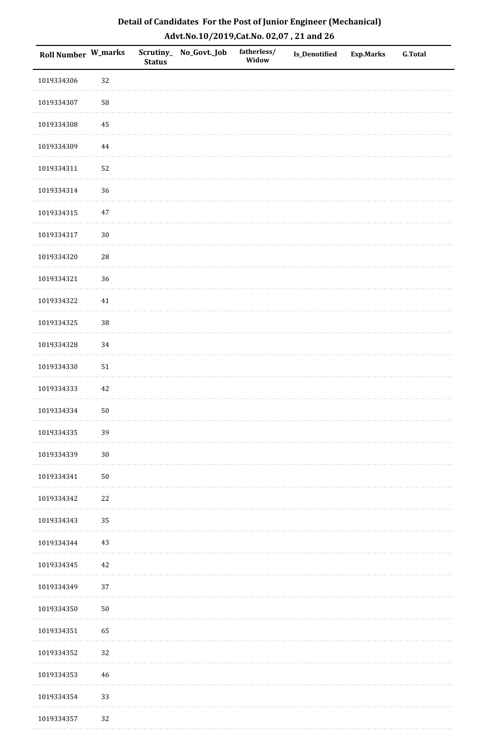# Detail of Candidates For the Post of Junior Engineer (Mechanical)

## Advt.No.10/2019,Cat.No. 02,07 , 21 and 26

| Roll Number | W_marks | Scrutiny_Status | No_Govt._Job | fatherless/Widow | Is_Denotified | Exp.Marks | G.Total |
|---|---|---|---|---|---|---|---|
| 1019334306 | 32 | | | | | | |
| 1019334307 | 58 | | | | | | |
| 1019334308 | 45 | | | | | | |
| 1019334309 | 44 | | | | | | |
| 1019334311 | 52 | | | | | | |
| 1019334314 | 36 | | | | | | |
| 1019334315 | 47 | | | | | | |
| 1019334317 | 30 | | | | | | |
| 1019334320 | 28 | | | | | | |
| 1019334321 | 36 | | | | | | |
| 1019334322 | 41 | | | | | | |
| 1019334325 | 38 | | | | | | |
| 1019334328 | 34 | | | | | | |
| 1019334330 | 51 | | | | | | |
| 1019334333 | 42 | | | | | | |
| 1019334334 | 50 | | | | | | |
| 1019334335 | 39 | | | | | | |
| 1019334339 | 30 | | | | | | |
| 1019334341 | 50 | | | | | | |
| 1019334342 | 22 | | | | | | |
| 1019334343 | 35 | | | | | | |
| 1019334344 | 43 | | | | | | |
| 1019334345 | 42 | | | | | | |
| 1019334349 | 37 | | | | | | |
| 1019334350 | 50 | | | | | | |
| 1019334351 | 65 | | | | | | |
| 1019334352 | 32 | | | | | | |
| 1019334353 | 46 | | | | | | |
| 1019334354 | 33 | | | | | | |
| 1019334357 | 32 | | | | | | |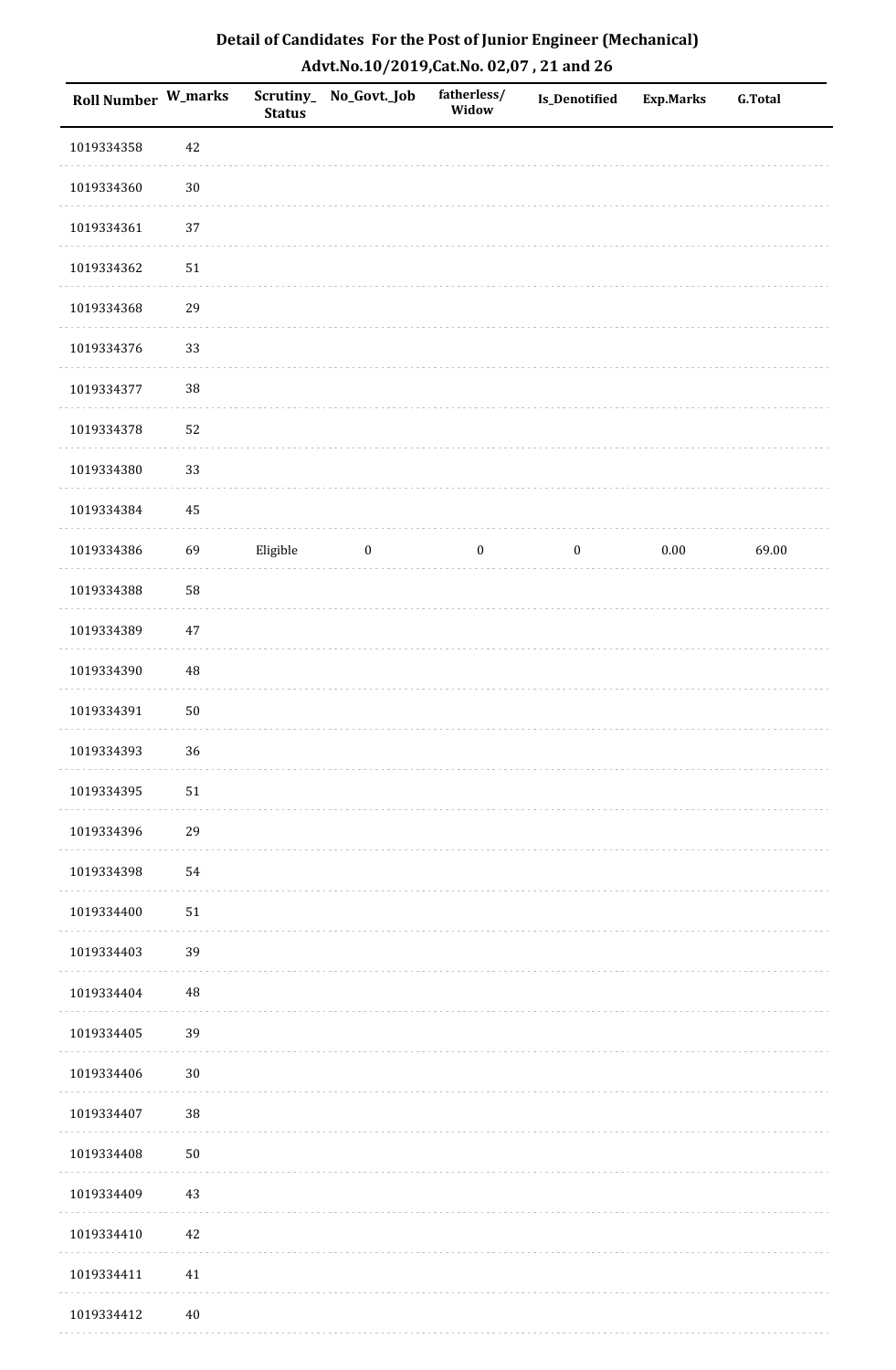# Detail of Candidates For the Post of Junior Engineer (Mechanical)

## Advt.No.10/2019,Cat.No. 02,07 , 21 and 26

| Roll Number | W_marks | Scrutiny_Status | No_Govt._Job | fatherless/Widow | Is_Denotified | Exp.Marks | G.Total |
|---|---|---|---|---|---|---|---|
| 1019334358 | 42 | | | | | | |
| 1019334360 | 30 | | | | | | |
| 1019334361 | 37 | | | | | | |
| 1019334362 | 51 | | | | | | |
| 1019334368 | 29 | | | | | | |
| 1019334376 | 33 | | | | | | |
| 1019334377 | 38 | | | | | | |
| 1019334378 | 52 | | | | | | |
| 1019334380 | 33 | | | | | | |
| 1019334384 | 45 | | | | | | |
| 1019334386 | 69 | Eligible | 0 | 0 | 0 | 0.00 | 69.00 |
| 1019334388 | 58 | | | | | | |
| 1019334389 | 47 | | | | | | |
| 1019334390 | 48 | | | | | | |
| 1019334391 | 50 | | | | | | |
| 1019334393 | 36 | | | | | | |
| 1019334395 | 51 | | | | | | |
| 1019334396 | 29 | | | | | | |
| 1019334398 | 54 | | | | | | |
| 1019334400 | 51 | | | | | | |
| 1019334403 | 39 | | | | | | |
| 1019334404 | 48 | | | | | | |
| 1019334405 | 39 | | | | | | |
| 1019334406 | 30 | | | | | | |
| 1019334407 | 38 | | | | | | |
| 1019334408 | 50 | | | | | | |
| 1019334409 | 43 | | | | | | |
| 1019334410 | 42 | | | | | | |
| 1019334411 | 41 | | | | | | |
| 1019334412 | 40 | | | | | | |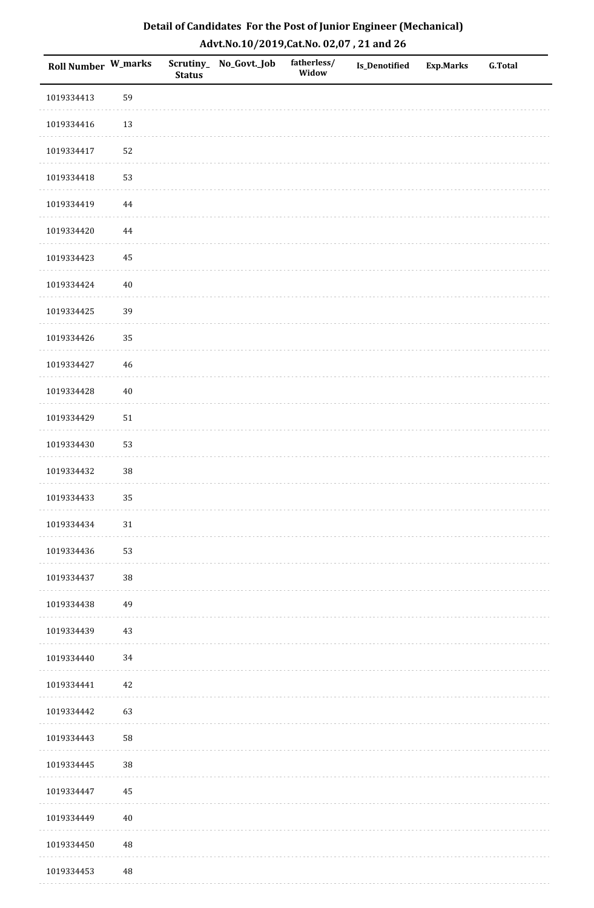# Detail of Candidates For the Post of Junior Engineer (Mechanical)

## Advt.No.10/2019,Cat.No. 02,07 , 21 and 26

| Roll Number | W_marks | Scrutiny_ Status | No_Govt._Job | fatherless/ Widow | Is_Denotified | Exp.Marks | G.Total |
|---|---|---|---|---|---|---|---|
| 1019334413 | 59 | | | | | | |
| 1019334416 | 13 | | | | | | |
| 1019334417 | 52 | | | | | | |
| 1019334418 | 53 | | | | | | |
| 1019334419 | 44 | | | | | | |
| 1019334420 | 44 | | | | | | |
| 1019334423 | 45 | | | | | | |
| 1019334424 | 40 | | | | | | |
| 1019334425 | 39 | | | | | | |
| 1019334426 | 35 | | | | | | |
| 1019334427 | 46 | | | | | | |
| 1019334428 | 40 | | | | | | |
| 1019334429 | 51 | | | | | | |
| 1019334430 | 53 | | | | | | |
| 1019334432 | 38 | | | | | | |
| 1019334433 | 35 | | | | | | |
| 1019334434 | 31 | | | | | | |
| 1019334436 | 53 | | | | | | |
| 1019334437 | 38 | | | | | | |
| 1019334438 | 49 | | | | | | |
| 1019334439 | 43 | | | | | | |
| 1019334440 | 34 | | | | | | |
| 1019334441 | 42 | | | | | | |
| 1019334442 | 63 | | | | | | |
| 1019334443 | 58 | | | | | | |
| 1019334445 | 38 | | | | | | |
| 1019334447 | 45 | | | | | | |
| 1019334449 | 40 | | | | | | |
| 1019334450 | 48 | | | | | | |
| 1019334453 | 48 | | | | | | |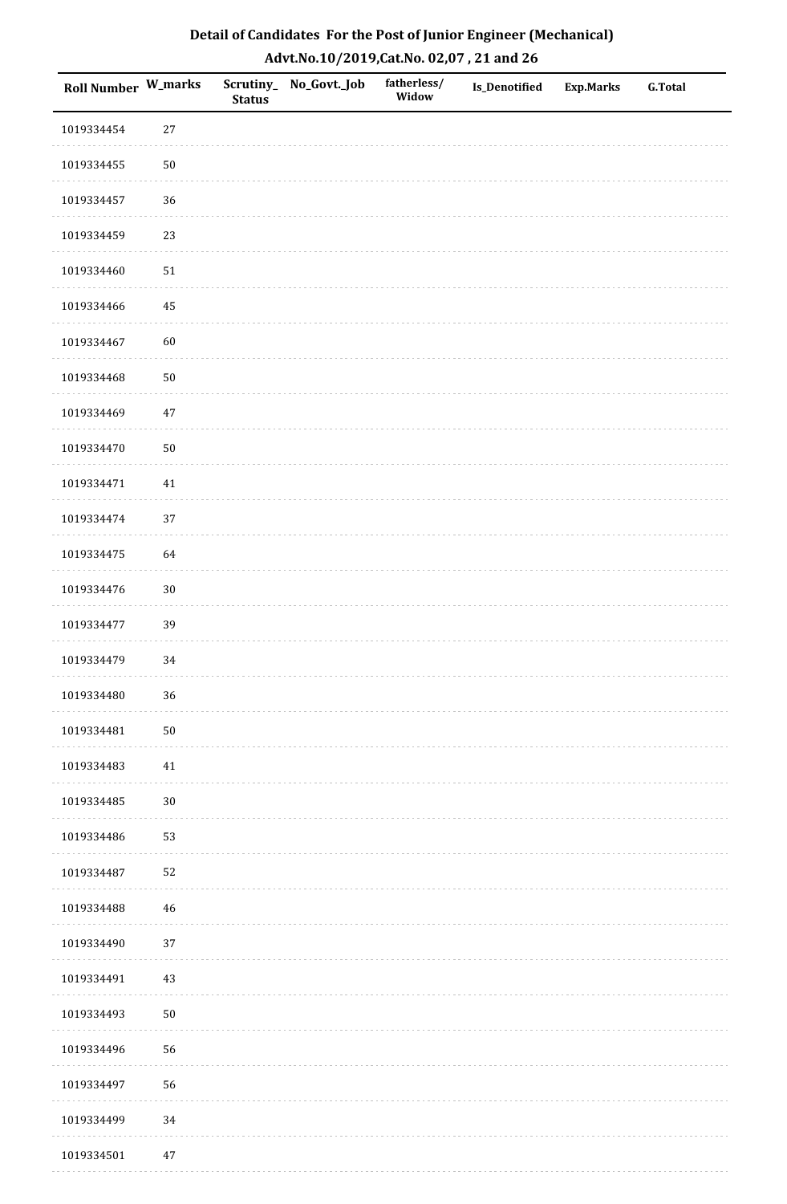## Detail of Candidates For the Post of Junior Engineer (Mechanical)

## Advt.No.10/2019,Cat.No. 02,07 , 21 and 26

| Roll Number | W_marks | Scrutiny_ Status | No_Govt._Job | fatherless/ Widow | Is_Denotified | Exp.Marks | G.Total |
|---|---|---|---|---|---|---|---|
| 1019334454 | 27 | | | | | | |
| 1019334455 | 50 | | | | | | |
| 1019334457 | 36 | | | | | | |
| 1019334459 | 23 | | | | | | |
| 1019334460 | 51 | | | | | | |
| 1019334466 | 45 | | | | | | |
| 1019334467 | 60 | | | | | | |
| 1019334468 | 50 | | | | | | |
| 1019334469 | 47 | | | | | | |
| 1019334470 | 50 | | | | | | |
| 1019334471 | 41 | | | | | | |
| 1019334474 | 37 | | | | | | |
| 1019334475 | 64 | | | | | | |
| 1019334476 | 30 | | | | | | |
| 1019334477 | 39 | | | | | | |
| 1019334479 | 34 | | | | | | |
| 1019334480 | 36 | | | | | | |
| 1019334481 | 50 | | | | | | |
| 1019334483 | 41 | | | | | | |
| 1019334485 | 30 | | | | | | |
| 1019334486 | 53 | | | | | | |
| 1019334487 | 52 | | | | | | |
| 1019334488 | 46 | | | | | | |
| 1019334490 | 37 | | | | | | |
| 1019334491 | 43 | | | | | | |
| 1019334493 | 50 | | | | | | |
| 1019334496 | 56 | | | | | | |
| 1019334497 | 56 | | | | | | |
| 1019334499 | 34 | | | | | | |
| 1019334501 | 47 | | | | | | |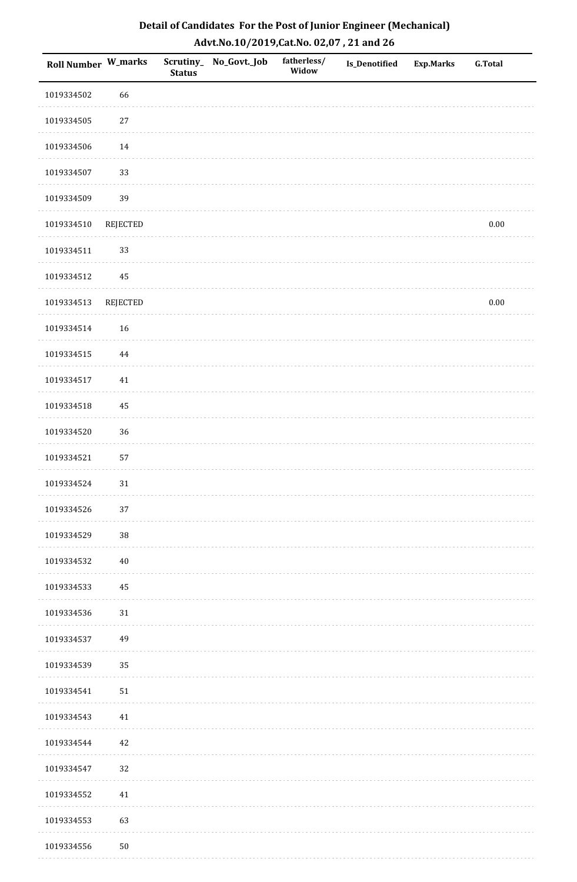# Detail of Candidates For the Post of Junior Engineer (Mechanical)

## Advt.No.10/2019,Cat.No. 02,07 , 21 and 26

| Roll Number | W_marks | Scrutiny_Status | No_Govt._Job | fatherless/Widow | Is_Denotified | Exp.Marks | G.Total |
|---|---|---|---|---|---|---|---|
| 1019334502 | 66 | | | | | | |
| 1019334505 | 27 | | | | | | |
| 1019334506 | 14 | | | | | | |
| 1019334507 | 33 | | | | | | |
| 1019334509 | 39 | | | | | | |
| 1019334510 | REJECTED | | | | | | 0.00 |
| 1019334511 | 33 | | | | | | |
| 1019334512 | 45 | | | | | | |
| 1019334513 | REJECTED | | | | | | 0.00 |
| 1019334514 | 16 | | | | | | |
| 1019334515 | 44 | | | | | | |
| 1019334517 | 41 | | | | | | |
| 1019334518 | 45 | | | | | | |
| 1019334520 | 36 | | | | | | |
| 1019334521 | 57 | | | | | | |
| 1019334524 | 31 | | | | | | |
| 1019334526 | 37 | | | | | | |
| 1019334529 | 38 | | | | | | |
| 1019334532 | 40 | | | | | | |
| 1019334533 | 45 | | | | | | |
| 1019334536 | 31 | | | | | | |
| 1019334537 | 49 | | | | | | |
| 1019334539 | 35 | | | | | | |
| 1019334541 | 51 | | | | | | |
| 1019334543 | 41 | | | | | | |
| 1019334544 | 42 | | | | | | |
| 1019334547 | 32 | | | | | | |
| 1019334552 | 41 | | | | | | |
| 1019334553 | 63 | | | | | | |
| 1019334556 | 50 | | | | | | |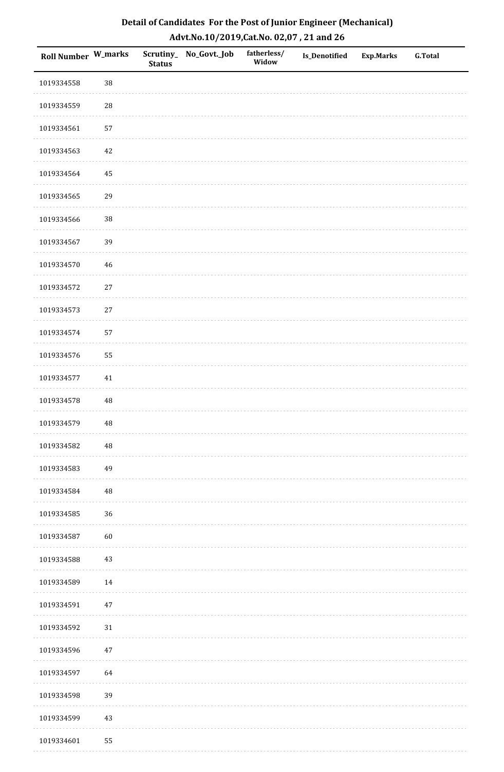## Detail of Candidates For the Post of Junior Engineer (Mechanical)

### Advt.No.10/2019,Cat.No. 02,07 , 21 and 26

| Roll Number | W_marks | Scrutiny_Status | No_Govt._Job | fatherless/Widow | Is_Denotified | Exp.Marks | G.Total |
|---|---|---|---|---|---|---|---|
| 1019334558 | 38 | | | | | | |
| 1019334559 | 28 | | | | | | |
| 1019334561 | 57 | | | | | | |
| 1019334563 | 42 | | | | | | |
| 1019334564 | 45 | | | | | | |
| 1019334565 | 29 | | | | | | |
| 1019334566 | 38 | | | | | | |
| 1019334567 | 39 | | | | | | |
| 1019334570 | 46 | | | | | | |
| 1019334572 | 27 | | | | | | |
| 1019334573 | 27 | | | | | | |
| 1019334574 | 57 | | | | | | |
| 1019334576 | 55 | | | | | | |
| 1019334577 | 41 | | | | | | |
| 1019334578 | 48 | | | | | | |
| 1019334579 | 48 | | | | | | |
| 1019334582 | 48 | | | | | | |
| 1019334583 | 49 | | | | | | |
| 1019334584 | 48 | | | | | | |
| 1019334585 | 36 | | | | | | |
| 1019334587 | 60 | | | | | | |
| 1019334588 | 43 | | | | | | |
| 1019334589 | 14 | | | | | | |
| 1019334591 | 47 | | | | | | |
| 1019334592 | 31 | | | | | | |
| 1019334596 | 47 | | | | | | |
| 1019334597 | 64 | | | | | | |
| 1019334598 | 39 | | | | | | |
| 1019334599 | 43 | | | | | | |
| 1019334601 | 55 | | | | | | |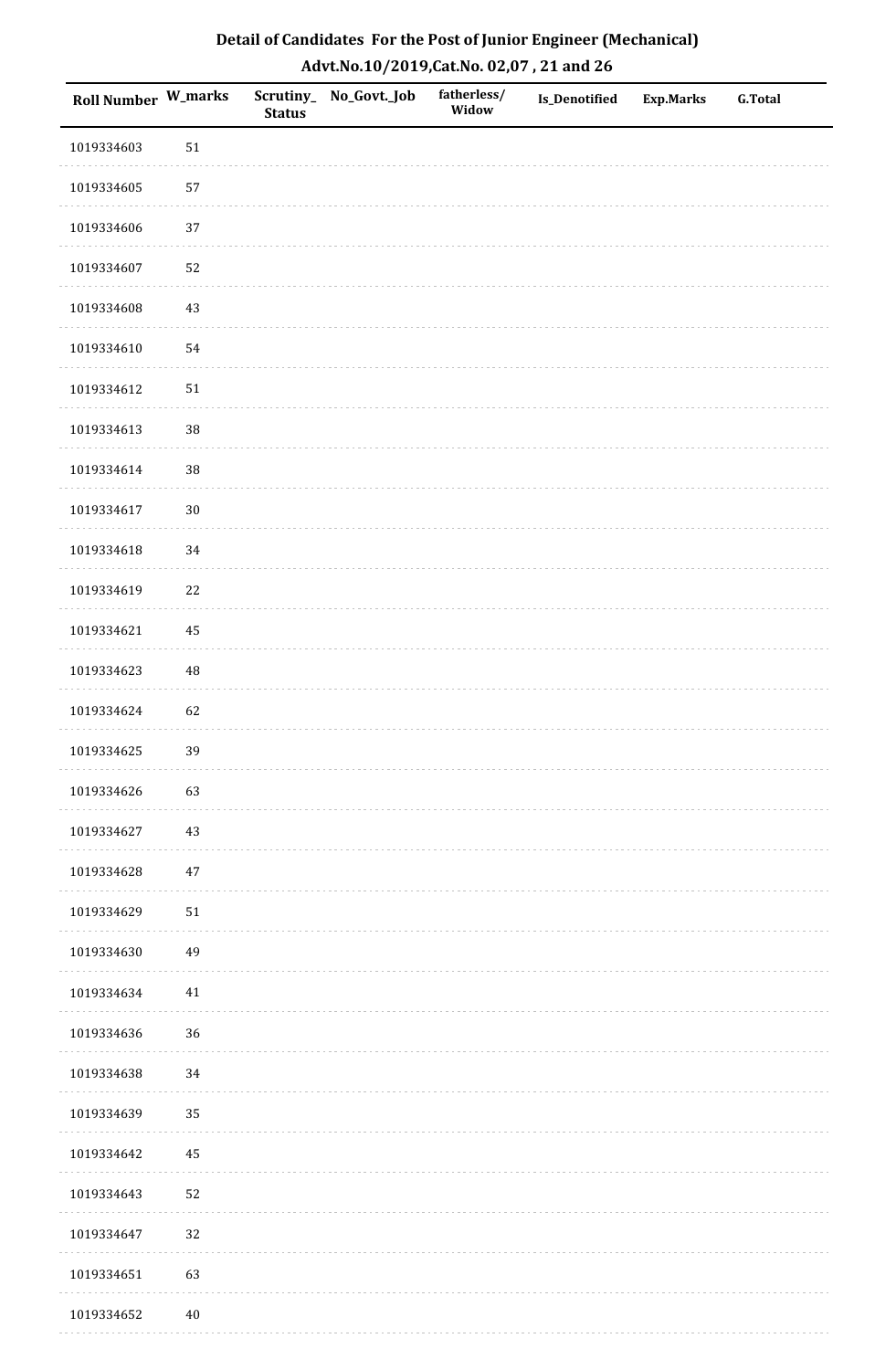# Detail of Candidates For the Post of Junior Engineer (Mechanical)

## Advt.No.10/2019,Cat.No. 02,07 , 21 and 26

| Roll Number | W_marks | Scrutiny_Status | No_Govt._Job | fatherless/Widow | Is_Denotified | Exp.Marks | G.Total |
|---|---|---|---|---|---|---|---|
| 1019334603 | 51 | | | | | | |
| 1019334605 | 57 | | | | | | |
| 1019334606 | 37 | | | | | | |
| 1019334607 | 52 | | | | | | |
| 1019334608 | 43 | | | | | | |
| 1019334610 | 54 | | | | | | |
| 1019334612 | 51 | | | | | | |
| 1019334613 | 38 | | | | | | |
| 1019334614 | 38 | | | | | | |
| 1019334617 | 30 | | | | | | |
| 1019334618 | 34 | | | | | | |
| 1019334619 | 22 | | | | | | |
| 1019334621 | 45 | | | | | | |
| 1019334623 | 48 | | | | | | |
| 1019334624 | 62 | | | | | | |
| 1019334625 | 39 | | | | | | |
| 1019334626 | 63 | | | | | | |
| 1019334627 | 43 | | | | | | |
| 1019334628 | 47 | | | | | | |
| 1019334629 | 51 | | | | | | |
| 1019334630 | 49 | | | | | | |
| 1019334634 | 41 | | | | | | |
| 1019334636 | 36 | | | | | | |
| 1019334638 | 34 | | | | | | |
| 1019334639 | 35 | | | | | | |
| 1019334642 | 45 | | | | | | |
| 1019334643 | 52 | | | | | | |
| 1019334647 | 32 | | | | | | |
| 1019334651 | 63 | | | | | | |
| 1019334652 | 40 | | | | | | |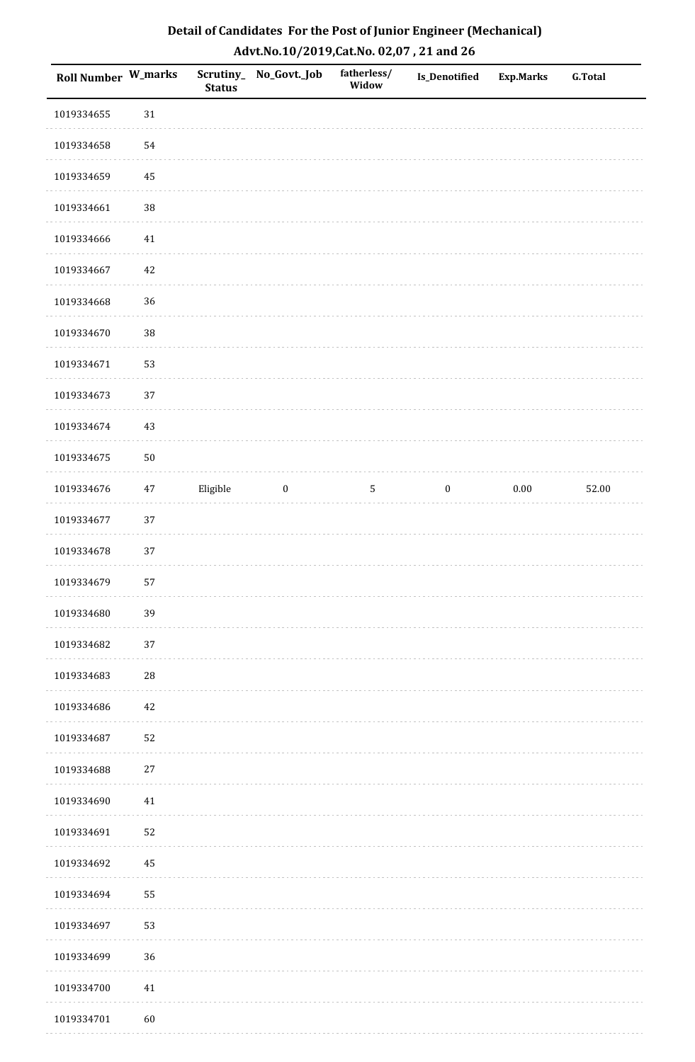# Detail of Candidates For the Post of Junior Engineer (Mechanical)

## Advt.No.10/2019,Cat.No. 02,07 , 21 and 26

| Roll Number | W_marks | Scrutiny_Status | No_Govt._Job | fatherless/Widow | Is_Denotified | Exp.Marks | G.Total |
|---|---|---|---|---|---|---|---|
| 1019334655 | 31 | | | | | | |
| 1019334658 | 54 | | | | | | |
| 1019334659 | 45 | | | | | | |
| 1019334661 | 38 | | | | | | |
| 1019334666 | 41 | | | | | | |
| 1019334667 | 42 | | | | | | |
| 1019334668 | 36 | | | | | | |
| 1019334670 | 38 | | | | | | |
| 1019334671 | 53 | | | | | | |
| 1019334673 | 37 | | | | | | |
| 1019334674 | 43 | | | | | | |
| 1019334675 | 50 | | | | | | |
| 1019334676 | 47 | Eligible | 0 | 5 | 0 | 0.00 | 52.00 |
| 1019334677 | 37 | | | | | | |
| 1019334678 | 37 | | | | | | |
| 1019334679 | 57 | | | | | | |
| 1019334680 | 39 | | | | | | |
| 1019334682 | 37 | | | | | | |
| 1019334683 | 28 | | | | | | |
| 1019334686 | 42 | | | | | | |
| 1019334687 | 52 | | | | | | |
| 1019334688 | 27 | | | | | | |
| 1019334690 | 41 | | | | | | |
| 1019334691 | 52 | | | | | | |
| 1019334692 | 45 | | | | | | |
| 1019334694 | 55 | | | | | | |
| 1019334697 | 53 | | | | | | |
| 1019334699 | 36 | | | | | | |
| 1019334700 | 41 | | | | | | |
| 1019334701 | 60 | | | | | | |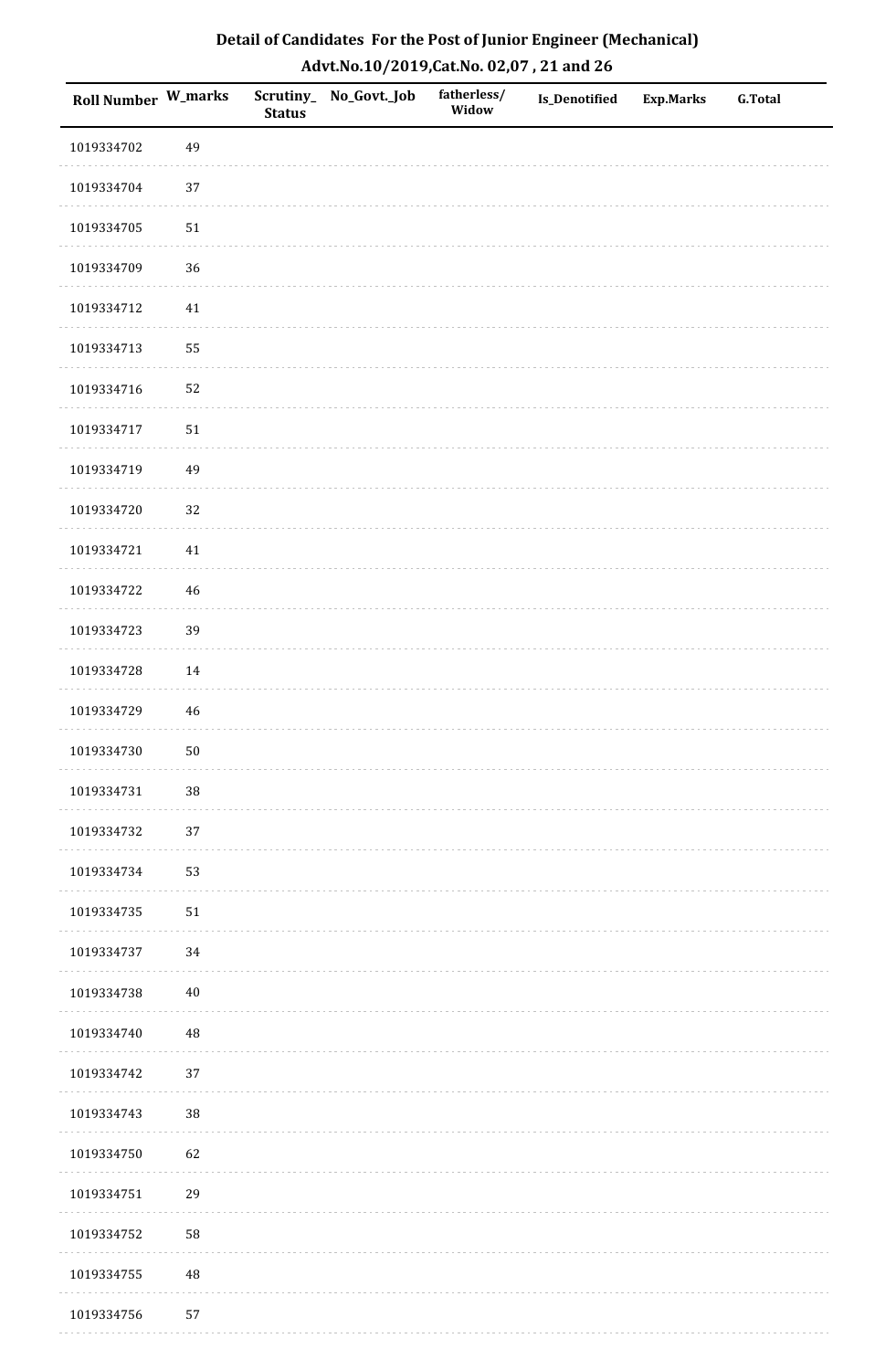## Detail of Candidates For the Post of Junior Engineer (Mechanical)

### Advt.No.10/2019,Cat.No. 02,07 , 21 and 26

| Roll Number | W_marks | Scrutiny_ Status | No_Govt._Job | fatherless/ Widow | Is_Denotified | Exp.Marks | G.Total |
|---|---|---|---|---|---|---|---|
| 1019334702 | 49 | | | | | | |
| 1019334704 | 37 | | | | | | |
| 1019334705 | 51 | | | | | | |
| 1019334709 | 36 | | | | | | |
| 1019334712 | 41 | | | | | | |
| 1019334713 | 55 | | | | | | |
| 1019334716 | 52 | | | | | | |
| 1019334717 | 51 | | | | | | |
| 1019334719 | 49 | | | | | | |
| 1019334720 | 32 | | | | | | |
| 1019334721 | 41 | | | | | | |
| 1019334722 | 46 | | | | | | |
| 1019334723 | 39 | | | | | | |
| 1019334728 | 14 | | | | | | |
| 1019334729 | 46 | | | | | | |
| 1019334730 | 50 | | | | | | |
| 1019334731 | 38 | | | | | | |
| 1019334732 | 37 | | | | | | |
| 1019334734 | 53 | | | | | | |
| 1019334735 | 51 | | | | | | |
| 1019334737 | 34 | | | | | | |
| 1019334738 | 40 | | | | | | |
| 1019334740 | 48 | | | | | | |
| 1019334742 | 37 | | | | | | |
| 1019334743 | 38 | | | | | | |
| 1019334750 | 62 | | | | | | |
| 1019334751 | 29 | | | | | | |
| 1019334752 | 58 | | | | | | |
| 1019334755 | 48 | | | | | | |
| 1019334756 | 57 | | | | | | |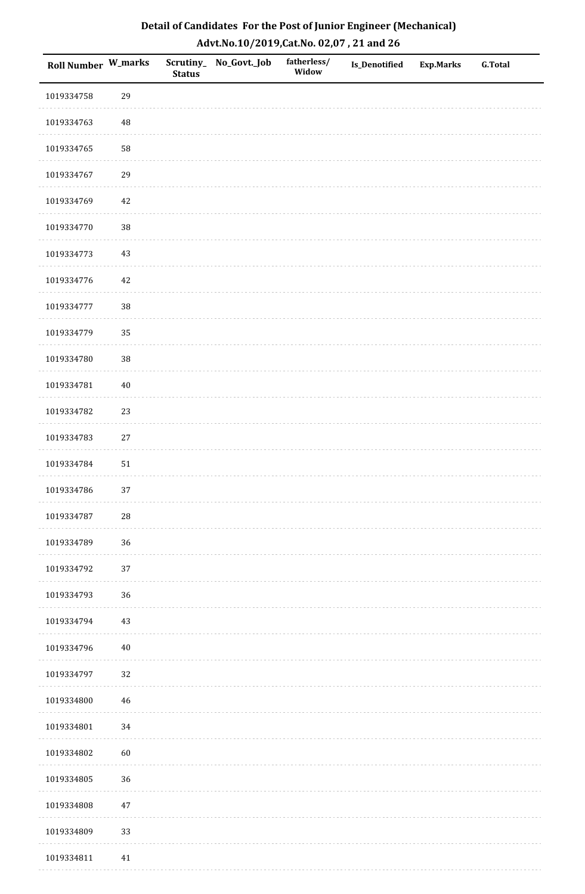# Detail of Candidates For the Post of Junior Engineer (Mechanical)

## Advt.No.10/2019,Cat.No. 02,07 , 21 and 26

| Roll Number | W_marks | Scrutiny_ Status | No_Govt._Job | fatherless/ Widow | Is_Denotified | Exp.Marks | G.Total |
|---|---|---|---|---|---|---|---|
| 1019334758 | 29 | | | | | | |
| 1019334763 | 48 | | | | | | |
| 1019334765 | 58 | | | | | | |
| 1019334767 | 29 | | | | | | |
| 1019334769 | 42 | | | | | | |
| 1019334770 | 38 | | | | | | |
| 1019334773 | 43 | | | | | | |
| 1019334776 | 42 | | | | | | |
| 1019334777 | 38 | | | | | | |
| 1019334779 | 35 | | | | | | |
| 1019334780 | 38 | | | | | | |
| 1019334781 | 40 | | | | | | |
| 1019334782 | 23 | | | | | | |
| 1019334783 | 27 | | | | | | |
| 1019334784 | 51 | | | | | | |
| 1019334786 | 37 | | | | | | |
| 1019334787 | 28 | | | | | | |
| 1019334789 | 36 | | | | | | |
| 1019334792 | 37 | | | | | | |
| 1019334793 | 36 | | | | | | |
| 1019334794 | 43 | | | | | | |
| 1019334796 | 40 | | | | | | |
| 1019334797 | 32 | | | | | | |
| 1019334800 | 46 | | | | | | |
| 1019334801 | 34 | | | | | | |
| 1019334802 | 60 | | | | | | |
| 1019334805 | 36 | | | | | | |
| 1019334808 | 47 | | | | | | |
| 1019334809 | 33 | | | | | | |
| 1019334811 | 41 | | | | | | |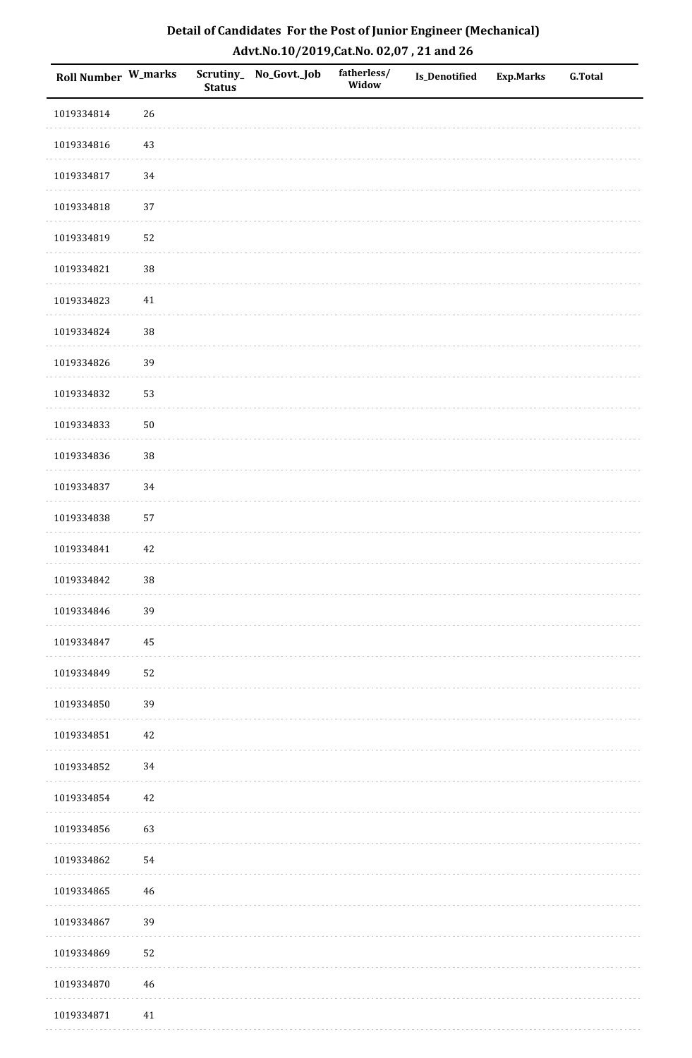# Detail of Candidates For the Post of Junior Engineer (Mechanical)

## Advt.No.10/2019,Cat.No. 02,07 , 21 and 26

| Roll Number | W_marks | Scrutiny_ Status | No_Govt._Job | fatherless/ Widow | Is_Denotified | Exp.Marks | G.Total |
|---|---|---|---|---|---|---|---|
| 1019334814 | 26 | | | | | | |
| 1019334816 | 43 | | | | | | |
| 1019334817 | 34 | | | | | | |
| 1019334818 | 37 | | | | | | |
| 1019334819 | 52 | | | | | | |
| 1019334821 | 38 | | | | | | |
| 1019334823 | 41 | | | | | | |
| 1019334824 | 38 | | | | | | |
| 1019334826 | 39 | | | | | | |
| 1019334832 | 53 | | | | | | |
| 1019334833 | 50 | | | | | | |
| 1019334836 | 38 | | | | | | |
| 1019334837 | 34 | | | | | | |
| 1019334838 | 57 | | | | | | |
| 1019334841 | 42 | | | | | | |
| 1019334842 | 38 | | | | | | |
| 1019334846 | 39 | | | | | | |
| 1019334847 | 45 | | | | | | |
| 1019334849 | 52 | | | | | | |
| 1019334850 | 39 | | | | | | |
| 1019334851 | 42 | | | | | | |
| 1019334852 | 34 | | | | | | |
| 1019334854 | 42 | | | | | | |
| 1019334856 | 63 | | | | | | |
| 1019334862 | 54 | | | | | | |
| 1019334865 | 46 | | | | | | |
| 1019334867 | 39 | | | | | | |
| 1019334869 | 52 | | | | | | |
| 1019334870 | 46 | | | | | | |
| 1019334871 | 41 | | | | | | |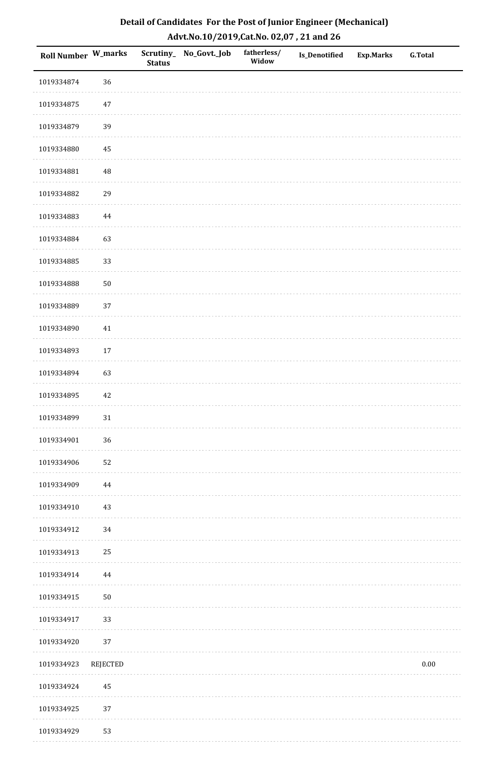# Detail of Candidates For the Post of Junior Engineer (Mechanical)

## Advt.No.10/2019,Cat.No. 02,07 , 21 and 26

| Roll Number | W_marks | Scrutiny_ Status | No_Govt._Job | fatherless/ Widow | Is_Denotified | Exp.Marks | G.Total |
|---|---|---|---|---|---|---|---|
| 1019334874 | 36 | | | | | | |
| 1019334875 | 47 | | | | | | |
| 1019334879 | 39 | | | | | | |
| 1019334880 | 45 | | | | | | |
| 1019334881 | 48 | | | | | | |
| 1019334882 | 29 | | | | | | |
| 1019334883 | 44 | | | | | | |
| 1019334884 | 63 | | | | | | |
| 1019334885 | 33 | | | | | | |
| 1019334888 | 50 | | | | | | |
| 1019334889 | 37 | | | | | | |
| 1019334890 | 41 | | | | | | |
| 1019334893 | 17 | | | | | | |
| 1019334894 | 63 | | | | | | |
| 1019334895 | 42 | | | | | | |
| 1019334899 | 31 | | | | | | |
| 1019334901 | 36 | | | | | | |
| 1019334906 | 52 | | | | | | |
| 1019334909 | 44 | | | | | | |
| 1019334910 | 43 | | | | | | |
| 1019334912 | 34 | | | | | | |
| 1019334913 | 25 | | | | | | |
| 1019334914 | 44 | | | | | | |
| 1019334915 | 50 | | | | | | |
| 1019334917 | 33 | | | | | | |
| 1019334920 | 37 | | | | | | |
| 1019334923 | REJECTED | | | | | | 0.00 |
| 1019334924 | 45 | | | | | | |
| 1019334925 | 37 | | | | | | |
| 1019334929 | 53 | | | | | | |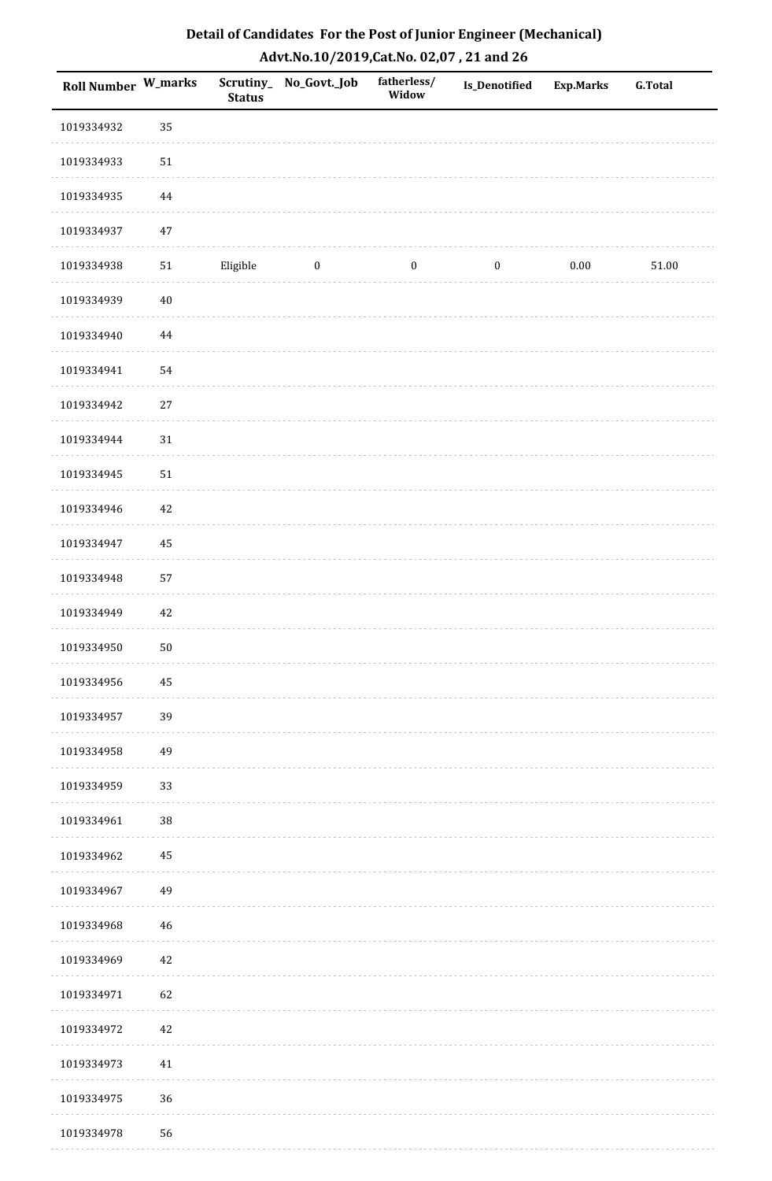# Detail of Candidates For the Post of Junior Engineer (Mechanical)

## Advt.No.10/2019,Cat.No. 02,07 , 21 and 26

| Roll Number | W_marks | Scrutiny_Status | No_Govt._Job | fatherless/Widow | Is_Denotified | Exp.Marks | G.Total |
|---|---|---|---|---|---|---|---|
| 1019334932 | 35 | | | | | | |
| 1019334933 | 51 | | | | | | |
| 1019334935 | 44 | | | | | | |
| 1019334937 | 47 | | | | | | |
| 1019334938 | 51 | Eligible | 0 | 0 | 0 | 0.00 | 51.00 |
| 1019334939 | 40 | | | | | | |
| 1019334940 | 44 | | | | | | |
| 1019334941 | 54 | | | | | | |
| 1019334942 | 27 | | | | | | |
| 1019334944 | 31 | | | | | | |
| 1019334945 | 51 | | | | | | |
| 1019334946 | 42 | | | | | | |
| 1019334947 | 45 | | | | | | |
| 1019334948 | 57 | | | | | | |
| 1019334949 | 42 | | | | | | |
| 1019334950 | 50 | | | | | | |
| 1019334956 | 45 | | | | | | |
| 1019334957 | 39 | | | | | | |
| 1019334958 | 49 | | | | | | |
| 1019334959 | 33 | | | | | | |
| 1019334961 | 38 | | | | | | |
| 1019334962 | 45 | | | | | | |
| 1019334967 | 49 | | | | | | |
| 1019334968 | 46 | | | | | | |
| 1019334969 | 42 | | | | | | |
| 1019334971 | 62 | | | | | | |
| 1019334972 | 42 | | | | | | |
| 1019334973 | 41 | | | | | | |
| 1019334975 | 36 | | | | | | |
| 1019334978 | 56 | | | | | | |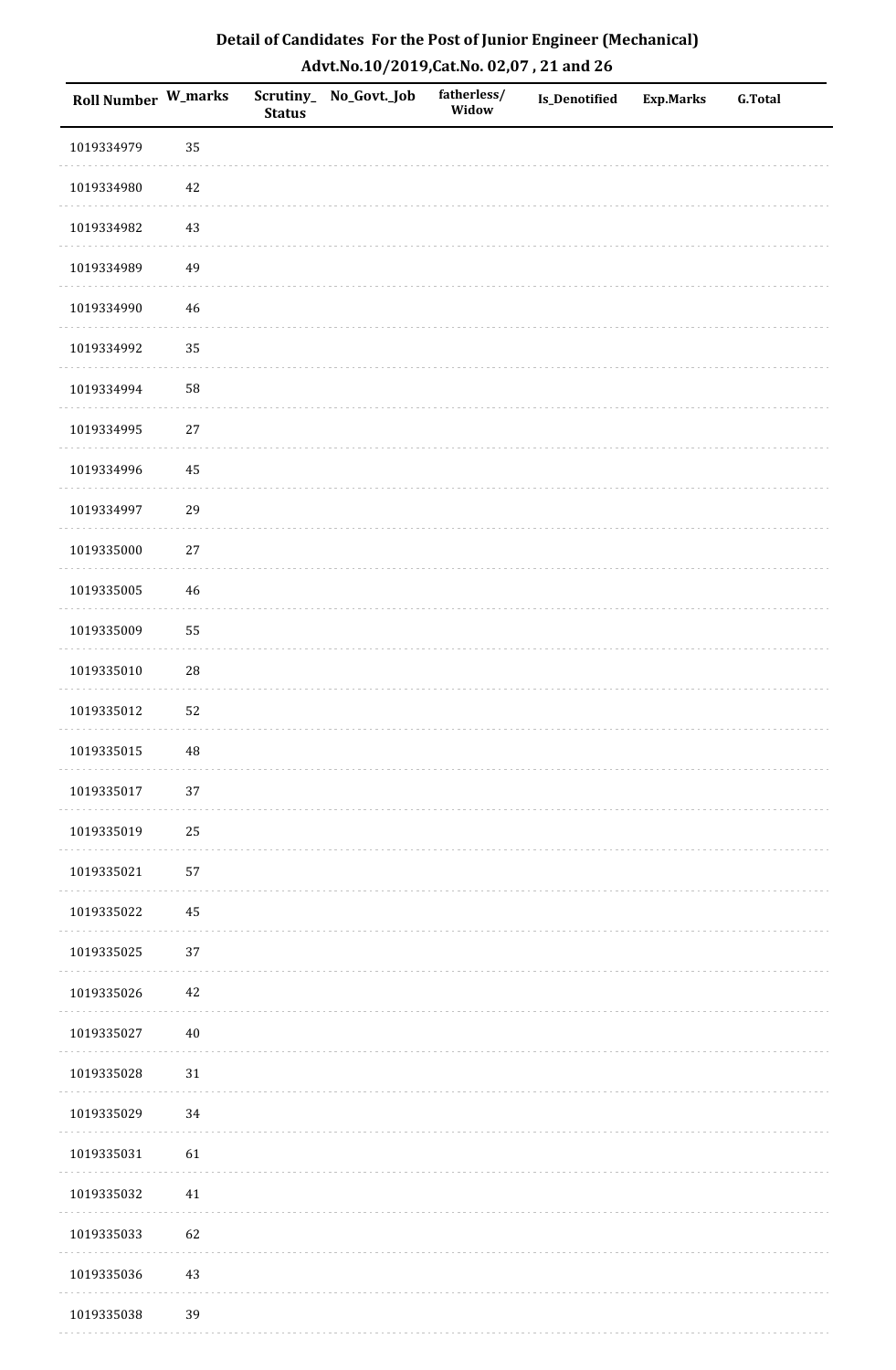# Detail of Candidates For the Post of Junior Engineer (Mechanical)

## Advt.No.10/2019,Cat.No. 02,07 , 21 and 26

| Roll Number | W_marks | Scrutiny_Status | No_Govt._Job | fatherless/Widow | Is_Denotified | Exp.Marks | G.Total |
|---|---|---|---|---|---|---|---|
| 1019334979 | 35 | | | | | | |
| 1019334980 | 42 | | | | | | |
| 1019334982 | 43 | | | | | | |
| 1019334989 | 49 | | | | | | |
| 1019334990 | 46 | | | | | | |
| 1019334992 | 35 | | | | | | |
| 1019334994 | 58 | | | | | | |
| 1019334995 | 27 | | | | | | |
| 1019334996 | 45 | | | | | | |
| 1019334997 | 29 | | | | | | |
| 1019335000 | 27 | | | | | | |
| 1019335005 | 46 | | | | | | |
| 1019335009 | 55 | | | | | | |
| 1019335010 | 28 | | | | | | |
| 1019335012 | 52 | | | | | | |
| 1019335015 | 48 | | | | | | |
| 1019335017 | 37 | | | | | | |
| 1019335019 | 25 | | | | | | |
| 1019335021 | 57 | | | | | | |
| 1019335022 | 45 | | | | | | |
| 1019335025 | 37 | | | | | | |
| 1019335026 | 42 | | | | | | |
| 1019335027 | 40 | | | | | | |
| 1019335028 | 31 | | | | | | |
| 1019335029 | 34 | | | | | | |
| 1019335031 | 61 | | | | | | |
| 1019335032 | 41 | | | | | | |
| 1019335033 | 62 | | | | | | |
| 1019335036 | 43 | | | | | | |
| 1019335038 | 39 | | | | | | |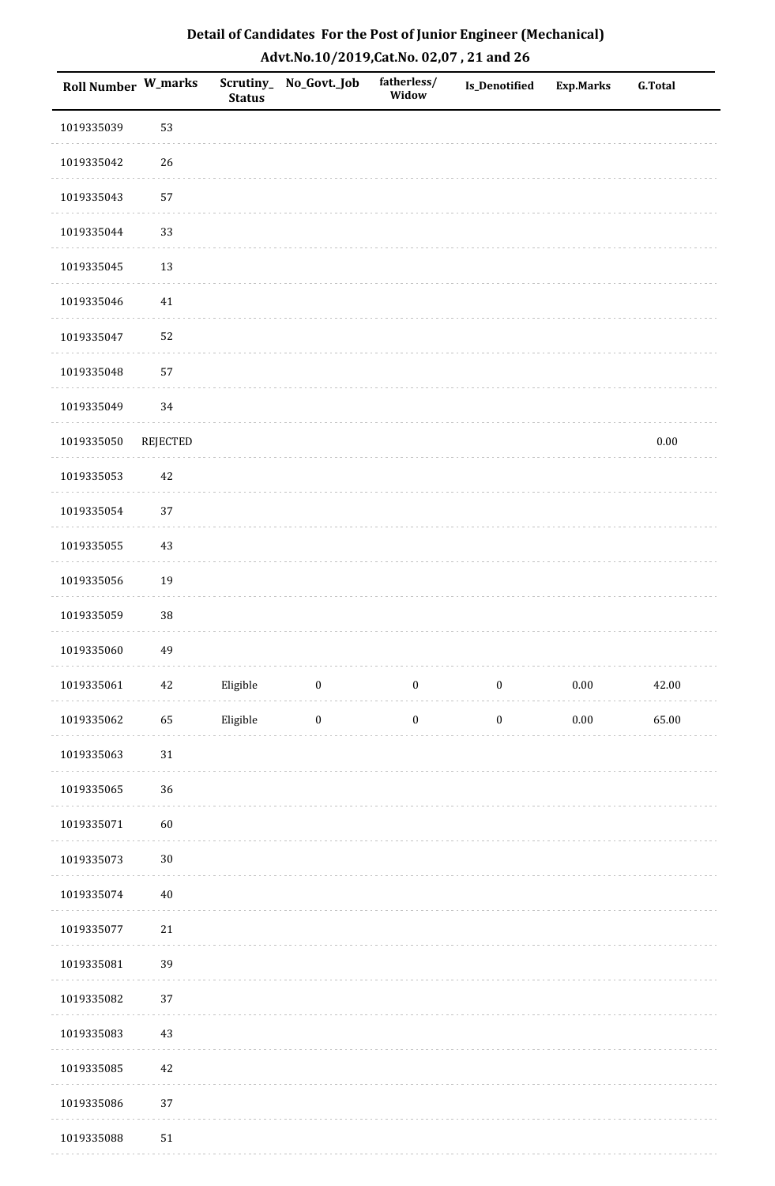## Detail of Candidates For the Post of Junior Engineer (Mechanical)

## Advt.No.10/2019,Cat.No. 02,07 , 21 and 26

| Roll Number | W_marks | Scrutiny_Status | No_Govt._Job | fatherless/Widow | Is_Denotified | Exp.Marks | G.Total |
|---|---|---|---|---|---|---|---|
| 1019335039 | 53 | | | | | | |
| 1019335042 | 26 | | | | | | |
| 1019335043 | 57 | | | | | | |
| 1019335044 | 33 | | | | | | |
| 1019335045 | 13 | | | | | | |
| 1019335046 | 41 | | | | | | |
| 1019335047 | 52 | | | | | | |
| 1019335048 | 57 | | | | | | |
| 1019335049 | 34 | | | | | | |
| 1019335050 | REJECTED | | | | | | 0.00 |
| 1019335053 | 42 | | | | | | |
| 1019335054 | 37 | | | | | | |
| 1019335055 | 43 | | | | | | |
| 1019335056 | 19 | | | | | | |
| 1019335059 | 38 | | | | | | |
| 1019335060 | 49 | | | | | | |
| 1019335061 | 42 | Eligible | 0 | 0 | 0 | 0.00 | 42.00 |
| 1019335062 | 65 | Eligible | 0 | 0 | 0 | 0.00 | 65.00 |
| 1019335063 | 31 | | | | | | |
| 1019335065 | 36 | | | | | | |
| 1019335071 | 60 | | | | | | |
| 1019335073 | 30 | | | | | | |
| 1019335074 | 40 | | | | | | |
| 1019335077 | 21 | | | | | | |
| 1019335081 | 39 | | | | | | |
| 1019335082 | 37 | | | | | | |
| 1019335083 | 43 | | | | | | |
| 1019335085 | 42 | | | | | | |
| 1019335086 | 37 | | | | | | |
| 1019335088 | 51 | | | | | | |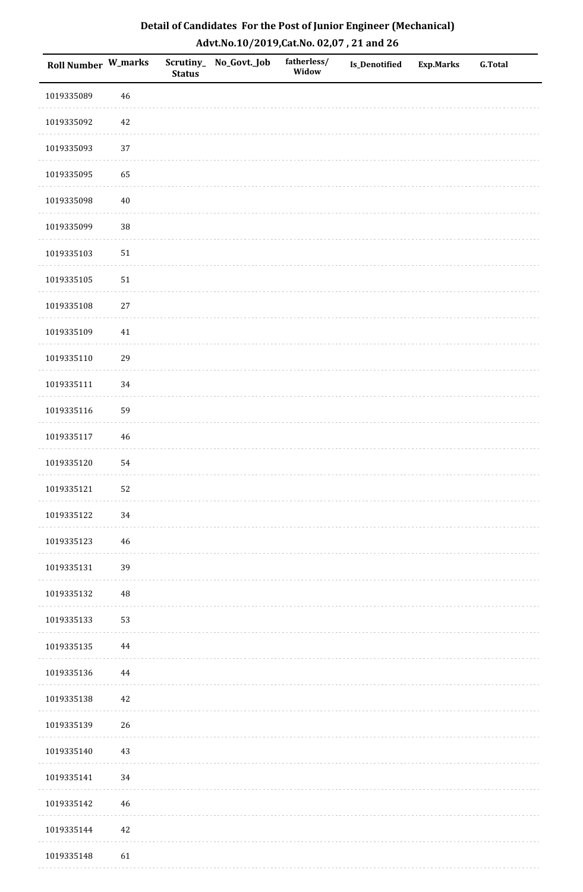## Detail of Candidates For the Post of Junior Engineer (Mechanical)

### Advt.No.10/2019,Cat.No. 02,07 , 21 and 26

| Roll Number | W_marks | Scrutiny_Status | No_Govt._Job | fatherless/Widow | Is_Denotified | Exp.Marks | G.Total |
|---|---|---|---|---|---|---|---|
| 1019335089 | 46 | | | | | | |
| 1019335092 | 42 | | | | | | |
| 1019335093 | 37 | | | | | | |
| 1019335095 | 65 | | | | | | |
| 1019335098 | 40 | | | | | | |
| 1019335099 | 38 | | | | | | |
| 1019335103 | 51 | | | | | | |
| 1019335105 | 51 | | | | | | |
| 1019335108 | 27 | | | | | | |
| 1019335109 | 41 | | | | | | |
| 1019335110 | 29 | | | | | | |
| 1019335111 | 34 | | | | | | |
| 1019335116 | 59 | | | | | | |
| 1019335117 | 46 | | | | | | |
| 1019335120 | 54 | | | | | | |
| 1019335121 | 52 | | | | | | |
| 1019335122 | 34 | | | | | | |
| 1019335123 | 46 | | | | | | |
| 1019335131 | 39 | | | | | | |
| 1019335132 | 48 | | | | | | |
| 1019335133 | 53 | | | | | | |
| 1019335135 | 44 | | | | | | |
| 1019335136 | 44 | | | | | | |
| 1019335138 | 42 | | | | | | |
| 1019335139 | 26 | | | | | | |
| 1019335140 | 43 | | | | | | |
| 1019335141 | 34 | | | | | | |
| 1019335142 | 46 | | | | | | |
| 1019335144 | 42 | | | | | | |
| 1019335148 | 61 | | | | | | |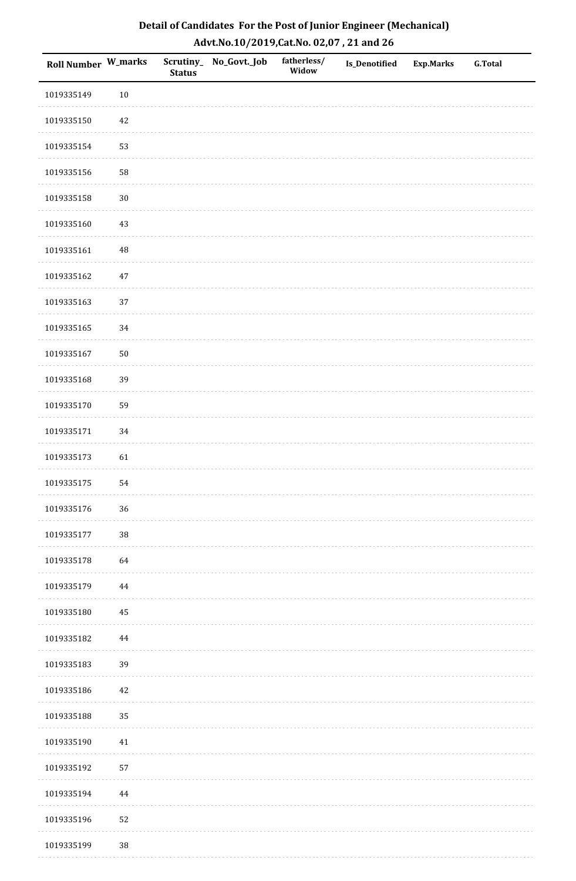**Detail of Candidates For the Post of Junior Engineer (Mechanical)**
**Advt.No.10/2019,Cat.No. 02,07 , 21 and 26**

| Roll Number | W_marks | Scrutiny_Status | No_Govt._Job | fatherless/Widow | Is_Denotified | Exp.Marks | G.Total |
|---|---|---|---|---|---|---|---|
| 1019335149 | 10 | | | | | | |
| 1019335150 | 42 | | | | | | |
| 1019335154 | 53 | | | | | | |
| 1019335156 | 58 | | | | | | |
| 1019335158 | 30 | | | | | | |
| 1019335160 | 43 | | | | | | |
| 1019335161 | 48 | | | | | | |
| 1019335162 | 47 | | | | | | |
| 1019335163 | 37 | | | | | | |
| 1019335165 | 34 | | | | | | |
| 1019335167 | 50 | | | | | | |
| 1019335168 | 39 | | | | | | |
| 1019335170 | 59 | | | | | | |
| 1019335171 | 34 | | | | | | |
| 1019335173 | 61 | | | | | | |
| 1019335175 | 54 | | | | | | |
| 1019335176 | 36 | | | | | | |
| 1019335177 | 38 | | | | | | |
| 1019335178 | 64 | | | | | | |
| 1019335179 | 44 | | | | | | |
| 1019335180 | 45 | | | | | | |
| 1019335182 | 44 | | | | | | |
| 1019335183 | 39 | | | | | | |
| 1019335186 | 42 | | | | | | |
| 1019335188 | 35 | | | | | | |
| 1019335190 | 41 | | | | | | |
| 1019335192 | 57 | | | | | | |
| 1019335194 | 44 | | | | | | |
| 1019335196 | 52 | | | | | | |
| 1019335199 | 38 | | | | | | |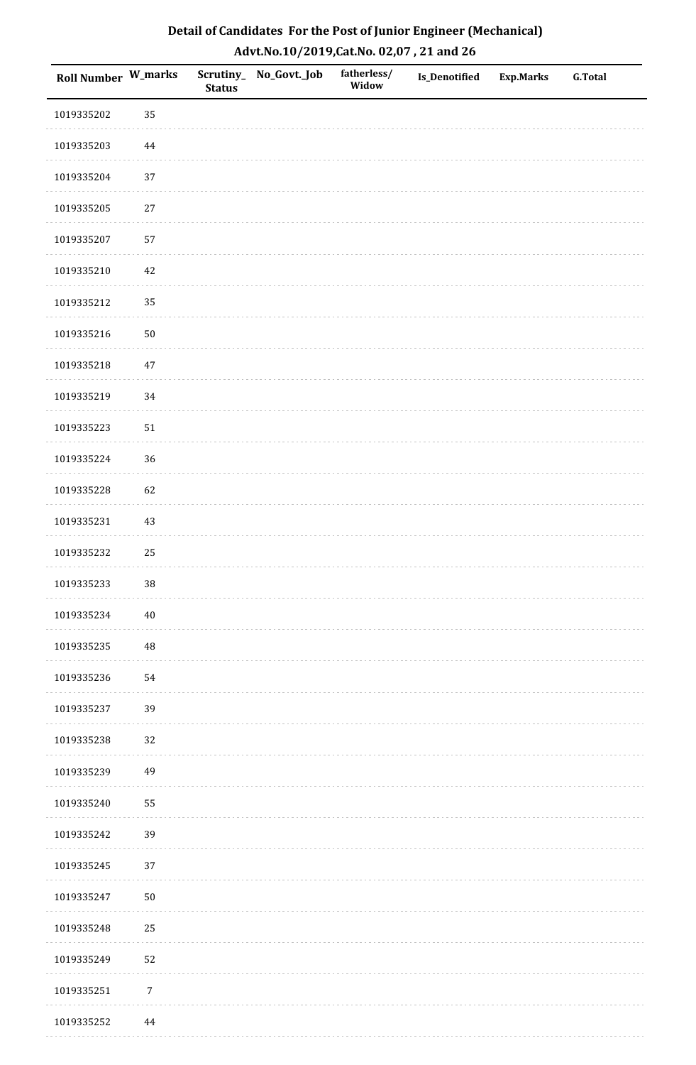# Detail of Candidates For the Post of Junior Engineer (Mechanical)

## Advt.No.10/2019,Cat.No. 02,07 , 21 and 26

| Roll Number | W_marks | Scrutiny_ Status | No_Govt._Job | fatherless/ Widow | Is_Denotified | Exp.Marks | G.Total |
|---|---|---|---|---|---|---|---|
| 1019335202 | 35 | | | | | | |
| 1019335203 | 44 | | | | | | |
| 1019335204 | 37 | | | | | | |
| 1019335205 | 27 | | | | | | |
| 1019335207 | 57 | | | | | | |
| 1019335210 | 42 | | | | | | |
| 1019335212 | 35 | | | | | | |
| 1019335216 | 50 | | | | | | |
| 1019335218 | 47 | | | | | | |
| 1019335219 | 34 | | | | | | |
| 1019335223 | 51 | | | | | | |
| 1019335224 | 36 | | | | | | |
| 1019335228 | 62 | | | | | | |
| 1019335231 | 43 | | | | | | |
| 1019335232 | 25 | | | | | | |
| 1019335233 | 38 | | | | | | |
| 1019335234 | 40 | | | | | | |
| 1019335235 | 48 | | | | | | |
| 1019335236 | 54 | | | | | | |
| 1019335237 | 39 | | | | | | |
| 1019335238 | 32 | | | | | | |
| 1019335239 | 49 | | | | | | |
| 1019335240 | 55 | | | | | | |
| 1019335242 | 39 | | | | | | |
| 1019335245 | 37 | | | | | | |
| 1019335247 | 50 | | | | | | |
| 1019335248 | 25 | | | | | | |
| 1019335249 | 52 | | | | | | |
| 1019335251 | 7 | | | | | | |
| 1019335252 | 44 | | | | | | |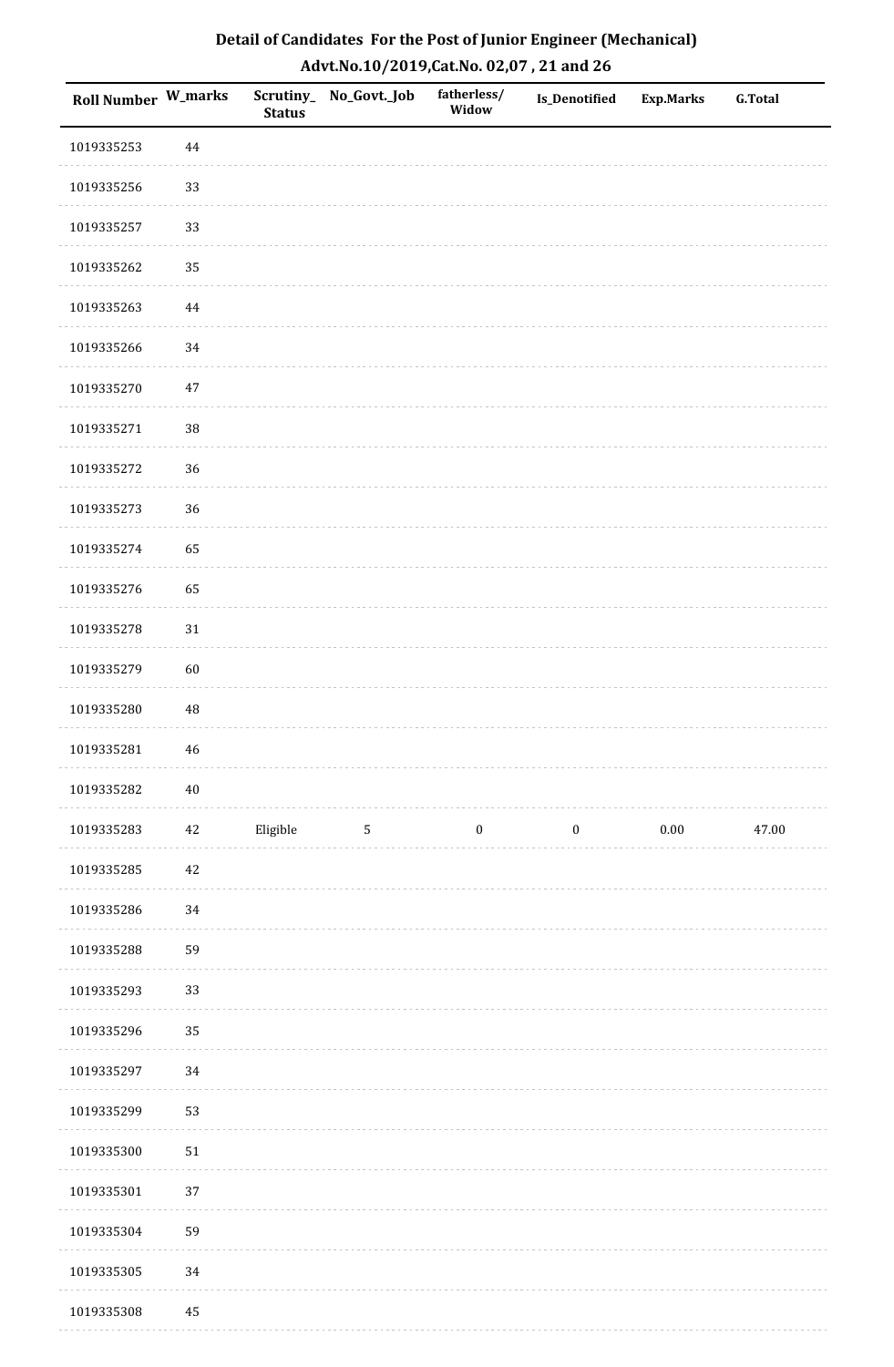# Detail of Candidates For the Post of Junior Engineer (Mechanical)

## Advt.No.10/2019,Cat.No. 02,07 , 21 and 26

| Roll Number | W_marks | Scrutiny_ Status | No_Govt._Job | fatherless/ Widow | Is_Denotified | Exp.Marks | G.Total |
|---|---|---|---|---|---|---|---|
| 1019335253 | 44 | | | | | | |
| 1019335256 | 33 | | | | | | |
| 1019335257 | 33 | | | | | | |
| 1019335262 | 35 | | | | | | |
| 1019335263 | 44 | | | | | | |
| 1019335266 | 34 | | | | | | |
| 1019335270 | 47 | | | | | | |
| 1019335271 | 38 | | | | | | |
| 1019335272 | 36 | | | | | | |
| 1019335273 | 36 | | | | | | |
| 1019335274 | 65 | | | | | | |
| 1019335276 | 65 | | | | | | |
| 1019335278 | 31 | | | | | | |
| 1019335279 | 60 | | | | | | |
| 1019335280 | 48 | | | | | | |
| 1019335281 | 46 | | | | | | |
| 1019335282 | 40 | | | | | | |
| 1019335283 | 42 | Eligible | 5 | 0 | 0 | 0.00 | 47.00 |
| 1019335285 | 42 | | | | | | |
| 1019335286 | 34 | | | | | | |
| 1019335288 | 59 | | | | | | |
| 1019335293 | 33 | | | | | | |
| 1019335296 | 35 | | | | | | |
| 1019335297 | 34 | | | | | | |
| 1019335299 | 53 | | | | | | |
| 1019335300 | 51 | | | | | | |
| 1019335301 | 37 | | | | | | |
| 1019335304 | 59 | | | | | | |
| 1019335305 | 34 | | | | | | |
| 1019335308 | 45 | | | | | | |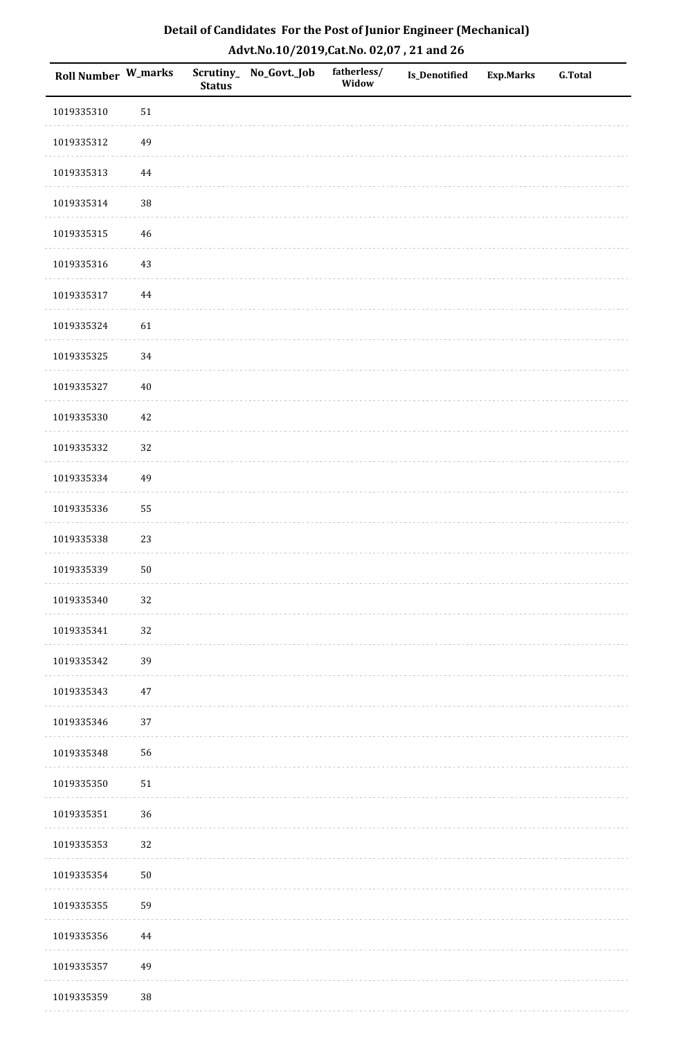# Detail of Candidates For the Post of Junior Engineer (Mechanical)

## Advt.No.10/2019,Cat.No. 02,07 , 21 and 26

| Roll Number | W_marks | Scrutiny_Status | No_Govt._Job | fatherless/Widow | Is_Denotified | Exp.Marks | G.Total |
|---|---|---|---|---|---|---|---|
| 1019335310 | 51 | | | | | | |
| 1019335312 | 49 | | | | | | |
| 1019335313 | 44 | | | | | | |
| 1019335314 | 38 | | | | | | |
| 1019335315 | 46 | | | | | | |
| 1019335316 | 43 | | | | | | |
| 1019335317 | 44 | | | | | | |
| 1019335324 | 61 | | | | | | |
| 1019335325 | 34 | | | | | | |
| 1019335327 | 40 | | | | | | |
| 1019335330 | 42 | | | | | | |
| 1019335332 | 32 | | | | | | |
| 1019335334 | 49 | | | | | | |
| 1019335336 | 55 | | | | | | |
| 1019335338 | 23 | | | | | | |
| 1019335339 | 50 | | | | | | |
| 1019335340 | 32 | | | | | | |
| 1019335341 | 32 | | | | | | |
| 1019335342 | 39 | | | | | | |
| 1019335343 | 47 | | | | | | |
| 1019335346 | 37 | | | | | | |
| 1019335348 | 56 | | | | | | |
| 1019335350 | 51 | | | | | | |
| 1019335351 | 36 | | | | | | |
| 1019335353 | 32 | | | | | | |
| 1019335354 | 50 | | | | | | |
| 1019335355 | 59 | | | | | | |
| 1019335356 | 44 | | | | | | |
| 1019335357 | 49 | | | | | | |
| 1019335359 | 38 | | | | | | |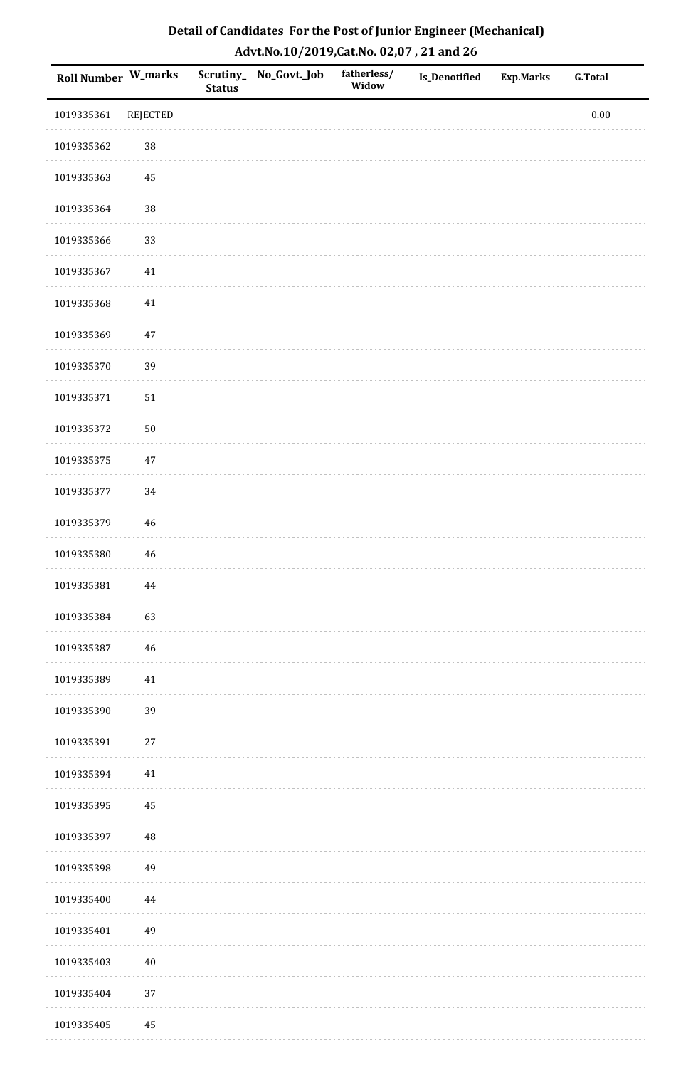# Detail of Candidates For the Post of Junior Engineer (Mechanical)

## Advt.No.10/2019,Cat.No. 02,07 , 21 and 26

| Roll Number | W_marks | Scrutiny_Status | No_Govt._Job | fatherless/Widow | Is_Denotified | Exp.Marks | G.Total |
|---|---|---|---|---|---|---|---|
| 1019335361 | REJECTED | | | | | | 0.00 |
| 1019335362 | 38 | | | | | | |
| 1019335363 | 45 | | | | | | |
| 1019335364 | 38 | | | | | | |
| 1019335366 | 33 | | | | | | |
| 1019335367 | 41 | | | | | | |
| 1019335368 | 41 | | | | | | |
| 1019335369 | 47 | | | | | | |
| 1019335370 | 39 | | | | | | |
| 1019335371 | 51 | | | | | | |
| 1019335372 | 50 | | | | | | |
| 1019335375 | 47 | | | | | | |
| 1019335377 | 34 | | | | | | |
| 1019335379 | 46 | | | | | | |
| 1019335380 | 46 | | | | | | |
| 1019335381 | 44 | | | | | | |
| 1019335384 | 63 | | | | | | |
| 1019335387 | 46 | | | | | | |
| 1019335389 | 41 | | | | | | |
| 1019335390 | 39 | | | | | | |
| 1019335391 | 27 | | | | | | |
| 1019335394 | 41 | | | | | | |
| 1019335395 | 45 | | | | | | |
| 1019335397 | 48 | | | | | | |
| 1019335398 | 49 | | | | | | |
| 1019335400 | 44 | | | | | | |
| 1019335401 | 49 | | | | | | |
| 1019335403 | 40 | | | | | | |
| 1019335404 | 37 | | | | | | |
| 1019335405 | 45 | | | | | | |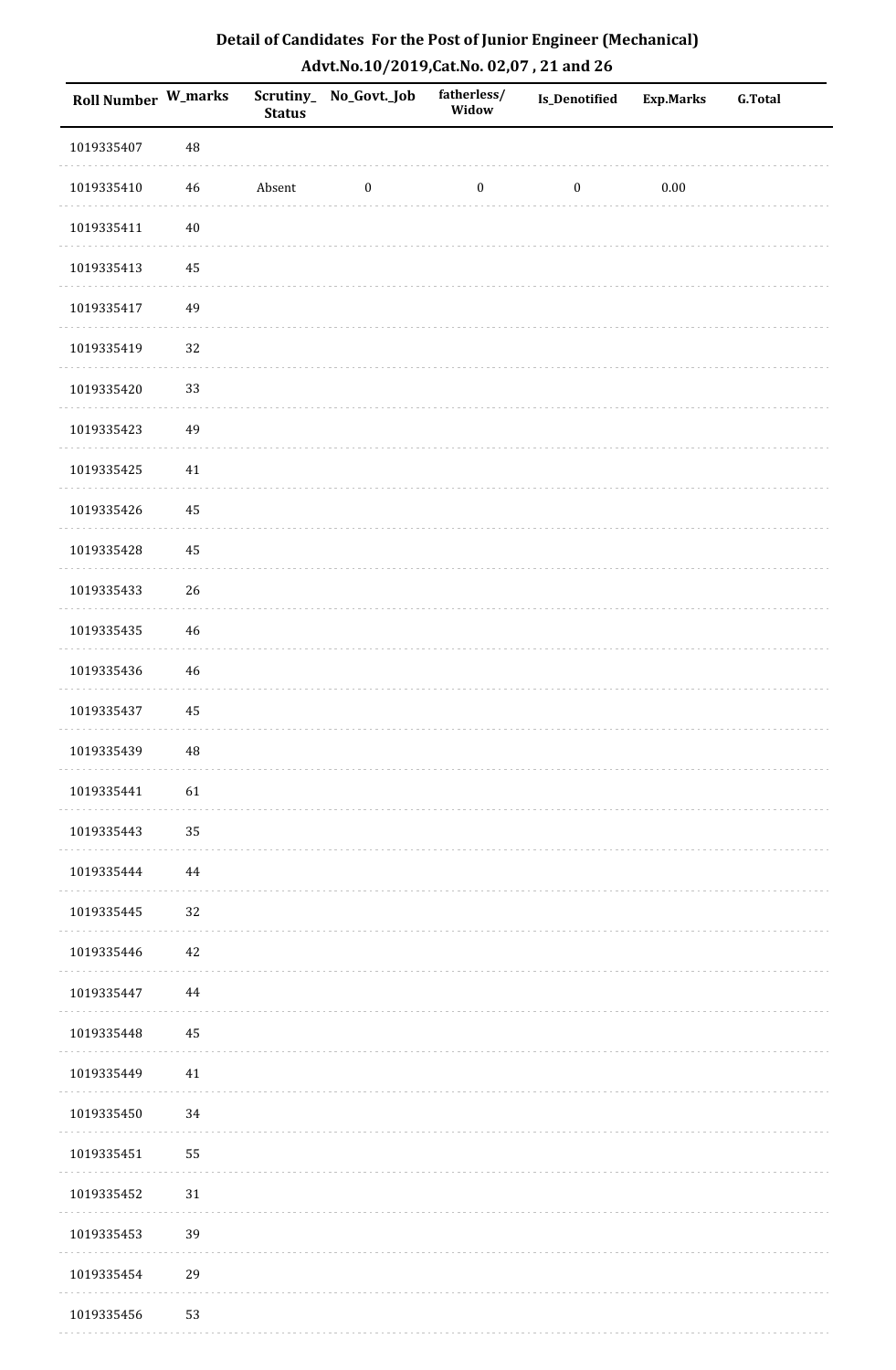## Detail of Candidates For the Post of Junior Engineer (Mechanical)

### Advt.No.10/2019,Cat.No. 02,07 , 21 and 26

| Roll Number | W_marks | Scrutiny_Status | No_Govt._Job | fatherless/Widow | Is_Denotified | Exp.Marks | G.Total |
|---|---|---|---|---|---|---|---|
| 1019335407 | 48 | | | | | | |
| 1019335410 | 46 | Absent | 0 | 0 | 0 | 0.00 | |
| 1019335411 | 40 | | | | | | |
| 1019335413 | 45 | | | | | | |
| 1019335417 | 49 | | | | | | |
| 1019335419 | 32 | | | | | | |
| 1019335420 | 33 | | | | | | |
| 1019335423 | 49 | | | | | | |
| 1019335425 | 41 | | | | | | |
| 1019335426 | 45 | | | | | | |
| 1019335428 | 45 | | | | | | |
| 1019335433 | 26 | | | | | | |
| 1019335435 | 46 | | | | | | |
| 1019335436 | 46 | | | | | | |
| 1019335437 | 45 | | | | | | |
| 1019335439 | 48 | | | | | | |
| 1019335441 | 61 | | | | | | |
| 1019335443 | 35 | | | | | | |
| 1019335444 | 44 | | | | | | |
| 1019335445 | 32 | | | | | | |
| 1019335446 | 42 | | | | | | |
| 1019335447 | 44 | | | | | | |
| 1019335448 | 45 | | | | | | |
| 1019335449 | 41 | | | | | | |
| 1019335450 | 34 | | | | | | |
| 1019335451 | 55 | | | | | | |
| 1019335452 | 31 | | | | | | |
| 1019335453 | 39 | | | | | | |
| 1019335454 | 29 | | | | | | |
| 1019335456 | 53 | | | | | | |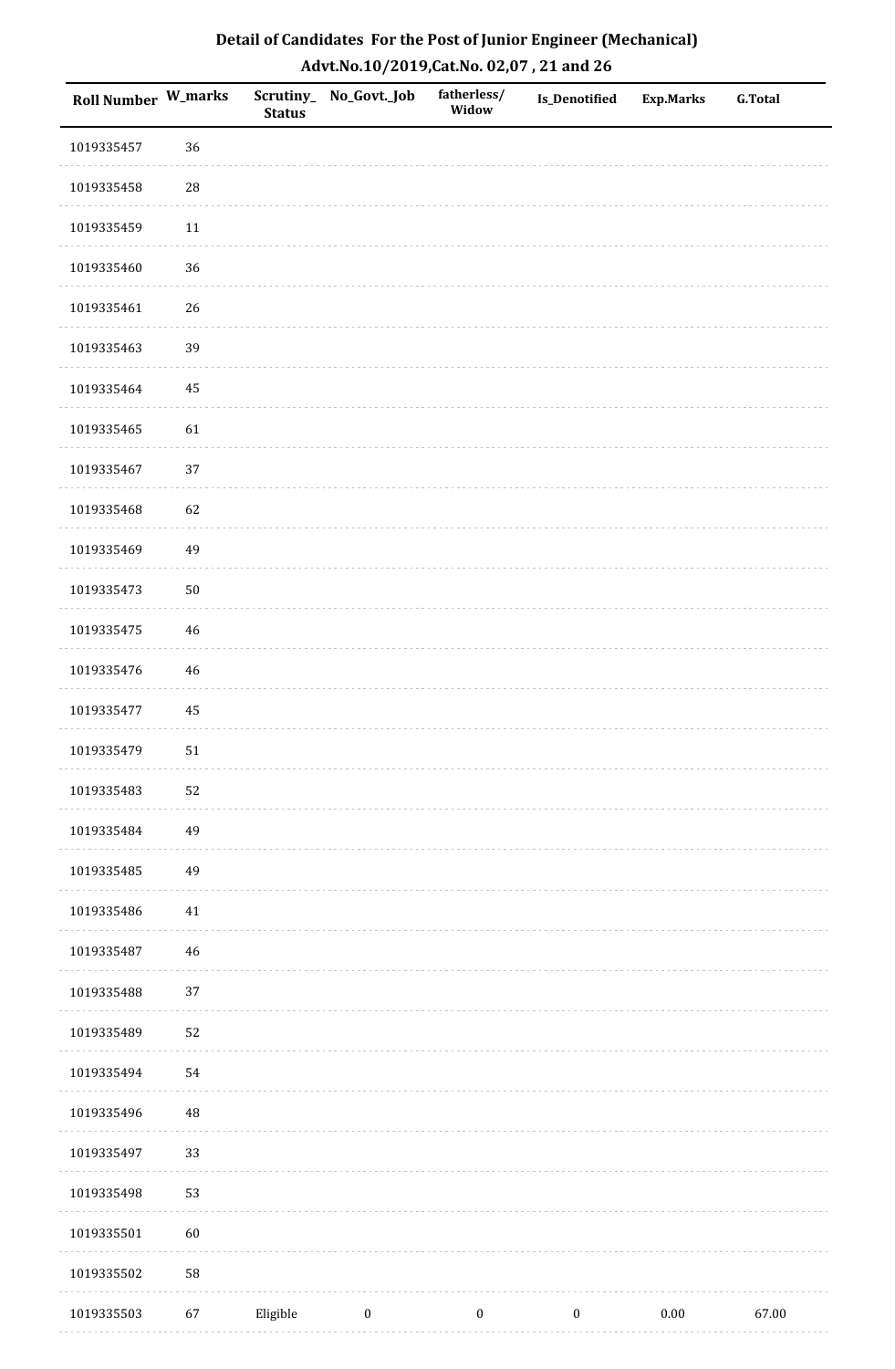## Detail of Candidates For the Post of Junior Engineer (Mechanical)

## Advt.No.10/2019,Cat.No. 02,07 , 21 and 26

| Roll Number | W_marks | Scrutiny_Status | No_Govt._Job | fatherless/Widow | Is_Denotified | Exp.Marks | G.Total |
|---|---|---|---|---|---|---|---|
| 1019335457 | 36 | | | | | | |
| 1019335458 | 28 | | | | | | |
| 1019335459 | 11 | | | | | | |
| 1019335460 | 36 | | | | | | |
| 1019335461 | 26 | | | | | | |
| 1019335463 | 39 | | | | | | |
| 1019335464 | 45 | | | | | | |
| 1019335465 | 61 | | | | | | |
| 1019335467 | 37 | | | | | | |
| 1019335468 | 62 | | | | | | |
| 1019335469 | 49 | | | | | | |
| 1019335473 | 50 | | | | | | |
| 1019335475 | 46 | | | | | | |
| 1019335476 | 46 | | | | | | |
| 1019335477 | 45 | | | | | | |
| 1019335479 | 51 | | | | | | |
| 1019335483 | 52 | | | | | | |
| 1019335484 | 49 | | | | | | |
| 1019335485 | 49 | | | | | | |
| 1019335486 | 41 | | | | | | |
| 1019335487 | 46 | | | | | | |
| 1019335488 | 37 | | | | | | |
| 1019335489 | 52 | | | | | | |
| 1019335494 | 54 | | | | | | |
| 1019335496 | 48 | | | | | | |
| 1019335497 | 33 | | | | | | |
| 1019335498 | 53 | | | | | | |
| 1019335501 | 60 | | | | | | |
| 1019335502 | 58 | | | | | | |
| 1019335503 | 67 | Eligible | 0 | 0 | 0 | 0.00 | 67.00 |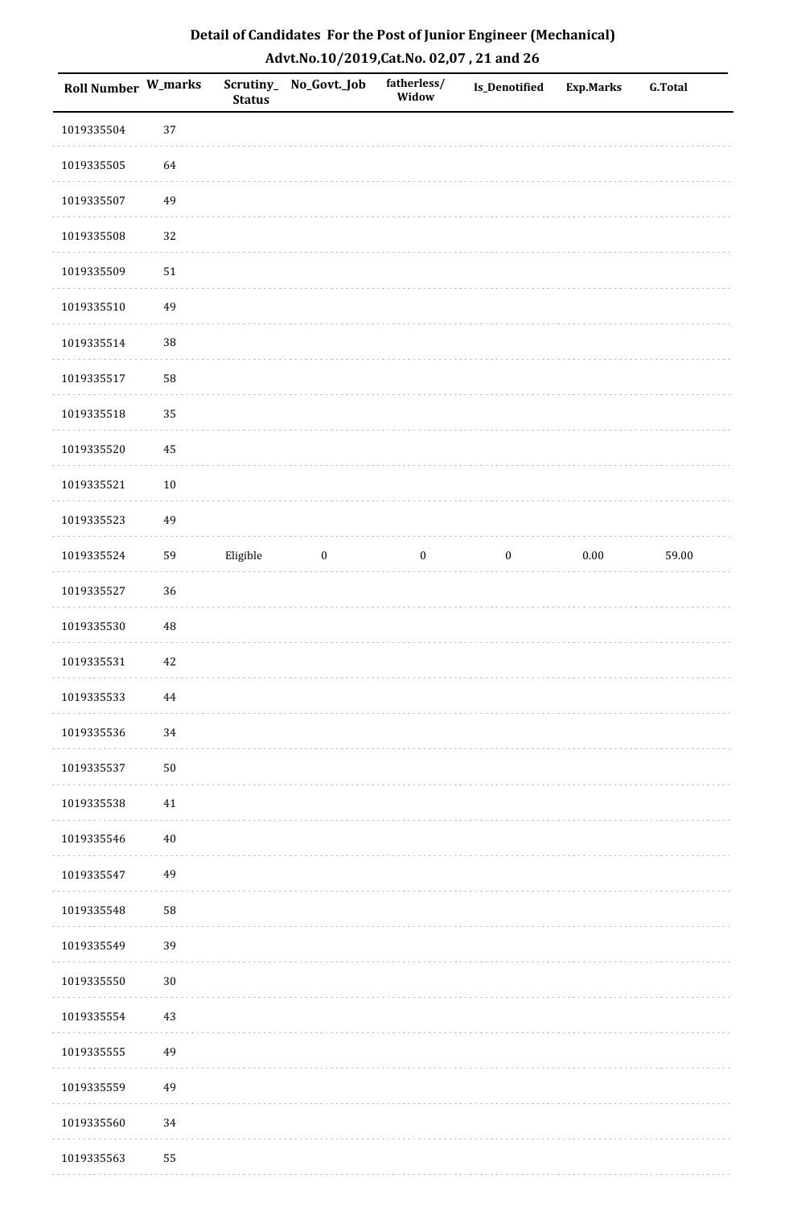# Detail of Candidates For the Post of Junior Engineer (Mechanical)

## Advt.No.10/2019,Cat.No. 02,07 , 21 and 26

| Roll Number | W_marks | Scrutiny_Status | No_Govt._Job | fatherless/Widow | Is_Denotified | Exp.Marks | G.Total |
|---|---|---|---|---|---|---|---|
| 1019335504 | 37 | | | | | | |
| 1019335505 | 64 | | | | | | |
| 1019335507 | 49 | | | | | | |
| 1019335508 | 32 | | | | | | |
| 1019335509 | 51 | | | | | | |
| 1019335510 | 49 | | | | | | |
| 1019335514 | 38 | | | | | | |
| 1019335517 | 58 | | | | | | |
| 1019335518 | 35 | | | | | | |
| 1019335520 | 45 | | | | | | |
| 1019335521 | 10 | | | | | | |
| 1019335523 | 49 | | | | | | |
| 1019335524 | 59 | Eligible | 0 | 0 | 0 | 0.00 | 59.00 |
| 1019335527 | 36 | | | | | | |
| 1019335530 | 48 | | | | | | |
| 1019335531 | 42 | | | | | | |
| 1019335533 | 44 | | | | | | |
| 1019335536 | 34 | | | | | | |
| 1019335537 | 50 | | | | | | |
| 1019335538 | 41 | | | | | | |
| 1019335546 | 40 | | | | | | |
| 1019335547 | 49 | | | | | | |
| 1019335548 | 58 | | | | | | |
| 1019335549 | 39 | | | | | | |
| 1019335550 | 30 | | | | | | |
| 1019335554 | 43 | | | | | | |
| 1019335555 | 49 | | | | | | |
| 1019335559 | 49 | | | | | | |
| 1019335560 | 34 | | | | | | |
| 1019335563 | 55 | | | | | | |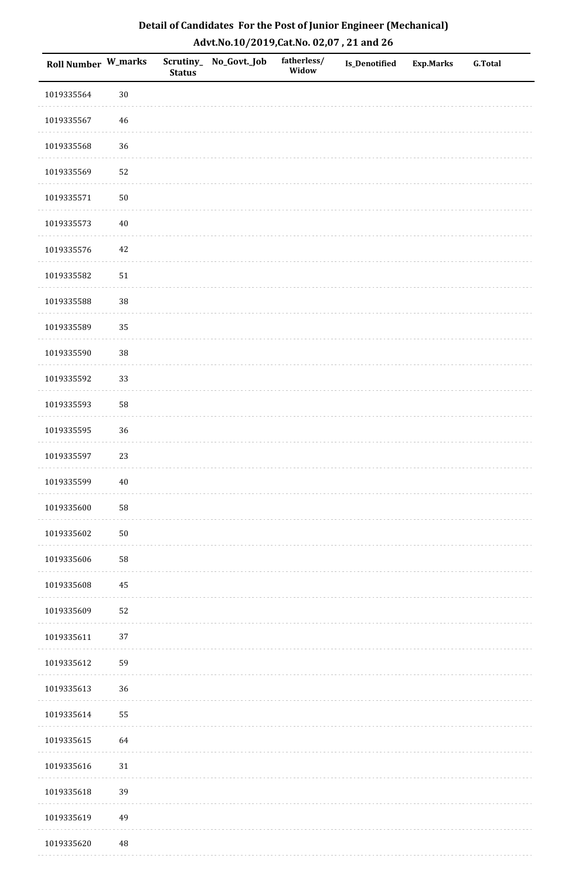# Detail of Candidates For the Post of Junior Engineer (Mechanical)

## Advt.No.10/2019,Cat.No. 02,07 , 21 and 26

| Roll Number | W_marks | Scrutiny_ Status | No_Govt._Job | fatherless/ Widow | Is_Denotified | Exp.Marks | G.Total |
|---|---|---|---|---|---|---|---|
| 1019335564 | 30 | | | | | | |
| 1019335567 | 46 | | | | | | |
| 1019335568 | 36 | | | | | | |
| 1019335569 | 52 | | | | | | |
| 1019335571 | 50 | | | | | | |
| 1019335573 | 40 | | | | | | |
| 1019335576 | 42 | | | | | | |
| 1019335582 | 51 | | | | | | |
| 1019335588 | 38 | | | | | | |
| 1019335589 | 35 | | | | | | |
| 1019335590 | 38 | | | | | | |
| 1019335592 | 33 | | | | | | |
| 1019335593 | 58 | | | | | | |
| 1019335595 | 36 | | | | | | |
| 1019335597 | 23 | | | | | | |
| 1019335599 | 40 | | | | | | |
| 1019335600 | 58 | | | | | | |
| 1019335602 | 50 | | | | | | |
| 1019335606 | 58 | | | | | | |
| 1019335608 | 45 | | | | | | |
| 1019335609 | 52 | | | | | | |
| 1019335611 | 37 | | | | | | |
| 1019335612 | 59 | | | | | | |
| 1019335613 | 36 | | | | | | |
| 1019335614 | 55 | | | | | | |
| 1019335615 | 64 | | | | | | |
| 1019335616 | 31 | | | | | | |
| 1019335618 | 39 | | | | | | |
| 1019335619 | 49 | | | | | | |
| 1019335620 | 48 | | | | | | |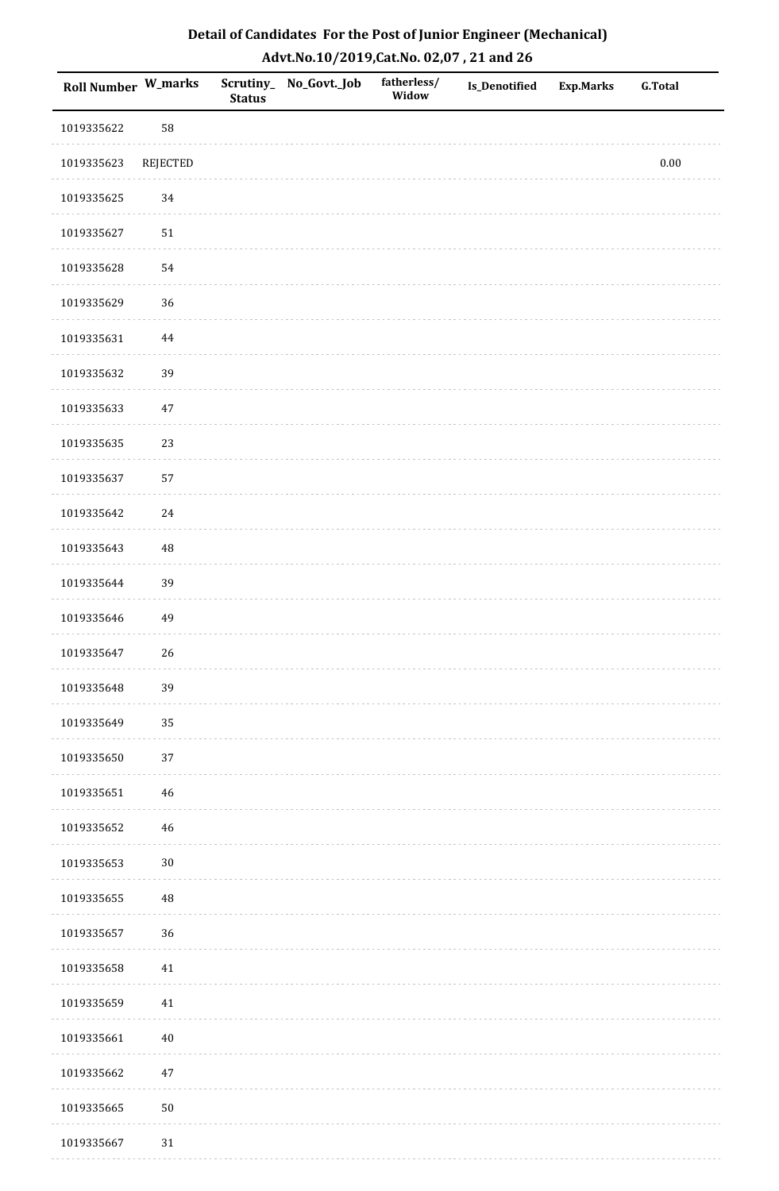# Detail of Candidates For the Post of Junior Engineer (Mechanical)

## Advt.No.10/2019,Cat.No. 02,07 , 21 and 26

| Roll Number | W_marks | Scrutiny_Status | No_Govt._Job | fatherless/Widow | Is_Denotified | Exp.Marks | G.Total |
|---|---|---|---|---|---|---|---|
| 1019335622 | 58 | | | | | | |
| 1019335623 | REJECTED | | | | | | 0.00 |
| 1019335625 | 34 | | | | | | |
| 1019335627 | 51 | | | | | | |
| 1019335628 | 54 | | | | | | |
| 1019335629 | 36 | | | | | | |
| 1019335631 | 44 | | | | | | |
| 1019335632 | 39 | | | | | | |
| 1019335633 | 47 | | | | | | |
| 1019335635 | 23 | | | | | | |
| 1019335637 | 57 | | | | | | |
| 1019335642 | 24 | | | | | | |
| 1019335643 | 48 | | | | | | |
| 1019335644 | 39 | | | | | | |
| 1019335646 | 49 | | | | | | |
| 1019335647 | 26 | | | | | | |
| 1019335648 | 39 | | | | | | |
| 1019335649 | 35 | | | | | | |
| 1019335650 | 37 | | | | | | |
| 1019335651 | 46 | | | | | | |
| 1019335652 | 46 | | | | | | |
| 1019335653 | 30 | | | | | | |
| 1019335655 | 48 | | | | | | |
| 1019335657 | 36 | | | | | | |
| 1019335658 | 41 | | | | | | |
| 1019335659 | 41 | | | | | | |
| 1019335661 | 40 | | | | | | |
| 1019335662 | 47 | | | | | | |
| 1019335665 | 50 | | | | | | |
| 1019335667 | 31 | | | | | | |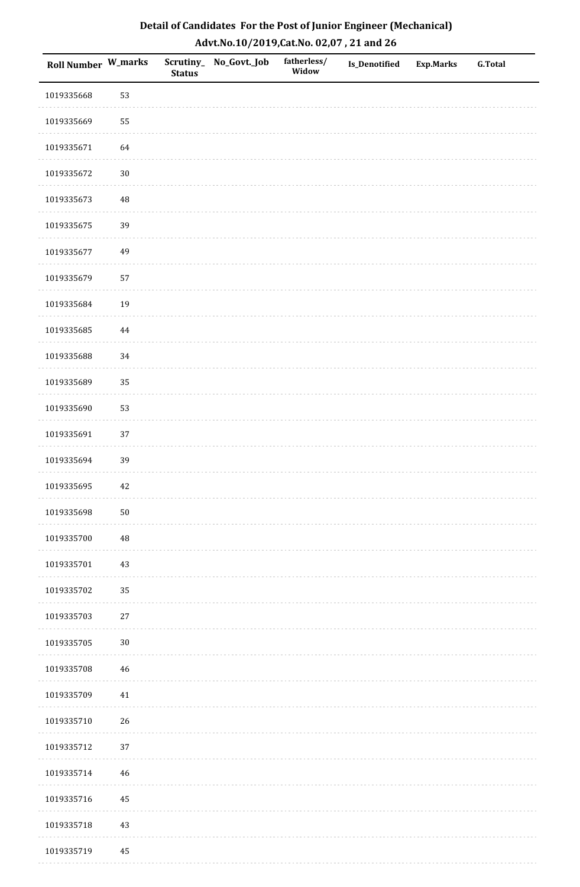# Detail of Candidates For the Post of Junior Engineer (Mechanical)

## Advt.No.10/2019,Cat.No. 02,07 , 21 and 26

| Roll Number | W_marks | Scrutiny_Status | No_Govt._Job | fatherless/Widow | Is_Denotified | Exp.Marks | G.Total |
|---|---|---|---|---|---|---|---|
| 1019335668 | 53 | | | | | | |
| 1019335669 | 55 | | | | | | |
| 1019335671 | 64 | | | | | | |
| 1019335672 | 30 | | | | | | |
| 1019335673 | 48 | | | | | | |
| 1019335675 | 39 | | | | | | |
| 1019335677 | 49 | | | | | | |
| 1019335679 | 57 | | | | | | |
| 1019335684 | 19 | | | | | | |
| 1019335685 | 44 | | | | | | |
| 1019335688 | 34 | | | | | | |
| 1019335689 | 35 | | | | | | |
| 1019335690 | 53 | | | | | | |
| 1019335691 | 37 | | | | | | |
| 1019335694 | 39 | | | | | | |
| 1019335695 | 42 | | | | | | |
| 1019335698 | 50 | | | | | | |
| 1019335700 | 48 | | | | | | |
| 1019335701 | 43 | | | | | | |
| 1019335702 | 35 | | | | | | |
| 1019335703 | 27 | | | | | | |
| 1019335705 | 30 | | | | | | |
| 1019335708 | 46 | | | | | | |
| 1019335709 | 41 | | | | | | |
| 1019335710 | 26 | | | | | | |
| 1019335712 | 37 | | | | | | |
| 1019335714 | 46 | | | | | | |
| 1019335716 | 45 | | | | | | |
| 1019335718 | 43 | | | | | | |
| 1019335719 | 45 | | | | | | |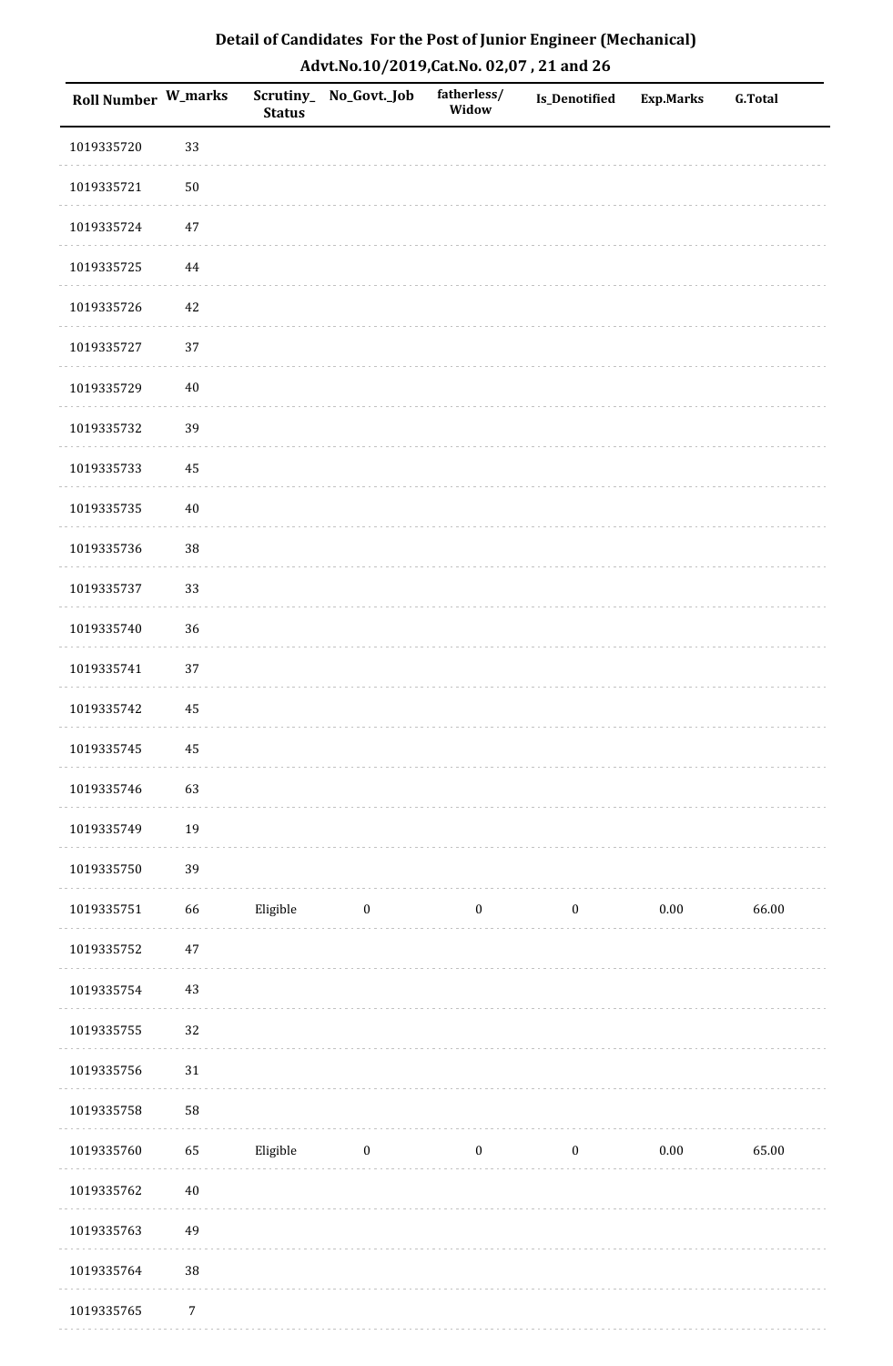# Detail of Candidates For the Post of Junior Engineer (Mechanical)

## Advt.No.10/2019,Cat.No. 02,07 , 21 and 26

| Roll Number | W_marks | Scrutiny_Status | No_Govt._Job | fatherless/Widow | Is_Denotified | Exp.Marks | G.Total |
|---|---|---|---|---|---|---|---|
| 1019335720 | 33 | | | | | | |
| 1019335721 | 50 | | | | | | |
| 1019335724 | 47 | | | | | | |
| 1019335725 | 44 | | | | | | |
| 1019335726 | 42 | | | | | | |
| 1019335727 | 37 | | | | | | |
| 1019335729 | 40 | | | | | | |
| 1019335732 | 39 | | | | | | |
| 1019335733 | 45 | | | | | | |
| 1019335735 | 40 | | | | | | |
| 1019335736 | 38 | | | | | | |
| 1019335737 | 33 | | | | | | |
| 1019335740 | 36 | | | | | | |
| 1019335741 | 37 | | | | | | |
| 1019335742 | 45 | | | | | | |
| 1019335745 | 45 | | | | | | |
| 1019335746 | 63 | | | | | | |
| 1019335749 | 19 | | | | | | |
| 1019335750 | 39 | | | | | | |
| 1019335751 | 66 | Eligible | 0 | 0 | 0 | 0.00 | 66.00 |
| 1019335752 | 47 | | | | | | |
| 1019335754 | 43 | | | | | | |
| 1019335755 | 32 | | | | | | |
| 1019335756 | 31 | | | | | | |
| 1019335758 | 58 | | | | | | |
| 1019335760 | 65 | Eligible | 0 | 0 | 0 | 0.00 | 65.00 |
| 1019335762 | 40 | | | | | | |
| 1019335763 | 49 | | | | | | |
| 1019335764 | 38 | | | | | | |
| 1019335765 | 7 | | | | | | |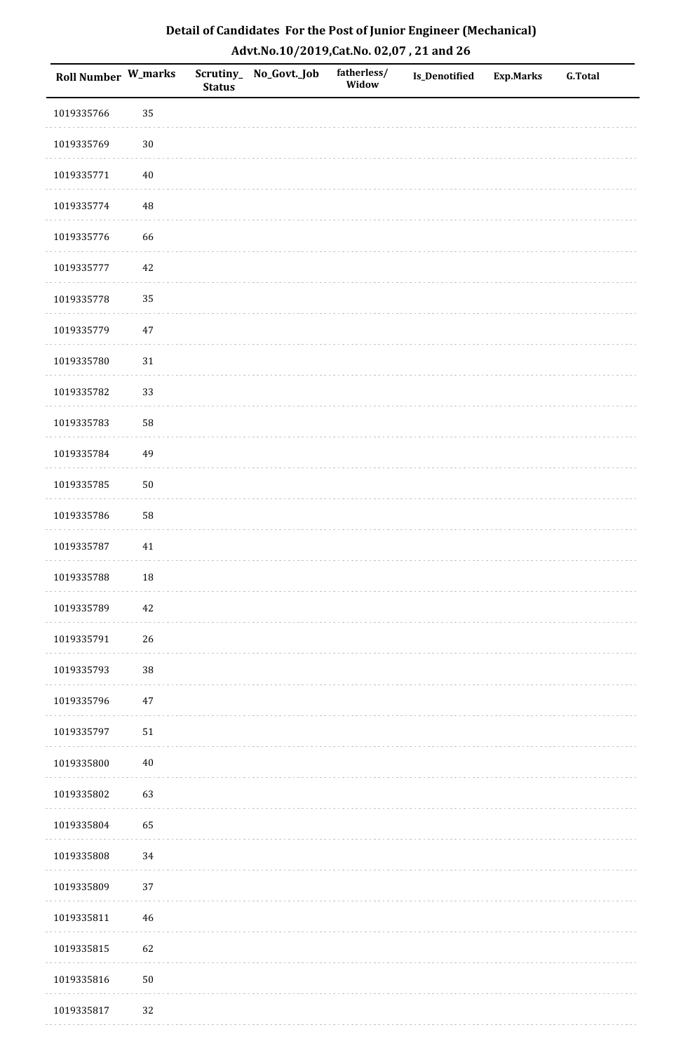## Detail of Candidates For the Post of Junior Engineer (Mechanical)
## Advt.No.10/2019,Cat.No. 02,07 , 21 and 26

| Roll Number | W_marks | Scrutiny_Status | No_Govt._Job | fatherless/Widow | Is_Denotified | Exp.Marks | G.Total |
|---|---|---|---|---|---|---|---|
| 1019335766 | 35 | | | | | | |
| 1019335769 | 30 | | | | | | |
| 1019335771 | 40 | | | | | | |
| 1019335774 | 48 | | | | | | |
| 1019335776 | 66 | | | | | | |
| 1019335777 | 42 | | | | | | |
| 1019335778 | 35 | | | | | | |
| 1019335779 | 47 | | | | | | |
| 1019335780 | 31 | | | | | | |
| 1019335782 | 33 | | | | | | |
| 1019335783 | 58 | | | | | | |
| 1019335784 | 49 | | | | | | |
| 1019335785 | 50 | | | | | | |
| 1019335786 | 58 | | | | | | |
| 1019335787 | 41 | | | | | | |
| 1019335788 | 18 | | | | | | |
| 1019335789 | 42 | | | | | | |
| 1019335791 | 26 | | | | | | |
| 1019335793 | 38 | | | | | | |
| 1019335796 | 47 | | | | | | |
| 1019335797 | 51 | | | | | | |
| 1019335800 | 40 | | | | | | |
| 1019335802 | 63 | | | | | | |
| 1019335804 | 65 | | | | | | |
| 1019335808 | 34 | | | | | | |
| 1019335809 | 37 | | | | | | |
| 1019335811 | 46 | | | | | | |
| 1019335815 | 62 | | | | | | |
| 1019335816 | 50 | | | | | | |
| 1019335817 | 32 | | | | | | |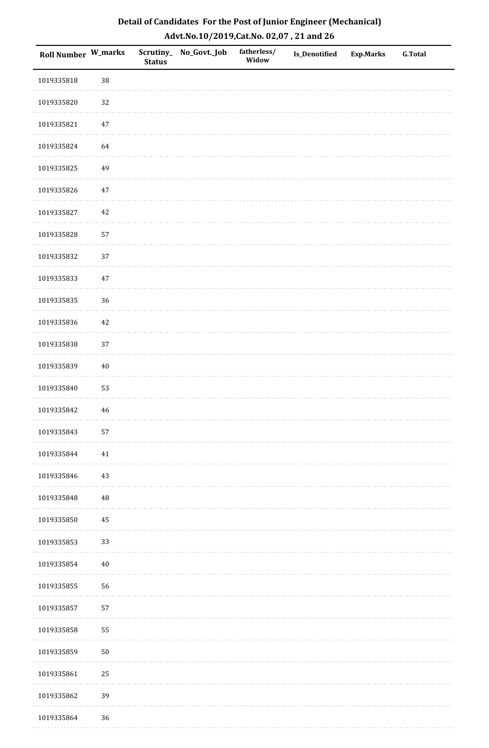## Detail of Candidates For the Post of Junior Engineer (Mechanical)
## Advt.No.10/2019,Cat.No. 02,07 , 21 and 26

| Roll Number | W_marks | Scrutiny_Status | No_Govt._Job | fatherless/Widow | Is_Denotified | Exp.Marks | G.Total |
|---|---|---|---|---|---|---|---|
| 1019335818 | 38 | | | | | | |
| 1019335820 | 32 | | | | | | |
| 1019335821 | 47 | | | | | | |
| 1019335824 | 64 | | | | | | |
| 1019335825 | 49 | | | | | | |
| 1019335826 | 47 | | | | | | |
| 1019335827 | 42 | | | | | | |
| 1019335828 | 57 | | | | | | |
| 1019335832 | 37 | | | | | | |
| 1019335833 | 47 | | | | | | |
| 1019335835 | 36 | | | | | | |
| 1019335836 | 42 | | | | | | |
| 1019335838 | 37 | | | | | | |
| 1019335839 | 40 | | | | | | |
| 1019335840 | 53 | | | | | | |
| 1019335842 | 46 | | | | | | |
| 1019335843 | 57 | | | | | | |
| 1019335844 | 41 | | | | | | |
| 1019335846 | 43 | | | | | | |
| 1019335848 | 48 | | | | | | |
| 1019335850 | 45 | | | | | | |
| 1019335853 | 33 | | | | | | |
| 1019335854 | 40 | | | | | | |
| 1019335855 | 56 | | | | | | |
| 1019335857 | 57 | | | | | | |
| 1019335858 | 55 | | | | | | |
| 1019335859 | 50 | | | | | | |
| 1019335861 | 25 | | | | | | |
| 1019335862 | 39 | | | | | | |
| 1019335864 | 36 | | | | | | |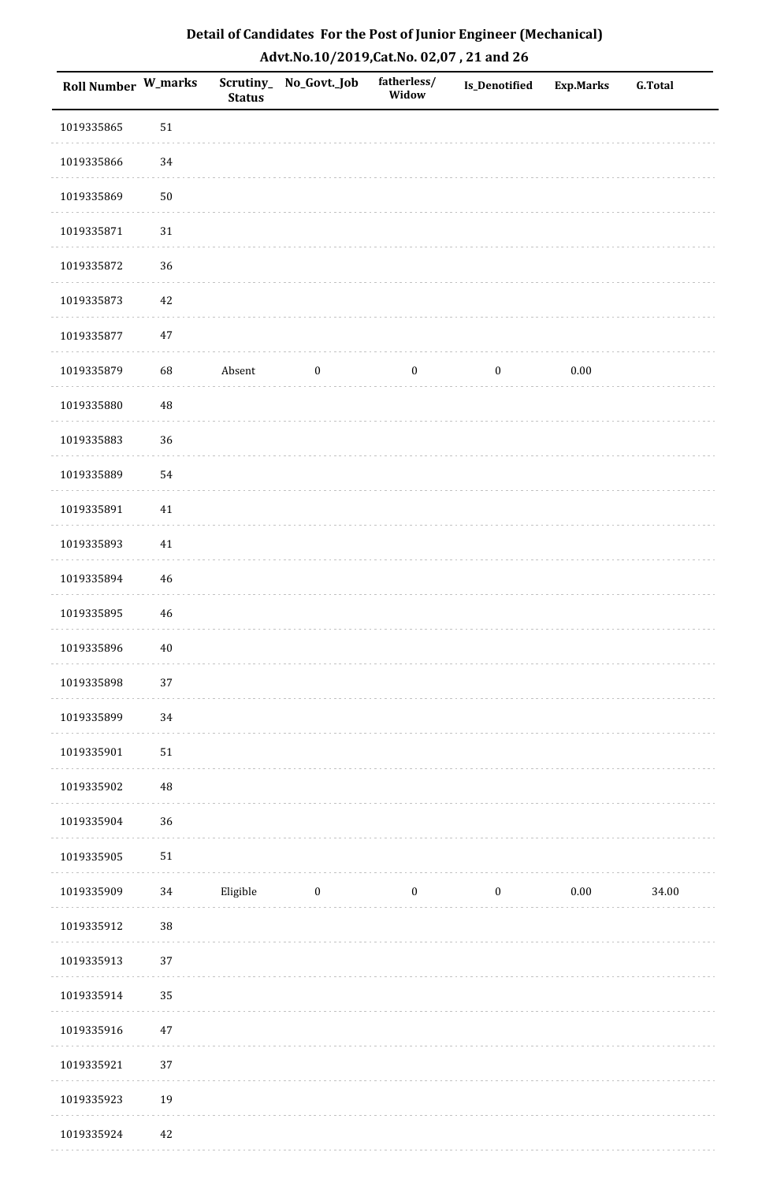# Detail of Candidates For the Post of Junior Engineer (Mechanical)

## Advt.No.10/2019,Cat.No. 02,07 , 21 and 26

| Roll Number | W_marks | Scrutiny_Status | No_Govt._Job | fatherless/Widow | Is_Denotified | Exp.Marks | G.Total |
|---|---|---|---|---|---|---|---|
| 1019335865 | 51 | | | | | | |
| 1019335866 | 34 | | | | | | |
| 1019335869 | 50 | | | | | | |
| 1019335871 | 31 | | | | | | |
| 1019335872 | 36 | | | | | | |
| 1019335873 | 42 | | | | | | |
| 1019335877 | 47 | | | | | | |
| 1019335879 | 68 | Absent | 0 | 0 | 0 | 0.00 | |
| 1019335880 | 48 | | | | | | |
| 1019335883 | 36 | | | | | | |
| 1019335889 | 54 | | | | | | |
| 1019335891 | 41 | | | | | | |
| 1019335893 | 41 | | | | | | |
| 1019335894 | 46 | | | | | | |
| 1019335895 | 46 | | | | | | |
| 1019335896 | 40 | | | | | | |
| 1019335898 | 37 | | | | | | |
| 1019335899 | 34 | | | | | | |
| 1019335901 | 51 | | | | | | |
| 1019335902 | 48 | | | | | | |
| 1019335904 | 36 | | | | | | |
| 1019335905 | 51 | | | | | | |
| 1019335909 | 34 | Eligible | 0 | 0 | 0 | 0.00 | 34.00 |
| 1019335912 | 38 | | | | | | |
| 1019335913 | 37 | | | | | | |
| 1019335914 | 35 | | | | | | |
| 1019335916 | 47 | | | | | | |
| 1019335921 | 37 | | | | | | |
| 1019335923 | 19 | | | | | | |
| 1019335924 | 42 | | | | | | |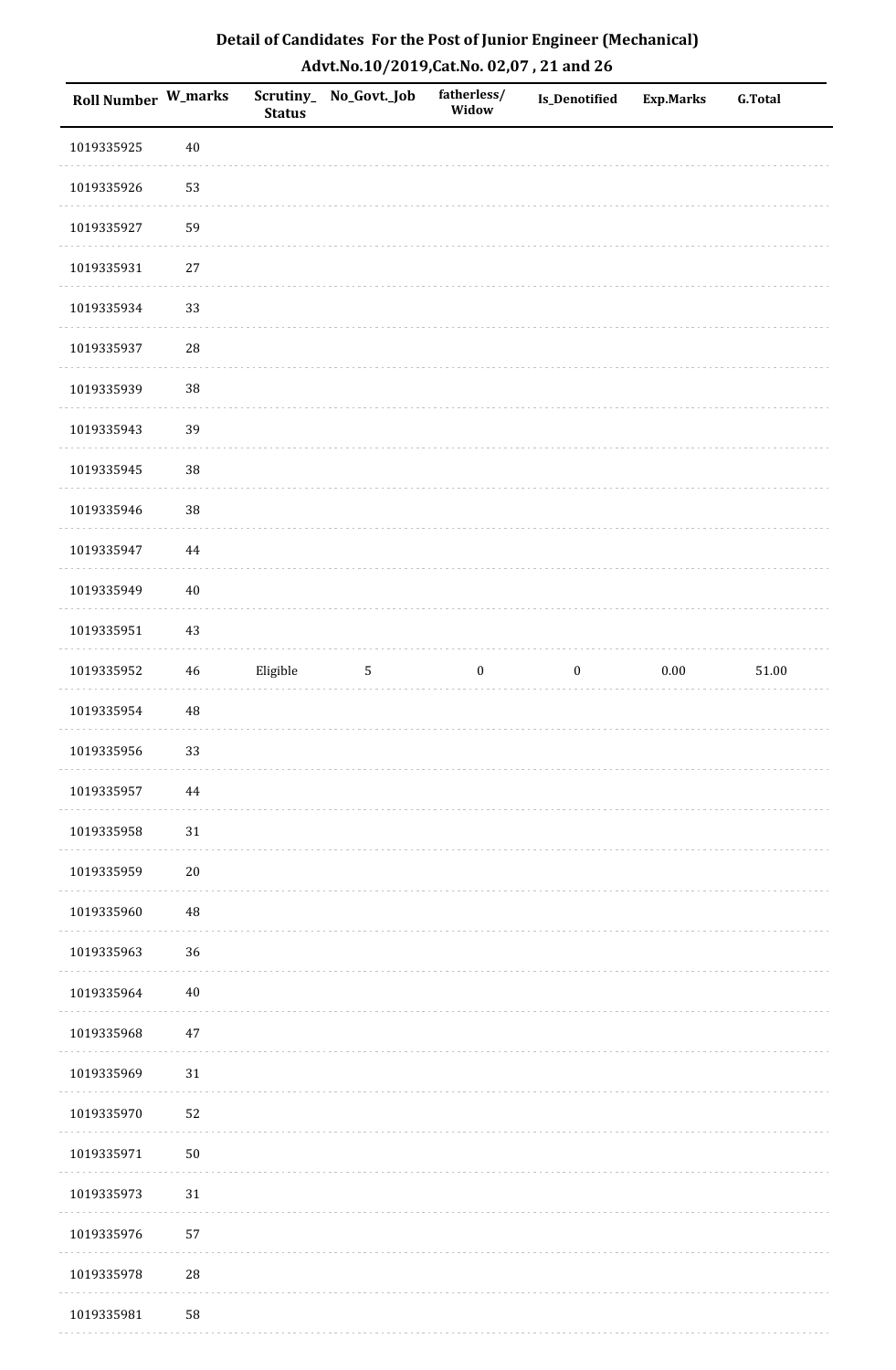# Detail of Candidates For the Post of Junior Engineer (Mechanical)

## Advt.No.10/2019,Cat.No. 02,07 , 21 and 26

| Roll Number | W_marks | Scrutiny_Status | No_Govt._Job | fatherless/Widow | Is_Denotified | Exp.Marks | G.Total |
|---|---|---|---|---|---|---|---|
| 1019335925 | 40 | | | | | | |
| 1019335926 | 53 | | | | | | |
| 1019335927 | 59 | | | | | | |
| 1019335931 | 27 | | | | | | |
| 1019335934 | 33 | | | | | | |
| 1019335937 | 28 | | | | | | |
| 1019335939 | 38 | | | | | | |
| 1019335943 | 39 | | | | | | |
| 1019335945 | 38 | | | | | | |
| 1019335946 | 38 | | | | | | |
| 1019335947 | 44 | | | | | | |
| 1019335949 | 40 | | | | | | |
| 1019335951 | 43 | | | | | | |
| 1019335952 | 46 | Eligible | 5 | 0 | 0 | 0.00 | 51.00 |
| 1019335954 | 48 | | | | | | |
| 1019335956 | 33 | | | | | | |
| 1019335957 | 44 | | | | | | |
| 1019335958 | 31 | | | | | | |
| 1019335959 | 20 | | | | | | |
| 1019335960 | 48 | | | | | | |
| 1019335963 | 36 | | | | | | |
| 1019335964 | 40 | | | | | | |
| 1019335968 | 47 | | | | | | |
| 1019335969 | 31 | | | | | | |
| 1019335970 | 52 | | | | | | |
| 1019335971 | 50 | | | | | | |
| 1019335973 | 31 | | | | | | |
| 1019335976 | 57 | | | | | | |
| 1019335978 | 28 | | | | | | |
| 1019335981 | 58 | | | | | | |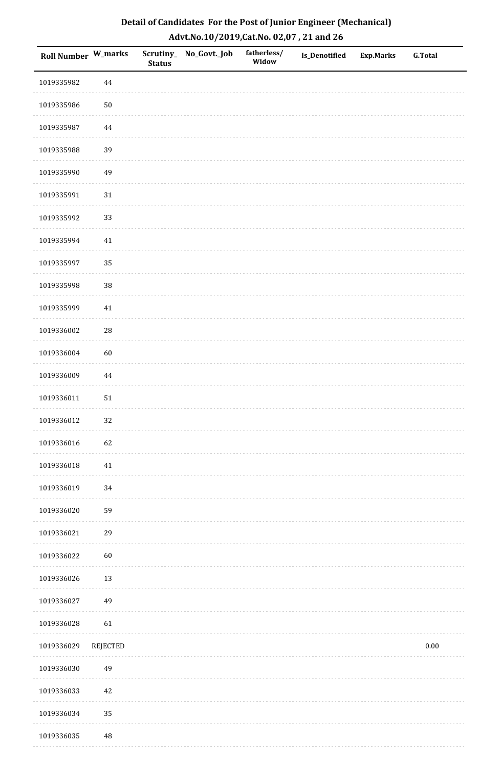## Detail of Candidates For the Post of Junior Engineer (Mechanical)

## Advt.No.10/2019,Cat.No. 02,07 , 21 and 26

| Roll Number | W_marks | Scrutiny_Status | No_Govt._Job | fatherless/Widow | Is_Denotified | Exp.Marks | G.Total |
|---|---|---|---|---|---|---|---|
| 1019335982 | 44 | | | | | | |
| 1019335986 | 50 | | | | | | |
| 1019335987 | 44 | | | | | | |
| 1019335988 | 39 | | | | | | |
| 1019335990 | 49 | | | | | | |
| 1019335991 | 31 | | | | | | |
| 1019335992 | 33 | | | | | | |
| 1019335994 | 41 | | | | | | |
| 1019335997 | 35 | | | | | | |
| 1019335998 | 38 | | | | | | |
| 1019335999 | 41 | | | | | | |
| 1019336002 | 28 | | | | | | |
| 1019336004 | 60 | | | | | | |
| 1019336009 | 44 | | | | | | |
| 1019336011 | 51 | | | | | | |
| 1019336012 | 32 | | | | | | |
| 1019336016 | 62 | | | | | | |
| 1019336018 | 41 | | | | | | |
| 1019336019 | 34 | | | | | | |
| 1019336020 | 59 | | | | | | |
| 1019336021 | 29 | | | | | | |
| 1019336022 | 60 | | | | | | |
| 1019336026 | 13 | | | | | | |
| 1019336027 | 49 | | | | | | |
| 1019336028 | 61 | | | | | | |
| 1019336029 | REJECTED | | | | | | 0.00 |
| 1019336030 | 49 | | | | | | |
| 1019336033 | 42 | | | | | | |
| 1019336034 | 35 | | | | | | |
| 1019336035 | 48 | | | | | | |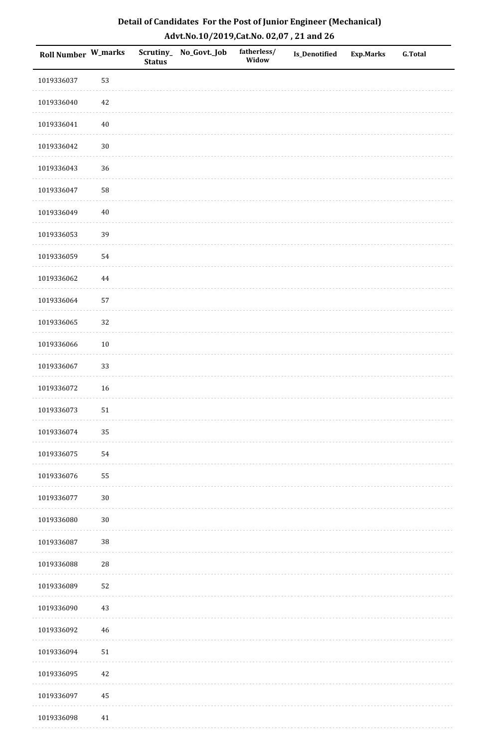# Detail of Candidates For the Post of Junior Engineer (Mechanical)

## Advt.No.10/2019,Cat.No. 02,07 , 21 and 26

| Roll Number | W_marks | Scrutiny_Status | No_Govt._Job | fatherless/Widow | Is_Denotified | Exp.Marks | G.Total |
|---|---|---|---|---|---|---|---|
| 1019336037 | 53 | | | | | | |
| 1019336040 | 42 | | | | | | |
| 1019336041 | 40 | | | | | | |
| 1019336042 | 30 | | | | | | |
| 1019336043 | 36 | | | | | | |
| 1019336047 | 58 | | | | | | |
| 1019336049 | 40 | | | | | | |
| 1019336053 | 39 | | | | | | |
| 1019336059 | 54 | | | | | | |
| 1019336062 | 44 | | | | | | |
| 1019336064 | 57 | | | | | | |
| 1019336065 | 32 | | | | | | |
| 1019336066 | 10 | | | | | | |
| 1019336067 | 33 | | | | | | |
| 1019336072 | 16 | | | | | | |
| 1019336073 | 51 | | | | | | |
| 1019336074 | 35 | | | | | | |
| 1019336075 | 54 | | | | | | |
| 1019336076 | 55 | | | | | | |
| 1019336077 | 30 | | | | | | |
| 1019336080 | 30 | | | | | | |
| 1019336087 | 38 | | | | | | |
| 1019336088 | 28 | | | | | | |
| 1019336089 | 52 | | | | | | |
| 1019336090 | 43 | | | | | | |
| 1019336092 | 46 | | | | | | |
| 1019336094 | 51 | | | | | | |
| 1019336095 | 42 | | | | | | |
| 1019336097 | 45 | | | | | | |
| 1019336098 | 41 | | | | | | |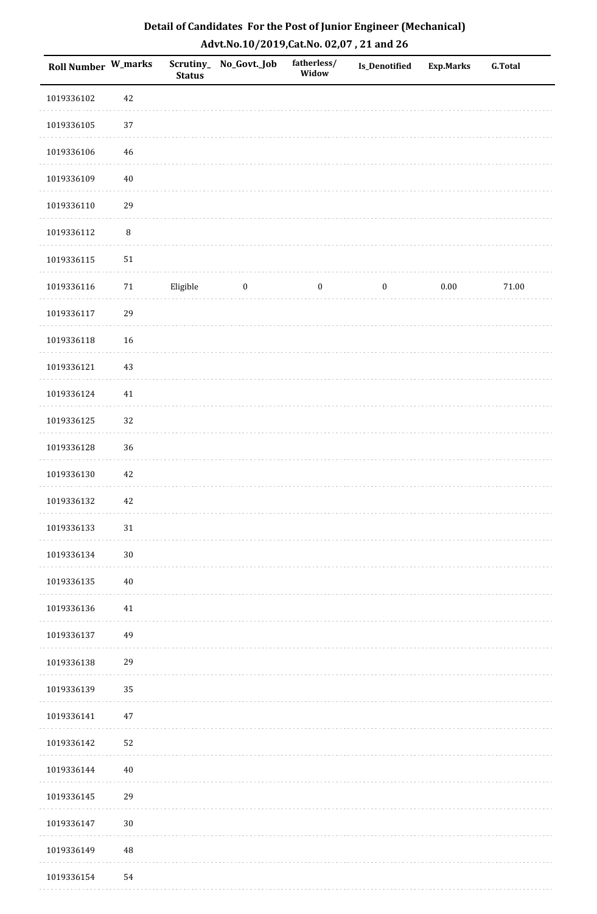## Detail of Candidates For the Post of Junior Engineer (Mechanical)
## Advt.No.10/2019,Cat.No. 02,07 , 21 and 26

| Roll Number | W_marks | Scrutiny_Status | No_Govt._Job | fatherless/Widow | Is_Denotified | Exp.Marks | G.Total |
|---|---|---|---|---|---|---|---|
| 1019336102 | 42 | | | | | | |
| 1019336105 | 37 | | | | | | |
| 1019336106 | 46 | | | | | | |
| 1019336109 | 40 | | | | | | |
| 1019336110 | 29 | | | | | | |
| 1019336112 | 8 | | | | | | |
| 1019336115 | 51 | | | | | | |
| 1019336116 | 71 | Eligible | 0 | 0 | 0 | 0.00 | 71.00 |
| 1019336117 | 29 | | | | | | |
| 1019336118 | 16 | | | | | | |
| 1019336121 | 43 | | | | | | |
| 1019336124 | 41 | | | | | | |
| 1019336125 | 32 | | | | | | |
| 1019336128 | 36 | | | | | | |
| 1019336130 | 42 | | | | | | |
| 1019336132 | 42 | | | | | | |
| 1019336133 | 31 | | | | | | |
| 1019336134 | 30 | | | | | | |
| 1019336135 | 40 | | | | | | |
| 1019336136 | 41 | | | | | | |
| 1019336137 | 49 | | | | | | |
| 1019336138 | 29 | | | | | | |
| 1019336139 | 35 | | | | | | |
| 1019336141 | 47 | | | | | | |
| 1019336142 | 52 | | | | | | |
| 1019336144 | 40 | | | | | | |
| 1019336145 | 29 | | | | | | |
| 1019336147 | 30 | | | | | | |
| 1019336149 | 48 | | | | | | |
| 1019336154 | 54 | | | | | | |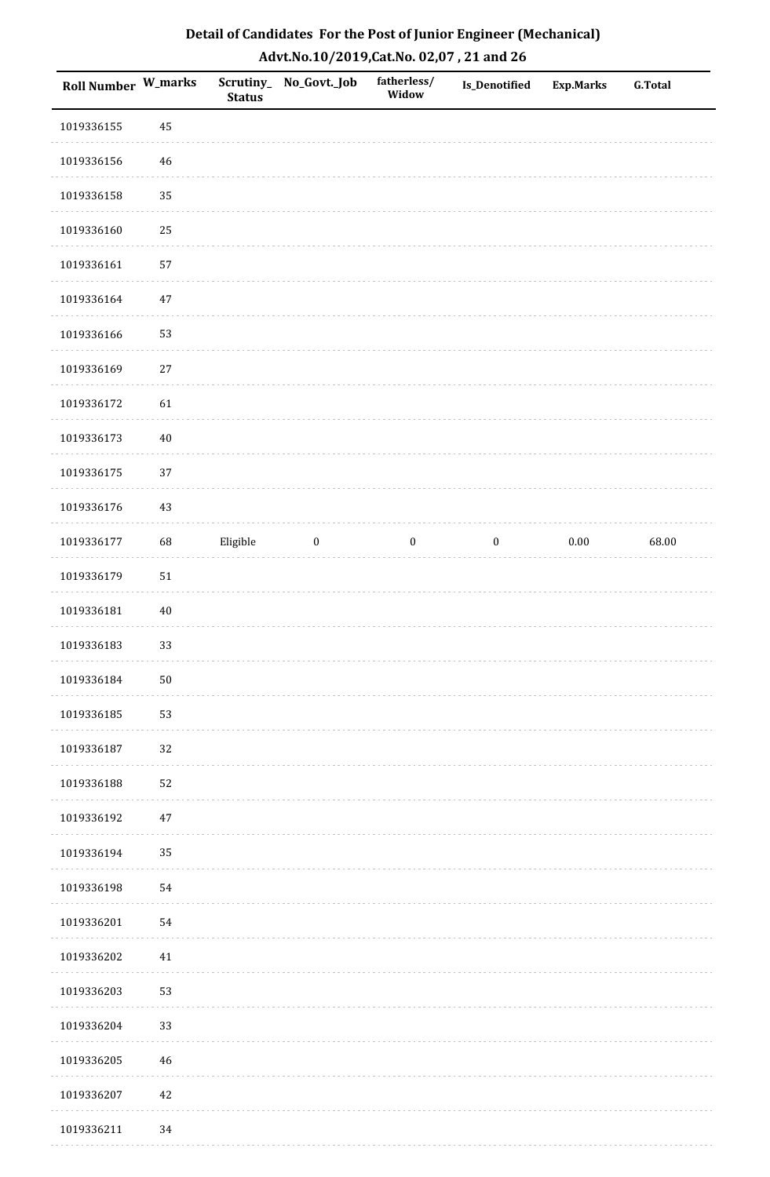# Detail of Candidates For the Post of Junior Engineer (Mechanical)

## Advt.No.10/2019,Cat.No. 02,07 , 21 and 26

| Roll Number | W_marks | Scrutiny_Status | No_Govt._Job | fatherless/Widow | Is_Denotified | Exp.Marks | G.Total |
|---|---|---|---|---|---|---|---|
| 1019336155 | 45 | | | | | | |
| 1019336156 | 46 | | | | | | |
| 1019336158 | 35 | | | | | | |
| 1019336160 | 25 | | | | | | |
| 1019336161 | 57 | | | | | | |
| 1019336164 | 47 | | | | | | |
| 1019336166 | 53 | | | | | | |
| 1019336169 | 27 | | | | | | |
| 1019336172 | 61 | | | | | | |
| 1019336173 | 40 | | | | | | |
| 1019336175 | 37 | | | | | | |
| 1019336176 | 43 | | | | | | |
| 1019336177 | 68 | Eligible | 0 | 0 | 0 | 0.00 | 68.00 |
| 1019336179 | 51 | | | | | | |
| 1019336181 | 40 | | | | | | |
| 1019336183 | 33 | | | | | | |
| 1019336184 | 50 | | | | | | |
| 1019336185 | 53 | | | | | | |
| 1019336187 | 32 | | | | | | |
| 1019336188 | 52 | | | | | | |
| 1019336192 | 47 | | | | | | |
| 1019336194 | 35 | | | | | | |
| 1019336198 | 54 | | | | | | |
| 1019336201 | 54 | | | | | | |
| 1019336202 | 41 | | | | | | |
| 1019336203 | 53 | | | | | | |
| 1019336204 | 33 | | | | | | |
| 1019336205 | 46 | | | | | | |
| 1019336207 | 42 | | | | | | |
| 1019336211 | 34 | | | | | | |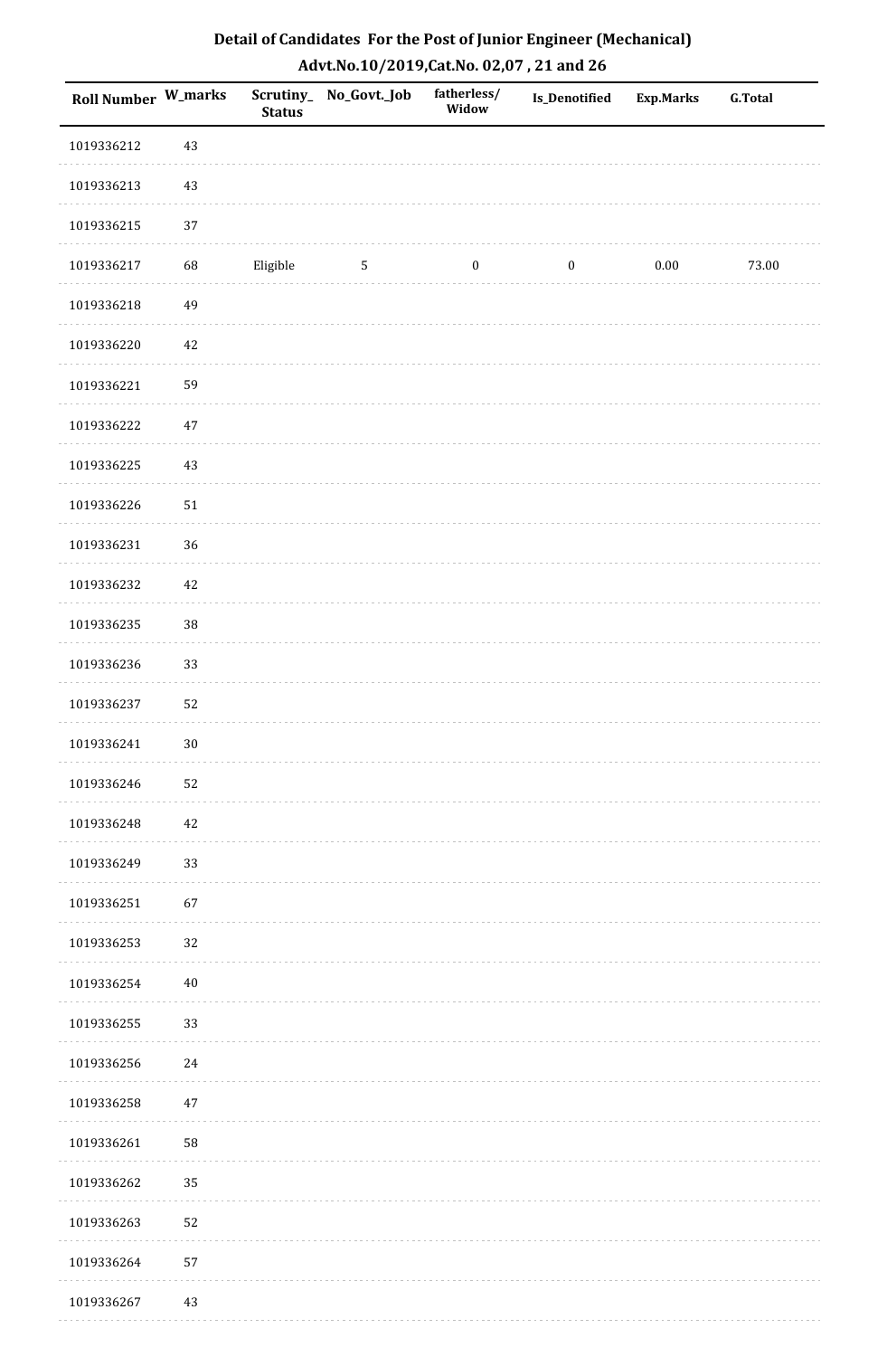**Detail of Candidates For the Post of Junior Engineer (Mechanical)**

**Advt.No.10/2019,Cat.No. 02,07 , 21 and 26**

| Roll Number | W_marks | Scrutiny_Status | No_Govt._Job | fatherless/Widow | Is_Denotified | Exp.Marks | G.Total |
|---|---|---|---|---|---|---|---|
| 1019336212 | 43 | | | | | | |
| 1019336213 | 43 | | | | | | |
| 1019336215 | 37 | | | | | | |
| 1019336217 | 68 | Eligible | 5 | 0 | 0 | 0.00 | 73.00 |
| 1019336218 | 49 | | | | | | |
| 1019336220 | 42 | | | | | | |
| 1019336221 | 59 | | | | | | |
| 1019336222 | 47 | | | | | | |
| 1019336225 | 43 | | | | | | |
| 1019336226 | 51 | | | | | | |
| 1019336231 | 36 | | | | | | |
| 1019336232 | 42 | | | | | | |
| 1019336235 | 38 | | | | | | |
| 1019336236 | 33 | | | | | | |
| 1019336237 | 52 | | | | | | |
| 1019336241 | 30 | | | | | | |
| 1019336246 | 52 | | | | | | |
| 1019336248 | 42 | | | | | | |
| 1019336249 | 33 | | | | | | |
| 1019336251 | 67 | | | | | | |
| 1019336253 | 32 | | | | | | |
| 1019336254 | 40 | | | | | | |
| 1019336255 | 33 | | | | | | |
| 1019336256 | 24 | | | | | | |
| 1019336258 | 47 | | | | | | |
| 1019336261 | 58 | | | | | | |
| 1019336262 | 35 | | | | | | |
| 1019336263 | 52 | | | | | | |
| 1019336264 | 57 | | | | | | |
| 1019336267 | 43 | | | | | | |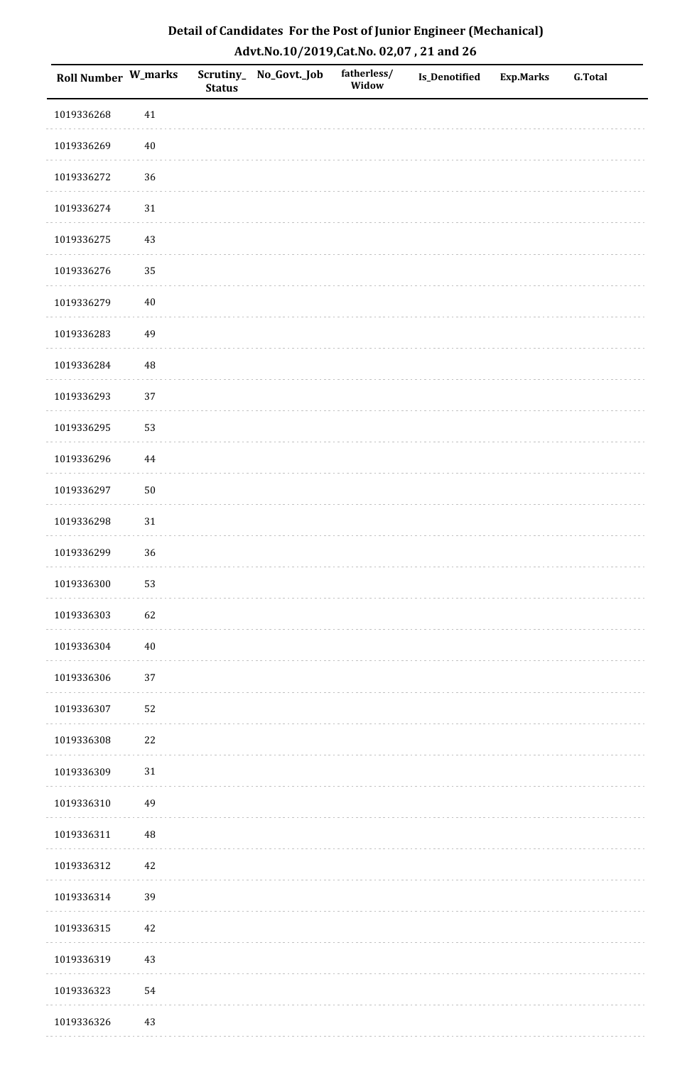# Detail of Candidates For the Post of Junior Engineer (Mechanical)

## Advt.No.10/2019,Cat.No. 02,07 , 21 and 26

| Roll Number | W_marks | Scrutiny_Status | No_Govt._Job | fatherless/Widow | Is_Denotified | Exp.Marks | G.Total |
|---|---|---|---|---|---|---|---|
| 1019336268 | 41 | | | | | | |
| 1019336269 | 40 | | | | | | |
| 1019336272 | 36 | | | | | | |
| 1019336274 | 31 | | | | | | |
| 1019336275 | 43 | | | | | | |
| 1019336276 | 35 | | | | | | |
| 1019336279 | 40 | | | | | | |
| 1019336283 | 49 | | | | | | |
| 1019336284 | 48 | | | | | | |
| 1019336293 | 37 | | | | | | |
| 1019336295 | 53 | | | | | | |
| 1019336296 | 44 | | | | | | |
| 1019336297 | 50 | | | | | | |
| 1019336298 | 31 | | | | | | |
| 1019336299 | 36 | | | | | | |
| 1019336300 | 53 | | | | | | |
| 1019336303 | 62 | | | | | | |
| 1019336304 | 40 | | | | | | |
| 1019336306 | 37 | | | | | | |
| 1019336307 | 52 | | | | | | |
| 1019336308 | 22 | | | | | | |
| 1019336309 | 31 | | | | | | |
| 1019336310 | 49 | | | | | | |
| 1019336311 | 48 | | | | | | |
| 1019336312 | 42 | | | | | | |
| 1019336314 | 39 | | | | | | |
| 1019336315 | 42 | | | | | | |
| 1019336319 | 43 | | | | | | |
| 1019336323 | 54 | | | | | | |
| 1019336326 | 43 | | | | | | |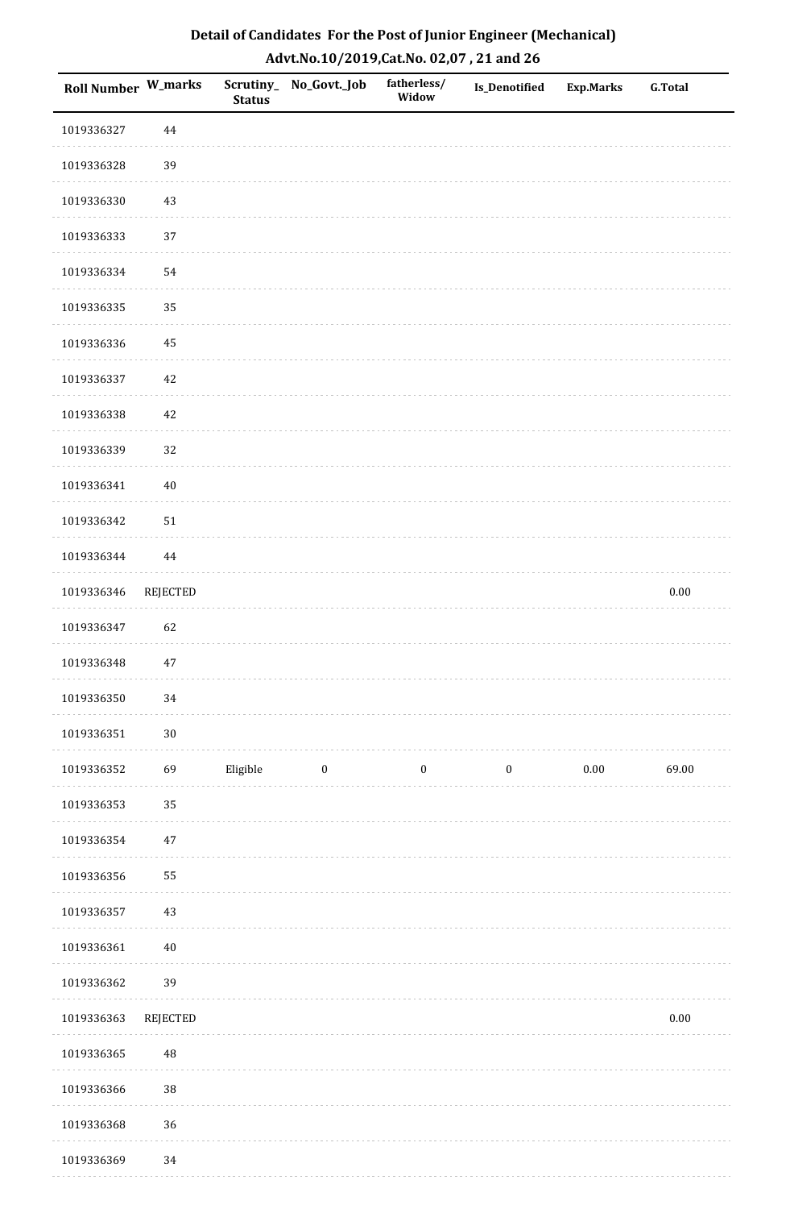# Detail of Candidates For the Post of Junior Engineer (Mechanical)

## Advt.No.10/2019,Cat.No. 02,07 , 21 and 26

| Roll Number | W_marks | Scrutiny_Status | No_Govt._Job | fatherless/Widow | Is_Denotified | Exp.Marks | G.Total |
|---|---|---|---|---|---|---|---|
| 1019336327 | 44 | | | | | | |
| 1019336328 | 39 | | | | | | |
| 1019336330 | 43 | | | | | | |
| 1019336333 | 37 | | | | | | |
| 1019336334 | 54 | | | | | | |
| 1019336335 | 35 | | | | | | |
| 1019336336 | 45 | | | | | | |
| 1019336337 | 42 | | | | | | |
| 1019336338 | 42 | | | | | | |
| 1019336339 | 32 | | | | | | |
| 1019336341 | 40 | | | | | | |
| 1019336342 | 51 | | | | | | |
| 1019336344 | 44 | | | | | | |
| 1019336346 | REJECTED | | | | | | 0.00 |
| 1019336347 | 62 | | | | | | |
| 1019336348 | 47 | | | | | | |
| 1019336350 | 34 | | | | | | |
| 1019336351 | 30 | | | | | | |
| 1019336352 | 69 | Eligible | 0 | 0 | 0 | 0.00 | 69.00 |
| 1019336353 | 35 | | | | | | |
| 1019336354 | 47 | | | | | | |
| 1019336356 | 55 | | | | | | |
| 1019336357 | 43 | | | | | | |
| 1019336361 | 40 | | | | | | |
| 1019336362 | 39 | | | | | | |
| 1019336363 | REJECTED | | | | | | 0.00 |
| 1019336365 | 48 | | | | | | |
| 1019336366 | 38 | | | | | | |
| 1019336368 | 36 | | | | | | |
| 1019336369 | 34 | | | | | | |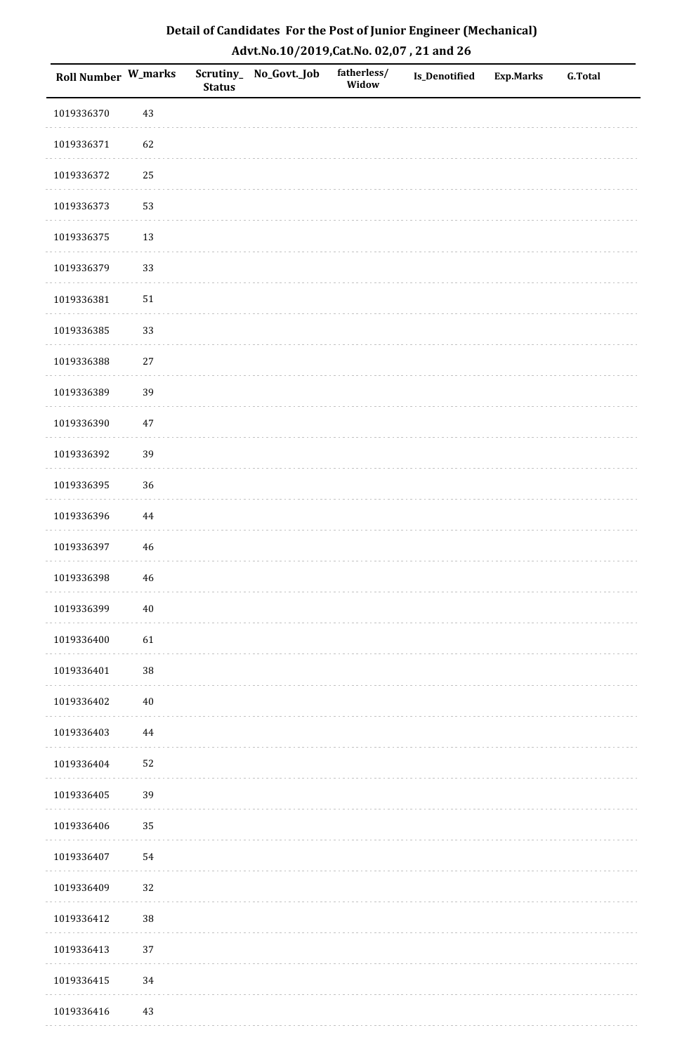# Detail of Candidates For the Post of Junior Engineer (Mechanical)

## Advt.No.10/2019,Cat.No. 02,07 , 21 and 26

| Roll Number | W_marks | Scrutiny_Status | No_Govt._Job | fatherless/Widow | Is_Denotified | Exp.Marks | G.Total |
|---|---|---|---|---|---|---|---|
| 1019336370 | 43 | | | | | | |
| 1019336371 | 62 | | | | | | |
| 1019336372 | 25 | | | | | | |
| 1019336373 | 53 | | | | | | |
| 1019336375 | 13 | | | | | | |
| 1019336379 | 33 | | | | | | |
| 1019336381 | 51 | | | | | | |
| 1019336385 | 33 | | | | | | |
| 1019336388 | 27 | | | | | | |
| 1019336389 | 39 | | | | | | |
| 1019336390 | 47 | | | | | | |
| 1019336392 | 39 | | | | | | |
| 1019336395 | 36 | | | | | | |
| 1019336396 | 44 | | | | | | |
| 1019336397 | 46 | | | | | | |
| 1019336398 | 46 | | | | | | |
| 1019336399 | 40 | | | | | | |
| 1019336400 | 61 | | | | | | |
| 1019336401 | 38 | | | | | | |
| 1019336402 | 40 | | | | | | |
| 1019336403 | 44 | | | | | | |
| 1019336404 | 52 | | | | | | |
| 1019336405 | 39 | | | | | | |
| 1019336406 | 35 | | | | | | |
| 1019336407 | 54 | | | | | | |
| 1019336409 | 32 | | | | | | |
| 1019336412 | 38 | | | | | | |
| 1019336413 | 37 | | | | | | |
| 1019336415 | 34 | | | | | | |
| 1019336416 | 43 | | | | | | |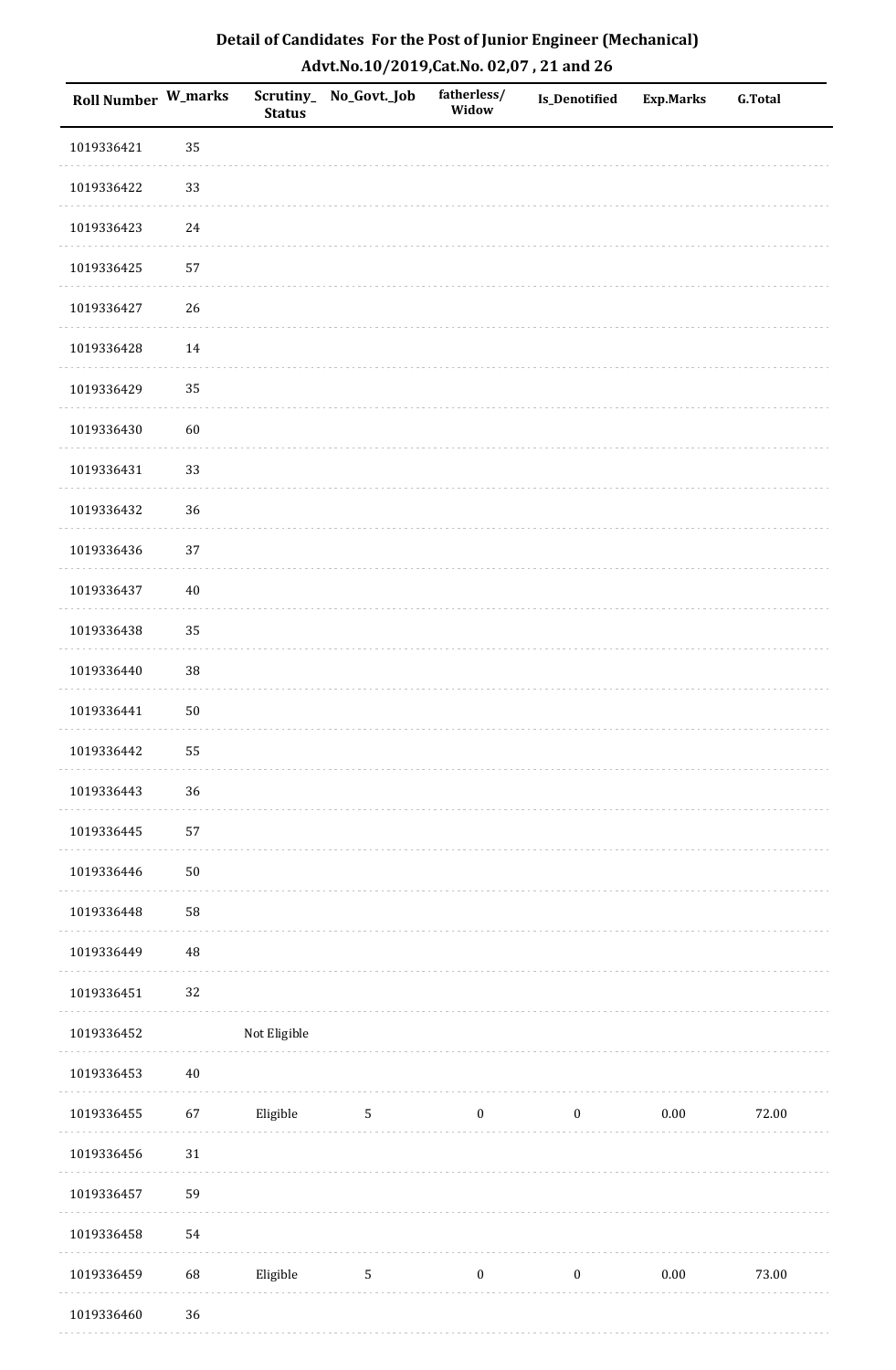## Detail of Candidates For the Post of Junior Engineer (Mechanical)

## Advt.No.10/2019,Cat.No. 02,07 , 21 and 26

| Roll Number | W_marks | Scrutiny_Status | No_Govt._Job | fatherless/Widow | Is_Denotified | Exp.Marks | G.Total |
|---|---|---|---|---|---|---|---|
| 1019336421 | 35 | | | | | | |
| 1019336422 | 33 | | | | | | |
| 1019336423 | 24 | | | | | | |
| 1019336425 | 57 | | | | | | |
| 1019336427 | 26 | | | | | | |
| 1019336428 | 14 | | | | | | |
| 1019336429 | 35 | | | | | | |
| 1019336430 | 60 | | | | | | |
| 1019336431 | 33 | | | | | | |
| 1019336432 | 36 | | | | | | |
| 1019336436 | 37 | | | | | | |
| 1019336437 | 40 | | | | | | |
| 1019336438 | 35 | | | | | | |
| 1019336440 | 38 | | | | | | |
| 1019336441 | 50 | | | | | | |
| 1019336442 | 55 | | | | | | |
| 1019336443 | 36 | | | | | | |
| 1019336445 | 57 | | | | | | |
| 1019336446 | 50 | | | | | | |
| 1019336448 | 58 | | | | | | |
| 1019336449 | 48 | | | | | | |
| 1019336451 | 32 | | | | | | |
| 1019336452 | | Not Eligible | | | | | |
| 1019336453 | 40 | | | | | | |
| 1019336455 | 67 | Eligible | 5 | 0 | 0 | 0.00 | 72.00 |
| 1019336456 | 31 | | | | | | |
| 1019336457 | 59 | | | | | | |
| 1019336458 | 54 | | | | | | |
| 1019336459 | 68 | Eligible | 5 | 0 | 0 | 0.00 | 73.00 |
| 1019336460 | 36 | | | | | | |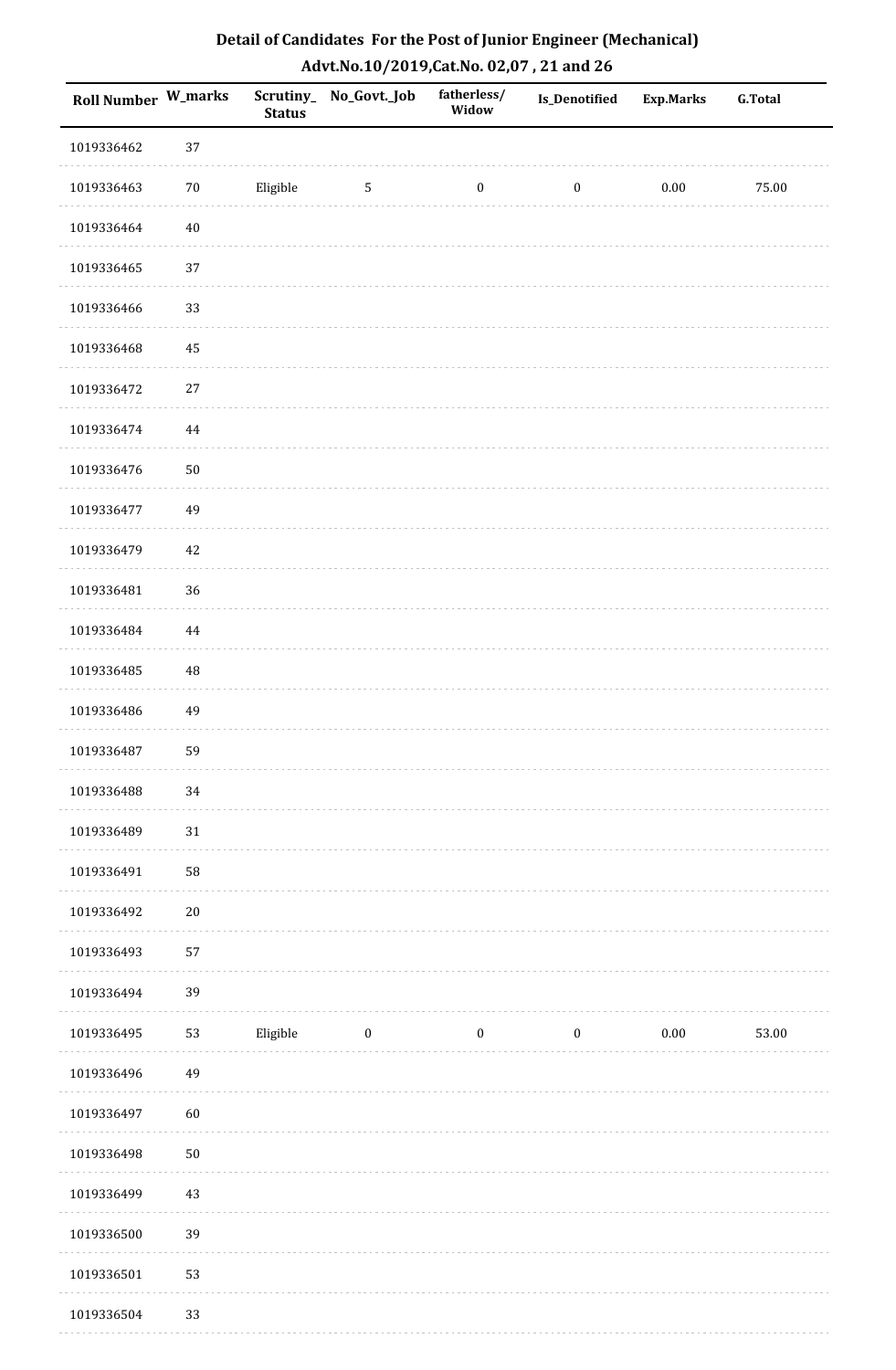# Detail of Candidates For the Post of Junior Engineer (Mechanical)

## Advt.No.10/2019,Cat.No. 02,07 , 21 and 26

| Roll Number | W_marks | Scrutiny_Status | No_Govt._Job | fatherless/Widow | Is_Denotified | Exp.Marks | G.Total |
|---|---|---|---|---|---|---|---|
| 1019336462 | 37 | | | | | | |
| 1019336463 | 70 | Eligible | 5 | 0 | 0 | 0.00 | 75.00 |
| 1019336464 | 40 | | | | | | |
| 1019336465 | 37 | | | | | | |
| 1019336466 | 33 | | | | | | |
| 1019336468 | 45 | | | | | | |
| 1019336472 | 27 | | | | | | |
| 1019336474 | 44 | | | | | | |
| 1019336476 | 50 | | | | | | |
| 1019336477 | 49 | | | | | | |
| 1019336479 | 42 | | | | | | |
| 1019336481 | 36 | | | | | | |
| 1019336484 | 44 | | | | | | |
| 1019336485 | 48 | | | | | | |
| 1019336486 | 49 | | | | | | |
| 1019336487 | 59 | | | | | | |
| 1019336488 | 34 | | | | | | |
| 1019336489 | 31 | | | | | | |
| 1019336491 | 58 | | | | | | |
| 1019336492 | 20 | | | | | | |
| 1019336493 | 57 | | | | | | |
| 1019336494 | 39 | | | | | | |
| 1019336495 | 53 | Eligible | 0 | 0 | 0 | 0.00 | 53.00 |
| 1019336496 | 49 | | | | | | |
| 1019336497 | 60 | | | | | | |
| 1019336498 | 50 | | | | | | |
| 1019336499 | 43 | | | | | | |
| 1019336500 | 39 | | | | | | |
| 1019336501 | 53 | | | | | | |
| 1019336504 | 33 | | | | | | |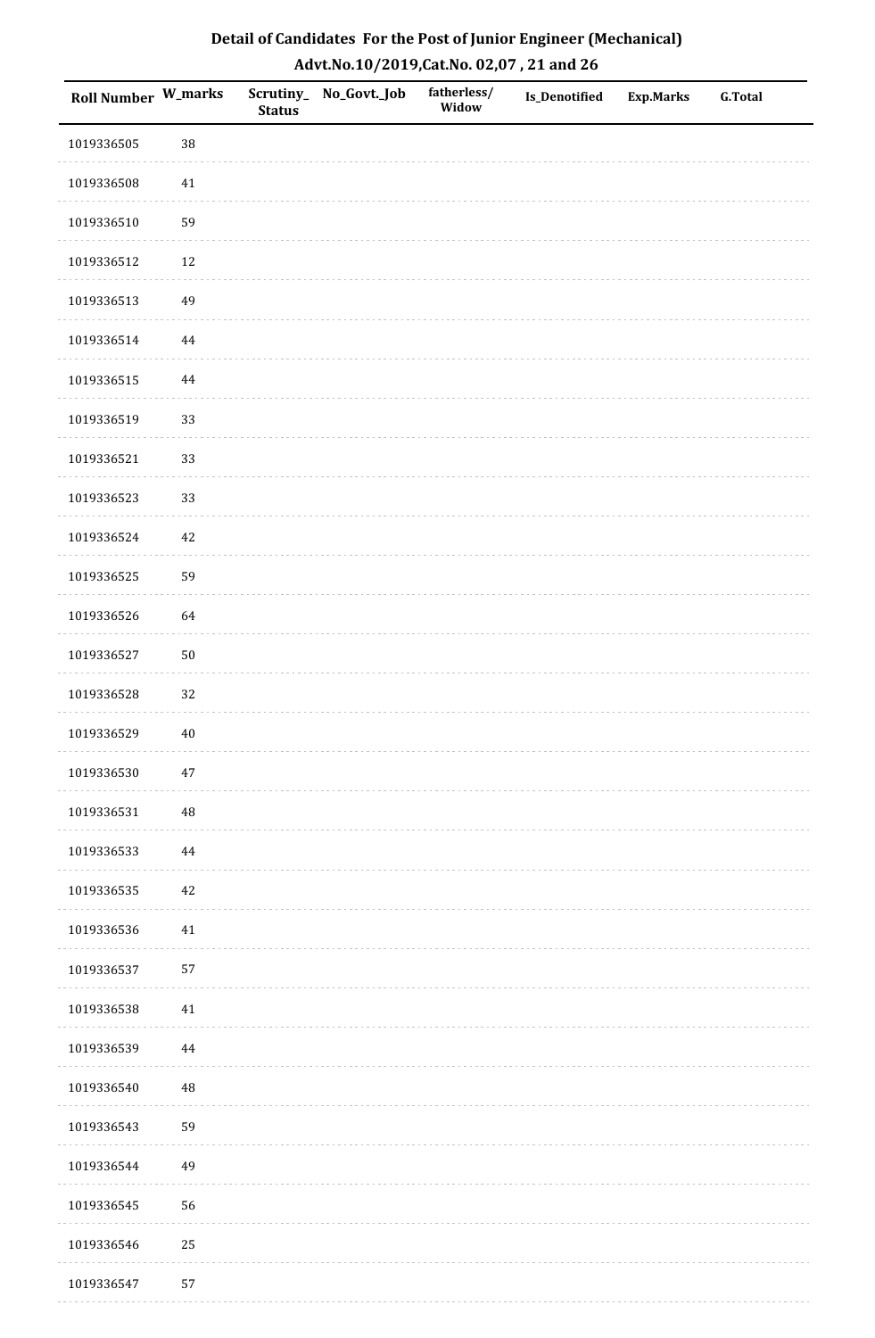# Detail of Candidates For the Post of Junior Engineer (Mechanical)

## Advt.No.10/2019,Cat.No. 02,07 , 21 and 26

| Roll Number | W_marks | Scrutiny_Status | No_Govt._Job | fatherless/Widow | Is_Denotified | Exp.Marks | G.Total |
|---|---|---|---|---|---|---|---|
| 1019336505 | 38 | | | | | | |
| 1019336508 | 41 | | | | | | |
| 1019336510 | 59 | | | | | | |
| 1019336512 | 12 | | | | | | |
| 1019336513 | 49 | | | | | | |
| 1019336514 | 44 | | | | | | |
| 1019336515 | 44 | | | | | | |
| 1019336519 | 33 | | | | | | |
| 1019336521 | 33 | | | | | | |
| 1019336523 | 33 | | | | | | |
| 1019336524 | 42 | | | | | | |
| 1019336525 | 59 | | | | | | |
| 1019336526 | 64 | | | | | | |
| 1019336527 | 50 | | | | | | |
| 1019336528 | 32 | | | | | | |
| 1019336529 | 40 | | | | | | |
| 1019336530 | 47 | | | | | | |
| 1019336531 | 48 | | | | | | |
| 1019336533 | 44 | | | | | | |
| 1019336535 | 42 | | | | | | |
| 1019336536 | 41 | | | | | | |
| 1019336537 | 57 | | | | | | |
| 1019336538 | 41 | | | | | | |
| 1019336539 | 44 | | | | | | |
| 1019336540 | 48 | | | | | | |
| 1019336543 | 59 | | | | | | |
| 1019336544 | 49 | | | | | | |
| 1019336545 | 56 | | | | | | |
| 1019336546 | 25 | | | | | | |
| 1019336547 | 57 | | | | | | |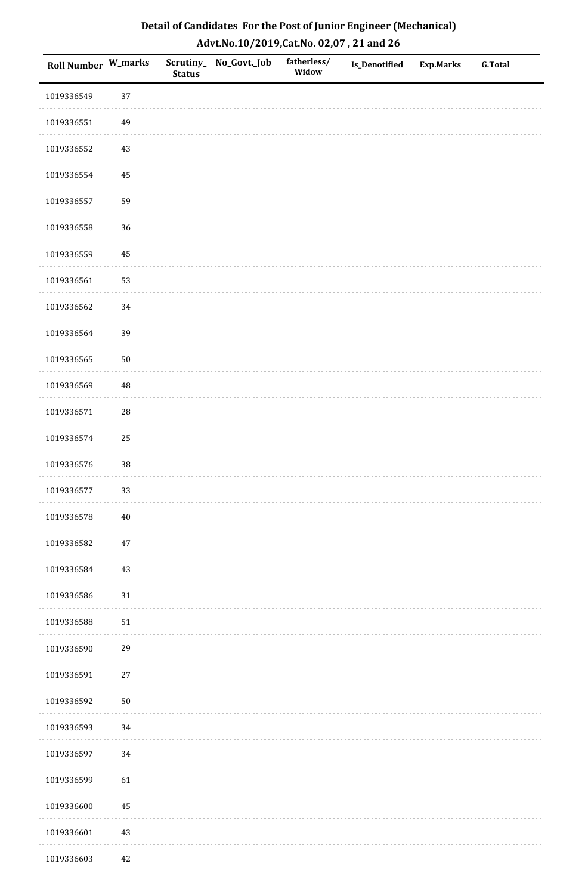## Detail of Candidates For the Post of Junior Engineer (Mechanical)

### Advt.No.10/2019,Cat.No. 02,07 , 21 and 26

| Roll Number | W_marks | Scrutiny_Status | No_Govt._Job | fatherless/Widow | Is_Denotified | Exp.Marks | G.Total |
|---|---|---|---|---|---|---|---|
| 1019336549 | 37 | | | | | | |
| 1019336551 | 49 | | | | | | |
| 1019336552 | 43 | | | | | | |
| 1019336554 | 45 | | | | | | |
| 1019336557 | 59 | | | | | | |
| 1019336558 | 36 | | | | | | |
| 1019336559 | 45 | | | | | | |
| 1019336561 | 53 | | | | | | |
| 1019336562 | 34 | | | | | | |
| 1019336564 | 39 | | | | | | |
| 1019336565 | 50 | | | | | | |
| 1019336569 | 48 | | | | | | |
| 1019336571 | 28 | | | | | | |
| 1019336574 | 25 | | | | | | |
| 1019336576 | 38 | | | | | | |
| 1019336577 | 33 | | | | | | |
| 1019336578 | 40 | | | | | | |
| 1019336582 | 47 | | | | | | |
| 1019336584 | 43 | | | | | | |
| 1019336586 | 31 | | | | | | |
| 1019336588 | 51 | | | | | | |
| 1019336590 | 29 | | | | | | |
| 1019336591 | 27 | | | | | | |
| 1019336592 | 50 | | | | | | |
| 1019336593 | 34 | | | | | | |
| 1019336597 | 34 | | | | | | |
| 1019336599 | 61 | | | | | | |
| 1019336600 | 45 | | | | | | |
| 1019336601 | 43 | | | | | | |
| 1019336603 | 42 | | | | | | |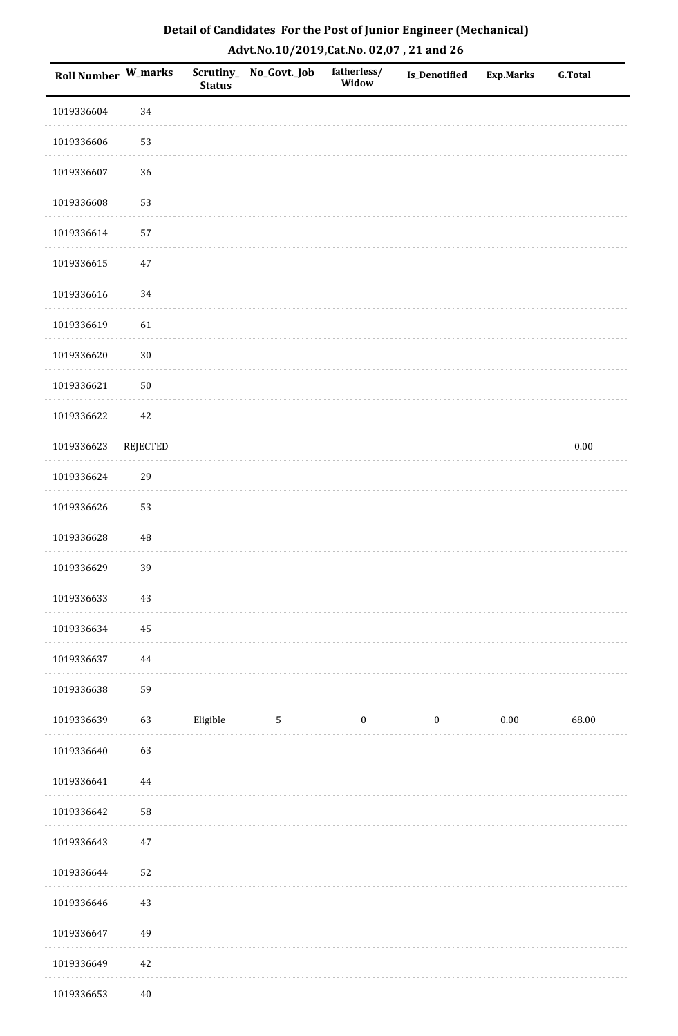# Detail of Candidates For the Post of Junior Engineer (Mechanical)

## Advt.No.10/2019,Cat.No. 02,07 , 21 and 26

| Roll Number | W_marks | Scrutiny_Status | No_Govt._Job | fatherless/Widow | Is_Denotified | Exp.Marks | G.Total |
|---|---|---|---|---|---|---|---|
| 1019336604 | 34 | | | | | | |
| 1019336606 | 53 | | | | | | |
| 1019336607 | 36 | | | | | | |
| 1019336608 | 53 | | | | | | |
| 1019336614 | 57 | | | | | | |
| 1019336615 | 47 | | | | | | |
| 1019336616 | 34 | | | | | | |
| 1019336619 | 61 | | | | | | |
| 1019336620 | 30 | | | | | | |
| 1019336621 | 50 | | | | | | |
| 1019336622 | 42 | | | | | | |
| 1019336623 | REJECTED | | | | | | 0.00 |
| 1019336624 | 29 | | | | | | |
| 1019336626 | 53 | | | | | | |
| 1019336628 | 48 | | | | | | |
| 1019336629 | 39 | | | | | | |
| 1019336633 | 43 | | | | | | |
| 1019336634 | 45 | | | | | | |
| 1019336637 | 44 | | | | | | |
| 1019336638 | 59 | | | | | | |
| 1019336639 | 63 | Eligible | 5 | 0 | 0 | 0.00 | 68.00 |
| 1019336640 | 63 | | | | | | |
| 1019336641 | 44 | | | | | | |
| 1019336642 | 58 | | | | | | |
| 1019336643 | 47 | | | | | | |
| 1019336644 | 52 | | | | | | |
| 1019336646 | 43 | | | | | | |
| 1019336647 | 49 | | | | | | |
| 1019336649 | 42 | | | | | | |
| 1019336653 | 40 | | | | | | |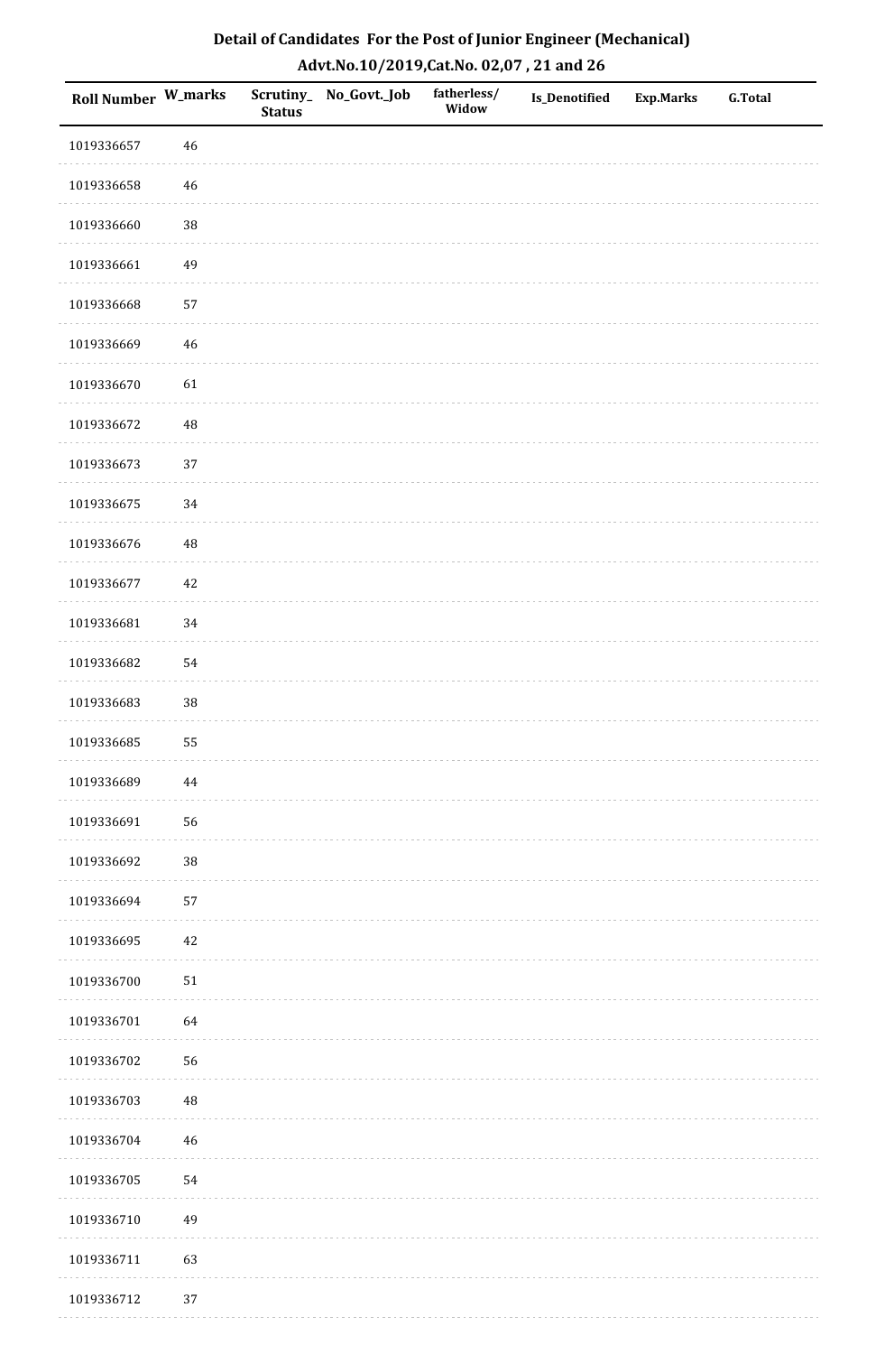## Detail of Candidates For the Post of Junior Engineer (Mechanical)

### Advt.No.10/2019,Cat.No. 02,07 , 21 and 26

| Roll Number | W_marks | Scrutiny_ Status | No_Govt._Job | fatherless/ Widow | Is_Denotified | Exp.Marks | G.Total |
|---|---|---|---|---|---|---|---|
| 1019336657 | 46 | | | | | | |
| 1019336658 | 46 | | | | | | |
| 1019336660 | 38 | | | | | | |
| 1019336661 | 49 | | | | | | |
| 1019336668 | 57 | | | | | | |
| 1019336669 | 46 | | | | | | |
| 1019336670 | 61 | | | | | | |
| 1019336672 | 48 | | | | | | |
| 1019336673 | 37 | | | | | | |
| 1019336675 | 34 | | | | | | |
| 1019336676 | 48 | | | | | | |
| 1019336677 | 42 | | | | | | |
| 1019336681 | 34 | | | | | | |
| 1019336682 | 54 | | | | | | |
| 1019336683 | 38 | | | | | | |
| 1019336685 | 55 | | | | | | |
| 1019336689 | 44 | | | | | | |
| 1019336691 | 56 | | | | | | |
| 1019336692 | 38 | | | | | | |
| 1019336694 | 57 | | | | | | |
| 1019336695 | 42 | | | | | | |
| 1019336700 | 51 | | | | | | |
| 1019336701 | 64 | | | | | | |
| 1019336702 | 56 | | | | | | |
| 1019336703 | 48 | | | | | | |
| 1019336704 | 46 | | | | | | |
| 1019336705 | 54 | | | | | | |
| 1019336710 | 49 | | | | | | |
| 1019336711 | 63 | | | | | | |
| 1019336712 | 37 | | | | | | |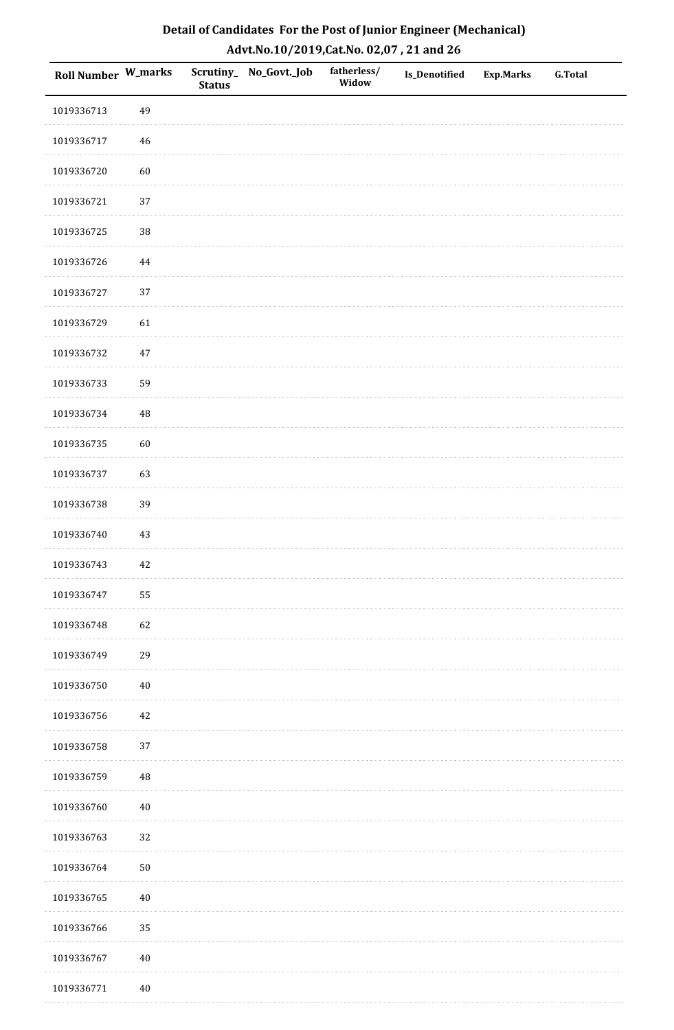## Detail of Candidates For the Post of Junior Engineer (Mechanical)
### Advt.No.10/2019,Cat.No. 02,07 , 21 and 26

| Roll Number | W_marks | Scrutiny_Status | No_Govt._Job | fatherless/Widow | Is_Denotified | Exp.Marks | G.Total |
|---|---|---|---|---|---|---|---|
| 1019336713 | 49 | | | | | | |
| 1019336717 | 46 | | | | | | |
| 1019336720 | 60 | | | | | | |
| 1019336721 | 37 | | | | | | |
| 1019336725 | 38 | | | | | | |
| 1019336726 | 44 | | | | | | |
| 1019336727 | 37 | | | | | | |
| 1019336729 | 61 | | | | | | |
| 1019336732 | 47 | | | | | | |
| 1019336733 | 59 | | | | | | |
| 1019336734 | 48 | | | | | | |
| 1019336735 | 60 | | | | | | |
| 1019336737 | 63 | | | | | | |
| 1019336738 | 39 | | | | | | |
| 1019336740 | 43 | | | | | | |
| 1019336743 | 42 | | | | | | |
| 1019336747 | 55 | | | | | | |
| 1019336748 | 62 | | | | | | |
| 1019336749 | 29 | | | | | | |
| 1019336750 | 40 | | | | | | |
| 1019336756 | 42 | | | | | | |
| 1019336758 | 37 | | | | | | |
| 1019336759 | 48 | | | | | | |
| 1019336760 | 40 | | | | | | |
| 1019336763 | 32 | | | | | | |
| 1019336764 | 50 | | | | | | |
| 1019336765 | 40 | | | | | | |
| 1019336766 | 35 | | | | | | |
| 1019336767 | 40 | | | | | | |
| 1019336771 | 40 | | | | | | |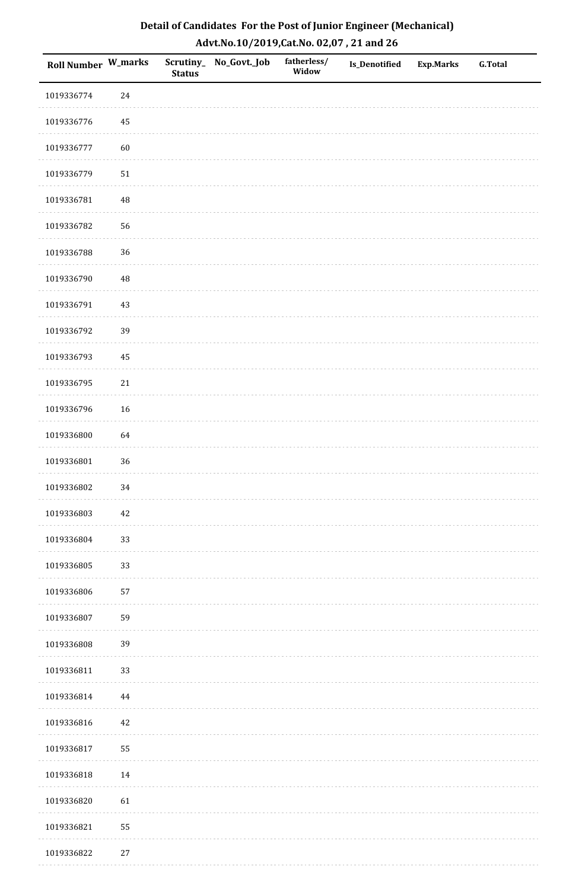# Detail of Candidates For the Post of Junior Engineer (Mechanical)

## Advt.No.10/2019,Cat.No. 02,07 , 21 and 26

| Roll Number | W_marks | Scrutiny_Status | No_Govt._Job | fatherless/Widow | Is_Denotified | Exp.Marks | G.Total |
|---|---|---|---|---|---|---|---|
| 1019336774 | 24 | | | | | | |
| 1019336776 | 45 | | | | | | |
| 1019336777 | 60 | | | | | | |
| 1019336779 | 51 | | | | | | |
| 1019336781 | 48 | | | | | | |
| 1019336782 | 56 | | | | | | |
| 1019336788 | 36 | | | | | | |
| 1019336790 | 48 | | | | | | |
| 1019336791 | 43 | | | | | | |
| 1019336792 | 39 | | | | | | |
| 1019336793 | 45 | | | | | | |
| 1019336795 | 21 | | | | | | |
| 1019336796 | 16 | | | | | | |
| 1019336800 | 64 | | | | | | |
| 1019336801 | 36 | | | | | | |
| 1019336802 | 34 | | | | | | |
| 1019336803 | 42 | | | | | | |
| 1019336804 | 33 | | | | | | |
| 1019336805 | 33 | | | | | | |
| 1019336806 | 57 | | | | | | |
| 1019336807 | 59 | | | | | | |
| 1019336808 | 39 | | | | | | |
| 1019336811 | 33 | | | | | | |
| 1019336814 | 44 | | | | | | |
| 1019336816 | 42 | | | | | | |
| 1019336817 | 55 | | | | | | |
| 1019336818 | 14 | | | | | | |
| 1019336820 | 61 | | | | | | |
| 1019336821 | 55 | | | | | | |
| 1019336822 | 27 | | | | | | |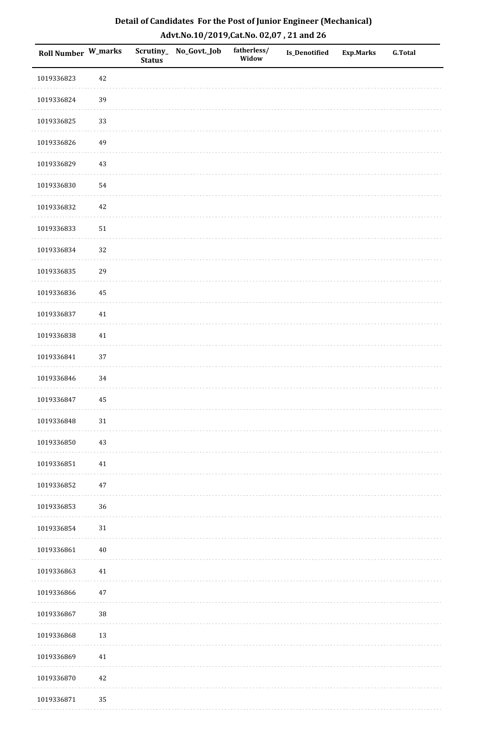**Detail of Candidates For the Post of Junior Engineer (Mechanical)**

**Advt.No.10/2019,Cat.No. 02,07 , 21 and 26**

| Roll Number | W_marks | Scrutiny_Status | No_Govt._Job | fatherless/Widow | Is_Denotified | Exp.Marks | G.Total |
|---|---|---|---|---|---|---|---|
| 1019336823 | 42 | | | | | | |
| 1019336824 | 39 | | | | | | |
| 1019336825 | 33 | | | | | | |
| 1019336826 | 49 | | | | | | |
| 1019336829 | 43 | | | | | | |
| 1019336830 | 54 | | | | | | |
| 1019336832 | 42 | | | | | | |
| 1019336833 | 51 | | | | | | |
| 1019336834 | 32 | | | | | | |
| 1019336835 | 29 | | | | | | |
| 1019336836 | 45 | | | | | | |
| 1019336837 | 41 | | | | | | |
| 1019336838 | 41 | | | | | | |
| 1019336841 | 37 | | | | | | |
| 1019336846 | 34 | | | | | | |
| 1019336847 | 45 | | | | | | |
| 1019336848 | 31 | | | | | | |
| 1019336850 | 43 | | | | | | |
| 1019336851 | 41 | | | | | | |
| 1019336852 | 47 | | | | | | |
| 1019336853 | 36 | | | | | | |
| 1019336854 | 31 | | | | | | |
| 1019336861 | 40 | | | | | | |
| 1019336863 | 41 | | | | | | |
| 1019336866 | 47 | | | | | | |
| 1019336867 | 38 | | | | | | |
| 1019336868 | 13 | | | | | | |
| 1019336869 | 41 | | | | | | |
| 1019336870 | 42 | | | | | | |
| 1019336871 | 35 | | | | | | |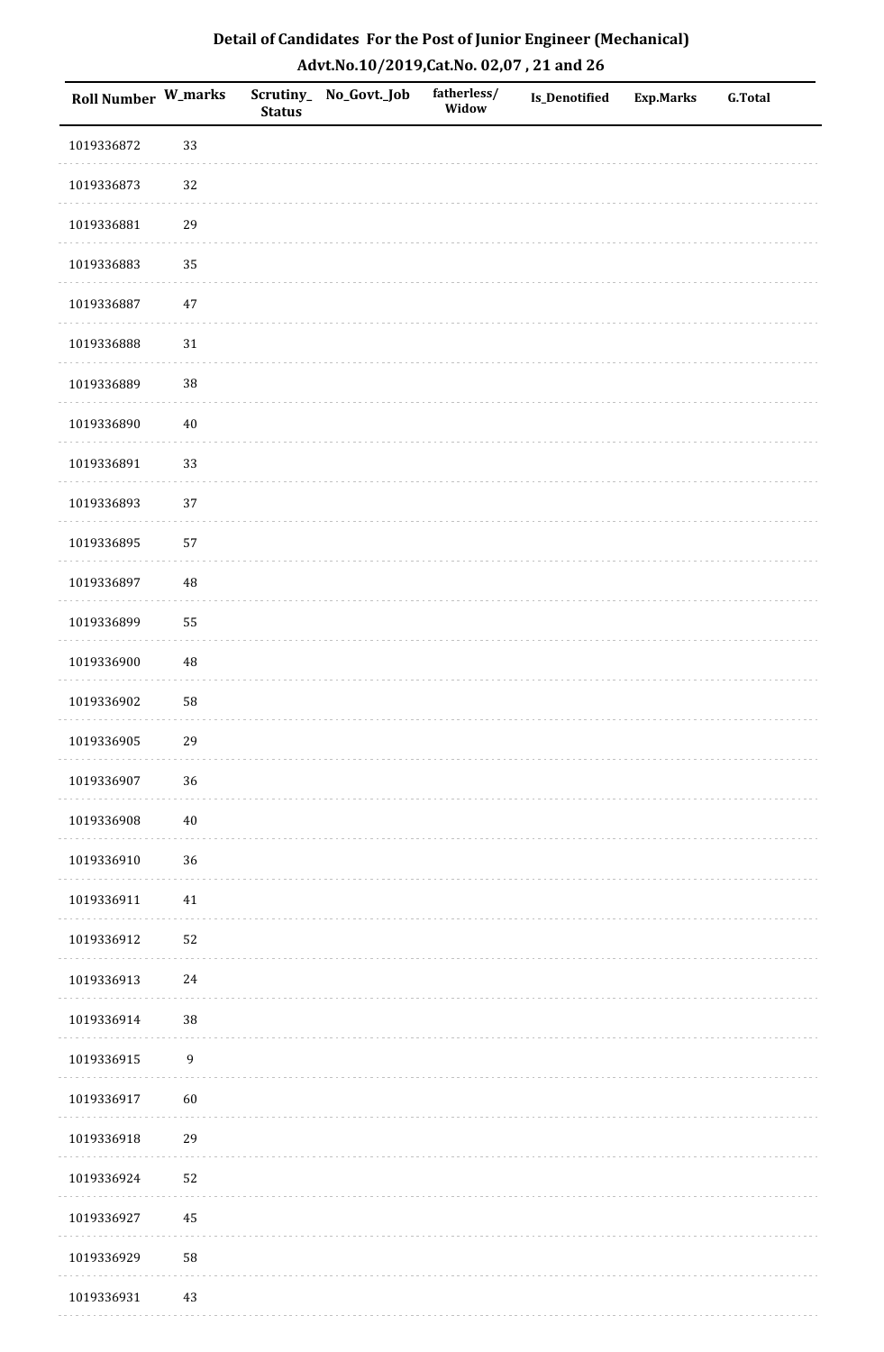## Detail of Candidates For the Post of Junior Engineer (Mechanical)
## Advt.No.10/2019,Cat.No. 02,07 , 21 and 26

| Roll Number | W_marks | Scrutiny_ Status | No_Govt._Job | fatherless/ Widow | Is_Denotified | Exp.Marks | G.Total |
|---|---|---|---|---|---|---|---|
| 1019336872 | 33 | | | | | | |
| 1019336873 | 32 | | | | | | |
| 1019336881 | 29 | | | | | | |
| 1019336883 | 35 | | | | | | |
| 1019336887 | 47 | | | | | | |
| 1019336888 | 31 | | | | | | |
| 1019336889 | 38 | | | | | | |
| 1019336890 | 40 | | | | | | |
| 1019336891 | 33 | | | | | | |
| 1019336893 | 37 | | | | | | |
| 1019336895 | 57 | | | | | | |
| 1019336897 | 48 | | | | | | |
| 1019336899 | 55 | | | | | | |
| 1019336900 | 48 | | | | | | |
| 1019336902 | 58 | | | | | | |
| 1019336905 | 29 | | | | | | |
| 1019336907 | 36 | | | | | | |
| 1019336908 | 40 | | | | | | |
| 1019336910 | 36 | | | | | | |
| 1019336911 | 41 | | | | | | |
| 1019336912 | 52 | | | | | | |
| 1019336913 | 24 | | | | | | |
| 1019336914 | 38 | | | | | | |
| 1019336915 | 9 | | | | | | |
| 1019336917 | 60 | | | | | | |
| 1019336918 | 29 | | | | | | |
| 1019336924 | 52 | | | | | | |
| 1019336927 | 45 | | | | | | |
| 1019336929 | 58 | | | | | | |
| 1019336931 | 43 | | | | | | |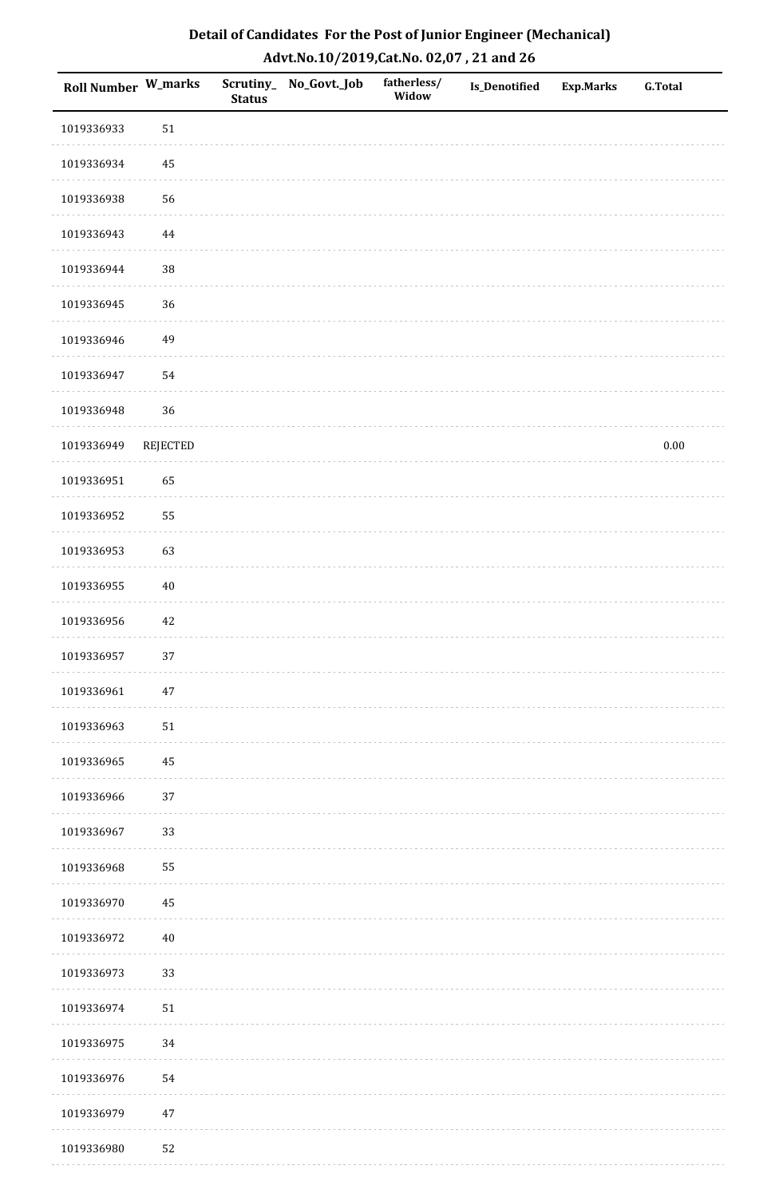# Detail of Candidates For the Post of Junior Engineer (Mechanical)

## Advt.No.10/2019,Cat.No. 02,07 , 21 and 26

| Roll Number | W_marks | Scrutiny_ Status | No_Govt._Job | fatherless/ Widow | Is_Denotified | Exp.Marks | G.Total |
|---|---|---|---|---|---|---|---|
| 1019336933 | 51 | | | | | | |
| 1019336934 | 45 | | | | | | |
| 1019336938 | 56 | | | | | | |
| 1019336943 | 44 | | | | | | |
| 1019336944 | 38 | | | | | | |
| 1019336945 | 36 | | | | | | |
| 1019336946 | 49 | | | | | | |
| 1019336947 | 54 | | | | | | |
| 1019336948 | 36 | | | | | | |
| 1019336949 | REJECTED | | | | | | 0.00 |
| 1019336951 | 65 | | | | | | |
| 1019336952 | 55 | | | | | | |
| 1019336953 | 63 | | | | | | |
| 1019336955 | 40 | | | | | | |
| 1019336956 | 42 | | | | | | |
| 1019336957 | 37 | | | | | | |
| 1019336961 | 47 | | | | | | |
| 1019336963 | 51 | | | | | | |
| 1019336965 | 45 | | | | | | |
| 1019336966 | 37 | | | | | | |
| 1019336967 | 33 | | | | | | |
| 1019336968 | 55 | | | | | | |
| 1019336970 | 45 | | | | | | |
| 1019336972 | 40 | | | | | | |
| 1019336973 | 33 | | | | | | |
| 1019336974 | 51 | | | | | | |
| 1019336975 | 34 | | | | | | |
| 1019336976 | 54 | | | | | | |
| 1019336979 | 47 | | | | | | |
| 1019336980 | 52 | | | | | | |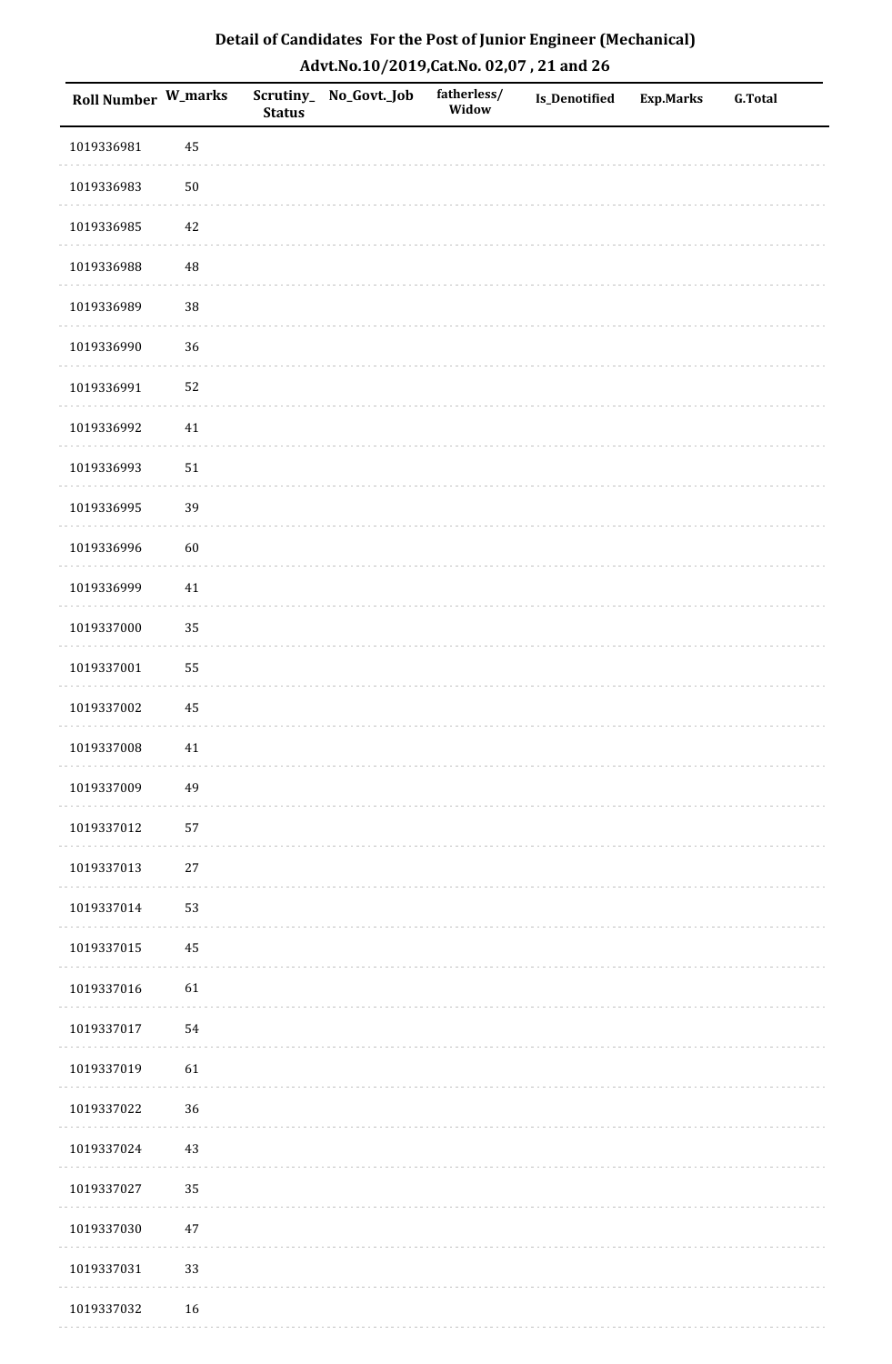# Detail of Candidates For the Post of Junior Engineer (Mechanical)

## Advt.No.10/2019,Cat.No. 02,07 , 21 and 26

| Roll Number | W_marks | Scrutiny_ Status | No_Govt._Job | fatherless/ Widow | Is_Denotified | Exp.Marks | G.Total |
|---|---|---|---|---|---|---|---|
| 1019336981 | 45 | | | | | | |
| 1019336983 | 50 | | | | | | |
| 1019336985 | 42 | | | | | | |
| 1019336988 | 48 | | | | | | |
| 1019336989 | 38 | | | | | | |
| 1019336990 | 36 | | | | | | |
| 1019336991 | 52 | | | | | | |
| 1019336992 | 41 | | | | | | |
| 1019336993 | 51 | | | | | | |
| 1019336995 | 39 | | | | | | |
| 1019336996 | 60 | | | | | | |
| 1019336999 | 41 | | | | | | |
| 1019337000 | 35 | | | | | | |
| 1019337001 | 55 | | | | | | |
| 1019337002 | 45 | | | | | | |
| 1019337008 | 41 | | | | | | |
| 1019337009 | 49 | | | | | | |
| 1019337012 | 57 | | | | | | |
| 1019337013 | 27 | | | | | | |
| 1019337014 | 53 | | | | | | |
| 1019337015 | 45 | | | | | | |
| 1019337016 | 61 | | | | | | |
| 1019337017 | 54 | | | | | | |
| 1019337019 | 61 | | | | | | |
| 1019337022 | 36 | | | | | | |
| 1019337024 | 43 | | | | | | |
| 1019337027 | 35 | | | | | | |
| 1019337030 | 47 | | | | | | |
| 1019337031 | 33 | | | | | | |
| 1019337032 | 16 | | | | | | |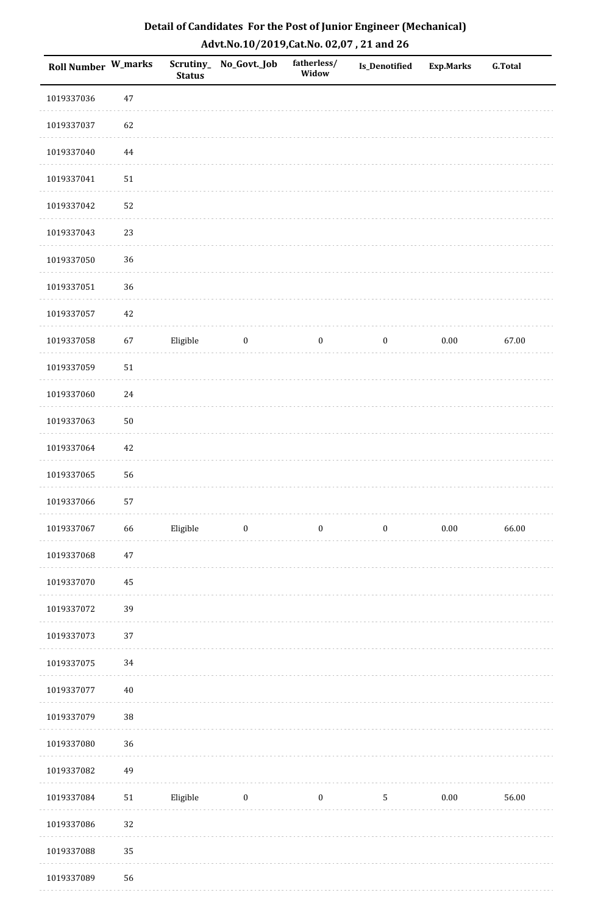# Detail of Candidates For the Post of Junior Engineer (Mechanical)

## Advt.No.10/2019,Cat.No. 02,07 , 21 and 26

| Roll Number | W_marks | Scrutiny_Status | No_Govt._Job | fatherless/Widow | Is_Denotified | Exp.Marks | G.Total |
|---|---|---|---|---|---|---|---|
| 1019337036 | 47 | | | | | | |
| 1019337037 | 62 | | | | | | |
| 1019337040 | 44 | | | | | | |
| 1019337041 | 51 | | | | | | |
| 1019337042 | 52 | | | | | | |
| 1019337043 | 23 | | | | | | |
| 1019337050 | 36 | | | | | | |
| 1019337051 | 36 | | | | | | |
| 1019337057 | 42 | | | | | | |
| 1019337058 | 67 | Eligible | 0 | 0 | 0 | 0.00 | 67.00 |
| 1019337059 | 51 | | | | | | |
| 1019337060 | 24 | | | | | | |
| 1019337063 | 50 | | | | | | |
| 1019337064 | 42 | | | | | | |
| 1019337065 | 56 | | | | | | |
| 1019337066 | 57 | | | | | | |
| 1019337067 | 66 | Eligible | 0 | 0 | 0 | 0.00 | 66.00 |
| 1019337068 | 47 | | | | | | |
| 1019337070 | 45 | | | | | | |
| 1019337072 | 39 | | | | | | |
| 1019337073 | 37 | | | | | | |
| 1019337075 | 34 | | | | | | |
| 1019337077 | 40 | | | | | | |
| 1019337079 | 38 | | | | | | |
| 1019337080 | 36 | | | | | | |
| 1019337082 | 49 | | | | | | |
| 1019337084 | 51 | Eligible | 0 | 0 | 5 | 0.00 | 56.00 |
| 1019337086 | 32 | | | | | | |
| 1019337088 | 35 | | | | | | |
| 1019337089 | 56 | | | | | | |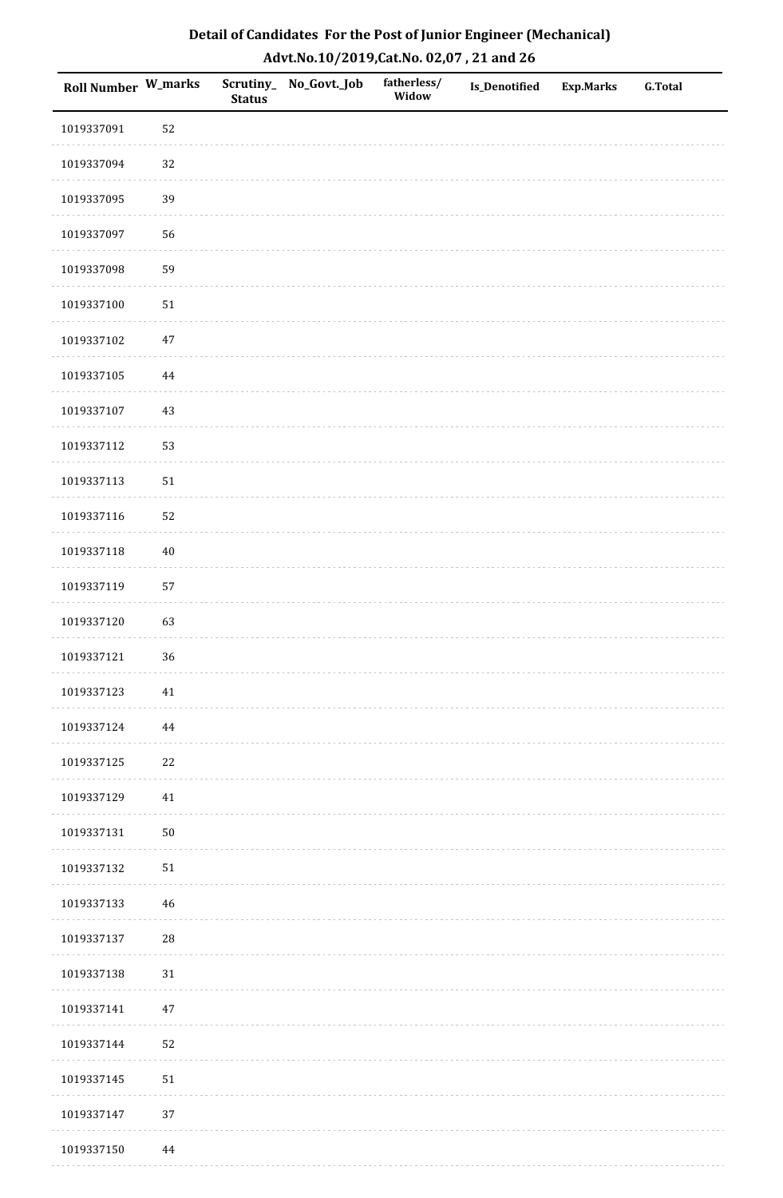# Detail of Candidates For the Post of Junior Engineer (Mechanical)

## Advt.No.10/2019,Cat.No. 02,07 , 21 and 26

| Roll Number | W_marks | Scrutiny_ Status | No_Govt._Job | fatherless/ Widow | Is_Denotified | Exp.Marks | G.Total |
|---|---|---|---|---|---|---|---|
| 1019337091 | 52 | | | | | | |
| 1019337094 | 32 | | | | | | |
| 1019337095 | 39 | | | | | | |
| 1019337097 | 56 | | | | | | |
| 1019337098 | 59 | | | | | | |
| 1019337100 | 51 | | | | | | |
| 1019337102 | 47 | | | | | | |
| 1019337105 | 44 | | | | | | |
| 1019337107 | 43 | | | | | | |
| 1019337112 | 53 | | | | | | |
| 1019337113 | 51 | | | | | | |
| 1019337116 | 52 | | | | | | |
| 1019337118 | 40 | | | | | | |
| 1019337119 | 57 | | | | | | |
| 1019337120 | 63 | | | | | | |
| 1019337121 | 36 | | | | | | |
| 1019337123 | 41 | | | | | | |
| 1019337124 | 44 | | | | | | |
| 1019337125 | 22 | | | | | | |
| 1019337129 | 41 | | | | | | |
| 1019337131 | 50 | | | | | | |
| 1019337132 | 51 | | | | | | |
| 1019337133 | 46 | | | | | | |
| 1019337137 | 28 | | | | | | |
| 1019337138 | 31 | | | | | | |
| 1019337141 | 47 | | | | | | |
| 1019337144 | 52 | | | | | | |
| 1019337145 | 51 | | | | | | |
| 1019337147 | 37 | | | | | | |
| 1019337150 | 44 | | | | | | |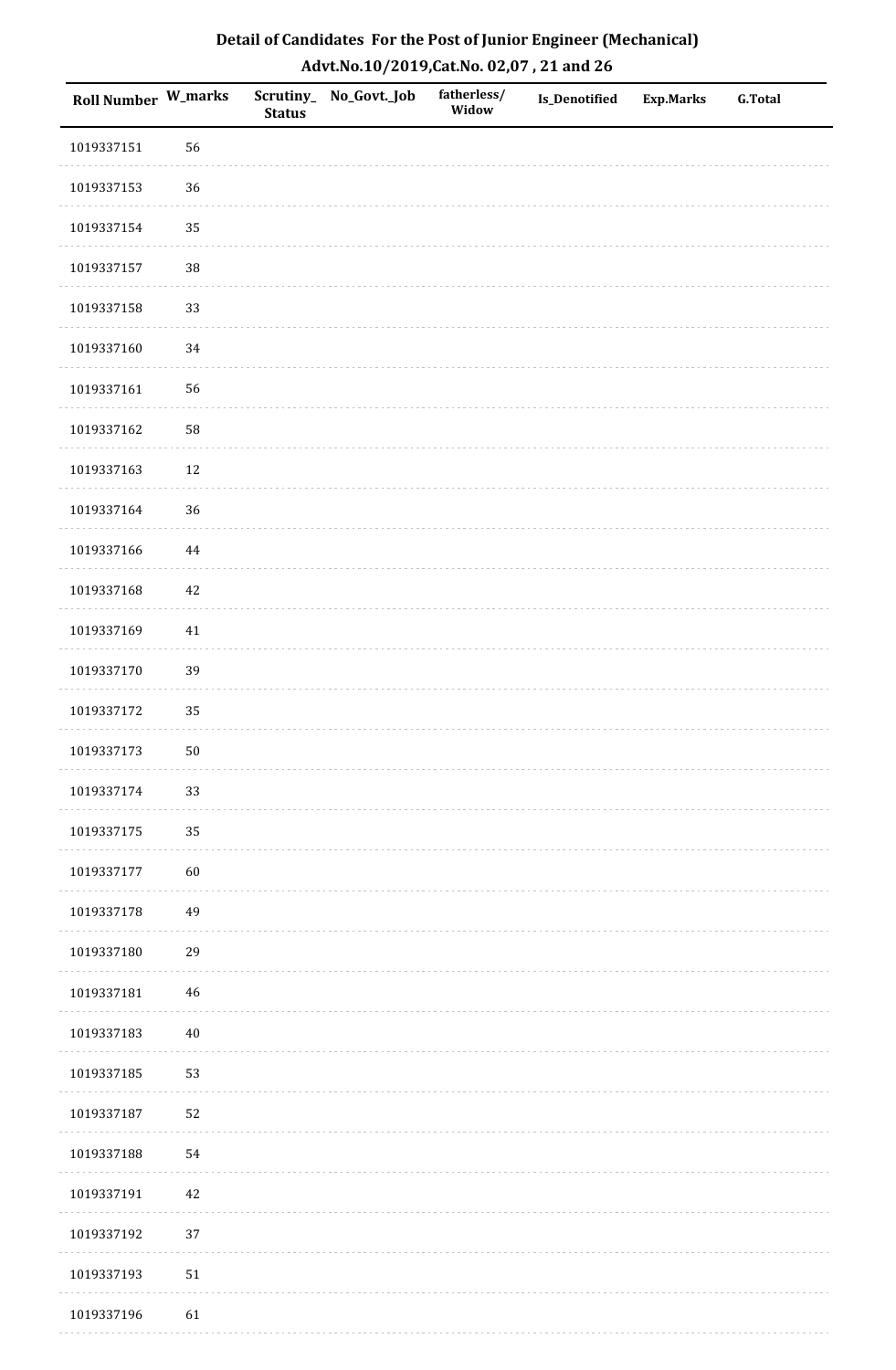## Detail of Candidates For the Post of Junior Engineer (Mechanical)
### Advt.No.10/2019,Cat.No. 02,07 , 21 and 26

| Roll Number | W_marks | Scrutiny_ Status | No_Govt._Job | fatherless/ Widow | Is_Denotified | Exp.Marks | G.Total |
|---|---|---|---|---|---|---|---|
| 1019337151 | 56 | | | | | | |
| 1019337153 | 36 | | | | | | |
| 1019337154 | 35 | | | | | | |
| 1019337157 | 38 | | | | | | |
| 1019337158 | 33 | | | | | | |
| 1019337160 | 34 | | | | | | |
| 1019337161 | 56 | | | | | | |
| 1019337162 | 58 | | | | | | |
| 1019337163 | 12 | | | | | | |
| 1019337164 | 36 | | | | | | |
| 1019337166 | 44 | | | | | | |
| 1019337168 | 42 | | | | | | |
| 1019337169 | 41 | | | | | | |
| 1019337170 | 39 | | | | | | |
| 1019337172 | 35 | | | | | | |
| 1019337173 | 50 | | | | | | |
| 1019337174 | 33 | | | | | | |
| 1019337175 | 35 | | | | | | |
| 1019337177 | 60 | | | | | | |
| 1019337178 | 49 | | | | | | |
| 1019337180 | 29 | | | | | | |
| 1019337181 | 46 | | | | | | |
| 1019337183 | 40 | | | | | | |
| 1019337185 | 53 | | | | | | |
| 1019337187 | 52 | | | | | | |
| 1019337188 | 54 | | | | | | |
| 1019337191 | 42 | | | | | | |
| 1019337192 | 37 | | | | | | |
| 1019337193 | 51 | | | | | | |
| 1019337196 | 61 | | | | | | |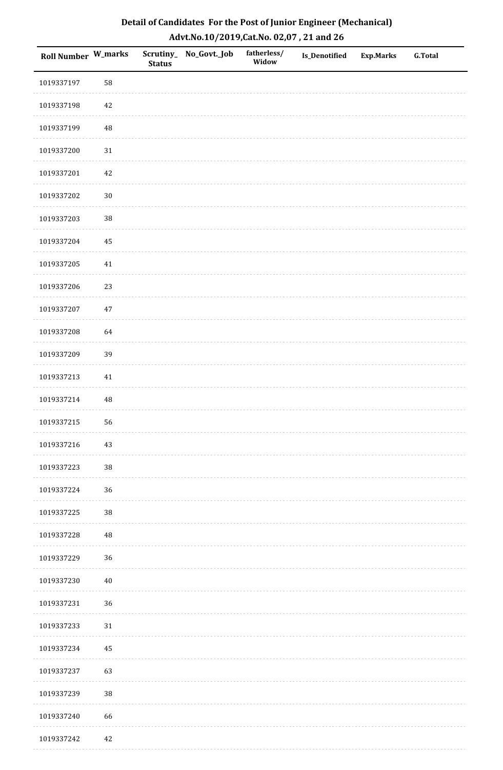## Detail of Candidates For the Post of Junior Engineer (Mechanical)
## Advt.No.10/2019,Cat.No. 02,07 , 21 and 26

| Roll Number | W_marks | Scrutiny_Status | No_Govt._Job | fatherless/Widow | Is_Denotified | Exp.Marks | G.Total |
|---|---|---|---|---|---|---|---|
| 1019337197 | 58 | | | | | | |
| 1019337198 | 42 | | | | | | |
| 1019337199 | 48 | | | | | | |
| 1019337200 | 31 | | | | | | |
| 1019337201 | 42 | | | | | | |
| 1019337202 | 30 | | | | | | |
| 1019337203 | 38 | | | | | | |
| 1019337204 | 45 | | | | | | |
| 1019337205 | 41 | | | | | | |
| 1019337206 | 23 | | | | | | |
| 1019337207 | 47 | | | | | | |
| 1019337208 | 64 | | | | | | |
| 1019337209 | 39 | | | | | | |
| 1019337213 | 41 | | | | | | |
| 1019337214 | 48 | | | | | | |
| 1019337215 | 56 | | | | | | |
| 1019337216 | 43 | | | | | | |
| 1019337223 | 38 | | | | | | |
| 1019337224 | 36 | | | | | | |
| 1019337225 | 38 | | | | | | |
| 1019337228 | 48 | | | | | | |
| 1019337229 | 36 | | | | | | |
| 1019337230 | 40 | | | | | | |
| 1019337231 | 36 | | | | | | |
| 1019337233 | 31 | | | | | | |
| 1019337234 | 45 | | | | | | |
| 1019337237 | 63 | | | | | | |
| 1019337239 | 38 | | | | | | |
| 1019337240 | 66 | | | | | | |
| 1019337242 | 42 | | | | | | |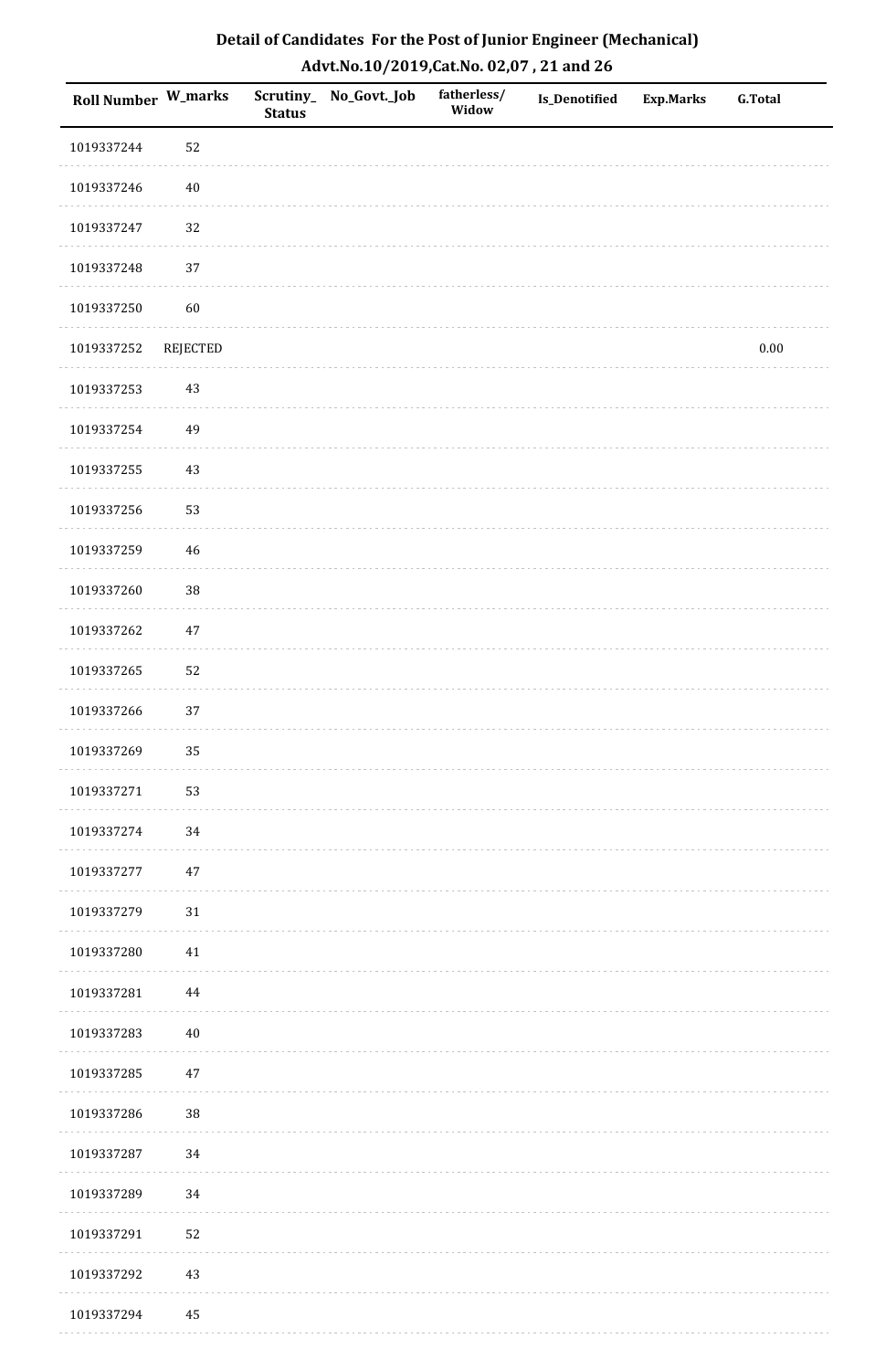# Detail of Candidates For the Post of Junior Engineer (Mechanical)

## Advt.No.10/2019,Cat.No. 02,07 , 21 and 26

| Roll Number | W_marks | Scrutiny_Status | No_Govt._Job | fatherless/Widow | Is_Denotified | Exp.Marks | G.Total |
|---|---|---|---|---|---|---|---|
| 1019337244 | 52 | | | | | | |
| 1019337246 | 40 | | | | | | |
| 1019337247 | 32 | | | | | | |
| 1019337248 | 37 | | | | | | |
| 1019337250 | 60 | | | | | | |
| 1019337252 | REJECTED | | | | | | 0.00 |
| 1019337253 | 43 | | | | | | |
| 1019337254 | 49 | | | | | | |
| 1019337255 | 43 | | | | | | |
| 1019337256 | 53 | | | | | | |
| 1019337259 | 46 | | | | | | |
| 1019337260 | 38 | | | | | | |
| 1019337262 | 47 | | | | | | |
| 1019337265 | 52 | | | | | | |
| 1019337266 | 37 | | | | | | |
| 1019337269 | 35 | | | | | | |
| 1019337271 | 53 | | | | | | |
| 1019337274 | 34 | | | | | | |
| 1019337277 | 47 | | | | | | |
| 1019337279 | 31 | | | | | | |
| 1019337280 | 41 | | | | | | |
| 1019337281 | 44 | | | | | | |
| 1019337283 | 40 | | | | | | |
| 1019337285 | 47 | | | | | | |
| 1019337286 | 38 | | | | | | |
| 1019337287 | 34 | | | | | | |
| 1019337289 | 34 | | | | | | |
| 1019337291 | 52 | | | | | | |
| 1019337292 | 43 | | | | | | |
| 1019337294 | 45 | | | | | | |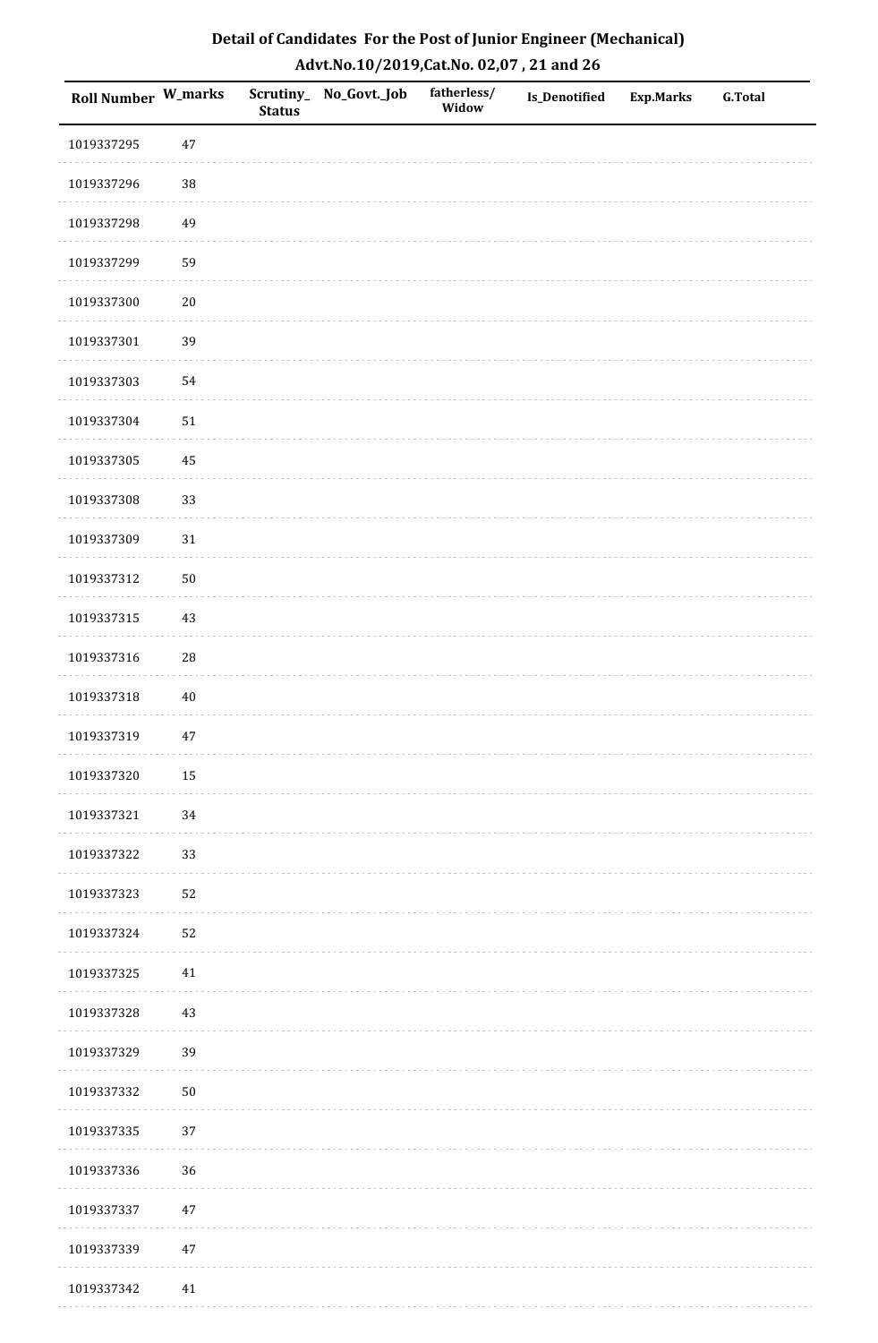# Detail of Candidates For the Post of Junior Engineer (Mechanical)

## Advt.No.10/2019,Cat.No. 02,07 , 21 and 26

| Roll Number | W_marks | Scrutiny_ Status | No_Govt._Job | fatherless/ Widow | Is_Denotified | Exp.Marks | G.Total |
|---|---|---|---|---|---|---|---|
| 1019337295 | 47 | | | | | | |
| 1019337296 | 38 | | | | | | |
| 1019337298 | 49 | | | | | | |
| 1019337299 | 59 | | | | | | |
| 1019337300 | 20 | | | | | | |
| 1019337301 | 39 | | | | | | |
| 1019337303 | 54 | | | | | | |
| 1019337304 | 51 | | | | | | |
| 1019337305 | 45 | | | | | | |
| 1019337308 | 33 | | | | | | |
| 1019337309 | 31 | | | | | | |
| 1019337312 | 50 | | | | | | |
| 1019337315 | 43 | | | | | | |
| 1019337316 | 28 | | | | | | |
| 1019337318 | 40 | | | | | | |
| 1019337319 | 47 | | | | | | |
| 1019337320 | 15 | | | | | | |
| 1019337321 | 34 | | | | | | |
| 1019337322 | 33 | | | | | | |
| 1019337323 | 52 | | | | | | |
| 1019337324 | 52 | | | | | | |
| 1019337325 | 41 | | | | | | |
| 1019337328 | 43 | | | | | | |
| 1019337329 | 39 | | | | | | |
| 1019337332 | 50 | | | | | | |
| 1019337335 | 37 | | | | | | |
| 1019337336 | 36 | | | | | | |
| 1019337337 | 47 | | | | | | |
| 1019337339 | 47 | | | | | | |
| 1019337342 | 41 | | | | | | |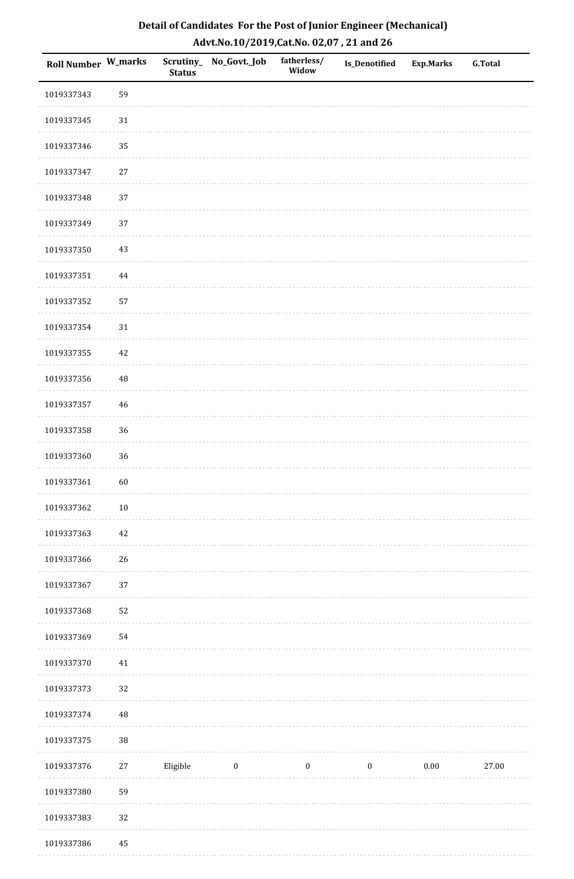## Detail of Candidates For the Post of Junior Engineer (Mechanical)

## Advt.No.10/2019,Cat.No. 02,07 , 21 and 26

| Roll Number | W_marks | Scrutiny_Status | No_Govt._Job | fatherless/Widow | Is_Denotified | Exp.Marks | G.Total |
|---|---|---|---|---|---|---|---|
| 1019337343 | 59 | | | | | | |
| 1019337345 | 31 | | | | | | |
| 1019337346 | 35 | | | | | | |
| 1019337347 | 27 | | | | | | |
| 1019337348 | 37 | | | | | | |
| 1019337349 | 37 | | | | | | |
| 1019337350 | 43 | | | | | | |
| 1019337351 | 44 | | | | | | |
| 1019337352 | 57 | | | | | | |
| 1019337354 | 31 | | | | | | |
| 1019337355 | 42 | | | | | | |
| 1019337356 | 48 | | | | | | |
| 1019337357 | 46 | | | | | | |
| 1019337358 | 36 | | | | | | |
| 1019337360 | 36 | | | | | | |
| 1019337361 | 60 | | | | | | |
| 1019337362 | 10 | | | | | | |
| 1019337363 | 42 | | | | | | |
| 1019337366 | 26 | | | | | | |
| 1019337367 | 37 | | | | | | |
| 1019337368 | 52 | | | | | | |
| 1019337369 | 54 | | | | | | |
| 1019337370 | 41 | | | | | | |
| 1019337373 | 32 | | | | | | |
| 1019337374 | 48 | | | | | | |
| 1019337375 | 38 | | | | | | |
| 1019337376 | 27 | Eligible | 0 | 0 | 0 | 0.00 | 27.00 |
| 1019337380 | 59 | | | | | | |
| 1019337383 | 32 | | | | | | |
| 1019337386 | 45 | | | | | | |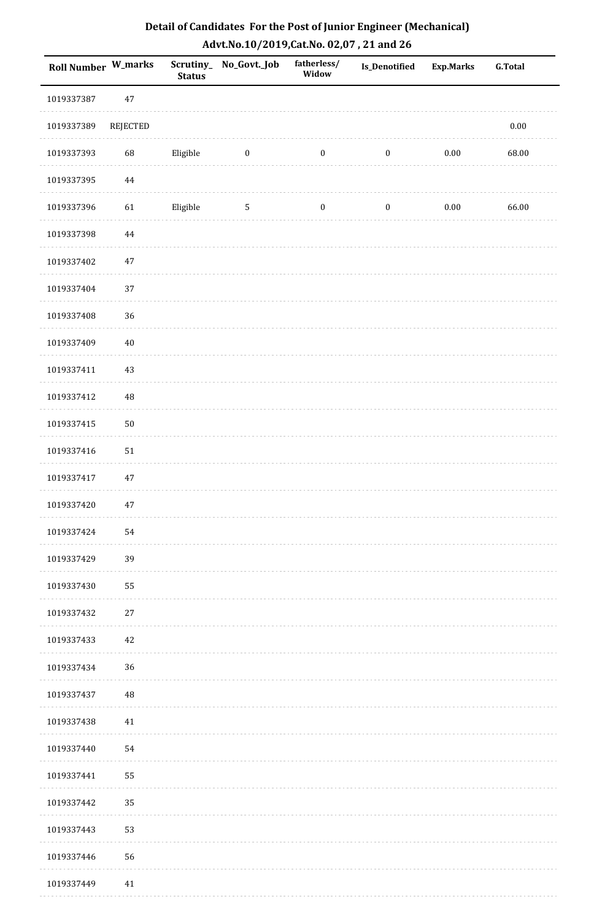# Detail of Candidates For the Post of Junior Engineer (Mechanical)

## Advt.No.10/2019,Cat.No. 02,07 , 21 and 26

| Roll Number | W_marks | Scrutiny_Status | No_Govt._Job | fatherless/Widow | Is_Denotified | Exp.Marks | G.Total |
|---|---|---|---|---|---|---|---|
| 1019337387 | 47 | | | | | | |
| 1019337389 | REJECTED | | | | | | 0.00 |
| 1019337393 | 68 | Eligible | 0 | 0 | 0 | 0.00 | 68.00 |
| 1019337395 | 44 | | | | | | |
| 1019337396 | 61 | Eligible | 5 | 0 | 0 | 0.00 | 66.00 |
| 1019337398 | 44 | | | | | | |
| 1019337402 | 47 | | | | | | |
| 1019337404 | 37 | | | | | | |
| 1019337408 | 36 | | | | | | |
| 1019337409 | 40 | | | | | | |
| 1019337411 | 43 | | | | | | |
| 1019337412 | 48 | | | | | | |
| 1019337415 | 50 | | | | | | |
| 1019337416 | 51 | | | | | | |
| 1019337417 | 47 | | | | | | |
| 1019337420 | 47 | | | | | | |
| 1019337424 | 54 | | | | | | |
| 1019337429 | 39 | | | | | | |
| 1019337430 | 55 | | | | | | |
| 1019337432 | 27 | | | | | | |
| 1019337433 | 42 | | | | | | |
| 1019337434 | 36 | | | | | | |
| 1019337437 | 48 | | | | | | |
| 1019337438 | 41 | | | | | | |
| 1019337440 | 54 | | | | | | |
| 1019337441 | 55 | | | | | | |
| 1019337442 | 35 | | | | | | |
| 1019337443 | 53 | | | | | | |
| 1019337446 | 56 | | | | | | |
| 1019337449 | 41 | | | | | | |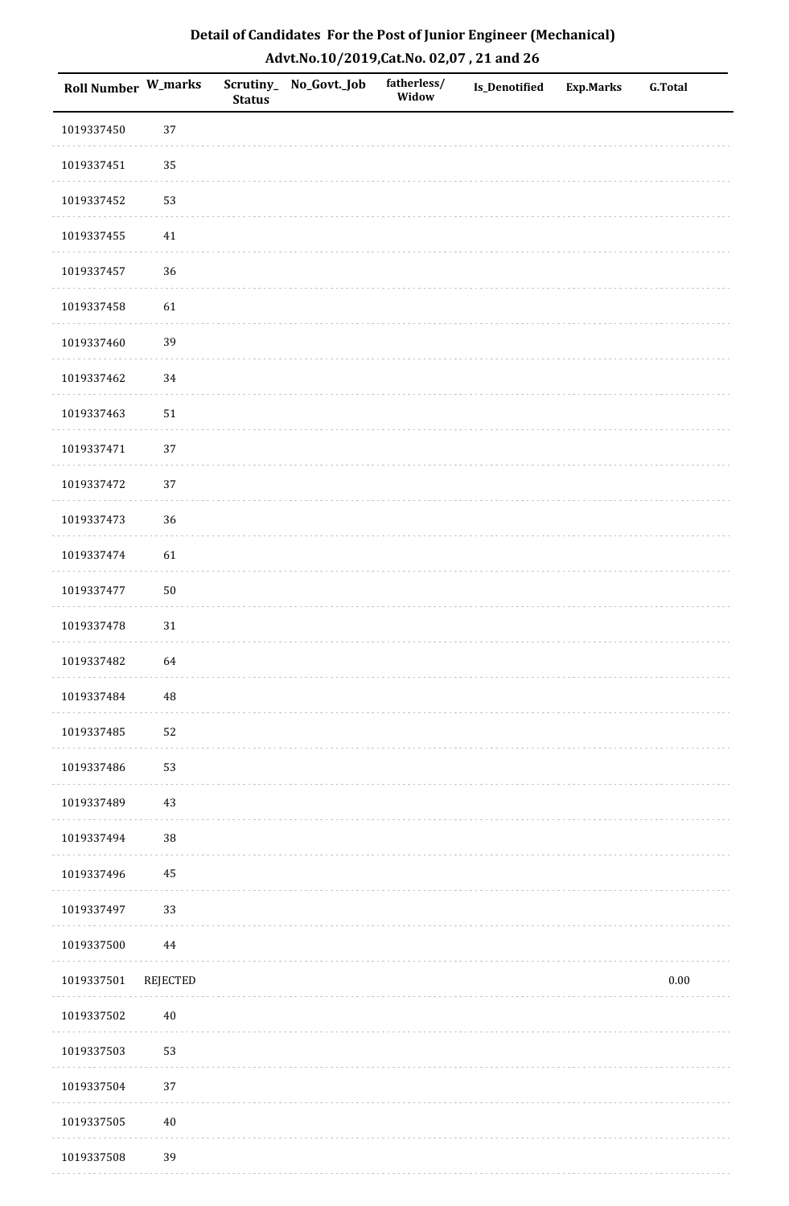# Detail of Candidates For the Post of Junior Engineer (Mechanical)

## Advt.No.10/2019,Cat.No. 02,07 , 21 and 26

| Roll Number | W_marks | Scrutiny_Status | No_Govt._Job | fatherless/Widow | Is_Denotified | Exp.Marks | G.Total |
|---|---|---|---|---|---|---|---|
| 1019337450 | 37 | | | | | | |
| 1019337451 | 35 | | | | | | |
| 1019337452 | 53 | | | | | | |
| 1019337455 | 41 | | | | | | |
| 1019337457 | 36 | | | | | | |
| 1019337458 | 61 | | | | | | |
| 1019337460 | 39 | | | | | | |
| 1019337462 | 34 | | | | | | |
| 1019337463 | 51 | | | | | | |
| 1019337471 | 37 | | | | | | |
| 1019337472 | 37 | | | | | | |
| 1019337473 | 36 | | | | | | |
| 1019337474 | 61 | | | | | | |
| 1019337477 | 50 | | | | | | |
| 1019337478 | 31 | | | | | | |
| 1019337482 | 64 | | | | | | |
| 1019337484 | 48 | | | | | | |
| 1019337485 | 52 | | | | | | |
| 1019337486 | 53 | | | | | | |
| 1019337489 | 43 | | | | | | |
| 1019337494 | 38 | | | | | | |
| 1019337496 | 45 | | | | | | |
| 1019337497 | 33 | | | | | | |
| 1019337500 | 44 | | | | | | |
| 1019337501 | REJECTED | | | | | | 0.00 |
| 1019337502 | 40 | | | | | | |
| 1019337503 | 53 | | | | | | |
| 1019337504 | 37 | | | | | | |
| 1019337505 | 40 | | | | | | |
| 1019337508 | 39 | | | | | | |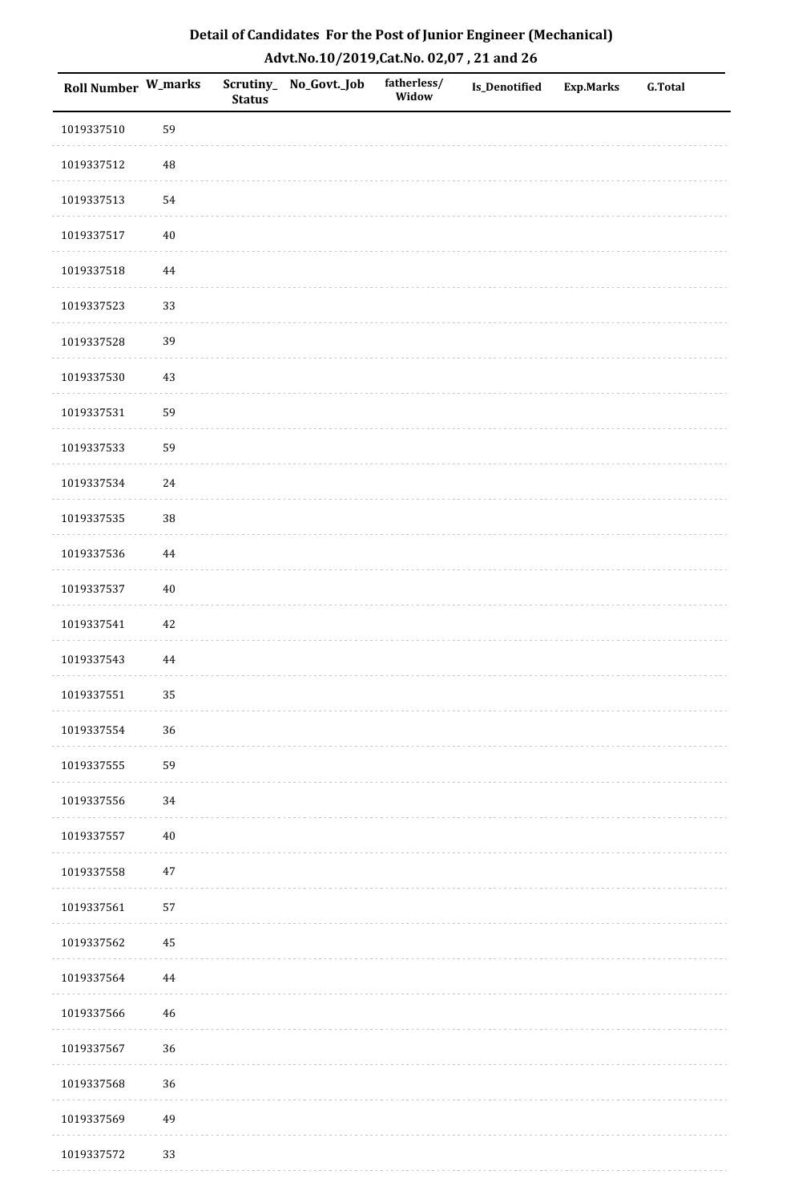# Detail of Candidates For the Post of Junior Engineer (Mechanical)

## Advt.No.10/2019,Cat.No. 02,07 , 21 and 26

| Roll Number | W_marks | Scrutiny_Status | No_Govt._Job | fatherless/Widow | Is_Denotified | Exp.Marks | G.Total |
|---|---|---|---|---|---|---|---|
| 1019337510 | 59 | | | | | | |
| 1019337512 | 48 | | | | | | |
| 1019337513 | 54 | | | | | | |
| 1019337517 | 40 | | | | | | |
| 1019337518 | 44 | | | | | | |
| 1019337523 | 33 | | | | | | |
| 1019337528 | 39 | | | | | | |
| 1019337530 | 43 | | | | | | |
| 1019337531 | 59 | | | | | | |
| 1019337533 | 59 | | | | | | |
| 1019337534 | 24 | | | | | | |
| 1019337535 | 38 | | | | | | |
| 1019337536 | 44 | | | | | | |
| 1019337537 | 40 | | | | | | |
| 1019337541 | 42 | | | | | | |
| 1019337543 | 44 | | | | | | |
| 1019337551 | 35 | | | | | | |
| 1019337554 | 36 | | | | | | |
| 1019337555 | 59 | | | | | | |
| 1019337556 | 34 | | | | | | |
| 1019337557 | 40 | | | | | | |
| 1019337558 | 47 | | | | | | |
| 1019337561 | 57 | | | | | | |
| 1019337562 | 45 | | | | | | |
| 1019337564 | 44 | | | | | | |
| 1019337566 | 46 | | | | | | |
| 1019337567 | 36 | | | | | | |
| 1019337568 | 36 | | | | | | |
| 1019337569 | 49 | | | | | | |
| 1019337572 | 33 | | | | | | |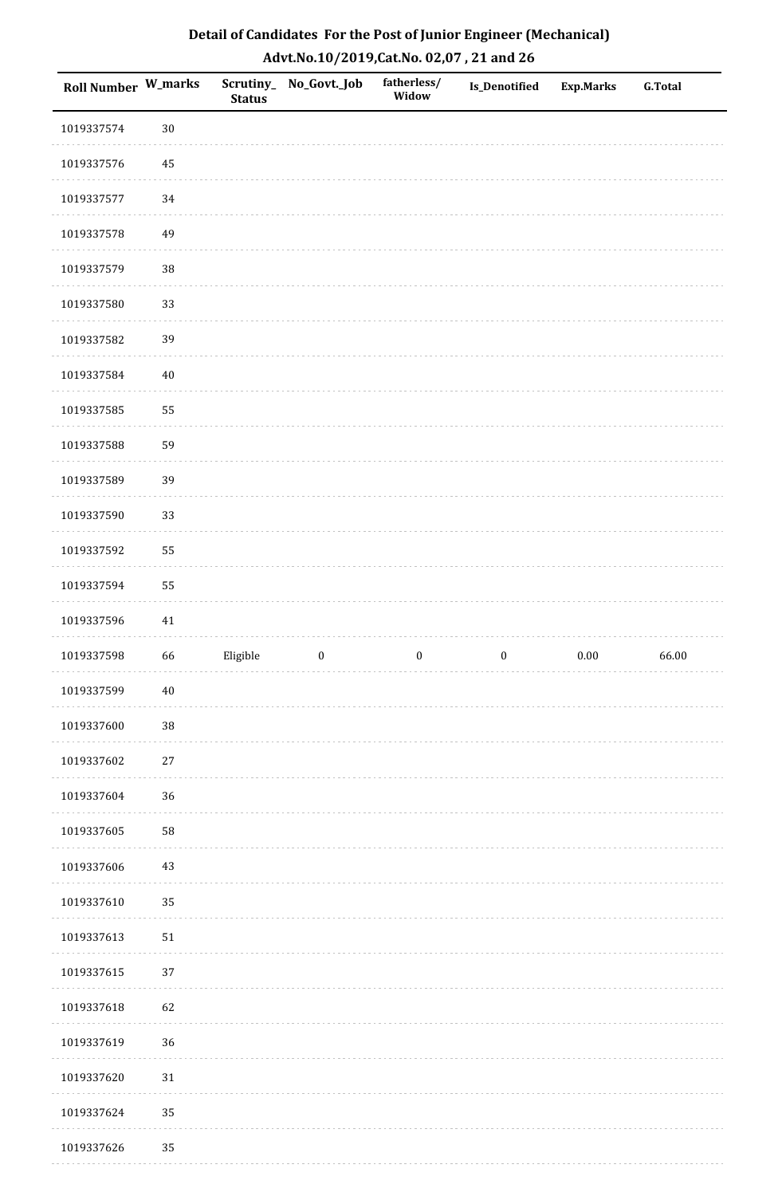# Detail of Candidates For the Post of Junior Engineer (Mechanical)

## Advt.No.10/2019,Cat.No. 02,07 , 21 and 26

| Roll Number | W_marks | Scrutiny_Status | No_Govt._Job | fatherless/Widow | Is_Denotified | Exp.Marks | G.Total |
|---|---|---|---|---|---|---|---|
| 1019337574 | 30 | | | | | | |
| 1019337576 | 45 | | | | | | |
| 1019337577 | 34 | | | | | | |
| 1019337578 | 49 | | | | | | |
| 1019337579 | 38 | | | | | | |
| 1019337580 | 33 | | | | | | |
| 1019337582 | 39 | | | | | | |
| 1019337584 | 40 | | | | | | |
| 1019337585 | 55 | | | | | | |
| 1019337588 | 59 | | | | | | |
| 1019337589 | 39 | | | | | | |
| 1019337590 | 33 | | | | | | |
| 1019337592 | 55 | | | | | | |
| 1019337594 | 55 | | | | | | |
| 1019337596 | 41 | | | | | | |
| 1019337598 | 66 | Eligible | 0 | 0 | 0 | 0.00 | 66.00 |
| 1019337599 | 40 | | | | | | |
| 1019337600 | 38 | | | | | | |
| 1019337602 | 27 | | | | | | |
| 1019337604 | 36 | | | | | | |
| 1019337605 | 58 | | | | | | |
| 1019337606 | 43 | | | | | | |
| 1019337610 | 35 | | | | | | |
| 1019337613 | 51 | | | | | | |
| 1019337615 | 37 | | | | | | |
| 1019337618 | 62 | | | | | | |
| 1019337619 | 36 | | | | | | |
| 1019337620 | 31 | | | | | | |
| 1019337624 | 35 | | | | | | |
| 1019337626 | 35 | | | | | | |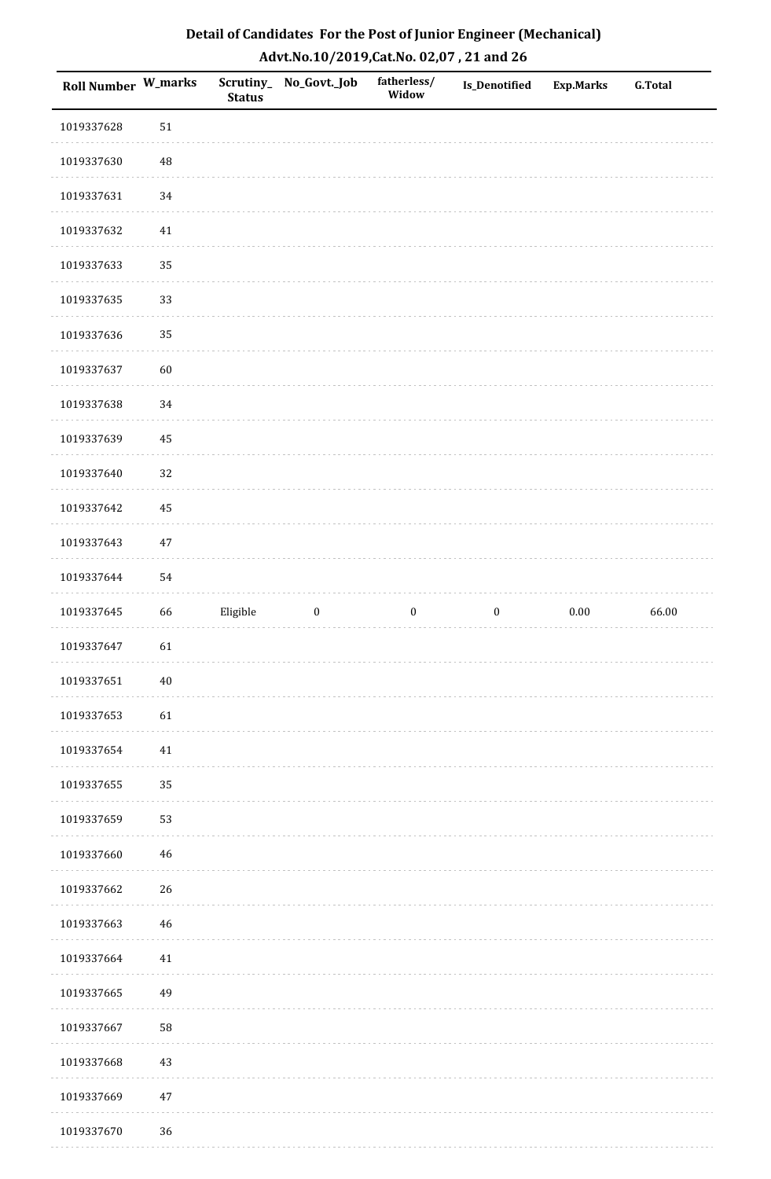## Detail of Candidates For the Post of Junior Engineer (Mechanical)

## Advt.No.10/2019,Cat.No. 02,07 , 21 and 26

| Roll Number | W_marks | Scrutiny_Status | No_Govt._Job | fatherless/Widow | Is_Denotified | Exp.Marks | G.Total |
|---|---|---|---|---|---|---|---|
| 1019337628 | 51 | | | | | | |
| 1019337630 | 48 | | | | | | |
| 1019337631 | 34 | | | | | | |
| 1019337632 | 41 | | | | | | |
| 1019337633 | 35 | | | | | | |
| 1019337635 | 33 | | | | | | |
| 1019337636 | 35 | | | | | | |
| 1019337637 | 60 | | | | | | |
| 1019337638 | 34 | | | | | | |
| 1019337639 | 45 | | | | | | |
| 1019337640 | 32 | | | | | | |
| 1019337642 | 45 | | | | | | |
| 1019337643 | 47 | | | | | | |
| 1019337644 | 54 | | | | | | |
| 1019337645 | 66 | Eligible | 0 | 0 | 0 | 0.00 | 66.00 |
| 1019337647 | 61 | | | | | | |
| 1019337651 | 40 | | | | | | |
| 1019337653 | 61 | | | | | | |
| 1019337654 | 41 | | | | | | |
| 1019337655 | 35 | | | | | | |
| 1019337659 | 53 | | | | | | |
| 1019337660 | 46 | | | | | | |
| 1019337662 | 26 | | | | | | |
| 1019337663 | 46 | | | | | | |
| 1019337664 | 41 | | | | | | |
| 1019337665 | 49 | | | | | | |
| 1019337667 | 58 | | | | | | |
| 1019337668 | 43 | | | | | | |
| 1019337669 | 47 | | | | | | |
| 1019337670 | 36 | | | | | | |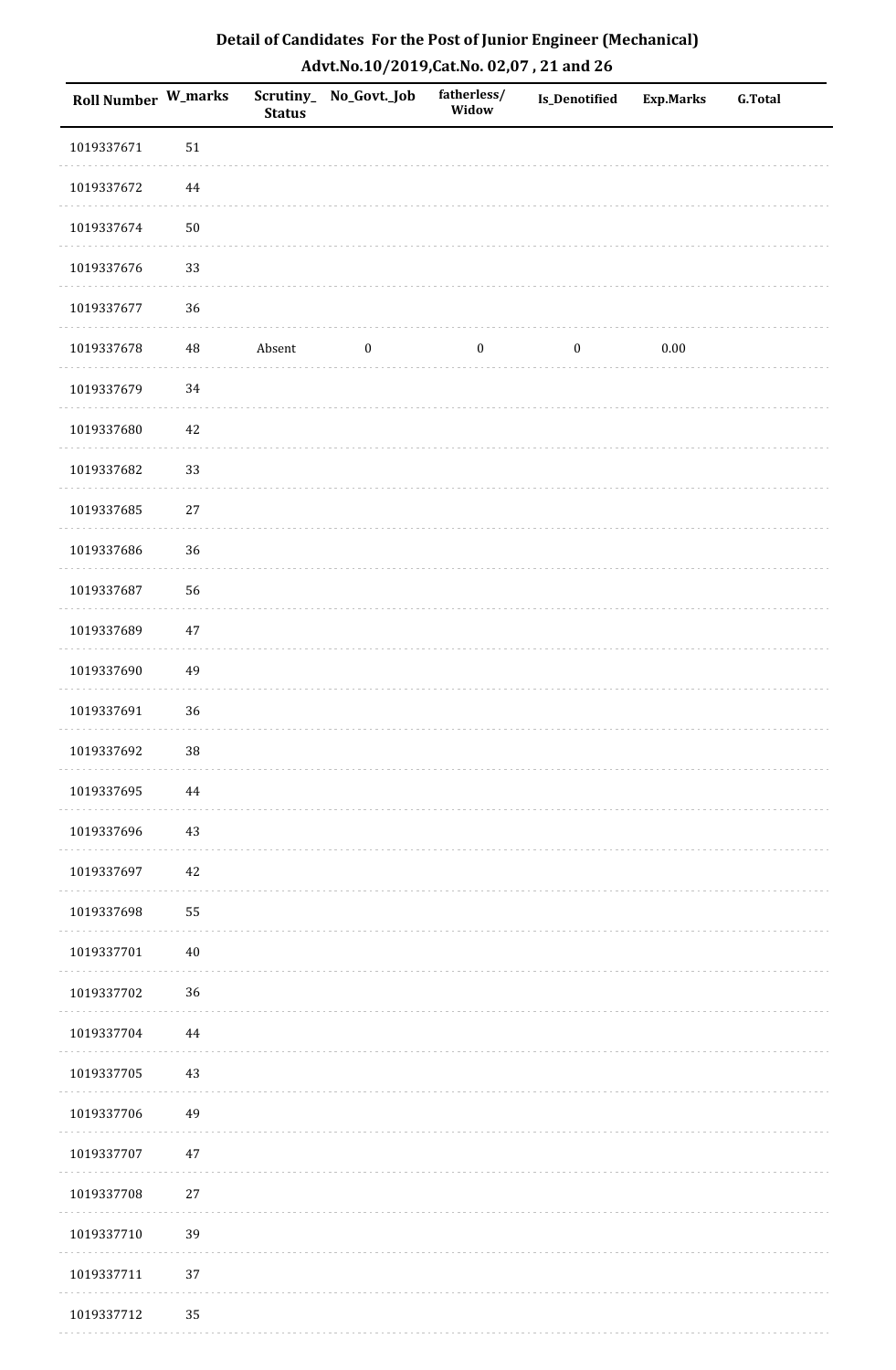# Detail of Candidates For the Post of Junior Engineer (Mechanical)

## Advt.No.10/2019,Cat.No. 02,07 , 21 and 26

| Roll Number | W_marks | Scrutiny_ Status | No_Govt._Job | fatherless/ Widow | Is_Denotified | Exp.Marks | G.Total |
|---|---|---|---|---|---|---|---|
| 1019337671 | 51 | | | | | | |
| 1019337672 | 44 | | | | | | |
| 1019337674 | 50 | | | | | | |
| 1019337676 | 33 | | | | | | |
| 1019337677 | 36 | | | | | | |
| 1019337678 | 48 | Absent | 0 | 0 | 0 | 0.00 | |
| 1019337679 | 34 | | | | | | |
| 1019337680 | 42 | | | | | | |
| 1019337682 | 33 | | | | | | |
| 1019337685 | 27 | | | | | | |
| 1019337686 | 36 | | | | | | |
| 1019337687 | 56 | | | | | | |
| 1019337689 | 47 | | | | | | |
| 1019337690 | 49 | | | | | | |
| 1019337691 | 36 | | | | | | |
| 1019337692 | 38 | | | | | | |
| 1019337695 | 44 | | | | | | |
| 1019337696 | 43 | | | | | | |
| 1019337697 | 42 | | | | | | |
| 1019337698 | 55 | | | | | | |
| 1019337701 | 40 | | | | | | |
| 1019337702 | 36 | | | | | | |
| 1019337704 | 44 | | | | | | |
| 1019337705 | 43 | | | | | | |
| 1019337706 | 49 | | | | | | |
| 1019337707 | 47 | | | | | | |
| 1019337708 | 27 | | | | | | |
| 1019337710 | 39 | | | | | | |
| 1019337711 | 37 | | | | | | |
| 1019337712 | 35 | | | | | | |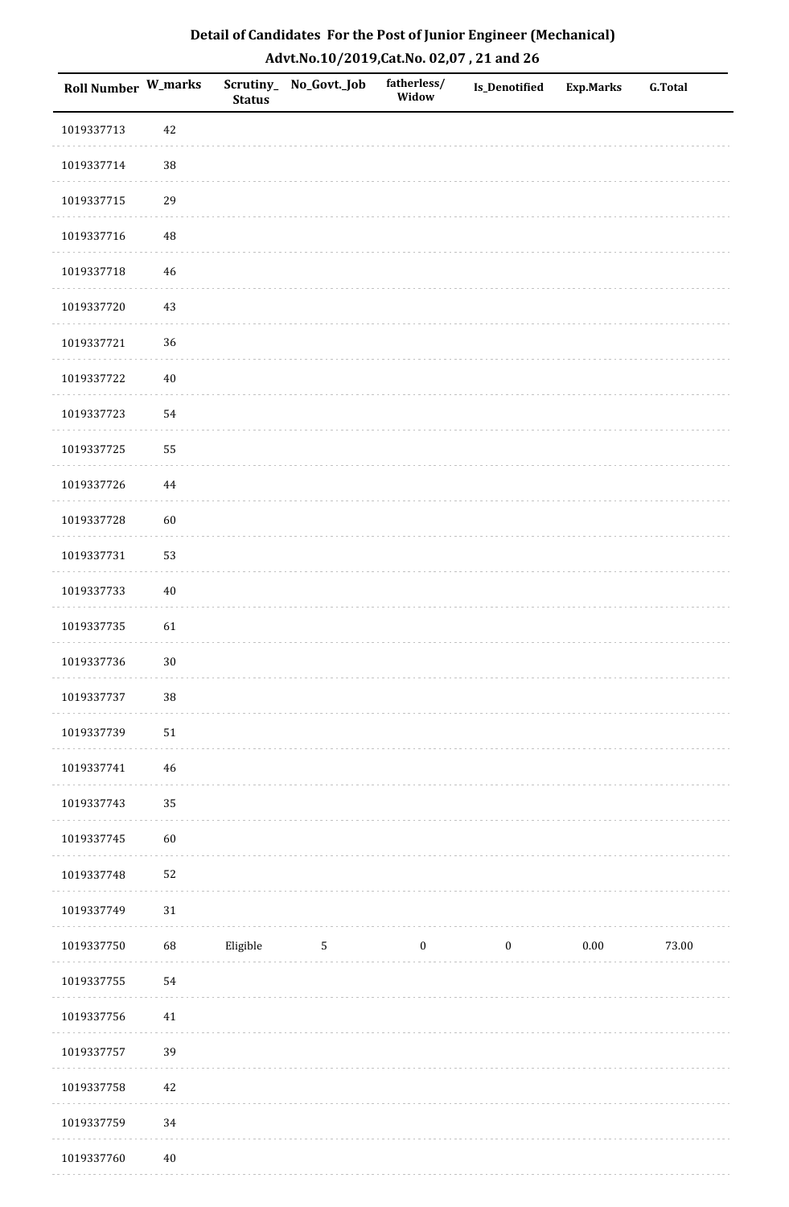**Detail of Candidates For the Post of Junior Engineer (Mechanical)**

**Advt.No.10/2019,Cat.No. 02,07 , 21 and 26**

| Roll Number | W_marks | Scrutiny_ Status | No_Govt._Job | fatherless/ Widow | Is_Denotified | Exp.Marks | G.Total |
|---|---|---|---|---|---|---|---|
| 1019337713 | 42 | | | | | | |
| 1019337714 | 38 | | | | | | |
| 1019337715 | 29 | | | | | | |
| 1019337716 | 48 | | | | | | |
| 1019337718 | 46 | | | | | | |
| 1019337720 | 43 | | | | | | |
| 1019337721 | 36 | | | | | | |
| 1019337722 | 40 | | | | | | |
| 1019337723 | 54 | | | | | | |
| 1019337725 | 55 | | | | | | |
| 1019337726 | 44 | | | | | | |
| 1019337728 | 60 | | | | | | |
| 1019337731 | 53 | | | | | | |
| 1019337733 | 40 | | | | | | |
| 1019337735 | 61 | | | | | | |
| 1019337736 | 30 | | | | | | |
| 1019337737 | 38 | | | | | | |
| 1019337739 | 51 | | | | | | |
| 1019337741 | 46 | | | | | | |
| 1019337743 | 35 | | | | | | |
| 1019337745 | 60 | | | | | | |
| 1019337748 | 52 | | | | | | |
| 1019337749 | 31 | | | | | | |
| 1019337750 | 68 | Eligible | 5 | 0 | 0 | 0.00 | 73.00 |
| 1019337755 | 54 | | | | | | |
| 1019337756 | 41 | | | | | | |
| 1019337757 | 39 | | | | | | |
| 1019337758 | 42 | | | | | | |
| 1019337759 | 34 | | | | | | |
| 1019337760 | 40 | | | | | | |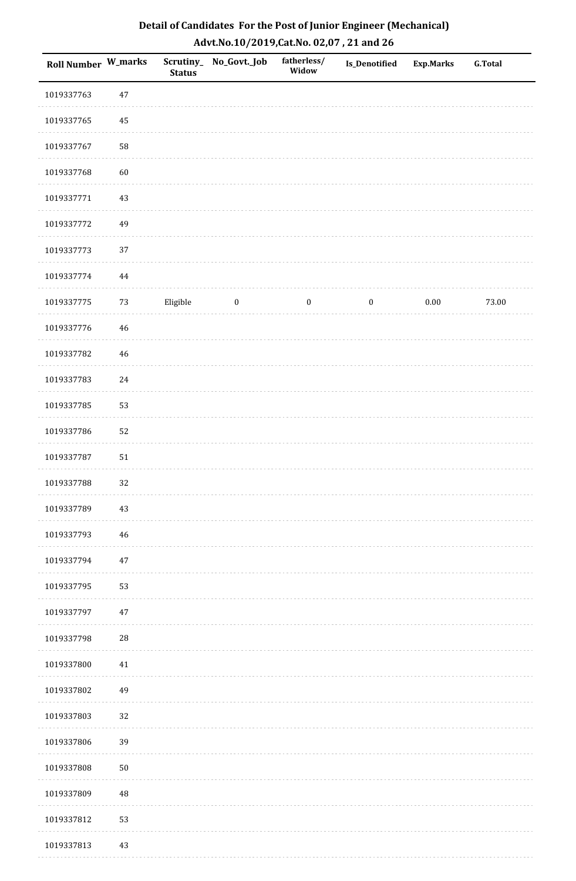## Detail of Candidates For the Post of Junior Engineer (Mechanical)

### Advt.No.10/2019,Cat.No. 02,07 , 21 and 26

| Roll Number | W_marks | Scrutiny_Status | No_Govt._Job | fatherless/Widow | Is_Denotified | Exp.Marks | G.Total |
|---|---|---|---|---|---|---|---|
| 1019337763 | 47 | | | | | | |
| 1019337765 | 45 | | | | | | |
| 1019337767 | 58 | | | | | | |
| 1019337768 | 60 | | | | | | |
| 1019337771 | 43 | | | | | | |
| 1019337772 | 49 | | | | | | |
| 1019337773 | 37 | | | | | | |
| 1019337774 | 44 | | | | | | |
| 1019337775 | 73 | Eligible | 0 | 0 | 0 | 0.00 | 73.00 |
| 1019337776 | 46 | | | | | | |
| 1019337782 | 46 | | | | | | |
| 1019337783 | 24 | | | | | | |
| 1019337785 | 53 | | | | | | |
| 1019337786 | 52 | | | | | | |
| 1019337787 | 51 | | | | | | |
| 1019337788 | 32 | | | | | | |
| 1019337789 | 43 | | | | | | |
| 1019337793 | 46 | | | | | | |
| 1019337794 | 47 | | | | | | |
| 1019337795 | 53 | | | | | | |
| 1019337797 | 47 | | | | | | |
| 1019337798 | 28 | | | | | | |
| 1019337800 | 41 | | | | | | |
| 1019337802 | 49 | | | | | | |
| 1019337803 | 32 | | | | | | |
| 1019337806 | 39 | | | | | | |
| 1019337808 | 50 | | | | | | |
| 1019337809 | 48 | | | | | | |
| 1019337812 | 53 | | | | | | |
| 1019337813 | 43 | | | | | | |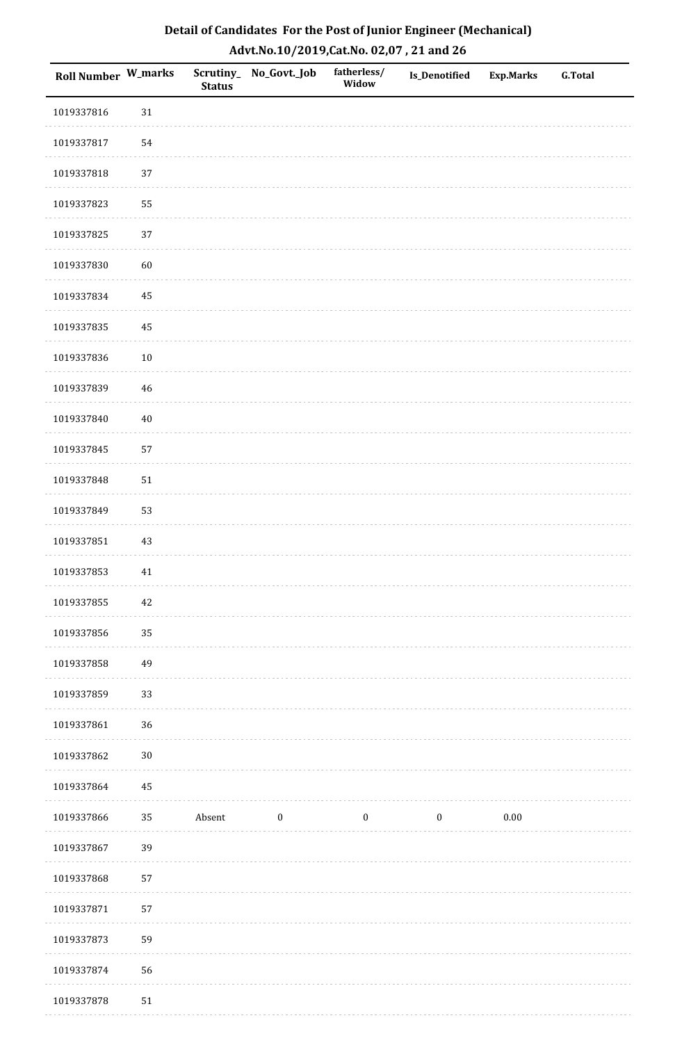# Detail of Candidates For the Post of Junior Engineer (Mechanical)

## Advt.No.10/2019,Cat.No. 02,07 , 21 and 26

| Roll Number | W_marks | Scrutiny_Status | No_Govt._Job | fatherless/Widow | Is_Denotified | Exp.Marks | G.Total |
|---|---|---|---|---|---|---|---|
| 1019337816 | 31 | | | | | | |
| 1019337817 | 54 | | | | | | |
| 1019337818 | 37 | | | | | | |
| 1019337823 | 55 | | | | | | |
| 1019337825 | 37 | | | | | | |
| 1019337830 | 60 | | | | | | |
| 1019337834 | 45 | | | | | | |
| 1019337835 | 45 | | | | | | |
| 1019337836 | 10 | | | | | | |
| 1019337839 | 46 | | | | | | |
| 1019337840 | 40 | | | | | | |
| 1019337845 | 57 | | | | | | |
| 1019337848 | 51 | | | | | | |
| 1019337849 | 53 | | | | | | |
| 1019337851 | 43 | | | | | | |
| 1019337853 | 41 | | | | | | |
| 1019337855 | 42 | | | | | | |
| 1019337856 | 35 | | | | | | |
| 1019337858 | 49 | | | | | | |
| 1019337859 | 33 | | | | | | |
| 1019337861 | 36 | | | | | | |
| 1019337862 | 30 | | | | | | |
| 1019337864 | 45 | | | | | | |
| 1019337866 | 35 | Absent | 0 | 0 | 0 | 0.00 | |
| 1019337867 | 39 | | | | | | |
| 1019337868 | 57 | | | | | | |
| 1019337871 | 57 | | | | | | |
| 1019337873 | 59 | | | | | | |
| 1019337874 | 56 | | | | | | |
| 1019337878 | 51 | | | | | | |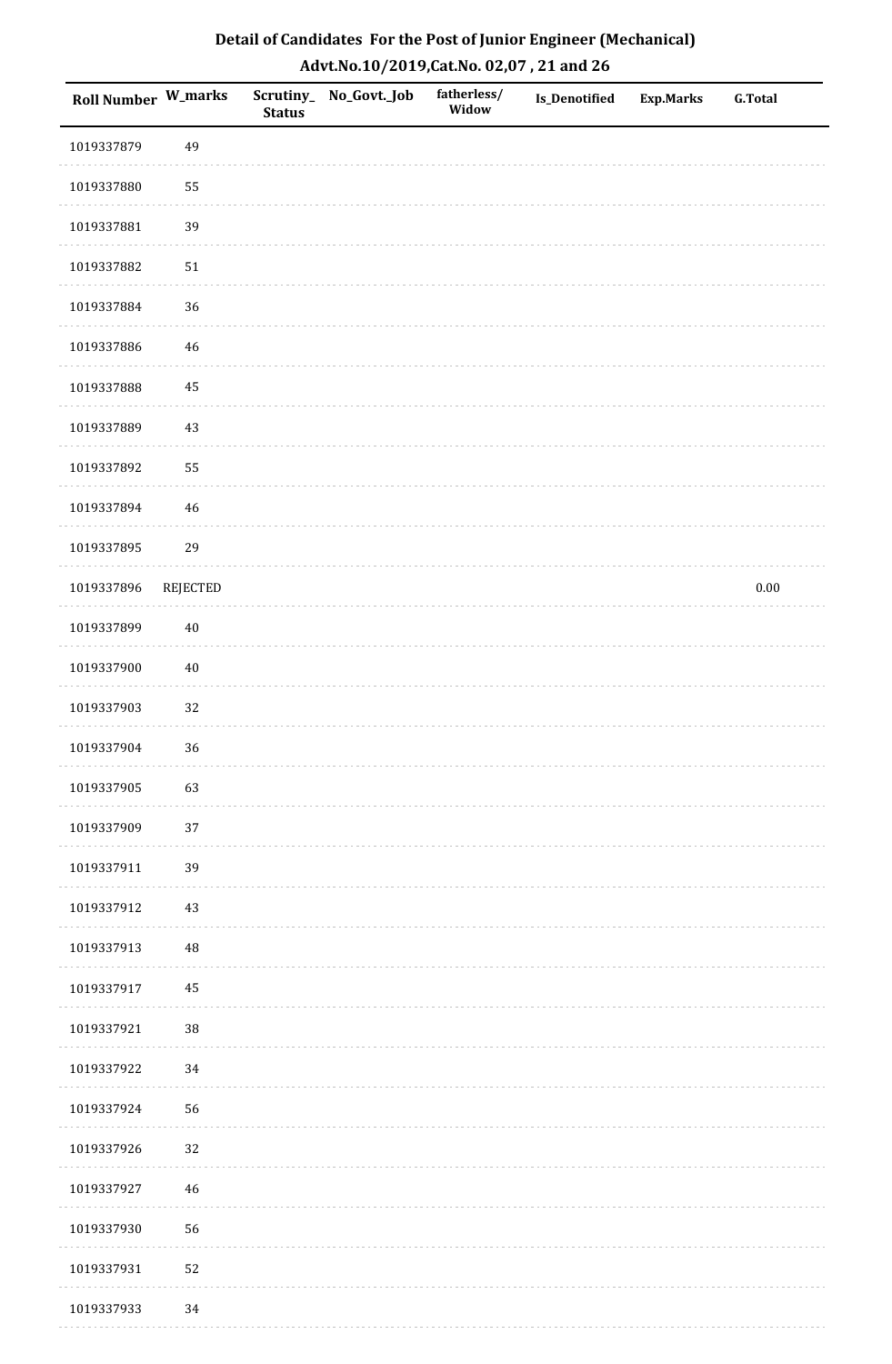# Detail of Candidates For the Post of Junior Engineer (Mechanical)

## Advt.No.10/2019,Cat.No. 02,07 , 21 and 26

| Roll Number | W_marks | Scrutiny_ Status | No_Govt._Job | fatherless/ Widow | Is_Denotified | Exp.Marks | G.Total |
|---|---|---|---|---|---|---|---|
| 1019337879 | 49 | | | | | | |
| 1019337880 | 55 | | | | | | |
| 1019337881 | 39 | | | | | | |
| 1019337882 | 51 | | | | | | |
| 1019337884 | 36 | | | | | | |
| 1019337886 | 46 | | | | | | |
| 1019337888 | 45 | | | | | | |
| 1019337889 | 43 | | | | | | |
| 1019337892 | 55 | | | | | | |
| 1019337894 | 46 | | | | | | |
| 1019337895 | 29 | | | | | | |
| 1019337896 | REJECTED | | | | | | 0.00 |
| 1019337899 | 40 | | | | | | |
| 1019337900 | 40 | | | | | | |
| 1019337903 | 32 | | | | | | |
| 1019337904 | 36 | | | | | | |
| 1019337905 | 63 | | | | | | |
| 1019337909 | 37 | | | | | | |
| 1019337911 | 39 | | | | | | |
| 1019337912 | 43 | | | | | | |
| 1019337913 | 48 | | | | | | |
| 1019337917 | 45 | | | | | | |
| 1019337921 | 38 | | | | | | |
| 1019337922 | 34 | | | | | | |
| 1019337924 | 56 | | | | | | |
| 1019337926 | 32 | | | | | | |
| 1019337927 | 46 | | | | | | |
| 1019337930 | 56 | | | | | | |
| 1019337931 | 52 | | | | | | |
| 1019337933 | 34 | | | | | | |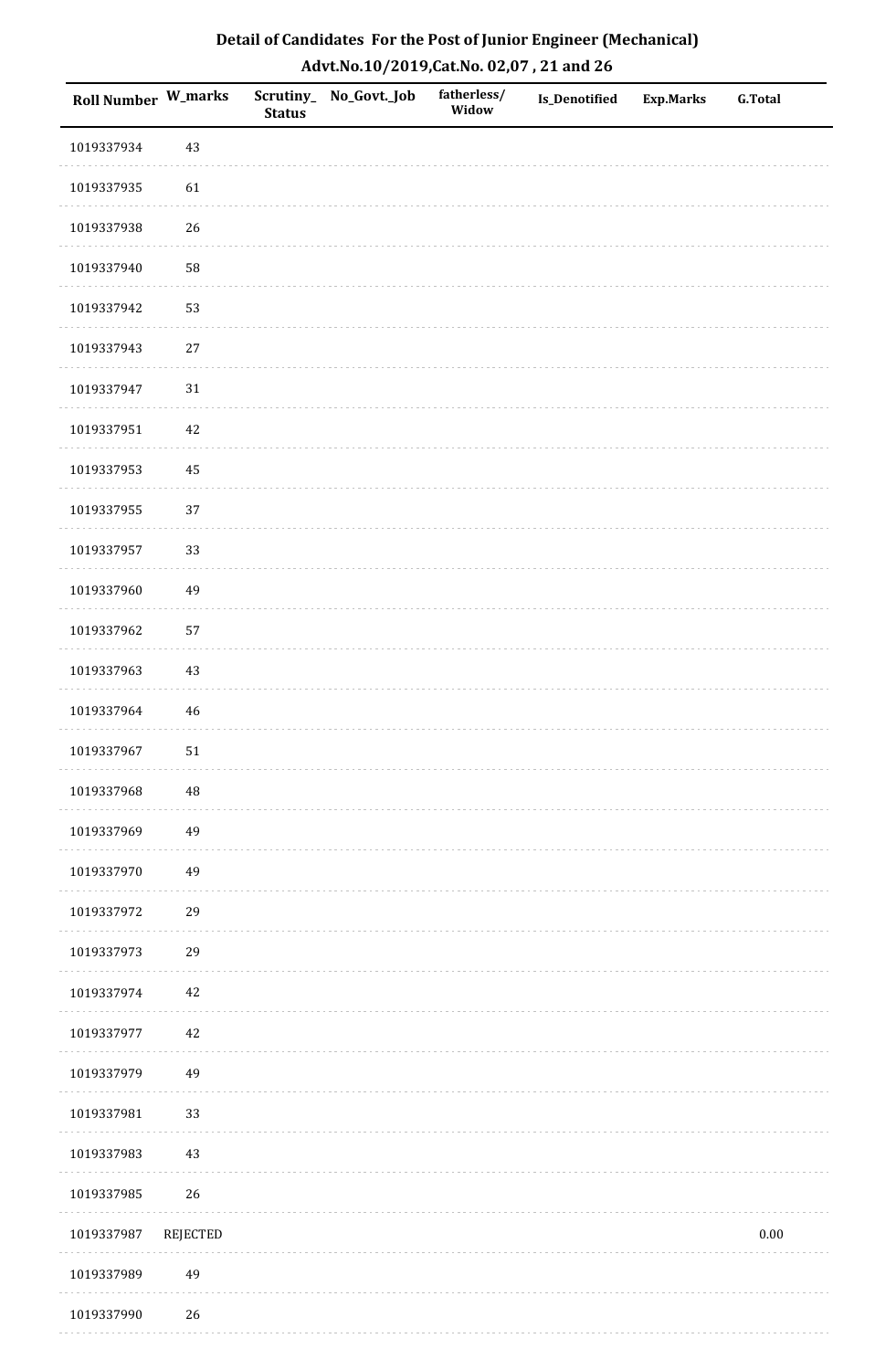# Detail of Candidates For the Post of Junior Engineer (Mechanical)

## Advt.No.10/2019,Cat.No. 02,07 , 21 and 26

| Roll Number | W_marks | Scrutiny_Status | No_Govt._Job | fatherless/Widow | Is_Denotified | Exp.Marks | G.Total |
|---|---|---|---|---|---|---|---|
| 1019337934 | 43 | | | | | | |
| 1019337935 | 61 | | | | | | |
| 1019337938 | 26 | | | | | | |
| 1019337940 | 58 | | | | | | |
| 1019337942 | 53 | | | | | | |
| 1019337943 | 27 | | | | | | |
| 1019337947 | 31 | | | | | | |
| 1019337951 | 42 | | | | | | |
| 1019337953 | 45 | | | | | | |
| 1019337955 | 37 | | | | | | |
| 1019337957 | 33 | | | | | | |
| 1019337960 | 49 | | | | | | |
| 1019337962 | 57 | | | | | | |
| 1019337963 | 43 | | | | | | |
| 1019337964 | 46 | | | | | | |
| 1019337967 | 51 | | | | | | |
| 1019337968 | 48 | | | | | | |
| 1019337969 | 49 | | | | | | |
| 1019337970 | 49 | | | | | | |
| 1019337972 | 29 | | | | | | |
| 1019337973 | 29 | | | | | | |
| 1019337974 | 42 | | | | | | |
| 1019337977 | 42 | | | | | | |
| 1019337979 | 49 | | | | | | |
| 1019337981 | 33 | | | | | | |
| 1019337983 | 43 | | | | | | |
| 1019337985 | 26 | | | | | | |
| 1019337987 | REJECTED | | | | | | 0.00 |
| 1019337989 | 49 | | | | | | |
| 1019337990 | 26 | | | | | | |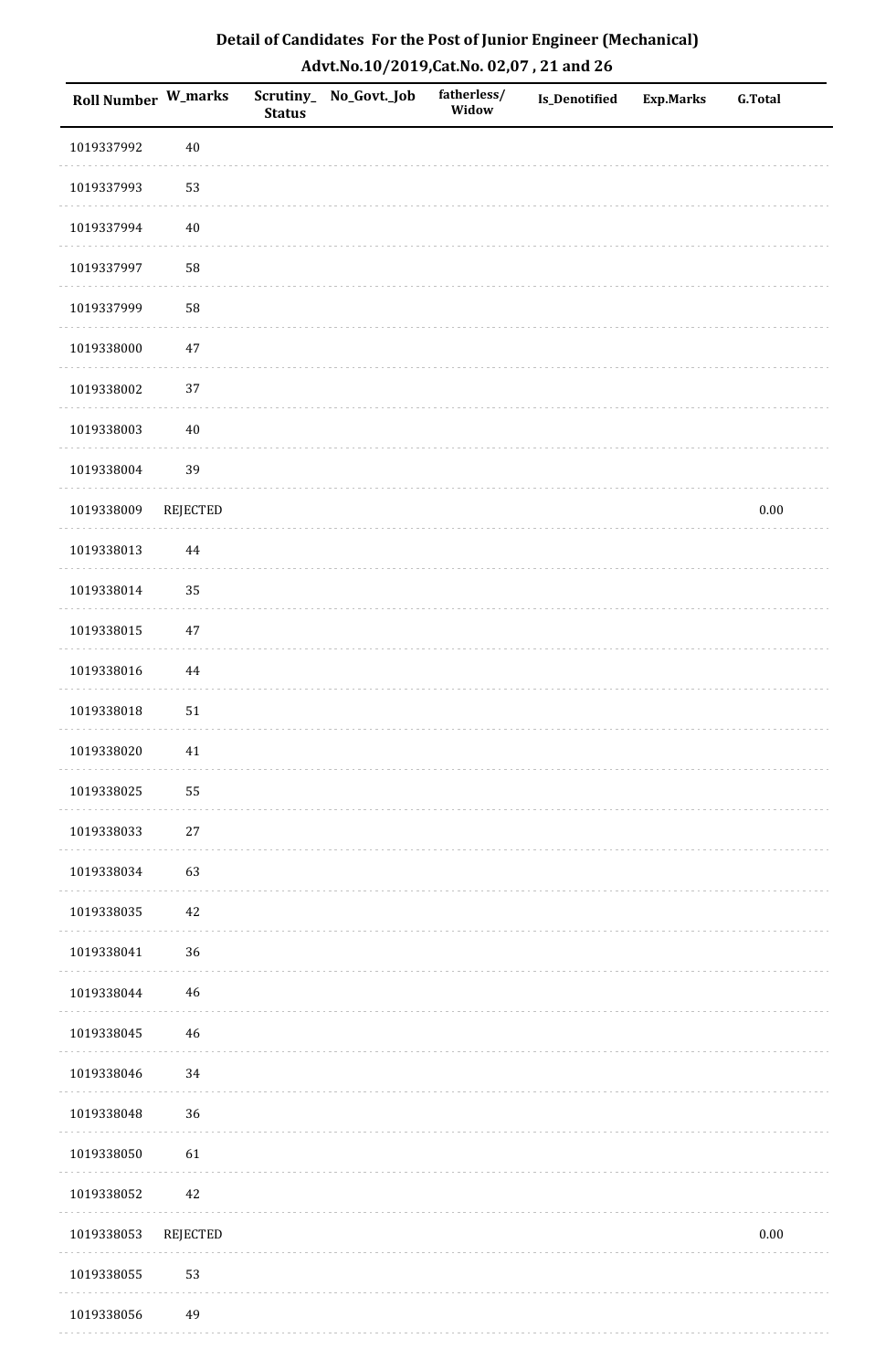## Detail of Candidates For the Post of Junior Engineer (Mechanical)
## Advt.No.10/2019,Cat.No. 02,07 , 21 and 26

| Roll Number | W_marks | Scrutiny_Status | No_Govt._Job | fatherless/Widow | Is_Denotified | Exp.Marks | G.Total |
|---|---|---|---|---|---|---|---|
| 1019337992 | 40 | | | | | | |
| 1019337993 | 53 | | | | | | |
| 1019337994 | 40 | | | | | | |
| 1019337997 | 58 | | | | | | |
| 1019337999 | 58 | | | | | | |
| 1019338000 | 47 | | | | | | |
| 1019338002 | 37 | | | | | | |
| 1019338003 | 40 | | | | | | |
| 1019338004 | 39 | | | | | | |
| 1019338009 | REJECTED | | | | | | 0.00 |
| 1019338013 | 44 | | | | | | |
| 1019338014 | 35 | | | | | | |
| 1019338015 | 47 | | | | | | |
| 1019338016 | 44 | | | | | | |
| 1019338018 | 51 | | | | | | |
| 1019338020 | 41 | | | | | | |
| 1019338025 | 55 | | | | | | |
| 1019338033 | 27 | | | | | | |
| 1019338034 | 63 | | | | | | |
| 1019338035 | 42 | | | | | | |
| 1019338041 | 36 | | | | | | |
| 1019338044 | 46 | | | | | | |
| 1019338045 | 46 | | | | | | |
| 1019338046 | 34 | | | | | | |
| 1019338048 | 36 | | | | | | |
| 1019338050 | 61 | | | | | | |
| 1019338052 | 42 | | | | | | |
| 1019338053 | REJECTED | | | | | | 0.00 |
| 1019338055 | 53 | | | | | | |
| 1019338056 | 49 | | | | | | |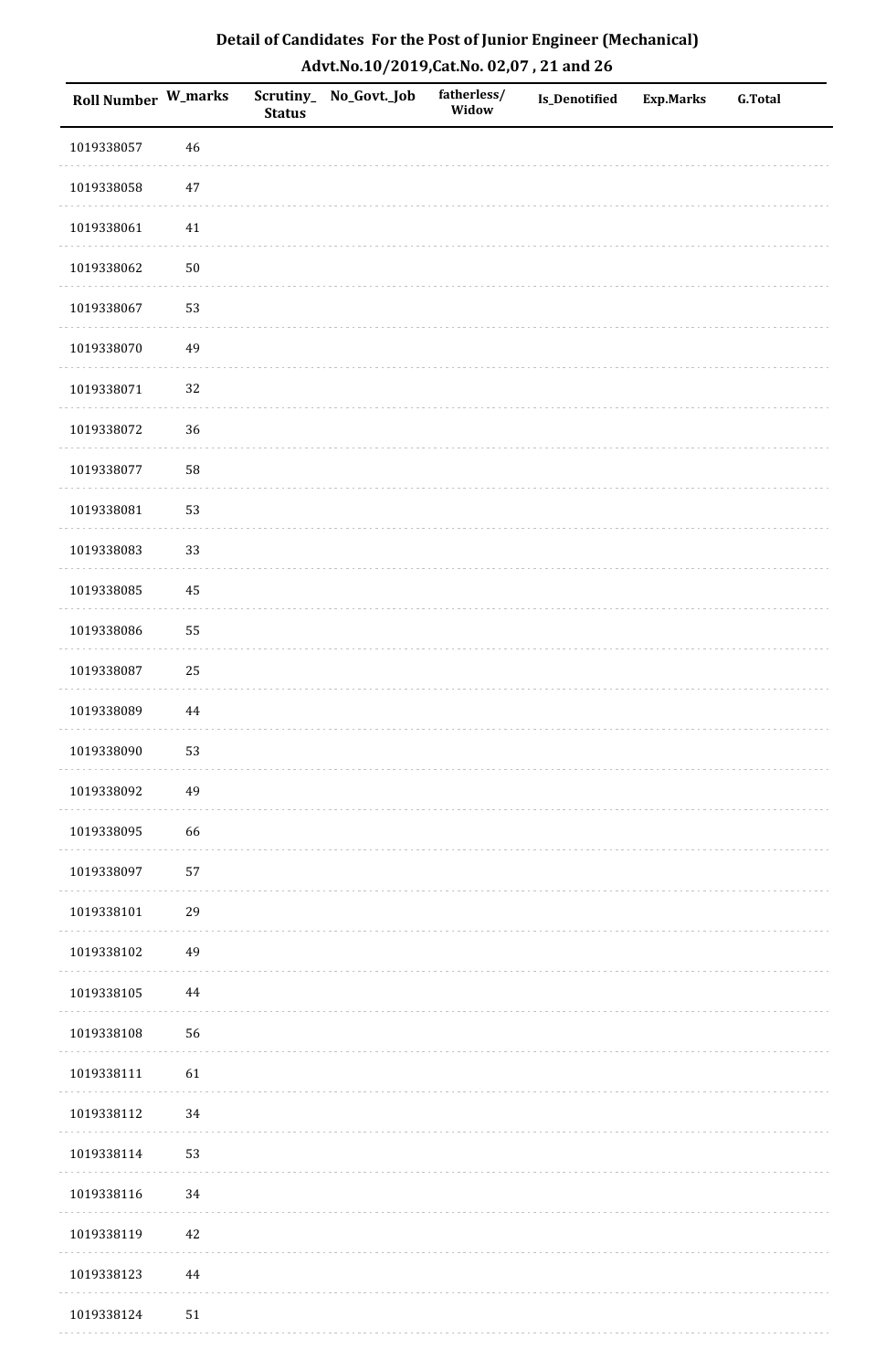# Detail of Candidates For the Post of Junior Engineer (Mechanical)

## Advt.No.10/2019,Cat.No. 02,07 , 21 and 26

| Roll Number | W_marks | Scrutiny_Status | No_Govt._Job | fatherless/Widow | Is_Denotified | Exp.Marks | G.Total |
|---|---|---|---|---|---|---|---|
| 1019338057 | 46 | | | | | | |
| 1019338058 | 47 | | | | | | |
| 1019338061 | 41 | | | | | | |
| 1019338062 | 50 | | | | | | |
| 1019338067 | 53 | | | | | | |
| 1019338070 | 49 | | | | | | |
| 1019338071 | 32 | | | | | | |
| 1019338072 | 36 | | | | | | |
| 1019338077 | 58 | | | | | | |
| 1019338081 | 53 | | | | | | |
| 1019338083 | 33 | | | | | | |
| 1019338085 | 45 | | | | | | |
| 1019338086 | 55 | | | | | | |
| 1019338087 | 25 | | | | | | |
| 1019338089 | 44 | | | | | | |
| 1019338090 | 53 | | | | | | |
| 1019338092 | 49 | | | | | | |
| 1019338095 | 66 | | | | | | |
| 1019338097 | 57 | | | | | | |
| 1019338101 | 29 | | | | | | |
| 1019338102 | 49 | | | | | | |
| 1019338105 | 44 | | | | | | |
| 1019338108 | 56 | | | | | | |
| 1019338111 | 61 | | | | | | |
| 1019338112 | 34 | | | | | | |
| 1019338114 | 53 | | | | | | |
| 1019338116 | 34 | | | | | | |
| 1019338119 | 42 | | | | | | |
| 1019338123 | 44 | | | | | | |
| 1019338124 | 51 | | | | | | |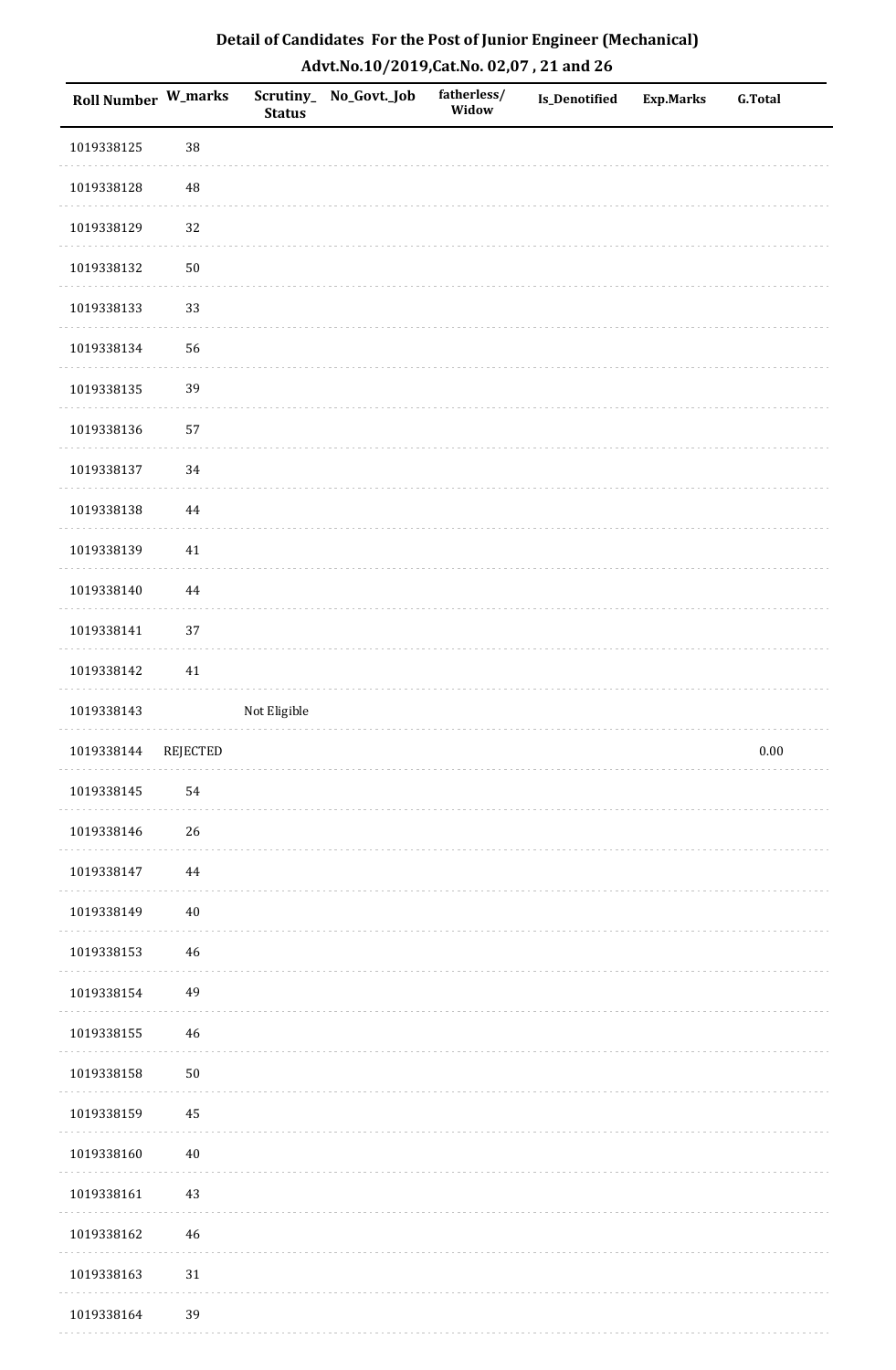# Detail of Candidates For the Post of Junior Engineer (Mechanical)

## Advt.No.10/2019,Cat.No. 02,07 , 21 and 26

| Roll Number | W_marks | Scrutiny_Status | No_Govt._Job | fatherless/Widow | Is_Denotified | Exp.Marks | G.Total |
|---|---|---|---|---|---|---|---|
| 1019338125 | 38 | | | | | | |
| 1019338128 | 48 | | | | | | |
| 1019338129 | 32 | | | | | | |
| 1019338132 | 50 | | | | | | |
| 1019338133 | 33 | | | | | | |
| 1019338134 | 56 | | | | | | |
| 1019338135 | 39 | | | | | | |
| 1019338136 | 57 | | | | | | |
| 1019338137 | 34 | | | | | | |
| 1019338138 | 44 | | | | | | |
| 1019338139 | 41 | | | | | | |
| 1019338140 | 44 | | | | | | |
| 1019338141 | 37 | | | | | | |
| 1019338142 | 41 | | | | | | |
| 1019338143 | | Not Eligible | | | | | |
| 1019338144 | REJECTED | | | | | | 0.00 |
| 1019338145 | 54 | | | | | | |
| 1019338146 | 26 | | | | | | |
| 1019338147 | 44 | | | | | | |
| 1019338149 | 40 | | | | | | |
| 1019338153 | 46 | | | | | | |
| 1019338154 | 49 | | | | | | |
| 1019338155 | 46 | | | | | | |
| 1019338158 | 50 | | | | | | |
| 1019338159 | 45 | | | | | | |
| 1019338160 | 40 | | | | | | |
| 1019338161 | 43 | | | | | | |
| 1019338162 | 46 | | | | | | |
| 1019338163 | 31 | | | | | | |
| 1019338164 | 39 | | | | | | |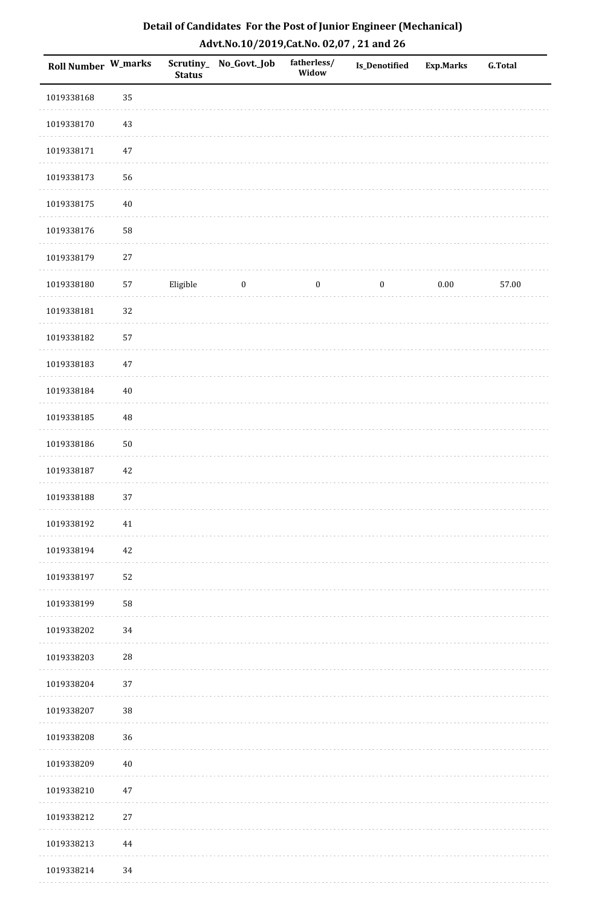# Detail of Candidates For the Post of Junior Engineer (Mechanical)

## Advt.No.10/2019,Cat.No. 02,07 , 21 and 26

| Roll Number | W_marks | Scrutiny_Status | No_Govt._Job | fatherless/Widow | Is_Denotified | Exp.Marks | G.Total |
|---|---|---|---|---|---|---|---|
| 1019338168 | 35 | | | | | | |
| 1019338170 | 43 | | | | | | |
| 1019338171 | 47 | | | | | | |
| 1019338173 | 56 | | | | | | |
| 1019338175 | 40 | | | | | | |
| 1019338176 | 58 | | | | | | |
| 1019338179 | 27 | | | | | | |
| 1019338180 | 57 | Eligible | 0 | 0 | 0 | 0.00 | 57.00 |
| 1019338181 | 32 | | | | | | |
| 1019338182 | 57 | | | | | | |
| 1019338183 | 47 | | | | | | |
| 1019338184 | 40 | | | | | | |
| 1019338185 | 48 | | | | | | |
| 1019338186 | 50 | | | | | | |
| 1019338187 | 42 | | | | | | |
| 1019338188 | 37 | | | | | | |
| 1019338192 | 41 | | | | | | |
| 1019338194 | 42 | | | | | | |
| 1019338197 | 52 | | | | | | |
| 1019338199 | 58 | | | | | | |
| 1019338202 | 34 | | | | | | |
| 1019338203 | 28 | | | | | | |
| 1019338204 | 37 | | | | | | |
| 1019338207 | 38 | | | | | | |
| 1019338208 | 36 | | | | | | |
| 1019338209 | 40 | | | | | | |
| 1019338210 | 47 | | | | | | |
| 1019338212 | 27 | | | | | | |
| 1019338213 | 44 | | | | | | |
| 1019338214 | 34 | | | | | | |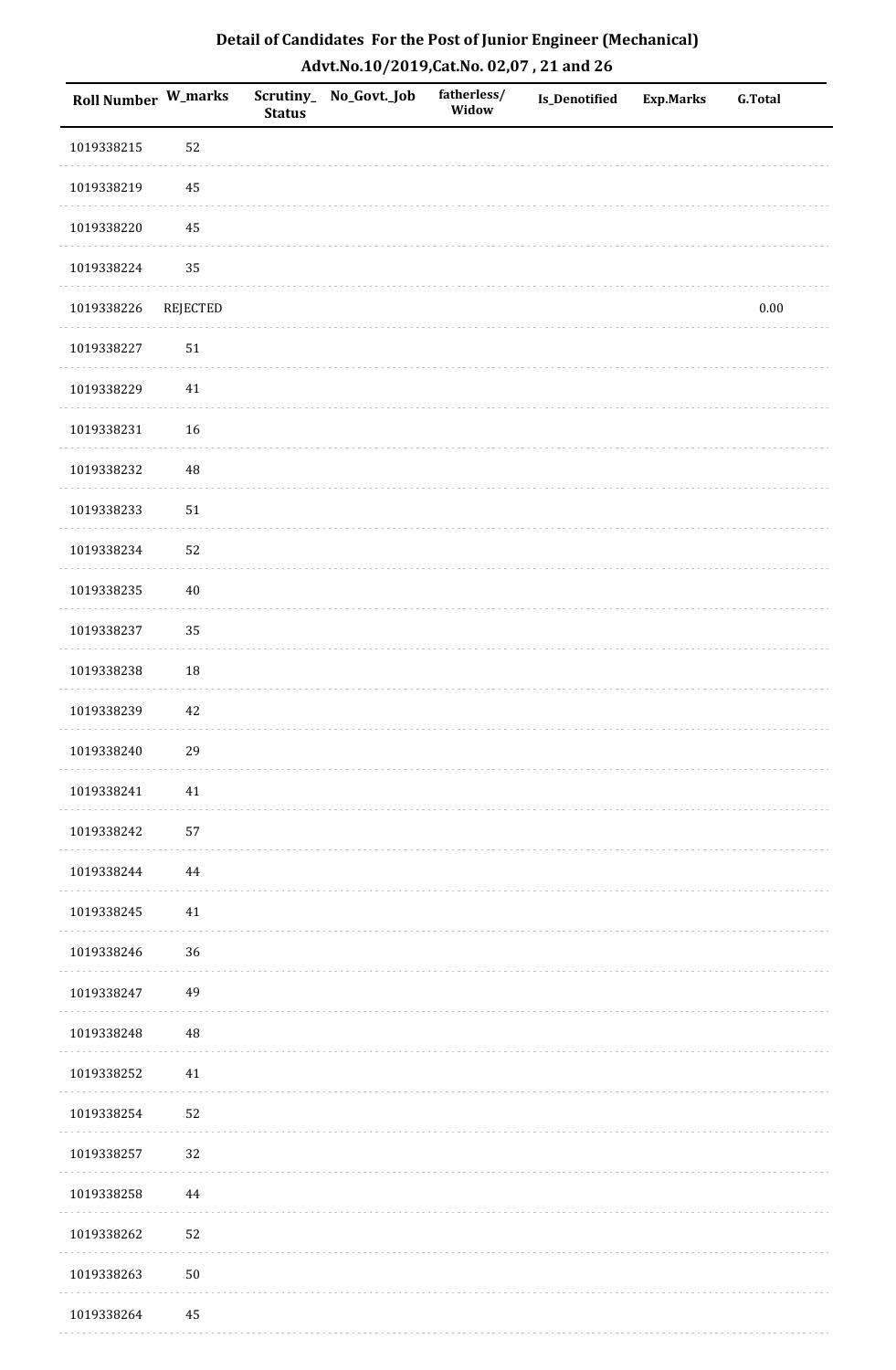# Detail of Candidates For the Post of Junior Engineer (Mechanical)

## Advt.No.10/2019,Cat.No. 02,07 , 21 and 26

| Roll Number | W_marks | Scrutiny_Status | No_Govt._Job | fatherless/Widow | Is_Denotified | Exp.Marks | G.Total |
|---|---|---|---|---|---|---|---|
| 1019338215 | 52 | | | | | | |
| 1019338219 | 45 | | | | | | |
| 1019338220 | 45 | | | | | | |
| 1019338224 | 35 | | | | | | |
| 1019338226 | REJECTED | | | | | | 0.00 |
| 1019338227 | 51 | | | | | | |
| 1019338229 | 41 | | | | | | |
| 1019338231 | 16 | | | | | | |
| 1019338232 | 48 | | | | | | |
| 1019338233 | 51 | | | | | | |
| 1019338234 | 52 | | | | | | |
| 1019338235 | 40 | | | | | | |
| 1019338237 | 35 | | | | | | |
| 1019338238 | 18 | | | | | | |
| 1019338239 | 42 | | | | | | |
| 1019338240 | 29 | | | | | | |
| 1019338241 | 41 | | | | | | |
| 1019338242 | 57 | | | | | | |
| 1019338244 | 44 | | | | | | |
| 1019338245 | 41 | | | | | | |
| 1019338246 | 36 | | | | | | |
| 1019338247 | 49 | | | | | | |
| 1019338248 | 48 | | | | | | |
| 1019338252 | 41 | | | | | | |
| 1019338254 | 52 | | | | | | |
| 1019338257 | 32 | | | | | | |
| 1019338258 | 44 | | | | | | |
| 1019338262 | 52 | | | | | | |
| 1019338263 | 50 | | | | | | |
| 1019338264 | 45 | | | | | | |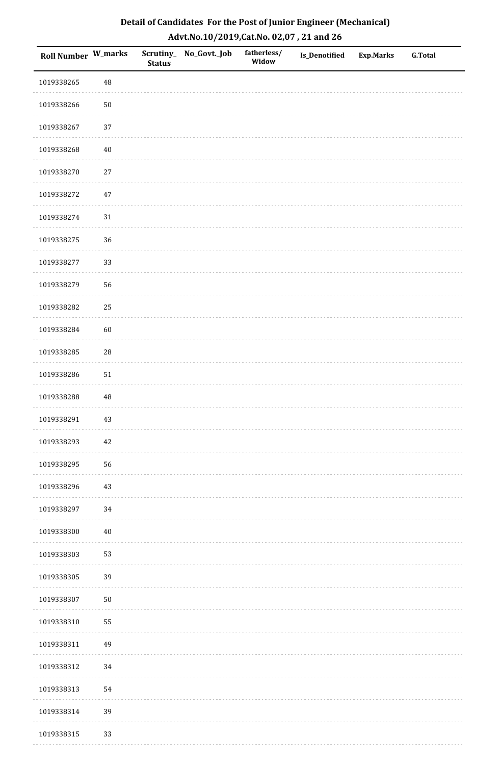# Detail of Candidates For the Post of Junior Engineer (Mechanical)

## Advt.No.10/2019,Cat.No. 02,07 , 21 and 26

| Roll Number | W_marks | Scrutiny_Status | No_Govt._Job | fatherless/Widow | Is_Denotified | Exp.Marks | G.Total |
|---|---|---|---|---|---|---|---|
| 1019338265 | 48 | | | | | | |
| 1019338266 | 50 | | | | | | |
| 1019338267 | 37 | | | | | | |
| 1019338268 | 40 | | | | | | |
| 1019338270 | 27 | | | | | | |
| 1019338272 | 47 | | | | | | |
| 1019338274 | 31 | | | | | | |
| 1019338275 | 36 | | | | | | |
| 1019338277 | 33 | | | | | | |
| 1019338279 | 56 | | | | | | |
| 1019338282 | 25 | | | | | | |
| 1019338284 | 60 | | | | | | |
| 1019338285 | 28 | | | | | | |
| 1019338286 | 51 | | | | | | |
| 1019338288 | 48 | | | | | | |
| 1019338291 | 43 | | | | | | |
| 1019338293 | 42 | | | | | | |
| 1019338295 | 56 | | | | | | |
| 1019338296 | 43 | | | | | | |
| 1019338297 | 34 | | | | | | |
| 1019338300 | 40 | | | | | | |
| 1019338303 | 53 | | | | | | |
| 1019338305 | 39 | | | | | | |
| 1019338307 | 50 | | | | | | |
| 1019338310 | 55 | | | | | | |
| 1019338311 | 49 | | | | | | |
| 1019338312 | 34 | | | | | | |
| 1019338313 | 54 | | | | | | |
| 1019338314 | 39 | | | | | | |
| 1019338315 | 33 | | | | | | |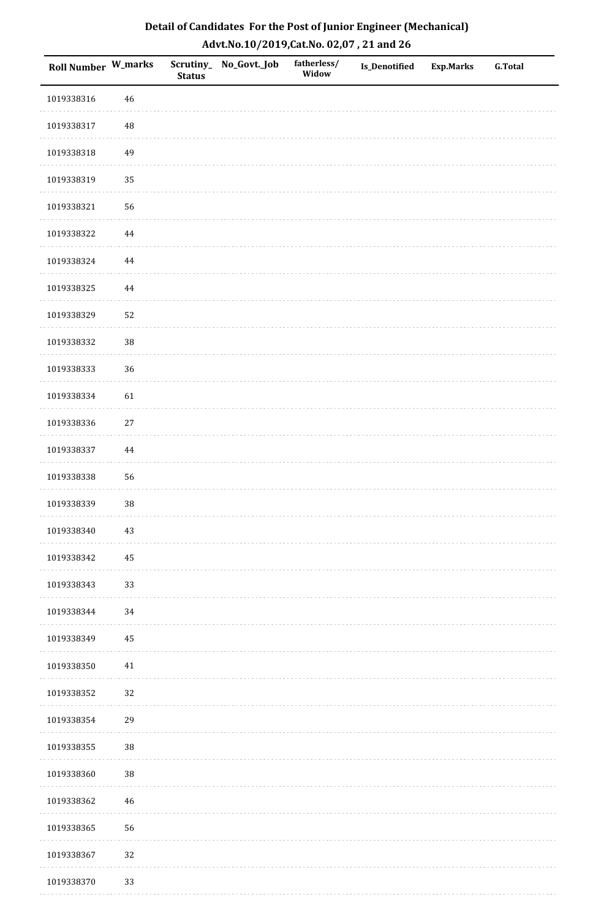**Detail of Candidates For the Post of Junior Engineer (Mechanical)**
**Advt.No.10/2019,Cat.No. 02,07 , 21 and 26**

| Roll Number | W_marks | Scrutiny_ Status | No_Govt._Job | fatherless/ Widow | Is_Denotified | Exp.Marks | G.Total |
|---|---|---|---|---|---|---|---|
| 1019338316 | 46 | | | | | | |
| 1019338317 | 48 | | | | | | |
| 1019338318 | 49 | | | | | | |
| 1019338319 | 35 | | | | | | |
| 1019338321 | 56 | | | | | | |
| 1019338322 | 44 | | | | | | |
| 1019338324 | 44 | | | | | | |
| 1019338325 | 44 | | | | | | |
| 1019338329 | 52 | | | | | | |
| 1019338332 | 38 | | | | | | |
| 1019338333 | 36 | | | | | | |
| 1019338334 | 61 | | | | | | |
| 1019338336 | 27 | | | | | | |
| 1019338337 | 44 | | | | | | |
| 1019338338 | 56 | | | | | | |
| 1019338339 | 38 | | | | | | |
| 1019338340 | 43 | | | | | | |
| 1019338342 | 45 | | | | | | |
| 1019338343 | 33 | | | | | | |
| 1019338344 | 34 | | | | | | |
| 1019338349 | 45 | | | | | | |
| 1019338350 | 41 | | | | | | |
| 1019338352 | 32 | | | | | | |
| 1019338354 | 29 | | | | | | |
| 1019338355 | 38 | | | | | | |
| 1019338360 | 38 | | | | | | |
| 1019338362 | 46 | | | | | | |
| 1019338365 | 56 | | | | | | |
| 1019338367 | 32 | | | | | | |
| 1019338370 | 33 | | | | | | |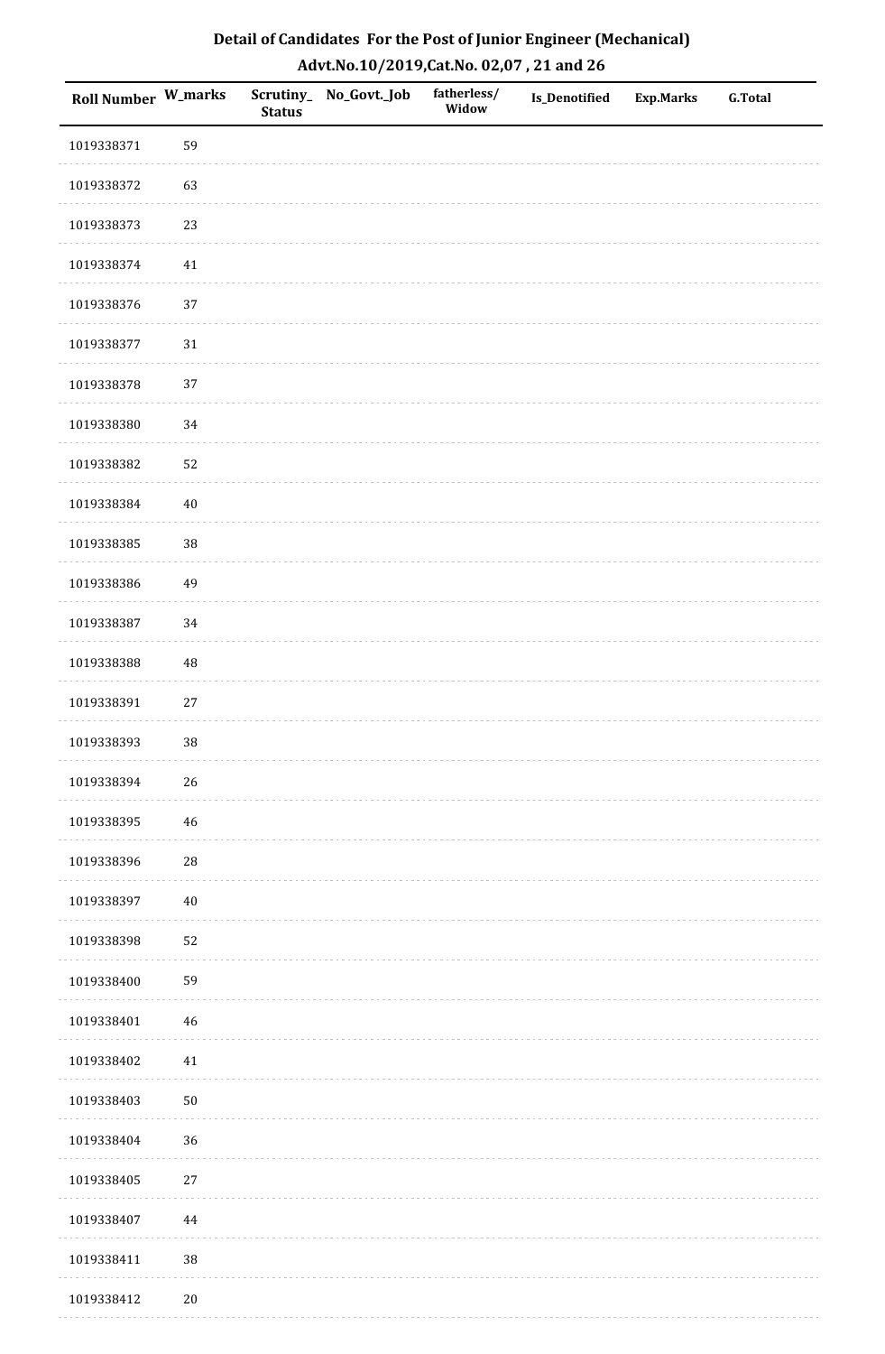## Detail of Candidates For the Post of Junior Engineer (Mechanical)
## Advt.No.10/2019,Cat.No. 02,07 , 21 and 26

| Roll Number | W_marks | Scrutiny_Status | No_Govt._Job | fatherless/Widow | Is_Denotified | Exp.Marks | G.Total |
|---|---|---|---|---|---|---|---|
| 1019338371 | 59 | | | | | | |
| 1019338372 | 63 | | | | | | |
| 1019338373 | 23 | | | | | | |
| 1019338374 | 41 | | | | | | |
| 1019338376 | 37 | | | | | | |
| 1019338377 | 31 | | | | | | |
| 1019338378 | 37 | | | | | | |
| 1019338380 | 34 | | | | | | |
| 1019338382 | 52 | | | | | | |
| 1019338384 | 40 | | | | | | |
| 1019338385 | 38 | | | | | | |
| 1019338386 | 49 | | | | | | |
| 1019338387 | 34 | | | | | | |
| 1019338388 | 48 | | | | | | |
| 1019338391 | 27 | | | | | | |
| 1019338393 | 38 | | | | | | |
| 1019338394 | 26 | | | | | | |
| 1019338395 | 46 | | | | | | |
| 1019338396 | 28 | | | | | | |
| 1019338397 | 40 | | | | | | |
| 1019338398 | 52 | | | | | | |
| 1019338400 | 59 | | | | | | |
| 1019338401 | 46 | | | | | | |
| 1019338402 | 41 | | | | | | |
| 1019338403 | 50 | | | | | | |
| 1019338404 | 36 | | | | | | |
| 1019338405 | 27 | | | | | | |
| 1019338407 | 44 | | | | | | |
| 1019338411 | 38 | | | | | | |
| 1019338412 | 20 | | | | | | |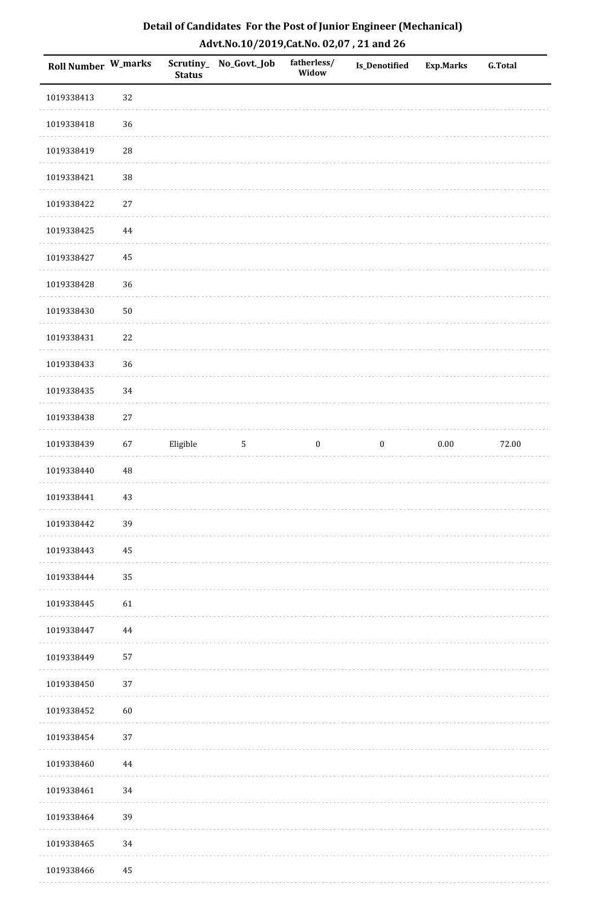## Detail of Candidates For the Post of Junior Engineer (Mechanical)

## Advt.No.10/2019,Cat.No. 02,07 , 21 and 26

| Roll Number | W_marks | Scrutiny_Status | No_Govt._Job | fatherless/Widow | Is_Denotified | Exp.Marks | G.Total |
|---|---|---|---|---|---|---|---|
| 1019338413 | 32 | | | | | | |
| 1019338418 | 36 | | | | | | |
| 1019338419 | 28 | | | | | | |
| 1019338421 | 38 | | | | | | |
| 1019338422 | 27 | | | | | | |
| 1019338425 | 44 | | | | | | |
| 1019338427 | 45 | | | | | | |
| 1019338428 | 36 | | | | | | |
| 1019338430 | 50 | | | | | | |
| 1019338431 | 22 | | | | | | |
| 1019338433 | 36 | | | | | | |
| 1019338435 | 34 | | | | | | |
| 1019338438 | 27 | | | | | | |
| 1019338439 | 67 | Eligible | 5 | 0 | 0 | 0.00 | 72.00 |
| 1019338440 | 48 | | | | | | |
| 1019338441 | 43 | | | | | | |
| 1019338442 | 39 | | | | | | |
| 1019338443 | 45 | | | | | | |
| 1019338444 | 35 | | | | | | |
| 1019338445 | 61 | | | | | | |
| 1019338447 | 44 | | | | | | |
| 1019338449 | 57 | | | | | | |
| 1019338450 | 37 | | | | | | |
| 1019338452 | 60 | | | | | | |
| 1019338454 | 37 | | | | | | |
| 1019338460 | 44 | | | | | | |
| 1019338461 | 34 | | | | | | |
| 1019338464 | 39 | | | | | | |
| 1019338465 | 34 | | | | | | |
| 1019338466 | 45 | | | | | | |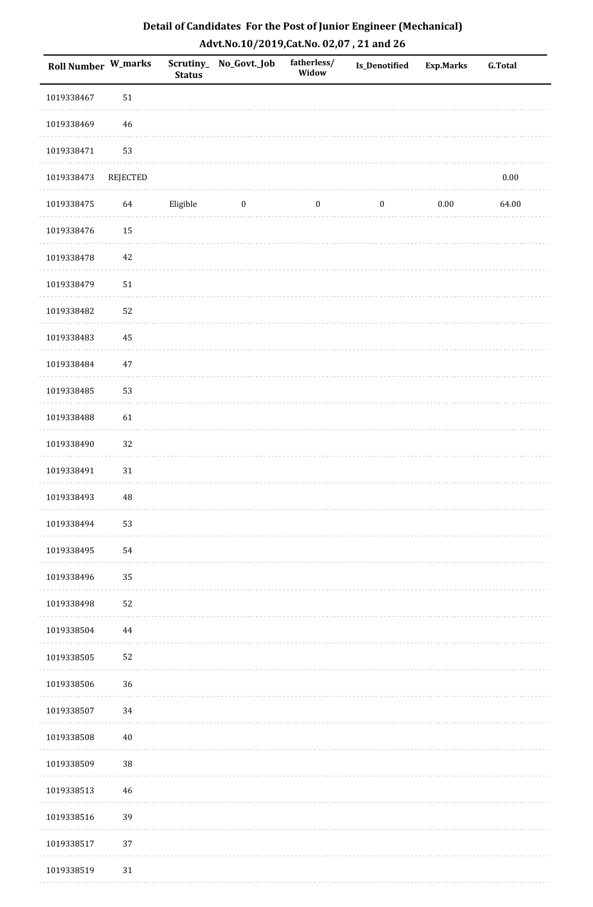# Detail of Candidates For the Post of Junior Engineer (Mechanical)

## Advt.No.10/2019,Cat.No. 02,07 , 21 and 26

| Roll Number | W_marks | Scrutiny_Status | No_Govt._Job | fatherless/Widow | Is_Denotified | Exp.Marks | G.Total |
|---|---|---|---|---|---|---|---|
| 1019338467 | 51 | | | | | | |
| 1019338469 | 46 | | | | | | |
| 1019338471 | 53 | | | | | | |
| 1019338473 | REJECTED | | | | | | 0.00 |
| 1019338475 | 64 | Eligible | 0 | 0 | 0 | 0.00 | 64.00 |
| 1019338476 | 15 | | | | | | |
| 1019338478 | 42 | | | | | | |
| 1019338479 | 51 | | | | | | |
| 1019338482 | 52 | | | | | | |
| 1019338483 | 45 | | | | | | |
| 1019338484 | 47 | | | | | | |
| 1019338485 | 53 | | | | | | |
| 1019338488 | 61 | | | | | | |
| 1019338490 | 32 | | | | | | |
| 1019338491 | 31 | | | | | | |
| 1019338493 | 48 | | | | | | |
| 1019338494 | 53 | | | | | | |
| 1019338495 | 54 | | | | | | |
| 1019338496 | 35 | | | | | | |
| 1019338498 | 52 | | | | | | |
| 1019338504 | 44 | | | | | | |
| 1019338505 | 52 | | | | | | |
| 1019338506 | 36 | | | | | | |
| 1019338507 | 34 | | | | | | |
| 1019338508 | 40 | | | | | | |
| 1019338509 | 38 | | | | | | |
| 1019338513 | 46 | | | | | | |
| 1019338516 | 39 | | | | | | |
| 1019338517 | 37 | | | | | | |
| 1019338519 | 31 | | | | | | |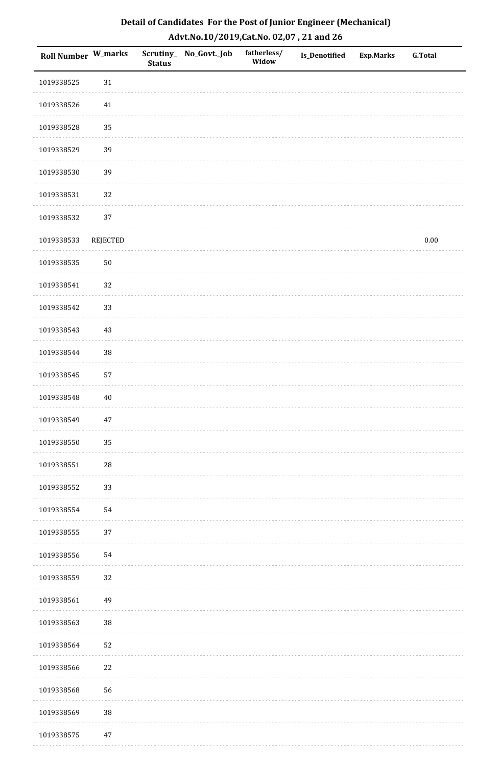# Detail of Candidates For the Post of Junior Engineer (Mechanical)

## Advt.No.10/2019,Cat.No. 02,07 , 21 and 26

| Roll Number | W_marks | Scrutiny_Status | No_Govt._Job | fatherless/Widow | Is_Denotified | Exp.Marks | G.Total |
|---|---|---|---|---|---|---|---|
| 1019338525 | 31 | | | | | | |
| 1019338526 | 41 | | | | | | |
| 1019338528 | 35 | | | | | | |
| 1019338529 | 39 | | | | | | |
| 1019338530 | 39 | | | | | | |
| 1019338531 | 32 | | | | | | |
| 1019338532 | 37 | | | | | | |
| 1019338533 | REJECTED | | | | | | 0.00 |
| 1019338535 | 50 | | | | | | |
| 1019338541 | 32 | | | | | | |
| 1019338542 | 33 | | | | | | |
| 1019338543 | 43 | | | | | | |
| 1019338544 | 38 | | | | | | |
| 1019338545 | 57 | | | | | | |
| 1019338548 | 40 | | | | | | |
| 1019338549 | 47 | | | | | | |
| 1019338550 | 35 | | | | | | |
| 1019338551 | 28 | | | | | | |
| 1019338552 | 33 | | | | | | |
| 1019338554 | 54 | | | | | | |
| 1019338555 | 37 | | | | | | |
| 1019338556 | 54 | | | | | | |
| 1019338559 | 32 | | | | | | |
| 1019338561 | 49 | | | | | | |
| 1019338563 | 38 | | | | | | |
| 1019338564 | 52 | | | | | | |
| 1019338566 | 22 | | | | | | |
| 1019338568 | 56 | | | | | | |
| 1019338569 | 38 | | | | | | |
| 1019338575 | 47 | | | | | | |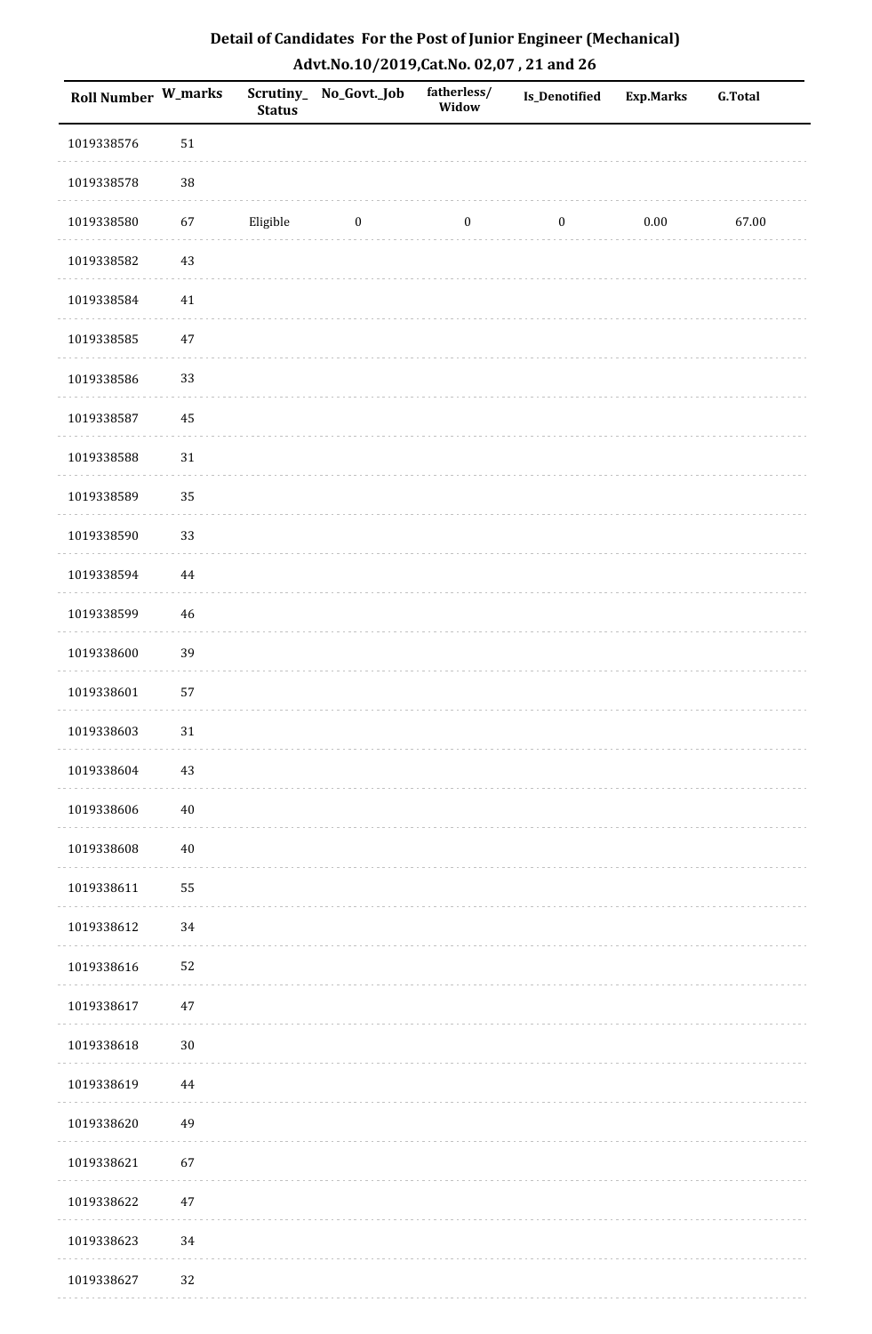## Detail of Candidates For the Post of Junior Engineer (Mechanical)

## Advt.No.10/2019,Cat.No. 02,07 , 21 and 26

| Roll Number | W_marks | Scrutiny_ Status | No_Govt._Job | fatherless/ Widow | Is_Denotified | Exp.Marks | G.Total |
|---|---|---|---|---|---|---|---|
| 1019338576 | 51 | | | | | | |
| 1019338578 | 38 | | | | | | |
| 1019338580 | 67 | Eligible | 0 | 0 | 0 | 0.00 | 67.00 |
| 1019338582 | 43 | | | | | | |
| 1019338584 | 41 | | | | | | |
| 1019338585 | 47 | | | | | | |
| 1019338586 | 33 | | | | | | |
| 1019338587 | 45 | | | | | | |
| 1019338588 | 31 | | | | | | |
| 1019338589 | 35 | | | | | | |
| 1019338590 | 33 | | | | | | |
| 1019338594 | 44 | | | | | | |
| 1019338599 | 46 | | | | | | |
| 1019338600 | 39 | | | | | | |
| 1019338601 | 57 | | | | | | |
| 1019338603 | 31 | | | | | | |
| 1019338604 | 43 | | | | | | |
| 1019338606 | 40 | | | | | | |
| 1019338608 | 40 | | | | | | |
| 1019338611 | 55 | | | | | | |
| 1019338612 | 34 | | | | | | |
| 1019338616 | 52 | | | | | | |
| 1019338617 | 47 | | | | | | |
| 1019338618 | 30 | | | | | | |
| 1019338619 | 44 | | | | | | |
| 1019338620 | 49 | | | | | | |
| 1019338621 | 67 | | | | | | |
| 1019338622 | 47 | | | | | | |
| 1019338623 | 34 | | | | | | |
| 1019338627 | 32 | | | | | | |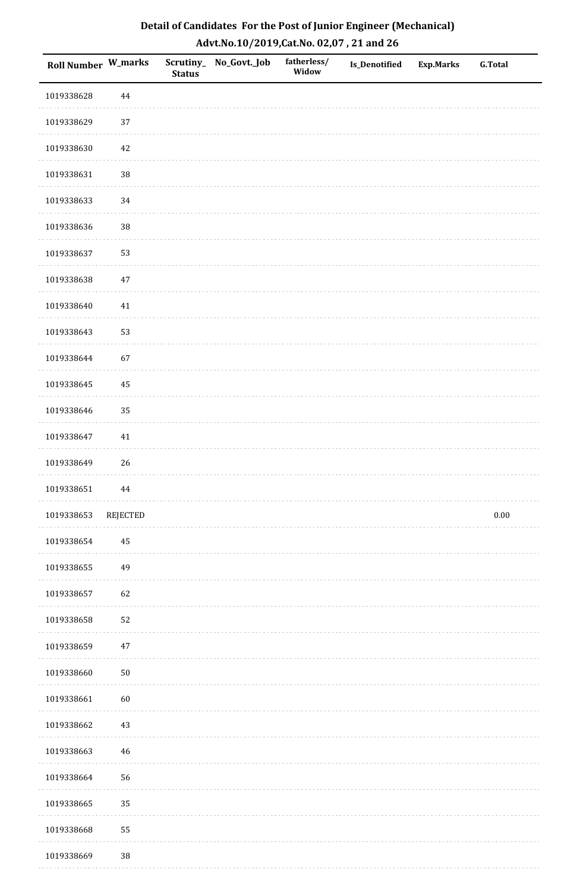# Detail of Candidates For the Post of Junior Engineer (Mechanical)

## Advt.No.10/2019,Cat.No. 02,07 , 21 and 26

| Roll Number | W_marks | Scrutiny_Status | No_Govt._Job | fatherless/Widow | Is_Denotified | Exp.Marks | G.Total |
|---|---|---|---|---|---|---|---|
| 1019338628 | 44 | | | | | | |
| 1019338629 | 37 | | | | | | |
| 1019338630 | 42 | | | | | | |
| 1019338631 | 38 | | | | | | |
| 1019338633 | 34 | | | | | | |
| 1019338636 | 38 | | | | | | |
| 1019338637 | 53 | | | | | | |
| 1019338638 | 47 | | | | | | |
| 1019338640 | 41 | | | | | | |
| 1019338643 | 53 | | | | | | |
| 1019338644 | 67 | | | | | | |
| 1019338645 | 45 | | | | | | |
| 1019338646 | 35 | | | | | | |
| 1019338647 | 41 | | | | | | |
| 1019338649 | 26 | | | | | | |
| 1019338651 | 44 | | | | | | |
| 1019338653 | REJECTED | | | | | | 0.00 |
| 1019338654 | 45 | | | | | | |
| 1019338655 | 49 | | | | | | |
| 1019338657 | 62 | | | | | | |
| 1019338658 | 52 | | | | | | |
| 1019338659 | 47 | | | | | | |
| 1019338660 | 50 | | | | | | |
| 1019338661 | 60 | | | | | | |
| 1019338662 | 43 | | | | | | |
| 1019338663 | 46 | | | | | | |
| 1019338664 | 56 | | | | | | |
| 1019338665 | 35 | | | | | | |
| 1019338668 | 55 | | | | | | |
| 1019338669 | 38 | | | | | | |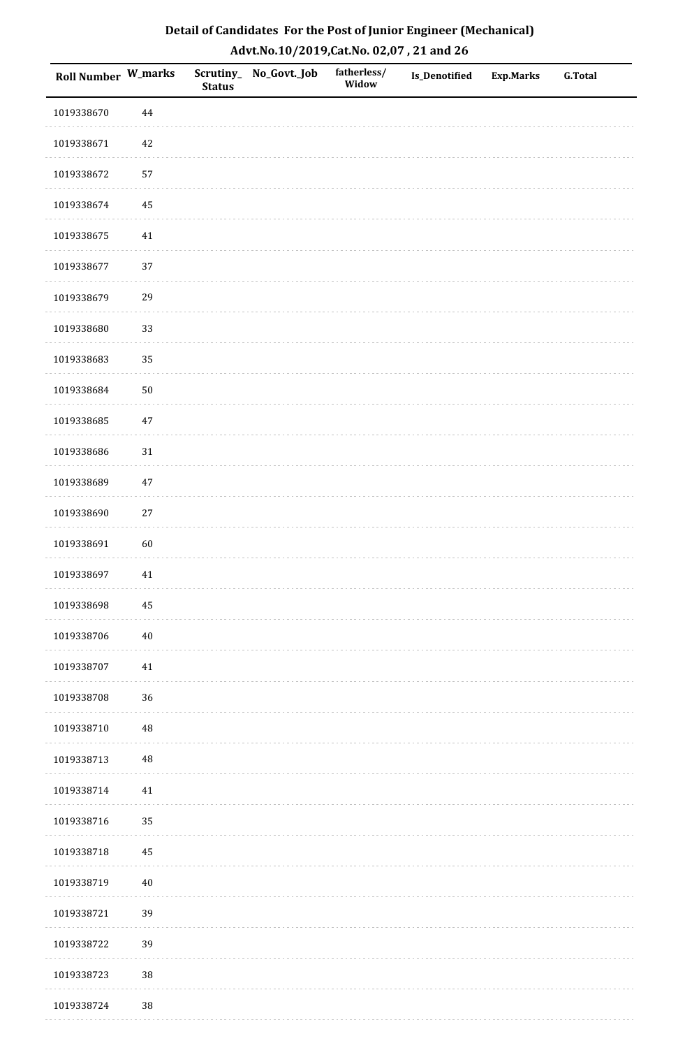## Detail of Candidates For the Post of Junior Engineer (Mechanical)
### Advt.No.10/2019,Cat.No. 02,07 , 21 and 26

| Roll Number | W_marks | Scrutiny_ Status | No_Govt._Job | fatherless/ Widow | Is_Denotified | Exp.Marks | G.Total |
|---|---|---|---|---|---|---|---|
| 1019338670 | 44 | | | | | | |
| 1019338671 | 42 | | | | | | |
| 1019338672 | 57 | | | | | | |
| 1019338674 | 45 | | | | | | |
| 1019338675 | 41 | | | | | | |
| 1019338677 | 37 | | | | | | |
| 1019338679 | 29 | | | | | | |
| 1019338680 | 33 | | | | | | |
| 1019338683 | 35 | | | | | | |
| 1019338684 | 50 | | | | | | |
| 1019338685 | 47 | | | | | | |
| 1019338686 | 31 | | | | | | |
| 1019338689 | 47 | | | | | | |
| 1019338690 | 27 | | | | | | |
| 1019338691 | 60 | | | | | | |
| 1019338697 | 41 | | | | | | |
| 1019338698 | 45 | | | | | | |
| 1019338706 | 40 | | | | | | |
| 1019338707 | 41 | | | | | | |
| 1019338708 | 36 | | | | | | |
| 1019338710 | 48 | | | | | | |
| 1019338713 | 48 | | | | | | |
| 1019338714 | 41 | | | | | | |
| 1019338716 | 35 | | | | | | |
| 1019338718 | 45 | | | | | | |
| 1019338719 | 40 | | | | | | |
| 1019338721 | 39 | | | | | | |
| 1019338722 | 39 | | | | | | |
| 1019338723 | 38 | | | | | | |
| 1019338724 | 38 | | | | | | |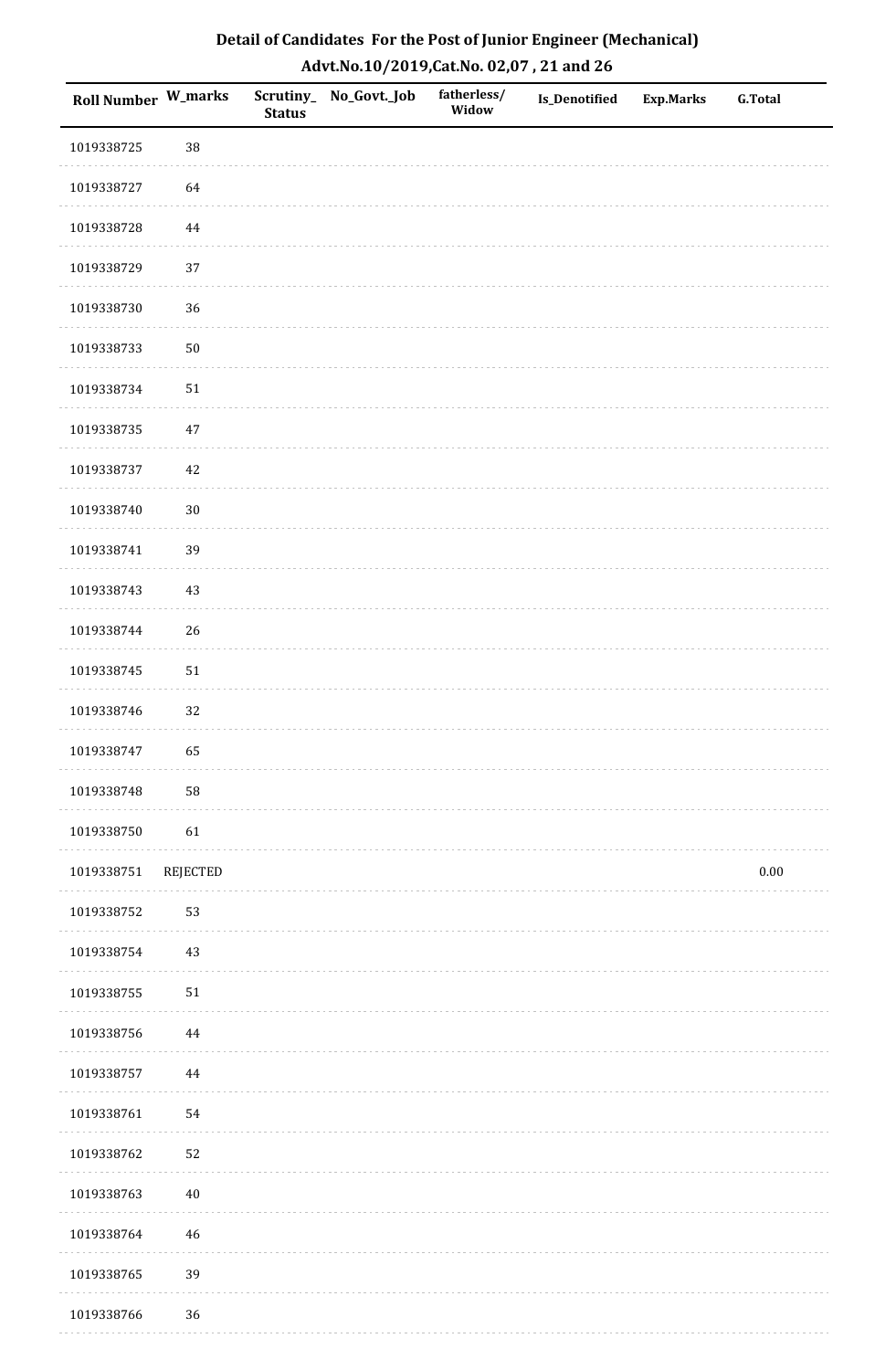## Detail of Candidates For the Post of Junior Engineer (Mechanical)

## Advt.No.10/2019,Cat.No. 02,07 , 21 and 26

| Roll Number | W_marks | Scrutiny_ Status | No_Govt._Job | fatherless/ Widow | Is_Denotified | Exp.Marks | G.Total |
|---|---|---|---|---|---|---|---|
| 1019338725 | 38 | | | | | | |
| 1019338727 | 64 | | | | | | |
| 1019338728 | 44 | | | | | | |
| 1019338729 | 37 | | | | | | |
| 1019338730 | 36 | | | | | | |
| 1019338733 | 50 | | | | | | |
| 1019338734 | 51 | | | | | | |
| 1019338735 | 47 | | | | | | |
| 1019338737 | 42 | | | | | | |
| 1019338740 | 30 | | | | | | |
| 1019338741 | 39 | | | | | | |
| 1019338743 | 43 | | | | | | |
| 1019338744 | 26 | | | | | | |
| 1019338745 | 51 | | | | | | |
| 1019338746 | 32 | | | | | | |
| 1019338747 | 65 | | | | | | |
| 1019338748 | 58 | | | | | | |
| 1019338750 | 61 | | | | | | |
| 1019338751 | REJECTED | | | | | | 0.00 |
| 1019338752 | 53 | | | | | | |
| 1019338754 | 43 | | | | | | |
| 1019338755 | 51 | | | | | | |
| 1019338756 | 44 | | | | | | |
| 1019338757 | 44 | | | | | | |
| 1019338761 | 54 | | | | | | |
| 1019338762 | 52 | | | | | | |
| 1019338763 | 40 | | | | | | |
| 1019338764 | 46 | | | | | | |
| 1019338765 | 39 | | | | | | |
| 1019338766 | 36 | | | | | | |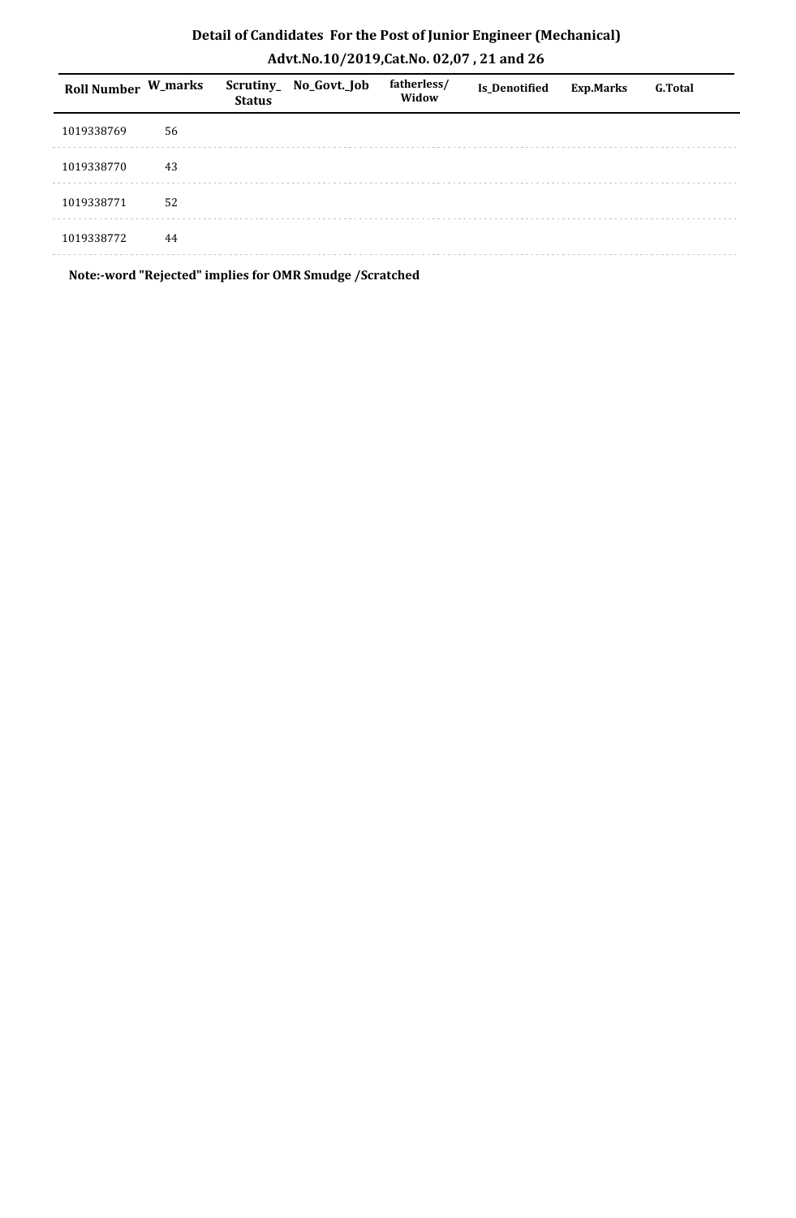**Detail of Candidates For the Post of Junior Engineer (Mechanical)**

**Advt.No.10/2019,Cat.No. 02,07 , 21 and 26**

| Roll Number | W_marks | Scrutiny_ Status | No_Govt._Job | fatherless/ Widow | Is_Denotified | Exp.Marks | G.Total |
|---|---|---|---|---|---|---|---|
| 1019338769 | 56 | | | | | | |
| 1019338770 | 43 | | | | | | |
| 1019338771 | 52 | | | | | | |
| 1019338772 | 44 | | | | | | |

**Note:-word "Rejected" implies for OMR Smudge /Scratched**